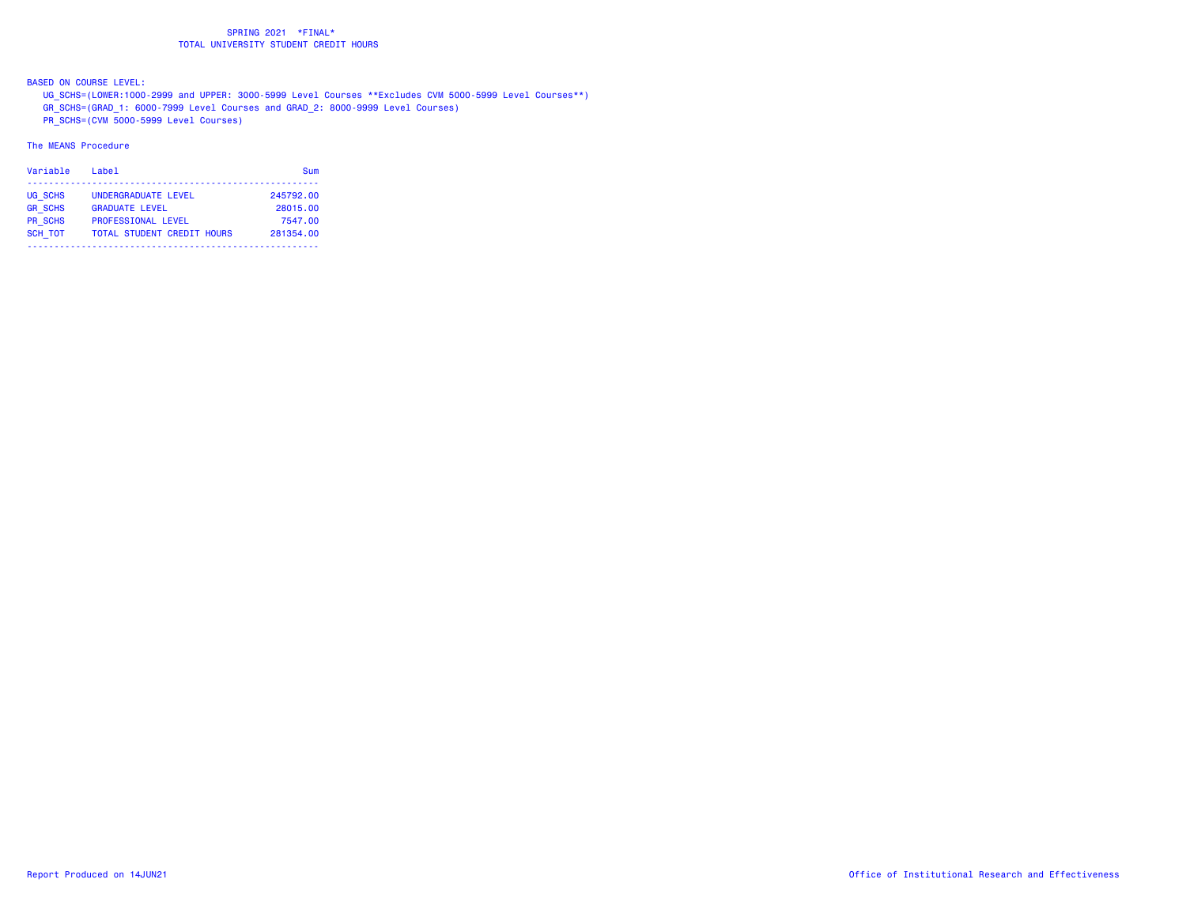# SPRING 2021 *FINAL*
## TOTAL UNIVERSITY STUDENT CREDIT HOURS

BASED ON COURSE LEVEL:

- UG_SCHS=(LOWER:1000-2999 and UPPER: 3000-5999 Level Courses **Excludes CVM 5000-5999 Level Courses**)
- GR_SCHS=(GRAD_1: 6000-7999 Level Courses and GRAD_2: 8000-9999 Level Courses)
- PR_SCHS=(CVM 5000-5999 Level Courses)

The MEANS Procedure

| Variable | Label | Sum |
|---|---|---|
| UG_SCHS | UNDERGRADUATE LEVEL | 245792.00 |
| GR_SCHS | GRADUATE LEVEL | 28015.00 |
| PR_SCHS | PROFESSIONAL LEVEL | 7547.00 |
| SCH_TOT | TOTAL STUDENT CREDIT HOURS | 281354.00 |

Report Produced on 14JUN21

Office of Institutional Research and Effectiveness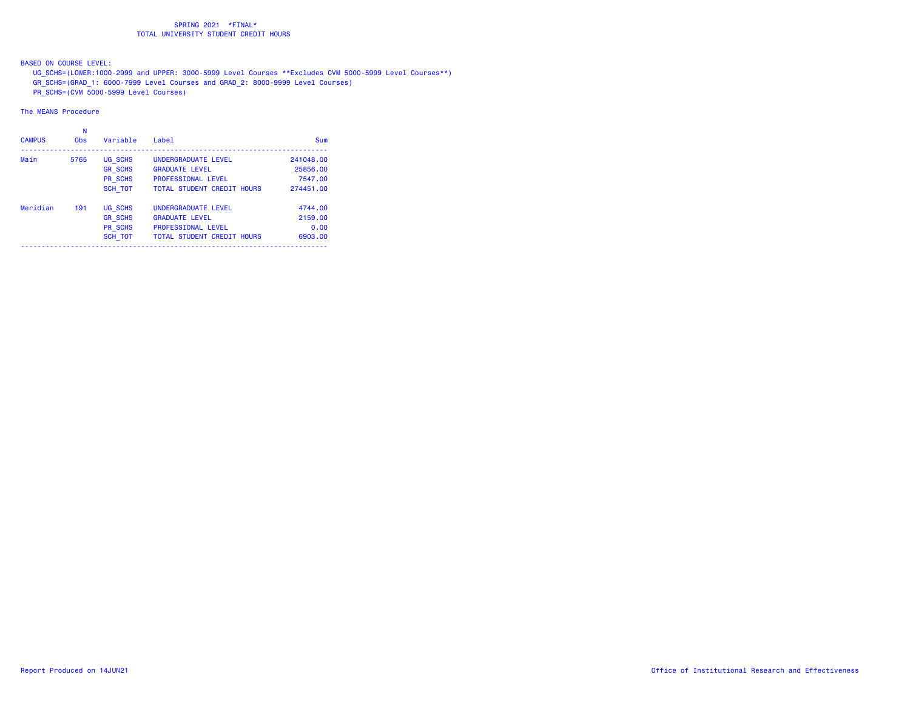SPRING 2021 \*FINAL\*
TOTAL UNIVERSITY STUDENT CREDIT HOURS

BASED ON COURSE LEVEL:
UG_SCHS=(LOWER:1000-2999 and UPPER: 3000-5999 Level Courses **Excludes CVM 5000-5999 Level Courses**)
GR_SCHS=(GRAD_1: 6000-7999 Level Courses and GRAD_2: 8000-9999 Level Courses)
PR_SCHS=(CVM 5000-5999 Level Courses)

The MEANS Procedure

| CAMPUS | N Obs | Variable | Label | Sum |
|---|---|---|---|---|
| Main | 5765 | UG_SCHS | UNDERGRADUATE LEVEL | 241048.00 |
| | | GR_SCHS | GRADUATE LEVEL | 25856.00 |
| | | PR_SCHS | PROFESSIONAL LEVEL | 7547.00 |
| | | SCH_TOT | TOTAL STUDENT CREDIT HOURS | 274451.00 |
| Meridian | 191 | UG_SCHS | UNDERGRADUATE LEVEL | 4744.00 |
| | | GR_SCHS | GRADUATE LEVEL | 2159.00 |
| | | PR_SCHS | PROFESSIONAL LEVEL | 0.00 |
| | | SCH_TOT | TOTAL STUDENT CREDIT HOURS | 6903.00 |

Report Produced on 14JUN21

Office of Institutional Research and Effectiveness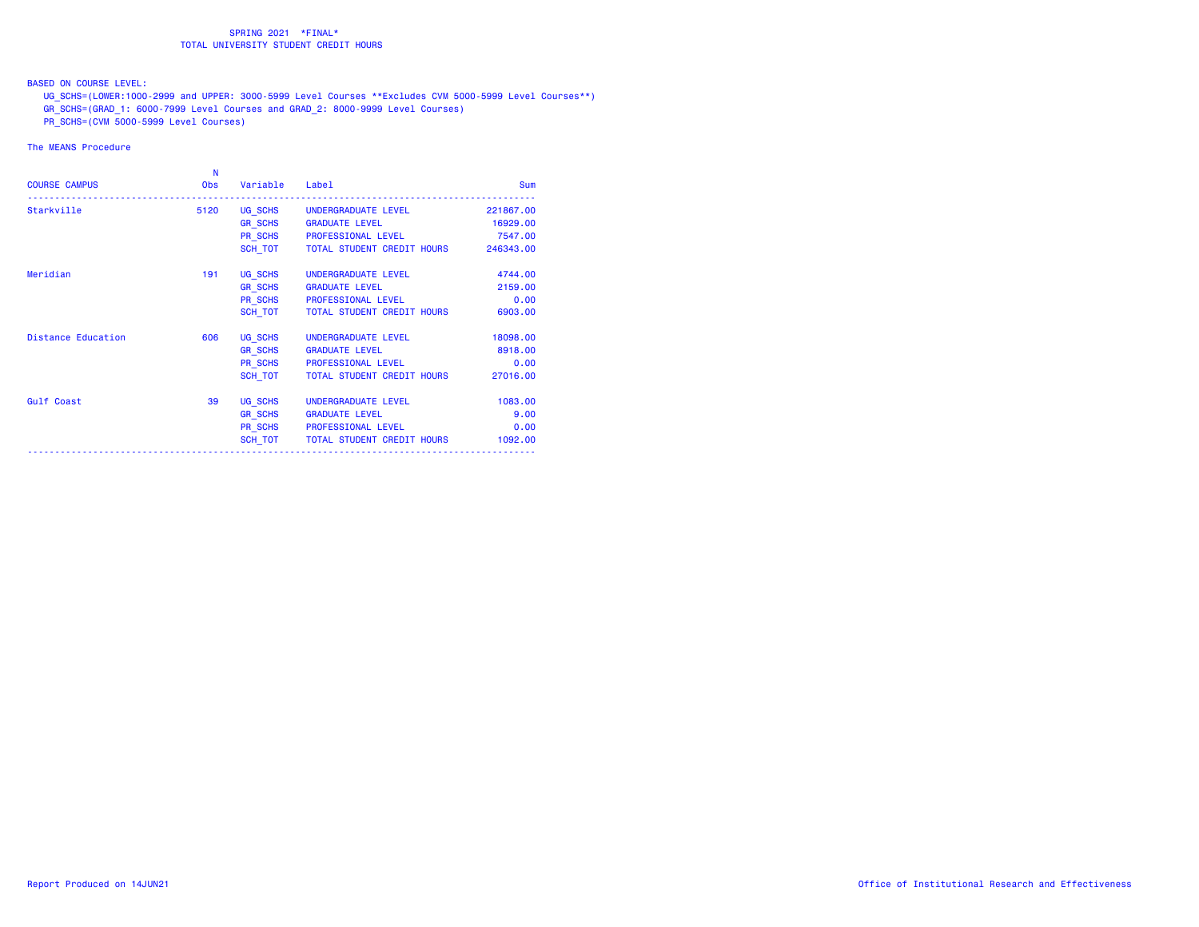# SPRING 2021 *FINAL*
## TOTAL UNIVERSITY STUDENT CREDIT HOURS

BASED ON COURSE LEVEL:

UG_SCHS=(LOWER:1000-2999 and UPPER: 3000-5999 Level Courses **Excludes CVM 5000-5999 Level Courses**)

GR_SCHS=(GRAD_1: 6000-7999 Level Courses and GRAD_2: 8000-9999 Level Courses)

PR_SCHS=(CVM 5000-5999 Level Courses)

The MEANS Procedure

| COURSE CAMPUS | N Obs | Variable | Label | Sum |
|---|---|---|---|---|
| Starkville | 5120 | UG_SCHS | UNDERGRADUATE LEVEL | 221867.00 |
| | | GR_SCHS | GRADUATE LEVEL | 16929.00 |
| | | PR_SCHS | PROFESSIONAL LEVEL | 7547.00 |
| | | SCH_TOT | TOTAL STUDENT CREDIT HOURS | 246343.00 |
| Meridian | 191 | UG_SCHS | UNDERGRADUATE LEVEL | 4744.00 |
| | | GR_SCHS | GRADUATE LEVEL | 2159.00 |
| | | PR_SCHS | PROFESSIONAL LEVEL | 0.00 |
| | | SCH_TOT | TOTAL STUDENT CREDIT HOURS | 6903.00 |
| Distance Education | 606 | UG_SCHS | UNDERGRADUATE LEVEL | 18098.00 |
| | | GR_SCHS | GRADUATE LEVEL | 8918.00 |
| | | PR_SCHS | PROFESSIONAL LEVEL | 0.00 |
| | | SCH_TOT | TOTAL STUDENT CREDIT HOURS | 27016.00 |
| Gulf Coast | 39 | UG_SCHS | UNDERGRADUATE LEVEL | 1083.00 |
| | | GR_SCHS | GRADUATE LEVEL | 9.00 |
| | | PR_SCHS | PROFESSIONAL LEVEL | 0.00 |
| | | SCH_TOT | TOTAL STUDENT CREDIT HOURS | 1092.00 |

Report Produced on 14JUN21

Office of Institutional Research and Effectiveness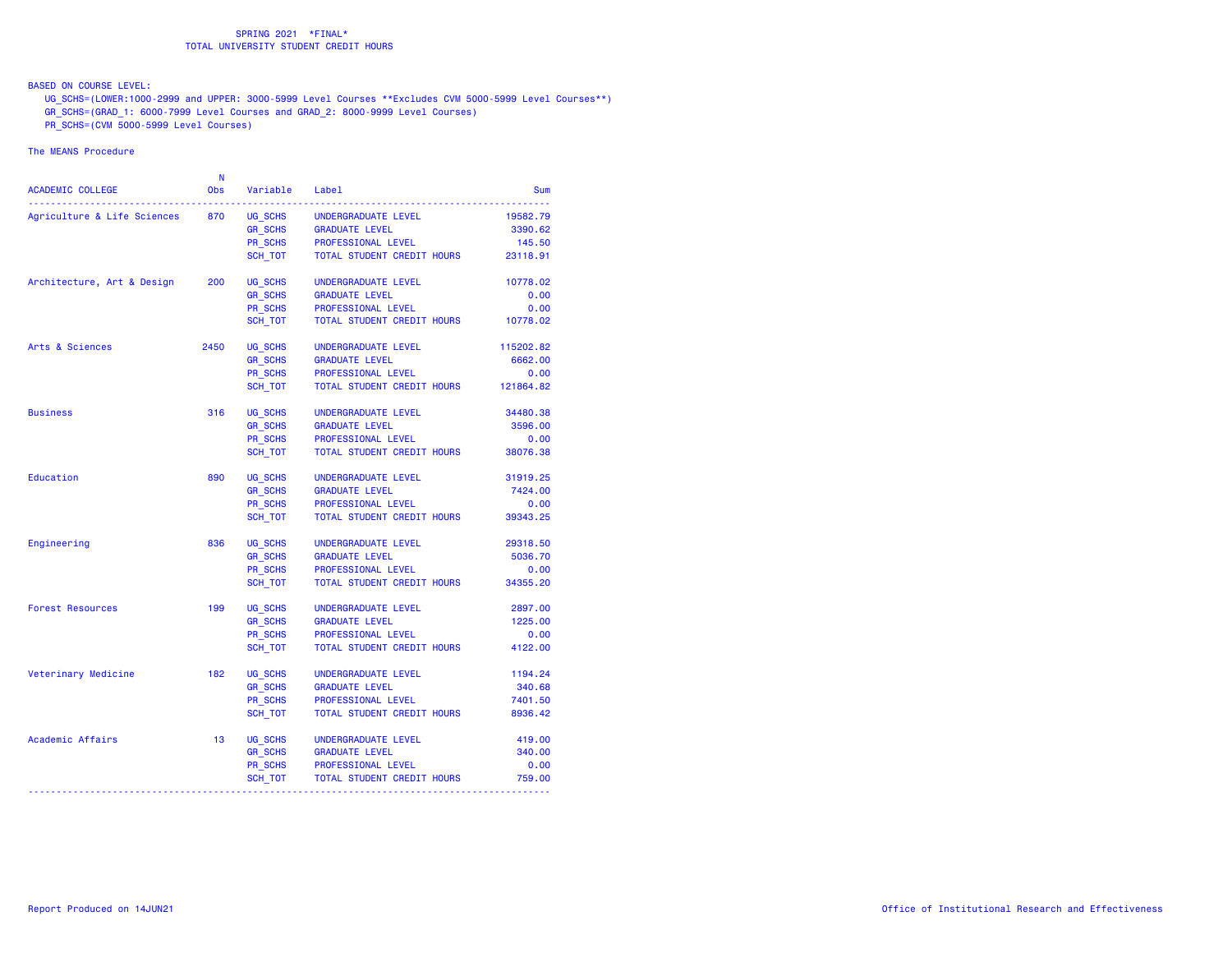SPRING 2021 *FINAL*
TOTAL UNIVERSITY STUDENT CREDIT HOURS

BASED ON COURSE LEVEL:
UG_SCHS=(LOWER:1000-2999 and UPPER: 3000-5999 Level Courses **Excludes CVM 5000-5999 Level Courses**)
GR_SCHS=(GRAD_1: 6000-7999 Level Courses and GRAD_2: 8000-9999 Level Courses)
PR_SCHS=(CVM 5000-5999 Level Courses)

The MEANS Procedure

| ACADEMIC COLLEGE | N Obs | Variable | Label | Sum |
|---|---|---|---|---|
| Agriculture & Life Sciences | 870 | UG_SCHS | UNDERGRADUATE LEVEL | 19582.79 |
| | | GR_SCHS | GRADUATE LEVEL | 3390.62 |
| | | PR_SCHS | PROFESSIONAL LEVEL | 145.50 |
| | | SCH_TOT | TOTAL STUDENT CREDIT HOURS | 23118.91 |
| Architecture, Art & Design | 200 | UG_SCHS | UNDERGRADUATE LEVEL | 10778.02 |
| | | GR_SCHS | GRADUATE LEVEL | 0.00 |
| | | PR_SCHS | PROFESSIONAL LEVEL | 0.00 |
| | | SCH_TOT | TOTAL STUDENT CREDIT HOURS | 10778.02 |
| Arts & Sciences | 2450 | UG_SCHS | UNDERGRADUATE LEVEL | 115202.82 |
| | | GR_SCHS | GRADUATE LEVEL | 6662.00 |
| | | PR_SCHS | PROFESSIONAL LEVEL | 0.00 |
| | | SCH_TOT | TOTAL STUDENT CREDIT HOURS | 121864.82 |
| Business | 316 | UG_SCHS | UNDERGRADUATE LEVEL | 34480.38 |
| | | GR_SCHS | GRADUATE LEVEL | 3596.00 |
| | | PR_SCHS | PROFESSIONAL LEVEL | 0.00 |
| | | SCH_TOT | TOTAL STUDENT CREDIT HOURS | 38076.38 |
| Education | 890 | UG_SCHS | UNDERGRADUATE LEVEL | 31919.25 |
| | | GR_SCHS | GRADUATE LEVEL | 7424.00 |
| | | PR_SCHS | PROFESSIONAL LEVEL | 0.00 |
| | | SCH_TOT | TOTAL STUDENT CREDIT HOURS | 39343.25 |
| Engineering | 836 | UG_SCHS | UNDERGRADUATE LEVEL | 29318.50 |
| | | GR_SCHS | GRADUATE LEVEL | 5036.70 |
| | | PR_SCHS | PROFESSIONAL LEVEL | 0.00 |
| | | SCH_TOT | TOTAL STUDENT CREDIT HOURS | 34355.20 |
| Forest Resources | 199 | UG_SCHS | UNDERGRADUATE LEVEL | 2897.00 |
| | | GR_SCHS | GRADUATE LEVEL | 1225.00 |
| | | PR_SCHS | PROFESSIONAL LEVEL | 0.00 |
| | | SCH_TOT | TOTAL STUDENT CREDIT HOURS | 4122.00 |
| Veterinary Medicine | 182 | UG_SCHS | UNDERGRADUATE LEVEL | 1194.24 |
| | | GR_SCHS | GRADUATE LEVEL | 340.68 |
| | | PR_SCHS | PROFESSIONAL LEVEL | 7401.50 |
| | | SCH_TOT | TOTAL STUDENT CREDIT HOURS | 8936.42 |
| Academic Affairs | 13 | UG_SCHS | UNDERGRADUATE LEVEL | 419.00 |
| | | GR_SCHS | GRADUATE LEVEL | 340.00 |
| | | PR_SCHS | PROFESSIONAL LEVEL | 0.00 |
| | | SCH_TOT | TOTAL STUDENT CREDIT HOURS | 759.00 |

Report Produced on 14JUN21

Office of Institutional Research and Effectiveness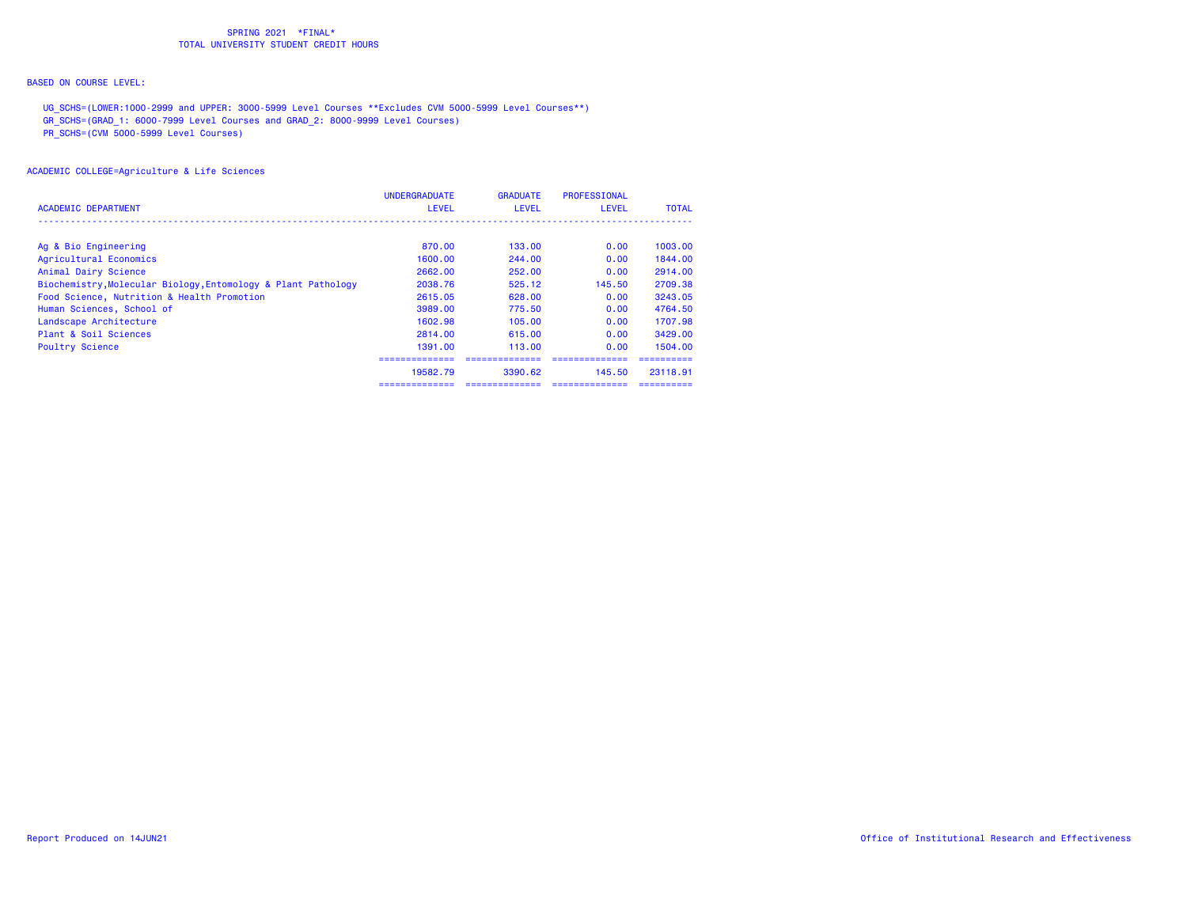SPRING 2021 *FINAL*
TOTAL UNIVERSITY STUDENT CREDIT HOURS

BASED ON COURSE LEVEL:

UG_SCHS=(LOWER:1000-2999 and UPPER: 3000-5999 Level Courses **Excludes CVM 5000-5999 Level Courses**)
GR_SCHS=(GRAD_1: 6000-7999 Level Courses and GRAD_2: 8000-9999 Level Courses)
PR_SCHS=(CVM 5000-5999 Level Courses)

ACADEMIC COLLEGE=Agriculture & Life Sciences

| ACADEMIC DEPARTMENT | UNDERGRADUATE LEVEL | GRADUATE LEVEL | PROFESSIONAL LEVEL | TOTAL |
|---|---|---|---|---|
| Ag & Bio Engineering | 870.00 | 133.00 | 0.00 | 1003.00 |
| Agricultural Economics | 1600.00 | 244.00 | 0.00 | 1844.00 |
| Animal Dairy Science | 2662.00 | 252.00 | 0.00 | 2914.00 |
| Biochemistry,Molecular Biology,Entomology & Plant Pathology | 2038.76 | 525.12 | 145.50 | 2709.38 |
| Food Science, Nutrition & Health Promotion | 2615.05 | 628.00 | 0.00 | 3243.05 |
| Human Sciences, School of | 3989.00 | 775.50 | 0.00 | 4764.50 |
| Landscape Architecture | 1602.98 | 105.00 | 0.00 | 1707.98 |
| Plant & Soil Sciences | 2814.00 | 615.00 | 0.00 | 3429.00 |
| Poultry Science | 1391.00 | 113.00 | 0.00 | 1504.00 |
| | 19582.79 | 3390.62 | 145.50 | 23118.91 |

Report Produced on 14JUN21

Office of Institutional Research and Effectiveness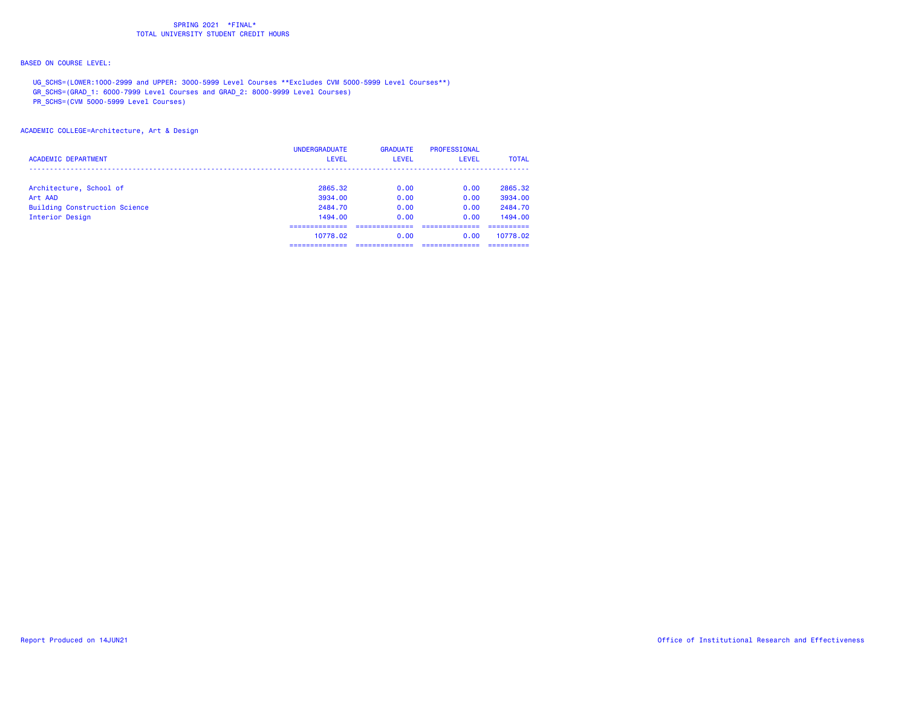SPRING 2021 *FINAL*
TOTAL UNIVERSITY STUDENT CREDIT HOURS

BASED ON COURSE LEVEL:

UG_SCHS=(LOWER:1000-2999 and UPPER: 3000-5999 Level Courses **Excludes CVM 5000-5999 Level Courses**)
GR_SCHS=(GRAD_1: 6000-7999 Level Courses and GRAD_2: 8000-9999 Level Courses)
PR_SCHS=(CVM 5000-5999 Level Courses)

ACADEMIC COLLEGE=Architecture, Art & Design

| ACADEMIC DEPARTMENT | UNDERGRADUATE LEVEL | GRADUATE LEVEL | PROFESSIONAL LEVEL | TOTAL |
|---|---|---|---|---|
| Architecture, School of | 2865.32 | 0.00 | 0.00 | 2865.32 |
| Art AAD | 3934.00 | 0.00 | 0.00 | 3934.00 |
| Building Construction Science | 2484.70 | 0.00 | 0.00 | 2484.70 |
| Interior Design | 1494.00 | 0.00 | 0.00 | 1494.00 |
| | 10778.02 | 0.00 | 0.00 | 10778.02 |

Report Produced on 14JUN21

Office of Institutional Research and Effectiveness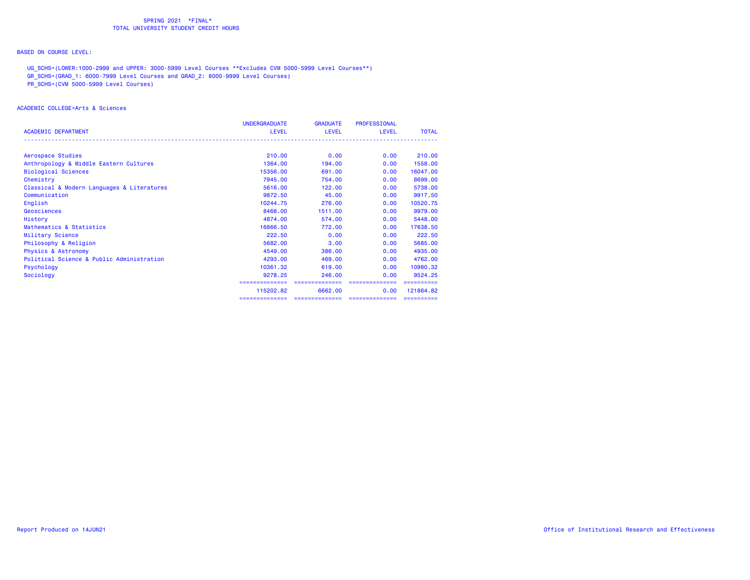SPRING 2021 *FINAL*
TOTAL UNIVERSITY STUDENT CREDIT HOURS

BASED ON COURSE LEVEL:

UG_SCHS=(LOWER:1000-2999 and UPPER: 3000-5999 Level Courses **Excludes CVM 5000-5999 Level Courses**)
GR_SCHS=(GRAD_1: 6000-7999 Level Courses and GRAD_2: 8000-9999 Level Courses)
PR_SCHS=(CVM 5000-5999 Level Courses)

ACADEMIC COLLEGE=Arts & Sciences

| ACADEMIC DEPARTMENT | UNDERGRADUATE LEVEL | GRADUATE LEVEL | PROFESSIONAL LEVEL | TOTAL |
|---|---|---|---|---|
| Aerospace Studies | 210.00 | 0.00 | 0.00 | 210.00 |
| Anthropology & Middle Eastern Cultures | 1364.00 | 194.00 | 0.00 | 1558.00 |
| Biological Sciences | 15356.00 | 691.00 | 0.00 | 16047.00 |
| Chemistry | 7945.00 | 754.00 | 0.00 | 8699.00 |
| Classical & Modern Languages & Literatures | 5616.00 | 122.00 | 0.00 | 5738.00 |
| Communication | 9872.50 | 45.00 | 0.00 | 9917.50 |
| English | 10244.75 | 276.00 | 0.00 | 10520.75 |
| Geosciences | 8468.00 | 1511.00 | 0.00 | 9979.00 |
| History | 4874.00 | 574.00 | 0.00 | 5448.00 |
| Mathematics & Statistics | 16866.50 | 772.00 | 0.00 | 17638.50 |
| Military Science | 222.50 | 0.00 | 0.00 | 222.50 |
| Philosophy & Religion | 5682.00 | 3.00 | 0.00 | 5685.00 |
| Physics & Astronomy | 4549.00 | 386.00 | 0.00 | 4935.00 |
| Political Science & Public Administration | 4293.00 | 469.00 | 0.00 | 4762.00 |
| Psychology | 10361.32 | 619.00 | 0.00 | 10980.32 |
| Sociology | 9278.25 | 246.00 | 0.00 | 9524.25 |
| | 115202.82 | 6662.00 | 0.00 | 121864.82 |

Report Produced on 14JUN21

Office of Institutional Research and Effectiveness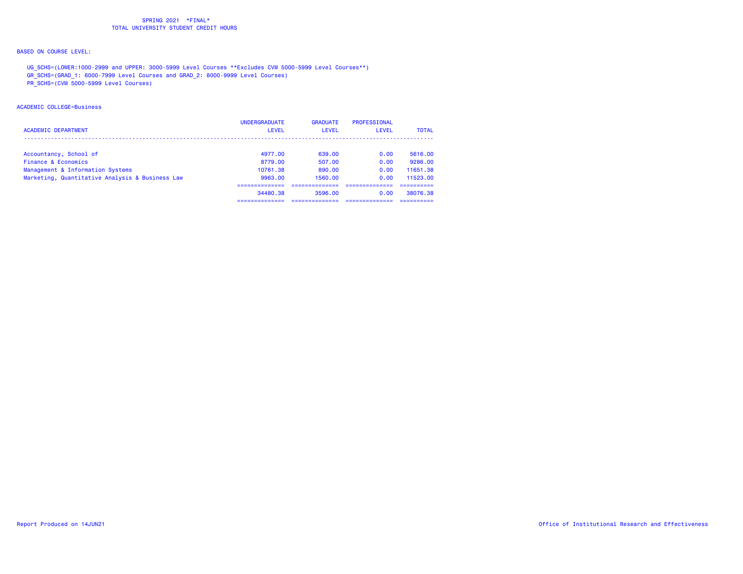SPRING 2021 *FINAL*
TOTAL UNIVERSITY STUDENT CREDIT HOURS

BASED ON COURSE LEVEL:

UG_SCHS=(LOWER:1000-2999 and UPPER: 3000-5999 Level Courses **Excludes CVM 5000-5999 Level Courses**)
GR_SCHS=(GRAD_1: 6000-7999 Level Courses and GRAD_2: 8000-9999 Level Courses)
PR_SCHS=(CVM 5000-5999 Level Courses)

ACADEMIC COLLEGE=Business

| ACADEMIC DEPARTMENT | UNDERGRADUATE LEVEL | GRADUATE LEVEL | PROFESSIONAL LEVEL | TOTAL |
|---|---|---|---|---|
| Accountancy, School of | 4977.00 | 639.00 | 0.00 | 5616.00 |
| Finance & Economics | 8779.00 | 507.00 | 0.00 | 9286.00 |
| Management & Information Systems | 10761.38 | 890.00 | 0.00 | 11651.38 |
| Marketing, Quantitative Analysis & Business Law | 9963.00 | 1560.00 | 0.00 | 11523.00 |
| | 34480.38 | 3596.00 | 0.00 | 38076.38 |

Report Produced on 14JUN21

Office of Institutional Research and Effectiveness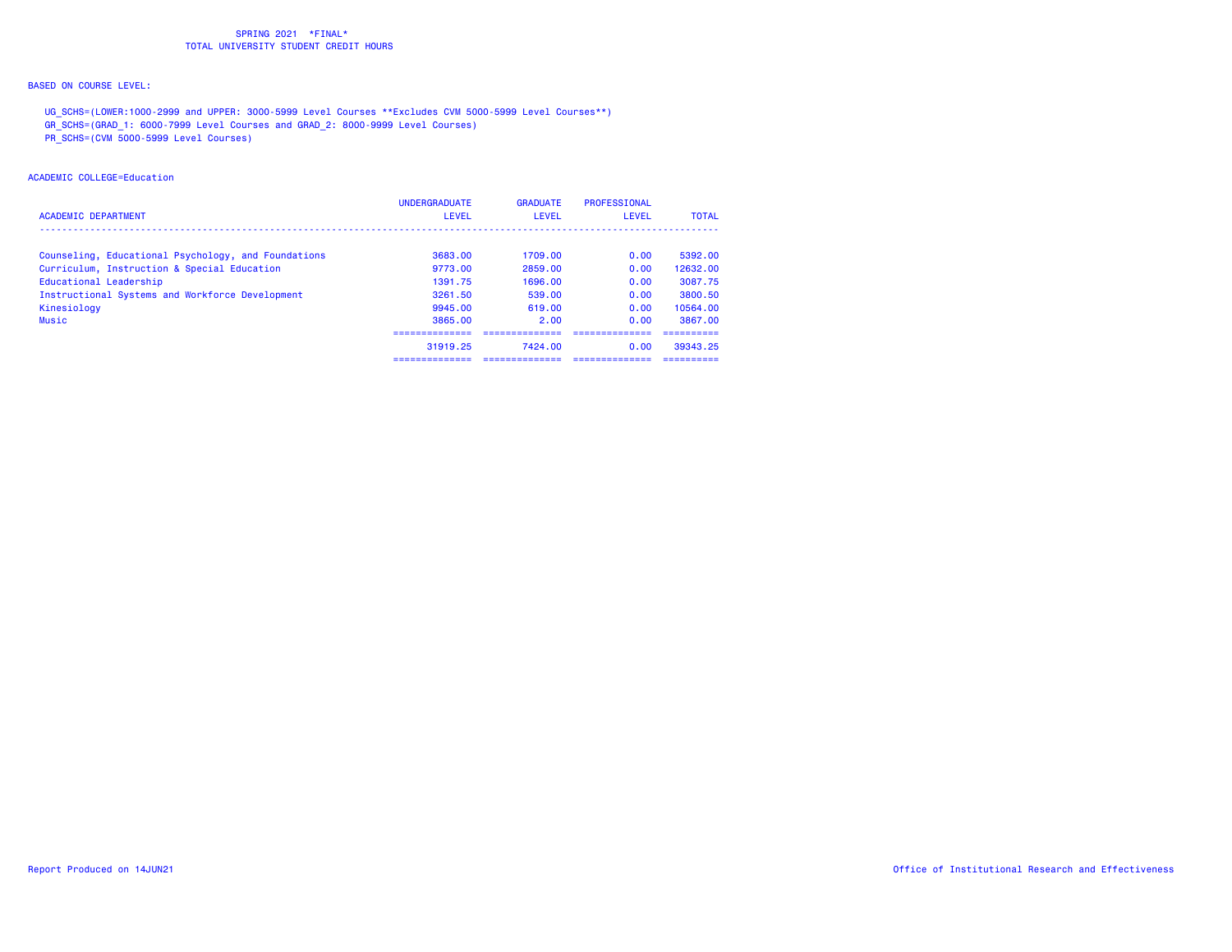SPRING 2021 *FINAL*
TOTAL UNIVERSITY STUDENT CREDIT HOURS

BASED ON COURSE LEVEL:

UG_SCHS=(LOWER:1000-2999 and UPPER: 3000-5999 Level Courses **Excludes CVM 5000-5999 Level Courses**)
GR_SCHS=(GRAD_1: 6000-7999 Level Courses and GRAD_2: 8000-9999 Level Courses)
PR_SCHS=(CVM 5000-5999 Level Courses)

ACADEMIC COLLEGE=Education

| ACADEMIC DEPARTMENT | UNDERGRADUATE LEVEL | GRADUATE LEVEL | PROFESSIONAL LEVEL | TOTAL |
|---|---|---|---|---|
| Counseling, Educational Psychology, and Foundations | 3683.00 | 1709.00 | 0.00 | 5392.00 |
| Curriculum, Instruction & Special Education | 9773.00 | 2859.00 | 0.00 | 12632.00 |
| Educational Leadership | 1391.75 | 1696.00 | 0.00 | 3087.75 |
| Instructional Systems and Workforce Development | 3261.50 | 539.00 | 0.00 | 3800.50 |
| Kinesiology | 9945.00 | 619.00 | 0.00 | 10564.00 |
| Music | 3865.00 | 2.00 | 0.00 | 3867.00 |
| | 31919.25 | 7424.00 | 0.00 | 39343.25 |

Report Produced on 14JUN21

Office of Institutional Research and Effectiveness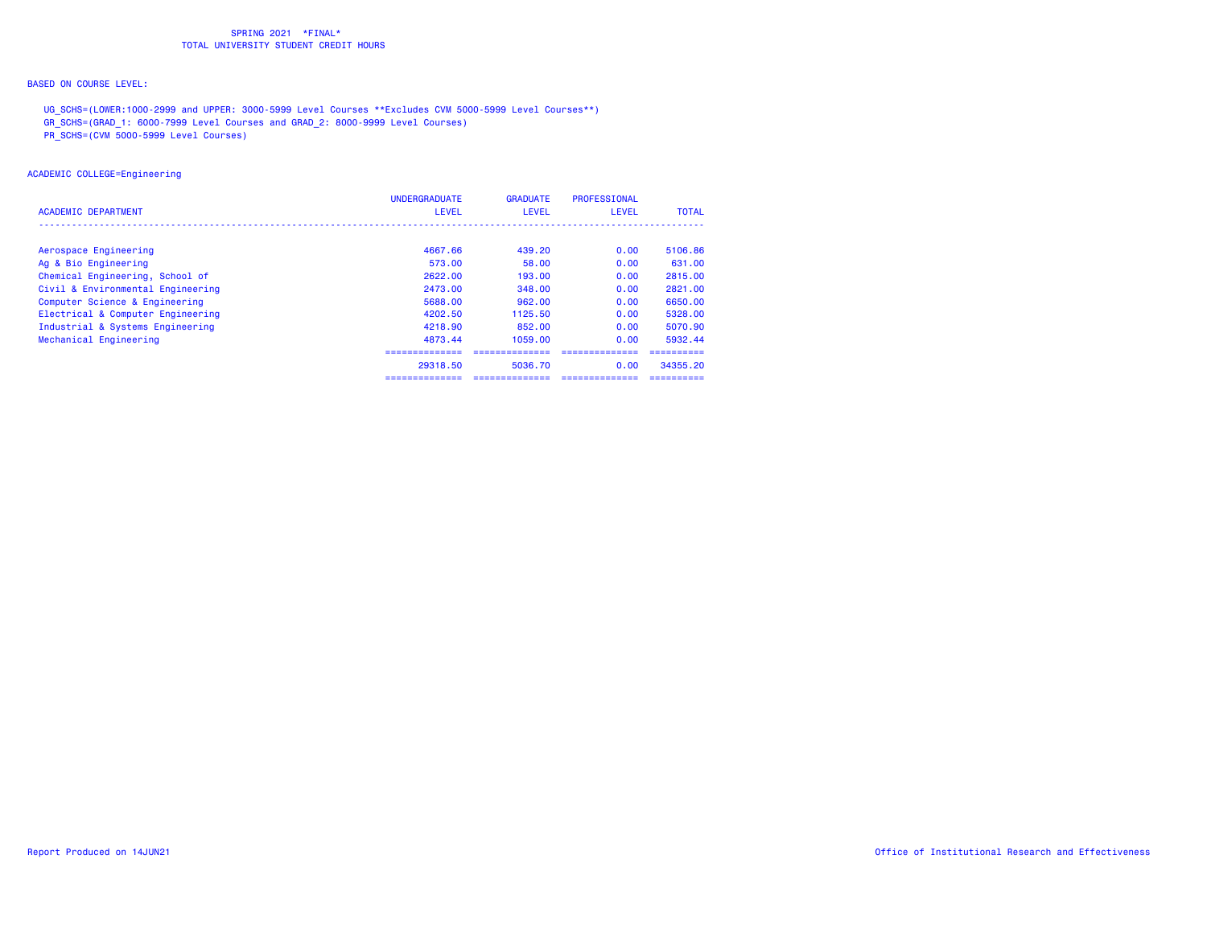SPRING 2021 *FINAL*
TOTAL UNIVERSITY STUDENT CREDIT HOURS

BASED ON COURSE LEVEL:

UG_SCHS=(LOWER:1000-2999 and UPPER: 3000-5999 Level Courses **Excludes CVM 5000-5999 Level Courses**)
GR_SCHS=(GRAD_1: 6000-7999 Level Courses and GRAD_2: 8000-9999 Level Courses)
PR_SCHS=(CVM 5000-5999 Level Courses)

ACADEMIC COLLEGE=Engineering

| ACADEMIC DEPARTMENT | UNDERGRADUATE LEVEL | GRADUATE LEVEL | PROFESSIONAL LEVEL | TOTAL |
|---|---|---|---|---|
| Aerospace Engineering | 4667.66 | 439.20 | 0.00 | 5106.86 |
| Ag & Bio Engineering | 573.00 | 58.00 | 0.00 | 631.00 |
| Chemical Engineering, School of | 2622.00 | 193.00 | 0.00 | 2815.00 |
| Civil & Environmental Engineering | 2473.00 | 348.00 | 0.00 | 2821.00 |
| Computer Science & Engineering | 5688.00 | 962.00 | 0.00 | 6650.00 |
| Electrical & Computer Engineering | 4202.50 | 1125.50 | 0.00 | 5328.00 |
| Industrial & Systems Engineering | 4218.90 | 852.00 | 0.00 | 5070.90 |
| Mechanical Engineering | 4873.44 | 1059.00 | 0.00 | 5932.44 |
| | 29318.50 | 5036.70 | 0.00 | 34355.20 |

Report Produced on 14JUN21

Office of Institutional Research and Effectiveness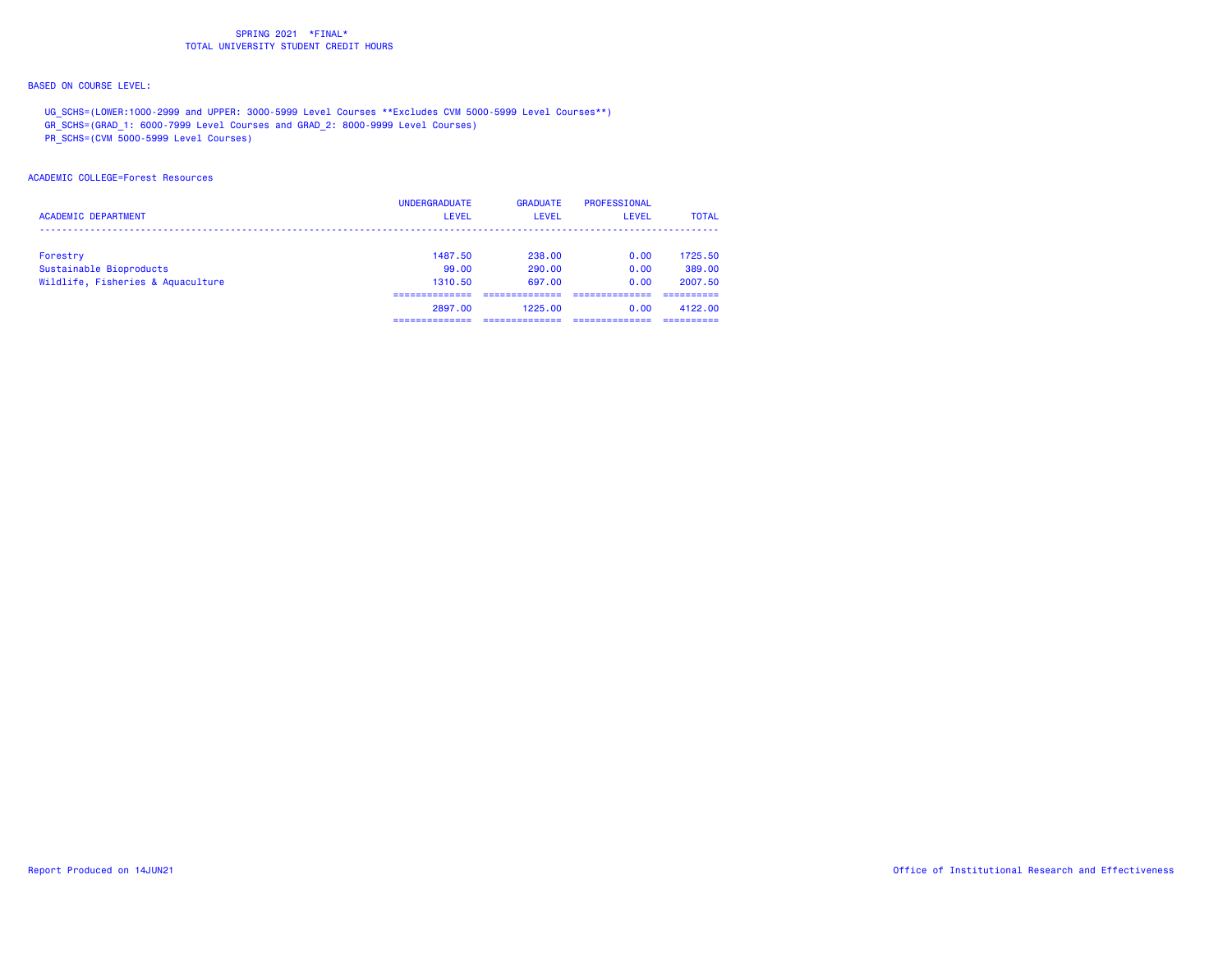SPRING 2021 *FINAL*
TOTAL UNIVERSITY STUDENT CREDIT HOURS

BASED ON COURSE LEVEL:

UG_SCHS=(LOWER:1000-2999 and UPPER: 3000-5999 Level Courses **Excludes CVM 5000-5999 Level Courses**)
GR_SCHS=(GRAD_1: 6000-7999 Level Courses and GRAD_2: 8000-9999 Level Courses)
PR_SCHS=(CVM 5000-5999 Level Courses)

ACADEMIC COLLEGE=Forest Resources

| ACADEMIC DEPARTMENT | UNDERGRADUATE LEVEL | GRADUATE LEVEL | PROFESSIONAL LEVEL | TOTAL |
|---|---|---|---|---|
| Forestry | 1487.50 | 238.00 | 0.00 | 1725.50 |
| Sustainable Bioproducts | 99.00 | 290.00 | 0.00 | 389.00 |
| Wildlife, Fisheries & Aquaculture | 1310.50 | 697.00 | 0.00 | 2007.50 |
| | 2897.00 | 1225.00 | 0.00 | 4122.00 |

Report Produced on 14JUN21

Office of Institutional Research and Effectiveness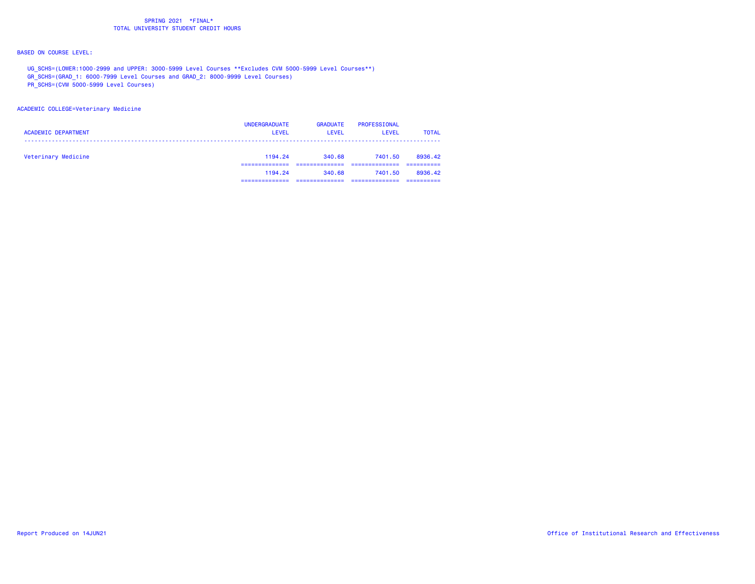SPRING 2021 *FINAL*
TOTAL UNIVERSITY STUDENT CREDIT HOURS

BASED ON COURSE LEVEL:

UG_SCHS=(LOWER:1000-2999 and UPPER: 3000-5999 Level Courses **Excludes CVM 5000-5999 Level Courses**)
GR_SCHS=(GRAD_1: 6000-7999 Level Courses and GRAD_2: 8000-9999 Level Courses)
PR_SCHS=(CVM 5000-5999 Level Courses)

ACADEMIC COLLEGE=Veterinary Medicine

| ACADEMIC DEPARTMENT | UNDERGRADUATE LEVEL | GRADUATE LEVEL | PROFESSIONAL LEVEL | TOTAL |
|---|---|---|---|---|
| Veterinary Medicine | 1194.24 | 340.68 | 7401.50 | 8936.42 |
| | 1194.24 | 340.68 | 7401.50 | 8936.42 |

Report Produced on 14JUN21

Office of Institutional Research and Effectiveness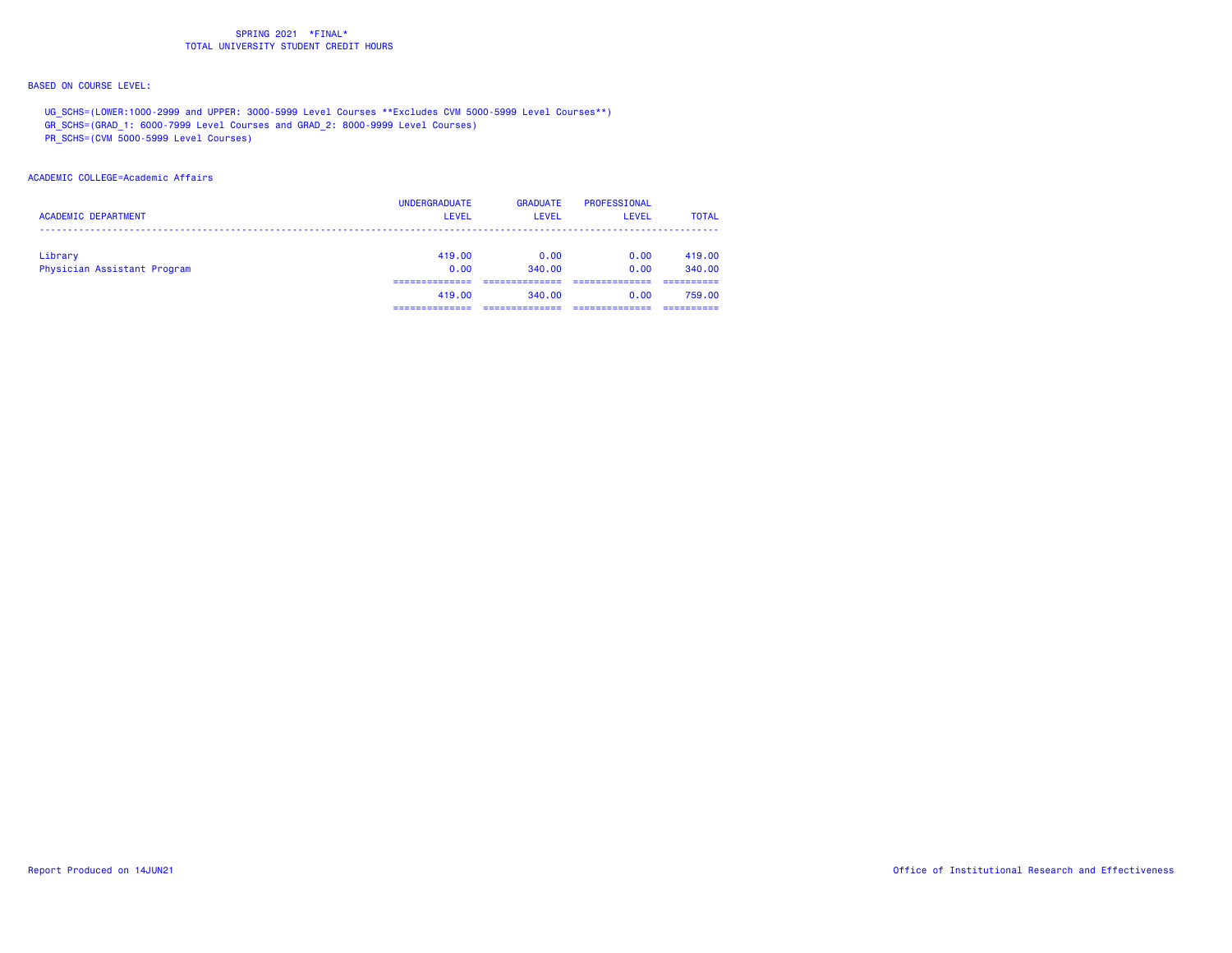SPRING 2021 \*FINAL\*
TOTAL UNIVERSITY STUDENT CREDIT HOURS

BASED ON COURSE LEVEL:

UG_SCHS=(LOWER:1000-2999 and UPPER: 3000-5999 Level Courses **Excludes CVM 5000-5999 Level Courses**)
GR_SCHS=(GRAD_1: 6000-7999 Level Courses and GRAD_2: 8000-9999 Level Courses)
PR_SCHS=(CVM 5000-5999 Level Courses)

ACADEMIC COLLEGE=Academic Affairs

| ACADEMIC DEPARTMENT | UNDERGRADUATE LEVEL | GRADUATE LEVEL | PROFESSIONAL LEVEL | TOTAL |
|---|---|---|---|---|
| Library | 419.00 | 0.00 | 0.00 | 419.00 |
| Physician Assistant Program | 0.00 | 340.00 | 0.00 | 340.00 |
| | 419.00 | 340.00 | 0.00 | 759.00 |

Report Produced on 14JUN21

Office of Institutional Research and Effectiveness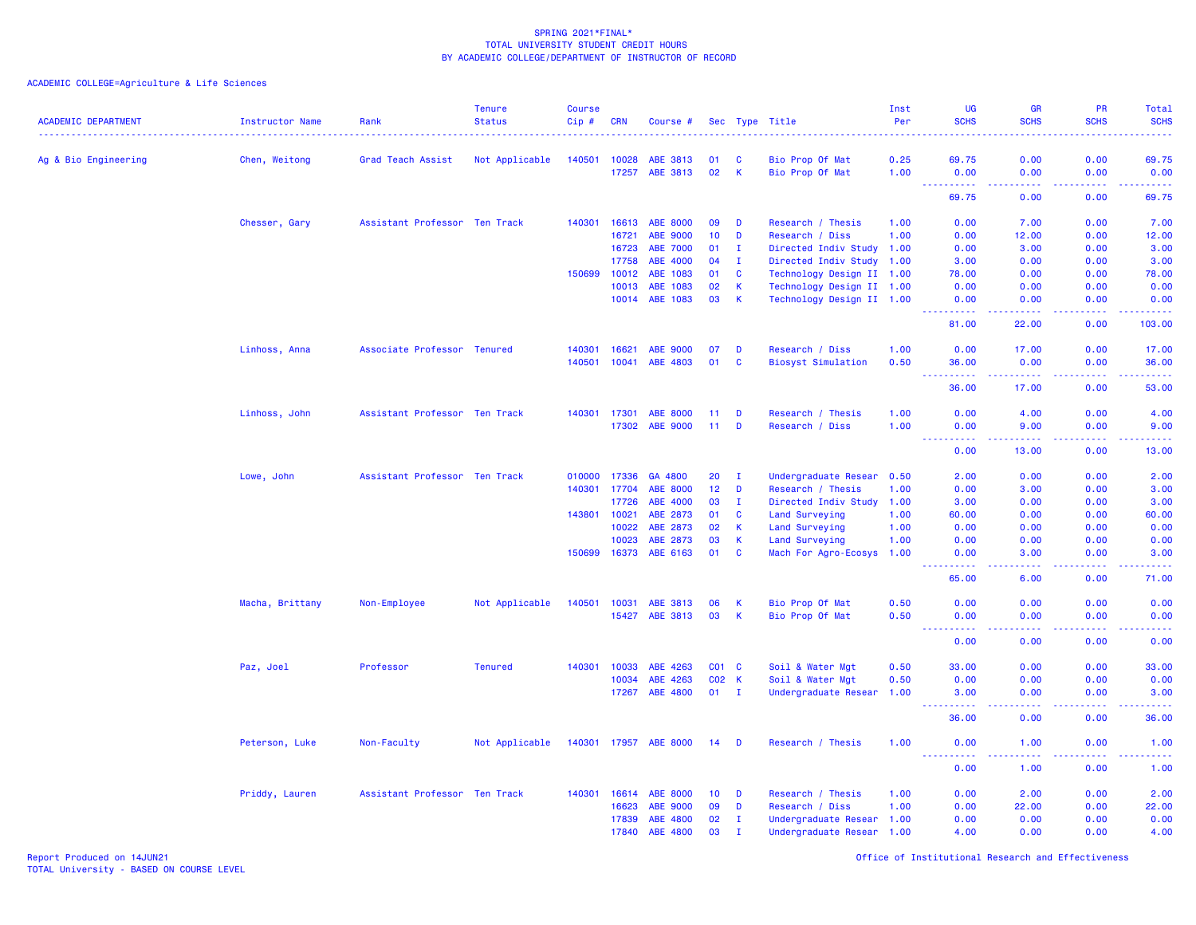SPRING 2021*FINAL*
TOTAL UNIVERSITY STUDENT CREDIT HOURS
BY ACADEMIC COLLEGE/DEPARTMENT OF INSTRUCTOR OF RECORD

ACADEMIC COLLEGE=Agriculture & Life Sciences

| ACADEMIC DEPARTMENT | Instructor Name | Rank | Tenure Status | Course Cip # | CRN | Course # | Sec | Type | Title | Inst Per | UG SCHS | GR SCHS | PR SCHS | Total SCHS |
|---|---|---|---|---|---|---|---|---|---|---|---|---|---|---|
| Ag & Bio Engineering | Chen, Weitong | Grad Teach Assist | Not Applicable | 140501 | 10028 | ABE 3813 | 01 | C | Bio Prop Of Mat | 0.25 | 69.75 | 0.00 | 0.00 | 69.75 |
| | | | | | 17257 | ABE 3813 | 02 | K | Bio Prop Of Mat | 1.00 | 0.00 | 0.00 | 0.00 | 0.00 |
| | | | | | | | | | | | 69.75 | 0.00 | 0.00 | 69.75 |
| | Chesser, Gary | Assistant Professor | Ten Track | 140301 | 16613 | ABE 8000 | 09 | D | Research / Thesis | 1.00 | 0.00 | 7.00 | 0.00 | 7.00 |
| | | | | | 16721 | ABE 9000 | 10 | D | Research / Diss | 1.00 | 0.00 | 12.00 | 0.00 | 12.00 |
| | | | | | 16723 | ABE 7000 | 01 | I | Directed Indiv Study | 1.00 | 0.00 | 3.00 | 0.00 | 3.00 |
| | | | | | 17758 | ABE 4000 | 04 | I | Directed Indiv Study | 1.00 | 3.00 | 0.00 | 0.00 | 3.00 |
| | | | | 150699 | 10012 | ABE 1083 | 01 | C | Technology Design II | 1.00 | 78.00 | 0.00 | 0.00 | 78.00 |
| | | | | | 10013 | ABE 1083 | 02 | K | Technology Design II | 1.00 | 0.00 | 0.00 | 0.00 | 0.00 |
| | | | | | 10014 | ABE 1083 | 03 | K | Technology Design II | 1.00 | 0.00 | 0.00 | 0.00 | 0.00 |
| | | | | | | | | | | | 81.00 | 22.00 | 0.00 | 103.00 |
| | Linhoss, Anna | Associate Professor | Tenured | 140301 | 16621 | ABE 9000 | 07 | D | Research / Diss | 1.00 | 0.00 | 17.00 | 0.00 | 17.00 |
| | | | | 140501 | 10041 | ABE 4803 | 01 | C | Biosyst Simulation | 0.50 | 36.00 | 0.00 | 0.00 | 36.00 |
| | | | | | | | | | | | 36.00 | 17.00 | 0.00 | 53.00 |
| | Linhoss, John | Assistant Professor | Ten Track | 140301 | 17301 | ABE 8000 | 11 | D | Research / Thesis | 1.00 | 0.00 | 4.00 | 0.00 | 4.00 |
| | | | | | 17302 | ABE 9000 | 11 | D | Research / Diss | 1.00 | 0.00 | 9.00 | 0.00 | 9.00 |
| | | | | | | | | | | | 0.00 | 13.00 | 0.00 | 13.00 |
| | Lowe, John | Assistant Professor | Ten Track | 010000 | 17336 | GA 4800 | 20 | I | Undergraduate Resear | 0.50 | 2.00 | 0.00 | 0.00 | 2.00 |
| | | | | 140301 | 17704 | ABE 8000 | 12 | D | Research / Thesis | 1.00 | 0.00 | 3.00 | 0.00 | 3.00 |
| | | | | | 17726 | ABE 4000 | 03 | I | Directed Indiv Study | 1.00 | 3.00 | 0.00 | 0.00 | 3.00 |
| | | | | 143801 | 10021 | ABE 2873 | 01 | C | Land Surveying | 1.00 | 60.00 | 0.00 | 0.00 | 60.00 |
| | | | | | 10022 | ABE 2873 | 02 | K | Land Surveying | 1.00 | 0.00 | 0.00 | 0.00 | 0.00 |
| | | | | | 10023 | ABE 2873 | 03 | K | Land Surveying | 1.00 | 0.00 | 0.00 | 0.00 | 0.00 |
| | | | | 150699 | 16373 | ABE 6163 | 01 | C | Mach For Agro-Ecosys | 1.00 | 0.00 | 3.00 | 0.00 | 3.00 |
| | | | | | | | | | | | 65.00 | 6.00 | 0.00 | 71.00 |
| | Macha, Brittany | Non-Employee | Not Applicable | 140501 | 10031 | ABE 3813 | 06 | K | Bio Prop Of Mat | 0.50 | 0.00 | 0.00 | 0.00 | 0.00 |
| | | | | | 15427 | ABE 3813 | 03 | K | Bio Prop Of Mat | 0.50 | 0.00 | 0.00 | 0.00 | 0.00 |
| | | | | | | | | | | | 0.00 | 0.00 | 0.00 | 0.00 |
| | Paz, Joel | Professor | Tenured | 140301 | 10033 | ABE 4263 | C01 | C | Soil & Water Mgt | 0.50 | 33.00 | 0.00 | 0.00 | 33.00 |
| | | | | | 10034 | ABE 4263 | C02 | K | Soil & Water Mgt | 0.50 | 0.00 | 0.00 | 0.00 | 0.00 |
| | | | | | 17267 | ABE 4800 | 01 | I | Undergraduate Resear | 1.00 | 3.00 | 0.00 | 0.00 | 3.00 |
| | | | | | | | | | | | 36.00 | 0.00 | 0.00 | 36.00 |
| | Peterson, Luke | Non-Faculty | Not Applicable | 140301 | 17957 | ABE 8000 | 14 | D | Research / Thesis | 1.00 | 0.00 | 1.00 | 0.00 | 1.00 |
| | | | | | | | | | | | 0.00 | 1.00 | 0.00 | 1.00 |
| | Priddy, Lauren | Assistant Professor | Ten Track | 140301 | 16614 | ABE 8000 | 10 | D | Research / Thesis | 1.00 | 0.00 | 2.00 | 0.00 | 2.00 |
| | | | | | 16623 | ABE 9000 | 09 | D | Research / Diss | 1.00 | 0.00 | 22.00 | 0.00 | 22.00 |
| | | | | | 17839 | ABE 4800 | 02 | I | Undergraduate Resear | 1.00 | 0.00 | 0.00 | 0.00 | 0.00 |
| | | | | | 17840 | ABE 4800 | 03 | I | Undergraduate Resear | 1.00 | 4.00 | 0.00 | 0.00 | 4.00 |

Report Produced on 14JUN21
TOTAL University - BASED ON COURSE LEVEL

Office of Institutional Research and Effectiveness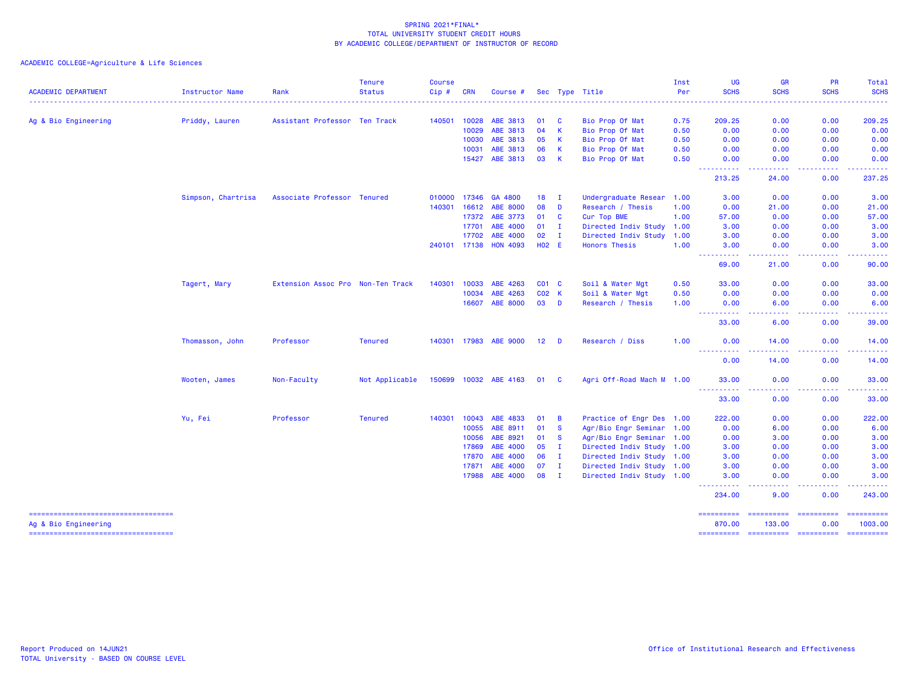SPRING 2021*FINAL*
TOTAL UNIVERSITY STUDENT CREDIT HOURS
BY ACADEMIC COLLEGE/DEPARTMENT OF INSTRUCTOR OF RECORD

ACADEMIC COLLEGE=Agriculture & Life Sciences

| ACADEMIC DEPARTMENT | Instructor Name | Rank | Tenure Status | Course Cip # | CRN | Course # | Sec | Type | Title | Inst Per | UG SCHS | GR SCHS | PR SCHS | Total SCHS |
|---|---|---|---|---|---|---|---|---|---|---|---|---|---|---|
| Ag & Bio Engineering | Priddy, Lauren | Assistant Professor | Ten Track | 140501 | 10028 | ABE 3813 | 01 | C | Bio Prop Of Mat | 0.75 | 209.25 | 0.00 | 0.00 | 209.25 |
| | | | | | 10029 | ABE 3813 | 04 | K | Bio Prop Of Mat | 0.50 | 0.00 | 0.00 | 0.00 | 0.00 |
| | | | | | 10030 | ABE 3813 | 05 | K | Bio Prop Of Mat | 0.50 | 0.00 | 0.00 | 0.00 | 0.00 |
| | | | | | 10031 | ABE 3813 | 06 | K | Bio Prop Of Mat | 0.50 | 0.00 | 0.00 | 0.00 | 0.00 |
| | | | | | 15427 | ABE 3813 | 03 | K | Bio Prop Of Mat | 0.50 | 0.00 | 0.00 | 0.00 | 0.00 |
| | | | | | | | | | | | 213.25 | 24.00 | 0.00 | 237.25 |
| | Simpson, Chartrisa | Associate Professor | Tenured | 010000 | 17346 | GA 4800 | 18 | I | Undergraduate Resear | 1.00 | 3.00 | 0.00 | 0.00 | 3.00 |
| | | | | 140301 | 16612 | ABE 8000 | 08 | D | Research / Thesis | 1.00 | 0.00 | 21.00 | 0.00 | 21.00 |
| | | | | | 17372 | ABE 3773 | 01 | C | Cur Top BME | 1.00 | 57.00 | 0.00 | 0.00 | 57.00 |
| | | | | | 17701 | ABE 4000 | 01 | I | Directed Indiv Study | 1.00 | 3.00 | 0.00 | 0.00 | 3.00 |
| | | | | | 17702 | ABE 4000 | 02 | I | Directed Indiv Study | 1.00 | 3.00 | 0.00 | 0.00 | 3.00 |
| | | | | 240101 | 17138 | HON 4093 | H02 | E | Honors Thesis | 1.00 | 3.00 | 0.00 | 0.00 | 3.00 |
| | | | | | | | | | | | 69.00 | 21.00 | 0.00 | 90.00 |
| | Tagert, Mary | Extension Assoc Pro | Non-Ten Track | 140301 | 10033 | ABE 4263 | C01 | C | Soil & Water Mgt | 0.50 | 33.00 | 0.00 | 0.00 | 33.00 |
| | | | | | 10034 | ABE 4263 | C02 | K | Soil & Water Mgt | 0.50 | 0.00 | 0.00 | 0.00 | 0.00 |
| | | | | | 16607 | ABE 8000 | 03 | D | Research / Thesis | 1.00 | 0.00 | 6.00 | 0.00 | 6.00 |
| | | | | | | | | | | | 33.00 | 6.00 | 0.00 | 39.00 |
| | Thomasson, John | Professor | Tenured | 140301 | 17983 | ABE 9000 | 12 | D | Research / Diss | 1.00 | 0.00 | 14.00 | 0.00 | 14.00 |
| | | | | | | | | | | | 0.00 | 14.00 | 0.00 | 14.00 |
| | Wooten, James | Non-Faculty | Not Applicable | 150699 | 10032 | ABE 4163 | 01 | C | Agri Off-Road Mach M | 1.00 | 33.00 | 0.00 | 0.00 | 33.00 |
| | | | | | | | | | | | 33.00 | 0.00 | 0.00 | 33.00 |
| | Yu, Fei | Professor | Tenured | 140301 | 10043 | ABE 4833 | 01 | B | Practice of Engr Des | 1.00 | 222.00 | 0.00 | 0.00 | 222.00 |
| | | | | | 10055 | ABE 8911 | 01 | S | Agr/Bio Engr Seminar | 1.00 | 0.00 | 6.00 | 0.00 | 6.00 |
| | | | | | 10056 | ABE 8921 | 01 | S | Agr/Bio Engr Seminar | 1.00 | 0.00 | 3.00 | 0.00 | 3.00 |
| | | | | | 17869 | ABE 4000 | 05 | I | Directed Indiv Study | 1.00 | 3.00 | 0.00 | 0.00 | 3.00 |
| | | | | | 17870 | ABE 4000 | 06 | I | Directed Indiv Study | 1.00 | 3.00 | 0.00 | 0.00 | 3.00 |
| | | | | | 17871 | ABE 4000 | 07 | I | Directed Indiv Study | 1.00 | 3.00 | 0.00 | 0.00 | 3.00 |
| | | | | | 17988 | ABE 4000 | 08 | I | Directed Indiv Study | 1.00 | 3.00 | 0.00 | 0.00 | 3.00 |
| | | | | | | | | | | | 234.00 | 9.00 | 0.00 | 243.00 |
| Ag & Bio Engineering | | | | | | | | | | | 870.00 | 133.00 | 0.00 | 1003.00 |

Report Produced on 14JUN21
TOTAL University - BASED ON COURSE LEVEL

Office of Institutional Research and Effectiveness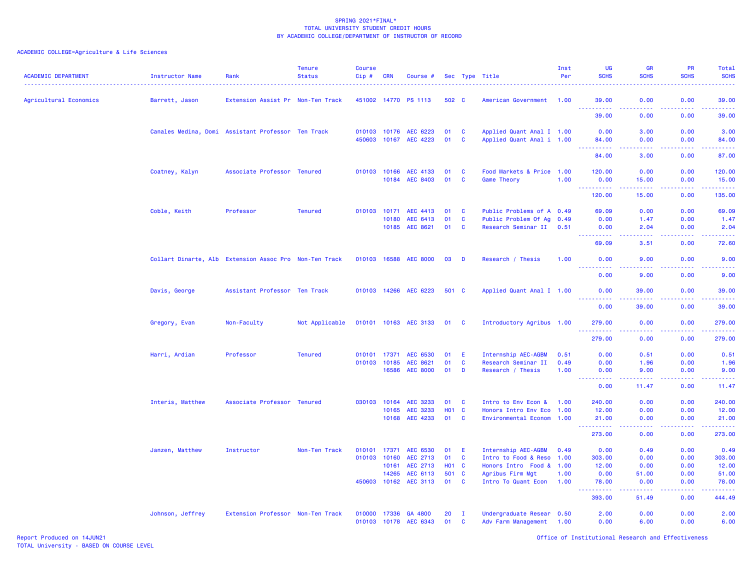SPRING 2021*FINAL*
TOTAL UNIVERSITY STUDENT CREDIT HOURS
BY ACADEMIC COLLEGE/DEPARTMENT OF INSTRUCTOR OF RECORD

ACADEMIC COLLEGE=Agriculture & Life Sciences

| ACADEMIC DEPARTMENT | Instructor Name | Rank | Tenure Status | Course Cip # | CRN | Course # | Sec | Type | Title | Inst Per | UG SCHS | GR SCHS | PR SCHS | Total SCHS |
|---|---|---|---|---|---|---|---|---|---|---|---|---|---|---|
| Agricultural Economics | Barrett, Jason | Extension Assist Pr | Non-Ten Track | 451002 | 14770 | PS 1113 | 502 | C | American Government | 1.00 | 39.00 | 0.00 | 0.00 | 39.00 |
| | | | | | | | | | | | 39.00 | 0.00 | 0.00 | 39.00 |
| | Canales Medina, Domi | Assistant Professor | Ten Track | 010103 | 10176 | AEC 6223 | 01 | C | Applied Quant Anal I | 1.00 | 0.00 | 3.00 | 0.00 | 3.00 |
| | | | | 450603 | 10167 | AEC 4223 | 01 | C | Applied Quant Anal i | 1.00 | 84.00 | 0.00 | 0.00 | 84.00 |
| | | | | | | | | | | | 84.00 | 3.00 | 0.00 | 87.00 |
| | Coatney, Kalyn | Associate Professor | Tenured | 010103 | 10166 | AEC 4133 | 01 | C | Food Markets & Price | 1.00 | 120.00 | 0.00 | 0.00 | 120.00 |
| | | | | | 10184 | AEC 8403 | 01 | C | Game Theory | 1.00 | 0.00 | 15.00 | 0.00 | 15.00 |
| | | | | | | | | | | | 120.00 | 15.00 | 0.00 | 135.00 |
| | Coble, Keith | Professor | Tenured | 010103 | 10171 | AEC 4413 | 01 | C | Public Problems of A | 0.49 | 69.09 | 0.00 | 0.00 | 69.09 |
| | | | | | 10180 | AEC 6413 | 01 | C | Public Problem Of Ag | 0.49 | 0.00 | 1.47 | 0.00 | 1.47 |
| | | | | | 10185 | AEC 8621 | 01 | C | Research Seminar II | 0.51 | 0.00 | 2.04 | 0.00 | 2.04 |
| | | | | | | | | | | | 69.09 | 3.51 | 0.00 | 72.60 |
| | Collart Dinarte, Alb | Extension Assoc Pro | Non-Ten Track | 010103 | 16588 | AEC 8000 | 03 | D | Research / Thesis | 1.00 | 0.00 | 9.00 | 0.00 | 9.00 |
| | | | | | | | | | | | 0.00 | 9.00 | 0.00 | 9.00 |
| | Davis, George | Assistant Professor | Ten Track | 010103 | 14266 | AEC 6223 | 501 | C | Applied Quant Anal I | 1.00 | 0.00 | 39.00 | 0.00 | 39.00 |
| | | | | | | | | | | | 0.00 | 39.00 | 0.00 | 39.00 |
| | Gregory, Evan | Non-Faculty | Not Applicable | 010101 | 10163 | AEC 3133 | 01 | C | Introductory Agribus | 1.00 | 279.00 | 0.00 | 0.00 | 279.00 |
| | | | | | | | | | | | 279.00 | 0.00 | 0.00 | 279.00 |
| | Harri, Ardian | Professor | Tenured | 010101 | 17371 | AEC 6530 | 01 | E | Internship AEC-AGBM | 0.51 | 0.00 | 0.51 | 0.00 | 0.51 |
| | | | | 010103 | 10185 | AEC 8621 | 01 | C | Research Seminar II | 0.49 | 0.00 | 1.96 | 0.00 | 1.96 |
| | | | | | 16586 | AEC 8000 | 01 | D | Research / Thesis | 1.00 | 0.00 | 9.00 | 0.00 | 9.00 |
| | | | | | | | | | | | 0.00 | 11.47 | 0.00 | 11.47 |
| | Interis, Matthew | Associate Professor | Tenured | 030103 | 10164 | AEC 3233 | 01 | C | Intro to Env Econ & | 1.00 | 240.00 | 0.00 | 0.00 | 240.00 |
| | | | | | 10165 | AEC 3233 | H01 | C | Honors Intro Env Eco | 1.00 | 12.00 | 0.00 | 0.00 | 12.00 |
| | | | | | 10168 | AEC 4233 | 01 | C | Environmental Econom | 1.00 | 21.00 | 0.00 | 0.00 | 21.00 |
| | | | | | | | | | | | 273.00 | 0.00 | 0.00 | 273.00 |
| | Janzen, Matthew | Instructor | Non-Ten Track | 010101 | 17371 | AEC 6530 | 01 | E | Internship AEC-AGBM | 0.49 | 0.00 | 0.49 | 0.00 | 0.49 |
| | | | | 010103 | 10160 | AEC 2713 | 01 | C | Intro to Food & Reso | 1.00 | 303.00 | 0.00 | 0.00 | 303.00 |
| | | | | | 10161 | AEC 2713 | H01 | C | Honors Intro Food & | 1.00 | 12.00 | 0.00 | 0.00 | 12.00 |
| | | | | | 14265 | AEC 6113 | 501 | C | Agribus Firm Mgt | 1.00 | 0.00 | 51.00 | 0.00 | 51.00 |
| | | | | 450603 | 10162 | AEC 3113 | 01 | C | Intro To Quant Econ | 1.00 | 78.00 | 0.00 | 0.00 | 78.00 |
| | | | | | | | | | | | 393.00 | 51.49 | 0.00 | 444.49 |
| | Johnson, Jeffrey | Extension Professor | Non-Ten Track | 010000 | 17336 | GA 4800 | 20 | I | Undergraduate Resear | 0.50 | 2.00 | 0.00 | 0.00 | 2.00 |
| | | | | 010103 | 10178 | AEC 6343 | 01 | C | Adv Farm Management | 1.00 | 0.00 | 6.00 | 0.00 | 6.00 |

Report Produced on 14JUN21
TOTAL University - BASED ON COURSE LEVEL

Office of Institutional Research and Effectiveness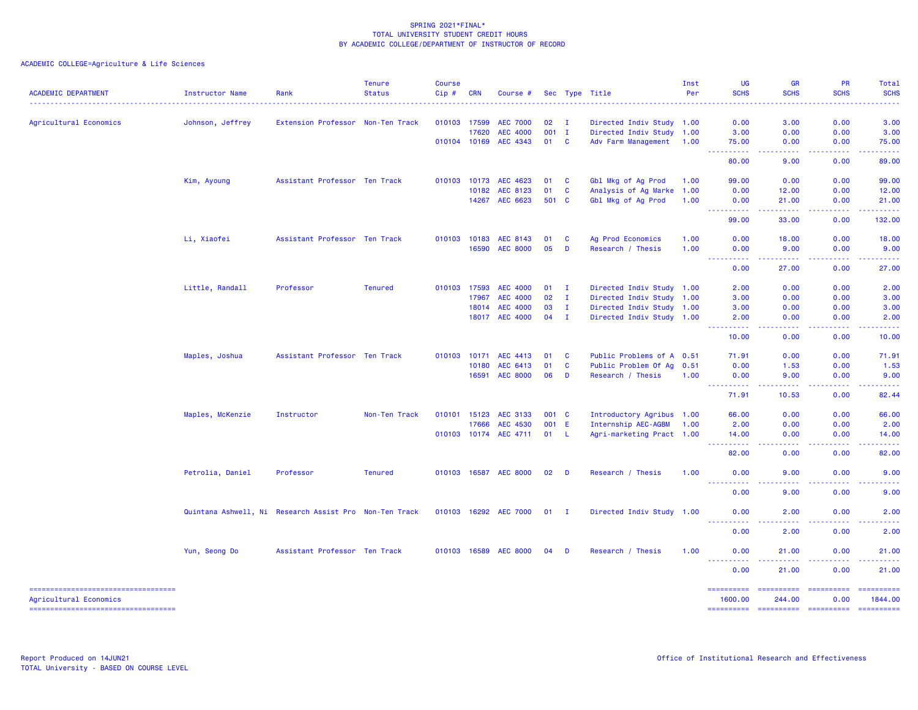# SPRING 2021*FINAL*
## TOTAL UNIVERSITY STUDENT CREDIT HOURS
## BY ACADEMIC COLLEGE/DEPARTMENT OF INSTRUCTOR OF RECORD

ACADEMIC COLLEGE=Agriculture & Life Sciences

| ACADEMIC DEPARTMENT | Instructor Name | Rank | Tenure Status | Course Cip # | CRN | Course # | Sec | Type | Title | Inst Per | UG SCHS | GR SCHS | PR SCHS | Total SCHS |
|---|---|---|---|---|---|---|---|---|---|---|---|---|---|---|
| Agricultural Economics | Johnson, Jeffrey | Extension Professor | Non-Ten Track | 010103 | 17599 | AEC 7000 | 02 | I | Directed Indiv Study | 1.00 | 0.00 | 3.00 | 0.00 | 3.00 |
| | | | | | 17620 | AEC 4000 | 001 | I | Directed Indiv Study | 1.00 | 3.00 | 0.00 | 0.00 | 3.00 |
| | | | | 010104 | 10169 | AEC 4343 | 01 | C | Adv Farm Management | 1.00 | 75.00 | 0.00 | 0.00 | 75.00 |
| | | | | | | | | | | | 80.00 | 9.00 | 0.00 | 89.00 |
| | Kim, Ayoung | Assistant Professor | Ten Track | 010103 | 10173 | AEC 4623 | 01 | C | Gbl Mkg of Ag Prod | 1.00 | 99.00 | 0.00 | 0.00 | 99.00 |
| | | | | | 10182 | AEC 8123 | 01 | C | Analysis of Ag Marke | 1.00 | 0.00 | 12.00 | 0.00 | 12.00 |
| | | | | | 14267 | AEC 6623 | 501 | C | Gbl Mkg of Ag Prod | 1.00 | 0.00 | 21.00 | 0.00 | 21.00 |
| | | | | | | | | | | | 99.00 | 33.00 | 0.00 | 132.00 |
| | Li, Xiaofei | Assistant Professor | Ten Track | 010103 | 10183 | AEC 8143 | 01 | C | Ag Prod Economics | 1.00 | 0.00 | 18.00 | 0.00 | 18.00 |
| | | | | | 16590 | AEC 8000 | 05 | D | Research / Thesis | 1.00 | 0.00 | 9.00 | 0.00 | 9.00 |
| | | | | | | | | | | | 0.00 | 27.00 | 0.00 | 27.00 |
| | Little, Randall | Professor | Tenured | 010103 | 17593 | AEC 4000 | 01 | I | Directed Indiv Study | 1.00 | 2.00 | 0.00 | 0.00 | 2.00 |
| | | | | | 17967 | AEC 4000 | 02 | I | Directed Indiv Study | 1.00 | 3.00 | 0.00 | 0.00 | 3.00 |
| | | | | | 18014 | AEC 4000 | 03 | I | Directed Indiv Study | 1.00 | 3.00 | 0.00 | 0.00 | 3.00 |
| | | | | | 18017 | AEC 4000 | 04 | I | Directed Indiv Study | 1.00 | 2.00 | 0.00 | 0.00 | 2.00 |
| | | | | | | | | | | | 10.00 | 0.00 | 0.00 | 10.00 |
| | Maples, Joshua | Assistant Professor | Ten Track | 010103 | 10171 | AEC 4413 | 01 | C | Public Problems of A | 0.51 | 71.91 | 0.00 | 0.00 | 71.91 |
| | | | | | 10180 | AEC 6413 | 01 | C | Public Problem Of Ag | 0.51 | 0.00 | 1.53 | 0.00 | 1.53 |
| | | | | | 16591 | AEC 8000 | 06 | D | Research / Thesis | 1.00 | 0.00 | 9.00 | 0.00 | 9.00 |
| | | | | | | | | | | | 71.91 | 10.53 | 0.00 | 82.44 |
| | Maples, McKenzie | Instructor | Non-Ten Track | 010101 | 15123 | AEC 3133 | 001 | C | Introductory Agribus | 1.00 | 66.00 | 0.00 | 0.00 | 66.00 |
| | | | | | 17666 | AEC 4530 | 001 | E | Internship AEC-AGBM | 1.00 | 2.00 | 0.00 | 0.00 | 2.00 |
| | | | | 010103 | 10174 | AEC 4711 | 01 | L | Agri-marketing Pract | 1.00 | 14.00 | 0.00 | 0.00 | 14.00 |
| | | | | | | | | | | | 82.00 | 0.00 | 0.00 | 82.00 |
| | Petrolia, Daniel | Professor | Tenured | 010103 | 16587 | AEC 8000 | 02 | D | Research / Thesis | 1.00 | 0.00 | 9.00 | 0.00 | 9.00 |
| | | | | | | | | | | | 0.00 | 9.00 | 0.00 | 9.00 |
| | Quintana Ashwell, Ni | Research Assist Pro | Non-Ten Track | 010103 | 16292 | AEC 7000 | 01 | I | Directed Indiv Study | 1.00 | 0.00 | 2.00 | 0.00 | 2.00 |
| | | | | | | | | | | | 0.00 | 2.00 | 0.00 | 2.00 |
| | Yun, Seong Do | Assistant Professor | Ten Track | 010103 | 16589 | AEC 8000 | 04 | D | Research / Thesis | 1.00 | 0.00 | 21.00 | 0.00 | 21.00 |
| | | | | | | | | | | | 0.00 | 21.00 | 0.00 | 21.00 |
| Agricultural Economics | | | | | | | | | | | 1600.00 | 244.00 | 0.00 | 1844.00 |

Report Produced on 14JUN21
TOTAL University - BASED ON COURSE LEVEL

Office of Institutional Research and Effectiveness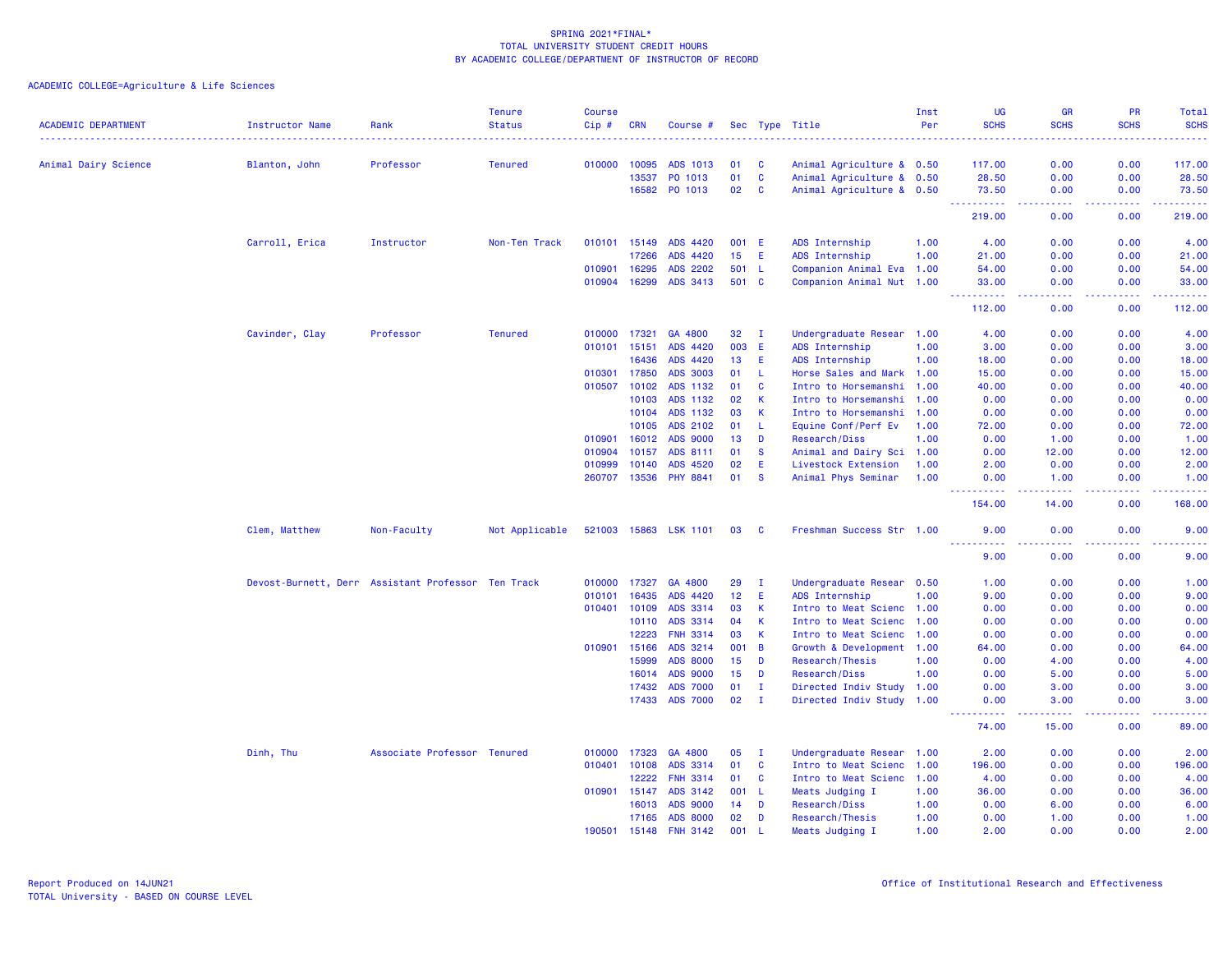SPRING 2021*FINAL*
TOTAL UNIVERSITY STUDENT CREDIT HOURS
BY ACADEMIC COLLEGE/DEPARTMENT OF INSTRUCTOR OF RECORD

ACADEMIC COLLEGE=Agriculture & Life Sciences

| ACADEMIC DEPARTMENT | Instructor Name | Rank | Tenure Status | Course Cip # | CRN | Course # | Sec | Type | Title | Inst Per | UG SCHS | GR SCHS | PR SCHS | Total SCHS |
|---|---|---|---|---|---|---|---|---|---|---|---|---|---|---|
| Animal Dairy Science | Blanton, John | Professor | Tenured | 010000 | 10095 | ADS 1013 | 01 | C | Animal Agriculture & | 0.50 | 117.00 | 0.00 | 0.00 | 117.00 |
| | | | | | 13537 | PO 1013 | 01 | C | Animal Agriculture & | 0.50 | 28.50 | 0.00 | 0.00 | 28.50 |
| | | | | | 16582 | PO 1013 | 02 | C | Animal Agriculture & | 0.50 | 73.50 | 0.00 | 0.00 | 73.50 |
| | | | | | | | | | | | 219.00 | 0.00 | 0.00 | 219.00 |
| | Carroll, Erica | Instructor | Non-Ten Track | 010101 | 15149 | ADS 4420 | 001 | E | ADS Internship | 1.00 | 4.00 | 0.00 | 0.00 | 4.00 |
| | | | | | 17266 | ADS 4420 | 15 | E | ADS Internship | 1.00 | 21.00 | 0.00 | 0.00 | 21.00 |
| | | | | 010901 | 16295 | ADS 2202 | 501 | L | Companion Animal Eva | 1.00 | 54.00 | 0.00 | 0.00 | 54.00 |
| | | | | 010904 | 16299 | ADS 3413 | 501 | C | Companion Animal Nut | 1.00 | 33.00 | 0.00 | 0.00 | 33.00 |
| | | | | | | | | | | | 112.00 | 0.00 | 0.00 | 112.00 |
| | Cavinder, Clay | Professor | Tenured | 010000 | 17321 | GA 4800 | 32 | I | Undergraduate Resear | 1.00 | 4.00 | 0.00 | 0.00 | 4.00 |
| | | | | 010101 | 15151 | ADS 4420 | 003 | E | ADS Internship | 1.00 | 3.00 | 0.00 | 0.00 | 3.00 |
| | | | | | 16436 | ADS 4420 | 13 | E | ADS Internship | 1.00 | 18.00 | 0.00 | 0.00 | 18.00 |
| | | | | 010301 | 17850 | ADS 3003 | 01 | L | Horse Sales and Mark | 1.00 | 15.00 | 0.00 | 0.00 | 15.00 |
| | | | | 010507 | 10102 | ADS 1132 | 01 | C | Intro to Horsemanshi | 1.00 | 40.00 | 0.00 | 0.00 | 40.00 |
| | | | | | 10103 | ADS 1132 | 02 | K | Intro to Horsemanshi | 1.00 | 0.00 | 0.00 | 0.00 | 0.00 |
| | | | | | 10104 | ADS 1132 | 03 | K | Intro to Horsemanshi | 1.00 | 0.00 | 0.00 | 0.00 | 0.00 |
| | | | | | 10105 | ADS 2102 | 01 | L | Equine Conf/Perf Ev | 1.00 | 72.00 | 0.00 | 0.00 | 72.00 |
| | | | | 010901 | 16012 | ADS 9000 | 13 | D | Research/Diss | 1.00 | 0.00 | 1.00 | 0.00 | 1.00 |
| | | | | 010904 | 10157 | ADS 8111 | 01 | S | Animal and Dairy Sci | 1.00 | 0.00 | 12.00 | 0.00 | 12.00 |
| | | | | 010999 | 10140 | ADS 4520 | 02 | E | Livestock Extension | 1.00 | 2.00 | 0.00 | 0.00 | 2.00 |
| | | | | 260707 | 13536 | PHY 8841 | 01 | S | Animal Phys Seminar | 1.00 | 0.00 | 1.00 | 0.00 | 1.00 |
| | | | | | | | | | | | 154.00 | 14.00 | 0.00 | 168.00 |
| | Clem, Matthew | Non-Faculty | Not Applicable | 521003 | 15863 | LSK 1101 | 03 | C | Freshman Success Str | 1.00 | 9.00 | 0.00 | 0.00 | 9.00 |
| | | | | | | | | | | | 9.00 | 0.00 | 0.00 | 9.00 |
| | Devost-Burnett, Derr | Assistant Professor | Ten Track | 010000 | 17327 | GA 4800 | 29 | I | Undergraduate Resear | 0.50 | 1.00 | 0.00 | 0.00 | 1.00 |
| | | | | 010101 | 16435 | ADS 4420 | 12 | E | ADS Internship | 1.00 | 9.00 | 0.00 | 0.00 | 9.00 |
| | | | | 010401 | 10109 | ADS 3314 | 03 | K | Intro to Meat Scienc | 1.00 | 0.00 | 0.00 | 0.00 | 0.00 |
| | | | | | 10110 | ADS 3314 | 04 | K | Intro to Meat Scienc | 1.00 | 0.00 | 0.00 | 0.00 | 0.00 |
| | | | | | 12223 | FNH 3314 | 03 | K | Intro to Meat Scienc | 1.00 | 0.00 | 0.00 | 0.00 | 0.00 |
| | | | | 010901 | 15166 | ADS 3214 | 001 | B | Growth & Development | 1.00 | 64.00 | 0.00 | 0.00 | 64.00 |
| | | | | | 15999 | ADS 8000 | 15 | D | Research/Thesis | 1.00 | 0.00 | 4.00 | 0.00 | 4.00 |
| | | | | | 16014 | ADS 9000 | 15 | D | Research/Diss | 1.00 | 0.00 | 5.00 | 0.00 | 5.00 |
| | | | | | 17432 | ADS 7000 | 01 | I | Directed Indiv Study | 1.00 | 0.00 | 3.00 | 0.00 | 3.00 |
| | | | | | 17433 | ADS 7000 | 02 | I | Directed Indiv Study | 1.00 | 0.00 | 3.00 | 0.00 | 3.00 |
| | | | | | | | | | | | 74.00 | 15.00 | 0.00 | 89.00 |
| | Dinh, Thu | Associate Professor | Tenured | 010000 | 17323 | GA 4800 | 05 | I | Undergraduate Resear | 1.00 | 2.00 | 0.00 | 0.00 | 2.00 |
| | | | | 010401 | 10108 | ADS 3314 | 01 | C | Intro to Meat Scienc | 1.00 | 196.00 | 0.00 | 0.00 | 196.00 |
| | | | | | 12222 | FNH 3314 | 01 | C | Intro to Meat Scienc | 1.00 | 4.00 | 0.00 | 0.00 | 4.00 |
| | | | | 010901 | 15147 | ADS 3142 | 001 | L | Meats Judging I | 1.00 | 36.00 | 0.00 | 0.00 | 36.00 |
| | | | | | 16013 | ADS 9000 | 14 | D | Research/Diss | 1.00 | 0.00 | 6.00 | 0.00 | 6.00 |
| | | | | | 17165 | ADS 8000 | 02 | D | Research/Thesis | 1.00 | 0.00 | 1.00 | 0.00 | 1.00 |
| | | | | 190501 | 15148 | FNH 3142 | 001 | L | Meats Judging I | 1.00 | 2.00 | 0.00 | 0.00 | 2.00 |

Report Produced on 14JUN21
TOTAL University - BASED ON COURSE LEVEL

Office of Institutional Research and Effectiveness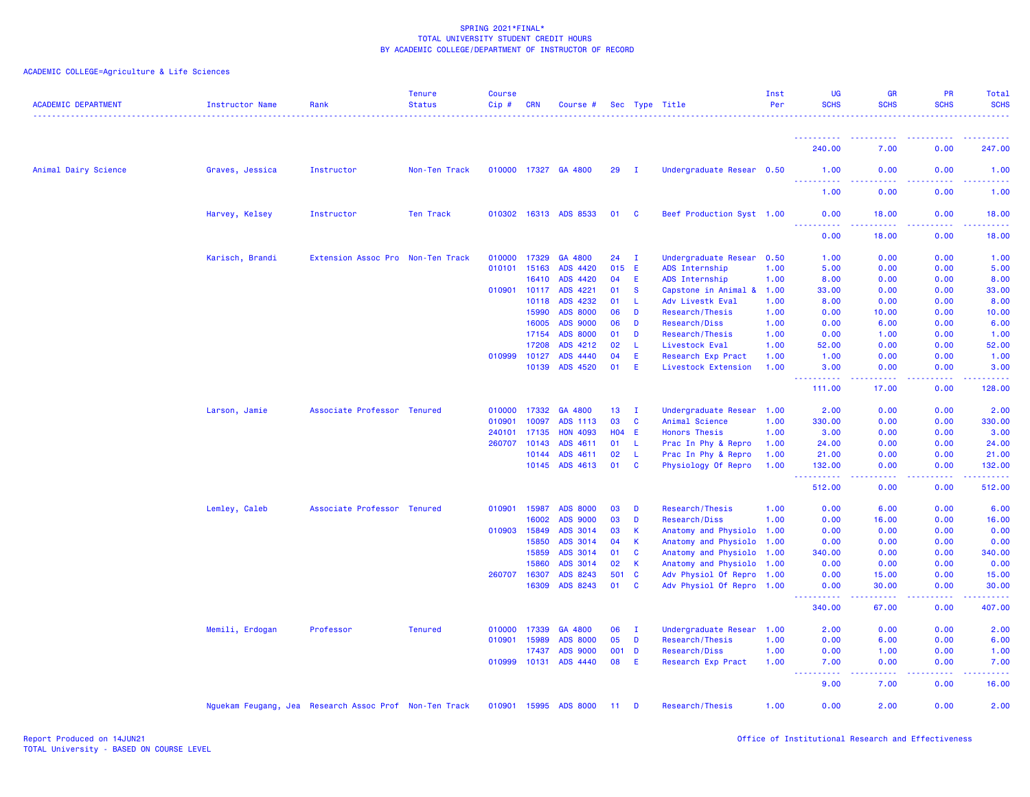SPRING 2021*FINAL*
TOTAL UNIVERSITY STUDENT CREDIT HOURS
BY ACADEMIC COLLEGE/DEPARTMENT OF INSTRUCTOR OF RECORD

ACADEMIC COLLEGE=Agriculture & Life Sciences

| ACADEMIC DEPARTMENT | Instructor Name | Rank | Tenure Status | Course Cip # | CRN | Course # | Sec | Type | Title | Inst Per | UG SCHS | GR SCHS | PR SCHS | Total SCHS |
|---|---|---|---|---|---|---|---|---|---|---|---|---|---|---|
| | | | | | | | | | | | 240.00 | 7.00 | 0.00 | 247.00 |
| Animal Dairy Science | Graves, Jessica | Instructor | Non-Ten Track | 010000 | 17327 | GA 4800 | 29 | I | Undergraduate Resear | 0.50 | 1.00 | 0.00 | 0.00 | 1.00 |
| | | | | | | | | | | | 1.00 | 0.00 | 0.00 | 1.00 |
| | Harvey, Kelsey | Instructor | Ten Track | 010302 | 16313 | ADS 8533 | 01 | C | Beef Production Syst | 1.00 | 0.00 | 18.00 | 0.00 | 18.00 |
| | | | | | | | | | | | 0.00 | 18.00 | 0.00 | 18.00 |
| | Karisch, Brandi | Extension Assoc Pro | Non-Ten Track | 010000 | 17329 | GA 4800 | 24 | I | Undergraduate Resear | 0.50 | 1.00 | 0.00 | 0.00 | 1.00 |
| | | | | 010101 | 15163 | ADS 4420 | 015 | E | ADS Internship | 1.00 | 5.00 | 0.00 | 0.00 | 5.00 |
| | | | | | 16410 | ADS 4420 | 04 | E | ADS Internship | 1.00 | 8.00 | 0.00 | 0.00 | 8.00 |
| | | | | 010901 | 10117 | ADS 4221 | 01 | S | Capstone in Animal & | 1.00 | 33.00 | 0.00 | 0.00 | 33.00 |
| | | | | | 10118 | ADS 4232 | 01 | L | Adv Livestk Eval | 1.00 | 8.00 | 0.00 | 0.00 | 8.00 |
| | | | | | 15990 | ADS 8000 | 06 | D | Research/Thesis | 1.00 | 0.00 | 10.00 | 0.00 | 10.00 |
| | | | | | 16005 | ADS 9000 | 06 | D | Research/Diss | 1.00 | 0.00 | 6.00 | 0.00 | 6.00 |
| | | | | | 17154 | ADS 8000 | 01 | D | Research/Thesis | 1.00 | 0.00 | 1.00 | 0.00 | 1.00 |
| | | | | | 17208 | ADS 4212 | 02 | L | Livestock Eval | 1.00 | 52.00 | 0.00 | 0.00 | 52.00 |
| | | | | 010999 | 10127 | ADS 4440 | 04 | E | Research Exp Pract | 1.00 | 1.00 | 0.00 | 0.00 | 1.00 |
| | | | | | 10139 | ADS 4520 | 01 | E | Livestock Extension | 1.00 | 3.00 | 0.00 | 0.00 | 3.00 |
| | | | | | | | | | | | 111.00 | 17.00 | 0.00 | 128.00 |
| | Larson, Jamie | Associate Professor | Tenured | 010000 | 17332 | GA 4800 | 13 | I | Undergraduate Resear | 1.00 | 2.00 | 0.00 | 0.00 | 2.00 |
| | | | | 010901 | 10097 | ADS 1113 | 03 | C | Animal Science | 1.00 | 330.00 | 0.00 | 0.00 | 330.00 |
| | | | | 240101 | 17135 | HON 4093 | H04 | E | Honors Thesis | 1.00 | 3.00 | 0.00 | 0.00 | 3.00 |
| | | | | 260707 | 10143 | ADS 4611 | 01 | L | Prac In Phy & Repro | 1.00 | 24.00 | 0.00 | 0.00 | 24.00 |
| | | | | | 10144 | ADS 4611 | 02 | L | Prac In Phy & Repro | 1.00 | 21.00 | 0.00 | 0.00 | 21.00 |
| | | | | | 10145 | ADS 4613 | 01 | C | Physiology Of Repro | 1.00 | 132.00 | 0.00 | 0.00 | 132.00 |
| | | | | | | | | | | | 512.00 | 0.00 | 0.00 | 512.00 |
| | Lemley, Caleb | Associate Professor | Tenured | 010901 | 15987 | ADS 8000 | 03 | D | Research/Thesis | 1.00 | 0.00 | 6.00 | 0.00 | 6.00 |
| | | | | | 16002 | ADS 9000 | 03 | D | Research/Diss | 1.00 | 0.00 | 16.00 | 0.00 | 16.00 |
| | | | | 010903 | 15849 | ADS 3014 | 03 | K | Anatomy and Physiolo | 1.00 | 0.00 | 0.00 | 0.00 | 0.00 |
| | | | | | 15850 | ADS 3014 | 04 | K | Anatomy and Physiolo | 1.00 | 0.00 | 0.00 | 0.00 | 0.00 |
| | | | | | 15859 | ADS 3014 | 01 | C | Anatomy and Physiolo | 1.00 | 340.00 | 0.00 | 0.00 | 340.00 |
| | | | | | 15860 | ADS 3014 | 02 | K | Anatomy and Physiolo | 1.00 | 0.00 | 0.00 | 0.00 | 0.00 |
| | | | | 260707 | 16307 | ADS 8243 | 501 | C | Adv Physiol Of Repro | 1.00 | 0.00 | 15.00 | 0.00 | 15.00 |
| | | | | | 16309 | ADS 8243 | 01 | C | Adv Physiol Of Repro | 1.00 | 0.00 | 30.00 | 0.00 | 30.00 |
| | | | | | | | | | | | 340.00 | 67.00 | 0.00 | 407.00 |
| | Memili, Erdogan | Professor | Tenured | 010000 | 17339 | GA 4800 | 06 | I | Undergraduate Resear | 1.00 | 2.00 | 0.00 | 0.00 | 2.00 |
| | | | | 010901 | 15989 | ADS 8000 | 05 | D | Research/Thesis | 1.00 | 0.00 | 6.00 | 0.00 | 6.00 |
| | | | | | 17437 | ADS 9000 | 001 | D | Research/Diss | 1.00 | 0.00 | 1.00 | 0.00 | 1.00 |
| | | | | 010999 | 10131 | ADS 4440 | 08 | E | Research Exp Pract | 1.00 | 7.00 | 0.00 | 0.00 | 7.00 |
| | | | | | | | | | | | 9.00 | 7.00 | 0.00 | 16.00 |
| | Nguekam Feugang, Jea | Research Assoc Prof | Non-Ten Track | 010901 | 15995 | ADS 8000 | 11 | D | Research/Thesis | 1.00 | 0.00 | 2.00 | 0.00 | 2.00 |

Report Produced on 14JUN21
TOTAL University - BASED ON COURSE LEVEL

Office of Institutional Research and Effectiveness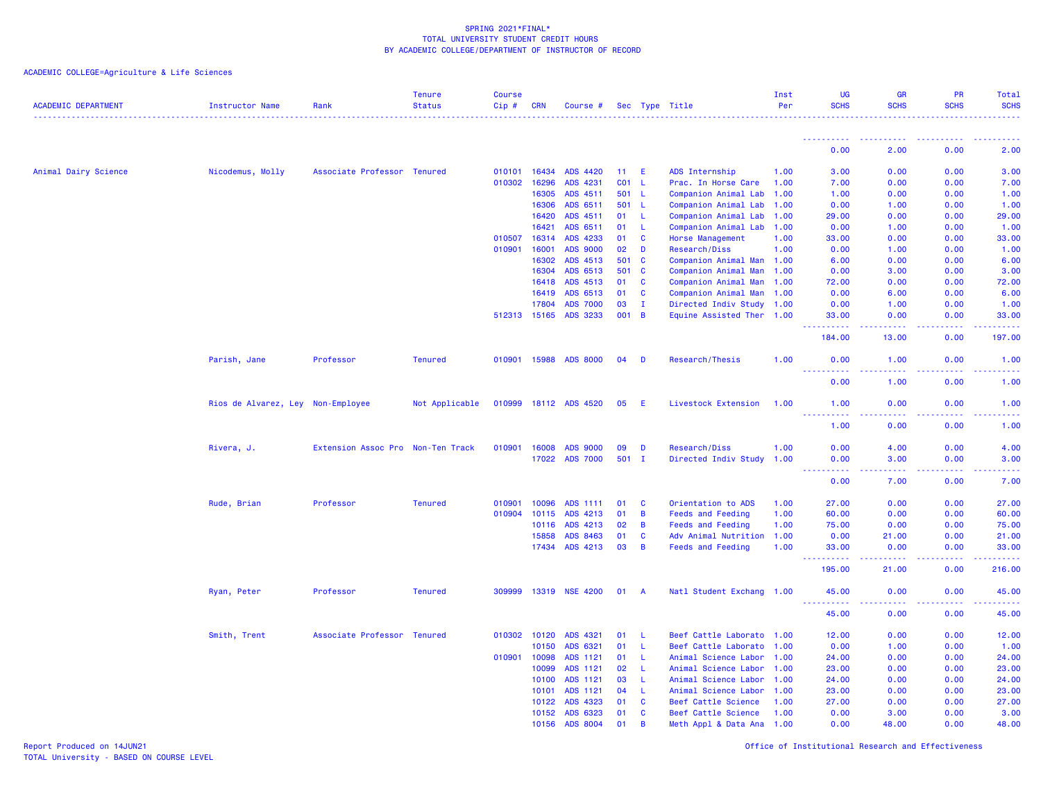SPRING 2021*FINAL*
TOTAL UNIVERSITY STUDENT CREDIT HOURS
BY ACADEMIC COLLEGE/DEPARTMENT OF INSTRUCTOR OF RECORD

ACADEMIC COLLEGE=Agriculture & Life Sciences

| ACADEMIC DEPARTMENT | Instructor Name | Rank | Tenure Status | Course Cip # | CRN | Course # | Sec | Type | Title | Inst Per | UG SCHS | GR SCHS | PR SCHS | Total SCHS |
|---|---|---|---|---|---|---|---|---|---|---|---|---|---|---|
| | | | | | | | | | | | 0.00 | 2.00 | 0.00 | 2.00 |
| Animal Dairy Science | Nicodemus, Molly | Associate Professor | Tenured | 010101 | 16434 | ADS 4420 | 11 | E | ADS Internship | 1.00 | 3.00 | 0.00 | 0.00 | 3.00 |
| | | | | 010302 | 16296 | ADS 4231 | C01 | L | Prac. In Horse Care | 1.00 | 7.00 | 0.00 | 0.00 | 7.00 |
| | | | | | 16305 | ADS 4511 | 501 | L | Companion Animal Lab | 1.00 | 1.00 | 0.00 | 0.00 | 1.00 |
| | | | | | 16306 | ADS 6511 | 501 | L | Companion Animal Lab | 1.00 | 0.00 | 1.00 | 0.00 | 1.00 |
| | | | | | 16420 | ADS 4511 | 01 | L | Companion Animal Lab | 1.00 | 29.00 | 0.00 | 0.00 | 29.00 |
| | | | | | 16421 | ADS 6511 | 01 | L | Companion Animal Lab | 1.00 | 0.00 | 1.00 | 0.00 | 1.00 |
| | | | | 010507 | 16314 | ADS 4233 | 01 | C | Horse Management | 1.00 | 33.00 | 0.00 | 0.00 | 33.00 |
| | | | | 010901 | 16001 | ADS 9000 | 02 | D | Research/Diss | 1.00 | 0.00 | 1.00 | 0.00 | 1.00 |
| | | | | | 16302 | ADS 4513 | 501 | C | Companion Animal Man | 1.00 | 6.00 | 0.00 | 0.00 | 6.00 |
| | | | | | 16304 | ADS 6513 | 501 | C | Companion Animal Man | 1.00 | 0.00 | 3.00 | 0.00 | 3.00 |
| | | | | | 16418 | ADS 4513 | 01 | C | Companion Animal Man | 1.00 | 72.00 | 0.00 | 0.00 | 72.00 |
| | | | | | 16419 | ADS 6513 | 01 | C | Companion Animal Man | 1.00 | 0.00 | 6.00 | 0.00 | 6.00 |
| | | | | | 17804 | ADS 7000 | 03 | I | Directed Indiv Study | 1.00 | 0.00 | 1.00 | 0.00 | 1.00 |
| | | | | 512313 | 15165 | ADS 3233 | 001 | B | Equine Assisted Ther | 1.00 | 33.00 | 0.00 | 0.00 | 33.00 |
| | | | | | | | | | | | 184.00 | 13.00 | 0.00 | 197.00 |
| | Parish, Jane | Professor | Tenured | 010901 | 15988 | ADS 8000 | 04 | D | Research/Thesis | 1.00 | 0.00 | 1.00 | 0.00 | 1.00 |
| | | | | | | | | | | | 0.00 | 1.00 | 0.00 | 1.00 |
| | Rios de Alvarez, Ley | Non-Employee | Not Applicable | 010999 | 18112 | ADS 4520 | 05 | E | Livestock Extension | 1.00 | 1.00 | 0.00 | 0.00 | 1.00 |
| | | | | | | | | | | | 1.00 | 0.00 | 0.00 | 1.00 |
| | Rivera, J. | Extension Assoc Pro | Non-Ten Track | 010901 | 16008 | ADS 9000 | 09 | D | Research/Diss | 1.00 | 0.00 | 4.00 | 0.00 | 4.00 |
| | | | | | 17022 | ADS 7000 | 501 | I | Directed Indiv Study | 1.00 | 0.00 | 3.00 | 0.00 | 3.00 |
| | | | | | | | | | | | 0.00 | 7.00 | 0.00 | 7.00 |
| | Rude, Brian | Professor | Tenured | 010901 | 10096 | ADS 1111 | 01 | C | Orientation to ADS | 1.00 | 27.00 | 0.00 | 0.00 | 27.00 |
| | | | | 010904 | 10115 | ADS 4213 | 01 | B | Feeds and Feeding | 1.00 | 60.00 | 0.00 | 0.00 | 60.00 |
| | | | | | 10116 | ADS 4213 | 02 | B | Feeds and Feeding | 1.00 | 75.00 | 0.00 | 0.00 | 75.00 |
| | | | | | 15858 | ADS 8463 | 01 | C | Adv Animal Nutrition | 1.00 | 0.00 | 21.00 | 0.00 | 21.00 |
| | | | | | 17434 | ADS 4213 | 03 | B | Feeds and Feeding | 1.00 | 33.00 | 0.00 | 0.00 | 33.00 |
| | | | | | | | | | | | 195.00 | 21.00 | 0.00 | 216.00 |
| | Ryan, Peter | Professor | Tenured | 309999 | 13319 | NSE 4200 | 01 | A | Natl Student Exchang | 1.00 | 45.00 | 0.00 | 0.00 | 45.00 |
| | | | | | | | | | | | 45.00 | 0.00 | 0.00 | 45.00 |
| | Smith, Trent | Associate Professor | Tenured | 010302 | 10120 | ADS 4321 | 01 | L | Beef Cattle Laborato | 1.00 | 12.00 | 0.00 | 0.00 | 12.00 |
| | | | | | 10150 | ADS 6321 | 01 | L | Beef Cattle Laborato | 1.00 | 0.00 | 1.00 | 0.00 | 1.00 |
| | | | | 010901 | 10098 | ADS 1121 | 01 | L | Animal Science Labor | 1.00 | 24.00 | 0.00 | 0.00 | 24.00 |
| | | | | | 10099 | ADS 1121 | 02 | L | Animal Science Labor | 1.00 | 23.00 | 0.00 | 0.00 | 23.00 |
| | | | | | 10100 | ADS 1121 | 03 | L | Animal Science Labor | 1.00 | 24.00 | 0.00 | 0.00 | 24.00 |
| | | | | | 10101 | ADS 1121 | 04 | L | Animal Science Labor | 1.00 | 23.00 | 0.00 | 0.00 | 23.00 |
| | | | | | 10122 | ADS 4323 | 01 | C | Beef Cattle Science | 1.00 | 27.00 | 0.00 | 0.00 | 27.00 |
| | | | | | 10152 | ADS 6323 | 01 | C | Beef Cattle Science | 1.00 | 0.00 | 3.00 | 0.00 | 3.00 |
| | | | | | 10156 | ADS 8004 | 01 | B | Meth Appl & Data Ana | 1.00 | 0.00 | 48.00 | 0.00 | 48.00 |

Report Produced on 14JUN21
TOTAL University - BASED ON COURSE LEVEL

Office of Institutional Research and Effectiveness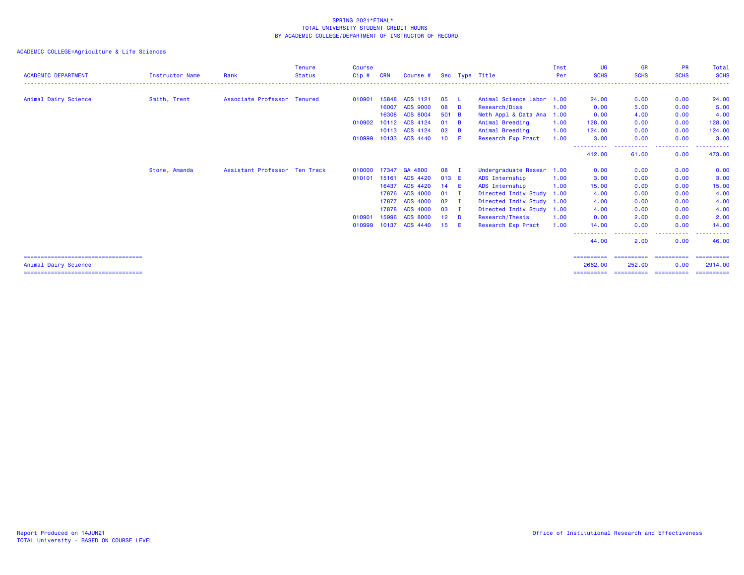SPRING 2021*FINAL*
TOTAL UNIVERSITY STUDENT CREDIT HOURS
BY ACADEMIC COLLEGE/DEPARTMENT OF INSTRUCTOR OF RECORD

ACADEMIC COLLEGE=Agriculture & Life Sciences

| ACADEMIC DEPARTMENT | Instructor Name | Rank | Tenure Status | Course Cip # | CRN | Course # | Sec | Type | Title | Inst Per | UG SCHS | GR SCHS | PR SCHS | Total SCHS |
|---|---|---|---|---|---|---|---|---|---|---|---|---|---|---|
| Animal Dairy Science | Smith, Trent | Associate Professor | Tenured | 010901 | 15848 | ADS 1121 | 05 | L | Animal Science Labor | 1.00 | 24.00 | 0.00 | 0.00 | 24.00 |
| | | | | | 16007 | ADS 9000 | 08 | D | Research/Diss | 1.00 | 0.00 | 5.00 | 0.00 | 5.00 |
| | | | | | 16308 | ADS 8004 | 501 | B | Meth Appl & Data Ana | 1.00 | 0.00 | 4.00 | 0.00 | 4.00 |
| | | | | 010902 | 10112 | ADS 4124 | 01 | B | Animal Breeding | 1.00 | 128.00 | 0.00 | 0.00 | 128.00 |
| | | | | | 10113 | ADS 4124 | 02 | B | Animal Breeding | 1.00 | 124.00 | 0.00 | 0.00 | 124.00 |
| | | | | 010999 | 10133 | ADS 4440 | 10 | E | Research Exp Pract | 1.00 | 3.00 | 0.00 | 0.00 | 3.00 |
| | | | | | | | | | | | 412.00 | 61.00 | 0.00 | 473.00 |
| | Stone, Amanda | Assistant Professor | Ten Track | 010000 | 17347 | GA 4800 | 08 | I | Undergraduate Resear | 1.00 | 0.00 | 0.00 | 0.00 | 0.00 |
| | | | | 010101 | 15161 | ADS 4420 | 013 | E | ADS Internship | 1.00 | 3.00 | 0.00 | 0.00 | 3.00 |
| | | | | | 16437 | ADS 4420 | 14 | E | ADS Internship | 1.00 | 15.00 | 0.00 | 0.00 | 15.00 |
| | | | | | 17876 | ADS 4000 | 01 | I | Directed Indiv Study | 1.00 | 4.00 | 0.00 | 0.00 | 4.00 |
| | | | | | 17877 | ADS 4000 | 02 | I | Directed Indiv Study | 1.00 | 4.00 | 0.00 | 0.00 | 4.00 |
| | | | | | 17878 | ADS 4000 | 03 | I | Directed Indiv Study | 1.00 | 4.00 | 0.00 | 0.00 | 4.00 |
| | | | | 010901 | 15996 | ADS 8000 | 12 | D | Research/Thesis | 1.00 | 0.00 | 2.00 | 0.00 | 2.00 |
| | | | | 010999 | 10137 | ADS 4440 | 15 | E | Research Exp Pract | 1.00 | 14.00 | 0.00 | 0.00 | 14.00 |
| | | | | | | | | | | | 44.00 | 2.00 | 0.00 | 46.00 |
| Animal Dairy Science | | | | | | | | | | | 2662.00 | 252.00 | 0.00 | 2914.00 |

Report Produced on 14JUN21
TOTAL University - BASED ON COURSE LEVEL

Office of Institutional Research and Effectiveness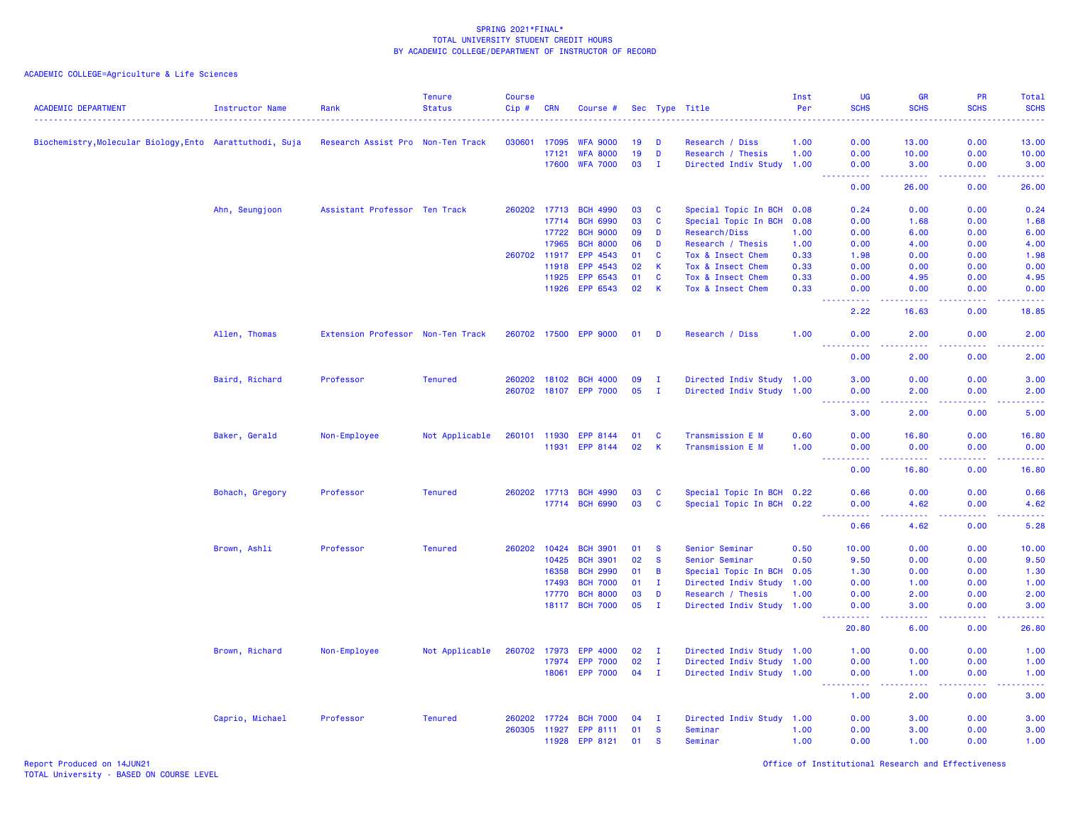SPRING 2021*FINAL*
TOTAL UNIVERSITY STUDENT CREDIT HOURS
BY ACADEMIC COLLEGE/DEPARTMENT OF INSTRUCTOR OF RECORD

ACADEMIC COLLEGE=Agriculture & Life Sciences

| ACADEMIC DEPARTMENT | Instructor Name | Rank | Tenure Status | Course Cip # | CRN | Course # | Sec | Type | Title | Inst Per | UG SCHS | GR SCHS | PR SCHS | Total SCHS |
|---|---|---|---|---|---|---|---|---|---|---|---|---|---|---|
| Biochemistry,Molecular Biology,Ento | Aarattuthodi, Suja | Research Assist Pro | Non-Ten Track | 030601 | 17095 | WFA 9000 | 19 | D | Research / Diss | 1.00 | 0.00 | 13.00 | 0.00 | 13.00 |
| | | | | | 17121 | WFA 8000 | 19 | D | Research / Thesis | 1.00 | 0.00 | 10.00 | 0.00 | 10.00 |
| | | | | | 17600 | WFA 7000 | 03 | I | Directed Indiv Study | 1.00 | 0.00 | 3.00 | 0.00 | 3.00 |
| | | | | | | | | | | | 0.00 | 26.00 | 0.00 | 26.00 |
| | Ahn, Seungjoon | Assistant Professor | Ten Track | 260202 | 17713 | BCH 4990 | 03 | C | Special Topic In BCH | 0.08 | 0.24 | 0.00 | 0.00 | 0.24 |
| | | | | | 17714 | BCH 6990 | 03 | C | Special Topic In BCH | 0.08 | 0.00 | 1.68 | 0.00 | 1.68 |
| | | | | | 17722 | BCH 9000 | 09 | D | Research/Diss | 1.00 | 0.00 | 6.00 | 0.00 | 6.00 |
| | | | | | 17965 | BCH 8000 | 06 | D | Research / Thesis | 1.00 | 0.00 | 4.00 | 0.00 | 4.00 |
| | | | | 260702 | 11917 | EPP 4543 | 01 | C | Tox & Insect Chem | 0.33 | 1.98 | 0.00 | 0.00 | 1.98 |
| | | | | | 11918 | EPP 4543 | 02 | K | Tox & Insect Chem | 0.33 | 0.00 | 0.00 | 0.00 | 0.00 |
| | | | | | 11925 | EPP 6543 | 01 | C | Tox & Insect Chem | 0.33 | 0.00 | 4.95 | 0.00 | 4.95 |
| | | | | | 11926 | EPP 6543 | 02 | K | Tox & Insect Chem | 0.33 | 0.00 | 0.00 | 0.00 | 0.00 |
| | | | | | | | | | | | 2.22 | 16.63 | 0.00 | 18.85 |
| | Allen, Thomas | Extension Professor | Non-Ten Track | 260702 | 17500 | EPP 9000 | 01 | D | Research / Diss | 1.00 | 0.00 | 2.00 | 0.00 | 2.00 |
| | | | | | | | | | | | 0.00 | 2.00 | 0.00 | 2.00 |
| | Baird, Richard | Professor | Tenured | 260202 | 18102 | BCH 4000 | 09 | I | Directed Indiv Study | 1.00 | 3.00 | 0.00 | 0.00 | 3.00 |
| | | | | 260702 | 18107 | EPP 7000 | 05 | I | Directed Indiv Study | 1.00 | 0.00 | 2.00 | 0.00 | 2.00 |
| | | | | | | | | | | | 3.00 | 2.00 | 0.00 | 5.00 |
| | Baker, Gerald | Non-Employee | Not Applicable | 260101 | 11930 | EPP 8144 | 01 | C | Transmission E M | 0.60 | 0.00 | 16.80 | 0.00 | 16.80 |
| | | | | | 11931 | EPP 8144 | 02 | K | Transmission E M | 1.00 | 0.00 | 0.00 | 0.00 | 0.00 |
| | | | | | | | | | | | 0.00 | 16.80 | 0.00 | 16.80 |
| | Bohach, Gregory | Professor | Tenured | 260202 | 17713 | BCH 4990 | 03 | C | Special Topic In BCH | 0.22 | 0.66 | 0.00 | 0.00 | 0.66 |
| | | | | | 17714 | BCH 6990 | 03 | C | Special Topic In BCH | 0.22 | 0.00 | 4.62 | 0.00 | 4.62 |
| | | | | | | | | | | | 0.66 | 4.62 | 0.00 | 5.28 |
| | Brown, Ashli | Professor | Tenured | 260202 | 10424 | BCH 3901 | 01 | S | Senior Seminar | 0.50 | 10.00 | 0.00 | 0.00 | 10.00 |
| | | | | | 10425 | BCH 3901 | 02 | S | Senior Seminar | 0.50 | 9.50 | 0.00 | 0.00 | 9.50 |
| | | | | | 16358 | BCH 2990 | 01 | B | Special Topic In BCH | 0.05 | 1.30 | 0.00 | 0.00 | 1.30 |
| | | | | | 17493 | BCH 7000 | 01 | I | Directed Indiv Study | 1.00 | 0.00 | 1.00 | 0.00 | 1.00 |
| | | | | | 17770 | BCH 8000 | 03 | D | Research / Thesis | 1.00 | 0.00 | 2.00 | 0.00 | 2.00 |
| | | | | | 18117 | BCH 7000 | 05 | I | Directed Indiv Study | 1.00 | 0.00 | 3.00 | 0.00 | 3.00 |
| | | | | | | | | | | | 20.80 | 6.00 | 0.00 | 26.80 |
| | Brown, Richard | Non-Employee | Not Applicable | 260702 | 17973 | EPP 4000 | 02 | I | Directed Indiv Study | 1.00 | 1.00 | 0.00 | 0.00 | 1.00 |
| | | | | | 17974 | EPP 7000 | 02 | I | Directed Indiv Study | 1.00 | 0.00 | 1.00 | 0.00 | 1.00 |
| | | | | | 18061 | EPP 7000 | 04 | I | Directed Indiv Study | 1.00 | 0.00 | 1.00 | 0.00 | 1.00 |
| | | | | | | | | | | | 1.00 | 2.00 | 0.00 | 3.00 |
| | Caprio, Michael | Professor | Tenured | 260202 | 17724 | BCH 7000 | 04 | I | Directed Indiv Study | 1.00 | 0.00 | 3.00 | 0.00 | 3.00 |
| | | | | 260305 | 11927 | EPP 8111 | 01 | S | Seminar | 1.00 | 0.00 | 3.00 | 0.00 | 3.00 |
| | | | | | 11928 | EPP 8121 | 01 | S | Seminar | 1.00 | 0.00 | 1.00 | 0.00 | 1.00 |

Report Produced on 14JUN21
TOTAL University - BASED ON COURSE LEVEL

Office of Institutional Research and Effectiveness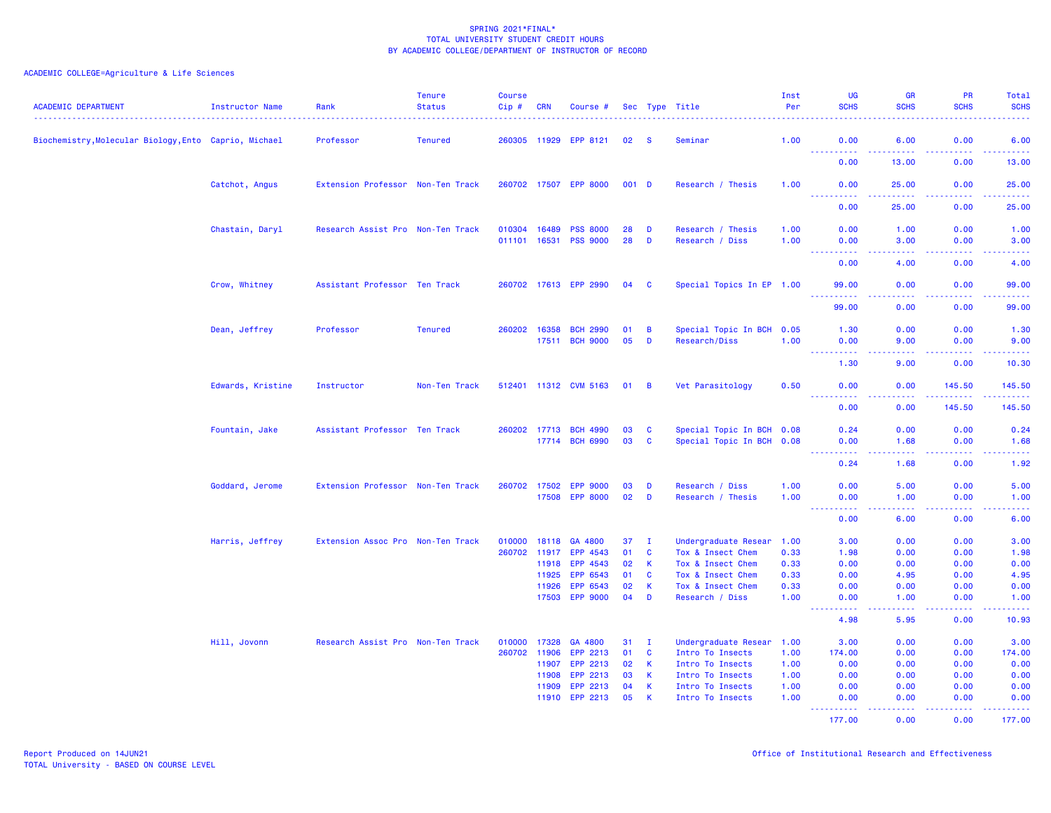SPRING 2021*FINAL*
TOTAL UNIVERSITY STUDENT CREDIT HOURS
BY ACADEMIC COLLEGE/DEPARTMENT OF INSTRUCTOR OF RECORD

ACADEMIC COLLEGE=Agriculture & Life Sciences

| ACADEMIC DEPARTMENT | Instructor Name | Rank | Tenure Status | Course Cip # | CRN | Course # | Sec | Type | Title | Inst Per | UG SCHS | GR SCHS | PR SCHS | Total SCHS |
|---|---|---|---|---|---|---|---|---|---|---|---|---|---|---|
| Biochemistry,Molecular Biology,Ento | Caprio, Michael | Professor | Tenured | 260305 | 11929 | EPP 8121 | 02 | S | Seminar | 1.00 | 0.00 | 6.00 | 0.00 | 6.00 |
| | | | | | | | | | | | 0.00 | 13.00 | 0.00 | 13.00 |
| | Catchot, Angus | Extension Professor | Non-Ten Track | 260702 | 17507 | EPP 8000 | 001 | D | Research / Thesis | 1.00 | 0.00 | 25.00 | 0.00 | 25.00 |
| | | | | | | | | | | | 0.00 | 25.00 | 0.00 | 25.00 |
| | Chastain, Daryl | Research Assist Pro | Non-Ten Track | 010304 | 16489 | PSS 8000 | 28 | D | Research / Thesis | 1.00 | 0.00 | 1.00 | 0.00 | 1.00 |
| | | | | 011101 | 16531 | PSS 9000 | 28 | D | Research / Diss | 1.00 | 0.00 | 3.00 | 0.00 | 3.00 |
| | | | | | | | | | | | 0.00 | 4.00 | 0.00 | 4.00 |
| | Crow, Whitney | Assistant Professor | Ten Track | 260702 | 17613 | EPP 2990 | 04 | C | Special Topics In EP | 1.00 | 99.00 | 0.00 | 0.00 | 99.00 |
| | | | | | | | | | | | 99.00 | 0.00 | 0.00 | 99.00 |
| | Dean, Jeffrey | Professor | Tenured | 260202 | 16358 | BCH 2990 | 01 | B | Special Topic In BCH | 0.05 | 1.30 | 0.00 | 0.00 | 1.30 |
| | | | | | 17511 | BCH 9000 | 05 | D | Research/Diss | 1.00 | 0.00 | 9.00 | 0.00 | 9.00 |
| | | | | | | | | | | | 1.30 | 9.00 | 0.00 | 10.30 |
| | Edwards, Kristine | Instructor | Non-Ten Track | 512401 | 11312 | CVM 5163 | 01 | B | Vet Parasitology | 0.50 | 0.00 | 0.00 | 145.50 | 145.50 |
| | | | | | | | | | | | 0.00 | 0.00 | 145.50 | 145.50 |
| | Fountain, Jake | Assistant Professor | Ten Track | 260202 | 17713 | BCH 4990 | 03 | C | Special Topic In BCH | 0.08 | 0.24 | 0.00 | 0.00 | 0.24 |
| | | | | | 17714 | BCH 6990 | 03 | C | Special Topic In BCH | 0.08 | 0.00 | 1.68 | 0.00 | 1.68 |
| | | | | | | | | | | | 0.24 | 1.68 | 0.00 | 1.92 |
| | Goddard, Jerome | Extension Professor | Non-Ten Track | 260702 | 17502 | EPP 9000 | 03 | D | Research / Diss | 1.00 | 0.00 | 5.00 | 0.00 | 5.00 |
| | | | | | 17508 | EPP 8000 | 02 | D | Research / Thesis | 1.00 | 0.00 | 1.00 | 0.00 | 1.00 |
| | | | | | | | | | | | 0.00 | 6.00 | 0.00 | 6.00 |
| | Harris, Jeffrey | Extension Assoc Pro | Non-Ten Track | 010000 | 18118 | GA 4800 | 37 | I | Undergraduate Resear | 1.00 | 3.00 | 0.00 | 0.00 | 3.00 |
| | | | | 260702 | 11917 | EPP 4543 | 01 | C | Tox & Insect Chem | 0.33 | 1.98 | 0.00 | 0.00 | 1.98 |
| | | | | | 11918 | EPP 4543 | 02 | K | Tox & Insect Chem | 0.33 | 0.00 | 0.00 | 0.00 | 0.00 |
| | | | | | 11925 | EPP 6543 | 01 | C | Tox & Insect Chem | 0.33 | 0.00 | 4.95 | 0.00 | 4.95 |
| | | | | | 11926 | EPP 6543 | 02 | K | Tox & Insect Chem | 0.33 | 0.00 | 0.00 | 0.00 | 0.00 |
| | | | | | 17503 | EPP 9000 | 04 | D | Research / Diss | 1.00 | 0.00 | 1.00 | 0.00 | 1.00 |
| | | | | | | | | | | | 4.98 | 5.95 | 0.00 | 10.93 |
| | Hill, Jovonn | Research Assist Pro | Non-Ten Track | 010000 | 17328 | GA 4800 | 31 | I | Undergraduate Resear | 1.00 | 3.00 | 0.00 | 0.00 | 3.00 |
| | | | | 260702 | 11906 | EPP 2213 | 01 | C | Intro To Insects | 1.00 | 174.00 | 0.00 | 0.00 | 174.00 |
| | | | | | 11907 | EPP 2213 | 02 | K | Intro To Insects | 1.00 | 0.00 | 0.00 | 0.00 | 0.00 |
| | | | | | 11908 | EPP 2213 | 03 | K | Intro To Insects | 1.00 | 0.00 | 0.00 | 0.00 | 0.00 |
| | | | | | 11909 | EPP 2213 | 04 | K | Intro To Insects | 1.00 | 0.00 | 0.00 | 0.00 | 0.00 |
| | | | | | 11910 | EPP 2213 | 05 | K | Intro To Insects | 1.00 | 0.00 | 0.00 | 0.00 | 0.00 |
| | | | | | | | | | | | 177.00 | 0.00 | 0.00 | 177.00 |

Report Produced on 14JUN21
TOTAL University - BASED ON COURSE LEVEL

Office of Institutional Research and Effectiveness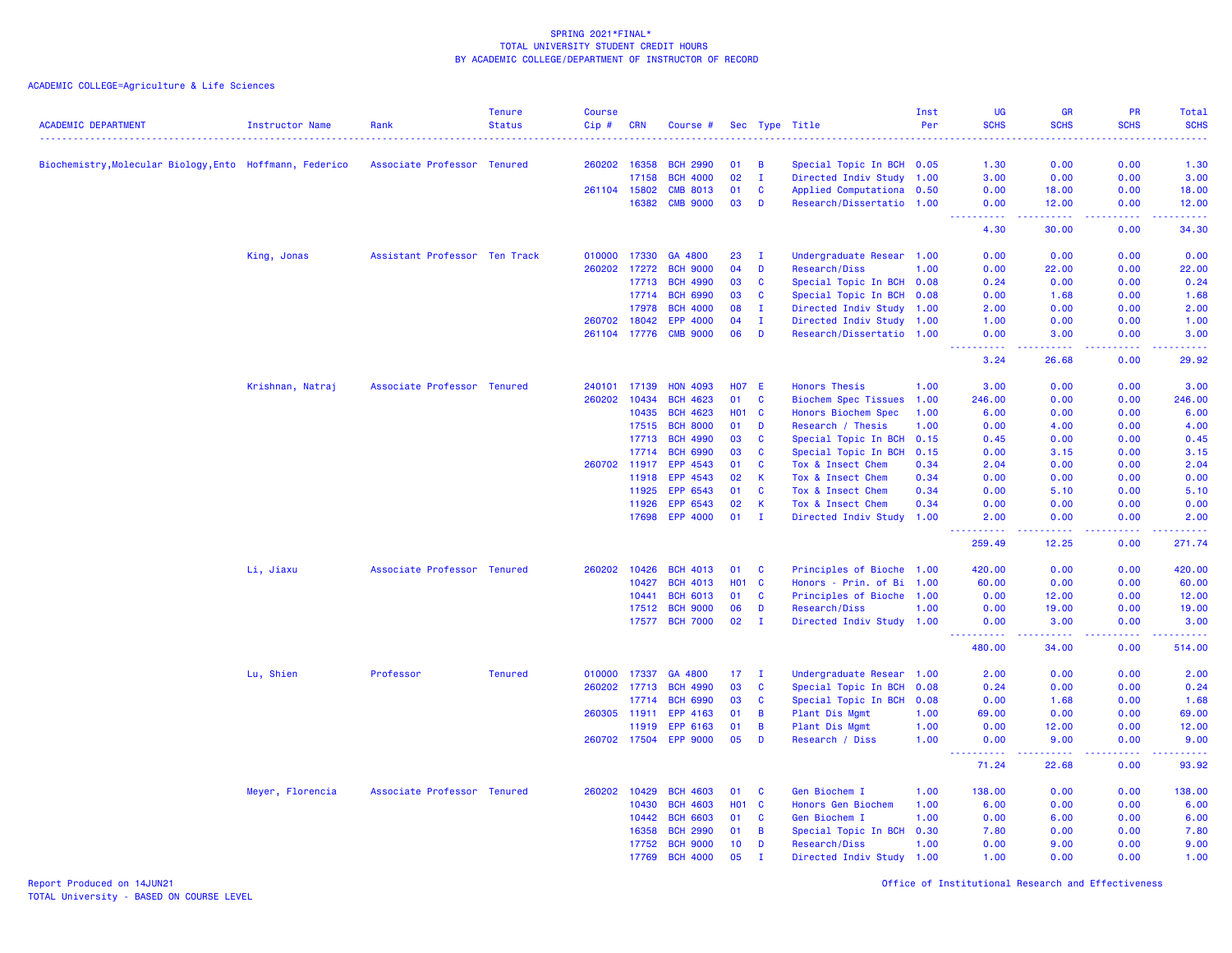SPRING 2021*FINAL*
TOTAL UNIVERSITY STUDENT CREDIT HOURS
BY ACADEMIC COLLEGE/DEPARTMENT OF INSTRUCTOR OF RECORD

ACADEMIC COLLEGE=Agriculture & Life Sciences

| ACADEMIC DEPARTMENT | Instructor Name | Rank | Tenure Status | Course Cip # | CRN | Course # | Sec | Type | Title | Inst Per | UG SCHS | GR SCHS | PR SCHS | Total SCHS |
|---|---|---|---|---|---|---|---|---|---|---|---|---|---|---|
| Biochemistry,Molecular Biology,Ento | Hoffmann, Federico | Associate Professor | Tenured | 260202 | 16358 | BCH 2990 | 01 | B | Special Topic In BCH | 0.05 | 1.30 | 0.00 | 0.00 | 1.30 |
| | | | | | 17158 | BCH 4000 | 02 | I | Directed Indiv Study | 1.00 | 3.00 | 0.00 | 0.00 | 3.00 |
| | | | | 261104 | 15802 | CMB 8013 | 01 | C | Applied Computationa | 0.50 | 0.00 | 18.00 | 0.00 | 18.00 |
| | | | | | 16382 | CMB 9000 | 03 | D | Research/Dissertatio | 1.00 | 0.00 | 12.00 | 0.00 | 12.00 |
| | | | | | | | | | | | 4.30 | 30.00 | 0.00 | 34.30 |
| | King, Jonas | Assistant Professor | Ten Track | 010000 | 17330 | GA 4800 | 23 | I | Undergraduate Resear | 1.00 | 0.00 | 0.00 | 0.00 | 0.00 |
| | | | | 260202 | 17272 | BCH 9000 | 04 | D | Research/Diss | 1.00 | 0.00 | 22.00 | 0.00 | 22.00 |
| | | | | | 17713 | BCH 4990 | 03 | C | Special Topic In BCH | 0.08 | 0.24 | 0.00 | 0.00 | 0.24 |
| | | | | | 17714 | BCH 6990 | 03 | C | Special Topic In BCH | 0.08 | 0.00 | 1.68 | 0.00 | 1.68 |
| | | | | | 17978 | BCH 4000 | 08 | I | Directed Indiv Study | 1.00 | 2.00 | 0.00 | 0.00 | 2.00 |
| | | | | 260702 | 18042 | EPP 4000 | 04 | I | Directed Indiv Study | 1.00 | 1.00 | 0.00 | 0.00 | 1.00 |
| | | | | 261104 | 17776 | CMB 9000 | 06 | D | Research/Dissertatio | 1.00 | 0.00 | 3.00 | 0.00 | 3.00 |
| | | | | | | | | | | | 3.24 | 26.68 | 0.00 | 29.92 |
| | Krishnan, Natraj | Associate Professor | Tenured | 240101 | 17139 | HON 4093 | H07 | E | Honors Thesis | 1.00 | 3.00 | 0.00 | 0.00 | 3.00 |
| | | | | 260202 | 10434 | BCH 4623 | 01 | C | Biochem Spec Tissues | 1.00 | 246.00 | 0.00 | 0.00 | 246.00 |
| | | | | | 10435 | BCH 4623 | H01 | C | Honors Biochem Spec | 1.00 | 6.00 | 0.00 | 0.00 | 6.00 |
| | | | | | 17515 | BCH 8000 | 01 | D | Research / Thesis | 1.00 | 0.00 | 4.00 | 0.00 | 4.00 |
| | | | | | 17713 | BCH 4990 | 03 | C | Special Topic In BCH | 0.15 | 0.45 | 0.00 | 0.00 | 0.45 |
| | | | | | 17714 | BCH 6990 | 03 | C | Special Topic In BCH | 0.15 | 0.00 | 3.15 | 0.00 | 3.15 |
| | | | | 260702 | 11917 | EPP 4543 | 01 | C | Tox & Insect Chem | 0.34 | 2.04 | 0.00 | 0.00 | 2.04 |
| | | | | | 11918 | EPP 4543 | 02 | K | Tox & Insect Chem | 0.34 | 0.00 | 0.00 | 0.00 | 0.00 |
| | | | | | 11925 | EPP 6543 | 01 | C | Tox & Insect Chem | 0.34 | 0.00 | 5.10 | 0.00 | 5.10 |
| | | | | | 11926 | EPP 6543 | 02 | K | Tox & Insect Chem | 0.34 | 0.00 | 0.00 | 0.00 | 0.00 |
| | | | | | 17698 | EPP 4000 | 01 | I | Directed Indiv Study | 1.00 | 2.00 | 0.00 | 0.00 | 2.00 |
| | | | | | | | | | | | 259.49 | 12.25 | 0.00 | 271.74 |
| | Li, Jiaxu | Associate Professor | Tenured | 260202 | 10426 | BCH 4013 | 01 | C | Principles of Bioche | 1.00 | 420.00 | 0.00 | 0.00 | 420.00 |
| | | | | | 10427 | BCH 4013 | H01 | C | Honors - Prin. of Bi | 1.00 | 60.00 | 0.00 | 0.00 | 60.00 |
| | | | | | 10441 | BCH 6013 | 01 | C | Principles of Bioche | 1.00 | 0.00 | 12.00 | 0.00 | 12.00 |
| | | | | | 17512 | BCH 9000 | 06 | D | Research/Diss | 1.00 | 0.00 | 19.00 | 0.00 | 19.00 |
| | | | | | 17577 | BCH 7000 | 02 | I | Directed Indiv Study | 1.00 | 0.00 | 3.00 | 0.00 | 3.00 |
| | | | | | | | | | | | 480.00 | 34.00 | 0.00 | 514.00 |
| | Lu, Shien | Professor | Tenured | 010000 | 17337 | GA 4800 | 17 | I | Undergraduate Resear | 1.00 | 2.00 | 0.00 | 0.00 | 2.00 |
| | | | | 260202 | 17713 | BCH 4990 | 03 | C | Special Topic In BCH | 0.08 | 0.24 | 0.00 | 0.00 | 0.24 |
| | | | | | 17714 | BCH 6990 | 03 | C | Special Topic In BCH | 0.08 | 0.00 | 1.68 | 0.00 | 1.68 |
| | | | | 260305 | 11911 | EPP 4163 | 01 | B | Plant Dis Mgmt | 1.00 | 69.00 | 0.00 | 0.00 | 69.00 |
| | | | | | 11919 | EPP 6163 | 01 | B | Plant Dis Mgmt | 1.00 | 0.00 | 12.00 | 0.00 | 12.00 |
| | | | | 260702 | 17504 | EPP 9000 | 05 | D | Research / Diss | 1.00 | 0.00 | 9.00 | 0.00 | 9.00 |
| | | | | | | | | | | | 71.24 | 22.68 | 0.00 | 93.92 |
| | Meyer, Florencia | Associate Professor | Tenured | 260202 | 10429 | BCH 4603 | 01 | C | Gen Biochem I | 1.00 | 138.00 | 0.00 | 0.00 | 138.00 |
| | | | | | 10430 | BCH 4603 | H01 | C | Honors Gen Biochem | 1.00 | 6.00 | 0.00 | 0.00 | 6.00 |
| | | | | | 10442 | BCH 6603 | 01 | C | Gen Biochem I | 1.00 | 0.00 | 6.00 | 0.00 | 6.00 |
| | | | | | 16358 | BCH 2990 | 01 | B | Special Topic In BCH | 0.30 | 7.80 | 0.00 | 0.00 | 7.80 |
| | | | | | 17752 | BCH 9000 | 10 | D | Research/Diss | 1.00 | 0.00 | 9.00 | 0.00 | 9.00 |
| | | | | | 17769 | BCH 4000 | 05 | I | Directed Indiv Study | 1.00 | 1.00 | 0.00 | 0.00 | 1.00 |

Report Produced on 14JUN21
TOTAL University - BASED ON COURSE LEVEL

Office of Institutional Research and Effectiveness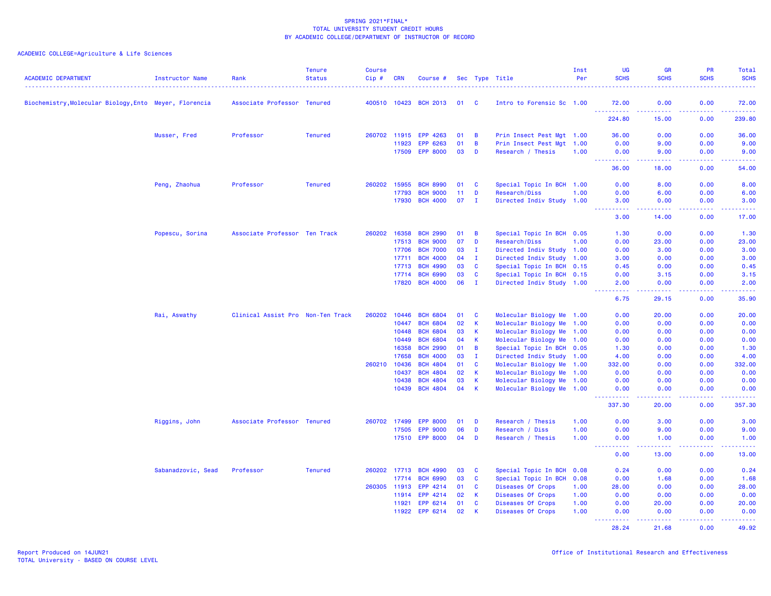SPRING 2021*FINAL*
TOTAL UNIVERSITY STUDENT CREDIT HOURS
BY ACADEMIC COLLEGE/DEPARTMENT OF INSTRUCTOR OF RECORD

ACADEMIC COLLEGE=Agriculture & Life Sciences

| ACADEMIC DEPARTMENT | Instructor Name | Rank | Tenure Status | Course Cip # | CRN | Course # | Sec | Type | Title | Inst Per | UG SCHS | GR SCHS | PR SCHS | Total SCHS |
|---|---|---|---|---|---|---|---|---|---|---|---|---|---|---|
| Biochemistry,Molecular Biology,Ento | Meyer, Florencia | Associate Professor | Tenured | 400510 | 10423 | BCH 2013 | 01 | C | Intro to Forensic Sc | 1.00 | 72.00 | 0.00 | 0.00 | 72.00 |
| | | | | | | | | | | | 224.80 | 15.00 | 0.00 | 239.80 |
| | Musser, Fred | Professor | Tenured | 260702 | 11915 | EPP 4263 | 01 | B | Prin Insect Pest Mgt | 1.00 | 36.00 | 0.00 | 0.00 | 36.00 |
| | | | | | 11923 | EPP 6263 | 01 | B | Prin Insect Pest Mgt | 1.00 | 0.00 | 9.00 | 0.00 | 9.00 |
| | | | | | 17509 | EPP 8000 | 03 | D | Research / Thesis | 1.00 | 0.00 | 9.00 | 0.00 | 9.00 |
| | | | | | | | | | | | 36.00 | 18.00 | 0.00 | 54.00 |
| | Peng, Zhaohua | Professor | Tenured | 260202 | 15955 | BCH 8990 | 01 | C | Special Topic In BCH | 1.00 | 0.00 | 8.00 | 0.00 | 8.00 |
| | | | | | 17793 | BCH 9000 | 11 | D | Research/Diss | 1.00 | 0.00 | 6.00 | 0.00 | 6.00 |
| | | | | | 17930 | BCH 4000 | 07 | I | Directed Indiv Study | 1.00 | 3.00 | 0.00 | 0.00 | 3.00 |
| | | | | | | | | | | | 3.00 | 14.00 | 0.00 | 17.00 |
| | Popescu, Sorina | Associate Professor | Ten Track | 260202 | 16358 | BCH 2990 | 01 | B | Special Topic In BCH | 0.05 | 1.30 | 0.00 | 0.00 | 1.30 |
| | | | | | 17513 | BCH 9000 | 07 | D | Research/Diss | 1.00 | 0.00 | 23.00 | 0.00 | 23.00 |
| | | | | | 17706 | BCH 7000 | 03 | I | Directed Indiv Study | 1.00 | 0.00 | 3.00 | 0.00 | 3.00 |
| | | | | | 17711 | BCH 4000 | 04 | I | Directed Indiv Study | 1.00 | 3.00 | 0.00 | 0.00 | 3.00 |
| | | | | | 17713 | BCH 4990 | 03 | C | Special Topic In BCH | 0.15 | 0.45 | 0.00 | 0.00 | 0.45 |
| | | | | | 17714 | BCH 6990 | 03 | C | Special Topic In BCH | 0.15 | 0.00 | 3.15 | 0.00 | 3.15 |
| | | | | | 17820 | BCH 4000 | 06 | I | Directed Indiv Study | 1.00 | 2.00 | 0.00 | 0.00 | 2.00 |
| | | | | | | | | | | | 6.75 | 29.15 | 0.00 | 35.90 |
| | Rai, Aswathy | Clinical Assist Pro | Non-Ten Track | 260202 | 10446 | BCH 6804 | 01 | C | Molecular Biology Me | 1.00 | 0.00 | 20.00 | 0.00 | 20.00 |
| | | | | | 10447 | BCH 6804 | 02 | K | Molecular Biology Me | 1.00 | 0.00 | 0.00 | 0.00 | 0.00 |
| | | | | | 10448 | BCH 6804 | 03 | K | Molecular Biology Me | 1.00 | 0.00 | 0.00 | 0.00 | 0.00 |
| | | | | | 10449 | BCH 6804 | 04 | K | Molecular Biology Me | 1.00 | 0.00 | 0.00 | 0.00 | 0.00 |
| | | | | | 16358 | BCH 2990 | 01 | B | Special Topic In BCH | 0.05 | 1.30 | 0.00 | 0.00 | 1.30 |
| | | | | | 17658 | BCH 4000 | 03 | I | Directed Indiv Study | 1.00 | 4.00 | 0.00 | 0.00 | 4.00 |
| | | | | 260210 | 10436 | BCH 4804 | 01 | C | Molecular Biology Me | 1.00 | 332.00 | 0.00 | 0.00 | 332.00 |
| | | | | | 10437 | BCH 4804 | 02 | K | Molecular Biology Me | 1.00 | 0.00 | 0.00 | 0.00 | 0.00 |
| | | | | | 10438 | BCH 4804 | 03 | K | Molecular Biology Me | 1.00 | 0.00 | 0.00 | 0.00 | 0.00 |
| | | | | | 10439 | BCH 4804 | 04 | K | Molecular Biology Me | 1.00 | 0.00 | 0.00 | 0.00 | 0.00 |
| | | | | | | | | | | | 337.30 | 20.00 | 0.00 | 357.30 |
| | Riggins, John | Associate Professor | Tenured | 260702 | 17499 | EPP 8000 | 01 | D | Research / Thesis | 1.00 | 0.00 | 3.00 | 0.00 | 3.00 |
| | | | | | 17505 | EPP 9000 | 06 | D | Research / Diss | 1.00 | 0.00 | 9.00 | 0.00 | 9.00 |
| | | | | | 17510 | EPP 8000 | 04 | D | Research / Thesis | 1.00 | 0.00 | 1.00 | 0.00 | 1.00 |
| | | | | | | | | | | | 0.00 | 13.00 | 0.00 | 13.00 |
| | Sabanadzovic, Sead | Professor | Tenured | 260202 | 17713 | BCH 4990 | 03 | C | Special Topic In BCH | 0.08 | 0.24 | 0.00 | 0.00 | 0.24 |
| | | | | | 17714 | BCH 6990 | 03 | C | Special Topic In BCH | 0.08 | 0.00 | 1.68 | 0.00 | 1.68 |
| | | | | 260305 | 11913 | EPP 4214 | 01 | C | Diseases Of Crops | 1.00 | 28.00 | 0.00 | 0.00 | 28.00 |
| | | | | | 11914 | EPP 4214 | 02 | K | Diseases Of Crops | 1.00 | 0.00 | 0.00 | 0.00 | 0.00 |
| | | | | | 11921 | EPP 6214 | 01 | C | Diseases Of Crops | 1.00 | 0.00 | 20.00 | 0.00 | 20.00 |
| | | | | | 11922 | EPP 6214 | 02 | K | Diseases Of Crops | 1.00 | 0.00 | 0.00 | 0.00 | 0.00 |
| | | | | | | | | | | | 28.24 | 21.68 | 0.00 | 49.92 |

Report Produced on 14JUN21
TOTAL University - BASED ON COURSE LEVEL

Office of Institutional Research and Effectiveness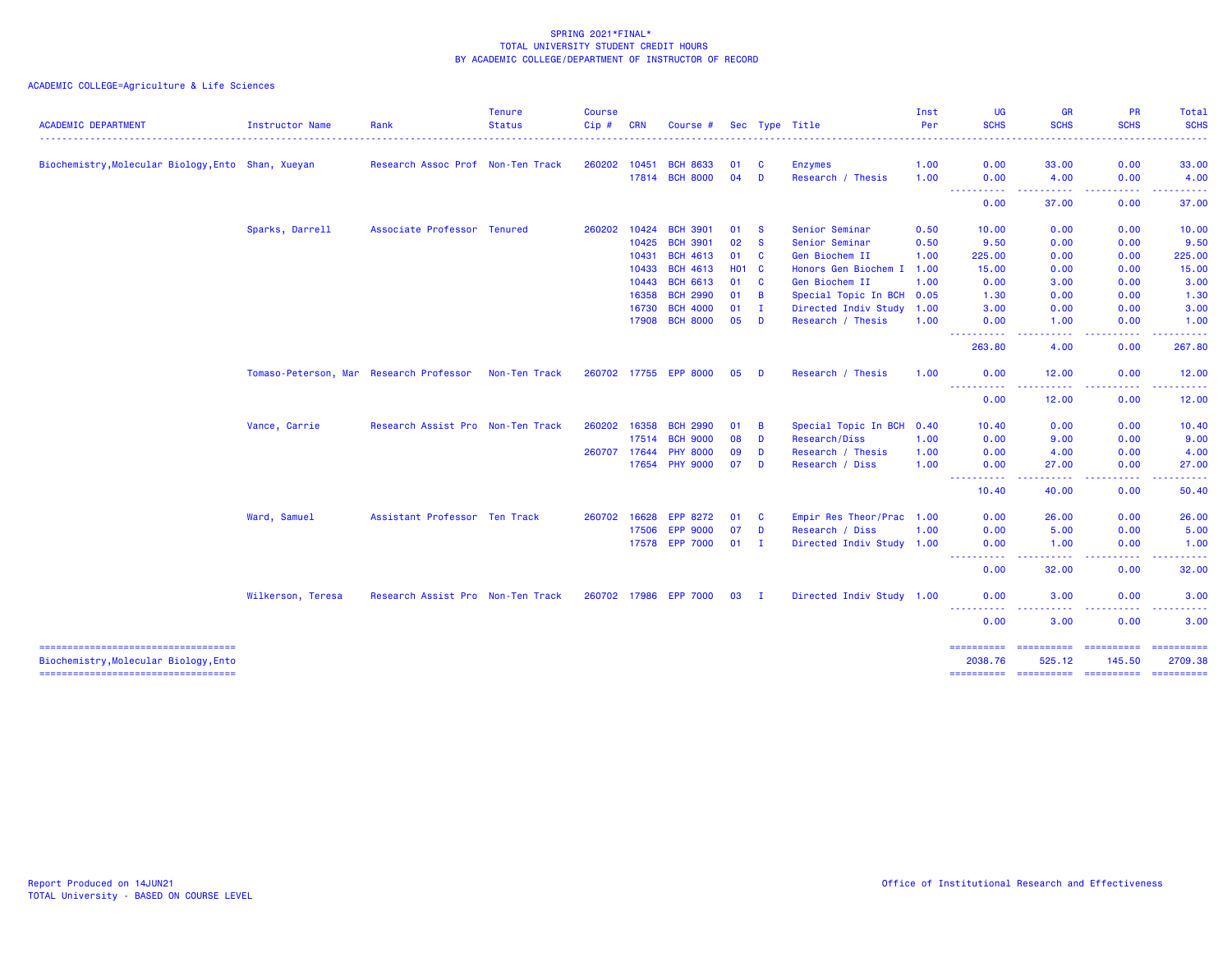SPRING 2021*FINAL*
TOTAL UNIVERSITY STUDENT CREDIT HOURS
BY ACADEMIC COLLEGE/DEPARTMENT OF INSTRUCTOR OF RECORD

ACADEMIC COLLEGE=Agriculture & Life Sciences

| ACADEMIC DEPARTMENT | Instructor Name | Rank | Tenure Status | Course Cip # | CRN | Course # | Sec | Type | Title | Inst Per | UG SCHS | GR SCHS | PR SCHS | Total SCHS |
|---|---|---|---|---|---|---|---|---|---|---|---|---|---|---|
| Biochemistry,Molecular Biology,Ento | Shan, Xueyan | Research Assoc Prof | Non-Ten Track | 260202 | 10451 | BCH 8633 | 01 | C | Enzymes | 1.00 | 0.00 | 33.00 | 0.00 | 33.00 |
| | | | | | 17814 | BCH 8000 | 04 | D | Research / Thesis | 1.00 | 0.00 | 4.00 | 0.00 | 4.00 |
| | | | | | | | | | | | 0.00 | 37.00 | 0.00 | 37.00 |
| | Sparks, Darrell | Associate Professor | Tenured | 260202 | 10424 | BCH 3901 | 01 | S | Senior Seminar | 0.50 | 10.00 | 0.00 | 0.00 | 10.00 |
| | | | | | 10425 | BCH 3901 | 02 | S | Senior Seminar | 0.50 | 9.50 | 0.00 | 0.00 | 9.50 |
| | | | | | 10431 | BCH 4613 | 01 | C | Gen Biochem II | 1.00 | 225.00 | 0.00 | 0.00 | 225.00 |
| | | | | | 10433 | BCH 4613 | H01 | C | Honors Gen Biochem I | 1.00 | 15.00 | 0.00 | 0.00 | 15.00 |
| | | | | | 10443 | BCH 6613 | 01 | C | Gen Biochem II | 1.00 | 0.00 | 3.00 | 0.00 | 3.00 |
| | | | | | 16358 | BCH 2990 | 01 | B | Special Topic In BCH | 0.05 | 1.30 | 0.00 | 0.00 | 1.30 |
| | | | | | 16730 | BCH 4000 | 01 | I | Directed Indiv Study | 1.00 | 3.00 | 0.00 | 0.00 | 3.00 |
| | | | | | 17908 | BCH 8000 | 05 | D | Research / Thesis | 1.00 | 0.00 | 1.00 | 0.00 | 1.00 |
| | | | | | | | | | | | 263.80 | 4.00 | 0.00 | 267.80 |
| | Tomaso-Peterson, Mar | Research Professor | Non-Ten Track | 260702 | 17755 | EPP 8000 | 05 | D | Research / Thesis | 1.00 | 0.00 | 12.00 | 0.00 | 12.00 |
| | | | | | | | | | | | 0.00 | 12.00 | 0.00 | 12.00 |
| | Vance, Carrie | Research Assist Pro | Non-Ten Track | 260202 | 16358 | BCH 2990 | 01 | B | Special Topic In BCH | 0.40 | 10.40 | 0.00 | 0.00 | 10.40 |
| | | | | | 17514 | BCH 9000 | 08 | D | Research/Diss | 1.00 | 0.00 | 9.00 | 0.00 | 9.00 |
| | | | | 260707 | 17644 | PHY 8000 | 09 | D | Research / Thesis | 1.00 | 0.00 | 4.00 | 0.00 | 4.00 |
| | | | | | 17654 | PHY 9000 | 07 | D | Research / Diss | 1.00 | 0.00 | 27.00 | 0.00 | 27.00 |
| | | | | | | | | | | | 10.40 | 40.00 | 0.00 | 50.40 |
| | Ward, Samuel | Assistant Professor | Ten Track | 260702 | 16628 | EPP 8272 | 01 | C | Empir Res Theor/Prac | 1.00 | 0.00 | 26.00 | 0.00 | 26.00 |
| | | | | | 17506 | EPP 9000 | 07 | D | Research / Diss | 1.00 | 0.00 | 5.00 | 0.00 | 5.00 |
| | | | | | 17578 | EPP 7000 | 01 | I | Directed Indiv Study | 1.00 | 0.00 | 1.00 | 0.00 | 1.00 |
| | | | | | | | | | | | 0.00 | 32.00 | 0.00 | 32.00 |
| | Wilkerson, Teresa | Research Assist Pro | Non-Ten Track | 260702 | 17986 | EPP 7000 | 03 | I | Directed Indiv Study | 1.00 | 0.00 | 3.00 | 0.00 | 3.00 |
| | | | | | | | | | | | 0.00 | 3.00 | 0.00 | 3.00 |
| Biochemistry,Molecular Biology,Ento | | | | | | | | | | | 2038.76 | 525.12 | 145.50 | 2709.38 |

Report Produced on 14JUN21
TOTAL University - BASED ON COURSE LEVEL

Office of Institutional Research and Effectiveness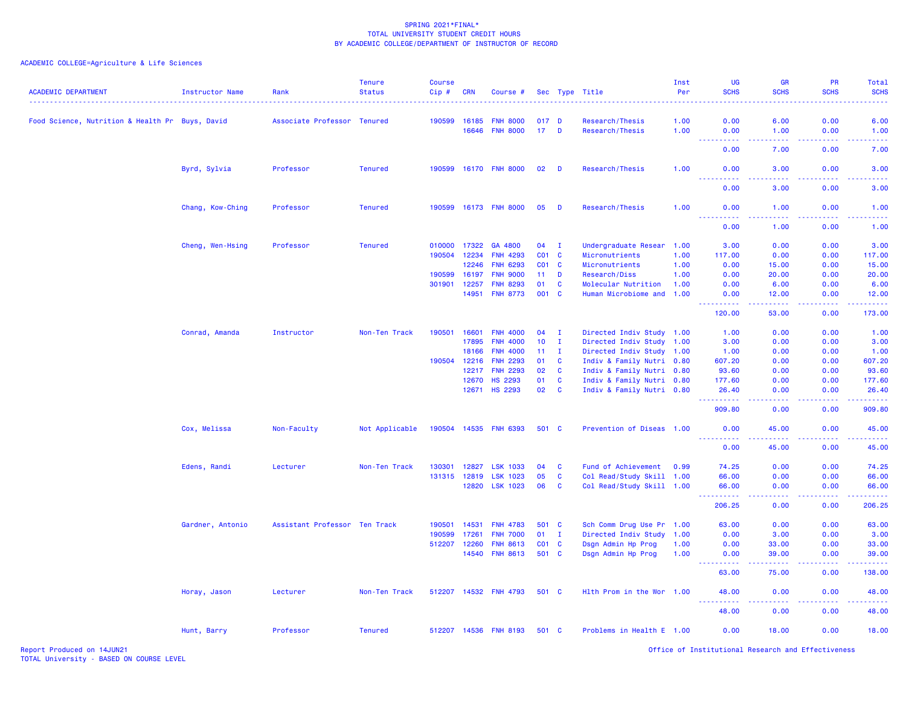SPRING 2021*FINAL*
TOTAL UNIVERSITY STUDENT CREDIT HOURS
BY ACADEMIC COLLEGE/DEPARTMENT OF INSTRUCTOR OF RECORD

ACADEMIC COLLEGE=Agriculture & Life Sciences

| ACADEMIC DEPARTMENT | Instructor Name | Rank | Tenure Status | Course Cip # | CRN | Course # | Sec | Type | Title | Inst Per | UG SCHS | GR SCHS | PR SCHS | Total SCHS |
|---|---|---|---|---|---|---|---|---|---|---|---|---|---|---|
| Food Science, Nutrition & Health Pr | Buys, David | Associate Professor | Tenured | 190599 | 16185 | FNH 8000 | 017 | D | Research/Thesis | 1.00 | 0.00 | 6.00 | 0.00 | 6.00 |
| | | | | | 16646 | FNH 8000 | 17 | D | Research/Thesis | 1.00 | 0.00 | 1.00 | 0.00 | 1.00 |
| | | | | | | | | | | | 0.00 | 7.00 | 0.00 | 7.00 |
| | Byrd, Sylvia | Professor | Tenured | 190599 | 16170 | FNH 8000 | 02 | D | Research/Thesis | 1.00 | 0.00 | 3.00 | 0.00 | 3.00 |
| | | | | | | | | | | | 0.00 | 3.00 | 0.00 | 3.00 |
| | Chang, Kow-Ching | Professor | Tenured | 190599 | 16173 | FNH 8000 | 05 | D | Research/Thesis | 1.00 | 0.00 | 1.00 | 0.00 | 1.00 |
| | | | | | | | | | | | 0.00 | 1.00 | 0.00 | 1.00 |
| | Cheng, Wen-Hsing | Professor | Tenured | 010000 | 17322 | GA 4800 | 04 | I | Undergraduate Resear | 1.00 | 3.00 | 0.00 | 0.00 | 3.00 |
| | | | | 190504 | 12234 | FNH 4293 | C01 | C | Micronutrients | 1.00 | 117.00 | 0.00 | 0.00 | 117.00 |
| | | | | | 12246 | FNH 6293 | C01 | C | Micronutrients | 1.00 | 0.00 | 15.00 | 0.00 | 15.00 |
| | | | | 190599 | 16197 | FNH 9000 | 11 | D | Research/Diss | 1.00 | 0.00 | 20.00 | 0.00 | 20.00 |
| | | | | 301901 | 12257 | FNH 8293 | 01 | C | Molecular Nutrition | 1.00 | 0.00 | 6.00 | 0.00 | 6.00 |
| | | | | | 14951 | FNH 8773 | 001 | C | Human Microbiome and | 1.00 | 0.00 | 12.00 | 0.00 | 12.00 |
| | | | | | | | | | | | 120.00 | 53.00 | 0.00 | 173.00 |
| | Conrad, Amanda | Instructor | Non-Ten Track | 190501 | 16601 | FNH 4000 | 04 | I | Directed Indiv Study | 1.00 | 1.00 | 0.00 | 0.00 | 1.00 |
| | | | | | 17895 | FNH 4000 | 10 | I | Directed Indiv Study | 1.00 | 3.00 | 0.00 | 0.00 | 3.00 |
| | | | | | 18166 | FNH 4000 | 11 | I | Directed Indiv Study | 1.00 | 1.00 | 0.00 | 0.00 | 1.00 |
| | | | | 190504 | 12216 | FNH 2293 | 01 | C | Indiv & Family Nutri | 0.80 | 607.20 | 0.00 | 0.00 | 607.20 |
| | | | | | 12217 | FNH 2293 | 02 | C | Indiv & Family Nutri | 0.80 | 93.60 | 0.00 | 0.00 | 93.60 |
| | | | | | 12670 | HS 2293 | 01 | C | Indiv & Family Nutri | 0.80 | 177.60 | 0.00 | 0.00 | 177.60 |
| | | | | | 12671 | HS 2293 | 02 | C | Indiv & Family Nutri | 0.80 | 26.40 | 0.00 | 0.00 | 26.40 |
| | | | | | | | | | | | 909.80 | 0.00 | 0.00 | 909.80 |
| | Cox, Melissa | Non-Faculty | Not Applicable | 190504 | 14535 | FNH 6393 | 501 | C | Prevention of Diseas | 1.00 | 0.00 | 45.00 | 0.00 | 45.00 |
| | | | | | | | | | | | 0.00 | 45.00 | 0.00 | 45.00 |
| | Edens, Randi | Lecturer | Non-Ten Track | 130301 | 12827 | LSK 1033 | 04 | C | Fund of Achievement | 0.99 | 74.25 | 0.00 | 0.00 | 74.25 |
| | | | | 131315 | 12819 | LSK 1023 | 05 | C | Col Read/Study Skill | 1.00 | 66.00 | 0.00 | 0.00 | 66.00 |
| | | | | | 12820 | LSK 1023 | 06 | C | Col Read/Study Skill | 1.00 | 66.00 | 0.00 | 0.00 | 66.00 |
| | | | | | | | | | | | 206.25 | 0.00 | 0.00 | 206.25 |
| | Gardner, Antonio | Assistant Professor | Ten Track | 190501 | 14531 | FNH 4783 | 501 | C | Sch Comm Drug Use Pr | 1.00 | 63.00 | 0.00 | 0.00 | 63.00 |
| | | | | 190599 | 17261 | FNH 7000 | 01 | I | Directed Indiv Study | 1.00 | 0.00 | 3.00 | 0.00 | 3.00 |
| | | | | 512207 | 12260 | FNH 8613 | C01 | C | Dsgn Admin Hp Prog | 1.00 | 0.00 | 33.00 | 0.00 | 33.00 |
| | | | | | 14540 | FNH 8613 | 501 | C | Dsgn Admin Hp Prog | 1.00 | 0.00 | 39.00 | 0.00 | 39.00 |
| | | | | | | | | | | | 63.00 | 75.00 | 0.00 | 138.00 |
| | Horay, Jason | Lecturer | Non-Ten Track | 512207 | 14532 | FNH 4793 | 501 | C | Hlth Prom in the Wor | 1.00 | 48.00 | 0.00 | 0.00 | 48.00 |
| | | | | | | | | | | | 48.00 | 0.00 | 0.00 | 48.00 |
| | Hunt, Barry | Professor | Tenured | 512207 | 14536 | FNH 8193 | 501 | C | Problems in Health E | 1.00 | 0.00 | 18.00 | 0.00 | 18.00 |

Report Produced on 14JUN21
TOTAL University - BASED ON COURSE LEVEL

Office of Institutional Research and Effectiveness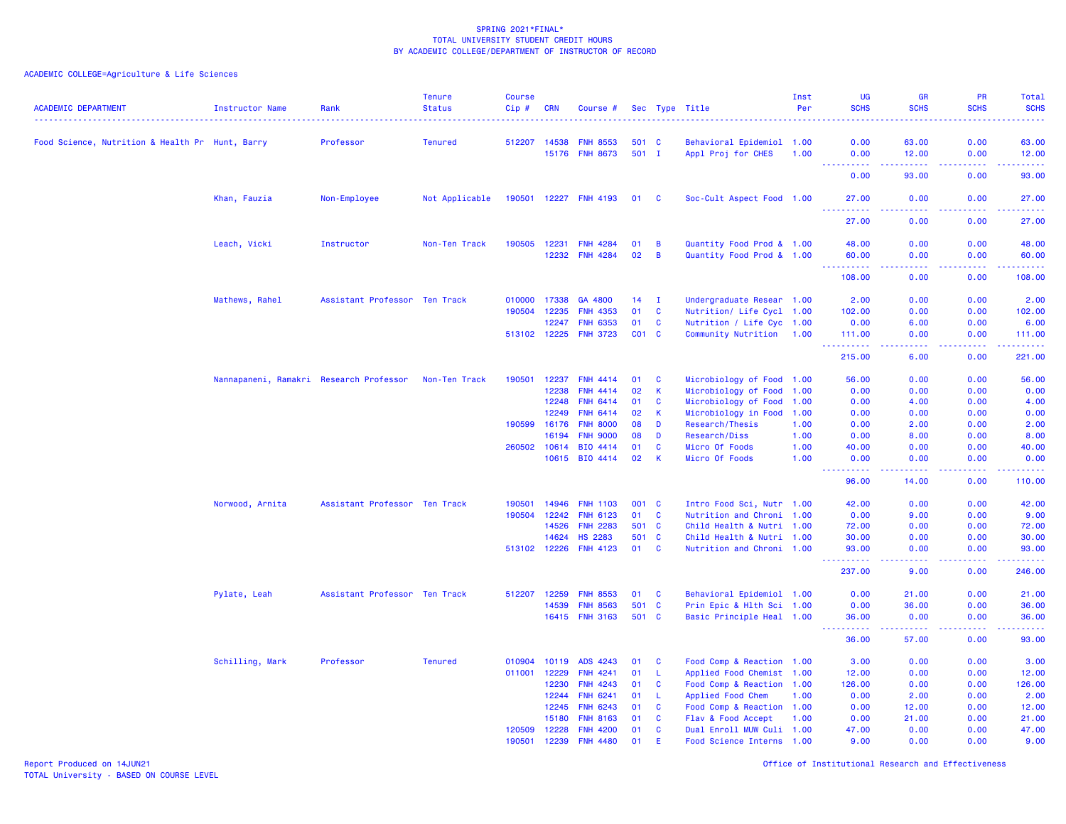SPRING 2021*FINAL*
TOTAL UNIVERSITY STUDENT CREDIT HOURS
BY ACADEMIC COLLEGE/DEPARTMENT OF INSTRUCTOR OF RECORD

ACADEMIC COLLEGE=Agriculture & Life Sciences

| ACADEMIC DEPARTMENT | Instructor Name | Rank | Tenure Status | Course Cip # | CRN | Course # | Sec | Type | Title | Inst Per | UG SCHS | GR SCHS | PR SCHS | Total SCHS |
|---|---|---|---|---|---|---|---|---|---|---|---|---|---|---|
| Food Science, Nutrition & Health Pr | Hunt, Barry | Professor | Tenured | 512207 | 14538 | FNH 8553 | 501 | C | Behavioral Epidemiol | 1.00 | 0.00 | 63.00 | 0.00 | 63.00 |
| | | | | | 15176 | FNH 8673 | 501 | I | Appl Proj for CHES | 1.00 | 0.00 | 12.00 | 0.00 | 12.00 |
| | | | | | | | | | | | 0.00 | 93.00 | 0.00 | 93.00 |
| | Khan, Fauzia | Non-Employee | Not Applicable | 190501 | 12227 | FNH 4193 | 01 | C | Soc-Cult Aspect Food | 1.00 | 27.00 | 0.00 | 0.00 | 27.00 |
| | | | | | | | | | | | 27.00 | 0.00 | 0.00 | 27.00 |
| | Leach, Vicki | Instructor | Non-Ten Track | 190505 | 12231 | FNH 4284 | 01 | B | Quantity Food Prod & | 1.00 | 48.00 | 0.00 | 0.00 | 48.00 |
| | | | | | 12232 | FNH 4284 | 02 | B | Quantity Food Prod & | 1.00 | 60.00 | 0.00 | 0.00 | 60.00 |
| | | | | | | | | | | | 108.00 | 0.00 | 0.00 | 108.00 |
| | Mathews, Rahel | Assistant Professor | Ten Track | 010000 | 17338 | GA 4800 | 14 | I | Undergraduate Resear | 1.00 | 2.00 | 0.00 | 0.00 | 2.00 |
| | | | | 190504 | 12235 | FNH 4353 | 01 | C | Nutrition/ Life Cycl | 1.00 | 102.00 | 0.00 | 0.00 | 102.00 |
| | | | | | 12247 | FNH 6353 | 01 | C | Nutrition / Life Cyc | 1.00 | 0.00 | 6.00 | 0.00 | 6.00 |
| | | | | 513102 | 12225 | FNH 3723 | C01 | C | Community Nutrition | 1.00 | 111.00 | 0.00 | 0.00 | 111.00 |
| | | | | | | | | | | | 215.00 | 6.00 | 0.00 | 221.00 |
| | Nannapaneni, Ramakri | Research Professor | Non-Ten Track | 190501 | 12237 | FNH 4414 | 01 | C | Microbiology of Food | 1.00 | 56.00 | 0.00 | 0.00 | 56.00 |
| | | | | | 12238 | FNH 4414 | 02 | K | Microbiology of Food | 1.00 | 0.00 | 0.00 | 0.00 | 0.00 |
| | | | | | 12248 | FNH 6414 | 01 | C | Microbiology of Food | 1.00 | 0.00 | 4.00 | 0.00 | 4.00 |
| | | | | | 12249 | FNH 6414 | 02 | K | Microbiology in Food | 1.00 | 0.00 | 0.00 | 0.00 | 0.00 |
| | | | | 190599 | 16176 | FNH 8000 | 08 | D | Research/Thesis | 1.00 | 0.00 | 2.00 | 0.00 | 2.00 |
| | | | | | 16194 | FNH 9000 | 08 | D | Research/Diss | 1.00 | 0.00 | 8.00 | 0.00 | 8.00 |
| | | | | 260502 | 10614 | BIO 4414 | 01 | C | Micro Of Foods | 1.00 | 40.00 | 0.00 | 0.00 | 40.00 |
| | | | | | 10615 | BIO 4414 | 02 | K | Micro Of Foods | 1.00 | 0.00 | 0.00 | 0.00 | 0.00 |
| | | | | | | | | | | | 96.00 | 14.00 | 0.00 | 110.00 |
| | Norwood, Arnita | Assistant Professor | Ten Track | 190501 | 14946 | FNH 1103 | 001 | C | Intro Food Sci, Nutr | 1.00 | 42.00 | 0.00 | 0.00 | 42.00 |
| | | | | 190504 | 12242 | FNH 6123 | 01 | C | Nutrition and Chroni | 1.00 | 0.00 | 9.00 | 0.00 | 9.00 |
| | | | | | 14526 | FNH 2283 | 501 | C | Child Health & Nutri | 1.00 | 72.00 | 0.00 | 0.00 | 72.00 |
| | | | | | 14624 | HS 2283 | 501 | C | Child Health & Nutri | 1.00 | 30.00 | 0.00 | 0.00 | 30.00 |
| | | | | 513102 | 12226 | FNH 4123 | 01 | C | Nutrition and Chroni | 1.00 | 93.00 | 0.00 | 0.00 | 93.00 |
| | | | | | | | | | | | 237.00 | 9.00 | 0.00 | 246.00 |
| | Pylate, Leah | Assistant Professor | Ten Track | 512207 | 12259 | FNH 8553 | 01 | C | Behavioral Epidemiol | 1.00 | 0.00 | 21.00 | 0.00 | 21.00 |
| | | | | | 14539 | FNH 8563 | 501 | C | Prin Epic & Hlth Sci | 1.00 | 0.00 | 36.00 | 0.00 | 36.00 |
| | | | | | 16415 | FNH 3163 | 501 | C | Basic Principle Heal | 1.00 | 36.00 | 0.00 | 0.00 | 36.00 |
| | | | | | | | | | | | 36.00 | 57.00 | 0.00 | 93.00 |
| | Schilling, Mark | Professor | Tenured | 010904 | 10119 | ADS 4243 | 01 | C | Food Comp & Reaction | 1.00 | 3.00 | 0.00 | 0.00 | 3.00 |
| | | | | 011001 | 12229 | FNH 4241 | 01 | L | Applied Food Chemist | 1.00 | 12.00 | 0.00 | 0.00 | 12.00 |
| | | | | | 12230 | FNH 4243 | 01 | C | Food Comp & Reaction | 1.00 | 126.00 | 0.00 | 0.00 | 126.00 |
| | | | | | 12244 | FNH 6241 | 01 | L | Applied Food Chem | 1.00 | 0.00 | 2.00 | 0.00 | 2.00 |
| | | | | | 12245 | FNH 6243 | 01 | C | Food Comp & Reaction | 1.00 | 0.00 | 12.00 | 0.00 | 12.00 |
| | | | | | 15180 | FNH 8163 | 01 | C | Flav & Food Accept | 1.00 | 0.00 | 21.00 | 0.00 | 21.00 |
| | | | | 120509 | 12228 | FNH 4200 | 01 | C | Dual Enroll MUW Culi | 1.00 | 47.00 | 0.00 | 0.00 | 47.00 |
| | | | | 190501 | 12239 | FNH 4480 | 01 | E | Food Science Interns | 1.00 | 9.00 | 0.00 | 0.00 | 9.00 |

Report Produced on 14JUN21
TOTAL University - BASED ON COURSE LEVEL

Office of Institutional Research and Effectiveness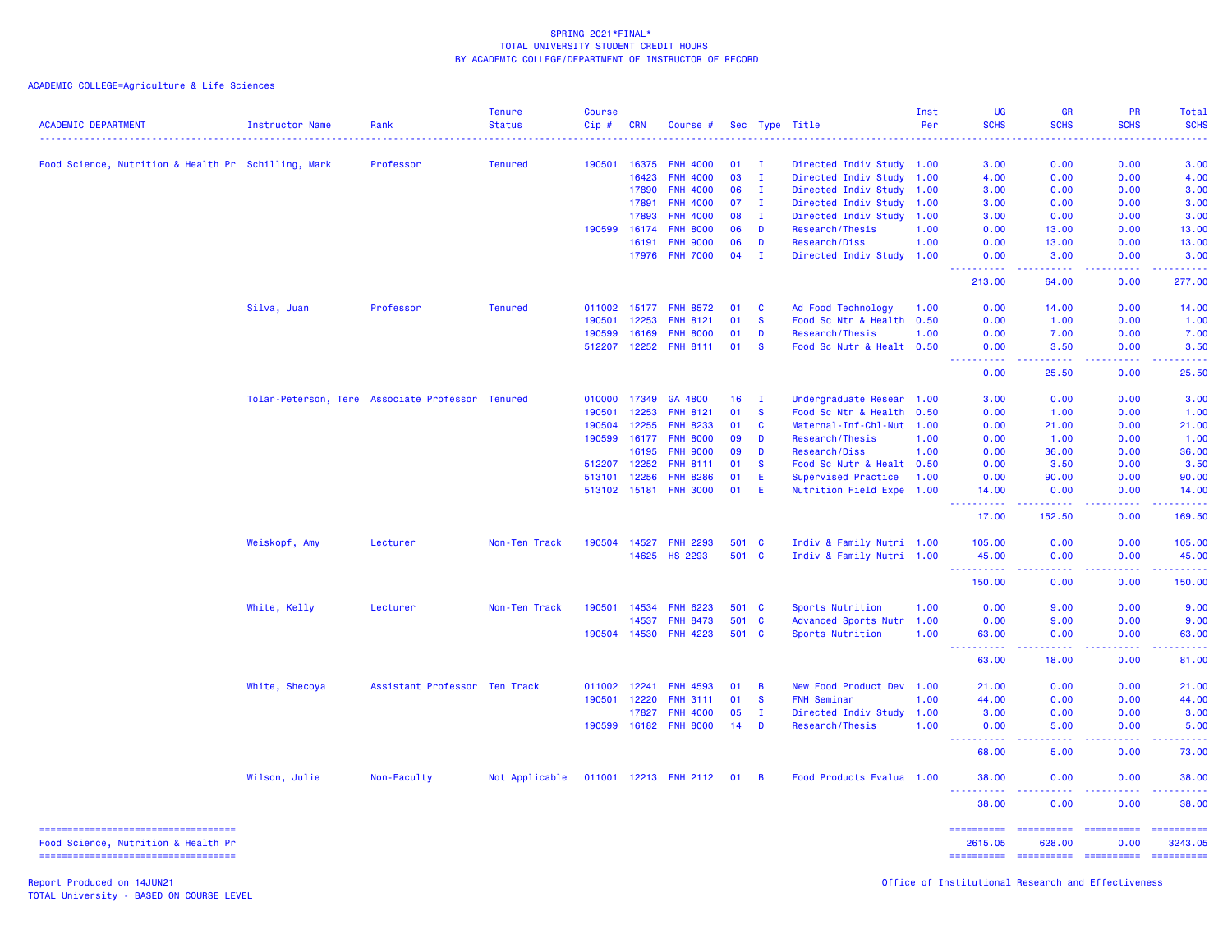SPRING 2021*FINAL*
TOTAL UNIVERSITY STUDENT CREDIT HOURS
BY ACADEMIC COLLEGE/DEPARTMENT OF INSTRUCTOR OF RECORD

ACADEMIC COLLEGE=Agriculture & Life Sciences

| ACADEMIC DEPARTMENT | Instructor Name | Rank | Tenure Status | Course Cip # | CRN | Course # | Sec | Type | Title | Inst Per | UG SCHS | GR SCHS | PR SCHS | Total SCHS |
|---|---|---|---|---|---|---|---|---|---|---|---|---|---|---|
| Food Science, Nutrition & Health Pr | Schilling, Mark | Professor | Tenured | 190501 | 16375 | FNH 4000 | 01 | I | Directed Indiv Study | 1.00 | 3.00 | 0.00 | 0.00 | 3.00 |
| | | | | | 16423 | FNH 4000 | 03 | I | Directed Indiv Study | 1.00 | 4.00 | 0.00 | 0.00 | 4.00 |
| | | | | | 17890 | FNH 4000 | 06 | I | Directed Indiv Study | 1.00 | 3.00 | 0.00 | 0.00 | 3.00 |
| | | | | | 17891 | FNH 4000 | 07 | I | Directed Indiv Study | 1.00 | 3.00 | 0.00 | 0.00 | 3.00 |
| | | | | | 17893 | FNH 4000 | 08 | I | Directed Indiv Study | 1.00 | 3.00 | 0.00 | 0.00 | 3.00 |
| | | | | 190599 | 16174 | FNH 8000 | 06 | D | Research/Thesis | 1.00 | 0.00 | 13.00 | 0.00 | 13.00 |
| | | | | | 16191 | FNH 9000 | 06 | D | Research/Diss | 1.00 | 0.00 | 13.00 | 0.00 | 13.00 |
| | | | | | 17976 | FNH 7000 | 04 | I | Directed Indiv Study | 1.00 | 0.00 | 3.00 | 0.00 | 3.00 |
| | | | | | | | | | | | 213.00 | 64.00 | 0.00 | 277.00 |
| | Silva, Juan | Professor | Tenured | 011002 | 15177 | FNH 8572 | 01 | C | Ad Food Technology | 1.00 | 0.00 | 14.00 | 0.00 | 14.00 |
| | | | | 190501 | 12253 | FNH 8121 | 01 | S | Food Sc Ntr & Health | 0.50 | 0.00 | 1.00 | 0.00 | 1.00 |
| | | | | 190599 | 16169 | FNH 8000 | 01 | D | Research/Thesis | 1.00 | 0.00 | 7.00 | 0.00 | 7.00 |
| | | | | 512207 | 12252 | FNH 8111 | 01 | S | Food Sc Nutr & Healt | 0.50 | 0.00 | 3.50 | 0.00 | 3.50 |
| | | | | | | | | | | | 0.00 | 25.50 | 0.00 | 25.50 |
| | Tolar-Peterson, Tere | Associate Professor | Tenured | 010000 | 17349 | GA 4800 | 16 | I | Undergraduate Resear | 1.00 | 3.00 | 0.00 | 0.00 | 3.00 |
| | | | | 190501 | 12253 | FNH 8121 | 01 | S | Food Sc Ntr & Health | 0.50 | 0.00 | 1.00 | 0.00 | 1.00 |
| | | | | 190504 | 12255 | FNH 8233 | 01 | C | Maternal-Inf-Chl-Nut | 1.00 | 0.00 | 21.00 | 0.00 | 21.00 |
| | | | | 190599 | 16177 | FNH 8000 | 09 | D | Research/Thesis | 1.00 | 0.00 | 1.00 | 0.00 | 1.00 |
| | | | | | 16195 | FNH 9000 | 09 | D | Research/Diss | 1.00 | 0.00 | 36.00 | 0.00 | 36.00 |
| | | | | 512207 | 12252 | FNH 8111 | 01 | S | Food Sc Nutr & Healt | 0.50 | 0.00 | 3.50 | 0.00 | 3.50 |
| | | | | 513101 | 12256 | FNH 8286 | 01 | E | Supervised Practice | 1.00 | 0.00 | 90.00 | 0.00 | 90.00 |
| | | | | 513102 | 15181 | FNH 3000 | 01 | E | Nutrition Field Expe | 1.00 | 14.00 | 0.00 | 0.00 | 14.00 |
| | | | | | | | | | | | 17.00 | 152.50 | 0.00 | 169.50 |
| | Weiskopf, Amy | Lecturer | Non-Ten Track | 190504 | 14527 | FNH 2293 | 501 | C | Indiv & Family Nutri | 1.00 | 105.00 | 0.00 | 0.00 | 105.00 |
| | | | | | 14625 | HS 2293 | 501 | C | Indiv & Family Nutri | 1.00 | 45.00 | 0.00 | 0.00 | 45.00 |
| | | | | | | | | | | | 150.00 | 0.00 | 0.00 | 150.00 |
| | White, Kelly | Lecturer | Non-Ten Track | 190501 | 14534 | FNH 6223 | 501 | C | Sports Nutrition | 1.00 | 0.00 | 9.00 | 0.00 | 9.00 |
| | | | | | 14537 | FNH 8473 | 501 | C | Advanced Sports Nutr | 1.00 | 0.00 | 9.00 | 0.00 | 9.00 |
| | | | | 190504 | 14530 | FNH 4223 | 501 | C | Sports Nutrition | 1.00 | 63.00 | 0.00 | 0.00 | 63.00 |
| | | | | | | | | | | | 63.00 | 18.00 | 0.00 | 81.00 |
| | White, Shecoya | Assistant Professor | Ten Track | 011002 | 12241 | FNH 4593 | 01 | B | New Food Product Dev | 1.00 | 21.00 | 0.00 | 0.00 | 21.00 |
| | | | | 190501 | 12220 | FNH 3111 | 01 | S | FNH Seminar | 1.00 | 44.00 | 0.00 | 0.00 | 44.00 |
| | | | | | 17827 | FNH 4000 | 05 | I | Directed Indiv Study | 1.00 | 3.00 | 0.00 | 0.00 | 3.00 |
| | | | | 190599 | 16182 | FNH 8000 | 14 | D | Research/Thesis | 1.00 | 0.00 | 5.00 | 0.00 | 5.00 |
| | | | | | | | | | | | 68.00 | 5.00 | 0.00 | 73.00 |
| | Wilson, Julie | Non-Faculty | Not Applicable | 011001 | 12213 | FNH 2112 | 01 | B | Food Products Evalua | 1.00 | 38.00 | 0.00 | 0.00 | 38.00 |
| | | | | | | | | | | | 38.00 | 0.00 | 0.00 | 38.00 |
| Food Science, Nutrition & Health Pr | | | | | | | | | | | 2615.05 | 628.00 | 0.00 | 3243.05 |

Report Produced on 14JUN21
TOTAL University - BASED ON COURSE LEVEL

Office of Institutional Research and Effectiveness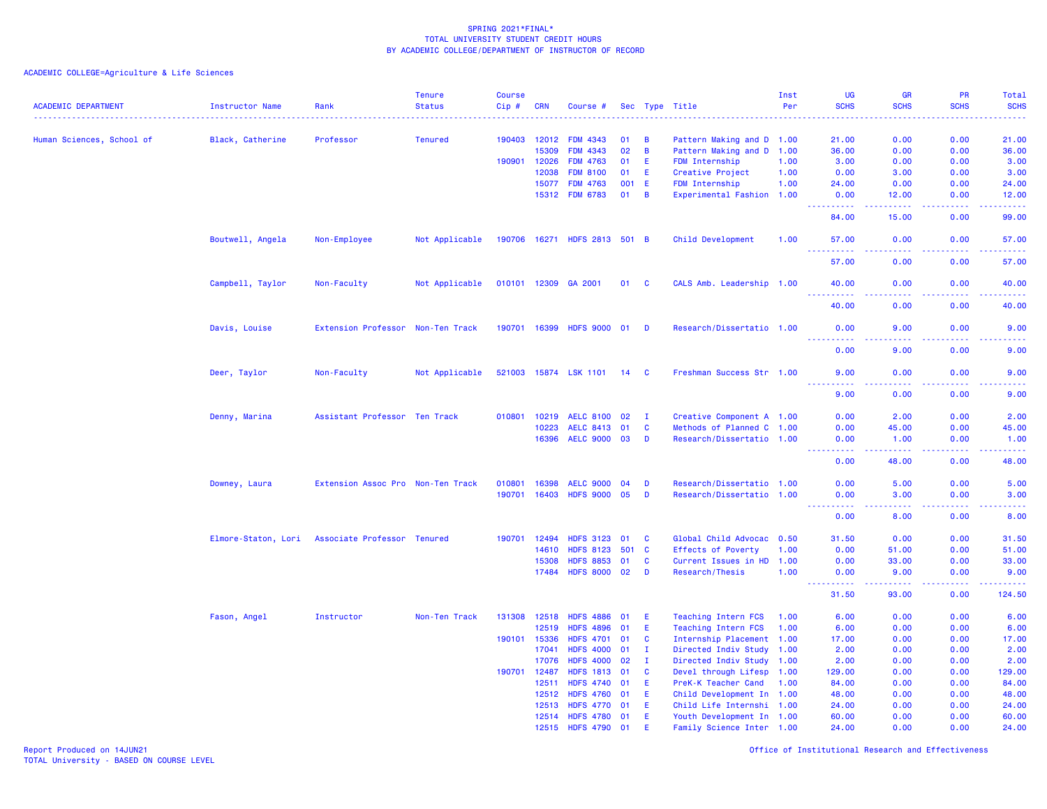SPRING 2021*FINAL*
TOTAL UNIVERSITY STUDENT CREDIT HOURS
BY ACADEMIC COLLEGE/DEPARTMENT OF INSTRUCTOR OF RECORD

ACADEMIC COLLEGE=Agriculture & Life Sciences

| ACADEMIC DEPARTMENT | Instructor Name | Rank | Tenure Status | Course Cip # | CRN | Course # | Sec | Type | Title | Inst Per | UG SCHS | GR SCHS | PR SCHS | Total SCHS |
|---|---|---|---|---|---|---|---|---|---|---|---|---|---|---|
| Human Sciences, School of | Black, Catherine | Professor | Tenured | 190403 | 12012 | FDM 4343 | 01 | B | Pattern Making and D | 1.00 | 21.00 | 0.00 | 0.00 | 21.00 |
| | | | | | 15309 | FDM 4343 | 02 | B | Pattern Making and D | 1.00 | 36.00 | 0.00 | 0.00 | 36.00 |
| | | | | 190901 | 12026 | FDM 4763 | 01 | E | FDM Internship | 1.00 | 3.00 | 0.00 | 0.00 | 3.00 |
| | | | | | 12038 | FDM 8100 | 01 | E | Creative Project | 1.00 | 0.00 | 3.00 | 0.00 | 3.00 |
| | | | | | 15077 | FDM 4763 | 001 | E | FDM Internship | 1.00 | 24.00 | 0.00 | 0.00 | 24.00 |
| | | | | | 15312 | FDM 6783 | 01 | B | Experimental Fashion | 1.00 | 0.00 | 12.00 | 0.00 | 12.00 |
| | | | | | | | | | | | 84.00 | 15.00 | 0.00 | 99.00 |
| | Boutwell, Angela | Non-Employee | Not Applicable | 190706 | 16271 | HDFS 2813 | 501 | B | Child Development | 1.00 | 57.00 | 0.00 | 0.00 | 57.00 |
| | | | | | | | | | | | 57.00 | 0.00 | 0.00 | 57.00 |
| | Campbell, Taylor | Non-Faculty | Not Applicable | 010101 | 12309 | GA 2001 | 01 | C | CALS Amb. Leadership | 1.00 | 40.00 | 0.00 | 0.00 | 40.00 |
| | | | | | | | | | | | 40.00 | 0.00 | 0.00 | 40.00 |
| | Davis, Louise | Extension Professor | Non-Ten Track | 190701 | 16399 | HDFS 9000 | 01 | D | Research/Dissertatio | 1.00 | 0.00 | 9.00 | 0.00 | 9.00 |
| | | | | | | | | | | | 0.00 | 9.00 | 0.00 | 9.00 |
| | Deer, Taylor | Non-Faculty | Not Applicable | 521003 | 15874 | LSK 1101 | 14 | C | Freshman Success Str | 1.00 | 9.00 | 0.00 | 0.00 | 9.00 |
| | | | | | | | | | | | 9.00 | 0.00 | 0.00 | 9.00 |
| | Denny, Marina | Assistant Professor | Ten Track | 010801 | 10219 | AELC 8100 | 02 | I | Creative Component A | 1.00 | 0.00 | 2.00 | 0.00 | 2.00 |
| | | | | | 10223 | AELC 8413 | 01 | C | Methods of Planned C | 1.00 | 0.00 | 45.00 | 0.00 | 45.00 |
| | | | | | 16396 | AELC 9000 | 03 | D | Research/Dissertatio | 1.00 | 0.00 | 1.00 | 0.00 | 1.00 |
| | | | | | | | | | | | 0.00 | 48.00 | 0.00 | 48.00 |
| | Downey, Laura | Extension Assoc Pro | Non-Ten Track | 010801 | 16398 | AELC 9000 | 04 | D | Research/Dissertatio | 1.00 | 0.00 | 5.00 | 0.00 | 5.00 |
| | | | | 190701 | 16403 | HDFS 9000 | 05 | D | Research/Dissertatio | 1.00 | 0.00 | 3.00 | 0.00 | 3.00 |
| | | | | | | | | | | | 0.00 | 8.00 | 0.00 | 8.00 |
| | Elmore-Staton, Lori | Associate Professor | Tenured | 190701 | 12494 | HDFS 3123 | 01 | C | Global Child Advocac | 0.50 | 31.50 | 0.00 | 0.00 | 31.50 |
| | | | | | 14610 | HDFS 8123 | 501 | C | Effects of Poverty | 1.00 | 0.00 | 51.00 | 0.00 | 51.00 |
| | | | | | 15308 | HDFS 8853 | 01 | C | Current Issues in HD | 1.00 | 0.00 | 33.00 | 0.00 | 33.00 |
| | | | | | 17484 | HDFS 8000 | 02 | D | Research/Thesis | 1.00 | 0.00 | 9.00 | 0.00 | 9.00 |
| | | | | | | | | | | | 31.50 | 93.00 | 0.00 | 124.50 |
| | Fason, Angel | Instructor | Non-Ten Track | 131308 | 12518 | HDFS 4886 | 01 | E | Teaching Intern FCS | 1.00 | 6.00 | 0.00 | 0.00 | 6.00 |
| | | | | | 12519 | HDFS 4896 | 01 | E | Teaching Intern FCS | 1.00 | 6.00 | 0.00 | 0.00 | 6.00 |
| | | | | 190101 | 15336 | HDFS 4701 | 01 | C | Internship Placement | 1.00 | 17.00 | 0.00 | 0.00 | 17.00 |
| | | | | | 17041 | HDFS 4000 | 01 | I | Directed Indiv Study | 1.00 | 2.00 | 0.00 | 0.00 | 2.00 |
| | | | | | 17076 | HDFS 4000 | 02 | I | Directed Indiv Study | 1.00 | 2.00 | 0.00 | 0.00 | 2.00 |
| | | | | 190701 | 12487 | HDFS 1813 | 01 | C | Devel through Lifesp | 1.00 | 129.00 | 0.00 | 0.00 | 129.00 |
| | | | | | 12511 | HDFS 4740 | 01 | E | PreK-K Teacher Cand | 1.00 | 84.00 | 0.00 | 0.00 | 84.00 |
| | | | | | 12512 | HDFS 4760 | 01 | E | Child Development In | 1.00 | 48.00 | 0.00 | 0.00 | 48.00 |
| | | | | | 12513 | HDFS 4770 | 01 | E | Child Life Internshi | 1.00 | 24.00 | 0.00 | 0.00 | 24.00 |
| | | | | | 12514 | HDFS 4780 | 01 | E | Youth Development In | 1.00 | 60.00 | 0.00 | 0.00 | 60.00 |
| | | | | | 12515 | HDFS 4790 | 01 | E | Family Science Inter | 1.00 | 24.00 | 0.00 | 0.00 | 24.00 |

Report Produced on 14JUN21
TOTAL University - BASED ON COURSE LEVEL

Office of Institutional Research and Effectiveness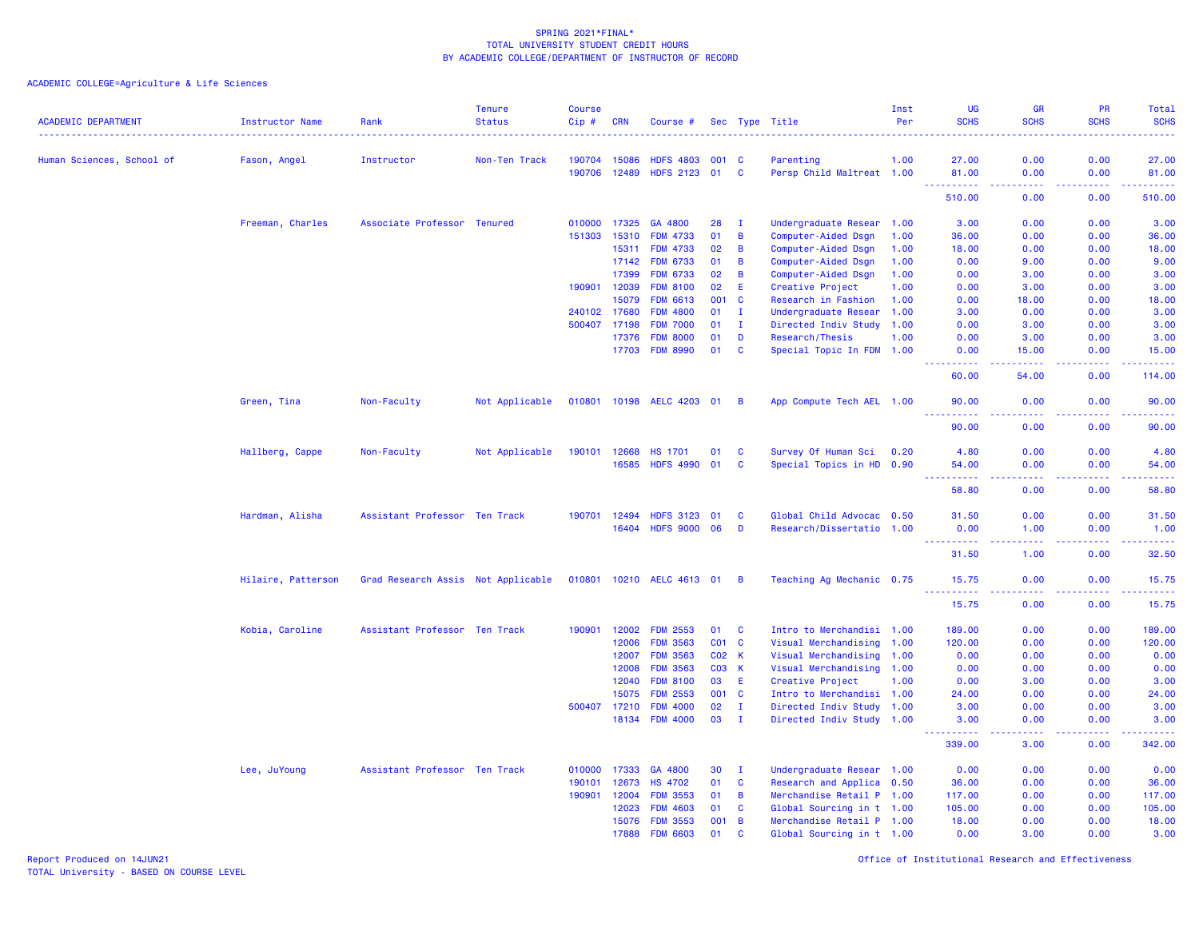SPRING 2021*FINAL*
TOTAL UNIVERSITY STUDENT CREDIT HOURS
BY ACADEMIC COLLEGE/DEPARTMENT OF INSTRUCTOR OF RECORD

ACADEMIC COLLEGE=Agriculture & Life Sciences

| ACADEMIC DEPARTMENT | Instructor Name | Rank | Tenure Status | Course Cip # | CRN | Course # | Sec | Type | Title | Inst Per | UG SCHS | GR SCHS | PR SCHS | Total SCHS |
|---|---|---|---|---|---|---|---|---|---|---|---|---|---|---|
| Human Sciences, School of | Fason, Angel | Instructor | Non-Ten Track | 190704 | 15086 | HDFS 4803 | 001 | C | Parenting | 1.00 | 27.00 | 0.00 | 0.00 | 27.00 |
| | | | | 190706 | 12489 | HDFS 2123 | 01 | C | Persp Child Maltreat | 1.00 | 81.00 | 0.00 | 0.00 | 81.00 |
| | | | | | | | | | | | 510.00 | 0.00 | 0.00 | 510.00 |
| | Freeman, Charles | Associate Professor | Tenured | 010000 | 17325 | GA 4800 | 28 | I | Undergraduate Resear | 1.00 | 3.00 | 0.00 | 0.00 | 3.00 |
| | | | | 151303 | 15310 | FDM 4733 | 01 | B | Computer-Aided Dsgn | 1.00 | 36.00 | 0.00 | 0.00 | 36.00 |
| | | | | | 15311 | FDM 4733 | 02 | B | Computer-Aided Dsgn | 1.00 | 18.00 | 0.00 | 0.00 | 18.00 |
| | | | | | 17142 | FDM 6733 | 01 | B | Computer-Aided Dsgn | 1.00 | 0.00 | 9.00 | 0.00 | 9.00 |
| | | | | | 17399 | FDM 6733 | 02 | B | Computer-Aided Dsgn | 1.00 | 0.00 | 3.00 | 0.00 | 3.00 |
| | | | | 190901 | 12039 | FDM 8100 | 02 | E | Creative Project | 1.00 | 0.00 | 3.00 | 0.00 | 3.00 |
| | | | | | 15079 | FDM 6613 | 001 | C | Research in Fashion | 1.00 | 0.00 | 18.00 | 0.00 | 18.00 |
| | | | | 240102 | 17680 | FDM 4800 | 01 | I | Undergraduate Resear | 1.00 | 3.00 | 0.00 | 0.00 | 3.00 |
| | | | | 500407 | 17198 | FDM 7000 | 01 | I | Directed Indiv Study | 1.00 | 0.00 | 3.00 | 0.00 | 3.00 |
| | | | | | 17376 | FDM 8000 | 01 | D | Research/Thesis | 1.00 | 0.00 | 3.00 | 0.00 | 3.00 |
| | | | | | 17703 | FDM 8990 | 01 | C | Special Topic In FDM | 1.00 | 0.00 | 15.00 | 0.00 | 15.00 |
| | | | | | | | | | | | 60.00 | 54.00 | 0.00 | 114.00 |
| | Green, Tina | Non-Faculty | Not Applicable | 010801 | 10198 | AELC 4203 | 01 | B | App Compute Tech AEL | 1.00 | 90.00 | 0.00 | 0.00 | 90.00 |
| | | | | | | | | | | | 90.00 | 0.00 | 0.00 | 90.00 |
| | Hallberg, Cappe | Non-Faculty | Not Applicable | 190101 | 12668 | HS 1701 | 01 | C | Survey Of Human Sci | 0.20 | 4.80 | 0.00 | 0.00 | 4.80 |
| | | | | | 16585 | HDFS 4990 | 01 | C | Special Topics in HD | 0.90 | 54.00 | 0.00 | 0.00 | 54.00 |
| | | | | | | | | | | | 58.80 | 0.00 | 0.00 | 58.80 |
| | Hardman, Alisha | Assistant Professor | Ten Track | 190701 | 12494 | HDFS 3123 | 01 | C | Global Child Advocac | 0.50 | 31.50 | 0.00 | 0.00 | 31.50 |
| | | | | | 16404 | HDFS 9000 | 06 | D | Research/Dissertatio | 1.00 | 0.00 | 1.00 | 0.00 | 1.00 |
| | | | | | | | | | | | 31.50 | 1.00 | 0.00 | 32.50 |
| | Hilaire, Patterson | Grad Research Assis | Not Applicable | 010801 | 10210 | AELC 4613 | 01 | B | Teaching Ag Mechanic | 0.75 | 15.75 | 0.00 | 0.00 | 15.75 |
| | | | | | | | | | | | 15.75 | 0.00 | 0.00 | 15.75 |
| | Kobia, Caroline | Assistant Professor | Ten Track | 190901 | 12002 | FDM 2553 | 01 | C | Intro to Merchandisi | 1.00 | 189.00 | 0.00 | 0.00 | 189.00 |
| | | | | | 12006 | FDM 3563 | C01 | C | Visual Merchandising | 1.00 | 120.00 | 0.00 | 0.00 | 120.00 |
| | | | | | 12007 | FDM 3563 | C02 | K | Visual Merchandising | 1.00 | 0.00 | 0.00 | 0.00 | 0.00 |
| | | | | | 12008 | FDM 3563 | C03 | K | Visual Merchandising | 1.00 | 0.00 | 0.00 | 0.00 | 0.00 |
| | | | | | 12040 | FDM 8100 | 03 | E | Creative Project | 1.00 | 0.00 | 3.00 | 0.00 | 3.00 |
| | | | | | 15075 | FDM 2553 | 001 | C | Intro to Merchandisi | 1.00 | 24.00 | 0.00 | 0.00 | 24.00 |
| | | | | 500407 | 17210 | FDM 4000 | 02 | I | Directed Indiv Study | 1.00 | 3.00 | 0.00 | 0.00 | 3.00 |
| | | | | | 18134 | FDM 4000 | 03 | I | Directed Indiv Study | 1.00 | 3.00 | 0.00 | 0.00 | 3.00 |
| | | | | | | | | | | | 339.00 | 3.00 | 0.00 | 342.00 |
| | Lee, JuYoung | Assistant Professor | Ten Track | 010000 | 17333 | GA 4800 | 30 | I | Undergraduate Resear | 1.00 | 0.00 | 0.00 | 0.00 | 0.00 |
| | | | | 190101 | 12673 | HS 4702 | 01 | C | Research and Applica | 0.50 | 36.00 | 0.00 | 0.00 | 36.00 |
| | | | | 190901 | 12004 | FDM 3553 | 01 | B | Merchandise Retail P | 1.00 | 117.00 | 0.00 | 0.00 | 117.00 |
| | | | | | 12023 | FDM 4603 | 01 | C | Global Sourcing in t | 1.00 | 105.00 | 0.00 | 0.00 | 105.00 |
| | | | | | 15076 | FDM 3553 | 001 | B | Merchandise Retail P | 1.00 | 18.00 | 0.00 | 0.00 | 18.00 |
| | | | | | 17888 | FDM 6603 | 01 | C | Global Sourcing in t | 1.00 | 0.00 | 3.00 | 0.00 | 3.00 |

Report Produced on 14JUN21
TOTAL University - BASED ON COURSE LEVEL

Office of Institutional Research and Effectiveness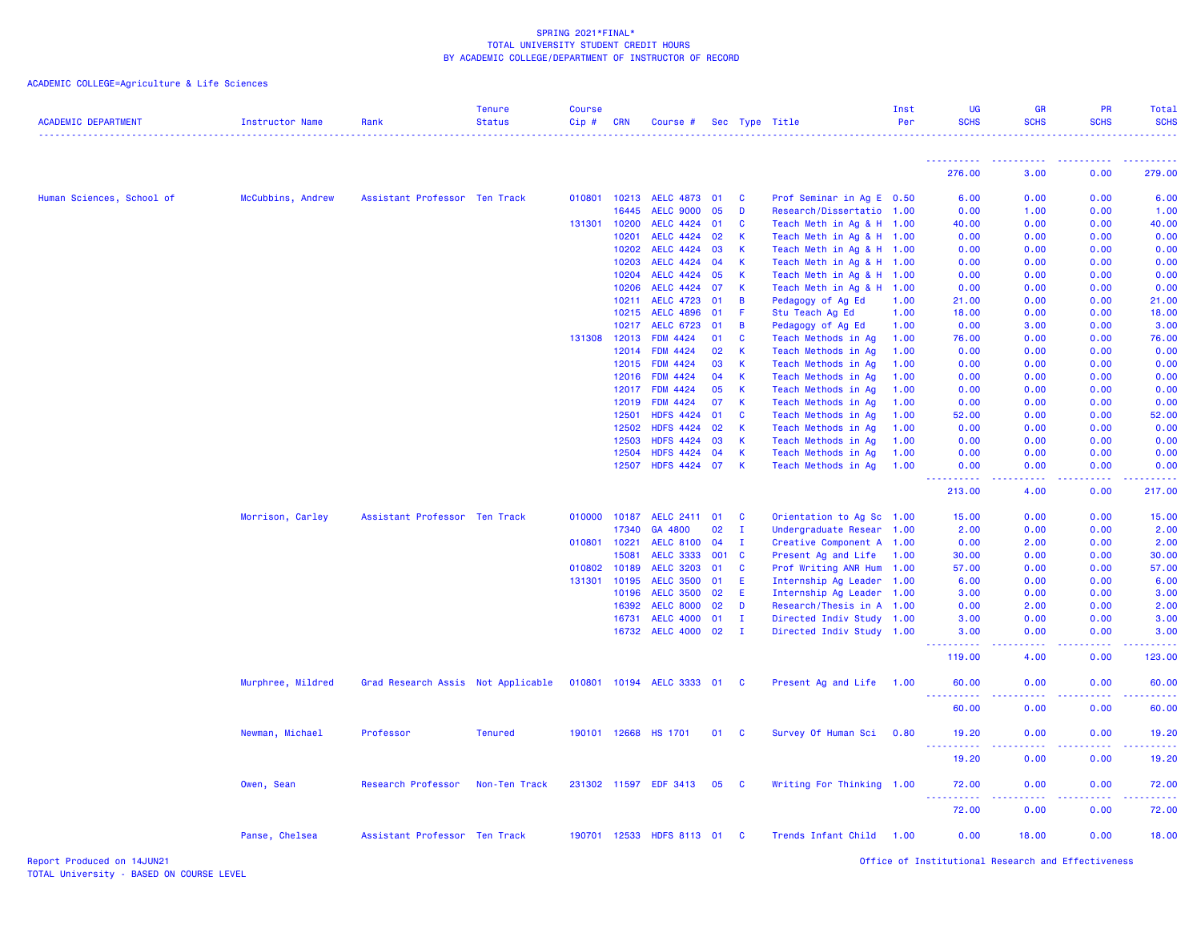SPRING 2021*FINAL*
TOTAL UNIVERSITY STUDENT CREDIT HOURS
BY ACADEMIC COLLEGE/DEPARTMENT OF INSTRUCTOR OF RECORD

ACADEMIC COLLEGE=Agriculture & Life Sciences

| ACADEMIC DEPARTMENT | Instructor Name | Rank | Tenure Status | Course Cip # | CRN | Course # | Sec | Type | Title | Inst Per | UG SCHS | GR SCHS | PR SCHS | Total SCHS |
|---|---|---|---|---|---|---|---|---|---|---|---|---|---|---|
| | | | | | | | | | | | 276.00 | 3.00 | 0.00 | 279.00 |
| Human Sciences, School of | McCubbins, Andrew | Assistant Professor | Ten Track | 010801 | 10213 | AELC 4873 | 01 | C | Prof Seminar in Ag E | 0.50 | 6.00 | 0.00 | 0.00 | 6.00 |
| | | | | | 16445 | AELC 9000 | 05 | D | Research/Dissertatio | 1.00 | 0.00 | 1.00 | 0.00 | 1.00 |
| | | | | 131301 | 10200 | AELC 4424 | 01 | C | Teach Meth in Ag & H | 1.00 | 40.00 | 0.00 | 0.00 | 40.00 |
| | | | | | 10201 | AELC 4424 | 02 | K | Teach Meth in Ag & H | 1.00 | 0.00 | 0.00 | 0.00 | 0.00 |
| | | | | | 10202 | AELC 4424 | 03 | K | Teach Meth in Ag & H | 1.00 | 0.00 | 0.00 | 0.00 | 0.00 |
| | | | | | 10203 | AELC 4424 | 04 | K | Teach Meth in Ag & H | 1.00 | 0.00 | 0.00 | 0.00 | 0.00 |
| | | | | | 10204 | AELC 4424 | 05 | K | Teach Meth in Ag & H | 1.00 | 0.00 | 0.00 | 0.00 | 0.00 |
| | | | | | 10206 | AELC 4424 | 07 | K | Teach Meth in Ag & H | 1.00 | 0.00 | 0.00 | 0.00 | 0.00 |
| | | | | | 10211 | AELC 4723 | 01 | B | Pedagogy of Ag Ed | 1.00 | 21.00 | 0.00 | 0.00 | 21.00 |
| | | | | | 10215 | AELC 4896 | 01 | F | Stu Teach Ag Ed | 1.00 | 18.00 | 0.00 | 0.00 | 18.00 |
| | | | | | 10217 | AELC 6723 | 01 | B | Pedagogy of Ag Ed | 1.00 | 0.00 | 3.00 | 0.00 | 3.00 |
| | | | | 131308 | 12013 | FDM 4424 | 01 | C | Teach Methods in Ag | 1.00 | 76.00 | 0.00 | 0.00 | 76.00 |
| | | | | | 12014 | FDM 4424 | 02 | K | Teach Methods in Ag | 1.00 | 0.00 | 0.00 | 0.00 | 0.00 |
| | | | | | 12015 | FDM 4424 | 03 | K | Teach Methods in Ag | 1.00 | 0.00 | 0.00 | 0.00 | 0.00 |
| | | | | | 12016 | FDM 4424 | 04 | K | Teach Methods in Ag | 1.00 | 0.00 | 0.00 | 0.00 | 0.00 |
| | | | | | 12017 | FDM 4424 | 05 | K | Teach Methods in Ag | 1.00 | 0.00 | 0.00 | 0.00 | 0.00 |
| | | | | | 12019 | FDM 4424 | 07 | K | Teach Methods in Ag | 1.00 | 0.00 | 0.00 | 0.00 | 0.00 |
| | | | | | 12501 | HDFS 4424 | 01 | C | Teach Methods in Ag | 1.00 | 52.00 | 0.00 | 0.00 | 52.00 |
| | | | | | 12502 | HDFS 4424 | 02 | K | Teach Methods in Ag | 1.00 | 0.00 | 0.00 | 0.00 | 0.00 |
| | | | | | 12503 | HDFS 4424 | 03 | K | Teach Methods in Ag | 1.00 | 0.00 | 0.00 | 0.00 | 0.00 |
| | | | | | 12504 | HDFS 4424 | 04 | K | Teach Methods in Ag | 1.00 | 0.00 | 0.00 | 0.00 | 0.00 |
| | | | | | 12507 | HDFS 4424 | 07 | K | Teach Methods in Ag | 1.00 | 0.00 | 0.00 | 0.00 | 0.00 |
| | | | | | | | | | | | 213.00 | 4.00 | 0.00 | 217.00 |
| | Morrison, Carley | Assistant Professor | Ten Track | 010000 | 10187 | AELC 2411 | 01 | C | Orientation to Ag Sc | 1.00 | 15.00 | 0.00 | 0.00 | 15.00 |
| | | | | | 17340 | GA 4800 | 02 | I | Undergraduate Resear | 1.00 | 2.00 | 0.00 | 0.00 | 2.00 |
| | | | | 010801 | 10221 | AELC 8100 | 04 | I | Creative Component A | 1.00 | 0.00 | 2.00 | 0.00 | 2.00 |
| | | | | | 15081 | AELC 3333 | 001 | C | Present Ag and Life | 1.00 | 30.00 | 0.00 | 0.00 | 30.00 |
| | | | | 010802 | 10189 | AELC 3203 | 01 | C | Prof Writing ANR Hum | 1.00 | 57.00 | 0.00 | 0.00 | 57.00 |
| | | | | 131301 | 10195 | AELC 3500 | 01 | E | Internship Ag Leader | 1.00 | 6.00 | 0.00 | 0.00 | 6.00 |
| | | | | | 10196 | AELC 3500 | 02 | E | Internship Ag Leader | 1.00 | 3.00 | 0.00 | 0.00 | 3.00 |
| | | | | | 16392 | AELC 8000 | 02 | D | Research/Thesis in A | 1.00 | 0.00 | 2.00 | 0.00 | 2.00 |
| | | | | | 16731 | AELC 4000 | 01 | I | Directed Indiv Study | 1.00 | 3.00 | 0.00 | 0.00 | 3.00 |
| | | | | | 16732 | AELC 4000 | 02 | I | Directed Indiv Study | 1.00 | 3.00 | 0.00 | 0.00 | 3.00 |
| | | | | | | | | | | | 119.00 | 4.00 | 0.00 | 123.00 |
| | Murphree, Mildred | Grad Research Assis | Not Applicable | 010801 | 10194 | AELC 3333 | 01 | C | Present Ag and Life | 1.00 | 60.00 | 0.00 | 0.00 | 60.00 |
| | | | | | | | | | | | 60.00 | 0.00 | 0.00 | 60.00 |
| | Newman, Michael | Professor | Tenured | 190101 | 12668 | HS 1701 | 01 | C | Survey Of Human Sci | 0.80 | 19.20 | 0.00 | 0.00 | 19.20 |
| | | | | | | | | | | | 19.20 | 0.00 | 0.00 | 19.20 |
| | Owen, Sean | Research Professor | Non-Ten Track | 231302 | 11597 | EDF 3413 | 05 | C | Writing For Thinking | 1.00 | 72.00 | 0.00 | 0.00 | 72.00 |
| | | | | | | | | | | | 72.00 | 0.00 | 0.00 | 72.00 |
| | Panse, Chelsea | Assistant Professor | Ten Track | 190701 | 12533 | HDFS 8113 | 01 | C | Trends Infant Child | 1.00 | 0.00 | 18.00 | 0.00 | 18.00 |

Report Produced on 14JUN21
TOTAL University - BASED ON COURSE LEVEL
Office of Institutional Research and Effectiveness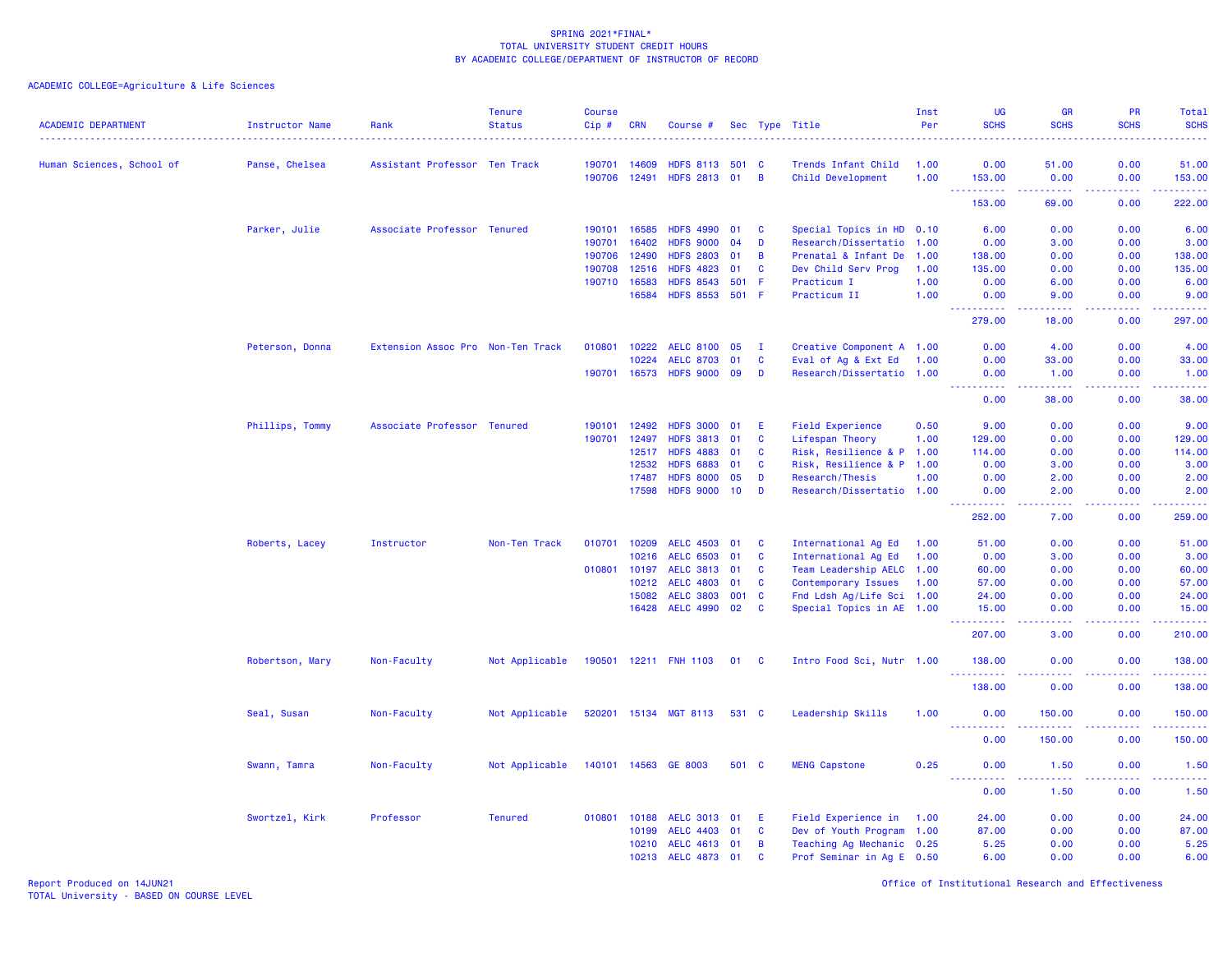SPRING 2021*FINAL*
TOTAL UNIVERSITY STUDENT CREDIT HOURS
BY ACADEMIC COLLEGE/DEPARTMENT OF INSTRUCTOR OF RECORD

ACADEMIC COLLEGE=Agriculture & Life Sciences

| ACADEMIC DEPARTMENT | Instructor Name | Rank | Tenure Status | Course Cip # | CRN | Course # | Sec | Type | Title | Inst Per | UG SCHS | GR SCHS | PR SCHS | Total SCHS |
|---|---|---|---|---|---|---|---|---|---|---|---|---|---|---|
| Human Sciences, School of | Panse, Chelsea | Assistant Professor | Ten Track | 190701 | 14609 | HDFS 8113 | 501 | C | Trends Infant Child | 1.00 | 0.00 | 51.00 | 0.00 | 51.00 |
| | | | | 190706 | 12491 | HDFS 2813 | 01 | B | Child Development | 1.00 | 153.00 | 0.00 | 0.00 | 153.00 |
| | | | | | | | | | | | 153.00 | 69.00 | 0.00 | 222.00 |
| | Parker, Julie | Associate Professor | Tenured | 190101 | 16585 | HDFS 4990 | 01 | C | Special Topics in HD | 0.10 | 6.00 | 0.00 | 0.00 | 6.00 |
| | | | | 190701 | 16402 | HDFS 9000 | 04 | D | Research/Dissertatio | 1.00 | 0.00 | 3.00 | 0.00 | 3.00 |
| | | | | 190706 | 12490 | HDFS 2803 | 01 | B | Prenatal & Infant De | 1.00 | 138.00 | 0.00 | 0.00 | 138.00 |
| | | | | 190708 | 12516 | HDFS 4823 | 01 | C | Dev Child Serv Prog | 1.00 | 135.00 | 0.00 | 0.00 | 135.00 |
| | | | | 190710 | 16583 | HDFS 8543 | 501 | F | Practicum I | 1.00 | 0.00 | 6.00 | 0.00 | 6.00 |
| | | | | | 16584 | HDFS 8553 | 501 | F | Practicum II | 1.00 | 0.00 | 9.00 | 0.00 | 9.00 |
| | | | | | | | | | | | 279.00 | 18.00 | 0.00 | 297.00 |
| | Peterson, Donna | Extension Assoc Pro | Non-Ten Track | 010801 | 10222 | AELC 8100 | 05 | I | Creative Component A | 1.00 | 0.00 | 4.00 | 0.00 | 4.00 |
| | | | | | 10224 | AELC 8703 | 01 | C | Eval of Ag & Ext Ed | 1.00 | 0.00 | 33.00 | 0.00 | 33.00 |
| | | | | 190701 | 16573 | HDFS 9000 | 09 | D | Research/Dissertatio | 1.00 | 0.00 | 1.00 | 0.00 | 1.00 |
| | | | | | | | | | | | 0.00 | 38.00 | 0.00 | 38.00 |
| | Phillips, Tommy | Associate Professor | Tenured | 190101 | 12492 | HDFS 3000 | 01 | E | Field Experience | 0.50 | 9.00 | 0.00 | 0.00 | 9.00 |
| | | | | 190701 | 12497 | HDFS 3813 | 01 | C | Lifespan Theory | 1.00 | 129.00 | 0.00 | 0.00 | 129.00 |
| | | | | | 12517 | HDFS 4883 | 01 | C | Risk, Resilience & P | 1.00 | 114.00 | 0.00 | 0.00 | 114.00 |
| | | | | | 12532 | HDFS 6883 | 01 | C | Risk, Resilience & P | 1.00 | 0.00 | 3.00 | 0.00 | 3.00 |
| | | | | | 17487 | HDFS 8000 | 05 | D | Research/Thesis | 1.00 | 0.00 | 2.00 | 0.00 | 2.00 |
| | | | | | 17598 | HDFS 9000 | 10 | D | Research/Dissertatio | 1.00 | 0.00 | 2.00 | 0.00 | 2.00 |
| | | | | | | | | | | | 252.00 | 7.00 | 0.00 | 259.00 |
| | Roberts, Lacey | Instructor | Non-Ten Track | 010701 | 10209 | AELC 4503 | 01 | C | International Ag Ed | 1.00 | 51.00 | 0.00 | 0.00 | 51.00 |
| | | | | | 10216 | AELC 6503 | 01 | C | International Ag Ed | 1.00 | 0.00 | 3.00 | 0.00 | 3.00 |
| | | | | 010801 | 10197 | AELC 3813 | 01 | C | Team Leadership AELC | 1.00 | 60.00 | 0.00 | 0.00 | 60.00 |
| | | | | | 10212 | AELC 4803 | 01 | C | Contemporary Issues | 1.00 | 57.00 | 0.00 | 0.00 | 57.00 |
| | | | | | 15082 | AELC 3803 | 001 | C | Fnd Ldsh Ag/Life Sci | 1.00 | 24.00 | 0.00 | 0.00 | 24.00 |
| | | | | | 16428 | AELC 4990 | 02 | C | Special Topics in AE | 1.00 | 15.00 | 0.00 | 0.00 | 15.00 |
| | | | | | | | | | | | 207.00 | 3.00 | 0.00 | 210.00 |
| | Robertson, Mary | Non-Faculty | Not Applicable | 190501 | 12211 | FNH 1103 | 01 | C | Intro Food Sci, Nutr | 1.00 | 138.00 | 0.00 | 0.00 | 138.00 |
| | | | | | | | | | | | 138.00 | 0.00 | 0.00 | 138.00 |
| | Seal, Susan | Non-Faculty | Not Applicable | 520201 | 15134 | MGT 8113 | 531 | C | Leadership Skills | 1.00 | 0.00 | 150.00 | 0.00 | 150.00 |
| | | | | | | | | | | | 0.00 | 150.00 | 0.00 | 150.00 |
| | Swann, Tamra | Non-Faculty | Not Applicable | 140101 | 14563 | GE 8003 | 501 | C | MENG Capstone | 0.25 | 0.00 | 1.50 | 0.00 | 1.50 |
| | | | | | | | | | | | 0.00 | 1.50 | 0.00 | 1.50 |
| | Swortzel, Kirk | Professor | Tenured | 010801 | 10188 | AELC 3013 | 01 | E | Field Experience in | 1.00 | 24.00 | 0.00 | 0.00 | 24.00 |
| | | | | | 10199 | AELC 4403 | 01 | C | Dev of Youth Program | 1.00 | 87.00 | 0.00 | 0.00 | 87.00 |
| | | | | | 10210 | AELC 4613 | 01 | B | Teaching Ag Mechanic | 0.25 | 5.25 | 0.00 | 0.00 | 5.25 |
| | | | | | 10213 | AELC 4873 | 01 | C | Prof Seminar in Ag E | 0.50 | 6.00 | 0.00 | 0.00 | 6.00 |

Report Produced on 14JUN21
TOTAL University - BASED ON COURSE LEVEL

Office of Institutional Research and Effectiveness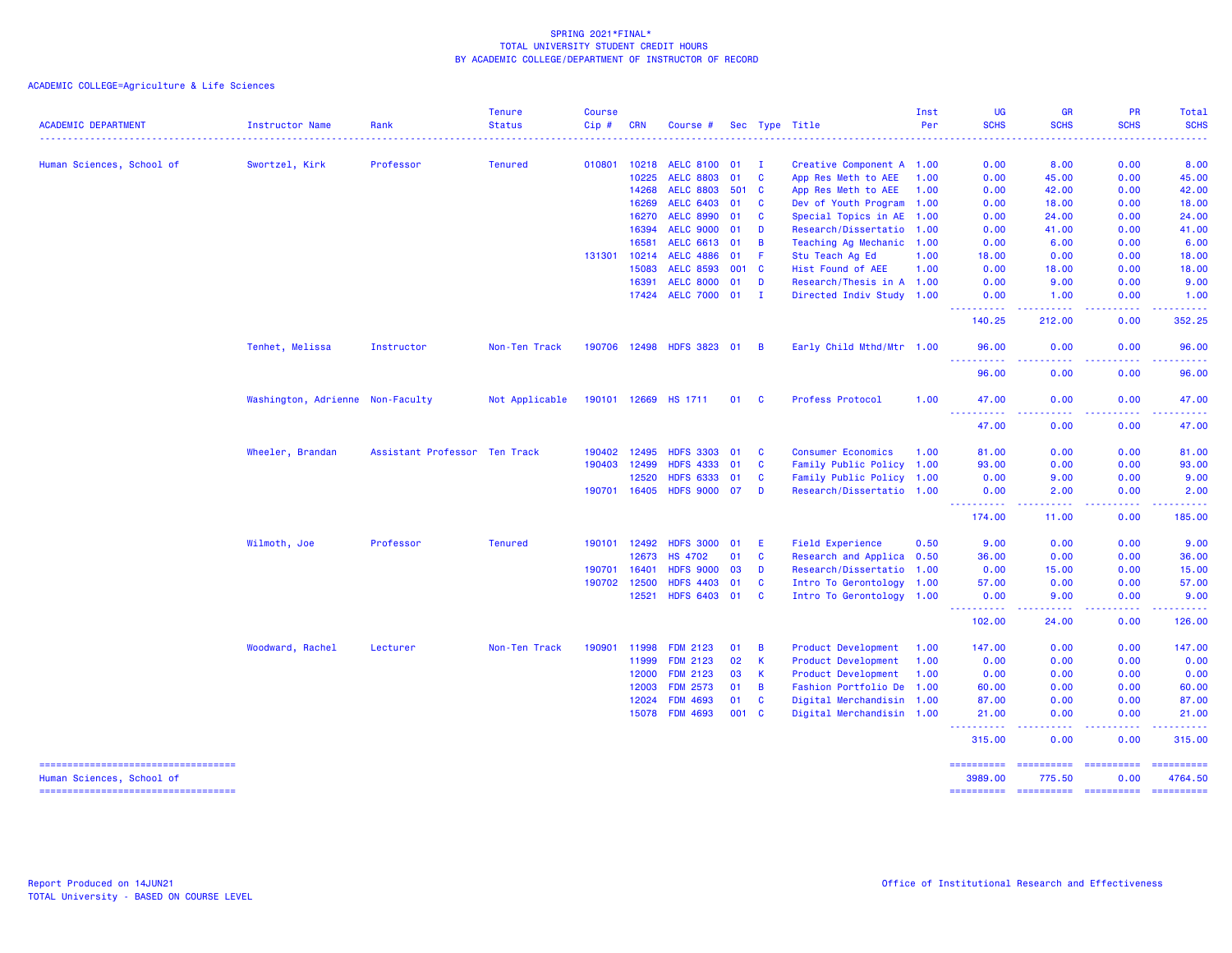SPRING 2021*FINAL*
TOTAL UNIVERSITY STUDENT CREDIT HOURS
BY ACADEMIC COLLEGE/DEPARTMENT OF INSTRUCTOR OF RECORD

ACADEMIC COLLEGE=Agriculture & Life Sciences

| ACADEMIC DEPARTMENT | Instructor Name | Rank | Tenure Status | Course Cip # | CRN | Course # | Sec | Type | Title | Inst Per | UG SCHS | GR SCHS | PR SCHS | Total SCHS |
|---|---|---|---|---|---|---|---|---|---|---|---|---|---|---|
| Human Sciences, School of | Swortzel, Kirk | Professor | Tenured | 010801 | 10218 | AELC 8100 | 01 | I | Creative Component A | 1.00 | 0.00 | 8.00 | 0.00 | 8.00 |
| | | | | | 10225 | AELC 8803 | 01 | C | App Res Meth to AEE | 1.00 | 0.00 | 45.00 | 0.00 | 45.00 |
| | | | | | 14268 | AELC 8803 | 501 | C | App Res Meth to AEE | 1.00 | 0.00 | 42.00 | 0.00 | 42.00 |
| | | | | | 16269 | AELC 6403 | 01 | C | Dev of Youth Program | 1.00 | 0.00 | 18.00 | 0.00 | 18.00 |
| | | | | | 16270 | AELC 8990 | 01 | C | Special Topics in AE | 1.00 | 0.00 | 24.00 | 0.00 | 24.00 |
| | | | | | 16394 | AELC 9000 | 01 | D | Research/Dissertatio | 1.00 | 0.00 | 41.00 | 0.00 | 41.00 |
| | | | | | 16581 | AELC 6613 | 01 | B | Teaching Ag Mechanic | 1.00 | 0.00 | 6.00 | 0.00 | 6.00 |
| | | | | 131301 | 10214 | AELC 4886 | 01 | F | Stu Teach Ag Ed | 1.00 | 18.00 | 0.00 | 0.00 | 18.00 |
| | | | | | 15083 | AELC 8593 | 001 | C | Hist Found of AEE | 1.00 | 0.00 | 18.00 | 0.00 | 18.00 |
| | | | | | 16391 | AELC 8000 | 01 | D | Research/Thesis in A | 1.00 | 0.00 | 9.00 | 0.00 | 9.00 |
| | | | | | 17424 | AELC 7000 | 01 | I | Directed Indiv Study | 1.00 | 0.00 | 1.00 | 0.00 | 1.00 |
| | | | | | | | | | | | 140.25 | 212.00 | 0.00 | 352.25 |
| | Tenhet, Melissa | Instructor | Non-Ten Track | 190706 | 12498 | HDFS 3823 | 01 | B | Early Child Mthd/Mtr | 1.00 | 96.00 | 0.00 | 0.00 | 96.00 |
| | | | | | | | | | | | 96.00 | 0.00 | 0.00 | 96.00 |
| | Washington, Adrienne | Non-Faculty | Not Applicable | 190101 | 12669 | HS 1711 | 01 | C | Profess Protocol | 1.00 | 47.00 | 0.00 | 0.00 | 47.00 |
| | | | | | | | | | | | 47.00 | 0.00 | 0.00 | 47.00 |
| | Wheeler, Brandan | Assistant Professor | Ten Track | 190402 | 12495 | HDFS 3303 | 01 | C | Consumer Economics | 1.00 | 81.00 | 0.00 | 0.00 | 81.00 |
| | | | | 190403 | 12499 | HDFS 4333 | 01 | C | Family Public Policy | 1.00 | 93.00 | 0.00 | 0.00 | 93.00 |
| | | | | | 12520 | HDFS 6333 | 01 | C | Family Public Policy | 1.00 | 0.00 | 9.00 | 0.00 | 9.00 |
| | | | | 190701 | 16405 | HDFS 9000 | 07 | D | Research/Dissertatio | 1.00 | 0.00 | 2.00 | 0.00 | 2.00 |
| | | | | | | | | | | | 174.00 | 11.00 | 0.00 | 185.00 |
| | Wilmoth, Joe | Professor | Tenured | 190101 | 12492 | HDFS 3000 | 01 | E | Field Experience | 0.50 | 9.00 | 0.00 | 0.00 | 9.00 |
| | | | | | 12673 | HS 4702 | 01 | C | Research and Applica | 0.50 | 36.00 | 0.00 | 0.00 | 36.00 |
| | | | | 190701 | 16401 | HDFS 9000 | 03 | D | Research/Dissertatio | 1.00 | 0.00 | 15.00 | 0.00 | 15.00 |
| | | | | 190702 | 12500 | HDFS 4403 | 01 | C | Intro To Gerontology | 1.00 | 57.00 | 0.00 | 0.00 | 57.00 |
| | | | | | 12521 | HDFS 6403 | 01 | C | Intro To Gerontology | 1.00 | 0.00 | 9.00 | 0.00 | 9.00 |
| | | | | | | | | | | | 102.00 | 24.00 | 0.00 | 126.00 |
| | Woodward, Rachel | Lecturer | Non-Ten Track | 190901 | 11998 | FDM 2123 | 01 | B | Product Development | 1.00 | 147.00 | 0.00 | 0.00 | 147.00 |
| | | | | | 11999 | FDM 2123 | 02 | K | Product Development | 1.00 | 0.00 | 0.00 | 0.00 | 0.00 |
| | | | | | 12000 | FDM 2123 | 03 | K | Product Development | 1.00 | 0.00 | 0.00 | 0.00 | 0.00 |
| | | | | | 12003 | FDM 2573 | 01 | B | Fashion Portfolio De | 1.00 | 60.00 | 0.00 | 0.00 | 60.00 |
| | | | | | 12024 | FDM 4693 | 01 | C | Digital Merchandisin | 1.00 | 87.00 | 0.00 | 0.00 | 87.00 |
| | | | | | 15078 | FDM 4693 | 001 | C | Digital Merchandisin | 1.00 | 21.00 | 0.00 | 0.00 | 21.00 |
| | | | | | | | | | | | 315.00 | 0.00 | 0.00 | 315.00 |
| Human Sciences, School of | | | | | | | | | | | 3989.00 | 775.50 | 0.00 | 4764.50 |

Report Produced on 14JUN21
TOTAL University - BASED ON COURSE LEVEL

Office of Institutional Research and Effectiveness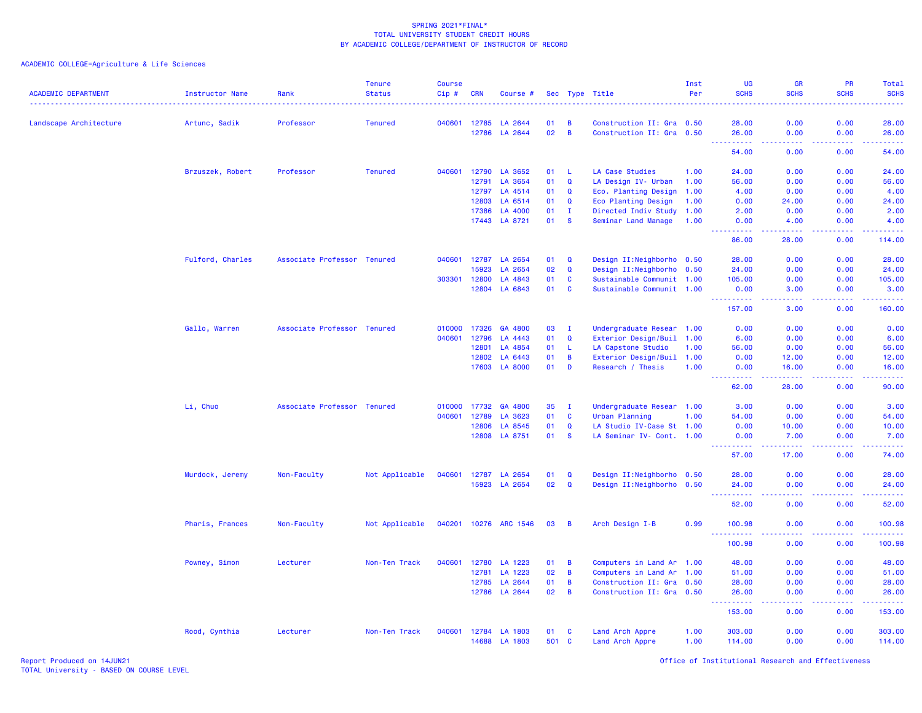SPRING 2021*FINAL*
TOTAL UNIVERSITY STUDENT CREDIT HOURS
BY ACADEMIC COLLEGE/DEPARTMENT OF INSTRUCTOR OF RECORD

ACADEMIC COLLEGE=Agriculture & Life Sciences

| ACADEMIC DEPARTMENT | Instructor Name | Rank | Tenure Status | Course Cip # | CRN | Course # | Sec | Type | Title | Inst Per | UG SCHS | GR SCHS | PR SCHS | Total SCHS |
|---|---|---|---|---|---|---|---|---|---|---|---|---|---|---|
| Landscape Architecture | Artunc, Sadik | Professor | Tenured | 040601 | 12785 | LA 2644 | 01 | B | Construction II: Gra | 0.50 | 28.00 | 0.00 | 0.00 | 28.00 |
| | | | | | 12786 | LA 2644 | 02 | B | Construction II: Gra | 0.50 | 26.00 | 0.00 | 0.00 | 26.00 |
| | | | | | | | | | | | 54.00 | 0.00 | 0.00 | 54.00 |
| | Brzuszek, Robert | Professor | Tenured | 040601 | 12790 | LA 3652 | 01 | L | LA Case Studies | 1.00 | 24.00 | 0.00 | 0.00 | 24.00 |
| | | | | | 12791 | LA 3654 | 01 | Q | LA Design IV- Urban | 1.00 | 56.00 | 0.00 | 0.00 | 56.00 |
| | | | | | 12797 | LA 4514 | 01 | Q | Eco. Planting Design | 1.00 | 4.00 | 0.00 | 0.00 | 4.00 |
| | | | | | 12803 | LA 6514 | 01 | Q | Eco Planting Design | 1.00 | 0.00 | 24.00 | 0.00 | 24.00 |
| | | | | | 17386 | LA 4000 | 01 | I | Directed Indiv Study | 1.00 | 2.00 | 0.00 | 0.00 | 2.00 |
| | | | | | 17443 | LA 8721 | 01 | S | Seminar Land Manage | 1.00 | 0.00 | 4.00 | 0.00 | 4.00 |
| | | | | | | | | | | | 86.00 | 28.00 | 0.00 | 114.00 |
| | Fulford, Charles | Associate Professor | Tenured | 040601 | 12787 | LA 2654 | 01 | Q | Design II:Neighborho | 0.50 | 28.00 | 0.00 | 0.00 | 28.00 |
| | | | | | 15923 | LA 2654 | 02 | Q | Design II:Neighborho | 0.50 | 24.00 | 0.00 | 0.00 | 24.00 |
| | | | | 303301 | 12800 | LA 4843 | 01 | C | Sustainable Communit | 1.00 | 105.00 | 0.00 | 0.00 | 105.00 |
| | | | | | 12804 | LA 6843 | 01 | C | Sustainable Communit | 1.00 | 0.00 | 3.00 | 0.00 | 3.00 |
| | | | | | | | | | | | 157.00 | 3.00 | 0.00 | 160.00 |
| | Gallo, Warren | Associate Professor | Tenured | 010000 | 17326 | GA 4800 | 03 | I | Undergraduate Resear | 1.00 | 0.00 | 0.00 | 0.00 | 0.00 |
| | | | | 040601 | 12796 | LA 4443 | 01 | Q | Exterior Design/Buil | 1.00 | 6.00 | 0.00 | 0.00 | 6.00 |
| | | | | | 12801 | LA 4854 | 01 | L | LA Capstone Studio | 1.00 | 56.00 | 0.00 | 0.00 | 56.00 |
| | | | | | 12802 | LA 6443 | 01 | B | Exterior Design/Buil | 1.00 | 0.00 | 12.00 | 0.00 | 12.00 |
| | | | | | 17603 | LA 8000 | 01 | D | Research / Thesis | 1.00 | 0.00 | 16.00 | 0.00 | 16.00 |
| | | | | | | | | | | | 62.00 | 28.00 | 0.00 | 90.00 |
| | Li, Chuo | Associate Professor | Tenured | 010000 | 17732 | GA 4800 | 35 | I | Undergraduate Resear | 1.00 | 3.00 | 0.00 | 0.00 | 3.00 |
| | | | | 040601 | 12789 | LA 3623 | 01 | C | Urban Planning | 1.00 | 54.00 | 0.00 | 0.00 | 54.00 |
| | | | | | 12806 | LA 8545 | 01 | Q | LA Studio IV-Case St | 1.00 | 0.00 | 10.00 | 0.00 | 10.00 |
| | | | | | 12808 | LA 8751 | 01 | S | LA Seminar IV- Cont. | 1.00 | 0.00 | 7.00 | 0.00 | 7.00 |
| | | | | | | | | | | | 57.00 | 17.00 | 0.00 | 74.00 |
| | Murdock, Jeremy | Non-Faculty | Not Applicable | 040601 | 12787 | LA 2654 | 01 | Q | Design II:Neighborho | 0.50 | 28.00 | 0.00 | 0.00 | 28.00 |
| | | | | | 15923 | LA 2654 | 02 | Q | Design II:Neighborho | 0.50 | 24.00 | 0.00 | 0.00 | 24.00 |
| | | | | | | | | | | | 52.00 | 0.00 | 0.00 | 52.00 |
| | Pharis, Frances | Non-Faculty | Not Applicable | 040201 | 10276 | ARC 1546 | 03 | B | Arch Design I-B | 0.99 | 100.98 | 0.00 | 0.00 | 100.98 |
| | | | | | | | | | | | 100.98 | 0.00 | 0.00 | 100.98 |
| | Powney, Simon | Lecturer | Non-Ten Track | 040601 | 12780 | LA 1223 | 01 | B | Computers in Land Ar | 1.00 | 48.00 | 0.00 | 0.00 | 48.00 |
| | | | | | 12781 | LA 1223 | 02 | B | Computers in Land Ar | 1.00 | 51.00 | 0.00 | 0.00 | 51.00 |
| | | | | | 12785 | LA 2644 | 01 | B | Construction II: Gra | 0.50 | 28.00 | 0.00 | 0.00 | 28.00 |
| | | | | | 12786 | LA 2644 | 02 | B | Construction II: Gra | 0.50 | 26.00 | 0.00 | 0.00 | 26.00 |
| | | | | | | | | | | | 153.00 | 0.00 | 0.00 | 153.00 |
| | Rood, Cynthia | Lecturer | Non-Ten Track | 040601 | 12784 | LA 1803 | 01 | C | Land Arch Appre | 1.00 | 303.00 | 0.00 | 0.00 | 303.00 |
| | | | | | 14688 | LA 1803 | 501 | C | Land Arch Appre | 1.00 | 114.00 | 0.00 | 0.00 | 114.00 |

Report Produced on 14JUN21
TOTAL University - BASED ON COURSE LEVEL

Office of Institutional Research and Effectiveness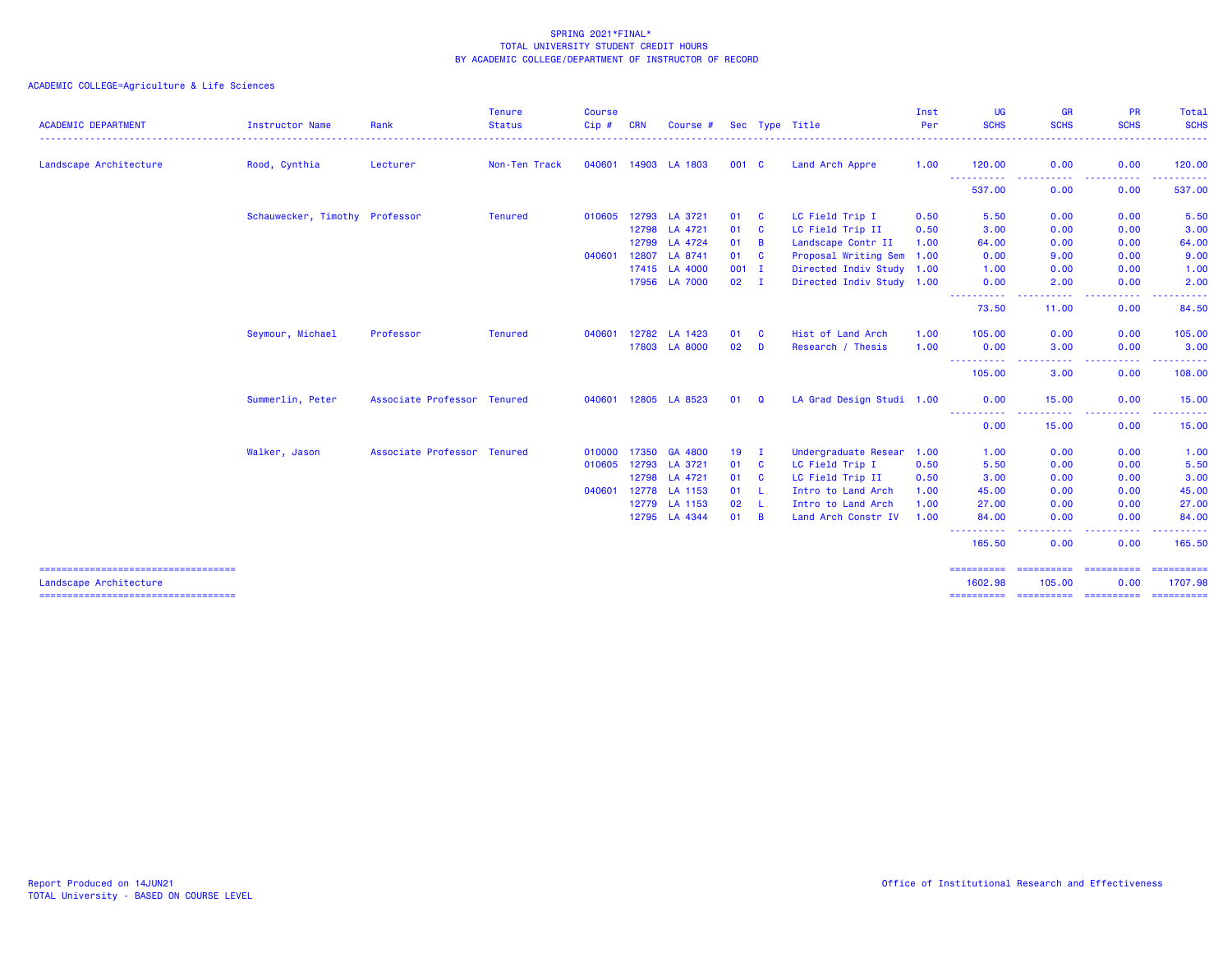SPRING 2021*FINAL*
TOTAL UNIVERSITY STUDENT CREDIT HOURS
BY ACADEMIC COLLEGE/DEPARTMENT OF INSTRUCTOR OF RECORD

ACADEMIC COLLEGE=Agriculture & Life Sciences

| ACADEMIC DEPARTMENT | Instructor Name | Rank | Tenure Status | Course Cip # | CRN | Course # | Sec | Type | Title | Inst Per | UG SCHS | GR SCHS | PR SCHS | Total SCHS |
|---|---|---|---|---|---|---|---|---|---|---|---|---|---|---|
| Landscape Architecture | Rood, Cynthia | Lecturer | Non-Ten Track | 040601 | 14903 | LA 1803 | 001 | C | Land Arch Appre | 1.00 | 120.00 | 0.00 | 0.00 | 120.00 |
| | | | | | | | | | | | 537.00 | 0.00 | 0.00 | 537.00 |
| | Schauwecker, Timothy | Professor | Tenured | 010605 | 12793 | LA 3721 | 01 | C | LC Field Trip I | 0.50 | 5.50 | 0.00 | 0.00 | 5.50 |
| | | | | | 12798 | LA 4721 | 01 | C | LC Field Trip II | 0.50 | 3.00 | 0.00 | 0.00 | 3.00 |
| | | | | | 12799 | LA 4724 | 01 | B | Landscape Contr II | 1.00 | 64.00 | 0.00 | 0.00 | 64.00 |
| | | | | 040601 | 12807 | LA 8741 | 01 | C | Proposal Writing Sem | 1.00 | 0.00 | 9.00 | 0.00 | 9.00 |
| | | | | | 17415 | LA 4000 | 001 | I | Directed Indiv Study | 1.00 | 1.00 | 0.00 | 0.00 | 1.00 |
| | | | | | 17956 | LA 7000 | 02 | I | Directed Indiv Study | 1.00 | 0.00 | 2.00 | 0.00 | 2.00 |
| | | | | | | | | | | | 73.50 | 11.00 | 0.00 | 84.50 |
| | Seymour, Michael | Professor | Tenured | 040601 | 12782 | LA 1423 | 01 | C | Hist of Land Arch | 1.00 | 105.00 | 0.00 | 0.00 | 105.00 |
| | | | | | 17803 | LA 8000 | 02 | D | Research / Thesis | 1.00 | 0.00 | 3.00 | 0.00 | 3.00 |
| | | | | | | | | | | | 105.00 | 3.00 | 0.00 | 108.00 |
| | Summerlin, Peter | Associate Professor | Tenured | 040601 | 12805 | LA 8523 | 01 | Q | LA Grad Design Studi | 1.00 | 0.00 | 15.00 | 0.00 | 15.00 |
| | | | | | | | | | | | 0.00 | 15.00 | 0.00 | 15.00 |
| | Walker, Jason | Associate Professor | Tenured | 010000 | 17350 | GA 4800 | 19 | I | Undergraduate Resear | 1.00 | 1.00 | 0.00 | 0.00 | 1.00 |
| | | | | 010605 | 12793 | LA 3721 | 01 | C | LC Field Trip I | 0.50 | 5.50 | 0.00 | 0.00 | 5.50 |
| | | | | | 12798 | LA 4721 | 01 | C | LC Field Trip II | 0.50 | 3.00 | 0.00 | 0.00 | 3.00 |
| | | | | 040601 | 12778 | LA 1153 | 01 | L | Intro to Land Arch | 1.00 | 45.00 | 0.00 | 0.00 | 45.00 |
| | | | | | 12779 | LA 1153 | 02 | L | Intro to Land Arch | 1.00 | 27.00 | 0.00 | 0.00 | 27.00 |
| | | | | | 12795 | LA 4344 | 01 | B | Land Arch Constr IV | 1.00 | 84.00 | 0.00 | 0.00 | 84.00 |
| | | | | | | | | | | | 165.50 | 0.00 | 0.00 | 165.50 |
| Landscape Architecture | | | | | | | | | | | 1602.98 | 105.00 | 0.00 | 1707.98 |

Report Produced on 14JUN21
TOTAL University - BASED ON COURSE LEVEL

Office of Institutional Research and Effectiveness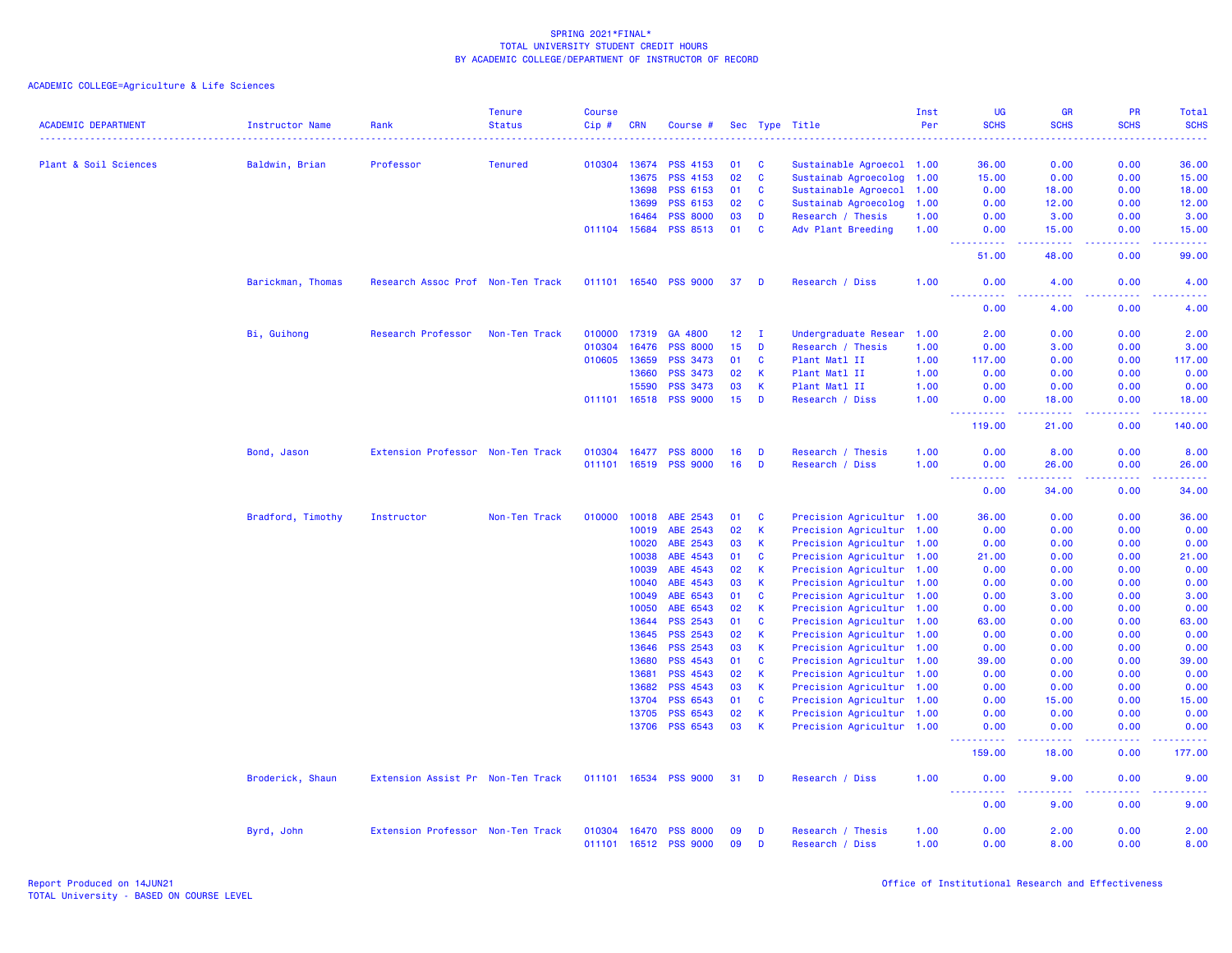SPRING 2021*FINAL*
TOTAL UNIVERSITY STUDENT CREDIT HOURS
BY ACADEMIC COLLEGE/DEPARTMENT OF INSTRUCTOR OF RECORD

ACADEMIC COLLEGE=Agriculture & Life Sciences

| ACADEMIC DEPARTMENT | Instructor Name | Rank | Tenure Status | Course Cip # | CRN | Course # | Sec | Type | Title | Inst Per | UG SCHS | GR SCHS | PR SCHS | Total SCHS |
|---|---|---|---|---|---|---|---|---|---|---|---|---|---|---|
| Plant & Soil Sciences | Baldwin, Brian | Professor | Tenured | 010304 | 13674 | PSS 4153 | 01 | C | Sustainable Agroecol | 1.00 | 36.00 | 0.00 | 0.00 | 36.00 |
| | | | | | 13675 | PSS 4153 | 02 | C | Sustainab Agroecolog | 1.00 | 15.00 | 0.00 | 0.00 | 15.00 |
| | | | | | 13698 | PSS 6153 | 01 | C | Sustainable Agroecol | 1.00 | 0.00 | 18.00 | 0.00 | 18.00 |
| | | | | | 13699 | PSS 6153 | 02 | C | Sustainab Agroecolog | 1.00 | 0.00 | 12.00 | 0.00 | 12.00 |
| | | | | | 16464 | PSS 8000 | 03 | D | Research / Thesis | 1.00 | 0.00 | 3.00 | 0.00 | 3.00 |
| | | | | 011104 | 15684 | PSS 8513 | 01 | C | Adv Plant Breeding | 1.00 | 0.00 | 15.00 | 0.00 | 15.00 |
| | | | | | | | | | | | 51.00 | 48.00 | 0.00 | 99.00 |
| | Barickman, Thomas | Research Assoc Prof | Non-Ten Track | 011101 | 16540 | PSS 9000 | 37 | D | Research / Diss | 1.00 | 0.00 | 4.00 | 0.00 | 4.00 |
| | | | | | | | | | | | 0.00 | 4.00 | 0.00 | 4.00 |
| | Bi, Guihong | Research Professor | Non-Ten Track | 010000 | 17319 | GA 4800 | 12 | I | Undergraduate Resear | 1.00 | 2.00 | 0.00 | 0.00 | 2.00 |
| | | | | 010304 | 16476 | PSS 8000 | 15 | D | Research / Thesis | 1.00 | 0.00 | 3.00 | 0.00 | 3.00 |
| | | | | 010605 | 13659 | PSS 3473 | 01 | C | Plant Matl II | 1.00 | 117.00 | 0.00 | 0.00 | 117.00 |
| | | | | | 13660 | PSS 3473 | 02 | K | Plant Matl II | 1.00 | 0.00 | 0.00 | 0.00 | 0.00 |
| | | | | | 15590 | PSS 3473 | 03 | K | Plant Matl II | 1.00 | 0.00 | 0.00 | 0.00 | 0.00 |
| | | | | 011101 | 16518 | PSS 9000 | 15 | D | Research / Diss | 1.00 | 0.00 | 18.00 | 0.00 | 18.00 |
| | | | | | | | | | | | 119.00 | 21.00 | 0.00 | 140.00 |
| | Bond, Jason | Extension Professor | Non-Ten Track | 010304 | 16477 | PSS 8000 | 16 | D | Research / Thesis | 1.00 | 0.00 | 8.00 | 0.00 | 8.00 |
| | | | | 011101 | 16519 | PSS 9000 | 16 | D | Research / Diss | 1.00 | 0.00 | 26.00 | 0.00 | 26.00 |
| | | | | | | | | | | | 0.00 | 34.00 | 0.00 | 34.00 |
| | Bradford, Timothy | Instructor | Non-Ten Track | 010000 | 10018 | ABE 2543 | 01 | C | Precision Agricultur | 1.00 | 36.00 | 0.00 | 0.00 | 36.00 |
| | | | | | 10019 | ABE 2543 | 02 | K | Precision Agricultur | 1.00 | 0.00 | 0.00 | 0.00 | 0.00 |
| | | | | | 10020 | ABE 2543 | 03 | K | Precision Agricultur | 1.00 | 0.00 | 0.00 | 0.00 | 0.00 |
| | | | | | 10038 | ABE 4543 | 01 | C | Precision Agricultur | 1.00 | 21.00 | 0.00 | 0.00 | 21.00 |
| | | | | | 10039 | ABE 4543 | 02 | K | Precision Agricultur | 1.00 | 0.00 | 0.00 | 0.00 | 0.00 |
| | | | | | 10040 | ABE 4543 | 03 | K | Precision Agricultur | 1.00 | 0.00 | 0.00 | 0.00 | 0.00 |
| | | | | | 10049 | ABE 6543 | 01 | C | Precision Agricultur | 1.00 | 0.00 | 3.00 | 0.00 | 3.00 |
| | | | | | 10050 | ABE 6543 | 02 | K | Precision Agricultur | 1.00 | 0.00 | 0.00 | 0.00 | 0.00 |
| | | | | | 13644 | PSS 2543 | 01 | C | Precision Agricultur | 1.00 | 63.00 | 0.00 | 0.00 | 63.00 |
| | | | | | 13645 | PSS 2543 | 02 | K | Precision Agricultur | 1.00 | 0.00 | 0.00 | 0.00 | 0.00 |
| | | | | | 13646 | PSS 2543 | 03 | K | Precision Agricultur | 1.00 | 0.00 | 0.00 | 0.00 | 0.00 |
| | | | | | 13680 | PSS 4543 | 01 | C | Precision Agricultur | 1.00 | 39.00 | 0.00 | 0.00 | 39.00 |
| | | | | | 13681 | PSS 4543 | 02 | K | Precision Agricultur | 1.00 | 0.00 | 0.00 | 0.00 | 0.00 |
| | | | | | 13682 | PSS 4543 | 03 | K | Precision Agricultur | 1.00 | 0.00 | 0.00 | 0.00 | 0.00 |
| | | | | | 13704 | PSS 6543 | 01 | C | Precision Agricultur | 1.00 | 0.00 | 15.00 | 0.00 | 15.00 |
| | | | | | 13705 | PSS 6543 | 02 | K | Precision Agricultur | 1.00 | 0.00 | 0.00 | 0.00 | 0.00 |
| | | | | | 13706 | PSS 6543 | 03 | K | Precision Agricultur | 1.00 | 0.00 | 0.00 | 0.00 | 0.00 |
| | | | | | | | | | | | 159.00 | 18.00 | 0.00 | 177.00 |
| | Broderick, Shaun | Extension Assist Pr | Non-Ten Track | 011101 | 16534 | PSS 9000 | 31 | D | Research / Diss | 1.00 | 0.00 | 9.00 | 0.00 | 9.00 |
| | | | | | | | | | | | 0.00 | 9.00 | 0.00 | 9.00 |
| | Byrd, John | Extension Professor | Non-Ten Track | 010304 | 16470 | PSS 8000 | 09 | D | Research / Thesis | 1.00 | 0.00 | 2.00 | 0.00 | 2.00 |
| | | | | 011101 | 16512 | PSS 9000 | 09 | D | Research / Diss | 1.00 | 0.00 | 8.00 | 0.00 | 8.00 |

Report Produced on 14JUN21
TOTAL University - BASED ON COURSE LEVEL

Office of Institutional Research and Effectiveness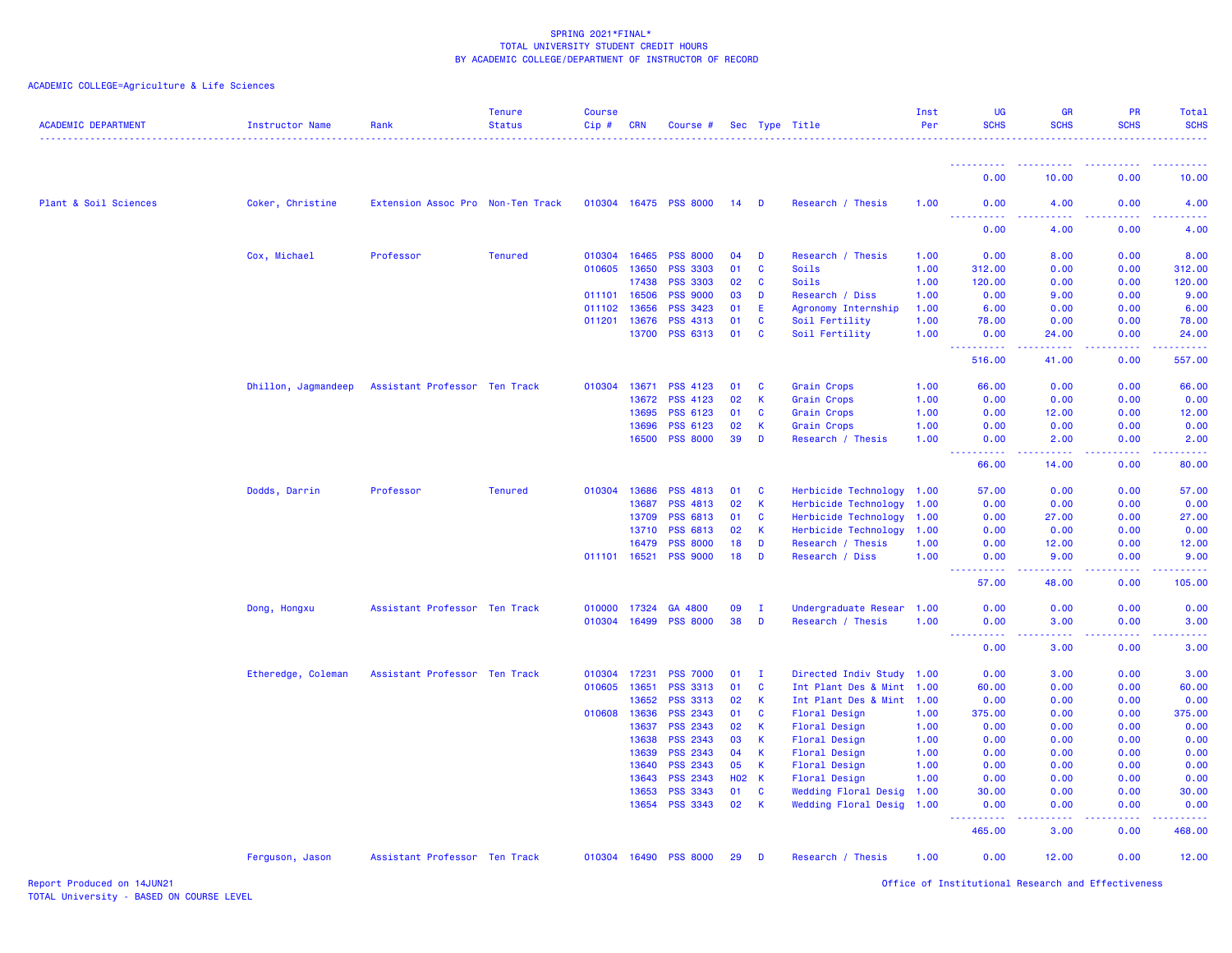SPRING 2021*FINAL*
TOTAL UNIVERSITY STUDENT CREDIT HOURS
BY ACADEMIC COLLEGE/DEPARTMENT OF INSTRUCTOR OF RECORD

ACADEMIC COLLEGE=Agriculture & Life Sciences

| ACADEMIC DEPARTMENT | Instructor Name | Rank | Tenure Status | Course Cip # | CRN | Course # | Sec | Type | Title | Inst Per | UG SCHS | GR SCHS | PR SCHS | Total SCHS |
|---|---|---|---|---|---|---|---|---|---|---|---|---|---|---|
| | | | | | | | | | | | 0.00 | 10.00 | 0.00 | 10.00 |
| Plant & Soil Sciences | Coker, Christine | Extension Assoc Pro | Non-Ten Track | 010304 | 16475 | PSS 8000 | 14 | D | Research / Thesis | 1.00 | 0.00 | 4.00 | 0.00 | 4.00 |
| | | | | | | | | | | | 0.00 | 4.00 | 0.00 | 4.00 |
| | Cox, Michael | Professor | Tenured | 010304 | 16465 | PSS 8000 | 04 | D | Research / Thesis | 1.00 | 0.00 | 8.00 | 0.00 | 8.00 |
| | | | | 010605 | 13650 | PSS 3303 | 01 | C | Soils | 1.00 | 312.00 | 0.00 | 0.00 | 312.00 |
| | | | | | 17438 | PSS 3303 | 02 | C | Soils | 1.00 | 120.00 | 0.00 | 0.00 | 120.00 |
| | | | | 011101 | 16506 | PSS 9000 | 03 | D | Research / Diss | 1.00 | 0.00 | 9.00 | 0.00 | 9.00 |
| | | | | 011102 | 13656 | PSS 3423 | 01 | E | Agronomy Internship | 1.00 | 6.00 | 0.00 | 0.00 | 6.00 |
| | | | | 011201 | 13676 | PSS 4313 | 01 | C | Soil Fertility | 1.00 | 78.00 | 0.00 | 0.00 | 78.00 |
| | | | | | 13700 | PSS 6313 | 01 | C | Soil Fertility | 1.00 | 0.00 | 24.00 | 0.00 | 24.00 |
| | | | | | | | | | | | 516.00 | 41.00 | 0.00 | 557.00 |
| | Dhillon, Jagmandeep | Assistant Professor | Ten Track | 010304 | 13671 | PSS 4123 | 01 | C | Grain Crops | 1.00 | 66.00 | 0.00 | 0.00 | 66.00 |
| | | | | | 13672 | PSS 4123 | 02 | K | Grain Crops | 1.00 | 0.00 | 0.00 | 0.00 | 0.00 |
| | | | | | 13695 | PSS 6123 | 01 | C | Grain Crops | 1.00 | 0.00 | 12.00 | 0.00 | 12.00 |
| | | | | | 13696 | PSS 6123 | 02 | K | Grain Crops | 1.00 | 0.00 | 0.00 | 0.00 | 0.00 |
| | | | | | 16500 | PSS 8000 | 39 | D | Research / Thesis | 1.00 | 0.00 | 2.00 | 0.00 | 2.00 |
| | | | | | | | | | | | 66.00 | 14.00 | 0.00 | 80.00 |
| | Dodds, Darrin | Professor | Tenured | 010304 | 13686 | PSS 4813 | 01 | C | Herbicide Technology | 1.00 | 57.00 | 0.00 | 0.00 | 57.00 |
| | | | | | 13687 | PSS 4813 | 02 | K | Herbicide Technology | 1.00 | 0.00 | 0.00 | 0.00 | 0.00 |
| | | | | | 13709 | PSS 6813 | 01 | C | Herbicide Technology | 1.00 | 0.00 | 27.00 | 0.00 | 27.00 |
| | | | | | 13710 | PSS 6813 | 02 | K | Herbicide Technology | 1.00 | 0.00 | 0.00 | 0.00 | 0.00 |
| | | | | | 16479 | PSS 8000 | 18 | D | Research / Thesis | 1.00 | 0.00 | 12.00 | 0.00 | 12.00 |
| | | | | 011101 | 16521 | PSS 9000 | 18 | D | Research / Diss | 1.00 | 0.00 | 9.00 | 0.00 | 9.00 |
| | | | | | | | | | | | 57.00 | 48.00 | 0.00 | 105.00 |
| | Dong, Hongxu | Assistant Professor | Ten Track | 010000 | 17324 | GA 4800 | 09 | I | Undergraduate Resear | 1.00 | 0.00 | 0.00 | 0.00 | 0.00 |
| | | | | 010304 | 16499 | PSS 8000 | 38 | D | Research / Thesis | 1.00 | 0.00 | 3.00 | 0.00 | 3.00 |
| | | | | | | | | | | | 0.00 | 3.00 | 0.00 | 3.00 |
| | Etheredge, Coleman | Assistant Professor | Ten Track | 010304 | 17231 | PSS 7000 | 01 | I | Directed Indiv Study | 1.00 | 0.00 | 3.00 | 0.00 | 3.00 |
| | | | | 010605 | 13651 | PSS 3313 | 01 | C | Int Plant Des & Mint | 1.00 | 60.00 | 0.00 | 0.00 | 60.00 |
| | | | | | 13652 | PSS 3313 | 02 | K | Int Plant Des & Mint | 1.00 | 0.00 | 0.00 | 0.00 | 0.00 |
| | | | | 010608 | 13636 | PSS 2343 | 01 | C | Floral Design | 1.00 | 375.00 | 0.00 | 0.00 | 375.00 |
| | | | | | 13637 | PSS 2343 | 02 | K | Floral Design | 1.00 | 0.00 | 0.00 | 0.00 | 0.00 |
| | | | | | 13638 | PSS 2343 | 03 | K | Floral Design | 1.00 | 0.00 | 0.00 | 0.00 | 0.00 |
| | | | | | 13639 | PSS 2343 | 04 | K | Floral Design | 1.00 | 0.00 | 0.00 | 0.00 | 0.00 |
| | | | | | 13640 | PSS 2343 | 05 | K | Floral Design | 1.00 | 0.00 | 0.00 | 0.00 | 0.00 |
| | | | | | 13643 | PSS 2343 | H02 | K | Floral Design | 1.00 | 0.00 | 0.00 | 0.00 | 0.00 |
| | | | | | 13653 | PSS 3343 | 01 | C | Wedding Floral Desig | 1.00 | 30.00 | 0.00 | 0.00 | 30.00 |
| | | | | | 13654 | PSS 3343 | 02 | K | Wedding Floral Desig | 1.00 | 0.00 | 0.00 | 0.00 | 0.00 |
| | | | | | | | | | | | 465.00 | 3.00 | 0.00 | 468.00 |
| | Ferguson, Jason | Assistant Professor | Ten Track | 010304 | 16490 | PSS 8000 | 29 | D | Research / Thesis | 1.00 | 0.00 | 12.00 | 0.00 | 12.00 |

Report Produced on 14JUN21
TOTAL University - BASED ON COURSE LEVEL

Office of Institutional Research and Effectiveness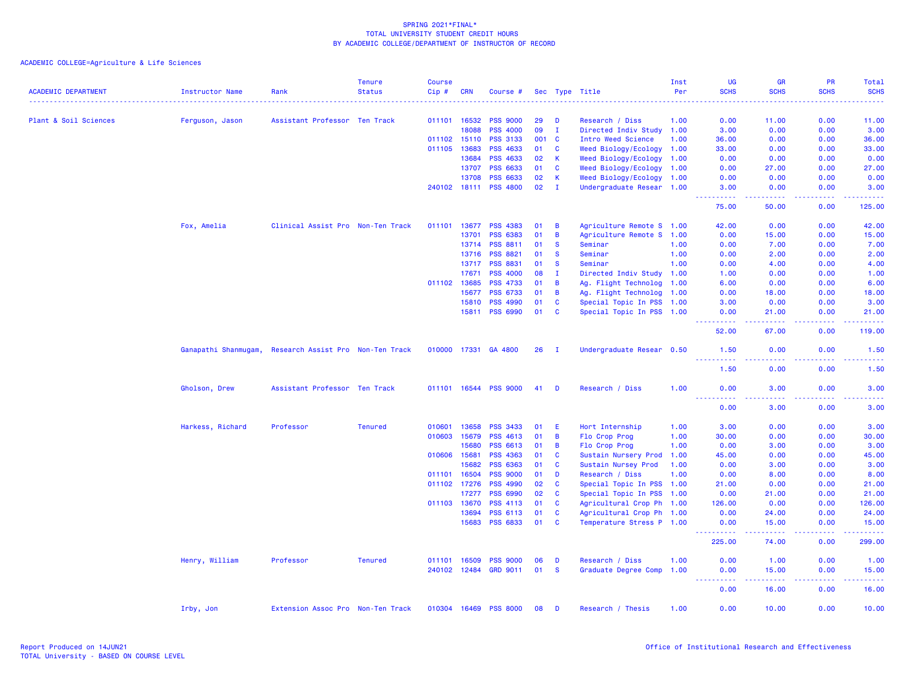SPRING 2021*FINAL*
TOTAL UNIVERSITY STUDENT CREDIT HOURS
BY ACADEMIC COLLEGE/DEPARTMENT OF INSTRUCTOR OF RECORD

ACADEMIC COLLEGE=Agriculture & Life Sciences

| ACADEMIC DEPARTMENT | Instructor Name | Rank | Tenure Status | Course Cip # | CRN | Course # | Sec | Type | Title | Inst Per | UG SCHS | GR SCHS | PR SCHS | Total SCHS |
|---|---|---|---|---|---|---|---|---|---|---|---|---|---|---|
| Plant & Soil Sciences | Ferguson, Jason | Assistant Professor | Ten Track | 011101 | 16532 | PSS 9000 | 29 | D | Research / Diss | 1.00 | 0.00 | 11.00 | 0.00 | 11.00 |
| | | | | | 18088 | PSS 4000 | 09 | I | Directed Indiv Study | 1.00 | 3.00 | 0.00 | 0.00 | 3.00 |
| | | | | 011102 | 15110 | PSS 3133 | 001 | C | Intro Weed Science | 1.00 | 36.00 | 0.00 | 0.00 | 36.00 |
| | | | | 011105 | 13683 | PSS 4633 | 01 | C | Weed Biology/Ecology | 1.00 | 33.00 | 0.00 | 0.00 | 33.00 |
| | | | | | 13684 | PSS 4633 | 02 | K | Weed Biology/Ecology | 1.00 | 0.00 | 0.00 | 0.00 | 0.00 |
| | | | | | 13707 | PSS 6633 | 01 | C | Weed Biology/Ecology | 1.00 | 0.00 | 27.00 | 0.00 | 27.00 |
| | | | | | 13708 | PSS 6633 | 02 | K | Weed Biology/Ecology | 1.00 | 0.00 | 0.00 | 0.00 | 0.00 |
| | | | | 240102 | 18111 | PSS 4800 | 02 | I | Undergraduate Resear | 1.00 | 3.00 | 0.00 | 0.00 | 3.00 |
| | | | | | | | | | | | 75.00 | 50.00 | 0.00 | 125.00 |
| | Fox, Amelia | Clinical Assist Pro | Non-Ten Track | 011101 | 13677 | PSS 4383 | 01 | B | Agriculture Remote S | 1.00 | 42.00 | 0.00 | 0.00 | 42.00 |
| | | | | | 13701 | PSS 6383 | 01 | B | Agriculture Remote S | 1.00 | 0.00 | 15.00 | 0.00 | 15.00 |
| | | | | | 13714 | PSS 8811 | 01 | S | Seminar | 1.00 | 0.00 | 7.00 | 0.00 | 7.00 |
| | | | | | 13716 | PSS 8821 | 01 | S | Seminar | 1.00 | 0.00 | 2.00 | 0.00 | 2.00 |
| | | | | | 13717 | PSS 8831 | 01 | S | Seminar | 1.00 | 0.00 | 4.00 | 0.00 | 4.00 |
| | | | | | 17671 | PSS 4000 | 08 | I | Directed Indiv Study | 1.00 | 1.00 | 0.00 | 0.00 | 1.00 |
| | | | | 011102 | 13685 | PSS 4733 | 01 | B | Ag. Flight Technolog | 1.00 | 6.00 | 0.00 | 0.00 | 6.00 |
| | | | | | 15677 | PSS 6733 | 01 | B | Ag. Flight Technolog | 1.00 | 0.00 | 18.00 | 0.00 | 18.00 |
| | | | | | 15810 | PSS 4990 | 01 | C | Special Topic In PSS | 1.00 | 3.00 | 0.00 | 0.00 | 3.00 |
| | | | | | 15811 | PSS 6990 | 01 | C | Special Topic In PSS | 1.00 | 0.00 | 21.00 | 0.00 | 21.00 |
| | | | | | | | | | | | 52.00 | 67.00 | 0.00 | 119.00 |
| | Ganapathi Shanmugam, | Research Assist Pro | Non-Ten Track | 010000 | 17331 | GA 4800 | 26 | I | Undergraduate Resear | 0.50 | 1.50 | 0.00 | 0.00 | 1.50 |
| | | | | | | | | | | | 1.50 | 0.00 | 0.00 | 1.50 |
| | Gholson, Drew | Assistant Professor | Ten Track | 011101 | 16544 | PSS 9000 | 41 | D | Research / Diss | 1.00 | 0.00 | 3.00 | 0.00 | 3.00 |
| | | | | | | | | | | | 0.00 | 3.00 | 0.00 | 3.00 |
| | Harkess, Richard | Professor | Tenured | 010601 | 13658 | PSS 3433 | 01 | E | Hort Internship | 1.00 | 3.00 | 0.00 | 0.00 | 3.00 |
| | | | | 010603 | 15679 | PSS 4613 | 01 | B | Flo Crop Prog | 1.00 | 30.00 | 0.00 | 0.00 | 30.00 |
| | | | | | 15680 | PSS 6613 | 01 | B | Flo Crop Prog | 1.00 | 0.00 | 3.00 | 0.00 | 3.00 |
| | | | | 010606 | 15681 | PSS 4363 | 01 | C | Sustain Nursery Prod | 1.00 | 45.00 | 0.00 | 0.00 | 45.00 |
| | | | | | 15682 | PSS 6363 | 01 | C | Sustain Nursey Prod | 1.00 | 0.00 | 3.00 | 0.00 | 3.00 |
| | | | | 011101 | 16504 | PSS 9000 | 01 | D | Research / Diss | 1.00 | 0.00 | 8.00 | 0.00 | 8.00 |
| | | | | 011102 | 17276 | PSS 4990 | 02 | C | Special Topic In PSS | 1.00 | 21.00 | 0.00 | 0.00 | 21.00 |
| | | | | | 17277 | PSS 6990 | 02 | C | Special Topic In PSS | 1.00 | 0.00 | 21.00 | 0.00 | 21.00 |
| | | | | 011103 | 13670 | PSS 4113 | 01 | C | Agricultural Crop Ph | 1.00 | 126.00 | 0.00 | 0.00 | 126.00 |
| | | | | | 13694 | PSS 6113 | 01 | C | Agricultural Crop Ph | 1.00 | 0.00 | 24.00 | 0.00 | 24.00 |
| | | | | | 15683 | PSS 6833 | 01 | C | Temperature Stress P | 1.00 | 0.00 | 15.00 | 0.00 | 15.00 |
| | | | | | | | | | | | 225.00 | 74.00 | 0.00 | 299.00 |
| | Henry, William | Professor | Tenured | 011101 | 16509 | PSS 9000 | 06 | D | Research / Diss | 1.00 | 0.00 | 1.00 | 0.00 | 1.00 |
| | | | | 240102 | 12484 | GRD 9011 | 01 | S | Graduate Degree Comp | 1.00 | 0.00 | 15.00 | 0.00 | 15.00 |
| | | | | | | | | | | | 0.00 | 16.00 | 0.00 | 16.00 |
| | Irby, Jon | Extension Assoc Pro | Non-Ten Track | 010304 | 16469 | PSS 8000 | 08 | D | Research / Thesis | 1.00 | 0.00 | 10.00 | 0.00 | 10.00 |

Report Produced on 14JUN21
TOTAL University - BASED ON COURSE LEVEL

Office of Institutional Research and Effectiveness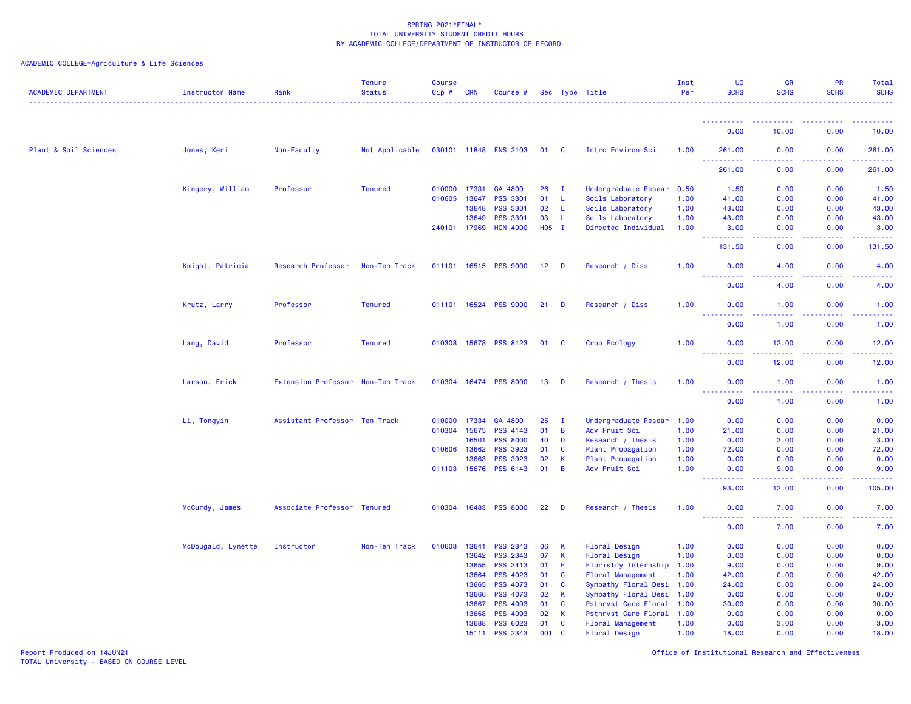SPRING 2021*FINAL*
TOTAL UNIVERSITY STUDENT CREDIT HOURS
BY ACADEMIC COLLEGE/DEPARTMENT OF INSTRUCTOR OF RECORD

ACADEMIC COLLEGE=Agriculture & Life Sciences

| ACADEMIC DEPARTMENT | Instructor Name | Rank | Tenure Status | Course Cip # | CRN | Course # | Sec | Type | Title | Inst Per | UG SCHS | GR SCHS | PR SCHS | Total SCHS |
|---|---|---|---|---|---|---|---|---|---|---|---|---|---|---|
| | | | | | | | | | | | 0.00 | 10.00 | 0.00 | 10.00 |
| Plant & Soil Sciences | Jones, Keri | Non-Faculty | Not Applicable | 030101 | 11848 | ENS 2103 | 01 | C | Intro Environ Sci | 1.00 | 261.00 | 0.00 | 0.00 | 261.00 |
| | | | | | | | | | | | 261.00 | 0.00 | 0.00 | 261.00 |
| | Kingery, William | Professor | Tenured | 010000 | 17331 | GA 4800 | 26 | I | Undergraduate Resear | 0.50 | 1.50 | 0.00 | 0.00 | 1.50 |
| | | | | 010605 | 13647 | PSS 3301 | 01 | L | Soils Laboratory | 1.00 | 41.00 | 0.00 | 0.00 | 41.00 |
| | | | | | 13648 | PSS 3301 | 02 | L | Soils Laboratory | 1.00 | 43.00 | 0.00 | 0.00 | 43.00 |
| | | | | | 13649 | PSS 3301 | 03 | L | Soils Laboratory | 1.00 | 43.00 | 0.00 | 0.00 | 43.00 |
| | | | | 240101 | 17969 | HON 4000 | H05 | I | Directed Individual | 1.00 | 3.00 | 0.00 | 0.00 | 3.00 |
| | | | | | | | | | | | 131.50 | 0.00 | 0.00 | 131.50 |
| | Knight, Patricia | Research Professor | Non-Ten Track | 011101 | 16515 | PSS 9000 | 12 | D | Research / Diss | 1.00 | 0.00 | 4.00 | 0.00 | 4.00 |
| | | | | | | | | | | | 0.00 | 4.00 | 0.00 | 4.00 |
| | Krutz, Larry | Professor | Tenured | 011101 | 16524 | PSS 9000 | 21 | D | Research / Diss | 1.00 | 0.00 | 1.00 | 0.00 | 1.00 |
| | | | | | | | | | | | 0.00 | 1.00 | 0.00 | 1.00 |
| | Lang, David | Professor | Tenured | 010308 | 15678 | PSS 8123 | 01 | C | Crop Ecology | 1.00 | 0.00 | 12.00 | 0.00 | 12.00 |
| | | | | | | | | | | | 0.00 | 12.00 | 0.00 | 12.00 |
| | Larson, Erick | Extension Professor | Non-Ten Track | 010304 | 16474 | PSS 8000 | 13 | D | Research / Thesis | 1.00 | 0.00 | 1.00 | 0.00 | 1.00 |
| | | | | | | | | | | | 0.00 | 1.00 | 0.00 | 1.00 |
| | Li, Tongyin | Assistant Professor | Ten Track | 010000 | 17334 | GA 4800 | 25 | I | Undergraduate Resear | 1.00 | 0.00 | 0.00 | 0.00 | 0.00 |
| | | | | 010304 | 15675 | PSS 4143 | 01 | B | Adv Fruit Sci | 1.00 | 21.00 | 0.00 | 0.00 | 21.00 |
| | | | | | 16501 | PSS 8000 | 40 | D | Research / Thesis | 1.00 | 0.00 | 3.00 | 0.00 | 3.00 |
| | | | | 010606 | 13662 | PSS 3923 | 01 | C | Plant Propagation | 1.00 | 72.00 | 0.00 | 0.00 | 72.00 |
| | | | | | 13663 | PSS 3923 | 02 | K | Plant Propagation | 1.00 | 0.00 | 0.00 | 0.00 | 0.00 |
| | | | | 011103 | 15676 | PSS 6143 | 01 | B | Adv Fruit Sci | 1.00 | 0.00 | 9.00 | 0.00 | 9.00 |
| | | | | | | | | | | | 93.00 | 12.00 | 0.00 | 105.00 |
| | McCurdy, James | Associate Professor | Tenured | 010304 | 16483 | PSS 8000 | 22 | D | Research / Thesis | 1.00 | 0.00 | 7.00 | 0.00 | 7.00 |
| | | | | | | | | | | | 0.00 | 7.00 | 0.00 | 7.00 |
| | McDougald, Lynette | Instructor | Non-Ten Track | 010608 | 13641 | PSS 2343 | 06 | K | Floral Design | 1.00 | 0.00 | 0.00 | 0.00 | 0.00 |
| | | | | | 13642 | PSS 2343 | 07 | K | Floral Design | 1.00 | 0.00 | 0.00 | 0.00 | 0.00 |
| | | | | | 13655 | PSS 3413 | 01 | E | Floristry Internship | 1.00 | 9.00 | 0.00 | 0.00 | 9.00 |
| | | | | | 13664 | PSS 4023 | 01 | C | Floral Management | 1.00 | 42.00 | 0.00 | 0.00 | 42.00 |
| | | | | | 13665 | PSS 4073 | 01 | C | Sympathy Floral Desi | 1.00 | 24.00 | 0.00 | 0.00 | 24.00 |
| | | | | | 13666 | PSS 4073 | 02 | K | Sympathy Floral Desi | 1.00 | 0.00 | 0.00 | 0.00 | 0.00 |
| | | | | | 13667 | PSS 4093 | 01 | C | Psthrvst Care Floral | 1.00 | 30.00 | 0.00 | 0.00 | 30.00 |
| | | | | | 13668 | PSS 4093 | 02 | K | Psthrvst Care Floral | 1.00 | 0.00 | 0.00 | 0.00 | 0.00 |
| | | | | | 13688 | PSS 6023 | 01 | C | Floral Management | 1.00 | 0.00 | 3.00 | 0.00 | 3.00 |
| | | | | | 15111 | PSS 2343 | 001 | C | Floral Design | 1.00 | 18.00 | 0.00 | 0.00 | 18.00 |

Report Produced on 14JUN21
TOTAL University - BASED ON COURSE LEVEL

Office of Institutional Research and Effectiveness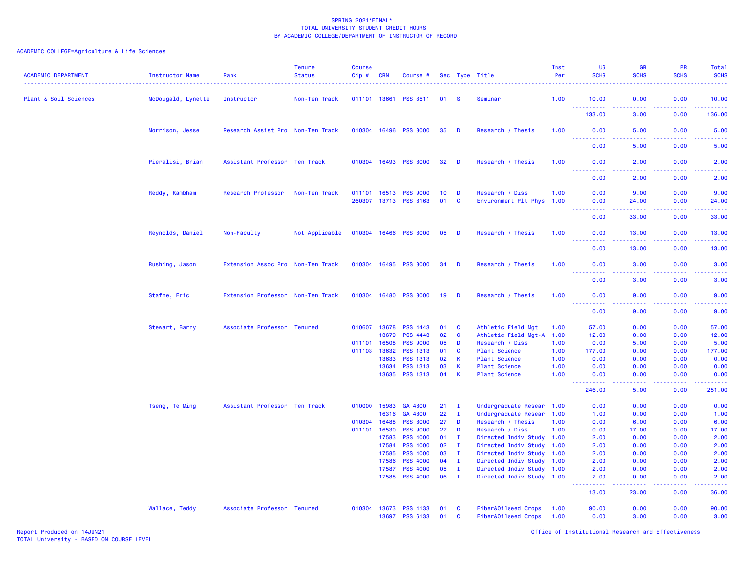SPRING 2021*FINAL*
TOTAL UNIVERSITY STUDENT CREDIT HOURS
BY ACADEMIC COLLEGE/DEPARTMENT OF INSTRUCTOR OF RECORD

ACADEMIC COLLEGE=Agriculture & Life Sciences

| ACADEMIC DEPARTMENT | Instructor Name | Rank | Tenure Status | Course Cip # | CRN | Course # | Sec | Type | Title | Inst Per | UG SCHS | GR SCHS | PR SCHS | Total SCHS |
|---|---|---|---|---|---|---|---|---|---|---|---|---|---|---|
| Plant & Soil Sciences | McDougald, Lynette | Instructor | Non-Ten Track | 011101 | 13661 | PSS 3511 | 01 | S | Seminar | 1.00 | 10.00 | 0.00 | 0.00 | 10.00 |
| | | | | | | | | | | | 133.00 | 3.00 | 0.00 | 136.00 |
| | Morrison, Jesse | Research Assist Pro | Non-Ten Track | 010304 | 16496 | PSS 8000 | 35 | D | Research / Thesis | 1.00 | 0.00 | 5.00 | 0.00 | 5.00 |
| | | | | | | | | | | | 0.00 | 5.00 | 0.00 | 5.00 |
| | Pieralisi, Brian | Assistant Professor | Ten Track | 010304 | 16493 | PSS 8000 | 32 | D | Research / Thesis | 1.00 | 0.00 | 2.00 | 0.00 | 2.00 |
| | | | | | | | | | | | 0.00 | 2.00 | 0.00 | 2.00 |
| | Reddy, Kambham | Research Professor | Non-Ten Track | 011101 | 16513 | PSS 9000 | 10 | D | Research / Diss | 1.00 | 0.00 | 9.00 | 0.00 | 9.00 |
| | | | | 260307 | 13713 | PSS 8163 | 01 | C | Environment Plt Phys | 1.00 | 0.00 | 24.00 | 0.00 | 24.00 |
| | | | | | | | | | | | 0.00 | 33.00 | 0.00 | 33.00 |
| | Reynolds, Daniel | Non-Faculty | Not Applicable | 010304 | 16466 | PSS 8000 | 05 | D | Research / Thesis | 1.00 | 0.00 | 13.00 | 0.00 | 13.00 |
| | | | | | | | | | | | 0.00 | 13.00 | 0.00 | 13.00 |
| | Rushing, Jason | Extension Assoc Pro | Non-Ten Track | 010304 | 16495 | PSS 8000 | 34 | D | Research / Thesis | 1.00 | 0.00 | 3.00 | 0.00 | 3.00 |
| | | | | | | | | | | | 0.00 | 3.00 | 0.00 | 3.00 |
| | Stafne, Eric | Extension Professor | Non-Ten Track | 010304 | 16480 | PSS 8000 | 19 | D | Research / Thesis | 1.00 | 0.00 | 9.00 | 0.00 | 9.00 |
| | | | | | | | | | | | 0.00 | 9.00 | 0.00 | 9.00 |
| | Stewart, Barry | Associate Professor | Tenured | 010607 | 13678 | PSS 4443 | 01 | C | Athletic Field Mgt | 1.00 | 57.00 | 0.00 | 0.00 | 57.00 |
| | | | | | 13679 | PSS 4443 | 02 | C | Athletic Field Mgt-A | 1.00 | 12.00 | 0.00 | 0.00 | 12.00 |
| | | | | 011101 | 16508 | PSS 9000 | 05 | D | Research / Diss | 1.00 | 0.00 | 5.00 | 0.00 | 5.00 |
| | | | | 011103 | 13632 | PSS 1313 | 01 | C | Plant Science | 1.00 | 177.00 | 0.00 | 0.00 | 177.00 |
| | | | | | 13633 | PSS 1313 | 02 | K | Plant Science | 1.00 | 0.00 | 0.00 | 0.00 | 0.00 |
| | | | | | 13634 | PSS 1313 | 03 | K | Plant Science | 1.00 | 0.00 | 0.00 | 0.00 | 0.00 |
| | | | | | 13635 | PSS 1313 | 04 | K | Plant Science | 1.00 | 0.00 | 0.00 | 0.00 | 0.00 |
| | | | | | | | | | | | 246.00 | 5.00 | 0.00 | 251.00 |
| | Tseng, Te Ming | Assistant Professor | Ten Track | 010000 | 15983 | GA 4800 | 21 | I | Undergraduate Resear | 1.00 | 0.00 | 0.00 | 0.00 | 0.00 |
| | | | | | 16316 | GA 4800 | 22 | I | Undergraduate Resear | 1.00 | 1.00 | 0.00 | 0.00 | 1.00 |
| | | | | 010304 | 16488 | PSS 8000 | 27 | D | Research / Thesis | 1.00 | 0.00 | 6.00 | 0.00 | 6.00 |
| | | | | 011101 | 16530 | PSS 9000 | 27 | D | Research / Diss | 1.00 | 0.00 | 17.00 | 0.00 | 17.00 |
| | | | | | 17583 | PSS 4000 | 01 | I | Directed Indiv Study | 1.00 | 2.00 | 0.00 | 0.00 | 2.00 |
| | | | | | 17584 | PSS 4000 | 02 | I | Directed Indiv Study | 1.00 | 2.00 | 0.00 | 0.00 | 2.00 |
| | | | | | 17585 | PSS 4000 | 03 | I | Directed Indiv Study | 1.00 | 2.00 | 0.00 | 0.00 | 2.00 |
| | | | | | 17586 | PSS 4000 | 04 | I | Directed Indiv Study | 1.00 | 2.00 | 0.00 | 0.00 | 2.00 |
| | | | | | 17587 | PSS 4000 | 05 | I | Directed Indiv Study | 1.00 | 2.00 | 0.00 | 0.00 | 2.00 |
| | | | | | 17588 | PSS 4000 | 06 | I | Directed Indiv Study | 1.00 | 2.00 | 0.00 | 0.00 | 2.00 |
| | | | | | | | | | | | 13.00 | 23.00 | 0.00 | 36.00 |
| | Wallace, Teddy | Associate Professor | Tenured | 010304 | 13673 | PSS 4133 | 01 | C | Fiber&Oilseed Crops | 1.00 | 90.00 | 0.00 | 0.00 | 90.00 |
| | | | | | 13697 | PSS 6133 | 01 | C | Fiber&Oilseed Crops | 1.00 | 0.00 | 3.00 | 0.00 | 3.00 |

Report Produced on 14JUN21
TOTAL University - BASED ON COURSE LEVEL

Office of Institutional Research and Effectiveness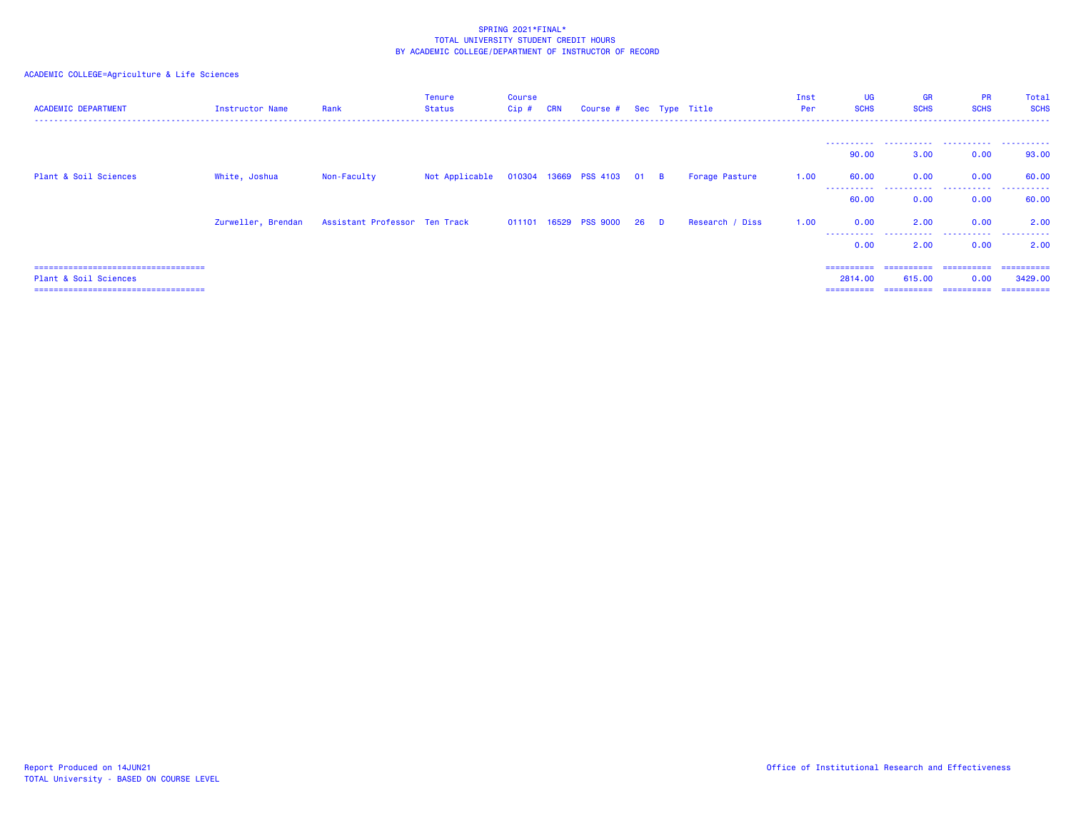SPRING 2021*FINAL*
TOTAL UNIVERSITY STUDENT CREDIT HOURS
BY ACADEMIC COLLEGE/DEPARTMENT OF INSTRUCTOR OF RECORD

ACADEMIC COLLEGE=Agriculture & Life Sciences

| ACADEMIC DEPARTMENT | Instructor Name | Rank | Tenure Status | Course Cip # | CRN | Course # | Sec | Type | Title | Inst Per | UG SCHS | GR SCHS | PR SCHS | Total SCHS |
|---|---|---|---|---|---|---|---|---|---|---|---|---|---|---|
| | | | | | | | | | | | 90.00 | 3.00 | 0.00 | 93.00 |
| Plant & Soil Sciences | White, Joshua | Non-Faculty | Not Applicable | 010304 | 13669 | PSS 4103 | 01 | B | Forage Pasture | 1.00 | 60.00 | 0.00 | 0.00 | 60.00 |
| | | | | | | | | | | | 60.00 | 0.00 | 0.00 | 60.00 |
| | Zurweller, Brendan | Assistant Professor | Ten Track | 011101 | 16529 | PSS 9000 | 26 | D | Research / Diss | 1.00 | 0.00 | 2.00 | 0.00 | 2.00 |
| | | | | | | | | | | | 0.00 | 2.00 | 0.00 | 2.00 |
| Plant & Soil Sciences | | | | | | | | | | | 2814.00 | 615.00 | 0.00 | 3429.00 |

Report Produced on 14JUN21
TOTAL University - BASED ON COURSE LEVEL

Office of Institutional Research and Effectiveness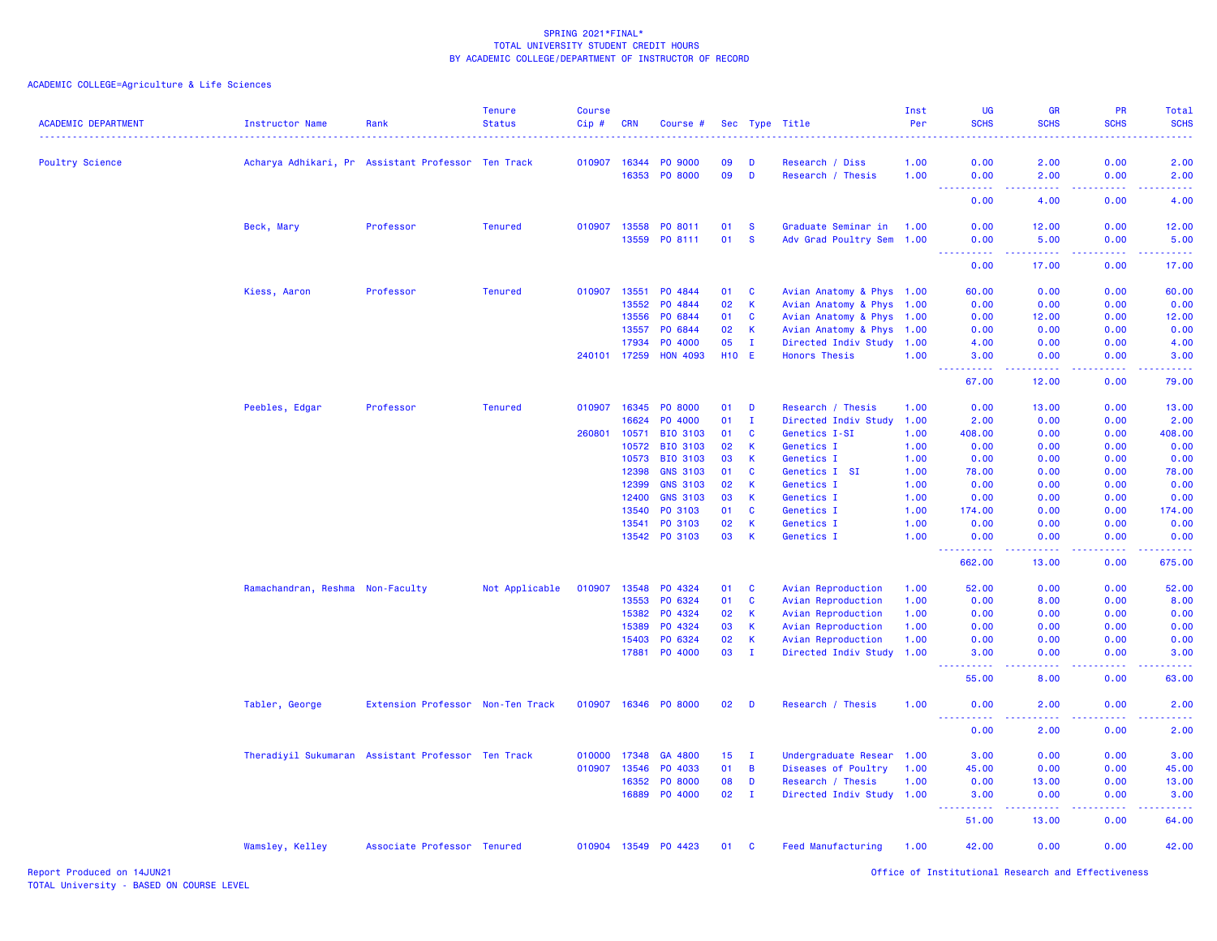SPRING 2021*FINAL*
TOTAL UNIVERSITY STUDENT CREDIT HOURS
BY ACADEMIC COLLEGE/DEPARTMENT OF INSTRUCTOR OF RECORD

ACADEMIC COLLEGE=Agriculture & Life Sciences

| ACADEMIC DEPARTMENT | Instructor Name | Rank | Tenure Status | Course Cip # | CRN | Course # | Sec | Type | Title | Inst Per | UG SCHS | GR SCHS | PR SCHS | Total SCHS |
|---|---|---|---|---|---|---|---|---|---|---|---|---|---|---|
| Poultry Science | Acharya Adhikari, Pr | Assistant Professor | Ten Track | 010907 | 16344 | PO 9000 | 09 | D | Research / Diss | 1.00 | 0.00 | 2.00 | 0.00 | 2.00 |
| | | | | | 16353 | PO 8000 | 09 | D | Research / Thesis | 1.00 | 0.00 | 2.00 | 0.00 | 2.00 |
| | | | | | | | | | | | 0.00 | 4.00 | 0.00 | 4.00 |
| | Beck, Mary | Professor | Tenured | 010907 | 13558 | PO 8011 | 01 | S | Graduate Seminar in | 1.00 | 0.00 | 12.00 | 0.00 | 12.00 |
| | | | | | 13559 | PO 8111 | 01 | S | Adv Grad Poultry Sem | 1.00 | 0.00 | 5.00 | 0.00 | 5.00 |
| | | | | | | | | | | | 0.00 | 17.00 | 0.00 | 17.00 |
| | Kiess, Aaron | Professor | Tenured | 010907 | 13551 | PO 4844 | 01 | C | Avian Anatomy & Phys | 1.00 | 60.00 | 0.00 | 0.00 | 60.00 |
| | | | | | 13552 | PO 4844 | 02 | K | Avian Anatomy & Phys | 1.00 | 0.00 | 0.00 | 0.00 | 0.00 |
| | | | | | 13556 | PO 6844 | 01 | C | Avian Anatomy & Phys | 1.00 | 0.00 | 12.00 | 0.00 | 12.00 |
| | | | | | 13557 | PO 6844 | 02 | K | Avian Anatomy & Phys | 1.00 | 0.00 | 0.00 | 0.00 | 0.00 |
| | | | | | 17934 | PO 4000 | 05 | I | Directed Indiv Study | 1.00 | 4.00 | 0.00 | 0.00 | 4.00 |
| | | | | 240101 | 17259 | HON 4093 | H10 | E | Honors Thesis | 1.00 | 3.00 | 0.00 | 0.00 | 3.00 |
| | | | | | | | | | | | 67.00 | 12.00 | 0.00 | 79.00 |
| | Peebles, Edgar | Professor | Tenured | 010907 | 16345 | PO 8000 | 01 | D | Research / Thesis | 1.00 | 0.00 | 13.00 | 0.00 | 13.00 |
| | | | | | 16624 | PO 4000 | 01 | I | Directed Indiv Study | 1.00 | 2.00 | 0.00 | 0.00 | 2.00 |
| | | | | 260801 | 10571 | BIO 3103 | 01 | C | Genetics I-SI | 1.00 | 408.00 | 0.00 | 0.00 | 408.00 |
| | | | | | 10572 | BIO 3103 | 02 | K | Genetics I | 1.00 | 0.00 | 0.00 | 0.00 | 0.00 |
| | | | | | 10573 | BIO 3103 | 03 | K | Genetics I | 1.00 | 0.00 | 0.00 | 0.00 | 0.00 |
| | | | | | 12398 | GNS 3103 | 01 | C | Genetics I SI | 1.00 | 78.00 | 0.00 | 0.00 | 78.00 |
| | | | | | 12399 | GNS 3103 | 02 | K | Genetics I | 1.00 | 0.00 | 0.00 | 0.00 | 0.00 |
| | | | | | 12400 | GNS 3103 | 03 | K | Genetics I | 1.00 | 0.00 | 0.00 | 0.00 | 0.00 |
| | | | | | 13540 | PO 3103 | 01 | C | Genetics I | 1.00 | 174.00 | 0.00 | 0.00 | 174.00 |
| | | | | | 13541 | PO 3103 | 02 | K | Genetics I | 1.00 | 0.00 | 0.00 | 0.00 | 0.00 |
| | | | | | 13542 | PO 3103 | 03 | K | Genetics I | 1.00 | 0.00 | 0.00 | 0.00 | 0.00 |
| | | | | | | | | | | | 662.00 | 13.00 | 0.00 | 675.00 |
| | Ramachandran, Reshma | Non-Faculty | Not Applicable | 010907 | 13548 | PO 4324 | 01 | C | Avian Reproduction | 1.00 | 52.00 | 0.00 | 0.00 | 52.00 |
| | | | | | 13553 | PO 6324 | 01 | C | Avian Reproduction | 1.00 | 0.00 | 8.00 | 0.00 | 8.00 |
| | | | | | 15382 | PO 4324 | 02 | K | Avian Reproduction | 1.00 | 0.00 | 0.00 | 0.00 | 0.00 |
| | | | | | 15389 | PO 4324 | 03 | K | Avian Reproduction | 1.00 | 0.00 | 0.00 | 0.00 | 0.00 |
| | | | | | 15403 | PO 6324 | 02 | K | Avian Reproduction | 1.00 | 0.00 | 0.00 | 0.00 | 0.00 |
| | | | | | 17881 | PO 4000 | 03 | I | Directed Indiv Study | 1.00 | 3.00 | 0.00 | 0.00 | 3.00 |
| | | | | | | | | | | | 55.00 | 8.00 | 0.00 | 63.00 |
| | Tabler, George | Extension Professor | Non-Ten Track | 010907 | 16346 | PO 8000 | 02 | D | Research / Thesis | 1.00 | 0.00 | 2.00 | 0.00 | 2.00 |
| | | | | | | | | | | | 0.00 | 2.00 | 0.00 | 2.00 |
| | Theradiyil Sukumaran | Assistant Professor | Ten Track | 010000 | 17348 | GA 4800 | 15 | I | Undergraduate Resear | 1.00 | 3.00 | 0.00 | 0.00 | 3.00 |
| | | | | 010907 | 13546 | PO 4033 | 01 | B | Diseases of Poultry | 1.00 | 45.00 | 0.00 | 0.00 | 45.00 |
| | | | | | 16352 | PO 8000 | 08 | D | Research / Thesis | 1.00 | 0.00 | 13.00 | 0.00 | 13.00 |
| | | | | | 16889 | PO 4000 | 02 | I | Directed Indiv Study | 1.00 | 3.00 | 0.00 | 0.00 | 3.00 |
| | | | | | | | | | | | 51.00 | 13.00 | 0.00 | 64.00 |
| | Wamsley, Kelley | Associate Professor | Tenured | 010904 | 13549 | PO 4423 | 01 | C | Feed Manufacturing | 1.00 | 42.00 | 0.00 | 0.00 | 42.00 |

Report Produced on 14JUN21
TOTAL University - BASED ON COURSE LEVEL

Office of Institutional Research and Effectiveness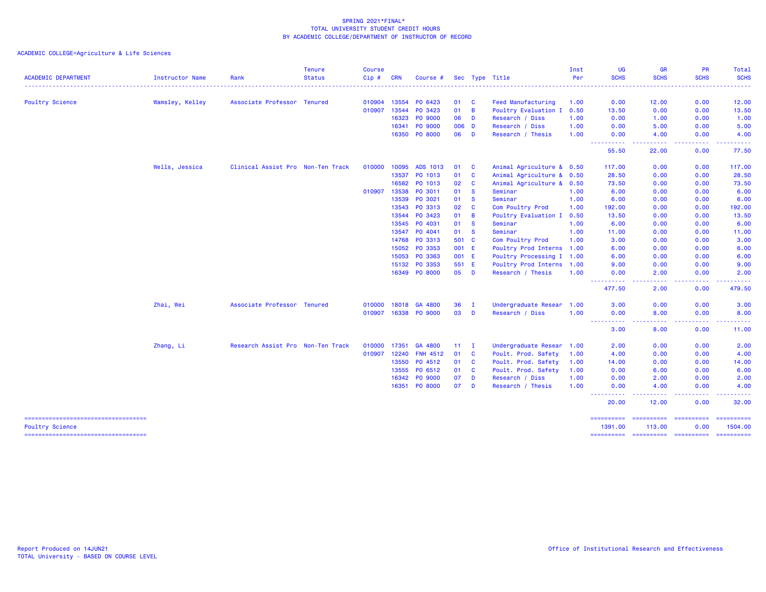SPRING 2021*FINAL*
TOTAL UNIVERSITY STUDENT CREDIT HOURS
BY ACADEMIC COLLEGE/DEPARTMENT OF INSTRUCTOR OF RECORD

ACADEMIC COLLEGE=Agriculture & Life Sciences

| ACADEMIC DEPARTMENT | Instructor Name | Rank | Tenure Status | Course Cip # | CRN | Course # | Sec | Type | Title | Inst Per | UG SCHS | GR SCHS | PR SCHS | Total SCHS |
|---|---|---|---|---|---|---|---|---|---|---|---|---|---|---|
| Poultry Science | Wamsley, Kelley | Associate Professor | Tenured | 010904 | 13554 | PO 6423 | 01 | C | Feed Manufacturing | 1.00 | 0.00 | 12.00 | 0.00 | 12.00 |
| | | | | 010907 | 13544 | PO 3423 | 01 | B | Poultry Evaluation I | 0.50 | 13.50 | 0.00 | 0.00 | 13.50 |
| | | | | | 16323 | PO 9000 | 06 | D | Research / Diss | 1.00 | 0.00 | 1.00 | 0.00 | 1.00 |
| | | | | | 16341 | PO 9000 | 006 | D | Research / Diss | 1.00 | 0.00 | 5.00 | 0.00 | 5.00 |
| | | | | | 16350 | PO 8000 | 06 | D | Research / Thesis | 1.00 | 0.00 | 4.00 | 0.00 | 4.00 |
| | | | | | | | | | | | 55.50 | 22.00 | 0.00 | 77.50 |
| | Wells, Jessica | Clinical Assist Pro | Non-Ten Track | 010000 | 10095 | ADS 1013 | 01 | C | Animal Agriculture & | 0.50 | 117.00 | 0.00 | 0.00 | 117.00 |
| | | | | | 13537 | PO 1013 | 01 | C | Animal Agriculture & | 0.50 | 28.50 | 0.00 | 0.00 | 28.50 |
| | | | | | 16582 | PO 1013 | 02 | C | Animal Agriculture & | 0.50 | 73.50 | 0.00 | 0.00 | 73.50 |
| | | | | 010907 | 13538 | PO 3011 | 01 | S | Seminar | 1.00 | 6.00 | 0.00 | 0.00 | 6.00 |
| | | | | | 13539 | PO 3021 | 01 | S | Seminar | 1.00 | 6.00 | 0.00 | 0.00 | 6.00 |
| | | | | | 13543 | PO 3313 | 02 | C | Com Poultry Prod | 1.00 | 192.00 | 0.00 | 0.00 | 192.00 |
| | | | | | 13544 | PO 3423 | 01 | B | Poultry Evaluation I | 0.50 | 13.50 | 0.00 | 0.00 | 13.50 |
| | | | | | 13545 | PO 4031 | 01 | S | Seminar | 1.00 | 6.00 | 0.00 | 0.00 | 6.00 |
| | | | | | 13547 | PO 4041 | 01 | S | Seminar | 1.00 | 11.00 | 0.00 | 0.00 | 11.00 |
| | | | | | 14768 | PO 3313 | 501 | C | Com Poultry Prod | 1.00 | 3.00 | 0.00 | 0.00 | 3.00 |
| | | | | | 15052 | PO 3353 | 001 | E | Poultry Prod Interns | 1.00 | 6.00 | 0.00 | 0.00 | 6.00 |
| | | | | | 15053 | PO 3363 | 001 | E | Poultry Processing I | 1.00 | 6.00 | 0.00 | 0.00 | 6.00 |
| | | | | | 15132 | PO 3353 | 551 | E | Poultry Prod Interns | 1.00 | 9.00 | 0.00 | 0.00 | 9.00 |
| | | | | | 16349 | PO 8000 | 05 | D | Research / Thesis | 1.00 | 0.00 | 2.00 | 0.00 | 2.00 |
| | | | | | | | | | | | 477.50 | 2.00 | 0.00 | 479.50 |
| | Zhai, Wei | Associate Professor | Tenured | 010000 | 18018 | GA 4800 | 36 | I | Undergraduate Resear | 1.00 | 3.00 | 0.00 | 0.00 | 3.00 |
| | | | | 010907 | 16338 | PO 9000 | 03 | D | Research / Diss | 1.00 | 0.00 | 8.00 | 0.00 | 8.00 |
| | | | | | | | | | | | 3.00 | 8.00 | 0.00 | 11.00 |
| | Zhang, Li | Research Assist Pro | Non-Ten Track | 010000 | 17351 | GA 4800 | 11 | I | Undergraduate Resear | 1.00 | 2.00 | 0.00 | 0.00 | 2.00 |
| | | | | 010907 | 12240 | FNH 4512 | 01 | C | Poult. Prod. Safety | 1.00 | 4.00 | 0.00 | 0.00 | 4.00 |
| | | | | | 13550 | PO 4512 | 01 | C | Poult. Prod. Safety | 1.00 | 14.00 | 0.00 | 0.00 | 14.00 |
| | | | | | 13555 | PO 6512 | 01 | C | Poult. Prod. Safety | 1.00 | 0.00 | 6.00 | 0.00 | 6.00 |
| | | | | | 16342 | PO 9000 | 07 | D | Research / Diss | 1.00 | 0.00 | 2.00 | 0.00 | 2.00 |
| | | | | | 16351 | PO 8000 | 07 | D | Research / Thesis | 1.00 | 0.00 | 4.00 | 0.00 | 4.00 |
| | | | | | | | | | | | 20.00 | 12.00 | 0.00 | 32.00 |
| Poultry Science | | | | | | | | | | | 1391.00 | 113.00 | 0.00 | 1504.00 |

Report Produced on 14JUN21
TOTAL University - BASED ON COURSE LEVEL

Office of Institutional Research and Effectiveness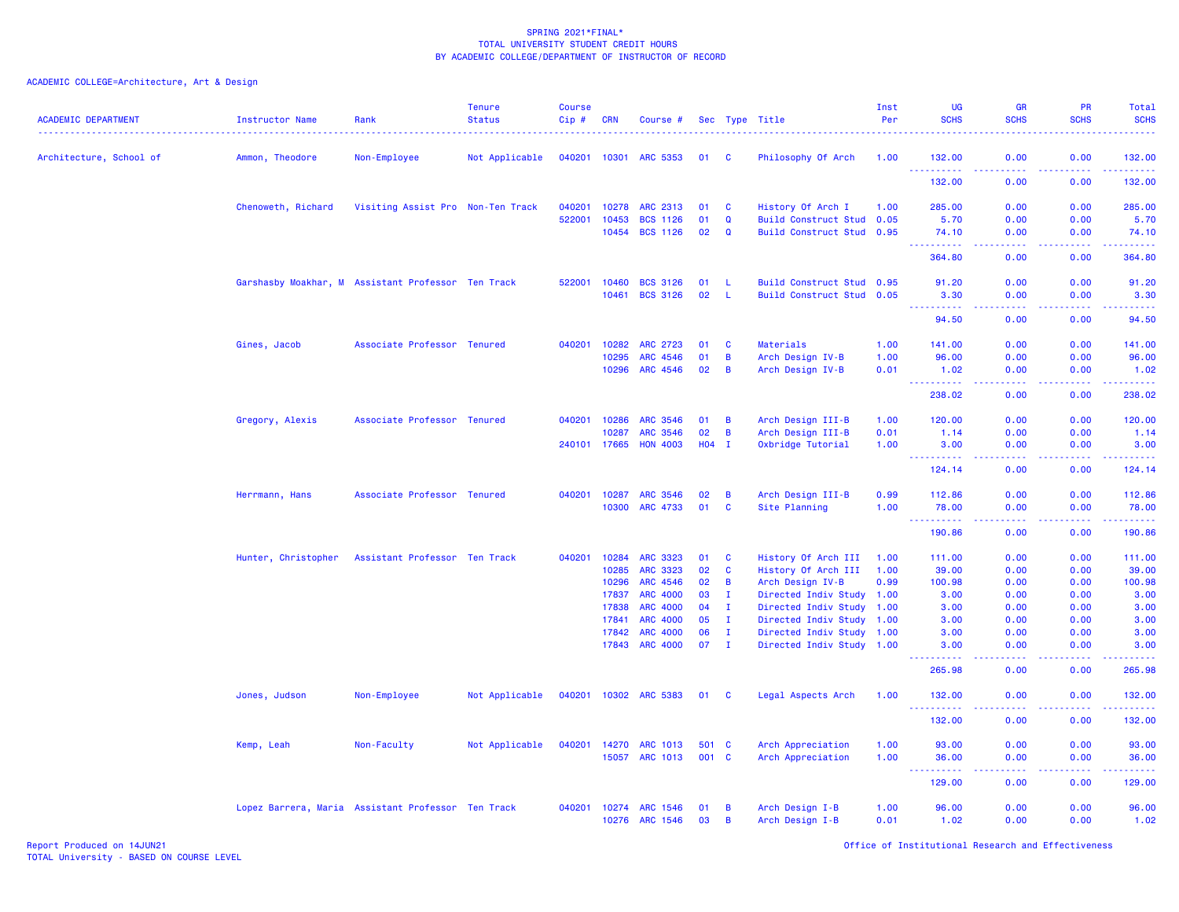SPRING 2021*FINAL*
TOTAL UNIVERSITY STUDENT CREDIT HOURS
BY ACADEMIC COLLEGE/DEPARTMENT OF INSTRUCTOR OF RECORD

ACADEMIC COLLEGE=Architecture, Art & Design

| ACADEMIC DEPARTMENT | Instructor Name | Rank | Tenure Status | Course Cip # | CRN | Course # | Sec | Type | Title | Inst Per | UG SCHS | GR SCHS | PR SCHS | Total SCHS |
|---|---|---|---|---|---|---|---|---|---|---|---|---|---|---|
| Architecture, School of | Ammon, Theodore | Non-Employee | Not Applicable | 040201 | 10301 | ARC 5353 | 01 | C | Philosophy Of Arch | 1.00 | 132.00 | 0.00 | 0.00 | 132.00 |
| | | | | | | | | | | | 132.00 | 0.00 | 0.00 | 132.00 |
| | Chenoweth, Richard | Visiting Assist Pro | Non-Ten Track | 040201 | 10278 | ARC 2313 | 01 | C | History Of Arch I | 1.00 | 285.00 | 0.00 | 0.00 | 285.00 |
| | | | | 522001 | 10453 | BCS 1126 | 01 | Q | Build Construct Stud | 0.05 | 5.70 | 0.00 | 0.00 | 5.70 |
| | | | | | 10454 | BCS 1126 | 02 | Q | Build Construct Stud | 0.95 | 74.10 | 0.00 | 0.00 | 74.10 |
| | | | | | | | | | | | 364.80 | 0.00 | 0.00 | 364.80 |
| | Garshasby Moakhar, M | Assistant Professor | Ten Track | 522001 | 10460 | BCS 3126 | 01 | L | Build Construct Stud | 0.95 | 91.20 | 0.00 | 0.00 | 91.20 |
| | | | | | 10461 | BCS 3126 | 02 | L | Build Construct Stud | 0.05 | 3.30 | 0.00 | 0.00 | 3.30 |
| | | | | | | | | | | | 94.50 | 0.00 | 0.00 | 94.50 |
| | Gines, Jacob | Associate Professor | Tenured | 040201 | 10282 | ARC 2723 | 01 | C | Materials | 1.00 | 141.00 | 0.00 | 0.00 | 141.00 |
| | | | | | 10295 | ARC 4546 | 01 | B | Arch Design IV-B | 1.00 | 96.00 | 0.00 | 0.00 | 96.00 |
| | | | | | 10296 | ARC 4546 | 02 | B | Arch Design IV-B | 0.01 | 1.02 | 0.00 | 0.00 | 1.02 |
| | | | | | | | | | | | 238.02 | 0.00 | 0.00 | 238.02 |
| | Gregory, Alexis | Associate Professor | Tenured | 040201 | 10286 | ARC 3546 | 01 | B | Arch Design III-B | 1.00 | 120.00 | 0.00 | 0.00 | 120.00 |
| | | | | | 10287 | ARC 3546 | 02 | B | Arch Design III-B | 0.01 | 1.14 | 0.00 | 0.00 | 1.14 |
| | | | | 240101 | 17665 | HON 4003 | H04 | I | Oxbridge Tutorial | 1.00 | 3.00 | 0.00 | 0.00 | 3.00 |
| | | | | | | | | | | | 124.14 | 0.00 | 0.00 | 124.14 |
| | Herrmann, Hans | Associate Professor | Tenured | 040201 | 10287 | ARC 3546 | 02 | B | Arch Design III-B | 0.99 | 112.86 | 0.00 | 0.00 | 112.86 |
| | | | | | 10300 | ARC 4733 | 01 | C | Site Planning | 1.00 | 78.00 | 0.00 | 0.00 | 78.00 |
| | | | | | | | | | | | 190.86 | 0.00 | 0.00 | 190.86 |
| | Hunter, Christopher | Assistant Professor | Ten Track | 040201 | 10284 | ARC 3323 | 01 | C | History Of Arch III | 1.00 | 111.00 | 0.00 | 0.00 | 111.00 |
| | | | | | 10285 | ARC 3323 | 02 | C | History Of Arch III | 1.00 | 39.00 | 0.00 | 0.00 | 39.00 |
| | | | | | 10296 | ARC 4546 | 02 | B | Arch Design IV-B | 0.99 | 100.98 | 0.00 | 0.00 | 100.98 |
| | | | | | 17837 | ARC 4000 | 03 | I | Directed Indiv Study | 1.00 | 3.00 | 0.00 | 0.00 | 3.00 |
| | | | | | 17838 | ARC 4000 | 04 | I | Directed Indiv Study | 1.00 | 3.00 | 0.00 | 0.00 | 3.00 |
| | | | | | 17841 | ARC 4000 | 05 | I | Directed Indiv Study | 1.00 | 3.00 | 0.00 | 0.00 | 3.00 |
| | | | | | 17842 | ARC 4000 | 06 | I | Directed Indiv Study | 1.00 | 3.00 | 0.00 | 0.00 | 3.00 |
| | | | | | 17843 | ARC 4000 | 07 | I | Directed Indiv Study | 1.00 | 3.00 | 0.00 | 0.00 | 3.00 |
| | | | | | | | | | | | 265.98 | 0.00 | 0.00 | 265.98 |
| | Jones, Judson | Non-Employee | Not Applicable | 040201 | 10302 | ARC 5383 | 01 | C | Legal Aspects Arch | 1.00 | 132.00 | 0.00 | 0.00 | 132.00 |
| | | | | | | | | | | | 132.00 | 0.00 | 0.00 | 132.00 |
| | Kemp, Leah | Non-Faculty | Not Applicable | 040201 | 14270 | ARC 1013 | 501 | C | Arch Appreciation | 1.00 | 93.00 | 0.00 | 0.00 | 93.00 |
| | | | | | 15057 | ARC 1013 | 001 | C | Arch Appreciation | 1.00 | 36.00 | 0.00 | 0.00 | 36.00 |
| | | | | | | | | | | | 129.00 | 0.00 | 0.00 | 129.00 |
| | Lopez Barrera, Maria | Assistant Professor | Ten Track | 040201 | 10274 | ARC 1546 | 01 | B | Arch Design I-B | 1.00 | 96.00 | 0.00 | 0.00 | 96.00 |
| | | | | | 10276 | ARC 1546 | 03 | B | Arch Design I-B | 0.01 | 1.02 | 0.00 | 0.00 | 1.02 |

Report Produced on 14JUN21
TOTAL University - BASED ON COURSE LEVEL

Office of Institutional Research and Effectiveness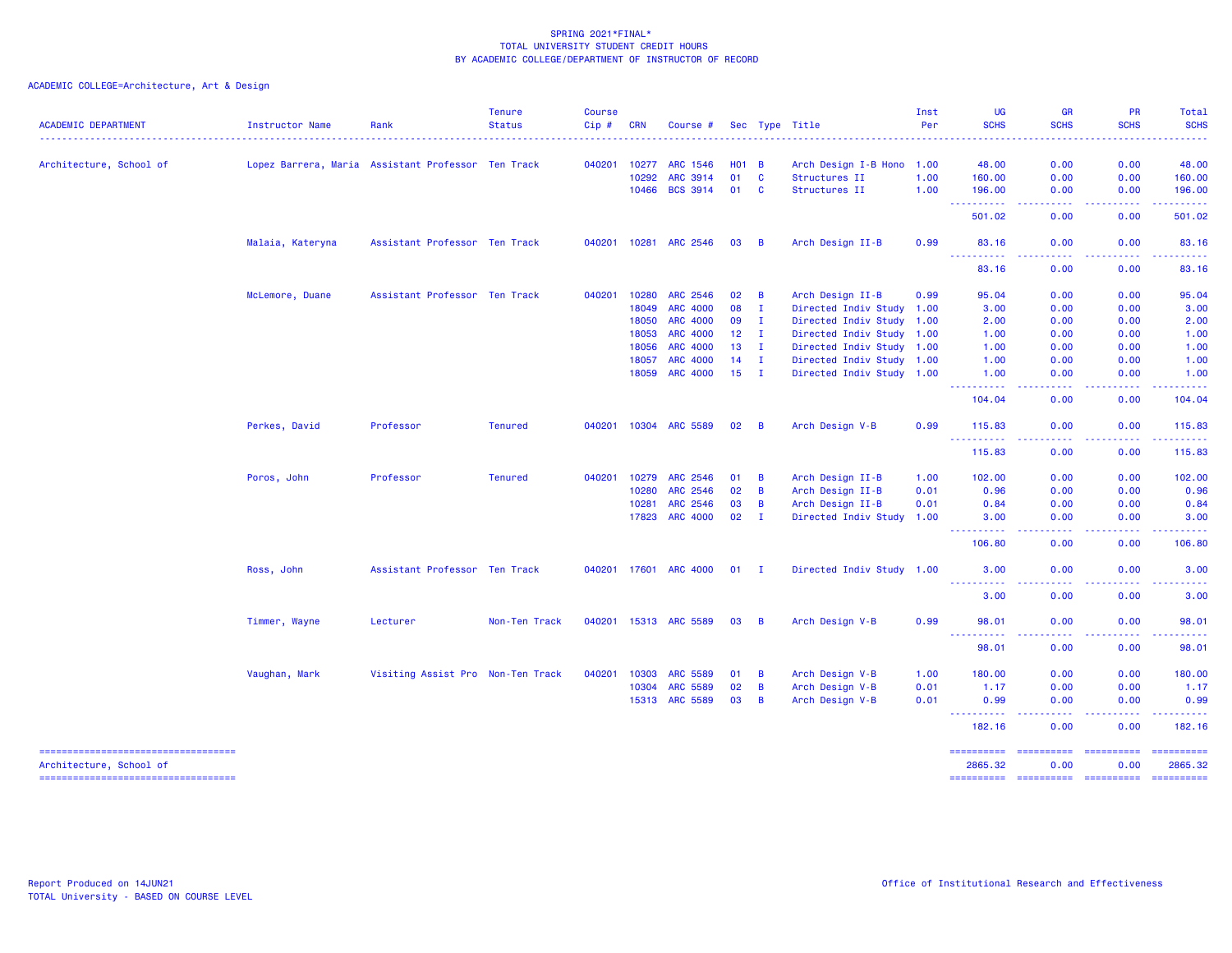SPRING 2021*FINAL*
TOTAL UNIVERSITY STUDENT CREDIT HOURS
BY ACADEMIC COLLEGE/DEPARTMENT OF INSTRUCTOR OF RECORD

ACADEMIC COLLEGE=Architecture, Art & Design

| ACADEMIC DEPARTMENT | Instructor Name | Rank | Tenure Status | Course Cip # | CRN | Course # | Sec | Type | Title | Inst Per | UG SCHS | GR SCHS | PR SCHS | Total SCHS |
|---|---|---|---|---|---|---|---|---|---|---|---|---|---|---|
| Architecture, School of | Lopez Barrera, Maria | Assistant Professor | Ten Track | 040201 | 10277 | ARC 1546 | H01 | B | Arch Design I-B Hono | 1.00 | 48.00 | 0.00 | 0.00 | 48.00 |
| | | | | | 10292 | ARC 3914 | 01 | C | Structures II | 1.00 | 160.00 | 0.00 | 0.00 | 160.00 |
| | | | | | 10466 | BCS 3914 | 01 | C | Structures II | 1.00 | 196.00 | 0.00 | 0.00 | 196.00 |
| | | | | | | | | | | | 501.02 | 0.00 | 0.00 | 501.02 |
| | Malaia, Kateryna | Assistant Professor | Ten Track | 040201 | 10281 | ARC 2546 | 03 | B | Arch Design II-B | 0.99 | 83.16 | 0.00 | 0.00 | 83.16 |
| | | | | | | | | | | | 83.16 | 0.00 | 0.00 | 83.16 |
| | McLemore, Duane | Assistant Professor | Ten Track | 040201 | 10280 | ARC 2546 | 02 | B | Arch Design II-B | 0.99 | 95.04 | 0.00 | 0.00 | 95.04 |
| | | | | | 18049 | ARC 4000 | 08 | I | Directed Indiv Study | 1.00 | 3.00 | 0.00 | 0.00 | 3.00 |
| | | | | | 18050 | ARC 4000 | 09 | I | Directed Indiv Study | 1.00 | 2.00 | 0.00 | 0.00 | 2.00 |
| | | | | | 18053 | ARC 4000 | 12 | I | Directed Indiv Study | 1.00 | 1.00 | 0.00 | 0.00 | 1.00 |
| | | | | | 18056 | ARC 4000 | 13 | I | Directed Indiv Study | 1.00 | 1.00 | 0.00 | 0.00 | 1.00 |
| | | | | | 18057 | ARC 4000 | 14 | I | Directed Indiv Study | 1.00 | 1.00 | 0.00 | 0.00 | 1.00 |
| | | | | | 18059 | ARC 4000 | 15 | I | Directed Indiv Study | 1.00 | 1.00 | 0.00 | 0.00 | 1.00 |
| | | | | | | | | | | | 104.04 | 0.00 | 0.00 | 104.04 |
| | Perkes, David | Professor | Tenured | 040201 | 10304 | ARC 5589 | 02 | B | Arch Design V-B | 0.99 | 115.83 | 0.00 | 0.00 | 115.83 |
| | | | | | | | | | | | 115.83 | 0.00 | 0.00 | 115.83 |
| | Poros, John | Professor | Tenured | 040201 | 10279 | ARC 2546 | 01 | B | Arch Design II-B | 1.00 | 102.00 | 0.00 | 0.00 | 102.00 |
| | | | | | 10280 | ARC 2546 | 02 | B | Arch Design II-B | 0.01 | 0.96 | 0.00 | 0.00 | 0.96 |
| | | | | | 10281 | ARC 2546 | 03 | B | Arch Design II-B | 0.01 | 0.84 | 0.00 | 0.00 | 0.84 |
| | | | | | 17823 | ARC 4000 | 02 | I | Directed Indiv Study | 1.00 | 3.00 | 0.00 | 0.00 | 3.00 |
| | | | | | | | | | | | 106.80 | 0.00 | 0.00 | 106.80 |
| | Ross, John | Assistant Professor | Ten Track | 040201 | 17601 | ARC 4000 | 01 | I | Directed Indiv Study | 1.00 | 3.00 | 0.00 | 0.00 | 3.00 |
| | | | | | | | | | | | 3.00 | 0.00 | 0.00 | 3.00 |
| | Timmer, Wayne | Lecturer | Non-Ten Track | 040201 | 15313 | ARC 5589 | 03 | B | Arch Design V-B | 0.99 | 98.01 | 0.00 | 0.00 | 98.01 |
| | | | | | | | | | | | 98.01 | 0.00 | 0.00 | 98.01 |
| | Vaughan, Mark | Visiting Assist Pro | Non-Ten Track | 040201 | 10303 | ARC 5589 | 01 | B | Arch Design V-B | 1.00 | 180.00 | 0.00 | 0.00 | 180.00 |
| | | | | | 10304 | ARC 5589 | 02 | B | Arch Design V-B | 0.01 | 1.17 | 0.00 | 0.00 | 1.17 |
| | | | | | 15313 | ARC 5589 | 03 | B | Arch Design V-B | 0.01 | 0.99 | 0.00 | 0.00 | 0.99 |
| | | | | | | | | | | | 182.16 | 0.00 | 0.00 | 182.16 |
| Architecture, School of | | | | | | | | | | | 2865.32 | 0.00 | 0.00 | 2865.32 |

Report Produced on 14JUN21
TOTAL University - BASED ON COURSE LEVEL

Office of Institutional Research and Effectiveness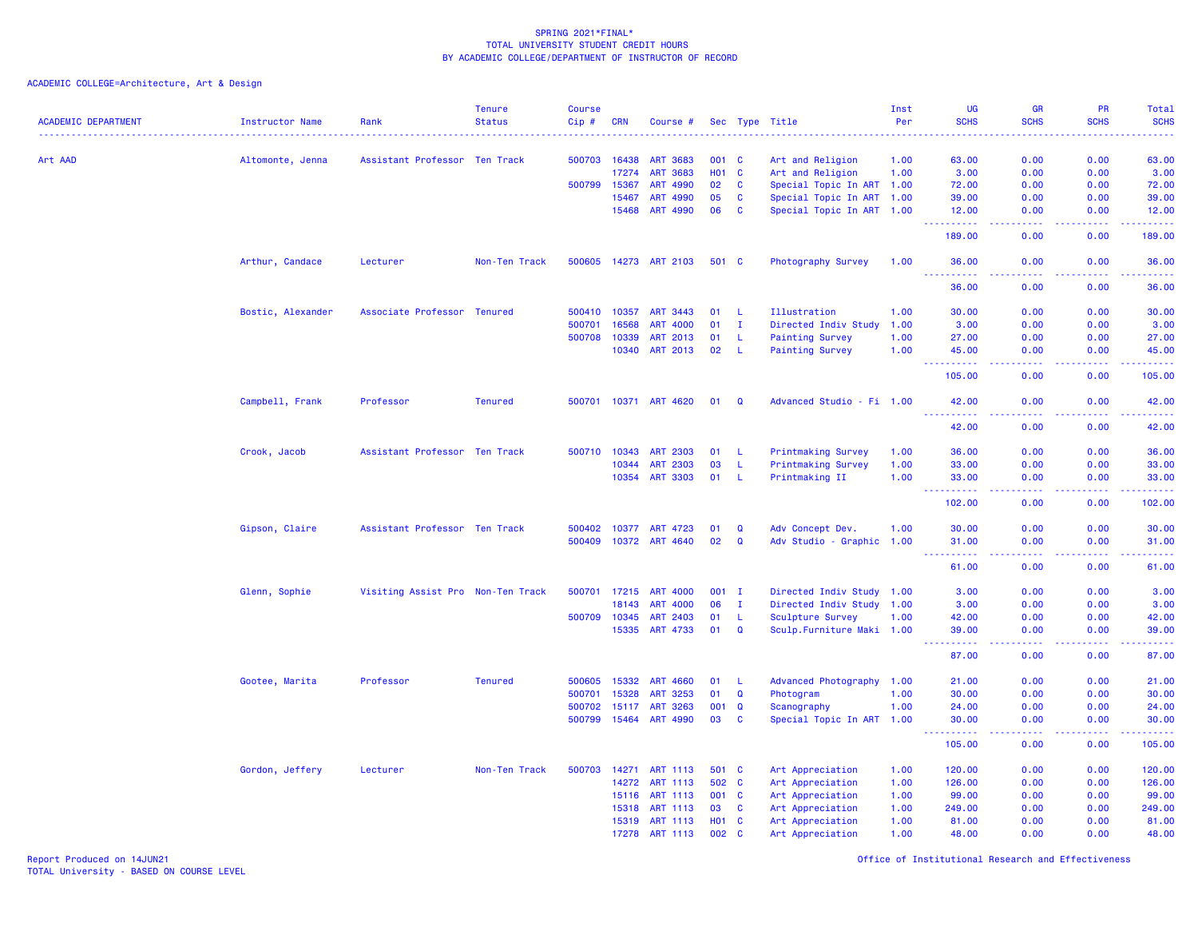SPRING 2021*FINAL*
TOTAL UNIVERSITY STUDENT CREDIT HOURS
BY ACADEMIC COLLEGE/DEPARTMENT OF INSTRUCTOR OF RECORD

ACADEMIC COLLEGE=Architecture, Art & Design

| ACADEMIC DEPARTMENT | Instructor Name | Rank | Tenure Status | Course Cip # | CRN | Course # | Sec | Type | Title | Inst Per | UG SCHS | GR SCHS | PR SCHS | Total SCHS |
|---|---|---|---|---|---|---|---|---|---|---|---|---|---|---|
| Art AAD | Altomonte, Jenna | Assistant Professor | Ten Track | 500703 | 16438 | ART 3683 | 001 | C | Art and Religion | 1.00 | 63.00 | 0.00 | 0.00 | 63.00 |
| | | | | | 17274 | ART 3683 | H01 | C | Art and Religion | 1.00 | 3.00 | 0.00 | 0.00 | 3.00 |
| | | | | 500799 | 15367 | ART 4990 | 02 | C | Special Topic In ART | 1.00 | 72.00 | 0.00 | 0.00 | 72.00 |
| | | | | | 15467 | ART 4990 | 05 | C | Special Topic In ART | 1.00 | 39.00 | 0.00 | 0.00 | 39.00 |
| | | | | | 15468 | ART 4990 | 06 | C | Special Topic In ART | 1.00 | 12.00 | 0.00 | 0.00 | 12.00 |
| | | | | | | | | | | | 189.00 | 0.00 | 0.00 | 189.00 |
| | Arthur, Candace | Lecturer | Non-Ten Track | 500605 | 14273 | ART 2103 | 501 | C | Photography Survey | 1.00 | 36.00 | 0.00 | 0.00 | 36.00 |
| | | | | | | | | | | | 36.00 | 0.00 | 0.00 | 36.00 |
| | Bostic, Alexander | Associate Professor | Tenured | 500410 | 10357 | ART 3443 | 01 | L | Illustration | 1.00 | 30.00 | 0.00 | 0.00 | 30.00 |
| | | | | 500701 | 16568 | ART 4000 | 01 | I | Directed Indiv Study | 1.00 | 3.00 | 0.00 | 0.00 | 3.00 |
| | | | | 500708 | 10339 | ART 2013 | 01 | L | Painting Survey | 1.00 | 27.00 | 0.00 | 0.00 | 27.00 |
| | | | | | 10340 | ART 2013 | 02 | L | Painting Survey | 1.00 | 45.00 | 0.00 | 0.00 | 45.00 |
| | | | | | | | | | | | 105.00 | 0.00 | 0.00 | 105.00 |
| | Campbell, Frank | Professor | Tenured | 500701 | 10371 | ART 4620 | 01 | Q | Advanced Studio - Fi | 1.00 | 42.00 | 0.00 | 0.00 | 42.00 |
| | | | | | | | | | | | 42.00 | 0.00 | 0.00 | 42.00 |
| | Crook, Jacob | Assistant Professor | Ten Track | 500710 | 10343 | ART 2303 | 01 | L | Printmaking Survey | 1.00 | 36.00 | 0.00 | 0.00 | 36.00 |
| | | | | | 10344 | ART 2303 | 03 | L | Printmaking Survey | 1.00 | 33.00 | 0.00 | 0.00 | 33.00 |
| | | | | | 10354 | ART 3303 | 01 | L | Printmaking II | 1.00 | 33.00 | 0.00 | 0.00 | 33.00 |
| | | | | | | | | | | | 102.00 | 0.00 | 0.00 | 102.00 |
| | Gipson, Claire | Assistant Professor | Ten Track | 500402 | 10377 | ART 4723 | 01 | Q | Adv Concept Dev. | 1.00 | 30.00 | 0.00 | 0.00 | 30.00 |
| | | | | 500409 | 10372 | ART 4640 | 02 | Q | Adv Studio - Graphic | 1.00 | 31.00 | 0.00 | 0.00 | 31.00 |
| | | | | | | | | | | | 61.00 | 0.00 | 0.00 | 61.00 |
| | Glenn, Sophie | Visiting Assist Pro | Non-Ten Track | 500701 | 17215 | ART 4000 | 001 | I | Directed Indiv Study | 1.00 | 3.00 | 0.00 | 0.00 | 3.00 |
| | | | | | 18143 | ART 4000 | 06 | I | Directed Indiv Study | 1.00 | 3.00 | 0.00 | 0.00 | 3.00 |
| | | | | 500709 | 10345 | ART 2403 | 01 | L | Sculpture Survey | 1.00 | 42.00 | 0.00 | 0.00 | 42.00 |
| | | | | | 15335 | ART 4733 | 01 | Q | Sculp.Furniture Maki | 1.00 | 39.00 | 0.00 | 0.00 | 39.00 |
| | | | | | | | | | | | 87.00 | 0.00 | 0.00 | 87.00 |
| | Gootee, Marita | Professor | Tenured | 500605 | 15332 | ART 4660 | 01 | L | Advanced Photography | 1.00 | 21.00 | 0.00 | 0.00 | 21.00 |
| | | | | 500701 | 15328 | ART 3253 | 01 | Q | Photogram | 1.00 | 30.00 | 0.00 | 0.00 | 30.00 |
| | | | | 500702 | 15117 | ART 3263 | 001 | Q | Scanography | 1.00 | 24.00 | 0.00 | 0.00 | 24.00 |
| | | | | 500799 | 15464 | ART 4990 | 03 | C | Special Topic In ART | 1.00 | 30.00 | 0.00 | 0.00 | 30.00 |
| | | | | | | | | | | | 105.00 | 0.00 | 0.00 | 105.00 |
| | Gordon, Jeffery | Lecturer | Non-Ten Track | 500703 | 14271 | ART 1113 | 501 | C | Art Appreciation | 1.00 | 120.00 | 0.00 | 0.00 | 120.00 |
| | | | | | 14272 | ART 1113 | 502 | C | Art Appreciation | 1.00 | 126.00 | 0.00 | 0.00 | 126.00 |
| | | | | | 15116 | ART 1113 | 001 | C | Art Appreciation | 1.00 | 99.00 | 0.00 | 0.00 | 99.00 |
| | | | | | 15318 | ART 1113 | 03 | C | Art Appreciation | 1.00 | 249.00 | 0.00 | 0.00 | 249.00 |
| | | | | | 15319 | ART 1113 | H01 | C | Art Appreciation | 1.00 | 81.00 | 0.00 | 0.00 | 81.00 |
| | | | | | 17278 | ART 1113 | 002 | C | Art Appreciation | 1.00 | 48.00 | 0.00 | 0.00 | 48.00 |

Report Produced on 14JUN21
TOTAL University - BASED ON COURSE LEVEL

Office of Institutional Research and Effectiveness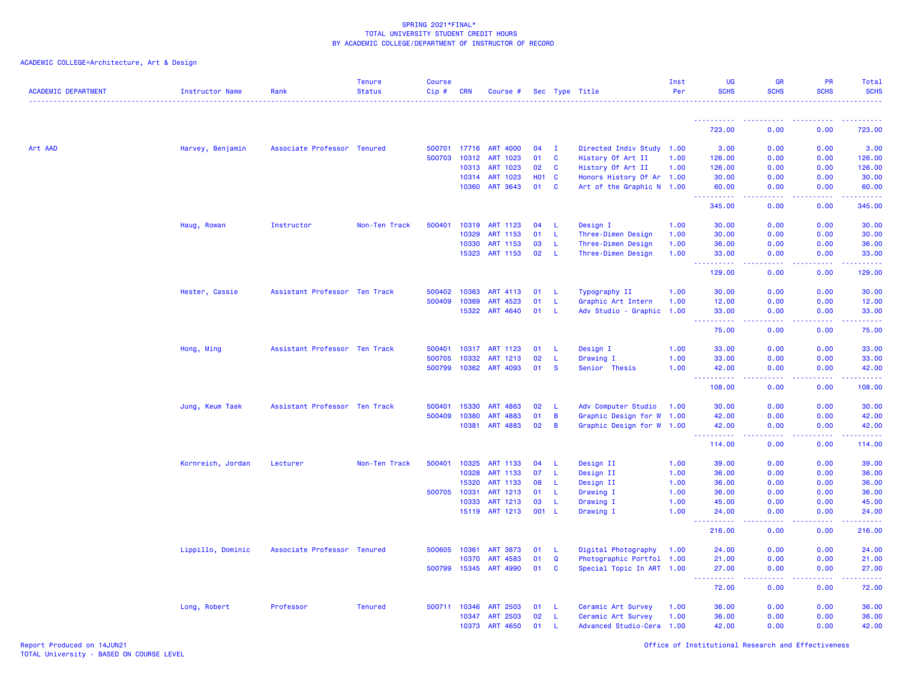SPRING 2021*FINAL*
TOTAL UNIVERSITY STUDENT CREDIT HOURS
BY ACADEMIC COLLEGE/DEPARTMENT OF INSTRUCTOR OF RECORD

ACADEMIC COLLEGE=Architecture, Art & Design

| ACADEMIC DEPARTMENT | Instructor Name | Rank | Tenure Status | Course Cip # | CRN | Course # | Sec | Type | Title | Inst Per | UG SCHS | GR SCHS | PR SCHS | Total SCHS |
|---|---|---|---|---|---|---|---|---|---|---|---|---|---|---|
| | | | | | | | | | | | 723.00 | 0.00 | 0.00 | 723.00 |
| Art AAD | Harvey, Benjamin | Associate Professor | Tenured | 500701 | 17716 | ART 4000 | 04 | I | Directed Indiv Study | 1.00 | 3.00 | 0.00 | 0.00 | 3.00 |
| | | | | 500703 | 10312 | ART 1023 | 01 | C | History Of Art II | 1.00 | 126.00 | 0.00 | 0.00 | 126.00 |
| | | | | | 10313 | ART 1023 | 02 | C | History Of Art II | 1.00 | 126.00 | 0.00 | 0.00 | 126.00 |
| | | | | | 10314 | ART 1023 | H01 | C | Honors History Of Ar | 1.00 | 30.00 | 0.00 | 0.00 | 30.00 |
| | | | | | 10360 | ART 3643 | 01 | C | Art of the Graphic N | 1.00 | 60.00 | 0.00 | 0.00 | 60.00 |
| | | | | | | | | | | | 345.00 | 0.00 | 0.00 | 345.00 |
| | Haug, Rowan | Instructor | Non-Ten Track | 500401 | 10319 | ART 1123 | 04 | L | Design I | 1.00 | 30.00 | 0.00 | 0.00 | 30.00 |
| | | | | | 10329 | ART 1153 | 01 | L | Three-Dimen Design | 1.00 | 30.00 | 0.00 | 0.00 | 30.00 |
| | | | | | 10330 | ART 1153 | 03 | L | Three-Dimen Design | 1.00 | 36.00 | 0.00 | 0.00 | 36.00 |
| | | | | | 15323 | ART 1153 | 02 | L | Three-Dimen Design | 1.00 | 33.00 | 0.00 | 0.00 | 33.00 |
| | | | | | | | | | | | 129.00 | 0.00 | 0.00 | 129.00 |
| | Hester, Cassie | Assistant Professor | Ten Track | 500402 | 10363 | ART 4113 | 01 | L | Typography II | 1.00 | 30.00 | 0.00 | 0.00 | 30.00 |
| | | | | 500409 | 10369 | ART 4523 | 01 | L | Graphic Art Intern | 1.00 | 12.00 | 0.00 | 0.00 | 12.00 |
| | | | | | 15322 | ART 4640 | 01 | L | Adv Studio - Graphic | 1.00 | 33.00 | 0.00 | 0.00 | 33.00 |
| | | | | | | | | | | | 75.00 | 0.00 | 0.00 | 75.00 |
| | Hong, Ming | Assistant Professor | Ten Track | 500401 | 10317 | ART 1123 | 01 | L | Design I | 1.00 | 33.00 | 0.00 | 0.00 | 33.00 |
| | | | | 500705 | 10332 | ART 1213 | 02 | L | Drawing I | 1.00 | 33.00 | 0.00 | 0.00 | 33.00 |
| | | | | 500799 | 10362 | ART 4093 | 01 | S | Senior Thesis | 1.00 | 42.00 | 0.00 | 0.00 | 42.00 |
| | | | | | | | | | | | 108.00 | 0.00 | 0.00 | 108.00 |
| | Jung, Keum Taek | Assistant Professor | Ten Track | 500401 | 15330 | ART 4863 | 02 | L | Adv Computer Studio | 1.00 | 30.00 | 0.00 | 0.00 | 30.00 |
| | | | | 500409 | 10380 | ART 4883 | 01 | B | Graphic Design for W | 1.00 | 42.00 | 0.00 | 0.00 | 42.00 |
| | | | | | 10381 | ART 4883 | 02 | B | Graphic Design for W | 1.00 | 42.00 | 0.00 | 0.00 | 42.00 |
| | | | | | | | | | | | 114.00 | 0.00 | 0.00 | 114.00 |
| | Kornreich, Jordan | Lecturer | Non-Ten Track | 500401 | 10325 | ART 1133 | 04 | L | Design II | 1.00 | 39.00 | 0.00 | 0.00 | 39.00 |
| | | | | | 10328 | ART 1133 | 07 | L | Design II | 1.00 | 36.00 | 0.00 | 0.00 | 36.00 |
| | | | | | 15320 | ART 1133 | 08 | L | Design II | 1.00 | 36.00 | 0.00 | 0.00 | 36.00 |
| | | | | 500705 | 10331 | ART 1213 | 01 | L | Drawing I | 1.00 | 36.00 | 0.00 | 0.00 | 36.00 |
| | | | | | 10333 | ART 1213 | 03 | L | Drawing I | 1.00 | 45.00 | 0.00 | 0.00 | 45.00 |
| | | | | | 15119 | ART 1213 | 001 | L | Drawing I | 1.00 | 24.00 | 0.00 | 0.00 | 24.00 |
| | | | | | | | | | | | 216.00 | 0.00 | 0.00 | 216.00 |
| | Lippillo, Dominic | Associate Professor | Tenured | 500605 | 10361 | ART 3873 | 01 | L | Digital Photography | 1.00 | 24.00 | 0.00 | 0.00 | 24.00 |
| | | | | | 10370 | ART 4583 | 01 | Q | Photographic Portfol | 1.00 | 21.00 | 0.00 | 0.00 | 21.00 |
| | | | | 500799 | 15345 | ART 4990 | 01 | C | Special Topic In ART | 1.00 | 27.00 | 0.00 | 0.00 | 27.00 |
| | | | | | | | | | | | 72.00 | 0.00 | 0.00 | 72.00 |
| | Long, Robert | Professor | Tenured | 500711 | 10346 | ART 2503 | 01 | L | Ceramic Art Survey | 1.00 | 36.00 | 0.00 | 0.00 | 36.00 |
| | | | | | 10347 | ART 2503 | 02 | L | Ceramic Art Survey | 1.00 | 36.00 | 0.00 | 0.00 | 36.00 |
| | | | | | 10373 | ART 4650 | 01 | L | Advanced Studio-Cera | 1.00 | 42.00 | 0.00 | 0.00 | 42.00 |

Report Produced on 14JUN21
TOTAL University - BASED ON COURSE LEVEL

Office of Institutional Research and Effectiveness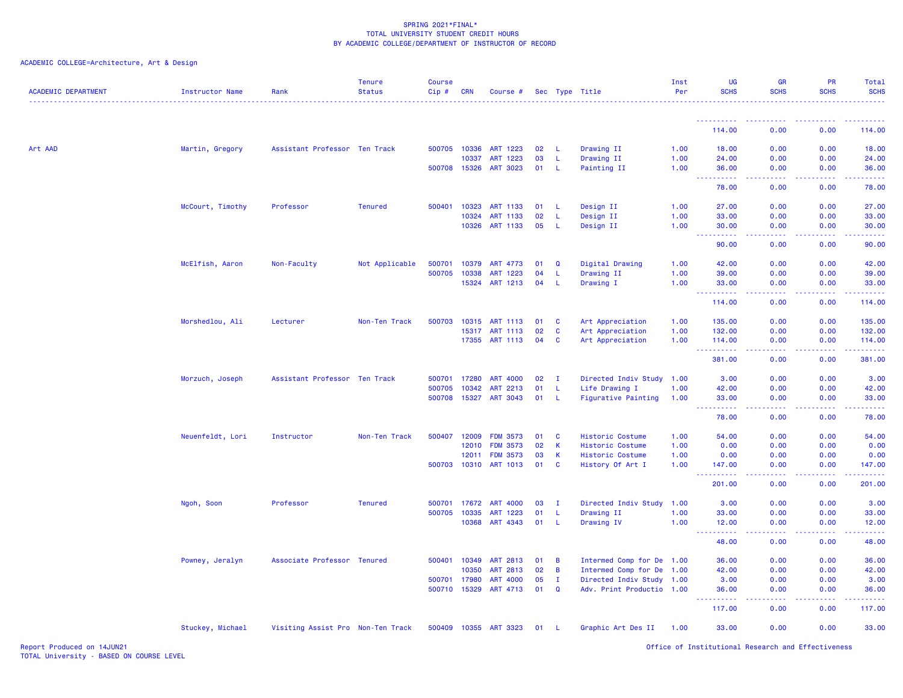SPRING 2021*FINAL*
TOTAL UNIVERSITY STUDENT CREDIT HOURS
BY ACADEMIC COLLEGE/DEPARTMENT OF INSTRUCTOR OF RECORD

ACADEMIC COLLEGE=Architecture, Art & Design

| ACADEMIC DEPARTMENT | Instructor Name | Rank | Tenure Status | Course Cip # | CRN | Course # | Sec | Type | Title | Inst Per | UG SCHS | GR SCHS | PR SCHS | Total SCHS |
|---|---|---|---|---|---|---|---|---|---|---|---|---|---|---|
| | | | | | | | | | | | 114.00 | 0.00 | 0.00 | 114.00 |
| Art AAD | Martin, Gregory | Assistant Professor | Ten Track | 500705 | 10336 | ART 1223 | 02 | L | Drawing II | 1.00 | 18.00 | 0.00 | 0.00 | 18.00 |
| | | | | | 10337 | ART 1223 | 03 | L | Drawing II | 1.00 | 24.00 | 0.00 | 0.00 | 24.00 |
| | | | | 500708 | 15326 | ART 3023 | 01 | L | Painting II | 1.00 | 36.00 | 0.00 | 0.00 | 36.00 |
| | | | | | | | | | | | 78.00 | 0.00 | 0.00 | 78.00 |
| | McCourt, Timothy | Professor | Tenured | 500401 | 10323 | ART 1133 | 01 | L | Design II | 1.00 | 27.00 | 0.00 | 0.00 | 27.00 |
| | | | | | 10324 | ART 1133 | 02 | L | Design II | 1.00 | 33.00 | 0.00 | 0.00 | 33.00 |
| | | | | | 10326 | ART 1133 | 05 | L | Design II | 1.00 | 30.00 | 0.00 | 0.00 | 30.00 |
| | | | | | | | | | | | 90.00 | 0.00 | 0.00 | 90.00 |
| | McElfish, Aaron | Non-Faculty | Not Applicable | 500701 | 10379 | ART 4773 | 01 | Q | Digital Drawing | 1.00 | 42.00 | 0.00 | 0.00 | 42.00 |
| | | | | 500705 | 10338 | ART 1223 | 04 | L | Drawing II | 1.00 | 39.00 | 0.00 | 0.00 | 39.00 |
| | | | | | 15324 | ART 1213 | 04 | L | Drawing I | 1.00 | 33.00 | 0.00 | 0.00 | 33.00 |
| | | | | | | | | | | | 114.00 | 0.00 | 0.00 | 114.00 |
| | Morshedlou, Ali | Lecturer | Non-Ten Track | 500703 | 10315 | ART 1113 | 01 | C | Art Appreciation | 1.00 | 135.00 | 0.00 | 0.00 | 135.00 |
| | | | | | 15317 | ART 1113 | 02 | C | Art Appreciation | 1.00 | 132.00 | 0.00 | 0.00 | 132.00 |
| | | | | | 17355 | ART 1113 | 04 | C | Art Appreciation | 1.00 | 114.00 | 0.00 | 0.00 | 114.00 |
| | | | | | | | | | | | 381.00 | 0.00 | 0.00 | 381.00 |
| | Morzuch, Joseph | Assistant Professor | Ten Track | 500701 | 17280 | ART 4000 | 02 | I | Directed Indiv Study | 1.00 | 3.00 | 0.00 | 0.00 | 3.00 |
| | | | | 500705 | 10342 | ART 2213 | 01 | L | Life Drawing I | 1.00 | 42.00 | 0.00 | 0.00 | 42.00 |
| | | | | 500708 | 15327 | ART 3043 | 01 | L | Figurative Painting | 1.00 | 33.00 | 0.00 | 0.00 | 33.00 |
| | | | | | | | | | | | 78.00 | 0.00 | 0.00 | 78.00 |
| | Neuenfeldt, Lori | Instructor | Non-Ten Track | 500407 | 12009 | FDM 3573 | 01 | C | Historic Costume | 1.00 | 54.00 | 0.00 | 0.00 | 54.00 |
| | | | | | 12010 | FDM 3573 | 02 | K | Historic Costume | 1.00 | 0.00 | 0.00 | 0.00 | 0.00 |
| | | | | | 12011 | FDM 3573 | 03 | K | Historic Costume | 1.00 | 0.00 | 0.00 | 0.00 | 0.00 |
| | | | | 500703 | 10310 | ART 1013 | 01 | C | History Of Art I | 1.00 | 147.00 | 0.00 | 0.00 | 147.00 |
| | | | | | | | | | | | 201.00 | 0.00 | 0.00 | 201.00 |
| | Ngoh, Soon | Professor | Tenured | 500701 | 17672 | ART 4000 | 03 | I | Directed Indiv Study | 1.00 | 3.00 | 0.00 | 0.00 | 3.00 |
| | | | | 500705 | 10335 | ART 1223 | 01 | L | Drawing II | 1.00 | 33.00 | 0.00 | 0.00 | 33.00 |
| | | | | | 10368 | ART 4343 | 01 | L | Drawing IV | 1.00 | 12.00 | 0.00 | 0.00 | 12.00 |
| | | | | | | | | | | | 48.00 | 0.00 | 0.00 | 48.00 |
| | Powney, Jeralyn | Associate Professor | Tenured | 500401 | 10349 | ART 2813 | 01 | B | Intermed Comp for De | 1.00 | 36.00 | 0.00 | 0.00 | 36.00 |
| | | | | | 10350 | ART 2813 | 02 | B | Intermed Comp for De | 1.00 | 42.00 | 0.00 | 0.00 | 42.00 |
| | | | | 500701 | 17980 | ART 4000 | 05 | I | Directed Indiv Study | 1.00 | 3.00 | 0.00 | 0.00 | 3.00 |
| | | | | 500710 | 15329 | ART 4713 | 01 | Q | Adv. Print Productio | 1.00 | 36.00 | 0.00 | 0.00 | 36.00 |
| | | | | | | | | | | | 117.00 | 0.00 | 0.00 | 117.00 |
| | Stuckey, Michael | Visiting Assist Pro | Non-Ten Track | 500409 | 10355 | ART 3323 | 01 | L | Graphic Art Des II | 1.00 | 33.00 | 0.00 | 0.00 | 33.00 |

Report Produced on 14JUN21
TOTAL University - BASED ON COURSE LEVEL

Office of Institutional Research and Effectiveness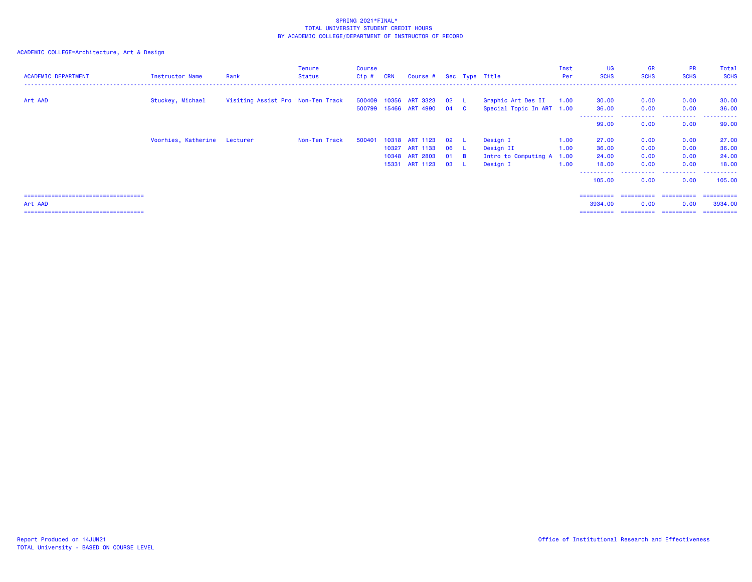SPRING 2021*FINAL*
TOTAL UNIVERSITY STUDENT CREDIT HOURS
BY ACADEMIC COLLEGE/DEPARTMENT OF INSTRUCTOR OF RECORD

ACADEMIC COLLEGE=Architecture, Art & Design

| ACADEMIC DEPARTMENT | Instructor Name | Rank | Tenure Status | Course Cip # | CRN | Course # | Sec | Type | Title | Inst Per | UG SCHS | GR SCHS | PR SCHS | Total SCHS |
|---|---|---|---|---|---|---|---|---|---|---|---|---|---|---|
| Art AAD | Stuckey, Michael | Visiting Assist Pro | Non-Ten Track | 500409 | 10356 | ART 3323 | 02 | L | Graphic Art Des II | 1.00 | 30.00 | 0.00 | 0.00 | 30.00 |
| | | | | 500799 | 15466 | ART 4990 | 04 | C | Special Topic In ART | 1.00 | 36.00 | 0.00 | 0.00 | 36.00 |
| | | | | | | | | | | | 99.00 | 0.00 | 0.00 | 99.00 |
| | Voorhies, Katherine | Lecturer | Non-Ten Track | 500401 | 10318 | ART 1123 | 02 | L | Design I | 1.00 | 27.00 | 0.00 | 0.00 | 27.00 |
| | | | | | 10327 | ART 1133 | 06 | L | Design II | 1.00 | 36.00 | 0.00 | 0.00 | 36.00 |
| | | | | | 10348 | ART 2803 | 01 | B | Intro to Computing A | 1.00 | 24.00 | 0.00 | 0.00 | 24.00 |
| | | | | | 15331 | ART 1123 | 03 | L | Design I | 1.00 | 18.00 | 0.00 | 0.00 | 18.00 |
| | | | | | | | | | | | 105.00 | 0.00 | 0.00 | 105.00 |
| Art AAD | | | | | | | | | | | 3934.00 | 0.00 | 0.00 | 3934.00 |

Report Produced on 14JUN21
TOTAL University - BASED ON COURSE LEVEL

Office of Institutional Research and Effectiveness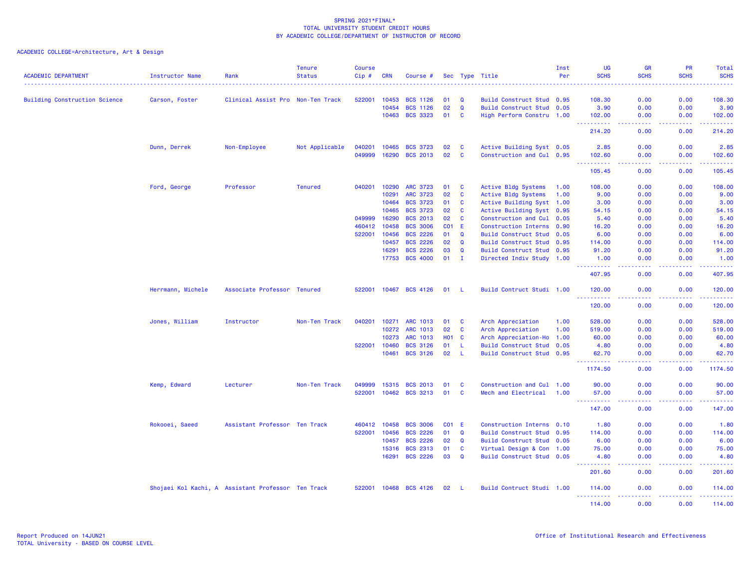SPRING 2021*FINAL*
TOTAL UNIVERSITY STUDENT CREDIT HOURS
BY ACADEMIC COLLEGE/DEPARTMENT OF INSTRUCTOR OF RECORD

ACADEMIC COLLEGE=Architecture, Art & Design

| ACADEMIC DEPARTMENT | Instructor Name | Rank | Tenure Status | Course Cip # | CRN | Course # | Sec | Type | Title | Inst Per | UG SCHS | GR SCHS | PR SCHS | Total SCHS |
|---|---|---|---|---|---|---|---|---|---|---|---|---|---|---|
| Building Construction Science | Carson, Foster | Clinical Assist Pro | Non-Ten Track | 522001 | 10453 | BCS 1126 | 01 | Q | Build Construct Stud | 0.95 | 108.30 | 0.00 | 0.00 | 108.30 |
| | | | | | 10454 | BCS 1126 | 02 | Q | Build Construct Stud | 0.05 | 3.90 | 0.00 | 0.00 | 3.90 |
| | | | | | 10463 | BCS 3323 | 01 | C | High Perform Constru | 1.00 | 102.00 | 0.00 | 0.00 | 102.00 |
| | | | | | | | | | | | 214.20 | 0.00 | 0.00 | 214.20 |
| | Dunn, Derrek | Non-Employee | Not Applicable | 040201 | 10465 | BCS 3723 | 02 | C | Active Building Syst | 0.05 | 2.85 | 0.00 | 0.00 | 2.85 |
| | | | | 049999 | 16290 | BCS 2013 | 02 | C | Construction and Cul | 0.95 | 102.60 | 0.00 | 0.00 | 102.60 |
| | | | | | | | | | | | 105.45 | 0.00 | 0.00 | 105.45 |
| | Ford, George | Professor | Tenured | 040201 | 10290 | ARC 3723 | 01 | C | Active Bldg Systems | 1.00 | 108.00 | 0.00 | 0.00 | 108.00 |
| | | | | | 10291 | ARC 3723 | 02 | C | Active Bldg Systems | 1.00 | 9.00 | 0.00 | 0.00 | 9.00 |
| | | | | | 10464 | BCS 3723 | 01 | C | Active Building Syst | 1.00 | 3.00 | 0.00 | 0.00 | 3.00 |
| | | | | | 10465 | BCS 3723 | 02 | C | Active Building Syst | 0.95 | 54.15 | 0.00 | 0.00 | 54.15 |
| | | | | 049999 | 16290 | BCS 2013 | 02 | C | Construction and Cul | 0.05 | 5.40 | 0.00 | 0.00 | 5.40 |
| | | | | 460412 | 10458 | BCS 3006 | C01 | E | Construction Interns | 0.90 | 16.20 | 0.00 | 0.00 | 16.20 |
| | | | | 522001 | 10456 | BCS 2226 | 01 | Q | Build Construct Stud | 0.05 | 6.00 | 0.00 | 0.00 | 6.00 |
| | | | | | 10457 | BCS 2226 | 02 | Q | Build Construct Stud | 0.95 | 114.00 | 0.00 | 0.00 | 114.00 |
| | | | | | 16291 | BCS 2226 | 03 | Q | Build Construct Stud | 0.95 | 91.20 | 0.00 | 0.00 | 91.20 |
| | | | | | 17753 | BCS 4000 | 01 | I | Directed Indiv Study | 1.00 | 1.00 | 0.00 | 0.00 | 1.00 |
| | | | | | | | | | | | 407.95 | 0.00 | 0.00 | 407.95 |
| | Herrmann, Michele | Associate Professor | Tenured | 522001 | 10467 | BCS 4126 | 01 | L | Build Contruct Studi | 1.00 | 120.00 | 0.00 | 0.00 | 120.00 |
| | | | | | | | | | | | 120.00 | 0.00 | 0.00 | 120.00 |
| | Jones, William | Instructor | Non-Ten Track | 040201 | 10271 | ARC 1013 | 01 | C | Arch Appreciation | 1.00 | 528.00 | 0.00 | 0.00 | 528.00 |
| | | | | | 10272 | ARC 1013 | 02 | C | Arch Appreciation | 1.00 | 519.00 | 0.00 | 0.00 | 519.00 |
| | | | | | 10273 | ARC 1013 | H01 | C | Arch Appreciation-Ho | 1.00 | 60.00 | 0.00 | 0.00 | 60.00 |
| | | | | 522001 | 10460 | BCS 3126 | 01 | L | Build Construct Stud | 0.05 | 4.80 | 0.00 | 0.00 | 4.80 |
| | | | | | 10461 | BCS 3126 | 02 | L | Build Construct Stud | 0.95 | 62.70 | 0.00 | 0.00 | 62.70 |
| | | | | | | | | | | | 1174.50 | 0.00 | 0.00 | 1174.50 |
| | Kemp, Edward | Lecturer | Non-Ten Track | 049999 | 15315 | BCS 2013 | 01 | C | Construction and Cul | 1.00 | 90.00 | 0.00 | 0.00 | 90.00 |
| | | | | 522001 | 10462 | BCS 3213 | 01 | C | Mech and Electrical | 1.00 | 57.00 | 0.00 | 0.00 | 57.00 |
| | | | | | | | | | | | 147.00 | 0.00 | 0.00 | 147.00 |
| | Rokooei, Saeed | Assistant Professor | Ten Track | 460412 | 10458 | BCS 3006 | C01 | E | Construction Interns | 0.10 | 1.80 | 0.00 | 0.00 | 1.80 |
| | | | | 522001 | 10456 | BCS 2226 | 01 | Q | Build Construct Stud | 0.95 | 114.00 | 0.00 | 0.00 | 114.00 |
| | | | | | 10457 | BCS 2226 | 02 | Q | Build Construct Stud | 0.05 | 6.00 | 0.00 | 0.00 | 6.00 |
| | | | | | 15316 | BCS 2313 | 01 | C | Virtual Design & Con | 1.00 | 75.00 | 0.00 | 0.00 | 75.00 |
| | | | | | 16291 | BCS 2226 | 03 | Q | Build Construct Stud | 0.05 | 4.80 | 0.00 | 0.00 | 4.80 |
| | | | | | | | | | | | 201.60 | 0.00 | 0.00 | 201.60 |
| | Shojaei Kol Kachi, A | Assistant Professor | Ten Track | 522001 | 10468 | BCS 4126 | 02 | L | Build Contruct Studi | 1.00 | 114.00 | 0.00 | 0.00 | 114.00 |
| | | | | | | | | | | | 114.00 | 0.00 | 0.00 | 114.00 |

Report Produced on 14JUN21
TOTAL University - BASED ON COURSE LEVEL

Office of Institutional Research and Effectiveness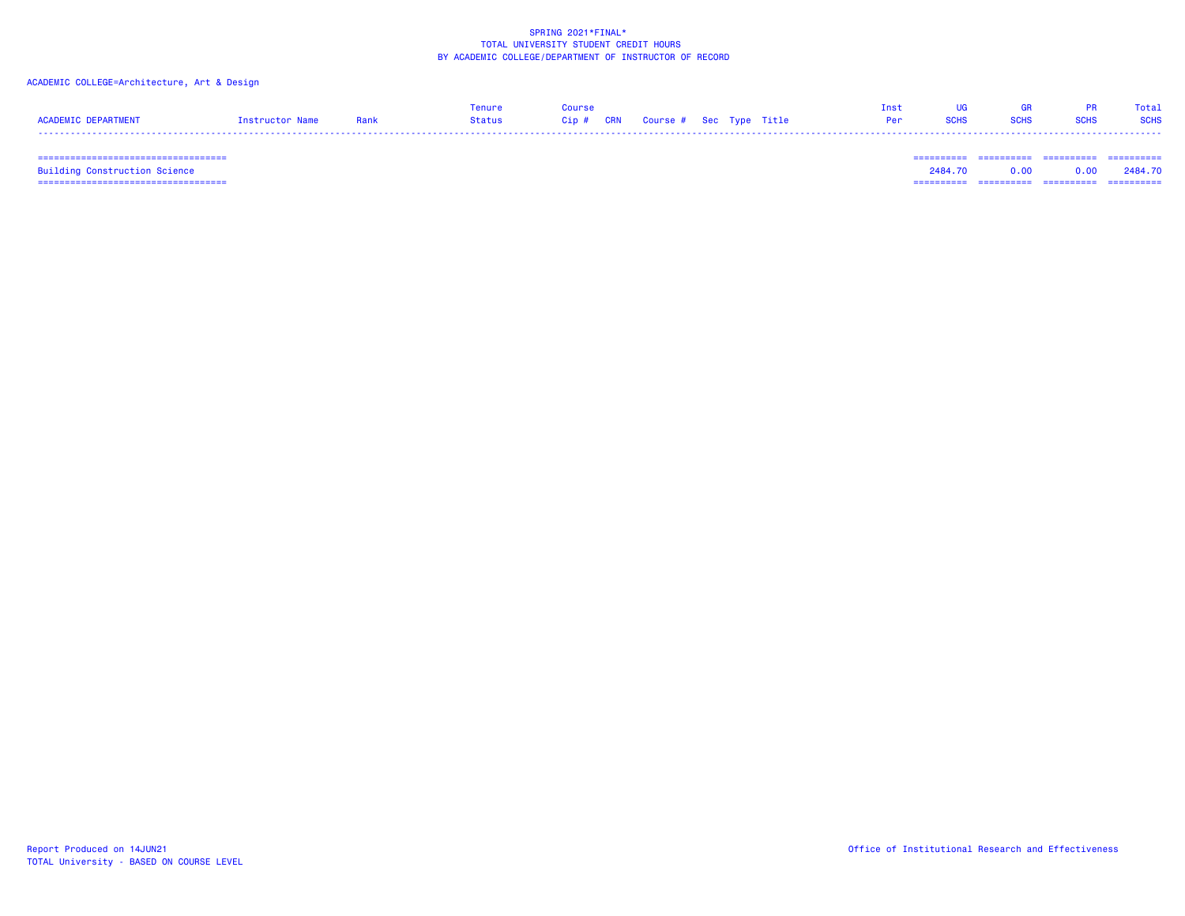SPRING 2021*FINAL*
TOTAL UNIVERSITY STUDENT CREDIT HOURS
BY ACADEMIC COLLEGE/DEPARTMENT OF INSTRUCTOR OF RECORD

ACADEMIC COLLEGE=Architecture, Art & Design

| ACADEMIC DEPARTMENT | Instructor Name | Rank | Tenure Status | Course Cip # | CRN | Course # | Sec | Type | Title | Inst Per | UG SCHS | GR SCHS | PR SCHS | Total SCHS |
|---|---|---|---|---|---|---|---|---|---|---|---|---|---|---|
| Building Construction Science | | | | | | | | | | | 2484.70 | 0.00 | 0.00 | 2484.70 |

Report Produced on 14JUN21
TOTAL University - BASED ON COURSE LEVEL

Office of Institutional Research and Effectiveness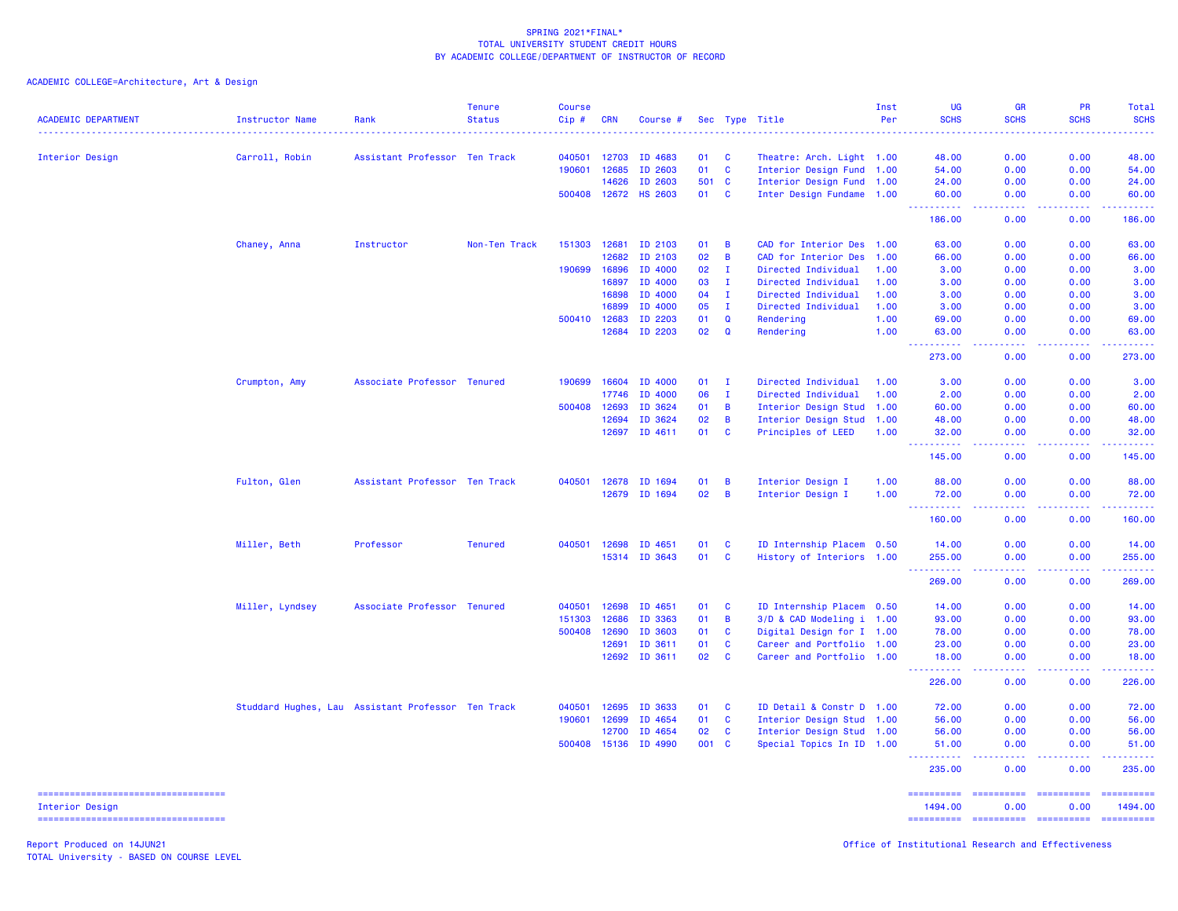SPRING 2021*FINAL*
TOTAL UNIVERSITY STUDENT CREDIT HOURS
BY ACADEMIC COLLEGE/DEPARTMENT OF INSTRUCTOR OF RECORD

ACADEMIC COLLEGE=Architecture, Art & Design

| ACADEMIC DEPARTMENT | Instructor Name | Rank | Tenure Status | Course Cip # | CRN | Course # | Sec | Type | Title | Inst Per | UG SCHS | GR SCHS | PR SCHS | Total SCHS |
|---|---|---|---|---|---|---|---|---|---|---|---|---|---|---|
| Interior Design | Carroll, Robin | Assistant Professor | Ten Track | 040501 | 12703 | ID 4683 | 01 | C | Theatre: Arch. Light | 1.00 | 48.00 | 0.00 | 0.00 | 48.00 |
| | | | | 190601 | 12685 | ID 2603 | 01 | C | Interior Design Fund | 1.00 | 54.00 | 0.00 | 0.00 | 54.00 |
| | | | | | 14626 | ID 2603 | 501 | C | Interior Design Fund | 1.00 | 24.00 | 0.00 | 0.00 | 24.00 |
| | | | | 500408 | 12672 | HS 2603 | 01 | C | Inter Design Fundame | 1.00 | 60.00 | 0.00 | 0.00 | 60.00 |
| | | | | | | | | | | | 186.00 | 0.00 | 0.00 | 186.00 |
| | Chaney, Anna | Instructor | Non-Ten Track | 151303 | 12681 | ID 2103 | 01 | B | CAD for Interior Des | 1.00 | 63.00 | 0.00 | 0.00 | 63.00 |
| | | | | | 12682 | ID 2103 | 02 | B | CAD for Interior Des | 1.00 | 66.00 | 0.00 | 0.00 | 66.00 |
| | | | | 190699 | 16896 | ID 4000 | 02 | I | Directed Individual | 1.00 | 3.00 | 0.00 | 0.00 | 3.00 |
| | | | | | 16897 | ID 4000 | 03 | I | Directed Individual | 1.00 | 3.00 | 0.00 | 0.00 | 3.00 |
| | | | | | 16898 | ID 4000 | 04 | I | Directed Individual | 1.00 | 3.00 | 0.00 | 0.00 | 3.00 |
| | | | | | 16899 | ID 4000 | 05 | I | Directed Individual | 1.00 | 3.00 | 0.00 | 0.00 | 3.00 |
| | | | | 500410 | 12683 | ID 2203 | 01 | Q | Rendering | 1.00 | 69.00 | 0.00 | 0.00 | 69.00 |
| | | | | | 12684 | ID 2203 | 02 | Q | Rendering | 1.00 | 63.00 | 0.00 | 0.00 | 63.00 |
| | | | | | | | | | | | 273.00 | 0.00 | 0.00 | 273.00 |
| | Crumpton, Amy | Associate Professor | Tenured | 190699 | 16604 | ID 4000 | 01 | I | Directed Individual | 1.00 | 3.00 | 0.00 | 0.00 | 3.00 |
| | | | | | 17746 | ID 4000 | 06 | I | Directed Individual | 1.00 | 2.00 | 0.00 | 0.00 | 2.00 |
| | | | | 500408 | 12693 | ID 3624 | 01 | B | Interior Design Stud | 1.00 | 60.00 | 0.00 | 0.00 | 60.00 |
| | | | | | 12694 | ID 3624 | 02 | B | Interior Design Stud | 1.00 | 48.00 | 0.00 | 0.00 | 48.00 |
| | | | | | 12697 | ID 4611 | 01 | C | Principles of LEED | 1.00 | 32.00 | 0.00 | 0.00 | 32.00 |
| | | | | | | | | | | | 145.00 | 0.00 | 0.00 | 145.00 |
| | Fulton, Glen | Assistant Professor | Ten Track | 040501 | 12678 | ID 1694 | 01 | B | Interior Design I | 1.00 | 88.00 | 0.00 | 0.00 | 88.00 |
| | | | | | 12679 | ID 1694 | 02 | B | Interior Design I | 1.00 | 72.00 | 0.00 | 0.00 | 72.00 |
| | | | | | | | | | | | 160.00 | 0.00 | 0.00 | 160.00 |
| | Miller, Beth | Professor | Tenured | 040501 | 12698 | ID 4651 | 01 | C | ID Internship Placem | 0.50 | 14.00 | 0.00 | 0.00 | 14.00 |
| | | | | | 15314 | ID 3643 | 01 | C | History of Interiors | 1.00 | 255.00 | 0.00 | 0.00 | 255.00 |
| | | | | | | | | | | | 269.00 | 0.00 | 0.00 | 269.00 |
| | Miller, Lyndsey | Associate Professor | Tenured | 040501 | 12698 | ID 4651 | 01 | C | ID Internship Placem | 0.50 | 14.00 | 0.00 | 0.00 | 14.00 |
| | | | | 151303 | 12686 | ID 3363 | 01 | B | 3/D & CAD Modeling i | 1.00 | 93.00 | 0.00 | 0.00 | 93.00 |
| | | | | 500408 | 12690 | ID 3603 | 01 | C | Digital Design for I | 1.00 | 78.00 | 0.00 | 0.00 | 78.00 |
| | | | | | 12691 | ID 3611 | 01 | C | Career and Portfolio | 1.00 | 23.00 | 0.00 | 0.00 | 23.00 |
| | | | | | 12692 | ID 3611 | 02 | C | Career and Portfolio | 1.00 | 18.00 | 0.00 | 0.00 | 18.00 |
| | | | | | | | | | | | 226.00 | 0.00 | 0.00 | 226.00 |
| | Studdard Hughes, Lau | Assistant Professor | Ten Track | 040501 | 12695 | ID 3633 | 01 | C | ID Detail & Constr D | 1.00 | 72.00 | 0.00 | 0.00 | 72.00 |
| | | | | 190601 | 12699 | ID 4654 | 01 | C | Interior Design Stud | 1.00 | 56.00 | 0.00 | 0.00 | 56.00 |
| | | | | | 12700 | ID 4654 | 02 | C | Interior Design Stud | 1.00 | 56.00 | 0.00 | 0.00 | 56.00 |
| | | | | 500408 | 15136 | ID 4990 | 001 | C | Special Topics In ID | 1.00 | 51.00 | 0.00 | 0.00 | 51.00 |
| | | | | | | | | | | | 235.00 | 0.00 | 0.00 | 235.00 |
| Interior Design | | | | | | | | | | | 1494.00 | 0.00 | 0.00 | 1494.00 |

Report Produced on 14JUN21
TOTAL University - BASED ON COURSE LEVEL

Office of Institutional Research and Effectiveness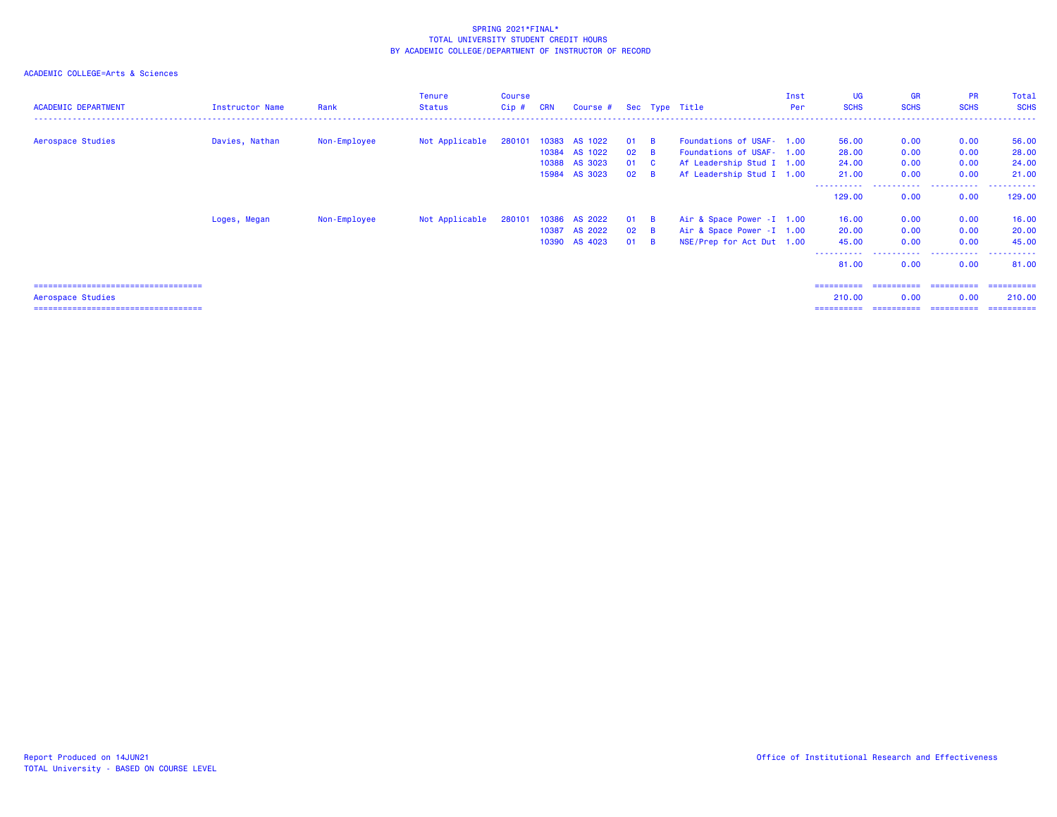SPRING 2021*FINAL*
TOTAL UNIVERSITY STUDENT CREDIT HOURS
BY ACADEMIC COLLEGE/DEPARTMENT OF INSTRUCTOR OF RECORD

ACADEMIC COLLEGE=Arts & Sciences

| ACADEMIC DEPARTMENT | Instructor Name | Rank | Tenure Status | Course Cip # | CRN | Course # | Sec | Type | Title | Inst Per | UG SCHS | GR SCHS | PR SCHS | Total SCHS |
|---|---|---|---|---|---|---|---|---|---|---|---|---|---|---|
| Aerospace Studies | Davies, Nathan | Non-Employee | Not Applicable | 280101 | 10383 | AS 1022 | 01 | B | Foundations of USAF- | 1.00 | 56.00 | 0.00 | 0.00 | 56.00 |
| | | | | | 10384 | AS 1022 | 02 | B | Foundations of USAF- | 1.00 | 28.00 | 0.00 | 0.00 | 28.00 |
| | | | | | 10388 | AS 3023 | 01 | C | Af Leadership Stud I | 1.00 | 24.00 | 0.00 | 0.00 | 24.00 |
| | | | | | 15984 | AS 3023 | 02 | B | Af Leadership Stud I | 1.00 | 21.00 | 0.00 | 0.00 | 21.00 |
| | | | | | | | | | | | 129.00 | 0.00 | 0.00 | 129.00 |
| | Loges, Megan | Non-Employee | Not Applicable | 280101 | 10386 | AS 2022 | 01 | B | Air & Space Power -I | 1.00 | 16.00 | 0.00 | 0.00 | 16.00 |
| | | | | | 10387 | AS 2022 | 02 | B | Air & Space Power -I | 1.00 | 20.00 | 0.00 | 0.00 | 20.00 |
| | | | | | 10390 | AS 4023 | 01 | B | NSE/Prep for Act Dut | 1.00 | 45.00 | 0.00 | 0.00 | 45.00 |
| | | | | | | | | | | | 81.00 | 0.00 | 0.00 | 81.00 |
| Aerospace Studies | | | | | | | | | | | 210.00 | 0.00 | 0.00 | 210.00 |

Report Produced on 14JUN21
TOTAL University - BASED ON COURSE LEVEL

Office of Institutional Research and Effectiveness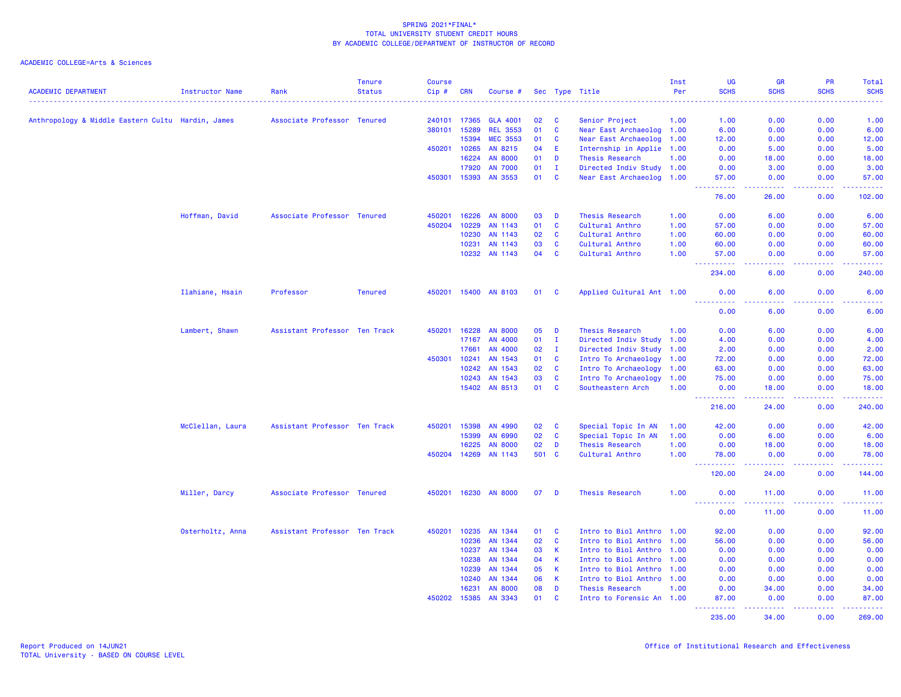SPRING 2021*FINAL*
TOTAL UNIVERSITY STUDENT CREDIT HOURS
BY ACADEMIC COLLEGE/DEPARTMENT OF INSTRUCTOR OF RECORD

ACADEMIC COLLEGE=Arts & Sciences

| ACADEMIC DEPARTMENT | Instructor Name | Rank | Tenure Status | Course Cip # | CRN | Course # | Sec | Type | Title | Inst Per | UG SCHS | GR SCHS | PR SCHS | Total SCHS |
|---|---|---|---|---|---|---|---|---|---|---|---|---|---|---|
| Anthropology & Middle Eastern Cultu | Hardin, James | Associate Professor | Tenured | 240101 | 17365 | GLA 4001 | 02 | C | Senior Project | 1.00 | 1.00 | 0.00 | 0.00 | 1.00 |
| | | | | 380101 | 15289 | REL 3553 | 01 | C | Near East Archaeolog | 1.00 | 6.00 | 0.00 | 0.00 | 6.00 |
| | | | | | 15394 | MEC 3553 | 01 | C | Near East Archaeolog | 1.00 | 12.00 | 0.00 | 0.00 | 12.00 |
| | | | | 450201 | 10265 | AN 8215 | 04 | E | Internship in Applie | 1.00 | 0.00 | 5.00 | 0.00 | 5.00 |
| | | | | | 16224 | AN 8000 | 01 | D | Thesis Research | 1.00 | 0.00 | 18.00 | 0.00 | 18.00 |
| | | | | | 17920 | AN 7000 | 01 | I | Directed Indiv Study | 1.00 | 0.00 | 3.00 | 0.00 | 3.00 |
| | | | | 450301 | 15393 | AN 3553 | 01 | C | Near East Archaeolog | 1.00 | 57.00 | 0.00 | 0.00 | 57.00 |
| | | | | | | | | | | | 76.00 | 26.00 | 0.00 | 102.00 |
| | Hoffman, David | Associate Professor | Tenured | 450201 | 16226 | AN 8000 | 03 | D | Thesis Research | 1.00 | 0.00 | 6.00 | 0.00 | 6.00 |
| | | | | 450204 | 10229 | AN 1143 | 01 | C | Cultural Anthro | 1.00 | 57.00 | 0.00 | 0.00 | 57.00 |
| | | | | | 10230 | AN 1143 | 02 | C | Cultural Anthro | 1.00 | 60.00 | 0.00 | 0.00 | 60.00 |
| | | | | | 10231 | AN 1143 | 03 | C | Cultural Anthro | 1.00 | 60.00 | 0.00 | 0.00 | 60.00 |
| | | | | | 10232 | AN 1143 | 04 | C | Cultural Anthro | 1.00 | 57.00 | 0.00 | 0.00 | 57.00 |
| | | | | | | | | | | | 234.00 | 6.00 | 0.00 | 240.00 |
| | Ilahiane, Hsain | Professor | Tenured | 450201 | 15400 | AN 8103 | 01 | C | Applied Cultural Ant | 1.00 | 0.00 | 6.00 | 0.00 | 6.00 |
| | | | | | | | | | | | 0.00 | 6.00 | 0.00 | 6.00 |
| | Lambert, Shawn | Assistant Professor | Ten Track | 450201 | 16228 | AN 8000 | 05 | D | Thesis Research | 1.00 | 0.00 | 6.00 | 0.00 | 6.00 |
| | | | | | 17167 | AN 4000 | 01 | I | Directed Indiv Study | 1.00 | 4.00 | 0.00 | 0.00 | 4.00 |
| | | | | | 17661 | AN 4000 | 02 | I | Directed Indiv Study | 1.00 | 2.00 | 0.00 | 0.00 | 2.00 |
| | | | | 450301 | 10241 | AN 1543 | 01 | C | Intro To Archaeology | 1.00 | 72.00 | 0.00 | 0.00 | 72.00 |
| | | | | | 10242 | AN 1543 | 02 | C | Intro To Archaeology | 1.00 | 63.00 | 0.00 | 0.00 | 63.00 |
| | | | | | 10243 | AN 1543 | 03 | C | Intro To Archaeology | 1.00 | 75.00 | 0.00 | 0.00 | 75.00 |
| | | | | | 15402 | AN 8513 | 01 | C | Southeastern Arch | 1.00 | 0.00 | 18.00 | 0.00 | 18.00 |
| | | | | | | | | | | | 216.00 | 24.00 | 0.00 | 240.00 |
| | McClellan, Laura | Assistant Professor | Ten Track | 450201 | 15398 | AN 4990 | 02 | C | Special Topic In AN | 1.00 | 42.00 | 0.00 | 0.00 | 42.00 |
| | | | | | 15399 | AN 6990 | 02 | C | Special Topic In AN | 1.00 | 0.00 | 6.00 | 0.00 | 6.00 |
| | | | | | 16225 | AN 8000 | 02 | D | Thesis Research | 1.00 | 0.00 | 18.00 | 0.00 | 18.00 |
| | | | | 450204 | 14269 | AN 1143 | 501 | C | Cultural Anthro | 1.00 | 78.00 | 0.00 | 0.00 | 78.00 |
| | | | | | | | | | | | 120.00 | 24.00 | 0.00 | 144.00 |
| | Miller, Darcy | Associate Professor | Tenured | 450201 | 16230 | AN 8000 | 07 | D | Thesis Research | 1.00 | 0.00 | 11.00 | 0.00 | 11.00 |
| | | | | | | | | | | | 0.00 | 11.00 | 0.00 | 11.00 |
| | Osterholtz, Anna | Assistant Professor | Ten Track | 450201 | 10235 | AN 1344 | 01 | C | Intro to Biol Anthro | 1.00 | 92.00 | 0.00 | 0.00 | 92.00 |
| | | | | | 10236 | AN 1344 | 02 | C | Intro to Biol Anthro | 1.00 | 56.00 | 0.00 | 0.00 | 56.00 |
| | | | | | 10237 | AN 1344 | 03 | K | Intro to Biol Anthro | 1.00 | 0.00 | 0.00 | 0.00 | 0.00 |
| | | | | | 10238 | AN 1344 | 04 | K | Intro to Biol Anthro | 1.00 | 0.00 | 0.00 | 0.00 | 0.00 |
| | | | | | 10239 | AN 1344 | 05 | K | Intro to Biol Anthro | 1.00 | 0.00 | 0.00 | 0.00 | 0.00 |
| | | | | | 10240 | AN 1344 | 06 | K | Intro to Biol Anthro | 1.00 | 0.00 | 0.00 | 0.00 | 0.00 |
| | | | | | 16231 | AN 8000 | 08 | D | Thesis Research | 1.00 | 0.00 | 34.00 | 0.00 | 34.00 |
| | | | | 450202 | 15385 | AN 3343 | 01 | C | Intro to Forensic An | 1.00 | 87.00 | 0.00 | 0.00 | 87.00 |
| | | | | | | | | | | | 235.00 | 34.00 | 0.00 | 269.00 |

Report Produced on 14JUN21
TOTAL University - BASED ON COURSE LEVEL

Office of Institutional Research and Effectiveness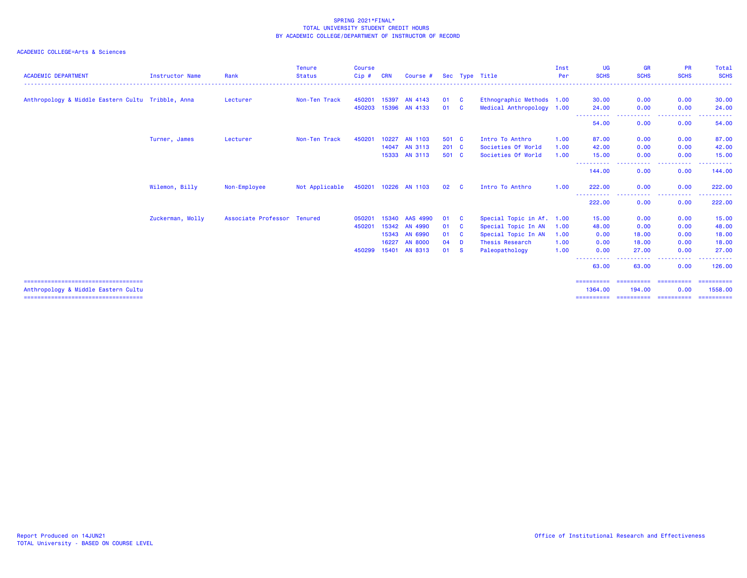SPRING 2021*FINAL*
TOTAL UNIVERSITY STUDENT CREDIT HOURS
BY ACADEMIC COLLEGE/DEPARTMENT OF INSTRUCTOR OF RECORD

ACADEMIC COLLEGE=Arts & Sciences

| ACADEMIC DEPARTMENT | Instructor Name | Rank | Tenure Status | Course Cip # | CRN | Course # | Sec | Type | Title | Inst Per | UG SCHS | GR SCHS | PR SCHS | Total SCHS |
|---|---|---|---|---|---|---|---|---|---|---|---|---|---|---|
| Anthropology & Middle Eastern Cultu | Tribble, Anna | Lecturer | Non-Ten Track | 450201 | 15397 | AN 4143 | 01 | C | Ethnographic Methods | 1.00 | 30.00 | 0.00 | 0.00 | 30.00 |
| | | | | 450203 | 15396 | AN 4133 | 01 | C | Medical Anthropology | 1.00 | 24.00 | 0.00 | 0.00 | 24.00 |
| | | | | | | | | | | | 54.00 | 0.00 | 0.00 | 54.00 |
| | Turner, James | Lecturer | Non-Ten Track | 450201 | 10227 | AN 1103 | 501 | C | Intro To Anthro | 1.00 | 87.00 | 0.00 | 0.00 | 87.00 |
| | | | | | 14047 | AN 3113 | 201 | C | Societies Of World | 1.00 | 42.00 | 0.00 | 0.00 | 42.00 |
| | | | | | 15333 | AN 3113 | 501 | C | Societies Of World | 1.00 | 15.00 | 0.00 | 0.00 | 15.00 |
| | | | | | | | | | | | 144.00 | 0.00 | 0.00 | 144.00 |
| | Wilemon, Billy | Non-Employee | Not Applicable | 450201 | 10226 | AN 1103 | 02 | C | Intro To Anthro | 1.00 | 222.00 | 0.00 | 0.00 | 222.00 |
| | | | | | | | | | | | 222.00 | 0.00 | 0.00 | 222.00 |
| | Zuckerman, Molly | Associate Professor | Tenured | 050201 | 15340 | AAS 4990 | 01 | C | Special Topic in Af. | 1.00 | 15.00 | 0.00 | 0.00 | 15.00 |
| | | | | 450201 | 15342 | AN 4990 | 01 | C | Special Topic In AN | 1.00 | 48.00 | 0.00 | 0.00 | 48.00 |
| | | | | | 15343 | AN 6990 | 01 | C | Special Topic In AN | 1.00 | 0.00 | 18.00 | 0.00 | 18.00 |
| | | | | | 16227 | AN 8000 | 04 | D | Thesis Research | 1.00 | 0.00 | 18.00 | 0.00 | 18.00 |
| | | | | 450299 | 15401 | AN 8313 | 01 | S | Paleopathology | 1.00 | 0.00 | 27.00 | 0.00 | 27.00 |
| | | | | | | | | | | | 63.00 | 63.00 | 0.00 | 126.00 |
| Anthropology & Middle Eastern Cultu | | | | | | | | | | | 1364.00 | 194.00 | 0.00 | 1558.00 |

Report Produced on 14JUN21
TOTAL University - BASED ON COURSE LEVEL

Office of Institutional Research and Effectiveness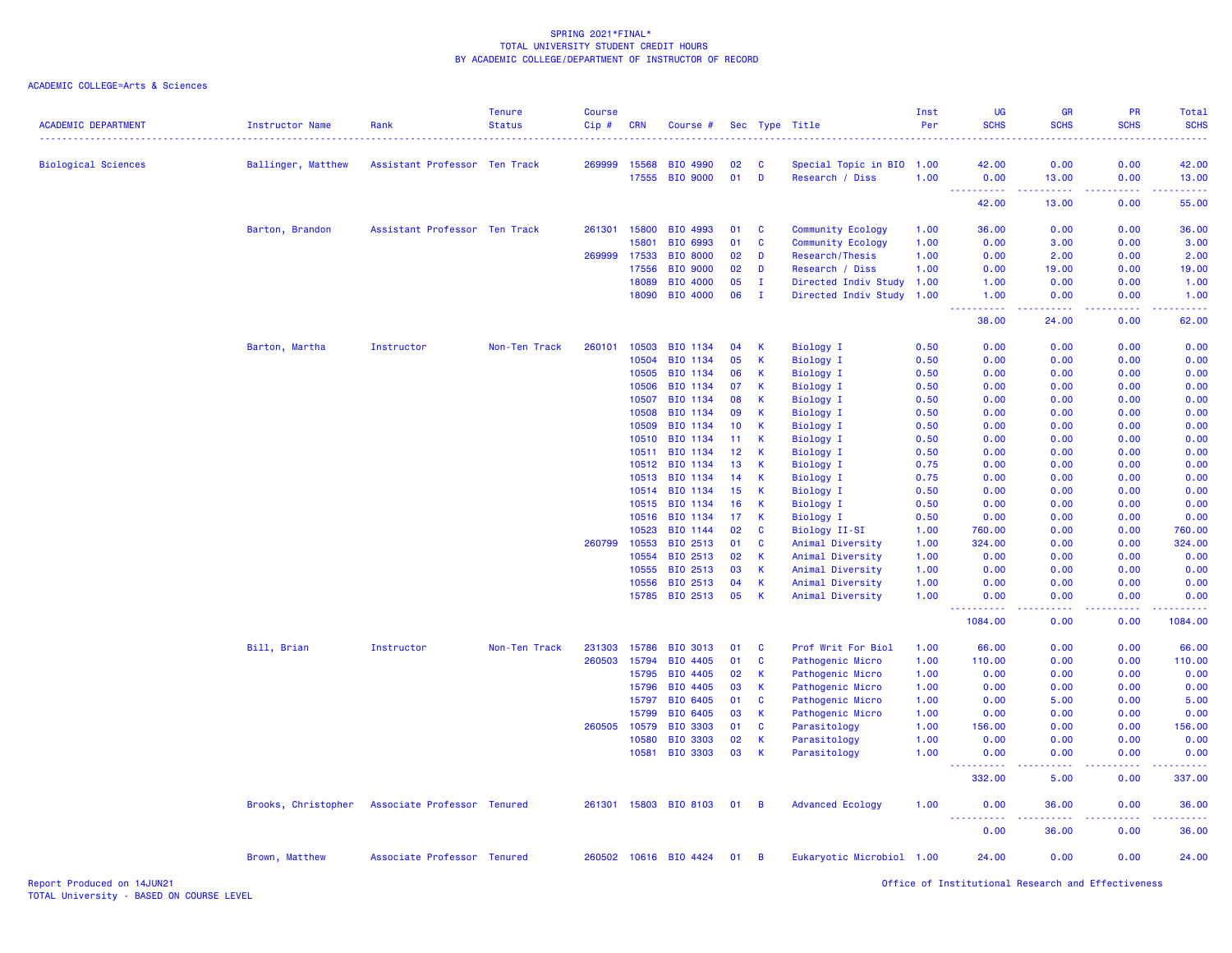SPRING 2021*FINAL*
TOTAL UNIVERSITY STUDENT CREDIT HOURS
BY ACADEMIC COLLEGE/DEPARTMENT OF INSTRUCTOR OF RECORD

ACADEMIC COLLEGE=Arts & Sciences

| ACADEMIC DEPARTMENT | Instructor Name | Rank | Tenure Status | Course Cip # | CRN | Course # | Sec | Type | Title | Inst Per | UG SCHS | GR SCHS | PR SCHS | Total SCHS |
|---|---|---|---|---|---|---|---|---|---|---|---|---|---|---|
| Biological Sciences | Ballinger, Matthew | Assistant Professor | Ten Track | 269999 | 15568 | BIO 4990 | 02 | C | Special Topic in BIO | 1.00 | 42.00 | 0.00 | 0.00 | 42.00 |
| | | | | | 17555 | BIO 9000 | 01 | D | Research / Diss | 1.00 | 0.00 | 13.00 | 0.00 | 13.00 |
| | | | | | | | | | | | 42.00 | 13.00 | 0.00 | 55.00 |
| | Barton, Brandon | Assistant Professor | Ten Track | 261301 | 15800 | BIO 4993 | 01 | C | Community Ecology | 1.00 | 36.00 | 0.00 | 0.00 | 36.00 |
| | | | | | 15801 | BIO 6993 | 01 | C | Community Ecology | 1.00 | 0.00 | 3.00 | 0.00 | 3.00 |
| | | | | 269999 | 17533 | BIO 8000 | 02 | D | Research/Thesis | 1.00 | 0.00 | 2.00 | 0.00 | 2.00 |
| | | | | | 17556 | BIO 9000 | 02 | D | Research / Diss | 1.00 | 0.00 | 19.00 | 0.00 | 19.00 |
| | | | | | 18089 | BIO 4000 | 05 | I | Directed Indiv Study | 1.00 | 1.00 | 0.00 | 0.00 | 1.00 |
| | | | | | 18090 | BIO 4000 | 06 | I | Directed Indiv Study | 1.00 | 1.00 | 0.00 | 0.00 | 1.00 |
| | | | | | | | | | | | 38.00 | 24.00 | 0.00 | 62.00 |
| | Barton, Martha | Instructor | Non-Ten Track | 260101 | 10503 | BIO 1134 | 04 | K | Biology I | 0.50 | 0.00 | 0.00 | 0.00 | 0.00 |
| | | | | | 10504 | BIO 1134 | 05 | K | Biology I | 0.50 | 0.00 | 0.00 | 0.00 | 0.00 |
| | | | | | 10505 | BIO 1134 | 06 | K | Biology I | 0.50 | 0.00 | 0.00 | 0.00 | 0.00 |
| | | | | | 10506 | BIO 1134 | 07 | K | Biology I | 0.50 | 0.00 | 0.00 | 0.00 | 0.00 |
| | | | | | 10507 | BIO 1134 | 08 | K | Biology I | 0.50 | 0.00 | 0.00 | 0.00 | 0.00 |
| | | | | | 10508 | BIO 1134 | 09 | K | Biology I | 0.50 | 0.00 | 0.00 | 0.00 | 0.00 |
| | | | | | 10509 | BIO 1134 | 10 | K | Biology I | 0.50 | 0.00 | 0.00 | 0.00 | 0.00 |
| | | | | | 10510 | BIO 1134 | 11 | K | Biology I | 0.50 | 0.00 | 0.00 | 0.00 | 0.00 |
| | | | | | 10511 | BIO 1134 | 12 | K | Biology I | 0.50 | 0.00 | 0.00 | 0.00 | 0.00 |
| | | | | | 10512 | BIO 1134 | 13 | K | Biology I | 0.75 | 0.00 | 0.00 | 0.00 | 0.00 |
| | | | | | 10513 | BIO 1134 | 14 | K | Biology I | 0.75 | 0.00 | 0.00 | 0.00 | 0.00 |
| | | | | | 10514 | BIO 1134 | 15 | K | Biology I | 0.50 | 0.00 | 0.00 | 0.00 | 0.00 |
| | | | | | 10515 | BIO 1134 | 16 | K | Biology I | 0.50 | 0.00 | 0.00 | 0.00 | 0.00 |
| | | | | | 10516 | BIO 1134 | 17 | K | Biology I | 0.50 | 0.00 | 0.00 | 0.00 | 0.00 |
| | | | | | 10523 | BIO 1144 | 02 | C | Biology II-SI | 1.00 | 760.00 | 0.00 | 0.00 | 760.00 |
| | | | | 260799 | 10553 | BIO 2513 | 01 | C | Animal Diversity | 1.00 | 324.00 | 0.00 | 0.00 | 324.00 |
| | | | | | 10554 | BIO 2513 | 02 | K | Animal Diversity | 1.00 | 0.00 | 0.00 | 0.00 | 0.00 |
| | | | | | 10555 | BIO 2513 | 03 | K | Animal Diversity | 1.00 | 0.00 | 0.00 | 0.00 | 0.00 |
| | | | | | 10556 | BIO 2513 | 04 | K | Animal Diversity | 1.00 | 0.00 | 0.00 | 0.00 | 0.00 |
| | | | | | 15785 | BIO 2513 | 05 | K | Animal Diversity | 1.00 | 0.00 | 0.00 | 0.00 | 0.00 |
| | | | | | | | | | | | 1084.00 | 0.00 | 0.00 | 1084.00 |
| | Bill, Brian | Instructor | Non-Ten Track | 231303 | 15786 | BIO 3013 | 01 | C | Prof Writ For Biol | 1.00 | 66.00 | 0.00 | 0.00 | 66.00 |
| | | | | 260503 | 15794 | BIO 4405 | 01 | C | Pathogenic Micro | 1.00 | 110.00 | 0.00 | 0.00 | 110.00 |
| | | | | | 15795 | BIO 4405 | 02 | K | Pathogenic Micro | 1.00 | 0.00 | 0.00 | 0.00 | 0.00 |
| | | | | | 15796 | BIO 4405 | 03 | K | Pathogenic Micro | 1.00 | 0.00 | 0.00 | 0.00 | 0.00 |
| | | | | | 15797 | BIO 6405 | 01 | C | Pathogenic Micro | 1.00 | 0.00 | 5.00 | 0.00 | 5.00 |
| | | | | | 15799 | BIO 6405 | 03 | K | Pathogenic Micro | 1.00 | 0.00 | 0.00 | 0.00 | 0.00 |
| | | | | 260505 | 10579 | BIO 3303 | 01 | C | Parasitology | 1.00 | 156.00 | 0.00 | 0.00 | 156.00 |
| | | | | | 10580 | BIO 3303 | 02 | K | Parasitology | 1.00 | 0.00 | 0.00 | 0.00 | 0.00 |
| | | | | | 10581 | BIO 3303 | 03 | K | Parasitology | 1.00 | 0.00 | 0.00 | 0.00 | 0.00 |
| | | | | | | | | | | | 332.00 | 5.00 | 0.00 | 337.00 |
| | Brooks, Christopher | Associate Professor | Tenured | 261301 | 15803 | BIO 8103 | 01 | B | Advanced Ecology | 1.00 | 0.00 | 36.00 | 0.00 | 36.00 |
| | | | | | | | | | | | 0.00 | 36.00 | 0.00 | 36.00 |
| | Brown, Matthew | Associate Professor | Tenured | 260502 | 10616 | BIO 4424 | 01 | B | Eukaryotic Microbiol | 1.00 | 24.00 | 0.00 | 0.00 | 24.00 |

Report Produced on 14JUN21
TOTAL University - BASED ON COURSE LEVEL
Office of Institutional Research and Effectiveness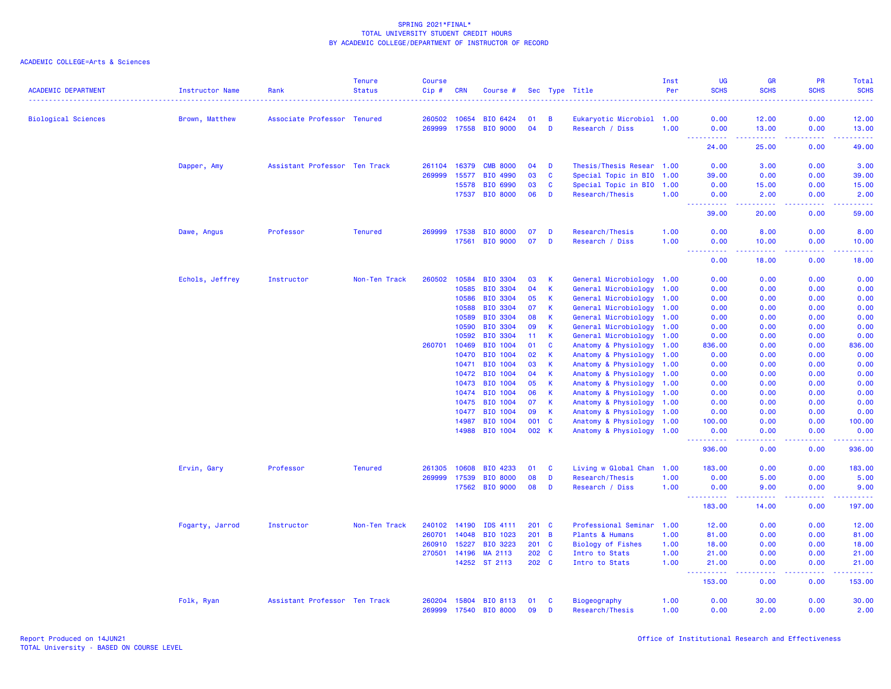SPRING 2021*FINAL*
TOTAL UNIVERSITY STUDENT CREDIT HOURS
BY ACADEMIC COLLEGE/DEPARTMENT OF INSTRUCTOR OF RECORD

ACADEMIC COLLEGE=Arts & Sciences

| ACADEMIC DEPARTMENT | Instructor Name | Rank | Tenure Status | Course Cip # | CRN | Course # | Sec | Type | Title | Inst Per | UG SCHS | GR SCHS | PR SCHS | Total SCHS |
|---|---|---|---|---|---|---|---|---|---|---|---|---|---|---|
| Biological Sciences | Brown, Matthew | Associate Professor | Tenured | 260502 | 10654 | BIO 6424 | 01 | B | Eukaryotic Microbiol | 1.00 | 0.00 | 12.00 | 0.00 | 12.00 |
| | | | | 269999 | 17558 | BIO 9000 | 04 | D | Research / Diss | 1.00 | 0.00 | 13.00 | 0.00 | 13.00 |
| | | | | | | | | | | | 24.00 | 25.00 | 0.00 | 49.00 |
| | Dapper, Amy | Assistant Professor | Ten Track | 261104 | 16379 | CMB 8000 | 04 | D | Thesis/Thesis Resear | 1.00 | 0.00 | 3.00 | 0.00 | 3.00 |
| | | | | 269999 | 15577 | BIO 4990 | 03 | C | Special Topic in BIO | 1.00 | 39.00 | 0.00 | 0.00 | 39.00 |
| | | | | | 15578 | BIO 6990 | 03 | C | Special Topic in BIO | 1.00 | 0.00 | 15.00 | 0.00 | 15.00 |
| | | | | | 17537 | BIO 8000 | 06 | D | Research/Thesis | 1.00 | 0.00 | 2.00 | 0.00 | 2.00 |
| | | | | | | | | | | | 39.00 | 20.00 | 0.00 | 59.00 |
| | Dawe, Angus | Professor | Tenured | 269999 | 17538 | BIO 8000 | 07 | D | Research/Thesis | 1.00 | 0.00 | 8.00 | 0.00 | 8.00 |
| | | | | | 17561 | BIO 9000 | 07 | D | Research / Diss | 1.00 | 0.00 | 10.00 | 0.00 | 10.00 |
| | | | | | | | | | | | 0.00 | 18.00 | 0.00 | 18.00 |
| | Echols, Jeffrey | Instructor | Non-Ten Track | 260502 | 10584 | BIO 3304 | 03 | K | General Microbiology | 1.00 | 0.00 | 0.00 | 0.00 | 0.00 |
| | | | | | 10585 | BIO 3304 | 04 | K | General Microbiology | 1.00 | 0.00 | 0.00 | 0.00 | 0.00 |
| | | | | | 10586 | BIO 3304 | 05 | K | General Microbiology | 1.00 | 0.00 | 0.00 | 0.00 | 0.00 |
| | | | | | 10588 | BIO 3304 | 07 | K | General Microbiology | 1.00 | 0.00 | 0.00 | 0.00 | 0.00 |
| | | | | | 10589 | BIO 3304 | 08 | K | General Microbiology | 1.00 | 0.00 | 0.00 | 0.00 | 0.00 |
| | | | | | 10590 | BIO 3304 | 09 | K | General Microbiology | 1.00 | 0.00 | 0.00 | 0.00 | 0.00 |
| | | | | | 10592 | BIO 3304 | 11 | K | General Microbiology | 1.00 | 0.00 | 0.00 | 0.00 | 0.00 |
| | | | | 260701 | 10469 | BIO 1004 | 01 | C | Anatomy & Physiology | 1.00 | 836.00 | 0.00 | 0.00 | 836.00 |
| | | | | | 10470 | BIO 1004 | 02 | K | Anatomy & Physiology | 1.00 | 0.00 | 0.00 | 0.00 | 0.00 |
| | | | | | 10471 | BIO 1004 | 03 | K | Anatomy & Physiology | 1.00 | 0.00 | 0.00 | 0.00 | 0.00 |
| | | | | | 10472 | BIO 1004 | 04 | K | Anatomy & Physiology | 1.00 | 0.00 | 0.00 | 0.00 | 0.00 |
| | | | | | 10473 | BIO 1004 | 05 | K | Anatomy & Physiology | 1.00 | 0.00 | 0.00 | 0.00 | 0.00 |
| | | | | | 10474 | BIO 1004 | 06 | K | Anatomy & Physiology | 1.00 | 0.00 | 0.00 | 0.00 | 0.00 |
| | | | | | 10475 | BIO 1004 | 07 | K | Anatomy & Physiology | 1.00 | 0.00 | 0.00 | 0.00 | 0.00 |
| | | | | | 10477 | BIO 1004 | 09 | K | Anatomy & Physiology | 1.00 | 0.00 | 0.00 | 0.00 | 0.00 |
| | | | | | 14987 | BIO 1004 | 001 | C | Anatomy & Physiology | 1.00 | 100.00 | 0.00 | 0.00 | 100.00 |
| | | | | | 14988 | BIO 1004 | 002 | K | Anatomy & Physiology | 1.00 | 0.00 | 0.00 | 0.00 | 0.00 |
| | | | | | | | | | | | 936.00 | 0.00 | 0.00 | 936.00 |
| | Ervin, Gary | Professor | Tenured | 261305 | 10608 | BIO 4233 | 01 | C | Living w Global Chan | 1.00 | 183.00 | 0.00 | 0.00 | 183.00 |
| | | | | 269999 | 17539 | BIO 8000 | 08 | D | Research/Thesis | 1.00 | 0.00 | 5.00 | 0.00 | 5.00 |
| | | | | | 17562 | BIO 9000 | 08 | D | Research / Diss | 1.00 | 0.00 | 9.00 | 0.00 | 9.00 |
| | | | | | | | | | | | 183.00 | 14.00 | 0.00 | 197.00 |
| | Fogarty, Jarrod | Instructor | Non-Ten Track | 240102 | 14190 | IDS 4111 | 201 | C | Professional Seminar | 1.00 | 12.00 | 0.00 | 0.00 | 12.00 |
| | | | | 260701 | 14048 | BIO 1023 | 201 | B | Plants & Humans | 1.00 | 81.00 | 0.00 | 0.00 | 81.00 |
| | | | | 260910 | 15227 | BIO 3223 | 201 | C | Biology of Fishes | 1.00 | 18.00 | 0.00 | 0.00 | 18.00 |
| | | | | 270501 | 14196 | MA 2113 | 202 | C | Intro to Stats | 1.00 | 21.00 | 0.00 | 0.00 | 21.00 |
| | | | | | 14252 | ST 2113 | 202 | C | Intro to Stats | 1.00 | 21.00 | 0.00 | 0.00 | 21.00 |
| | | | | | | | | | | | 153.00 | 0.00 | 0.00 | 153.00 |
| | Folk, Ryan | Assistant Professor | Ten Track | 260204 | 15804 | BIO 8113 | 01 | C | Biogeography | 1.00 | 0.00 | 30.00 | 0.00 | 30.00 |
| | | | | 269999 | 17540 | BIO 8000 | 09 | D | Research/Thesis | 1.00 | 0.00 | 2.00 | 0.00 | 2.00 |

Report Produced on 14JUN21
TOTAL University - BASED ON COURSE LEVEL

Office of Institutional Research and Effectiveness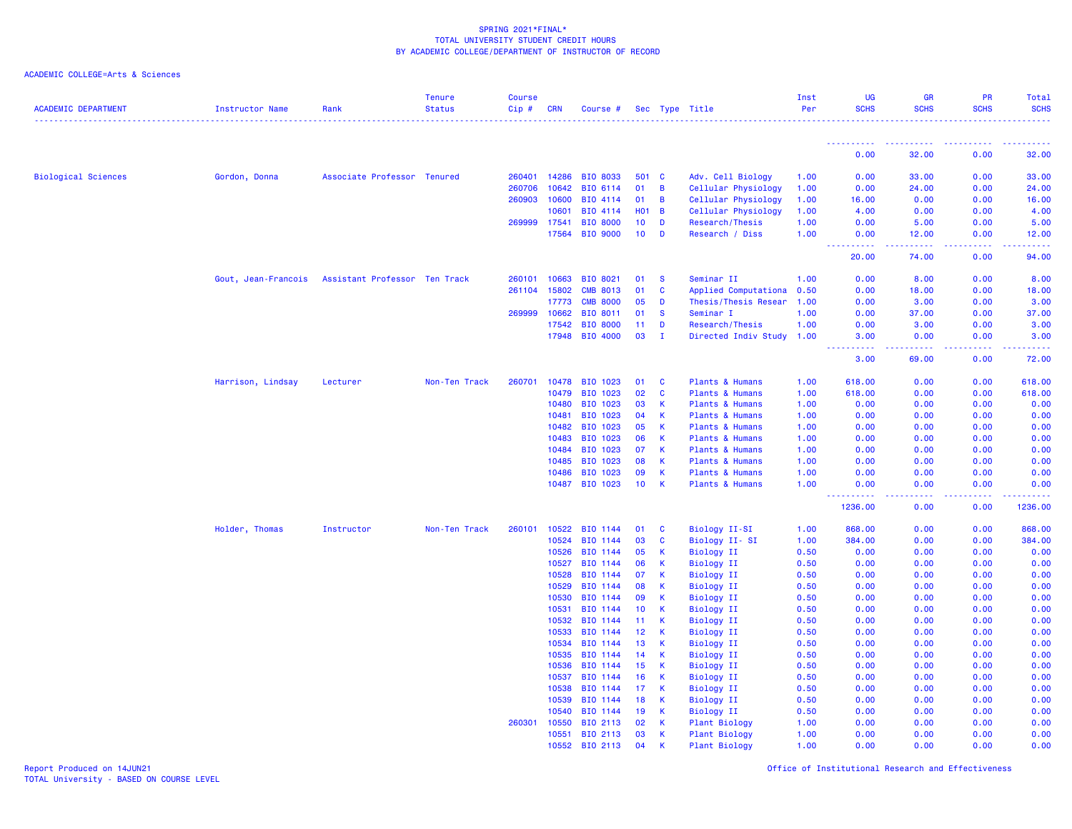SPRING 2021*FINAL*
TOTAL UNIVERSITY STUDENT CREDIT HOURS
BY ACADEMIC COLLEGE/DEPARTMENT OF INSTRUCTOR OF RECORD

ACADEMIC COLLEGE=Arts & Sciences

| ACADEMIC DEPARTMENT | Instructor Name | Rank | Tenure Status | Course Cip # | CRN | Course # | Sec | Type | Title | Inst Per | UG SCHS | GR SCHS | PR SCHS | Total SCHS |
|---|---|---|---|---|---|---|---|---|---|---|---|---|---|---|
| | | | | | | | | | | | 0.00 | 32.00 | 0.00 | 32.00 |
| Biological Sciences | Gordon, Donna | Associate Professor | Tenured | 260401 | 14286 | BIO 8033 | 501 | C | Adv. Cell Biology | 1.00 | 0.00 | 33.00 | 0.00 | 33.00 |
| | | | | 260706 | 10642 | BIO 6114 | 01 | B | Cellular Physiology | 1.00 | 0.00 | 24.00 | 0.00 | 24.00 |
| | | | | 260903 | 10600 | BIO 4114 | 01 | B | Cellular Physiology | 1.00 | 16.00 | 0.00 | 0.00 | 16.00 |
| | | | | | 10601 | BIO 4114 | H01 | B | Cellular Physiology | 1.00 | 4.00 | 0.00 | 0.00 | 4.00 |
| | | | | 269999 | 17541 | BIO 8000 | 10 | D | Research/Thesis | 1.00 | 0.00 | 5.00 | 0.00 | 5.00 |
| | | | | | 17564 | BIO 9000 | 10 | D | Research / Diss | 1.00 | 0.00 | 12.00 | 0.00 | 12.00 |
| | | | | | | | | | | | 20.00 | 74.00 | 0.00 | 94.00 |
| | Gout, Jean-Francois | Assistant Professor | Ten Track | 260101 | 10663 | BIO 8021 | 01 | S | Seminar II | 1.00 | 0.00 | 8.00 | 0.00 | 8.00 |
| | | | | 261104 | 15802 | CMB 8013 | 01 | C | Applied Computationa | 0.50 | 0.00 | 18.00 | 0.00 | 18.00 |
| | | | | | 17773 | CMB 8000 | 05 | D | Thesis/Thesis Resear | 1.00 | 0.00 | 3.00 | 0.00 | 3.00 |
| | | | | 269999 | 10662 | BIO 8011 | 01 | S | Seminar I | 1.00 | 0.00 | 37.00 | 0.00 | 37.00 |
| | | | | | 17542 | BIO 8000 | 11 | D | Research/Thesis | 1.00 | 0.00 | 3.00 | 0.00 | 3.00 |
| | | | | | 17948 | BIO 4000 | 03 | I | Directed Indiv Study | 1.00 | 3.00 | 0.00 | 0.00 | 3.00 |
| | | | | | | | | | | | 3.00 | 69.00 | 0.00 | 72.00 |
| | Harrison, Lindsay | Lecturer | Non-Ten Track | 260701 | 10478 | BIO 1023 | 01 | C | Plants & Humans | 1.00 | 618.00 | 0.00 | 0.00 | 618.00 |
| | | | | | 10479 | BIO 1023 | 02 | C | Plants & Humans | 1.00 | 618.00 | 0.00 | 0.00 | 618.00 |
| | | | | | 10480 | BIO 1023 | 03 | K | Plants & Humans | 1.00 | 0.00 | 0.00 | 0.00 | 0.00 |
| | | | | | 10481 | BIO 1023 | 04 | K | Plants & Humans | 1.00 | 0.00 | 0.00 | 0.00 | 0.00 |
| | | | | | 10482 | BIO 1023 | 05 | K | Plants & Humans | 1.00 | 0.00 | 0.00 | 0.00 | 0.00 |
| | | | | | 10483 | BIO 1023 | 06 | K | Plants & Humans | 1.00 | 0.00 | 0.00 | 0.00 | 0.00 |
| | | | | | 10484 | BIO 1023 | 07 | K | Plants & Humans | 1.00 | 0.00 | 0.00 | 0.00 | 0.00 |
| | | | | | 10485 | BIO 1023 | 08 | K | Plants & Humans | 1.00 | 0.00 | 0.00 | 0.00 | 0.00 |
| | | | | | 10486 | BIO 1023 | 09 | K | Plants & Humans | 1.00 | 0.00 | 0.00 | 0.00 | 0.00 |
| | | | | | 10487 | BIO 1023 | 10 | K | Plants & Humans | 1.00 | 0.00 | 0.00 | 0.00 | 0.00 |
| | | | | | | | | | | | 1236.00 | 0.00 | 0.00 | 1236.00 |
| | Holder, Thomas | Instructor | Non-Ten Track | 260101 | 10522 | BIO 1144 | 01 | C | Biology II-SI | 1.00 | 868.00 | 0.00 | 0.00 | 868.00 |
| | | | | | 10524 | BIO 1144 | 03 | C | Biology II- SI | 1.00 | 384.00 | 0.00 | 0.00 | 384.00 |
| | | | | | 10526 | BIO 1144 | 05 | K | Biology II | 0.50 | 0.00 | 0.00 | 0.00 | 0.00 |
| | | | | | 10527 | BIO 1144 | 06 | K | Biology II | 0.50 | 0.00 | 0.00 | 0.00 | 0.00 |
| | | | | | 10528 | BIO 1144 | 07 | K | Biology II | 0.50 | 0.00 | 0.00 | 0.00 | 0.00 |
| | | | | | 10529 | BIO 1144 | 08 | K | Biology II | 0.50 | 0.00 | 0.00 | 0.00 | 0.00 |
| | | | | | 10530 | BIO 1144 | 09 | K | Biology II | 0.50 | 0.00 | 0.00 | 0.00 | 0.00 |
| | | | | | 10531 | BIO 1144 | 10 | K | Biology II | 0.50 | 0.00 | 0.00 | 0.00 | 0.00 |
| | | | | | 10532 | BIO 1144 | 11 | K | Biology II | 0.50 | 0.00 | 0.00 | 0.00 | 0.00 |
| | | | | | 10533 | BIO 1144 | 12 | K | Biology II | 0.50 | 0.00 | 0.00 | 0.00 | 0.00 |
| | | | | | 10534 | BIO 1144 | 13 | K | Biology II | 0.50 | 0.00 | 0.00 | 0.00 | 0.00 |
| | | | | | 10535 | BIO 1144 | 14 | K | Biology II | 0.50 | 0.00 | 0.00 | 0.00 | 0.00 |
| | | | | | 10536 | BIO 1144 | 15 | K | Biology II | 0.50 | 0.00 | 0.00 | 0.00 | 0.00 |
| | | | | | 10537 | BIO 1144 | 16 | K | Biology II | 0.50 | 0.00 | 0.00 | 0.00 | 0.00 |
| | | | | | 10538 | BIO 1144 | 17 | K | Biology II | 0.50 | 0.00 | 0.00 | 0.00 | 0.00 |
| | | | | | 10539 | BIO 1144 | 18 | K | Biology II | 0.50 | 0.00 | 0.00 | 0.00 | 0.00 |
| | | | | | 10540 | BIO 1144 | 19 | K | Biology II | 0.50 | 0.00 | 0.00 | 0.00 | 0.00 |
| | | | | 260301 | 10550 | BIO 2113 | 02 | K | Plant Biology | 1.00 | 0.00 | 0.00 | 0.00 | 0.00 |
| | | | | | 10551 | BIO 2113 | 03 | K | Plant Biology | 1.00 | 0.00 | 0.00 | 0.00 | 0.00 |
| | | | | | 10552 | BIO 2113 | 04 | K | Plant Biology | 1.00 | 0.00 | 0.00 | 0.00 | 0.00 |

Report Produced on 14JUN21
TOTAL University - BASED ON COURSE LEVEL

Office of Institutional Research and Effectiveness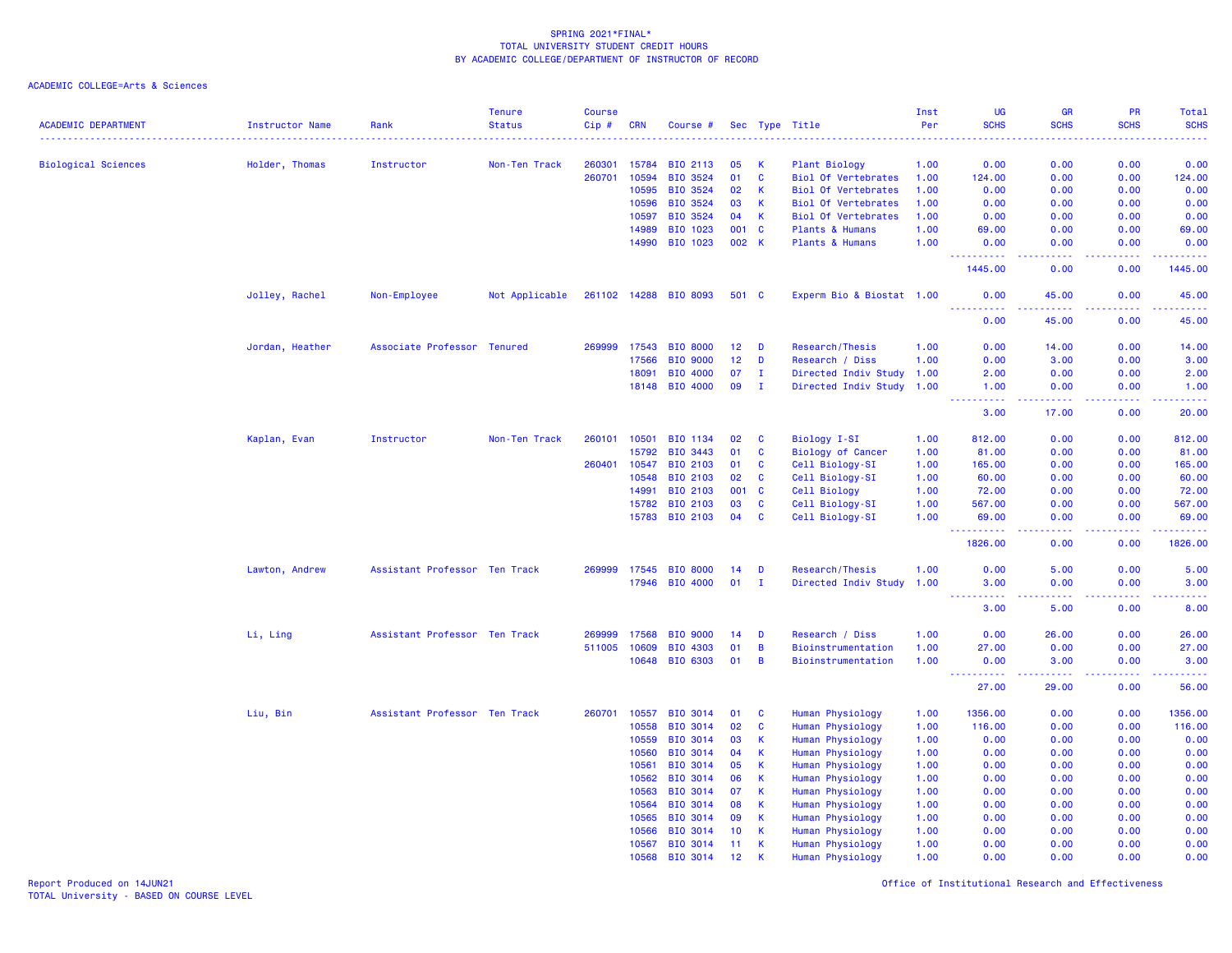SPRING 2021*FINAL*
TOTAL UNIVERSITY STUDENT CREDIT HOURS
BY ACADEMIC COLLEGE/DEPARTMENT OF INSTRUCTOR OF RECORD

ACADEMIC COLLEGE=Arts & Sciences

| ACADEMIC DEPARTMENT | Instructor Name | Rank | Tenure Status | Course Cip # | CRN | Course # | Sec | Type | Title | Inst Per | UG SCHS | GR SCHS | PR SCHS | Total SCHS |
|---|---|---|---|---|---|---|---|---|---|---|---|---|---|---|
| Biological Sciences | Holder, Thomas | Instructor | Non-Ten Track | 260301 | 15784 | BIO 2113 | 05 | K | Plant Biology | 1.00 | 0.00 | 0.00 | 0.00 | 0.00 |
| | | | | 260701 | 10594 | BIO 3524 | 01 | C | Biol Of Vertebrates | 1.00 | 124.00 | 0.00 | 0.00 | 124.00 |
| | | | | | 10595 | BIO 3524 | 02 | K | Biol Of Vertebrates | 1.00 | 0.00 | 0.00 | 0.00 | 0.00 |
| | | | | | 10596 | BIO 3524 | 03 | K | Biol Of Vertebrates | 1.00 | 0.00 | 0.00 | 0.00 | 0.00 |
| | | | | | 10597 | BIO 3524 | 04 | K | Biol Of Vertebrates | 1.00 | 0.00 | 0.00 | 0.00 | 0.00 |
| | | | | | 14989 | BIO 1023 | 001 | C | Plants & Humans | 1.00 | 69.00 | 0.00 | 0.00 | 69.00 |
| | | | | | 14990 | BIO 1023 | 002 | K | Plants & Humans | 1.00 | 0.00 | 0.00 | 0.00 | 0.00 |
| | | | | | | | | | | | 1445.00 | 0.00 | 0.00 | 1445.00 |
| | Jolley, Rachel | Non-Employee | Not Applicable | 261102 | 14288 | BIO 8093 | 501 | C | Experm Bio & Biostat | 1.00 | 0.00 | 45.00 | 0.00 | 45.00 |
| | | | | | | | | | | | 0.00 | 45.00 | 0.00 | 45.00 |
| | Jordan, Heather | Associate Professor | Tenured | 269999 | 17543 | BIO 8000 | 12 | D | Research/Thesis | 1.00 | 0.00 | 14.00 | 0.00 | 14.00 |
| | | | | | 17566 | BIO 9000 | 12 | D | Research / Diss | 1.00 | 0.00 | 3.00 | 0.00 | 3.00 |
| | | | | | 18091 | BIO 4000 | 07 | I | Directed Indiv Study | 1.00 | 2.00 | 0.00 | 0.00 | 2.00 |
| | | | | | 18148 | BIO 4000 | 09 | I | Directed Indiv Study | 1.00 | 1.00 | 0.00 | 0.00 | 1.00 |
| | | | | | | | | | | | 3.00 | 17.00 | 0.00 | 20.00 |
| | Kaplan, Evan | Instructor | Non-Ten Track | 260101 | 10501 | BIO 1134 | 02 | C | Biology I-SI | 1.00 | 812.00 | 0.00 | 0.00 | 812.00 |
| | | | | | 15792 | BIO 3443 | 01 | C | Biology of Cancer | 1.00 | 81.00 | 0.00 | 0.00 | 81.00 |
| | | | | 260401 | 10547 | BIO 2103 | 01 | C | Cell Biology-SI | 1.00 | 165.00 | 0.00 | 0.00 | 165.00 |
| | | | | | 10548 | BIO 2103 | 02 | C | Cell Biology-SI | 1.00 | 60.00 | 0.00 | 0.00 | 60.00 |
| | | | | | 14991 | BIO 2103 | 001 | C | Cell Biology | 1.00 | 72.00 | 0.00 | 0.00 | 72.00 |
| | | | | | 15782 | BIO 2103 | 03 | C | Cell Biology-SI | 1.00 | 567.00 | 0.00 | 0.00 | 567.00 |
| | | | | | 15783 | BIO 2103 | 04 | C | Cell Biology-SI | 1.00 | 69.00 | 0.00 | 0.00 | 69.00 |
| | | | | | | | | | | | 1826.00 | 0.00 | 0.00 | 1826.00 |
| | Lawton, Andrew | Assistant Professor | Ten Track | 269999 | 17545 | BIO 8000 | 14 | D | Research/Thesis | 1.00 | 0.00 | 5.00 | 0.00 | 5.00 |
| | | | | | 17946 | BIO 4000 | 01 | I | Directed Indiv Study | 1.00 | 3.00 | 0.00 | 0.00 | 3.00 |
| | | | | | | | | | | | 3.00 | 5.00 | 0.00 | 8.00 |
| | Li, Ling | Assistant Professor | Ten Track | 269999 | 17568 | BIO 9000 | 14 | D | Research / Diss | 1.00 | 0.00 | 26.00 | 0.00 | 26.00 |
| | | | | 511005 | 10609 | BIO 4303 | 01 | B | Bioinstrumentation | 1.00 | 27.00 | 0.00 | 0.00 | 27.00 |
| | | | | | 10648 | BIO 6303 | 01 | B | Bioinstrumentation | 1.00 | 0.00 | 3.00 | 0.00 | 3.00 |
| | | | | | | | | | | | 27.00 | 29.00 | 0.00 | 56.00 |
| | Liu, Bin | Assistant Professor | Ten Track | 260701 | 10557 | BIO 3014 | 01 | C | Human Physiology | 1.00 | 1356.00 | 0.00 | 0.00 | 1356.00 |
| | | | | | 10558 | BIO 3014 | 02 | C | Human Physiology | 1.00 | 116.00 | 0.00 | 0.00 | 116.00 |
| | | | | | 10559 | BIO 3014 | 03 | K | Human Physiology | 1.00 | 0.00 | 0.00 | 0.00 | 0.00 |
| | | | | | 10560 | BIO 3014 | 04 | K | Human Physiology | 1.00 | 0.00 | 0.00 | 0.00 | 0.00 |
| | | | | | 10561 | BIO 3014 | 05 | K | Human Physiology | 1.00 | 0.00 | 0.00 | 0.00 | 0.00 |
| | | | | | 10562 | BIO 3014 | 06 | K | Human Physiology | 1.00 | 0.00 | 0.00 | 0.00 | 0.00 |
| | | | | | 10563 | BIO 3014 | 07 | K | Human Physiology | 1.00 | 0.00 | 0.00 | 0.00 | 0.00 |
| | | | | | 10564 | BIO 3014 | 08 | K | Human Physiology | 1.00 | 0.00 | 0.00 | 0.00 | 0.00 |
| | | | | | 10565 | BIO 3014 | 09 | K | Human Physiology | 1.00 | 0.00 | 0.00 | 0.00 | 0.00 |
| | | | | | 10566 | BIO 3014 | 10 | K | Human Physiology | 1.00 | 0.00 | 0.00 | 0.00 | 0.00 |
| | | | | | 10567 | BIO 3014 | 11 | K | Human Physiology | 1.00 | 0.00 | 0.00 | 0.00 | 0.00 |
| | | | | | 10568 | BIO 3014 | 12 | K | Human Physiology | 1.00 | 0.00 | 0.00 | 0.00 | 0.00 |

Report Produced on 14JUN21
TOTAL University - BASED ON COURSE LEVEL

Office of Institutional Research and Effectiveness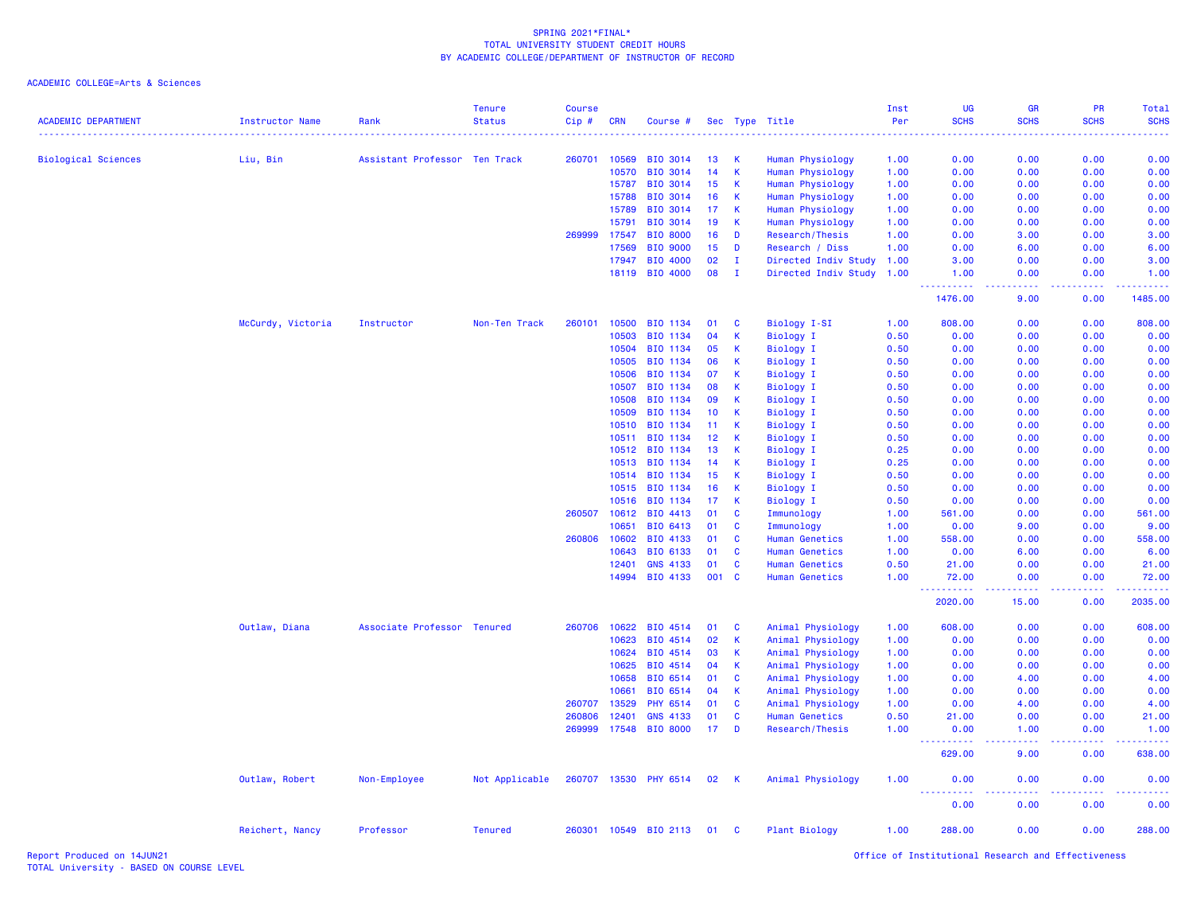SPRING 2021*FINAL*
TOTAL UNIVERSITY STUDENT CREDIT HOURS
BY ACADEMIC COLLEGE/DEPARTMENT OF INSTRUCTOR OF RECORD

ACADEMIC COLLEGE=Arts & Sciences

| ACADEMIC DEPARTMENT | Instructor Name | Rank | Tenure Status | Course Cip # | CRN | Course # | Sec | Type | Title | Inst Per | UG SCHS | GR SCHS | PR SCHS | Total SCHS |
|---|---|---|---|---|---|---|---|---|---|---|---|---|---|---|
| Biological Sciences | Liu, Bin | Assistant Professor | Ten Track | 260701 | 10569 | BIO 3014 | 13 | K | Human Physiology | 1.00 | 0.00 | 0.00 | 0.00 | 0.00 |
| | | | | | 10570 | BIO 3014 | 14 | K | Human Physiology | 1.00 | 0.00 | 0.00 | 0.00 | 0.00 |
| | | | | | 15787 | BIO 3014 | 15 | K | Human Physiology | 1.00 | 0.00 | 0.00 | 0.00 | 0.00 |
| | | | | | 15788 | BIO 3014 | 16 | K | Human Physiology | 1.00 | 0.00 | 0.00 | 0.00 | 0.00 |
| | | | | | 15789 | BIO 3014 | 17 | K | Human Physiology | 1.00 | 0.00 | 0.00 | 0.00 | 0.00 |
| | | | | | 15791 | BIO 3014 | 19 | K | Human Physiology | 1.00 | 0.00 | 0.00 | 0.00 | 0.00 |
| | | | | 269999 | 17547 | BIO 8000 | 16 | D | Research/Thesis | 1.00 | 0.00 | 3.00 | 0.00 | 3.00 |
| | | | | | 17569 | BIO 9000 | 15 | D | Research / Diss | 1.00 | 0.00 | 6.00 | 0.00 | 6.00 |
| | | | | | 17947 | BIO 4000 | 02 | I | Directed Indiv Study | 1.00 | 3.00 | 0.00 | 0.00 | 3.00 |
| | | | | | 18119 | BIO 4000 | 08 | I | Directed Indiv Study | 1.00 | 1.00 | 0.00 | 0.00 | 1.00 |
| | | | | | | | | | | | 1476.00 | 9.00 | 0.00 | 1485.00 |
| | McCurdy, Victoria | Instructor | Non-Ten Track | 260101 | 10500 | BIO 1134 | 01 | C | Biology I-SI | 1.00 | 808.00 | 0.00 | 0.00 | 808.00 |
| | | | | | 10503 | BIO 1134 | 04 | K | Biology I | 0.50 | 0.00 | 0.00 | 0.00 | 0.00 |
| | | | | | 10504 | BIO 1134 | 05 | K | Biology I | 0.50 | 0.00 | 0.00 | 0.00 | 0.00 |
| | | | | | 10505 | BIO 1134 | 06 | K | Biology I | 0.50 | 0.00 | 0.00 | 0.00 | 0.00 |
| | | | | | 10506 | BIO 1134 | 07 | K | Biology I | 0.50 | 0.00 | 0.00 | 0.00 | 0.00 |
| | | | | | 10507 | BIO 1134 | 08 | K | Biology I | 0.50 | 0.00 | 0.00 | 0.00 | 0.00 |
| | | | | | 10508 | BIO 1134 | 09 | K | Biology I | 0.50 | 0.00 | 0.00 | 0.00 | 0.00 |
| | | | | | 10509 | BIO 1134 | 10 | K | Biology I | 0.50 | 0.00 | 0.00 | 0.00 | 0.00 |
| | | | | | 10510 | BIO 1134 | 11 | K | Biology I | 0.50 | 0.00 | 0.00 | 0.00 | 0.00 |
| | | | | | 10511 | BIO 1134 | 12 | K | Biology I | 0.50 | 0.00 | 0.00 | 0.00 | 0.00 |
| | | | | | 10512 | BIO 1134 | 13 | K | Biology I | 0.25 | 0.00 | 0.00 | 0.00 | 0.00 |
| | | | | | 10513 | BIO 1134 | 14 | K | Biology I | 0.25 | 0.00 | 0.00 | 0.00 | 0.00 |
| | | | | | 10514 | BIO 1134 | 15 | K | Biology I | 0.50 | 0.00 | 0.00 | 0.00 | 0.00 |
| | | | | | 10515 | BIO 1134 | 16 | K | Biology I | 0.50 | 0.00 | 0.00 | 0.00 | 0.00 |
| | | | | | 10516 | BIO 1134 | 17 | K | Biology I | 0.50 | 0.00 | 0.00 | 0.00 | 0.00 |
| | | | | 260507 | 10612 | BIO 4413 | 01 | C | Immunology | 1.00 | 561.00 | 0.00 | 0.00 | 561.00 |
| | | | | | 10651 | BIO 6413 | 01 | C | Immunology | 1.00 | 0.00 | 9.00 | 0.00 | 9.00 |
| | | | | 260806 | 10602 | BIO 4133 | 01 | C | Human Genetics | 1.00 | 558.00 | 0.00 | 0.00 | 558.00 |
| | | | | | 10643 | BIO 6133 | 01 | C | Human Genetics | 1.00 | 0.00 | 6.00 | 0.00 | 6.00 |
| | | | | | 12401 | GNS 4133 | 01 | C | Human Genetics | 0.50 | 21.00 | 0.00 | 0.00 | 21.00 |
| | | | | | 14994 | BIO 4133 | 001 | C | Human Genetics | 1.00 | 72.00 | 0.00 | 0.00 | 72.00 |
| | | | | | | | | | | | 2020.00 | 15.00 | 0.00 | 2035.00 |
| | Outlaw, Diana | Associate Professor | Tenured | 260706 | 10622 | BIO 4514 | 01 | C | Animal Physiology | 1.00 | 608.00 | 0.00 | 0.00 | 608.00 |
| | | | | | 10623 | BIO 4514 | 02 | K | Animal Physiology | 1.00 | 0.00 | 0.00 | 0.00 | 0.00 |
| | | | | | 10624 | BIO 4514 | 03 | K | Animal Physiology | 1.00 | 0.00 | 0.00 | 0.00 | 0.00 |
| | | | | | 10625 | BIO 4514 | 04 | K | Animal Physiology | 1.00 | 0.00 | 0.00 | 0.00 | 0.00 |
| | | | | | 10658 | BIO 6514 | 01 | C | Animal Physiology | 1.00 | 0.00 | 4.00 | 0.00 | 4.00 |
| | | | | | 10661 | BIO 6514 | 04 | K | Animal Physiology | 1.00 | 0.00 | 0.00 | 0.00 | 0.00 |
| | | | | 260707 | 13529 | PHY 6514 | 01 | C | Animal Physiology | 1.00 | 0.00 | 4.00 | 0.00 | 4.00 |
| | | | | 260806 | 12401 | GNS 4133 | 01 | C | Human Genetics | 0.50 | 21.00 | 0.00 | 0.00 | 21.00 |
| | | | | 269999 | 17548 | BIO 8000 | 17 | D | Research/Thesis | 1.00 | 0.00 | 1.00 | 0.00 | 1.00 |
| | | | | | | | | | | | 629.00 | 9.00 | 0.00 | 638.00 |
| | Outlaw, Robert | Non-Employee | Not Applicable | 260707 | 13530 | PHY 6514 | 02 | K | Animal Physiology | 1.00 | 0.00 | 0.00 | 0.00 | 0.00 |
| | | | | | | | | | | | 0.00 | 0.00 | 0.00 | 0.00 |
| | Reichert, Nancy | Professor | Tenured | 260301 | 10549 | BIO 2113 | 01 | C | Plant Biology | 1.00 | 288.00 | 0.00 | 0.00 | 288.00 |

Report Produced on 14JUN21
TOTAL University - BASED ON COURSE LEVEL

Office of Institutional Research and Effectiveness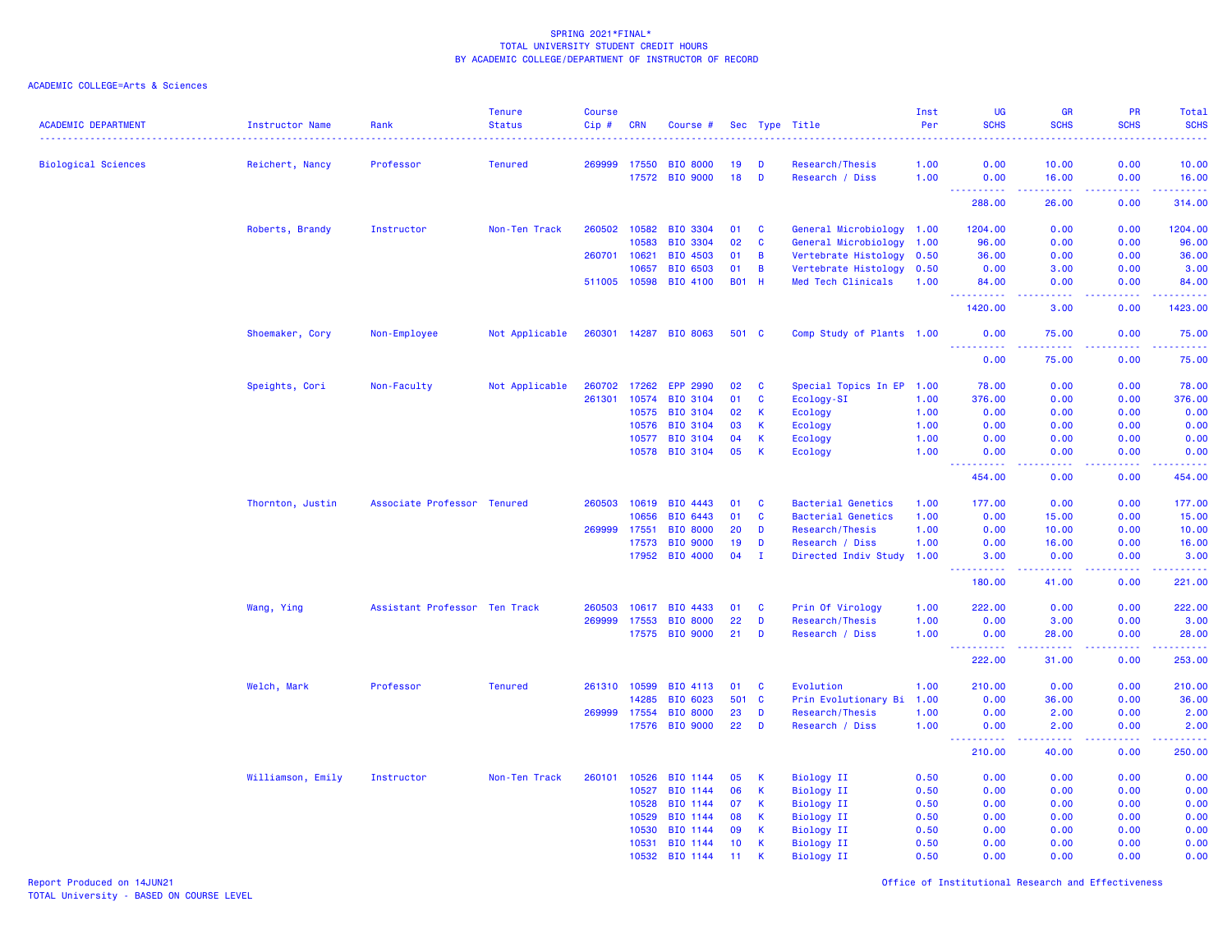SPRING 2021*FINAL*
TOTAL UNIVERSITY STUDENT CREDIT HOURS
BY ACADEMIC COLLEGE/DEPARTMENT OF INSTRUCTOR OF RECORD

ACADEMIC COLLEGE=Arts & Sciences

| ACADEMIC DEPARTMENT | Instructor Name | Rank | Tenure Status | Course Cip # | CRN | Course # | Sec | Type | Title | Inst Per | UG SCHS | GR SCHS | PR SCHS | Total SCHS |
|---|---|---|---|---|---|---|---|---|---|---|---|---|---|---|
| Biological Sciences | Reichert, Nancy | Professor | Tenured | 269999 | 17550 | BIO 8000 | 19 | D | Research/Thesis | 1.00 | 0.00 | 10.00 | 0.00 | 10.00 |
| | | | | | 17572 | BIO 9000 | 18 | D | Research / Diss | 1.00 | 0.00 | 16.00 | 0.00 | 16.00 |
| | | | | | | | | | | | 288.00 | 26.00 | 0.00 | 314.00 |
| | Roberts, Brandy | Instructor | Non-Ten Track | 260502 | 10582 | BIO 3304 | 01 | C | General Microbiology | 1.00 | 1204.00 | 0.00 | 0.00 | 1204.00 |
| | | | | | 10583 | BIO 3304 | 02 | C | General Microbiology | 1.00 | 96.00 | 0.00 | 0.00 | 96.00 |
| | | | | 260701 | 10621 | BIO 4503 | 01 | B | Vertebrate Histology | 0.50 | 36.00 | 0.00 | 0.00 | 36.00 |
| | | | | | 10657 | BIO 6503 | 01 | B | Vertebrate Histology | 0.50 | 0.00 | 3.00 | 0.00 | 3.00 |
| | | | | 511005 | 10598 | BIO 4100 | B01 | H | Med Tech Clinicals | 1.00 | 84.00 | 0.00 | 0.00 | 84.00 |
| | | | | | | | | | | | 1420.00 | 3.00 | 0.00 | 1423.00 |
| | Shoemaker, Cory | Non-Employee | Not Applicable | 260301 | 14287 | BIO 8063 | 501 | C | Comp Study of Plants | 1.00 | 0.00 | 75.00 | 0.00 | 75.00 |
| | | | | | | | | | | | 0.00 | 75.00 | 0.00 | 75.00 |
| | Speights, Cori | Non-Faculty | Not Applicable | 260702 | 17262 | EPP 2990 | 02 | C | Special Topics In EP | 1.00 | 78.00 | 0.00 | 0.00 | 78.00 |
| | | | | 261301 | 10574 | BIO 3104 | 01 | C | Ecology-SI | 1.00 | 376.00 | 0.00 | 0.00 | 376.00 |
| | | | | | 10575 | BIO 3104 | 02 | K | Ecology | 1.00 | 0.00 | 0.00 | 0.00 | 0.00 |
| | | | | | 10576 | BIO 3104 | 03 | K | Ecology | 1.00 | 0.00 | 0.00 | 0.00 | 0.00 |
| | | | | | 10577 | BIO 3104 | 04 | K | Ecology | 1.00 | 0.00 | 0.00 | 0.00 | 0.00 |
| | | | | | 10578 | BIO 3104 | 05 | K | Ecology | 1.00 | 0.00 | 0.00 | 0.00 | 0.00 |
| | | | | | | | | | | | 454.00 | 0.00 | 0.00 | 454.00 |
| | Thornton, Justin | Associate Professor | Tenured | 260503 | 10619 | BIO 4443 | 01 | C | Bacterial Genetics | 1.00 | 177.00 | 0.00 | 0.00 | 177.00 |
| | | | | | 10656 | BIO 6443 | 01 | C | Bacterial Genetics | 1.00 | 0.00 | 15.00 | 0.00 | 15.00 |
| | | | | 269999 | 17551 | BIO 8000 | 20 | D | Research/Thesis | 1.00 | 0.00 | 10.00 | 0.00 | 10.00 |
| | | | | | 17573 | BIO 9000 | 19 | D | Research / Diss | 1.00 | 0.00 | 16.00 | 0.00 | 16.00 |
| | | | | | 17952 | BIO 4000 | 04 | I | Directed Indiv Study | 1.00 | 3.00 | 0.00 | 0.00 | 3.00 |
| | | | | | | | | | | | 180.00 | 41.00 | 0.00 | 221.00 |
| | Wang, Ying | Assistant Professor | Ten Track | 260503 | 10617 | BIO 4433 | 01 | C | Prin Of Virology | 1.00 | 222.00 | 0.00 | 0.00 | 222.00 |
| | | | | 269999 | 17553 | BIO 8000 | 22 | D | Research/Thesis | 1.00 | 0.00 | 3.00 | 0.00 | 3.00 |
| | | | | | 17575 | BIO 9000 | 21 | D | Research / Diss | 1.00 | 0.00 | 28.00 | 0.00 | 28.00 |
| | | | | | | | | | | | 222.00 | 31.00 | 0.00 | 253.00 |
| | Welch, Mark | Professor | Tenured | 261310 | 10599 | BIO 4113 | 01 | C | Evolution | 1.00 | 210.00 | 0.00 | 0.00 | 210.00 |
| | | | | | 14285 | BIO 6023 | 501 | C | Prin Evolutionary Bi | 1.00 | 0.00 | 36.00 | 0.00 | 36.00 |
| | | | | 269999 | 17554 | BIO 8000 | 23 | D | Research/Thesis | 1.00 | 0.00 | 2.00 | 0.00 | 2.00 |
| | | | | | 17576 | BIO 9000 | 22 | D | Research / Diss | 1.00 | 0.00 | 2.00 | 0.00 | 2.00 |
| | | | | | | | | | | | 210.00 | 40.00 | 0.00 | 250.00 |
| | Williamson, Emily | Instructor | Non-Ten Track | 260101 | 10526 | BIO 1144 | 05 | K | Biology II | 0.50 | 0.00 | 0.00 | 0.00 | 0.00 |
| | | | | | 10527 | BIO 1144 | 06 | K | Biology II | 0.50 | 0.00 | 0.00 | 0.00 | 0.00 |
| | | | | | 10528 | BIO 1144 | 07 | K | Biology II | 0.50 | 0.00 | 0.00 | 0.00 | 0.00 |
| | | | | | 10529 | BIO 1144 | 08 | K | Biology II | 0.50 | 0.00 | 0.00 | 0.00 | 0.00 |
| | | | | | 10530 | BIO 1144 | 09 | K | Biology II | 0.50 | 0.00 | 0.00 | 0.00 | 0.00 |
| | | | | | 10531 | BIO 1144 | 10 | K | Biology II | 0.50 | 0.00 | 0.00 | 0.00 | 0.00 |
| | | | | | 10532 | BIO 1144 | 11 | K | Biology II | 0.50 | 0.00 | 0.00 | 0.00 | 0.00 |

Report Produced on 14JUN21
TOTAL University - BASED ON COURSE LEVEL

Office of Institutional Research and Effectiveness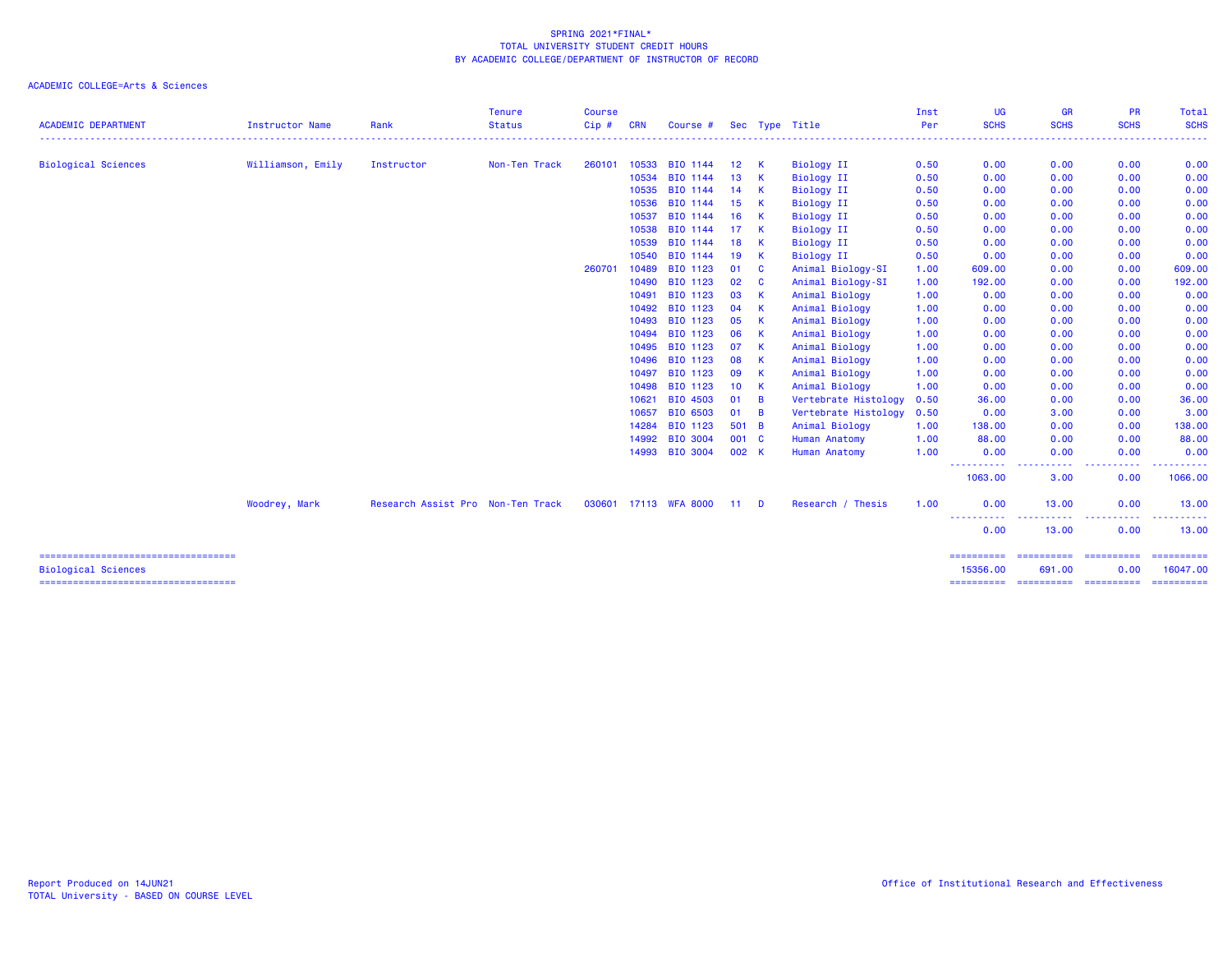SPRING 2021*FINAL*
TOTAL UNIVERSITY STUDENT CREDIT HOURS
BY ACADEMIC COLLEGE/DEPARTMENT OF INSTRUCTOR OF RECORD

ACADEMIC COLLEGE=Arts & Sciences

| ACADEMIC DEPARTMENT | Instructor Name | Rank | Tenure Status | Course Cip # | CRN | Course # | Sec | Type | Title | Inst Per | UG SCHS | GR SCHS | PR SCHS | Total SCHS |
|---|---|---|---|---|---|---|---|---|---|---|---|---|---|---|
| Biological Sciences | Williamson, Emily | Instructor | Non-Ten Track | 260101 | 10533 | BIO 1144 | 12 | K | Biology II | 0.50 | 0.00 | 0.00 | 0.00 | 0.00 |
| | | | | | 10534 | BIO 1144 | 13 | K | Biology II | 0.50 | 0.00 | 0.00 | 0.00 | 0.00 |
| | | | | | 10535 | BIO 1144 | 14 | K | Biology II | 0.50 | 0.00 | 0.00 | 0.00 | 0.00 |
| | | | | | 10536 | BIO 1144 | 15 | K | Biology II | 0.50 | 0.00 | 0.00 | 0.00 | 0.00 |
| | | | | | 10537 | BIO 1144 | 16 | K | Biology II | 0.50 | 0.00 | 0.00 | 0.00 | 0.00 |
| | | | | | 10538 | BIO 1144 | 17 | K | Biology II | 0.50 | 0.00 | 0.00 | 0.00 | 0.00 |
| | | | | | 10539 | BIO 1144 | 18 | K | Biology II | 0.50 | 0.00 | 0.00 | 0.00 | 0.00 |
| | | | | | 10540 | BIO 1144 | 19 | K | Biology II | 0.50 | 0.00 | 0.00 | 0.00 | 0.00 |
| | | | | 260701 | 10489 | BIO 1123 | 01 | C | Animal Biology-SI | 1.00 | 609.00 | 0.00 | 0.00 | 609.00 |
| | | | | | 10490 | BIO 1123 | 02 | C | Animal Biology-SI | 1.00 | 192.00 | 0.00 | 0.00 | 192.00 |
| | | | | | 10491 | BIO 1123 | 03 | K | Animal Biology | 1.00 | 0.00 | 0.00 | 0.00 | 0.00 |
| | | | | | 10492 | BIO 1123 | 04 | K | Animal Biology | 1.00 | 0.00 | 0.00 | 0.00 | 0.00 |
| | | | | | 10493 | BIO 1123 | 05 | K | Animal Biology | 1.00 | 0.00 | 0.00 | 0.00 | 0.00 |
| | | | | | 10494 | BIO 1123 | 06 | K | Animal Biology | 1.00 | 0.00 | 0.00 | 0.00 | 0.00 |
| | | | | | 10495 | BIO 1123 | 07 | K | Animal Biology | 1.00 | 0.00 | 0.00 | 0.00 | 0.00 |
| | | | | | 10496 | BIO 1123 | 08 | K | Animal Biology | 1.00 | 0.00 | 0.00 | 0.00 | 0.00 |
| | | | | | 10497 | BIO 1123 | 09 | K | Animal Biology | 1.00 | 0.00 | 0.00 | 0.00 | 0.00 |
| | | | | | 10498 | BIO 1123 | 10 | K | Animal Biology | 1.00 | 0.00 | 0.00 | 0.00 | 0.00 |
| | | | | | 10621 | BIO 4503 | 01 | B | Vertebrate Histology | 0.50 | 36.00 | 0.00 | 0.00 | 36.00 |
| | | | | | 10657 | BIO 6503 | 01 | B | Vertebrate Histology | 0.50 | 0.00 | 3.00 | 0.00 | 3.00 |
| | | | | | 14284 | BIO 1123 | 501 | B | Animal Biology | 1.00 | 138.00 | 0.00 | 0.00 | 138.00 |
| | | | | | 14992 | BIO 3004 | 001 | C | Human Anatomy | 1.00 | 88.00 | 0.00 | 0.00 | 88.00 |
| | | | | | 14993 | BIO 3004 | 002 | K | Human Anatomy | 1.00 | 0.00 | 0.00 | 0.00 | 0.00 |
| | | | | | | | | | | | 1063.00 | 3.00 | 0.00 | 1066.00 |
| | Woodrey, Mark | Research Assist Pro | Non-Ten Track | 030601 | 17113 | WFA 8000 | 11 | D | Research / Thesis | 1.00 | 0.00 | 13.00 | 0.00 | 13.00 |
| | | | | | | | | | | | 0.00 | 13.00 | 0.00 | 13.00 |
| Biological Sciences | | | | | | | | | | | 15356.00 | 691.00 | 0.00 | 16047.00 |

Report Produced on 14JUN21
TOTAL University - BASED ON COURSE LEVEL

Office of Institutional Research and Effectiveness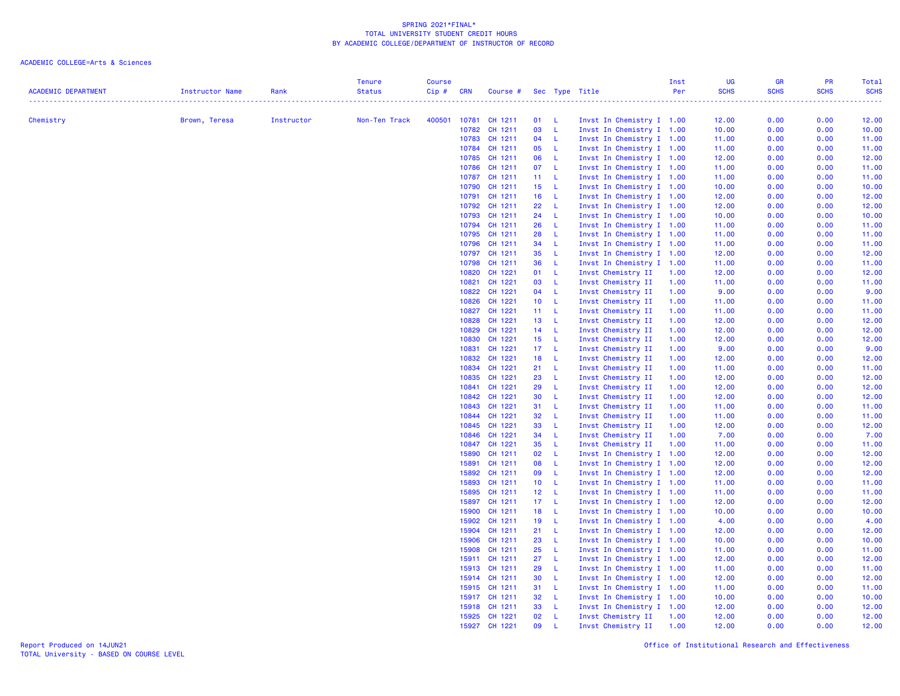SPRING 2021*FINAL*
TOTAL UNIVERSITY STUDENT CREDIT HOURS
BY ACADEMIC COLLEGE/DEPARTMENT OF INSTRUCTOR OF RECORD

ACADEMIC COLLEGE=Arts & Sciences

| ACADEMIC DEPARTMENT | Instructor Name | Rank | Tenure Status | Course Cip # | CRN | Course # | Sec | Type | Title | Inst Per | UG SCHS | GR SCHS | PR SCHS | Total SCHS |
|---|---|---|---|---|---|---|---|---|---|---|---|---|---|---|
| Chemistry | Brown, Teresa | Instructor | Non-Ten Track | 400501 | 10781 | CH 1211 | 01 | L | Invst In Chemistry I | 1.00 | 12.00 | 0.00 | 0.00 | 12.00 |
| | | | | | 10782 | CH 1211 | 03 | L | Invst In Chemistry I | 1.00 | 10.00 | 0.00 | 0.00 | 10.00 |
| | | | | | 10783 | CH 1211 | 04 | L | Invst In Chemistry I | 1.00 | 11.00 | 0.00 | 0.00 | 11.00 |
| | | | | | 10784 | CH 1211 | 05 | L | Invst In Chemistry I | 1.00 | 11.00 | 0.00 | 0.00 | 11.00 |
| | | | | | 10785 | CH 1211 | 06 | L | Invst In Chemistry I | 1.00 | 12.00 | 0.00 | 0.00 | 12.00 |
| | | | | | 10786 | CH 1211 | 07 | L | Invst In Chemistry I | 1.00 | 11.00 | 0.00 | 0.00 | 11.00 |
| | | | | | 10787 | CH 1211 | 11 | L | Invst In Chemistry I | 1.00 | 11.00 | 0.00 | 0.00 | 11.00 |
| | | | | | 10790 | CH 1211 | 15 | L | Invst In Chemistry I | 1.00 | 10.00 | 0.00 | 0.00 | 10.00 |
| | | | | | 10791 | CH 1211 | 16 | L | Invst In Chemistry I | 1.00 | 12.00 | 0.00 | 0.00 | 12.00 |
| | | | | | 10792 | CH 1211 | 22 | L | Invst In Chemistry I | 1.00 | 12.00 | 0.00 | 0.00 | 12.00 |
| | | | | | 10793 | CH 1211 | 24 | L | Invst In Chemistry I | 1.00 | 10.00 | 0.00 | 0.00 | 10.00 |
| | | | | | 10794 | CH 1211 | 26 | L | Invst In Chemistry I | 1.00 | 11.00 | 0.00 | 0.00 | 11.00 |
| | | | | | 10795 | CH 1211 | 28 | L | Invst In Chemistry I | 1.00 | 11.00 | 0.00 | 0.00 | 11.00 |
| | | | | | 10796 | CH 1211 | 34 | L | Invst In Chemistry I | 1.00 | 11.00 | 0.00 | 0.00 | 11.00 |
| | | | | | 10797 | CH 1211 | 35 | L | Invst In Chemistry I | 1.00 | 12.00 | 0.00 | 0.00 | 12.00 |
| | | | | | 10798 | CH 1211 | 36 | L | Invst In Chemistry I | 1.00 | 11.00 | 0.00 | 0.00 | 11.00 |
| | | | | | 10820 | CH 1221 | 01 | L | Invst Chemistry II | 1.00 | 12.00 | 0.00 | 0.00 | 12.00 |
| | | | | | 10821 | CH 1221 | 03 | L | Invst Chemistry II | 1.00 | 11.00 | 0.00 | 0.00 | 11.00 |
| | | | | | 10822 | CH 1221 | 04 | L | Invst Chemistry II | 1.00 | 9.00 | 0.00 | 0.00 | 9.00 |
| | | | | | 10826 | CH 1221 | 10 | L | Invst Chemistry II | 1.00 | 11.00 | 0.00 | 0.00 | 11.00 |
| | | | | | 10827 | CH 1221 | 11 | L | Invst Chemistry II | 1.00 | 11.00 | 0.00 | 0.00 | 11.00 |
| | | | | | 10828 | CH 1221 | 13 | L | Invst Chemistry II | 1.00 | 12.00 | 0.00 | 0.00 | 12.00 |
| | | | | | 10829 | CH 1221 | 14 | L | Invst Chemistry II | 1.00 | 12.00 | 0.00 | 0.00 | 12.00 |
| | | | | | 10830 | CH 1221 | 15 | L | Invst Chemistry II | 1.00 | 12.00 | 0.00 | 0.00 | 12.00 |
| | | | | | 10831 | CH 1221 | 17 | L | Invst Chemistry II | 1.00 | 9.00 | 0.00 | 0.00 | 9.00 |
| | | | | | 10832 | CH 1221 | 18 | L | Invst Chemistry II | 1.00 | 12.00 | 0.00 | 0.00 | 12.00 |
| | | | | | 10834 | CH 1221 | 21 | L | Invst Chemistry II | 1.00 | 11.00 | 0.00 | 0.00 | 11.00 |
| | | | | | 10835 | CH 1221 | 23 | L | Invst Chemistry II | 1.00 | 12.00 | 0.00 | 0.00 | 12.00 |
| | | | | | 10841 | CH 1221 | 29 | L | Invst Chemistry II | 1.00 | 12.00 | 0.00 | 0.00 | 12.00 |
| | | | | | 10842 | CH 1221 | 30 | L | Invst Chemistry II | 1.00 | 12.00 | 0.00 | 0.00 | 12.00 |
| | | | | | 10843 | CH 1221 | 31 | L | Invst Chemistry II | 1.00 | 11.00 | 0.00 | 0.00 | 11.00 |
| | | | | | 10844 | CH 1221 | 32 | L | Invst Chemistry II | 1.00 | 11.00 | 0.00 | 0.00 | 11.00 |
| | | | | | 10845 | CH 1221 | 33 | L | Invst Chemistry II | 1.00 | 12.00 | 0.00 | 0.00 | 12.00 |
| | | | | | 10846 | CH 1221 | 34 | L | Invst Chemistry II | 1.00 | 7.00 | 0.00 | 0.00 | 7.00 |
| | | | | | 10847 | CH 1221 | 35 | L | Invst Chemistry II | 1.00 | 11.00 | 0.00 | 0.00 | 11.00 |
| | | | | | 15890 | CH 1211 | 02 | L | Invst In Chemistry I | 1.00 | 12.00 | 0.00 | 0.00 | 12.00 |
| | | | | | 15891 | CH 1211 | 08 | L | Invst In Chemistry I | 1.00 | 12.00 | 0.00 | 0.00 | 12.00 |
| | | | | | 15892 | CH 1211 | 09 | L | Invst In Chemistry I | 1.00 | 12.00 | 0.00 | 0.00 | 12.00 |
| | | | | | 15893 | CH 1211 | 10 | L | Invst In Chemistry I | 1.00 | 11.00 | 0.00 | 0.00 | 11.00 |
| | | | | | 15895 | CH 1211 | 12 | L | Invst In Chemistry I | 1.00 | 11.00 | 0.00 | 0.00 | 11.00 |
| | | | | | 15897 | CH 1211 | 17 | L | Invst In Chemistry I | 1.00 | 12.00 | 0.00 | 0.00 | 12.00 |
| | | | | | 15900 | CH 1211 | 18 | L | Invst In Chemistry I | 1.00 | 10.00 | 0.00 | 0.00 | 10.00 |
| | | | | | 15902 | CH 1211 | 19 | L | Invst In Chemistry I | 1.00 | 4.00 | 0.00 | 0.00 | 4.00 |
| | | | | | 15904 | CH 1211 | 21 | L | Invst In Chemistry I | 1.00 | 12.00 | 0.00 | 0.00 | 12.00 |
| | | | | | 15906 | CH 1211 | 23 | L | Invst In Chemistry I | 1.00 | 10.00 | 0.00 | 0.00 | 10.00 |
| | | | | | 15908 | CH 1211 | 25 | L | Invst In Chemistry I | 1.00 | 11.00 | 0.00 | 0.00 | 11.00 |
| | | | | | 15911 | CH 1211 | 27 | L | Invst In Chemistry I | 1.00 | 12.00 | 0.00 | 0.00 | 12.00 |
| | | | | | 15913 | CH 1211 | 29 | L | Invst In Chemistry I | 1.00 | 11.00 | 0.00 | 0.00 | 11.00 |
| | | | | | 15914 | CH 1211 | 30 | L | Invst In Chemistry I | 1.00 | 12.00 | 0.00 | 0.00 | 12.00 |
| | | | | | 15915 | CH 1211 | 31 | L | Invst In Chemistry I | 1.00 | 11.00 | 0.00 | 0.00 | 11.00 |
| | | | | | 15917 | CH 1211 | 32 | L | Invst In Chemistry I | 1.00 | 10.00 | 0.00 | 0.00 | 10.00 |
| | | | | | 15918 | CH 1211 | 33 | L | Invst In Chemistry I | 1.00 | 12.00 | 0.00 | 0.00 | 12.00 |
| | | | | | 15925 | CH 1221 | 02 | L | Invst Chemistry II | 1.00 | 12.00 | 0.00 | 0.00 | 12.00 |
| | | | | | 15927 | CH 1221 | 09 | L | Invst Chemistry II | 1.00 | 12.00 | 0.00 | 0.00 | 12.00 |

Report Produced on 14JUN21
TOTAL University - BASED ON COURSE LEVEL

Office of Institutional Research and Effectiveness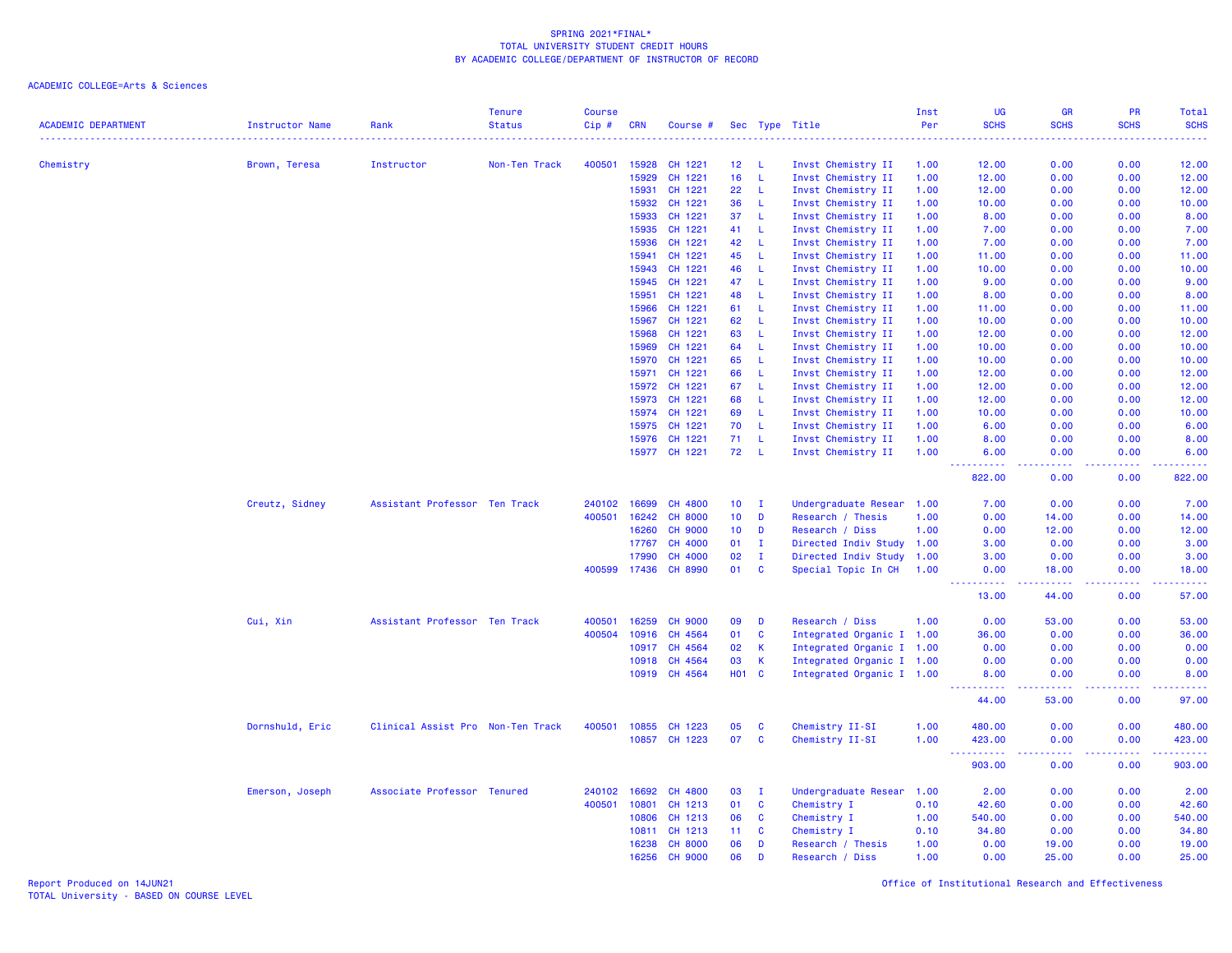SPRING 2021*FINAL*
TOTAL UNIVERSITY STUDENT CREDIT HOURS
BY ACADEMIC COLLEGE/DEPARTMENT OF INSTRUCTOR OF RECORD

ACADEMIC COLLEGE=Arts & Sciences

| ACADEMIC DEPARTMENT | Instructor Name | Rank | Tenure Status | Course Cip # | CRN | Course # | Sec | Type | Title | Inst Per | UG SCHS | GR SCHS | PR SCHS | Total SCHS |
|---|---|---|---|---|---|---|---|---|---|---|---|---|---|---|
| Chemistry | Brown, Teresa | Instructor | Non-Ten Track | 400501 | 15928 | CH 1221 | 12 | L | Invst Chemistry II | 1.00 | 12.00 | 0.00 | 0.00 | 12.00 |
| | | | | | 15929 | CH 1221 | 16 | L | Invst Chemistry II | 1.00 | 12.00 | 0.00 | 0.00 | 12.00 |
| | | | | | 15931 | CH 1221 | 22 | L | Invst Chemistry II | 1.00 | 12.00 | 0.00 | 0.00 | 12.00 |
| | | | | | 15932 | CH 1221 | 36 | L | Invst Chemistry II | 1.00 | 10.00 | 0.00 | 0.00 | 10.00 |
| | | | | | 15933 | CH 1221 | 37 | L | Invst Chemistry II | 1.00 | 8.00 | 0.00 | 0.00 | 8.00 |
| | | | | | 15935 | CH 1221 | 41 | L | Invst Chemistry II | 1.00 | 7.00 | 0.00 | 0.00 | 7.00 |
| | | | | | 15936 | CH 1221 | 42 | L | Invst Chemistry II | 1.00 | 7.00 | 0.00 | 0.00 | 7.00 |
| | | | | | 15941 | CH 1221 | 45 | L | Invst Chemistry II | 1.00 | 11.00 | 0.00 | 0.00 | 11.00 |
| | | | | | 15943 | CH 1221 | 46 | L | Invst Chemistry II | 1.00 | 10.00 | 0.00 | 0.00 | 10.00 |
| | | | | | 15945 | CH 1221 | 47 | L | Invst Chemistry II | 1.00 | 9.00 | 0.00 | 0.00 | 9.00 |
| | | | | | 15951 | CH 1221 | 48 | L | Invst Chemistry II | 1.00 | 8.00 | 0.00 | 0.00 | 8.00 |
| | | | | | 15966 | CH 1221 | 61 | L | Invst Chemistry II | 1.00 | 11.00 | 0.00 | 0.00 | 11.00 |
| | | | | | 15967 | CH 1221 | 62 | L | Invst Chemistry II | 1.00 | 10.00 | 0.00 | 0.00 | 10.00 |
| | | | | | 15968 | CH 1221 | 63 | L | Invst Chemistry II | 1.00 | 12.00 | 0.00 | 0.00 | 12.00 |
| | | | | | 15969 | CH 1221 | 64 | L | Invst Chemistry II | 1.00 | 10.00 | 0.00 | 0.00 | 10.00 |
| | | | | | 15970 | CH 1221 | 65 | L | Invst Chemistry II | 1.00 | 10.00 | 0.00 | 0.00 | 10.00 |
| | | | | | 15971 | CH 1221 | 66 | L | Invst Chemistry II | 1.00 | 12.00 | 0.00 | 0.00 | 12.00 |
| | | | | | 15972 | CH 1221 | 67 | L | Invst Chemistry II | 1.00 | 12.00 | 0.00 | 0.00 | 12.00 |
| | | | | | 15973 | CH 1221 | 68 | L | Invst Chemistry II | 1.00 | 12.00 | 0.00 | 0.00 | 12.00 |
| | | | | | 15974 | CH 1221 | 69 | L | Invst Chemistry II | 1.00 | 10.00 | 0.00 | 0.00 | 10.00 |
| | | | | | 15975 | CH 1221 | 70 | L | Invst Chemistry II | 1.00 | 6.00 | 0.00 | 0.00 | 6.00 |
| | | | | | 15976 | CH 1221 | 71 | L | Invst Chemistry II | 1.00 | 8.00 | 0.00 | 0.00 | 8.00 |
| | | | | | 15977 | CH 1221 | 72 | L | Invst Chemistry II | 1.00 | 6.00 | 0.00 | 0.00 | 6.00 |
| | | | | | | | | | | | 822.00 | 0.00 | 0.00 | 822.00 |
| | Creutz, Sidney | Assistant Professor | Ten Track | 240102 | 16699 | CH 4800 | 10 | I | Undergraduate Resear | 1.00 | 7.00 | 0.00 | 0.00 | 7.00 |
| | | | | 400501 | 16242 | CH 8000 | 10 | D | Research / Thesis | 1.00 | 0.00 | 14.00 | 0.00 | 14.00 |
| | | | | | 16260 | CH 9000 | 10 | D | Research / Diss | 1.00 | 0.00 | 12.00 | 0.00 | 12.00 |
| | | | | | 17767 | CH 4000 | 01 | I | Directed Indiv Study | 1.00 | 3.00 | 0.00 | 0.00 | 3.00 |
| | | | | | 17990 | CH 4000 | 02 | I | Directed Indiv Study | 1.00 | 3.00 | 0.00 | 0.00 | 3.00 |
| | | | | 400599 | 17436 | CH 8990 | 01 | C | Special Topic In CH | 1.00 | 0.00 | 18.00 | 0.00 | 18.00 |
| | | | | | | | | | | | 13.00 | 44.00 | 0.00 | 57.00 |
| | Cui, Xin | Assistant Professor | Ten Track | 400501 | 16259 | CH 9000 | 09 | D | Research / Diss | 1.00 | 0.00 | 53.00 | 0.00 | 53.00 |
| | | | | 400504 | 10916 | CH 4564 | 01 | C | Integrated Organic I | 1.00 | 36.00 | 0.00 | 0.00 | 36.00 |
| | | | | | 10917 | CH 4564 | 02 | K | Integrated Organic I | 1.00 | 0.00 | 0.00 | 0.00 | 0.00 |
| | | | | | 10918 | CH 4564 | 03 | K | Integrated Organic I | 1.00 | 0.00 | 0.00 | 0.00 | 0.00 |
| | | | | | 10919 | CH 4564 | H01 | C | Integrated Organic I | 1.00 | 8.00 | 0.00 | 0.00 | 8.00 |
| | | | | | | | | | | | 44.00 | 53.00 | 0.00 | 97.00 |
| | Dornshuld, Eric | Clinical Assist Pro | Non-Ten Track | 400501 | 10855 | CH 1223 | 05 | C | Chemistry II-SI | 1.00 | 480.00 | 0.00 | 0.00 | 480.00 |
| | | | | | 10857 | CH 1223 | 07 | C | Chemistry II-SI | 1.00 | 423.00 | 0.00 | 0.00 | 423.00 |
| | | | | | | | | | | | 903.00 | 0.00 | 0.00 | 903.00 |
| | Emerson, Joseph | Associate Professor | Tenured | 240102 | 16692 | CH 4800 | 03 | I | Undergraduate Resear | 1.00 | 2.00 | 0.00 | 0.00 | 2.00 |
| | | | | 400501 | 10801 | CH 1213 | 01 | C | Chemistry I | 0.10 | 42.60 | 0.00 | 0.00 | 42.60 |
| | | | | | 10806 | CH 1213 | 06 | C | Chemistry I | 1.00 | 540.00 | 0.00 | 0.00 | 540.00 |
| | | | | | 10811 | CH 1213 | 11 | C | Chemistry I | 0.10 | 34.80 | 0.00 | 0.00 | 34.80 |
| | | | | | 16238 | CH 8000 | 06 | D | Research / Thesis | 1.00 | 0.00 | 19.00 | 0.00 | 19.00 |
| | | | | | 16256 | CH 9000 | 06 | D | Research / Diss | 1.00 | 0.00 | 25.00 | 0.00 | 25.00 |

Report Produced on 14JUN21
TOTAL University - BASED ON COURSE LEVEL

Office of Institutional Research and Effectiveness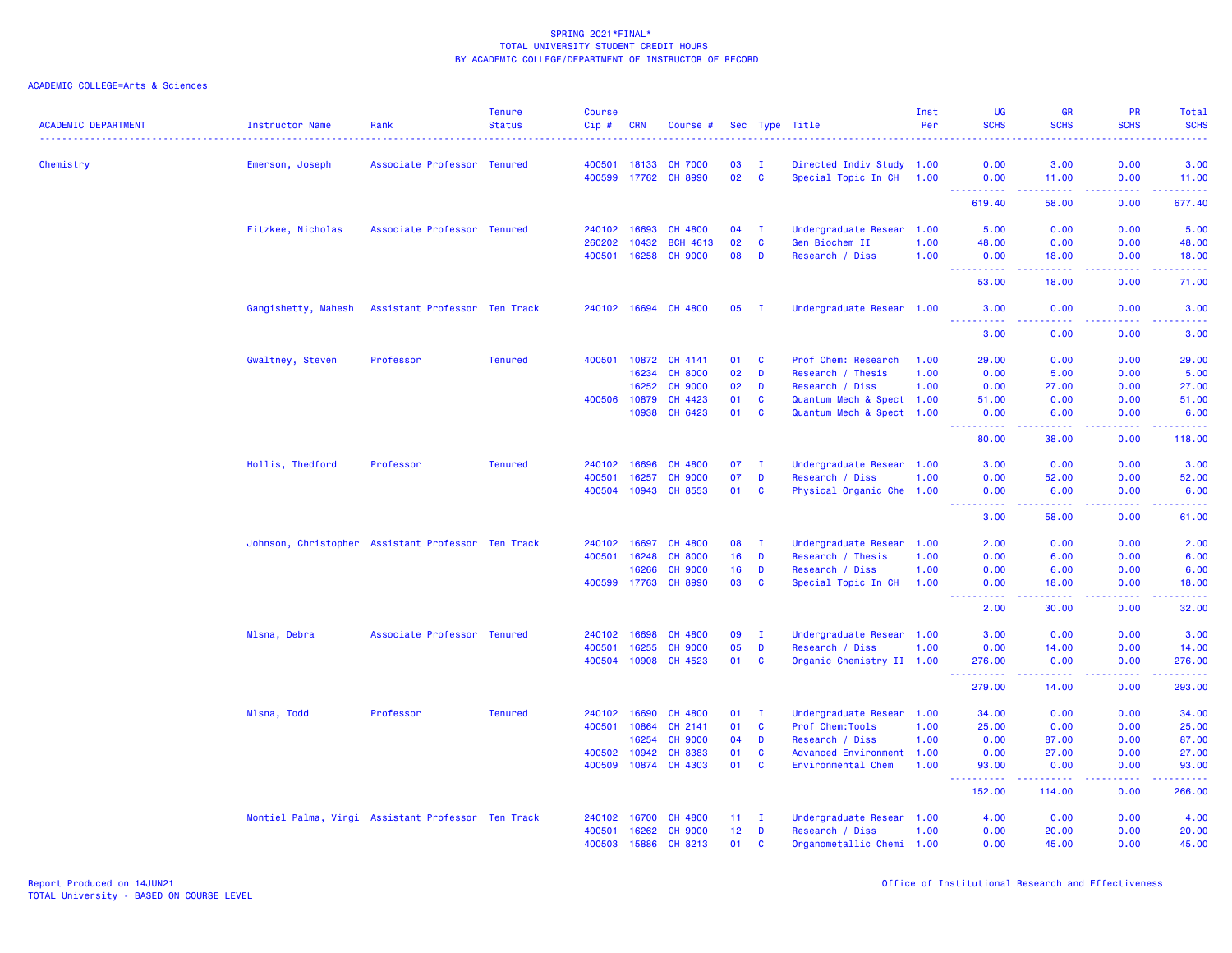SPRING 2021*FINAL*
TOTAL UNIVERSITY STUDENT CREDIT HOURS
BY ACADEMIC COLLEGE/DEPARTMENT OF INSTRUCTOR OF RECORD

ACADEMIC COLLEGE=Arts & Sciences

| ACADEMIC DEPARTMENT | Instructor Name | Rank | Tenure Status | Course Cip # | CRN | Course # | Sec | Type | Title | Inst Per | UG SCHS | GR SCHS | PR SCHS | Total SCHS |
|---|---|---|---|---|---|---|---|---|---|---|---|---|---|---|
| Chemistry | Emerson, Joseph | Associate Professor | Tenured | 400501 | 18133 | CH 7000 | 03 | I | Directed Indiv Study | 1.00 | 0.00 | 3.00 | 0.00 | 3.00 |
| | | | | 400599 | 17762 | CH 8990 | 02 | C | Special Topic In CH | 1.00 | 0.00 | 11.00 | 0.00 | 11.00 |
| | | | | | | | | | | | 619.40 | 58.00 | 0.00 | 677.40 |
| | Fitzkee, Nicholas | Associate Professor | Tenured | 240102 | 16693 | CH 4800 | 04 | I | Undergraduate Resear | 1.00 | 5.00 | 0.00 | 0.00 | 5.00 |
| | | | | 260202 | 10432 | BCH 4613 | 02 | C | Gen Biochem II | 1.00 | 48.00 | 0.00 | 0.00 | 48.00 |
| | | | | 400501 | 16258 | CH 9000 | 08 | D | Research / Diss | 1.00 | 0.00 | 18.00 | 0.00 | 18.00 |
| | | | | | | | | | | | 53.00 | 18.00 | 0.00 | 71.00 |
| | Gangishetty, Mahesh | Assistant Professor | Ten Track | 240102 | 16694 | CH 4800 | 05 | I | Undergraduate Resear | 1.00 | 3.00 | 0.00 | 0.00 | 3.00 |
| | | | | | | | | | | | 3.00 | 0.00 | 0.00 | 3.00 |
| | Gwaltney, Steven | Professor | Tenured | 400501 | 10872 | CH 4141 | 01 | C | Prof Chem: Research | 1.00 | 29.00 | 0.00 | 0.00 | 29.00 |
| | | | | | 16234 | CH 8000 | 02 | D | Research / Thesis | 1.00 | 0.00 | 5.00 | 0.00 | 5.00 |
| | | | | | 16252 | CH 9000 | 02 | D | Research / Diss | 1.00 | 0.00 | 27.00 | 0.00 | 27.00 |
| | | | | 400506 | 10879 | CH 4423 | 01 | C | Quantum Mech & Spect | 1.00 | 51.00 | 0.00 | 0.00 | 51.00 |
| | | | | | 10938 | CH 6423 | 01 | C | Quantum Mech & Spect | 1.00 | 0.00 | 6.00 | 0.00 | 6.00 |
| | | | | | | | | | | | 80.00 | 38.00 | 0.00 | 118.00 |
| | Hollis, Thedford | Professor | Tenured | 240102 | 16696 | CH 4800 | 07 | I | Undergraduate Resear | 1.00 | 3.00 | 0.00 | 0.00 | 3.00 |
| | | | | 400501 | 16257 | CH 9000 | 07 | D | Research / Diss | 1.00 | 0.00 | 52.00 | 0.00 | 52.00 |
| | | | | 400504 | 10943 | CH 8553 | 01 | C | Physical Organic Che | 1.00 | 0.00 | 6.00 | 0.00 | 6.00 |
| | | | | | | | | | | | 3.00 | 58.00 | 0.00 | 61.00 |
| | Johnson, Christopher | Assistant Professor | Ten Track | 240102 | 16697 | CH 4800 | 08 | I | Undergraduate Resear | 1.00 | 2.00 | 0.00 | 0.00 | 2.00 |
| | | | | 400501 | 16248 | CH 8000 | 16 | D | Research / Thesis | 1.00 | 0.00 | 6.00 | 0.00 | 6.00 |
| | | | | | 16266 | CH 9000 | 16 | D | Research / Diss | 1.00 | 0.00 | 6.00 | 0.00 | 6.00 |
| | | | | 400599 | 17763 | CH 8990 | 03 | C | Special Topic In CH | 1.00 | 0.00 | 18.00 | 0.00 | 18.00 |
| | | | | | | | | | | | 2.00 | 30.00 | 0.00 | 32.00 |
| | Mlsna, Debra | Associate Professor | Tenured | 240102 | 16698 | CH 4800 | 09 | I | Undergraduate Resear | 1.00 | 3.00 | 0.00 | 0.00 | 3.00 |
| | | | | 400501 | 16255 | CH 9000 | 05 | D | Research / Diss | 1.00 | 0.00 | 14.00 | 0.00 | 14.00 |
| | | | | 400504 | 10908 | CH 4523 | 01 | C | Organic Chemistry II | 1.00 | 276.00 | 0.00 | 0.00 | 276.00 |
| | | | | | | | | | | | 279.00 | 14.00 | 0.00 | 293.00 |
| | Mlsna, Todd | Professor | Tenured | 240102 | 16690 | CH 4800 | 01 | I | Undergraduate Resear | 1.00 | 34.00 | 0.00 | 0.00 | 34.00 |
| | | | | 400501 | 10864 | CH 2141 | 01 | C | Prof Chem:Tools | 1.00 | 25.00 | 0.00 | 0.00 | 25.00 |
| | | | | | 16254 | CH 9000 | 04 | D | Research / Diss | 1.00 | 0.00 | 87.00 | 0.00 | 87.00 |
| | | | | 400502 | 10942 | CH 8383 | 01 | C | Advanced Environment | 1.00 | 0.00 | 27.00 | 0.00 | 27.00 |
| | | | | 400509 | 10874 | CH 4303 | 01 | C | Environmental Chem | 1.00 | 93.00 | 0.00 | 0.00 | 93.00 |
| | | | | | | | | | | | 152.00 | 114.00 | 0.00 | 266.00 |
| | Montiel Palma, Virgi | Assistant Professor | Ten Track | 240102 | 16700 | CH 4800 | 11 | I | Undergraduate Resear | 1.00 | 4.00 | 0.00 | 0.00 | 4.00 |
| | | | | 400501 | 16262 | CH 9000 | 12 | D | Research / Diss | 1.00 | 0.00 | 20.00 | 0.00 | 20.00 |
| | | | | 400503 | 15886 | CH 8213 | 01 | C | Organometallic Chemi | 1.00 | 0.00 | 45.00 | 0.00 | 45.00 |

Report Produced on 14JUN21
TOTAL University - BASED ON COURSE LEVEL

Office of Institutional Research and Effectiveness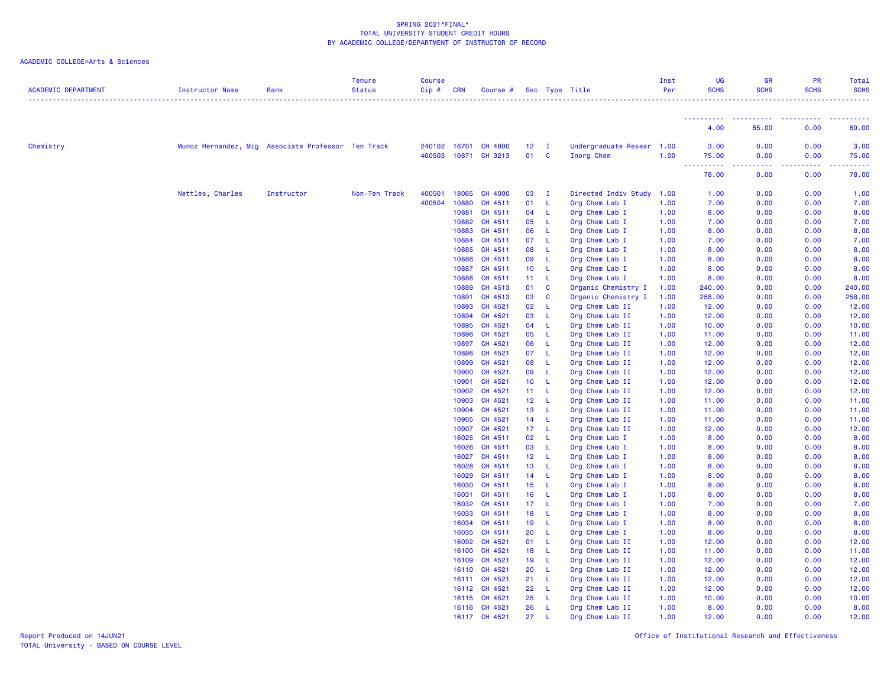SPRING 2021*FINAL*
TOTAL UNIVERSITY STUDENT CREDIT HOURS
BY ACADEMIC COLLEGE/DEPARTMENT OF INSTRUCTOR OF RECORD

ACADEMIC COLLEGE=Arts & Sciences

| ACADEMIC DEPARTMENT | Instructor Name | Rank | Tenure Status | Course Cip # | CRN | Course # | Sec | Type | Title | Inst Per | UG SCHS | GR SCHS | PR SCHS | Total SCHS |
|---|---|---|---|---|---|---|---|---|---|---|---|---|---|---|
| | | | | | | | | | | | 4.00 | 65.00 | 0.00 | 69.00 |
| Chemistry | Munoz Hernandez, Mig | Associate Professor | Ten Track | 240102 | 16701 | CH 4800 | 12 | I | Undergraduate Resear | 1.00 | 3.00 | 0.00 | 0.00 | 3.00 |
| | | | | 400503 | 10871 | CH 3213 | 01 | C | Inorg Chem | 1.00 | 75.00 | 0.00 | 0.00 | 75.00 |
| | | | | | | | | | | | 78.00 | 0.00 | 0.00 | 78.00 |
| | Nettles, Charles | Instructor | Non-Ten Track | 400501 | 18065 | CH 4000 | 03 | I | Directed Indiv Study | 1.00 | 1.00 | 0.00 | 0.00 | 1.00 |
| | | | | 400504 | 10880 | CH 4511 | 01 | L | Org Chem Lab I | 1.00 | 7.00 | 0.00 | 0.00 | 7.00 |
| | | | | | 10881 | CH 4511 | 04 | L | Org Chem Lab I | 1.00 | 8.00 | 0.00 | 0.00 | 8.00 |
| | | | | | 10882 | CH 4511 | 05 | L | Org Chem Lab I | 1.00 | 7.00 | 0.00 | 0.00 | 7.00 |
| | | | | | 10883 | CH 4511 | 06 | L | Org Chem Lab I | 1.00 | 8.00 | 0.00 | 0.00 | 8.00 |
| | | | | | 10884 | CH 4511 | 07 | L | Org Chem Lab I | 1.00 | 7.00 | 0.00 | 0.00 | 7.00 |
| | | | | | 10885 | CH 4511 | 08 | L | Org Chem Lab I | 1.00 | 8.00 | 0.00 | 0.00 | 8.00 |
| | | | | | 10886 | CH 4511 | 09 | L | Org Chem Lab I | 1.00 | 8.00 | 0.00 | 0.00 | 8.00 |
| | | | | | 10887 | CH 4511 | 10 | L | Org Chem Lab I | 1.00 | 8.00 | 0.00 | 0.00 | 8.00 |
| | | | | | 10888 | CH 4511 | 11 | L | Org Chem Lab I | 1.00 | 8.00 | 0.00 | 0.00 | 8.00 |
| | | | | | 10889 | CH 4513 | 01 | C | Organic Chemistry I | 1.00 | 240.00 | 0.00 | 0.00 | 240.00 |
| | | | | | 10891 | CH 4513 | 03 | C | Organic Chemistry I | 1.00 | 258.00 | 0.00 | 0.00 | 258.00 |
| | | | | | 10893 | CH 4521 | 02 | L | Org Chem Lab II | 1.00 | 12.00 | 0.00 | 0.00 | 12.00 |
| | | | | | 10894 | CH 4521 | 03 | L | Org Chem Lab II | 1.00 | 12.00 | 0.00 | 0.00 | 12.00 |
| | | | | | 10895 | CH 4521 | 04 | L | Org Chem Lab II | 1.00 | 10.00 | 0.00 | 0.00 | 10.00 |
| | | | | | 10896 | CH 4521 | 05 | L | Org Chem Lab II | 1.00 | 11.00 | 0.00 | 0.00 | 11.00 |
| | | | | | 10897 | CH 4521 | 06 | L | Org Chem Lab II | 1.00 | 12.00 | 0.00 | 0.00 | 12.00 |
| | | | | | 10898 | CH 4521 | 07 | L | Org Chem Lab II | 1.00 | 12.00 | 0.00 | 0.00 | 12.00 |
| | | | | | 10899 | CH 4521 | 08 | L | Org Chem Lab II | 1.00 | 12.00 | 0.00 | 0.00 | 12.00 |
| | | | | | 10900 | CH 4521 | 09 | L | Org Chem Lab II | 1.00 | 12.00 | 0.00 | 0.00 | 12.00 |
| | | | | | 10901 | CH 4521 | 10 | L | Org Chem Lab II | 1.00 | 12.00 | 0.00 | 0.00 | 12.00 |
| | | | | | 10902 | CH 4521 | 11 | L | Org Chem Lab II | 1.00 | 12.00 | 0.00 | 0.00 | 12.00 |
| | | | | | 10903 | CH 4521 | 12 | L | Org Chem Lab II | 1.00 | 11.00 | 0.00 | 0.00 | 11.00 |
| | | | | | 10904 | CH 4521 | 13 | L | Org Chem Lab II | 1.00 | 11.00 | 0.00 | 0.00 | 11.00 |
| | | | | | 10905 | CH 4521 | 14 | L | Org Chem Lab II | 1.00 | 11.00 | 0.00 | 0.00 | 11.00 |
| | | | | | 10907 | CH 4521 | 17 | L | Org Chem Lab II | 1.00 | 12.00 | 0.00 | 0.00 | 12.00 |
| | | | | | 16025 | CH 4511 | 02 | L | Org Chem Lab I | 1.00 | 8.00 | 0.00 | 0.00 | 8.00 |
| | | | | | 16026 | CH 4511 | 03 | L | Org Chem Lab I | 1.00 | 8.00 | 0.00 | 0.00 | 8.00 |
| | | | | | 16027 | CH 4511 | 12 | L | Org Chem Lab I | 1.00 | 8.00 | 0.00 | 0.00 | 8.00 |
| | | | | | 16028 | CH 4511 | 13 | L | Org Chem Lab I | 1.00 | 8.00 | 0.00 | 0.00 | 8.00 |
| | | | | | 16029 | CH 4511 | 14 | L | Org Chem Lab I | 1.00 | 8.00 | 0.00 | 0.00 | 8.00 |
| | | | | | 16030 | CH 4511 | 15 | L | Org Chem Lab I | 1.00 | 8.00 | 0.00 | 0.00 | 8.00 |
| | | | | | 16031 | CH 4511 | 16 | L | Org Chem Lab I | 1.00 | 8.00 | 0.00 | 0.00 | 8.00 |
| | | | | | 16032 | CH 4511 | 17 | L | Org Chem Lab I | 1.00 | 7.00 | 0.00 | 0.00 | 7.00 |
| | | | | | 16033 | CH 4511 | 18 | L | Org Chem Lab I | 1.00 | 8.00 | 0.00 | 0.00 | 8.00 |
| | | | | | 16034 | CH 4511 | 19 | L | Org Chem Lab I | 1.00 | 8.00 | 0.00 | 0.00 | 8.00 |
| | | | | | 16035 | CH 4511 | 20 | L | Org Chem Lab I | 1.00 | 8.00 | 0.00 | 0.00 | 8.00 |
| | | | | | 16092 | CH 4521 | 01 | L | Org Chem Lab II | 1.00 | 12.00 | 0.00 | 0.00 | 12.00 |
| | | | | | 16100 | CH 4521 | 18 | L | Org Chem Lab II | 1.00 | 11.00 | 0.00 | 0.00 | 11.00 |
| | | | | | 16109 | CH 4521 | 19 | L | Org Chem Lab II | 1.00 | 12.00 | 0.00 | 0.00 | 12.00 |
| | | | | | 16110 | CH 4521 | 20 | L | Org Chem Lab II | 1.00 | 12.00 | 0.00 | 0.00 | 12.00 |
| | | | | | 16111 | CH 4521 | 21 | L | Org Chem Lab II | 1.00 | 12.00 | 0.00 | 0.00 | 12.00 |
| | | | | | 16112 | CH 4521 | 22 | L | Org Chem Lab II | 1.00 | 12.00 | 0.00 | 0.00 | 12.00 |
| | | | | | 16115 | CH 4521 | 25 | L | Org Chem Lab II | 1.00 | 10.00 | 0.00 | 0.00 | 10.00 |
| | | | | | 16116 | CH 4521 | 26 | L | Org Chem Lab II | 1.00 | 8.00 | 0.00 | 0.00 | 8.00 |
| | | | | | 16117 | CH 4521 | 27 | L | Org Chem Lab II | 1.00 | 12.00 | 0.00 | 0.00 | 12.00 |

Report Produced on 14JUN21
TOTAL University - BASED ON COURSE LEVEL

Office of Institutional Research and Effectiveness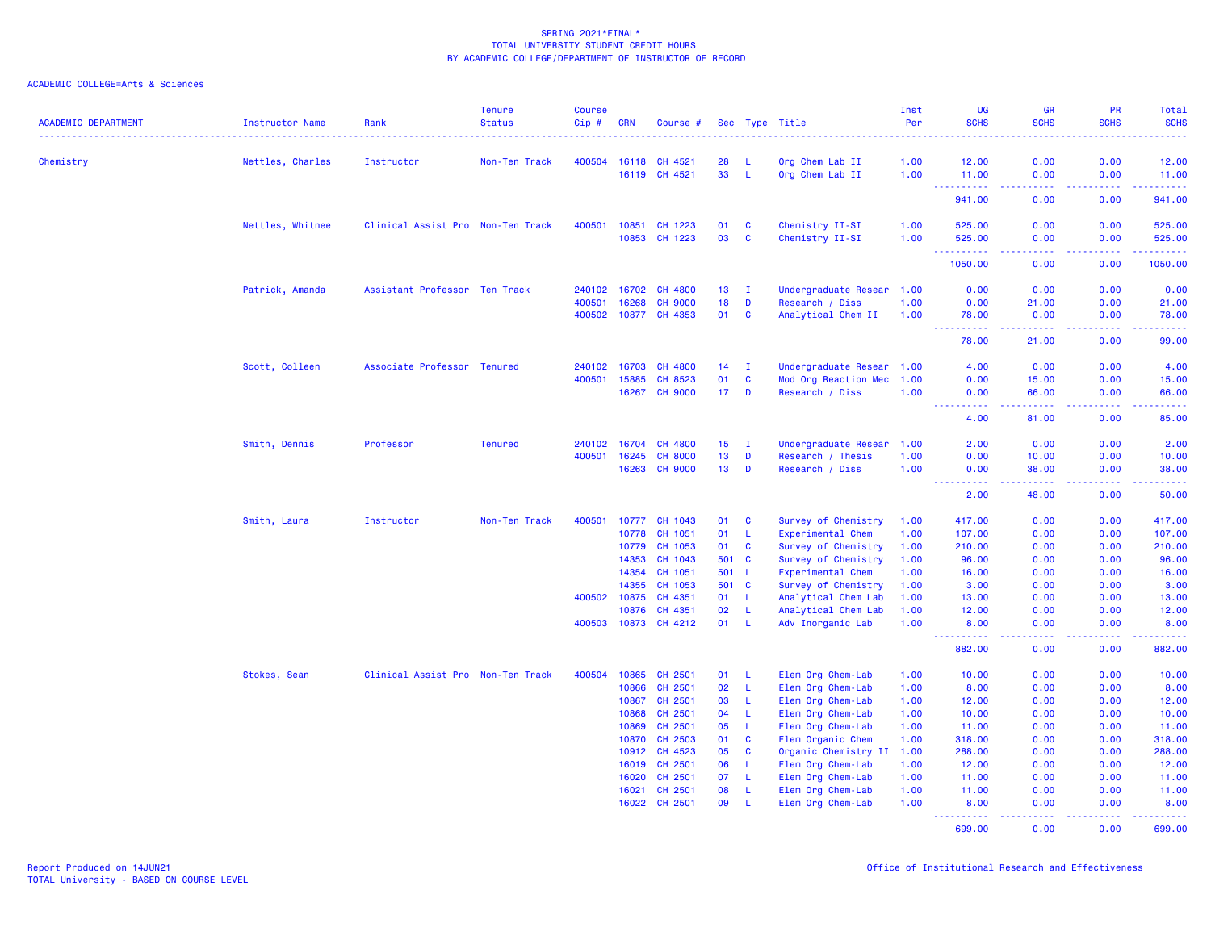SPRING 2021*FINAL*
TOTAL UNIVERSITY STUDENT CREDIT HOURS
BY ACADEMIC COLLEGE/DEPARTMENT OF INSTRUCTOR OF RECORD

ACADEMIC COLLEGE=Arts & Sciences

| ACADEMIC DEPARTMENT | Instructor Name | Rank | Tenure Status | Course Cip # | CRN | Course # | Sec | Type | Title | Inst Per | UG SCHS | GR SCHS | PR SCHS | Total SCHS |
|---|---|---|---|---|---|---|---|---|---|---|---|---|---|---|
| Chemistry | Nettles, Charles | Instructor | Non-Ten Track | 400504 | 16118 | CH 4521 | 28 | L | Org Chem Lab II | 1.00 | 12.00 | 0.00 | 0.00 | 12.00 |
| | | | | | 16119 | CH 4521 | 33 | L | Org Chem Lab II | 1.00 | 11.00 | 0.00 | 0.00 | 11.00 |
| | | | | | | | | | | | 941.00 | 0.00 | 0.00 | 941.00 |
| | Nettles, Whitnee | Clinical Assist Pro | Non-Ten Track | 400501 | 10851 | CH 1223 | 01 | C | Chemistry II-SI | 1.00 | 525.00 | 0.00 | 0.00 | 525.00 |
| | | | | | 10853 | CH 1223 | 03 | C | Chemistry II-SI | 1.00 | 525.00 | 0.00 | 0.00 | 525.00 |
| | | | | | | | | | | | 1050.00 | 0.00 | 0.00 | 1050.00 |
| | Patrick, Amanda | Assistant Professor | Ten Track | 240102 | 16702 | CH 4800 | 13 | I | Undergraduate Resear | 1.00 | 0.00 | 0.00 | 0.00 | 0.00 |
| | | | | 400501 | 16268 | CH 9000 | 18 | D | Research / Diss | 1.00 | 0.00 | 21.00 | 0.00 | 21.00 |
| | | | | 400502 | 10877 | CH 4353 | 01 | C | Analytical Chem II | 1.00 | 78.00 | 0.00 | 0.00 | 78.00 |
| | | | | | | | | | | | 78.00 | 21.00 | 0.00 | 99.00 |
| | Scott, Colleen | Associate Professor | Tenured | 240102 | 16703 | CH 4800 | 14 | I | Undergraduate Resear | 1.00 | 4.00 | 0.00 | 0.00 | 4.00 |
| | | | | 400501 | 15885 | CH 8523 | 01 | C | Mod Org Reaction Mec | 1.00 | 0.00 | 15.00 | 0.00 | 15.00 |
| | | | | | 16267 | CH 9000 | 17 | D | Research / Diss | 1.00 | 0.00 | 66.00 | 0.00 | 66.00 |
| | | | | | | | | | | | 4.00 | 81.00 | 0.00 | 85.00 |
| | Smith, Dennis | Professor | Tenured | 240102 | 16704 | CH 4800 | 15 | I | Undergraduate Resear | 1.00 | 2.00 | 0.00 | 0.00 | 2.00 |
| | | | | 400501 | 16245 | CH 8000 | 13 | D | Research / Thesis | 1.00 | 0.00 | 10.00 | 0.00 | 10.00 |
| | | | | | 16263 | CH 9000 | 13 | D | Research / Diss | 1.00 | 0.00 | 38.00 | 0.00 | 38.00 |
| | | | | | | | | | | | 2.00 | 48.00 | 0.00 | 50.00 |
| | Smith, Laura | Instructor | Non-Ten Track | 400501 | 10777 | CH 1043 | 01 | C | Survey of Chemistry | 1.00 | 417.00 | 0.00 | 0.00 | 417.00 |
| | | | | | 10778 | CH 1051 | 01 | L | Experimental Chem | 1.00 | 107.00 | 0.00 | 0.00 | 107.00 |
| | | | | | 10779 | CH 1053 | 01 | C | Survey of Chemistry | 1.00 | 210.00 | 0.00 | 0.00 | 210.00 |
| | | | | | 14353 | CH 1043 | 501 | C | Survey of Chemistry | 1.00 | 96.00 | 0.00 | 0.00 | 96.00 |
| | | | | | 14354 | CH 1051 | 501 | L | Experimental Chem | 1.00 | 16.00 | 0.00 | 0.00 | 16.00 |
| | | | | | 14355 | CH 1053 | 501 | C | Survey of Chemistry | 1.00 | 3.00 | 0.00 | 0.00 | 3.00 |
| | | | | 400502 | 10875 | CH 4351 | 01 | L | Analytical Chem Lab | 1.00 | 13.00 | 0.00 | 0.00 | 13.00 |
| | | | | | 10876 | CH 4351 | 02 | L | Analytical Chem Lab | 1.00 | 12.00 | 0.00 | 0.00 | 12.00 |
| | | | | 400503 | 10873 | CH 4212 | 01 | L | Adv Inorganic Lab | 1.00 | 8.00 | 0.00 | 0.00 | 8.00 |
| | | | | | | | | | | | 882.00 | 0.00 | 0.00 | 882.00 |
| | Stokes, Sean | Clinical Assist Pro | Non-Ten Track | 400504 | 10865 | CH 2501 | 01 | L | Elem Org Chem-Lab | 1.00 | 10.00 | 0.00 | 0.00 | 10.00 |
| | | | | | 10866 | CH 2501 | 02 | L | Elem Org Chem-Lab | 1.00 | 8.00 | 0.00 | 0.00 | 8.00 |
| | | | | | 10867 | CH 2501 | 03 | L | Elem Org Chem-Lab | 1.00 | 12.00 | 0.00 | 0.00 | 12.00 |
| | | | | | 10868 | CH 2501 | 04 | L | Elem Org Chem-Lab | 1.00 | 10.00 | 0.00 | 0.00 | 10.00 |
| | | | | | 10869 | CH 2501 | 05 | L | Elem Org Chem-Lab | 1.00 | 11.00 | 0.00 | 0.00 | 11.00 |
| | | | | | 10870 | CH 2503 | 01 | C | Elem Organic Chem | 1.00 | 318.00 | 0.00 | 0.00 | 318.00 |
| | | | | | 10912 | CH 4523 | 05 | C | Organic Chemistry II | 1.00 | 288.00 | 0.00 | 0.00 | 288.00 |
| | | | | | 16019 | CH 2501 | 06 | L | Elem Org Chem-Lab | 1.00 | 12.00 | 0.00 | 0.00 | 12.00 |
| | | | | | 16020 | CH 2501 | 07 | L | Elem Org Chem-Lab | 1.00 | 11.00 | 0.00 | 0.00 | 11.00 |
| | | | | | 16021 | CH 2501 | 08 | L | Elem Org Chem-Lab | 1.00 | 11.00 | 0.00 | 0.00 | 11.00 |
| | | | | | 16022 | CH 2501 | 09 | L | Elem Org Chem-Lab | 1.00 | 8.00 | 0.00 | 0.00 | 8.00 |
| | | | | | | | | | | | 699.00 | 0.00 | 0.00 | 699.00 |

Report Produced on 14JUN21
TOTAL University - BASED ON COURSE LEVEL

Office of Institutional Research and Effectiveness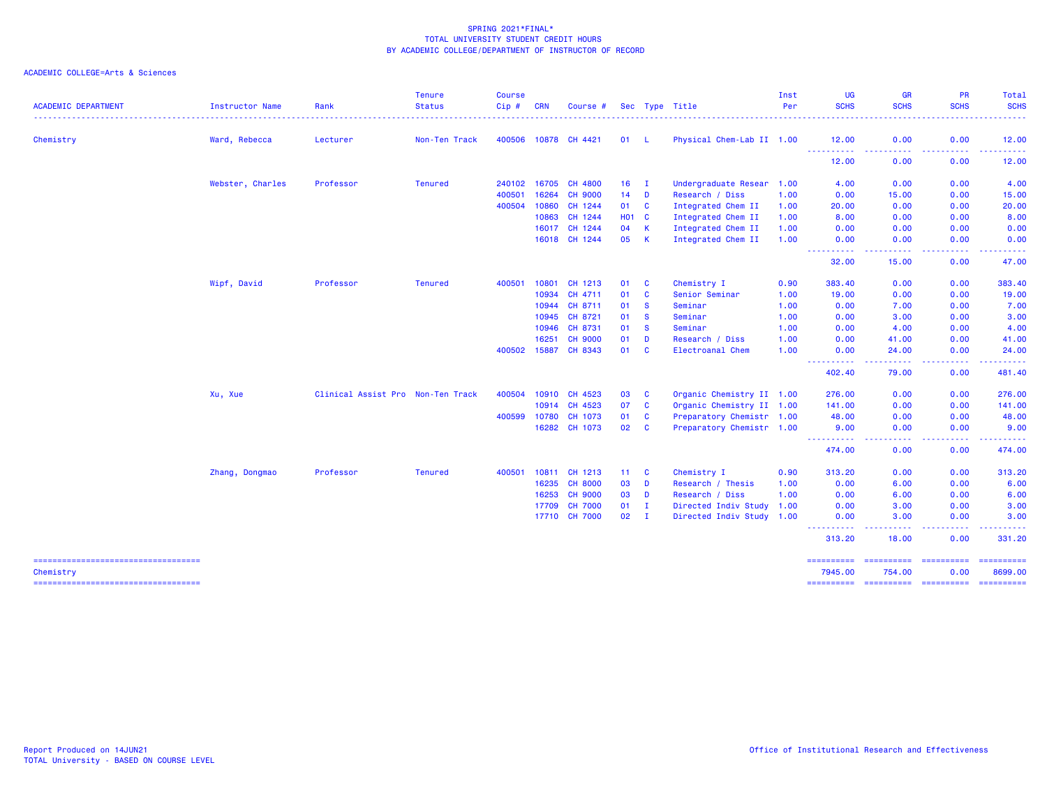SPRING 2021*FINAL*
TOTAL UNIVERSITY STUDENT CREDIT HOURS
BY ACADEMIC COLLEGE/DEPARTMENT OF INSTRUCTOR OF RECORD

ACADEMIC COLLEGE=Arts & Sciences

| ACADEMIC DEPARTMENT | Instructor Name | Rank | Tenure Status | Course Cip # | CRN | Course # | Sec | Type | Title | Inst Per | UG SCHS | GR SCHS | PR SCHS | Total SCHS |
|---|---|---|---|---|---|---|---|---|---|---|---|---|---|---|
| Chemistry | Ward, Rebecca | Lecturer | Non-Ten Track | 400506 | 10878 | CH 4421 | 01 | L | Physical Chem-Lab II | 1.00 | 12.00 | 0.00 | 0.00 | 12.00 |
| | | | | | | | | | | | 12.00 | 0.00 | 0.00 | 12.00 |
| | Webster, Charles | Professor | Tenured | 240102 | 16705 | CH 4800 | 16 | I | Undergraduate Resear | 1.00 | 4.00 | 0.00 | 0.00 | 4.00 |
| | | | | 400501 | 16264 | CH 9000 | 14 | D | Research / Diss | 1.00 | 0.00 | 15.00 | 0.00 | 15.00 |
| | | | | 400504 | 10860 | CH 1244 | 01 | C | Integrated Chem II | 1.00 | 20.00 | 0.00 | 0.00 | 20.00 |
| | | | | | 10863 | CH 1244 | H01 | C | Integrated Chem II | 1.00 | 8.00 | 0.00 | 0.00 | 8.00 |
| | | | | | 16017 | CH 1244 | 04 | K | Integrated Chem II | 1.00 | 0.00 | 0.00 | 0.00 | 0.00 |
| | | | | | 16018 | CH 1244 | 05 | K | Integrated Chem II | 1.00 | 0.00 | 0.00 | 0.00 | 0.00 |
| | | | | | | | | | | | 32.00 | 15.00 | 0.00 | 47.00 |
| | Wipf, David | Professor | Tenured | 400501 | 10801 | CH 1213 | 01 | C | Chemistry I | 0.90 | 383.40 | 0.00 | 0.00 | 383.40 |
| | | | | | 10934 | CH 4711 | 01 | C | Senior Seminar | 1.00 | 19.00 | 0.00 | 0.00 | 19.00 |
| | | | | | 10944 | CH 8711 | 01 | S | Seminar | 1.00 | 0.00 | 7.00 | 0.00 | 7.00 |
| | | | | | 10945 | CH 8721 | 01 | S | Seminar | 1.00 | 0.00 | 3.00 | 0.00 | 3.00 |
| | | | | | 10946 | CH 8731 | 01 | S | Seminar | 1.00 | 0.00 | 4.00 | 0.00 | 4.00 |
| | | | | | 16251 | CH 9000 | 01 | D | Research / Diss | 1.00 | 0.00 | 41.00 | 0.00 | 41.00 |
| | | | | 400502 | 15887 | CH 8343 | 01 | C | Electroanal Chem | 1.00 | 0.00 | 24.00 | 0.00 | 24.00 |
| | | | | | | | | | | | 402.40 | 79.00 | 0.00 | 481.40 |
| | Xu, Xue | Clinical Assist Pro | Non-Ten Track | 400504 | 10910 | CH 4523 | 03 | C | Organic Chemistry II | 1.00 | 276.00 | 0.00 | 0.00 | 276.00 |
| | | | | | 10914 | CH 4523 | 07 | C | Organic Chemistry II | 1.00 | 141.00 | 0.00 | 0.00 | 141.00 |
| | | | | 400599 | 10780 | CH 1073 | 01 | C | Preparatory Chemistr | 1.00 | 48.00 | 0.00 | 0.00 | 48.00 |
| | | | | | 16282 | CH 1073 | 02 | C | Preparatory Chemistr | 1.00 | 9.00 | 0.00 | 0.00 | 9.00 |
| | | | | | | | | | | | 474.00 | 0.00 | 0.00 | 474.00 |
| | Zhang, Dongmao | Professor | Tenured | 400501 | 10811 | CH 1213 | 11 | C | Chemistry I | 0.90 | 313.20 | 0.00 | 0.00 | 313.20 |
| | | | | | 16235 | CH 8000 | 03 | D | Research / Thesis | 1.00 | 0.00 | 6.00 | 0.00 | 6.00 |
| | | | | | 16253 | CH 9000 | 03 | D | Research / Diss | 1.00 | 0.00 | 6.00 | 0.00 | 6.00 |
| | | | | | 17709 | CH 7000 | 01 | I | Directed Indiv Study | 1.00 | 0.00 | 3.00 | 0.00 | 3.00 |
| | | | | | 17710 | CH 7000 | 02 | I | Directed Indiv Study | 1.00 | 0.00 | 3.00 | 0.00 | 3.00 |
| | | | | | | | | | | | 313.20 | 18.00 | 0.00 | 331.20 |
| Chemistry | | | | | | | | | | | 7945.00 | 754.00 | 0.00 | 8699.00 |

Report Produced on 14JUN21
TOTAL University - BASED ON COURSE LEVEL

Office of Institutional Research and Effectiveness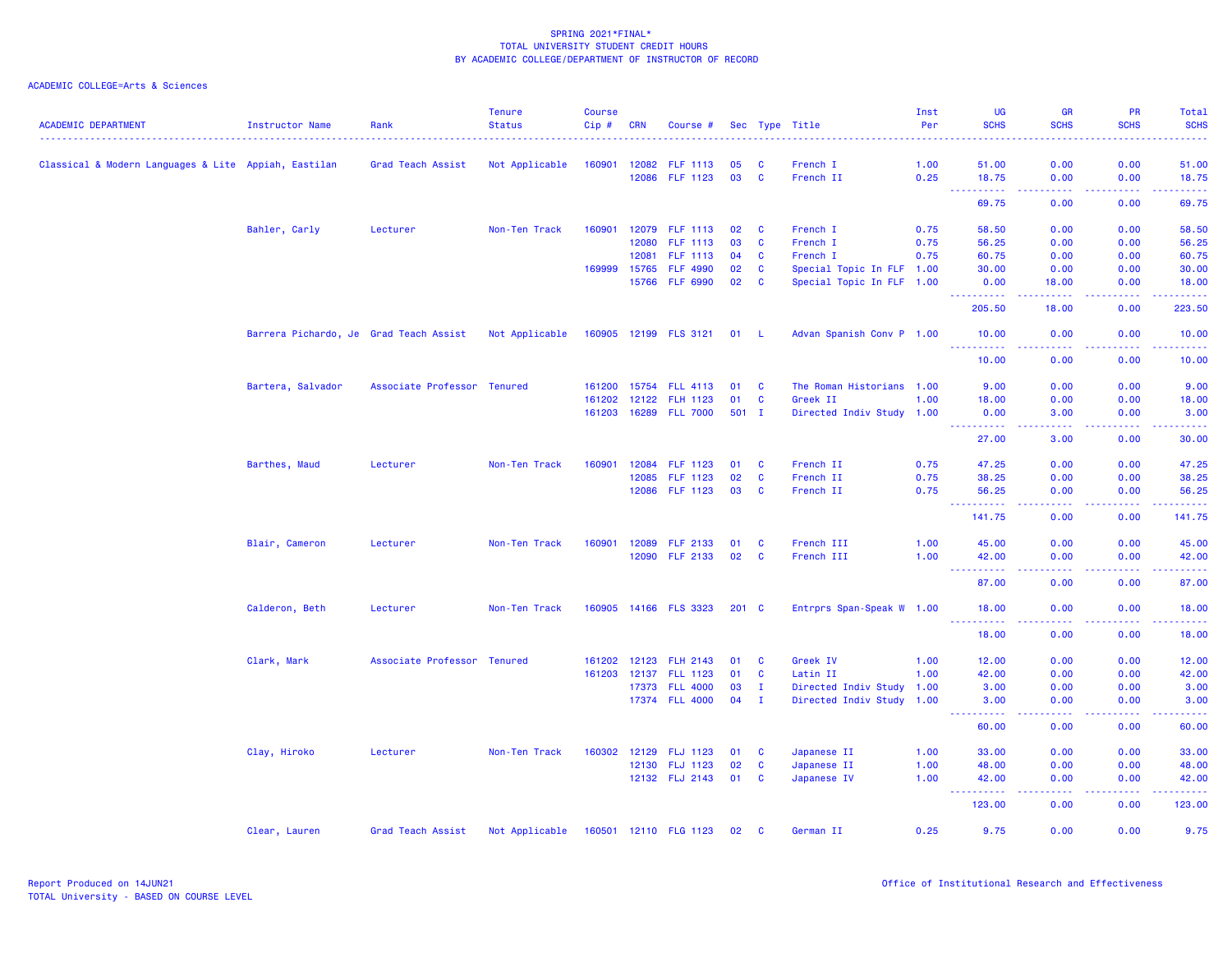SPRING 2021*FINAL*
TOTAL UNIVERSITY STUDENT CREDIT HOURS
BY ACADEMIC COLLEGE/DEPARTMENT OF INSTRUCTOR OF RECORD

ACADEMIC COLLEGE=Arts & Sciences

| ACADEMIC DEPARTMENT | Instructor Name | Rank | Tenure Status | Course Cip # | CRN | Course # | Sec | Type | Title | Inst Per | UG SCHS | GR SCHS | PR SCHS | Total SCHS |
|---|---|---|---|---|---|---|---|---|---|---|---|---|---|---|
| Classical & Modern Languages & Lite | Appiah, Eastilan | Grad Teach Assist | Not Applicable | 160901 | 12082 | FLF 1113 | 05 | C | French I | 1.00 | 51.00 | 0.00 | 0.00 | 51.00 |
| | | | | | 12086 | FLF 1123 | 03 | C | French II | 0.25 | 18.75 | 0.00 | 0.00 | 18.75 |
| | | | | | | | | | | | 69.75 | 0.00 | 0.00 | 69.75 |
| | Bahler, Carly | Lecturer | Non-Ten Track | 160901 | 12079 | FLF 1113 | 02 | C | French I | 0.75 | 58.50 | 0.00 | 0.00 | 58.50 |
| | | | | | 12080 | FLF 1113 | 03 | C | French I | 0.75 | 56.25 | 0.00 | 0.00 | 56.25 |
| | | | | | 12081 | FLF 1113 | 04 | C | French I | 0.75 | 60.75 | 0.00 | 0.00 | 60.75 |
| | | | | 169999 | 15765 | FLF 4990 | 02 | C | Special Topic In FLF | 1.00 | 30.00 | 0.00 | 0.00 | 30.00 |
| | | | | | 15766 | FLF 6990 | 02 | C | Special Topic In FLF | 1.00 | 0.00 | 18.00 | 0.00 | 18.00 |
| | | | | | | | | | | | 205.50 | 18.00 | 0.00 | 223.50 |
| | Barrera Pichardo, Je | Grad Teach Assist | Not Applicable | 160905 | 12199 | FLS 3121 | 01 | L | Advan Spanish Conv P | 1.00 | 10.00 | 0.00 | 0.00 | 10.00 |
| | | | | | | | | | | | 10.00 | 0.00 | 0.00 | 10.00 |
| | Bartera, Salvador | Associate Professor | Tenured | 161200 | 15754 | FLL 4113 | 01 | C | The Roman Historians | 1.00 | 9.00 | 0.00 | 0.00 | 9.00 |
| | | | | 161202 | 12122 | FLH 1123 | 01 | C | Greek II | 1.00 | 18.00 | 0.00 | 0.00 | 18.00 |
| | | | | 161203 | 16289 | FLL 7000 | 501 | I | Directed Indiv Study | 1.00 | 0.00 | 3.00 | 0.00 | 3.00 |
| | | | | | | | | | | | 27.00 | 3.00 | 0.00 | 30.00 |
| | Barthes, Maud | Lecturer | Non-Ten Track | 160901 | 12084 | FLF 1123 | 01 | C | French II | 0.75 | 47.25 | 0.00 | 0.00 | 47.25 |
| | | | | | 12085 | FLF 1123 | 02 | C | French II | 0.75 | 38.25 | 0.00 | 0.00 | 38.25 |
| | | | | | 12086 | FLF 1123 | 03 | C | French II | 0.75 | 56.25 | 0.00 | 0.00 | 56.25 |
| | | | | | | | | | | | 141.75 | 0.00 | 0.00 | 141.75 |
| | Blair, Cameron | Lecturer | Non-Ten Track | 160901 | 12089 | FLF 2133 | 01 | C | French III | 1.00 | 45.00 | 0.00 | 0.00 | 45.00 |
| | | | | | 12090 | FLF 2133 | 02 | C | French III | 1.00 | 42.00 | 0.00 | 0.00 | 42.00 |
| | | | | | | | | | | | 87.00 | 0.00 | 0.00 | 87.00 |
| | Calderon, Beth | Lecturer | Non-Ten Track | 160905 | 14166 | FLS 3323 | 201 | C | Entrprs Span-Speak W | 1.00 | 18.00 | 0.00 | 0.00 | 18.00 |
| | | | | | | | | | | | 18.00 | 0.00 | 0.00 | 18.00 |
| | Clark, Mark | Associate Professor | Tenured | 161202 | 12123 | FLH 2143 | 01 | C | Greek IV | 1.00 | 12.00 | 0.00 | 0.00 | 12.00 |
| | | | | 161203 | 12137 | FLL 1123 | 01 | C | Latin II | 1.00 | 42.00 | 0.00 | 0.00 | 42.00 |
| | | | | | 17373 | FLL 4000 | 03 | I | Directed Indiv Study | 1.00 | 3.00 | 0.00 | 0.00 | 3.00 |
| | | | | | 17374 | FLL 4000 | 04 | I | Directed Indiv Study | 1.00 | 3.00 | 0.00 | 0.00 | 3.00 |
| | | | | | | | | | | | 60.00 | 0.00 | 0.00 | 60.00 |
| | Clay, Hiroko | Lecturer | Non-Ten Track | 160302 | 12129 | FLJ 1123 | 01 | C | Japanese II | 1.00 | 33.00 | 0.00 | 0.00 | 33.00 |
| | | | | | 12130 | FLJ 1123 | 02 | C | Japanese II | 1.00 | 48.00 | 0.00 | 0.00 | 48.00 |
| | | | | | 12132 | FLJ 2143 | 01 | C | Japanese IV | 1.00 | 42.00 | 0.00 | 0.00 | 42.00 |
| | | | | | | | | | | | 123.00 | 0.00 | 0.00 | 123.00 |
| | Clear, Lauren | Grad Teach Assist | Not Applicable | 160501 | 12110 | FLG 1123 | 02 | C | German II | 0.25 | 9.75 | 0.00 | 0.00 | 9.75 |

Report Produced on 14JUN21
TOTAL University - BASED ON COURSE LEVEL

Office of Institutional Research and Effectiveness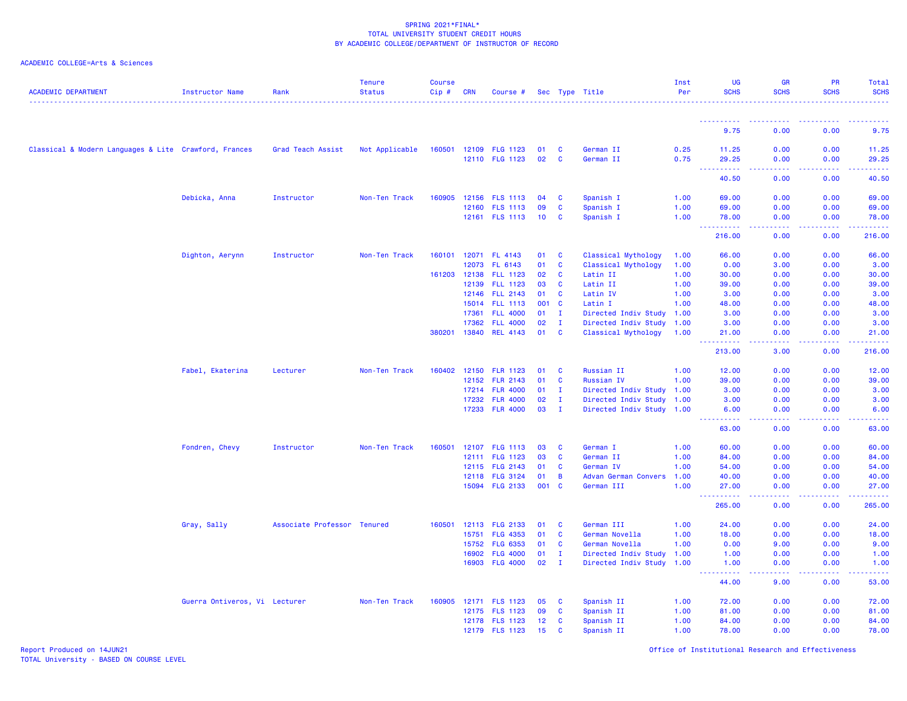SPRING 2021*FINAL*
TOTAL UNIVERSITY STUDENT CREDIT HOURS
BY ACADEMIC COLLEGE/DEPARTMENT OF INSTRUCTOR OF RECORD

ACADEMIC COLLEGE=Arts & Sciences

| ACADEMIC DEPARTMENT | Instructor Name | Rank | Tenure Status | Course Cip # | CRN | Course # | Sec | Type | Title | Inst Per | UG SCHS | GR SCHS | PR SCHS | Total SCHS |
|---|---|---|---|---|---|---|---|---|---|---|---|---|---|---|
| | | | | | | | | | | | 9.75 | 0.00 | 0.00 | 9.75 |
| Classical & Modern Languages & Lite | Crawford, Frances | Grad Teach Assist | Not Applicable | 160501 | 12109 | FLG 1123 | 01 | C | German II | 0.25 | 11.25 | 0.00 | 0.00 | 11.25 |
| | | | | | 12110 | FLG 1123 | 02 | C | German II | 0.75 | 29.25 | 0.00 | 0.00 | 29.25 |
| | | | | | | | | | | | 40.50 | 0.00 | 0.00 | 40.50 |
| | Debicka, Anna | Instructor | Non-Ten Track | 160905 | 12156 | FLS 1113 | 04 | C | Spanish I | 1.00 | 69.00 | 0.00 | 0.00 | 69.00 |
| | | | | | 12160 | FLS 1113 | 09 | C | Spanish I | 1.00 | 69.00 | 0.00 | 0.00 | 69.00 |
| | | | | | 12161 | FLS 1113 | 10 | C | Spanish I | 1.00 | 78.00 | 0.00 | 0.00 | 78.00 |
| | | | | | | | | | | | 216.00 | 0.00 | 0.00 | 216.00 |
| | Dighton, Aerynn | Instructor | Non-Ten Track | 160101 | 12071 | FL 4143 | 01 | C | Classical Mythology | 1.00 | 66.00 | 0.00 | 0.00 | 66.00 |
| | | | | | 12073 | FL 6143 | 01 | C | Classical Mythology | 1.00 | 0.00 | 3.00 | 0.00 | 3.00 |
| | | | | 161203 | 12138 | FLL 1123 | 02 | C | Latin II | 1.00 | 30.00 | 0.00 | 0.00 | 30.00 |
| | | | | | 12139 | FLL 1123 | 03 | C | Latin II | 1.00 | 39.00 | 0.00 | 0.00 | 39.00 |
| | | | | | 12146 | FLL 2143 | 01 | C | Latin IV | 1.00 | 3.00 | 0.00 | 0.00 | 3.00 |
| | | | | | 15014 | FLL 1113 | 001 | C | Latin I | 1.00 | 48.00 | 0.00 | 0.00 | 48.00 |
| | | | | | 17361 | FLL 4000 | 01 | I | Directed Indiv Study | 1.00 | 3.00 | 0.00 | 0.00 | 3.00 |
| | | | | | 17362 | FLL 4000 | 02 | I | Directed Indiv Study | 1.00 | 3.00 | 0.00 | 0.00 | 3.00 |
| | | | | 380201 | 13840 | REL 4143 | 01 | C | Classical Mythology | 1.00 | 21.00 | 0.00 | 0.00 | 21.00 |
| | | | | | | | | | | | 213.00 | 3.00 | 0.00 | 216.00 |
| | Fabel, Ekaterina | Lecturer | Non-Ten Track | 160402 | 12150 | FLR 1123 | 01 | C | Russian II | 1.00 | 12.00 | 0.00 | 0.00 | 12.00 |
| | | | | | 12152 | FLR 2143 | 01 | C | Russian IV | 1.00 | 39.00 | 0.00 | 0.00 | 39.00 |
| | | | | | 17214 | FLR 4000 | 01 | I | Directed Indiv Study | 1.00 | 3.00 | 0.00 | 0.00 | 3.00 |
| | | | | | 17232 | FLR 4000 | 02 | I | Directed Indiv Study | 1.00 | 3.00 | 0.00 | 0.00 | 3.00 |
| | | | | | 17233 | FLR 4000 | 03 | I | Directed Indiv Study | 1.00 | 6.00 | 0.00 | 0.00 | 6.00 |
| | | | | | | | | | | | 63.00 | 0.00 | 0.00 | 63.00 |
| | Fondren, Chevy | Instructor | Non-Ten Track | 160501 | 12107 | FLG 1113 | 03 | C | German I | 1.00 | 60.00 | 0.00 | 0.00 | 60.00 |
| | | | | | 12111 | FLG 1123 | 03 | C | German II | 1.00 | 84.00 | 0.00 | 0.00 | 84.00 |
| | | | | | 12115 | FLG 2143 | 01 | C | German IV | 1.00 | 54.00 | 0.00 | 0.00 | 54.00 |
| | | | | | 12118 | FLG 3124 | 01 | B | Advan German Convers | 1.00 | 40.00 | 0.00 | 0.00 | 40.00 |
| | | | | | 15094 | FLG 2133 | 001 | C | German III | 1.00 | 27.00 | 0.00 | 0.00 | 27.00 |
| | | | | | | | | | | | 265.00 | 0.00 | 0.00 | 265.00 |
| | Gray, Sally | Associate Professor | Tenured | 160501 | 12113 | FLG 2133 | 01 | C | German III | 1.00 | 24.00 | 0.00 | 0.00 | 24.00 |
| | | | | | 15751 | FLG 4353 | 01 | C | German Novella | 1.00 | 18.00 | 0.00 | 0.00 | 18.00 |
| | | | | | 15752 | FLG 6353 | 01 | C | German Novella | 1.00 | 0.00 | 9.00 | 0.00 | 9.00 |
| | | | | | 16902 | FLG 4000 | 01 | I | Directed Indiv Study | 1.00 | 1.00 | 0.00 | 0.00 | 1.00 |
| | | | | | 16903 | FLG 4000 | 02 | I | Directed Indiv Study | 1.00 | 1.00 | 0.00 | 0.00 | 1.00 |
| | | | | | | | | | | | 44.00 | 9.00 | 0.00 | 53.00 |
| | Guerra Ontiveros, Vi | Lecturer | Non-Ten Track | 160905 | 12171 | FLS 1123 | 05 | C | Spanish II | 1.00 | 72.00 | 0.00 | 0.00 | 72.00 |
| | | | | | 12175 | FLS 1123 | 09 | C | Spanish II | 1.00 | 81.00 | 0.00 | 0.00 | 81.00 |
| | | | | | 12178 | FLS 1123 | 12 | C | Spanish II | 1.00 | 84.00 | 0.00 | 0.00 | 84.00 |
| | | | | | 12179 | FLS 1123 | 15 | C | Spanish II | 1.00 | 78.00 | 0.00 | 0.00 | 78.00 |

Report Produced on 14JUN21
TOTAL University - BASED ON COURSE LEVEL

Office of Institutional Research and Effectiveness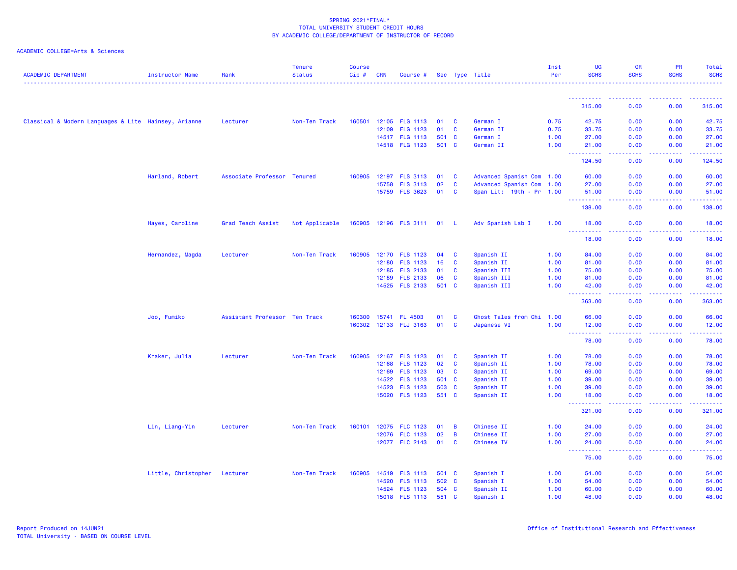SPRING 2021*FINAL*
TOTAL UNIVERSITY STUDENT CREDIT HOURS
BY ACADEMIC COLLEGE/DEPARTMENT OF INSTRUCTOR OF RECORD

ACADEMIC COLLEGE=Arts & Sciences

| ACADEMIC DEPARTMENT | Instructor Name | Rank | Tenure Status | Course Cip # | CRN | Course # | Sec | Type | Title | Inst Per | UG SCHS | GR SCHS | PR SCHS | Total SCHS |
|---|---|---|---|---|---|---|---|---|---|---|---|---|---|---|
| | | | | | | | | | | | 315.00 | 0.00 | 0.00 | 315.00 |
| Classical & Modern Languages & Lite | Hainsey, Arianne | Lecturer | Non-Ten Track | 160501 | 12105 | FLG 1113 | 01 | C | German I | 0.75 | 42.75 | 0.00 | 0.00 | 42.75 |
| | | | | | 12109 | FLG 1123 | 01 | C | German II | 0.75 | 33.75 | 0.00 | 0.00 | 33.75 |
| | | | | | 14517 | FLG 1113 | 501 | C | German I | 1.00 | 27.00 | 0.00 | 0.00 | 27.00 |
| | | | | | 14518 | FLG 1123 | 501 | C | German II | 1.00 | 21.00 | 0.00 | 0.00 | 21.00 |
| | | | | | | | | | | | 124.50 | 0.00 | 0.00 | 124.50 |
| | Harland, Robert | Associate Professor | Tenured | 160905 | 12197 | FLS 3113 | 01 | C | Advanced Spanish Com | 1.00 | 60.00 | 0.00 | 0.00 | 60.00 |
| | | | | | 15758 | FLS 3113 | 02 | C | Advanced Spanish Com | 1.00 | 27.00 | 0.00 | 0.00 | 27.00 |
| | | | | | 15759 | FLS 3623 | 01 | C | Span Lit: 19th - Pr | 1.00 | 51.00 | 0.00 | 0.00 | 51.00 |
| | | | | | | | | | | | 138.00 | 0.00 | 0.00 | 138.00 |
| | Hayes, Caroline | Grad Teach Assist | Not Applicable | 160905 | 12196 | FLS 3111 | 01 | L | Adv Spanish Lab I | 1.00 | 18.00 | 0.00 | 0.00 | 18.00 |
| | | | | | | | | | | | 18.00 | 0.00 | 0.00 | 18.00 |
| | Hernandez, Magda | Lecturer | Non-Ten Track | 160905 | 12170 | FLS 1123 | 04 | C | Spanish II | 1.00 | 84.00 | 0.00 | 0.00 | 84.00 |
| | | | | | 12180 | FLS 1123 | 16 | C | Spanish II | 1.00 | 81.00 | 0.00 | 0.00 | 81.00 |
| | | | | | 12185 | FLS 2133 | 01 | C | Spanish III | 1.00 | 75.00 | 0.00 | 0.00 | 75.00 |
| | | | | | 12189 | FLS 2133 | 06 | C | Spanish III | 1.00 | 81.00 | 0.00 | 0.00 | 81.00 |
| | | | | | 14525 | FLS 2133 | 501 | C | Spanish III | 1.00 | 42.00 | 0.00 | 0.00 | 42.00 |
| | | | | | | | | | | | 363.00 | 0.00 | 0.00 | 363.00 |
| | Joo, Fumiko | Assistant Professor | Ten Track | 160300 | 15741 | FL 4503 | 01 | C | Ghost Tales from Chi | 1.00 | 66.00 | 0.00 | 0.00 | 66.00 |
| | | | | 160302 | 12133 | FLJ 3163 | 01 | C | Japanese VI | 1.00 | 12.00 | 0.00 | 0.00 | 12.00 |
| | | | | | | | | | | | 78.00 | 0.00 | 0.00 | 78.00 |
| | Kraker, Julia | Lecturer | Non-Ten Track | 160905 | 12167 | FLS 1123 | 01 | C | Spanish II | 1.00 | 78.00 | 0.00 | 0.00 | 78.00 |
| | | | | | 12168 | FLS 1123 | 02 | C | Spanish II | 1.00 | 78.00 | 0.00 | 0.00 | 78.00 |
| | | | | | 12169 | FLS 1123 | 03 | C | Spanish II | 1.00 | 69.00 | 0.00 | 0.00 | 69.00 |
| | | | | | 14522 | FLS 1123 | 501 | C | Spanish II | 1.00 | 39.00 | 0.00 | 0.00 | 39.00 |
| | | | | | 14523 | FLS 1123 | 503 | C | Spanish II | 1.00 | 39.00 | 0.00 | 0.00 | 39.00 |
| | | | | | 15020 | FLS 1123 | 551 | C | Spanish II | 1.00 | 18.00 | 0.00 | 0.00 | 18.00 |
| | | | | | | | | | | | 321.00 | 0.00 | 0.00 | 321.00 |
| | Lin, Liang-Yin | Lecturer | Non-Ten Track | 160101 | 12075 | FLC 1123 | 01 | B | Chinese II | 1.00 | 24.00 | 0.00 | 0.00 | 24.00 |
| | | | | | 12076 | FLC 1123 | 02 | B | Chinese II | 1.00 | 27.00 | 0.00 | 0.00 | 27.00 |
| | | | | | 12077 | FLC 2143 | 01 | C | Chinese IV | 1.00 | 24.00 | 0.00 | 0.00 | 24.00 |
| | | | | | | | | | | | 75.00 | 0.00 | 0.00 | 75.00 |
| | Little, Christopher | Lecturer | Non-Ten Track | 160905 | 14519 | FLS 1113 | 501 | C | Spanish I | 1.00 | 54.00 | 0.00 | 0.00 | 54.00 |
| | | | | | 14520 | FLS 1113 | 502 | C | Spanish I | 1.00 | 54.00 | 0.00 | 0.00 | 54.00 |
| | | | | | 14524 | FLS 1123 | 504 | C | Spanish II | 1.00 | 60.00 | 0.00 | 0.00 | 60.00 |
| | | | | | 15018 | FLS 1113 | 551 | C | Spanish I | 1.00 | 48.00 | 0.00 | 0.00 | 48.00 |

Report Produced on 14JUN21
TOTAL University - BASED ON COURSE LEVEL

Office of Institutional Research and Effectiveness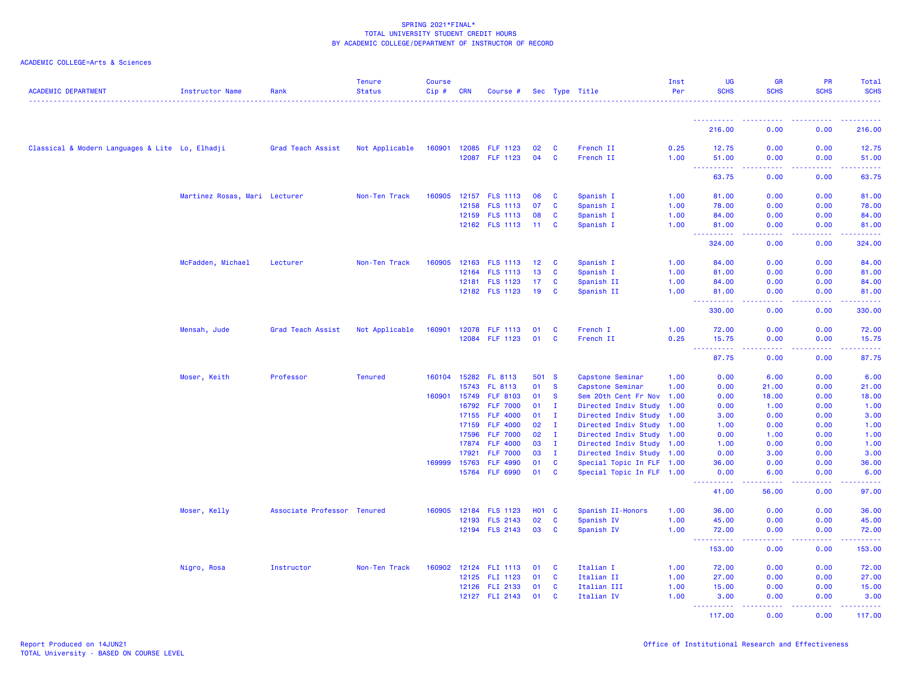SPRING 2021*FINAL*
TOTAL UNIVERSITY STUDENT CREDIT HOURS
BY ACADEMIC COLLEGE/DEPARTMENT OF INSTRUCTOR OF RECORD

ACADEMIC COLLEGE=Arts & Sciences

| ACADEMIC DEPARTMENT | Instructor Name | Rank | Tenure Status | Course Cip # | CRN | Course # | Sec | Type | Title | Inst Per | UG SCHS | GR SCHS | PR SCHS | Total SCHS |
|---|---|---|---|---|---|---|---|---|---|---|---|---|---|---|
| | | | | | | | | | | | 216.00 | 0.00 | 0.00 | 216.00 |
| Classical & Modern Languages & Lite | Lo, Elhadji | Grad Teach Assist | Not Applicable | 160901 | 12085 | FLF 1123 | 02 | C | French II | 0.25 | 12.75 | 0.00 | 0.00 | 12.75 |
| | | | | | 12087 | FLF 1123 | 04 | C | French II | 1.00 | 51.00 | 0.00 | 0.00 | 51.00 |
| | | | | | | | | | | | 63.75 | 0.00 | 0.00 | 63.75 |
| | Martinez Rosas, Mari | Lecturer | Non-Ten Track | 160905 | 12157 | FLS 1113 | 06 | C | Spanish I | 1.00 | 81.00 | 0.00 | 0.00 | 81.00 |
| | | | | | 12158 | FLS 1113 | 07 | C | Spanish I | 1.00 | 78.00 | 0.00 | 0.00 | 78.00 |
| | | | | | 12159 | FLS 1113 | 08 | C | Spanish I | 1.00 | 84.00 | 0.00 | 0.00 | 84.00 |
| | | | | | 12162 | FLS 1113 | 11 | C | Spanish I | 1.00 | 81.00 | 0.00 | 0.00 | 81.00 |
| | | | | | | | | | | | 324.00 | 0.00 | 0.00 | 324.00 |
| | McFadden, Michael | Lecturer | Non-Ten Track | 160905 | 12163 | FLS 1113 | 12 | C | Spanish I | 1.00 | 84.00 | 0.00 | 0.00 | 84.00 |
| | | | | | 12164 | FLS 1113 | 13 | C | Spanish I | 1.00 | 81.00 | 0.00 | 0.00 | 81.00 |
| | | | | | 12181 | FLS 1123 | 17 | C | Spanish II | 1.00 | 84.00 | 0.00 | 0.00 | 84.00 |
| | | | | | 12182 | FLS 1123 | 19 | C | Spanish II | 1.00 | 81.00 | 0.00 | 0.00 | 81.00 |
| | | | | | | | | | | | 330.00 | 0.00 | 0.00 | 330.00 |
| | Mensah, Jude | Grad Teach Assist | Not Applicable | 160901 | 12078 | FLF 1113 | 01 | C | French I | 1.00 | 72.00 | 0.00 | 0.00 | 72.00 |
| | | | | | 12084 | FLF 1123 | 01 | C | French II | 0.25 | 15.75 | 0.00 | 0.00 | 15.75 |
| | | | | | | | | | | | 87.75 | 0.00 | 0.00 | 87.75 |
| | Moser, Keith | Professor | Tenured | 160104 | 15282 | FL 8113 | 501 | S | Capstone Seminar | 1.00 | 0.00 | 6.00 | 0.00 | 6.00 |
| | | | | | 15743 | FL 8113 | 01 | S | Capstone Seminar | 1.00 | 0.00 | 21.00 | 0.00 | 21.00 |
| | | | | 160901 | 15749 | FLF 8103 | 01 | S | Sem 20th Cent Fr Nov | 1.00 | 0.00 | 18.00 | 0.00 | 18.00 |
| | | | | | 16792 | FLF 7000 | 01 | I | Directed Indiv Study | 1.00 | 0.00 | 1.00 | 0.00 | 1.00 |
| | | | | | 17155 | FLF 4000 | 01 | I | Directed Indiv Study | 1.00 | 3.00 | 0.00 | 0.00 | 3.00 |
| | | | | | 17159 | FLF 4000 | 02 | I | Directed Indiv Study | 1.00 | 1.00 | 0.00 | 0.00 | 1.00 |
| | | | | | 17596 | FLF 7000 | 02 | I | Directed Indiv Study | 1.00 | 0.00 | 1.00 | 0.00 | 1.00 |
| | | | | | 17874 | FLF 4000 | 03 | I | Directed Indiv Study | 1.00 | 1.00 | 0.00 | 0.00 | 1.00 |
| | | | | | 17921 | FLF 7000 | 03 | I | Directed Indiv Study | 1.00 | 0.00 | 3.00 | 0.00 | 3.00 |
| | | | | 169999 | 15763 | FLF 4990 | 01 | C | Special Topic In FLF | 1.00 | 36.00 | 0.00 | 0.00 | 36.00 |
| | | | | | 15764 | FLF 6990 | 01 | C | Special Topic In FLF | 1.00 | 0.00 | 6.00 | 0.00 | 6.00 |
| | | | | | | | | | | | 41.00 | 56.00 | 0.00 | 97.00 |
| | Moser, Kelly | Associate Professor | Tenured | 160905 | 12184 | FLS 1123 | H01 | C | Spanish II-Honors | 1.00 | 36.00 | 0.00 | 0.00 | 36.00 |
| | | | | | 12193 | FLS 2143 | 02 | C | Spanish IV | 1.00 | 45.00 | 0.00 | 0.00 | 45.00 |
| | | | | | 12194 | FLS 2143 | 03 | C | Spanish IV | 1.00 | 72.00 | 0.00 | 0.00 | 72.00 |
| | | | | | | | | | | | 153.00 | 0.00 | 0.00 | 153.00 |
| | Nigro, Rosa | Instructor | Non-Ten Track | 160902 | 12124 | FLI 1113 | 01 | C | Italian I | 1.00 | 72.00 | 0.00 | 0.00 | 72.00 |
| | | | | | 12125 | FLI 1123 | 01 | C | Italian II | 1.00 | 27.00 | 0.00 | 0.00 | 27.00 |
| | | | | | 12126 | FLI 2133 | 01 | C | Italian III | 1.00 | 15.00 | 0.00 | 0.00 | 15.00 |
| | | | | | 12127 | FLI 2143 | 01 | C | Italian IV | 1.00 | 3.00 | 0.00 | 0.00 | 3.00 |
| | | | | | | | | | | | 117.00 | 0.00 | 0.00 | 117.00 |

Report Produced on 14JUN21
TOTAL University - BASED ON COURSE LEVEL

Office of Institutional Research and Effectiveness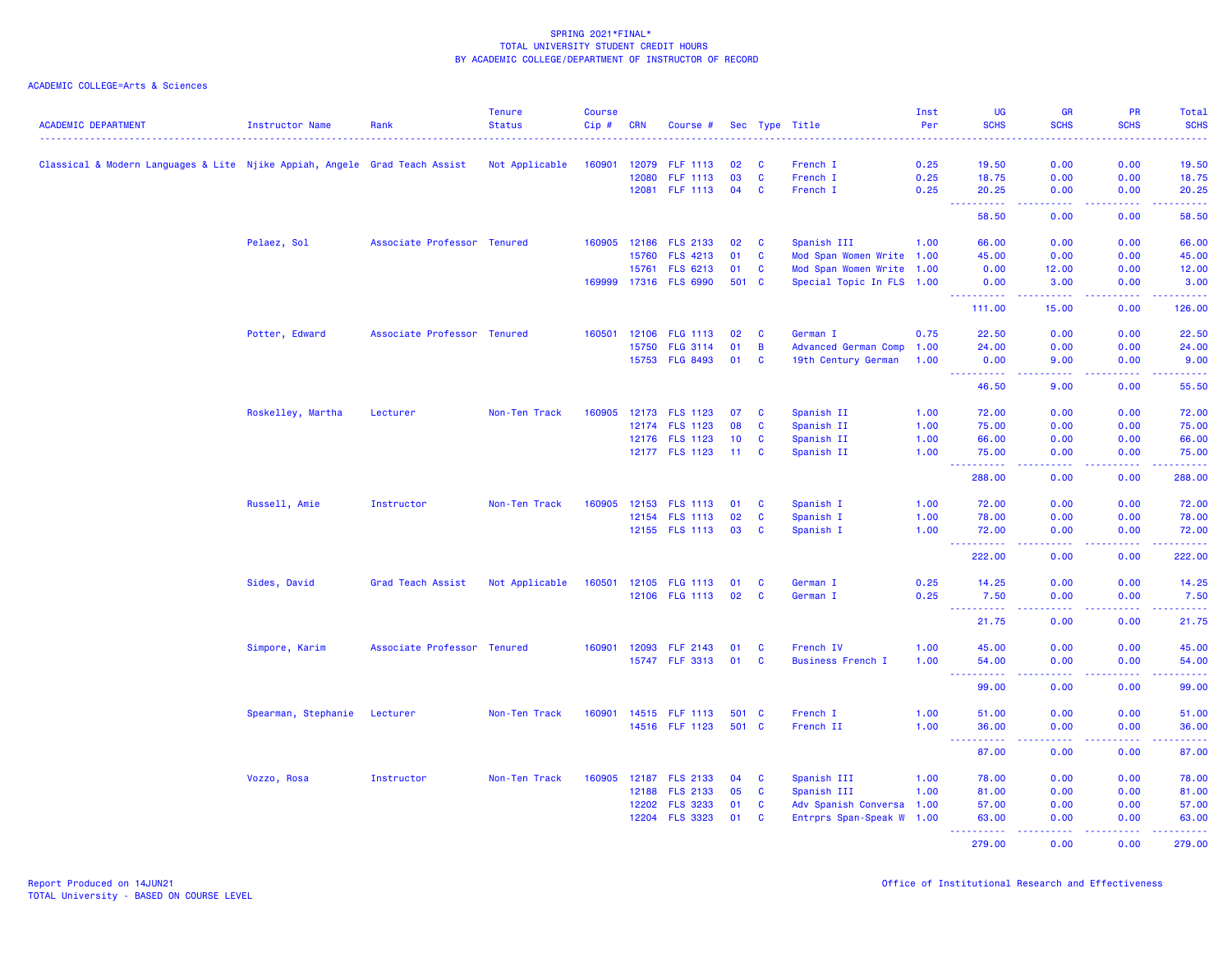SPRING 2021*FINAL*
TOTAL UNIVERSITY STUDENT CREDIT HOURS
BY ACADEMIC COLLEGE/DEPARTMENT OF INSTRUCTOR OF RECORD

ACADEMIC COLLEGE=Arts & Sciences

| ACADEMIC DEPARTMENT | Instructor Name | Rank | Tenure Status | Course Cip # | CRN | Course # | Sec | Type | Title | Inst Per | UG SCHS | GR SCHS | PR SCHS | Total SCHS |
|---|---|---|---|---|---|---|---|---|---|---|---|---|---|---|
| Classical & Modern Languages & Lite | Njike Appiah, Angele | Grad Teach Assist | Not Applicable | 160901 | 12079 | FLF 1113 | 02 | C | French I | 0.25 | 19.50 | 0.00 | 0.00 | 19.50 |
| | | | | | 12080 | FLF 1113 | 03 | C | French I | 0.25 | 18.75 | 0.00 | 0.00 | 18.75 |
| | | | | | 12081 | FLF 1113 | 04 | C | French I | 0.25 | 20.25 | 0.00 | 0.00 | 20.25 |
| | | | | | | | | | | | 58.50 | 0.00 | 0.00 | 58.50 |
| | Pelaez, Sol | Associate Professor | Tenured | 160905 | 12186 | FLS 2133 | 02 | C | Spanish III | 1.00 | 66.00 | 0.00 | 0.00 | 66.00 |
| | | | | | 15760 | FLS 4213 | 01 | C | Mod Span Women Write | 1.00 | 45.00 | 0.00 | 0.00 | 45.00 |
| | | | | | 15761 | FLS 6213 | 01 | C | Mod Span Women Write | 1.00 | 0.00 | 12.00 | 0.00 | 12.00 |
| | | | | 169999 | 17316 | FLS 6990 | 501 | C | Special Topic In FLS | 1.00 | 0.00 | 3.00 | 0.00 | 3.00 |
| | | | | | | | | | | | 111.00 | 15.00 | 0.00 | 126.00 |
| | Potter, Edward | Associate Professor | Tenured | 160501 | 12106 | FLG 1113 | 02 | C | German I | 0.75 | 22.50 | 0.00 | 0.00 | 22.50 |
| | | | | | 15750 | FLG 3114 | 01 | B | Advanced German Comp | 1.00 | 24.00 | 0.00 | 0.00 | 24.00 |
| | | | | | 15753 | FLG 8493 | 01 | C | 19th Century German | 1.00 | 0.00 | 9.00 | 0.00 | 9.00 |
| | | | | | | | | | | | 46.50 | 9.00 | 0.00 | 55.50 |
| | Roskelley, Martha | Lecturer | Non-Ten Track | 160905 | 12173 | FLS 1123 | 07 | C | Spanish II | 1.00 | 72.00 | 0.00 | 0.00 | 72.00 |
| | | | | | 12174 | FLS 1123 | 08 | C | Spanish II | 1.00 | 75.00 | 0.00 | 0.00 | 75.00 |
| | | | | | 12176 | FLS 1123 | 10 | C | Spanish II | 1.00 | 66.00 | 0.00 | 0.00 | 66.00 |
| | | | | | 12177 | FLS 1123 | 11 | C | Spanish II | 1.00 | 75.00 | 0.00 | 0.00 | 75.00 |
| | | | | | | | | | | | 288.00 | 0.00 | 0.00 | 288.00 |
| | Russell, Amie | Instructor | Non-Ten Track | 160905 | 12153 | FLS 1113 | 01 | C | Spanish I | 1.00 | 72.00 | 0.00 | 0.00 | 72.00 |
| | | | | | 12154 | FLS 1113 | 02 | C | Spanish I | 1.00 | 78.00 | 0.00 | 0.00 | 78.00 |
| | | | | | 12155 | FLS 1113 | 03 | C | Spanish I | 1.00 | 72.00 | 0.00 | 0.00 | 72.00 |
| | | | | | | | | | | | 222.00 | 0.00 | 0.00 | 222.00 |
| | Sides, David | Grad Teach Assist | Not Applicable | 160501 | 12105 | FLG 1113 | 01 | C | German I | 0.25 | 14.25 | 0.00 | 0.00 | 14.25 |
| | | | | | 12106 | FLG 1113 | 02 | C | German I | 0.25 | 7.50 | 0.00 | 0.00 | 7.50 |
| | | | | | | | | | | | 21.75 | 0.00 | 0.00 | 21.75 |
| | Simpore, Karim | Associate Professor | Tenured | 160901 | 12093 | FLF 2143 | 01 | C | French IV | 1.00 | 45.00 | 0.00 | 0.00 | 45.00 |
| | | | | | 15747 | FLF 3313 | 01 | C | Business French I | 1.00 | 54.00 | 0.00 | 0.00 | 54.00 |
| | | | | | | | | | | | 99.00 | 0.00 | 0.00 | 99.00 |
| | Spearman, Stephanie | Lecturer | Non-Ten Track | 160901 | 14515 | FLF 1113 | 501 | C | French I | 1.00 | 51.00 | 0.00 | 0.00 | 51.00 |
| | | | | | 14516 | FLF 1123 | 501 | C | French II | 1.00 | 36.00 | 0.00 | 0.00 | 36.00 |
| | | | | | | | | | | | 87.00 | 0.00 | 0.00 | 87.00 |
| | Vozzo, Rosa | Instructor | Non-Ten Track | 160905 | 12187 | FLS 2133 | 04 | C | Spanish III | 1.00 | 78.00 | 0.00 | 0.00 | 78.00 |
| | | | | | 12188 | FLS 2133 | 05 | C | Spanish III | 1.00 | 81.00 | 0.00 | 0.00 | 81.00 |
| | | | | | 12202 | FLS 3233 | 01 | C | Adv Spanish Conversa | 1.00 | 57.00 | 0.00 | 0.00 | 57.00 |
| | | | | | 12204 | FLS 3323 | 01 | C | Entrprs Span-Speak W | 1.00 | 63.00 | 0.00 | 0.00 | 63.00 |
| | | | | | | | | | | | 279.00 | 0.00 | 0.00 | 279.00 |

Report Produced on 14JUN21
TOTAL University - BASED ON COURSE LEVEL

Office of Institutional Research and Effectiveness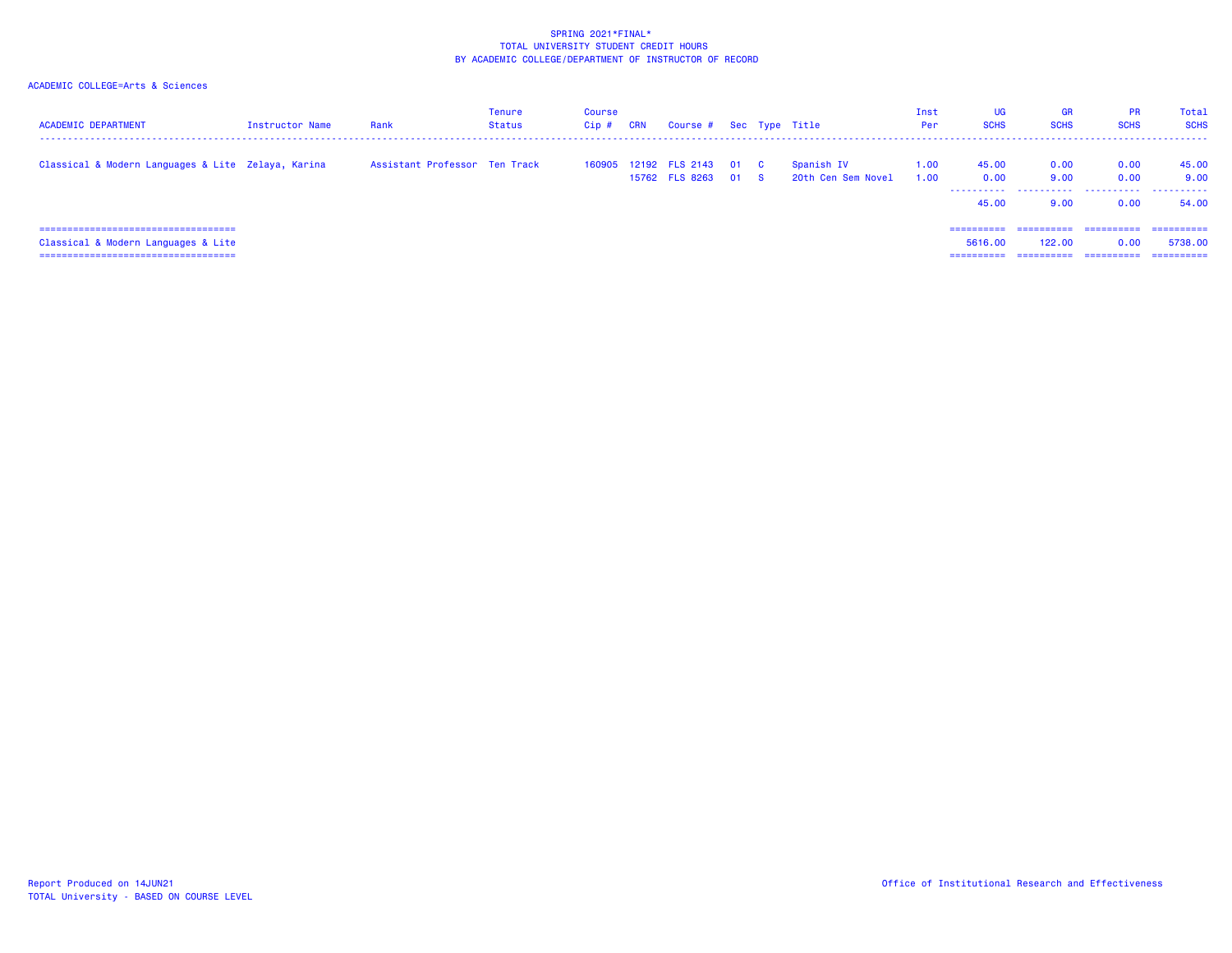SPRING 2021*FINAL*
TOTAL UNIVERSITY STUDENT CREDIT HOURS
BY ACADEMIC COLLEGE/DEPARTMENT OF INSTRUCTOR OF RECORD

ACADEMIC COLLEGE=Arts & Sciences

| ACADEMIC DEPARTMENT | Instructor Name | Rank | Tenure Status | Course Cip # | CRN | Course # | Sec | Type | Title | Inst Per | UG SCHS | GR SCHS | PR SCHS | Total SCHS |
|---|---|---|---|---|---|---|---|---|---|---|---|---|---|---|
| Classical & Modern Languages & Lite | Zelaya, Karina | Assistant Professor | Ten Track | 160905 | 12192 | FLS 2143 | 01 | C | Spanish IV | 1.00 | 45.00 | 0.00 | 0.00 | 45.00 |
| | | | | | 15762 | FLS 8263 | 01 | S | 20th Cen Sem Novel | 1.00 | 0.00 | 9.00 | 0.00 | 9.00 |
| | | | | | | | | | | | 45.00 | 9.00 | 0.00 | 54.00 |
| Classical & Modern Languages & Lite | | | | | | | | | | | 5616.00 | 122.00 | 0.00 | 5738.00 |

Report Produced on 14JUN21
TOTAL University - BASED ON COURSE LEVEL

Office of Institutional Research and Effectiveness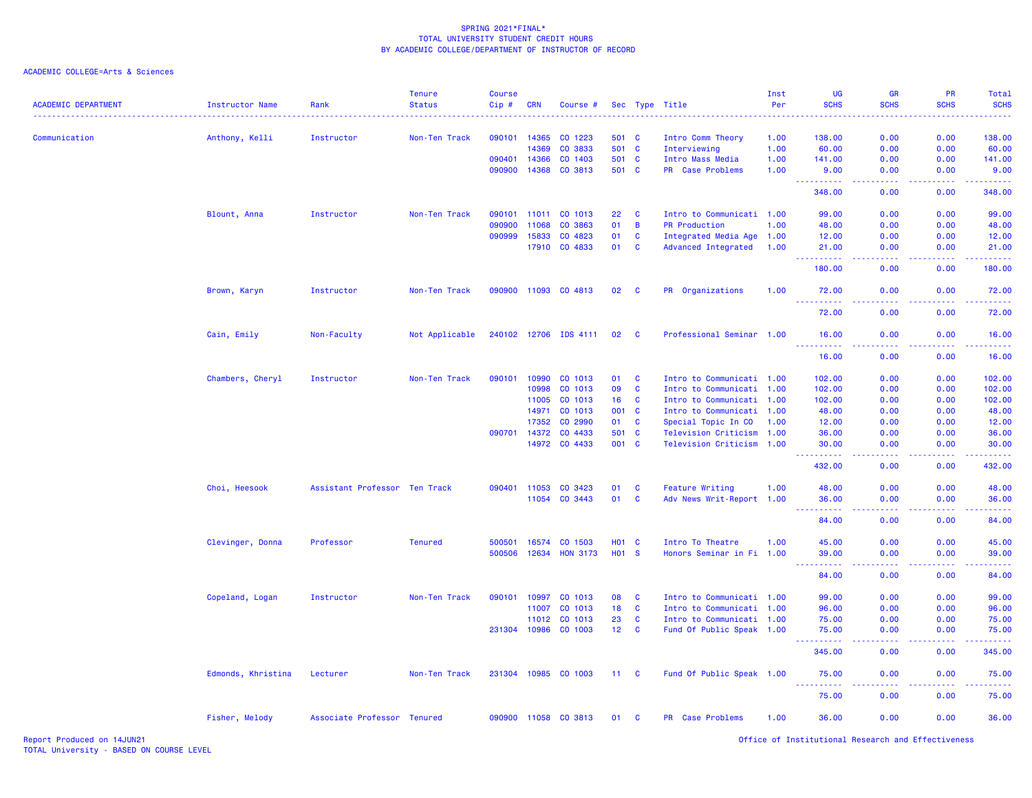SPRING 2021*FINAL*
TOTAL UNIVERSITY STUDENT CREDIT HOURS
BY ACADEMIC COLLEGE/DEPARTMENT OF INSTRUCTOR OF RECORD

ACADEMIC COLLEGE=Arts & Sciences

| ACADEMIC DEPARTMENT | Instructor Name | Rank | Tenure Status | Course Cip # | CRN | Course # | Sec | Type | Title | Inst Per | UG SCHS | GR SCHS | PR SCHS | Total SCHS |
|---|---|---|---|---|---|---|---|---|---|---|---|---|---|---|
| Communication | Anthony, Kelli | Instructor | Non-Ten Track | 090101 | 14365 | CO 1223 | 501 | C | Intro Comm Theory | 1.00 | 138.00 | 0.00 | 0.00 | 138.00 |
| | | | | | 14369 | CO 3833 | 501 | C | Interviewing | 1.00 | 60.00 | 0.00 | 0.00 | 60.00 |
| | | | | 090401 | 14366 | CO 1403 | 501 | C | Intro Mass Media | 1.00 | 141.00 | 0.00 | 0.00 | 141.00 |
| | | | | 090900 | 14368 | CO 3813 | 501 | C | PR Case Problems | 1.00 | 9.00 | 0.00 | 0.00 | 9.00 |
| | | | | | | | | | | | 348.00 | 0.00 | 0.00 | 348.00 |
| | Blount, Anna | Instructor | Non-Ten Track | 090101 | 11011 | CO 1013 | 22 | C | Intro to Communicati | 1.00 | 99.00 | 0.00 | 0.00 | 99.00 |
| | | | | 090900 | 11068 | CO 3863 | 01 | B | PR Production | 1.00 | 48.00 | 0.00 | 0.00 | 48.00 |
| | | | | 090999 | 15833 | CO 4823 | 01 | C | Integrated Media Age | 1.00 | 12.00 | 0.00 | 0.00 | 12.00 |
| | | | | | 17910 | CO 4833 | 01 | C | Advanced Integrated | 1.00 | 21.00 | 0.00 | 0.00 | 21.00 |
| | | | | | | | | | | | 180.00 | 0.00 | 0.00 | 180.00 |
| | Brown, Karyn | Instructor | Non-Ten Track | 090900 | 11093 | CO 4813 | 02 | C | PR Organizations | 1.00 | 72.00 | 0.00 | 0.00 | 72.00 |
| | | | | | | | | | | | 72.00 | 0.00 | 0.00 | 72.00 |
| | Cain, Emily | Non-Faculty | Not Applicable | 240102 | 12706 | IDS 4111 | 02 | C | Professional Seminar | 1.00 | 16.00 | 0.00 | 0.00 | 16.00 |
| | | | | | | | | | | | 16.00 | 0.00 | 0.00 | 16.00 |
| | Chambers, Cheryl | Instructor | Non-Ten Track | 090101 | 10990 | CO 1013 | 01 | C | Intro to Communicati | 1.00 | 102.00 | 0.00 | 0.00 | 102.00 |
| | | | | | 10998 | CO 1013 | 09 | C | Intro to Communicati | 1.00 | 102.00 | 0.00 | 0.00 | 102.00 |
| | | | | | 11005 | CO 1013 | 16 | C | Intro to Communicati | 1.00 | 102.00 | 0.00 | 0.00 | 102.00 |
| | | | | | 14971 | CO 1013 | 001 | C | Intro to Communicati | 1.00 | 48.00 | 0.00 | 0.00 | 48.00 |
| | | | | | 17352 | CO 2990 | 01 | C | Special Topic In CO | 1.00 | 12.00 | 0.00 | 0.00 | 12.00 |
| | | | | 090701 | 14372 | CO 4433 | 501 | C | Television Criticism | 1.00 | 36.00 | 0.00 | 0.00 | 36.00 |
| | | | | | 14972 | CO 4433 | 001 | C | Television Criticism | 1.00 | 30.00 | 0.00 | 0.00 | 30.00 |
| | | | | | | | | | | | 432.00 | 0.00 | 0.00 | 432.00 |
| | Choi, Heesook | Assistant Professor | Ten Track | 090401 | 11053 | CO 3423 | 01 | C | Feature Writing | 1.00 | 48.00 | 0.00 | 0.00 | 48.00 |
| | | | | | 11054 | CO 3443 | 01 | C | Adv News Writ-Report | 1.00 | 36.00 | 0.00 | 0.00 | 36.00 |
| | | | | | | | | | | | 84.00 | 0.00 | 0.00 | 84.00 |
| | Clevinger, Donna | Professor | Tenured | 500501 | 16574 | CO 1503 | H01 | C | Intro To Theatre | 1.00 | 45.00 | 0.00 | 0.00 | 45.00 |
| | | | | 500506 | 12634 | HON 3173 | H01 | S | Honors Seminar in Fi | 1.00 | 39.00 | 0.00 | 0.00 | 39.00 |
| | | | | | | | | | | | 84.00 | 0.00 | 0.00 | 84.00 |
| | Copeland, Logan | Instructor | Non-Ten Track | 090101 | 10997 | CO 1013 | 08 | C | Intro to Communicati | 1.00 | 99.00 | 0.00 | 0.00 | 99.00 |
| | | | | | 11007 | CO 1013 | 18 | C | Intro to Communicati | 1.00 | 96.00 | 0.00 | 0.00 | 96.00 |
| | | | | | 11012 | CO 1013 | 23 | C | Intro to Communicati | 1.00 | 75.00 | 0.00 | 0.00 | 75.00 |
| | | | | 231304 | 10986 | CO 1003 | 12 | C | Fund Of Public Speak | 1.00 | 75.00 | 0.00 | 0.00 | 75.00 |
| | | | | | | | | | | | 345.00 | 0.00 | 0.00 | 345.00 |
| | Edmonds, Khristina | Lecturer | Non-Ten Track | 231304 | 10985 | CO 1003 | 11 | C | Fund Of Public Speak | 1.00 | 75.00 | 0.00 | 0.00 | 75.00 |
| | | | | | | | | | | | 75.00 | 0.00 | 0.00 | 75.00 |
| | Fisher, Melody | Associate Professor | Tenured | 090900 | 11058 | CO 3813 | 01 | C | PR Case Problems | 1.00 | 36.00 | 0.00 | 0.00 | 36.00 |

Report Produced on 14JUN21
TOTAL University - BASED ON COURSE LEVEL

Office of Institutional Research and Effectiveness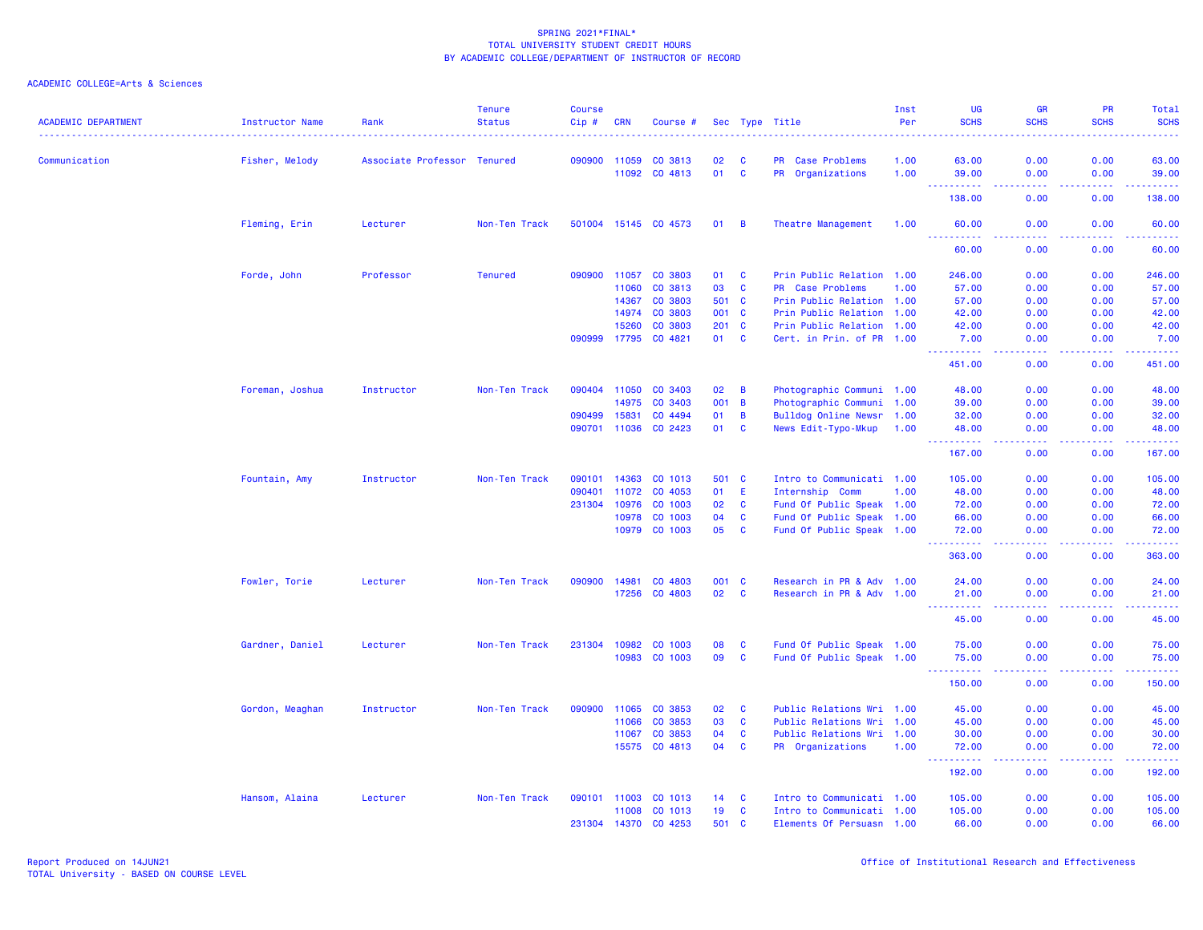SPRING 2021*FINAL*
TOTAL UNIVERSITY STUDENT CREDIT HOURS
BY ACADEMIC COLLEGE/DEPARTMENT OF INSTRUCTOR OF RECORD

ACADEMIC COLLEGE=Arts & Sciences

| ACADEMIC DEPARTMENT | Instructor Name | Rank | Tenure Status | Course Cip # | CRN | Course # | Sec | Type | Title | Inst Per | UG SCHS | GR SCHS | PR SCHS | Total SCHS |
|---|---|---|---|---|---|---|---|---|---|---|---|---|---|---|
| Communication | Fisher, Melody | Associate Professor | Tenured | 090900 | 11059 | CO 3813 | 02 | C | PR Case Problems | 1.00 | 63.00 | 0.00 | 0.00 | 63.00 |
| | | | | | 11092 | CO 4813 | 01 | C | PR Organizations | 1.00 | 39.00 | 0.00 | 0.00 | 39.00 |
| | | | | | | | | | | | 138.00 | 0.00 | 0.00 | 138.00 |
| | Fleming, Erin | Lecturer | Non-Ten Track | 501004 | 15145 | CO 4573 | 01 | B | Theatre Management | 1.00 | 60.00 | 0.00 | 0.00 | 60.00 |
| | | | | | | | | | | | 60.00 | 0.00 | 0.00 | 60.00 |
| | Forde, John | Professor | Tenured | 090900 | 11057 | CO 3803 | 01 | C | Prin Public Relation | 1.00 | 246.00 | 0.00 | 0.00 | 246.00 |
| | | | | | 11060 | CO 3813 | 03 | C | PR Case Problems | 1.00 | 57.00 | 0.00 | 0.00 | 57.00 |
| | | | | | 14367 | CO 3803 | 501 | C | Prin Public Relation | 1.00 | 57.00 | 0.00 | 0.00 | 57.00 |
| | | | | | 14974 | CO 3803 | 001 | C | Prin Public Relation | 1.00 | 42.00 | 0.00 | 0.00 | 42.00 |
| | | | | | 15260 | CO 3803 | 201 | C | Prin Public Relation | 1.00 | 42.00 | 0.00 | 0.00 | 42.00 |
| | | | | 090999 | 17795 | CO 4821 | 01 | C | Cert. in Prin. of PR | 1.00 | 7.00 | 0.00 | 0.00 | 7.00 |
| | | | | | | | | | | | 451.00 | 0.00 | 0.00 | 451.00 |
| | Foreman, Joshua | Instructor | Non-Ten Track | 090404 | 11050 | CO 3403 | 02 | B | Photographic Communi | 1.00 | 48.00 | 0.00 | 0.00 | 48.00 |
| | | | | | 14975 | CO 3403 | 001 | B | Photographic Communi | 1.00 | 39.00 | 0.00 | 0.00 | 39.00 |
| | | | | 090499 | 15831 | CO 4494 | 01 | B | Bulldog Online Newsr | 1.00 | 32.00 | 0.00 | 0.00 | 32.00 |
| | | | | 090701 | 11036 | CO 2423 | 01 | C | News Edit-Typo-Mkup | 1.00 | 48.00 | 0.00 | 0.00 | 48.00 |
| | | | | | | | | | | | 167.00 | 0.00 | 0.00 | 167.00 |
| | Fountain, Amy | Instructor | Non-Ten Track | 090101 | 14363 | CO 1013 | 501 | C | Intro to Communicati | 1.00 | 105.00 | 0.00 | 0.00 | 105.00 |
| | | | | 090401 | 11072 | CO 4053 | 01 | E | Internship Comm | 1.00 | 48.00 | 0.00 | 0.00 | 48.00 |
| | | | | 231304 | 10976 | CO 1003 | 02 | C | Fund Of Public Speak | 1.00 | 72.00 | 0.00 | 0.00 | 72.00 |
| | | | | | 10978 | CO 1003 | 04 | C | Fund Of Public Speak | 1.00 | 66.00 | 0.00 | 0.00 | 66.00 |
| | | | | | 10979 | CO 1003 | 05 | C | Fund Of Public Speak | 1.00 | 72.00 | 0.00 | 0.00 | 72.00 |
| | | | | | | | | | | | 363.00 | 0.00 | 0.00 | 363.00 |
| | Fowler, Torie | Lecturer | Non-Ten Track | 090900 | 14981 | CO 4803 | 001 | C | Research in PR & Adv | 1.00 | 24.00 | 0.00 | 0.00 | 24.00 |
| | | | | | 17256 | CO 4803 | 02 | C | Research in PR & Adv | 1.00 | 21.00 | 0.00 | 0.00 | 21.00 |
| | | | | | | | | | | | 45.00 | 0.00 | 0.00 | 45.00 |
| | Gardner, Daniel | Lecturer | Non-Ten Track | 231304 | 10982 | CO 1003 | 08 | C | Fund Of Public Speak | 1.00 | 75.00 | 0.00 | 0.00 | 75.00 |
| | | | | | 10983 | CO 1003 | 09 | C | Fund Of Public Speak | 1.00 | 75.00 | 0.00 | 0.00 | 75.00 |
| | | | | | | | | | | | 150.00 | 0.00 | 0.00 | 150.00 |
| | Gordon, Meaghan | Instructor | Non-Ten Track | 090900 | 11065 | CO 3853 | 02 | C | Public Relations Wri | 1.00 | 45.00 | 0.00 | 0.00 | 45.00 |
| | | | | | 11066 | CO 3853 | 03 | C | Public Relations Wri | 1.00 | 45.00 | 0.00 | 0.00 | 45.00 |
| | | | | | 11067 | CO 3853 | 04 | C | Public Relations Wri | 1.00 | 30.00 | 0.00 | 0.00 | 30.00 |
| | | | | | 15575 | CO 4813 | 04 | C | PR Organizations | 1.00 | 72.00 | 0.00 | 0.00 | 72.00 |
| | | | | | | | | | | | 192.00 | 0.00 | 0.00 | 192.00 |
| | Hansom, Alaina | Lecturer | Non-Ten Track | 090101 | 11003 | CO 1013 | 14 | C | Intro to Communicati | 1.00 | 105.00 | 0.00 | 0.00 | 105.00 |
| | | | | | 11008 | CO 1013 | 19 | C | Intro to Communicati | 1.00 | 105.00 | 0.00 | 0.00 | 105.00 |
| | | | | 231304 | 14370 | CO 4253 | 501 | C | Elements Of Persuasn | 1.00 | 66.00 | 0.00 | 0.00 | 66.00 |

Report Produced on 14JUN21
TOTAL University - BASED ON COURSE LEVEL

Office of Institutional Research and Effectiveness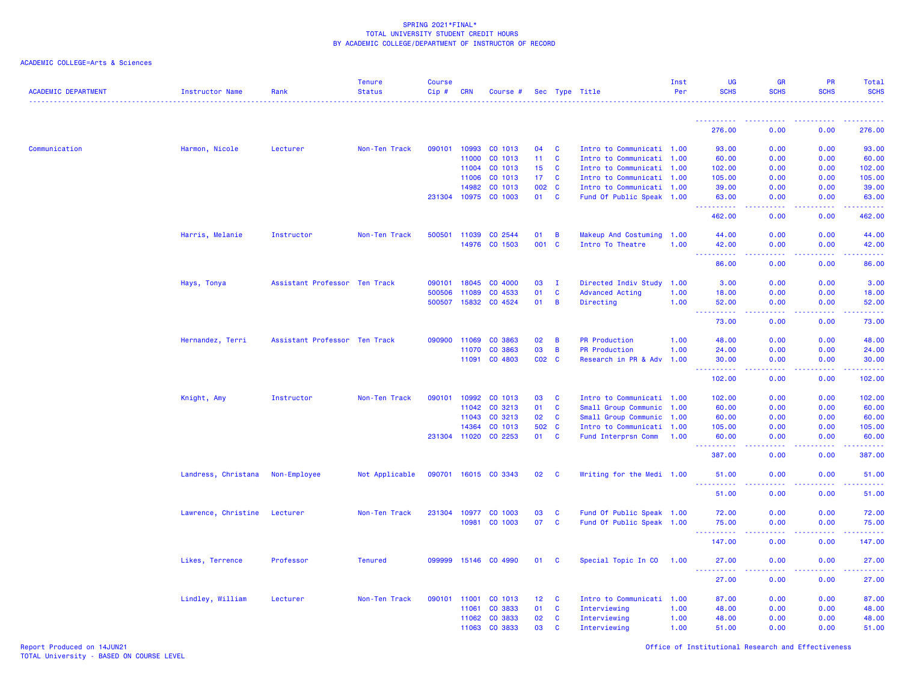SPRING 2021*FINAL*
TOTAL UNIVERSITY STUDENT CREDIT HOURS
BY ACADEMIC COLLEGE/DEPARTMENT OF INSTRUCTOR OF RECORD

ACADEMIC COLLEGE=Arts & Sciences

| ACADEMIC DEPARTMENT | Instructor Name | Rank | Tenure Status | Course Cip # | CRN | Course # | Sec | Type | Title | Inst Per | UG SCHS | GR SCHS | PR SCHS | Total SCHS |
|---|---|---|---|---|---|---|---|---|---|---|---|---|---|---|
| | | | | | | | | | | | 276.00 | 0.00 | 0.00 | 276.00 |
| Communication | Harmon, Nicole | Lecturer | Non-Ten Track | 090101 | 10993 | CO 1013 | 04 | C | Intro to Communicati | 1.00 | 93.00 | 0.00 | 0.00 | 93.00 |
| | | | | | 11000 | CO 1013 | 11 | C | Intro to Communicati | 1.00 | 60.00 | 0.00 | 0.00 | 60.00 |
| | | | | | 11004 | CO 1013 | 15 | C | Intro to Communicati | 1.00 | 102.00 | 0.00 | 0.00 | 102.00 |
| | | | | | 11006 | CO 1013 | 17 | C | Intro to Communicati | 1.00 | 105.00 | 0.00 | 0.00 | 105.00 |
| | | | | | 14982 | CO 1013 | 002 | C | Intro to Communicati | 1.00 | 39.00 | 0.00 | 0.00 | 39.00 |
| | | | | 231304 | 10975 | CO 1003 | 01 | C | Fund Of Public Speak | 1.00 | 63.00 | 0.00 | 0.00 | 63.00 |
| | | | | | | | | | | | 462.00 | 0.00 | 0.00 | 462.00 |
| | Harris, Melanie | Instructor | Non-Ten Track | 500501 | 11039 | CO 2544 | 01 | B | Makeup And Costuming | 1.00 | 44.00 | 0.00 | 0.00 | 44.00 |
| | | | | | 14976 | CO 1503 | 001 | C | Intro To Theatre | 1.00 | 42.00 | 0.00 | 0.00 | 42.00 |
| | | | | | | | | | | | 86.00 | 0.00 | 0.00 | 86.00 |
| | Hays, Tonya | Assistant Professor | Ten Track | 090101 | 18045 | CO 4000 | 03 | I | Directed Indiv Study | 1.00 | 3.00 | 0.00 | 0.00 | 3.00 |
| | | | | 500506 | 11089 | CO 4533 | 01 | C | Advanced Acting | 1.00 | 18.00 | 0.00 | 0.00 | 18.00 |
| | | | | 500507 | 15832 | CO 4524 | 01 | B | Directing | 1.00 | 52.00 | 0.00 | 0.00 | 52.00 |
| | | | | | | | | | | | 73.00 | 0.00 | 0.00 | 73.00 |
| | Hernandez, Terri | Assistant Professor | Ten Track | 090900 | 11069 | CO 3863 | 02 | B | PR Production | 1.00 | 48.00 | 0.00 | 0.00 | 48.00 |
| | | | | | 11070 | CO 3863 | 03 | B | PR Production | 1.00 | 24.00 | 0.00 | 0.00 | 24.00 |
| | | | | | 11091 | CO 4803 | C02 | C | Research in PR & Adv | 1.00 | 30.00 | 0.00 | 0.00 | 30.00 |
| | | | | | | | | | | | 102.00 | 0.00 | 0.00 | 102.00 |
| | Knight, Amy | Instructor | Non-Ten Track | 090101 | 10992 | CO 1013 | 03 | C | Intro to Communicati | 1.00 | 102.00 | 0.00 | 0.00 | 102.00 |
| | | | | | 11042 | CO 3213 | 01 | C | Small Group Communic | 1.00 | 60.00 | 0.00 | 0.00 | 60.00 |
| | | | | | 11043 | CO 3213 | 02 | C | Small Group Communic | 1.00 | 60.00 | 0.00 | 0.00 | 60.00 |
| | | | | | 14364 | CO 1013 | 502 | C | Intro to Communicati | 1.00 | 105.00 | 0.00 | 0.00 | 105.00 |
| | | | | 231304 | 11020 | CO 2253 | 01 | C | Fund Interprsn Comm | 1.00 | 60.00 | 0.00 | 0.00 | 60.00 |
| | | | | | | | | | | | 387.00 | 0.00 | 0.00 | 387.00 |
| | Landress, Christana | Non-Employee | Not Applicable | 090701 | 16015 | CO 3343 | 02 | C | Writing for the Medi | 1.00 | 51.00 | 0.00 | 0.00 | 51.00 |
| | | | | | | | | | | | 51.00 | 0.00 | 0.00 | 51.00 |
| | Lawrence, Christine | Lecturer | Non-Ten Track | 231304 | 10977 | CO 1003 | 03 | C | Fund Of Public Speak | 1.00 | 72.00 | 0.00 | 0.00 | 72.00 |
| | | | | | 10981 | CO 1003 | 07 | C | Fund Of Public Speak | 1.00 | 75.00 | 0.00 | 0.00 | 75.00 |
| | | | | | | | | | | | 147.00 | 0.00 | 0.00 | 147.00 |
| | Likes, Terrence | Professor | Tenured | 099999 | 15146 | CO 4990 | 01 | C | Special Topic In CO | 1.00 | 27.00 | 0.00 | 0.00 | 27.00 |
| | | | | | | | | | | | 27.00 | 0.00 | 0.00 | 27.00 |
| | Lindley, William | Lecturer | Non-Ten Track | 090101 | 11001 | CO 1013 | 12 | C | Intro to Communicati | 1.00 | 87.00 | 0.00 | 0.00 | 87.00 |
| | | | | | 11061 | CO 3833 | 01 | C | Interviewing | 1.00 | 48.00 | 0.00 | 0.00 | 48.00 |
| | | | | | 11062 | CO 3833 | 02 | C | Interviewing | 1.00 | 48.00 | 0.00 | 0.00 | 48.00 |
| | | | | | 11063 | CO 3833 | 03 | C | Interviewing | 1.00 | 51.00 | 0.00 | 0.00 | 51.00 |

Report Produced on 14JUN21
TOTAL University - BASED ON COURSE LEVEL

Office of Institutional Research and Effectiveness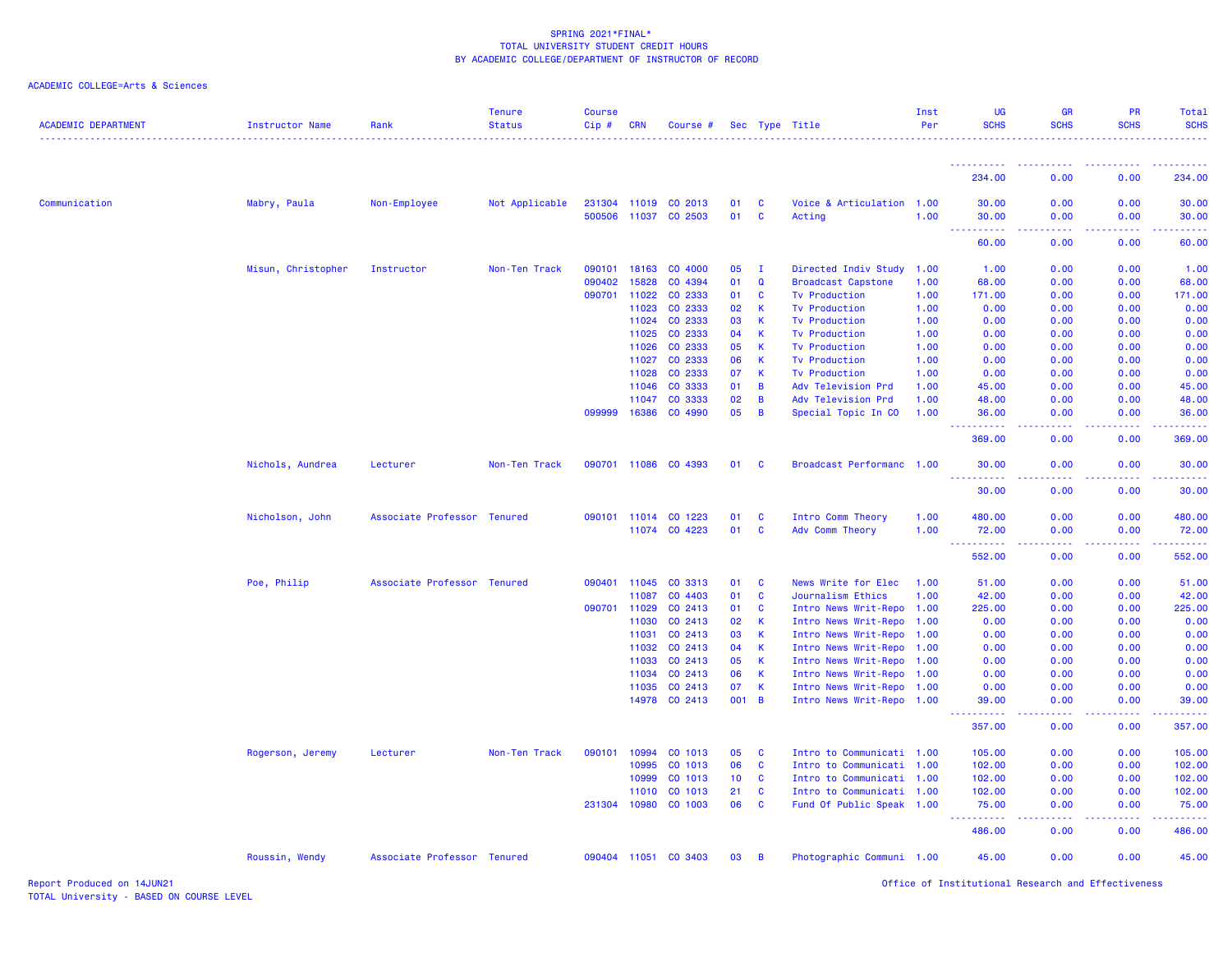SPRING 2021*FINAL*
TOTAL UNIVERSITY STUDENT CREDIT HOURS
BY ACADEMIC COLLEGE/DEPARTMENT OF INSTRUCTOR OF RECORD

ACADEMIC COLLEGE=Arts & Sciences

| ACADEMIC DEPARTMENT | Instructor Name | Rank | Tenure Status | Course Cip # | CRN | Course # | Sec | Type | Title | Inst Per | UG SCHS | GR SCHS | PR SCHS | Total SCHS |
|---|---|---|---|---|---|---|---|---|---|---|---|---|---|---|
| | | | | | | | | | | | 234.00 | 0.00 | 0.00 | 234.00 |
| Communication | Mabry, Paula | Non-Employee | Not Applicable | 231304 | 11019 | CO 2013 | 01 | C | Voice & Articulation | 1.00 | 30.00 | 0.00 | 0.00 | 30.00 |
| | | | | 500506 | 11037 | CO 2503 | 01 | C | Acting | 1.00 | 30.00 | 0.00 | 0.00 | 30.00 |
| | | | | | | | | | | | 60.00 | 0.00 | 0.00 | 60.00 |
| | Misun, Christopher | Instructor | Non-Ten Track | 090101 | 18163 | CO 4000 | 05 | I | Directed Indiv Study | 1.00 | 1.00 | 0.00 | 0.00 | 1.00 |
| | | | | 090402 | 15828 | CO 4394 | 01 | Q | Broadcast Capstone | 1.00 | 68.00 | 0.00 | 0.00 | 68.00 |
| | | | | 090701 | 11022 | CO 2333 | 01 | C | Tv Production | 1.00 | 171.00 | 0.00 | 0.00 | 171.00 |
| | | | | | 11023 | CO 2333 | 02 | K | Tv Production | 1.00 | 0.00 | 0.00 | 0.00 | 0.00 |
| | | | | | 11024 | CO 2333 | 03 | K | Tv Production | 1.00 | 0.00 | 0.00 | 0.00 | 0.00 |
| | | | | | 11025 | CO 2333 | 04 | K | Tv Production | 1.00 | 0.00 | 0.00 | 0.00 | 0.00 |
| | | | | | 11026 | CO 2333 | 05 | K | Tv Production | 1.00 | 0.00 | 0.00 | 0.00 | 0.00 |
| | | | | | 11027 | CO 2333 | 06 | K | Tv Production | 1.00 | 0.00 | 0.00 | 0.00 | 0.00 |
| | | | | | 11028 | CO 2333 | 07 | K | Tv Production | 1.00 | 0.00 | 0.00 | 0.00 | 0.00 |
| | | | | | 11046 | CO 3333 | 01 | B | Adv Television Prd | 1.00 | 45.00 | 0.00 | 0.00 | 45.00 |
| | | | | | 11047 | CO 3333 | 02 | B | Adv Television Prd | 1.00 | 48.00 | 0.00 | 0.00 | 48.00 |
| | | | | 099999 | 16386 | CO 4990 | 05 | B | Special Topic In CO | 1.00 | 36.00 | 0.00 | 0.00 | 36.00 |
| | | | | | | | | | | | 369.00 | 0.00 | 0.00 | 369.00 |
| | Nichols, Aundrea | Lecturer | Non-Ten Track | 090701 | 11086 | CO 4393 | 01 | C | Broadcast Performanc | 1.00 | 30.00 | 0.00 | 0.00 | 30.00 |
| | | | | | | | | | | | 30.00 | 0.00 | 0.00 | 30.00 |
| | Nicholson, John | Associate Professor | Tenured | 090101 | 11014 | CO 1223 | 01 | C | Intro Comm Theory | 1.00 | 480.00 | 0.00 | 0.00 | 480.00 |
| | | | | | 11074 | CO 4223 | 01 | C | Adv Comm Theory | 1.00 | 72.00 | 0.00 | 0.00 | 72.00 |
| | | | | | | | | | | | 552.00 | 0.00 | 0.00 | 552.00 |
| | Poe, Philip | Associate Professor | Tenured | 090401 | 11045 | CO 3313 | 01 | C | News Write for Elec | 1.00 | 51.00 | 0.00 | 0.00 | 51.00 |
| | | | | | 11087 | CO 4403 | 01 | C | Journalism Ethics | 1.00 | 42.00 | 0.00 | 0.00 | 42.00 |
| | | | | 090701 | 11029 | CO 2413 | 01 | C | Intro News Writ-Repo | 1.00 | 225.00 | 0.00 | 0.00 | 225.00 |
| | | | | | 11030 | CO 2413 | 02 | K | Intro News Writ-Repo | 1.00 | 0.00 | 0.00 | 0.00 | 0.00 |
| | | | | | 11031 | CO 2413 | 03 | K | Intro News Writ-Repo | 1.00 | 0.00 | 0.00 | 0.00 | 0.00 |
| | | | | | 11032 | CO 2413 | 04 | K | Intro News Writ-Repo | 1.00 | 0.00 | 0.00 | 0.00 | 0.00 |
| | | | | | 11033 | CO 2413 | 05 | K | Intro News Writ-Repo | 1.00 | 0.00 | 0.00 | 0.00 | 0.00 |
| | | | | | 11034 | CO 2413 | 06 | K | Intro News Writ-Repo | 1.00 | 0.00 | 0.00 | 0.00 | 0.00 |
| | | | | | 11035 | CO 2413 | 07 | K | Intro News Writ-Repo | 1.00 | 0.00 | 0.00 | 0.00 | 0.00 |
| | | | | | 14978 | CO 2413 | 001 | B | Intro News Writ-Repo | 1.00 | 39.00 | 0.00 | 0.00 | 39.00 |
| | | | | | | | | | | | 357.00 | 0.00 | 0.00 | 357.00 |
| | Rogerson, Jeremy | Lecturer | Non-Ten Track | 090101 | 10994 | CO 1013 | 05 | C | Intro to Communicati | 1.00 | 105.00 | 0.00 | 0.00 | 105.00 |
| | | | | | 10995 | CO 1013 | 06 | C | Intro to Communicati | 1.00 | 102.00 | 0.00 | 0.00 | 102.00 |
| | | | | | 10999 | CO 1013 | 10 | C | Intro to Communicati | 1.00 | 102.00 | 0.00 | 0.00 | 102.00 |
| | | | | | 11010 | CO 1013 | 21 | C | Intro to Communicati | 1.00 | 102.00 | 0.00 | 0.00 | 102.00 |
| | | | | 231304 | 10980 | CO 1003 | 06 | C | Fund Of Public Speak | 1.00 | 75.00 | 0.00 | 0.00 | 75.00 |
| | | | | | | | | | | | 486.00 | 0.00 | 0.00 | 486.00 |
| | Roussin, Wendy | Associate Professor | Tenured | 090404 | 11051 | CO 3403 | 03 | B | Photographic Communi | 1.00 | 45.00 | 0.00 | 0.00 | 45.00 |

Report Produced on 14JUN21
TOTAL University - BASED ON COURSE LEVEL
Office of Institutional Research and Effectiveness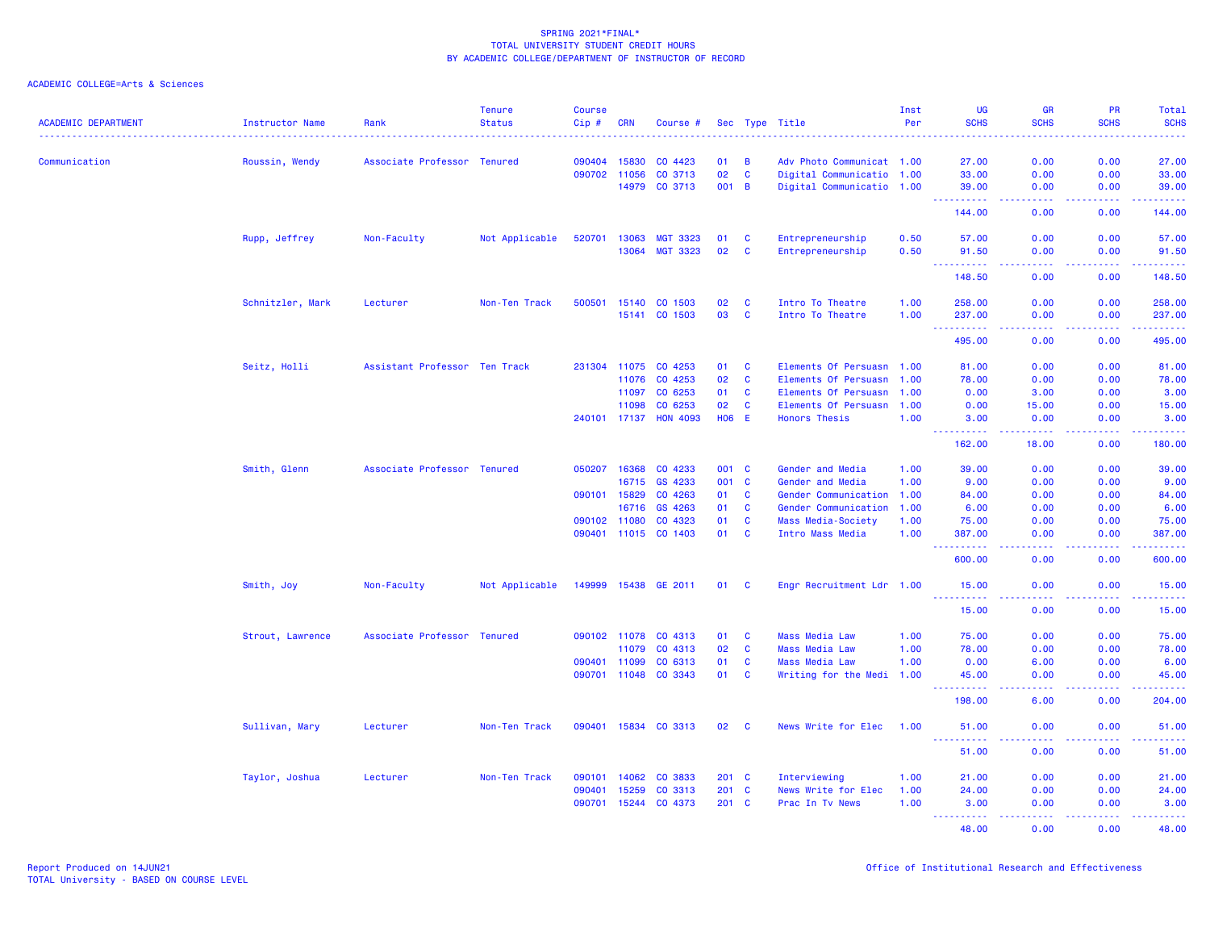SPRING 2021*FINAL*
TOTAL UNIVERSITY STUDENT CREDIT HOURS
BY ACADEMIC COLLEGE/DEPARTMENT OF INSTRUCTOR OF RECORD

ACADEMIC COLLEGE=Arts & Sciences

| ACADEMIC DEPARTMENT | Instructor Name | Rank | Tenure Status | Course Cip # | CRN | Course # | Sec | Type | Title | Inst Per | UG SCHS | GR SCHS | PR SCHS | Total SCHS |
|---|---|---|---|---|---|---|---|---|---|---|---|---|---|---|
| Communication | Roussin, Wendy | Associate Professor | Tenured | 090404 | 15830 | CO 4423 | 01 | B | Adv Photo Communicat | 1.00 | 27.00 | 0.00 | 0.00 | 27.00 |
| | | | | 090702 | 11056 | CO 3713 | 02 | C | Digital Communicatio | 1.00 | 33.00 | 0.00 | 0.00 | 33.00 |
| | | | | | 14979 | CO 3713 | 001 | B | Digital Communicatio | 1.00 | 39.00 | 0.00 | 0.00 | 39.00 |
| | | | | | | | | | | | 144.00 | 0.00 | 0.00 | 144.00 |
| | Rupp, Jeffrey | Non-Faculty | Not Applicable | 520701 | 13063 | MGT 3323 | 01 | C | Entrepreneurship | 0.50 | 57.00 | 0.00 | 0.00 | 57.00 |
| | | | | | 13064 | MGT 3323 | 02 | C | Entrepreneurship | 0.50 | 91.50 | 0.00 | 0.00 | 91.50 |
| | | | | | | | | | | | 148.50 | 0.00 | 0.00 | 148.50 |
| | Schnitzler, Mark | Lecturer | Non-Ten Track | 500501 | 15140 | CO 1503 | 02 | C | Intro To Theatre | 1.00 | 258.00 | 0.00 | 0.00 | 258.00 |
| | | | | | 15141 | CO 1503 | 03 | C | Intro To Theatre | 1.00 | 237.00 | 0.00 | 0.00 | 237.00 |
| | | | | | | | | | | | 495.00 | 0.00 | 0.00 | 495.00 |
| | Seitz, Holli | Assistant Professor | Ten Track | 231304 | 11075 | CO 4253 | 01 | C | Elements Of Persuasn | 1.00 | 81.00 | 0.00 | 0.00 | 81.00 |
| | | | | | 11076 | CO 4253 | 02 | C | Elements Of Persuasn | 1.00 | 78.00 | 0.00 | 0.00 | 78.00 |
| | | | | | 11097 | CO 6253 | 01 | C | Elements Of Persuasn | 1.00 | 0.00 | 3.00 | 0.00 | 3.00 |
| | | | | | 11098 | CO 6253 | 02 | C | Elements Of Persuasn | 1.00 | 0.00 | 15.00 | 0.00 | 15.00 |
| | | | | 240101 | 17137 | HON 4093 | H06 | E | Honors Thesis | 1.00 | 3.00 | 0.00 | 0.00 | 3.00 |
| | | | | | | | | | | | 162.00 | 18.00 | 0.00 | 180.00 |
| | Smith, Glenn | Associate Professor | Tenured | 050207 | 16368 | CO 4233 | 001 | C | Gender and Media | 1.00 | 39.00 | 0.00 | 0.00 | 39.00 |
| | | | | | 16715 | GS 4233 | 001 | C | Gender and Media | 1.00 | 9.00 | 0.00 | 0.00 | 9.00 |
| | | | | 090101 | 15829 | CO 4263 | 01 | C | Gender Communication | 1.00 | 84.00 | 0.00 | 0.00 | 84.00 |
| | | | | | 16716 | GS 4263 | 01 | C | Gender Communication | 1.00 | 6.00 | 0.00 | 0.00 | 6.00 |
| | | | | 090102 | 11080 | CO 4323 | 01 | C | Mass Media-Society | 1.00 | 75.00 | 0.00 | 0.00 | 75.00 |
| | | | | 090401 | 11015 | CO 1403 | 01 | C | Intro Mass Media | 1.00 | 387.00 | 0.00 | 0.00 | 387.00 |
| | | | | | | | | | | | 600.00 | 0.00 | 0.00 | 600.00 |
| | Smith, Joy | Non-Faculty | Not Applicable | 149999 | 15438 | GE 2011 | 01 | C | Engr Recruitment Ldr | 1.00 | 15.00 | 0.00 | 0.00 | 15.00 |
| | | | | | | | | | | | 15.00 | 0.00 | 0.00 | 15.00 |
| | Strout, Lawrence | Associate Professor | Tenured | 090102 | 11078 | CO 4313 | 01 | C | Mass Media Law | 1.00 | 75.00 | 0.00 | 0.00 | 75.00 |
| | | | | | 11079 | CO 4313 | 02 | C | Mass Media Law | 1.00 | 78.00 | 0.00 | 0.00 | 78.00 |
| | | | | 090401 | 11099 | CO 6313 | 01 | C | Mass Media Law | 1.00 | 0.00 | 6.00 | 0.00 | 6.00 |
| | | | | 090701 | 11048 | CO 3343 | 01 | C | Writing for the Medi | 1.00 | 45.00 | 0.00 | 0.00 | 45.00 |
| | | | | | | | | | | | 198.00 | 6.00 | 0.00 | 204.00 |
| | Sullivan, Mary | Lecturer | Non-Ten Track | 090401 | 15834 | CO 3313 | 02 | C | News Write for Elec | 1.00 | 51.00 | 0.00 | 0.00 | 51.00 |
| | | | | | | | | | | | 51.00 | 0.00 | 0.00 | 51.00 |
| | Taylor, Joshua | Lecturer | Non-Ten Track | 090101 | 14062 | CO 3833 | 201 | C | Interviewing | 1.00 | 21.00 | 0.00 | 0.00 | 21.00 |
| | | | | 090401 | 15259 | CO 3313 | 201 | C | News Write for Elec | 1.00 | 24.00 | 0.00 | 0.00 | 24.00 |
| | | | | 090701 | 15244 | CO 4373 | 201 | C | Prac In Tv News | 1.00 | 3.00 | 0.00 | 0.00 | 3.00 |
| | | | | | | | | | | | 48.00 | 0.00 | 0.00 | 48.00 |

Report Produced on 14JUN21
TOTAL University - BASED ON COURSE LEVEL

Office of Institutional Research and Effectiveness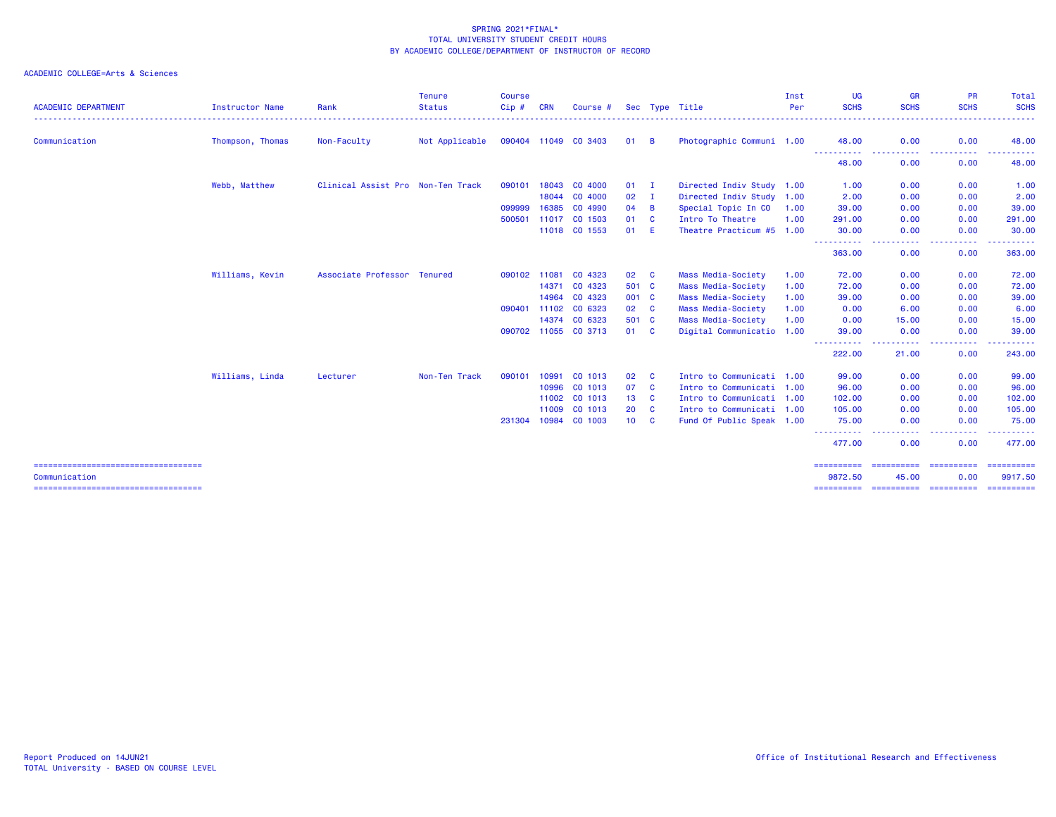SPRING 2021*FINAL*
TOTAL UNIVERSITY STUDENT CREDIT HOURS
BY ACADEMIC COLLEGE/DEPARTMENT OF INSTRUCTOR OF RECORD

ACADEMIC COLLEGE=Arts & Sciences

| ACADEMIC DEPARTMENT | Instructor Name | Rank | Tenure Status | Course Cip # | CRN | Course # | Sec | Type | Title | Inst Per | UG SCHS | GR SCHS | PR SCHS | Total SCHS |
|---|---|---|---|---|---|---|---|---|---|---|---|---|---|---|
| Communication | Thompson, Thomas | Non-Faculty | Not Applicable | 090404 | 11049 | CO 3403 | 01 | B | Photographic Communi | 1.00 | 48.00 | 0.00 | 0.00 | 48.00 |
| | | | | | | | | | | | 48.00 | 0.00 | 0.00 | 48.00 |
| | Webb, Matthew | Clinical Assist Pro | Non-Ten Track | 090101 | 18043 | CO 4000 | 01 | I | Directed Indiv Study | 1.00 | 1.00 | 0.00 | 0.00 | 1.00 |
| | | | | | 18044 | CO 4000 | 02 | I | Directed Indiv Study | 1.00 | 2.00 | 0.00 | 0.00 | 2.00 |
| | | | | 099999 | 16385 | CO 4990 | 04 | B | Special Topic In CO | 1.00 | 39.00 | 0.00 | 0.00 | 39.00 |
| | | | | 500501 | 11017 | CO 1503 | 01 | C | Intro To Theatre | 1.00 | 291.00 | 0.00 | 0.00 | 291.00 |
| | | | | | 11018 | CO 1553 | 01 | E | Theatre Practicum #5 | 1.00 | 30.00 | 0.00 | 0.00 | 30.00 |
| | | | | | | | | | | | 363.00 | 0.00 | 0.00 | 363.00 |
| | Williams, Kevin | Associate Professor | Tenured | 090102 | 11081 | CO 4323 | 02 | C | Mass Media-Society | 1.00 | 72.00 | 0.00 | 0.00 | 72.00 |
| | | | | | 14371 | CO 4323 | 501 | C | Mass Media-Society | 1.00 | 72.00 | 0.00 | 0.00 | 72.00 |
| | | | | | 14964 | CO 4323 | 001 | C | Mass Media-Society | 1.00 | 39.00 | 0.00 | 0.00 | 39.00 |
| | | | | 090401 | 11102 | CO 6323 | 02 | C | Mass Media-Society | 1.00 | 0.00 | 6.00 | 0.00 | 6.00 |
| | | | | | 14374 | CO 6323 | 501 | C | Mass Media-Society | 1.00 | 0.00 | 15.00 | 0.00 | 15.00 |
| | | | | 090702 | 11055 | CO 3713 | 01 | C | Digital Communicatio | 1.00 | 39.00 | 0.00 | 0.00 | 39.00 |
| | | | | | | | | | | | 222.00 | 21.00 | 0.00 | 243.00 |
| | Williams, Linda | Lecturer | Non-Ten Track | 090101 | 10991 | CO 1013 | 02 | C | Intro to Communicati | 1.00 | 99.00 | 0.00 | 0.00 | 99.00 |
| | | | | | 10996 | CO 1013 | 07 | C | Intro to Communicati | 1.00 | 96.00 | 0.00 | 0.00 | 96.00 |
| | | | | | 11002 | CO 1013 | 13 | C | Intro to Communicati | 1.00 | 102.00 | 0.00 | 0.00 | 102.00 |
| | | | | | 11009 | CO 1013 | 20 | C | Intro to Communicati | 1.00 | 105.00 | 0.00 | 0.00 | 105.00 |
| | | | | 231304 | 10984 | CO 1003 | 10 | C | Fund Of Public Speak | 1.00 | 75.00 | 0.00 | 0.00 | 75.00 |
| | | | | | | | | | | | 477.00 | 0.00 | 0.00 | 477.00 |
| Communication | | | | | | | | | | | 9872.50 | 45.00 | 0.00 | 9917.50 |

Report Produced on 14JUN21
TOTAL University - BASED ON COURSE LEVEL

Office of Institutional Research and Effectiveness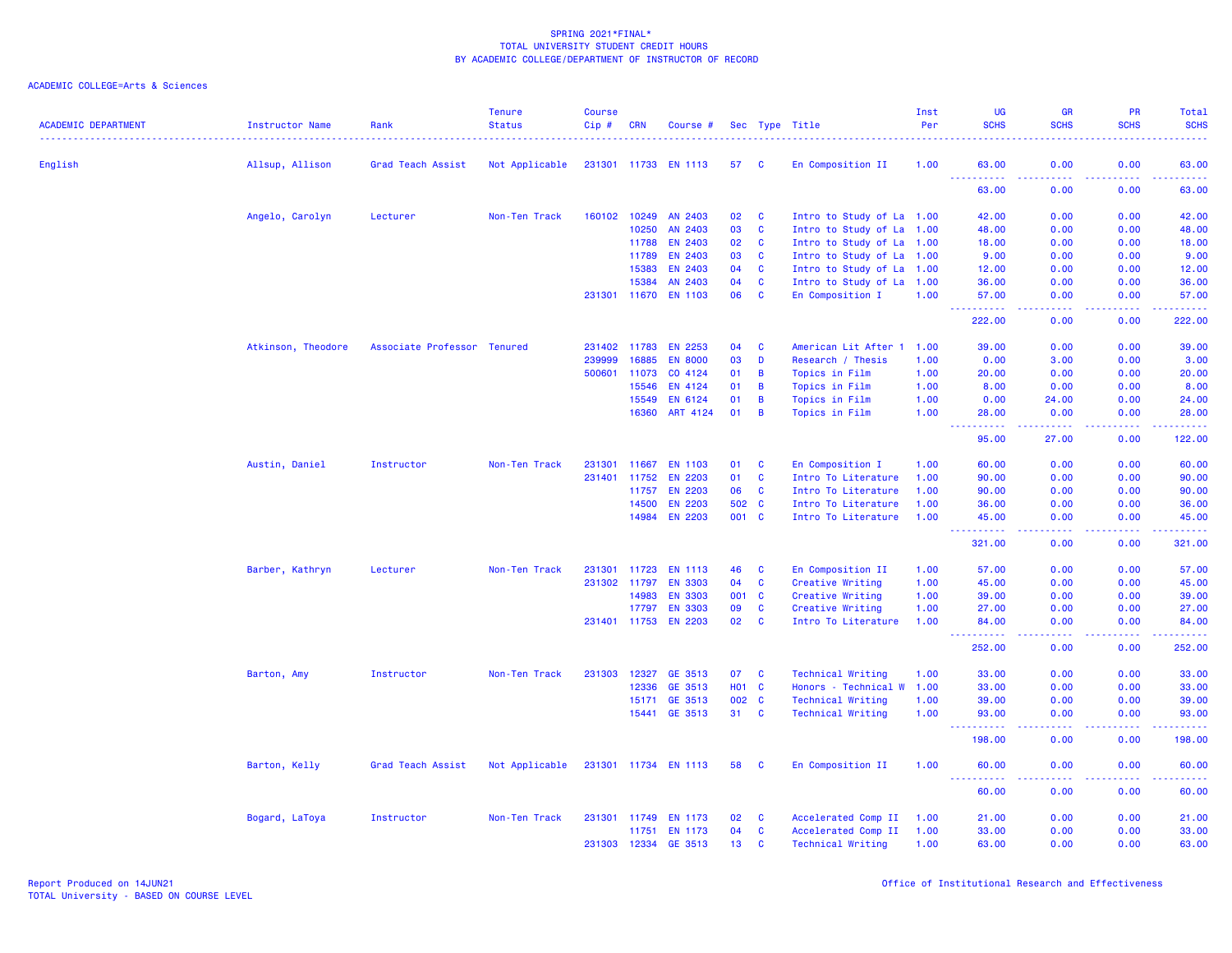SPRING 2021*FINAL*
TOTAL UNIVERSITY STUDENT CREDIT HOURS
BY ACADEMIC COLLEGE/DEPARTMENT OF INSTRUCTOR OF RECORD

ACADEMIC COLLEGE=Arts & Sciences

| ACADEMIC DEPARTMENT | Instructor Name | Rank | Tenure Status | Course Cip # | CRN | Course # | Sec | Type | Title | Inst Per | UG SCHS | GR SCHS | PR SCHS | Total SCHS |
|---|---|---|---|---|---|---|---|---|---|---|---|---|---|---|
| English | Allsup, Allison | Grad Teach Assist | Not Applicable | 231301 | 11733 | EN 1113 | 57 | C | En Composition II | 1.00 | 63.00 | 0.00 | 0.00 | 63.00 |
| | | | | | | | | | | | 63.00 | 0.00 | 0.00 | 63.00 |
| | Angelo, Carolyn | Lecturer | Non-Ten Track | 160102 | 10249 | AN 2403 | 02 | C | Intro to Study of La | 1.00 | 42.00 | 0.00 | 0.00 | 42.00 |
| | | | | | 10250 | AN 2403 | 03 | C | Intro to Study of La | 1.00 | 48.00 | 0.00 | 0.00 | 48.00 |
| | | | | | 11788 | EN 2403 | 02 | C | Intro to Study of La | 1.00 | 18.00 | 0.00 | 0.00 | 18.00 |
| | | | | | 11789 | EN 2403 | 03 | C | Intro to Study of La | 1.00 | 9.00 | 0.00 | 0.00 | 9.00 |
| | | | | | 15383 | EN 2403 | 04 | C | Intro to Study of La | 1.00 | 12.00 | 0.00 | 0.00 | 12.00 |
| | | | | | 15384 | AN 2403 | 04 | C | Intro to Study of La | 1.00 | 36.00 | 0.00 | 0.00 | 36.00 |
| | | | | 231301 | 11670 | EN 1103 | 06 | C | En Composition I | 1.00 | 57.00 | 0.00 | 0.00 | 57.00 |
| | | | | | | | | | | | 222.00 | 0.00 | 0.00 | 222.00 |
| | Atkinson, Theodore | Associate Professor | Tenured | 231402 | 11783 | EN 2253 | 04 | C | American Lit After 1 | 1.00 | 39.00 | 0.00 | 0.00 | 39.00 |
| | | | | 239999 | 16885 | EN 8000 | 03 | D | Research / Thesis | 1.00 | 0.00 | 3.00 | 0.00 | 3.00 |
| | | | | 500601 | 11073 | CO 4124 | 01 | B | Topics in Film | 1.00 | 20.00 | 0.00 | 0.00 | 20.00 |
| | | | | | 15546 | EN 4124 | 01 | B | Topics in Film | 1.00 | 8.00 | 0.00 | 0.00 | 8.00 |
| | | | | | 15549 | EN 6124 | 01 | B | Topics in Film | 1.00 | 0.00 | 24.00 | 0.00 | 24.00 |
| | | | | | 16360 | ART 4124 | 01 | B | Topics in Film | 1.00 | 28.00 | 0.00 | 0.00 | 28.00 |
| | | | | | | | | | | | 95.00 | 27.00 | 0.00 | 122.00 |
| | Austin, Daniel | Instructor | Non-Ten Track | 231301 | 11667 | EN 1103 | 01 | C | En Composition I | 1.00 | 60.00 | 0.00 | 0.00 | 60.00 |
| | | | | 231401 | 11752 | EN 2203 | 01 | C | Intro To Literature | 1.00 | 90.00 | 0.00 | 0.00 | 90.00 |
| | | | | | 11757 | EN 2203 | 06 | C | Intro To Literature | 1.00 | 90.00 | 0.00 | 0.00 | 90.00 |
| | | | | | 14500 | EN 2203 | 502 | C | Intro To Literature | 1.00 | 36.00 | 0.00 | 0.00 | 36.00 |
| | | | | | 14984 | EN 2203 | 001 | C | Intro To Literature | 1.00 | 45.00 | 0.00 | 0.00 | 45.00 |
| | | | | | | | | | | | 321.00 | 0.00 | 0.00 | 321.00 |
| | Barber, Kathryn | Lecturer | Non-Ten Track | 231301 | 11723 | EN 1113 | 46 | C | En Composition II | 1.00 | 57.00 | 0.00 | 0.00 | 57.00 |
| | | | | 231302 | 11797 | EN 3303 | 04 | C | Creative Writing | 1.00 | 45.00 | 0.00 | 0.00 | 45.00 |
| | | | | | 14983 | EN 3303 | 001 | C | Creative Writing | 1.00 | 39.00 | 0.00 | 0.00 | 39.00 |
| | | | | | 17797 | EN 3303 | 09 | C | Creative Writing | 1.00 | 27.00 | 0.00 | 0.00 | 27.00 |
| | | | | 231401 | 11753 | EN 2203 | 02 | C | Intro To Literature | 1.00 | 84.00 | 0.00 | 0.00 | 84.00 |
| | | | | | | | | | | | 252.00 | 0.00 | 0.00 | 252.00 |
| | Barton, Amy | Instructor | Non-Ten Track | 231303 | 12327 | GE 3513 | 07 | C | Technical Writing | 1.00 | 33.00 | 0.00 | 0.00 | 33.00 |
| | | | | | 12336 | GE 3513 | H01 | C | Honors - Technical W | 1.00 | 33.00 | 0.00 | 0.00 | 33.00 |
| | | | | | 15171 | GE 3513 | 002 | C | Technical Writing | 1.00 | 39.00 | 0.00 | 0.00 | 39.00 |
| | | | | | 15441 | GE 3513 | 31 | C | Technical Writing | 1.00 | 93.00 | 0.00 | 0.00 | 93.00 |
| | | | | | | | | | | | 198.00 | 0.00 | 0.00 | 198.00 |
| | Barton, Kelly | Grad Teach Assist | Not Applicable | 231301 | 11734 | EN 1113 | 58 | C | En Composition II | 1.00 | 60.00 | 0.00 | 0.00 | 60.00 |
| | | | | | | | | | | | 60.00 | 0.00 | 0.00 | 60.00 |
| | Bogard, LaToya | Instructor | Non-Ten Track | 231301 | 11749 | EN 1173 | 02 | C | Accelerated Comp II | 1.00 | 21.00 | 0.00 | 0.00 | 21.00 |
| | | | | | 11751 | EN 1173 | 04 | C | Accelerated Comp II | 1.00 | 33.00 | 0.00 | 0.00 | 33.00 |
| | | | | 231303 | 12334 | GE 3513 | 13 | C | Technical Writing | 1.00 | 63.00 | 0.00 | 0.00 | 63.00 |

Report Produced on 14JUN21
TOTAL University - BASED ON COURSE LEVEL

Office of Institutional Research and Effectiveness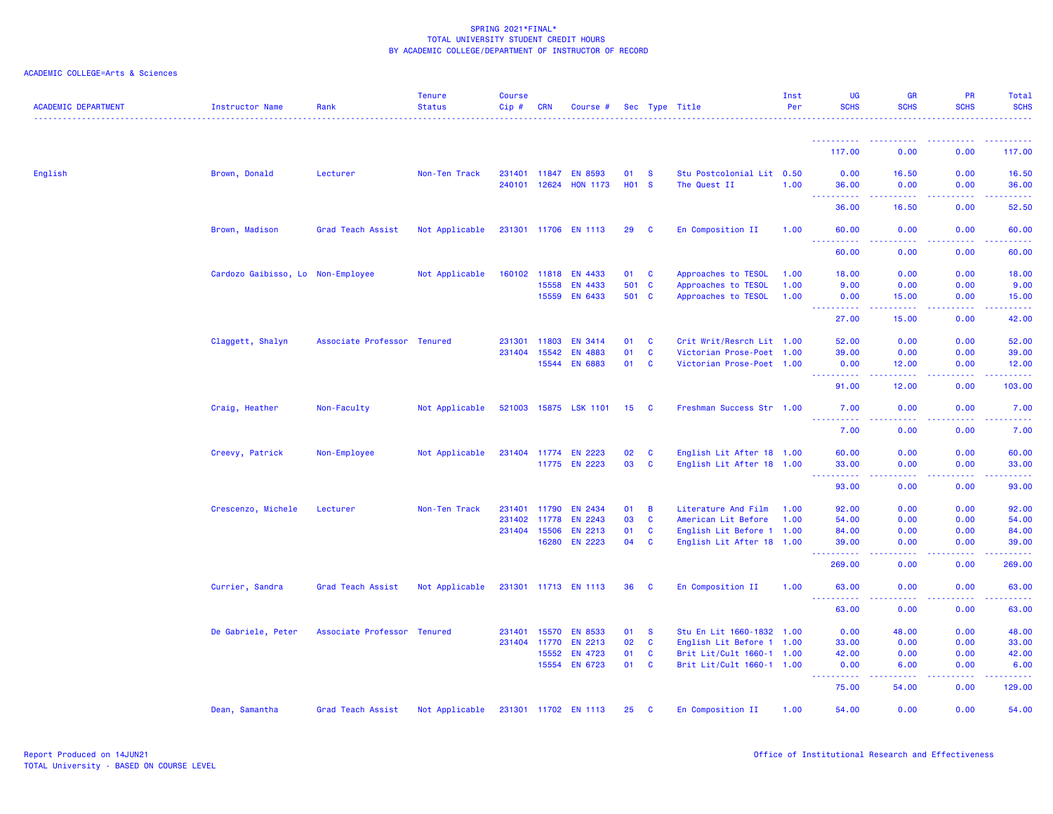SPRING 2021*FINAL*
TOTAL UNIVERSITY STUDENT CREDIT HOURS
BY ACADEMIC COLLEGE/DEPARTMENT OF INSTRUCTOR OF RECORD

ACADEMIC COLLEGE=Arts & Sciences

| ACADEMIC DEPARTMENT | Instructor Name | Rank | Tenure Status | Course Cip # | CRN | Course # | Sec | Type | Title | Inst Per | UG SCHS | GR SCHS | PR SCHS | Total SCHS |
|---|---|---|---|---|---|---|---|---|---|---|---|---|---|---|
| | | | | | | | | | | | 117.00 | 0.00 | 0.00 | 117.00 |
| English | Brown, Donald | Lecturer | Non-Ten Track | 231401 | 11847 | EN 8593 | 01 | S | Stu Postcolonial Lit | 0.50 | 0.00 | 16.50 | 0.00 | 16.50 |
| | | | | 240101 | 12624 | HON 1173 | H01 | S | The Quest II | 1.00 | 36.00 | 0.00 | 0.00 | 36.00 |
| | | | | | | | | | | | 36.00 | 16.50 | 0.00 | 52.50 |
| | Brown, Madison | Grad Teach Assist | Not Applicable | 231301 | 11706 | EN 1113 | 29 | C | En Composition II | 1.00 | 60.00 | 0.00 | 0.00 | 60.00 |
| | | | | | | | | | | | 60.00 | 0.00 | 0.00 | 60.00 |
| | Cardozo Gaibisso, Lo | Non-Employee | Not Applicable | 160102 | 11818 | EN 4433 | 01 | C | Approaches to TESOL | 1.00 | 18.00 | 0.00 | 0.00 | 18.00 |
| | | | | | 15558 | EN 4433 | 501 | C | Approaches to TESOL | 1.00 | 9.00 | 0.00 | 0.00 | 9.00 |
| | | | | | 15559 | EN 6433 | 501 | C | Approaches to TESOL | 1.00 | 0.00 | 15.00 | 0.00 | 15.00 |
| | | | | | | | | | | | 27.00 | 15.00 | 0.00 | 42.00 |
| | Claggett, Shalyn | Associate Professor | Tenured | 231301 | 11803 | EN 3414 | 01 | C | Crit Writ/Resrch Lit | 1.00 | 52.00 | 0.00 | 0.00 | 52.00 |
| | | | | 231404 | 15542 | EN 4883 | 01 | C | Victorian Prose-Poet | 1.00 | 39.00 | 0.00 | 0.00 | 39.00 |
| | | | | | 15544 | EN 6883 | 01 | C | Victorian Prose-Poet | 1.00 | 0.00 | 12.00 | 0.00 | 12.00 |
| | | | | | | | | | | | 91.00 | 12.00 | 0.00 | 103.00 |
| | Craig, Heather | Non-Faculty | Not Applicable | 521003 | 15875 | LSK 1101 | 15 | C | Freshman Success Str | 1.00 | 7.00 | 0.00 | 0.00 | 7.00 |
| | | | | | | | | | | | 7.00 | 0.00 | 0.00 | 7.00 |
| | Creevy, Patrick | Non-Employee | Not Applicable | 231404 | 11774 | EN 2223 | 02 | C | English Lit After 18 | 1.00 | 60.00 | 0.00 | 0.00 | 60.00 |
| | | | | | 11775 | EN 2223 | 03 | C | English Lit After 18 | 1.00 | 33.00 | 0.00 | 0.00 | 33.00 |
| | | | | | | | | | | | 93.00 | 0.00 | 0.00 | 93.00 |
| | Crescenzo, Michele | Lecturer | Non-Ten Track | 231401 | 11790 | EN 2434 | 01 | B | Literature And Film | 1.00 | 92.00 | 0.00 | 0.00 | 92.00 |
| | | | | 231402 | 11778 | EN 2243 | 03 | C | American Lit Before | 1.00 | 54.00 | 0.00 | 0.00 | 54.00 |
| | | | | 231404 | 15506 | EN 2213 | 01 | C | English Lit Before 1 | 1.00 | 84.00 | 0.00 | 0.00 | 84.00 |
| | | | | | 16280 | EN 2223 | 04 | C | English Lit After 18 | 1.00 | 39.00 | 0.00 | 0.00 | 39.00 |
| | | | | | | | | | | | 269.00 | 0.00 | 0.00 | 269.00 |
| | Currier, Sandra | Grad Teach Assist | Not Applicable | 231301 | 11713 | EN 1113 | 36 | C | En Composition II | 1.00 | 63.00 | 0.00 | 0.00 | 63.00 |
| | | | | | | | | | | | 63.00 | 0.00 | 0.00 | 63.00 |
| | De Gabriele, Peter | Associate Professor | Tenured | 231401 | 15570 | EN 8533 | 01 | S | Stu En Lit 1660-1832 | 1.00 | 0.00 | 48.00 | 0.00 | 48.00 |
| | | | | 231404 | 11770 | EN 2213 | 02 | C | English Lit Before 1 | 1.00 | 33.00 | 0.00 | 0.00 | 33.00 |
| | | | | | 15552 | EN 4723 | 01 | C | Brit Lit/Cult 1660-1 | 1.00 | 42.00 | 0.00 | 0.00 | 42.00 |
| | | | | | 15554 | EN 6723 | 01 | C | Brit Lit/Cult 1660-1 | 1.00 | 0.00 | 6.00 | 0.00 | 6.00 |
| | | | | | | | | | | | 75.00 | 54.00 | 0.00 | 129.00 |
| | Dean, Samantha | Grad Teach Assist | Not Applicable | 231301 | 11702 | EN 1113 | 25 | C | En Composition II | 1.00 | 54.00 | 0.00 | 0.00 | 54.00 |

Report Produced on 14JUN21
TOTAL University - BASED ON COURSE LEVEL

Office of Institutional Research and Effectiveness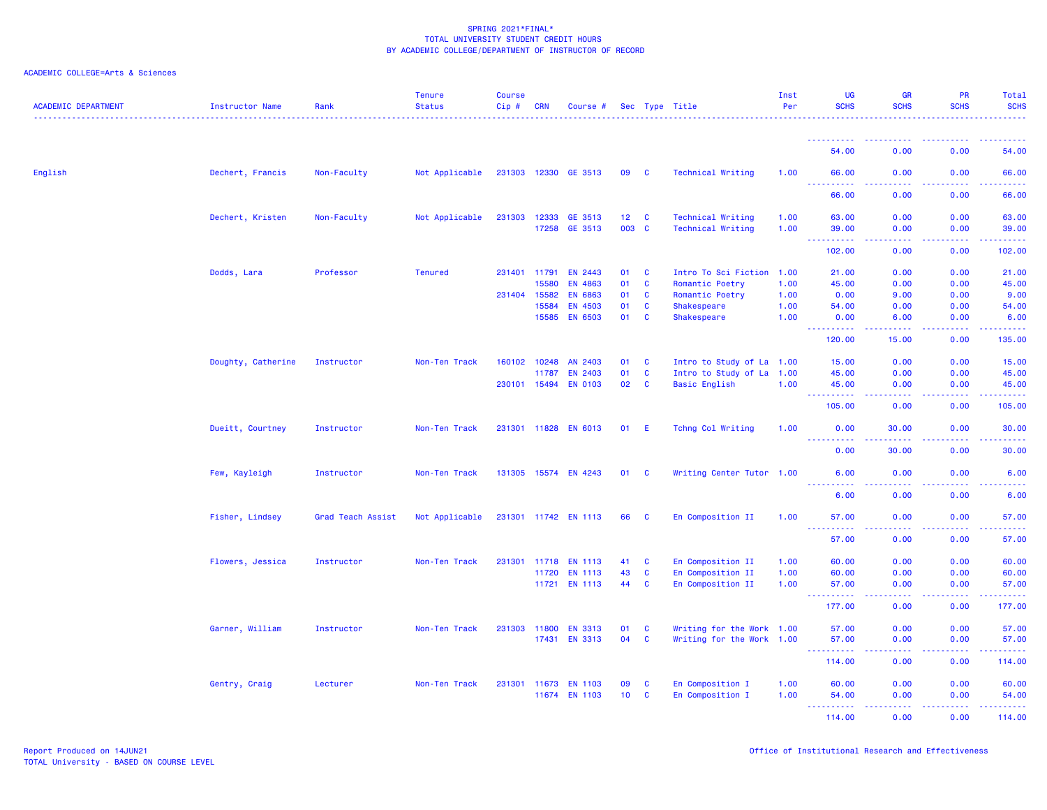SPRING 2021*FINAL*
TOTAL UNIVERSITY STUDENT CREDIT HOURS
BY ACADEMIC COLLEGE/DEPARTMENT OF INSTRUCTOR OF RECORD

ACADEMIC COLLEGE=Arts & Sciences

| ACADEMIC DEPARTMENT | Instructor Name | Rank | Tenure Status | Course Cip # | CRN | Course # | Sec | Type | Title | Inst Per | UG SCHS | GR SCHS | PR SCHS | Total SCHS |
|---|---|---|---|---|---|---|---|---|---|---|---|---|---|---|
| | | | | | | | | | | | 54.00 | 0.00 | 0.00 | 54.00 |
| English | Dechert, Francis | Non-Faculty | Not Applicable | 231303 | 12330 | GE 3513 | 09 | C | Technical Writing | 1.00 | 66.00 | 0.00 | 0.00 | 66.00 |
| | | | | | | | | | | | 66.00 | 0.00 | 0.00 | 66.00 |
| | Dechert, Kristen | Non-Faculty | Not Applicable | 231303 | 12333 | GE 3513 | 12 | C | Technical Writing | 1.00 | 63.00 | 0.00 | 0.00 | 63.00 |
| | | | | | 17258 | GE 3513 | 003 | C | Technical Writing | 1.00 | 39.00 | 0.00 | 0.00 | 39.00 |
| | | | | | | | | | | | 102.00 | 0.00 | 0.00 | 102.00 |
| | Dodds, Lara | Professor | Tenured | 231401 | 11791 | EN 2443 | 01 | C | Intro To Sci Fiction | 1.00 | 21.00 | 0.00 | 0.00 | 21.00 |
| | | | | | 15580 | EN 4863 | 01 | C | Romantic Poetry | 1.00 | 45.00 | 0.00 | 0.00 | 45.00 |
| | | | | | 15582 | EN 6863 | 01 | C | Romantic Poetry | 1.00 | 0.00 | 9.00 | 0.00 | 9.00 |
| | | | | 231404 | 15584 | EN 4503 | 01 | C | Shakespeare | 1.00 | 54.00 | 0.00 | 0.00 | 54.00 |
| | | | | | 15585 | EN 6503 | 01 | C | Shakespeare | 1.00 | 0.00 | 6.00 | 0.00 | 6.00 |
| | | | | | | | | | | | 120.00 | 15.00 | 0.00 | 135.00 |
| | Doughty, Catherine | Instructor | Non-Ten Track | 160102 | 10248 | AN 2403 | 01 | C | Intro to Study of La | 1.00 | 15.00 | 0.00 | 0.00 | 15.00 |
| | | | | | 11787 | EN 2403 | 01 | C | Intro to Study of La | 1.00 | 45.00 | 0.00 | 0.00 | 45.00 |
| | | | | 230101 | 15494 | EN 0103 | 02 | C | Basic English | 1.00 | 45.00 | 0.00 | 0.00 | 45.00 |
| | | | | | | | | | | | 105.00 | 0.00 | 0.00 | 105.00 |
| | Dueitt, Courtney | Instructor | Non-Ten Track | 231301 | 11828 | EN 6013 | 01 | E | Tchng Col Writing | 1.00 | 0.00 | 30.00 | 0.00 | 30.00 |
| | | | | | | | | | | | 0.00 | 30.00 | 0.00 | 30.00 |
| | Few, Kayleigh | Instructor | Non-Ten Track | 131305 | 15574 | EN 4243 | 01 | C | Writing Center Tutor | 1.00 | 6.00 | 0.00 | 0.00 | 6.00 |
| | | | | | | | | | | | 6.00 | 0.00 | 0.00 | 6.00 |
| | Fisher, Lindsey | Grad Teach Assist | Not Applicable | 231301 | 11742 | EN 1113 | 66 | C | En Composition II | 1.00 | 57.00 | 0.00 | 0.00 | 57.00 |
| | | | | | | | | | | | 57.00 | 0.00 | 0.00 | 57.00 |
| | Flowers, Jessica | Instructor | Non-Ten Track | 231301 | 11718 | EN 1113 | 41 | C | En Composition II | 1.00 | 60.00 | 0.00 | 0.00 | 60.00 |
| | | | | | 11720 | EN 1113 | 43 | C | En Composition II | 1.00 | 60.00 | 0.00 | 0.00 | 60.00 |
| | | | | | 11721 | EN 1113 | 44 | C | En Composition II | 1.00 | 57.00 | 0.00 | 0.00 | 57.00 |
| | | | | | | | | | | | 177.00 | 0.00 | 0.00 | 177.00 |
| | Garner, William | Instructor | Non-Ten Track | 231303 | 11800 | EN 3313 | 01 | C | Writing for the Work | 1.00 | 57.00 | 0.00 | 0.00 | 57.00 |
| | | | | | 17431 | EN 3313 | 04 | C | Writing for the Work | 1.00 | 57.00 | 0.00 | 0.00 | 57.00 |
| | | | | | | | | | | | 114.00 | 0.00 | 0.00 | 114.00 |
| | Gentry, Craig | Lecturer | Non-Ten Track | 231301 | 11673 | EN 1103 | 09 | C | En Composition I | 1.00 | 60.00 | 0.00 | 0.00 | 60.00 |
| | | | | | 11674 | EN 1103 | 10 | C | En Composition I | 1.00 | 54.00 | 0.00 | 0.00 | 54.00 |
| | | | | | | | | | | | 114.00 | 0.00 | 0.00 | 114.00 |

Report Produced on 14JUN21
TOTAL University - BASED ON COURSE LEVEL

Office of Institutional Research and Effectiveness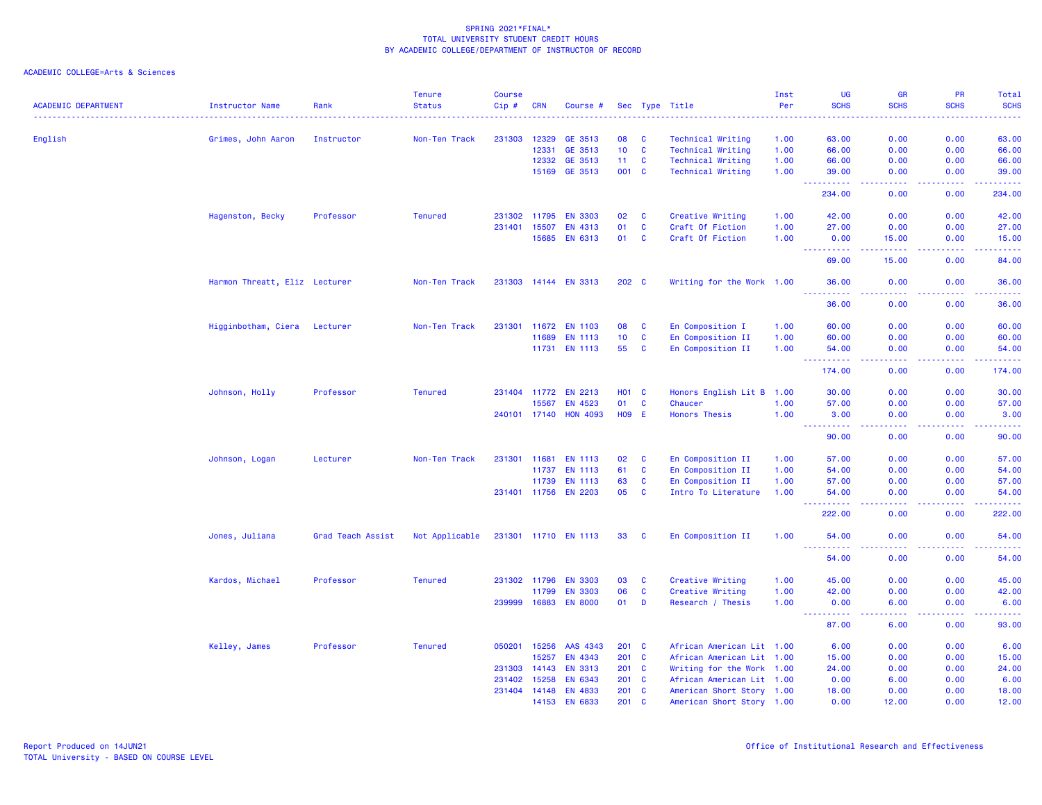SPRING 2021*FINAL*
TOTAL UNIVERSITY STUDENT CREDIT HOURS
BY ACADEMIC COLLEGE/DEPARTMENT OF INSTRUCTOR OF RECORD

ACADEMIC COLLEGE=Arts & Sciences

| ACADEMIC DEPARTMENT | Instructor Name | Rank | Tenure Status | Course Cip # | CRN | Course # | Sec | Type | Title | Inst Per | UG SCHS | GR SCHS | PR SCHS | Total SCHS |
|---|---|---|---|---|---|---|---|---|---|---|---|---|---|---|
| English | Grimes, John Aaron | Instructor | Non-Ten Track | 231303 | 12329 | GE 3513 | 08 | C | Technical Writing | 1.00 | 63.00 | 0.00 | 0.00 | 63.00 |
| | | | | | 12331 | GE 3513 | 10 | C | Technical Writing | 1.00 | 66.00 | 0.00 | 0.00 | 66.00 |
| | | | | | 12332 | GE 3513 | 11 | C | Technical Writing | 1.00 | 66.00 | 0.00 | 0.00 | 66.00 |
| | | | | | 15169 | GE 3513 | 001 | C | Technical Writing | 1.00 | 39.00 | 0.00 | 0.00 | 39.00 |
| | | | | | | | | | | | 234.00 | 0.00 | 0.00 | 234.00 |
| | Hagenston, Becky | Professor | Tenured | 231302 | 11795 | EN 3303 | 02 | C | Creative Writing | 1.00 | 42.00 | 0.00 | 0.00 | 42.00 |
| | | | | 231401 | 15507 | EN 4313 | 01 | C | Craft Of Fiction | 1.00 | 27.00 | 0.00 | 0.00 | 27.00 |
| | | | | | 15685 | EN 6313 | 01 | C | Craft Of Fiction | 1.00 | 0.00 | 15.00 | 0.00 | 15.00 |
| | | | | | | | | | | | 69.00 | 15.00 | 0.00 | 84.00 |
| | Harmon Threatt, Eliz | Lecturer | Non-Ten Track | 231303 | 14144 | EN 3313 | 202 | C | Writing for the Work | 1.00 | 36.00 | 0.00 | 0.00 | 36.00 |
| | | | | | | | | | | | 36.00 | 0.00 | 0.00 | 36.00 |
| | Higginbotham, Ciera | Lecturer | Non-Ten Track | 231301 | 11672 | EN 1103 | 08 | C | En Composition I | 1.00 | 60.00 | 0.00 | 0.00 | 60.00 |
| | | | | | 11689 | EN 1113 | 10 | C | En Composition II | 1.00 | 60.00 | 0.00 | 0.00 | 60.00 |
| | | | | | 11731 | EN 1113 | 55 | C | En Composition II | 1.00 | 54.00 | 0.00 | 0.00 | 54.00 |
| | | | | | | | | | | | 174.00 | 0.00 | 0.00 | 174.00 |
| | Johnson, Holly | Professor | Tenured | 231404 | 11772 | EN 2213 | H01 | C | Honors English Lit B | 1.00 | 30.00 | 0.00 | 0.00 | 30.00 |
| | | | | | 15567 | EN 4523 | 01 | C | Chaucer | 1.00 | 57.00 | 0.00 | 0.00 | 57.00 |
| | | | | 240101 | 17140 | HON 4093 | H09 | E | Honors Thesis | 1.00 | 3.00 | 0.00 | 0.00 | 3.00 |
| | | | | | | | | | | | 90.00 | 0.00 | 0.00 | 90.00 |
| | Johnson, Logan | Lecturer | Non-Ten Track | 231301 | 11681 | EN 1113 | 02 | C | En Composition II | 1.00 | 57.00 | 0.00 | 0.00 | 57.00 |
| | | | | | 11737 | EN 1113 | 61 | C | En Composition II | 1.00 | 54.00 | 0.00 | 0.00 | 54.00 |
| | | | | | 11739 | EN 1113 | 63 | C | En Composition II | 1.00 | 57.00 | 0.00 | 0.00 | 57.00 |
| | | | | 231401 | 11756 | EN 2203 | 05 | C | Intro To Literature | 1.00 | 54.00 | 0.00 | 0.00 | 54.00 |
| | | | | | | | | | | | 222.00 | 0.00 | 0.00 | 222.00 |
| | Jones, Juliana | Grad Teach Assist | Not Applicable | 231301 | 11710 | EN 1113 | 33 | C | En Composition II | 1.00 | 54.00 | 0.00 | 0.00 | 54.00 |
| | | | | | | | | | | | 54.00 | 0.00 | 0.00 | 54.00 |
| | Kardos, Michael | Professor | Tenured | 231302 | 11796 | EN 3303 | 03 | C | Creative Writing | 1.00 | 45.00 | 0.00 | 0.00 | 45.00 |
| | | | | | 11799 | EN 3303 | 06 | C | Creative Writing | 1.00 | 42.00 | 0.00 | 0.00 | 42.00 |
| | | | | 239999 | 16883 | EN 8000 | 01 | D | Research / Thesis | 1.00 | 0.00 | 6.00 | 0.00 | 6.00 |
| | | | | | | | | | | | 87.00 | 6.00 | 0.00 | 93.00 |
| | Kelley, James | Professor | Tenured | 050201 | 15256 | AAS 4343 | 201 | C | African American Lit | 1.00 | 6.00 | 0.00 | 0.00 | 6.00 |
| | | | | | 15257 | EN 4343 | 201 | C | African American Lit | 1.00 | 15.00 | 0.00 | 0.00 | 15.00 |
| | | | | 231303 | 14143 | EN 3313 | 201 | C | Writing for the Work | 1.00 | 24.00 | 0.00 | 0.00 | 24.00 |
| | | | | 231402 | 15258 | EN 6343 | 201 | C | African American Lit | 1.00 | 0.00 | 6.00 | 0.00 | 6.00 |
| | | | | 231404 | 14148 | EN 4833 | 201 | C | American Short Story | 1.00 | 18.00 | 0.00 | 0.00 | 18.00 |
| | | | | | 14153 | EN 6833 | 201 | C | American Short Story | 1.00 | 0.00 | 12.00 | 0.00 | 12.00 |

Report Produced on 14JUN21
TOTAL University - BASED ON COURSE LEVEL

Office of Institutional Research and Effectiveness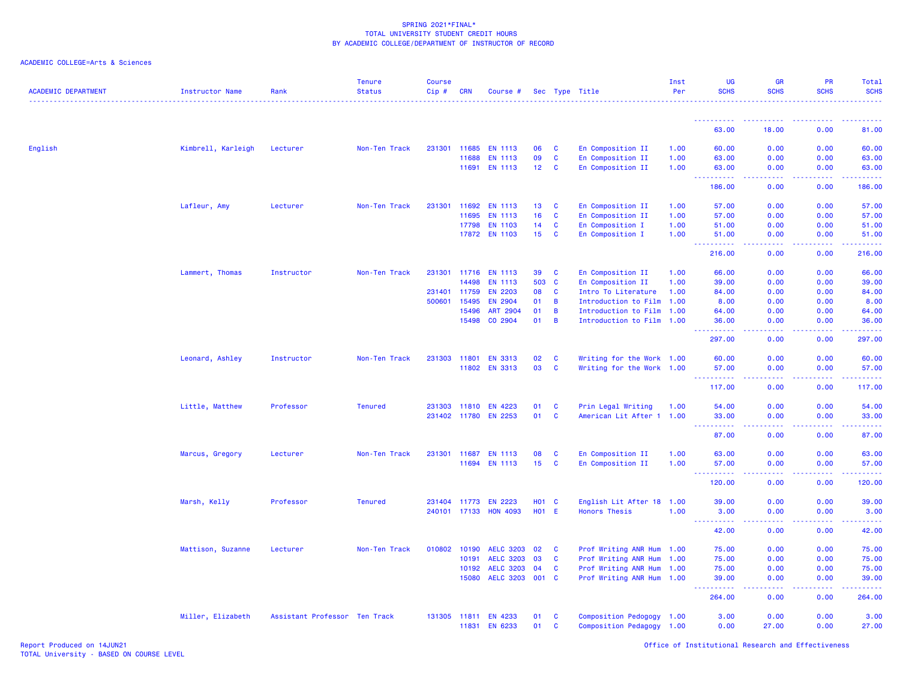SPRING 2021*FINAL*
TOTAL UNIVERSITY STUDENT CREDIT HOURS
BY ACADEMIC COLLEGE/DEPARTMENT OF INSTRUCTOR OF RECORD

ACADEMIC COLLEGE=Arts & Sciences

| ACADEMIC DEPARTMENT | Instructor Name | Rank | Tenure Status | Course Cip # | CRN | Course # | Sec | Type | Title | Inst Per | UG SCHS | GR SCHS | PR SCHS | Total SCHS |
|---|---|---|---|---|---|---|---|---|---|---|---|---|---|---|
| | | | | | | | | | | | 63.00 | 18.00 | 0.00 | 81.00 |
| English | Kimbrell, Karleigh | Lecturer | Non-Ten Track | 231301 | 11685 | EN 1113 | 06 | C | En Composition II | 1.00 | 60.00 | 0.00 | 0.00 | 60.00 |
| | | | | | 11688 | EN 1113 | 09 | C | En Composition II | 1.00 | 63.00 | 0.00 | 0.00 | 63.00 |
| | | | | | 11691 | EN 1113 | 12 | C | En Composition II | 1.00 | 63.00 | 0.00 | 0.00 | 63.00 |
| | | | | | | | | | | | 186.00 | 0.00 | 0.00 | 186.00 |
| | Lafleur, Amy | Lecturer | Non-Ten Track | 231301 | 11692 | EN 1113 | 13 | C | En Composition II | 1.00 | 57.00 | 0.00 | 0.00 | 57.00 |
| | | | | | 11695 | EN 1113 | 16 | C | En Composition II | 1.00 | 57.00 | 0.00 | 0.00 | 57.00 |
| | | | | | 17798 | EN 1103 | 14 | C | En Composition I | 1.00 | 51.00 | 0.00 | 0.00 | 51.00 |
| | | | | | 17872 | EN 1103 | 15 | C | En Composition I | 1.00 | 51.00 | 0.00 | 0.00 | 51.00 |
| | | | | | | | | | | | 216.00 | 0.00 | 0.00 | 216.00 |
| | Lammert, Thomas | Instructor | Non-Ten Track | 231301 | 11716 | EN 1113 | 39 | C | En Composition II | 1.00 | 66.00 | 0.00 | 0.00 | 66.00 |
| | | | | | 14498 | EN 1113 | 503 | C | En Composition II | 1.00 | 39.00 | 0.00 | 0.00 | 39.00 |
| | | | | 231401 | 11759 | EN 2203 | 08 | C | Intro To Literature | 1.00 | 84.00 | 0.00 | 0.00 | 84.00 |
| | | | | 500601 | 15495 | EN 2904 | 01 | B | Introduction to Film | 1.00 | 8.00 | 0.00 | 0.00 | 8.00 |
| | | | | | 15496 | ART 2904 | 01 | B | Introduction to Film | 1.00 | 64.00 | 0.00 | 0.00 | 64.00 |
| | | | | | 15498 | CO 2904 | 01 | B | Introduction to Film | 1.00 | 36.00 | 0.00 | 0.00 | 36.00 |
| | | | | | | | | | | | 297.00 | 0.00 | 0.00 | 297.00 |
| | Leonard, Ashley | Instructor | Non-Ten Track | 231303 | 11801 | EN 3313 | 02 | C | Writing for the Work | 1.00 | 60.00 | 0.00 | 0.00 | 60.00 |
| | | | | | 11802 | EN 3313 | 03 | C | Writing for the Work | 1.00 | 57.00 | 0.00 | 0.00 | 57.00 |
| | | | | | | | | | | | 117.00 | 0.00 | 0.00 | 117.00 |
| | Little, Matthew | Professor | Tenured | 231303 | 11810 | EN 4223 | 01 | C | Prin Legal Writing | 1.00 | 54.00 | 0.00 | 0.00 | 54.00 |
| | | | | 231402 | 11780 | EN 2253 | 01 | C | American Lit After 1 | 1.00 | 33.00 | 0.00 | 0.00 | 33.00 |
| | | | | | | | | | | | 87.00 | 0.00 | 0.00 | 87.00 |
| | Marcus, Gregory | Lecturer | Non-Ten Track | 231301 | 11687 | EN 1113 | 08 | C | En Composition II | 1.00 | 63.00 | 0.00 | 0.00 | 63.00 |
| | | | | | 11694 | EN 1113 | 15 | C | En Composition II | 1.00 | 57.00 | 0.00 | 0.00 | 57.00 |
| | | | | | | | | | | | 120.00 | 0.00 | 0.00 | 120.00 |
| | Marsh, Kelly | Professor | Tenured | 231404 | 11773 | EN 2223 | H01 | C | English Lit After 18 | 1.00 | 39.00 | 0.00 | 0.00 | 39.00 |
| | | | | 240101 | 17133 | HON 4093 | H01 | E | Honors Thesis | 1.00 | 3.00 | 0.00 | 0.00 | 3.00 |
| | | | | | | | | | | | 42.00 | 0.00 | 0.00 | 42.00 |
| | Mattison, Suzanne | Lecturer | Non-Ten Track | 010802 | 10190 | AELC 3203 | 02 | C | Prof Writing ANR Hum | 1.00 | 75.00 | 0.00 | 0.00 | 75.00 |
| | | | | | 10191 | AELC 3203 | 03 | C | Prof Writing ANR Hum | 1.00 | 75.00 | 0.00 | 0.00 | 75.00 |
| | | | | | 10192 | AELC 3203 | 04 | C | Prof Writing ANR Hum | 1.00 | 75.00 | 0.00 | 0.00 | 75.00 |
| | | | | | 15080 | AELC 3203 | 001 | C | Prof Writing ANR Hum | 1.00 | 39.00 | 0.00 | 0.00 | 39.00 |
| | | | | | | | | | | | 264.00 | 0.00 | 0.00 | 264.00 |
| | Miller, Elizabeth | Assistant Professor | Ten Track | 131305 | 11811 | EN 4233 | 01 | C | Composition Pedogogy | 1.00 | 3.00 | 0.00 | 0.00 | 3.00 |
| | | | | | 11831 | EN 6233 | 01 | C | Composition Pedagogy | 1.00 | 0.00 | 27.00 | 0.00 | 27.00 |

Report Produced on 14JUN21
TOTAL University - BASED ON COURSE LEVEL

Office of Institutional Research and Effectiveness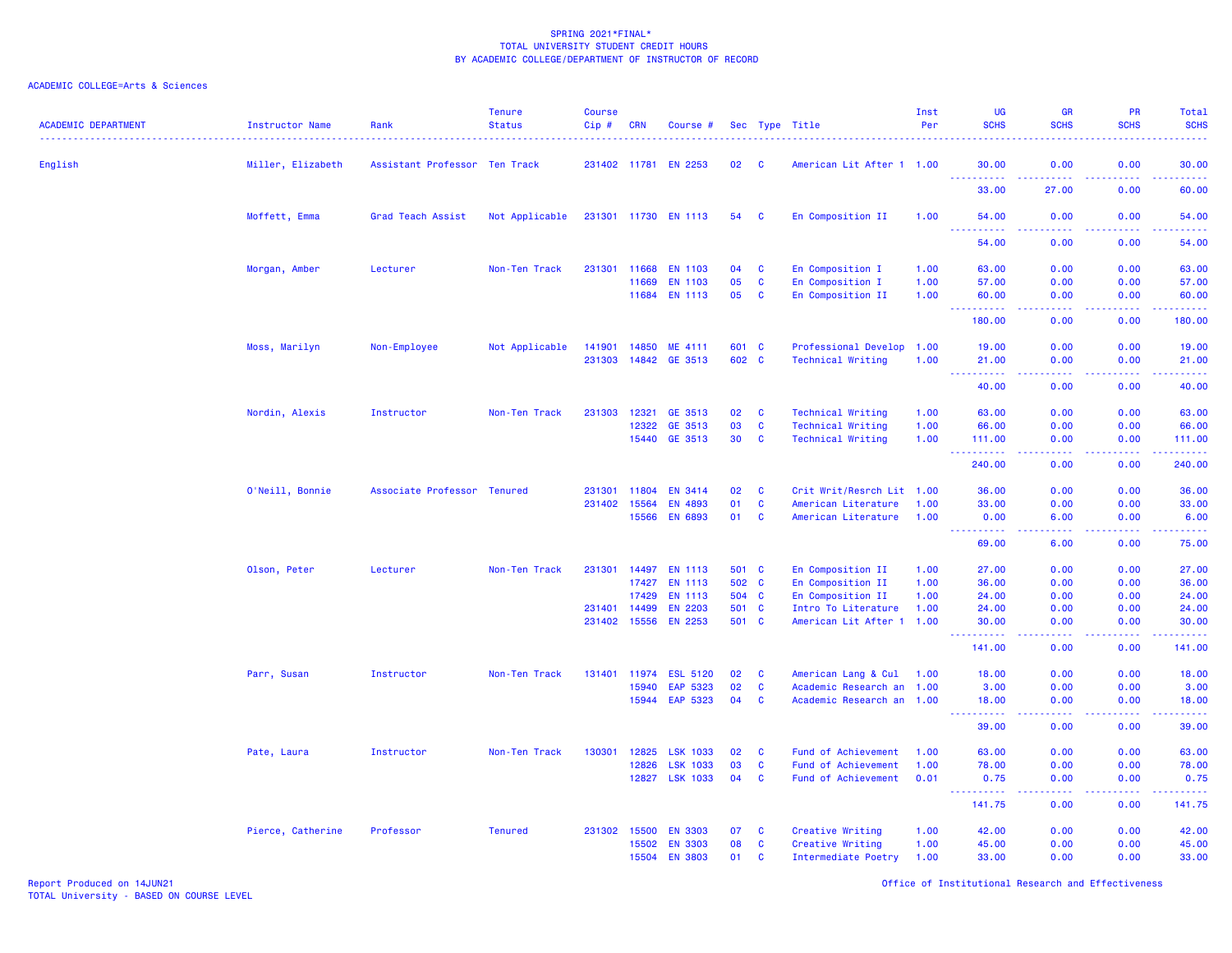SPRING 2021*FINAL*
TOTAL UNIVERSITY STUDENT CREDIT HOURS
BY ACADEMIC COLLEGE/DEPARTMENT OF INSTRUCTOR OF RECORD

ACADEMIC COLLEGE=Arts & Sciences

| ACADEMIC DEPARTMENT | Instructor Name | Rank | Tenure Status | Course Cip # | CRN | Course # | Sec | Type | Title | Inst Per | UG SCHS | GR SCHS | PR SCHS | Total SCHS |
|---|---|---|---|---|---|---|---|---|---|---|---|---|---|---|
| English | Miller, Elizabeth | Assistant Professor | Ten Track | 231402 | 11781 | EN 2253 | 02 | C | American Lit After 1 | 1.00 | 30.00 | 0.00 | 0.00 | 30.00 |
| | | | | | | | | | | | 33.00 | 27.00 | 0.00 | 60.00 |
| | Moffett, Emma | Grad Teach Assist | Not Applicable | 231301 | 11730 | EN 1113 | 54 | C | En Composition II | 1.00 | 54.00 | 0.00 | 0.00 | 54.00 |
| | | | | | | | | | | | 54.00 | 0.00 | 0.00 | 54.00 |
| | Morgan, Amber | Lecturer | Non-Ten Track | 231301 | 11668 | EN 1103 | 04 | C | En Composition I | 1.00 | 63.00 | 0.00 | 0.00 | 63.00 |
| | | | | | 11669 | EN 1103 | 05 | C | En Composition I | 1.00 | 57.00 | 0.00 | 0.00 | 57.00 |
| | | | | | 11684 | EN 1113 | 05 | C | En Composition II | 1.00 | 60.00 | 0.00 | 0.00 | 60.00 |
| | | | | | | | | | | | 180.00 | 0.00 | 0.00 | 180.00 |
| | Moss, Marilyn | Non-Employee | Not Applicable | 141901 | 14850 | ME 4111 | 601 | C | Professional Develop | 1.00 | 19.00 | 0.00 | 0.00 | 19.00 |
| | | | | 231303 | 14842 | GE 3513 | 602 | C | Technical Writing | 1.00 | 21.00 | 0.00 | 0.00 | 21.00 |
| | | | | | | | | | | | 40.00 | 0.00 | 0.00 | 40.00 |
| | Nordin, Alexis | Instructor | Non-Ten Track | 231303 | 12321 | GE 3513 | 02 | C | Technical Writing | 1.00 | 63.00 | 0.00 | 0.00 | 63.00 |
| | | | | | 12322 | GE 3513 | 03 | C | Technical Writing | 1.00 | 66.00 | 0.00 | 0.00 | 66.00 |
| | | | | | 15440 | GE 3513 | 30 | C | Technical Writing | 1.00 | 111.00 | 0.00 | 0.00 | 111.00 |
| | | | | | | | | | | | 240.00 | 0.00 | 0.00 | 240.00 |
| | O'Neill, Bonnie | Associate Professor | Tenured | 231301 | 11804 | EN 3414 | 02 | C | Crit Writ/Resrch Lit | 1.00 | 36.00 | 0.00 | 0.00 | 36.00 |
| | | | | 231402 | 15564 | EN 4893 | 01 | C | American Literature | 1.00 | 33.00 | 0.00 | 0.00 | 33.00 |
| | | | | | 15566 | EN 6893 | 01 | C | American Literature | 1.00 | 0.00 | 6.00 | 0.00 | 6.00 |
| | | | | | | | | | | | 69.00 | 6.00 | 0.00 | 75.00 |
| | Olson, Peter | Lecturer | Non-Ten Track | 231301 | 14497 | EN 1113 | 501 | C | En Composition II | 1.00 | 27.00 | 0.00 | 0.00 | 27.00 |
| | | | | | 17427 | EN 1113 | 502 | C | En Composition II | 1.00 | 36.00 | 0.00 | 0.00 | 36.00 |
| | | | | | 17429 | EN 1113 | 504 | C | En Composition II | 1.00 | 24.00 | 0.00 | 0.00 | 24.00 |
| | | | | 231401 | 14499 | EN 2203 | 501 | C | Intro To Literature | 1.00 | 24.00 | 0.00 | 0.00 | 24.00 |
| | | | | 231402 | 15556 | EN 2253 | 501 | C | American Lit After 1 | 1.00 | 30.00 | 0.00 | 0.00 | 30.00 |
| | | | | | | | | | | | 141.00 | 0.00 | 0.00 | 141.00 |
| | Parr, Susan | Instructor | Non-Ten Track | 131401 | 11974 | ESL 5120 | 02 | C | American Lang & Cul | 1.00 | 18.00 | 0.00 | 0.00 | 18.00 |
| | | | | | 15940 | EAP 5323 | 02 | C | Academic Research an | 1.00 | 3.00 | 0.00 | 0.00 | 3.00 |
| | | | | | 15944 | EAP 5323 | 04 | C | Academic Research an | 1.00 | 18.00 | 0.00 | 0.00 | 18.00 |
| | | | | | | | | | | | 39.00 | 0.00 | 0.00 | 39.00 |
| | Pate, Laura | Instructor | Non-Ten Track | 130301 | 12825 | LSK 1033 | 02 | C | Fund of Achievement | 1.00 | 63.00 | 0.00 | 0.00 | 63.00 |
| | | | | | 12826 | LSK 1033 | 03 | C | Fund of Achievement | 1.00 | 78.00 | 0.00 | 0.00 | 78.00 |
| | | | | | 12827 | LSK 1033 | 04 | C | Fund of Achievement | 0.01 | 0.75 | 0.00 | 0.00 | 0.75 |
| | | | | | | | | | | | 141.75 | 0.00 | 0.00 | 141.75 |
| | Pierce, Catherine | Professor | Tenured | 231302 | 15500 | EN 3303 | 07 | C | Creative Writing | 1.00 | 42.00 | 0.00 | 0.00 | 42.00 |
| | | | | | 15502 | EN 3303 | 08 | C | Creative Writing | 1.00 | 45.00 | 0.00 | 0.00 | 45.00 |
| | | | | | 15504 | EN 3803 | 01 | C | Intermediate Poetry | 1.00 | 33.00 | 0.00 | 0.00 | 33.00 |

Report Produced on 14JUN21
TOTAL University - BASED ON COURSE LEVEL

Office of Institutional Research and Effectiveness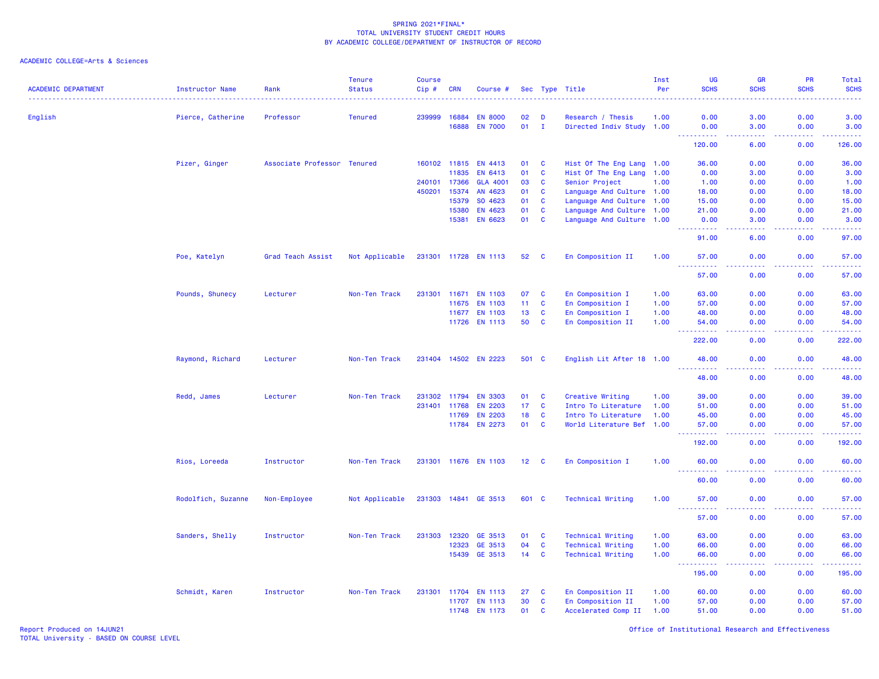SPRING 2021*FINAL*
TOTAL UNIVERSITY STUDENT CREDIT HOURS
BY ACADEMIC COLLEGE/DEPARTMENT OF INSTRUCTOR OF RECORD

ACADEMIC COLLEGE=Arts & Sciences

| ACADEMIC DEPARTMENT | Instructor Name | Rank | Tenure Status | Course Cip # | CRN | Course # | Sec | Type | Title | Inst Per | UG SCHS | GR SCHS | PR SCHS | Total SCHS |
|---|---|---|---|---|---|---|---|---|---|---|---|---|---|---|
| English | Pierce, Catherine | Professor | Tenured | 239999 | 16884 | EN 8000 | 02 | D | Research / Thesis | 1.00 | 0.00 | 3.00 | 0.00 | 3.00 |
| | | | | | 16888 | EN 7000 | 01 | I | Directed Indiv Study | 1.00 | 0.00 | 3.00 | 0.00 | 3.00 |
| | | | | | | | | | | | 120.00 | 6.00 | 0.00 | 126.00 |
| | Pizer, Ginger | Associate Professor | Tenured | 160102 | 11815 | EN 4413 | 01 | C | Hist Of The Eng Lang | 1.00 | 36.00 | 0.00 | 0.00 | 36.00 |
| | | | | | 11835 | EN 6413 | 01 | C | Hist Of The Eng Lang | 1.00 | 0.00 | 3.00 | 0.00 | 3.00 |
| | | | | 240101 | 17366 | GLA 4001 | 03 | C | Senior Project | 1.00 | 1.00 | 0.00 | 0.00 | 1.00 |
| | | | | 450201 | 15374 | AN 4623 | 01 | C | Language And Culture | 1.00 | 18.00 | 0.00 | 0.00 | 18.00 |
| | | | | | 15379 | SO 4623 | 01 | C | Language And Culture | 1.00 | 15.00 | 0.00 | 0.00 | 15.00 |
| | | | | | 15380 | EN 4623 | 01 | C | Language And Culture | 1.00 | 21.00 | 0.00 | 0.00 | 21.00 |
| | | | | | 15381 | EN 6623 | 01 | C | Language And Culture | 1.00 | 0.00 | 3.00 | 0.00 | 3.00 |
| | | | | | | | | | | | 91.00 | 6.00 | 0.00 | 97.00 |
| | Poe, Katelyn | Grad Teach Assist | Not Applicable | 231301 | 11728 | EN 1113 | 52 | C | En Composition II | 1.00 | 57.00 | 0.00 | 0.00 | 57.00 |
| | | | | | | | | | | | 57.00 | 0.00 | 0.00 | 57.00 |
| | Pounds, Shunecy | Lecturer | Non-Ten Track | 231301 | 11671 | EN 1103 | 07 | C | En Composition I | 1.00 | 63.00 | 0.00 | 0.00 | 63.00 |
| | | | | | 11675 | EN 1103 | 11 | C | En Composition I | 1.00 | 57.00 | 0.00 | 0.00 | 57.00 |
| | | | | | 11677 | EN 1103 | 13 | C | En Composition I | 1.00 | 48.00 | 0.00 | 0.00 | 48.00 |
| | | | | | 11726 | EN 1113 | 50 | C | En Composition II | 1.00 | 54.00 | 0.00 | 0.00 | 54.00 |
| | | | | | | | | | | | 222.00 | 0.00 | 0.00 | 222.00 |
| | Raymond, Richard | Lecturer | Non-Ten Track | 231404 | 14502 | EN 2223 | 501 | C | English Lit After 18 | 1.00 | 48.00 | 0.00 | 0.00 | 48.00 |
| | | | | | | | | | | | 48.00 | 0.00 | 0.00 | 48.00 |
| | Redd, James | Lecturer | Non-Ten Track | 231302 | 11794 | EN 3303 | 01 | C | Creative Writing | 1.00 | 39.00 | 0.00 | 0.00 | 39.00 |
| | | | | 231401 | 11768 | EN 2203 | 17 | C | Intro To Literature | 1.00 | 51.00 | 0.00 | 0.00 | 51.00 |
| | | | | | 11769 | EN 2203 | 18 | C | Intro To Literature | 1.00 | 45.00 | 0.00 | 0.00 | 45.00 |
| | | | | | 11784 | EN 2273 | 01 | C | World Literature Bef | 1.00 | 57.00 | 0.00 | 0.00 | 57.00 |
| | | | | | | | | | | | 192.00 | 0.00 | 0.00 | 192.00 |
| | Rios, Loreeda | Instructor | Non-Ten Track | 231301 | 11676 | EN 1103 | 12 | C | En Composition I | 1.00 | 60.00 | 0.00 | 0.00 | 60.00 |
| | | | | | | | | | | | 60.00 | 0.00 | 0.00 | 60.00 |
| | Rodolfich, Suzanne | Non-Employee | Not Applicable | 231303 | 14841 | GE 3513 | 601 | C | Technical Writing | 1.00 | 57.00 | 0.00 | 0.00 | 57.00 |
| | | | | | | | | | | | 57.00 | 0.00 | 0.00 | 57.00 |
| | Sanders, Shelly | Instructor | Non-Ten Track | 231303 | 12320 | GE 3513 | 01 | C | Technical Writing | 1.00 | 63.00 | 0.00 | 0.00 | 63.00 |
| | | | | | 12323 | GE 3513 | 04 | C | Technical Writing | 1.00 | 66.00 | 0.00 | 0.00 | 66.00 |
| | | | | | 15439 | GE 3513 | 14 | C | Technical Writing | 1.00 | 66.00 | 0.00 | 0.00 | 66.00 |
| | | | | | | | | | | | 195.00 | 0.00 | 0.00 | 195.00 |
| | Schmidt, Karen | Instructor | Non-Ten Track | 231301 | 11704 | EN 1113 | 27 | C | En Composition II | 1.00 | 60.00 | 0.00 | 0.00 | 60.00 |
| | | | | | 11707 | EN 1113 | 30 | C | En Composition II | 1.00 | 57.00 | 0.00 | 0.00 | 57.00 |
| | | | | | 11748 | EN 1173 | 01 | C | Accelerated Comp II | 1.00 | 51.00 | 0.00 | 0.00 | 51.00 |

Report Produced on 14JUN21
TOTAL University - BASED ON COURSE LEVEL

Office of Institutional Research and Effectiveness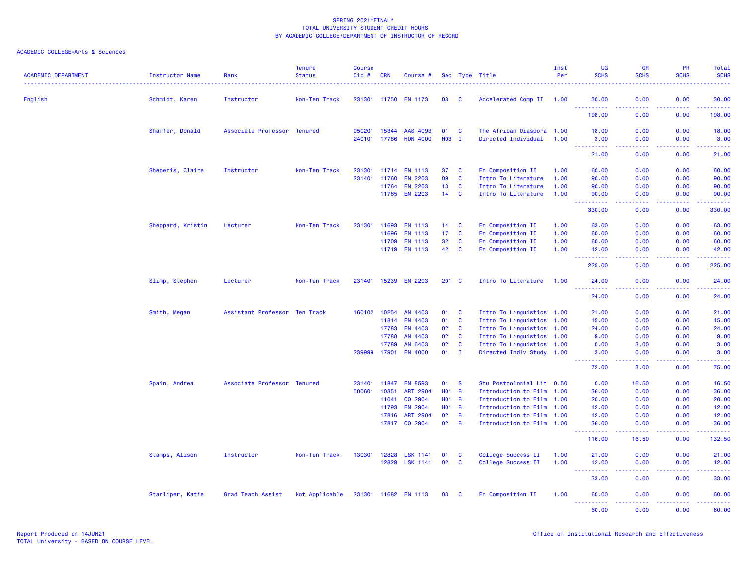SPRING 2021*FINAL*
TOTAL UNIVERSITY STUDENT CREDIT HOURS
BY ACADEMIC COLLEGE/DEPARTMENT OF INSTRUCTOR OF RECORD

ACADEMIC COLLEGE=Arts & Sciences

| ACADEMIC DEPARTMENT | Instructor Name | Rank | Tenure Status | Course Cip # | CRN | Course # | Sec | Type | Title | Inst Per | UG SCHS | GR SCHS | PR SCHS | Total SCHS |
|---|---|---|---|---|---|---|---|---|---|---|---|---|---|---|
| English | Schmidt, Karen | Instructor | Non-Ten Track | 231301 | 11750 | EN 1173 | 03 | C | Accelerated Comp II | 1.00 | 30.00 | 0.00 | 0.00 | 30.00 |
| | | | | | | | | | | | 198.00 | 0.00 | 0.00 | 198.00 |
| | Shaffer, Donald | Associate Professor | Tenured | 050201 | 15344 | AAS 4093 | 01 | C | The African Diaspora | 1.00 | 18.00 | 0.00 | 0.00 | 18.00 |
| | | | | 240101 | 17786 | HON 4000 | H03 | I | Directed Individual | 1.00 | 3.00 | 0.00 | 0.00 | 3.00 |
| | | | | | | | | | | | 21.00 | 0.00 | 0.00 | 21.00 |
| | Sheperis, Claire | Instructor | Non-Ten Track | 231301 | 11714 | EN 1113 | 37 | C | En Composition II | 1.00 | 60.00 | 0.00 | 0.00 | 60.00 |
| | | | | 231401 | 11760 | EN 2203 | 09 | C | Intro To Literature | 1.00 | 90.00 | 0.00 | 0.00 | 90.00 |
| | | | | | 11764 | EN 2203 | 13 | C | Intro To Literature | 1.00 | 90.00 | 0.00 | 0.00 | 90.00 |
| | | | | | 11765 | EN 2203 | 14 | C | Intro To Literature | 1.00 | 90.00 | 0.00 | 0.00 | 90.00 |
| | | | | | | | | | | | 330.00 | 0.00 | 0.00 | 330.00 |
| | Sheppard, Kristin | Lecturer | Non-Ten Track | 231301 | 11693 | EN 1113 | 14 | C | En Composition II | 1.00 | 63.00 | 0.00 | 0.00 | 63.00 |
| | | | | | 11696 | EN 1113 | 17 | C | En Composition II | 1.00 | 60.00 | 0.00 | 0.00 | 60.00 |
| | | | | | 11709 | EN 1113 | 32 | C | En Composition II | 1.00 | 60.00 | 0.00 | 0.00 | 60.00 |
| | | | | | 11719 | EN 1113 | 42 | C | En Composition II | 1.00 | 42.00 | 0.00 | 0.00 | 42.00 |
| | | | | | | | | | | | 225.00 | 0.00 | 0.00 | 225.00 |
| | Slimp, Stephen | Lecturer | Non-Ten Track | 231401 | 15239 | EN 2203 | 201 | C | Intro To Literature | 1.00 | 24.00 | 0.00 | 0.00 | 24.00 |
| | | | | | | | | | | | 24.00 | 0.00 | 0.00 | 24.00 |
| | Smith, Megan | Assistant Professor | Ten Track | 160102 | 10254 | AN 4403 | 01 | C | Intro To Linguistics | 1.00 | 21.00 | 0.00 | 0.00 | 21.00 |
| | | | | | 11814 | EN 4403 | 01 | C | Intro To Linguistics | 1.00 | 15.00 | 0.00 | 0.00 | 15.00 |
| | | | | | 17783 | EN 4403 | 02 | C | Intro To Linguistics | 1.00 | 24.00 | 0.00 | 0.00 | 24.00 |
| | | | | | 17788 | AN 4403 | 02 | C | Intro To Linguistics | 1.00 | 9.00 | 0.00 | 0.00 | 9.00 |
| | | | | | 17789 | AN 6403 | 02 | C | Intro To Linguistics | 1.00 | 0.00 | 3.00 | 0.00 | 3.00 |
| | | | | 239999 | 17901 | EN 4000 | 01 | I | Directed Indiv Study | 1.00 | 3.00 | 0.00 | 0.00 | 3.00 |
| | | | | | | | | | | | 72.00 | 3.00 | 0.00 | 75.00 |
| | Spain, Andrea | Associate Professor | Tenured | 231401 | 11847 | EN 8593 | 01 | S | Stu Postcolonial Lit | 0.50 | 0.00 | 16.50 | 0.00 | 16.50 |
| | | | | 500601 | 10351 | ART 2904 | H01 | B | Introduction to Film | 1.00 | 36.00 | 0.00 | 0.00 | 36.00 |
| | | | | | 11041 | CO 2904 | H01 | B | Introduction to Film | 1.00 | 20.00 | 0.00 | 0.00 | 20.00 |
| | | | | | 11793 | EN 2904 | H01 | B | Introduction to Film | 1.00 | 12.00 | 0.00 | 0.00 | 12.00 |
| | | | | | 17816 | ART 2904 | 02 | B | Introduction to Film | 1.00 | 12.00 | 0.00 | 0.00 | 12.00 |
| | | | | | 17817 | CO 2904 | 02 | B | Introduction to Film | 1.00 | 36.00 | 0.00 | 0.00 | 36.00 |
| | | | | | | | | | | | 116.00 | 16.50 | 0.00 | 132.50 |
| | Stamps, Alison | Instructor | Non-Ten Track | 130301 | 12828 | LSK 1141 | 01 | C | College Success II | 1.00 | 21.00 | 0.00 | 0.00 | 21.00 |
| | | | | | 12829 | LSK 1141 | 02 | C | College Success II | 1.00 | 12.00 | 0.00 | 0.00 | 12.00 |
| | | | | | | | | | | | 33.00 | 0.00 | 0.00 | 33.00 |
| | Starliper, Katie | Grad Teach Assist | Not Applicable | 231301 | 11682 | EN 1113 | 03 | C | En Composition II | 1.00 | 60.00 | 0.00 | 0.00 | 60.00 |
| | | | | | | | | | | | 60.00 | 0.00 | 0.00 | 60.00 |

Report Produced on 14JUN21
TOTAL University - BASED ON COURSE LEVEL

Office of Institutional Research and Effectiveness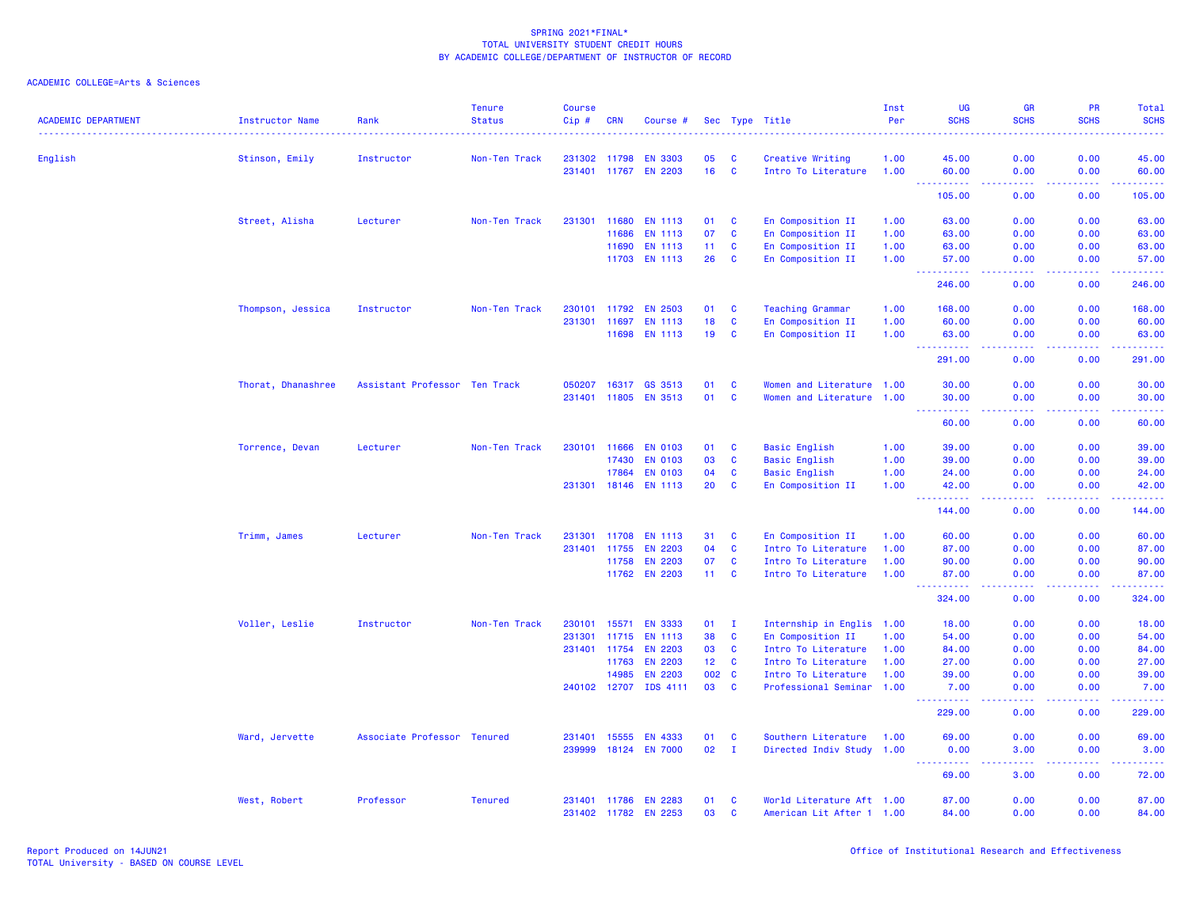SPRING 2021*FINAL*
TOTAL UNIVERSITY STUDENT CREDIT HOURS
BY ACADEMIC COLLEGE/DEPARTMENT OF INSTRUCTOR OF RECORD

ACADEMIC COLLEGE=Arts & Sciences

| ACADEMIC DEPARTMENT | Instructor Name | Rank | Tenure Status | Course Cip # | CRN | Course # | Sec | Type | Title | Inst Per | UG SCHS | GR SCHS | PR SCHS | Total SCHS |
|---|---|---|---|---|---|---|---|---|---|---|---|---|---|---|
| English | Stinson, Emily | Instructor | Non-Ten Track | 231302 | 11798 | EN 3303 | 05 | C | Creative Writing | 1.00 | 45.00 | 0.00 | 0.00 | 45.00 |
| | | | | 231401 | 11767 | EN 2203 | 16 | C | Intro To Literature | 1.00 | 60.00 | 0.00 | 0.00 | 60.00 |
| | | | | | | | | | | | 105.00 | 0.00 | 0.00 | 105.00 |
| | Street, Alisha | Lecturer | Non-Ten Track | 231301 | 11680 | EN 1113 | 01 | C | En Composition II | 1.00 | 63.00 | 0.00 | 0.00 | 63.00 |
| | | | | | 11686 | EN 1113 | 07 | C | En Composition II | 1.00 | 63.00 | 0.00 | 0.00 | 63.00 |
| | | | | | 11690 | EN 1113 | 11 | C | En Composition II | 1.00 | 63.00 | 0.00 | 0.00 | 63.00 |
| | | | | | 11703 | EN 1113 | 26 | C | En Composition II | 1.00 | 57.00 | 0.00 | 0.00 | 57.00 |
| | | | | | | | | | | | 246.00 | 0.00 | 0.00 | 246.00 |
| | Thompson, Jessica | Instructor | Non-Ten Track | 230101 | 11792 | EN 2503 | 01 | C | Teaching Grammar | 1.00 | 168.00 | 0.00 | 0.00 | 168.00 |
| | | | | 231301 | 11697 | EN 1113 | 18 | C | En Composition II | 1.00 | 60.00 | 0.00 | 0.00 | 60.00 |
| | | | | | 11698 | EN 1113 | 19 | C | En Composition II | 1.00 | 63.00 | 0.00 | 0.00 | 63.00 |
| | | | | | | | | | | | 291.00 | 0.00 | 0.00 | 291.00 |
| | Thorat, Dhanashree | Assistant Professor | Ten Track | 050207 | 16317 | GS 3513 | 01 | C | Women and Literature | 1.00 | 30.00 | 0.00 | 0.00 | 30.00 |
| | | | | 231401 | 11805 | EN 3513 | 01 | C | Women and Literature | 1.00 | 30.00 | 0.00 | 0.00 | 30.00 |
| | | | | | | | | | | | 60.00 | 0.00 | 0.00 | 60.00 |
| | Torrence, Devan | Lecturer | Non-Ten Track | 230101 | 11666 | EN 0103 | 01 | C | Basic English | 1.00 | 39.00 | 0.00 | 0.00 | 39.00 |
| | | | | | 17430 | EN 0103 | 03 | C | Basic English | 1.00 | 39.00 | 0.00 | 0.00 | 39.00 |
| | | | | | 17864 | EN 0103 | 04 | C | Basic English | 1.00 | 24.00 | 0.00 | 0.00 | 24.00 |
| | | | | 231301 | 18146 | EN 1113 | 20 | C | En Composition II | 1.00 | 42.00 | 0.00 | 0.00 | 42.00 |
| | | | | | | | | | | | 144.00 | 0.00 | 0.00 | 144.00 |
| | Trimm, James | Lecturer | Non-Ten Track | 231301 | 11708 | EN 1113 | 31 | C | En Composition II | 1.00 | 60.00 | 0.00 | 0.00 | 60.00 |
| | | | | 231401 | 11755 | EN 2203 | 04 | C | Intro To Literature | 1.00 | 87.00 | 0.00 | 0.00 | 87.00 |
| | | | | | 11758 | EN 2203 | 07 | C | Intro To Literature | 1.00 | 90.00 | 0.00 | 0.00 | 90.00 |
| | | | | | 11762 | EN 2203 | 11 | C | Intro To Literature | 1.00 | 87.00 | 0.00 | 0.00 | 87.00 |
| | | | | | | | | | | | 324.00 | 0.00 | 0.00 | 324.00 |
| | Voller, Leslie | Instructor | Non-Ten Track | 230101 | 15571 | EN 3333 | 01 | I | Internship in Englis | 1.00 | 18.00 | 0.00 | 0.00 | 18.00 |
| | | | | 231301 | 11715 | EN 1113 | 38 | C | En Composition II | 1.00 | 54.00 | 0.00 | 0.00 | 54.00 |
| | | | | 231401 | 11754 | EN 2203 | 03 | C | Intro To Literature | 1.00 | 84.00 | 0.00 | 0.00 | 84.00 |
| | | | | | 11763 | EN 2203 | 12 | C | Intro To Literature | 1.00 | 27.00 | 0.00 | 0.00 | 27.00 |
| | | | | | 14985 | EN 2203 | 002 | C | Intro To Literature | 1.00 | 39.00 | 0.00 | 0.00 | 39.00 |
| | | | | 240102 | 12707 | IDS 4111 | 03 | C | Professional Seminar | 1.00 | 7.00 | 0.00 | 0.00 | 7.00 |
| | | | | | | | | | | | 229.00 | 0.00 | 0.00 | 229.00 |
| | Ward, Jervette | Associate Professor | Tenured | 231401 | 15555 | EN 4333 | 01 | C | Southern Literature | 1.00 | 69.00 | 0.00 | 0.00 | 69.00 |
| | | | | 239999 | 18124 | EN 7000 | 02 | I | Directed Indiv Study | 1.00 | 0.00 | 3.00 | 0.00 | 3.00 |
| | | | | | | | | | | | 69.00 | 3.00 | 0.00 | 72.00 |
| | West, Robert | Professor | Tenured | 231401 | 11786 | EN 2283 | 01 | C | World Literature Aft | 1.00 | 87.00 | 0.00 | 0.00 | 87.00 |
| | | | | 231402 | 11782 | EN 2253 | 03 | C | American Lit After 1 | 1.00 | 84.00 | 0.00 | 0.00 | 84.00 |

Report Produced on 14JUN21
TOTAL University - BASED ON COURSE LEVEL

Office of Institutional Research and Effectiveness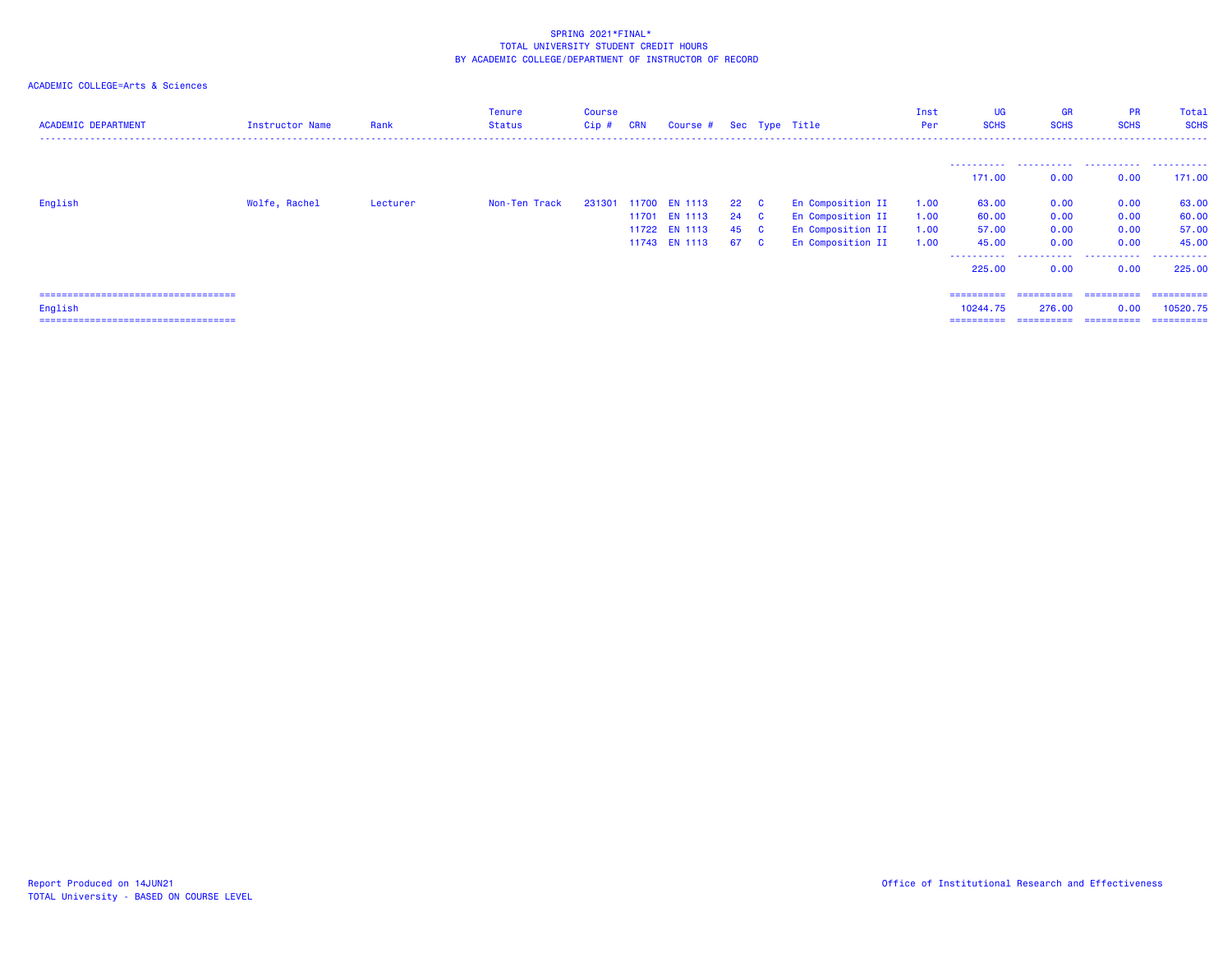SPRING 2021*FINAL*
TOTAL UNIVERSITY STUDENT CREDIT HOURS
BY ACADEMIC COLLEGE/DEPARTMENT OF INSTRUCTOR OF RECORD

ACADEMIC COLLEGE=Arts & Sciences

| ACADEMIC DEPARTMENT | Instructor Name | Rank | Tenure Status | Course Cip # | CRN | Course # | Sec | Type | Title | Inst Per | UG SCHS | GR SCHS | PR SCHS | Total SCHS |
|---|---|---|---|---|---|---|---|---|---|---|---|---|---|---|
| | | | | | | | | | | | 171.00 | 0.00 | 0.00 | 171.00 |
| English | Wolfe, Rachel | Lecturer | Non-Ten Track | 231301 | 11700 | EN 1113 | 22 | C | En Composition II | 1.00 | 63.00 | 0.00 | 0.00 | 63.00 |
| | | | | | 11701 | EN 1113 | 24 | C | En Composition II | 1.00 | 60.00 | 0.00 | 0.00 | 60.00 |
| | | | | | 11722 | EN 1113 | 45 | C | En Composition II | 1.00 | 57.00 | 0.00 | 0.00 | 57.00 |
| | | | | | 11743 | EN 1113 | 67 | C | En Composition II | 1.00 | 45.00 | 0.00 | 0.00 | 45.00 |
| | | | | | | | | | | | 225.00 | 0.00 | 0.00 | 225.00 |
| English | | | | | | | | | | | 10244.75 | 276.00 | 0.00 | 10520.75 |

Report Produced on 14JUN21
TOTAL University - BASED ON COURSE LEVEL

Office of Institutional Research and Effectiveness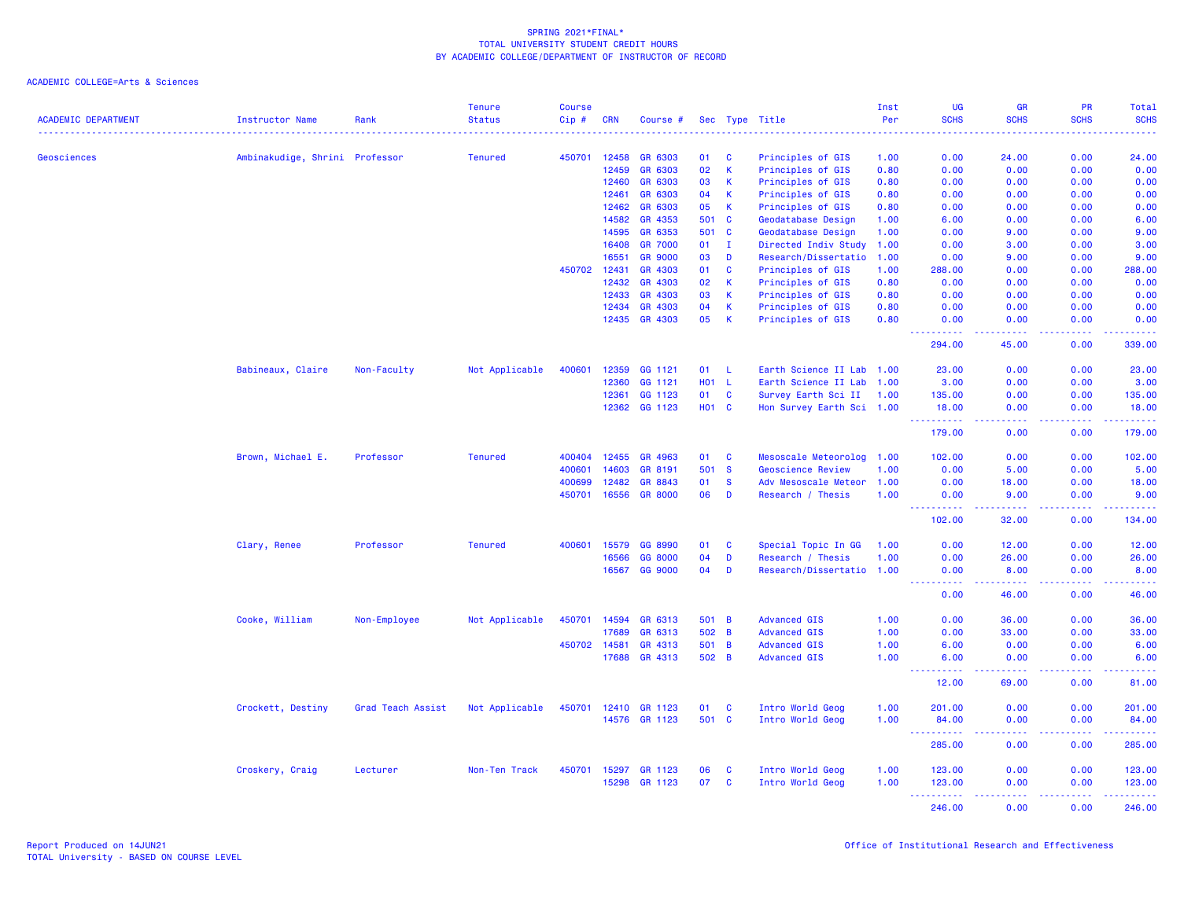SPRING 2021*FINAL*
TOTAL UNIVERSITY STUDENT CREDIT HOURS
BY ACADEMIC COLLEGE/DEPARTMENT OF INSTRUCTOR OF RECORD

ACADEMIC COLLEGE=Arts & Sciences

| ACADEMIC DEPARTMENT | Instructor Name | Rank | Tenure Status | Course Cip # | CRN | Course # | Sec | Type | Title | Inst Per | UG SCHS | GR SCHS | PR SCHS | Total SCHS |
|---|---|---|---|---|---|---|---|---|---|---|---|---|---|---|
| Geosciences | Ambinakudige, Shrini | Professor | Tenured | 450701 | 12458 | GR 6303 | 01 | C | Principles of GIS | 1.00 | 0.00 | 24.00 | 0.00 | 24.00 |
| | | | | | 12459 | GR 6303 | 02 | K | Principles of GIS | 0.80 | 0.00 | 0.00 | 0.00 | 0.00 |
| | | | | | 12460 | GR 6303 | 03 | K | Principles of GIS | 0.80 | 0.00 | 0.00 | 0.00 | 0.00 |
| | | | | | 12461 | GR 6303 | 04 | K | Principles of GIS | 0.80 | 0.00 | 0.00 | 0.00 | 0.00 |
| | | | | | 12462 | GR 6303 | 05 | K | Principles of GIS | 0.80 | 0.00 | 0.00 | 0.00 | 0.00 |
| | | | | | 14582 | GR 4353 | 501 | C | Geodatabase Design | 1.00 | 6.00 | 0.00 | 0.00 | 6.00 |
| | | | | | 14595 | GR 6353 | 501 | C | Geodatabase Design | 1.00 | 0.00 | 9.00 | 0.00 | 9.00 |
| | | | | | 16408 | GR 7000 | 01 | I | Directed Indiv Study | 1.00 | 0.00 | 3.00 | 0.00 | 3.00 |
| | | | | | 16551 | GR 9000 | 03 | D | Research/Dissertatio | 1.00 | 0.00 | 9.00 | 0.00 | 9.00 |
| | | | | 450702 | 12431 | GR 4303 | 01 | C | Principles of GIS | 1.00 | 288.00 | 0.00 | 0.00 | 288.00 |
| | | | | | 12432 | GR 4303 | 02 | K | Principles of GIS | 0.80 | 0.00 | 0.00 | 0.00 | 0.00 |
| | | | | | 12433 | GR 4303 | 03 | K | Principles of GIS | 0.80 | 0.00 | 0.00 | 0.00 | 0.00 |
| | | | | | 12434 | GR 4303 | 04 | K | Principles of GIS | 0.80 | 0.00 | 0.00 | 0.00 | 0.00 |
| | | | | | 12435 | GR 4303 | 05 | K | Principles of GIS | 0.80 | 0.00 | 0.00 | 0.00 | 0.00 |
| | | | | | | | | | | | 294.00 | 45.00 | 0.00 | 339.00 |
| | Babineaux, Claire | Non-Faculty | Not Applicable | 400601 | 12359 | GG 1121 | 01 | L | Earth Science II Lab | 1.00 | 23.00 | 0.00 | 0.00 | 23.00 |
| | | | | | 12360 | GG 1121 | H01 | L | Earth Science II Lab | 1.00 | 3.00 | 0.00 | 0.00 | 3.00 |
| | | | | | 12361 | GG 1123 | 01 | C | Survey Earth Sci II | 1.00 | 135.00 | 0.00 | 0.00 | 135.00 |
| | | | | | 12362 | GG 1123 | H01 | C | Hon Survey Earth Sci | 1.00 | 18.00 | 0.00 | 0.00 | 18.00 |
| | | | | | | | | | | | 179.00 | 0.00 | 0.00 | 179.00 |
| | Brown, Michael E. | Professor | Tenured | 400404 | 12455 | GR 4963 | 01 | C | Mesoscale Meteorolog | 1.00 | 102.00 | 0.00 | 0.00 | 102.00 |
| | | | | 400601 | 14603 | GR 8191 | 501 | S | Geoscience Review | 1.00 | 0.00 | 5.00 | 0.00 | 5.00 |
| | | | | 400699 | 12482 | GR 8843 | 01 | S | Adv Mesoscale Meteor | 1.00 | 0.00 | 18.00 | 0.00 | 18.00 |
| | | | | 450701 | 16556 | GR 8000 | 06 | D | Research / Thesis | 1.00 | 0.00 | 9.00 | 0.00 | 9.00 |
| | | | | | | | | | | | 102.00 | 32.00 | 0.00 | 134.00 |
| | Clary, Renee | Professor | Tenured | 400601 | 15579 | GG 8990 | 01 | C | Special Topic In GG | 1.00 | 0.00 | 12.00 | 0.00 | 12.00 |
| | | | | | 16566 | GG 8000 | 04 | D | Research / Thesis | 1.00 | 0.00 | 26.00 | 0.00 | 26.00 |
| | | | | | 16567 | GG 9000 | 04 | D | Research/Dissertatio | 1.00 | 0.00 | 8.00 | 0.00 | 8.00 |
| | | | | | | | | | | | 0.00 | 46.00 | 0.00 | 46.00 |
| | Cooke, William | Non-Employee | Not Applicable | 450701 | 14594 | GR 6313 | 501 | B | Advanced GIS | 1.00 | 0.00 | 36.00 | 0.00 | 36.00 |
| | | | | | 17689 | GR 6313 | 502 | B | Advanced GIS | 1.00 | 0.00 | 33.00 | 0.00 | 33.00 |
| | | | | 450702 | 14581 | GR 4313 | 501 | B | Advanced GIS | 1.00 | 6.00 | 0.00 | 0.00 | 6.00 |
| | | | | | 17688 | GR 4313 | 502 | B | Advanced GIS | 1.00 | 6.00 | 0.00 | 0.00 | 6.00 |
| | | | | | | | | | | | 12.00 | 69.00 | 0.00 | 81.00 |
| | Crockett, Destiny | Grad Teach Assist | Not Applicable | 450701 | 12410 | GR 1123 | 01 | C | Intro World Geog | 1.00 | 201.00 | 0.00 | 0.00 | 201.00 |
| | | | | | 14576 | GR 1123 | 501 | C | Intro World Geog | 1.00 | 84.00 | 0.00 | 0.00 | 84.00 |
| | | | | | | | | | | | 285.00 | 0.00 | 0.00 | 285.00 |
| | Croskery, Craig | Lecturer | Non-Ten Track | 450701 | 15297 | GR 1123 | 06 | C | Intro World Geog | 1.00 | 123.00 | 0.00 | 0.00 | 123.00 |
| | | | | | 15298 | GR 1123 | 07 | C | Intro World Geog | 1.00 | 123.00 | 0.00 | 0.00 | 123.00 |
| | | | | | | | | | | | 246.00 | 0.00 | 0.00 | 246.00 |

Report Produced on 14JUN21
TOTAL University - BASED ON COURSE LEVEL

Office of Institutional Research and Effectiveness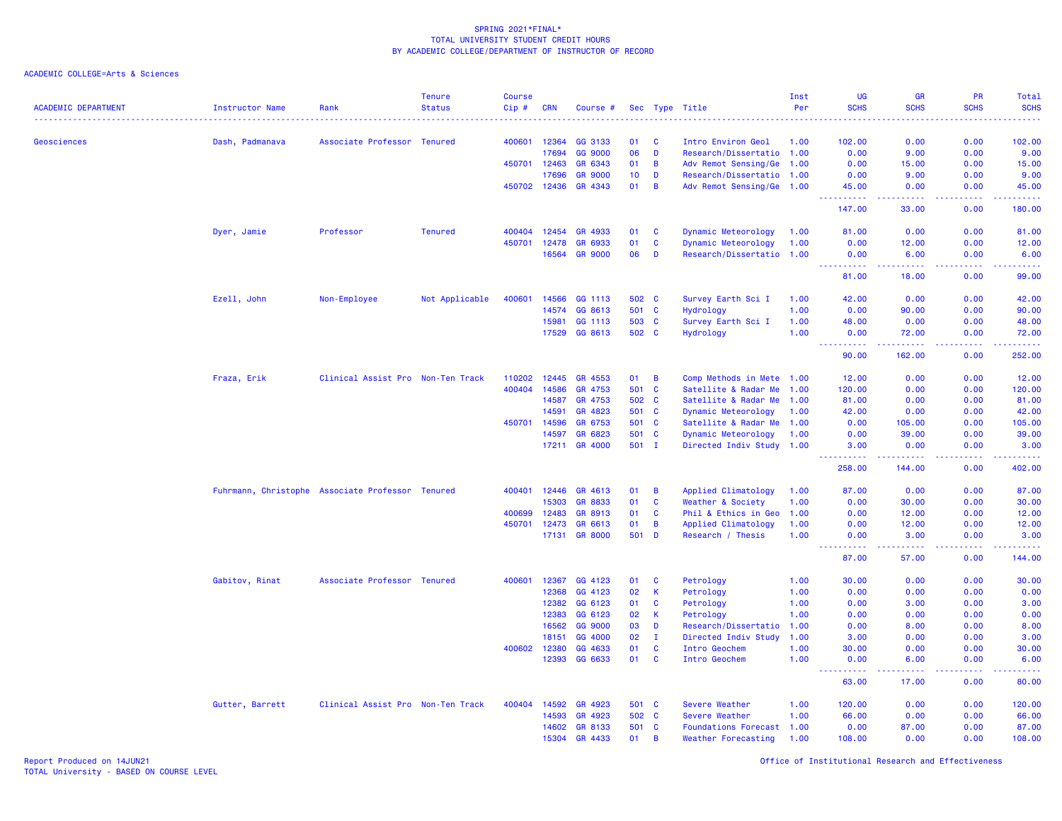SPRING 2021*FINAL*
TOTAL UNIVERSITY STUDENT CREDIT HOURS
BY ACADEMIC COLLEGE/DEPARTMENT OF INSTRUCTOR OF RECORD

ACADEMIC COLLEGE=Arts & Sciences

| ACADEMIC DEPARTMENT | Instructor Name | Rank | Tenure Status | Course Cip # | CRN | Course # | Sec | Type | Title | Inst Per | UG SCHS | GR SCHS | PR SCHS | Total SCHS |
|---|---|---|---|---|---|---|---|---|---|---|---|---|---|---|
| Geosciences | Dash, Padmanava | Associate Professor | Tenured | 400601 | 12364 | GG 3133 | 01 | C | Intro Environ Geol | 1.00 | 102.00 | 0.00 | 0.00 | 102.00 |
| | | | | | 17694 | GG 9000 | 06 | D | Research/Dissertatio | 1.00 | 0.00 | 9.00 | 0.00 | 9.00 |
| | | | | 450701 | 12463 | GR 6343 | 01 | B | Adv Remot Sensing/Ge | 1.00 | 0.00 | 15.00 | 0.00 | 15.00 |
| | | | | | 17696 | GR 9000 | 10 | D | Research/Dissertatio | 1.00 | 0.00 | 9.00 | 0.00 | 9.00 |
| | | | | 450702 | 12436 | GR 4343 | 01 | B | Adv Remot Sensing/Ge | 1.00 | 45.00 | 0.00 | 0.00 | 45.00 |
| | | | | | | | | | | | 147.00 | 33.00 | 0.00 | 180.00 |
| | Dyer, Jamie | Professor | Tenured | 400404 | 12454 | GR 4933 | 01 | C | Dynamic Meteorology | 1.00 | 81.00 | 0.00 | 0.00 | 81.00 |
| | | | | 450701 | 12478 | GR 6933 | 01 | C | Dynamic Meteorology | 1.00 | 0.00 | 12.00 | 0.00 | 12.00 |
| | | | | | 16564 | GR 9000 | 06 | D | Research/Dissertatio | 1.00 | 0.00 | 6.00 | 0.00 | 6.00 |
| | | | | | | | | | | | 81.00 | 18.00 | 0.00 | 99.00 |
| | Ezell, John | Non-Employee | Not Applicable | 400601 | 14566 | GG 1113 | 502 | C | Survey Earth Sci I | 1.00 | 42.00 | 0.00 | 0.00 | 42.00 |
| | | | | | 14574 | GG 8613 | 501 | C | Hydrology | 1.00 | 0.00 | 90.00 | 0.00 | 90.00 |
| | | | | | 15981 | GG 1113 | 503 | C | Survey Earth Sci I | 1.00 | 48.00 | 0.00 | 0.00 | 48.00 |
| | | | | | 17529 | GG 8613 | 502 | C | Hydrology | 1.00 | 0.00 | 72.00 | 0.00 | 72.00 |
| | | | | | | | | | | | 90.00 | 162.00 | 0.00 | 252.00 |
| | Fraza, Erik | Clinical Assist Pro | Non-Ten Track | 110202 | 12445 | GR 4553 | 01 | B | Comp Methods in Mete | 1.00 | 12.00 | 0.00 | 0.00 | 12.00 |
| | | | | 400404 | 14586 | GR 4753 | 501 | C | Satellite & Radar Me | 1.00 | 120.00 | 0.00 | 0.00 | 120.00 |
| | | | | | 14587 | GR 4753 | 502 | C | Satellite & Radar Me | 1.00 | 81.00 | 0.00 | 0.00 | 81.00 |
| | | | | | 14591 | GR 4823 | 501 | C | Dynamic Meteorology | 1.00 | 42.00 | 0.00 | 0.00 | 42.00 |
| | | | | 450701 | 14596 | GR 6753 | 501 | C | Satellite & Radar Me | 1.00 | 0.00 | 105.00 | 0.00 | 105.00 |
| | | | | | 14597 | GR 6823 | 501 | C | Dynamic Meteorology | 1.00 | 0.00 | 39.00 | 0.00 | 39.00 |
| | | | | | 17211 | GR 4000 | 501 | I | Directed Indiv Study | 1.00 | 3.00 | 0.00 | 0.00 | 3.00 |
| | | | | | | | | | | | 258.00 | 144.00 | 0.00 | 402.00 |
| | Fuhrmann, Christophe | Associate Professor | Tenured | 400401 | 12446 | GR 4613 | 01 | B | Applied Climatology | 1.00 | 87.00 | 0.00 | 0.00 | 87.00 |
| | | | | | 15303 | GR 8833 | 01 | C | Weather & Society | 1.00 | 0.00 | 30.00 | 0.00 | 30.00 |
| | | | | 400699 | 12483 | GR 8913 | 01 | C | Phil & Ethics in Geo | 1.00 | 0.00 | 12.00 | 0.00 | 12.00 |
| | | | | 450701 | 12473 | GR 6613 | 01 | B | Applied Climatology | 1.00 | 0.00 | 12.00 | 0.00 | 12.00 |
| | | | | | 17131 | GR 8000 | 501 | D | Research / Thesis | 1.00 | 0.00 | 3.00 | 0.00 | 3.00 |
| | | | | | | | | | | | 87.00 | 57.00 | 0.00 | 144.00 |
| | Gabitov, Rinat | Associate Professor | Tenured | 400601 | 12367 | GG 4123 | 01 | C | Petrology | 1.00 | 30.00 | 0.00 | 0.00 | 30.00 |
| | | | | | 12368 | GG 4123 | 02 | K | Petrology | 1.00 | 0.00 | 0.00 | 0.00 | 0.00 |
| | | | | | 12382 | GG 6123 | 01 | C | Petrology | 1.00 | 0.00 | 3.00 | 0.00 | 3.00 |
| | | | | | 12383 | GG 6123 | 02 | K | Petrology | 1.00 | 0.00 | 0.00 | 0.00 | 0.00 |
| | | | | | 16562 | GG 9000 | 03 | D | Research/Dissertatio | 1.00 | 0.00 | 8.00 | 0.00 | 8.00 |
| | | | | | 18151 | GG 4000 | 02 | I | Directed Indiv Study | 1.00 | 3.00 | 0.00 | 0.00 | 3.00 |
| | | | | 400602 | 12380 | GG 4633 | 01 | C | Intro Geochem | 1.00 | 30.00 | 0.00 | 0.00 | 30.00 |
| | | | | | 12393 | GG 6633 | 01 | C | Intro Geochem | 1.00 | 0.00 | 6.00 | 0.00 | 6.00 |
| | | | | | | | | | | | 63.00 | 17.00 | 0.00 | 80.00 |
| | Gutter, Barrett | Clinical Assist Pro | Non-Ten Track | 400404 | 14592 | GR 4923 | 501 | C | Severe Weather | 1.00 | 120.00 | 0.00 | 0.00 | 120.00 |
| | | | | | 14593 | GR 4923 | 502 | C | Severe Weather | 1.00 | 66.00 | 0.00 | 0.00 | 66.00 |
| | | | | | 14602 | GR 8133 | 501 | C | Foundations Forecast | 1.00 | 0.00 | 87.00 | 0.00 | 87.00 |
| | | | | | 15304 | GR 4433 | 01 | B | Weather Forecasting | 1.00 | 108.00 | 0.00 | 0.00 | 108.00 |

Report Produced on 14JUN21
TOTAL University - BASED ON COURSE LEVEL

Office of Institutional Research and Effectiveness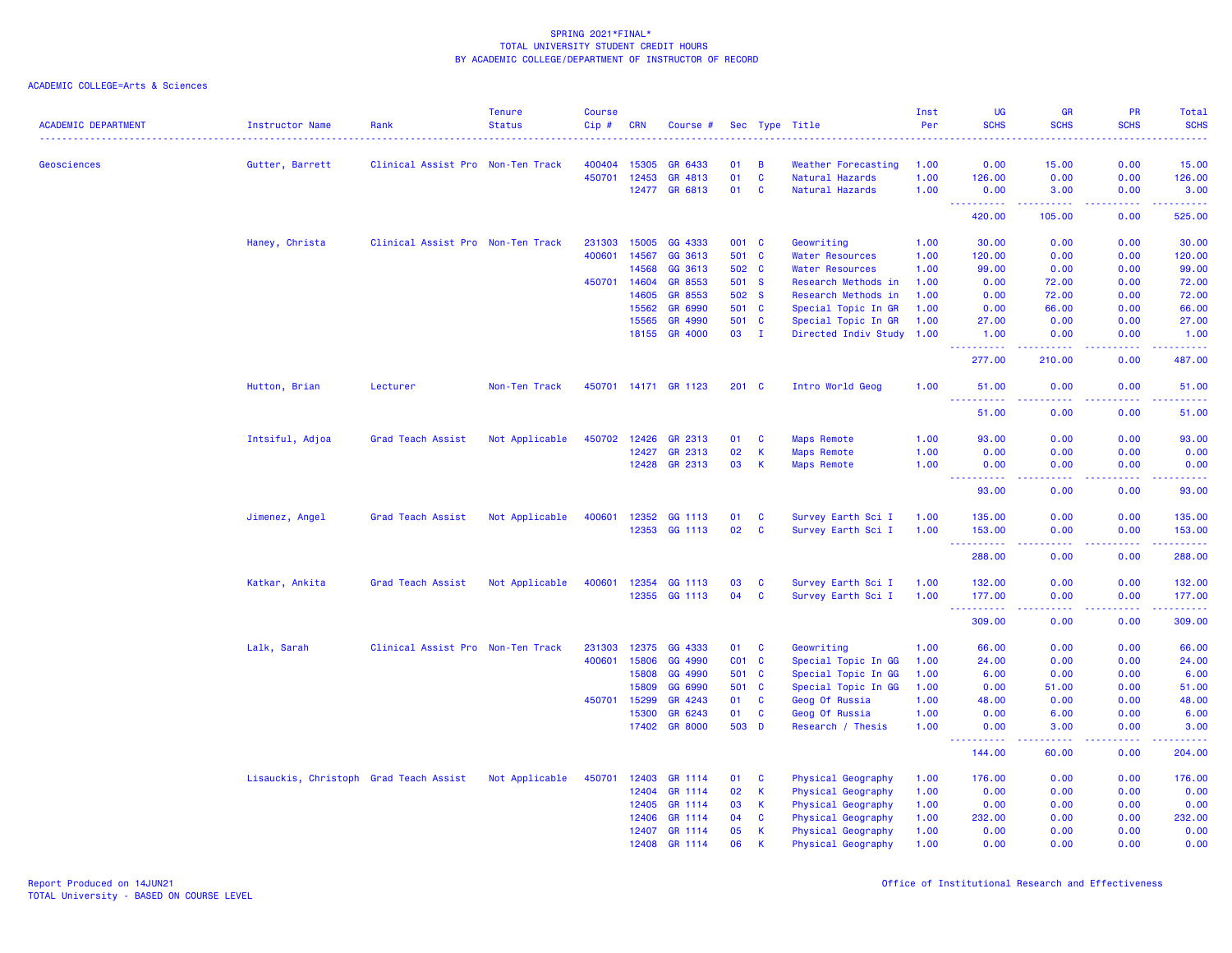SPRING 2021*FINAL*
TOTAL UNIVERSITY STUDENT CREDIT HOURS
BY ACADEMIC COLLEGE/DEPARTMENT OF INSTRUCTOR OF RECORD

ACADEMIC COLLEGE=Arts & Sciences

| ACADEMIC DEPARTMENT | Instructor Name | Rank | Tenure Status | Course Cip # | CRN | Course # | Sec | Type | Title | Inst Per | UG SCHS | GR SCHS | PR SCHS | Total SCHS |
|---|---|---|---|---|---|---|---|---|---|---|---|---|---|---|
| Geosciences | Gutter, Barrett | Clinical Assist Pro | Non-Ten Track | 400404 | 15305 | GR 6433 | 01 | B | Weather Forecasting | 1.00 | 0.00 | 15.00 | 0.00 | 15.00 |
| | | | | 450701 | 12453 | GR 4813 | 01 | C | Natural Hazards | 1.00 | 126.00 | 0.00 | 0.00 | 126.00 |
| | | | | | 12477 | GR 6813 | 01 | C | Natural Hazards | 1.00 | 0.00 | 3.00 | 0.00 | 3.00 |
| | | | | | | | | | | | 420.00 | 105.00 | 0.00 | 525.00 |
| | Haney, Christa | Clinical Assist Pro | Non-Ten Track | 231303 | 15005 | GG 4333 | 001 | C | Geowriting | 1.00 | 30.00 | 0.00 | 0.00 | 30.00 |
| | | | | 400601 | 14567 | GG 3613 | 501 | C | Water Resources | 1.00 | 120.00 | 0.00 | 0.00 | 120.00 |
| | | | | | 14568 | GG 3613 | 502 | C | Water Resources | 1.00 | 99.00 | 0.00 | 0.00 | 99.00 |
| | | | | 450701 | 14604 | GR 8553 | 501 | S | Research Methods in | 1.00 | 0.00 | 72.00 | 0.00 | 72.00 |
| | | | | | 14605 | GR 8553 | 502 | S | Research Methods in | 1.00 | 0.00 | 72.00 | 0.00 | 72.00 |
| | | | | | 15562 | GR 6990 | 501 | C | Special Topic In GR | 1.00 | 0.00 | 66.00 | 0.00 | 66.00 |
| | | | | | 15565 | GR 4990 | 501 | C | Special Topic In GR | 1.00 | 27.00 | 0.00 | 0.00 | 27.00 |
| | | | | | 18155 | GR 4000 | 03 | I | Directed Indiv Study | 1.00 | 1.00 | 0.00 | 0.00 | 1.00 |
| | | | | | | | | | | | 277.00 | 210.00 | 0.00 | 487.00 |
| | Hutton, Brian | Lecturer | Non-Ten Track | 450701 | 14171 | GR 1123 | 201 | C | Intro World Geog | 1.00 | 51.00 | 0.00 | 0.00 | 51.00 |
| | | | | | | | | | | | 51.00 | 0.00 | 0.00 | 51.00 |
| | Intsiful, Adjoa | Grad Teach Assist | Not Applicable | 450702 | 12426 | GR 2313 | 01 | C | Maps Remote | 1.00 | 93.00 | 0.00 | 0.00 | 93.00 |
| | | | | | 12427 | GR 2313 | 02 | K | Maps Remote | 1.00 | 0.00 | 0.00 | 0.00 | 0.00 |
| | | | | | 12428 | GR 2313 | 03 | K | Maps Remote | 1.00 | 0.00 | 0.00 | 0.00 | 0.00 |
| | | | | | | | | | | | 93.00 | 0.00 | 0.00 | 93.00 |
| | Jimenez, Angel | Grad Teach Assist | Not Applicable | 400601 | 12352 | GG 1113 | 01 | C | Survey Earth Sci I | 1.00 | 135.00 | 0.00 | 0.00 | 135.00 |
| | | | | | 12353 | GG 1113 | 02 | C | Survey Earth Sci I | 1.00 | 153.00 | 0.00 | 0.00 | 153.00 |
| | | | | | | | | | | | 288.00 | 0.00 | 0.00 | 288.00 |
| | Katkar, Ankita | Grad Teach Assist | Not Applicable | 400601 | 12354 | GG 1113 | 03 | C | Survey Earth Sci I | 1.00 | 132.00 | 0.00 | 0.00 | 132.00 |
| | | | | | 12355 | GG 1113 | 04 | C | Survey Earth Sci I | 1.00 | 177.00 | 0.00 | 0.00 | 177.00 |
| | | | | | | | | | | | 309.00 | 0.00 | 0.00 | 309.00 |
| | Lalk, Sarah | Clinical Assist Pro | Non-Ten Track | 231303 | 12375 | GG 4333 | 01 | C | Geowriting | 1.00 | 66.00 | 0.00 | 0.00 | 66.00 |
| | | | | 400601 | 15806 | GG 4990 | C01 | C | Special Topic In GG | 1.00 | 24.00 | 0.00 | 0.00 | 24.00 |
| | | | | | 15808 | GG 4990 | 501 | C | Special Topic In GG | 1.00 | 6.00 | 0.00 | 0.00 | 6.00 |
| | | | | | 15809 | GG 6990 | 501 | C | Special Topic In GG | 1.00 | 0.00 | 51.00 | 0.00 | 51.00 |
| | | | | 450701 | 15299 | GR 4243 | 01 | C | Geog Of Russia | 1.00 | 48.00 | 0.00 | 0.00 | 48.00 |
| | | | | | 15300 | GR 6243 | 01 | C | Geog Of Russia | 1.00 | 0.00 | 6.00 | 0.00 | 6.00 |
| | | | | | 17402 | GR 8000 | 503 | D | Research / Thesis | 1.00 | 0.00 | 3.00 | 0.00 | 3.00 |
| | | | | | | | | | | | 144.00 | 60.00 | 0.00 | 204.00 |
| | Lisauckis, Christoph | Grad Teach Assist | Not Applicable | 450701 | 12403 | GR 1114 | 01 | C | Physical Geography | 1.00 | 176.00 | 0.00 | 0.00 | 176.00 |
| | | | | | 12404 | GR 1114 | 02 | K | Physical Geography | 1.00 | 0.00 | 0.00 | 0.00 | 0.00 |
| | | | | | 12405 | GR 1114 | 03 | K | Physical Geography | 1.00 | 0.00 | 0.00 | 0.00 | 0.00 |
| | | | | | 12406 | GR 1114 | 04 | C | Physical Geography | 1.00 | 232.00 | 0.00 | 0.00 | 232.00 |
| | | | | | 12407 | GR 1114 | 05 | K | Physical Geography | 1.00 | 0.00 | 0.00 | 0.00 | 0.00 |
| | | | | | 12408 | GR 1114 | 06 | K | Physical Geography | 1.00 | 0.00 | 0.00 | 0.00 | 0.00 |

Report Produced on 14JUN21
TOTAL University - BASED ON COURSE LEVEL

Office of Institutional Research and Effectiveness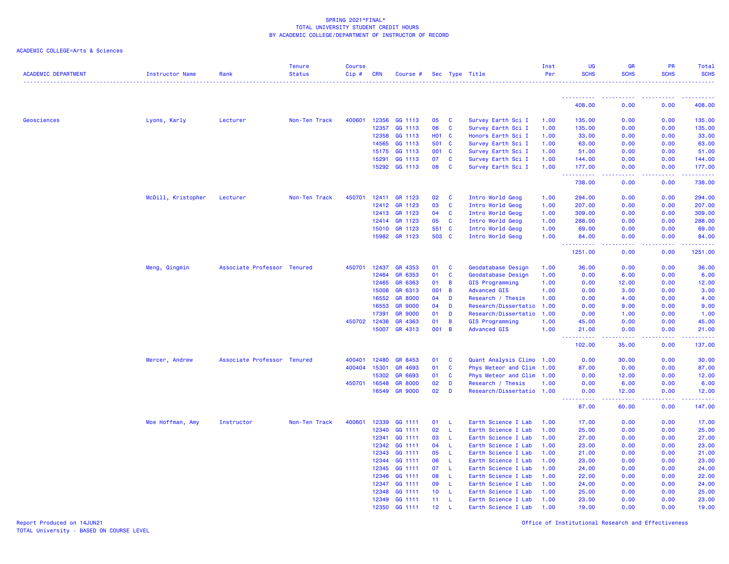SPRING 2021*FINAL*
TOTAL UNIVERSITY STUDENT CREDIT HOURS
BY ACADEMIC COLLEGE/DEPARTMENT OF INSTRUCTOR OF RECORD

ACADEMIC COLLEGE=Arts & Sciences

| ACADEMIC DEPARTMENT | Instructor Name | Rank | Tenure Status | Course Cip # | CRN | Course # | Sec | Type | Title | Inst Per | UG SCHS | GR SCHS | PR SCHS | Total SCHS |
|---|---|---|---|---|---|---|---|---|---|---|---|---|---|---|
| | | | | | | | | | | | 408.00 | 0.00 | 0.00 | 408.00 |
| Geosciences | Lyons, Karly | Lecturer | Non-Ten Track | 400601 | 12356 | GG 1113 | 05 | C | Survey Earth Sci I | 1.00 | 135.00 | 0.00 | 0.00 | 135.00 |
| | | | | | 12357 | GG 1113 | 06 | C | Survey Earth Sci I | 1.00 | 135.00 | 0.00 | 0.00 | 135.00 |
| | | | | | 12358 | GG 1113 | H01 | C | Honors Earth Sci I | 1.00 | 33.00 | 0.00 | 0.00 | 33.00 |
| | | | | | 14565 | GG 1113 | 501 | C | Survey Earth Sci I | 1.00 | 63.00 | 0.00 | 0.00 | 63.00 |
| | | | | | 15175 | GG 1113 | 001 | C | Survey Earth Sci I | 1.00 | 51.00 | 0.00 | 0.00 | 51.00 |
| | | | | | 15291 | GG 1113 | 07 | C | Survey Earth Sci I | 1.00 | 144.00 | 0.00 | 0.00 | 144.00 |
| | | | | | 15292 | GG 1113 | 08 | C | Survey Earth Sci I | 1.00 | 177.00 | 0.00 | 0.00 | 177.00 |
| | | | | | | | | | | | 738.00 | 0.00 | 0.00 | 738.00 |
| | McDill, Kristopher | Lecturer | Non-Ten Track | 450701 | 12411 | GR 1123 | 02 | C | Intro World Geog | 1.00 | 294.00 | 0.00 | 0.00 | 294.00 |
| | | | | | 12412 | GR 1123 | 03 | C | Intro World Geog | 1.00 | 207.00 | 0.00 | 0.00 | 207.00 |
| | | | | | 12413 | GR 1123 | 04 | C | Intro World Geog | 1.00 | 309.00 | 0.00 | 0.00 | 309.00 |
| | | | | | 12414 | GR 1123 | 05 | C | Intro World Geog | 1.00 | 288.00 | 0.00 | 0.00 | 288.00 |
| | | | | | 15010 | GR 1123 | 551 | C | Intro World Geog | 1.00 | 69.00 | 0.00 | 0.00 | 69.00 |
| | | | | | 15982 | GR 1123 | 503 | C | Intro World Geog | 1.00 | 84.00 | 0.00 | 0.00 | 84.00 |
| | | | | | | | | | | | 1251.00 | 0.00 | 0.00 | 1251.00 |
| | Meng, Qingmin | Associate Professor | Tenured | 450701 | 12437 | GR 4353 | 01 | C | Geodatabase Design | 1.00 | 36.00 | 0.00 | 0.00 | 36.00 |
| | | | | | 12464 | GR 6353 | 01 | C | Geodatabase Design | 1.00 | 0.00 | 6.00 | 0.00 | 6.00 |
| | | | | | 12465 | GR 6363 | 01 | B | GIS Programming | 1.00 | 0.00 | 12.00 | 0.00 | 12.00 |
| | | | | | 15008 | GR 6313 | 001 | B | Advanced GIS | 1.00 | 0.00 | 3.00 | 0.00 | 3.00 |
| | | | | | 16552 | GR 8000 | 04 | D | Research / Thesis | 1.00 | 0.00 | 4.00 | 0.00 | 4.00 |
| | | | | | 16553 | GR 9000 | 04 | D | Research/Dissertatio | 1.00 | 0.00 | 9.00 | 0.00 | 9.00 |
| | | | | | 17391 | GR 9000 | 01 | D | Research/Dissertatio | 1.00 | 0.00 | 1.00 | 0.00 | 1.00 |
| | | | | 450702 | 12438 | GR 4363 | 01 | B | GIS Programming | 1.00 | 45.00 | 0.00 | 0.00 | 45.00 |
| | | | | | 15007 | GR 4313 | 001 | B | Advanced GIS | 1.00 | 21.00 | 0.00 | 0.00 | 21.00 |
| | | | | | | | | | | | 102.00 | 35.00 | 0.00 | 137.00 |
| | Mercer, Andrew | Associate Professor | Tenured | 400401 | 12480 | GR 8453 | 01 | C | Quant Analysis Climo | 1.00 | 0.00 | 30.00 | 0.00 | 30.00 |
| | | | | 400404 | 15301 | GR 4693 | 01 | C | Phys Meteor and Clim | 1.00 | 87.00 | 0.00 | 0.00 | 87.00 |
| | | | | | 15302 | GR 6693 | 01 | C | Phys Meteor and Clim | 1.00 | 0.00 | 12.00 | 0.00 | 12.00 |
| | | | | 450701 | 16548 | GR 8000 | 02 | D | Research / Thesis | 1.00 | 0.00 | 6.00 | 0.00 | 6.00 |
| | | | | | 16549 | GR 9000 | 02 | D | Research/Dissertatio | 1.00 | 0.00 | 12.00 | 0.00 | 12.00 |
| | | | | | | | | | | | 87.00 | 60.00 | 0.00 | 147.00 |
| | Moe Hoffman, Amy | Instructor | Non-Ten Track | 400601 | 12339 | GG 1111 | 01 | L | Earth Science I Lab | 1.00 | 17.00 | 0.00 | 0.00 | 17.00 |
| | | | | | 12340 | GG 1111 | 02 | L | Earth Science I Lab | 1.00 | 25.00 | 0.00 | 0.00 | 25.00 |
| | | | | | 12341 | GG 1111 | 03 | L | Earth Science I Lab | 1.00 | 27.00 | 0.00 | 0.00 | 27.00 |
| | | | | | 12342 | GG 1111 | 04 | L | Earth Science I Lab | 1.00 | 23.00 | 0.00 | 0.00 | 23.00 |
| | | | | | 12343 | GG 1111 | 05 | L | Earth Science I Lab | 1.00 | 21.00 | 0.00 | 0.00 | 21.00 |
| | | | | | 12344 | GG 1111 | 06 | L | Earth Science I Lab | 1.00 | 23.00 | 0.00 | 0.00 | 23.00 |
| | | | | | 12345 | GG 1111 | 07 | L | Earth Science I Lab | 1.00 | 24.00 | 0.00 | 0.00 | 24.00 |
| | | | | | 12346 | GG 1111 | 08 | L | Earth Science I Lab | 1.00 | 22.00 | 0.00 | 0.00 | 22.00 |
| | | | | | 12347 | GG 1111 | 09 | L | Earth Science I Lab | 1.00 | 24.00 | 0.00 | 0.00 | 24.00 |
| | | | | | 12348 | GG 1111 | 10 | L | Earth Science I Lab | 1.00 | 25.00 | 0.00 | 0.00 | 25.00 |
| | | | | | 12349 | GG 1111 | 11 | L | Earth Science I Lab | 1.00 | 23.00 | 0.00 | 0.00 | 23.00 |
| | | | | | 12350 | GG 1111 | 12 | L | Earth Science I Lab | 1.00 | 19.00 | 0.00 | 0.00 | 19.00 |

Report Produced on 14JUN21
TOTAL University - BASED ON COURSE LEVEL

Office of Institutional Research and Effectiveness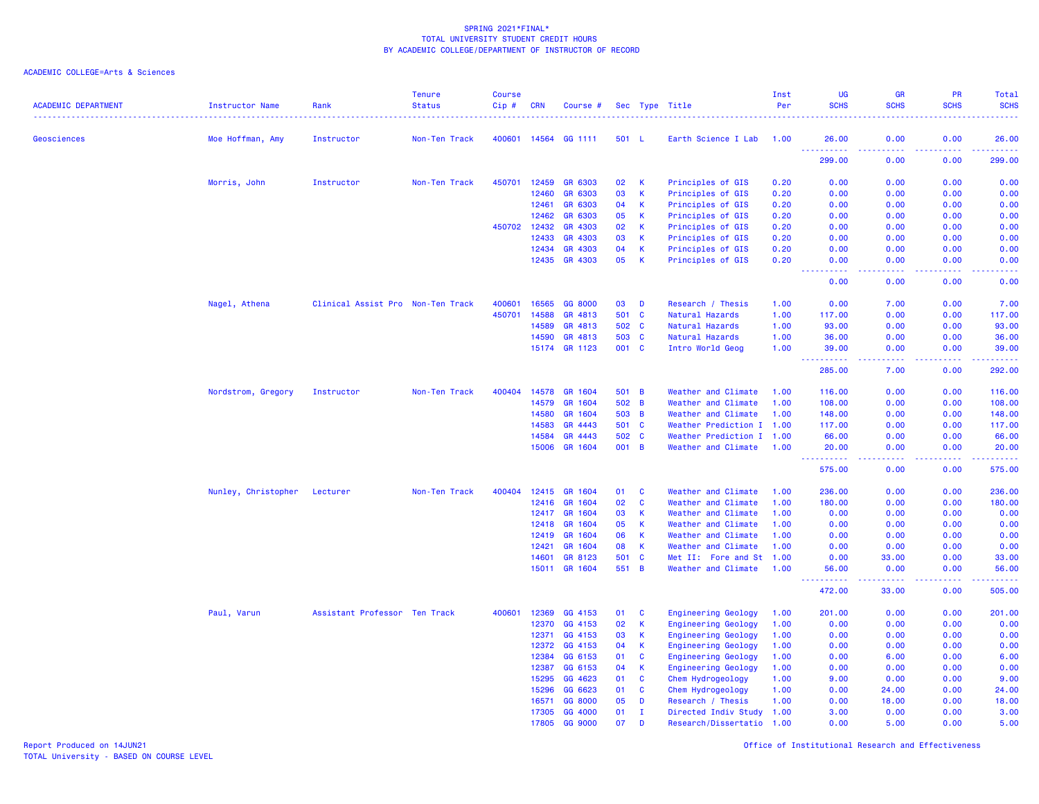SPRING 2021*FINAL*
TOTAL UNIVERSITY STUDENT CREDIT HOURS
BY ACADEMIC COLLEGE/DEPARTMENT OF INSTRUCTOR OF RECORD

ACADEMIC COLLEGE=Arts & Sciences

| ACADEMIC DEPARTMENT | Instructor Name | Rank | Tenure Status | Course Cip # | CRN | Course # | Sec | Type | Title | Inst Per | UG SCHS | GR SCHS | PR SCHS | Total SCHS |
|---|---|---|---|---|---|---|---|---|---|---|---|---|---|---|
| Geosciences | Moe Hoffman, Amy | Instructor | Non-Ten Track | 400601 | 14564 | GG 1111 | 501 | L | Earth Science I Lab | 1.00 | 26.00 | 0.00 | 0.00 | 26.00 |
| | | | | | | | | | | | 299.00 | 0.00 | 0.00 | 299.00 |
| | Morris, John | Instructor | Non-Ten Track | 450701 | 12459 | GR 6303 | 02 | K | Principles of GIS | 0.20 | 0.00 | 0.00 | 0.00 | 0.00 |
| | | | | | 12460 | GR 6303 | 03 | K | Principles of GIS | 0.20 | 0.00 | 0.00 | 0.00 | 0.00 |
| | | | | | 12461 | GR 6303 | 04 | K | Principles of GIS | 0.20 | 0.00 | 0.00 | 0.00 | 0.00 |
| | | | | | 12462 | GR 6303 | 05 | K | Principles of GIS | 0.20 | 0.00 | 0.00 | 0.00 | 0.00 |
| | | | | 450702 | 12432 | GR 4303 | 02 | K | Principles of GIS | 0.20 | 0.00 | 0.00 | 0.00 | 0.00 |
| | | | | | 12433 | GR 4303 | 03 | K | Principles of GIS | 0.20 | 0.00 | 0.00 | 0.00 | 0.00 |
| | | | | | 12434 | GR 4303 | 04 | K | Principles of GIS | 0.20 | 0.00 | 0.00 | 0.00 | 0.00 |
| | | | | | 12435 | GR 4303 | 05 | K | Principles of GIS | 0.20 | 0.00 | 0.00 | 0.00 | 0.00 |
| | | | | | | | | | | | 0.00 | 0.00 | 0.00 | 0.00 |
| | Nagel, Athena | Clinical Assist Pro | Non-Ten Track | 400601 | 16565 | GG 8000 | 03 | D | Research / Thesis | 1.00 | 0.00 | 7.00 | 0.00 | 7.00 |
| | | | | 450701 | 14588 | GR 4813 | 501 | C | Natural Hazards | 1.00 | 117.00 | 0.00 | 0.00 | 117.00 |
| | | | | | 14589 | GR 4813 | 502 | C | Natural Hazards | 1.00 | 93.00 | 0.00 | 0.00 | 93.00 |
| | | | | | 14590 | GR 4813 | 503 | C | Natural Hazards | 1.00 | 36.00 | 0.00 | 0.00 | 36.00 |
| | | | | | 15174 | GR 1123 | 001 | C | Intro World Geog | 1.00 | 39.00 | 0.00 | 0.00 | 39.00 |
| | | | | | | | | | | | 285.00 | 7.00 | 0.00 | 292.00 |
| | Nordstrom, Gregory | Instructor | Non-Ten Track | 400404 | 14578 | GR 1604 | 501 | B | Weather and Climate | 1.00 | 116.00 | 0.00 | 0.00 | 116.00 |
| | | | | | 14579 | GR 1604 | 502 | B | Weather and Climate | 1.00 | 108.00 | 0.00 | 0.00 | 108.00 |
| | | | | | 14580 | GR 1604 | 503 | B | Weather and Climate | 1.00 | 148.00 | 0.00 | 0.00 | 148.00 |
| | | | | | 14583 | GR 4443 | 501 | C | Weather Prediction I | 1.00 | 117.00 | 0.00 | 0.00 | 117.00 |
| | | | | | 14584 | GR 4443 | 502 | C | Weather Prediction I | 1.00 | 66.00 | 0.00 | 0.00 | 66.00 |
| | | | | | 15006 | GR 1604 | 001 | B | Weather and Climate | 1.00 | 20.00 | 0.00 | 0.00 | 20.00 |
| | | | | | | | | | | | 575.00 | 0.00 | 0.00 | 575.00 |
| | Nunley, Christopher | Lecturer | Non-Ten Track | 400404 | 12415 | GR 1604 | 01 | C | Weather and Climate | 1.00 | 236.00 | 0.00 | 0.00 | 236.00 |
| | | | | | 12416 | GR 1604 | 02 | C | Weather and Climate | 1.00 | 180.00 | 0.00 | 0.00 | 180.00 |
| | | | | | 12417 | GR 1604 | 03 | K | Weather and Climate | 1.00 | 0.00 | 0.00 | 0.00 | 0.00 |
| | | | | | 12418 | GR 1604 | 05 | K | Weather and Climate | 1.00 | 0.00 | 0.00 | 0.00 | 0.00 |
| | | | | | 12419 | GR 1604 | 06 | K | Weather and Climate | 1.00 | 0.00 | 0.00 | 0.00 | 0.00 |
| | | | | | 12421 | GR 1604 | 08 | K | Weather and Climate | 1.00 | 0.00 | 0.00 | 0.00 | 0.00 |
| | | | | | 14601 | GR 8123 | 501 | C | Met II: Fore and St | 1.00 | 0.00 | 33.00 | 0.00 | 33.00 |
| | | | | | 15011 | GR 1604 | 551 | B | Weather and Climate | 1.00 | 56.00 | 0.00 | 0.00 | 56.00 |
| | | | | | | | | | | | 472.00 | 33.00 | 0.00 | 505.00 |
| | Paul, Varun | Assistant Professor | Ten Track | 400601 | 12369 | GG 4153 | 01 | C | Engineering Geology | 1.00 | 201.00 | 0.00 | 0.00 | 201.00 |
| | | | | | 12370 | GG 4153 | 02 | K | Engineering Geology | 1.00 | 0.00 | 0.00 | 0.00 | 0.00 |
| | | | | | 12371 | GG 4153 | 03 | K | Engineering Geology | 1.00 | 0.00 | 0.00 | 0.00 | 0.00 |
| | | | | | 12372 | GG 4153 | 04 | K | Engineering Geology | 1.00 | 0.00 | 0.00 | 0.00 | 0.00 |
| | | | | | 12384 | GG 6153 | 01 | C | Engineering Geology | 1.00 | 0.00 | 6.00 | 0.00 | 6.00 |
| | | | | | 12387 | GG 6153 | 04 | K | Engineering Geology | 1.00 | 0.00 | 0.00 | 0.00 | 0.00 |
| | | | | | 15295 | GG 4623 | 01 | C | Chem Hydrogeology | 1.00 | 9.00 | 0.00 | 0.00 | 9.00 |
| | | | | | 15296 | GG 6623 | 01 | C | Chem Hydrogeology | 1.00 | 0.00 | 24.00 | 0.00 | 24.00 |
| | | | | | 16571 | GG 8000 | 05 | D | Research / Thesis | 1.00 | 0.00 | 18.00 | 0.00 | 18.00 |
| | | | | | 17305 | GG 4000 | 01 | I | Directed Indiv Study | 1.00 | 3.00 | 0.00 | 0.00 | 3.00 |
| | | | | | 17805 | GG 9000 | 07 | D | Research/Dissertatio | 1.00 | 0.00 | 5.00 | 0.00 | 5.00 |

Report Produced on 14JUN21
TOTAL University - BASED ON COURSE LEVEL

Office of Institutional Research and Effectiveness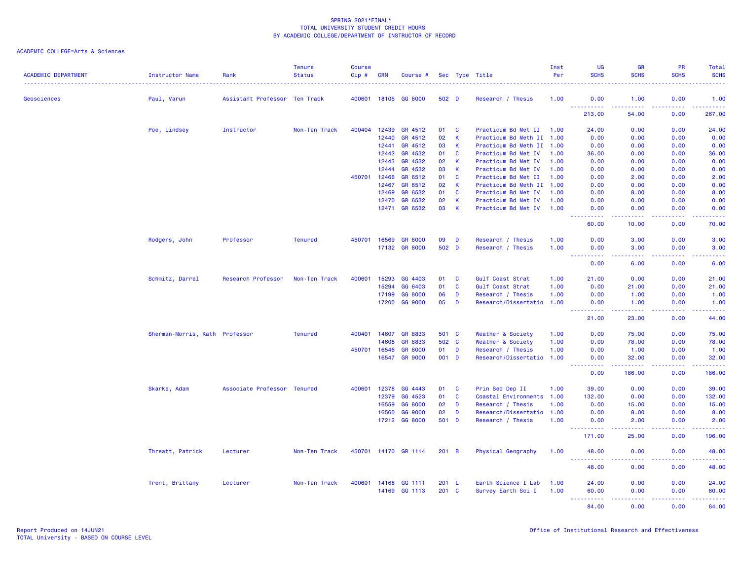SPRING 2021*FINAL*
TOTAL UNIVERSITY STUDENT CREDIT HOURS
BY ACADEMIC COLLEGE/DEPARTMENT OF INSTRUCTOR OF RECORD

ACADEMIC COLLEGE=Arts & Sciences

| ACADEMIC DEPARTMENT | Instructor Name | Rank | Tenure Status | Course Cip # | CRN | Course # | Sec | Type | Title | Inst Per | UG SCHS | GR SCHS | PR SCHS | Total SCHS |
|---|---|---|---|---|---|---|---|---|---|---|---|---|---|---|
| Geosciences | Paul, Varun | Assistant Professor | Ten Track | 400601 | 18105 | GG 8000 | 502 | D | Research / Thesis | 1.00 | 0.00 | 1.00 | 0.00 | 1.00 |
| | | | | | | | | | | | 213.00 | 54.00 | 0.00 | 267.00 |
| | Poe, Lindsey | Instructor | Non-Ten Track | 400404 | 12439 | GR 4512 | 01 | C | Practicum Bd Met II | 1.00 | 24.00 | 0.00 | 0.00 | 24.00 |
| | | | | | 12440 | GR 4512 | 02 | K | Practicum Bd Meth II | 1.00 | 0.00 | 0.00 | 0.00 | 0.00 |
| | | | | | 12441 | GR 4512 | 03 | K | Practicum Bd Meth II | 1.00 | 0.00 | 0.00 | 0.00 | 0.00 |
| | | | | | 12442 | GR 4532 | 01 | C | Practicum Bd Met IV | 1.00 | 36.00 | 0.00 | 0.00 | 36.00 |
| | | | | | 12443 | GR 4532 | 02 | K | Practicum Bd Met IV | 1.00 | 0.00 | 0.00 | 0.00 | 0.00 |
| | | | | | 12444 | GR 4532 | 03 | K | Practicum Bd Met IV | 1.00 | 0.00 | 0.00 | 0.00 | 0.00 |
| | | | | 450701 | 12466 | GR 6512 | 01 | C | Practicum Bd Met II | 1.00 | 0.00 | 2.00 | 0.00 | 2.00 |
| | | | | | 12467 | GR 6512 | 02 | K | Practicum Bd Meth II | 1.00 | 0.00 | 0.00 | 0.00 | 0.00 |
| | | | | | 12469 | GR 6532 | 01 | C | Practicum Bd Met IV | 1.00 | 0.00 | 8.00 | 0.00 | 8.00 |
| | | | | | 12470 | GR 6532 | 02 | K | Practicum Bd Met IV | 1.00 | 0.00 | 0.00 | 0.00 | 0.00 |
| | | | | | 12471 | GR 6532 | 03 | K | Practicum Bd Met IV | 1.00 | 0.00 | 0.00 | 0.00 | 0.00 |
| | | | | | | | | | | | 60.00 | 10.00 | 0.00 | 70.00 |
| | Rodgers, John | Professor | Tenured | 450701 | 16569 | GR 8000 | 09 | D | Research / Thesis | 1.00 | 0.00 | 3.00 | 0.00 | 3.00 |
| | | | | | 17132 | GR 8000 | 502 | D | Research / Thesis | 1.00 | 0.00 | 3.00 | 0.00 | 3.00 |
| | | | | | | | | | | | 0.00 | 6.00 | 0.00 | 6.00 |
| | Schmitz, Darrel | Research Professor | Non-Ten Track | 400601 | 15293 | GG 4403 | 01 | C | Gulf Coast Strat | 1.00 | 21.00 | 0.00 | 0.00 | 21.00 |
| | | | | | 15294 | GG 6403 | 01 | C | Gulf Coast Strat | 1.00 | 0.00 | 21.00 | 0.00 | 21.00 |
| | | | | | 17199 | GG 8000 | 06 | D | Research / Thesis | 1.00 | 0.00 | 1.00 | 0.00 | 1.00 |
| | | | | | 17200 | GG 9000 | 05 | D | Research/Dissertatio | 1.00 | 0.00 | 1.00 | 0.00 | 1.00 |
| | | | | | | | | | | | 21.00 | 23.00 | 0.00 | 44.00 |
| | Sherman-Morris, Kath | Professor | Tenured | 400401 | 14607 | GR 8833 | 501 | C | Weather & Society | 1.00 | 0.00 | 75.00 | 0.00 | 75.00 |
| | | | | | 14608 | GR 8833 | 502 | C | Weather & Society | 1.00 | 0.00 | 78.00 | 0.00 | 78.00 |
| | | | | 450701 | 16546 | GR 8000 | 01 | D | Research / Thesis | 1.00 | 0.00 | 1.00 | 0.00 | 1.00 |
| | | | | | 16547 | GR 9000 | 001 | D | Research/Dissertatio | 1.00 | 0.00 | 32.00 | 0.00 | 32.00 |
| | | | | | | | | | | | 0.00 | 186.00 | 0.00 | 186.00 |
| | Skarke, Adam | Associate Professor | Tenured | 400601 | 12378 | GG 4443 | 01 | C | Prin Sed Dep II | 1.00 | 39.00 | 0.00 | 0.00 | 39.00 |
| | | | | | 12379 | GG 4523 | 01 | C | Coastal Environments | 1.00 | 132.00 | 0.00 | 0.00 | 132.00 |
| | | | | | 16559 | GG 8000 | 02 | D | Research / Thesis | 1.00 | 0.00 | 15.00 | 0.00 | 15.00 |
| | | | | | 16560 | GG 9000 | 02 | D | Research/Dissertatio | 1.00 | 0.00 | 8.00 | 0.00 | 8.00 |
| | | | | | 17212 | GG 8000 | 501 | D | Research / Thesis | 1.00 | 0.00 | 2.00 | 0.00 | 2.00 |
| | | | | | | | | | | | 171.00 | 25.00 | 0.00 | 196.00 |
| | Threatt, Patrick | Lecturer | Non-Ten Track | 450701 | 14170 | GR 1114 | 201 | B | Physical Geography | 1.00 | 48.00 | 0.00 | 0.00 | 48.00 |
| | | | | | | | | | | | 48.00 | 0.00 | 0.00 | 48.00 |
| | Trent, Brittany | Lecturer | Non-Ten Track | 400601 | 14168 | GG 1111 | 201 | L | Earth Science I Lab | 1.00 | 24.00 | 0.00 | 0.00 | 24.00 |
| | | | | | 14169 | GG 1113 | 201 | C | Survey Earth Sci I | 1.00 | 60.00 | 0.00 | 0.00 | 60.00 |
| | | | | | | | | | | | 84.00 | 0.00 | 0.00 | 84.00 |

Report Produced on 14JUN21
TOTAL University - BASED ON COURSE LEVEL

Office of Institutional Research and Effectiveness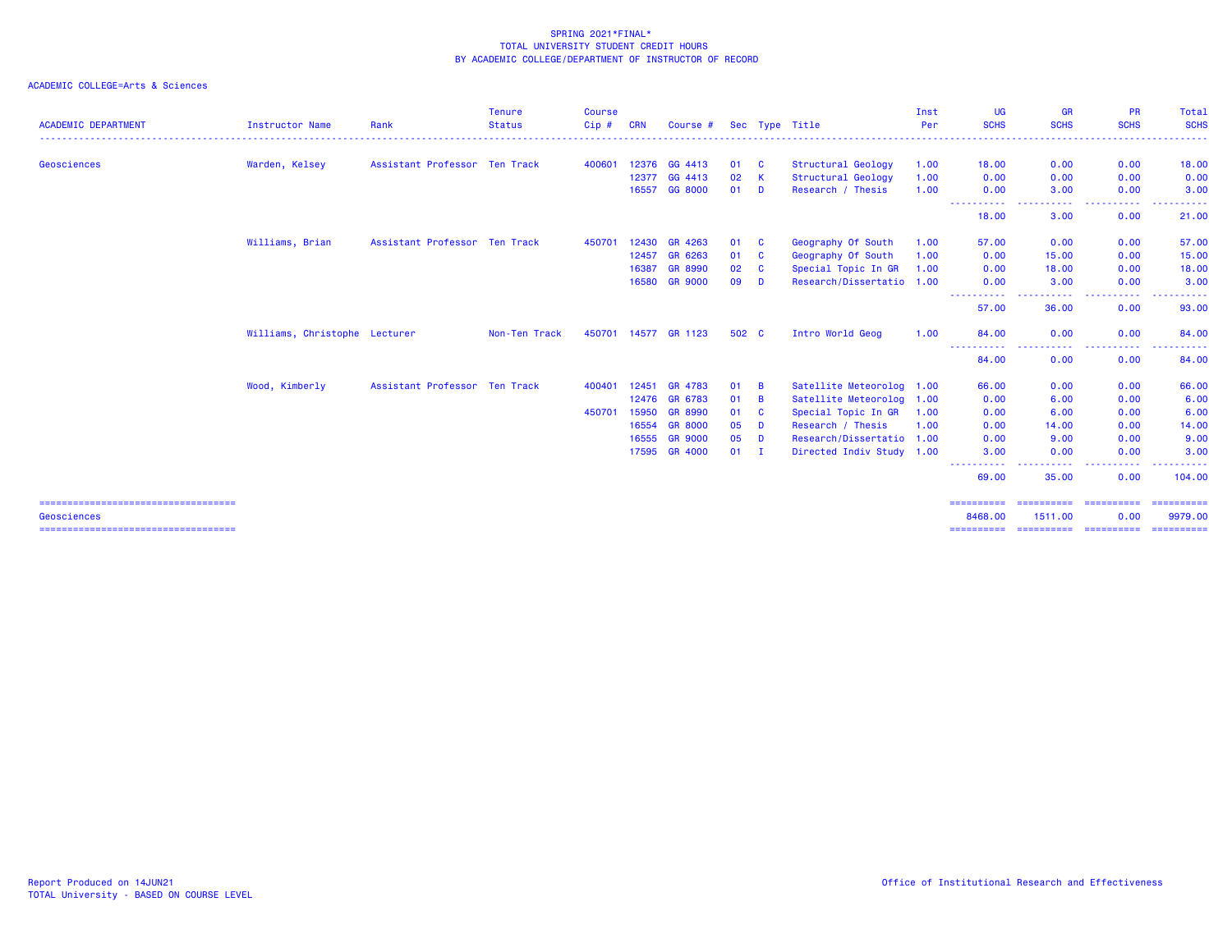SPRING 2021*FINAL*
TOTAL UNIVERSITY STUDENT CREDIT HOURS
BY ACADEMIC COLLEGE/DEPARTMENT OF INSTRUCTOR OF RECORD

ACADEMIC COLLEGE=Arts & Sciences

| ACADEMIC DEPARTMENT | Instructor Name | Rank | Tenure Status | Course Cip # | CRN | Course # | Sec | Type | Title | Inst Per | UG SCHS | GR SCHS | PR SCHS | Total SCHS |
|---|---|---|---|---|---|---|---|---|---|---|---|---|---|---|
| Geosciences | Warden, Kelsey | Assistant Professor | Ten Track | 400601 | 12376 | GG 4413 | 01 | C | Structural Geology | 1.00 | 18.00 | 0.00 | 0.00 | 18.00 |
| | | | | | 12377 | GG 4413 | 02 | K | Structural Geology | 1.00 | 0.00 | 0.00 | 0.00 | 0.00 |
| | | | | | 16557 | GG 8000 | 01 | D | Research / Thesis | 1.00 | 0.00 | 3.00 | 0.00 | 3.00 |
| | | | | | | | | | | | 18.00 | 3.00 | 0.00 | 21.00 |
| | Williams, Brian | Assistant Professor | Ten Track | 450701 | 12430 | GR 4263 | 01 | C | Geography Of South | 1.00 | 57.00 | 0.00 | 0.00 | 57.00 |
| | | | | | 12457 | GR 6263 | 01 | C | Geography Of South | 1.00 | 0.00 | 15.00 | 0.00 | 15.00 |
| | | | | | 16387 | GR 8990 | 02 | C | Special Topic In GR | 1.00 | 0.00 | 18.00 | 0.00 | 18.00 |
| | | | | | 16580 | GR 9000 | 09 | D | Research/Dissertatio | 1.00 | 0.00 | 3.00 | 0.00 | 3.00 |
| | | | | | | | | | | | 57.00 | 36.00 | 0.00 | 93.00 |
| | Williams, Christophe | Lecturer | Non-Ten Track | 450701 | 14577 | GR 1123 | 502 | C | Intro World Geog | 1.00 | 84.00 | 0.00 | 0.00 | 84.00 |
| | | | | | | | | | | | 84.00 | 0.00 | 0.00 | 84.00 |
| | Wood, Kimberly | Assistant Professor | Ten Track | 400401 | 12451 | GR 4783 | 01 | B | Satellite Meteorolog | 1.00 | 66.00 | 0.00 | 0.00 | 66.00 |
| | | | | | 12476 | GR 6783 | 01 | B | Satellite Meteorolog | 1.00 | 0.00 | 6.00 | 0.00 | 6.00 |
| | | | | 450701 | 15950 | GR 8990 | 01 | C | Special Topic In GR | 1.00 | 0.00 | 6.00 | 0.00 | 6.00 |
| | | | | | 16554 | GR 8000 | 05 | D | Research / Thesis | 1.00 | 0.00 | 14.00 | 0.00 | 14.00 |
| | | | | | 16555 | GR 9000 | 05 | D | Research/Dissertatio | 1.00 | 0.00 | 9.00 | 0.00 | 9.00 |
| | | | | | 17595 | GR 4000 | 01 | I | Directed Indiv Study | 1.00 | 3.00 | 0.00 | 0.00 | 3.00 |
| | | | | | | | | | | | 69.00 | 35.00 | 0.00 | 104.00 |
| Geosciences | | | | | | | | | | | 8468.00 | 1511.00 | 0.00 | 9979.00 |

Report Produced on 14JUN21
TOTAL University - BASED ON COURSE LEVEL

Office of Institutional Research and Effectiveness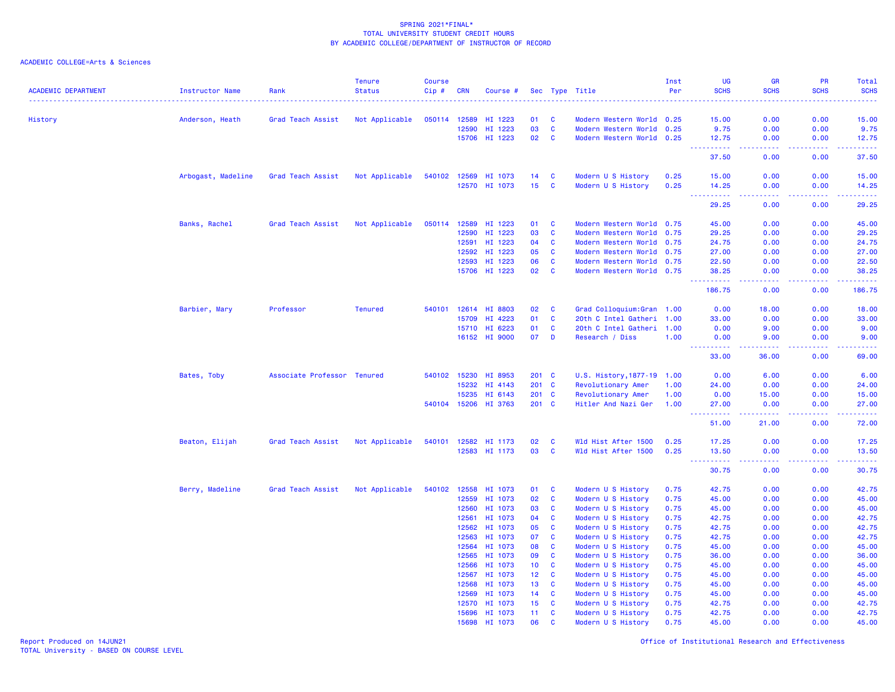SPRING 2021*FINAL*
TOTAL UNIVERSITY STUDENT CREDIT HOURS
BY ACADEMIC COLLEGE/DEPARTMENT OF INSTRUCTOR OF RECORD

ACADEMIC COLLEGE=Arts & Sciences

| ACADEMIC DEPARTMENT | Instructor Name | Rank | Tenure Status | Course Cip # | CRN | Course # | Sec | Type | Title | Inst Per | UG SCHS | GR SCHS | PR SCHS | Total SCHS |
|---|---|---|---|---|---|---|---|---|---|---|---|---|---|---|
| History | Anderson, Heath | Grad Teach Assist | Not Applicable | 050114 | 12589 | HI 1223 | 01 | C | Modern Western World | 0.25 | 15.00 | 0.00 | 0.00 | 15.00 |
| | | | | | 12590 | HI 1223 | 03 | C | Modern Western World | 0.25 | 9.75 | 0.00 | 0.00 | 9.75 |
| | | | | | 15706 | HI 1223 | 02 | C | Modern Western World | 0.25 | 12.75 | 0.00 | 0.00 | 12.75 |
| | | | | | | | | | | | 37.50 | 0.00 | 0.00 | 37.50 |
| | Arbogast, Madeline | Grad Teach Assist | Not Applicable | 540102 | 12569 | HI 1073 | 14 | C | Modern U S History | 0.25 | 15.00 | 0.00 | 0.00 | 15.00 |
| | | | | | 12570 | HI 1073 | 15 | C | Modern U S History | 0.25 | 14.25 | 0.00 | 0.00 | 14.25 |
| | | | | | | | | | | | 29.25 | 0.00 | 0.00 | 29.25 |
| | Banks, Rachel | Grad Teach Assist | Not Applicable | 050114 | 12589 | HI 1223 | 01 | C | Modern Western World | 0.75 | 45.00 | 0.00 | 0.00 | 45.00 |
| | | | | | 12590 | HI 1223 | 03 | C | Modern Western World | 0.75 | 29.25 | 0.00 | 0.00 | 29.25 |
| | | | | | 12591 | HI 1223 | 04 | C | Modern Western World | 0.75 | 24.75 | 0.00 | 0.00 | 24.75 |
| | | | | | 12592 | HI 1223 | 05 | C | Modern Western World | 0.75 | 27.00 | 0.00 | 0.00 | 27.00 |
| | | | | | 12593 | HI 1223 | 06 | C | Modern Western World | 0.75 | 22.50 | 0.00 | 0.00 | 22.50 |
| | | | | | 15706 | HI 1223 | 02 | C | Modern Western World | 0.75 | 38.25 | 0.00 | 0.00 | 38.25 |
| | | | | | | | | | | | 186.75 | 0.00 | 0.00 | 186.75 |
| | Barbier, Mary | Professor | Tenured | 540101 | 12614 | HI 8803 | 02 | C | Grad Colloquium:Gran | 1.00 | 0.00 | 18.00 | 0.00 | 18.00 |
| | | | | | 15709 | HI 4223 | 01 | C | 20th C Intel Gatheri | 1.00 | 33.00 | 0.00 | 0.00 | 33.00 |
| | | | | | 15710 | HI 6223 | 01 | C | 20th C Intel Gatheri | 1.00 | 0.00 | 9.00 | 0.00 | 9.00 |
| | | | | | 16152 | HI 9000 | 07 | D | Research / Diss | 1.00 | 0.00 | 9.00 | 0.00 | 9.00 |
| | | | | | | | | | | | 33.00 | 36.00 | 0.00 | 69.00 |
| | Bates, Toby | Associate Professor | Tenured | 540102 | 15230 | HI 8953 | 201 | C | U.S. History,1877-19 | 1.00 | 0.00 | 6.00 | 0.00 | 6.00 |
| | | | | | 15232 | HI 4143 | 201 | C | Revolutionary Amer | 1.00 | 24.00 | 0.00 | 0.00 | 24.00 |
| | | | | | 15235 | HI 6143 | 201 | C | Revolutionary Amer | 1.00 | 0.00 | 15.00 | 0.00 | 15.00 |
| | | | | 540104 | 15206 | HI 3763 | 201 | C | Hitler And Nazi Ger | 1.00 | 27.00 | 0.00 | 0.00 | 27.00 |
| | | | | | | | | | | | 51.00 | 21.00 | 0.00 | 72.00 |
| | Beaton, Elijah | Grad Teach Assist | Not Applicable | 540101 | 12582 | HI 1173 | 02 | C | Wld Hist After 1500 | 0.25 | 17.25 | 0.00 | 0.00 | 17.25 |
| | | | | | 12583 | HI 1173 | 03 | C | Wld Hist After 1500 | 0.25 | 13.50 | 0.00 | 0.00 | 13.50 |
| | | | | | | | | | | | 30.75 | 0.00 | 0.00 | 30.75 |
| | Berry, Madeline | Grad Teach Assist | Not Applicable | 540102 | 12558 | HI 1073 | 01 | C | Modern U S History | 0.75 | 42.75 | 0.00 | 0.00 | 42.75 |
| | | | | | 12559 | HI 1073 | 02 | C | Modern U S History | 0.75 | 45.00 | 0.00 | 0.00 | 45.00 |
| | | | | | 12560 | HI 1073 | 03 | C | Modern U S History | 0.75 | 45.00 | 0.00 | 0.00 | 45.00 |
| | | | | | 12561 | HI 1073 | 04 | C | Modern U S History | 0.75 | 42.75 | 0.00 | 0.00 | 42.75 |
| | | | | | 12562 | HI 1073 | 05 | C | Modern U S History | 0.75 | 42.75 | 0.00 | 0.00 | 42.75 |
| | | | | | 12563 | HI 1073 | 07 | C | Modern U S History | 0.75 | 42.75 | 0.00 | 0.00 | 42.75 |
| | | | | | 12564 | HI 1073 | 08 | C | Modern U S History | 0.75 | 45.00 | 0.00 | 0.00 | 45.00 |
| | | | | | 12565 | HI 1073 | 09 | C | Modern U S History | 0.75 | 36.00 | 0.00 | 0.00 | 36.00 |
| | | | | | 12566 | HI 1073 | 10 | C | Modern U S History | 0.75 | 45.00 | 0.00 | 0.00 | 45.00 |
| | | | | | 12567 | HI 1073 | 12 | C | Modern U S History | 0.75 | 45.00 | 0.00 | 0.00 | 45.00 |
| | | | | | 12568 | HI 1073 | 13 | C | Modern U S History | 0.75 | 45.00 | 0.00 | 0.00 | 45.00 |
| | | | | | 12569 | HI 1073 | 14 | C | Modern U S History | 0.75 | 45.00 | 0.00 | 0.00 | 45.00 |
| | | | | | 12570 | HI 1073 | 15 | C | Modern U S History | 0.75 | 42.75 | 0.00 | 0.00 | 42.75 |
| | | | | | 15696 | HI 1073 | 11 | C | Modern U S History | 0.75 | 42.75 | 0.00 | 0.00 | 42.75 |
| | | | | | 15698 | HI 1073 | 06 | C | Modern U S History | 0.75 | 45.00 | 0.00 | 0.00 | 45.00 |

Report Produced on 14JUN21
TOTAL University - BASED ON COURSE LEVEL

Office of Institutional Research and Effectiveness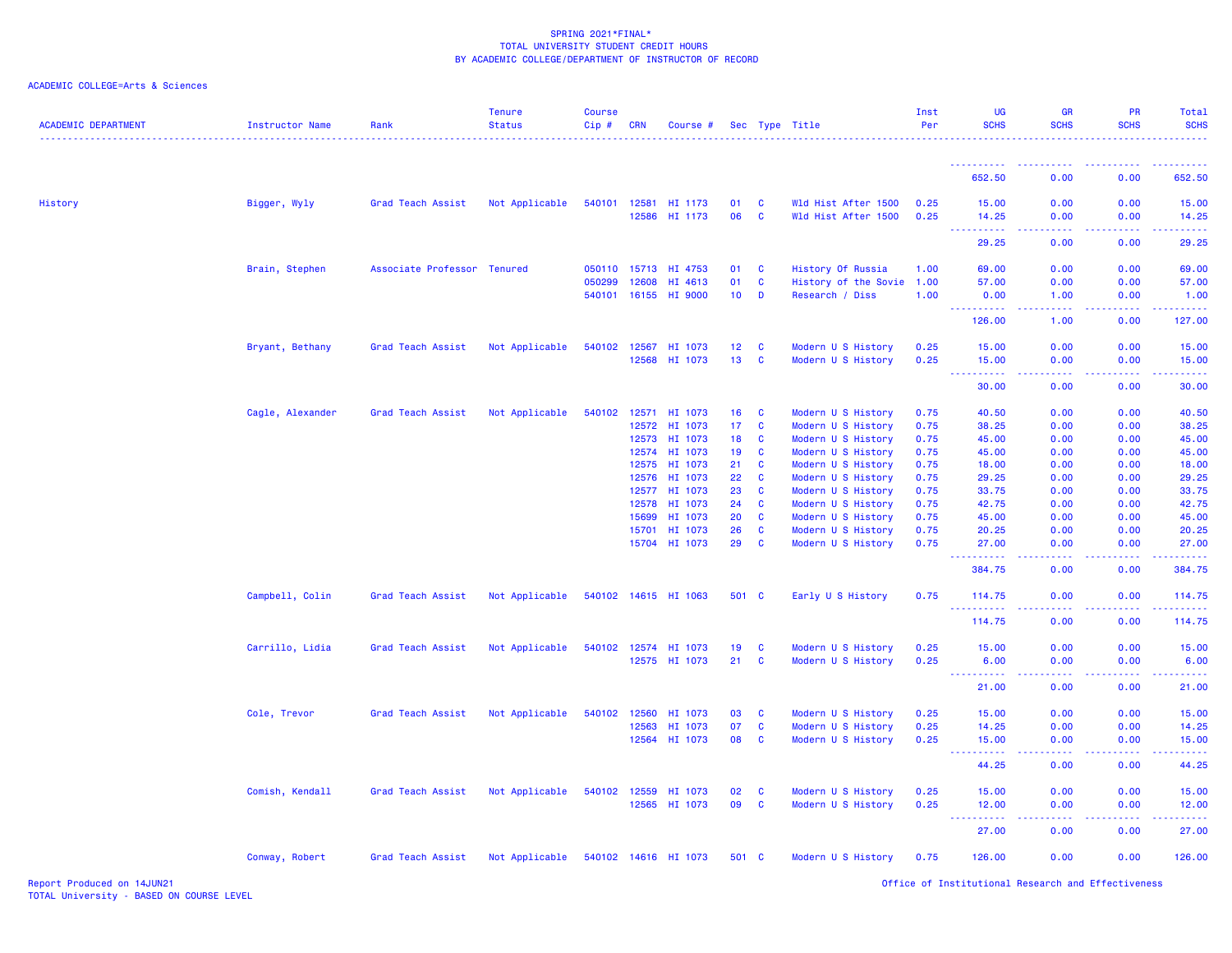SPRING 2021*FINAL*
TOTAL UNIVERSITY STUDENT CREDIT HOURS
BY ACADEMIC COLLEGE/DEPARTMENT OF INSTRUCTOR OF RECORD

ACADEMIC COLLEGE=Arts & Sciences

| ACADEMIC DEPARTMENT | Instructor Name | Rank | Tenure Status | Course Cip # | CRN | Course # | Sec | Type | Title | Inst Per | UG SCHS | GR SCHS | PR SCHS | Total SCHS |
|---|---|---|---|---|---|---|---|---|---|---|---|---|---|---|
| | | | | | | | | | | | 652.50 | 0.00 | 0.00 | 652.50 |
| History | Bigger, Wyly | Grad Teach Assist | Not Applicable | 540101 | 12581 | HI 1173 | 01 | C | Wld Hist After 1500 | 0.25 | 15.00 | 0.00 | 0.00 | 15.00 |
| | | | | | 12586 | HI 1173 | 06 | C | Wld Hist After 1500 | 0.25 | 14.25 | 0.00 | 0.00 | 14.25 |
| | | | | | | | | | | | 29.25 | 0.00 | 0.00 | 29.25 |
| | Brain, Stephen | Associate Professor | Tenured | 050110 | 15713 | HI 4753 | 01 | C | History Of Russia | 1.00 | 69.00 | 0.00 | 0.00 | 69.00 |
| | | | | 050299 | 12608 | HI 4613 | 01 | C | History of the Sovie | 1.00 | 57.00 | 0.00 | 0.00 | 57.00 |
| | | | | 540101 | 16155 | HI 9000 | 10 | D | Research / Diss | 1.00 | 0.00 | 1.00 | 0.00 | 1.00 |
| | | | | | | | | | | | 126.00 | 1.00 | 0.00 | 127.00 |
| | Bryant, Bethany | Grad Teach Assist | Not Applicable | 540102 | 12567 | HI 1073 | 12 | C | Modern U S History | 0.25 | 15.00 | 0.00 | 0.00 | 15.00 |
| | | | | | 12568 | HI 1073 | 13 | C | Modern U S History | 0.25 | 15.00 | 0.00 | 0.00 | 15.00 |
| | | | | | | | | | | | 30.00 | 0.00 | 0.00 | 30.00 |
| | Cagle, Alexander | Grad Teach Assist | Not Applicable | 540102 | 12571 | HI 1073 | 16 | C | Modern U S History | 0.75 | 40.50 | 0.00 | 0.00 | 40.50 |
| | | | | | 12572 | HI 1073 | 17 | C | Modern U S History | 0.75 | 38.25 | 0.00 | 0.00 | 38.25 |
| | | | | | 12573 | HI 1073 | 18 | C | Modern U S History | 0.75 | 45.00 | 0.00 | 0.00 | 45.00 |
| | | | | | 12574 | HI 1073 | 19 | C | Modern U S History | 0.75 | 45.00 | 0.00 | 0.00 | 45.00 |
| | | | | | 12575 | HI 1073 | 21 | C | Modern U S History | 0.75 | 18.00 | 0.00 | 0.00 | 18.00 |
| | | | | | 12576 | HI 1073 | 22 | C | Modern U S History | 0.75 | 29.25 | 0.00 | 0.00 | 29.25 |
| | | | | | 12577 | HI 1073 | 23 | C | Modern U S History | 0.75 | 33.75 | 0.00 | 0.00 | 33.75 |
| | | | | | 12578 | HI 1073 | 24 | C | Modern U S History | 0.75 | 42.75 | 0.00 | 0.00 | 42.75 |
| | | | | | 15699 | HI 1073 | 20 | C | Modern U S History | 0.75 | 45.00 | 0.00 | 0.00 | 45.00 |
| | | | | | 15701 | HI 1073 | 26 | C | Modern U S History | 0.75 | 20.25 | 0.00 | 0.00 | 20.25 |
| | | | | | 15704 | HI 1073 | 29 | C | Modern U S History | 0.75 | 27.00 | 0.00 | 0.00 | 27.00 |
| | | | | | | | | | | | 384.75 | 0.00 | 0.00 | 384.75 |
| | Campbell, Colin | Grad Teach Assist | Not Applicable | 540102 | 14615 | HI 1063 | 501 | C | Early U S History | 0.75 | 114.75 | 0.00 | 0.00 | 114.75 |
| | | | | | | | | | | | 114.75 | 0.00 | 0.00 | 114.75 |
| | Carrillo, Lidia | Grad Teach Assist | Not Applicable | 540102 | 12574 | HI 1073 | 19 | C | Modern U S History | 0.25 | 15.00 | 0.00 | 0.00 | 15.00 |
| | | | | | 12575 | HI 1073 | 21 | C | Modern U S History | 0.25 | 6.00 | 0.00 | 0.00 | 6.00 |
| | | | | | | | | | | | 21.00 | 0.00 | 0.00 | 21.00 |
| | Cole, Trevor | Grad Teach Assist | Not Applicable | 540102 | 12560 | HI 1073 | 03 | C | Modern U S History | 0.25 | 15.00 | 0.00 | 0.00 | 15.00 |
| | | | | | 12563 | HI 1073 | 07 | C | Modern U S History | 0.25 | 14.25 | 0.00 | 0.00 | 14.25 |
| | | | | | 12564 | HI 1073 | 08 | C | Modern U S History | 0.25 | 15.00 | 0.00 | 0.00 | 15.00 |
| | | | | | | | | | | | 44.25 | 0.00 | 0.00 | 44.25 |
| | Comish, Kendall | Grad Teach Assist | Not Applicable | 540102 | 12559 | HI 1073 | 02 | C | Modern U S History | 0.25 | 15.00 | 0.00 | 0.00 | 15.00 |
| | | | | | 12565 | HI 1073 | 09 | C | Modern U S History | 0.25 | 12.00 | 0.00 | 0.00 | 12.00 |
| | | | | | | | | | | | 27.00 | 0.00 | 0.00 | 27.00 |
| | Conway, Robert | Grad Teach Assist | Not Applicable | 540102 | 14616 | HI 1073 | 501 | C | Modern U S History | 0.75 | 126.00 | 0.00 | 0.00 | 126.00 |

Report Produced on 14JUN21
TOTAL University - BASED ON COURSE LEVEL

Office of Institutional Research and Effectiveness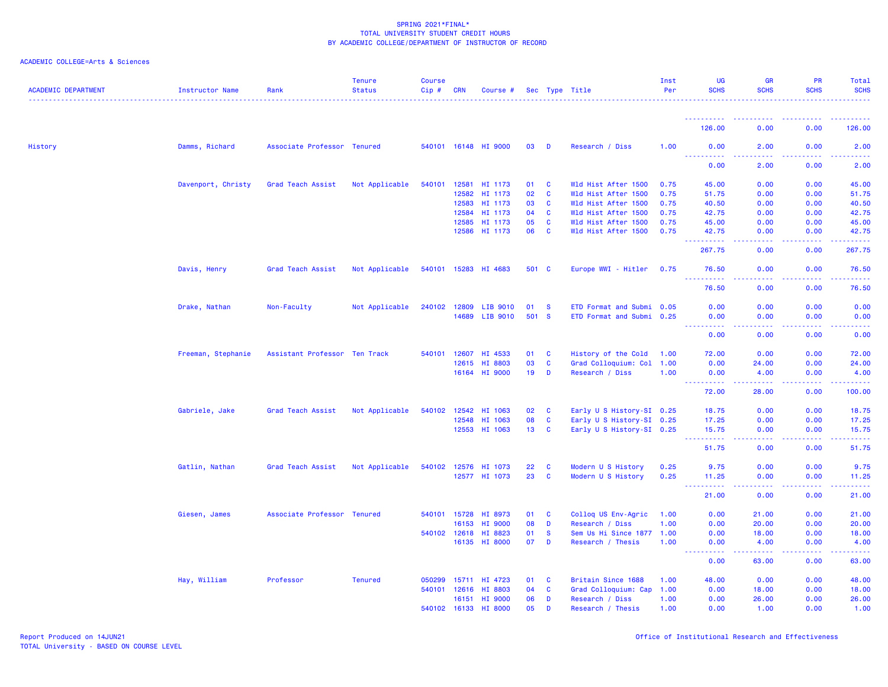SPRING 2021*FINAL*
TOTAL UNIVERSITY STUDENT CREDIT HOURS
BY ACADEMIC COLLEGE/DEPARTMENT OF INSTRUCTOR OF RECORD

ACADEMIC COLLEGE=Arts & Sciences

| ACADEMIC DEPARTMENT | Instructor Name | Rank | Tenure Status | Course Cip # | CRN | Course # | Sec | Type | Title | Inst Per | UG SCHS | GR SCHS | PR SCHS | Total SCHS |
|---|---|---|---|---|---|---|---|---|---|---|---|---|---|---|
| | | | | | | | | | | | 126.00 | 0.00 | 0.00 | 126.00 |
| History | Damms, Richard | Associate Professor | Tenured | 540101 | 16148 | HI 9000 | 03 | D | Research / Diss | 1.00 | 0.00 | 2.00 | 0.00 | 2.00 |
| | | | | | | | | | | | 0.00 | 2.00 | 0.00 | 2.00 |
| | Davenport, Christy | Grad Teach Assist | Not Applicable | 540101 | 12581 | HI 1173 | 01 | C | Wld Hist After 1500 | 0.75 | 45.00 | 0.00 | 0.00 | 45.00 |
| | | | | | 12582 | HI 1173 | 02 | C | Wld Hist After 1500 | 0.75 | 51.75 | 0.00 | 0.00 | 51.75 |
| | | | | | 12583 | HI 1173 | 03 | C | Wld Hist After 1500 | 0.75 | 40.50 | 0.00 | 0.00 | 40.50 |
| | | | | | 12584 | HI 1173 | 04 | C | Wld Hist After 1500 | 0.75 | 42.75 | 0.00 | 0.00 | 42.75 |
| | | | | | 12585 | HI 1173 | 05 | C | Wld Hist After 1500 | 0.75 | 45.00 | 0.00 | 0.00 | 45.00 |
| | | | | | 12586 | HI 1173 | 06 | C | Wld Hist After 1500 | 0.75 | 42.75 | 0.00 | 0.00 | 42.75 |
| | | | | | | | | | | | 267.75 | 0.00 | 0.00 | 267.75 |
| | Davis, Henry | Grad Teach Assist | Not Applicable | 540101 | 15283 | HI 4683 | 501 | C | Europe WWI - Hitler | 0.75 | 76.50 | 0.00 | 0.00 | 76.50 |
| | | | | | | | | | | | 76.50 | 0.00 | 0.00 | 76.50 |
| | Drake, Nathan | Non-Faculty | Not Applicable | 240102 | 12809 | LIB 9010 | 01 | S | ETD Format and Submi | 0.05 | 0.00 | 0.00 | 0.00 | 0.00 |
| | | | | | 14689 | LIB 9010 | 501 | S | ETD Format and Submi | 0.25 | 0.00 | 0.00 | 0.00 | 0.00 |
| | | | | | | | | | | | 0.00 | 0.00 | 0.00 | 0.00 |
| | Freeman, Stephanie | Assistant Professor | Ten Track | 540101 | 12607 | HI 4533 | 01 | C | History of the Cold | 1.00 | 72.00 | 0.00 | 0.00 | 72.00 |
| | | | | | 12615 | HI 8803 | 03 | C | Grad Colloquium: Col | 1.00 | 0.00 | 24.00 | 0.00 | 24.00 |
| | | | | | 16164 | HI 9000 | 19 | D | Research / Diss | 1.00 | 0.00 | 4.00 | 0.00 | 4.00 |
| | | | | | | | | | | | 72.00 | 28.00 | 0.00 | 100.00 |
| | Gabriele, Jake | Grad Teach Assist | Not Applicable | 540102 | 12542 | HI 1063 | 02 | C | Early U S History-SI | 0.25 | 18.75 | 0.00 | 0.00 | 18.75 |
| | | | | | 12548 | HI 1063 | 08 | C | Early U S History-SI | 0.25 | 17.25 | 0.00 | 0.00 | 17.25 |
| | | | | | 12553 | HI 1063 | 13 | C | Early U S History-SI | 0.25 | 15.75 | 0.00 | 0.00 | 15.75 |
| | | | | | | | | | | | 51.75 | 0.00 | 0.00 | 51.75 |
| | Gatlin, Nathan | Grad Teach Assist | Not Applicable | 540102 | 12576 | HI 1073 | 22 | C | Modern U S History | 0.25 | 9.75 | 0.00 | 0.00 | 9.75 |
| | | | | | 12577 | HI 1073 | 23 | C | Modern U S History | 0.25 | 11.25 | 0.00 | 0.00 | 11.25 |
| | | | | | | | | | | | 21.00 | 0.00 | 0.00 | 21.00 |
| | Giesen, James | Associate Professor | Tenured | 540101 | 15728 | HI 8973 | 01 | C | Colloq US Env-Agric | 1.00 | 0.00 | 21.00 | 0.00 | 21.00 |
| | | | | | 16153 | HI 9000 | 08 | D | Research / Diss | 1.00 | 0.00 | 20.00 | 0.00 | 20.00 |
| | | | | 540102 | 12618 | HI 8823 | 01 | S | Sem Us Hi Since 1877 | 1.00 | 0.00 | 18.00 | 0.00 | 18.00 |
| | | | | | 16135 | HI 8000 | 07 | D | Research / Thesis | 1.00 | 0.00 | 4.00 | 0.00 | 4.00 |
| | | | | | | | | | | | 0.00 | 63.00 | 0.00 | 63.00 |
| | Hay, William | Professor | Tenured | 050299 | 15711 | HI 4723 | 01 | C | Britain Since 1688 | 1.00 | 48.00 | 0.00 | 0.00 | 48.00 |
| | | | | 540101 | 12616 | HI 8803 | 04 | C | Grad Colloquium: Cap | 1.00 | 0.00 | 18.00 | 0.00 | 18.00 |
| | | | | | 16151 | HI 9000 | 06 | D | Research / Diss | 1.00 | 0.00 | 26.00 | 0.00 | 26.00 |
| | | | | 540102 | 16133 | HI 8000 | 05 | D | Research / Thesis | 1.00 | 0.00 | 1.00 | 0.00 | 1.00 |

Report Produced on 14JUN21
TOTAL University - BASED ON COURSE LEVEL

Office of Institutional Research and Effectiveness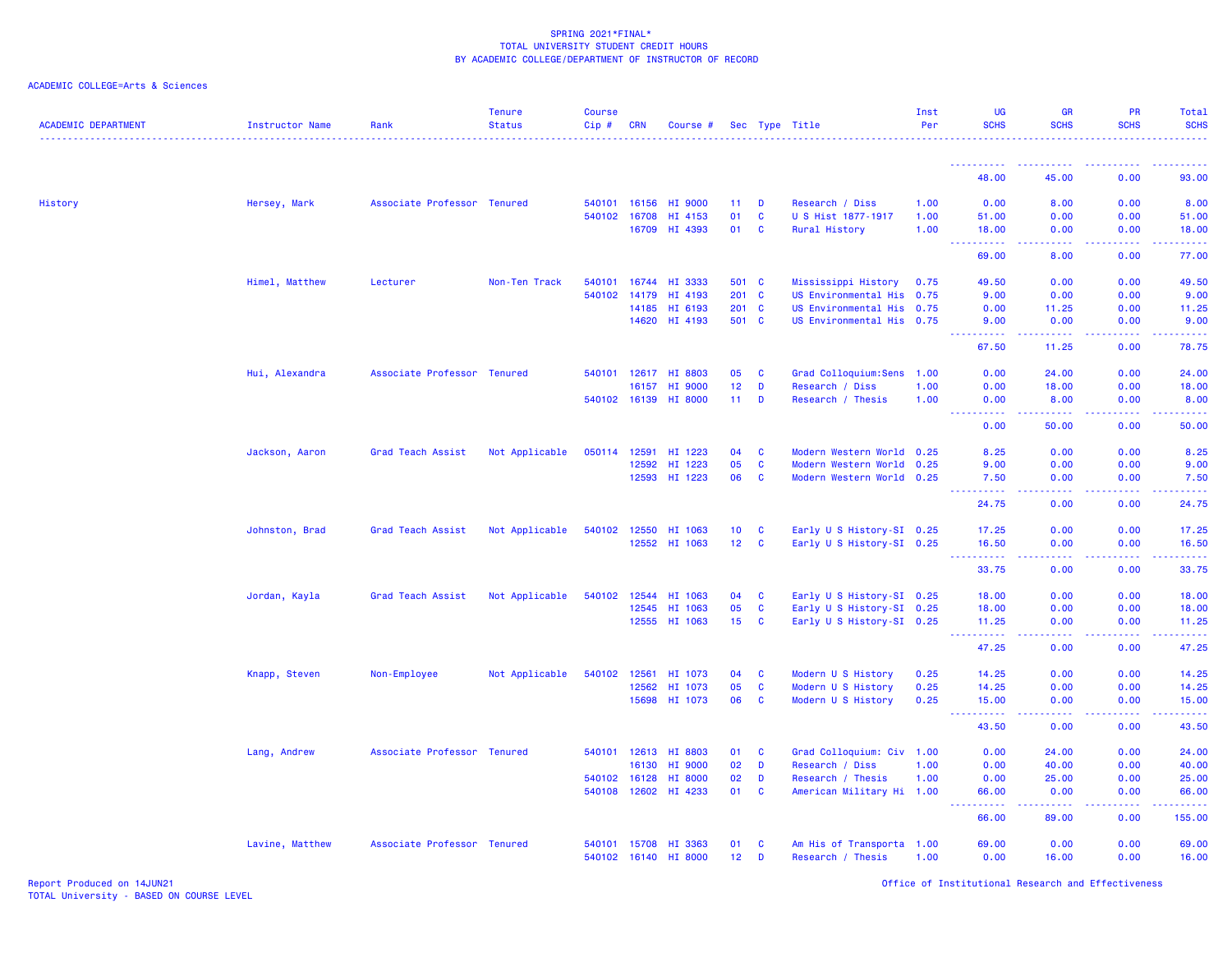SPRING 2021*FINAL*
TOTAL UNIVERSITY STUDENT CREDIT HOURS
BY ACADEMIC COLLEGE/DEPARTMENT OF INSTRUCTOR OF RECORD

ACADEMIC COLLEGE=Arts & Sciences

| ACADEMIC DEPARTMENT | Instructor Name | Rank | Tenure Status | Course Cip # | CRN | Course # | Sec | Type | Title | Inst Per | UG SCHS | GR SCHS | PR SCHS | Total SCHS |
|---|---|---|---|---|---|---|---|---|---|---|---|---|---|---|
| | | | | | | | | | | | 48.00 | 45.00 | 0.00 | 93.00 |
| History | Hersey, Mark | Associate Professor | Tenured | 540101 | 16156 | HI 9000 | 11 | D | Research / Diss | 1.00 | 0.00 | 8.00 | 0.00 | 8.00 |
| | | | | 540102 | 16708 | HI 4153 | 01 | C | U S Hist 1877-1917 | 1.00 | 51.00 | 0.00 | 0.00 | 51.00 |
| | | | | | 16709 | HI 4393 | 01 | C | Rural History | 1.00 | 18.00 | 0.00 | 0.00 | 18.00 |
| | | | | | | | | | | | 69.00 | 8.00 | 0.00 | 77.00 |
| | Himel, Matthew | Lecturer | Non-Ten Track | 540101 | 16744 | HI 3333 | 501 | C | Mississippi History | 0.75 | 49.50 | 0.00 | 0.00 | 49.50 |
| | | | | 540102 | 14179 | HI 4193 | 201 | C | US Environmental His | 0.75 | 9.00 | 0.00 | 0.00 | 9.00 |
| | | | | | 14185 | HI 6193 | 201 | C | US Environmental His | 0.75 | 0.00 | 11.25 | 0.00 | 11.25 |
| | | | | | 14620 | HI 4193 | 501 | C | US Environmental His | 0.75 | 9.00 | 0.00 | 0.00 | 9.00 |
| | | | | | | | | | | | 67.50 | 11.25 | 0.00 | 78.75 |
| | Hui, Alexandra | Associate Professor | Tenured | 540101 | 12617 | HI 8803 | 05 | C | Grad Colloquium:Sens | 1.00 | 0.00 | 24.00 | 0.00 | 24.00 |
| | | | | | 16157 | HI 9000 | 12 | D | Research / Diss | 1.00 | 0.00 | 18.00 | 0.00 | 18.00 |
| | | | | 540102 | 16139 | HI 8000 | 11 | D | Research / Thesis | 1.00 | 0.00 | 8.00 | 0.00 | 8.00 |
| | | | | | | | | | | | 0.00 | 50.00 | 0.00 | 50.00 |
| | Jackson, Aaron | Grad Teach Assist | Not Applicable | 050114 | 12591 | HI 1223 | 04 | C | Modern Western World | 0.25 | 8.25 | 0.00 | 0.00 | 8.25 |
| | | | | | 12592 | HI 1223 | 05 | C | Modern Western World | 0.25 | 9.00 | 0.00 | 0.00 | 9.00 |
| | | | | | 12593 | HI 1223 | 06 | C | Modern Western World | 0.25 | 7.50 | 0.00 | 0.00 | 7.50 |
| | | | | | | | | | | | 24.75 | 0.00 | 0.00 | 24.75 |
| | Johnston, Brad | Grad Teach Assist | Not Applicable | 540102 | 12550 | HI 1063 | 10 | C | Early U S History-SI | 0.25 | 17.25 | 0.00 | 0.00 | 17.25 |
| | | | | | 12552 | HI 1063 | 12 | C | Early U S History-SI | 0.25 | 16.50 | 0.00 | 0.00 | 16.50 |
| | | | | | | | | | | | 33.75 | 0.00 | 0.00 | 33.75 |
| | Jordan, Kayla | Grad Teach Assist | Not Applicable | 540102 | 12544 | HI 1063 | 04 | C | Early U S History-SI | 0.25 | 18.00 | 0.00 | 0.00 | 18.00 |
| | | | | | 12545 | HI 1063 | 05 | C | Early U S History-SI | 0.25 | 18.00 | 0.00 | 0.00 | 18.00 |
| | | | | | 12555 | HI 1063 | 15 | C | Early U S History-SI | 0.25 | 11.25 | 0.00 | 0.00 | 11.25 |
| | | | | | | | | | | | 47.25 | 0.00 | 0.00 | 47.25 |
| | Knapp, Steven | Non-Employee | Not Applicable | 540102 | 12561 | HI 1073 | 04 | C | Modern U S History | 0.25 | 14.25 | 0.00 | 0.00 | 14.25 |
| | | | | | 12562 | HI 1073 | 05 | C | Modern U S History | 0.25 | 14.25 | 0.00 | 0.00 | 14.25 |
| | | | | | 15698 | HI 1073 | 06 | C | Modern U S History | 0.25 | 15.00 | 0.00 | 0.00 | 15.00 |
| | | | | | | | | | | | 43.50 | 0.00 | 0.00 | 43.50 |
| | Lang, Andrew | Associate Professor | Tenured | 540101 | 12613 | HI 8803 | 01 | C | Grad Colloquium: Civ | 1.00 | 0.00 | 24.00 | 0.00 | 24.00 |
| | | | | | 16130 | HI 9000 | 02 | D | Research / Diss | 1.00 | 0.00 | 40.00 | 0.00 | 40.00 |
| | | | | 540102 | 16128 | HI 8000 | 02 | D | Research / Thesis | 1.00 | 0.00 | 25.00 | 0.00 | 25.00 |
| | | | | 540108 | 12602 | HI 4233 | 01 | C | American Military Hi | 1.00 | 66.00 | 0.00 | 0.00 | 66.00 |
| | | | | | | | | | | | 66.00 | 89.00 | 0.00 | 155.00 |
| | Lavine, Matthew | Associate Professor | Tenured | 540101 | 15708 | HI 3363 | 01 | C | Am His of Transporta | 1.00 | 69.00 | 0.00 | 0.00 | 69.00 |
| | | | | 540102 | 16140 | HI 8000 | 12 | D | Research / Thesis | 1.00 | 0.00 | 16.00 | 0.00 | 16.00 |

Report Produced on 14JUN21
TOTAL University - BASED ON COURSE LEVEL

Office of Institutional Research and Effectiveness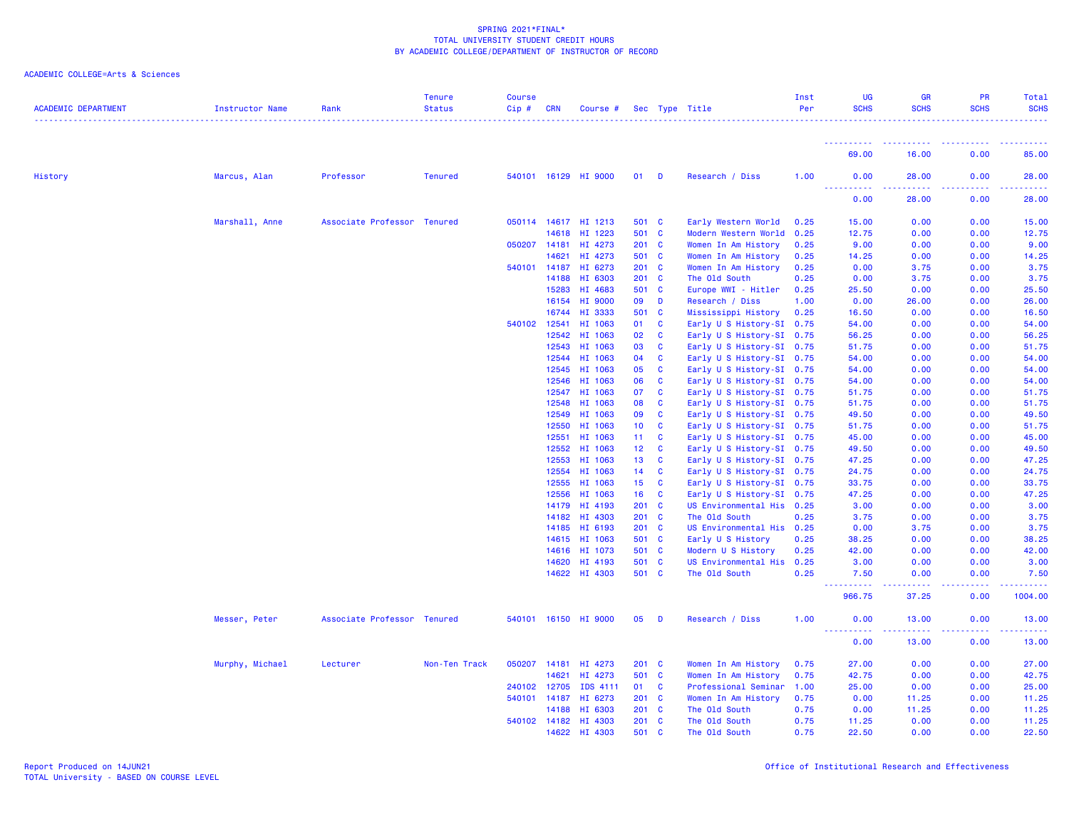SPRING 2021*FINAL*
TOTAL UNIVERSITY STUDENT CREDIT HOURS
BY ACADEMIC COLLEGE/DEPARTMENT OF INSTRUCTOR OF RECORD

ACADEMIC COLLEGE=Arts & Sciences

| ACADEMIC DEPARTMENT | Instructor Name | Rank | Tenure Status | Course Cip # | CRN | Course # | Sec | Type | Title | Inst Per | UG SCHS | GR SCHS | PR SCHS | Total SCHS |
|---|---|---|---|---|---|---|---|---|---|---|---|---|---|---|
| | | | | | | | | | | | 69.00 | 16.00 | 0.00 | 85.00 |
| History | Marcus, Alan | Professor | Tenured | 540101 | 16129 | HI 9000 | 01 | D | Research / Diss | 1.00 | 0.00 | 28.00 | 0.00 | 28.00 |
| | | | | | | | | | | | 0.00 | 28.00 | 0.00 | 28.00 |
| | Marshall, Anne | Associate Professor | Tenured | 050114 | 14617 | HI 1213 | 501 | C | Early Western World | 0.25 | 15.00 | 0.00 | 0.00 | 15.00 |
| | | | | | 14618 | HI 1223 | 501 | C | Modern Western World | 0.25 | 12.75 | 0.00 | 0.00 | 12.75 |
| | | | | 050207 | 14181 | HI 4273 | 201 | C | Women In Am History | 0.25 | 9.00 | 0.00 | 0.00 | 9.00 |
| | | | | | 14621 | HI 4273 | 501 | C | Women In Am History | 0.25 | 14.25 | 0.00 | 0.00 | 14.25 |
| | | | | 540101 | 14187 | HI 6273 | 201 | C | Women In Am History | 0.25 | 0.00 | 3.75 | 0.00 | 3.75 |
| | | | | | 14188 | HI 6303 | 201 | C | The Old South | 0.25 | 0.00 | 3.75 | 0.00 | 3.75 |
| | | | | | 15283 | HI 4683 | 501 | C | Europe WWI - Hitler | 0.25 | 25.50 | 0.00 | 0.00 | 25.50 |
| | | | | | 16154 | HI 9000 | 09 | D | Research / Diss | 1.00 | 0.00 | 26.00 | 0.00 | 26.00 |
| | | | | | 16744 | HI 3333 | 501 | C | Mississippi History | 0.25 | 16.50 | 0.00 | 0.00 | 16.50 |
| | | | | 540102 | 12541 | HI 1063 | 01 | C | Early U S History-SI | 0.75 | 54.00 | 0.00 | 0.00 | 54.00 |
| | | | | | 12542 | HI 1063 | 02 | C | Early U S History-SI | 0.75 | 56.25 | 0.00 | 0.00 | 56.25 |
| | | | | | 12543 | HI 1063 | 03 | C | Early U S History-SI | 0.75 | 51.75 | 0.00 | 0.00 | 51.75 |
| | | | | | 12544 | HI 1063 | 04 | C | Early U S History-SI | 0.75 | 54.00 | 0.00 | 0.00 | 54.00 |
| | | | | | 12545 | HI 1063 | 05 | C | Early U S History-SI | 0.75 | 54.00 | 0.00 | 0.00 | 54.00 |
| | | | | | 12546 | HI 1063 | 06 | C | Early U S History-SI | 0.75 | 54.00 | 0.00 | 0.00 | 54.00 |
| | | | | | 12547 | HI 1063 | 07 | C | Early U S History-SI | 0.75 | 51.75 | 0.00 | 0.00 | 51.75 |
| | | | | | 12548 | HI 1063 | 08 | C | Early U S History-SI | 0.75 | 51.75 | 0.00 | 0.00 | 51.75 |
| | | | | | 12549 | HI 1063 | 09 | C | Early U S History-SI | 0.75 | 49.50 | 0.00 | 0.00 | 49.50 |
| | | | | | 12550 | HI 1063 | 10 | C | Early U S History-SI | 0.75 | 51.75 | 0.00 | 0.00 | 51.75 |
| | | | | | 12551 | HI 1063 | 11 | C | Early U S History-SI | 0.75 | 45.00 | 0.00 | 0.00 | 45.00 |
| | | | | | 12552 | HI 1063 | 12 | C | Early U S History-SI | 0.75 | 49.50 | 0.00 | 0.00 | 49.50 |
| | | | | | 12553 | HI 1063 | 13 | C | Early U S History-SI | 0.75 | 47.25 | 0.00 | 0.00 | 47.25 |
| | | | | | 12554 | HI 1063 | 14 | C | Early U S History-SI | 0.75 | 24.75 | 0.00 | 0.00 | 24.75 |
| | | | | | 12555 | HI 1063 | 15 | C | Early U S History-SI | 0.75 | 33.75 | 0.00 | 0.00 | 33.75 |
| | | | | | 12556 | HI 1063 | 16 | C | Early U S History-SI | 0.75 | 47.25 | 0.00 | 0.00 | 47.25 |
| | | | | | 14179 | HI 4193 | 201 | C | US Environmental His | 0.25 | 3.00 | 0.00 | 0.00 | 3.00 |
| | | | | | 14182 | HI 4303 | 201 | C | The Old South | 0.25 | 3.75 | 0.00 | 0.00 | 3.75 |
| | | | | | 14185 | HI 6193 | 201 | C | US Environmental His | 0.25 | 0.00 | 3.75 | 0.00 | 3.75 |
| | | | | | 14615 | HI 1063 | 501 | C | Early U S History | 0.25 | 38.25 | 0.00 | 0.00 | 38.25 |
| | | | | | 14616 | HI 1073 | 501 | C | Modern U S History | 0.25 | 42.00 | 0.00 | 0.00 | 42.00 |
| | | | | | 14620 | HI 4193 | 501 | C | US Environmental His | 0.25 | 3.00 | 0.00 | 0.00 | 3.00 |
| | | | | | 14622 | HI 4303 | 501 | C | The Old South | 0.25 | 7.50 | 0.00 | 0.00 | 7.50 |
| | | | | | | | | | | | 966.75 | 37.25 | 0.00 | 1004.00 |
| | Messer, Peter | Associate Professor | Tenured | 540101 | 16150 | HI 9000 | 05 | D | Research / Diss | 1.00 | 0.00 | 13.00 | 0.00 | 13.00 |
| | | | | | | | | | | | 0.00 | 13.00 | 0.00 | 13.00 |
| | Murphy, Michael | Lecturer | Non-Ten Track | 050207 | 14181 | HI 4273 | 201 | C | Women In Am History | 0.75 | 27.00 | 0.00 | 0.00 | 27.00 |
| | | | | | 14621 | HI 4273 | 501 | C | Women In Am History | 0.75 | 42.75 | 0.00 | 0.00 | 42.75 |
| | | | | 240102 | 12705 | IDS 4111 | 01 | C | Professional Seminar | 1.00 | 25.00 | 0.00 | 0.00 | 25.00 |
| | | | | 540101 | 14187 | HI 6273 | 201 | C | Women In Am History | 0.75 | 0.00 | 11.25 | 0.00 | 11.25 |
| | | | | | 14188 | HI 6303 | 201 | C | The Old South | 0.75 | 0.00 | 11.25 | 0.00 | 11.25 |
| | | | | 540102 | 14182 | HI 4303 | 201 | C | The Old South | 0.75 | 11.25 | 0.00 | 0.00 | 11.25 |
| | | | | | 14622 | HI 4303 | 501 | C | The Old South | 0.75 | 22.50 | 0.00 | 0.00 | 22.50 |

Report Produced on 14JUN21
TOTAL University - BASED ON COURSE LEVEL

Office of Institutional Research and Effectiveness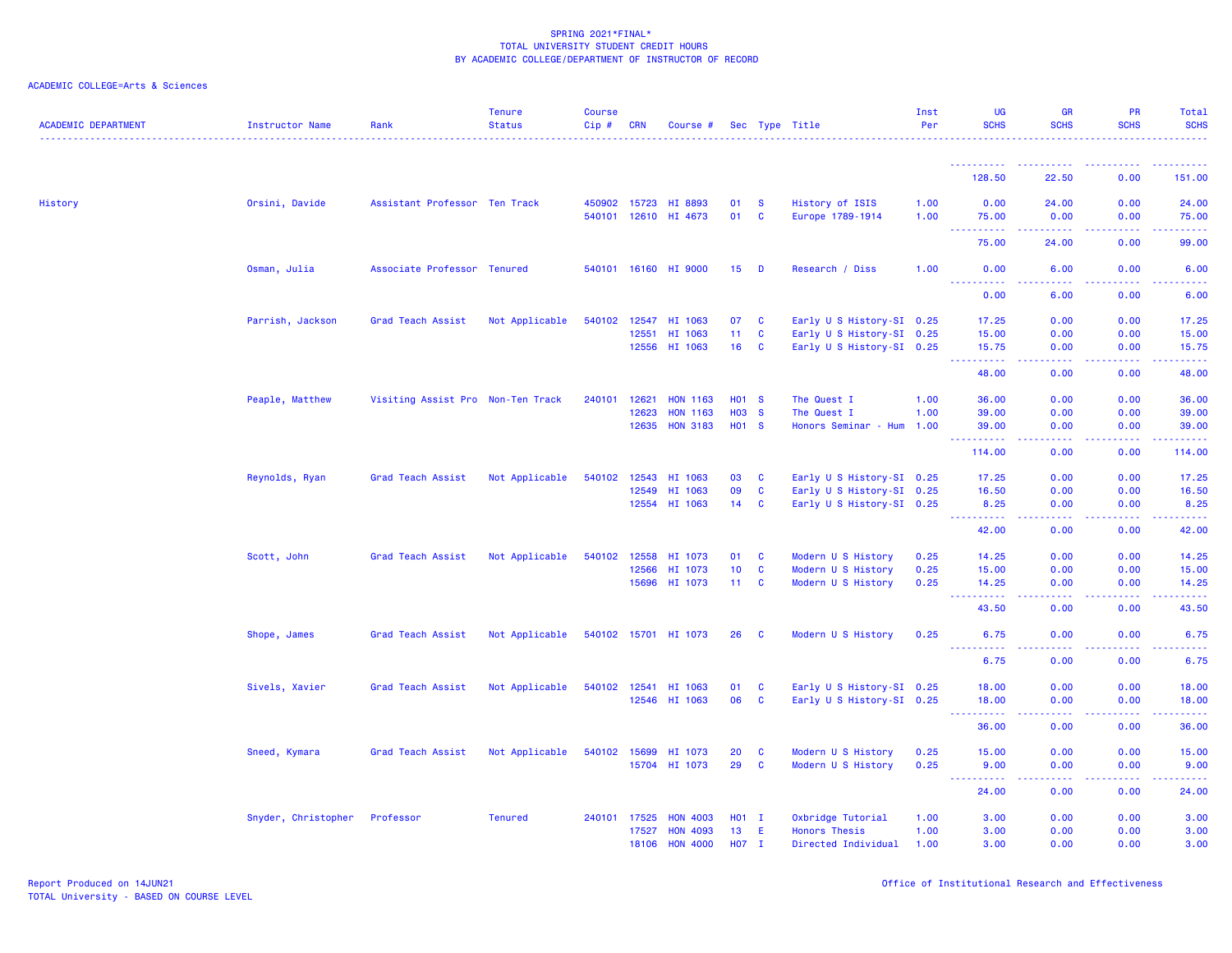SPRING 2021*FINAL*
TOTAL UNIVERSITY STUDENT CREDIT HOURS
BY ACADEMIC COLLEGE/DEPARTMENT OF INSTRUCTOR OF RECORD

ACADEMIC COLLEGE=Arts & Sciences

| ACADEMIC DEPARTMENT | Instructor Name | Rank | Tenure Status | Course Cip # | CRN | Course # | Sec | Type | Title | Inst Per | UG SCHS | GR SCHS | PR SCHS | Total SCHS |
|---|---|---|---|---|---|---|---|---|---|---|---|---|---|---|
| | | | | | | | | | | | 128.50 | 22.50 | 0.00 | 151.00 |
| History | Orsini, Davide | Assistant Professor | Ten Track | 450902 | 15723 | HI 8893 | 01 | S | History of ISIS | 1.00 | 0.00 | 24.00 | 0.00 | 24.00 |
| | | | | 540101 | 12610 | HI 4673 | 01 | C | Europe 1789-1914 | 1.00 | 75.00 | 0.00 | 0.00 | 75.00 |
| | | | | | | | | | | | 75.00 | 24.00 | 0.00 | 99.00 |
| | Osman, Julia | Associate Professor | Tenured | 540101 | 16160 | HI 9000 | 15 | D | Research / Diss | 1.00 | 0.00 | 6.00 | 0.00 | 6.00 |
| | | | | | | | | | | | 0.00 | 6.00 | 0.00 | 6.00 |
| | Parrish, Jackson | Grad Teach Assist | Not Applicable | 540102 | 12547 | HI 1063 | 07 | C | Early U S History-SI | 0.25 | 17.25 | 0.00 | 0.00 | 17.25 |
| | | | | | 12551 | HI 1063 | 11 | C | Early U S History-SI | 0.25 | 15.00 | 0.00 | 0.00 | 15.00 |
| | | | | | 12556 | HI 1063 | 16 | C | Early U S History-SI | 0.25 | 15.75 | 0.00 | 0.00 | 15.75 |
| | | | | | | | | | | | 48.00 | 0.00 | 0.00 | 48.00 |
| | Peaple, Matthew | Visiting Assist Pro | Non-Ten Track | 240101 | 12621 | HON 1163 | H01 | S | The Quest I | 1.00 | 36.00 | 0.00 | 0.00 | 36.00 |
| | | | | | 12623 | HON 1163 | H03 | S | The Quest I | 1.00 | 39.00 | 0.00 | 0.00 | 39.00 |
| | | | | | 12635 | HON 3183 | H01 | S | Honors Seminar - Hum | 1.00 | 39.00 | 0.00 | 0.00 | 39.00 |
| | | | | | | | | | | | 114.00 | 0.00 | 0.00 | 114.00 |
| | Reynolds, Ryan | Grad Teach Assist | Not Applicable | 540102 | 12543 | HI 1063 | 03 | C | Early U S History-SI | 0.25 | 17.25 | 0.00 | 0.00 | 17.25 |
| | | | | | 12549 | HI 1063 | 09 | C | Early U S History-SI | 0.25 | 16.50 | 0.00 | 0.00 | 16.50 |
| | | | | | 12554 | HI 1063 | 14 | C | Early U S History-SI | 0.25 | 8.25 | 0.00 | 0.00 | 8.25 |
| | | | | | | | | | | | 42.00 | 0.00 | 0.00 | 42.00 |
| | Scott, John | Grad Teach Assist | Not Applicable | 540102 | 12558 | HI 1073 | 01 | C | Modern U S History | 0.25 | 14.25 | 0.00 | 0.00 | 14.25 |
| | | | | | 12566 | HI 1073 | 10 | C | Modern U S History | 0.25 | 15.00 | 0.00 | 0.00 | 15.00 |
| | | | | | 15696 | HI 1073 | 11 | C | Modern U S History | 0.25 | 14.25 | 0.00 | 0.00 | 14.25 |
| | | | | | | | | | | | 43.50 | 0.00 | 0.00 | 43.50 |
| | Shope, James | Grad Teach Assist | Not Applicable | 540102 | 15701 | HI 1073 | 26 | C | Modern U S History | 0.25 | 6.75 | 0.00 | 0.00 | 6.75 |
| | | | | | | | | | | | 6.75 | 0.00 | 0.00 | 6.75 |
| | Sivels, Xavier | Grad Teach Assist | Not Applicable | 540102 | 12541 | HI 1063 | 01 | C | Early U S History-SI | 0.25 | 18.00 | 0.00 | 0.00 | 18.00 |
| | | | | | 12546 | HI 1063 | 06 | C | Early U S History-SI | 0.25 | 18.00 | 0.00 | 0.00 | 18.00 |
| | | | | | | | | | | | 36.00 | 0.00 | 0.00 | 36.00 |
| | Sneed, Kymara | Grad Teach Assist | Not Applicable | 540102 | 15699 | HI 1073 | 20 | C | Modern U S History | 0.25 | 15.00 | 0.00 | 0.00 | 15.00 |
| | | | | | 15704 | HI 1073 | 29 | C | Modern U S History | 0.25 | 9.00 | 0.00 | 0.00 | 9.00 |
| | | | | | | | | | | | 24.00 | 0.00 | 0.00 | 24.00 |
| | Snyder, Christopher | Professor | Tenured | 240101 | 17525 | HON 4003 | H01 | I | Oxbridge Tutorial | 1.00 | 3.00 | 0.00 | 0.00 | 3.00 |
| | | | | | 17527 | HON 4093 | 13 | E | Honors Thesis | 1.00 | 3.00 | 0.00 | 0.00 | 3.00 |
| | | | | | 18106 | HON 4000 | H07 | I | Directed Individual | 1.00 | 3.00 | 0.00 | 0.00 | 3.00 |

Report Produced on 14JUN21
TOTAL University - BASED ON COURSE LEVEL

Office of Institutional Research and Effectiveness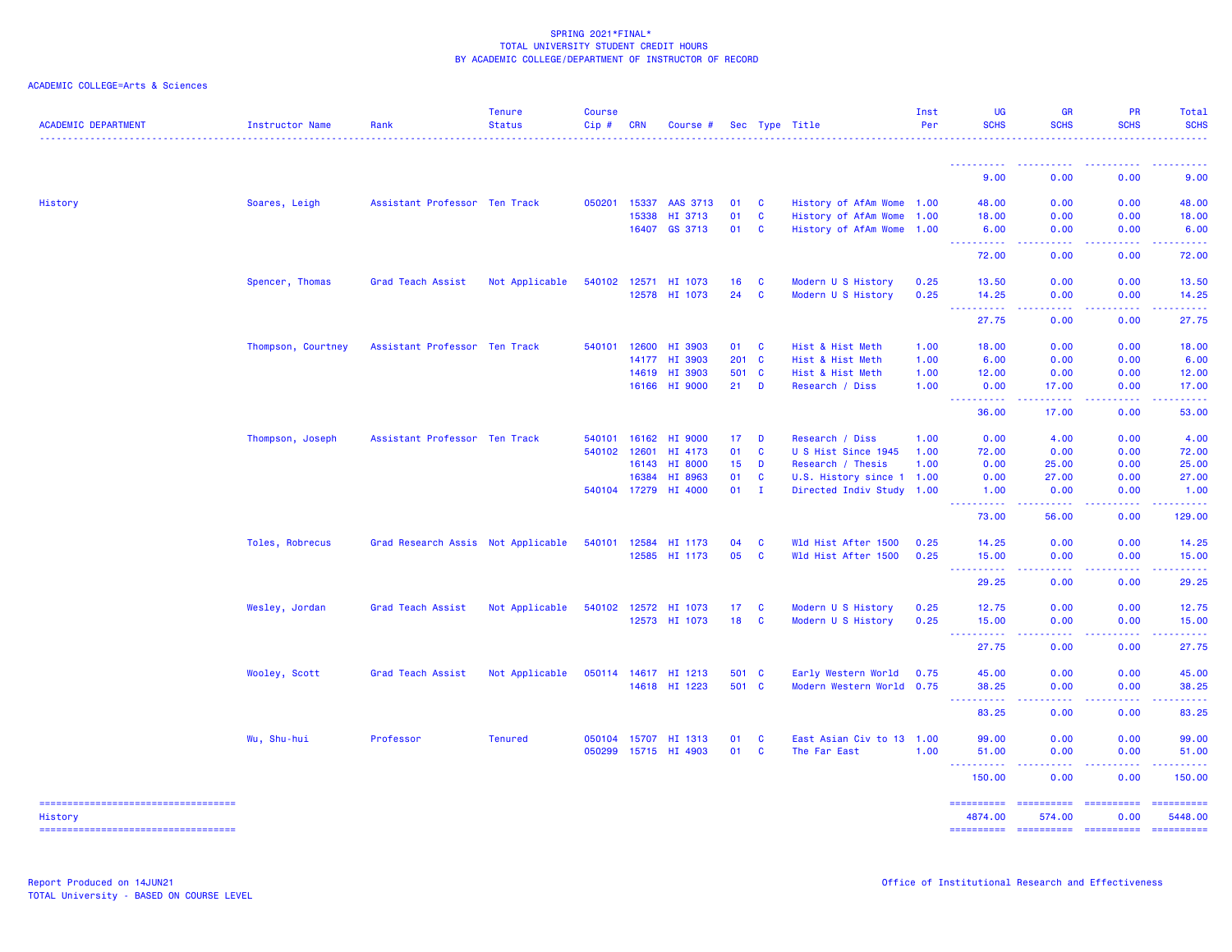SPRING 2021*FINAL*
TOTAL UNIVERSITY STUDENT CREDIT HOURS
BY ACADEMIC COLLEGE/DEPARTMENT OF INSTRUCTOR OF RECORD

ACADEMIC COLLEGE=Arts & Sciences

| ACADEMIC DEPARTMENT | Instructor Name | Rank | Tenure Status | Course Cip # | CRN | Course # | Sec | Type | Title | Inst Per | UG SCHS | GR SCHS | PR SCHS | Total SCHS |
|---|---|---|---|---|---|---|---|---|---|---|---|---|---|---|
| | | | | | | | | | | | 9.00 | 0.00 | 0.00 | 9.00 |
| History | Soares, Leigh | Assistant Professor | Ten Track | 050201 | 15337 | AAS 3713 | 01 | C | History of AfAm Wome | 1.00 | 48.00 | 0.00 | 0.00 | 48.00 |
| | | | | | 15338 | HI 3713 | 01 | C | History of AfAm Wome | 1.00 | 18.00 | 0.00 | 0.00 | 18.00 |
| | | | | | 16407 | GS 3713 | 01 | C | History of AfAm Wome | 1.00 | 6.00 | 0.00 | 0.00 | 6.00 |
| | | | | | | | | | | | 72.00 | 0.00 | 0.00 | 72.00 |
| | Spencer, Thomas | Grad Teach Assist | Not Applicable | 540102 | 12571 | HI 1073 | 16 | C | Modern U S History | 0.25 | 13.50 | 0.00 | 0.00 | 13.50 |
| | | | | | 12578 | HI 1073 | 24 | C | Modern U S History | 0.25 | 14.25 | 0.00 | 0.00 | 14.25 |
| | | | | | | | | | | | 27.75 | 0.00 | 0.00 | 27.75 |
| | Thompson, Courtney | Assistant Professor | Ten Track | 540101 | 12600 | HI 3903 | 01 | C | Hist & Hist Meth | 1.00 | 18.00 | 0.00 | 0.00 | 18.00 |
| | | | | | 14177 | HI 3903 | 201 | C | Hist & Hist Meth | 1.00 | 6.00 | 0.00 | 0.00 | 6.00 |
| | | | | | 14619 | HI 3903 | 501 | C | Hist & Hist Meth | 1.00 | 12.00 | 0.00 | 0.00 | 12.00 |
| | | | | | 16166 | HI 9000 | 21 | D | Research / Diss | 1.00 | 0.00 | 17.00 | 0.00 | 17.00 |
| | | | | | | | | | | | 36.00 | 17.00 | 0.00 | 53.00 |
| | Thompson, Joseph | Assistant Professor | Ten Track | 540101 | 16162 | HI 9000 | 17 | D | Research / Diss | 1.00 | 0.00 | 4.00 | 0.00 | 4.00 |
| | | | | 540102 | 12601 | HI 4173 | 01 | C | U S Hist Since 1945 | 1.00 | 72.00 | 0.00 | 0.00 | 72.00 |
| | | | | | 16143 | HI 8000 | 15 | D | Research / Thesis | 1.00 | 0.00 | 25.00 | 0.00 | 25.00 |
| | | | | | 16384 | HI 8963 | 01 | C | U.S. History since 1 | 1.00 | 0.00 | 27.00 | 0.00 | 27.00 |
| | | | | 540104 | 17279 | HI 4000 | 01 | I | Directed Indiv Study | 1.00 | 1.00 | 0.00 | 0.00 | 1.00 |
| | | | | | | | | | | | 73.00 | 56.00 | 0.00 | 129.00 |
| | Toles, Robrecus | Grad Research Assis | Not Applicable | 540101 | 12584 | HI 1173 | 04 | C | Wld Hist After 1500 | 0.25 | 14.25 | 0.00 | 0.00 | 14.25 |
| | | | | | 12585 | HI 1173 | 05 | C | Wld Hist After 1500 | 0.25 | 15.00 | 0.00 | 0.00 | 15.00 |
| | | | | | | | | | | | 29.25 | 0.00 | 0.00 | 29.25 |
| | Wesley, Jordan | Grad Teach Assist | Not Applicable | 540102 | 12572 | HI 1073 | 17 | C | Modern U S History | 0.25 | 12.75 | 0.00 | 0.00 | 12.75 |
| | | | | | 12573 | HI 1073 | 18 | C | Modern U S History | 0.25 | 15.00 | 0.00 | 0.00 | 15.00 |
| | | | | | | | | | | | 27.75 | 0.00 | 0.00 | 27.75 |
| | Wooley, Scott | Grad Teach Assist | Not Applicable | 050114 | 14617 | HI 1213 | 501 | C | Early Western World | 0.75 | 45.00 | 0.00 | 0.00 | 45.00 |
| | | | | | 14618 | HI 1223 | 501 | C | Modern Western World | 0.75 | 38.25 | 0.00 | 0.00 | 38.25 |
| | | | | | | | | | | | 83.25 | 0.00 | 0.00 | 83.25 |
| | Wu, Shu-hui | Professor | Tenured | 050104 | 15707 | HI 1313 | 01 | C | East Asian Civ to 13 | 1.00 | 99.00 | 0.00 | 0.00 | 99.00 |
| | | | | 050299 | 15715 | HI 4903 | 01 | C | The Far East | 1.00 | 51.00 | 0.00 | 0.00 | 51.00 |
| | | | | | | | | | | | 150.00 | 0.00 | 0.00 | 150.00 |
| History | | | | | | | | | | | 4874.00 | 574.00 | 0.00 | 5448.00 |

Report Produced on 14JUN21
TOTAL University - BASED ON COURSE LEVEL

Office of Institutional Research and Effectiveness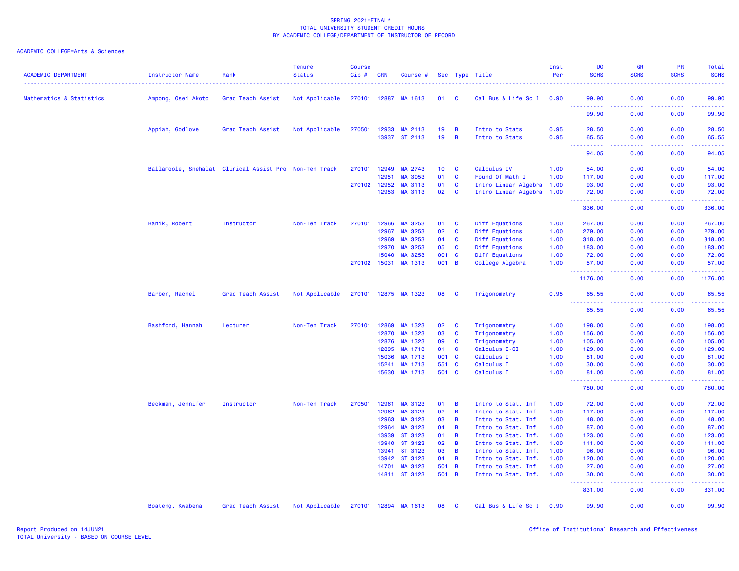SPRING 2021*FINAL*
TOTAL UNIVERSITY STUDENT CREDIT HOURS
BY ACADEMIC COLLEGE/DEPARTMENT OF INSTRUCTOR OF RECORD

ACADEMIC COLLEGE=Arts & Sciences

| ACADEMIC DEPARTMENT | Instructor Name | Rank | Tenure Status | Course Cip # | CRN | Course # | Sec | Type | Title | Inst Per | UG SCHS | GR SCHS | PR SCHS | Total SCHS |
|---|---|---|---|---|---|---|---|---|---|---|---|---|---|---|
| Mathematics & Statistics | Ampong, Osei Akoto | Grad Teach Assist | Not Applicable | 270101 | 12887 | MA 1613 | 01 | C | Cal Bus & Life Sc I | 0.90 | 99.90 | 0.00 | 0.00 | 99.90 |
| | | | | | | | | | | | 99.90 | 0.00 | 0.00 | 99.90 |
| | Appiah, Godlove | Grad Teach Assist | Not Applicable | 270501 | 12933 | MA 2113 | 19 | B | Intro to Stats | 0.95 | 28.50 | 0.00 | 0.00 | 28.50 |
| | | | | | 13937 | ST 2113 | 19 | B | Intro to Stats | 0.95 | 65.55 | 0.00 | 0.00 | 65.55 |
| | | | | | | | | | | | 94.05 | 0.00 | 0.00 | 94.05 |
| | Ballamoole, Snehalat | Clinical Assist Pro | Non-Ten Track | 270101 | 12949 | MA 2743 | 10 | C | Calculus IV | 1.00 | 54.00 | 0.00 | 0.00 | 54.00 |
| | | | | | 12951 | MA 3053 | 01 | C | Found Of Math I | 1.00 | 117.00 | 0.00 | 0.00 | 117.00 |
| | | | | 270102 | 12952 | MA 3113 | 01 | C | Intro Linear Algebra | 1.00 | 93.00 | 0.00 | 0.00 | 93.00 |
| | | | | | 12953 | MA 3113 | 02 | C | Intro Linear Algebra | 1.00 | 72.00 | 0.00 | 0.00 | 72.00 |
| | | | | | | | | | | | 336.00 | 0.00 | 0.00 | 336.00 |
| | Banik, Robert | Instructor | Non-Ten Track | 270101 | 12966 | MA 3253 | 01 | C | Diff Equations | 1.00 | 267.00 | 0.00 | 0.00 | 267.00 |
| | | | | | 12967 | MA 3253 | 02 | C | Diff Equations | 1.00 | 279.00 | 0.00 | 0.00 | 279.00 |
| | | | | | 12969 | MA 3253 | 04 | C | Diff Equations | 1.00 | 318.00 | 0.00 | 0.00 | 318.00 |
| | | | | | 12970 | MA 3253 | 05 | C | Diff Equations | 1.00 | 183.00 | 0.00 | 0.00 | 183.00 |
| | | | | | 15040 | MA 3253 | 001 | C | Diff Equations | 1.00 | 72.00 | 0.00 | 0.00 | 72.00 |
| | | | | 270102 | 15031 | MA 1313 | 001 | B | College Algebra | 1.00 | 57.00 | 0.00 | 0.00 | 57.00 |
| | | | | | | | | | | | 1176.00 | 0.00 | 0.00 | 1176.00 |
| | Barber, Rachel | Grad Teach Assist | Not Applicable | 270101 | 12875 | MA 1323 | 08 | C | Trigonometry | 0.95 | 65.55 | 0.00 | 0.00 | 65.55 |
| | | | | | | | | | | | 65.55 | 0.00 | 0.00 | 65.55 |
| | Bashford, Hannah | Lecturer | Non-Ten Track | 270101 | 12869 | MA 1323 | 02 | C | Trigonometry | 1.00 | 198.00 | 0.00 | 0.00 | 198.00 |
| | | | | | 12870 | MA 1323 | 03 | C | Trigonometry | 1.00 | 156.00 | 0.00 | 0.00 | 156.00 |
| | | | | | 12876 | MA 1323 | 09 | C | Trigonometry | 1.00 | 105.00 | 0.00 | 0.00 | 105.00 |
| | | | | | 12895 | MA 1713 | 01 | C | Calculus I-SI | 1.00 | 129.00 | 0.00 | 0.00 | 129.00 |
| | | | | | 15036 | MA 1713 | 001 | C | Calculus I | 1.00 | 81.00 | 0.00 | 0.00 | 81.00 |
| | | | | | 15241 | MA 1713 | 551 | C | Calculus I | 1.00 | 30.00 | 0.00 | 0.00 | 30.00 |
| | | | | | 15630 | MA 1713 | 501 | C | Calculus I | 1.00 | 81.00 | 0.00 | 0.00 | 81.00 |
| | | | | | | | | | | | 780.00 | 0.00 | 0.00 | 780.00 |
| | Beckman, Jennifer | Instructor | Non-Ten Track | 270501 | 12961 | MA 3123 | 01 | B | Intro to Stat. Inf | 1.00 | 72.00 | 0.00 | 0.00 | 72.00 |
| | | | | | 12962 | MA 3123 | 02 | B | Intro to Stat. Inf | 1.00 | 117.00 | 0.00 | 0.00 | 117.00 |
| | | | | | 12963 | MA 3123 | 03 | B | Intro to Stat. Inf | 1.00 | 48.00 | 0.00 | 0.00 | 48.00 |
| | | | | | 12964 | MA 3123 | 04 | B | Intro to Stat. Inf | 1.00 | 87.00 | 0.00 | 0.00 | 87.00 |
| | | | | | 13939 | ST 3123 | 01 | B | Intro to Stat. Inf. | 1.00 | 123.00 | 0.00 | 0.00 | 123.00 |
| | | | | | 13940 | ST 3123 | 02 | B | Intro to Stat. Inf. | 1.00 | 111.00 | 0.00 | 0.00 | 111.00 |
| | | | | | 13941 | ST 3123 | 03 | B | Intro to Stat. Inf. | 1.00 | 96.00 | 0.00 | 0.00 | 96.00 |
| | | | | | 13942 | ST 3123 | 04 | B | Intro to Stat. Inf. | 1.00 | 120.00 | 0.00 | 0.00 | 120.00 |
| | | | | | 14701 | MA 3123 | 501 | B | Intro to Stat. Inf | 1.00 | 27.00 | 0.00 | 0.00 | 27.00 |
| | | | | | 14811 | ST 3123 | 501 | B | Intro to Stat. Inf. | 1.00 | 30.00 | 0.00 | 0.00 | 30.00 |
| | | | | | | | | | | | 831.00 | 0.00 | 0.00 | 831.00 |
| | Boateng, Kwabena | Grad Teach Assist | Not Applicable | 270101 | 12894 | MA 1613 | 08 | C | Cal Bus & Life Sc I | 0.90 | 99.90 | 0.00 | 0.00 | 99.90 |

Report Produced on 14JUN21
TOTAL University - BASED ON COURSE LEVEL

Office of Institutional Research and Effectiveness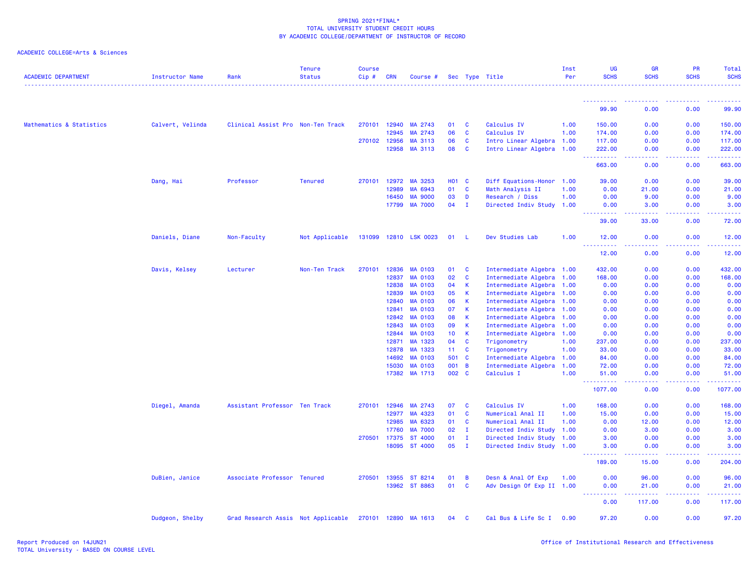SPRING 2021*FINAL*
TOTAL UNIVERSITY STUDENT CREDIT HOURS
BY ACADEMIC COLLEGE/DEPARTMENT OF INSTRUCTOR OF RECORD

ACADEMIC COLLEGE=Arts & Sciences

| ACADEMIC DEPARTMENT | Instructor Name | Rank | Tenure Status | Course Cip # | CRN | Course # | Sec | Type | Title | Inst Per | UG SCHS | GR SCHS | PR SCHS | Total SCHS |
|---|---|---|---|---|---|---|---|---|---|---|---|---|---|---|
| | | | | | | | | | | | 99.90 | 0.00 | 0.00 | 99.90 |
| Mathematics & Statistics | Calvert, Velinda | Clinical Assist Pro | Non-Ten Track | 270101 | 12940 | MA 2743 | 01 | C | Calculus IV | 1.00 | 150.00 | 0.00 | 0.00 | 150.00 |
| | | | | | 12945 | MA 2743 | 06 | C | Calculus IV | 1.00 | 174.00 | 0.00 | 0.00 | 174.00 |
| | | | | 270102 | 12956 | MA 3113 | 06 | C | Intro Linear Algebra | 1.00 | 117.00 | 0.00 | 0.00 | 117.00 |
| | | | | | 12958 | MA 3113 | 08 | C | Intro Linear Algebra | 1.00 | 222.00 | 0.00 | 0.00 | 222.00 |
| | | | | | | | | | | | 663.00 | 0.00 | 0.00 | 663.00 |
| | Dang, Hai | Professor | Tenured | 270101 | 12972 | MA 3253 | H01 | C | Diff Equations-Honor | 1.00 | 39.00 | 0.00 | 0.00 | 39.00 |
| | | | | | 12989 | MA 6943 | 01 | C | Math Analysis II | 1.00 | 0.00 | 21.00 | 0.00 | 21.00 |
| | | | | | 16450 | MA 9000 | 03 | D | Research / Diss | 1.00 | 0.00 | 9.00 | 0.00 | 9.00 |
| | | | | | 17799 | MA 7000 | 04 | I | Directed Indiv Study | 1.00 | 0.00 | 3.00 | 0.00 | 3.00 |
| | | | | | | | | | | | 39.00 | 33.00 | 0.00 | 72.00 |
| | Daniels, Diane | Non-Faculty | Not Applicable | 131099 | 12810 | LSK 0023 | 01 | L | Dev Studies Lab | 1.00 | 12.00 | 0.00 | 0.00 | 12.00 |
| | | | | | | | | | | | 12.00 | 0.00 | 0.00 | 12.00 |
| | Davis, Kelsey | Lecturer | Non-Ten Track | 270101 | 12836 | MA 0103 | 01 | C | Intermediate Algebra | 1.00 | 432.00 | 0.00 | 0.00 | 432.00 |
| | | | | | 12837 | MA 0103 | 02 | C | Intermediate Algebra | 1.00 | 168.00 | 0.00 | 0.00 | 168.00 |
| | | | | | 12838 | MA 0103 | 04 | K | Intermediate Algebra | 1.00 | 0.00 | 0.00 | 0.00 | 0.00 |
| | | | | | 12839 | MA 0103 | 05 | K | Intermediate Algebra | 1.00 | 0.00 | 0.00 | 0.00 | 0.00 |
| | | | | | 12840 | MA 0103 | 06 | K | Intermediate Algebra | 1.00 | 0.00 | 0.00 | 0.00 | 0.00 |
| | | | | | 12841 | MA 0103 | 07 | K | Intermediate Algebra | 1.00 | 0.00 | 0.00 | 0.00 | 0.00 |
| | | | | | 12842 | MA 0103 | 08 | K | Intermediate Algebra | 1.00 | 0.00 | 0.00 | 0.00 | 0.00 |
| | | | | | 12843 | MA 0103 | 09 | K | Intermediate Algebra | 1.00 | 0.00 | 0.00 | 0.00 | 0.00 |
| | | | | | 12844 | MA 0103 | 10 | K | Intermediate Algebra | 1.00 | 0.00 | 0.00 | 0.00 | 0.00 |
| | | | | | 12871 | MA 1323 | 04 | C | Trigonometry | 1.00 | 237.00 | 0.00 | 0.00 | 237.00 |
| | | | | | 12878 | MA 1323 | 11 | C | Trigonometry | 1.00 | 33.00 | 0.00 | 0.00 | 33.00 |
| | | | | | 14692 | MA 0103 | 501 | C | Intermediate Algebra | 1.00 | 84.00 | 0.00 | 0.00 | 84.00 |
| | | | | | 15030 | MA 0103 | 001 | B | Intermediate Algebra | 1.00 | 72.00 | 0.00 | 0.00 | 72.00 |
| | | | | | 17382 | MA 1713 | 002 | C | Calculus I | 1.00 | 51.00 | 0.00 | 0.00 | 51.00 |
| | | | | | | | | | | | 1077.00 | 0.00 | 0.00 | 1077.00 |
| | Diegel, Amanda | Assistant Professor | Ten Track | 270101 | 12946 | MA 2743 | 07 | C | Calculus IV | 1.00 | 168.00 | 0.00 | 0.00 | 168.00 |
| | | | | | 12977 | MA 4323 | 01 | C | Numerical Anal II | 1.00 | 15.00 | 0.00 | 0.00 | 15.00 |
| | | | | | 12985 | MA 6323 | 01 | C | Numerical Anal II | 1.00 | 0.00 | 12.00 | 0.00 | 12.00 |
| | | | | | 17760 | MA 7000 | 02 | I | Directed Indiv Study | 1.00 | 0.00 | 3.00 | 0.00 | 3.00 |
| | | | | 270501 | 17375 | ST 4000 | 01 | I | Directed Indiv Study | 1.00 | 3.00 | 0.00 | 0.00 | 3.00 |
| | | | | | 18095 | ST 4000 | 05 | I | Directed Indiv Study | 1.00 | 3.00 | 0.00 | 0.00 | 3.00 |
| | | | | | | | | | | | 189.00 | 15.00 | 0.00 | 204.00 |
| | DuBien, Janice | Associate Professor | Tenured | 270501 | 13955 | ST 8214 | 01 | B | Desn & Anal Of Exp | 1.00 | 0.00 | 96.00 | 0.00 | 96.00 |
| | | | | | 13962 | ST 8863 | 01 | C | Adv Design Of Exp II | 1.00 | 0.00 | 21.00 | 0.00 | 21.00 |
| | | | | | | | | | | | 0.00 | 117.00 | 0.00 | 117.00 |
| | Dudgeon, Shelby | Grad Research Assis | Not Applicable | 270101 | 12890 | MA 1613 | 04 | C | Cal Bus & Life Sc I | 0.90 | 97.20 | 0.00 | 0.00 | 97.20 |

Report Produced on 14JUN21
TOTAL University - BASED ON COURSE LEVEL

Office of Institutional Research and Effectiveness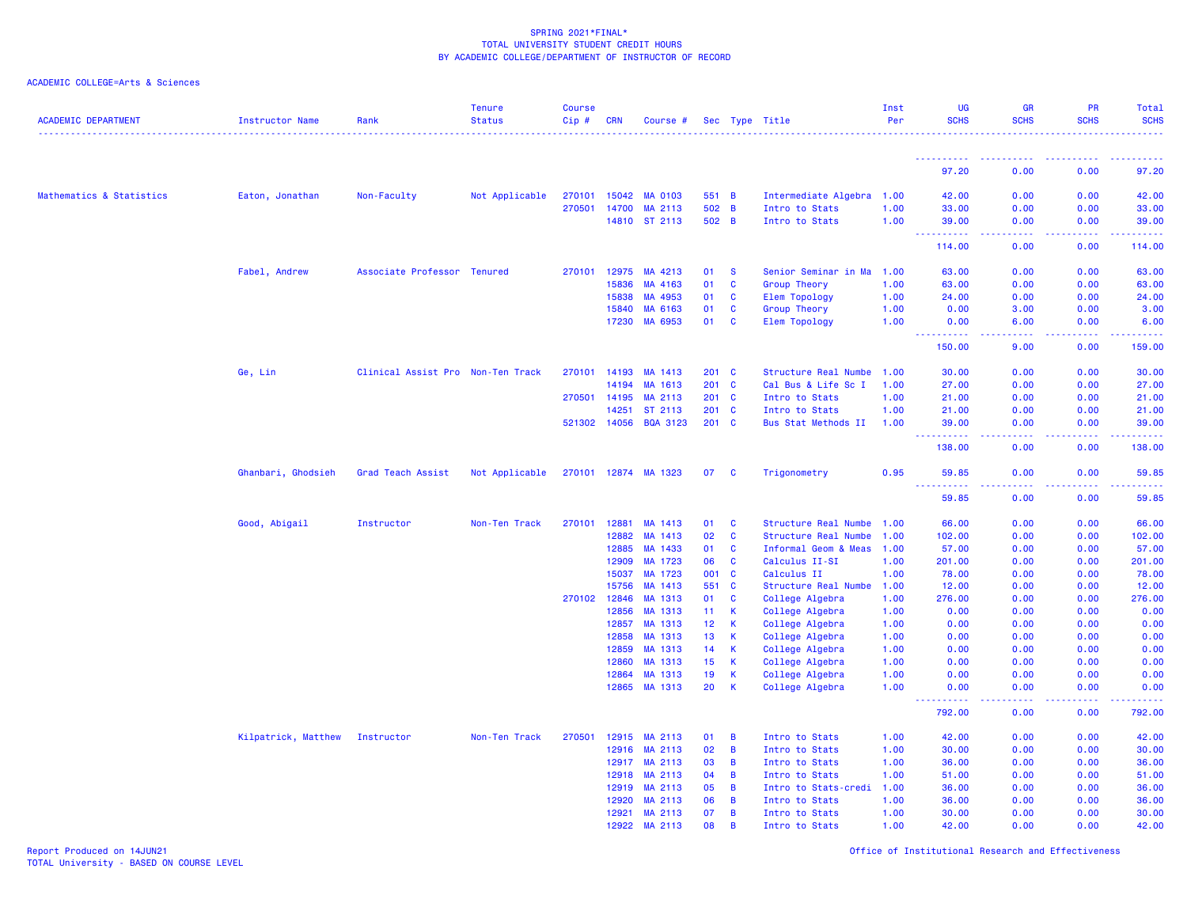SPRING 2021*FINAL*
TOTAL UNIVERSITY STUDENT CREDIT HOURS
BY ACADEMIC COLLEGE/DEPARTMENT OF INSTRUCTOR OF RECORD

ACADEMIC COLLEGE=Arts & Sciences

| ACADEMIC DEPARTMENT | Instructor Name | Rank | Tenure Status | Course Cip # | CRN | Course # | Sec | Type | Title | Inst Per | UG SCHS | GR SCHS | PR SCHS | Total SCHS |
|---|---|---|---|---|---|---|---|---|---|---|---|---|---|---|
| | | | | | | | | | | | 97.20 | 0.00 | 0.00 | 97.20 |
| Mathematics & Statistics | Eaton, Jonathan | Non-Faculty | Not Applicable | 270101 | 15042 | MA 0103 | 551 | B | Intermediate Algebra | 1.00 | 42.00 | 0.00 | 0.00 | 42.00 |
| | | | | 270501 | 14700 | MA 2113 | 502 | B | Intro to Stats | 1.00 | 33.00 | 0.00 | 0.00 | 33.00 |
| | | | | | 14810 | ST 2113 | 502 | B | Intro to Stats | 1.00 | 39.00 | 0.00 | 0.00 | 39.00 |
| | | | | | | | | | | | 114.00 | 0.00 | 0.00 | 114.00 |
| | Fabel, Andrew | Associate Professor | Tenured | 270101 | 12975 | MA 4213 | 01 | S | Senior Seminar in Ma | 1.00 | 63.00 | 0.00 | 0.00 | 63.00 |
| | | | | | 15836 | MA 4163 | 01 | C | Group Theory | 1.00 | 63.00 | 0.00 | 0.00 | 63.00 |
| | | | | | 15838 | MA 4953 | 01 | C | Elem Topology | 1.00 | 24.00 | 0.00 | 0.00 | 24.00 |
| | | | | | 15840 | MA 6163 | 01 | C | Group Theory | 1.00 | 0.00 | 3.00 | 0.00 | 3.00 |
| | | | | | 17230 | MA 6953 | 01 | C | Elem Topology | 1.00 | 0.00 | 6.00 | 0.00 | 6.00 |
| | | | | | | | | | | | 150.00 | 9.00 | 0.00 | 159.00 |
| | Ge, Lin | Clinical Assist Pro | Non-Ten Track | 270101 | 14193 | MA 1413 | 201 | C | Structure Real Numbe | 1.00 | 30.00 | 0.00 | 0.00 | 30.00 |
| | | | | | 14194 | MA 1613 | 201 | C | Cal Bus & Life Sc I | 1.00 | 27.00 | 0.00 | 0.00 | 27.00 |
| | | | | 270501 | 14195 | MA 2113 | 201 | C | Intro to Stats | 1.00 | 21.00 | 0.00 | 0.00 | 21.00 |
| | | | | | 14251 | ST 2113 | 201 | C | Intro to Stats | 1.00 | 21.00 | 0.00 | 0.00 | 21.00 |
| | | | | 521302 | 14056 | BQA 3123 | 201 | C | Bus Stat Methods II | 1.00 | 39.00 | 0.00 | 0.00 | 39.00 |
| | | | | | | | | | | | 138.00 | 0.00 | 0.00 | 138.00 |
| | Ghanbari, Ghodsieh | Grad Teach Assist | Not Applicable | 270101 | 12874 | MA 1323 | 07 | C | Trigonometry | 0.95 | 59.85 | 0.00 | 0.00 | 59.85 |
| | | | | | | | | | | | 59.85 | 0.00 | 0.00 | 59.85 |
| | Good, Abigail | Instructor | Non-Ten Track | 270101 | 12881 | MA 1413 | 01 | C | Structure Real Numbe | 1.00 | 66.00 | 0.00 | 0.00 | 66.00 |
| | | | | | 12882 | MA 1413 | 02 | C | Structure Real Numbe | 1.00 | 102.00 | 0.00 | 0.00 | 102.00 |
| | | | | | 12885 | MA 1433 | 01 | C | Informal Geom & Meas | 1.00 | 57.00 | 0.00 | 0.00 | 57.00 |
| | | | | | 12909 | MA 1723 | 06 | C | Calculus II-SI | 1.00 | 201.00 | 0.00 | 0.00 | 201.00 |
| | | | | | 15037 | MA 1723 | 001 | C | Calculus II | 1.00 | 78.00 | 0.00 | 0.00 | 78.00 |
| | | | | | 15756 | MA 1413 | 551 | C | Structure Real Numbe | 1.00 | 12.00 | 0.00 | 0.00 | 12.00 |
| | | | | 270102 | 12846 | MA 1313 | 01 | C | College Algebra | 1.00 | 276.00 | 0.00 | 0.00 | 276.00 |
| | | | | | 12856 | MA 1313 | 11 | K | College Algebra | 1.00 | 0.00 | 0.00 | 0.00 | 0.00 |
| | | | | | 12857 | MA 1313 | 12 | K | College Algebra | 1.00 | 0.00 | 0.00 | 0.00 | 0.00 |
| | | | | | 12858 | MA 1313 | 13 | K | College Algebra | 1.00 | 0.00 | 0.00 | 0.00 | 0.00 |
| | | | | | 12859 | MA 1313 | 14 | K | College Algebra | 1.00 | 0.00 | 0.00 | 0.00 | 0.00 |
| | | | | | 12860 | MA 1313 | 15 | K | College Algebra | 1.00 | 0.00 | 0.00 | 0.00 | 0.00 |
| | | | | | 12864 | MA 1313 | 19 | K | College Algebra | 1.00 | 0.00 | 0.00 | 0.00 | 0.00 |
| | | | | | 12865 | MA 1313 | 20 | K | College Algebra | 1.00 | 0.00 | 0.00 | 0.00 | 0.00 |
| | | | | | | | | | | | 792.00 | 0.00 | 0.00 | 792.00 |
| | Kilpatrick, Matthew | Instructor | Non-Ten Track | 270501 | 12915 | MA 2113 | 01 | B | Intro to Stats | 1.00 | 42.00 | 0.00 | 0.00 | 42.00 |
| | | | | | 12916 | MA 2113 | 02 | B | Intro to Stats | 1.00 | 30.00 | 0.00 | 0.00 | 30.00 |
| | | | | | 12917 | MA 2113 | 03 | B | Intro to Stats | 1.00 | 36.00 | 0.00 | 0.00 | 36.00 |
| | | | | | 12918 | MA 2113 | 04 | B | Intro to Stats | 1.00 | 51.00 | 0.00 | 0.00 | 51.00 |
| | | | | | 12919 | MA 2113 | 05 | B | Intro to Stats-credi | 1.00 | 36.00 | 0.00 | 0.00 | 36.00 |
| | | | | | 12920 | MA 2113 | 06 | B | Intro to Stats | 1.00 | 36.00 | 0.00 | 0.00 | 36.00 |
| | | | | | 12921 | MA 2113 | 07 | B | Intro to Stats | 1.00 | 30.00 | 0.00 | 0.00 | 30.00 |
| | | | | | 12922 | MA 2113 | 08 | B | Intro to Stats | 1.00 | 42.00 | 0.00 | 0.00 | 42.00 |

Report Produced on 14JUN21
TOTAL University - BASED ON COURSE LEVEL

Office of Institutional Research and Effectiveness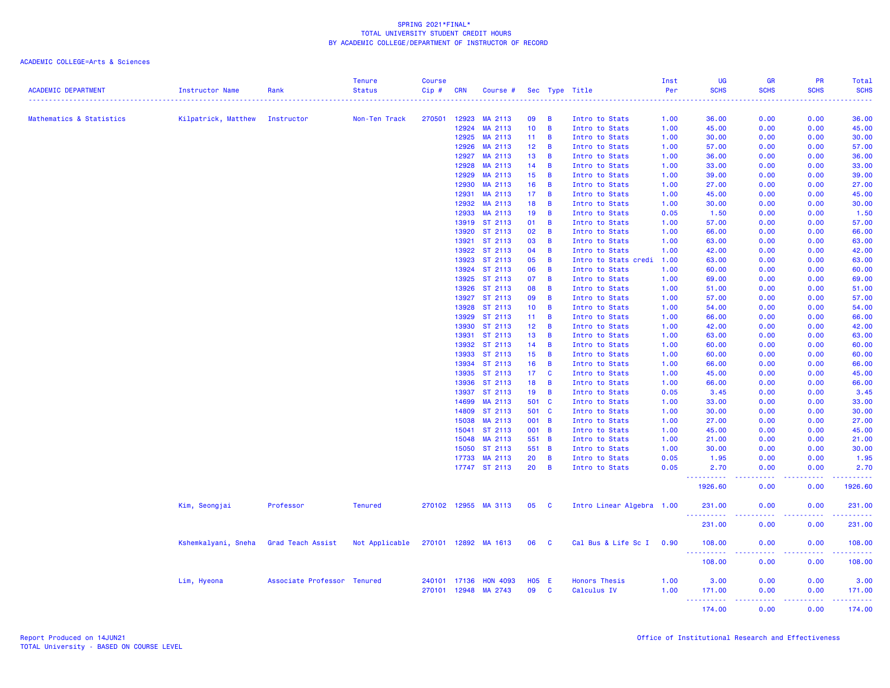SPRING 2021*FINAL*
TOTAL UNIVERSITY STUDENT CREDIT HOURS
BY ACADEMIC COLLEGE/DEPARTMENT OF INSTRUCTOR OF RECORD

ACADEMIC COLLEGE=Arts & Sciences

| ACADEMIC DEPARTMENT | Instructor Name | Rank | Tenure Status | Course Cip # | CRN | Course # | Sec | Type | Title | Inst Per | UG SCHS | GR SCHS | PR SCHS | Total SCHS |
|---|---|---|---|---|---|---|---|---|---|---|---|---|---|---|
| Mathematics & Statistics | Kilpatrick, Matthew | Instructor | Non-Ten Track | 270501 | 12923 | MA 2113 | 09 | B | Intro to Stats | 1.00 | 36.00 | 0.00 | 0.00 | 36.00 |
| | | | | | 12924 | MA 2113 | 10 | B | Intro to Stats | 1.00 | 45.00 | 0.00 | 0.00 | 45.00 |
| | | | | | 12925 | MA 2113 | 11 | B | Intro to Stats | 1.00 | 30.00 | 0.00 | 0.00 | 30.00 |
| | | | | | 12926 | MA 2113 | 12 | B | Intro to Stats | 1.00 | 57.00 | 0.00 | 0.00 | 57.00 |
| | | | | | 12927 | MA 2113 | 13 | B | Intro to Stats | 1.00 | 36.00 | 0.00 | 0.00 | 36.00 |
| | | | | | 12928 | MA 2113 | 14 | B | Intro to Stats | 1.00 | 33.00 | 0.00 | 0.00 | 33.00 |
| | | | | | 12929 | MA 2113 | 15 | B | Intro to Stats | 1.00 | 39.00 | 0.00 | 0.00 | 39.00 |
| | | | | | 12930 | MA 2113 | 16 | B | Intro to Stats | 1.00 | 27.00 | 0.00 | 0.00 | 27.00 |
| | | | | | 12931 | MA 2113 | 17 | B | Intro to Stats | 1.00 | 45.00 | 0.00 | 0.00 | 45.00 |
| | | | | | 12932 | MA 2113 | 18 | B | Intro to Stats | 1.00 | 30.00 | 0.00 | 0.00 | 30.00 |
| | | | | | 12933 | MA 2113 | 19 | B | Intro to Stats | 0.05 | 1.50 | 0.00 | 0.00 | 1.50 |
| | | | | | 13919 | ST 2113 | 01 | B | Intro to Stats | 1.00 | 57.00 | 0.00 | 0.00 | 57.00 |
| | | | | | 13920 | ST 2113 | 02 | B | Intro to Stats | 1.00 | 66.00 | 0.00 | 0.00 | 66.00 |
| | | | | | 13921 | ST 2113 | 03 | B | Intro to Stats | 1.00 | 63.00 | 0.00 | 0.00 | 63.00 |
| | | | | | 13922 | ST 2113 | 04 | B | Intro to Stats | 1.00 | 42.00 | 0.00 | 0.00 | 42.00 |
| | | | | | 13923 | ST 2113 | 05 | B | Intro to Stats credi | 1.00 | 63.00 | 0.00 | 0.00 | 63.00 |
| | | | | | 13924 | ST 2113 | 06 | B | Intro to Stats | 1.00 | 60.00 | 0.00 | 0.00 | 60.00 |
| | | | | | 13925 | ST 2113 | 07 | B | Intro to Stats | 1.00 | 69.00 | 0.00 | 0.00 | 69.00 |
| | | | | | 13926 | ST 2113 | 08 | B | Intro to Stats | 1.00 | 51.00 | 0.00 | 0.00 | 51.00 |
| | | | | | 13927 | ST 2113 | 09 | B | Intro to Stats | 1.00 | 57.00 | 0.00 | 0.00 | 57.00 |
| | | | | | 13928 | ST 2113 | 10 | B | Intro to Stats | 1.00 | 54.00 | 0.00 | 0.00 | 54.00 |
| | | | | | 13929 | ST 2113 | 11 | B | Intro to Stats | 1.00 | 66.00 | 0.00 | 0.00 | 66.00 |
| | | | | | 13930 | ST 2113 | 12 | B | Intro to Stats | 1.00 | 42.00 | 0.00 | 0.00 | 42.00 |
| | | | | | 13931 | ST 2113 | 13 | B | Intro to Stats | 1.00 | 63.00 | 0.00 | 0.00 | 63.00 |
| | | | | | 13932 | ST 2113 | 14 | B | Intro to Stats | 1.00 | 60.00 | 0.00 | 0.00 | 60.00 |
| | | | | | 13933 | ST 2113 | 15 | B | Intro to Stats | 1.00 | 60.00 | 0.00 | 0.00 | 60.00 |
| | | | | | 13934 | ST 2113 | 16 | B | Intro to Stats | 1.00 | 66.00 | 0.00 | 0.00 | 66.00 |
| | | | | | 13935 | ST 2113 | 17 | C | Intro to Stats | 1.00 | 45.00 | 0.00 | 0.00 | 45.00 |
| | | | | | 13936 | ST 2113 | 18 | B | Intro to Stats | 1.00 | 66.00 | 0.00 | 0.00 | 66.00 |
| | | | | | 13937 | ST 2113 | 19 | B | Intro to Stats | 0.05 | 3.45 | 0.00 | 0.00 | 3.45 |
| | | | | | 14699 | MA 2113 | 501 | C | Intro to Stats | 1.00 | 33.00 | 0.00 | 0.00 | 33.00 |
| | | | | | 14809 | ST 2113 | 501 | C | Intro to Stats | 1.00 | 30.00 | 0.00 | 0.00 | 30.00 |
| | | | | | 15038 | MA 2113 | 001 | B | Intro to Stats | 1.00 | 27.00 | 0.00 | 0.00 | 27.00 |
| | | | | | 15041 | ST 2113 | 001 | B | Intro to Stats | 1.00 | 45.00 | 0.00 | 0.00 | 45.00 |
| | | | | | 15048 | MA 2113 | 551 | B | Intro to Stats | 1.00 | 21.00 | 0.00 | 0.00 | 21.00 |
| | | | | | 15050 | ST 2113 | 551 | B | Intro to Stats | 1.00 | 30.00 | 0.00 | 0.00 | 30.00 |
| | | | | | 17733 | MA 2113 | 20 | B | Intro to Stats | 0.05 | 1.95 | 0.00 | 0.00 | 1.95 |
| | | | | | 17747 | ST 2113 | 20 | B | Intro to Stats | 0.05 | 2.70 | 0.00 | 0.00 | 2.70 |
| | | | | | | | | | | | 1926.60 | 0.00 | 0.00 | 1926.60 |
| | Kim, Seongjai | Professor | Tenured | 270102 | 12955 | MA 3113 | 05 | C | Intro Linear Algebra | 1.00 | 231.00 | 0.00 | 0.00 | 231.00 |
| | | | | | | | | | | | 231.00 | 0.00 | 0.00 | 231.00 |
| | Kshemkalyani, Sneha | Grad Teach Assist | Not Applicable | 270101 | 12892 | MA 1613 | 06 | C | Cal Bus & Life Sc I | 0.90 | 108.00 | 0.00 | 0.00 | 108.00 |
| | | | | | | | | | | | 108.00 | 0.00 | 0.00 | 108.00 |
| | Lim, Hyeona | Associate Professor | Tenured | 240101 | 17136 | HON 4093 | H05 | E | Honors Thesis | 1.00 | 3.00 | 0.00 | 0.00 | 3.00 |
| | | | | 270101 | 12948 | MA 2743 | 09 | C | Calculus IV | 1.00 | 171.00 | 0.00 | 0.00 | 171.00 |
| | | | | | | | | | | | 174.00 | 0.00 | 0.00 | 174.00 |

Report Produced on 14JUN21
TOTAL University - BASED ON COURSE LEVEL

Office of Institutional Research and Effectiveness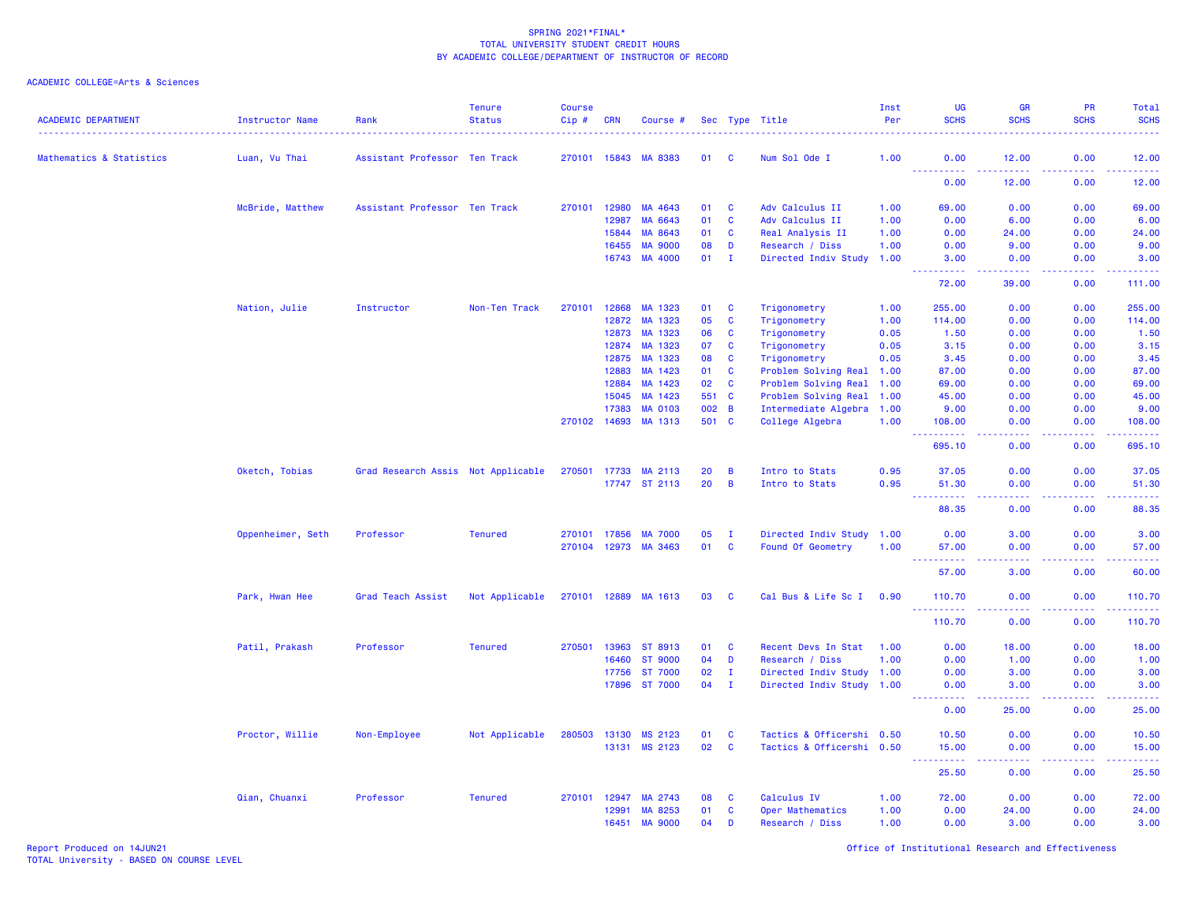SPRING 2021*FINAL*
TOTAL UNIVERSITY STUDENT CREDIT HOURS
BY ACADEMIC COLLEGE/DEPARTMENT OF INSTRUCTOR OF RECORD

ACADEMIC COLLEGE=Arts & Sciences

| ACADEMIC DEPARTMENT | Instructor Name | Rank | Tenure Status | Course Cip # | CRN | Course # | Sec | Type | Title | Inst Per | UG SCHS | GR SCHS | PR SCHS | Total SCHS |
|---|---|---|---|---|---|---|---|---|---|---|---|---|---|---|
| Mathematics & Statistics | Luan, Vu Thai | Assistant Professor | Ten Track | 270101 | 15843 | MA 8383 | 01 | C | Num Sol Ode I | 1.00 | 0.00 | 12.00 | 0.00 | 12.00 |
| | | | | | | | | | | | 0.00 | 12.00 | 0.00 | 12.00 |
| | McBride, Matthew | Assistant Professor | Ten Track | 270101 | 12980 | MA 4643 | 01 | C | Adv Calculus II | 1.00 | 69.00 | 0.00 | 0.00 | 69.00 |
| | | | | | 12987 | MA 6643 | 01 | C | Adv Calculus II | 1.00 | 0.00 | 6.00 | 0.00 | 6.00 |
| | | | | | 15844 | MA 8643 | 01 | C | Real Analysis II | 1.00 | 0.00 | 24.00 | 0.00 | 24.00 |
| | | | | | 16455 | MA 9000 | 08 | D | Research / Diss | 1.00 | 0.00 | 9.00 | 0.00 | 9.00 |
| | | | | | 16743 | MA 4000 | 01 | I | Directed Indiv Study | 1.00 | 3.00 | 0.00 | 0.00 | 3.00 |
| | | | | | | | | | | | 72.00 | 39.00 | 0.00 | 111.00 |
| | Nation, Julie | Instructor | Non-Ten Track | 270101 | 12868 | MA 1323 | 01 | C | Trigonometry | 1.00 | 255.00 | 0.00 | 0.00 | 255.00 |
| | | | | | 12872 | MA 1323 | 05 | C | Trigonometry | 1.00 | 114.00 | 0.00 | 0.00 | 114.00 |
| | | | | | 12873 | MA 1323 | 06 | C | Trigonometry | 0.05 | 1.50 | 0.00 | 0.00 | 1.50 |
| | | | | | 12874 | MA 1323 | 07 | C | Trigonometry | 0.05 | 3.15 | 0.00 | 0.00 | 3.15 |
| | | | | | 12875 | MA 1323 | 08 | C | Trigonometry | 0.05 | 3.45 | 0.00 | 0.00 | 3.45 |
| | | | | | 12883 | MA 1423 | 01 | C | Problem Solving Real | 1.00 | 87.00 | 0.00 | 0.00 | 87.00 |
| | | | | | 12884 | MA 1423 | 02 | C | Problem Solving Real | 1.00 | 69.00 | 0.00 | 0.00 | 69.00 |
| | | | | | 15045 | MA 1423 | 551 | C | Problem Solving Real | 1.00 | 45.00 | 0.00 | 0.00 | 45.00 |
| | | | | | 17383 | MA 0103 | 002 | B | Intermediate Algebra | 1.00 | 9.00 | 0.00 | 0.00 | 9.00 |
| | | | | 270102 | 14693 | MA 1313 | 501 | C | College Algebra | 1.00 | 108.00 | 0.00 | 0.00 | 108.00 |
| | | | | | | | | | | | 695.10 | 0.00 | 0.00 | 695.10 |
| | Oketch, Tobias | Grad Research Assis | Not Applicable | 270501 | 17733 | MA 2113 | 20 | B | Intro to Stats | 0.95 | 37.05 | 0.00 | 0.00 | 37.05 |
| | | | | | 17747 | ST 2113 | 20 | B | Intro to Stats | 0.95 | 51.30 | 0.00 | 0.00 | 51.30 |
| | | | | | | | | | | | 88.35 | 0.00 | 0.00 | 88.35 |
| | Oppenheimer, Seth | Professor | Tenured | 270101 | 17856 | MA 7000 | 05 | I | Directed Indiv Study | 1.00 | 0.00 | 3.00 | 0.00 | 3.00 |
| | | | | 270104 | 12973 | MA 3463 | 01 | C | Found Of Geometry | 1.00 | 57.00 | 0.00 | 0.00 | 57.00 |
| | | | | | | | | | | | 57.00 | 3.00 | 0.00 | 60.00 |
| | Park, Hwan Hee | Grad Teach Assist | Not Applicable | 270101 | 12889 | MA 1613 | 03 | C | Cal Bus & Life Sc I | 0.90 | 110.70 | 0.00 | 0.00 | 110.70 |
| | | | | | | | | | | | 110.70 | 0.00 | 0.00 | 110.70 |
| | Patil, Prakash | Professor | Tenured | 270501 | 13963 | ST 8913 | 01 | C | Recent Devs In Stat | 1.00 | 0.00 | 18.00 | 0.00 | 18.00 |
| | | | | | 16460 | ST 9000 | 04 | D | Research / Diss | 1.00 | 0.00 | 1.00 | 0.00 | 1.00 |
| | | | | | 17756 | ST 7000 | 02 | I | Directed Indiv Study | 1.00 | 0.00 | 3.00 | 0.00 | 3.00 |
| | | | | | 17896 | ST 7000 | 04 | I | Directed Indiv Study | 1.00 | 0.00 | 3.00 | 0.00 | 3.00 |
| | | | | | | | | | | | 0.00 | 25.00 | 0.00 | 25.00 |
| | Proctor, Willie | Non-Employee | Not Applicable | 280503 | 13130 | MS 2123 | 01 | C | Tactics & Officershi | 0.50 | 10.50 | 0.00 | 0.00 | 10.50 |
| | | | | | 13131 | MS 2123 | 02 | C | Tactics & Officershi | 0.50 | 15.00 | 0.00 | 0.00 | 15.00 |
| | | | | | | | | | | | 25.50 | 0.00 | 0.00 | 25.50 |
| | Qian, Chuanxi | Professor | Tenured | 270101 | 12947 | MA 2743 | 08 | C | Calculus IV | 1.00 | 72.00 | 0.00 | 0.00 | 72.00 |
| | | | | | 12991 | MA 8253 | 01 | C | Oper Mathematics | 1.00 | 0.00 | 24.00 | 0.00 | 24.00 |
| | | | | | 16451 | MA 9000 | 04 | D | Research / Diss | 1.00 | 0.00 | 3.00 | 0.00 | 3.00 |

Report Produced on 14JUN21
TOTAL University - BASED ON COURSE LEVEL

Office of Institutional Research and Effectiveness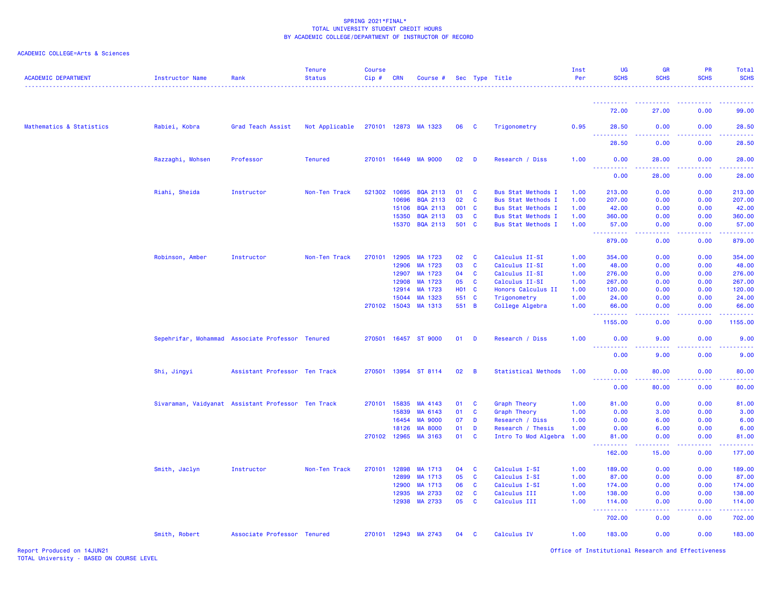SPRING 2021*FINAL*
TOTAL UNIVERSITY STUDENT CREDIT HOURS
BY ACADEMIC COLLEGE/DEPARTMENT OF INSTRUCTOR OF RECORD

ACADEMIC COLLEGE=Arts & Sciences

| ACADEMIC DEPARTMENT | Instructor Name | Rank | Tenure Status | Course Cip # | CRN | Course # | Sec | Type | Title | Inst Per | UG SCHS | GR SCHS | PR SCHS | Total SCHS |
|---|---|---|---|---|---|---|---|---|---|---|---|---|---|---|
| | | | | | | | | | | | 72.00 | 27.00 | 0.00 | 99.00 |
| Mathematics & Statistics | Rabiei, Kobra | Grad Teach Assist | Not Applicable | 270101 | 12873 | MA 1323 | 06 | C | Trigonometry | 0.95 | 28.50 | 0.00 | 0.00 | 28.50 |
| | | | | | | | | | | | 28.50 | 0.00 | 0.00 | 28.50 |
| | Razzaghi, Mohsen | Professor | Tenured | 270101 | 16449 | MA 9000 | 02 | D | Research / Diss | 1.00 | 0.00 | 28.00 | 0.00 | 28.00 |
| | | | | | | | | | | | 0.00 | 28.00 | 0.00 | 28.00 |
| | Riahi, Sheida | Instructor | Non-Ten Track | 521302 | 10695 | BQA 2113 | 01 | C | Bus Stat Methods I | 1.00 | 213.00 | 0.00 | 0.00 | 213.00 |
| | | | | | 10696 | BQA 2113 | 02 | C | Bus Stat Methods I | 1.00 | 207.00 | 0.00 | 0.00 | 207.00 |
| | | | | | 15106 | BQA 2113 | 001 | C | Bus Stat Methods I | 1.00 | 42.00 | 0.00 | 0.00 | 42.00 |
| | | | | | 15350 | BQA 2113 | 03 | C | Bus Stat Methods I | 1.00 | 360.00 | 0.00 | 0.00 | 360.00 |
| | | | | | 15370 | BQA 2113 | 501 | C | Bus Stat Methods I | 1.00 | 57.00 | 0.00 | 0.00 | 57.00 |
| | | | | | | | | | | | 879.00 | 0.00 | 0.00 | 879.00 |
| | Robinson, Amber | Instructor | Non-Ten Track | 270101 | 12905 | MA 1723 | 02 | C | Calculus II-SI | 1.00 | 354.00 | 0.00 | 0.00 | 354.00 |
| | | | | | 12906 | MA 1723 | 03 | C | Calculus II-SI | 1.00 | 48.00 | 0.00 | 0.00 | 48.00 |
| | | | | | 12907 | MA 1723 | 04 | C | Calculus II-SI | 1.00 | 276.00 | 0.00 | 0.00 | 276.00 |
| | | | | | 12908 | MA 1723 | 05 | C | Calculus II-SI | 1.00 | 267.00 | 0.00 | 0.00 | 267.00 |
| | | | | | 12914 | MA 1723 | H01 | C | Honors Calculus II | 1.00 | 120.00 | 0.00 | 0.00 | 120.00 |
| | | | | | 15044 | MA 1323 | 551 | C | Trigonometry | 1.00 | 24.00 | 0.00 | 0.00 | 24.00 |
| | | | | 270102 | 15043 | MA 1313 | 551 | B | College Algebra | 1.00 | 66.00 | 0.00 | 0.00 | 66.00 |
| | | | | | | | | | | | 1155.00 | 0.00 | 0.00 | 1155.00 |
| | Sepehrifar, Mohammad | Associate Professor | Tenured | 270501 | 16457 | ST 9000 | 01 | D | Research / Diss | 1.00 | 0.00 | 9.00 | 0.00 | 9.00 |
| | | | | | | | | | | | 0.00 | 9.00 | 0.00 | 9.00 |
| | Shi, Jingyi | Assistant Professor | Ten Track | 270501 | 13954 | ST 8114 | 02 | B | Statistical Methods | 1.00 | 0.00 | 80.00 | 0.00 | 80.00 |
| | | | | | | | | | | | 0.00 | 80.00 | 0.00 | 80.00 |
| | Sivaraman, Vaidyanat | Assistant Professor | Ten Track | 270101 | 15835 | MA 4143 | 01 | C | Graph Theory | 1.00 | 81.00 | 0.00 | 0.00 | 81.00 |
| | | | | | 15839 | MA 6143 | 01 | C | Graph Theory | 1.00 | 0.00 | 3.00 | 0.00 | 3.00 |
| | | | | | 16454 | MA 9000 | 07 | D | Research / Diss | 1.00 | 0.00 | 6.00 | 0.00 | 6.00 |
| | | | | | 18126 | MA 8000 | 01 | D | Research / Thesis | 1.00 | 0.00 | 6.00 | 0.00 | 6.00 |
| | | | | 270102 | 12965 | MA 3163 | 01 | C | Intro To Mod Algebra | 1.00 | 81.00 | 0.00 | 0.00 | 81.00 |
| | | | | | | | | | | | 162.00 | 15.00 | 0.00 | 177.00 |
| | Smith, Jaclyn | Instructor | Non-Ten Track | 270101 | 12898 | MA 1713 | 04 | C | Calculus I-SI | 1.00 | 189.00 | 0.00 | 0.00 | 189.00 |
| | | | | | 12899 | MA 1713 | 05 | C | Calculus I-SI | 1.00 | 87.00 | 0.00 | 0.00 | 87.00 |
| | | | | | 12900 | MA 1713 | 06 | C | Calculus I-SI | 1.00 | 174.00 | 0.00 | 0.00 | 174.00 |
| | | | | | 12935 | MA 2733 | 02 | C | Calculus III | 1.00 | 138.00 | 0.00 | 0.00 | 138.00 |
| | | | | | 12938 | MA 2733 | 05 | C | Calculus III | 1.00 | 114.00 | 0.00 | 0.00 | 114.00 |
| | | | | | | | | | | | 702.00 | 0.00 | 0.00 | 702.00 |
| | Smith, Robert | Associate Professor | Tenured | 270101 | 12943 | MA 2743 | 04 | C | Calculus IV | 1.00 | 183.00 | 0.00 | 0.00 | 183.00 |

Report Produced on 14JUN21
TOTAL University - BASED ON COURSE LEVEL

Office of Institutional Research and Effectiveness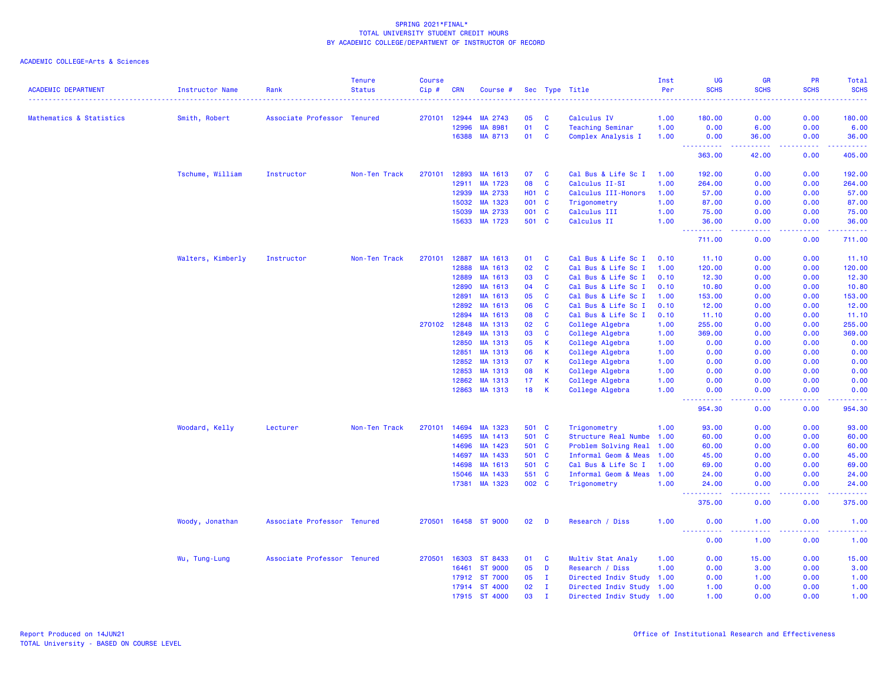SPRING 2021*FINAL*
TOTAL UNIVERSITY STUDENT CREDIT HOURS
BY ACADEMIC COLLEGE/DEPARTMENT OF INSTRUCTOR OF RECORD

ACADEMIC COLLEGE=Arts & Sciences

| ACADEMIC DEPARTMENT | Instructor Name | Rank | Tenure Status | Course Cip # | CRN | Course # | Sec | Type | Title | Inst Per | UG SCHS | GR SCHS | PR SCHS | Total SCHS |
|---|---|---|---|---|---|---|---|---|---|---|---|---|---|---|
| Mathematics & Statistics | Smith, Robert | Associate Professor | Tenured | 270101 | 12944 | MA 2743 | 05 | C | Calculus IV | 1.00 | 180.00 | 0.00 | 0.00 | 180.00 |
| | | | | | 12996 | MA 8981 | 01 | C | Teaching Seminar | 1.00 | 0.00 | 6.00 | 0.00 | 6.00 |
| | | | | | 16388 | MA 8713 | 01 | C | Complex Analysis I | 1.00 | 0.00 | 36.00 | 0.00 | 36.00 |
| | | | | | | | | | | | 363.00 | 42.00 | 0.00 | 405.00 |
| | Tschume, William | Instructor | Non-Ten Track | 270101 | 12893 | MA 1613 | 07 | C | Cal Bus & Life Sc I | 1.00 | 192.00 | 0.00 | 0.00 | 192.00 |
| | | | | | 12911 | MA 1723 | 08 | C | Calculus II-SI | 1.00 | 264.00 | 0.00 | 0.00 | 264.00 |
| | | | | | 12939 | MA 2733 | H01 | C | Calculus III-Honors | 1.00 | 57.00 | 0.00 | 0.00 | 57.00 |
| | | | | | 15032 | MA 1323 | 001 | C | Trigonometry | 1.00 | 87.00 | 0.00 | 0.00 | 87.00 |
| | | | | | 15039 | MA 2733 | 001 | C | Calculus III | 1.00 | 75.00 | 0.00 | 0.00 | 75.00 |
| | | | | | 15633 | MA 1723 | 501 | C | Calculus II | 1.00 | 36.00 | 0.00 | 0.00 | 36.00 |
| | | | | | | | | | | | 711.00 | 0.00 | 0.00 | 711.00 |
| | Walters, Kimberly | Instructor | Non-Ten Track | 270101 | 12887 | MA 1613 | 01 | C | Cal Bus & Life Sc I | 0.10 | 11.10 | 0.00 | 0.00 | 11.10 |
| | | | | | 12888 | MA 1613 | 02 | C | Cal Bus & Life Sc I | 1.00 | 120.00 | 0.00 | 0.00 | 120.00 |
| | | | | | 12889 | MA 1613 | 03 | C | Cal Bus & Life Sc I | 0.10 | 12.30 | 0.00 | 0.00 | 12.30 |
| | | | | | 12890 | MA 1613 | 04 | C | Cal Bus & Life Sc I | 0.10 | 10.80 | 0.00 | 0.00 | 10.80 |
| | | | | | 12891 | MA 1613 | 05 | C | Cal Bus & Life Sc I | 1.00 | 153.00 | 0.00 | 0.00 | 153.00 |
| | | | | | 12892 | MA 1613 | 06 | C | Cal Bus & Life Sc I | 0.10 | 12.00 | 0.00 | 0.00 | 12.00 |
| | | | | | 12894 | MA 1613 | 08 | C | Cal Bus & Life Sc I | 0.10 | 11.10 | 0.00 | 0.00 | 11.10 |
| | | | | 270102 | 12848 | MA 1313 | 02 | C | College Algebra | 1.00 | 255.00 | 0.00 | 0.00 | 255.00 |
| | | | | | 12849 | MA 1313 | 03 | C | College Algebra | 1.00 | 369.00 | 0.00 | 0.00 | 369.00 |
| | | | | | 12850 | MA 1313 | 05 | K | College Algebra | 1.00 | 0.00 | 0.00 | 0.00 | 0.00 |
| | | | | | 12851 | MA 1313 | 06 | K | College Algebra | 1.00 | 0.00 | 0.00 | 0.00 | 0.00 |
| | | | | | 12852 | MA 1313 | 07 | K | College Algebra | 1.00 | 0.00 | 0.00 | 0.00 | 0.00 |
| | | | | | 12853 | MA 1313 | 08 | K | College Algebra | 1.00 | 0.00 | 0.00 | 0.00 | 0.00 |
| | | | | | 12862 | MA 1313 | 17 | K | College Algebra | 1.00 | 0.00 | 0.00 | 0.00 | 0.00 |
| | | | | | 12863 | MA 1313 | 18 | K | College Algebra | 1.00 | 0.00 | 0.00 | 0.00 | 0.00 |
| | | | | | | | | | | | 954.30 | 0.00 | 0.00 | 954.30 |
| | Woodard, Kelly | Lecturer | Non-Ten Track | 270101 | 14694 | MA 1323 | 501 | C | Trigonometry | 1.00 | 93.00 | 0.00 | 0.00 | 93.00 |
| | | | | | 14695 | MA 1413 | 501 | C | Structure Real Numbe | 1.00 | 60.00 | 0.00 | 0.00 | 60.00 |
| | | | | | 14696 | MA 1423 | 501 | C | Problem Solving Real | 1.00 | 60.00 | 0.00 | 0.00 | 60.00 |
| | | | | | 14697 | MA 1433 | 501 | C | Informal Geom & Meas | 1.00 | 45.00 | 0.00 | 0.00 | 45.00 |
| | | | | | 14698 | MA 1613 | 501 | C | Cal Bus & Life Sc I | 1.00 | 69.00 | 0.00 | 0.00 | 69.00 |
| | | | | | 15046 | MA 1433 | 551 | C | Informal Geom & Meas | 1.00 | 24.00 | 0.00 | 0.00 | 24.00 |
| | | | | | 17381 | MA 1323 | 002 | C | Trigonometry | 1.00 | 24.00 | 0.00 | 0.00 | 24.00 |
| | | | | | | | | | | | 375.00 | 0.00 | 0.00 | 375.00 |
| | Woody, Jonathan | Associate Professor | Tenured | 270501 | 16458 | ST 9000 | 02 | D | Research / Diss | 1.00 | 0.00 | 1.00 | 0.00 | 1.00 |
| | | | | | | | | | | | 0.00 | 1.00 | 0.00 | 1.00 |
| | Wu, Tung-Lung | Associate Professor | Tenured | 270501 | 16303 | ST 8433 | 01 | C | Multiv Stat Analy | 1.00 | 0.00 | 15.00 | 0.00 | 15.00 |
| | | | | | 16461 | ST 9000 | 05 | D | Research / Diss | 1.00 | 0.00 | 3.00 | 0.00 | 3.00 |
| | | | | | 17912 | ST 7000 | 05 | I | Directed Indiv Study | 1.00 | 0.00 | 1.00 | 0.00 | 1.00 |
| | | | | | 17914 | ST 4000 | 02 | I | Directed Indiv Study | 1.00 | 1.00 | 0.00 | 0.00 | 1.00 |
| | | | | | 17915 | ST 4000 | 03 | I | Directed Indiv Study | 1.00 | 1.00 | 0.00 | 0.00 | 1.00 |

Report Produced on 14JUN21
TOTAL University - BASED ON COURSE LEVEL

Office of Institutional Research and Effectiveness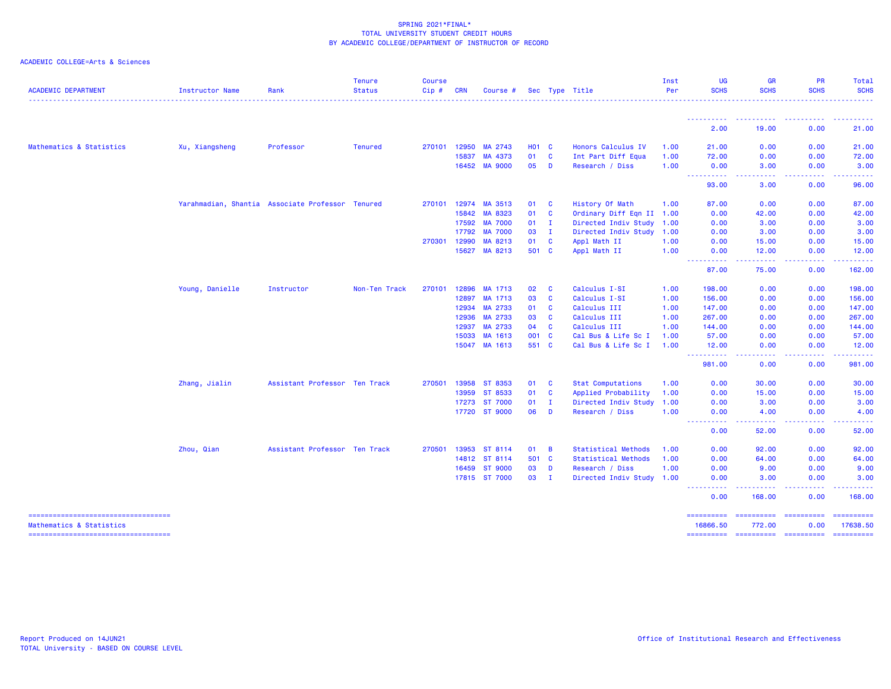SPRING 2021*FINAL*
TOTAL UNIVERSITY STUDENT CREDIT HOURS
BY ACADEMIC COLLEGE/DEPARTMENT OF INSTRUCTOR OF RECORD

ACADEMIC COLLEGE=Arts & Sciences

| ACADEMIC DEPARTMENT | Instructor Name | Rank | Tenure Status | Course Cip # | CRN | Course # | Sec | Type | Title | Inst Per | UG SCHS | GR SCHS | PR SCHS | Total SCHS |
|---|---|---|---|---|---|---|---|---|---|---|---|---|---|---|
| | | | | | | | | | | | 2.00 | 19.00 | 0.00 | 21.00 |
| Mathematics & Statistics | Xu, Xiangsheng | Professor | Tenured | 270101 | 12950 | MA 2743 | H01 | C | Honors Calculus IV | 1.00 | 21.00 | 0.00 | 0.00 | 21.00 |
| | | | | | 15837 | MA 4373 | 01 | C | Int Part Diff Equa | 1.00 | 72.00 | 0.00 | 0.00 | 72.00 |
| | | | | | 16452 | MA 9000 | 05 | D | Research / Diss | 1.00 | 0.00 | 3.00 | 0.00 | 3.00 |
| | | | | | | | | | | | 93.00 | 3.00 | 0.00 | 96.00 |
| | Yarahmadian, Shantia | Associate Professor | Tenured | 270101 | 12974 | MA 3513 | 01 | C | History Of Math | 1.00 | 87.00 | 0.00 | 0.00 | 87.00 |
| | | | | | 15842 | MA 8323 | 01 | C | Ordinary Diff Eqn II | 1.00 | 0.00 | 42.00 | 0.00 | 42.00 |
| | | | | | 17592 | MA 7000 | 01 | I | Directed Indiv Study | 1.00 | 0.00 | 3.00 | 0.00 | 3.00 |
| | | | | | 17792 | MA 7000 | 03 | I | Directed Indiv Study | 1.00 | 0.00 | 3.00 | 0.00 | 3.00 |
| | | | | 270301 | 12990 | MA 8213 | 01 | C | Appl Math II | 1.00 | 0.00 | 15.00 | 0.00 | 15.00 |
| | | | | | 15627 | MA 8213 | 501 | C | Appl Math II | 1.00 | 0.00 | 12.00 | 0.00 | 12.00 |
| | | | | | | | | | | | 87.00 | 75.00 | 0.00 | 162.00 |
| | Young, Danielle | Instructor | Non-Ten Track | 270101 | 12896 | MA 1713 | 02 | C | Calculus I-SI | 1.00 | 198.00 | 0.00 | 0.00 | 198.00 |
| | | | | | 12897 | MA 1713 | 03 | C | Calculus I-SI | 1.00 | 156.00 | 0.00 | 0.00 | 156.00 |
| | | | | | 12934 | MA 2733 | 01 | C | Calculus III | 1.00 | 147.00 | 0.00 | 0.00 | 147.00 |
| | | | | | 12936 | MA 2733 | 03 | C | Calculus III | 1.00 | 267.00 | 0.00 | 0.00 | 267.00 |
| | | | | | 12937 | MA 2733 | 04 | C | Calculus III | 1.00 | 144.00 | 0.00 | 0.00 | 144.00 |
| | | | | | 15033 | MA 1613 | 001 | C | Cal Bus & Life Sc I | 1.00 | 57.00 | 0.00 | 0.00 | 57.00 |
| | | | | | 15047 | MA 1613 | 551 | C | Cal Bus & Life Sc I | 1.00 | 12.00 | 0.00 | 0.00 | 12.00 |
| | | | | | | | | | | | 981.00 | 0.00 | 0.00 | 981.00 |
| | Zhang, Jialin | Assistant Professor | Ten Track | 270501 | 13958 | ST 8353 | 01 | C | Stat Computations | 1.00 | 0.00 | 30.00 | 0.00 | 30.00 |
| | | | | | 13959 | ST 8533 | 01 | C | Applied Probability | 1.00 | 0.00 | 15.00 | 0.00 | 15.00 |
| | | | | | 17273 | ST 7000 | 01 | I | Directed Indiv Study | 1.00 | 0.00 | 3.00 | 0.00 | 3.00 |
| | | | | | 17720 | ST 9000 | 06 | D | Research / Diss | 1.00 | 0.00 | 4.00 | 0.00 | 4.00 |
| | | | | | | | | | | | 0.00 | 52.00 | 0.00 | 52.00 |
| | Zhou, Qian | Assistant Professor | Ten Track | 270501 | 13953 | ST 8114 | 01 | B | Statistical Methods | 1.00 | 0.00 | 92.00 | 0.00 | 92.00 |
| | | | | | 14812 | ST 8114 | 501 | C | Statistical Methods | 1.00 | 0.00 | 64.00 | 0.00 | 64.00 |
| | | | | | 16459 | ST 9000 | 03 | D | Research / Diss | 1.00 | 0.00 | 9.00 | 0.00 | 9.00 |
| | | | | | 17815 | ST 7000 | 03 | I | Directed Indiv Study | 1.00 | 0.00 | 3.00 | 0.00 | 3.00 |
| | | | | | | | | | | | 0.00 | 168.00 | 0.00 | 168.00 |
| Mathematics & Statistics | | | | | | | | | | | 16866.50 | 772.00 | 0.00 | 17638.50 |

Report Produced on 14JUN21
TOTAL University - BASED ON COURSE LEVEL

Office of Institutional Research and Effectiveness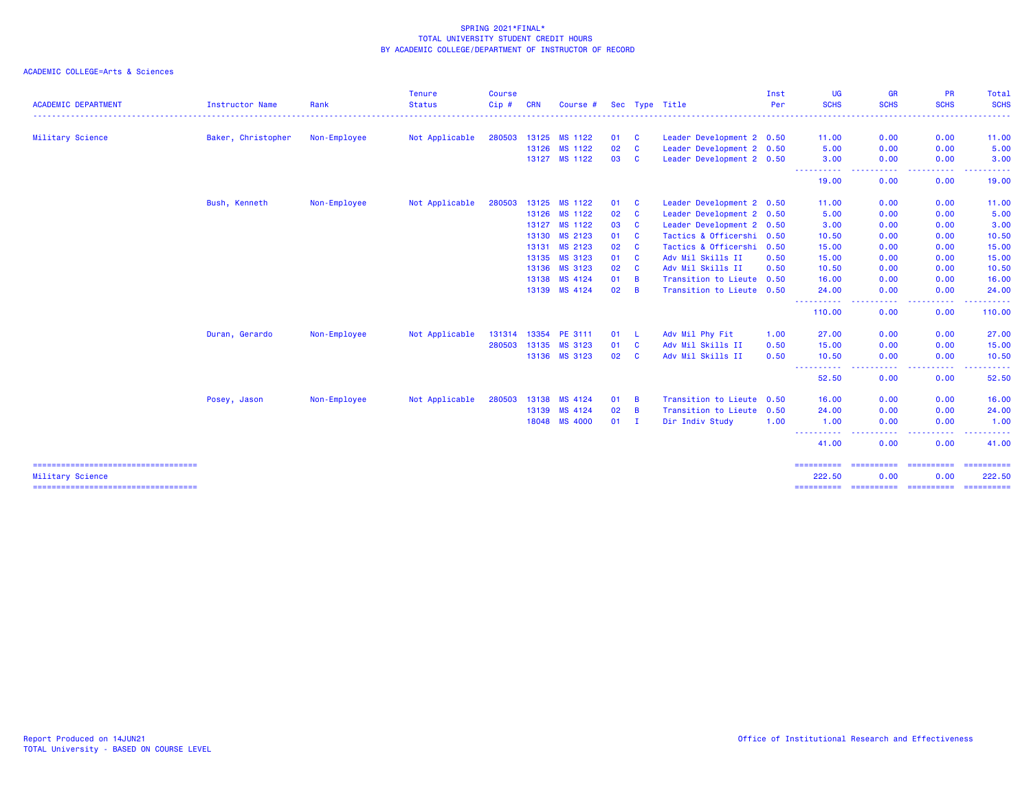SPRING 2021*FINAL*
TOTAL UNIVERSITY STUDENT CREDIT HOURS
BY ACADEMIC COLLEGE/DEPARTMENT OF INSTRUCTOR OF RECORD

ACADEMIC COLLEGE=Arts & Sciences

| ACADEMIC DEPARTMENT | Instructor Name | Rank | Tenure Status | Course Cip # | CRN | Course # | Sec | Type | Title | Inst Per | UG SCHS | GR SCHS | PR SCHS | Total SCHS |
|---|---|---|---|---|---|---|---|---|---|---|---|---|---|---|
| Military Science | Baker, Christopher | Non-Employee | Not Applicable | 280503 | 13125 | MS 1122 | 01 | C | Leader Development 2 | 0.50 | 11.00 | 0.00 | 0.00 | 11.00 |
| | | | | | 13126 | MS 1122 | 02 | C | Leader Development 2 | 0.50 | 5.00 | 0.00 | 0.00 | 5.00 |
| | | | | | 13127 | MS 1122 | 03 | C | Leader Development 2 | 0.50 | 3.00 | 0.00 | 0.00 | 3.00 |
| | | | | | | | | | | | 19.00 | 0.00 | 0.00 | 19.00 |
| | Bush, Kenneth | Non-Employee | Not Applicable | 280503 | 13125 | MS 1122 | 01 | C | Leader Development 2 | 0.50 | 11.00 | 0.00 | 0.00 | 11.00 |
| | | | | | 13126 | MS 1122 | 02 | C | Leader Development 2 | 0.50 | 5.00 | 0.00 | 0.00 | 5.00 |
| | | | | | 13127 | MS 1122 | 03 | C | Leader Development 2 | 0.50 | 3.00 | 0.00 | 0.00 | 3.00 |
| | | | | | 13130 | MS 2123 | 01 | C | Tactics & Officershi | 0.50 | 10.50 | 0.00 | 0.00 | 10.50 |
| | | | | | 13131 | MS 2123 | 02 | C | Tactics & Officershi | 0.50 | 15.00 | 0.00 | 0.00 | 15.00 |
| | | | | | 13135 | MS 3123 | 01 | C | Adv Mil Skills II | 0.50 | 15.00 | 0.00 | 0.00 | 15.00 |
| | | | | | 13136 | MS 3123 | 02 | C | Adv Mil Skills II | 0.50 | 10.50 | 0.00 | 0.00 | 10.50 |
| | | | | | 13138 | MS 4124 | 01 | B | Transition to Lieute | 0.50 | 16.00 | 0.00 | 0.00 | 16.00 |
| | | | | | 13139 | MS 4124 | 02 | B | Transition to Lieute | 0.50 | 24.00 | 0.00 | 0.00 | 24.00 |
| | | | | | | | | | | | 110.00 | 0.00 | 0.00 | 110.00 |
| | Duran, Gerardo | Non-Employee | Not Applicable | 131314 | 13354 | PE 3111 | 01 | L | Adv Mil Phy Fit | 1.00 | 27.00 | 0.00 | 0.00 | 27.00 |
| | | | | 280503 | 13135 | MS 3123 | 01 | C | Adv Mil Skills II | 0.50 | 15.00 | 0.00 | 0.00 | 15.00 |
| | | | | | 13136 | MS 3123 | 02 | C | Adv Mil Skills II | 0.50 | 10.50 | 0.00 | 0.00 | 10.50 |
| | | | | | | | | | | | 52.50 | 0.00 | 0.00 | 52.50 |
| | Posey, Jason | Non-Employee | Not Applicable | 280503 | 13138 | MS 4124 | 01 | B | Transition to Lieute | 0.50 | 16.00 | 0.00 | 0.00 | 16.00 |
| | | | | | 13139 | MS 4124 | 02 | B | Transition to Lieute | 0.50 | 24.00 | 0.00 | 0.00 | 24.00 |
| | | | | | 18048 | MS 4000 | 01 | I | Dir Indiv Study | 1.00 | 1.00 | 0.00 | 0.00 | 1.00 |
| | | | | | | | | | | | 41.00 | 0.00 | 0.00 | 41.00 |
| Military Science | | | | | | | | | | | 222.50 | 0.00 | 0.00 | 222.50 |

Report Produced on 14JUN21
TOTAL University - BASED ON COURSE LEVEL

Office of Institutional Research and Effectiveness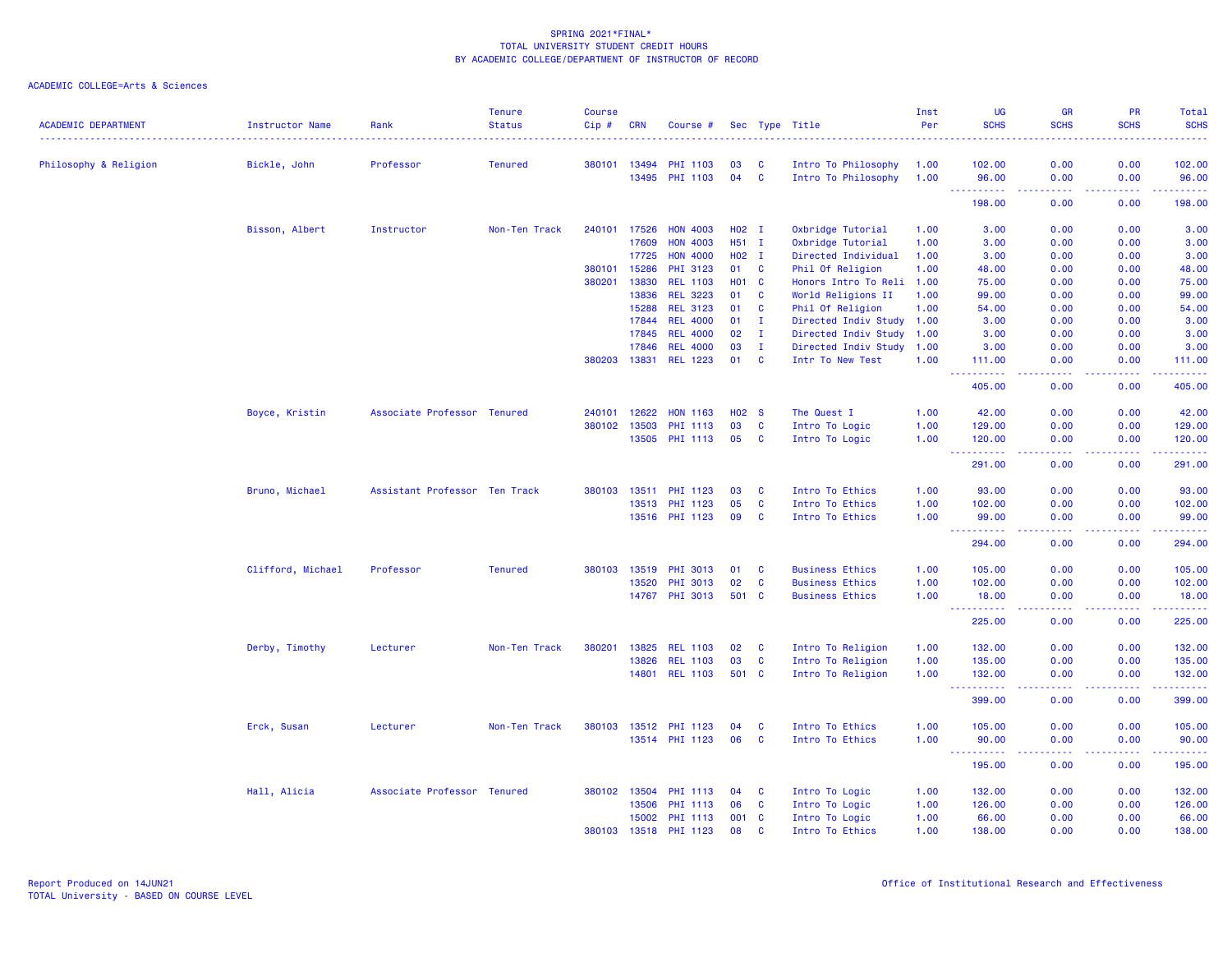SPRING 2021*FINAL*
TOTAL UNIVERSITY STUDENT CREDIT HOURS
BY ACADEMIC COLLEGE/DEPARTMENT OF INSTRUCTOR OF RECORD

ACADEMIC COLLEGE=Arts & Sciences

| ACADEMIC DEPARTMENT | Instructor Name | Rank | Tenure Status | Course Cip # | CRN | Course # | Sec | Type | Title | Inst Per | UG SCHS | GR SCHS | PR SCHS | Total SCHS |
|---|---|---|---|---|---|---|---|---|---|---|---|---|---|---|
| Philosophy & Religion | Bickle, John | Professor | Tenured | 380101 | 13494 | PHI 1103 | 03 | C | Intro To Philosophy | 1.00 | 102.00 | 0.00 | 0.00 | 102.00 |
| | | | | | 13495 | PHI 1103 | 04 | C | Intro To Philosophy | 1.00 | 96.00 | 0.00 | 0.00 | 96.00 |
| | | | | | | | | | | | 198.00 | 0.00 | 0.00 | 198.00 |
| | Bisson, Albert | Instructor | Non-Ten Track | 240101 | 17526 | HON 4003 | H02 | I | Oxbridge Tutorial | 1.00 | 3.00 | 0.00 | 0.00 | 3.00 |
| | | | | | 17609 | HON 4003 | H51 | I | Oxbridge Tutorial | 1.00 | 3.00 | 0.00 | 0.00 | 3.00 |
| | | | | | 17725 | HON 4000 | H02 | I | Directed Individual | 1.00 | 3.00 | 0.00 | 0.00 | 3.00 |
| | | | | 380101 | 15286 | PHI 3123 | 01 | C | Phil Of Religion | 1.00 | 48.00 | 0.00 | 0.00 | 48.00 |
| | | | | 380201 | 13830 | REL 1103 | H01 | C | Honors Intro To Reli | 1.00 | 75.00 | 0.00 | 0.00 | 75.00 |
| | | | | | 13836 | REL 3223 | 01 | C | World Religions II | 1.00 | 99.00 | 0.00 | 0.00 | 99.00 |
| | | | | | 15288 | REL 3123 | 01 | C | Phil Of Religion | 1.00 | 54.00 | 0.00 | 0.00 | 54.00 |
| | | | | | 17844 | REL 4000 | 01 | I | Directed Indiv Study | 1.00 | 3.00 | 0.00 | 0.00 | 3.00 |
| | | | | | 17845 | REL 4000 | 02 | I | Directed Indiv Study | 1.00 | 3.00 | 0.00 | 0.00 | 3.00 |
| | | | | | 17846 | REL 4000 | 03 | I | Directed Indiv Study | 1.00 | 3.00 | 0.00 | 0.00 | 3.00 |
| | | | | 380203 | 13831 | REL 1223 | 01 | C | Intr To New Test | 1.00 | 111.00 | 0.00 | 0.00 | 111.00 |
| | | | | | | | | | | | 405.00 | 0.00 | 0.00 | 405.00 |
| | Boyce, Kristin | Associate Professor | Tenured | 240101 | 12622 | HON 1163 | H02 | S | The Quest I | 1.00 | 42.00 | 0.00 | 0.00 | 42.00 |
| | | | | 380102 | 13503 | PHI 1113 | 03 | C | Intro To Logic | 1.00 | 129.00 | 0.00 | 0.00 | 129.00 |
| | | | | | 13505 | PHI 1113 | 05 | C | Intro To Logic | 1.00 | 120.00 | 0.00 | 0.00 | 120.00 |
| | | | | | | | | | | | 291.00 | 0.00 | 0.00 | 291.00 |
| | Bruno, Michael | Assistant Professor | Ten Track | 380103 | 13511 | PHI 1123 | 03 | C | Intro To Ethics | 1.00 | 93.00 | 0.00 | 0.00 | 93.00 |
| | | | | | 13513 | PHI 1123 | 05 | C | Intro To Ethics | 1.00 | 102.00 | 0.00 | 0.00 | 102.00 |
| | | | | | 13516 | PHI 1123 | 09 | C | Intro To Ethics | 1.00 | 99.00 | 0.00 | 0.00 | 99.00 |
| | | | | | | | | | | | 294.00 | 0.00 | 0.00 | 294.00 |
| | Clifford, Michael | Professor | Tenured | 380103 | 13519 | PHI 3013 | 01 | C | Business Ethics | 1.00 | 105.00 | 0.00 | 0.00 | 105.00 |
| | | | | | 13520 | PHI 3013 | 02 | C | Business Ethics | 1.00 | 102.00 | 0.00 | 0.00 | 102.00 |
| | | | | | 14767 | PHI 3013 | 501 | C | Business Ethics | 1.00 | 18.00 | 0.00 | 0.00 | 18.00 |
| | | | | | | | | | | | 225.00 | 0.00 | 0.00 | 225.00 |
| | Derby, Timothy | Lecturer | Non-Ten Track | 380201 | 13825 | REL 1103 | 02 | C | Intro To Religion | 1.00 | 132.00 | 0.00 | 0.00 | 132.00 |
| | | | | | 13826 | REL 1103 | 03 | C | Intro To Religion | 1.00 | 135.00 | 0.00 | 0.00 | 135.00 |
| | | | | | 14801 | REL 1103 | 501 | C | Intro To Religion | 1.00 | 132.00 | 0.00 | 0.00 | 132.00 |
| | | | | | | | | | | | 399.00 | 0.00 | 0.00 | 399.00 |
| | Erck, Susan | Lecturer | Non-Ten Track | 380103 | 13512 | PHI 1123 | 04 | C | Intro To Ethics | 1.00 | 105.00 | 0.00 | 0.00 | 105.00 |
| | | | | | 13514 | PHI 1123 | 06 | C | Intro To Ethics | 1.00 | 90.00 | 0.00 | 0.00 | 90.00 |
| | | | | | | | | | | | 195.00 | 0.00 | 0.00 | 195.00 |
| | Hall, Alicia | Associate Professor | Tenured | 380102 | 13504 | PHI 1113 | 04 | C | Intro To Logic | 1.00 | 132.00 | 0.00 | 0.00 | 132.00 |
| | | | | | 13506 | PHI 1113 | 06 | C | Intro To Logic | 1.00 | 126.00 | 0.00 | 0.00 | 126.00 |
| | | | | | 15002 | PHI 1113 | 001 | C | Intro To Logic | 1.00 | 66.00 | 0.00 | 0.00 | 66.00 |
| | | | | 380103 | 13518 | PHI 1123 | 08 | C | Intro To Ethics | 1.00 | 138.00 | 0.00 | 0.00 | 138.00 |

Report Produced on 14JUN21
TOTAL University - BASED ON COURSE LEVEL

Office of Institutional Research and Effectiveness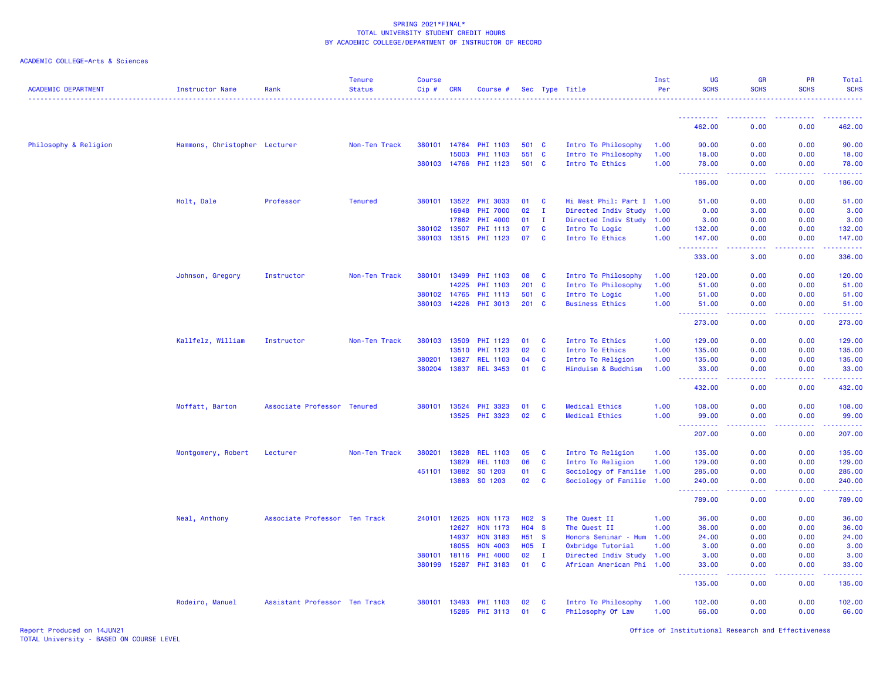SPRING 2021*FINAL*
TOTAL UNIVERSITY STUDENT CREDIT HOURS
BY ACADEMIC COLLEGE/DEPARTMENT OF INSTRUCTOR OF RECORD

ACADEMIC COLLEGE=Arts & Sciences

| ACADEMIC DEPARTMENT | Instructor Name | Rank | Tenure Status | Course Cip # | CRN | Course # | Sec | Type | Title | Inst Per | UG SCHS | GR SCHS | PR SCHS | Total SCHS |
|---|---|---|---|---|---|---|---|---|---|---|---|---|---|---|
| | | | | | | | | | | | 462.00 | 0.00 | 0.00 | 462.00 |
| Philosophy & Religion | Hammons, Christopher | Lecturer | Non-Ten Track | 380101 | 14764 | PHI 1103 | 501 | C | Intro To Philosophy | 1.00 | 90.00 | 0.00 | 0.00 | 90.00 |
| | | | | | 15003 | PHI 1103 | 551 | C | Intro To Philosophy | 1.00 | 18.00 | 0.00 | 0.00 | 18.00 |
| | | | | 380103 | 14766 | PHI 1123 | 501 | C | Intro To Ethics | 1.00 | 78.00 | 0.00 | 0.00 | 78.00 |
| | | | | | | | | | | | 186.00 | 0.00 | 0.00 | 186.00 |
| | Holt, Dale | Professor | Tenured | 380101 | 13522 | PHI 3033 | 01 | C | Hi West Phil: Part I | 1.00 | 51.00 | 0.00 | 0.00 | 51.00 |
| | | | | | 16948 | PHI 7000 | 02 | I | Directed Indiv Study | 1.00 | 0.00 | 3.00 | 0.00 | 3.00 |
| | | | | | 17862 | PHI 4000 | 01 | I | Directed Indiv Study | 1.00 | 3.00 | 0.00 | 0.00 | 3.00 |
| | | | | 380102 | 13507 | PHI 1113 | 07 | C | Intro To Logic | 1.00 | 132.00 | 0.00 | 0.00 | 132.00 |
| | | | | 380103 | 13515 | PHI 1123 | 07 | C | Intro To Ethics | 1.00 | 147.00 | 0.00 | 0.00 | 147.00 |
| | | | | | | | | | | | 333.00 | 3.00 | 0.00 | 336.00 |
| | Johnson, Gregory | Instructor | Non-Ten Track | 380101 | 13499 | PHI 1103 | 08 | C | Intro To Philosophy | 1.00 | 120.00 | 0.00 | 0.00 | 120.00 |
| | | | | | 14225 | PHI 1103 | 201 | C | Intro To Philosophy | 1.00 | 51.00 | 0.00 | 0.00 | 51.00 |
| | | | | 380102 | 14765 | PHI 1113 | 501 | C | Intro To Logic | 1.00 | 51.00 | 0.00 | 0.00 | 51.00 |
| | | | | 380103 | 14226 | PHI 3013 | 201 | C | Business Ethics | 1.00 | 51.00 | 0.00 | 0.00 | 51.00 |
| | | | | | | | | | | | 273.00 | 0.00 | 0.00 | 273.00 |
| | Kallfelz, William | Instructor | Non-Ten Track | 380103 | 13509 | PHI 1123 | 01 | C | Intro To Ethics | 1.00 | 129.00 | 0.00 | 0.00 | 129.00 |
| | | | | | 13510 | PHI 1123 | 02 | C | Intro To Ethics | 1.00 | 135.00 | 0.00 | 0.00 | 135.00 |
| | | | | 380201 | 13827 | REL 1103 | 04 | C | Intro To Religion | 1.00 | 135.00 | 0.00 | 0.00 | 135.00 |
| | | | | 380204 | 13837 | REL 3453 | 01 | C | Hinduism & Buddhism | 1.00 | 33.00 | 0.00 | 0.00 | 33.00 |
| | | | | | | | | | | | 432.00 | 0.00 | 0.00 | 432.00 |
| | Moffatt, Barton | Associate Professor | Tenured | 380101 | 13524 | PHI 3323 | 01 | C | Medical Ethics | 1.00 | 108.00 | 0.00 | 0.00 | 108.00 |
| | | | | | 13525 | PHI 3323 | 02 | C | Medical Ethics | 1.00 | 99.00 | 0.00 | 0.00 | 99.00 |
| | | | | | | | | | | | 207.00 | 0.00 | 0.00 | 207.00 |
| | Montgomery, Robert | Lecturer | Non-Ten Track | 380201 | 13828 | REL 1103 | 05 | C | Intro To Religion | 1.00 | 135.00 | 0.00 | 0.00 | 135.00 |
| | | | | | 13829 | REL 1103 | 06 | C | Intro To Religion | 1.00 | 129.00 | 0.00 | 0.00 | 129.00 |
| | | | | 451101 | 13882 | SO 1203 | 01 | C | Sociology of Familie | 1.00 | 285.00 | 0.00 | 0.00 | 285.00 |
| | | | | | 13883 | SO 1203 | 02 | C | Sociology of Familie | 1.00 | 240.00 | 0.00 | 0.00 | 240.00 |
| | | | | | | | | | | | 789.00 | 0.00 | 0.00 | 789.00 |
| | Neal, Anthony | Associate Professor | Ten Track | 240101 | 12625 | HON 1173 | H02 | S | The Quest II | 1.00 | 36.00 | 0.00 | 0.00 | 36.00 |
| | | | | | 12627 | HON 1173 | H04 | S | The Quest II | 1.00 | 36.00 | 0.00 | 0.00 | 36.00 |
| | | | | | 14937 | HON 3183 | H51 | S | Honors Seminar - Hum | 1.00 | 24.00 | 0.00 | 0.00 | 24.00 |
| | | | | | 18055 | HON 4003 | H05 | I | Oxbridge Tutorial | 1.00 | 3.00 | 0.00 | 0.00 | 3.00 |
| | | | | 380101 | 18116 | PHI 4000 | 02 | I | Directed Indiv Study | 1.00 | 3.00 | 0.00 | 0.00 | 3.00 |
| | | | | 380199 | 15287 | PHI 3183 | 01 | C | African American Phi | 1.00 | 33.00 | 0.00 | 0.00 | 33.00 |
| | | | | | | | | | | | 135.00 | 0.00 | 0.00 | 135.00 |
| | Rodeiro, Manuel | Assistant Professor | Ten Track | 380101 | 13493 | PHI 1103 | 02 | C | Intro To Philosophy | 1.00 | 102.00 | 0.00 | 0.00 | 102.00 |
| | | | | | 15285 | PHI 3113 | 01 | C | Philosophy Of Law | 1.00 | 66.00 | 0.00 | 0.00 | 66.00 |

Report Produced on 14JUN21
TOTAL University - BASED ON COURSE LEVEL

Office of Institutional Research and Effectiveness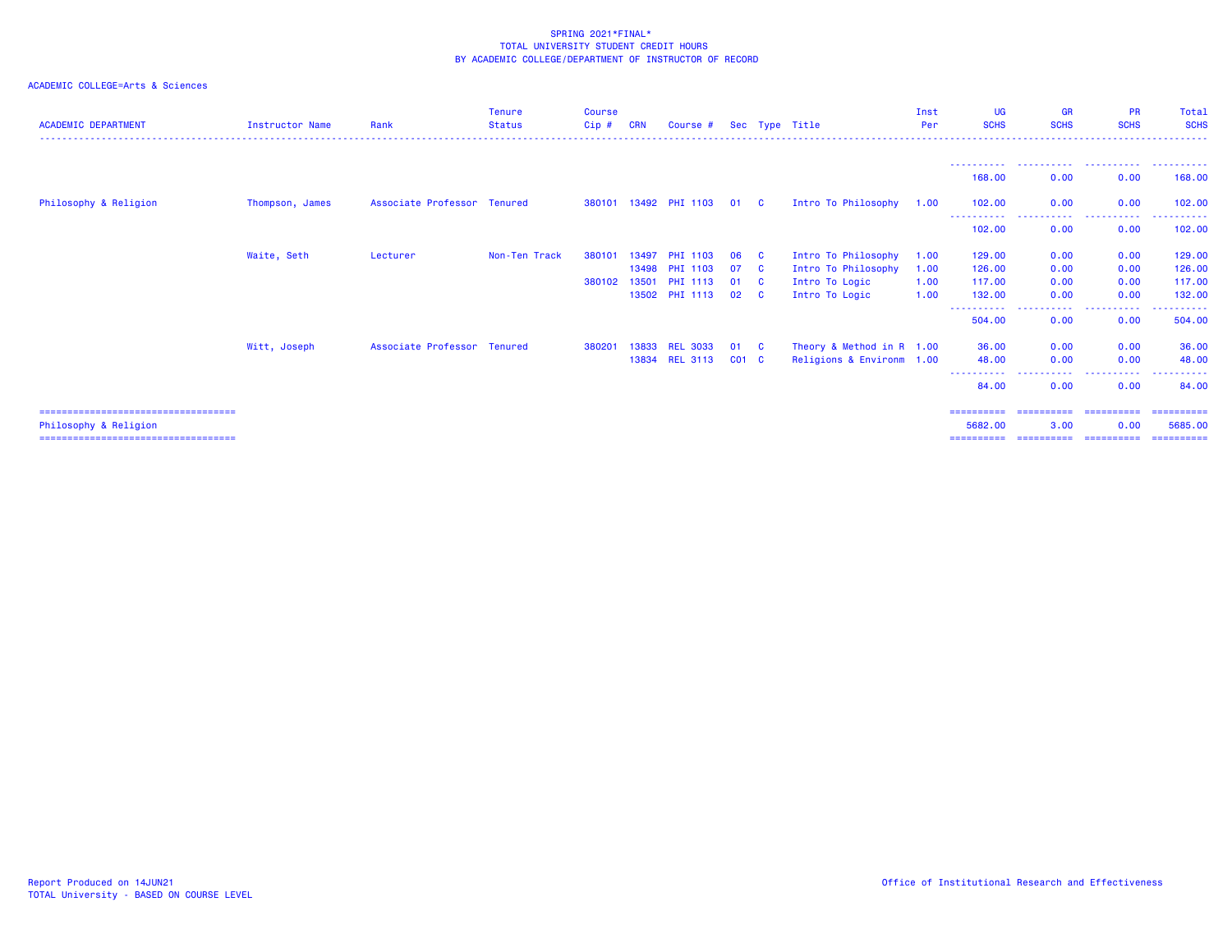SPRING 2021*FINAL*
TOTAL UNIVERSITY STUDENT CREDIT HOURS
BY ACADEMIC COLLEGE/DEPARTMENT OF INSTRUCTOR OF RECORD

ACADEMIC COLLEGE=Arts & Sciences

| ACADEMIC DEPARTMENT | Instructor Name | Rank | Tenure Status | Course Cip # | CRN | Course # | Sec | Type | Title | Inst Per | UG SCHS | GR SCHS | PR SCHS | Total SCHS |
|---|---|---|---|---|---|---|---|---|---|---|---|---|---|---|
| | | | | | | | | | | | 168.00 | 0.00 | 0.00 | 168.00 |
| Philosophy & Religion | Thompson, James | Associate Professor | Tenured | 380101 | 13492 | PHI 1103 | 01 | C | Intro To Philosophy | 1.00 | 102.00 | 0.00 | 0.00 | 102.00 |
| | | | | | | | | | | | 102.00 | 0.00 | 0.00 | 102.00 |
| | Waite, Seth | Lecturer | Non-Ten Track | 380101 | 13497 | PHI 1103 | 06 | C | Intro To Philosophy | 1.00 | 129.00 | 0.00 | 0.00 | 129.00 |
| | | | | | 13498 | PHI 1103 | 07 | C | Intro To Philosophy | 1.00 | 126.00 | 0.00 | 0.00 | 126.00 |
| | | | | 380102 | 13501 | PHI 1113 | 01 | C | Intro To Logic | 1.00 | 117.00 | 0.00 | 0.00 | 117.00 |
| | | | | | 13502 | PHI 1113 | 02 | C | Intro To Logic | 1.00 | 132.00 | 0.00 | 0.00 | 132.00 |
| | | | | | | | | | | | 504.00 | 0.00 | 0.00 | 504.00 |
| | Witt, Joseph | Associate Professor | Tenured | 380201 | 13833 | REL 3033 | 01 | C | Theory & Method in R | 1.00 | 36.00 | 0.00 | 0.00 | 36.00 |
| | | | | | 13834 | REL 3113 | C01 | C | Religions & Environm | 1.00 | 48.00 | 0.00 | 0.00 | 48.00 |
| | | | | | | | | | | | 84.00 | 0.00 | 0.00 | 84.00 |
| Philosophy & Religion | | | | | | | | | | | 5682.00 | 3.00 | 0.00 | 5685.00 |

Report Produced on 14JUN21
TOTAL University - BASED ON COURSE LEVEL

Office of Institutional Research and Effectiveness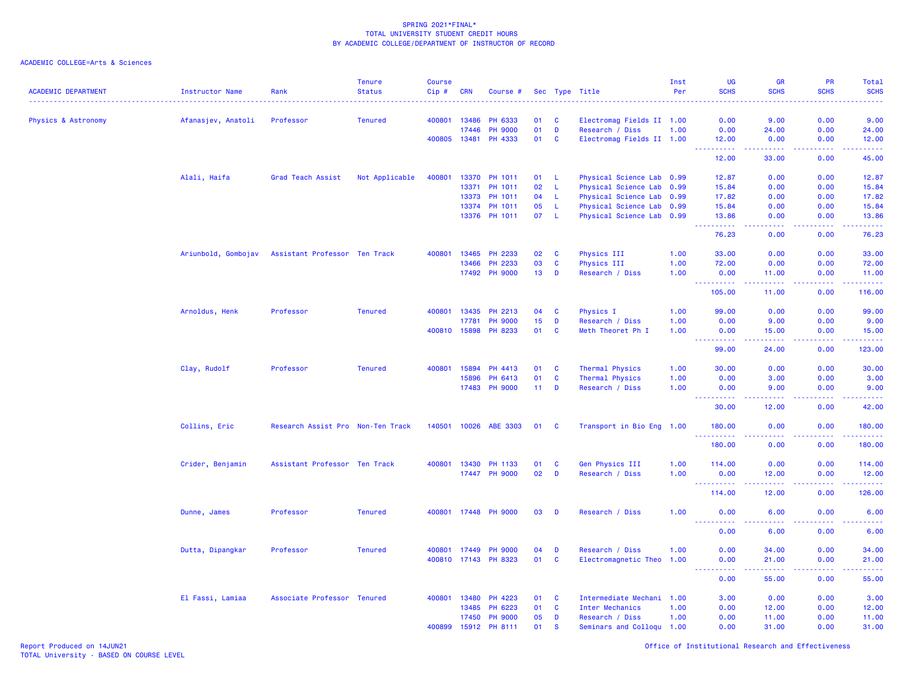SPRING 2021*FINAL*
TOTAL UNIVERSITY STUDENT CREDIT HOURS
BY ACADEMIC COLLEGE/DEPARTMENT OF INSTRUCTOR OF RECORD

ACADEMIC COLLEGE=Arts & Sciences

| ACADEMIC DEPARTMENT | Instructor Name | Rank | Tenure Status | Course Cip # | CRN | Course # | Sec | Type | Title | Inst Per | UG SCHS | GR SCHS | PR SCHS | Total SCHS |
|---|---|---|---|---|---|---|---|---|---|---|---|---|---|---|
| Physics & Astronomy | Afanasjev, Anatoli | Professor | Tenured | 400801 | 13486 | PH 6333 | 01 | C | Electromag Fields II | 1.00 | 0.00 | 9.00 | 0.00 | 9.00 |
| | | | | | 17446 | PH 9000 | 01 | D | Research / Diss | 1.00 | 0.00 | 24.00 | 0.00 | 24.00 |
| | | | | 400805 | 13481 | PH 4333 | 01 | C | Electromag Fields II | 1.00 | 12.00 | 0.00 | 0.00 | 12.00 |
| | | | | | | | | | | | 12.00 | 33.00 | 0.00 | 45.00 |
| | Alali, Haifa | Grad Teach Assist | Not Applicable | 400801 | 13370 | PH 1011 | 01 | L | Physical Science Lab | 0.99 | 12.87 | 0.00 | 0.00 | 12.87 |
| | | | | | 13371 | PH 1011 | 02 | L | Physical Science Lab | 0.99 | 15.84 | 0.00 | 0.00 | 15.84 |
| | | | | | 13373 | PH 1011 | 04 | L | Physical Science Lab | 0.99 | 17.82 | 0.00 | 0.00 | 17.82 |
| | | | | | 13374 | PH 1011 | 05 | L | Physical Science Lab | 0.99 | 15.84 | 0.00 | 0.00 | 15.84 |
| | | | | | 13376 | PH 1011 | 07 | L | Physical Science Lab | 0.99 | 13.86 | 0.00 | 0.00 | 13.86 |
| | | | | | | | | | | | 76.23 | 0.00 | 0.00 | 76.23 |
| | Ariunbold, Gombojav | Assistant Professor | Ten Track | 400801 | 13465 | PH 2233 | 02 | C | Physics III | 1.00 | 33.00 | 0.00 | 0.00 | 33.00 |
| | | | | | 13466 | PH 2233 | 03 | C | Physics III | 1.00 | 72.00 | 0.00 | 0.00 | 72.00 |
| | | | | | 17492 | PH 9000 | 13 | D | Research / Diss | 1.00 | 0.00 | 11.00 | 0.00 | 11.00 |
| | | | | | | | | | | | 105.00 | 11.00 | 0.00 | 116.00 |
| | Arnoldus, Henk | Professor | Tenured | 400801 | 13435 | PH 2213 | 04 | C | Physics I | 1.00 | 99.00 | 0.00 | 0.00 | 99.00 |
| | | | | | 17781 | PH 9000 | 15 | D | Research / Diss | 1.00 | 0.00 | 9.00 | 0.00 | 9.00 |
| | | | | 400810 | 15898 | PH 8233 | 01 | C | Meth Theoret Ph I | 1.00 | 0.00 | 15.00 | 0.00 | 15.00 |
| | | | | | | | | | | | 99.00 | 24.00 | 0.00 | 123.00 |
| | Clay, Rudolf | Professor | Tenured | 400801 | 15894 | PH 4413 | 01 | C | Thermal Physics | 1.00 | 30.00 | 0.00 | 0.00 | 30.00 |
| | | | | | 15896 | PH 6413 | 01 | C | Thermal Physics | 1.00 | 0.00 | 3.00 | 0.00 | 3.00 |
| | | | | | 17483 | PH 9000 | 11 | D | Research / Diss | 1.00 | 0.00 | 9.00 | 0.00 | 9.00 |
| | | | | | | | | | | | 30.00 | 12.00 | 0.00 | 42.00 |
| | Collins, Eric | Research Assist Pro | Non-Ten Track | 140501 | 10026 | ABE 3303 | 01 | C | Transport in Bio Eng | 1.00 | 180.00 | 0.00 | 0.00 | 180.00 |
| | | | | | | | | | | | 180.00 | 0.00 | 0.00 | 180.00 |
| | Crider, Benjamin | Assistant Professor | Ten Track | 400801 | 13430 | PH 1133 | 01 | C | Gen Physics III | 1.00 | 114.00 | 0.00 | 0.00 | 114.00 |
| | | | | | 17447 | PH 9000 | 02 | D | Research / Diss | 1.00 | 0.00 | 12.00 | 0.00 | 12.00 |
| | | | | | | | | | | | 114.00 | 12.00 | 0.00 | 126.00 |
| | Dunne, James | Professor | Tenured | 400801 | 17448 | PH 9000 | 03 | D | Research / Diss | 1.00 | 0.00 | 6.00 | 0.00 | 6.00 |
| | | | | | | | | | | | 0.00 | 6.00 | 0.00 | 6.00 |
| | Dutta, Dipangkar | Professor | Tenured | 400801 | 17449 | PH 9000 | 04 | D | Research / Diss | 1.00 | 0.00 | 34.00 | 0.00 | 34.00 |
| | | | | 400810 | 17143 | PH 8323 | 01 | C | Electromagnetic Theo | 1.00 | 0.00 | 21.00 | 0.00 | 21.00 |
| | | | | | | | | | | | 0.00 | 55.00 | 0.00 | 55.00 |
| | El Fassi, Lamiaa | Associate Professor | Tenured | 400801 | 13480 | PH 4223 | 01 | C | Intermediate Mechani | 1.00 | 3.00 | 0.00 | 0.00 | 3.00 |
| | | | | | 13485 | PH 6223 | 01 | C | Inter Mechanics | 1.00 | 0.00 | 12.00 | 0.00 | 12.00 |
| | | | | | 17450 | PH 9000 | 05 | D | Research / Diss | 1.00 | 0.00 | 11.00 | 0.00 | 11.00 |
| | | | | 400899 | 15912 | PH 8111 | 01 | S | Seminars and Colloqu | 1.00 | 0.00 | 31.00 | 0.00 | 31.00 |

Report Produced on 14JUN21
TOTAL University - BASED ON COURSE LEVEL

Office of Institutional Research and Effectiveness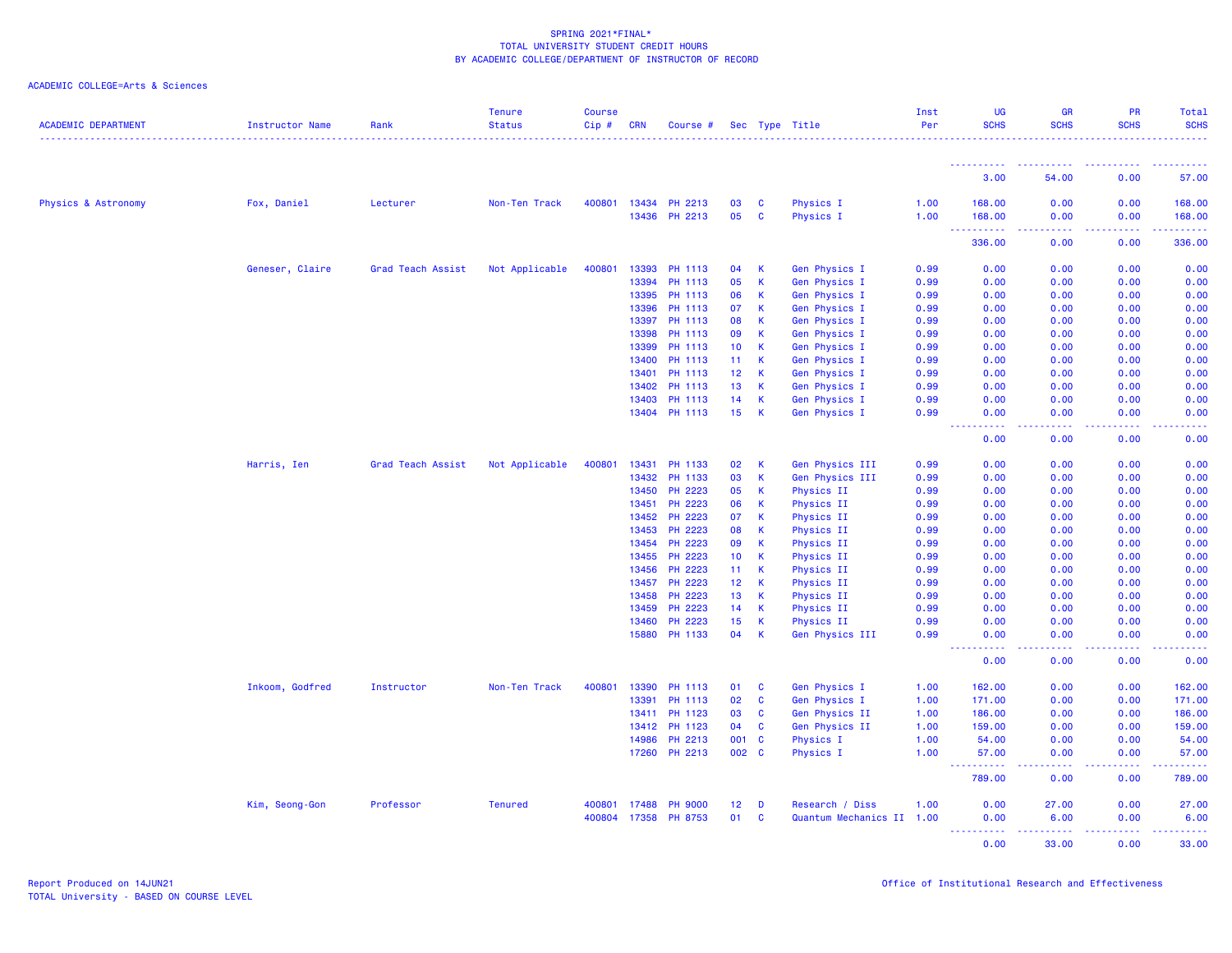SPRING 2021*FINAL*
TOTAL UNIVERSITY STUDENT CREDIT HOURS
BY ACADEMIC COLLEGE/DEPARTMENT OF INSTRUCTOR OF RECORD

ACADEMIC COLLEGE=Arts & Sciences

| ACADEMIC DEPARTMENT | Instructor Name | Rank | Tenure Status | Course Cip # | CRN | Course # | Sec | Type | Title | Inst Per | UG SCHS | GR SCHS | PR SCHS | Total SCHS |
|---|---|---|---|---|---|---|---|---|---|---|---|---|---|---|
| | | | | | | | | | | | 3.00 | 54.00 | 0.00 | 57.00 |
| Physics & Astronomy | Fox, Daniel | Lecturer | Non-Ten Track | 400801 | 13434 | PH 2213 | 03 | C | Physics I | 1.00 | 168.00 | 0.00 | 0.00 | 168.00 |
| | | | | | 13436 | PH 2213 | 05 | C | Physics I | 1.00 | 168.00 | 0.00 | 0.00 | 168.00 |
| | | | | | | | | | | | 336.00 | 0.00 | 0.00 | 336.00 |
| | Geneser, Claire | Grad Teach Assist | Not Applicable | 400801 | 13393 | PH 1113 | 04 | K | Gen Physics I | 0.99 | 0.00 | 0.00 | 0.00 | 0.00 |
| | | | | | 13394 | PH 1113 | 05 | K | Gen Physics I | 0.99 | 0.00 | 0.00 | 0.00 | 0.00 |
| | | | | | 13395 | PH 1113 | 06 | K | Gen Physics I | 0.99 | 0.00 | 0.00 | 0.00 | 0.00 |
| | | | | | 13396 | PH 1113 | 07 | K | Gen Physics I | 0.99 | 0.00 | 0.00 | 0.00 | 0.00 |
| | | | | | 13397 | PH 1113 | 08 | K | Gen Physics I | 0.99 | 0.00 | 0.00 | 0.00 | 0.00 |
| | | | | | 13398 | PH 1113 | 09 | K | Gen Physics I | 0.99 | 0.00 | 0.00 | 0.00 | 0.00 |
| | | | | | 13399 | PH 1113 | 10 | K | Gen Physics I | 0.99 | 0.00 | 0.00 | 0.00 | 0.00 |
| | | | | | 13400 | PH 1113 | 11 | K | Gen Physics I | 0.99 | 0.00 | 0.00 | 0.00 | 0.00 |
| | | | | | 13401 | PH 1113 | 12 | K | Gen Physics I | 0.99 | 0.00 | 0.00 | 0.00 | 0.00 |
| | | | | | 13402 | PH 1113 | 13 | K | Gen Physics I | 0.99 | 0.00 | 0.00 | 0.00 | 0.00 |
| | | | | | 13403 | PH 1113 | 14 | K | Gen Physics I | 0.99 | 0.00 | 0.00 | 0.00 | 0.00 |
| | | | | | 13404 | PH 1113 | 15 | K | Gen Physics I | 0.99 | 0.00 | 0.00 | 0.00 | 0.00 |
| | | | | | | | | | | | 0.00 | 0.00 | 0.00 | 0.00 |
| | Harris, Ien | Grad Teach Assist | Not Applicable | 400801 | 13431 | PH 1133 | 02 | K | Gen Physics III | 0.99 | 0.00 | 0.00 | 0.00 | 0.00 |
| | | | | | 13432 | PH 1133 | 03 | K | Gen Physics III | 0.99 | 0.00 | 0.00 | 0.00 | 0.00 |
| | | | | | 13450 | PH 2223 | 05 | K | Physics II | 0.99 | 0.00 | 0.00 | 0.00 | 0.00 |
| | | | | | 13451 | PH 2223 | 06 | K | Physics II | 0.99 | 0.00 | 0.00 | 0.00 | 0.00 |
| | | | | | 13452 | PH 2223 | 07 | K | Physics II | 0.99 | 0.00 | 0.00 | 0.00 | 0.00 |
| | | | | | 13453 | PH 2223 | 08 | K | Physics II | 0.99 | 0.00 | 0.00 | 0.00 | 0.00 |
| | | | | | 13454 | PH 2223 | 09 | K | Physics II | 0.99 | 0.00 | 0.00 | 0.00 | 0.00 |
| | | | | | 13455 | PH 2223 | 10 | K | Physics II | 0.99 | 0.00 | 0.00 | 0.00 | 0.00 |
| | | | | | 13456 | PH 2223 | 11 | K | Physics II | 0.99 | 0.00 | 0.00 | 0.00 | 0.00 |
| | | | | | 13457 | PH 2223 | 12 | K | Physics II | 0.99 | 0.00 | 0.00 | 0.00 | 0.00 |
| | | | | | 13458 | PH 2223 | 13 | K | Physics II | 0.99 | 0.00 | 0.00 | 0.00 | 0.00 |
| | | | | | 13459 | PH 2223 | 14 | K | Physics II | 0.99 | 0.00 | 0.00 | 0.00 | 0.00 |
| | | | | | 13460 | PH 2223 | 15 | K | Physics II | 0.99 | 0.00 | 0.00 | 0.00 | 0.00 |
| | | | | | 15880 | PH 1133 | 04 | K | Gen Physics III | 0.99 | 0.00 | 0.00 | 0.00 | 0.00 |
| | | | | | | | | | | | 0.00 | 0.00 | 0.00 | 0.00 |
| | Inkoom, Godfred | Instructor | Non-Ten Track | 400801 | 13390 | PH 1113 | 01 | C | Gen Physics I | 1.00 | 162.00 | 0.00 | 0.00 | 162.00 |
| | | | | | 13391 | PH 1113 | 02 | C | Gen Physics I | 1.00 | 171.00 | 0.00 | 0.00 | 171.00 |
| | | | | | 13411 | PH 1123 | 03 | C | Gen Physics II | 1.00 | 186.00 | 0.00 | 0.00 | 186.00 |
| | | | | | 13412 | PH 1123 | 04 | C | Gen Physics II | 1.00 | 159.00 | 0.00 | 0.00 | 159.00 |
| | | | | | 14986 | PH 2213 | 001 | C | Physics I | 1.00 | 54.00 | 0.00 | 0.00 | 54.00 |
| | | | | | 17260 | PH 2213 | 002 | C | Physics I | 1.00 | 57.00 | 0.00 | 0.00 | 57.00 |
| | | | | | | | | | | | 789.00 | 0.00 | 0.00 | 789.00 |
| | Kim, Seong-Gon | Professor | Tenured | 400801 | 17488 | PH 9000 | 12 | D | Research / Diss | 1.00 | 0.00 | 27.00 | 0.00 | 27.00 |
| | | | | 400804 | 17358 | PH 8753 | 01 | C | Quantum Mechanics II | 1.00 | 0.00 | 6.00 | 0.00 | 6.00 |
| | | | | | | | | | | | 0.00 | 33.00 | 0.00 | 33.00 |

Report Produced on 14JUN21
TOTAL University - BASED ON COURSE LEVEL

Office of Institutional Research and Effectiveness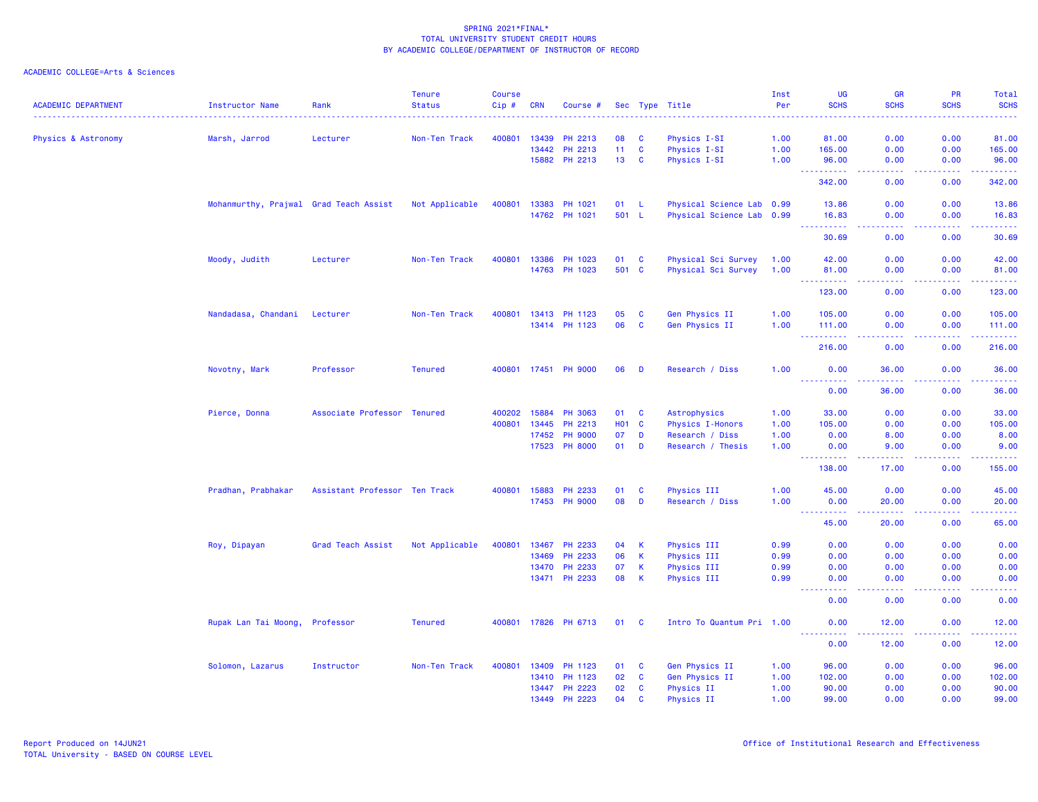SPRING 2021*FINAL*
TOTAL UNIVERSITY STUDENT CREDIT HOURS
BY ACADEMIC COLLEGE/DEPARTMENT OF INSTRUCTOR OF RECORD

ACADEMIC COLLEGE=Arts & Sciences

| ACADEMIC DEPARTMENT | Instructor Name | Rank | Tenure Status | Course Cip # | CRN | Course # | Sec | Type | Title | Inst Per | UG SCHS | GR SCHS | PR SCHS | Total SCHS |
|---|---|---|---|---|---|---|---|---|---|---|---|---|---|---|
| Physics & Astronomy | Marsh, Jarrod | Lecturer | Non-Ten Track | 400801 | 13439 | PH 2213 | 08 | C | Physics I-SI | 1.00 | 81.00 | 0.00 | 0.00 | 81.00 |
| | | | | | 13442 | PH 2213 | 11 | C | Physics I-SI | 1.00 | 165.00 | 0.00 | 0.00 | 165.00 |
| | | | | | 15882 | PH 2213 | 13 | C | Physics I-SI | 1.00 | 96.00 | 0.00 | 0.00 | 96.00 |
| | | | | | | | | | | | 342.00 | 0.00 | 0.00 | 342.00 |
| | Mohanmurthy, Prajwal | Grad Teach Assist | Not Applicable | 400801 | 13383 | PH 1021 | 01 | L | Physical Science Lab | 0.99 | 13.86 | 0.00 | 0.00 | 13.86 |
| | | | | | 14762 | PH 1021 | 501 | L | Physical Science Lab | 0.99 | 16.83 | 0.00 | 0.00 | 16.83 |
| | | | | | | | | | | | 30.69 | 0.00 | 0.00 | 30.69 |
| | Moody, Judith | Lecturer | Non-Ten Track | 400801 | 13386 | PH 1023 | 01 | C | Physical Sci Survey | 1.00 | 42.00 | 0.00 | 0.00 | 42.00 |
| | | | | | 14763 | PH 1023 | 501 | C | Physical Sci Survey | 1.00 | 81.00 | 0.00 | 0.00 | 81.00 |
| | | | | | | | | | | | 123.00 | 0.00 | 0.00 | 123.00 |
| | Nandadasa, Chandani | Lecturer | Non-Ten Track | 400801 | 13413 | PH 1123 | 05 | C | Gen Physics II | 1.00 | 105.00 | 0.00 | 0.00 | 105.00 |
| | | | | | 13414 | PH 1123 | 06 | C | Gen Physics II | 1.00 | 111.00 | 0.00 | 0.00 | 111.00 |
| | | | | | | | | | | | 216.00 | 0.00 | 0.00 | 216.00 |
| | Novotny, Mark | Professor | Tenured | 400801 | 17451 | PH 9000 | 06 | D | Research / Diss | 1.00 | 0.00 | 36.00 | 0.00 | 36.00 |
| | | | | | | | | | | | 0.00 | 36.00 | 0.00 | 36.00 |
| | Pierce, Donna | Associate Professor | Tenured | 400202 | 15884 | PH 3063 | 01 | C | Astrophysics | 1.00 | 33.00 | 0.00 | 0.00 | 33.00 |
| | | | | 400801 | 13445 | PH 2213 | H01 | C | Physics I-Honors | 1.00 | 105.00 | 0.00 | 0.00 | 105.00 |
| | | | | | 17452 | PH 9000 | 07 | D | Research / Diss | 1.00 | 0.00 | 8.00 | 0.00 | 8.00 |
| | | | | | 17523 | PH 8000 | 01 | D | Research / Thesis | 1.00 | 0.00 | 9.00 | 0.00 | 9.00 |
| | | | | | | | | | | | 138.00 | 17.00 | 0.00 | 155.00 |
| | Pradhan, Prabhakar | Assistant Professor | Ten Track | 400801 | 15883 | PH 2233 | 01 | C | Physics III | 1.00 | 45.00 | 0.00 | 0.00 | 45.00 |
| | | | | | 17453 | PH 9000 | 08 | D | Research / Diss | 1.00 | 0.00 | 20.00 | 0.00 | 20.00 |
| | | | | | | | | | | | 45.00 | 20.00 | 0.00 | 65.00 |
| | Roy, Dipayan | Grad Teach Assist | Not Applicable | 400801 | 13467 | PH 2233 | 04 | K | Physics III | 0.99 | 0.00 | 0.00 | 0.00 | 0.00 |
| | | | | | 13469 | PH 2233 | 06 | K | Physics III | 0.99 | 0.00 | 0.00 | 0.00 | 0.00 |
| | | | | | 13470 | PH 2233 | 07 | K | Physics III | 0.99 | 0.00 | 0.00 | 0.00 | 0.00 |
| | | | | | 13471 | PH 2233 | 08 | K | Physics III | 0.99 | 0.00 | 0.00 | 0.00 | 0.00 |
| | | | | | | | | | | | 0.00 | 0.00 | 0.00 | 0.00 |
| | Rupak Lan Tai Moong, | Professor | Tenured | 400801 | 17826 | PH 6713 | 01 | C | Intro To Quantum Pri | 1.00 | 0.00 | 12.00 | 0.00 | 12.00 |
| | | | | | | | | | | | 0.00 | 12.00 | 0.00 | 12.00 |
| | Solomon, Lazarus | Instructor | Non-Ten Track | 400801 | 13409 | PH 1123 | 01 | C | Gen Physics II | 1.00 | 96.00 | 0.00 | 0.00 | 96.00 |
| | | | | | 13410 | PH 1123 | 02 | C | Gen Physics II | 1.00 | 102.00 | 0.00 | 0.00 | 102.00 |
| | | | | | 13447 | PH 2223 | 02 | C | Physics II | 1.00 | 90.00 | 0.00 | 0.00 | 90.00 |
| | | | | | 13449 | PH 2223 | 04 | C | Physics II | 1.00 | 99.00 | 0.00 | 0.00 | 99.00 |

Report Produced on 14JUN21
TOTAL University - BASED ON COURSE LEVEL

Office of Institutional Research and Effectiveness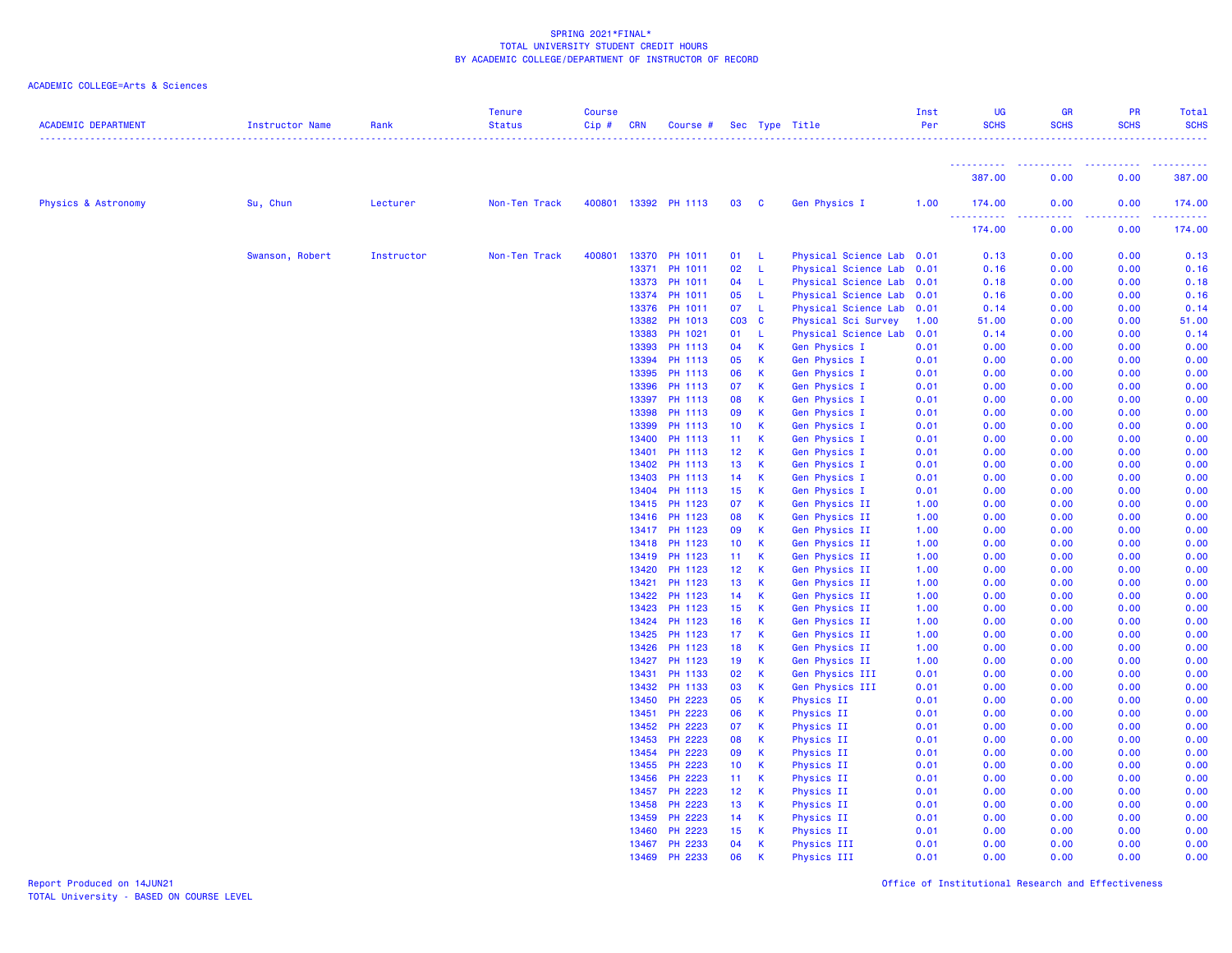SPRING 2021*FINAL*
TOTAL UNIVERSITY STUDENT CREDIT HOURS
BY ACADEMIC COLLEGE/DEPARTMENT OF INSTRUCTOR OF RECORD

ACADEMIC COLLEGE=Arts & Sciences

| ACADEMIC DEPARTMENT | Instructor Name | Rank | Tenure Status | Course Cip # | CRN | Course # | Sec | Type | Title | Inst Per | UG SCHS | GR SCHS | PR SCHS | Total SCHS |
|---|---|---|---|---|---|---|---|---|---|---|---|---|---|---|
| | | | | | | | | | | | 387.00 | 0.00 | 0.00 | 387.00 |
| Physics & Astronomy | Su, Chun | Lecturer | Non-Ten Track | 400801 | 13392 | PH 1113 | 03 | C | Gen Physics I | 1.00 | 174.00 | 0.00 | 0.00 | 174.00 |
| | | | | | | | | | | | 174.00 | 0.00 | 0.00 | 174.00 |
| | Swanson, Robert | Instructor | Non-Ten Track | 400801 | 13370 | PH 1011 | 01 | L | Physical Science Lab | 0.01 | 0.13 | 0.00 | 0.00 | 0.13 |
| | | | | | 13371 | PH 1011 | 02 | L | Physical Science Lab | 0.01 | 0.16 | 0.00 | 0.00 | 0.16 |
| | | | | | 13373 | PH 1011 | 04 | L | Physical Science Lab | 0.01 | 0.18 | 0.00 | 0.00 | 0.18 |
| | | | | | 13374 | PH 1011 | 05 | L | Physical Science Lab | 0.01 | 0.16 | 0.00 | 0.00 | 0.16 |
| | | | | | 13376 | PH 1011 | 07 | L | Physical Science Lab | 0.01 | 0.14 | 0.00 | 0.00 | 0.14 |
| | | | | | 13382 | PH 1013 | C03 | C | Physical Sci Survey | 1.00 | 51.00 | 0.00 | 0.00 | 51.00 |
| | | | | | 13383 | PH 1021 | 01 | L | Physical Science Lab | 0.01 | 0.14 | 0.00 | 0.00 | 0.14 |
| | | | | | 13393 | PH 1113 | 04 | K | Gen Physics I | 0.01 | 0.00 | 0.00 | 0.00 | 0.00 |
| | | | | | 13394 | PH 1113 | 05 | K | Gen Physics I | 0.01 | 0.00 | 0.00 | 0.00 | 0.00 |
| | | | | | 13395 | PH 1113 | 06 | K | Gen Physics I | 0.01 | 0.00 | 0.00 | 0.00 | 0.00 |
| | | | | | 13396 | PH 1113 | 07 | K | Gen Physics I | 0.01 | 0.00 | 0.00 | 0.00 | 0.00 |
| | | | | | 13397 | PH 1113 | 08 | K | Gen Physics I | 0.01 | 0.00 | 0.00 | 0.00 | 0.00 |
| | | | | | 13398 | PH 1113 | 09 | K | Gen Physics I | 0.01 | 0.00 | 0.00 | 0.00 | 0.00 |
| | | | | | 13399 | PH 1113 | 10 | K | Gen Physics I | 0.01 | 0.00 | 0.00 | 0.00 | 0.00 |
| | | | | | 13400 | PH 1113 | 11 | K | Gen Physics I | 0.01 | 0.00 | 0.00 | 0.00 | 0.00 |
| | | | | | 13401 | PH 1113 | 12 | K | Gen Physics I | 0.01 | 0.00 | 0.00 | 0.00 | 0.00 |
| | | | | | 13402 | PH 1113 | 13 | K | Gen Physics I | 0.01 | 0.00 | 0.00 | 0.00 | 0.00 |
| | | | | | 13403 | PH 1113 | 14 | K | Gen Physics I | 0.01 | 0.00 | 0.00 | 0.00 | 0.00 |
| | | | | | 13404 | PH 1113 | 15 | K | Gen Physics I | 0.01 | 0.00 | 0.00 | 0.00 | 0.00 |
| | | | | | 13415 | PH 1123 | 07 | K | Gen Physics II | 1.00 | 0.00 | 0.00 | 0.00 | 0.00 |
| | | | | | 13416 | PH 1123 | 08 | K | Gen Physics II | 1.00 | 0.00 | 0.00 | 0.00 | 0.00 |
| | | | | | 13417 | PH 1123 | 09 | K | Gen Physics II | 1.00 | 0.00 | 0.00 | 0.00 | 0.00 |
| | | | | | 13418 | PH 1123 | 10 | K | Gen Physics II | 1.00 | 0.00 | 0.00 | 0.00 | 0.00 |
| | | | | | 13419 | PH 1123 | 11 | K | Gen Physics II | 1.00 | 0.00 | 0.00 | 0.00 | 0.00 |
| | | | | | 13420 | PH 1123 | 12 | K | Gen Physics II | 1.00 | 0.00 | 0.00 | 0.00 | 0.00 |
| | | | | | 13421 | PH 1123 | 13 | K | Gen Physics II | 1.00 | 0.00 | 0.00 | 0.00 | 0.00 |
| | | | | | 13422 | PH 1123 | 14 | K | Gen Physics II | 1.00 | 0.00 | 0.00 | 0.00 | 0.00 |
| | | | | | 13423 | PH 1123 | 15 | K | Gen Physics II | 1.00 | 0.00 | 0.00 | 0.00 | 0.00 |
| | | | | | 13424 | PH 1123 | 16 | K | Gen Physics II | 1.00 | 0.00 | 0.00 | 0.00 | 0.00 |
| | | | | | 13425 | PH 1123 | 17 | K | Gen Physics II | 1.00 | 0.00 | 0.00 | 0.00 | 0.00 |
| | | | | | 13426 | PH 1123 | 18 | K | Gen Physics II | 1.00 | 0.00 | 0.00 | 0.00 | 0.00 |
| | | | | | 13427 | PH 1123 | 19 | K | Gen Physics II | 1.00 | 0.00 | 0.00 | 0.00 | 0.00 |
| | | | | | 13431 | PH 1133 | 02 | K | Gen Physics III | 0.01 | 0.00 | 0.00 | 0.00 | 0.00 |
| | | | | | 13432 | PH 1133 | 03 | K | Gen Physics III | 0.01 | 0.00 | 0.00 | 0.00 | 0.00 |
| | | | | | 13450 | PH 2223 | 05 | K | Physics II | 0.01 | 0.00 | 0.00 | 0.00 | 0.00 |
| | | | | | 13451 | PH 2223 | 06 | K | Physics II | 0.01 | 0.00 | 0.00 | 0.00 | 0.00 |
| | | | | | 13452 | PH 2223 | 07 | K | Physics II | 0.01 | 0.00 | 0.00 | 0.00 | 0.00 |
| | | | | | 13453 | PH 2223 | 08 | K | Physics II | 0.01 | 0.00 | 0.00 | 0.00 | 0.00 |
| | | | | | 13454 | PH 2223 | 09 | K | Physics II | 0.01 | 0.00 | 0.00 | 0.00 | 0.00 |
| | | | | | 13455 | PH 2223 | 10 | K | Physics II | 0.01 | 0.00 | 0.00 | 0.00 | 0.00 |
| | | | | | 13456 | PH 2223 | 11 | K | Physics II | 0.01 | 0.00 | 0.00 | 0.00 | 0.00 |
| | | | | | 13457 | PH 2223 | 12 | K | Physics II | 0.01 | 0.00 | 0.00 | 0.00 | 0.00 |
| | | | | | 13458 | PH 2223 | 13 | K | Physics II | 0.01 | 0.00 | 0.00 | 0.00 | 0.00 |
| | | | | | 13459 | PH 2223 | 14 | K | Physics II | 0.01 | 0.00 | 0.00 | 0.00 | 0.00 |
| | | | | | 13460 | PH 2223 | 15 | K | Physics II | 0.01 | 0.00 | 0.00 | 0.00 | 0.00 |
| | | | | | 13467 | PH 2233 | 04 | K | Physics III | 0.01 | 0.00 | 0.00 | 0.00 | 0.00 |
| | | | | | 13469 | PH 2233 | 06 | K | Physics III | 0.01 | 0.00 | 0.00 | 0.00 | 0.00 |

Report Produced on 14JUN21
TOTAL University - BASED ON COURSE LEVEL

Office of Institutional Research and Effectiveness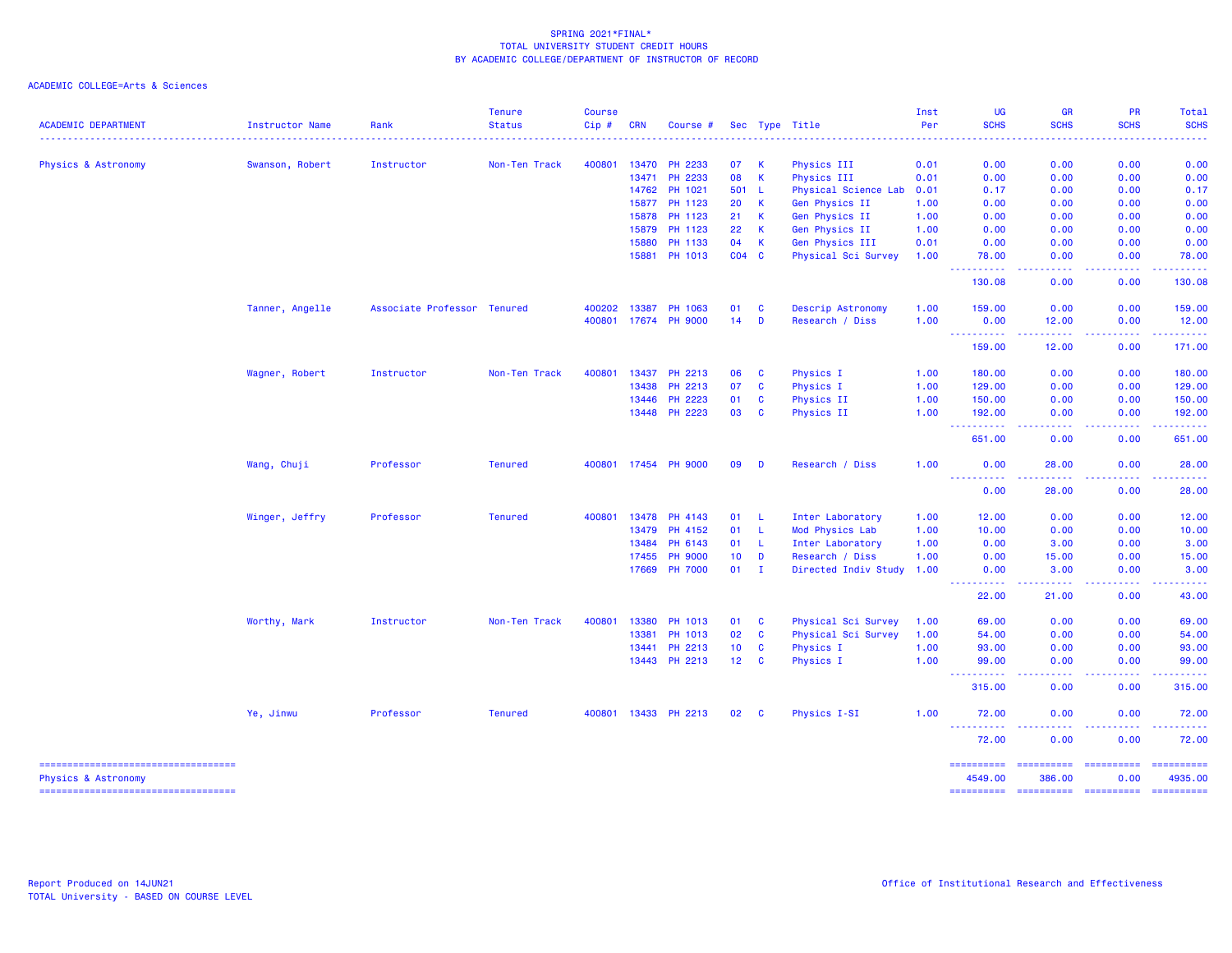SPRING 2021*FINAL*
TOTAL UNIVERSITY STUDENT CREDIT HOURS
BY ACADEMIC COLLEGE/DEPARTMENT OF INSTRUCTOR OF RECORD

ACADEMIC COLLEGE=Arts & Sciences

| ACADEMIC DEPARTMENT | Instructor Name | Rank | Tenure Status | Course Cip # | CRN | Course # | Sec | Type | Title | Inst Per | UG SCHS | GR SCHS | PR SCHS | Total SCHS |
|---|---|---|---|---|---|---|---|---|---|---|---|---|---|---|
| Physics & Astronomy | Swanson, Robert | Instructor | Non-Ten Track | 400801 | 13470 | PH 2233 | 07 | K | Physics III | 0.01 | 0.00 | 0.00 | 0.00 | 0.00 |
| | | | | | 13471 | PH 2233 | 08 | K | Physics III | 0.01 | 0.00 | 0.00 | 0.00 | 0.00 |
| | | | | | 14762 | PH 1021 | 501 | L | Physical Science Lab | 0.01 | 0.17 | 0.00 | 0.00 | 0.17 |
| | | | | | 15877 | PH 1123 | 20 | K | Gen Physics II | 1.00 | 0.00 | 0.00 | 0.00 | 0.00 |
| | | | | | 15878 | PH 1123 | 21 | K | Gen Physics II | 1.00 | 0.00 | 0.00 | 0.00 | 0.00 |
| | | | | | 15879 | PH 1123 | 22 | K | Gen Physics II | 1.00 | 0.00 | 0.00 | 0.00 | 0.00 |
| | | | | | 15880 | PH 1133 | 04 | K | Gen Physics III | 0.01 | 0.00 | 0.00 | 0.00 | 0.00 |
| | | | | | 15881 | PH 1013 | C04 | C | Physical Sci Survey | 1.00 | 78.00 | 0.00 | 0.00 | 78.00 |
| | | | | | | | | | | | 130.08 | 0.00 | 0.00 | 130.08 |
| | Tanner, Angelle | Associate Professor | Tenured | 400202 | 13387 | PH 1063 | 01 | C | Descrip Astronomy | 1.00 | 159.00 | 0.00 | 0.00 | 159.00 |
| | | | | 400801 | 17674 | PH 9000 | 14 | D | Research / Diss | 1.00 | 0.00 | 12.00 | 0.00 | 12.00 |
| | | | | | | | | | | | 159.00 | 12.00 | 0.00 | 171.00 |
| | Wagner, Robert | Instructor | Non-Ten Track | 400801 | 13437 | PH 2213 | 06 | C | Physics I | 1.00 | 180.00 | 0.00 | 0.00 | 180.00 |
| | | | | | 13438 | PH 2213 | 07 | C | Physics I | 1.00 | 129.00 | 0.00 | 0.00 | 129.00 |
| | | | | | 13446 | PH 2223 | 01 | C | Physics II | 1.00 | 150.00 | 0.00 | 0.00 | 150.00 |
| | | | | | 13448 | PH 2223 | 03 | C | Physics II | 1.00 | 192.00 | 0.00 | 0.00 | 192.00 |
| | | | | | | | | | | | 651.00 | 0.00 | 0.00 | 651.00 |
| | Wang, Chuji | Professor | Tenured | 400801 | 17454 | PH 9000 | 09 | D | Research / Diss | 1.00 | 0.00 | 28.00 | 0.00 | 28.00 |
| | | | | | | | | | | | 0.00 | 28.00 | 0.00 | 28.00 |
| | Winger, Jeffry | Professor | Tenured | 400801 | 13478 | PH 4143 | 01 | L | Inter Laboratory | 1.00 | 12.00 | 0.00 | 0.00 | 12.00 |
| | | | | | 13479 | PH 4152 | 01 | L | Mod Physics Lab | 1.00 | 10.00 | 0.00 | 0.00 | 10.00 |
| | | | | | 13484 | PH 6143 | 01 | L | Inter Laboratory | 1.00 | 0.00 | 3.00 | 0.00 | 3.00 |
| | | | | | 17455 | PH 9000 | 10 | D | Research / Diss | 1.00 | 0.00 | 15.00 | 0.00 | 15.00 |
| | | | | | 17669 | PH 7000 | 01 | I | Directed Indiv Study | 1.00 | 0.00 | 3.00 | 0.00 | 3.00 |
| | | | | | | | | | | | 22.00 | 21.00 | 0.00 | 43.00 |
| | Worthy, Mark | Instructor | Non-Ten Track | 400801 | 13380 | PH 1013 | 01 | C | Physical Sci Survey | 1.00 | 69.00 | 0.00 | 0.00 | 69.00 |
| | | | | | 13381 | PH 1013 | 02 | C | Physical Sci Survey | 1.00 | 54.00 | 0.00 | 0.00 | 54.00 |
| | | | | | 13441 | PH 2213 | 10 | C | Physics I | 1.00 | 93.00 | 0.00 | 0.00 | 93.00 |
| | | | | | 13443 | PH 2213 | 12 | C | Physics I | 1.00 | 99.00 | 0.00 | 0.00 | 99.00 |
| | | | | | | | | | | | 315.00 | 0.00 | 0.00 | 315.00 |
| | Ye, Jinwu | Professor | Tenured | 400801 | 13433 | PH 2213 | 02 | C | Physics I-SI | 1.00 | 72.00 | 0.00 | 0.00 | 72.00 |
| | | | | | | | | | | | 72.00 | 0.00 | 0.00 | 72.00 |
| Physics & Astronomy | | | | | | | | | | | 4549.00 | 386.00 | 0.00 | 4935.00 |

Report Produced on 14JUN21
TOTAL University - BASED ON COURSE LEVEL

Office of Institutional Research and Effectiveness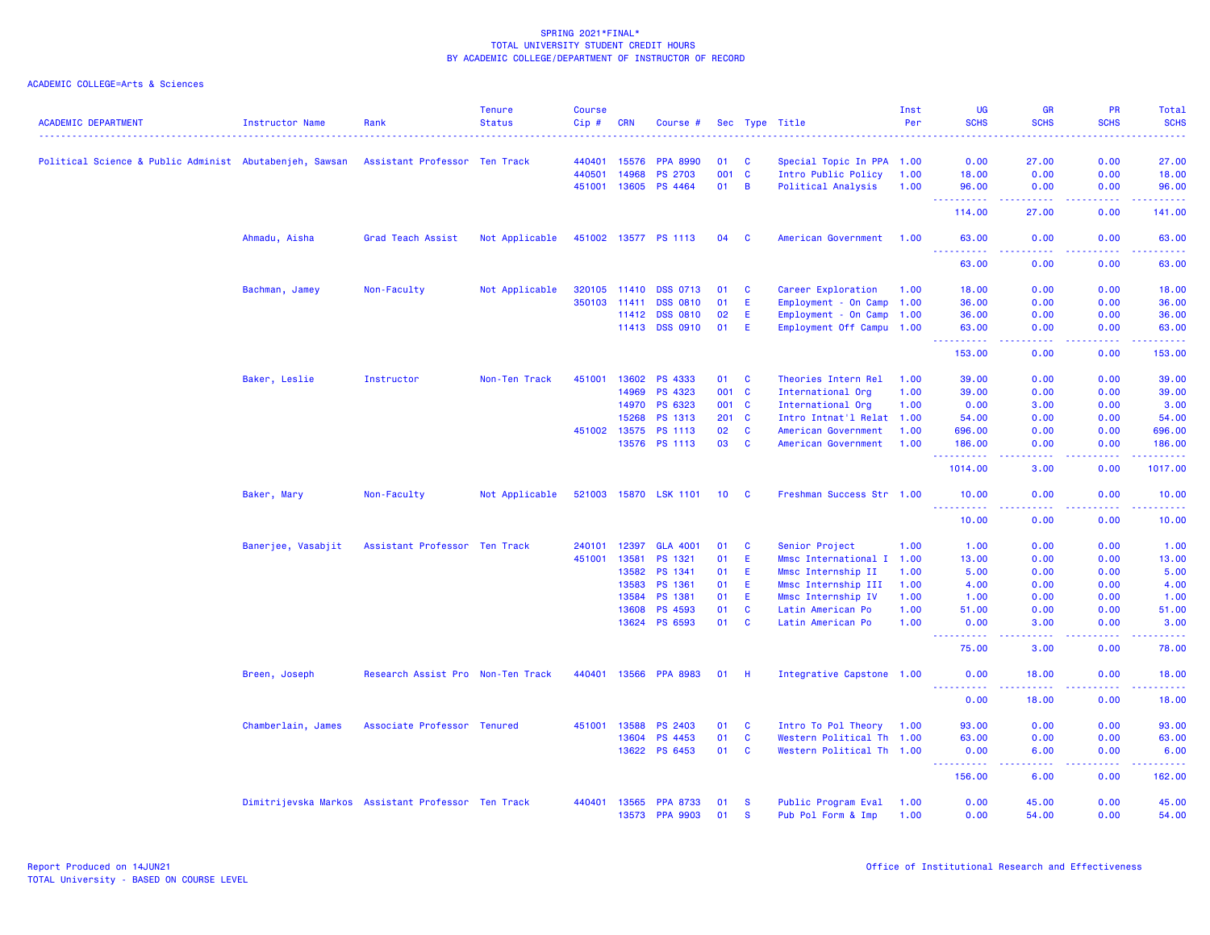SPRING 2021*FINAL*
TOTAL UNIVERSITY STUDENT CREDIT HOURS
BY ACADEMIC COLLEGE/DEPARTMENT OF INSTRUCTOR OF RECORD

ACADEMIC COLLEGE=Arts & Sciences

| ACADEMIC DEPARTMENT | Instructor Name | Rank | Tenure Status | Course Cip # | CRN | Course # | Sec | Type | Title | Inst Per | UG SCHS | GR SCHS | PR SCHS | Total SCHS |
|---|---|---|---|---|---|---|---|---|---|---|---|---|---|---|
| Political Science & Public Administ | Abutabenjeh, Sawsan | Assistant Professor | Ten Track | 440401 | 15576 | PPA 8990 | 01 | C | Special Topic In PPA | 1.00 | 0.00 | 27.00 | 0.00 | 27.00 |
| | | | | 440501 | 14968 | PS 2703 | 001 | C | Intro Public Policy | 1.00 | 18.00 | 0.00 | 0.00 | 18.00 |
| | | | | 451001 | 13605 | PS 4464 | 01 | B | Political Analysis | 1.00 | 96.00 | 0.00 | 0.00 | 96.00 |
| | | | | | | | | | | | 114.00 | 27.00 | 0.00 | 141.00 |
| | Ahmadu, Aisha | Grad Teach Assist | Not Applicable | 451002 | 13577 | PS 1113 | 04 | C | American Government | 1.00 | 63.00 | 0.00 | 0.00 | 63.00 |
| | | | | | | | | | | | 63.00 | 0.00 | 0.00 | 63.00 |
| | Bachman, Jamey | Non-Faculty | Not Applicable | 320105 | 11410 | DSS 0713 | 01 | C | Career Exploration | 1.00 | 18.00 | 0.00 | 0.00 | 18.00 |
| | | | | 350103 | 11411 | DSS 0810 | 01 | E | Employment - On Camp | 1.00 | 36.00 | 0.00 | 0.00 | 36.00 |
| | | | | | 11412 | DSS 0810 | 02 | E | Employment - On Camp | 1.00 | 36.00 | 0.00 | 0.00 | 36.00 |
| | | | | | 11413 | DSS 0910 | 01 | E | Employment Off Campu | 1.00 | 63.00 | 0.00 | 0.00 | 63.00 |
| | | | | | | | | | | | 153.00 | 0.00 | 0.00 | 153.00 |
| | Baker, Leslie | Instructor | Non-Ten Track | 451001 | 13602 | PS 4333 | 01 | C | Theories Intern Rel | 1.00 | 39.00 | 0.00 | 0.00 | 39.00 |
| | | | | | 14969 | PS 4323 | 001 | C | International Org | 1.00 | 39.00 | 0.00 | 0.00 | 39.00 |
| | | | | | 14970 | PS 6323 | 001 | C | International Org | 1.00 | 0.00 | 3.00 | 0.00 | 3.00 |
| | | | | | 15268 | PS 1313 | 201 | C | Intro Intnat'l Relat | 1.00 | 54.00 | 0.00 | 0.00 | 54.00 |
| | | | | 451002 | 13575 | PS 1113 | 02 | C | American Government | 1.00 | 696.00 | 0.00 | 0.00 | 696.00 |
| | | | | | 13576 | PS 1113 | 03 | C | American Government | 1.00 | 186.00 | 0.00 | 0.00 | 186.00 |
| | | | | | | | | | | | 1014.00 | 3.00 | 0.00 | 1017.00 |
| | Baker, Mary | Non-Faculty | Not Applicable | 521003 | 15870 | LSK 1101 | 10 | C | Freshman Success Str | 1.00 | 10.00 | 0.00 | 0.00 | 10.00 |
| | | | | | | | | | | | 10.00 | 0.00 | 0.00 | 10.00 |
| | Banerjee, Vasabjit | Assistant Professor | Ten Track | 240101 | 12397 | GLA 4001 | 01 | C | Senior Project | 1.00 | 1.00 | 0.00 | 0.00 | 1.00 |
| | | | | 451001 | 13581 | PS 1321 | 01 | E | Mmsc International I | 1.00 | 13.00 | 0.00 | 0.00 | 13.00 |
| | | | | | 13582 | PS 1341 | 01 | E | Mmsc Internship II | 1.00 | 5.00 | 0.00 | 0.00 | 5.00 |
| | | | | | 13583 | PS 1361 | 01 | E | Mmsc Internship III | 1.00 | 4.00 | 0.00 | 0.00 | 4.00 |
| | | | | | 13584 | PS 1381 | 01 | E | Mmsc Internship IV | 1.00 | 1.00 | 0.00 | 0.00 | 1.00 |
| | | | | | 13608 | PS 4593 | 01 | C | Latin American Po | 1.00 | 51.00 | 0.00 | 0.00 | 51.00 |
| | | | | | 13624 | PS 6593 | 01 | C | Latin American Po | 1.00 | 0.00 | 3.00 | 0.00 | 3.00 |
| | | | | | | | | | | | 75.00 | 3.00 | 0.00 | 78.00 |
| | Breen, Joseph | Research Assist Pro | Non-Ten Track | 440401 | 13566 | PPA 8983 | 01 | H | Integrative Capstone | 1.00 | 0.00 | 18.00 | 0.00 | 18.00 |
| | | | | | | | | | | | 0.00 | 18.00 | 0.00 | 18.00 |
| | Chamberlain, James | Associate Professor | Tenured | 451001 | 13588 | PS 2403 | 01 | C | Intro To Pol Theory | 1.00 | 93.00 | 0.00 | 0.00 | 93.00 |
| | | | | | 13604 | PS 4453 | 01 | C | Western Political Th | 1.00 | 63.00 | 0.00 | 0.00 | 63.00 |
| | | | | | 13622 | PS 6453 | 01 | C | Western Political Th | 1.00 | 0.00 | 6.00 | 0.00 | 6.00 |
| | | | | | | | | | | | 156.00 | 6.00 | 0.00 | 162.00 |
| | Dimitrijevska Markos | Assistant Professor | Ten Track | 440401 | 13565 | PPA 8733 | 01 | S | Public Program Eval | 1.00 | 0.00 | 45.00 | 0.00 | 45.00 |
| | | | | | 13573 | PPA 9903 | 01 | S | Pub Pol Form & Imp | 1.00 | 0.00 | 54.00 | 0.00 | 54.00 |

Report Produced on 14JUN21
TOTAL University - BASED ON COURSE LEVEL

Office of Institutional Research and Effectiveness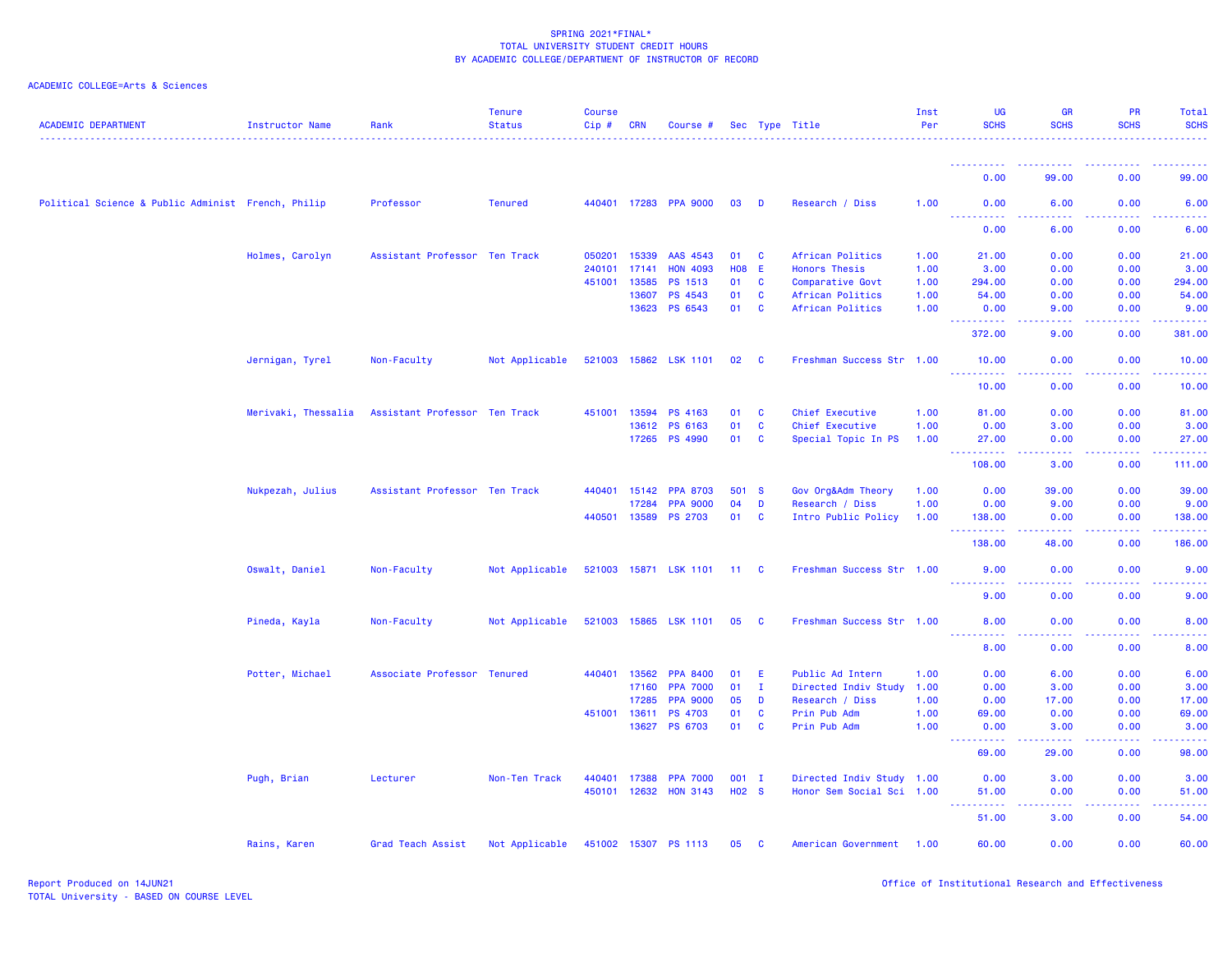SPRING 2021*FINAL*
TOTAL UNIVERSITY STUDENT CREDIT HOURS
BY ACADEMIC COLLEGE/DEPARTMENT OF INSTRUCTOR OF RECORD

ACADEMIC COLLEGE=Arts & Sciences

| ACADEMIC DEPARTMENT | Instructor Name | Rank | Tenure Status | Course Cip # | CRN | Course # | Sec | Type | Title | Inst Per | UG SCHS | GR SCHS | PR SCHS | Total SCHS |
|---|---|---|---|---|---|---|---|---|---|---|---|---|---|---|
| | | | | | | | | | | | 0.00 | 99.00 | 0.00 | 99.00 |
| Political Science & Public Administ | French, Philip | Professor | Tenured | 440401 | 17283 | PPA 9000 | 03 | D | Research / Diss | 1.00 | 0.00 | 6.00 | 0.00 | 6.00 |
| | | | | | | | | | | | 0.00 | 6.00 | 0.00 | 6.00 |
| | Holmes, Carolyn | Assistant Professor | Ten Track | 050201 | 15339 | AAS 4543 | 01 | C | African Politics | 1.00 | 21.00 | 0.00 | 0.00 | 21.00 |
| | | | | 240101 | 17141 | HON 4093 | H08 | E | Honors Thesis | 1.00 | 3.00 | 0.00 | 0.00 | 3.00 |
| | | | | 451001 | 13585 | PS 1513 | 01 | C | Comparative Govt | 1.00 | 294.00 | 0.00 | 0.00 | 294.00 |
| | | | | | 13607 | PS 4543 | 01 | C | African Politics | 1.00 | 54.00 | 0.00 | 0.00 | 54.00 |
| | | | | | 13623 | PS 6543 | 01 | C | African Politics | 1.00 | 0.00 | 9.00 | 0.00 | 9.00 |
| | | | | | | | | | | | 372.00 | 9.00 | 0.00 | 381.00 |
| | Jernigan, Tyrel | Non-Faculty | Not Applicable | 521003 | 15862 | LSK 1101 | 02 | C | Freshman Success Str | 1.00 | 10.00 | 0.00 | 0.00 | 10.00 |
| | | | | | | | | | | | 10.00 | 0.00 | 0.00 | 10.00 |
| | Merivaki, Thessalia | Assistant Professor | Ten Track | 451001 | 13594 | PS 4163 | 01 | C | Chief Executive | 1.00 | 81.00 | 0.00 | 0.00 | 81.00 |
| | | | | | 13612 | PS 6163 | 01 | C | Chief Executive | 1.00 | 0.00 | 3.00 | 0.00 | 3.00 |
| | | | | | 17265 | PS 4990 | 01 | C | Special Topic In PS | 1.00 | 27.00 | 0.00 | 0.00 | 27.00 |
| | | | | | | | | | | | 108.00 | 3.00 | 0.00 | 111.00 |
| | Nukpezah, Julius | Assistant Professor | Ten Track | 440401 | 15142 | PPA 8703 | 501 | S | Gov Org&Adm Theory | 1.00 | 0.00 | 39.00 | 0.00 | 39.00 |
| | | | | | 17284 | PPA 9000 | 04 | D | Research / Diss | 1.00 | 0.00 | 9.00 | 0.00 | 9.00 |
| | | | | 440501 | 13589 | PS 2703 | 01 | C | Intro Public Policy | 1.00 | 138.00 | 0.00 | 0.00 | 138.00 |
| | | | | | | | | | | | 138.00 | 48.00 | 0.00 | 186.00 |
| | Oswalt, Daniel | Non-Faculty | Not Applicable | 521003 | 15871 | LSK 1101 | 11 | C | Freshman Success Str | 1.00 | 9.00 | 0.00 | 0.00 | 9.00 |
| | | | | | | | | | | | 9.00 | 0.00 | 0.00 | 9.00 |
| | Pineda, Kayla | Non-Faculty | Not Applicable | 521003 | 15865 | LSK 1101 | 05 | C | Freshman Success Str | 1.00 | 8.00 | 0.00 | 0.00 | 8.00 |
| | | | | | | | | | | | 8.00 | 0.00 | 0.00 | 8.00 |
| | Potter, Michael | Associate Professor | Tenured | 440401 | 13562 | PPA 8400 | 01 | E | Public Ad Intern | 1.00 | 0.00 | 6.00 | 0.00 | 6.00 |
| | | | | | 17160 | PPA 7000 | 01 | I | Directed Indiv Study | 1.00 | 0.00 | 3.00 | 0.00 | 3.00 |
| | | | | | 17285 | PPA 9000 | 05 | D | Research / Diss | 1.00 | 0.00 | 17.00 | 0.00 | 17.00 |
| | | | | 451001 | 13611 | PS 4703 | 01 | C | Prin Pub Adm | 1.00 | 69.00 | 0.00 | 0.00 | 69.00 |
| | | | | | 13627 | PS 6703 | 01 | C | Prin Pub Adm | 1.00 | 0.00 | 3.00 | 0.00 | 3.00 |
| | | | | | | | | | | | 69.00 | 29.00 | 0.00 | 98.00 |
| | Pugh, Brian | Lecturer | Non-Ten Track | 440401 | 17388 | PPA 7000 | 001 | I | Directed Indiv Study | 1.00 | 0.00 | 3.00 | 0.00 | 3.00 |
| | | | | 450101 | 12632 | HON 3143 | H02 | S | Honor Sem Social Sci | 1.00 | 51.00 | 0.00 | 0.00 | 51.00 |
| | | | | | | | | | | | 51.00 | 3.00 | 0.00 | 54.00 |
| | Rains, Karen | Grad Teach Assist | Not Applicable | 451002 | 15307 | PS 1113 | 05 | C | American Government | 1.00 | 60.00 | 0.00 | 0.00 | 60.00 |

Report Produced on 14JUN21
TOTAL University - BASED ON COURSE LEVEL

Office of Institutional Research and Effectiveness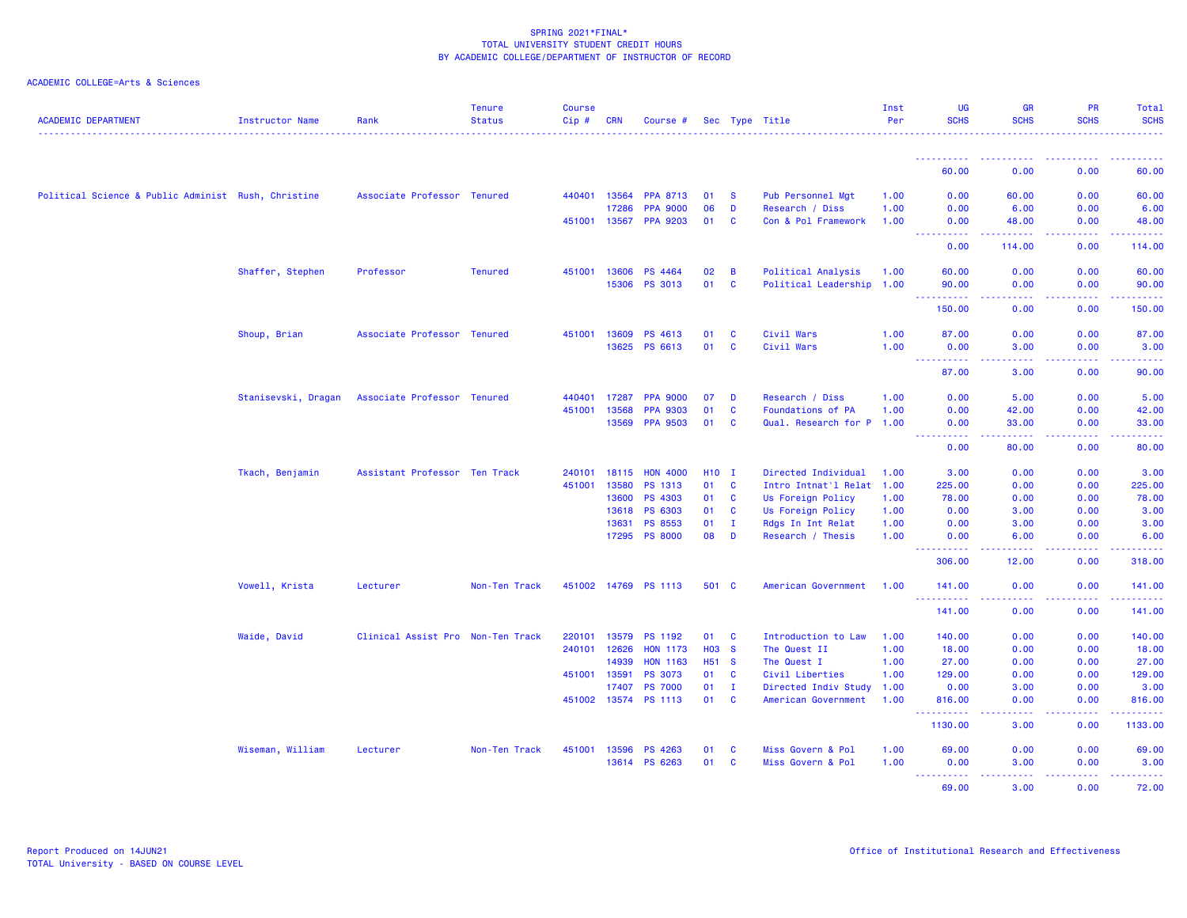SPRING 2021*FINAL*
TOTAL UNIVERSITY STUDENT CREDIT HOURS
BY ACADEMIC COLLEGE/DEPARTMENT OF INSTRUCTOR OF RECORD

ACADEMIC COLLEGE=Arts & Sciences

| ACADEMIC DEPARTMENT | Instructor Name | Rank | Tenure Status | Course Cip # | CRN | Course # | Sec | Type | Title | Inst Per | UG SCHS | GR SCHS | PR SCHS | Total SCHS |
|---|---|---|---|---|---|---|---|---|---|---|---|---|---|---|
| | | | | | | | | | | | 60.00 | 0.00 | 0.00 | 60.00 |
| Political Science & Public Administ | Rush, Christine | Associate Professor | Tenured | 440401 | 13564 | PPA 8713 | 01 | S | Pub Personnel Mgt | 1.00 | 0.00 | 60.00 | 0.00 | 60.00 |
| | | | | | 17286 | PPA 9000 | 06 | D | Research / Diss | 1.00 | 0.00 | 6.00 | 0.00 | 6.00 |
| | | | | 451001 | 13567 | PPA 9203 | 01 | C | Con & Pol Framework | 1.00 | 0.00 | 48.00 | 0.00 | 48.00 |
| | | | | | | | | | | | 0.00 | 114.00 | 0.00 | 114.00 |
| | Shaffer, Stephen | Professor | Tenured | 451001 | 13606 | PS 4464 | 02 | B | Political Analysis | 1.00 | 60.00 | 0.00 | 0.00 | 60.00 |
| | | | | | 15306 | PS 3013 | 01 | C | Political Leadership | 1.00 | 90.00 | 0.00 | 0.00 | 90.00 |
| | | | | | | | | | | | 150.00 | 0.00 | 0.00 | 150.00 |
| | Shoup, Brian | Associate Professor | Tenured | 451001 | 13609 | PS 4613 | 01 | C | Civil Wars | 1.00 | 87.00 | 0.00 | 0.00 | 87.00 |
| | | | | | 13625 | PS 6613 | 01 | C | Civil Wars | 1.00 | 0.00 | 3.00 | 0.00 | 3.00 |
| | | | | | | | | | | | 87.00 | 3.00 | 0.00 | 90.00 |
| | Stanisevski, Dragan | Associate Professor | Tenured | 440401 | 17287 | PPA 9000 | 07 | D | Research / Diss | 1.00 | 0.00 | 5.00 | 0.00 | 5.00 |
| | | | | 451001 | 13568 | PPA 9303 | 01 | C | Foundations of PA | 1.00 | 0.00 | 42.00 | 0.00 | 42.00 |
| | | | | | 13569 | PPA 9503 | 01 | C | Qual. Research for P | 1.00 | 0.00 | 33.00 | 0.00 | 33.00 |
| | | | | | | | | | | | 0.00 | 80.00 | 0.00 | 80.00 |
| | Tkach, Benjamin | Assistant Professor | Ten Track | 240101 | 18115 | HON 4000 | H10 | I | Directed Individual | 1.00 | 3.00 | 0.00 | 0.00 | 3.00 |
| | | | | 451001 | 13580 | PS 1313 | 01 | C | Intro Intnat'l Relat | 1.00 | 225.00 | 0.00 | 0.00 | 225.00 |
| | | | | | 13600 | PS 4303 | 01 | C | Us Foreign Policy | 1.00 | 78.00 | 0.00 | 0.00 | 78.00 |
| | | | | | 13618 | PS 6303 | 01 | C | Us Foreign Policy | 1.00 | 0.00 | 3.00 | 0.00 | 3.00 |
| | | | | | 13631 | PS 8553 | 01 | I | Rdgs In Int Relat | 1.00 | 0.00 | 3.00 | 0.00 | 3.00 |
| | | | | | 17295 | PS 8000 | 08 | D | Research / Thesis | 1.00 | 0.00 | 6.00 | 0.00 | 6.00 |
| | | | | | | | | | | | 306.00 | 12.00 | 0.00 | 318.00 |
| | Vowell, Krista | Lecturer | Non-Ten Track | 451002 | 14769 | PS 1113 | 501 | C | American Government | 1.00 | 141.00 | 0.00 | 0.00 | 141.00 |
| | | | | | | | | | | | 141.00 | 0.00 | 0.00 | 141.00 |
| | Waide, David | Clinical Assist Pro | Non-Ten Track | 220101 | 13579 | PS 1192 | 01 | C | Introduction to Law | 1.00 | 140.00 | 0.00 | 0.00 | 140.00 |
| | | | | 240101 | 12626 | HON 1173 | H03 | S | The Quest II | 1.00 | 18.00 | 0.00 | 0.00 | 18.00 |
| | | | | | 14939 | HON 1163 | H51 | S | The Quest I | 1.00 | 27.00 | 0.00 | 0.00 | 27.00 |
| | | | | 451001 | 13591 | PS 3073 | 01 | C | Civil Liberties | 1.00 | 129.00 | 0.00 | 0.00 | 129.00 |
| | | | | | 17407 | PS 7000 | 01 | I | Directed Indiv Study | 1.00 | 0.00 | 3.00 | 0.00 | 3.00 |
| | | | | 451002 | 13574 | PS 1113 | 01 | C | American Government | 1.00 | 816.00 | 0.00 | 0.00 | 816.00 |
| | | | | | | | | | | | 1130.00 | 3.00 | 0.00 | 1133.00 |
| | Wiseman, William | Lecturer | Non-Ten Track | 451001 | 13596 | PS 4263 | 01 | C | Miss Govern & Pol | 1.00 | 69.00 | 0.00 | 0.00 | 69.00 |
| | | | | | 13614 | PS 6263 | 01 | C | Miss Govern & Pol | 1.00 | 0.00 | 3.00 | 0.00 | 3.00 |
| | | | | | | | | | | | 69.00 | 3.00 | 0.00 | 72.00 |

Report Produced on 14JUN21
TOTAL University - BASED ON COURSE LEVEL

Office of Institutional Research and Effectiveness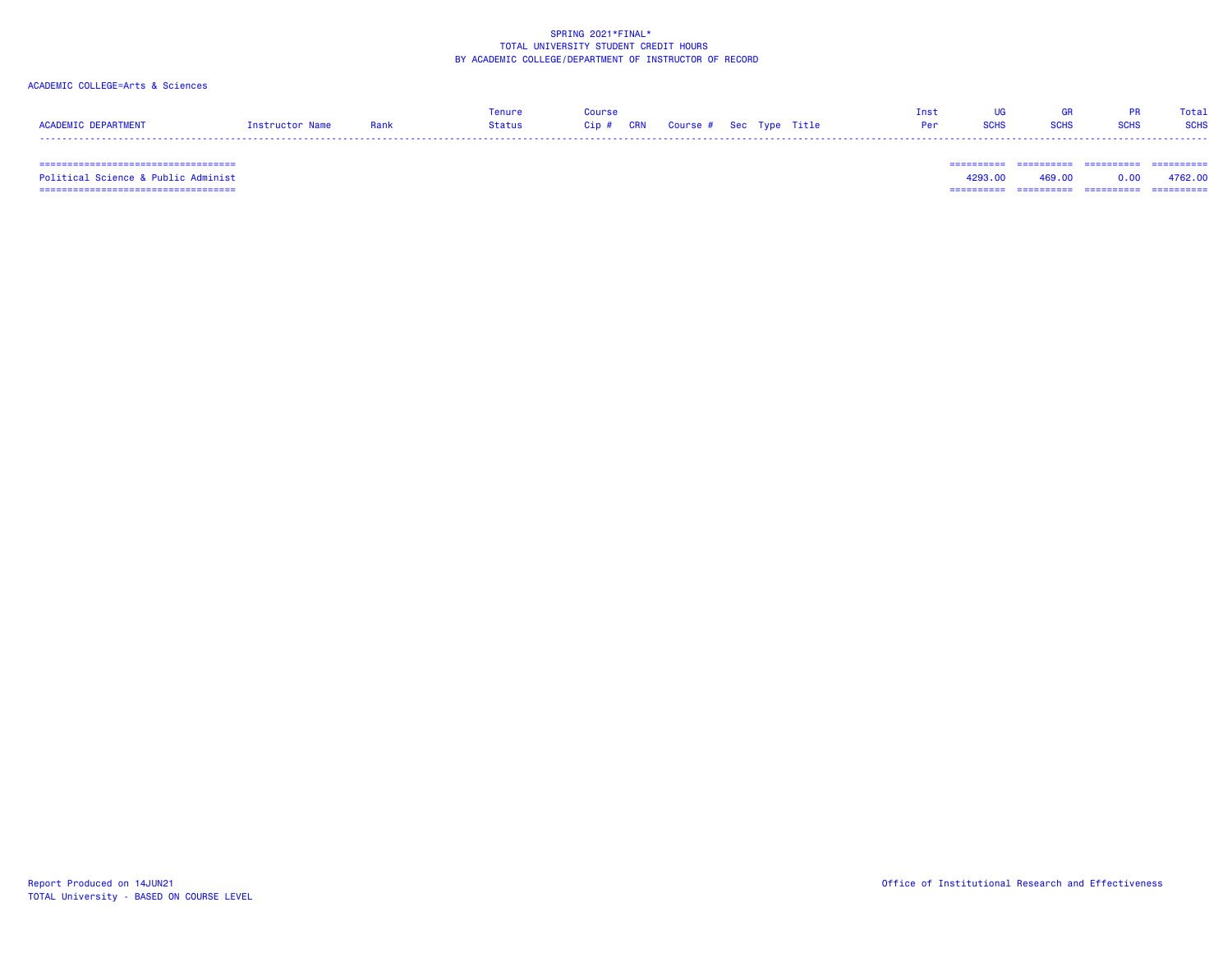SPRING 2021*FINAL*
TOTAL UNIVERSITY STUDENT CREDIT HOURS
BY ACADEMIC COLLEGE/DEPARTMENT OF INSTRUCTOR OF RECORD

ACADEMIC COLLEGE=Arts & Sciences

| ACADEMIC DEPARTMENT | Instructor Name | Rank | Tenure Status | Course Cip # | CRN | Course # | Sec | Type | Title | Inst Per | UG SCHS | GR SCHS | PR SCHS | Total SCHS |
|---|---|---|---|---|---|---|---|---|---|---|---|---|---|---|
| Political Science & Public Administ | | | | | | | | | | | 4293.00 | 469.00 | 0.00 | 4762.00 |

Report Produced on 14JUN21
TOTAL University - BASED ON COURSE LEVEL

Office of Institutional Research and Effectiveness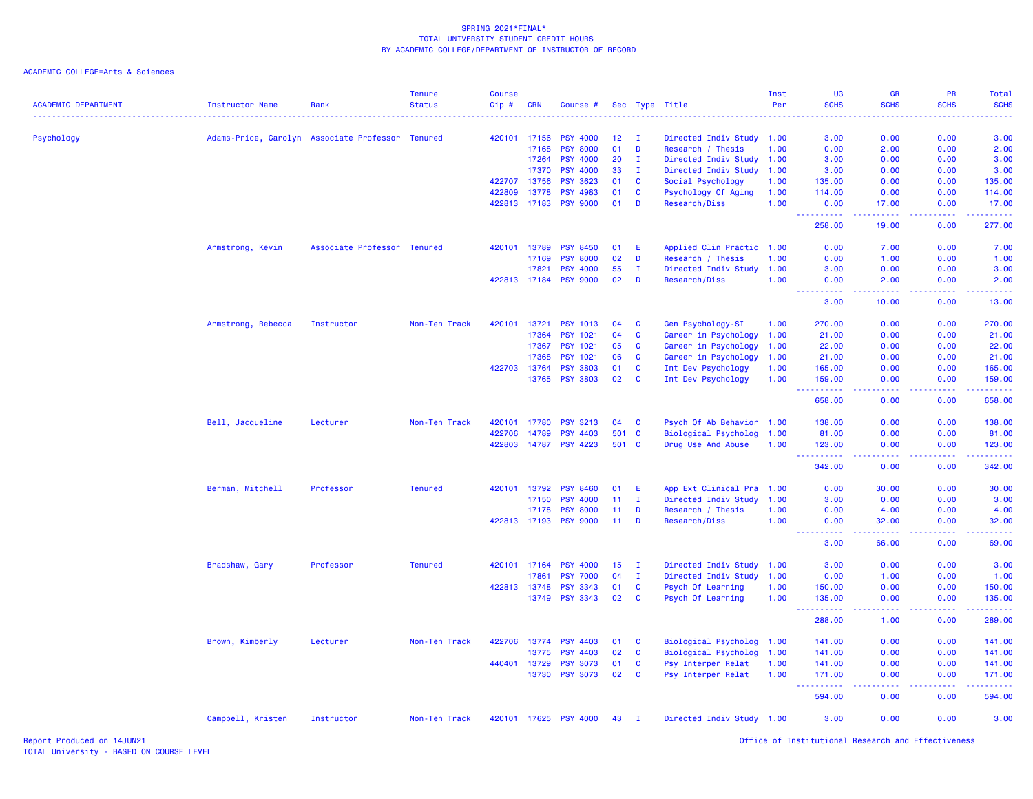SPRING 2021*FINAL*
TOTAL UNIVERSITY STUDENT CREDIT HOURS
BY ACADEMIC COLLEGE/DEPARTMENT OF INSTRUCTOR OF RECORD

ACADEMIC COLLEGE=Arts & Sciences

| ACADEMIC DEPARTMENT | Instructor Name | Rank | Tenure Status | Course Cip # | CRN | Course # | Sec | Type | Title | Inst Per | UG SCHS | GR SCHS | PR SCHS | Total SCHS |
|---|---|---|---|---|---|---|---|---|---|---|---|---|---|---|
| Psychology | Adams-Price, Carolyn | Associate Professor | Tenured | 420101 | 17156 | PSY 4000 | 12 | I | Directed Indiv Study | 1.00 | 3.00 | 0.00 | 0.00 | 3.00 |
| | | | | | 17168 | PSY 8000 | 01 | D | Research / Thesis | 1.00 | 0.00 | 2.00 | 0.00 | 2.00 |
| | | | | | 17264 | PSY 4000 | 20 | I | Directed Indiv Study | 1.00 | 3.00 | 0.00 | 0.00 | 3.00 |
| | | | | | 17370 | PSY 4000 | 33 | I | Directed Indiv Study | 1.00 | 3.00 | 0.00 | 0.00 | 3.00 |
| | | | | 422707 | 13756 | PSY 3623 | 01 | C | Social Psychology | 1.00 | 135.00 | 0.00 | 0.00 | 135.00 |
| | | | | 422809 | 13778 | PSY 4983 | 01 | C | Psychology Of Aging | 1.00 | 114.00 | 0.00 | 0.00 | 114.00 |
| | | | | 422813 | 17183 | PSY 9000 | 01 | D | Research/Diss | 1.00 | 0.00 | 17.00 | 0.00 | 17.00 |
| | | | | | | | | | | | 258.00 | 19.00 | 0.00 | 277.00 |
| | Armstrong, Kevin | Associate Professor | Tenured | 420101 | 13789 | PSY 8450 | 01 | E | Applied Clin Practic | 1.00 | 0.00 | 7.00 | 0.00 | 7.00 |
| | | | | | 17169 | PSY 8000 | 02 | D | Research / Thesis | 1.00 | 0.00 | 1.00 | 0.00 | 1.00 |
| | | | | | 17821 | PSY 4000 | 55 | I | Directed Indiv Study | 1.00 | 3.00 | 0.00 | 0.00 | 3.00 |
| | | | | 422813 | 17184 | PSY 9000 | 02 | D | Research/Diss | 1.00 | 0.00 | 2.00 | 0.00 | 2.00 |
| | | | | | | | | | | | 3.00 | 10.00 | 0.00 | 13.00 |
| | Armstrong, Rebecca | Instructor | Non-Ten Track | 420101 | 13721 | PSY 1013 | 04 | C | Gen Psychology-SI | 1.00 | 270.00 | 0.00 | 0.00 | 270.00 |
| | | | | | 17364 | PSY 1021 | 04 | C | Career in Psychology | 1.00 | 21.00 | 0.00 | 0.00 | 21.00 |
| | | | | | 17367 | PSY 1021 | 05 | C | Career in Psychology | 1.00 | 22.00 | 0.00 | 0.00 | 22.00 |
| | | | | | 17368 | PSY 1021 | 06 | C | Career in Psychology | 1.00 | 21.00 | 0.00 | 0.00 | 21.00 |
| | | | | 422703 | 13764 | PSY 3803 | 01 | C | Int Dev Psychology | 1.00 | 165.00 | 0.00 | 0.00 | 165.00 |
| | | | | | 13765 | PSY 3803 | 02 | C | Int Dev Psychology | 1.00 | 159.00 | 0.00 | 0.00 | 159.00 |
| | | | | | | | | | | | 658.00 | 0.00 | 0.00 | 658.00 |
| | Bell, Jacqueline | Lecturer | Non-Ten Track | 420101 | 17780 | PSY 3213 | 04 | C | Psych Of Ab Behavior | 1.00 | 138.00 | 0.00 | 0.00 | 138.00 |
| | | | | 422706 | 14789 | PSY 4403 | 501 | C | Biological Psycholog | 1.00 | 81.00 | 0.00 | 0.00 | 81.00 |
| | | | | 422803 | 14787 | PSY 4223 | 501 | C | Drug Use And Abuse | 1.00 | 123.00 | 0.00 | 0.00 | 123.00 |
| | | | | | | | | | | | 342.00 | 0.00 | 0.00 | 342.00 |
| | Berman, Mitchell | Professor | Tenured | 420101 | 13792 | PSY 8460 | 01 | E | App Ext Clinical Pra | 1.00 | 0.00 | 30.00 | 0.00 | 30.00 |
| | | | | | 17150 | PSY 4000 | 11 | I | Directed Indiv Study | 1.00 | 3.00 | 0.00 | 0.00 | 3.00 |
| | | | | | 17178 | PSY 8000 | 11 | D | Research / Thesis | 1.00 | 0.00 | 4.00 | 0.00 | 4.00 |
| | | | | 422813 | 17193 | PSY 9000 | 11 | D | Research/Diss | 1.00 | 0.00 | 32.00 | 0.00 | 32.00 |
| | | | | | | | | | | | 3.00 | 66.00 | 0.00 | 69.00 |
| | Bradshaw, Gary | Professor | Tenured | 420101 | 17164 | PSY 4000 | 15 | I | Directed Indiv Study | 1.00 | 3.00 | 0.00 | 0.00 | 3.00 |
| | | | | | 17861 | PSY 7000 | 04 | I | Directed Indiv Study | 1.00 | 0.00 | 1.00 | 0.00 | 1.00 |
| | | | | 422813 | 13748 | PSY 3343 | 01 | C | Psych Of Learning | 1.00 | 150.00 | 0.00 | 0.00 | 150.00 |
| | | | | | 13749 | PSY 3343 | 02 | C | Psych Of Learning | 1.00 | 135.00 | 0.00 | 0.00 | 135.00 |
| | | | | | | | | | | | 288.00 | 1.00 | 0.00 | 289.00 |
| | Brown, Kimberly | Lecturer | Non-Ten Track | 422706 | 13774 | PSY 4403 | 01 | C | Biological Psycholog | 1.00 | 141.00 | 0.00 | 0.00 | 141.00 |
| | | | | | 13775 | PSY 4403 | 02 | C | Biological Psycholog | 1.00 | 141.00 | 0.00 | 0.00 | 141.00 |
| | | | | 440401 | 13729 | PSY 3073 | 01 | C | Psy Interper Relat | 1.00 | 141.00 | 0.00 | 0.00 | 141.00 |
| | | | | | 13730 | PSY 3073 | 02 | C | Psy Interper Relat | 1.00 | 171.00 | 0.00 | 0.00 | 171.00 |
| | | | | | | | | | | | 594.00 | 0.00 | 0.00 | 594.00 |
| | Campbell, Kristen | Instructor | Non-Ten Track | 420101 | 17625 | PSY 4000 | 43 | I | Directed Indiv Study | 1.00 | 3.00 | 0.00 | 0.00 | 3.00 |

Report Produced on 14JUN21
TOTAL University - BASED ON COURSE LEVEL

Office of Institutional Research and Effectiveness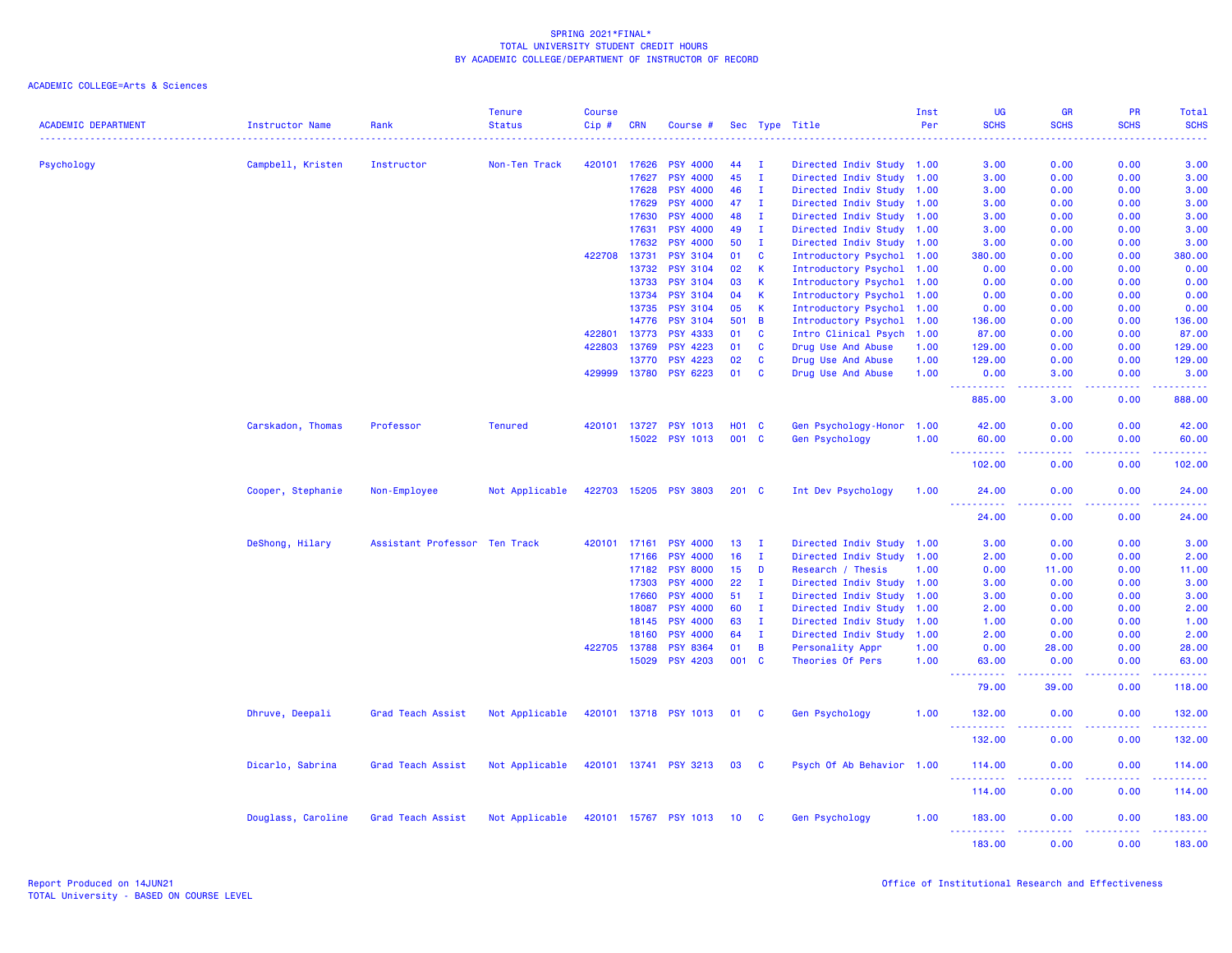SPRING 2021*FINAL*
TOTAL UNIVERSITY STUDENT CREDIT HOURS
BY ACADEMIC COLLEGE/DEPARTMENT OF INSTRUCTOR OF RECORD

ACADEMIC COLLEGE=Arts & Sciences

| ACADEMIC DEPARTMENT | Instructor Name | Rank | Tenure Status | Course Cip # | CRN | Course # | Sec | Type | Title | Inst Per | UG SCHS | GR SCHS | PR SCHS | Total SCHS |
|---|---|---|---|---|---|---|---|---|---|---|---|---|---|---|
| Psychology | Campbell, Kristen | Instructor | Non-Ten Track | 420101 | 17626 | PSY 4000 | 44 | I | Directed Indiv Study | 1.00 | 3.00 | 0.00 | 0.00 | 3.00 |
| | | | | | 17627 | PSY 4000 | 45 | I | Directed Indiv Study | 1.00 | 3.00 | 0.00 | 0.00 | 3.00 |
| | | | | | 17628 | PSY 4000 | 46 | I | Directed Indiv Study | 1.00 | 3.00 | 0.00 | 0.00 | 3.00 |
| | | | | | 17629 | PSY 4000 | 47 | I | Directed Indiv Study | 1.00 | 3.00 | 0.00 | 0.00 | 3.00 |
| | | | | | 17630 | PSY 4000 | 48 | I | Directed Indiv Study | 1.00 | 3.00 | 0.00 | 0.00 | 3.00 |
| | | | | | 17631 | PSY 4000 | 49 | I | Directed Indiv Study | 1.00 | 3.00 | 0.00 | 0.00 | 3.00 |
| | | | | | 17632 | PSY 4000 | 50 | I | Directed Indiv Study | 1.00 | 3.00 | 0.00 | 0.00 | 3.00 |
| | | | | 422708 | 13731 | PSY 3104 | 01 | C | Introductory Psychol | 1.00 | 380.00 | 0.00 | 0.00 | 380.00 |
| | | | | | 13732 | PSY 3104 | 02 | K | Introductory Psychol | 1.00 | 0.00 | 0.00 | 0.00 | 0.00 |
| | | | | | 13733 | PSY 3104 | 03 | K | Introductory Psychol | 1.00 | 0.00 | 0.00 | 0.00 | 0.00 |
| | | | | | 13734 | PSY 3104 | 04 | K | Introductory Psychol | 1.00 | 0.00 | 0.00 | 0.00 | 0.00 |
| | | | | | 13735 | PSY 3104 | 05 | K | Introductory Psychol | 1.00 | 0.00 | 0.00 | 0.00 | 0.00 |
| | | | | | 14776 | PSY 3104 | 501 | B | Introductory Psychol | 1.00 | 136.00 | 0.00 | 0.00 | 136.00 |
| | | | | 422801 | 13773 | PSY 4333 | 01 | C | Intro Clinical Psych | 1.00 | 87.00 | 0.00 | 0.00 | 87.00 |
| | | | | 422803 | 13769 | PSY 4223 | 01 | C | Drug Use And Abuse | 1.00 | 129.00 | 0.00 | 0.00 | 129.00 |
| | | | | | 13770 | PSY 4223 | 02 | C | Drug Use And Abuse | 1.00 | 129.00 | 0.00 | 0.00 | 129.00 |
| | | | | 429999 | 13780 | PSY 6223 | 01 | C | Drug Use And Abuse | 1.00 | 0.00 | 3.00 | 0.00 | 3.00 |
| | | | | | | | | | | | 885.00 | 3.00 | 0.00 | 888.00 |
| | Carskadon, Thomas | Professor | Tenured | 420101 | 13727 | PSY 1013 | H01 | C | Gen Psychology-Honor | 1.00 | 42.00 | 0.00 | 0.00 | 42.00 |
| | | | | | 15022 | PSY 1013 | 001 | C | Gen Psychology | 1.00 | 60.00 | 0.00 | 0.00 | 60.00 |
| | | | | | | | | | | | 102.00 | 0.00 | 0.00 | 102.00 |
| | Cooper, Stephanie | Non-Employee | Not Applicable | 422703 | 15205 | PSY 3803 | 201 | C | Int Dev Psychology | 1.00 | 24.00 | 0.00 | 0.00 | 24.00 |
| | | | | | | | | | | | 24.00 | 0.00 | 0.00 | 24.00 |
| | DeShong, Hilary | Assistant Professor | Ten Track | 420101 | 17161 | PSY 4000 | 13 | I | Directed Indiv Study | 1.00 | 3.00 | 0.00 | 0.00 | 3.00 |
| | | | | | 17166 | PSY 4000 | 16 | I | Directed Indiv Study | 1.00 | 2.00 | 0.00 | 0.00 | 2.00 |
| | | | | | 17182 | PSY 8000 | 15 | D | Research / Thesis | 1.00 | 0.00 | 11.00 | 0.00 | 11.00 |
| | | | | | 17303 | PSY 4000 | 22 | I | Directed Indiv Study | 1.00 | 3.00 | 0.00 | 0.00 | 3.00 |
| | | | | | 17660 | PSY 4000 | 51 | I | Directed Indiv Study | 1.00 | 3.00 | 0.00 | 0.00 | 3.00 |
| | | | | | 18087 | PSY 4000 | 60 | I | Directed Indiv Study | 1.00 | 2.00 | 0.00 | 0.00 | 2.00 |
| | | | | | 18145 | PSY 4000 | 63 | I | Directed Indiv Study | 1.00 | 1.00 | 0.00 | 0.00 | 1.00 |
| | | | | | 18160 | PSY 4000 | 64 | I | Directed Indiv Study | 1.00 | 2.00 | 0.00 | 0.00 | 2.00 |
| | | | | 422705 | 13788 | PSY 8364 | 01 | B | Personality Appr | 1.00 | 0.00 | 28.00 | 0.00 | 28.00 |
| | | | | | 15029 | PSY 4203 | 001 | C | Theories Of Pers | 1.00 | 63.00 | 0.00 | 0.00 | 63.00 |
| | | | | | | | | | | | 79.00 | 39.00 | 0.00 | 118.00 |
| | Dhruve, Deepali | Grad Teach Assist | Not Applicable | 420101 | 13718 | PSY 1013 | 01 | C | Gen Psychology | 1.00 | 132.00 | 0.00 | 0.00 | 132.00 |
| | | | | | | | | | | | 132.00 | 0.00 | 0.00 | 132.00 |
| | Dicarlo, Sabrina | Grad Teach Assist | Not Applicable | 420101 | 13741 | PSY 3213 | 03 | C | Psych Of Ab Behavior | 1.00 | 114.00 | 0.00 | 0.00 | 114.00 |
| | | | | | | | | | | | 114.00 | 0.00 | 0.00 | 114.00 |
| | Douglass, Caroline | Grad Teach Assist | Not Applicable | 420101 | 15767 | PSY 1013 | 10 | C | Gen Psychology | 1.00 | 183.00 | 0.00 | 0.00 | 183.00 |
| | | | | | | | | | | | 183.00 | 0.00 | 0.00 | 183.00 |

Report Produced on 14JUN21
TOTAL University - BASED ON COURSE LEVEL

Office of Institutional Research and Effectiveness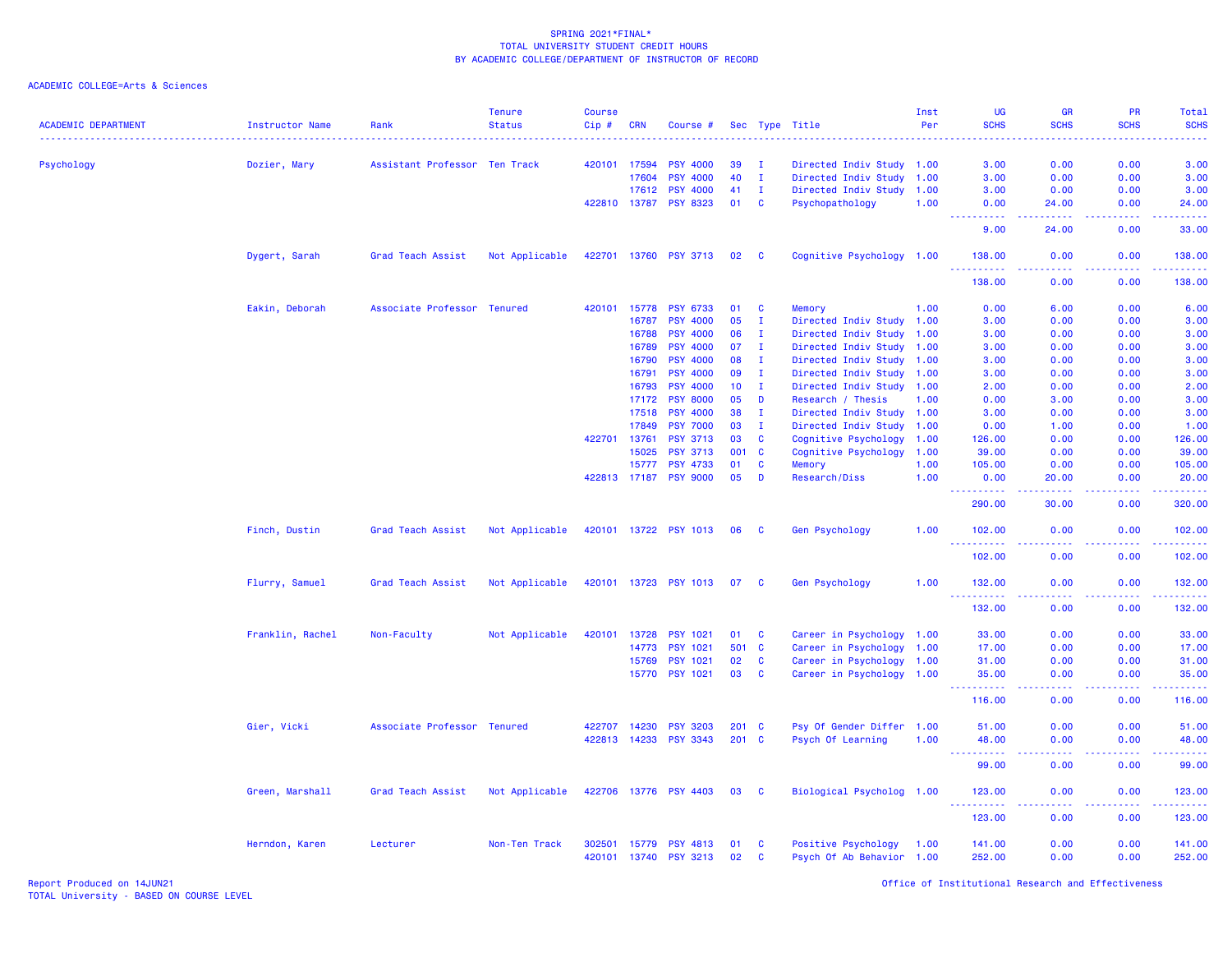SPRING 2021*FINAL*
TOTAL UNIVERSITY STUDENT CREDIT HOURS
BY ACADEMIC COLLEGE/DEPARTMENT OF INSTRUCTOR OF RECORD

ACADEMIC COLLEGE=Arts & Sciences

| ACADEMIC DEPARTMENT | Instructor Name | Rank | Tenure Status | Course Cip # | CRN | Course # | Sec | Type | Title | Inst Per | UG SCHS | GR SCHS | PR SCHS | Total SCHS |
|---|---|---|---|---|---|---|---|---|---|---|---|---|---|---|
| Psychology | Dozier, Mary | Assistant Professor | Ten Track | 420101 | 17594 | PSY 4000 | 39 | I | Directed Indiv Study | 1.00 | 3.00 | 0.00 | 0.00 | 3.00 |
| | | | | | 17604 | PSY 4000 | 40 | I | Directed Indiv Study | 1.00 | 3.00 | 0.00 | 0.00 | 3.00 |
| | | | | | 17612 | PSY 4000 | 41 | I | Directed Indiv Study | 1.00 | 3.00 | 0.00 | 0.00 | 3.00 |
| | | | | 422810 | 13787 | PSY 8323 | 01 | C | Psychopathology | 1.00 | 0.00 | 24.00 | 0.00 | 24.00 |
| | | | | | | | | | | | 9.00 | 24.00 | 0.00 | 33.00 |
| | Dygert, Sarah | Grad Teach Assist | Not Applicable | 422701 | 13760 | PSY 3713 | 02 | C | Cognitive Psychology | 1.00 | 138.00 | 0.00 | 0.00 | 138.00 |
| | | | | | | | | | | | 138.00 | 0.00 | 0.00 | 138.00 |
| | Eakin, Deborah | Associate Professor | Tenured | 420101 | 15778 | PSY 6733 | 01 | C | Memory | 1.00 | 0.00 | 6.00 | 0.00 | 6.00 |
| | | | | | 16787 | PSY 4000 | 05 | I | Directed Indiv Study | 1.00 | 3.00 | 0.00 | 0.00 | 3.00 |
| | | | | | 16788 | PSY 4000 | 06 | I | Directed Indiv Study | 1.00 | 3.00 | 0.00 | 0.00 | 3.00 |
| | | | | | 16789 | PSY 4000 | 07 | I | Directed Indiv Study | 1.00 | 3.00 | 0.00 | 0.00 | 3.00 |
| | | | | | 16790 | PSY 4000 | 08 | I | Directed Indiv Study | 1.00 | 3.00 | 0.00 | 0.00 | 3.00 |
| | | | | | 16791 | PSY 4000 | 09 | I | Directed Indiv Study | 1.00 | 3.00 | 0.00 | 0.00 | 3.00 |
| | | | | | 16793 | PSY 4000 | 10 | I | Directed Indiv Study | 1.00 | 2.00 | 0.00 | 0.00 | 2.00 |
| | | | | | 17172 | PSY 8000 | 05 | D | Research / Thesis | 1.00 | 0.00 | 3.00 | 0.00 | 3.00 |
| | | | | | 17518 | PSY 4000 | 38 | I | Directed Indiv Study | 1.00 | 3.00 | 0.00 | 0.00 | 3.00 |
| | | | | | 17849 | PSY 7000 | 03 | I | Directed Indiv Study | 1.00 | 0.00 | 1.00 | 0.00 | 1.00 |
| | | | | 422701 | 13761 | PSY 3713 | 03 | C | Cognitive Psychology | 1.00 | 126.00 | 0.00 | 0.00 | 126.00 |
| | | | | | 15025 | PSY 3713 | 001 | C | Cognitive Psychology | 1.00 | 39.00 | 0.00 | 0.00 | 39.00 |
| | | | | | 15777 | PSY 4733 | 01 | C | Memory | 1.00 | 105.00 | 0.00 | 0.00 | 105.00 |
| | | | | 422813 | 17187 | PSY 9000 | 05 | D | Research/Diss | 1.00 | 0.00 | 20.00 | 0.00 | 20.00 |
| | | | | | | | | | | | 290.00 | 30.00 | 0.00 | 320.00 |
| | Finch, Dustin | Grad Teach Assist | Not Applicable | 420101 | 13722 | PSY 1013 | 06 | C | Gen Psychology | 1.00 | 102.00 | 0.00 | 0.00 | 102.00 |
| | | | | | | | | | | | 102.00 | 0.00 | 0.00 | 102.00 |
| | Flurry, Samuel | Grad Teach Assist | Not Applicable | 420101 | 13723 | PSY 1013 | 07 | C | Gen Psychology | 1.00 | 132.00 | 0.00 | 0.00 | 132.00 |
| | | | | | | | | | | | 132.00 | 0.00 | 0.00 | 132.00 |
| | Franklin, Rachel | Non-Faculty | Not Applicable | 420101 | 13728 | PSY 1021 | 01 | C | Career in Psychology | 1.00 | 33.00 | 0.00 | 0.00 | 33.00 |
| | | | | | 14773 | PSY 1021 | 501 | C | Career in Psychology | 1.00 | 17.00 | 0.00 | 0.00 | 17.00 |
| | | | | | 15769 | PSY 1021 | 02 | C | Career in Psychology | 1.00 | 31.00 | 0.00 | 0.00 | 31.00 |
| | | | | | 15770 | PSY 1021 | 03 | C | Career in Psychology | 1.00 | 35.00 | 0.00 | 0.00 | 35.00 |
| | | | | | | | | | | | 116.00 | 0.00 | 0.00 | 116.00 |
| | Gier, Vicki | Associate Professor | Tenured | 422707 | 14230 | PSY 3203 | 201 | C | Psy Of Gender Differ | 1.00 | 51.00 | 0.00 | 0.00 | 51.00 |
| | | | | 422813 | 14233 | PSY 3343 | 201 | C | Psych Of Learning | 1.00 | 48.00 | 0.00 | 0.00 | 48.00 |
| | | | | | | | | | | | 99.00 | 0.00 | 0.00 | 99.00 |
| | Green, Marshall | Grad Teach Assist | Not Applicable | 422706 | 13776 | PSY 4403 | 03 | C | Biological Psycholog | 1.00 | 123.00 | 0.00 | 0.00 | 123.00 |
| | | | | | | | | | | | 123.00 | 0.00 | 0.00 | 123.00 |
| | Herndon, Karen | Lecturer | Non-Ten Track | 302501 | 15779 | PSY 4813 | 01 | C | Positive Psychology | 1.00 | 141.00 | 0.00 | 0.00 | 141.00 |
| | | | | 420101 | 13740 | PSY 3213 | 02 | C | Psych Of Ab Behavior | 1.00 | 252.00 | 0.00 | 0.00 | 252.00 |

Report Produced on 14JUN21
TOTAL University - BASED ON COURSE LEVEL

Office of Institutional Research and Effectiveness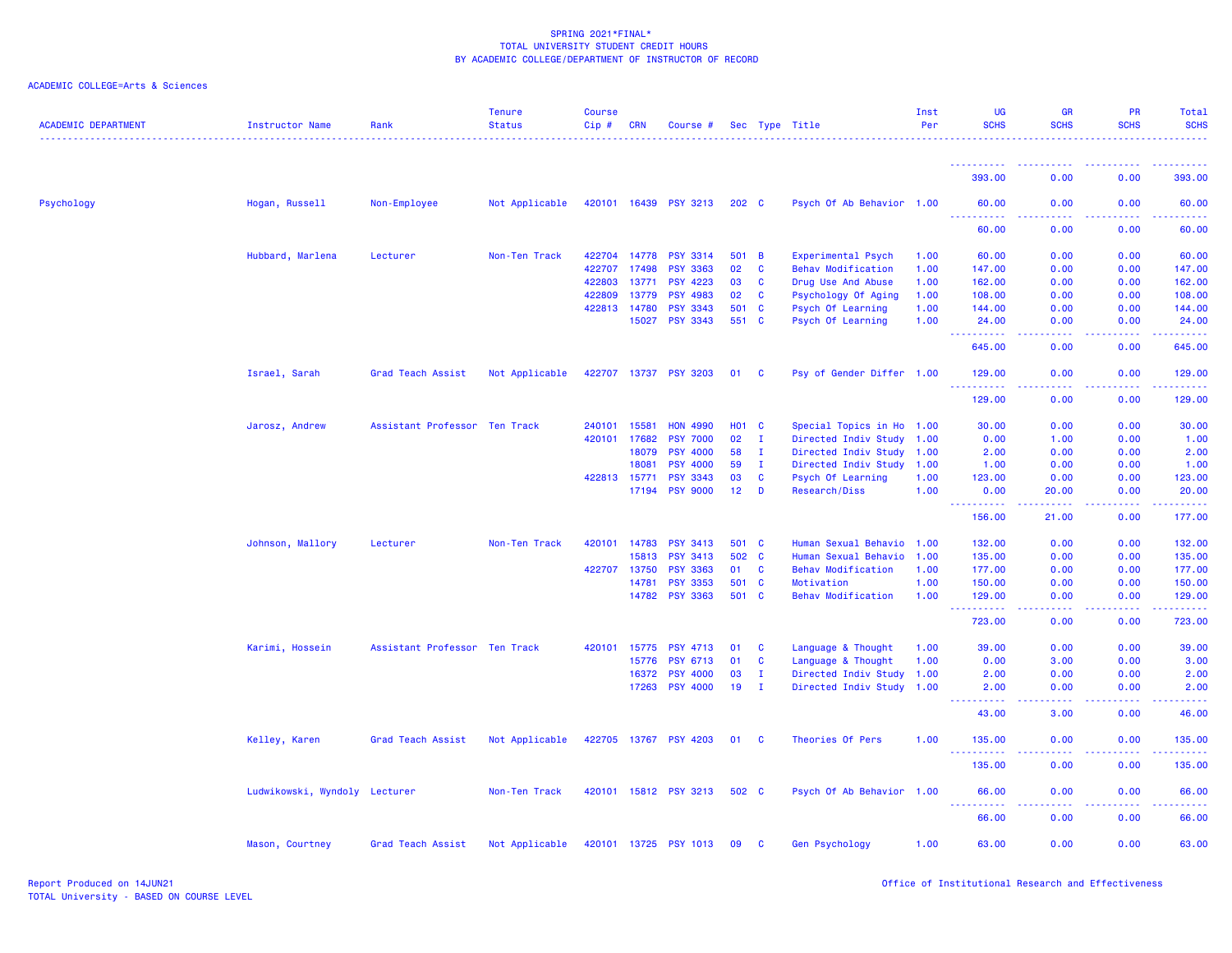SPRING 2021*FINAL*
TOTAL UNIVERSITY STUDENT CREDIT HOURS
BY ACADEMIC COLLEGE/DEPARTMENT OF INSTRUCTOR OF RECORD

ACADEMIC COLLEGE=Arts & Sciences

| ACADEMIC DEPARTMENT | Instructor Name | Rank | Tenure Status | Course Cip # | CRN | Course # | Sec | Type | Title | Inst Per | UG SCHS | GR SCHS | PR SCHS | Total SCHS |
|---|---|---|---|---|---|---|---|---|---|---|---|---|---|---|
| | | | | | | | | | | | 393.00 | 0.00 | 0.00 | 393.00 |
| Psychology | Hogan, Russell | Non-Employee | Not Applicable | 420101 | 16439 | PSY 3213 | 202 | C | Psych Of Ab Behavior | 1.00 | 60.00 | 0.00 | 0.00 | 60.00 |
| | | | | | | | | | | | 60.00 | 0.00 | 0.00 | 60.00 |
| | Hubbard, Marlena | Lecturer | Non-Ten Track | 422704 | 14778 | PSY 3314 | 501 | B | Experimental Psych | 1.00 | 60.00 | 0.00 | 0.00 | 60.00 |
| | | | | 422707 | 17498 | PSY 3363 | 02 | C | Behav Modification | 1.00 | 147.00 | 0.00 | 0.00 | 147.00 |
| | | | | 422803 | 13771 | PSY 4223 | 03 | C | Drug Use And Abuse | 1.00 | 162.00 | 0.00 | 0.00 | 162.00 |
| | | | | 422809 | 13779 | PSY 4983 | 02 | C | Psychology Of Aging | 1.00 | 108.00 | 0.00 | 0.00 | 108.00 |
| | | | | 422813 | 14780 | PSY 3343 | 501 | C | Psych Of Learning | 1.00 | 144.00 | 0.00 | 0.00 | 144.00 |
| | | | | | 15027 | PSY 3343 | 551 | C | Psych Of Learning | 1.00 | 24.00 | 0.00 | 0.00 | 24.00 |
| | | | | | | | | | | | 645.00 | 0.00 | 0.00 | 645.00 |
| | Israel, Sarah | Grad Teach Assist | Not Applicable | 422707 | 13737 | PSY 3203 | 01 | C | Psy of Gender Differ | 1.00 | 129.00 | 0.00 | 0.00 | 129.00 |
| | | | | | | | | | | | 129.00 | 0.00 | 0.00 | 129.00 |
| | Jarosz, Andrew | Assistant Professor | Ten Track | 240101 | 15581 | HON 4990 | H01 | C | Special Topics in Ho | 1.00 | 30.00 | 0.00 | 0.00 | 30.00 |
| | | | | 420101 | 17682 | PSY 7000 | 02 | I | Directed Indiv Study | 1.00 | 0.00 | 1.00 | 0.00 | 1.00 |
| | | | | | 18079 | PSY 4000 | 58 | I | Directed Indiv Study | 1.00 | 2.00 | 0.00 | 0.00 | 2.00 |
| | | | | | 18081 | PSY 4000 | 59 | I | Directed Indiv Study | 1.00 | 1.00 | 0.00 | 0.00 | 1.00 |
| | | | | 422813 | 15771 | PSY 3343 | 03 | C | Psych Of Learning | 1.00 | 123.00 | 0.00 | 0.00 | 123.00 |
| | | | | | 17194 | PSY 9000 | 12 | D | Research/Diss | 1.00 | 0.00 | 20.00 | 0.00 | 20.00 |
| | | | | | | | | | | | 156.00 | 21.00 | 0.00 | 177.00 |
| | Johnson, Mallory | Lecturer | Non-Ten Track | 420101 | 14783 | PSY 3413 | 501 | C | Human Sexual Behavio | 1.00 | 132.00 | 0.00 | 0.00 | 132.00 |
| | | | | | 15813 | PSY 3413 | 502 | C | Human Sexual Behavio | 1.00 | 135.00 | 0.00 | 0.00 | 135.00 |
| | | | | 422707 | 13750 | PSY 3363 | 01 | C | Behav Modification | 1.00 | 177.00 | 0.00 | 0.00 | 177.00 |
| | | | | | 14781 | PSY 3353 | 501 | C | Motivation | 1.00 | 150.00 | 0.00 | 0.00 | 150.00 |
| | | | | | 14782 | PSY 3363 | 501 | C | Behav Modification | 1.00 | 129.00 | 0.00 | 0.00 | 129.00 |
| | | | | | | | | | | | 723.00 | 0.00 | 0.00 | 723.00 |
| | Karimi, Hossein | Assistant Professor | Ten Track | 420101 | 15775 | PSY 4713 | 01 | C | Language & Thought | 1.00 | 39.00 | 0.00 | 0.00 | 39.00 |
| | | | | | 15776 | PSY 6713 | 01 | C | Language & Thought | 1.00 | 0.00 | 3.00 | 0.00 | 3.00 |
| | | | | | 16372 | PSY 4000 | 03 | I | Directed Indiv Study | 1.00 | 2.00 | 0.00 | 0.00 | 2.00 |
| | | | | | 17263 | PSY 4000 | 19 | I | Directed Indiv Study | 1.00 | 2.00 | 0.00 | 0.00 | 2.00 |
| | | | | | | | | | | | 43.00 | 3.00 | 0.00 | 46.00 |
| | Kelley, Karen | Grad Teach Assist | Not Applicable | 422705 | 13767 | PSY 4203 | 01 | C | Theories Of Pers | 1.00 | 135.00 | 0.00 | 0.00 | 135.00 |
| | | | | | | | | | | | 135.00 | 0.00 | 0.00 | 135.00 |
| | Ludwikowski, Wyndoly | Lecturer | Non-Ten Track | 420101 | 15812 | PSY 3213 | 502 | C | Psych Of Ab Behavior | 1.00 | 66.00 | 0.00 | 0.00 | 66.00 |
| | | | | | | | | | | | 66.00 | 0.00 | 0.00 | 66.00 |
| | Mason, Courtney | Grad Teach Assist | Not Applicable | 420101 | 13725 | PSY 1013 | 09 | C | Gen Psychology | 1.00 | 63.00 | 0.00 | 0.00 | 63.00 |

Report Produced on 14JUN21
TOTAL University - BASED ON COURSE LEVEL

Office of Institutional Research and Effectiveness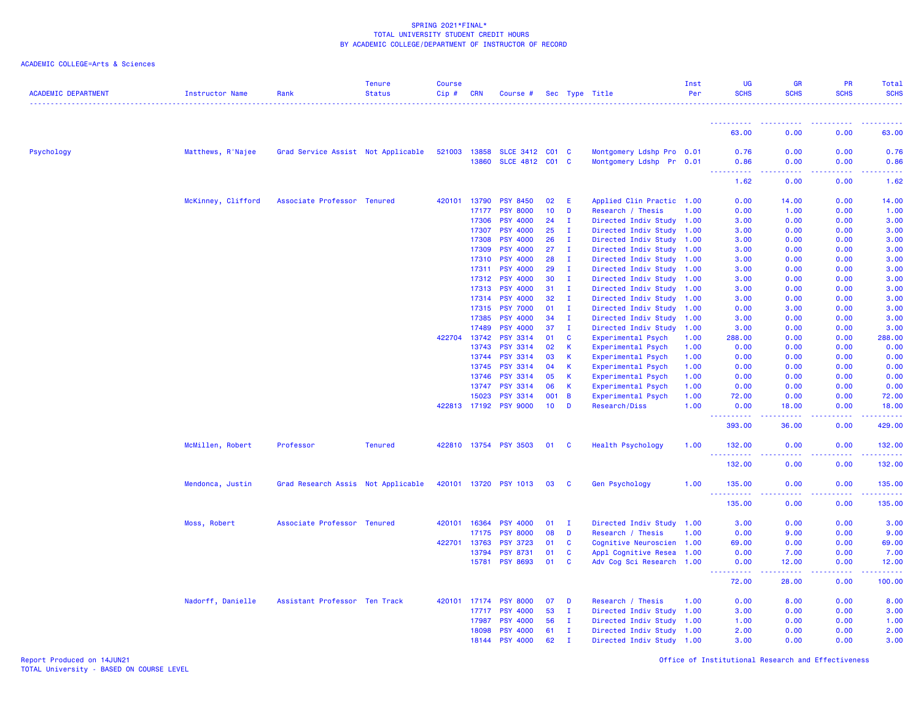SPRING 2021*FINAL*
TOTAL UNIVERSITY STUDENT CREDIT HOURS
BY ACADEMIC COLLEGE/DEPARTMENT OF INSTRUCTOR OF RECORD

ACADEMIC COLLEGE=Arts & Sciences

| ACADEMIC DEPARTMENT | Instructor Name | Rank | Tenure Status | Course Cip # | CRN | Course # | Sec | Type | Title | Inst Per | UG SCHS | GR SCHS | PR SCHS | Total SCHS |
|---|---|---|---|---|---|---|---|---|---|---|---|---|---|---|
| | | | | | | | | | | | 63.00 | 0.00 | 0.00 | 63.00 |
| Psychology | Matthews, R'Najee | Grad Service Assist | Not Applicable | 521003 | 13858 | SLCE 3412 | C01 | C | Montgomery Ldshp Pro | 0.01 | 0.76 | 0.00 | 0.00 | 0.76 |
| | | | | | 13860 | SLCE 4812 | C01 | C | Montgomery Ldshp Pr | 0.01 | 0.86 | 0.00 | 0.00 | 0.86 |
| | | | | | | | | | | | 1.62 | 0.00 | 0.00 | 1.62 |
| | McKinney, Clifford | Associate Professor | Tenured | 420101 | 13790 | PSY 8450 | 02 | E | Applied Clin Practic | 1.00 | 0.00 | 14.00 | 0.00 | 14.00 |
| | | | | | 17177 | PSY 8000 | 10 | D | Research / Thesis | 1.00 | 0.00 | 1.00 | 0.00 | 1.00 |
| | | | | | 17306 | PSY 4000 | 24 | I | Directed Indiv Study | 1.00 | 3.00 | 0.00 | 0.00 | 3.00 |
| | | | | | 17307 | PSY 4000 | 25 | I | Directed Indiv Study | 1.00 | 3.00 | 0.00 | 0.00 | 3.00 |
| | | | | | 17308 | PSY 4000 | 26 | I | Directed Indiv Study | 1.00 | 3.00 | 0.00 | 0.00 | 3.00 |
| | | | | | 17309 | PSY 4000 | 27 | I | Directed Indiv Study | 1.00 | 3.00 | 0.00 | 0.00 | 3.00 |
| | | | | | 17310 | PSY 4000 | 28 | I | Directed Indiv Study | 1.00 | 3.00 | 0.00 | 0.00 | 3.00 |
| | | | | | 17311 | PSY 4000 | 29 | I | Directed Indiv Study | 1.00 | 3.00 | 0.00 | 0.00 | 3.00 |
| | | | | | 17312 | PSY 4000 | 30 | I | Directed Indiv Study | 1.00 | 3.00 | 0.00 | 0.00 | 3.00 |
| | | | | | 17313 | PSY 4000 | 31 | I | Directed Indiv Study | 1.00 | 3.00 | 0.00 | 0.00 | 3.00 |
| | | | | | 17314 | PSY 4000 | 32 | I | Directed Indiv Study | 1.00 | 3.00 | 0.00 | 0.00 | 3.00 |
| | | | | | 17315 | PSY 7000 | 01 | I | Directed Indiv Study | 1.00 | 0.00 | 3.00 | 0.00 | 3.00 |
| | | | | | 17385 | PSY 4000 | 34 | I | Directed Indiv Study | 1.00 | 3.00 | 0.00 | 0.00 | 3.00 |
| | | | | | 17489 | PSY 4000 | 37 | I | Directed Indiv Study | 1.00 | 3.00 | 0.00 | 0.00 | 3.00 |
| | | | | 422704 | 13742 | PSY 3314 | 01 | C | Experimental Psych | 1.00 | 288.00 | 0.00 | 0.00 | 288.00 |
| | | | | | 13743 | PSY 3314 | 02 | K | Experimental Psych | 1.00 | 0.00 | 0.00 | 0.00 | 0.00 |
| | | | | | 13744 | PSY 3314 | 03 | K | Experimental Psych | 1.00 | 0.00 | 0.00 | 0.00 | 0.00 |
| | | | | | 13745 | PSY 3314 | 04 | K | Experimental Psych | 1.00 | 0.00 | 0.00 | 0.00 | 0.00 |
| | | | | | 13746 | PSY 3314 | 05 | K | Experimental Psych | 1.00 | 0.00 | 0.00 | 0.00 | 0.00 |
| | | | | | 13747 | PSY 3314 | 06 | K | Experimental Psych | 1.00 | 0.00 | 0.00 | 0.00 | 0.00 |
| | | | | | 15023 | PSY 3314 | 001 | B | Experimental Psych | 1.00 | 72.00 | 0.00 | 0.00 | 72.00 |
| | | | | 422813 | 17192 | PSY 9000 | 10 | D | Research/Diss | 1.00 | 0.00 | 18.00 | 0.00 | 18.00 |
| | | | | | | | | | | | 393.00 | 36.00 | 0.00 | 429.00 |
| | McMillen, Robert | Professor | Tenured | 422810 | 13754 | PSY 3503 | 01 | C | Health Psychology | 1.00 | 132.00 | 0.00 | 0.00 | 132.00 |
| | | | | | | | | | | | 132.00 | 0.00 | 0.00 | 132.00 |
| | Mendonca, Justin | Grad Research Assis | Not Applicable | 420101 | 13720 | PSY 1013 | 03 | C | Gen Psychology | 1.00 | 135.00 | 0.00 | 0.00 | 135.00 |
| | | | | | | | | | | | 135.00 | 0.00 | 0.00 | 135.00 |
| | Moss, Robert | Associate Professor | Tenured | 420101 | 16364 | PSY 4000 | 01 | I | Directed Indiv Study | 1.00 | 3.00 | 0.00 | 0.00 | 3.00 |
| | | | | | 17175 | PSY 8000 | 08 | D | Research / Thesis | 1.00 | 0.00 | 9.00 | 0.00 | 9.00 |
| | | | | 422701 | 13763 | PSY 3723 | 01 | C | Cognitive Neuroscien | 1.00 | 69.00 | 0.00 | 0.00 | 69.00 |
| | | | | | 13794 | PSY 8731 | 01 | C | Appl Cognitive Resea | 1.00 | 0.00 | 7.00 | 0.00 | 7.00 |
| | | | | | 15781 | PSY 8693 | 01 | C | Adv Cog Sci Research | 1.00 | 0.00 | 12.00 | 0.00 | 12.00 |
| | | | | | | | | | | | 72.00 | 28.00 | 0.00 | 100.00 |
| | Nadorff, Danielle | Assistant Professor | Ten Track | 420101 | 17174 | PSY 8000 | 07 | D | Research / Thesis | 1.00 | 0.00 | 8.00 | 0.00 | 8.00 |
| | | | | | 17717 | PSY 4000 | 53 | I | Directed Indiv Study | 1.00 | 3.00 | 0.00 | 0.00 | 3.00 |
| | | | | | 17987 | PSY 4000 | 56 | I | Directed Indiv Study | 1.00 | 1.00 | 0.00 | 0.00 | 1.00 |
| | | | | | 18098 | PSY 4000 | 61 | I | Directed Indiv Study | 1.00 | 2.00 | 0.00 | 0.00 | 2.00 |
| | | | | | 18144 | PSY 4000 | 62 | I | Directed Indiv Study | 1.00 | 3.00 | 0.00 | 0.00 | 3.00 |

Report Produced on 14JUN21
TOTAL University - BASED ON COURSE LEVEL

Office of Institutional Research and Effectiveness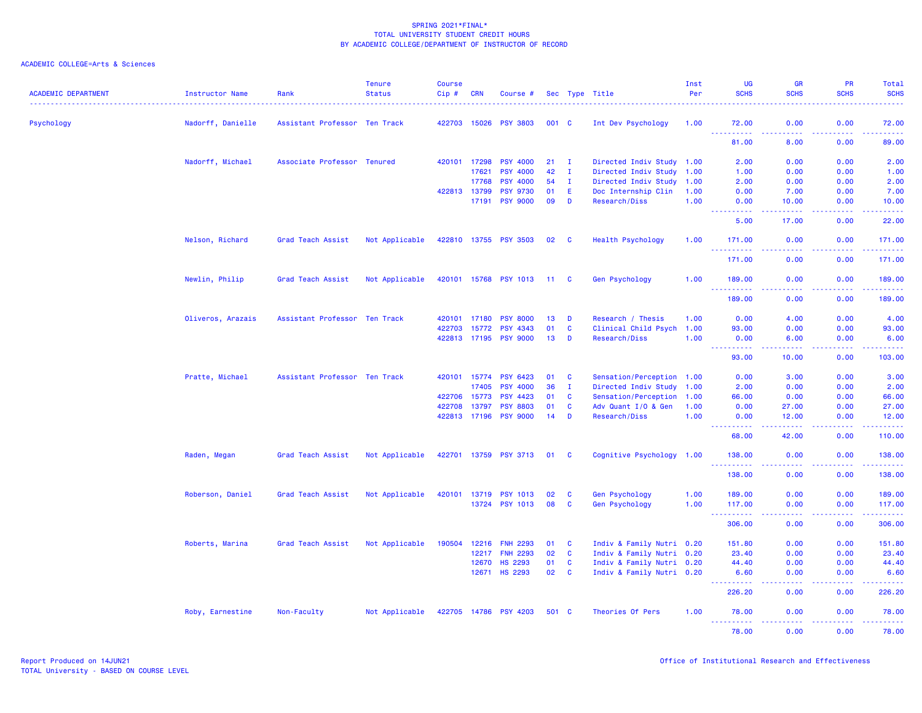SPRING 2021*FINAL*
TOTAL UNIVERSITY STUDENT CREDIT HOURS
BY ACADEMIC COLLEGE/DEPARTMENT OF INSTRUCTOR OF RECORD

ACADEMIC COLLEGE=Arts & Sciences

| ACADEMIC DEPARTMENT | Instructor Name | Rank | Tenure Status | Course Cip # | CRN | Course # | Sec | Type | Title | Inst Per | UG SCHS | GR SCHS | PR SCHS | Total SCHS |
|---|---|---|---|---|---|---|---|---|---|---|---|---|---|---|
| Psychology | Nadorff, Danielle | Assistant Professor | Ten Track | 422703 | 15026 | PSY 3803 | 001 | C | Int Dev Psychology | 1.00 | 72.00 | 0.00 | 0.00 | 72.00 |
| | | | | | | | | | | | 81.00 | 8.00 | 0.00 | 89.00 |
| | Nadorff, Michael | Associate Professor | Tenured | 420101 | 17298 | PSY 4000 | 21 | I | Directed Indiv Study | 1.00 | 2.00 | 0.00 | 0.00 | 2.00 |
| | | | | | 17621 | PSY 4000 | 42 | I | Directed Indiv Study | 1.00 | 1.00 | 0.00 | 0.00 | 1.00 |
| | | | | | 17768 | PSY 4000 | 54 | I | Directed Indiv Study | 1.00 | 2.00 | 0.00 | 0.00 | 2.00 |
| | | | | 422813 | 13799 | PSY 9730 | 01 | E | Doc Internship Clin | 1.00 | 0.00 | 7.00 | 0.00 | 7.00 |
| | | | | | 17191 | PSY 9000 | 09 | D | Research/Diss | 1.00 | 0.00 | 10.00 | 0.00 | 10.00 |
| | | | | | | | | | | | 5.00 | 17.00 | 0.00 | 22.00 |
| | Nelson, Richard | Grad Teach Assist | Not Applicable | 422810 | 13755 | PSY 3503 | 02 | C | Health Psychology | 1.00 | 171.00 | 0.00 | 0.00 | 171.00 |
| | | | | | | | | | | | 171.00 | 0.00 | 0.00 | 171.00 |
| | Newlin, Philip | Grad Teach Assist | Not Applicable | 420101 | 15768 | PSY 1013 | 11 | C | Gen Psychology | 1.00 | 189.00 | 0.00 | 0.00 | 189.00 |
| | | | | | | | | | | | 189.00 | 0.00 | 0.00 | 189.00 |
| | Oliveros, Arazais | Assistant Professor | Ten Track | 420101 | 17180 | PSY 8000 | 13 | D | Research / Thesis | 1.00 | 0.00 | 4.00 | 0.00 | 4.00 |
| | | | | 422703 | 15772 | PSY 4343 | 01 | C | Clinical Child Psych | 1.00 | 93.00 | 0.00 | 0.00 | 93.00 |
| | | | | 422813 | 17195 | PSY 9000 | 13 | D | Research/Diss | 1.00 | 0.00 | 6.00 | 0.00 | 6.00 |
| | | | | | | | | | | | 93.00 | 10.00 | 0.00 | 103.00 |
| | Pratte, Michael | Assistant Professor | Ten Track | 420101 | 15774 | PSY 6423 | 01 | C | Sensation/Perception | 1.00 | 0.00 | 3.00 | 0.00 | 3.00 |
| | | | | | 17405 | PSY 4000 | 36 | I | Directed Indiv Study | 1.00 | 2.00 | 0.00 | 0.00 | 2.00 |
| | | | | 422706 | 15773 | PSY 4423 | 01 | C | Sensation/Perception | 1.00 | 66.00 | 0.00 | 0.00 | 66.00 |
| | | | | 422708 | 13797 | PSY 8803 | 01 | C | Adv Quant I/O & Gen | 1.00 | 0.00 | 27.00 | 0.00 | 27.00 |
| | | | | 422813 | 17196 | PSY 9000 | 14 | D | Research/Diss | 1.00 | 0.00 | 12.00 | 0.00 | 12.00 |
| | | | | | | | | | | | 68.00 | 42.00 | 0.00 | 110.00 |
| | Raden, Megan | Grad Teach Assist | Not Applicable | 422701 | 13759 | PSY 3713 | 01 | C | Cognitive Psychology | 1.00 | 138.00 | 0.00 | 0.00 | 138.00 |
| | | | | | | | | | | | 138.00 | 0.00 | 0.00 | 138.00 |
| | Roberson, Daniel | Grad Teach Assist | Not Applicable | 420101 | 13719 | PSY 1013 | 02 | C | Gen Psychology | 1.00 | 189.00 | 0.00 | 0.00 | 189.00 |
| | | | | | 13724 | PSY 1013 | 08 | C | Gen Psychology | 1.00 | 117.00 | 0.00 | 0.00 | 117.00 |
| | | | | | | | | | | | 306.00 | 0.00 | 0.00 | 306.00 |
| | Roberts, Marina | Grad Teach Assist | Not Applicable | 190504 | 12216 | FNH 2293 | 01 | C | Indiv & Family Nutri | 0.20 | 151.80 | 0.00 | 0.00 | 151.80 |
| | | | | | 12217 | FNH 2293 | 02 | C | Indiv & Family Nutri | 0.20 | 23.40 | 0.00 | 0.00 | 23.40 |
| | | | | | 12670 | HS 2293 | 01 | C | Indiv & Family Nutri | 0.20 | 44.40 | 0.00 | 0.00 | 44.40 |
| | | | | | 12671 | HS 2293 | 02 | C | Indiv & Family Nutri | 0.20 | 6.60 | 0.00 | 0.00 | 6.60 |
| | | | | | | | | | | | 226.20 | 0.00 | 0.00 | 226.20 |
| | Roby, Earnestine | Non-Faculty | Not Applicable | 422705 | 14786 | PSY 4203 | 501 | C | Theories Of Pers | 1.00 | 78.00 | 0.00 | 0.00 | 78.00 |
| | | | | | | | | | | | 78.00 | 0.00 | 0.00 | 78.00 |

Report Produced on 14JUN21
TOTAL University - BASED ON COURSE LEVEL

Office of Institutional Research and Effectiveness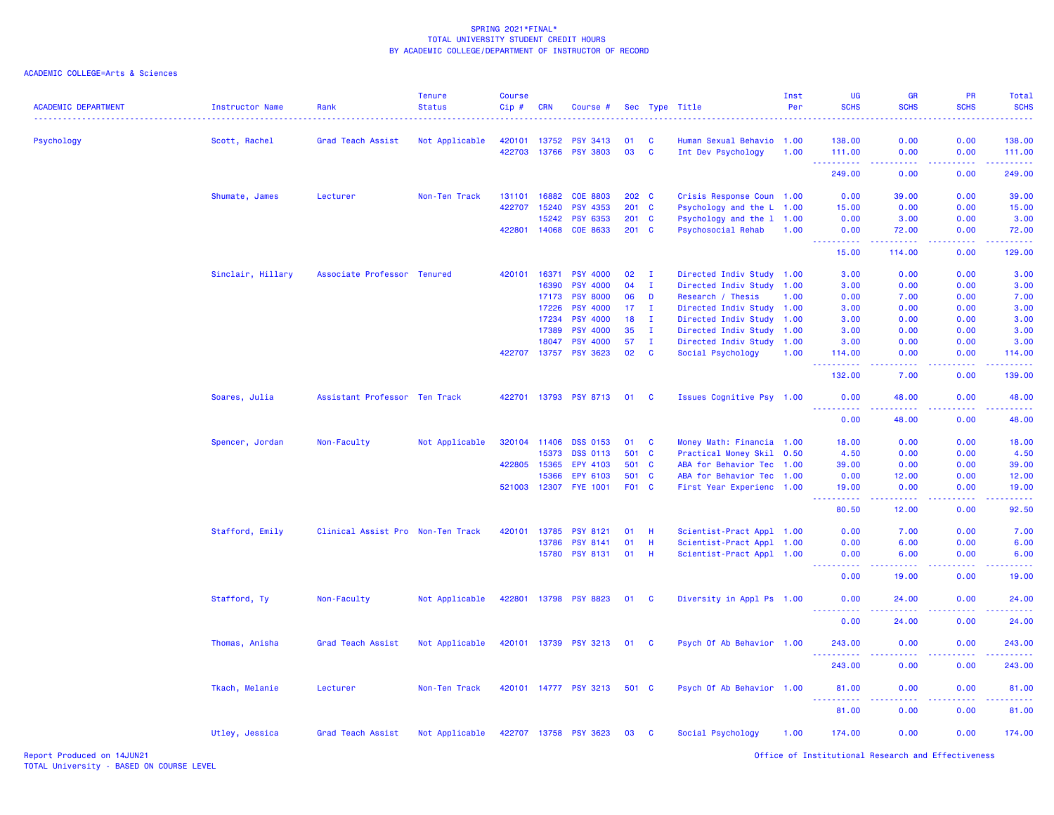SPRING 2021*FINAL*
TOTAL UNIVERSITY STUDENT CREDIT HOURS
BY ACADEMIC COLLEGE/DEPARTMENT OF INSTRUCTOR OF RECORD

ACADEMIC COLLEGE=Arts & Sciences

| ACADEMIC DEPARTMENT | Instructor Name | Rank | Tenure Status | Course Cip # | CRN | Course # | Sec | Type | Title | Inst Per | UG SCHS | GR SCHS | PR SCHS | Total SCHS |
|---|---|---|---|---|---|---|---|---|---|---|---|---|---|---|
| Psychology | Scott, Rachel | Grad Teach Assist | Not Applicable | 420101 | 13752 | PSY 3413 | 01 | C | Human Sexual Behavio | 1.00 | 138.00 | 0.00 | 0.00 | 138.00 |
| | | | | 422703 | 13766 | PSY 3803 | 03 | C | Int Dev Psychology | 1.00 | 111.00 | 0.00 | 0.00 | 111.00 |
| | | | | | | | | | | | 249.00 | 0.00 | 0.00 | 249.00 |
| | Shumate, James | Lecturer | Non-Ten Track | 131101 | 16882 | COE 8803 | 202 | C | Crisis Response Coun | 1.00 | 0.00 | 39.00 | 0.00 | 39.00 |
| | | | | 422707 | 15240 | PSY 4353 | 201 | C | Psychology and the L | 1.00 | 15.00 | 0.00 | 0.00 | 15.00 |
| | | | | | 15242 | PSY 6353 | 201 | C | Psychology and the l | 1.00 | 0.00 | 3.00 | 0.00 | 3.00 |
| | | | | 422801 | 14068 | COE 8633 | 201 | C | Psychosocial Rehab | 1.00 | 0.00 | 72.00 | 0.00 | 72.00 |
| | | | | | | | | | | | 15.00 | 114.00 | 0.00 | 129.00 |
| | Sinclair, Hillary | Associate Professor | Tenured | 420101 | 16371 | PSY 4000 | 02 | I | Directed Indiv Study | 1.00 | 3.00 | 0.00 | 0.00 | 3.00 |
| | | | | | 16390 | PSY 4000 | 04 | I | Directed Indiv Study | 1.00 | 3.00 | 0.00 | 0.00 | 3.00 |
| | | | | | 17173 | PSY 8000 | 06 | D | Research / Thesis | 1.00 | 0.00 | 7.00 | 0.00 | 7.00 |
| | | | | | 17226 | PSY 4000 | 17 | I | Directed Indiv Study | 1.00 | 3.00 | 0.00 | 0.00 | 3.00 |
| | | | | | 17234 | PSY 4000 | 18 | I | Directed Indiv Study | 1.00 | 3.00 | 0.00 | 0.00 | 3.00 |
| | | | | | 17389 | PSY 4000 | 35 | I | Directed Indiv Study | 1.00 | 3.00 | 0.00 | 0.00 | 3.00 |
| | | | | | 18047 | PSY 4000 | 57 | I | Directed Indiv Study | 1.00 | 3.00 | 0.00 | 0.00 | 3.00 |
| | | | | 422707 | 13757 | PSY 3623 | 02 | C | Social Psychology | 1.00 | 114.00 | 0.00 | 0.00 | 114.00 |
| | | | | | | | | | | | 132.00 | 7.00 | 0.00 | 139.00 |
| | Soares, Julia | Assistant Professor | Ten Track | 422701 | 13793 | PSY 8713 | 01 | C | Issues Cognitive Psy | 1.00 | 0.00 | 48.00 | 0.00 | 48.00 |
| | | | | | | | | | | | 0.00 | 48.00 | 0.00 | 48.00 |
| | Spencer, Jordan | Non-Faculty | Not Applicable | 320104 | 11406 | DSS 0153 | 01 | C | Money Math: Financia | 1.00 | 18.00 | 0.00 | 0.00 | 18.00 |
| | | | | | 15373 | DSS 0113 | 501 | C | Practical Money Skil | 0.50 | 4.50 | 0.00 | 0.00 | 4.50 |
| | | | | 422805 | 15365 | EPY 4103 | 501 | C | ABA for Behavior Tec | 1.00 | 39.00 | 0.00 | 0.00 | 39.00 |
| | | | | | 15366 | EPY 6103 | 501 | C | ABA for Behavior Tec | 1.00 | 0.00 | 12.00 | 0.00 | 12.00 |
| | | | | 521003 | 12307 | FYE 1001 | F01 | C | First Year Experienc | 1.00 | 19.00 | 0.00 | 0.00 | 19.00 |
| | | | | | | | | | | | 80.50 | 12.00 | 0.00 | 92.50 |
| | Stafford, Emily | Clinical Assist Pro | Non-Ten Track | 420101 | 13785 | PSY 8121 | 01 | H | Scientist-Pract Appl | 1.00 | 0.00 | 7.00 | 0.00 | 7.00 |
| | | | | | 13786 | PSY 8141 | 01 | H | Scientist-Pract Appl | 1.00 | 0.00 | 6.00 | 0.00 | 6.00 |
| | | | | | 15780 | PSY 8131 | 01 | H | Scientist-Pract Appl | 1.00 | 0.00 | 6.00 | 0.00 | 6.00 |
| | | | | | | | | | | | 0.00 | 19.00 | 0.00 | 19.00 |
| | Stafford, Ty | Non-Faculty | Not Applicable | 422801 | 13798 | PSY 8823 | 01 | C | Diversity in Appl Ps | 1.00 | 0.00 | 24.00 | 0.00 | 24.00 |
| | | | | | | | | | | | 0.00 | 24.00 | 0.00 | 24.00 |
| | Thomas, Anisha | Grad Teach Assist | Not Applicable | 420101 | 13739 | PSY 3213 | 01 | C | Psych Of Ab Behavior | 1.00 | 243.00 | 0.00 | 0.00 | 243.00 |
| | | | | | | | | | | | 243.00 | 0.00 | 0.00 | 243.00 |
| | Tkach, Melanie | Lecturer | Non-Ten Track | 420101 | 14777 | PSY 3213 | 501 | C | Psych Of Ab Behavior | 1.00 | 81.00 | 0.00 | 0.00 | 81.00 |
| | | | | | | | | | | | 81.00 | 0.00 | 0.00 | 81.00 |
| | Utley, Jessica | Grad Teach Assist | Not Applicable | 422707 | 13758 | PSY 3623 | 03 | C | Social Psychology | 1.00 | 174.00 | 0.00 | 0.00 | 174.00 |

Report Produced on 14JUN21
TOTAL University - BASED ON COURSE LEVEL

Office of Institutional Research and Effectiveness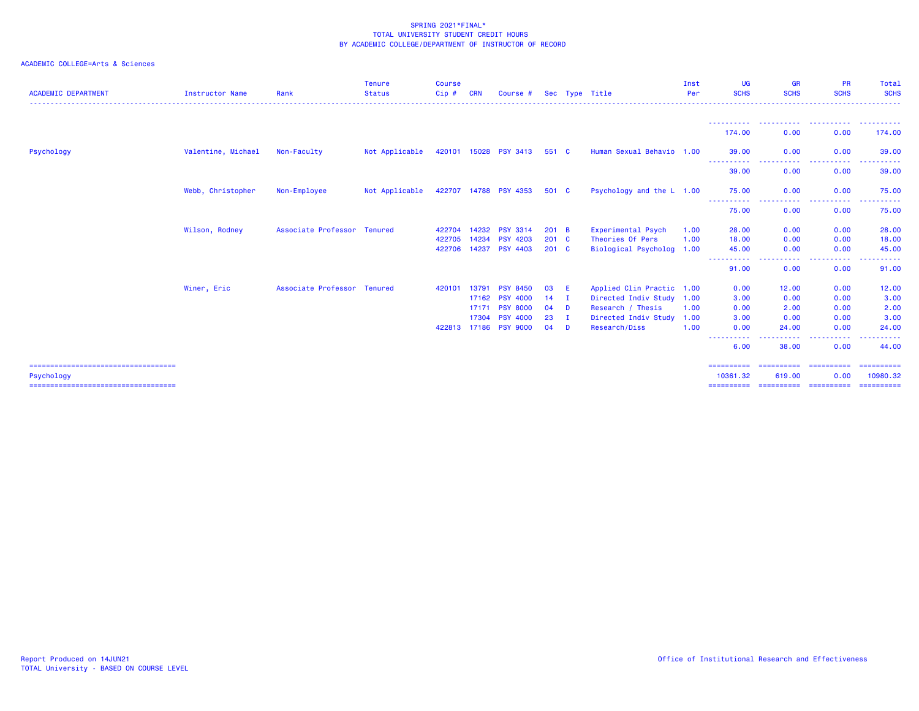SPRING 2021*FINAL*
TOTAL UNIVERSITY STUDENT CREDIT HOURS
BY ACADEMIC COLLEGE/DEPARTMENT OF INSTRUCTOR OF RECORD

ACADEMIC COLLEGE=Arts & Sciences

| ACADEMIC DEPARTMENT | Instructor Name | Rank | Tenure Status | Course Cip # | CRN | Course # | Sec | Type | Title | Inst Per | UG SCHS | GR SCHS | PR SCHS | Total SCHS |
|---|---|---|---|---|---|---|---|---|---|---|---|---|---|---|
| | | | | | | | | | | | 174.00 | 0.00 | 0.00 | 174.00 |
| Psychology | Valentine, Michael | Non-Faculty | Not Applicable | 420101 | 15028 | PSY 3413 | 551 | C | Human Sexual Behavio | 1.00 | 39.00 | 0.00 | 0.00 | 39.00 |
| | | | | | | | | | | | 39.00 | 0.00 | 0.00 | 39.00 |
| | Webb, Christopher | Non-Employee | Not Applicable | 422707 | 14788 | PSY 4353 | 501 | C | Psychology and the L | 1.00 | 75.00 | 0.00 | 0.00 | 75.00 |
| | | | | | | | | | | | 75.00 | 0.00 | 0.00 | 75.00 |
| | Wilson, Rodney | Associate Professor | Tenured | 422704 | 14232 | PSY 3314 | 201 | B | Experimental Psych | 1.00 | 28.00 | 0.00 | 0.00 | 28.00 |
| | | | | 422705 | 14234 | PSY 4203 | 201 | C | Theories Of Pers | 1.00 | 18.00 | 0.00 | 0.00 | 18.00 |
| | | | | 422706 | 14237 | PSY 4403 | 201 | C | Biological Psycholog | 1.00 | 45.00 | 0.00 | 0.00 | 45.00 |
| | | | | | | | | | | | 91.00 | 0.00 | 0.00 | 91.00 |
| | Winer, Eric | Associate Professor | Tenured | 420101 | 13791 | PSY 8450 | 03 | E | Applied Clin Practic | 1.00 | 0.00 | 12.00 | 0.00 | 12.00 |
| | | | | | 17162 | PSY 4000 | 14 | I | Directed Indiv Study | 1.00 | 3.00 | 0.00 | 0.00 | 3.00 |
| | | | | | 17171 | PSY 8000 | 04 | D | Research / Thesis | 1.00 | 0.00 | 2.00 | 0.00 | 2.00 |
| | | | | | 17304 | PSY 4000 | 23 | I | Directed Indiv Study | 1.00 | 3.00 | 0.00 | 0.00 | 3.00 |
| | | | | 422813 | 17186 | PSY 9000 | 04 | D | Research/Diss | 1.00 | 0.00 | 24.00 | 0.00 | 24.00 |
| | | | | | | | | | | | 6.00 | 38.00 | 0.00 | 44.00 |
| Psychology | | | | | | | | | | | 10361.32 | 619.00 | 0.00 | 10980.32 |

Report Produced on 14JUN21
TOTAL University - BASED ON COURSE LEVEL

Office of Institutional Research and Effectiveness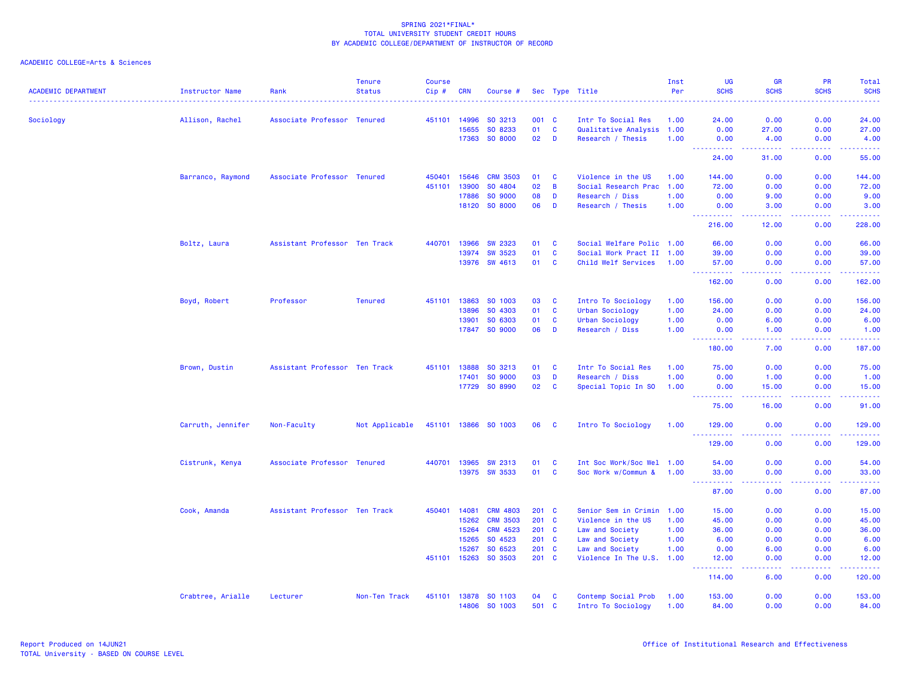SPRING 2021*FINAL*
TOTAL UNIVERSITY STUDENT CREDIT HOURS
BY ACADEMIC COLLEGE/DEPARTMENT OF INSTRUCTOR OF RECORD

ACADEMIC COLLEGE=Arts & Sciences

| ACADEMIC DEPARTMENT | Instructor Name | Rank | Tenure Status | Course Cip # | CRN | Course # | Sec | Type | Title | Inst Per | UG SCHS | GR SCHS | PR SCHS | Total SCHS |
|---|---|---|---|---|---|---|---|---|---|---|---|---|---|---|
| Sociology | Allison, Rachel | Associate Professor | Tenured | 451101 | 14996 | SO 3213 | 001 | C | Intr To Social Res | 1.00 | 24.00 | 0.00 | 0.00 | 24.00 |
| | | | | | 15655 | SO 8233 | 01 | C | Qualitative Analysis | 1.00 | 0.00 | 27.00 | 0.00 | 27.00 |
| | | | | | 17363 | SO 8000 | 02 | D | Research / Thesis | 1.00 | 0.00 | 4.00 | 0.00 | 4.00 |
| | | | | | | | | | | | 24.00 | 31.00 | 0.00 | 55.00 |
| | Barranco, Raymond | Associate Professor | Tenured | 450401 | 15646 | CRM 3503 | 01 | C | Violence in the US | 1.00 | 144.00 | 0.00 | 0.00 | 144.00 |
| | | | | 451101 | 13900 | SO 4804 | 02 | B | Social Research Prac | 1.00 | 72.00 | 0.00 | 0.00 | 72.00 |
| | | | | | 17886 | SO 9000 | 08 | D | Research / Diss | 1.00 | 0.00 | 9.00 | 0.00 | 9.00 |
| | | | | | 18120 | SO 8000 | 06 | D | Research / Thesis | 1.00 | 0.00 | 3.00 | 0.00 | 3.00 |
| | | | | | | | | | | | 216.00 | 12.00 | 0.00 | 228.00 |
| | Boltz, Laura | Assistant Professor | Ten Track | 440701 | 13966 | SW 2323 | 01 | C | Social Welfare Polic | 1.00 | 66.00 | 0.00 | 0.00 | 66.00 |
| | | | | | 13974 | SW 3523 | 01 | C | Social Work Pract II | 1.00 | 39.00 | 0.00 | 0.00 | 39.00 |
| | | | | | 13976 | SW 4613 | 01 | C | Child Welf Services | 1.00 | 57.00 | 0.00 | 0.00 | 57.00 |
| | | | | | | | | | | | 162.00 | 0.00 | 0.00 | 162.00 |
| | Boyd, Robert | Professor | Tenured | 451101 | 13863 | SO 1003 | 03 | C | Intro To Sociology | 1.00 | 156.00 | 0.00 | 0.00 | 156.00 |
| | | | | | 13896 | SO 4303 | 01 | C | Urban Sociology | 1.00 | 24.00 | 0.00 | 0.00 | 24.00 |
| | | | | | 13901 | SO 6303 | 01 | C | Urban Sociology | 1.00 | 0.00 | 6.00 | 0.00 | 6.00 |
| | | | | | 17847 | SO 9000 | 06 | D | Research / Diss | 1.00 | 0.00 | 1.00 | 0.00 | 1.00 |
| | | | | | | | | | | | 180.00 | 7.00 | 0.00 | 187.00 |
| | Brown, Dustin | Assistant Professor | Ten Track | 451101 | 13888 | SO 3213 | 01 | C | Intr To Social Res | 1.00 | 75.00 | 0.00 | 0.00 | 75.00 |
| | | | | | 17401 | SO 9000 | 03 | D | Research / Diss | 1.00 | 0.00 | 1.00 | 0.00 | 1.00 |
| | | | | | 17729 | SO 8990 | 02 | C | Special Topic In SO | 1.00 | 0.00 | 15.00 | 0.00 | 15.00 |
| | | | | | | | | | | | 75.00 | 16.00 | 0.00 | 91.00 |
| | Carruth, Jennifer | Non-Faculty | Not Applicable | 451101 | 13866 | SO 1003 | 06 | C | Intro To Sociology | 1.00 | 129.00 | 0.00 | 0.00 | 129.00 |
| | | | | | | | | | | | 129.00 | 0.00 | 0.00 | 129.00 |
| | Cistrunk, Kenya | Associate Professor | Tenured | 440701 | 13965 | SW 2313 | 01 | C | Int Soc Work/Soc Wel | 1.00 | 54.00 | 0.00 | 0.00 | 54.00 |
| | | | | | 13975 | SW 3533 | 01 | C | Soc Work w/Commun & | 1.00 | 33.00 | 0.00 | 0.00 | 33.00 |
| | | | | | | | | | | | 87.00 | 0.00 | 0.00 | 87.00 |
| | Cook, Amanda | Assistant Professor | Ten Track | 450401 | 14081 | CRM 4803 | 201 | C | Senior Sem in Crimin | 1.00 | 15.00 | 0.00 | 0.00 | 15.00 |
| | | | | | 15262 | CRM 3503 | 201 | C | Violence in the US | 1.00 | 45.00 | 0.00 | 0.00 | 45.00 |
| | | | | | 15264 | CRM 4523 | 201 | C | Law and Society | 1.00 | 36.00 | 0.00 | 0.00 | 36.00 |
| | | | | | 15265 | SO 4523 | 201 | C | Law and Society | 1.00 | 6.00 | 0.00 | 0.00 | 6.00 |
| | | | | | 15267 | SO 6523 | 201 | C | Law and Society | 1.00 | 0.00 | 6.00 | 0.00 | 6.00 |
| | | | | 451101 | 15263 | SO 3503 | 201 | C | Violence In The U.S. | 1.00 | 12.00 | 0.00 | 0.00 | 12.00 |
| | | | | | | | | | | | 114.00 | 6.00 | 0.00 | 120.00 |
| | Crabtree, Arialle | Lecturer | Non-Ten Track | 451101 | 13878 | SO 1103 | 04 | C | Contemp Social Prob | 1.00 | 153.00 | 0.00 | 0.00 | 153.00 |
| | | | | | 14806 | SO 1003 | 501 | C | Intro To Sociology | 1.00 | 84.00 | 0.00 | 0.00 | 84.00 |

Report Produced on 14JUN21
TOTAL University - BASED ON COURSE LEVEL

Office of Institutional Research and Effectiveness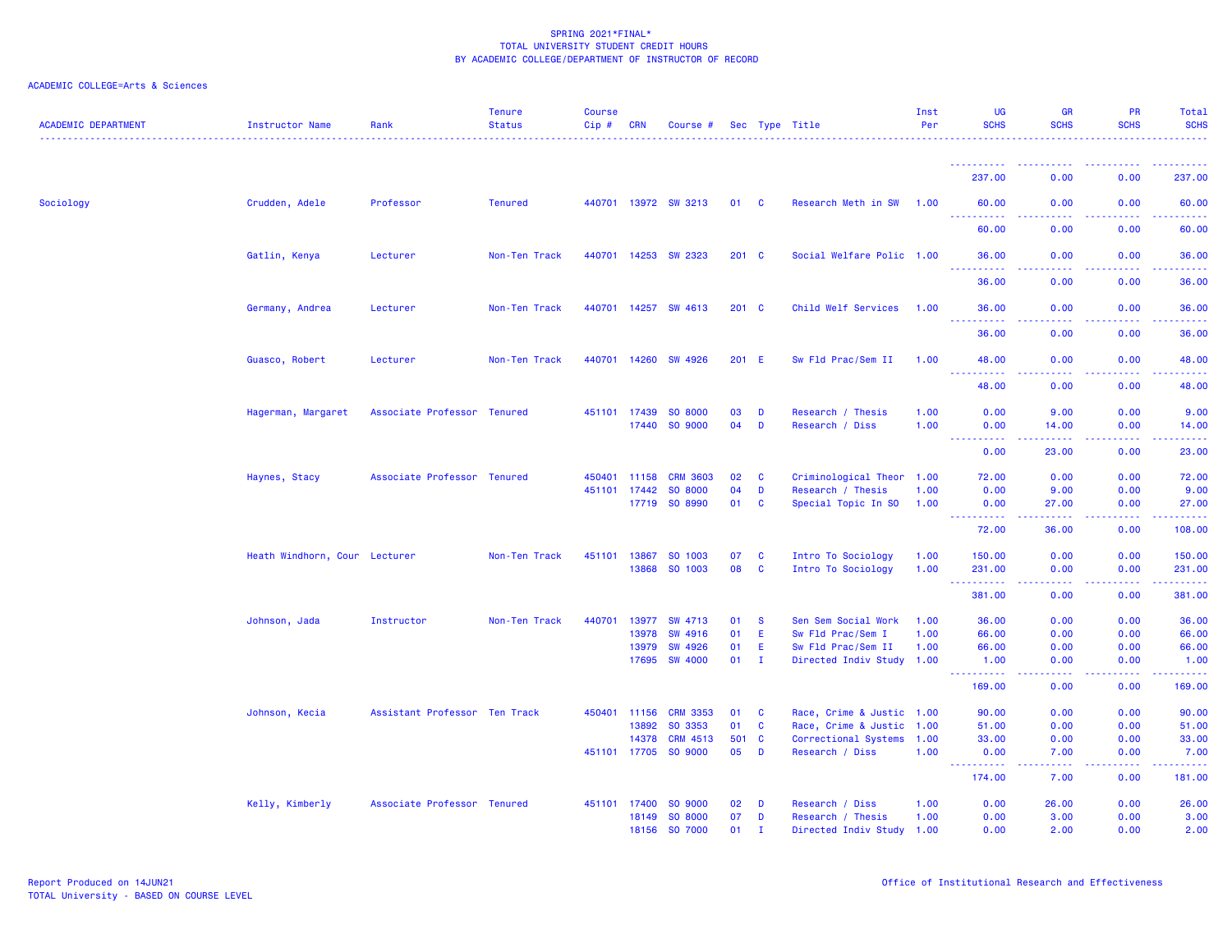SPRING 2021*FINAL*
TOTAL UNIVERSITY STUDENT CREDIT HOURS
BY ACADEMIC COLLEGE/DEPARTMENT OF INSTRUCTOR OF RECORD

ACADEMIC COLLEGE=Arts & Sciences

| ACADEMIC DEPARTMENT | Instructor Name | Rank | Tenure Status | Course Cip # | CRN | Course # | Sec | Type | Title | Inst Per | UG SCHS | GR SCHS | PR SCHS | Total SCHS |
|---|---|---|---|---|---|---|---|---|---|---|---|---|---|---|
| | | | | | | | | | | | 237.00 | 0.00 | 0.00 | 237.00 |
| Sociology | Crudden, Adele | Professor | Tenured | 440701 | 13972 | SW 3213 | 01 | C | Research Meth in SW | 1.00 | 60.00 | 0.00 | 0.00 | 60.00 |
| | | | | | | | | | | | 60.00 | 0.00 | 0.00 | 60.00 |
| | Gatlin, Kenya | Lecturer | Non-Ten Track | 440701 | 14253 | SW 2323 | 201 | C | Social Welfare Polic | 1.00 | 36.00 | 0.00 | 0.00 | 36.00 |
| | | | | | | | | | | | 36.00 | 0.00 | 0.00 | 36.00 |
| | Germany, Andrea | Lecturer | Non-Ten Track | 440701 | 14257 | SW 4613 | 201 | C | Child Welf Services | 1.00 | 36.00 | 0.00 | 0.00 | 36.00 |
| | | | | | | | | | | | 36.00 | 0.00 | 0.00 | 36.00 |
| | Guasco, Robert | Lecturer | Non-Ten Track | 440701 | 14260 | SW 4926 | 201 | E | Sw Fld Prac/Sem II | 1.00 | 48.00 | 0.00 | 0.00 | 48.00 |
| | | | | | | | | | | | 48.00 | 0.00 | 0.00 | 48.00 |
| | Hagerman, Margaret | Associate Professor | Tenured | 451101 | 17439 | SO 8000 | 03 | D | Research / Thesis | 1.00 | 0.00 | 9.00 | 0.00 | 9.00 |
| | | | | | 17440 | SO 9000 | 04 | D | Research / Diss | 1.00 | 0.00 | 14.00 | 0.00 | 14.00 |
| | | | | | | | | | | | 0.00 | 23.00 | 0.00 | 23.00 |
| | Haynes, Stacy | Associate Professor | Tenured | 450401 | 11158 | CRM 3603 | 02 | C | Criminological Theor | 1.00 | 72.00 | 0.00 | 0.00 | 72.00 |
| | | | | 451101 | 17442 | SO 8000 | 04 | D | Research / Thesis | 1.00 | 0.00 | 9.00 | 0.00 | 9.00 |
| | | | | | 17719 | SO 8990 | 01 | C | Special Topic In SO | 1.00 | 0.00 | 27.00 | 0.00 | 27.00 |
| | | | | | | | | | | | 72.00 | 36.00 | 0.00 | 108.00 |
| | Heath Windhorn, Cour | Lecturer | Non-Ten Track | 451101 | 13867 | SO 1003 | 07 | C | Intro To Sociology | 1.00 | 150.00 | 0.00 | 0.00 | 150.00 |
| | | | | | 13868 | SO 1003 | 08 | C | Intro To Sociology | 1.00 | 231.00 | 0.00 | 0.00 | 231.00 |
| | | | | | | | | | | | 381.00 | 0.00 | 0.00 | 381.00 |
| | Johnson, Jada | Instructor | Non-Ten Track | 440701 | 13977 | SW 4713 | 01 | S | Sen Sem Social Work | 1.00 | 36.00 | 0.00 | 0.00 | 36.00 |
| | | | | | 13978 | SW 4916 | 01 | E | Sw Fld Prac/Sem I | 1.00 | 66.00 | 0.00 | 0.00 | 66.00 |
| | | | | | 13979 | SW 4926 | 01 | E | Sw Fld Prac/Sem II | 1.00 | 66.00 | 0.00 | 0.00 | 66.00 |
| | | | | | 17695 | SW 4000 | 01 | I | Directed Indiv Study | 1.00 | 1.00 | 0.00 | 0.00 | 1.00 |
| | | | | | | | | | | | 169.00 | 0.00 | 0.00 | 169.00 |
| | Johnson, Kecia | Assistant Professor | Ten Track | 450401 | 11156 | CRM 3353 | 01 | C | Race, Crime & Justic | 1.00 | 90.00 | 0.00 | 0.00 | 90.00 |
| | | | | | 13892 | SO 3353 | 01 | C | Race, Crime & Justic | 1.00 | 51.00 | 0.00 | 0.00 | 51.00 |
| | | | | | 14378 | CRM 4513 | 501 | C | Correctional Systems | 1.00 | 33.00 | 0.00 | 0.00 | 33.00 |
| | | | | 451101 | 17705 | SO 9000 | 05 | D | Research / Diss | 1.00 | 0.00 | 7.00 | 0.00 | 7.00 |
| | | | | | | | | | | | 174.00 | 7.00 | 0.00 | 181.00 |
| | Kelly, Kimberly | Associate Professor | Tenured | 451101 | 17400 | SO 9000 | 02 | D | Research / Diss | 1.00 | 0.00 | 26.00 | 0.00 | 26.00 |
| | | | | | 18149 | SO 8000 | 07 | D | Research / Thesis | 1.00 | 0.00 | 3.00 | 0.00 | 3.00 |
| | | | | | 18156 | SO 7000 | 01 | I | Directed Indiv Study | 1.00 | 0.00 | 2.00 | 0.00 | 2.00 |

Report Produced on 14JUN21
TOTAL University - BASED ON COURSE LEVEL

Office of Institutional Research and Effectiveness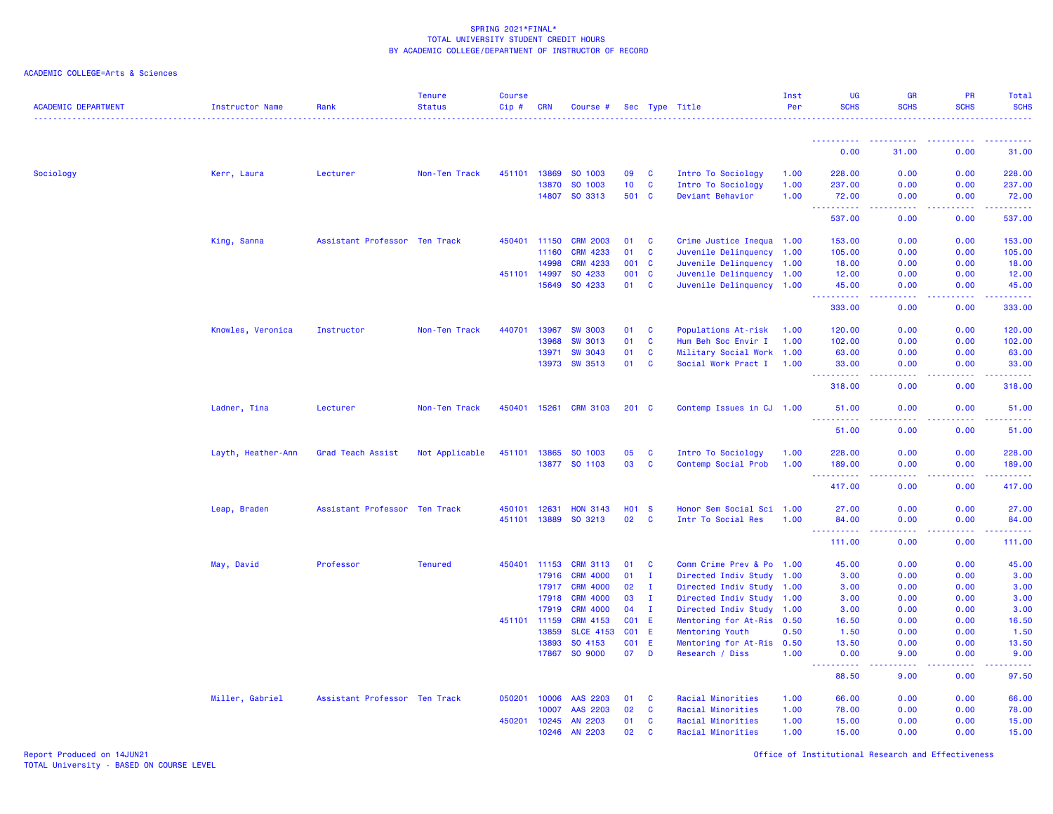SPRING 2021*FINAL*
TOTAL UNIVERSITY STUDENT CREDIT HOURS
BY ACADEMIC COLLEGE/DEPARTMENT OF INSTRUCTOR OF RECORD

ACADEMIC COLLEGE=Arts & Sciences

| ACADEMIC DEPARTMENT | Instructor Name | Rank | Tenure Status | Course Cip # | CRN | Course # | Sec | Type | Title | Inst Per | UG SCHS | GR SCHS | PR SCHS | Total SCHS |
|---|---|---|---|---|---|---|---|---|---|---|---|---|---|---|
| | | | | | | | | | | | 0.00 | 31.00 | 0.00 | 31.00 |
| Sociology | Kerr, Laura | Lecturer | Non-Ten Track | 451101 | 13869 | SO 1003 | 09 | C | Intro To Sociology | 1.00 | 228.00 | 0.00 | 0.00 | 228.00 |
| | | | | | 13870 | SO 1003 | 10 | C | Intro To Sociology | 1.00 | 237.00 | 0.00 | 0.00 | 237.00 |
| | | | | | 14807 | SO 3313 | 501 | C | Deviant Behavior | 1.00 | 72.00 | 0.00 | 0.00 | 72.00 |
| | | | | | | | | | | | 537.00 | 0.00 | 0.00 | 537.00 |
| | King, Sanna | Assistant Professor | Ten Track | 450401 | 11150 | CRM 2003 | 01 | C | Crime Justice Inequa | 1.00 | 153.00 | 0.00 | 0.00 | 153.00 |
| | | | | | 11160 | CRM 4233 | 01 | C | Juvenile Delinquency | 1.00 | 105.00 | 0.00 | 0.00 | 105.00 |
| | | | | | 14998 | CRM 4233 | 001 | C | Juvenile Delinquency | 1.00 | 18.00 | 0.00 | 0.00 | 18.00 |
| | | | | 451101 | 14997 | SO 4233 | 001 | C | Juvenile Delinquency | 1.00 | 12.00 | 0.00 | 0.00 | 12.00 |
| | | | | | 15649 | SO 4233 | 01 | C | Juvenile Delinquency | 1.00 | 45.00 | 0.00 | 0.00 | 45.00 |
| | | | | | | | | | | | 333.00 | 0.00 | 0.00 | 333.00 |
| | Knowles, Veronica | Instructor | Non-Ten Track | 440701 | 13967 | SW 3003 | 01 | C | Populations At-risk | 1.00 | 120.00 | 0.00 | 0.00 | 120.00 |
| | | | | | 13968 | SW 3013 | 01 | C | Hum Beh Soc Envir I | 1.00 | 102.00 | 0.00 | 0.00 | 102.00 |
| | | | | | 13971 | SW 3043 | 01 | C | Military Social Work | 1.00 | 63.00 | 0.00 | 0.00 | 63.00 |
| | | | | | 13973 | SW 3513 | 01 | C | Social Work Pract I | 1.00 | 33.00 | 0.00 | 0.00 | 33.00 |
| | | | | | | | | | | | 318.00 | 0.00 | 0.00 | 318.00 |
| | Ladner, Tina | Lecturer | Non-Ten Track | 450401 | 15261 | CRM 3103 | 201 | C | Contemp Issues in CJ | 1.00 | 51.00 | 0.00 | 0.00 | 51.00 |
| | | | | | | | | | | | 51.00 | 0.00 | 0.00 | 51.00 |
| | Layth, Heather-Ann | Grad Teach Assist | Not Applicable | 451101 | 13865 | SO 1003 | 05 | C | Intro To Sociology | 1.00 | 228.00 | 0.00 | 0.00 | 228.00 |
| | | | | | 13877 | SO 1103 | 03 | C | Contemp Social Prob | 1.00 | 189.00 | 0.00 | 0.00 | 189.00 |
| | | | | | | | | | | | 417.00 | 0.00 | 0.00 | 417.00 |
| | Leap, Braden | Assistant Professor | Ten Track | 450101 | 12631 | HON 3143 | H01 | S | Honor Sem Social Sci | 1.00 | 27.00 | 0.00 | 0.00 | 27.00 |
| | | | | 451101 | 13889 | SO 3213 | 02 | C | Intr To Social Res | 1.00 | 84.00 | 0.00 | 0.00 | 84.00 |
| | | | | | | | | | | | 111.00 | 0.00 | 0.00 | 111.00 |
| | May, David | Professor | Tenured | 450401 | 11153 | CRM 3113 | 01 | C | Comm Crime Prev & Po | 1.00 | 45.00 | 0.00 | 0.00 | 45.00 |
| | | | | | 17916 | CRM 4000 | 01 | I | Directed Indiv Study | 1.00 | 3.00 | 0.00 | 0.00 | 3.00 |
| | | | | | 17917 | CRM 4000 | 02 | I | Directed Indiv Study | 1.00 | 3.00 | 0.00 | 0.00 | 3.00 |
| | | | | | 17918 | CRM 4000 | 03 | I | Directed Indiv Study | 1.00 | 3.00 | 0.00 | 0.00 | 3.00 |
| | | | | | 17919 | CRM 4000 | 04 | I | Directed Indiv Study | 1.00 | 3.00 | 0.00 | 0.00 | 3.00 |
| | | | | 451101 | 11159 | CRM 4153 | C01 | E | Mentoring for At-Ris | 0.50 | 16.50 | 0.00 | 0.00 | 16.50 |
| | | | | | 13859 | SLCE 4153 | C01 | E | Mentoring Youth | 0.50 | 1.50 | 0.00 | 0.00 | 1.50 |
| | | | | | 13893 | SO 4153 | C01 | E | Mentoring for At-Ris | 0.50 | 13.50 | 0.00 | 0.00 | 13.50 |
| | | | | | 17867 | SO 9000 | 07 | D | Research / Diss | 1.00 | 0.00 | 9.00 | 0.00 | 9.00 |
| | | | | | | | | | | | 88.50 | 9.00 | 0.00 | 97.50 |
| | Miller, Gabriel | Assistant Professor | Ten Track | 050201 | 10006 | AAS 2203 | 01 | C | Racial Minorities | 1.00 | 66.00 | 0.00 | 0.00 | 66.00 |
| | | | | | 10007 | AAS 2203 | 02 | C | Racial Minorities | 1.00 | 78.00 | 0.00 | 0.00 | 78.00 |
| | | | | 450201 | 10245 | AN 2203 | 01 | C | Racial Minorities | 1.00 | 15.00 | 0.00 | 0.00 | 15.00 |
| | | | | | 10246 | AN 2203 | 02 | C | Racial Minorities | 1.00 | 15.00 | 0.00 | 0.00 | 15.00 |

Report Produced on 14JUN21
TOTAL University - BASED ON COURSE LEVEL

Office of Institutional Research and Effectiveness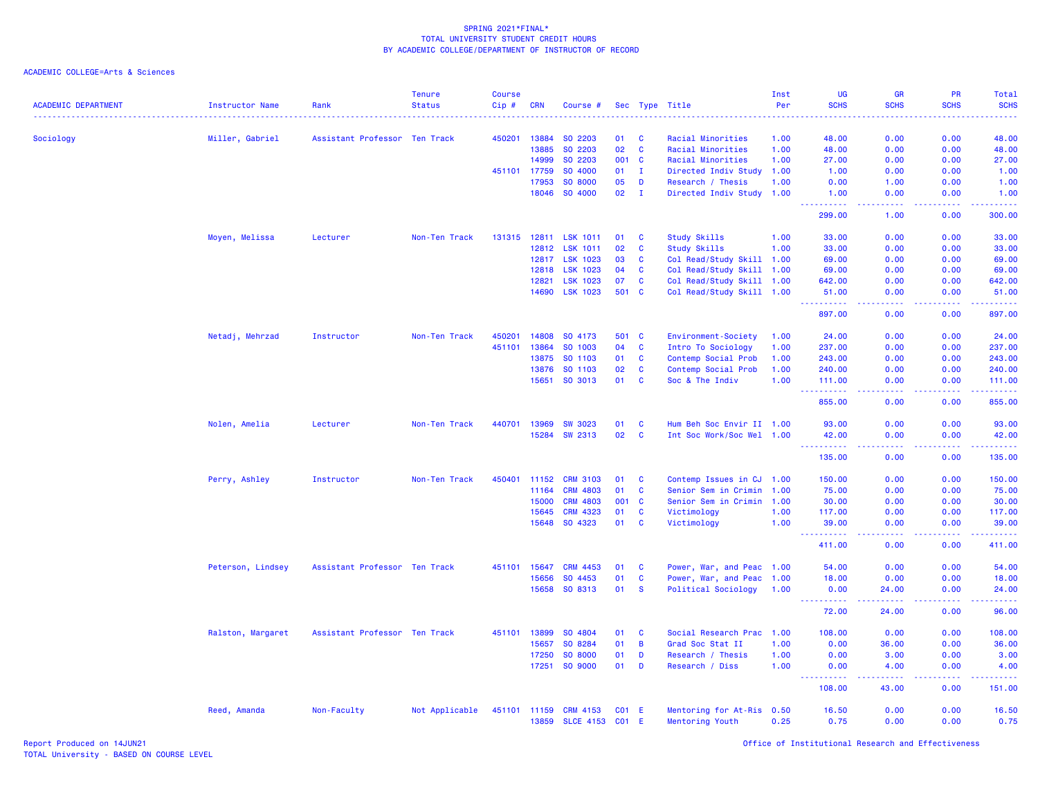SPRING 2021*FINAL*
TOTAL UNIVERSITY STUDENT CREDIT HOURS
BY ACADEMIC COLLEGE/DEPARTMENT OF INSTRUCTOR OF RECORD

ACADEMIC COLLEGE=Arts & Sciences

| ACADEMIC DEPARTMENT | Instructor Name | Rank | Tenure Status | Course Cip # | CRN | Course # | Sec | Type | Title | Inst Per | UG SCHS | GR SCHS | PR SCHS | Total SCHS |
|---|---|---|---|---|---|---|---|---|---|---|---|---|---|---|
| Sociology | Miller, Gabriel | Assistant Professor | Ten Track | 450201 | 13884 | SO 2203 | 01 | C | Racial Minorities | 1.00 | 48.00 | 0.00 | 0.00 | 48.00 |
| | | | | | 13885 | SO 2203 | 02 | C | Racial Minorities | 1.00 | 48.00 | 0.00 | 0.00 | 48.00 |
| | | | | | 14999 | SO 2203 | 001 | C | Racial Minorities | 1.00 | 27.00 | 0.00 | 0.00 | 27.00 |
| | | | | 451101 | 17759 | SO 4000 | 01 | I | Directed Indiv Study | 1.00 | 1.00 | 0.00 | 0.00 | 1.00 |
| | | | | | 17953 | SO 8000 | 05 | D | Research / Thesis | 1.00 | 0.00 | 1.00 | 0.00 | 1.00 |
| | | | | | 18046 | SO 4000 | 02 | I | Directed Indiv Study | 1.00 | 1.00 | 0.00 | 0.00 | 1.00 |
| | | | | | | | | | | | 299.00 | 1.00 | 0.00 | 300.00 |
| | Moyen, Melissa | Lecturer | Non-Ten Track | 131315 | 12811 | LSK 1011 | 01 | C | Study Skills | 1.00 | 33.00 | 0.00 | 0.00 | 33.00 |
| | | | | | 12812 | LSK 1011 | 02 | C | Study Skills | 1.00 | 33.00 | 0.00 | 0.00 | 33.00 |
| | | | | | 12817 | LSK 1023 | 03 | C | Col Read/Study Skill | 1.00 | 69.00 | 0.00 | 0.00 | 69.00 |
| | | | | | 12818 | LSK 1023 | 04 | C | Col Read/Study Skill | 1.00 | 69.00 | 0.00 | 0.00 | 69.00 |
| | | | | | 12821 | LSK 1023 | 07 | C | Col Read/Study Skill | 1.00 | 642.00 | 0.00 | 0.00 | 642.00 |
| | | | | | 14690 | LSK 1023 | 501 | C | Col Read/Study Skill | 1.00 | 51.00 | 0.00 | 0.00 | 51.00 |
| | | | | | | | | | | | 897.00 | 0.00 | 0.00 | 897.00 |
| | Netadj, Mehrzad | Instructor | Non-Ten Track | 450201 | 14808 | SO 4173 | 501 | C | Environment-Society | 1.00 | 24.00 | 0.00 | 0.00 | 24.00 |
| | | | | 451101 | 13864 | SO 1003 | 04 | C | Intro To Sociology | 1.00 | 237.00 | 0.00 | 0.00 | 237.00 |
| | | | | | 13875 | SO 1103 | 01 | C | Contemp Social Prob | 1.00 | 243.00 | 0.00 | 0.00 | 243.00 |
| | | | | | 13876 | SO 1103 | 02 | C | Contemp Social Prob | 1.00 | 240.00 | 0.00 | 0.00 | 240.00 |
| | | | | | 15651 | SO 3013 | 01 | C | Soc & The Indiv | 1.00 | 111.00 | 0.00 | 0.00 | 111.00 |
| | | | | | | | | | | | 855.00 | 0.00 | 0.00 | 855.00 |
| | Nolen, Amelia | Lecturer | Non-Ten Track | 440701 | 13969 | SW 3023 | 01 | C | Hum Beh Soc Envir II | 1.00 | 93.00 | 0.00 | 0.00 | 93.00 |
| | | | | | 15284 | SW 2313 | 02 | C | Int Soc Work/Soc Wel | 1.00 | 42.00 | 0.00 | 0.00 | 42.00 |
| | | | | | | | | | | | 135.00 | 0.00 | 0.00 | 135.00 |
| | Perry, Ashley | Instructor | Non-Ten Track | 450401 | 11152 | CRM 3103 | 01 | C | Contemp Issues in CJ | 1.00 | 150.00 | 0.00 | 0.00 | 150.00 |
| | | | | | 11164 | CRM 4803 | 01 | C | Senior Sem in Crimin | 1.00 | 75.00 | 0.00 | 0.00 | 75.00 |
| | | | | | 15000 | CRM 4803 | 001 | C | Senior Sem in Crimin | 1.00 | 30.00 | 0.00 | 0.00 | 30.00 |
| | | | | | 15645 | CRM 4323 | 01 | C | Victimology | 1.00 | 117.00 | 0.00 | 0.00 | 117.00 |
| | | | | | 15648 | SO 4323 | 01 | C | Victimology | 1.00 | 39.00 | 0.00 | 0.00 | 39.00 |
| | | | | | | | | | | | 411.00 | 0.00 | 0.00 | 411.00 |
| | Peterson, Lindsey | Assistant Professor | Ten Track | 451101 | 15647 | CRM 4453 | 01 | C | Power, War, and Peac | 1.00 | 54.00 | 0.00 | 0.00 | 54.00 |
| | | | | | 15656 | SO 4453 | 01 | C | Power, War, and Peac | 1.00 | 18.00 | 0.00 | 0.00 | 18.00 |
| | | | | | 15658 | SO 8313 | 01 | S | Political Sociology | 1.00 | 0.00 | 24.00 | 0.00 | 24.00 |
| | | | | | | | | | | | 72.00 | 24.00 | 0.00 | 96.00 |
| | Ralston, Margaret | Assistant Professor | Ten Track | 451101 | 13899 | SO 4804 | 01 | C | Social Research Prac | 1.00 | 108.00 | 0.00 | 0.00 | 108.00 |
| | | | | | 15657 | SO 8284 | 01 | B | Grad Soc Stat II | 1.00 | 0.00 | 36.00 | 0.00 | 36.00 |
| | | | | | 17250 | SO 8000 | 01 | D | Research / Thesis | 1.00 | 0.00 | 3.00 | 0.00 | 3.00 |
| | | | | | 17251 | SO 9000 | 01 | D | Research / Diss | 1.00 | 0.00 | 4.00 | 0.00 | 4.00 |
| | | | | | | | | | | | 108.00 | 43.00 | 0.00 | 151.00 |
| | Reed, Amanda | Non-Faculty | Not Applicable | 451101 | 11159 | CRM 4153 | C01 | E | Mentoring for At-Ris | 0.50 | 16.50 | 0.00 | 0.00 | 16.50 |
| | | | | | 13859 | SLCE 4153 | C01 | E | Mentoring Youth | 0.25 | 0.75 | 0.00 | 0.00 | 0.75 |

Report Produced on 14JUN21
TOTAL University - BASED ON COURSE LEVEL

Office of Institutional Research and Effectiveness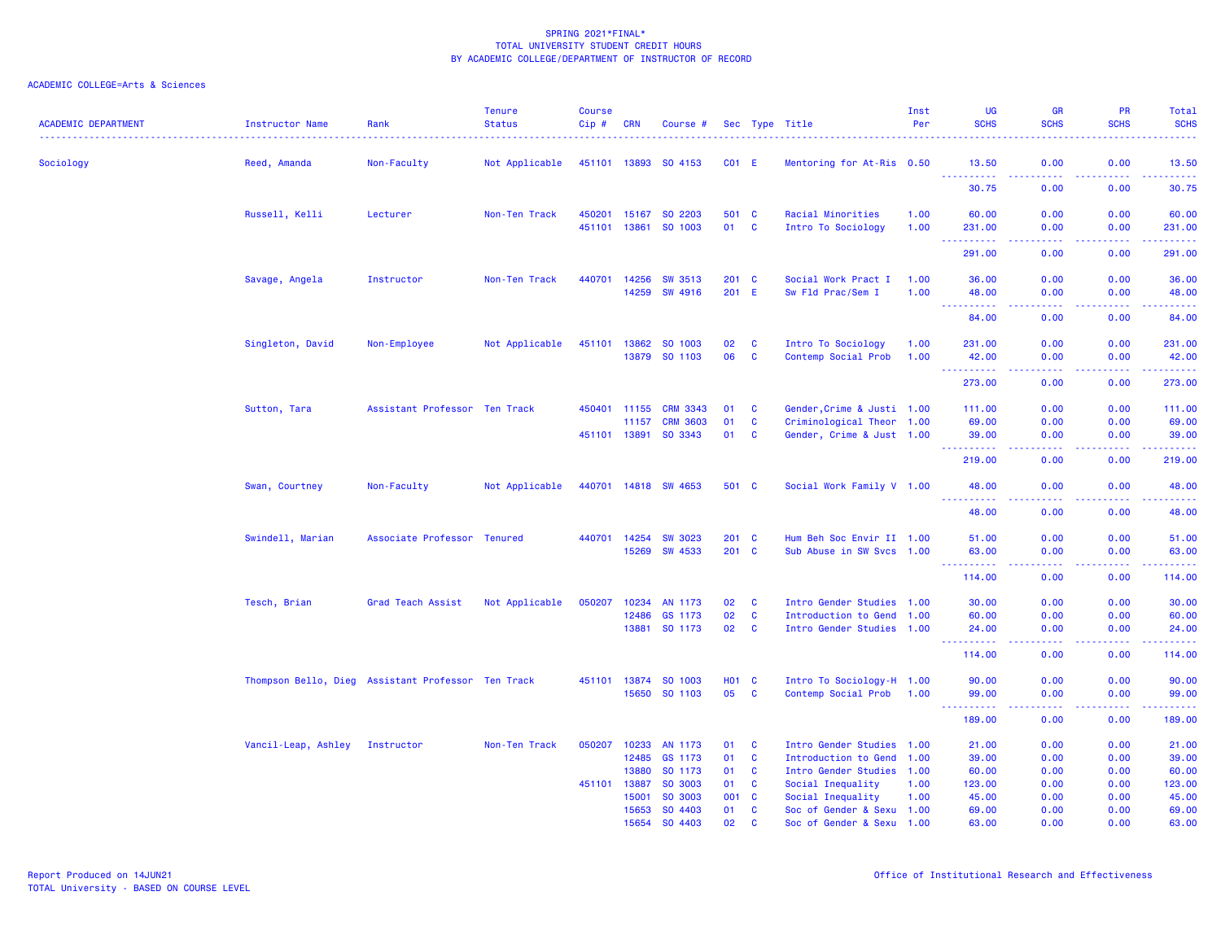SPRING 2021*FINAL*
TOTAL UNIVERSITY STUDENT CREDIT HOURS
BY ACADEMIC COLLEGE/DEPARTMENT OF INSTRUCTOR OF RECORD

ACADEMIC COLLEGE=Arts & Sciences

| ACADEMIC DEPARTMENT | Instructor Name | Rank | Tenure Status | Course Cip # | CRN | Course # | Sec | Type | Title | Inst Per | UG SCHS | GR SCHS | PR SCHS | Total SCHS |
|---|---|---|---|---|---|---|---|---|---|---|---|---|---|---|
| Sociology | Reed, Amanda | Non-Faculty | Not Applicable | 451101 | 13893 | SO 4153 | C01 | E | Mentoring for At-Ris | 0.50 | 13.50 | 0.00 | 0.00 | 13.50 |
| | | | | | | | | | | | 30.75 | 0.00 | 0.00 | 30.75 |
| | Russell, Kelli | Lecturer | Non-Ten Track | 450201 | 15167 | SO 2203 | 501 | C | Racial Minorities | 1.00 | 60.00 | 0.00 | 0.00 | 60.00 |
| | | | | 451101 | 13861 | SO 1003 | 01 | C | Intro To Sociology | 1.00 | 231.00 | 0.00 | 0.00 | 231.00 |
| | | | | | | | | | | | 291.00 | 0.00 | 0.00 | 291.00 |
| | Savage, Angela | Instructor | Non-Ten Track | 440701 | 14256 | SW 3513 | 201 | C | Social Work Pract I | 1.00 | 36.00 | 0.00 | 0.00 | 36.00 |
| | | | | | 14259 | SW 4916 | 201 | E | Sw Fld Prac/Sem I | 1.00 | 48.00 | 0.00 | 0.00 | 48.00 |
| | | | | | | | | | | | 84.00 | 0.00 | 0.00 | 84.00 |
| | Singleton, David | Non-Employee | Not Applicable | 451101 | 13862 | SO 1003 | 02 | C | Intro To Sociology | 1.00 | 231.00 | 0.00 | 0.00 | 231.00 |
| | | | | | 13879 | SO 1103 | 06 | C | Contemp Social Prob | 1.00 | 42.00 | 0.00 | 0.00 | 42.00 |
| | | | | | | | | | | | 273.00 | 0.00 | 0.00 | 273.00 |
| | Sutton, Tara | Assistant Professor | Ten Track | 450401 | 11155 | CRM 3343 | 01 | C | Gender,Crime & Justi | 1.00 | 111.00 | 0.00 | 0.00 | 111.00 |
| | | | | | 11157 | CRM 3603 | 01 | C | Criminological Theor | 1.00 | 69.00 | 0.00 | 0.00 | 69.00 |
| | | | | 451101 | 13891 | SO 3343 | 01 | C | Gender, Crime & Just | 1.00 | 39.00 | 0.00 | 0.00 | 39.00 |
| | | | | | | | | | | | 219.00 | 0.00 | 0.00 | 219.00 |
| | Swan, Courtney | Non-Faculty | Not Applicable | 440701 | 14818 | SW 4653 | 501 | C | Social Work Family V | 1.00 | 48.00 | 0.00 | 0.00 | 48.00 |
| | | | | | | | | | | | 48.00 | 0.00 | 0.00 | 48.00 |
| | Swindell, Marian | Associate Professor | Tenured | 440701 | 14254 | SW 3023 | 201 | C | Hum Beh Soc Envir II | 1.00 | 51.00 | 0.00 | 0.00 | 51.00 |
| | | | | | 15269 | SW 4533 | 201 | C | Sub Abuse in SW Svcs | 1.00 | 63.00 | 0.00 | 0.00 | 63.00 |
| | | | | | | | | | | | 114.00 | 0.00 | 0.00 | 114.00 |
| | Tesch, Brian | Grad Teach Assist | Not Applicable | 050207 | 10234 | AN 1173 | 02 | C | Intro Gender Studies | 1.00 | 30.00 | 0.00 | 0.00 | 30.00 |
| | | | | | 12486 | GS 1173 | 02 | C | Introduction to Gend | 1.00 | 60.00 | 0.00 | 0.00 | 60.00 |
| | | | | | 13881 | SO 1173 | 02 | C | Intro Gender Studies | 1.00 | 24.00 | 0.00 | 0.00 | 24.00 |
| | | | | | | | | | | | 114.00 | 0.00 | 0.00 | 114.00 |
| | Thompson Bello, Dieg | Assistant Professor | Ten Track | 451101 | 13874 | SO 1003 | H01 | C | Intro To Sociology-H | 1.00 | 90.00 | 0.00 | 0.00 | 90.00 |
| | | | | | 15650 | SO 1103 | 05 | C | Contemp Social Prob | 1.00 | 99.00 | 0.00 | 0.00 | 99.00 |
| | | | | | | | | | | | 189.00 | 0.00 | 0.00 | 189.00 |
| | Vancil-Leap, Ashley | Instructor | Non-Ten Track | 050207 | 10233 | AN 1173 | 01 | C | Intro Gender Studies | 1.00 | 21.00 | 0.00 | 0.00 | 21.00 |
| | | | | | 12485 | GS 1173 | 01 | C | Introduction to Gend | 1.00 | 39.00 | 0.00 | 0.00 | 39.00 |
| | | | | | 13880 | SO 1173 | 01 | C | Intro Gender Studies | 1.00 | 60.00 | 0.00 | 0.00 | 60.00 |
| | | | | 451101 | 13887 | SO 3003 | 01 | C | Social Inequality | 1.00 | 123.00 | 0.00 | 0.00 | 123.00 |
| | | | | | 15001 | SO 3003 | 001 | C | Social Inequality | 1.00 | 45.00 | 0.00 | 0.00 | 45.00 |
| | | | | | 15653 | SO 4403 | 01 | C | Soc of Gender & Sexu | 1.00 | 69.00 | 0.00 | 0.00 | 69.00 |
| | | | | | 15654 | SO 4403 | 02 | C | Soc of Gender & Sexu | 1.00 | 63.00 | 0.00 | 0.00 | 63.00 |

Report Produced on 14JUN21
TOTAL University - BASED ON COURSE LEVEL

Office of Institutional Research and Effectiveness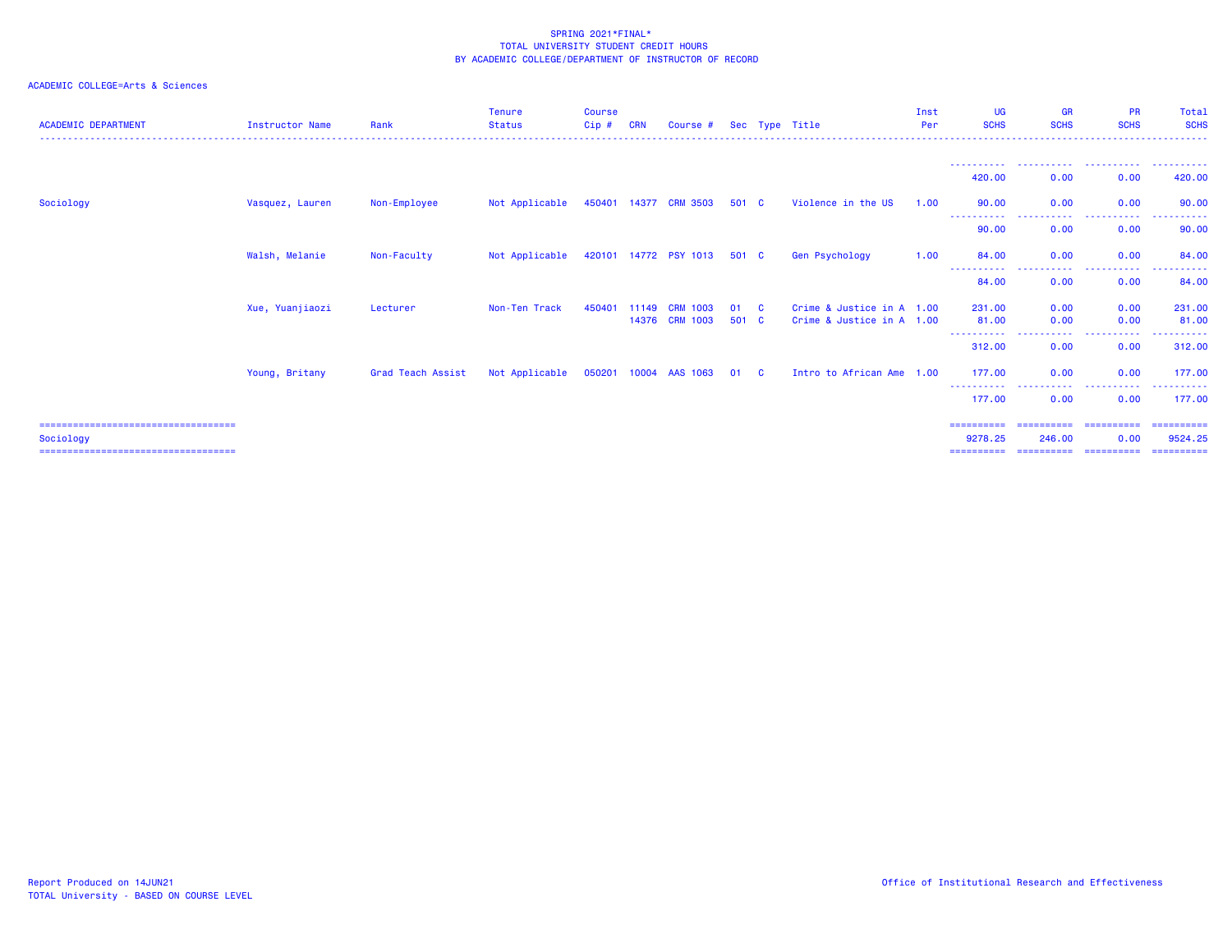SPRING 2021*FINAL*
TOTAL UNIVERSITY STUDENT CREDIT HOURS
BY ACADEMIC COLLEGE/DEPARTMENT OF INSTRUCTOR OF RECORD

ACADEMIC COLLEGE=Arts & Sciences

| ACADEMIC DEPARTMENT | Instructor Name | Rank | Tenure Status | Course Cip # | CRN | Course # | Sec | Type | Title | Inst Per | UG SCHS | GR SCHS | PR SCHS | Total SCHS |
|---|---|---|---|---|---|---|---|---|---|---|---|---|---|---|
| | | | | | | | | | | | 420.00 | 0.00 | 0.00 | 420.00 |
| Sociology | Vasquez, Lauren | Non-Employee | Not Applicable | 450401 | 14377 | CRM 3503 | 501 | C | Violence in the US | 1.00 | 90.00 | 0.00 | 0.00 | 90.00 |
| | | | | | | | | | | | 90.00 | 0.00 | 0.00 | 90.00 |
| | Walsh, Melanie | Non-Faculty | Not Applicable | 420101 | 14772 | PSY 1013 | 501 | C | Gen Psychology | 1.00 | 84.00 | 0.00 | 0.00 | 84.00 |
| | | | | | | | | | | | 84.00 | 0.00 | 0.00 | 84.00 |
| | Xue, Yuanjiaozi | Lecturer | Non-Ten Track | 450401 | 11149 | CRM 1003 | 01 | C | Crime & Justice in A | 1.00 | 231.00 | 0.00 | 0.00 | 231.00 |
| | | | | | 14376 | CRM 1003 | 501 | C | Crime & Justice in A | 1.00 | 81.00 | 0.00 | 0.00 | 81.00 |
| | | | | | | | | | | | 312.00 | 0.00 | 0.00 | 312.00 |
| | Young, Britany | Grad Teach Assist | Not Applicable | 050201 | 10004 | AAS 1063 | 01 | C | Intro to African Ame | 1.00 | 177.00 | 0.00 | 0.00 | 177.00 |
| | | | | | | | | | | | 177.00 | 0.00 | 0.00 | 177.00 |
| Sociology | | | | | | | | | | | 9278.25 | 246.00 | 0.00 | 9524.25 |

Report Produced on 14JUN21
TOTAL University - BASED ON COURSE LEVEL

Office of Institutional Research and Effectiveness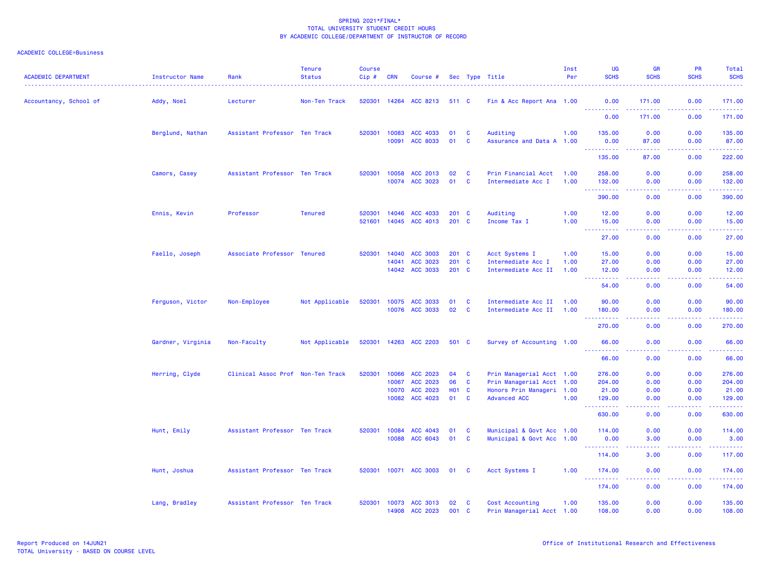SPRING 2021*FINAL*
TOTAL UNIVERSITY STUDENT CREDIT HOURS
BY ACADEMIC COLLEGE/DEPARTMENT OF INSTRUCTOR OF RECORD

ACADEMIC COLLEGE=Business

| ACADEMIC DEPARTMENT | Instructor Name | Rank | Tenure Status | Course Cip # | CRN | Course # | Sec | Type | Title | Inst Per | UG SCHS | GR SCHS | PR SCHS | Total SCHS |
|---|---|---|---|---|---|---|---|---|---|---|---|---|---|---|
| Accountancy, School of | Addy, Noel | Lecturer | Non-Ten Track | 520301 | 14264 | ACC 8213 | 511 | C | Fin & Acc Report Ana | 1.00 | 0.00 | 171.00 | 0.00 | 171.00 |
| | | | | | | | | | | | 0.00 | 171.00 | 0.00 | 171.00 |
| | Berglund, Nathan | Assistant Professor | Ten Track | 520301 | 10083 | ACC 4033 | 01 | C | Auditing | 1.00 | 135.00 | 0.00 | 0.00 | 135.00 |
| | | | | | 10091 | ACC 8033 | 01 | C | Assurance and Data A | 1.00 | 0.00 | 87.00 | 0.00 | 87.00 |
| | | | | | | | | | | | 135.00 | 87.00 | 0.00 | 222.00 |
| | Camors, Casey | Assistant Professor | Ten Track | 520301 | 10058 | ACC 2013 | 02 | C | Prin Financial Acct | 1.00 | 258.00 | 0.00 | 0.00 | 258.00 |
| | | | | | 10074 | ACC 3023 | 01 | C | Intermediate Acc I | 1.00 | 132.00 | 0.00 | 0.00 | 132.00 |
| | | | | | | | | | | | 390.00 | 0.00 | 0.00 | 390.00 |
| | Ennis, Kevin | Professor | Tenured | 520301 | 14046 | ACC 4033 | 201 | C | Auditing | 1.00 | 12.00 | 0.00 | 0.00 | 12.00 |
| | | | | 521601 | 14045 | ACC 4013 | 201 | C | Income Tax I | 1.00 | 15.00 | 0.00 | 0.00 | 15.00 |
| | | | | | | | | | | | 27.00 | 0.00 | 0.00 | 27.00 |
| | Faello, Joseph | Associate Professor | Tenured | 520301 | 14040 | ACC 3003 | 201 | C | Acct Systems I | 1.00 | 15.00 | 0.00 | 0.00 | 15.00 |
| | | | | | 14041 | ACC 3023 | 201 | C | Intermediate Acc I | 1.00 | 27.00 | 0.00 | 0.00 | 27.00 |
| | | | | | 14042 | ACC 3033 | 201 | C | Intermediate Acc II | 1.00 | 12.00 | 0.00 | 0.00 | 12.00 |
| | | | | | | | | | | | 54.00 | 0.00 | 0.00 | 54.00 |
| | Ferguson, Victor | Non-Employee | Not Applicable | 520301 | 10075 | ACC 3033 | 01 | C | Intermediate Acc II | 1.00 | 90.00 | 0.00 | 0.00 | 90.00 |
| | | | | | 10076 | ACC 3033 | 02 | C | Intermediate Acc II | 1.00 | 180.00 | 0.00 | 0.00 | 180.00 |
| | | | | | | | | | | | 270.00 | 0.00 | 0.00 | 270.00 |
| | Gardner, Virginia | Non-Faculty | Not Applicable | 520301 | 14263 | ACC 2203 | 501 | C | Survey of Accounting | 1.00 | 66.00 | 0.00 | 0.00 | 66.00 |
| | | | | | | | | | | | 66.00 | 0.00 | 0.00 | 66.00 |
| | Herring, Clyde | Clinical Assoc Prof | Non-Ten Track | 520301 | 10066 | ACC 2023 | 04 | C | Prin Managerial Acct | 1.00 | 276.00 | 0.00 | 0.00 | 276.00 |
| | | | | | 10067 | ACC 2023 | 06 | C | Prin Managerial Acct | 1.00 | 204.00 | 0.00 | 0.00 | 204.00 |
| | | | | | 10070 | ACC 2023 | H01 | C | Honors Prin Manageri | 1.00 | 21.00 | 0.00 | 0.00 | 21.00 |
| | | | | | 10082 | ACC 4023 | 01 | C | Advanced ACC | 1.00 | 129.00 | 0.00 | 0.00 | 129.00 |
| | | | | | | | | | | | 630.00 | 0.00 | 0.00 | 630.00 |
| | Hunt, Emily | Assistant Professor | Ten Track | 520301 | 10084 | ACC 4043 | 01 | C | Municipal & Govt Acc | 1.00 | 114.00 | 0.00 | 0.00 | 114.00 |
| | | | | | 10088 | ACC 6043 | 01 | C | Municipal & Govt Acc | 1.00 | 0.00 | 3.00 | 0.00 | 3.00 |
| | | | | | | | | | | | 114.00 | 3.00 | 0.00 | 117.00 |
| | Hunt, Joshua | Assistant Professor | Ten Track | 520301 | 10071 | ACC 3003 | 01 | C | Acct Systems I | 1.00 | 174.00 | 0.00 | 0.00 | 174.00 |
| | | | | | | | | | | | 174.00 | 0.00 | 0.00 | 174.00 |
| | Lang, Bradley | Assistant Professor | Ten Track | 520301 | 10073 | ACC 3013 | 02 | C | Cost Accounting | 1.00 | 135.00 | 0.00 | 0.00 | 135.00 |
| | | | | | 14908 | ACC 2023 | 001 | C | Prin Managerial Acct | 1.00 | 108.00 | 0.00 | 0.00 | 108.00 |

Report Produced on 14JUN21
TOTAL University - BASED ON COURSE LEVEL

Office of Institutional Research and Effectiveness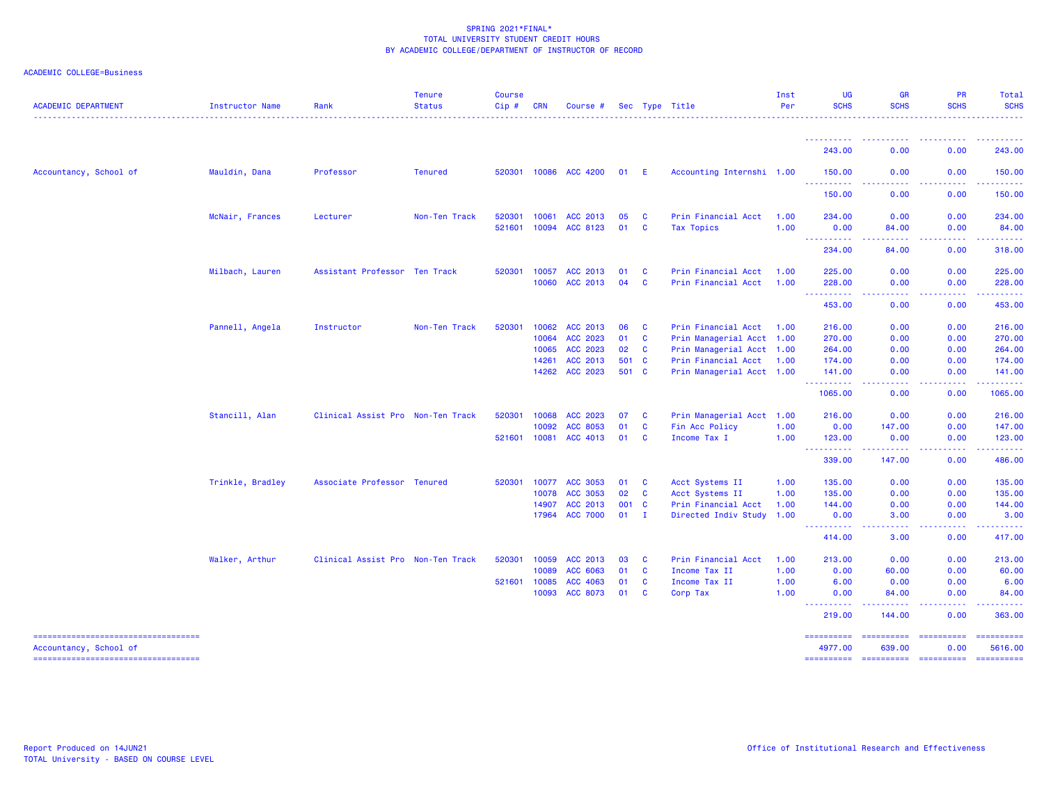SPRING 2021*FINAL*
TOTAL UNIVERSITY STUDENT CREDIT HOURS
BY ACADEMIC COLLEGE/DEPARTMENT OF INSTRUCTOR OF RECORD

ACADEMIC COLLEGE=Business

| ACADEMIC DEPARTMENT | Instructor Name | Rank | Tenure Status | Course Cip # | CRN | Course # | Sec | Type | Title | Inst Per | UG SCHS | GR SCHS | PR SCHS | Total SCHS |
|---|---|---|---|---|---|---|---|---|---|---|---|---|---|---|
| | | | | | | | | | | | 243.00 | 0.00 | 0.00 | 243.00 |
| Accountancy, School of | Mauldin, Dana | Professor | Tenured | 520301 | 10086 | ACC 4200 | 01 | E | Accounting Internshi | 1.00 | 150.00 | 0.00 | 0.00 | 150.00 |
| | | | | | | | | | | | 150.00 | 0.00 | 0.00 | 150.00 |
| | McNair, Frances | Lecturer | Non-Ten Track | 520301 | 10061 | ACC 2013 | 05 | C | Prin Financial Acct | 1.00 | 234.00 | 0.00 | 0.00 | 234.00 |
| | | | | 521601 | 10094 | ACC 8123 | 01 | C | Tax Topics | 1.00 | 0.00 | 84.00 | 0.00 | 84.00 |
| | | | | | | | | | | | 234.00 | 84.00 | 0.00 | 318.00 |
| | Milbach, Lauren | Assistant Professor | Ten Track | 520301 | 10057 | ACC 2013 | 01 | C | Prin Financial Acct | 1.00 | 225.00 | 0.00 | 0.00 | 225.00 |
| | | | | | 10060 | ACC 2013 | 04 | C | Prin Financial Acct | 1.00 | 228.00 | 0.00 | 0.00 | 228.00 |
| | | | | | | | | | | | 453.00 | 0.00 | 0.00 | 453.00 |
| | Pannell, Angela | Instructor | Non-Ten Track | 520301 | 10062 | ACC 2013 | 06 | C | Prin Financial Acct | 1.00 | 216.00 | 0.00 | 0.00 | 216.00 |
| | | | | | 10064 | ACC 2023 | 01 | C | Prin Managerial Acct | 1.00 | 270.00 | 0.00 | 0.00 | 270.00 |
| | | | | | 10065 | ACC 2023 | 02 | C | Prin Managerial Acct | 1.00 | 264.00 | 0.00 | 0.00 | 264.00 |
| | | | | | 14261 | ACC 2013 | 501 | C | Prin Financial Acct | 1.00 | 174.00 | 0.00 | 0.00 | 174.00 |
| | | | | | 14262 | ACC 2023 | 501 | C | Prin Managerial Acct | 1.00 | 141.00 | 0.00 | 0.00 | 141.00 |
| | | | | | | | | | | | 1065.00 | 0.00 | 0.00 | 1065.00 |
| | Stancill, Alan | Clinical Assist Pro | Non-Ten Track | 520301 | 10068 | ACC 2023 | 07 | C | Prin Managerial Acct | 1.00 | 216.00 | 0.00 | 0.00 | 216.00 |
| | | | | | 10092 | ACC 8053 | 01 | C | Fin Acc Policy | 1.00 | 0.00 | 147.00 | 0.00 | 147.00 |
| | | | | 521601 | 10081 | ACC 4013 | 01 | C | Income Tax I | 1.00 | 123.00 | 0.00 | 0.00 | 123.00 |
| | | | | | | | | | | | 339.00 | 147.00 | 0.00 | 486.00 |
| | Trinkle, Bradley | Associate Professor | Tenured | 520301 | 10077 | ACC 3053 | 01 | C | Acct Systems II | 1.00 | 135.00 | 0.00 | 0.00 | 135.00 |
| | | | | | 10078 | ACC 3053 | 02 | C | Acct Systems II | 1.00 | 135.00 | 0.00 | 0.00 | 135.00 |
| | | | | | 14907 | ACC 2013 | 001 | C | Prin Financial Acct | 1.00 | 144.00 | 0.00 | 0.00 | 144.00 |
| | | | | | 17964 | ACC 7000 | 01 | I | Directed Indiv Study | 1.00 | 0.00 | 3.00 | 0.00 | 3.00 |
| | | | | | | | | | | | 414.00 | 3.00 | 0.00 | 417.00 |
| | Walker, Arthur | Clinical Assist Pro | Non-Ten Track | 520301 | 10059 | ACC 2013 | 03 | C | Prin Financial Acct | 1.00 | 213.00 | 0.00 | 0.00 | 213.00 |
| | | | | | 10089 | ACC 6063 | 01 | C | Income Tax II | 1.00 | 0.00 | 60.00 | 0.00 | 60.00 |
| | | | | 521601 | 10085 | ACC 4063 | 01 | C | Income Tax II | 1.00 | 6.00 | 0.00 | 0.00 | 6.00 |
| | | | | | 10093 | ACC 8073 | 01 | C | Corp Tax | 1.00 | 0.00 | 84.00 | 0.00 | 84.00 |
| | | | | | | | | | | | 219.00 | 144.00 | 0.00 | 363.00 |
| Accountancy, School of | | | | | | | | | | | 4977.00 | 639.00 | 0.00 | 5616.00 |

Report Produced on 14JUN21
TOTAL University - BASED ON COURSE LEVEL

Office of Institutional Research and Effectiveness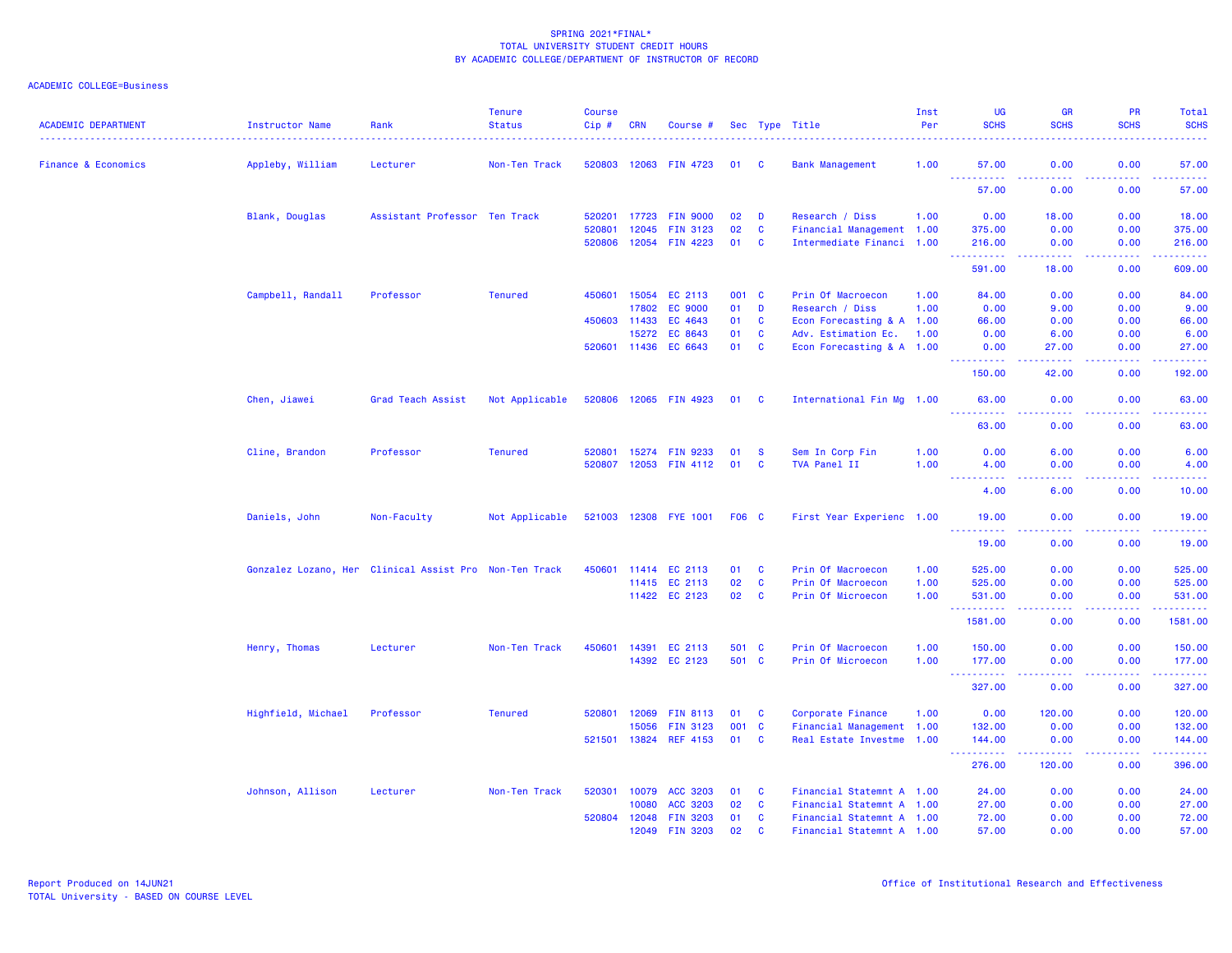SPRING 2021*FINAL*
TOTAL UNIVERSITY STUDENT CREDIT HOURS
BY ACADEMIC COLLEGE/DEPARTMENT OF INSTRUCTOR OF RECORD

ACADEMIC COLLEGE=Business

| ACADEMIC DEPARTMENT | Instructor Name | Rank | Tenure Status | Course Cip # | CRN | Course # | Sec | Type | Title | Inst Per | UG SCHS | GR SCHS | PR SCHS | Total SCHS |
|---|---|---|---|---|---|---|---|---|---|---|---|---|---|---|
| Finance & Economics | Appleby, William | Lecturer | Non-Ten Track | 520803 | 12063 | FIN 4723 | 01 | C | Bank Management | 1.00 | 57.00 | 0.00 | 0.00 | 57.00 |
| | | | | | | | | | | | 57.00 | 0.00 | 0.00 | 57.00 |
| | Blank, Douglas | Assistant Professor | Ten Track | 520201 | 17723 | FIN 9000 | 02 | D | Research / Diss | 1.00 | 0.00 | 18.00 | 0.00 | 18.00 |
| | | | | 520801 | 12045 | FIN 3123 | 02 | C | Financial Management | 1.00 | 375.00 | 0.00 | 0.00 | 375.00 |
| | | | | 520806 | 12054 | FIN 4223 | 01 | C | Intermediate Financi | 1.00 | 216.00 | 0.00 | 0.00 | 216.00 |
| | | | | | | | | | | | 591.00 | 18.00 | 0.00 | 609.00 |
| | Campbell, Randall | Professor | Tenured | 450601 | 15054 | EC 2113 | 001 | C | Prin Of Macroecon | 1.00 | 84.00 | 0.00 | 0.00 | 84.00 |
| | | | | | 17802 | EC 9000 | 01 | D | Research / Diss | 1.00 | 0.00 | 9.00 | 0.00 | 9.00 |
| | | | | 450603 | 11433 | EC 4643 | 01 | C | Econ Forecasting & A | 1.00 | 66.00 | 0.00 | 0.00 | 66.00 |
| | | | | | 15272 | EC 8643 | 01 | C | Adv. Estimation Ec. | 1.00 | 0.00 | 6.00 | 0.00 | 6.00 |
| | | | | 520601 | 11436 | EC 6643 | 01 | C | Econ Forecasting & A | 1.00 | 0.00 | 27.00 | 0.00 | 27.00 |
| | | | | | | | | | | | 150.00 | 42.00 | 0.00 | 192.00 |
| | Chen, Jiawei | Grad Teach Assist | Not Applicable | 520806 | 12065 | FIN 4923 | 01 | C | International Fin Mg | 1.00 | 63.00 | 0.00 | 0.00 | 63.00 |
| | | | | | | | | | | | 63.00 | 0.00 | 0.00 | 63.00 |
| | Cline, Brandon | Professor | Tenured | 520801 | 15274 | FIN 9233 | 01 | S | Sem In Corp Fin | 1.00 | 0.00 | 6.00 | 0.00 | 6.00 |
| | | | | 520807 | 12053 | FIN 4112 | 01 | C | TVA Panel II | 1.00 | 4.00 | 0.00 | 0.00 | 4.00 |
| | | | | | | | | | | | 4.00 | 6.00 | 0.00 | 10.00 |
| | Daniels, John | Non-Faculty | Not Applicable | 521003 | 12308 | FYE 1001 | F06 | C | First Year Experienc | 1.00 | 19.00 | 0.00 | 0.00 | 19.00 |
| | | | | | | | | | | | 19.00 | 0.00 | 0.00 | 19.00 |
| | Gonzalez Lozano, Her | Clinical Assist Pro | Non-Ten Track | 450601 | 11414 | EC 2113 | 01 | C | Prin Of Macroecon | 1.00 | 525.00 | 0.00 | 0.00 | 525.00 |
| | | | | | 11415 | EC 2113 | 02 | C | Prin Of Macroecon | 1.00 | 525.00 | 0.00 | 0.00 | 525.00 |
| | | | | | 11422 | EC 2123 | 02 | C | Prin Of Microecon | 1.00 | 531.00 | 0.00 | 0.00 | 531.00 |
| | | | | | | | | | | | 1581.00 | 0.00 | 0.00 | 1581.00 |
| | Henry, Thomas | Lecturer | Non-Ten Track | 450601 | 14391 | EC 2113 | 501 | C | Prin Of Macroecon | 1.00 | 150.00 | 0.00 | 0.00 | 150.00 |
| | | | | | 14392 | EC 2123 | 501 | C | Prin Of Microecon | 1.00 | 177.00 | 0.00 | 0.00 | 177.00 |
| | | | | | | | | | | | 327.00 | 0.00 | 0.00 | 327.00 |
| | Highfield, Michael | Professor | Tenured | 520801 | 12069 | FIN 8113 | 01 | C | Corporate Finance | 1.00 | 0.00 | 120.00 | 0.00 | 120.00 |
| | | | | | 15056 | FIN 3123 | 001 | C | Financial Management | 1.00 | 132.00 | 0.00 | 0.00 | 132.00 |
| | | | | 521501 | 13824 | REF 4153 | 01 | C | Real Estate Investme | 1.00 | 144.00 | 0.00 | 0.00 | 144.00 |
| | | | | | | | | | | | 276.00 | 120.00 | 0.00 | 396.00 |
| | Johnson, Allison | Lecturer | Non-Ten Track | 520301 | 10079 | ACC 3203 | 01 | C | Financial Statemnt A | 1.00 | 24.00 | 0.00 | 0.00 | 24.00 |
| | | | | | 10080 | ACC 3203 | 02 | C | Financial Statemnt A | 1.00 | 27.00 | 0.00 | 0.00 | 27.00 |
| | | | | 520804 | 12048 | FIN 3203 | 01 | C | Financial Statemnt A | 1.00 | 72.00 | 0.00 | 0.00 | 72.00 |
| | | | | | 12049 | FIN 3203 | 02 | C | Financial Statemnt A | 1.00 | 57.00 | 0.00 | 0.00 | 57.00 |

Report Produced on 14JUN21
TOTAL University - BASED ON COURSE LEVEL

Office of Institutional Research and Effectiveness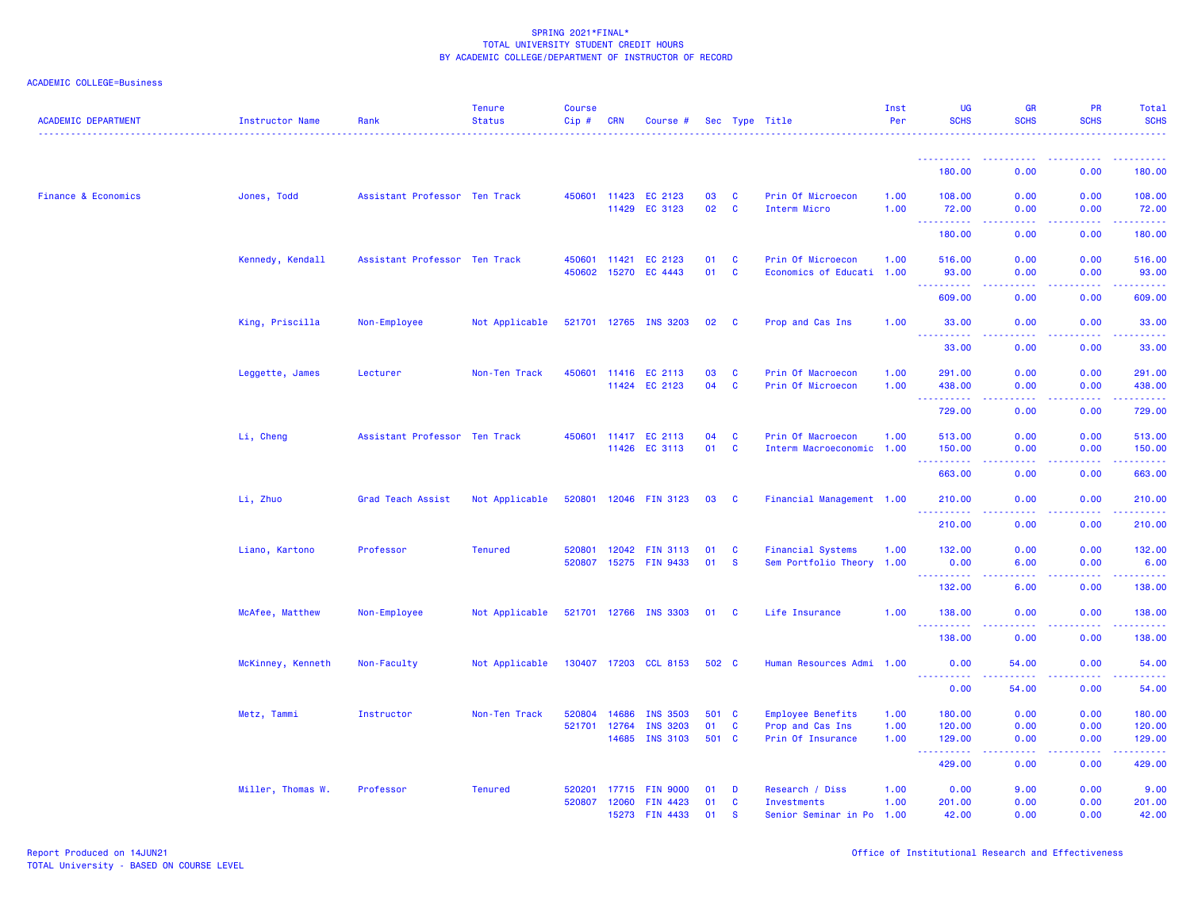SPRING 2021*FINAL*
TOTAL UNIVERSITY STUDENT CREDIT HOURS
BY ACADEMIC COLLEGE/DEPARTMENT OF INSTRUCTOR OF RECORD

ACADEMIC COLLEGE=Business

| ACADEMIC DEPARTMENT | Instructor Name | Rank | Tenure Status | Course Cip # | CRN | Course # | Sec | Type | Title | Inst Per | UG SCHS | GR SCHS | PR SCHS | Total SCHS |
|---|---|---|---|---|---|---|---|---|---|---|---|---|---|---|
| | | | | | | | | | | | 180.00 | 0.00 | 0.00 | 180.00 |
| Finance & Economics | Jones, Todd | Assistant Professor | Ten Track | 450601 | 11423 | EC 2123 | 03 | C | Prin Of Microecon | 1.00 | 108.00 | 0.00 | 0.00 | 108.00 |
| | | | | | 11429 | EC 3123 | 02 | C | Interm Micro | 1.00 | 72.00 | 0.00 | 0.00 | 72.00 |
| | | | | | | | | | | | 180.00 | 0.00 | 0.00 | 180.00 |
| | Kennedy, Kendall | Assistant Professor | Ten Track | 450601 | 11421 | EC 2123 | 01 | C | Prin Of Microecon | 1.00 | 516.00 | 0.00 | 0.00 | 516.00 |
| | | | | 450602 | 15270 | EC 4443 | 01 | C | Economics of Educati | 1.00 | 93.00 | 0.00 | 0.00 | 93.00 |
| | | | | | | | | | | | 609.00 | 0.00 | 0.00 | 609.00 |
| | King, Priscilla | Non-Employee | Not Applicable | 521701 | 12765 | INS 3203 | 02 | C | Prop and Cas Ins | 1.00 | 33.00 | 0.00 | 0.00 | 33.00 |
| | | | | | | | | | | | 33.00 | 0.00 | 0.00 | 33.00 |
| | Leggette, James | Lecturer | Non-Ten Track | 450601 | 11416 | EC 2113 | 03 | C | Prin Of Macroecon | 1.00 | 291.00 | 0.00 | 0.00 | 291.00 |
| | | | | | 11424 | EC 2123 | 04 | C | Prin Of Microecon | 1.00 | 438.00 | 0.00 | 0.00 | 438.00 |
| | | | | | | | | | | | 729.00 | 0.00 | 0.00 | 729.00 |
| | Li, Cheng | Assistant Professor | Ten Track | 450601 | 11417 | EC 2113 | 04 | C | Prin Of Macroecon | 1.00 | 513.00 | 0.00 | 0.00 | 513.00 |
| | | | | | 11426 | EC 3113 | 01 | C | Interm Macroeconomic | 1.00 | 150.00 | 0.00 | 0.00 | 150.00 |
| | | | | | | | | | | | 663.00 | 0.00 | 0.00 | 663.00 |
| | Li, Zhuo | Grad Teach Assist | Not Applicable | 520801 | 12046 | FIN 3123 | 03 | C | Financial Management | 1.00 | 210.00 | 0.00 | 0.00 | 210.00 |
| | | | | | | | | | | | 210.00 | 0.00 | 0.00 | 210.00 |
| | Liano, Kartono | Professor | Tenured | 520801 | 12042 | FIN 3113 | 01 | C | Financial Systems | 1.00 | 132.00 | 0.00 | 0.00 | 132.00 |
| | | | | 520807 | 15275 | FIN 9433 | 01 | S | Sem Portfolio Theory | 1.00 | 0.00 | 6.00 | 0.00 | 6.00 |
| | | | | | | | | | | | 132.00 | 6.00 | 0.00 | 138.00 |
| | McAfee, Matthew | Non-Employee | Not Applicable | 521701 | 12766 | INS 3303 | 01 | C | Life Insurance | 1.00 | 138.00 | 0.00 | 0.00 | 138.00 |
| | | | | | | | | | | | 138.00 | 0.00 | 0.00 | 138.00 |
| | McKinney, Kenneth | Non-Faculty | Not Applicable | 130407 | 17203 | CCL 8153 | 502 | C | Human Resources Admi | 1.00 | 0.00 | 54.00 | 0.00 | 54.00 |
| | | | | | | | | | | | 0.00 | 54.00 | 0.00 | 54.00 |
| | Metz, Tammi | Instructor | Non-Ten Track | 520804 | 14686 | INS 3503 | 501 | C | Employee Benefits | 1.00 | 180.00 | 0.00 | 0.00 | 180.00 |
| | | | | 521701 | 12764 | INS 3203 | 01 | C | Prop and Cas Ins | 1.00 | 120.00 | 0.00 | 0.00 | 120.00 |
| | | | | | 14685 | INS 3103 | 501 | C | Prin Of Insurance | 1.00 | 129.00 | 0.00 | 0.00 | 129.00 |
| | | | | | | | | | | | 429.00 | 0.00 | 0.00 | 429.00 |
| | Miller, Thomas W. | Professor | Tenured | 520201 | 17715 | FIN 9000 | 01 | D | Research / Diss | 1.00 | 0.00 | 9.00 | 0.00 | 9.00 |
| | | | | 520807 | 12060 | FIN 4423 | 01 | C | Investments | 1.00 | 201.00 | 0.00 | 0.00 | 201.00 |
| | | | | | 15273 | FIN 4433 | 01 | S | Senior Seminar in Po | 1.00 | 42.00 | 0.00 | 0.00 | 42.00 |

Report Produced on 14JUN21
TOTAL University - BASED ON COURSE LEVEL

Office of Institutional Research and Effectiveness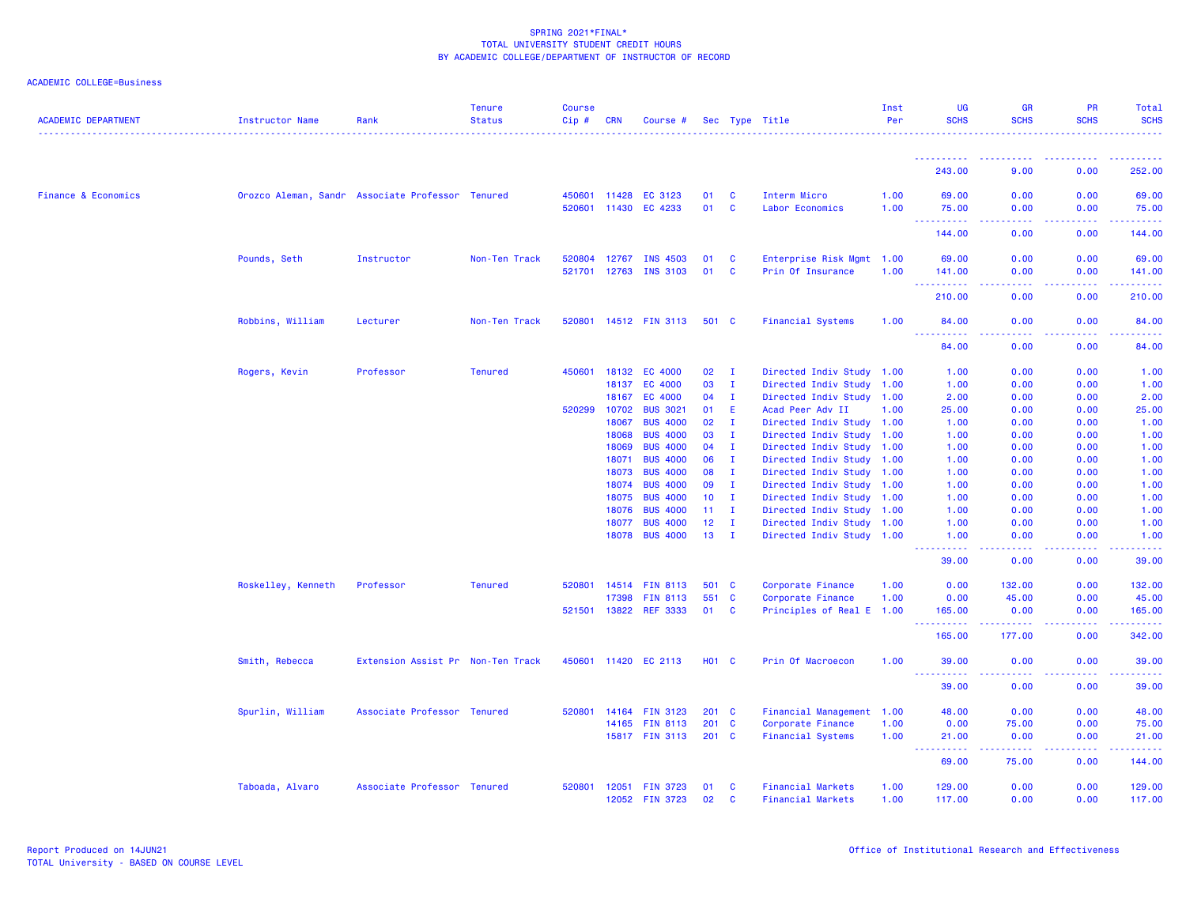SPRING 2021*FINAL*
TOTAL UNIVERSITY STUDENT CREDIT HOURS
BY ACADEMIC COLLEGE/DEPARTMENT OF INSTRUCTOR OF RECORD

ACADEMIC COLLEGE=Business

| ACADEMIC DEPARTMENT | Instructor Name | Rank | Tenure Status | Course Cip # | CRN | Course # | Sec | Type | Title | Inst Per | UG SCHS | GR SCHS | PR SCHS | Total SCHS |
|---|---|---|---|---|---|---|---|---|---|---|---|---|---|---|
| | | | | | | | | | | | 243.00 | 9.00 | 0.00 | 252.00 |
| Finance & Economics | Orozco Aleman, Sandr | Associate Professor | Tenured | 450601 | 11428 | EC 3123 | 01 | C | Interm Micro | 1.00 | 69.00 | 0.00 | 0.00 | 69.00 |
| | | | | 520601 | 11430 | EC 4233 | 01 | C | Labor Economics | 1.00 | 75.00 | 0.00 | 0.00 | 75.00 |
| | | | | | | | | | | | 144.00 | 0.00 | 0.00 | 144.00 |
| | Pounds, Seth | Instructor | Non-Ten Track | 520804 | 12767 | INS 4503 | 01 | C | Enterprise Risk Mgmt | 1.00 | 69.00 | 0.00 | 0.00 | 69.00 |
| | | | | 521701 | 12763 | INS 3103 | 01 | C | Prin Of Insurance | 1.00 | 141.00 | 0.00 | 0.00 | 141.00 |
| | | | | | | | | | | | 210.00 | 0.00 | 0.00 | 210.00 |
| | Robbins, William | Lecturer | Non-Ten Track | 520801 | 14512 | FIN 3113 | 501 | C | Financial Systems | 1.00 | 84.00 | 0.00 | 0.00 | 84.00 |
| | | | | | | | | | | | 84.00 | 0.00 | 0.00 | 84.00 |
| | Rogers, Kevin | Professor | Tenured | 450601 | 18132 | EC 4000 | 02 | I | Directed Indiv Study | 1.00 | 1.00 | 0.00 | 0.00 | 1.00 |
| | | | | | 18137 | EC 4000 | 03 | I | Directed Indiv Study | 1.00 | 1.00 | 0.00 | 0.00 | 1.00 |
| | | | | | 18167 | EC 4000 | 04 | I | Directed Indiv Study | 1.00 | 2.00 | 0.00 | 0.00 | 2.00 |
| | | | | 520299 | 10702 | BUS 3021 | 01 | E | Acad Peer Adv II | 1.00 | 25.00 | 0.00 | 0.00 | 25.00 |
| | | | | | 18067 | BUS 4000 | 02 | I | Directed Indiv Study | 1.00 | 1.00 | 0.00 | 0.00 | 1.00 |
| | | | | | 18068 | BUS 4000 | 03 | I | Directed Indiv Study | 1.00 | 1.00 | 0.00 | 0.00 | 1.00 |
| | | | | | 18069 | BUS 4000 | 04 | I | Directed Indiv Study | 1.00 | 1.00 | 0.00 | 0.00 | 1.00 |
| | | | | | 18071 | BUS 4000 | 06 | I | Directed Indiv Study | 1.00 | 1.00 | 0.00 | 0.00 | 1.00 |
| | | | | | 18073 | BUS 4000 | 08 | I | Directed Indiv Study | 1.00 | 1.00 | 0.00 | 0.00 | 1.00 |
| | | | | | 18074 | BUS 4000 | 09 | I | Directed Indiv Study | 1.00 | 1.00 | 0.00 | 0.00 | 1.00 |
| | | | | | 18075 | BUS 4000 | 10 | I | Directed Indiv Study | 1.00 | 1.00 | 0.00 | 0.00 | 1.00 |
| | | | | | 18076 | BUS 4000 | 11 | I | Directed Indiv Study | 1.00 | 1.00 | 0.00 | 0.00 | 1.00 |
| | | | | | 18077 | BUS 4000 | 12 | I | Directed Indiv Study | 1.00 | 1.00 | 0.00 | 0.00 | 1.00 |
| | | | | | 18078 | BUS 4000 | 13 | I | Directed Indiv Study | 1.00 | 1.00 | 0.00 | 0.00 | 1.00 |
| | | | | | | | | | | | 39.00 | 0.00 | 0.00 | 39.00 |
| | Roskelley, Kenneth | Professor | Tenured | 520801 | 14514 | FIN 8113 | 501 | C | Corporate Finance | 1.00 | 0.00 | 132.00 | 0.00 | 132.00 |
| | | | | | 17398 | FIN 8113 | 551 | C | Corporate Finance | 1.00 | 0.00 | 45.00 | 0.00 | 45.00 |
| | | | | 521501 | 13822 | REF 3333 | 01 | C | Principles of Real E | 1.00 | 165.00 | 0.00 | 0.00 | 165.00 |
| | | | | | | | | | | | 165.00 | 177.00 | 0.00 | 342.00 |
| | Smith, Rebecca | Extension Assist Pr | Non-Ten Track | 450601 | 11420 | EC 2113 | H01 | C | Prin Of Macroecon | 1.00 | 39.00 | 0.00 | 0.00 | 39.00 |
| | | | | | | | | | | | 39.00 | 0.00 | 0.00 | 39.00 |
| | Spurlin, William | Associate Professor | Tenured | 520801 | 14164 | FIN 3123 | 201 | C | Financial Management | 1.00 | 48.00 | 0.00 | 0.00 | 48.00 |
| | | | | | 14165 | FIN 8113 | 201 | C | Corporate Finance | 1.00 | 0.00 | 75.00 | 0.00 | 75.00 |
| | | | | | 15817 | FIN 3113 | 201 | C | Financial Systems | 1.00 | 21.00 | 0.00 | 0.00 | 21.00 |
| | | | | | | | | | | | 69.00 | 75.00 | 0.00 | 144.00 |
| | Taboada, Alvaro | Associate Professor | Tenured | 520801 | 12051 | FIN 3723 | 01 | C | Financial Markets | 1.00 | 129.00 | 0.00 | 0.00 | 129.00 |
| | | | | | 12052 | FIN 3723 | 02 | C | Financial Markets | 1.00 | 117.00 | 0.00 | 0.00 | 117.00 |

Report Produced on 14JUN21
TOTAL University - BASED ON COURSE LEVEL

Office of Institutional Research and Effectiveness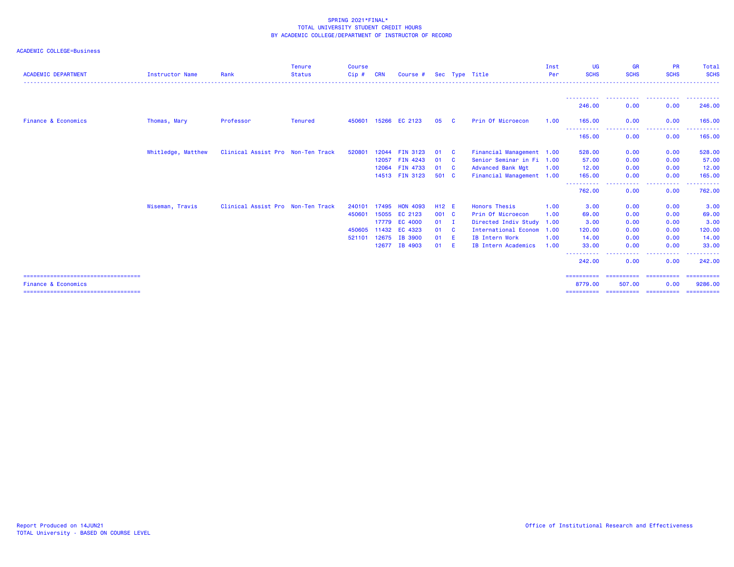SPRING 2021*FINAL*
TOTAL UNIVERSITY STUDENT CREDIT HOURS
BY ACADEMIC COLLEGE/DEPARTMENT OF INSTRUCTOR OF RECORD

ACADEMIC COLLEGE=Business

| ACADEMIC DEPARTMENT | Instructor Name | Rank | Tenure Status | Course Cip # | CRN | Course # | Sec | Type | Title | Inst Per | UG SCHS | GR SCHS | PR SCHS | Total SCHS |
|---|---|---|---|---|---|---|---|---|---|---|---|---|---|---|
| | | | | | | | | | | | 246.00 | 0.00 | 0.00 | 246.00 |
| Finance & Economics | Thomas, Mary | Professor | Tenured | 450601 | 15266 | EC 2123 | 05 | C | Prin Of Microecon | 1.00 | 165.00 | 0.00 | 0.00 | 165.00 |
| | | | | | | | | | | | 165.00 | 0.00 | 0.00 | 165.00 |
| | Whitledge, Matthew | Clinical Assist Pro | Non-Ten Track | 520801 | 12044 | FIN 3123 | 01 | C | Financial Management | 1.00 | 528.00 | 0.00 | 0.00 | 528.00 |
| | | | | | 12057 | FIN 4243 | 01 | C | Senior Seminar in Fi | 1.00 | 57.00 | 0.00 | 0.00 | 57.00 |
| | | | | | 12064 | FIN 4733 | 01 | C | Advanced Bank Mgt | 1.00 | 12.00 | 0.00 | 0.00 | 12.00 |
| | | | | | 14513 | FIN 3123 | 501 | C | Financial Management | 1.00 | 165.00 | 0.00 | 0.00 | 165.00 |
| | | | | | | | | | | | 762.00 | 0.00 | 0.00 | 762.00 |
| | Wiseman, Travis | Clinical Assist Pro | Non-Ten Track | 240101 | 17495 | HON 4093 | H12 | E | Honors Thesis | 1.00 | 3.00 | 0.00 | 0.00 | 3.00 |
| | | | | 450601 | 15055 | EC 2123 | 001 | C | Prin Of Microecon | 1.00 | 69.00 | 0.00 | 0.00 | 69.00 |
| | | | | | 17779 | EC 4000 | 01 | I | Directed Indiv Study | 1.00 | 3.00 | 0.00 | 0.00 | 3.00 |
| | | | | 450605 | 11432 | EC 4323 | 01 | C | International Econom | 1.00 | 120.00 | 0.00 | 0.00 | 120.00 |
| | | | | 521101 | 12675 | IB 3900 | 01 | E | IB Intern Work | 1.00 | 14.00 | 0.00 | 0.00 | 14.00 |
| | | | | | 12677 | IB 4903 | 01 | E | IB Intern Academics | 1.00 | 33.00 | 0.00 | 0.00 | 33.00 |
| | | | | | | | | | | | 242.00 | 0.00 | 0.00 | 242.00 |
| Finance & Economics | | | | | | | | | | | 8779.00 | 507.00 | 0.00 | 9286.00 |

Report Produced on 14JUN21
TOTAL University - BASED ON COURSE LEVEL

Office of Institutional Research and Effectiveness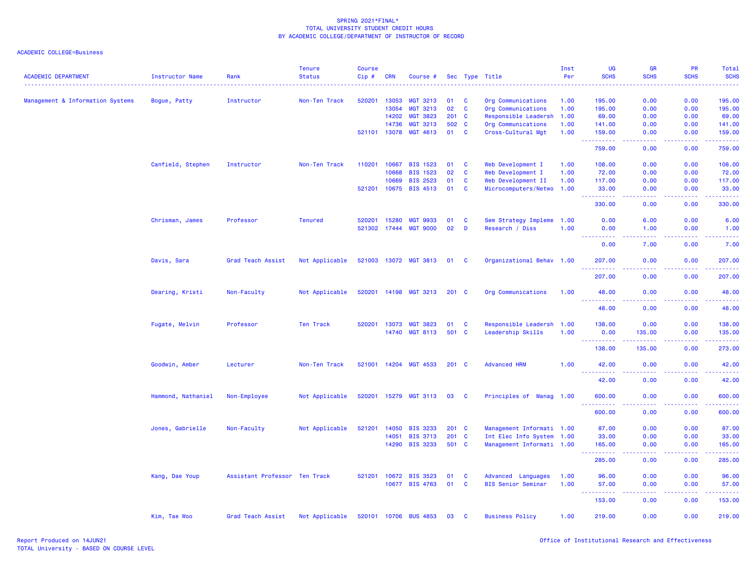SPRING 2021*FINAL*
TOTAL UNIVERSITY STUDENT CREDIT HOURS
BY ACADEMIC COLLEGE/DEPARTMENT OF INSTRUCTOR OF RECORD

ACADEMIC COLLEGE=Business

| ACADEMIC DEPARTMENT | Instructor Name | Rank | Tenure Status | Course Cip # | CRN | Course # | Sec | Type | Title | Inst Per | UG SCHS | GR SCHS | PR SCHS | Total SCHS |
|---|---|---|---|---|---|---|---|---|---|---|---|---|---|---|
| Management & Information Systems | Bogue, Patty | Instructor | Non-Ten Track | 520201 | 13053 | MGT 3213 | 01 | C | Org Communications | 1.00 | 195.00 | 0.00 | 0.00 | 195.00 |
| | | | | | 13054 | MGT 3213 | 02 | C | Org Communications | 1.00 | 195.00 | 0.00 | 0.00 | 195.00 |
| | | | | | 14202 | MGT 3823 | 201 | C | Responsible Leadersh | 1.00 | 69.00 | 0.00 | 0.00 | 69.00 |
| | | | | | 14736 | MGT 3213 | 502 | C | Org Communications | 1.00 | 141.00 | 0.00 | 0.00 | 141.00 |
| | | | | 521101 | 13078 | MGT 4613 | 01 | C | Cross-Cultural Mgt | 1.00 | 159.00 | 0.00 | 0.00 | 159.00 |
| | | | | | | | | | | | 759.00 | 0.00 | 0.00 | 759.00 |
| | Canfield, Stephen | Instructor | Non-Ten Track | 110201 | 10667 | BIS 1523 | 01 | C | Web Development I | 1.00 | 108.00 | 0.00 | 0.00 | 108.00 |
| | | | | | 10668 | BIS 1523 | 02 | C | Web Development I | 1.00 | 72.00 | 0.00 | 0.00 | 72.00 |
| | | | | | 10669 | BIS 2523 | 01 | C | Web Development II | 1.00 | 117.00 | 0.00 | 0.00 | 117.00 |
| | | | | 521201 | 10675 | BIS 4513 | 01 | C | Microcomputers/Netwo | 1.00 | 33.00 | 0.00 | 0.00 | 33.00 |
| | | | | | | | | | | | 330.00 | 0.00 | 0.00 | 330.00 |
| | Chrisman, James | Professor | Tenured | 520201 | 15280 | MGT 9933 | 01 | C | Sem Strategy Impleme | 1.00 | 0.00 | 6.00 | 0.00 | 6.00 |
| | | | | 521302 | 17444 | MGT 9000 | 02 | D | Research / Diss | 1.00 | 0.00 | 1.00 | 0.00 | 1.00 |
| | | | | | | | | | | | 0.00 | 7.00 | 0.00 | 7.00 |
| | Davis, Sara | Grad Teach Assist | Not Applicable | 521003 | 13072 | MGT 3813 | 01 | C | Organizational Behav | 1.00 | 207.00 | 0.00 | 0.00 | 207.00 |
| | | | | | | | | | | | 207.00 | 0.00 | 0.00 | 207.00 |
| | Dearing, Kristi | Non-Faculty | Not Applicable | 520201 | 14198 | MGT 3213 | 201 | C | Org Communications | 1.00 | 48.00 | 0.00 | 0.00 | 48.00 |
| | | | | | | | | | | | 48.00 | 0.00 | 0.00 | 48.00 |
| | Fugate, Melvin | Professor | Ten Track | 520201 | 13073 | MGT 3823 | 01 | C | Responsible Leadersh | 1.00 | 138.00 | 0.00 | 0.00 | 138.00 |
| | | | | | 14740 | MGT 8113 | 501 | C | Leadership Skills | 1.00 | 0.00 | 135.00 | 0.00 | 135.00 |
| | | | | | | | | | | | 138.00 | 135.00 | 0.00 | 273.00 |
| | Goodwin, Amber | Lecturer | Non-Ten Track | 521001 | 14204 | MGT 4533 | 201 | C | Advanced HRM | 1.00 | 42.00 | 0.00 | 0.00 | 42.00 |
| | | | | | | | | | | | 42.00 | 0.00 | 0.00 | 42.00 |
| | Hammond, Nathaniel | Non-Employee | Not Applicable | 520201 | 15279 | MGT 3113 | 03 | C | Principles of Manag | 1.00 | 600.00 | 0.00 | 0.00 | 600.00 |
| | | | | | | | | | | | 600.00 | 0.00 | 0.00 | 600.00 |
| | Jones, Gabrielle | Non-Faculty | Not Applicable | 521201 | 14050 | BIS 3233 | 201 | C | Management Informati | 1.00 | 87.00 | 0.00 | 0.00 | 87.00 |
| | | | | | 14051 | BIS 3713 | 201 | C | Int Elec Info System | 1.00 | 33.00 | 0.00 | 0.00 | 33.00 |
| | | | | | 14290 | BIS 3233 | 501 | C | Management Informati | 1.00 | 165.00 | 0.00 | 0.00 | 165.00 |
| | | | | | | | | | | | 285.00 | 0.00 | 0.00 | 285.00 |
| | Kang, Dae Youp | Assistant Professor | Ten Track | 521201 | 10672 | BIS 3523 | 01 | C | Advanced Languages | 1.00 | 96.00 | 0.00 | 0.00 | 96.00 |
| | | | | | 10677 | BIS 4763 | 01 | C | BIS Senior Seminar | 1.00 | 57.00 | 0.00 | 0.00 | 57.00 |
| | | | | | | | | | | | 153.00 | 0.00 | 0.00 | 153.00 |
| | Kim, Tae Woo | Grad Teach Assist | Not Applicable | 520101 | 10706 | BUS 4853 | 03 | C | Business Policy | 1.00 | 219.00 | 0.00 | 0.00 | 219.00 |

Report Produced on 14JUN21
TOTAL University - BASED ON COURSE LEVEL

Office of Institutional Research and Effectiveness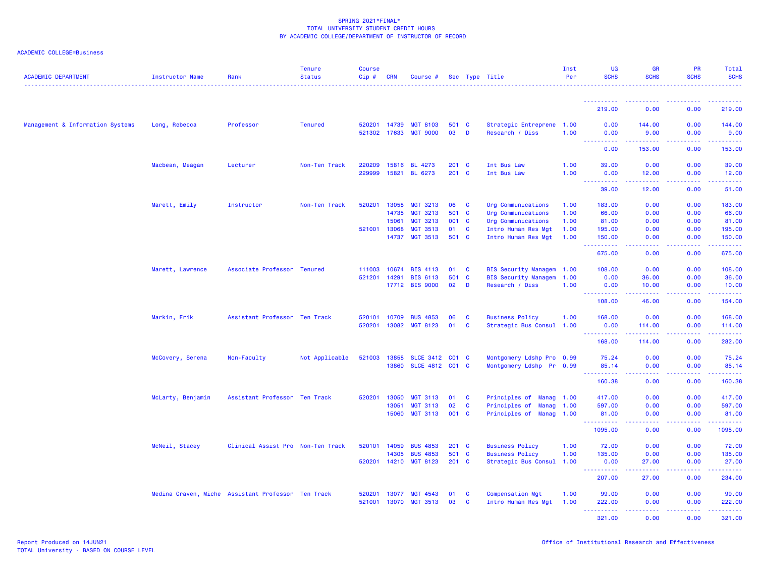SPRING 2021*FINAL*
TOTAL UNIVERSITY STUDENT CREDIT HOURS
BY ACADEMIC COLLEGE/DEPARTMENT OF INSTRUCTOR OF RECORD

ACADEMIC COLLEGE=Business

| ACADEMIC DEPARTMENT | Instructor Name | Rank | Tenure Status | Course Cip # | CRN | Course # | Sec | Type | Title | Inst Per | UG SCHS | GR SCHS | PR SCHS | Total SCHS |
|---|---|---|---|---|---|---|---|---|---|---|---|---|---|---|
| | | | | | | | | | | | 219.00 | 0.00 | 0.00 | 219.00 |
| Management & Information Systems | Long, Rebecca | Professor | Tenured | 520201 | 14739 | MGT 8103 | 501 | C | Strategic Entreprene | 1.00 | 0.00 | 144.00 | 0.00 | 144.00 |
| | | | | 521302 | 17633 | MGT 9000 | 03 | D | Research / Diss | 1.00 | 0.00 | 9.00 | 0.00 | 9.00 |
| | | | | | | | | | | | 0.00 | 153.00 | 0.00 | 153.00 |
| | Macbean, Meagan | Lecturer | Non-Ten Track | 220209 | 15816 | BL 4273 | 201 | C | Int Bus Law | 1.00 | 39.00 | 0.00 | 0.00 | 39.00 |
| | | | | 229999 | 15821 | BL 6273 | 201 | C | Int Bus Law | 1.00 | 0.00 | 12.00 | 0.00 | 12.00 |
| | | | | | | | | | | | 39.00 | 12.00 | 0.00 | 51.00 |
| | Marett, Emily | Instructor | Non-Ten Track | 520201 | 13058 | MGT 3213 | 06 | C | Org Communications | 1.00 | 183.00 | 0.00 | 0.00 | 183.00 |
| | | | | | 14735 | MGT 3213 | 501 | C | Org Communications | 1.00 | 66.00 | 0.00 | 0.00 | 66.00 |
| | | | | | 15061 | MGT 3213 | 001 | C | Org Communications | 1.00 | 81.00 | 0.00 | 0.00 | 81.00 |
| | | | | 521001 | 13068 | MGT 3513 | 01 | C | Intro Human Res Mgt | 1.00 | 195.00 | 0.00 | 0.00 | 195.00 |
| | | | | | 14737 | MGT 3513 | 501 | C | Intro Human Res Mgt | 1.00 | 150.00 | 0.00 | 0.00 | 150.00 |
| | | | | | | | | | | | 675.00 | 0.00 | 0.00 | 675.00 |
| | Marett, Lawrence | Associate Professor | Tenured | 111003 | 10674 | BIS 4113 | 01 | C | BIS Security Managem | 1.00 | 108.00 | 0.00 | 0.00 | 108.00 |
| | | | | 521201 | 14291 | BIS 6113 | 501 | C | BIS Security Managem | 1.00 | 0.00 | 36.00 | 0.00 | 36.00 |
| | | | | | 17712 | BIS 9000 | 02 | D | Research / Diss | 1.00 | 0.00 | 10.00 | 0.00 | 10.00 |
| | | | | | | | | | | | 108.00 | 46.00 | 0.00 | 154.00 |
| | Markin, Erik | Assistant Professor | Ten Track | 520101 | 10709 | BUS 4853 | 06 | C | Business Policy | 1.00 | 168.00 | 0.00 | 0.00 | 168.00 |
| | | | | 520201 | 13082 | MGT 8123 | 01 | C | Strategic Bus Consul | 1.00 | 0.00 | 114.00 | 0.00 | 114.00 |
| | | | | | | | | | | | 168.00 | 114.00 | 0.00 | 282.00 |
| | McCovery, Serena | Non-Faculty | Not Applicable | 521003 | 13858 | SLCE 3412 | C01 | C | Montgomery Ldshp Pro | 0.99 | 75.24 | 0.00 | 0.00 | 75.24 |
| | | | | | 13860 | SLCE 4812 | C01 | C | Montgomery Ldshp Pr | 0.99 | 85.14 | 0.00 | 0.00 | 85.14 |
| | | | | | | | | | | | 160.38 | 0.00 | 0.00 | 160.38 |
| | McLarty, Benjamin | Assistant Professor | Ten Track | 520201 | 13050 | MGT 3113 | 01 | C | Principles of Manag | 1.00 | 417.00 | 0.00 | 0.00 | 417.00 |
| | | | | | 13051 | MGT 3113 | 02 | C | Principles of Manag | 1.00 | 597.00 | 0.00 | 0.00 | 597.00 |
| | | | | | 15060 | MGT 3113 | 001 | C | Principles of Manag | 1.00 | 81.00 | 0.00 | 0.00 | 81.00 |
| | | | | | | | | | | | 1095.00 | 0.00 | 0.00 | 1095.00 |
| | McNeil, Stacey | Clinical Assist Pro | Non-Ten Track | 520101 | 14059 | BUS 4853 | 201 | C | Business Policy | 1.00 | 72.00 | 0.00 | 0.00 | 72.00 |
| | | | | | 14305 | BUS 4853 | 501 | C | Business Policy | 1.00 | 135.00 | 0.00 | 0.00 | 135.00 |
| | | | | 520201 | 14210 | MGT 8123 | 201 | C | Strategic Bus Consul | 1.00 | 0.00 | 27.00 | 0.00 | 27.00 |
| | | | | | | | | | | | 207.00 | 27.00 | 0.00 | 234.00 |
| | Medina Craven, Miche | Assistant Professor | Ten Track | 520201 | 13077 | MGT 4543 | 01 | C | Compensation Mgt | 1.00 | 99.00 | 0.00 | 0.00 | 99.00 |
| | | | | 521001 | 13070 | MGT 3513 | 03 | C | Intro Human Res Mgt | 1.00 | 222.00 | 0.00 | 0.00 | 222.00 |
| | | | | | | | | | | | 321.00 | 0.00 | 0.00 | 321.00 |

Report Produced on 14JUN21
TOTAL University - BASED ON COURSE LEVEL
Office of Institutional Research and Effectiveness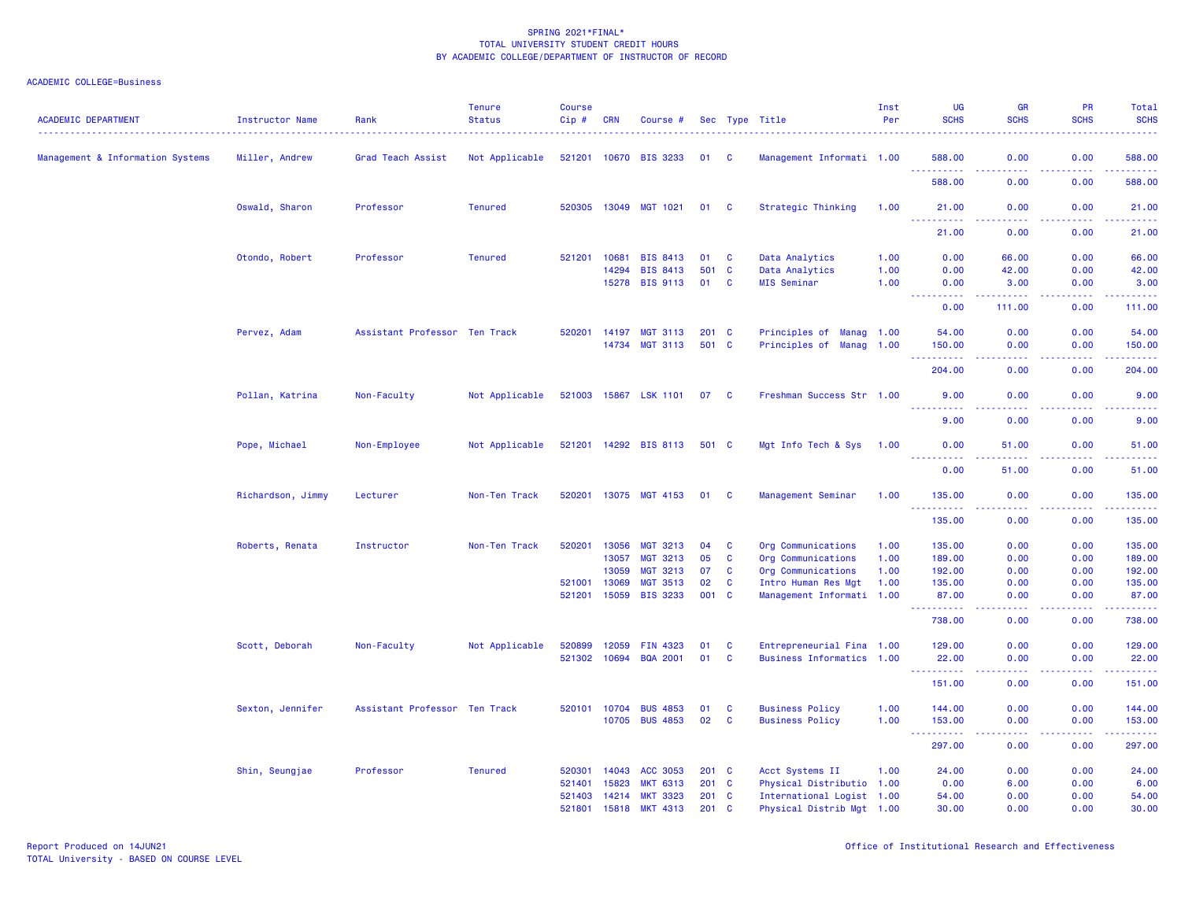SPRING 2021*FINAL*
TOTAL UNIVERSITY STUDENT CREDIT HOURS
BY ACADEMIC COLLEGE/DEPARTMENT OF INSTRUCTOR OF RECORD

ACADEMIC COLLEGE=Business

| ACADEMIC DEPARTMENT | Instructor Name | Rank | Tenure Status | Course Cip # | CRN | Course # | Sec | Type | Title | Inst Per | UG SCHS | GR SCHS | PR SCHS | Total SCHS |
|---|---|---|---|---|---|---|---|---|---|---|---|---|---|---|
| Management & Information Systems | Miller, Andrew | Grad Teach Assist | Not Applicable | 521201 | 10670 | BIS 3233 | 01 | C | Management Informati | 1.00 | 588.00 | 0.00 | 0.00 | 588.00 |
| | | | | | | | | | | | 588.00 | 0.00 | 0.00 | 588.00 |
| | Oswald, Sharon | Professor | Tenured | 520305 | 13049 | MGT 1021 | 01 | C | Strategic Thinking | 1.00 | 21.00 | 0.00 | 0.00 | 21.00 |
| | | | | | | | | | | | 21.00 | 0.00 | 0.00 | 21.00 |
| | Otondo, Robert | Professor | Tenured | 521201 | 10681 | BIS 8413 | 01 | C | Data Analytics | 1.00 | 0.00 | 66.00 | 0.00 | 66.00 |
| | | | | | 14294 | BIS 8413 | 501 | C | Data Analytics | 1.00 | 0.00 | 42.00 | 0.00 | 42.00 |
| | | | | | 15278 | BIS 9113 | 01 | C | MIS Seminar | 1.00 | 0.00 | 3.00 | 0.00 | 3.00 |
| | | | | | | | | | | | 0.00 | 111.00 | 0.00 | 111.00 |
| | Pervez, Adam | Assistant Professor | Ten Track | 520201 | 14197 | MGT 3113 | 201 | C | Principles of Manag | 1.00 | 54.00 | 0.00 | 0.00 | 54.00 |
| | | | | | 14734 | MGT 3113 | 501 | C | Principles of Manag | 1.00 | 150.00 | 0.00 | 0.00 | 150.00 |
| | | | | | | | | | | | 204.00 | 0.00 | 0.00 | 204.00 |
| | Pollan, Katrina | Non-Faculty | Not Applicable | 521003 | 15867 | LSK 1101 | 07 | C | Freshman Success Str | 1.00 | 9.00 | 0.00 | 0.00 | 9.00 |
| | | | | | | | | | | | 9.00 | 0.00 | 0.00 | 9.00 |
| | Pope, Michael | Non-Employee | Not Applicable | 521201 | 14292 | BIS 8113 | 501 | C | Mgt Info Tech & Sys | 1.00 | 0.00 | 51.00 | 0.00 | 51.00 |
| | | | | | | | | | | | 0.00 | 51.00 | 0.00 | 51.00 |
| | Richardson, Jimmy | Lecturer | Non-Ten Track | 520201 | 13075 | MGT 4153 | 01 | C | Management Seminar | 1.00 | 135.00 | 0.00 | 0.00 | 135.00 |
| | | | | | | | | | | | 135.00 | 0.00 | 0.00 | 135.00 |
| | Roberts, Renata | Instructor | Non-Ten Track | 520201 | 13056 | MGT 3213 | 04 | C | Org Communications | 1.00 | 135.00 | 0.00 | 0.00 | 135.00 |
| | | | | | 13057 | MGT 3213 | 05 | C | Org Communications | 1.00 | 189.00 | 0.00 | 0.00 | 189.00 |
| | | | | | 13059 | MGT 3213 | 07 | C | Org Communications | 1.00 | 192.00 | 0.00 | 0.00 | 192.00 |
| | | | | 521001 | 13069 | MGT 3513 | 02 | C | Intro Human Res Mgt | 1.00 | 135.00 | 0.00 | 0.00 | 135.00 |
| | | | | 521201 | 15059 | BIS 3233 | 001 | C | Management Informati | 1.00 | 87.00 | 0.00 | 0.00 | 87.00 |
| | | | | | | | | | | | 738.00 | 0.00 | 0.00 | 738.00 |
| | Scott, Deborah | Non-Faculty | Not Applicable | 520899 | 12059 | FIN 4323 | 01 | C | Entrepreneurial Fina | 1.00 | 129.00 | 0.00 | 0.00 | 129.00 |
| | | | | 521302 | 10694 | BQA 2001 | 01 | C | Business Informatics | 1.00 | 22.00 | 0.00 | 0.00 | 22.00 |
| | | | | | | | | | | | 151.00 | 0.00 | 0.00 | 151.00 |
| | Sexton, Jennifer | Assistant Professor | Ten Track | 520101 | 10704 | BUS 4853 | 01 | C | Business Policy | 1.00 | 144.00 | 0.00 | 0.00 | 144.00 |
| | | | | | 10705 | BUS 4853 | 02 | C | Business Policy | 1.00 | 153.00 | 0.00 | 0.00 | 153.00 |
| | | | | | | | | | | | 297.00 | 0.00 | 0.00 | 297.00 |
| | Shin, Seungjae | Professor | Tenured | 520301 | 14043 | ACC 3053 | 201 | C | Acct Systems II | 1.00 | 24.00 | 0.00 | 0.00 | 24.00 |
| | | | | 521401 | 15823 | MKT 6313 | 201 | C | Physical Distributio | 1.00 | 0.00 | 6.00 | 0.00 | 6.00 |
| | | | | 521403 | 14214 | MKT 3323 | 201 | C | International Logist | 1.00 | 54.00 | 0.00 | 0.00 | 54.00 |
| | | | | 521801 | 15818 | MKT 4313 | 201 | C | Physical Distrib Mgt | 1.00 | 30.00 | 0.00 | 0.00 | 30.00 |

Report Produced on 14JUN21
TOTAL University - BASED ON COURSE LEVEL

Office of Institutional Research and Effectiveness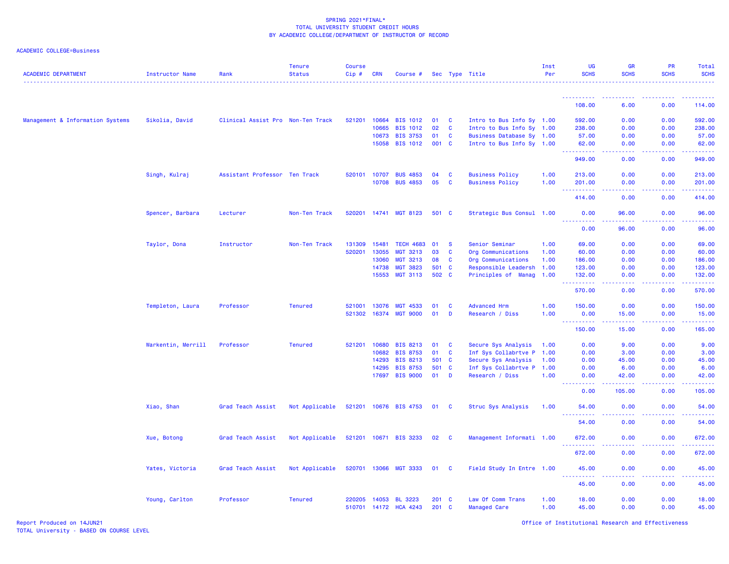SPRING 2021*FINAL*
TOTAL UNIVERSITY STUDENT CREDIT HOURS
BY ACADEMIC COLLEGE/DEPARTMENT OF INSTRUCTOR OF RECORD

ACADEMIC COLLEGE=Business

| ACADEMIC DEPARTMENT | Instructor Name | Rank | Tenure Status | Course Cip # | CRN | Course # | Sec | Type | Title | Inst Per | UG SCHS | GR SCHS | PR SCHS | Total SCHS |
|---|---|---|---|---|---|---|---|---|---|---|---|---|---|---|
| | | | | | | | | | | | 108.00 | 6.00 | 0.00 | 114.00 |
| Management & Information Systems | Sikolia, David | Clinical Assist Pro | Non-Ten Track | 521201 | 10664 | BIS 1012 | 01 | C | Intro to Bus Info Sy | 1.00 | 592.00 | 0.00 | 0.00 | 592.00 |
| | | | | | 10665 | BIS 1012 | 02 | C | Intro to Bus Info Sy | 1.00 | 238.00 | 0.00 | 0.00 | 238.00 |
| | | | | | 10673 | BIS 3753 | 01 | C | Business Database Sy | 1.00 | 57.00 | 0.00 | 0.00 | 57.00 |
| | | | | | 15058 | BIS 1012 | 001 | C | Intro to Bus Info Sy | 1.00 | 62.00 | 0.00 | 0.00 | 62.00 |
| | | | | | | | | | | | 949.00 | 0.00 | 0.00 | 949.00 |
| | Singh, Kulraj | Assistant Professor | Ten Track | 520101 | 10707 | BUS 4853 | 04 | C | Business Policy | 1.00 | 213.00 | 0.00 | 0.00 | 213.00 |
| | | | | | 10708 | BUS 4853 | 05 | C | Business Policy | 1.00 | 201.00 | 0.00 | 0.00 | 201.00 |
| | | | | | | | | | | | 414.00 | 0.00 | 0.00 | 414.00 |
| | Spencer, Barbara | Lecturer | Non-Ten Track | 520201 | 14741 | MGT 8123 | 501 | C | Strategic Bus Consul | 1.00 | 0.00 | 96.00 | 0.00 | 96.00 |
| | | | | | | | | | | | 0.00 | 96.00 | 0.00 | 96.00 |
| | Taylor, Dona | Instructor | Non-Ten Track | 131309 | 15481 | TECH 4683 | 01 | S | Senior Seminar | 1.00 | 69.00 | 0.00 | 0.00 | 69.00 |
| | | | | 520201 | 13055 | MGT 3213 | 03 | C | Org Communications | 1.00 | 60.00 | 0.00 | 0.00 | 60.00 |
| | | | | | 13060 | MGT 3213 | 08 | C | Org Communications | 1.00 | 186.00 | 0.00 | 0.00 | 186.00 |
| | | | | | 14738 | MGT 3823 | 501 | C | Responsible Leadersh | 1.00 | 123.00 | 0.00 | 0.00 | 123.00 |
| | | | | | 15553 | MGT 3113 | 502 | C | Principles of Manag | 1.00 | 132.00 | 0.00 | 0.00 | 132.00 |
| | | | | | | | | | | | 570.00 | 0.00 | 0.00 | 570.00 |
| | Templeton, Laura | Professor | Tenured | 521001 | 13076 | MGT 4533 | 01 | C | Advanced Hrm | 1.00 | 150.00 | 0.00 | 0.00 | 150.00 |
| | | | | 521302 | 16374 | MGT 9000 | 01 | D | Research / Diss | 1.00 | 0.00 | 15.00 | 0.00 | 15.00 |
| | | | | | | | | | | | 150.00 | 15.00 | 0.00 | 165.00 |
| | Warkentin, Merrill | Professor | Tenured | 521201 | 10680 | BIS 8213 | 01 | C | Secure Sys Analysis | 1.00 | 0.00 | 9.00 | 0.00 | 9.00 |
| | | | | | 10682 | BIS 8753 | 01 | C | Inf Sys Collabrtve P | 1.00 | 0.00 | 3.00 | 0.00 | 3.00 |
| | | | | | 14293 | BIS 8213 | 501 | C | Secure Sys Analysis | 1.00 | 0.00 | 45.00 | 0.00 | 45.00 |
| | | | | | 14295 | BIS 8753 | 501 | C | Inf Sys Collabrtve P | 1.00 | 0.00 | 6.00 | 0.00 | 6.00 |
| | | | | | 17697 | BIS 9000 | 01 | D | Research / Diss | 1.00 | 0.00 | 42.00 | 0.00 | 42.00 |
| | | | | | | | | | | | 0.00 | 105.00 | 0.00 | 105.00 |
| | Xiao, Shan | Grad Teach Assist | Not Applicable | 521201 | 10676 | BIS 4753 | 01 | C | Struc Sys Analysis | 1.00 | 54.00 | 0.00 | 0.00 | 54.00 |
| | | | | | | | | | | | 54.00 | 0.00 | 0.00 | 54.00 |
| | Xue, Botong | Grad Teach Assist | Not Applicable | 521201 | 10671 | BIS 3233 | 02 | C | Management Informati | 1.00 | 672.00 | 0.00 | 0.00 | 672.00 |
| | | | | | | | | | | | 672.00 | 0.00 | 0.00 | 672.00 |
| | Yates, Victoria | Grad Teach Assist | Not Applicable | 520701 | 13066 | MGT 3333 | 01 | C | Field Study In Entre | 1.00 | 45.00 | 0.00 | 0.00 | 45.00 |
| | | | | | | | | | | | 45.00 | 0.00 | 0.00 | 45.00 |
| | Young, Carlton | Professor | Tenured | 220205 | 14053 | BL 3223 | 201 | C | Law Of Comm Trans | 1.00 | 18.00 | 0.00 | 0.00 | 18.00 |
| | | | | 510701 | 14172 | HCA 4243 | 201 | C | Managed Care | 1.00 | 45.00 | 0.00 | 0.00 | 45.00 |

Report Produced on 14JUN21
TOTAL University - BASED ON COURSE LEVEL

Office of Institutional Research and Effectiveness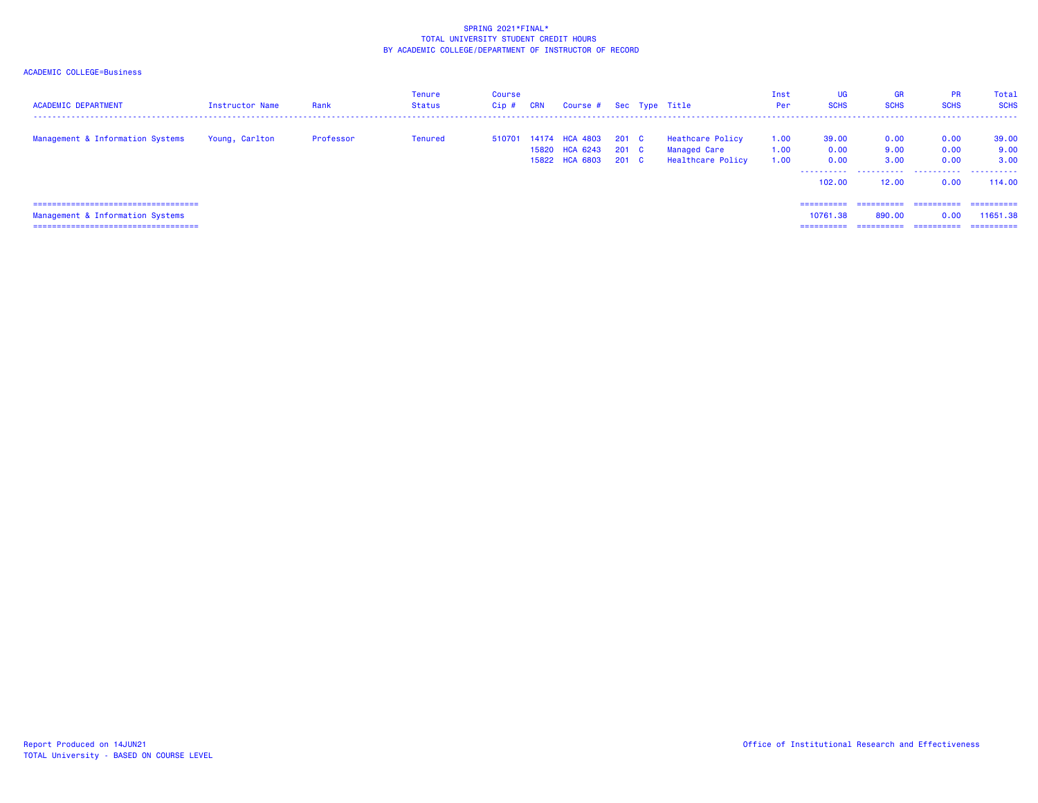SPRING 2021*FINAL*
TOTAL UNIVERSITY STUDENT CREDIT HOURS
BY ACADEMIC COLLEGE/DEPARTMENT OF INSTRUCTOR OF RECORD

ACADEMIC COLLEGE=Business

| ACADEMIC DEPARTMENT | Instructor Name | Rank | Tenure Status | Course Cip # | CRN | Course # | Sec | Type | Title | Inst Per | UG SCHS | GR SCHS | PR SCHS | Total SCHS |
|---|---|---|---|---|---|---|---|---|---|---|---|---|---|---|
| Management & Information Systems | Young, Carlton | Professor | Tenured | 510701 | 14174 | HCA 4803 | 201 | C | Heathcare Policy | 1.00 | 39.00 | 0.00 | 0.00 | 39.00 |
| | | | | | 15820 | HCA 6243 | 201 | C | Managed Care | 1.00 | 0.00 | 9.00 | 0.00 | 9.00 |
| | | | | | 15822 | HCA 6803 | 201 | C | Healthcare Policy | 1.00 | 0.00 | 3.00 | 0.00 | 3.00 |
| | | | | | | | | | | | 102.00 | 12.00 | 0.00 | 114.00 |
| Management & Information Systems | | | | | | | | | | | 10761.38 | 890.00 | 0.00 | 11651.38 |

Report Produced on 14JUN21
TOTAL University - BASED ON COURSE LEVEL

Office of Institutional Research and Effectiveness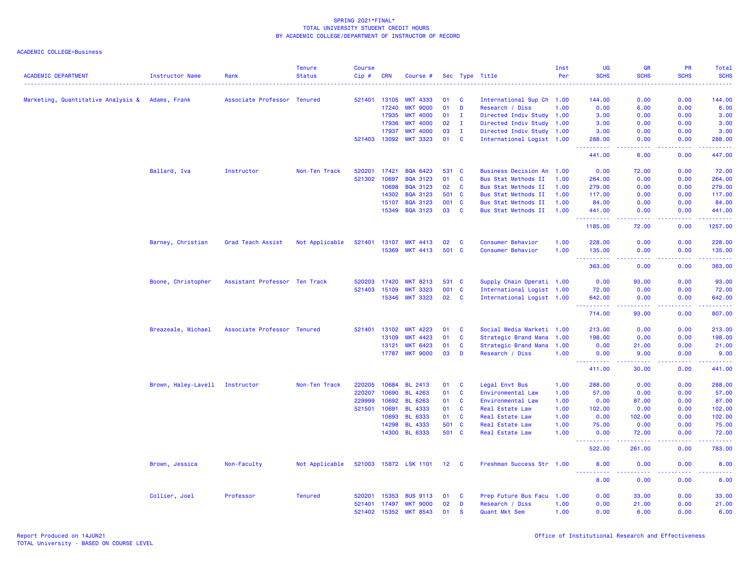SPRING 2021*FINAL*
TOTAL UNIVERSITY STUDENT CREDIT HOURS
BY ACADEMIC COLLEGE/DEPARTMENT OF INSTRUCTOR OF RECORD

ACADEMIC COLLEGE=Business

| ACADEMIC DEPARTMENT | Instructor Name | Rank | Tenure Status | Course Cip # | CRN | Course # | Sec | Type | Title | Inst Per | UG SCHS | GR SCHS | PR SCHS | Total SCHS |
|---|---|---|---|---|---|---|---|---|---|---|---|---|---|---|
| Marketing, Quantitative Analysis & | Adams, Frank | Associate Professor | Tenured | 521401 | 13105 | MKT 4333 | 01 | C | International Sup Ch | 1.00 | 144.00 | 0.00 | 0.00 | 144.00 |
| | | | | | 17240 | MKT 9000 | 01 | D | Research / Diss | 1.00 | 0.00 | 6.00 | 0.00 | 6.00 |
| | | | | | 17935 | MKT 4000 | 01 | I | Directed Indiv Study | 1.00 | 3.00 | 0.00 | 0.00 | 3.00 |
| | | | | | 17936 | MKT 4000 | 02 | I | Directed Indiv Study | 1.00 | 3.00 | 0.00 | 0.00 | 3.00 |
| | | | | | 17937 | MKT 4000 | 03 | I | Directed Indiv Study | 1.00 | 3.00 | 0.00 | 0.00 | 3.00 |
| | | | | 521403 | 13092 | MKT 3323 | 01 | C | International Logist | 1.00 | 288.00 | 0.00 | 0.00 | 288.00 |
| | | | | | | | | | | | 441.00 | 6.00 | 0.00 | 447.00 |
| | Ballard, Iva | Instructor | Non-Ten Track | 520201 | 17421 | BQA 6423 | 531 | C | Business Decision An | 1.00 | 0.00 | 72.00 | 0.00 | 72.00 |
| | | | | 521302 | 10697 | BQA 3123 | 01 | C | Bus Stat Methods II | 1.00 | 264.00 | 0.00 | 0.00 | 264.00 |
| | | | | | 10698 | BQA 3123 | 02 | C | Bus Stat Methods II | 1.00 | 279.00 | 0.00 | 0.00 | 279.00 |
| | | | | | 14302 | BQA 3123 | 501 | C | Bus Stat Methods II | 1.00 | 117.00 | 0.00 | 0.00 | 117.00 |
| | | | | | 15107 | BQA 3123 | 001 | C | Bus Stat Methods II | 1.00 | 84.00 | 0.00 | 0.00 | 84.00 |
| | | | | | 15349 | BQA 3123 | 03 | C | Bus Stat Methods II | 1.00 | 441.00 | 0.00 | 0.00 | 441.00 |
| | | | | | | | | | | | 1185.00 | 72.00 | 0.00 | 1257.00 |
| | Barney, Christian | Grad Teach Assist | Not Applicable | 521401 | 13107 | MKT 4413 | 02 | C | Consumer Behavior | 1.00 | 228.00 | 0.00 | 0.00 | 228.00 |
| | | | | | 15369 | MKT 4413 | 501 | C | Consumer Behavior | 1.00 | 135.00 | 0.00 | 0.00 | 135.00 |
| | | | | | | | | | | | 363.00 | 0.00 | 0.00 | 363.00 |
| | Boone, Christopher | Assistant Professor | Ten Track | 520203 | 17420 | MKT 8213 | 531 | C | Supply Chain Operati | 1.00 | 0.00 | 93.00 | 0.00 | 93.00 |
| | | | | 521403 | 15109 | MKT 3323 | 001 | C | International Logist | 1.00 | 72.00 | 0.00 | 0.00 | 72.00 |
| | | | | | 15346 | MKT 3323 | 02 | C | International Logist | 1.00 | 642.00 | 0.00 | 0.00 | 642.00 |
| | | | | | | | | | | | 714.00 | 93.00 | 0.00 | 807.00 |
| | Breazeale, Michael | Associate Professor | Tenured | 521401 | 13102 | MKT 4223 | 01 | C | Social Media Marketi | 1.00 | 213.00 | 0.00 | 0.00 | 213.00 |
| | | | | | 13109 | MKT 4423 | 01 | C | Strategic Brand Mana | 1.00 | 198.00 | 0.00 | 0.00 | 198.00 |
| | | | | | 13121 | MKT 6423 | 01 | C | Strategic Brand Mana | 1.00 | 0.00 | 21.00 | 0.00 | 21.00 |
| | | | | | 17787 | MKT 9000 | 03 | D | Research / Diss | 1.00 | 0.00 | 9.00 | 0.00 | 9.00 |
| | | | | | | | | | | | 411.00 | 30.00 | 0.00 | 441.00 |
| | Brown, Haley-Lavell | Instructor | Non-Ten Track | 220205 | 10684 | BL 2413 | 01 | C | Legal Envt Bus | 1.00 | 288.00 | 0.00 | 0.00 | 288.00 |
| | | | | 220207 | 10690 | BL 4263 | 01 | C | Environmental Law | 1.00 | 57.00 | 0.00 | 0.00 | 57.00 |
| | | | | 229999 | 10692 | BL 6263 | 01 | C | Environmental Law | 1.00 | 0.00 | 87.00 | 0.00 | 87.00 |
| | | | | 521501 | 10691 | BL 4333 | 01 | C | Real Estate Law | 1.00 | 102.00 | 0.00 | 0.00 | 102.00 |
| | | | | | 10693 | BL 6333 | 01 | C | Real Estate Law | 1.00 | 0.00 | 102.00 | 0.00 | 102.00 |
| | | | | | 14298 | BL 4333 | 501 | C | Real Estate Law | 1.00 | 75.00 | 0.00 | 0.00 | 75.00 |
| | | | | | 14300 | BL 6333 | 501 | C | Real Estate Law | 1.00 | 0.00 | 72.00 | 0.00 | 72.00 |
| | | | | | | | | | | | 522.00 | 261.00 | 0.00 | 783.00 |
| | Brown, Jessica | Non-Faculty | Not Applicable | 521003 | 15872 | LSK 1101 | 12 | C | Freshman Success Str | 1.00 | 8.00 | 0.00 | 0.00 | 8.00 |
| | | | | | | | | | | | 8.00 | 0.00 | 0.00 | 8.00 |
| | Collier, Joel | Professor | Tenured | 520201 | 15353 | BUS 9113 | 01 | C | Prep Future Bus Facu | 1.00 | 0.00 | 33.00 | 0.00 | 33.00 |
| | | | | 521401 | 17497 | MKT 9000 | 02 | D | Research / Diss | 1.00 | 0.00 | 21.00 | 0.00 | 21.00 |
| | | | | 521402 | 15352 | MKT 8543 | 01 | S | Quant Mkt Sem | 1.00 | 0.00 | 6.00 | 0.00 | 6.00 |

Report Produced on 14JUN21
TOTAL University - BASED ON COURSE LEVEL

Office of Institutional Research and Effectiveness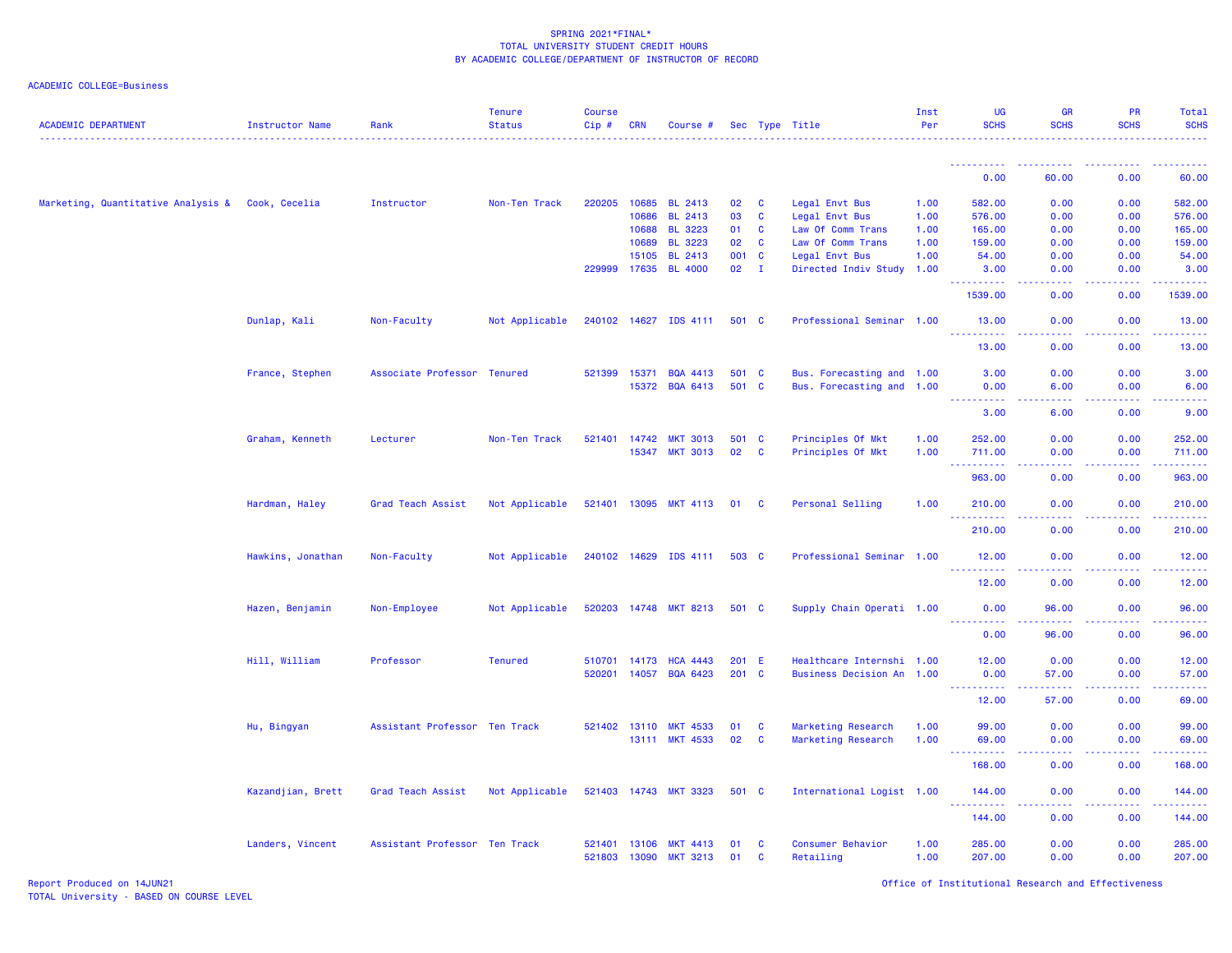SPRING 2021*FINAL*
TOTAL UNIVERSITY STUDENT CREDIT HOURS
BY ACADEMIC COLLEGE/DEPARTMENT OF INSTRUCTOR OF RECORD

ACADEMIC COLLEGE=Business

| ACADEMIC DEPARTMENT | Instructor Name | Rank | Tenure Status | Course Cip # | CRN | Course # | Sec | Type | Title | Inst Per | UG SCHS | GR SCHS | PR SCHS | Total SCHS |
|---|---|---|---|---|---|---|---|---|---|---|---|---|---|---|
| | | | | | | | | | | | 0.00 | 60.00 | 0.00 | 60.00 |
| Marketing, Quantitative Analysis & | Cook, Cecelia | Instructor | Non-Ten Track | 220205 | 10685 | BL 2413 | 02 | C | Legal Envt Bus | 1.00 | 582.00 | 0.00 | 0.00 | 582.00 |
| | | | | | 10686 | BL 2413 | 03 | C | Legal Envt Bus | 1.00 | 576.00 | 0.00 | 0.00 | 576.00 |
| | | | | | 10688 | BL 3223 | 01 | C | Law Of Comm Trans | 1.00 | 165.00 | 0.00 | 0.00 | 165.00 |
| | | | | | 10689 | BL 3223 | 02 | C | Law Of Comm Trans | 1.00 | 159.00 | 0.00 | 0.00 | 159.00 |
| | | | | | 15105 | BL 2413 | 001 | C | Legal Envt Bus | 1.00 | 54.00 | 0.00 | 0.00 | 54.00 |
| | | | | 229999 | 17635 | BL 4000 | 02 | I | Directed Indiv Study | 1.00 | 3.00 | 0.00 | 0.00 | 3.00 |
| | | | | | | | | | | | 1539.00 | 0.00 | 0.00 | 1539.00 |
| | Dunlap, Kali | Non-Faculty | Not Applicable | 240102 | 14627 | IDS 4111 | 501 | C | Professional Seminar | 1.00 | 13.00 | 0.00 | 0.00 | 13.00 |
| | | | | | | | | | | | 13.00 | 0.00 | 0.00 | 13.00 |
| | France, Stephen | Associate Professor | Tenured | 521399 | 15371 | BQA 4413 | 501 | C | Bus. Forecasting and | 1.00 | 3.00 | 0.00 | 0.00 | 3.00 |
| | | | | | 15372 | BQA 6413 | 501 | C | Bus. Forecasting and | 1.00 | 0.00 | 6.00 | 0.00 | 6.00 |
| | | | | | | | | | | | 3.00 | 6.00 | 0.00 | 9.00 |
| | Graham, Kenneth | Lecturer | Non-Ten Track | 521401 | 14742 | MKT 3013 | 501 | C | Principles Of Mkt | 1.00 | 252.00 | 0.00 | 0.00 | 252.00 |
| | | | | | 15347 | MKT 3013 | 02 | C | Principles Of Mkt | 1.00 | 711.00 | 0.00 | 0.00 | 711.00 |
| | | | | | | | | | | | 963.00 | 0.00 | 0.00 | 963.00 |
| | Hardman, Haley | Grad Teach Assist | Not Applicable | 521401 | 13095 | MKT 4113 | 01 | C | Personal Selling | 1.00 | 210.00 | 0.00 | 0.00 | 210.00 |
| | | | | | | | | | | | 210.00 | 0.00 | 0.00 | 210.00 |
| | Hawkins, Jonathan | Non-Faculty | Not Applicable | 240102 | 14629 | IDS 4111 | 503 | C | Professional Seminar | 1.00 | 12.00 | 0.00 | 0.00 | 12.00 |
| | | | | | | | | | | | 12.00 | 0.00 | 0.00 | 12.00 |
| | Hazen, Benjamin | Non-Employee | Not Applicable | 520203 | 14748 | MKT 8213 | 501 | C | Supply Chain Operati | 1.00 | 0.00 | 96.00 | 0.00 | 96.00 |
| | | | | | | | | | | | 0.00 | 96.00 | 0.00 | 96.00 |
| | Hill, William | Professor | Tenured | 510701 | 14173 | HCA 4443 | 201 | E | Healthcare Internshi | 1.00 | 12.00 | 0.00 | 0.00 | 12.00 |
| | | | | 520201 | 14057 | BQA 6423 | 201 | C | Business Decision An | 1.00 | 0.00 | 57.00 | 0.00 | 57.00 |
| | | | | | | | | | | | 12.00 | 57.00 | 0.00 | 69.00 |
| | Hu, Bingyan | Assistant Professor | Ten Track | 521402 | 13110 | MKT 4533 | 01 | C | Marketing Research | 1.00 | 99.00 | 0.00 | 0.00 | 99.00 |
| | | | | | 13111 | MKT 4533 | 02 | C | Marketing Research | 1.00 | 69.00 | 0.00 | 0.00 | 69.00 |
| | | | | | | | | | | | 168.00 | 0.00 | 0.00 | 168.00 |
| | Kazandjian, Brett | Grad Teach Assist | Not Applicable | 521403 | 14743 | MKT 3323 | 501 | C | International Logist | 1.00 | 144.00 | 0.00 | 0.00 | 144.00 |
| | | | | | | | | | | | 144.00 | 0.00 | 0.00 | 144.00 |
| | Landers, Vincent | Assistant Professor | Ten Track | 521401 | 13106 | MKT 4413 | 01 | C | Consumer Behavior | 1.00 | 285.00 | 0.00 | 0.00 | 285.00 |
| | | | | 521803 | 13090 | MKT 3213 | 01 | C | Retailing | 1.00 | 207.00 | 0.00 | 0.00 | 207.00 |

Report Produced on 14JUN21
TOTAL University - BASED ON COURSE LEVEL

Office of Institutional Research and Effectiveness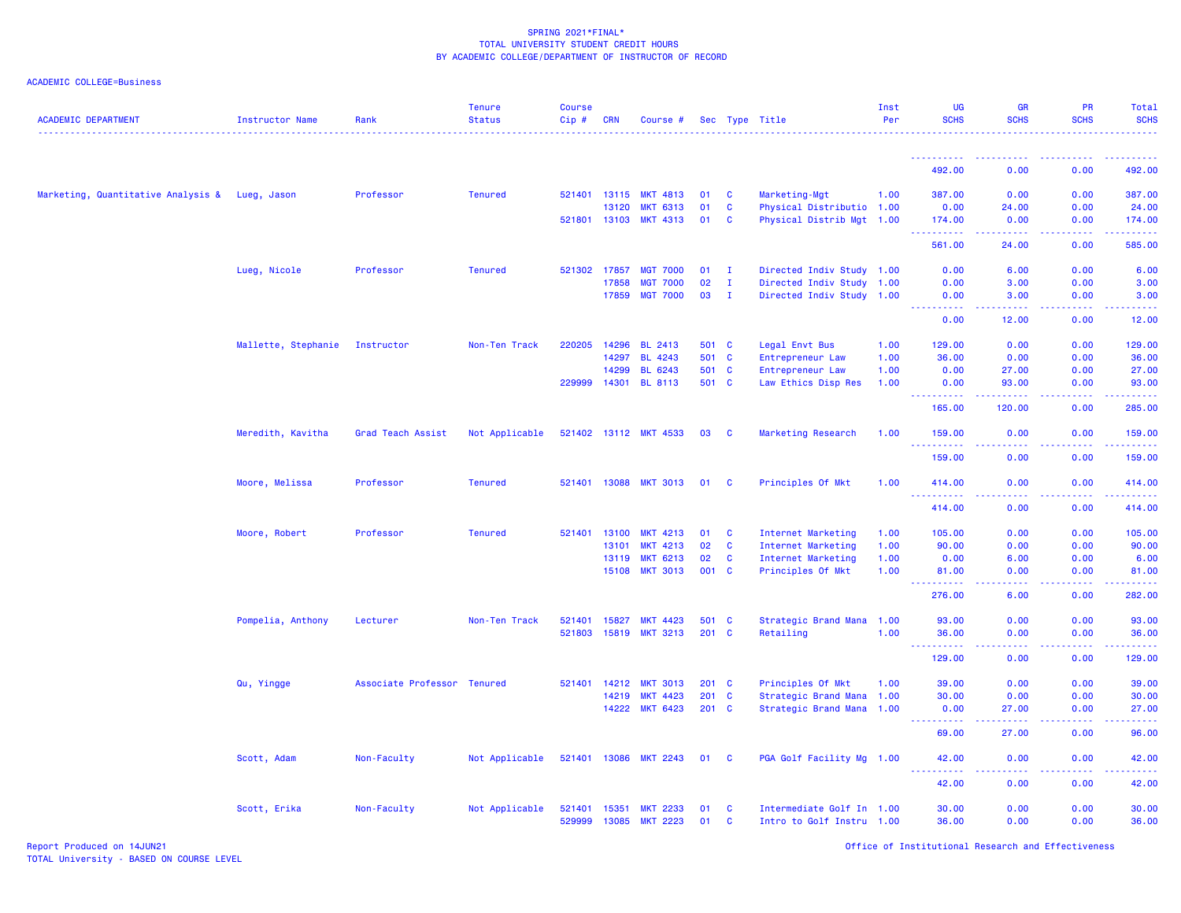SPRING 2021*FINAL*
TOTAL UNIVERSITY STUDENT CREDIT HOURS
BY ACADEMIC COLLEGE/DEPARTMENT OF INSTRUCTOR OF RECORD

ACADEMIC COLLEGE=Business

| ACADEMIC DEPARTMENT | Instructor Name | Rank | Tenure Status | Course Cip # | CRN | Course # | Sec | Type | Title | Inst Per | UG SCHS | GR SCHS | PR SCHS | Total SCHS |
|---|---|---|---|---|---|---|---|---|---|---|---|---|---|---|
| | | | | | | | | | | | 492.00 | 0.00 | 0.00 | 492.00 |
| Marketing, Quantitative Analysis & | Lueg, Jason | Professor | Tenured | 521401 | 13115 | MKT 4813 | 01 | C | Marketing-Mgt | 1.00 | 387.00 | 0.00 | 0.00 | 387.00 |
| | | | | | 13120 | MKT 6313 | 01 | C | Physical Distributio | 1.00 | 0.00 | 24.00 | 0.00 | 24.00 |
| | | | | 521801 | 13103 | MKT 4313 | 01 | C | Physical Distrib Mgt | 1.00 | 174.00 | 0.00 | 0.00 | 174.00 |
| | | | | | | | | | | | 561.00 | 24.00 | 0.00 | 585.00 |
| | Lueg, Nicole | Professor | Tenured | 521302 | 17857 | MGT 7000 | 01 | I | Directed Indiv Study | 1.00 | 0.00 | 6.00 | 0.00 | 6.00 |
| | | | | | 17858 | MGT 7000 | 02 | I | Directed Indiv Study | 1.00 | 0.00 | 3.00 | 0.00 | 3.00 |
| | | | | | 17859 | MGT 7000 | 03 | I | Directed Indiv Study | 1.00 | 0.00 | 3.00 | 0.00 | 3.00 |
| | | | | | | | | | | | 0.00 | 12.00 | 0.00 | 12.00 |
| | Mallette, Stephanie | Instructor | Non-Ten Track | 220205 | 14296 | BL 2413 | 501 | C | Legal Envt Bus | 1.00 | 129.00 | 0.00 | 0.00 | 129.00 |
| | | | | | 14297 | BL 4243 | 501 | C | Entrepreneur Law | 1.00 | 36.00 | 0.00 | 0.00 | 36.00 |
| | | | | | 14299 | BL 6243 | 501 | C | Entrepreneur Law | 1.00 | 0.00 | 27.00 | 0.00 | 27.00 |
| | | | | 229999 | 14301 | BL 8113 | 501 | C | Law Ethics Disp Res | 1.00 | 0.00 | 93.00 | 0.00 | 93.00 |
| | | | | | | | | | | | 165.00 | 120.00 | 0.00 | 285.00 |
| | Meredith, Kavitha | Grad Teach Assist | Not Applicable | 521402 | 13112 | MKT 4533 | 03 | C | Marketing Research | 1.00 | 159.00 | 0.00 | 0.00 | 159.00 |
| | | | | | | | | | | | 159.00 | 0.00 | 0.00 | 159.00 |
| | Moore, Melissa | Professor | Tenured | 521401 | 13088 | MKT 3013 | 01 | C | Principles Of Mkt | 1.00 | 414.00 | 0.00 | 0.00 | 414.00 |
| | | | | | | | | | | | 414.00 | 0.00 | 0.00 | 414.00 |
| | Moore, Robert | Professor | Tenured | 521401 | 13100 | MKT 4213 | 01 | C | Internet Marketing | 1.00 | 105.00 | 0.00 | 0.00 | 105.00 |
| | | | | | 13101 | MKT 4213 | 02 | C | Internet Marketing | 1.00 | 90.00 | 0.00 | 0.00 | 90.00 |
| | | | | | 13119 | MKT 6213 | 02 | C | Internet Marketing | 1.00 | 0.00 | 6.00 | 0.00 | 6.00 |
| | | | | | 15108 | MKT 3013 | 001 | C | Principles Of Mkt | 1.00 | 81.00 | 0.00 | 0.00 | 81.00 |
| | | | | | | | | | | | 276.00 | 6.00 | 0.00 | 282.00 |
| | Pompelia, Anthony | Lecturer | Non-Ten Track | 521401 | 15827 | MKT 4423 | 501 | C | Strategic Brand Mana | 1.00 | 93.00 | 0.00 | 0.00 | 93.00 |
| | | | | 521803 | 15819 | MKT 3213 | 201 | C | Retailing | 1.00 | 36.00 | 0.00 | 0.00 | 36.00 |
| | | | | | | | | | | | 129.00 | 0.00 | 0.00 | 129.00 |
| | Qu, Yingge | Associate Professor | Tenured | 521401 | 14212 | MKT 3013 | 201 | C | Principles Of Mkt | 1.00 | 39.00 | 0.00 | 0.00 | 39.00 |
| | | | | | 14219 | MKT 4423 | 201 | C | Strategic Brand Mana | 1.00 | 30.00 | 0.00 | 0.00 | 30.00 |
| | | | | | 14222 | MKT 6423 | 201 | C | Strategic Brand Mana | 1.00 | 0.00 | 27.00 | 0.00 | 27.00 |
| | | | | | | | | | | | 69.00 | 27.00 | 0.00 | 96.00 |
| | Scott, Adam | Non-Faculty | Not Applicable | 521401 | 13086 | MKT 2243 | 01 | C | PGA Golf Facility Mg | 1.00 | 42.00 | 0.00 | 0.00 | 42.00 |
| | | | | | | | | | | | 42.00 | 0.00 | 0.00 | 42.00 |
| | Scott, Erika | Non-Faculty | Not Applicable | 521401 | 15351 | MKT 2233 | 01 | C | Intermediate Golf In | 1.00 | 30.00 | 0.00 | 0.00 | 30.00 |
| | | | | 529999 | 13085 | MKT 2223 | 01 | C | Intro to Golf Instru | 1.00 | 36.00 | 0.00 | 0.00 | 36.00 |

Report Produced on 14JUN21
TOTAL University - BASED ON COURSE LEVEL

Office of Institutional Research and Effectiveness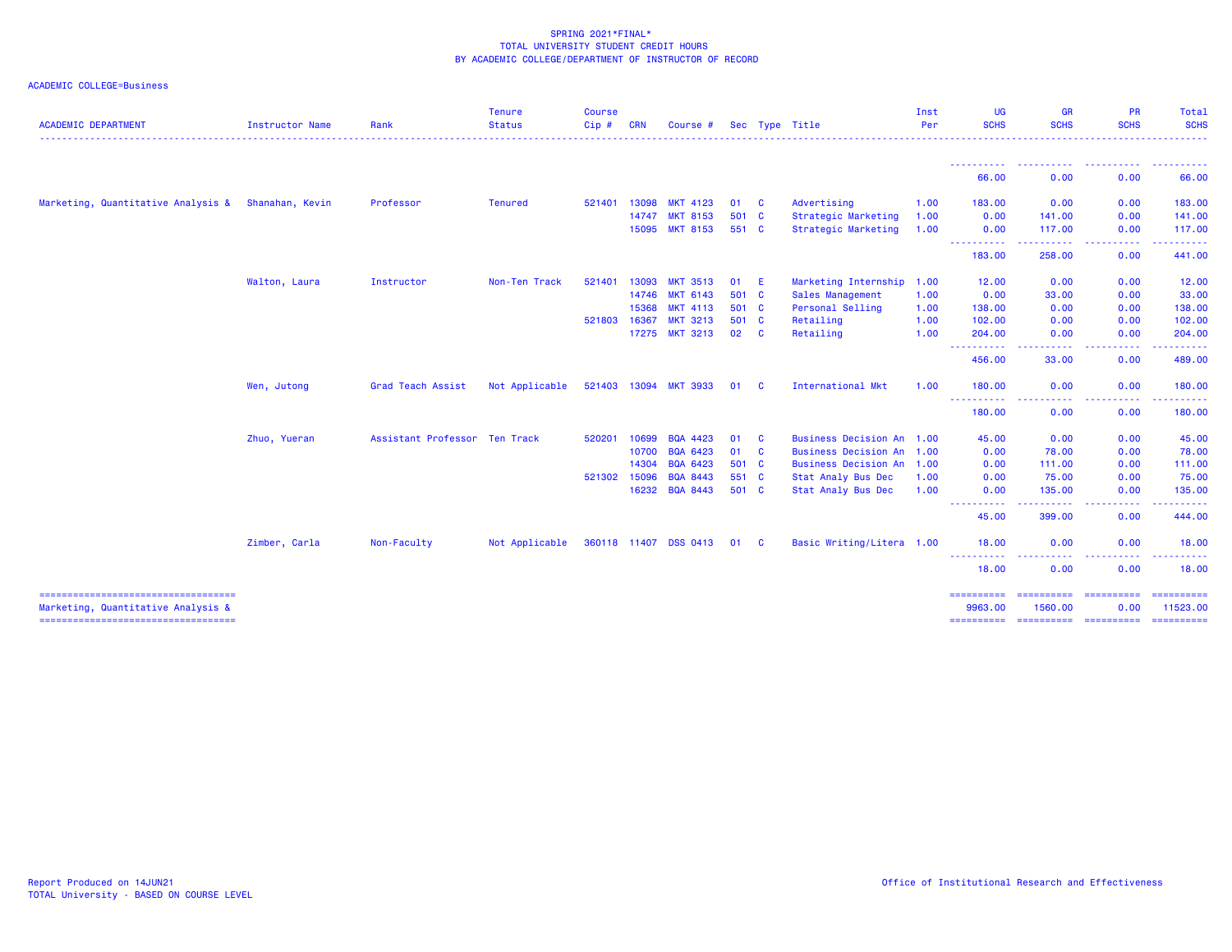SPRING 2021*FINAL*
TOTAL UNIVERSITY STUDENT CREDIT HOURS
BY ACADEMIC COLLEGE/DEPARTMENT OF INSTRUCTOR OF RECORD

ACADEMIC COLLEGE=Business

| ACADEMIC DEPARTMENT | Instructor Name | Rank | Tenure Status | Course Cip # | CRN | Course # | Sec | Type | Title | Inst Per | UG SCHS | GR SCHS | PR SCHS | Total SCHS |
|---|---|---|---|---|---|---|---|---|---|---|---|---|---|---|
| | | | | | | | | | | | 66.00 | 0.00 | 0.00 | 66.00 |
| Marketing, Quantitative Analysis & | Shanahan, Kevin | Professor | Tenured | 521401 | 13098 | MKT 4123 | 01 | C | Advertising | 1.00 | 183.00 | 0.00 | 0.00 | 183.00 |
| | | | | | 14747 | MKT 8153 | 501 | C | Strategic Marketing | 1.00 | 0.00 | 141.00 | 0.00 | 141.00 |
| | | | | | 15095 | MKT 8153 | 551 | C | Strategic Marketing | 1.00 | 0.00 | 117.00 | 0.00 | 117.00 |
| | | | | | | | | | | | 183.00 | 258.00 | 0.00 | 441.00 |
| | Walton, Laura | Instructor | Non-Ten Track | 521401 | 13093 | MKT 3513 | 01 | E | Marketing Internship | 1.00 | 12.00 | 0.00 | 0.00 | 12.00 |
| | | | | | 14746 | MKT 6143 | 501 | C | Sales Management | 1.00 | 0.00 | 33.00 | 0.00 | 33.00 |
| | | | | | 15368 | MKT 4113 | 501 | C | Personal Selling | 1.00 | 138.00 | 0.00 | 0.00 | 138.00 |
| | | | | 521803 | 16367 | MKT 3213 | 501 | C | Retailing | 1.00 | 102.00 | 0.00 | 0.00 | 102.00 |
| | | | | | 17275 | MKT 3213 | 02 | C | Retailing | 1.00 | 204.00 | 0.00 | 0.00 | 204.00 |
| | | | | | | | | | | | 456.00 | 33.00 | 0.00 | 489.00 |
| | Wen, Jutong | Grad Teach Assist | Not Applicable | 521403 | 13094 | MKT 3933 | 01 | C | International Mkt | 1.00 | 180.00 | 0.00 | 0.00 | 180.00 |
| | | | | | | | | | | | 180.00 | 0.00 | 0.00 | 180.00 |
| | Zhuo, Yueran | Assistant Professor | Ten Track | 520201 | 10699 | BQA 4423 | 01 | C | Business Decision An | 1.00 | 45.00 | 0.00 | 0.00 | 45.00 |
| | | | | | 10700 | BQA 6423 | 01 | C | Business Decision An | 1.00 | 0.00 | 78.00 | 0.00 | 78.00 |
| | | | | | 14304 | BQA 6423 | 501 | C | Business Decision An | 1.00 | 0.00 | 111.00 | 0.00 | 111.00 |
| | | | | 521302 | 15096 | BQA 8443 | 551 | C | Stat Analy Bus Dec | 1.00 | 0.00 | 75.00 | 0.00 | 75.00 |
| | | | | | 16232 | BQA 8443 | 501 | C | Stat Analy Bus Dec | 1.00 | 0.00 | 135.00 | 0.00 | 135.00 |
| | | | | | | | | | | | 45.00 | 399.00 | 0.00 | 444.00 |
| | Zimber, Carla | Non-Faculty | Not Applicable | 360118 | 11407 | DSS 0413 | 01 | C | Basic Writing/Litera | 1.00 | 18.00 | 0.00 | 0.00 | 18.00 |
| | | | | | | | | | | | 18.00 | 0.00 | 0.00 | 18.00 |
| Marketing, Quantitative Analysis & | | | | | | | | | | | 9963.00 | 1560.00 | 0.00 | 11523.00 |

Report Produced on 14JUN21
TOTAL University - BASED ON COURSE LEVEL

Office of Institutional Research and Effectiveness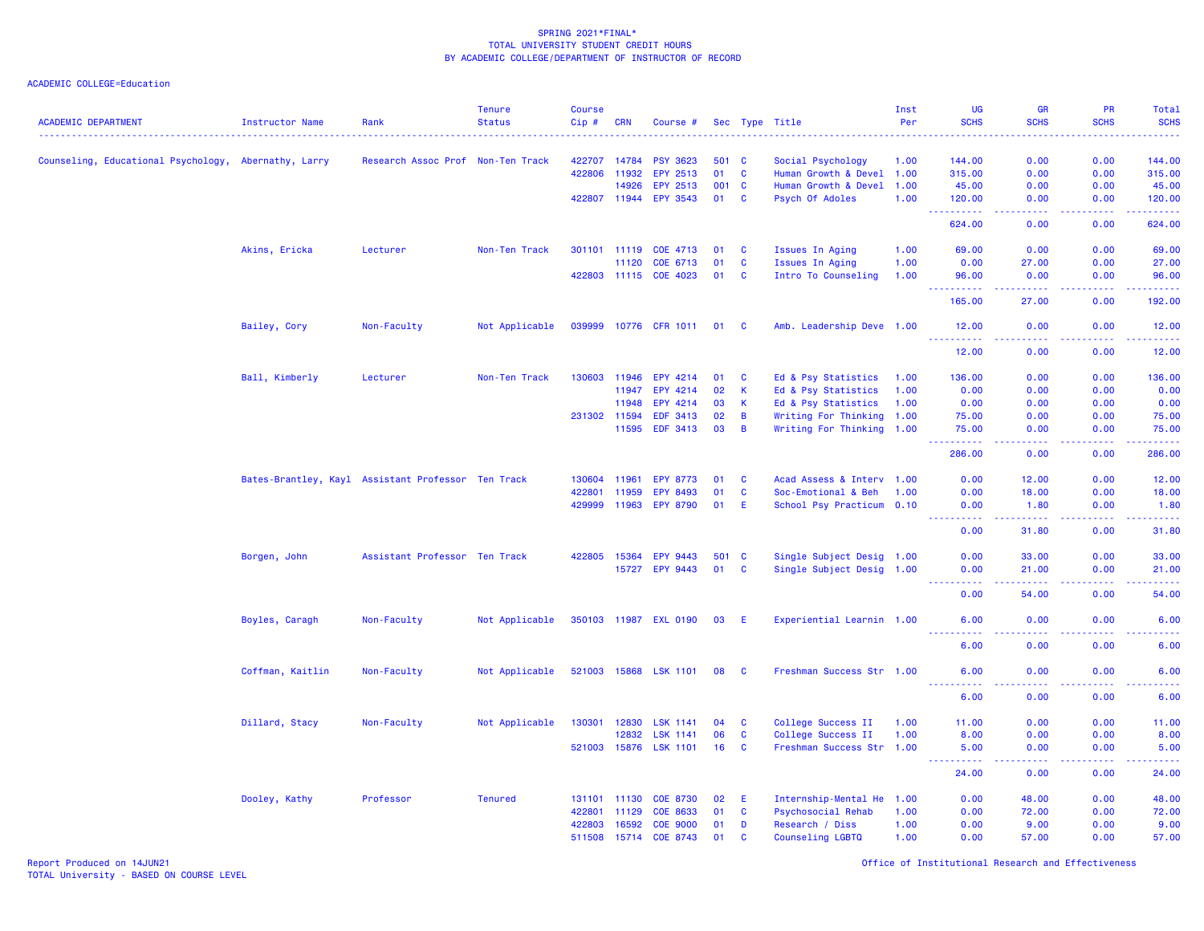SPRING 2021*FINAL*
TOTAL UNIVERSITY STUDENT CREDIT HOURS
BY ACADEMIC COLLEGE/DEPARTMENT OF INSTRUCTOR OF RECORD

ACADEMIC COLLEGE=Education

| ACADEMIC DEPARTMENT | Instructor Name | Rank | Tenure Status | Course Cip # | CRN | Course # | Sec | Type | Title | Inst Per | UG SCHS | GR SCHS | PR SCHS | Total SCHS |
|---|---|---|---|---|---|---|---|---|---|---|---|---|---|---|
| Counseling, Educational Psychology, | Abernathy, Larry | Research Assoc Prof | Non-Ten Track | 422707 | 14784 | PSY 3623 | 501 | C | Social Psychology | 1.00 | 144.00 | 0.00 | 0.00 | 144.00 |
| | | | | 422806 | 11932 | EPY 2513 | 01 | C | Human Growth & Devel | 1.00 | 315.00 | 0.00 | 0.00 | 315.00 |
| | | | | | 14926 | EPY 2513 | 001 | C | Human Growth & Devel | 1.00 | 45.00 | 0.00 | 0.00 | 45.00 |
| | | | | 422807 | 11944 | EPY 3543 | 01 | C | Psych Of Adoles | 1.00 | 120.00 | 0.00 | 0.00 | 120.00 |
| | | | | | | | | | | | 624.00 | 0.00 | 0.00 | 624.00 |
| | Akins, Ericka | Lecturer | Non-Ten Track | 301101 | 11119 | COE 4713 | 01 | C | Issues In Aging | 1.00 | 69.00 | 0.00 | 0.00 | 69.00 |
| | | | | | 11120 | COE 6713 | 01 | C | Issues In Aging | 1.00 | 0.00 | 27.00 | 0.00 | 27.00 |
| | | | | 422803 | 11115 | COE 4023 | 01 | C | Intro To Counseling | 1.00 | 96.00 | 0.00 | 0.00 | 96.00 |
| | | | | | | | | | | | 165.00 | 27.00 | 0.00 | 192.00 |
| | Bailey, Cory | Non-Faculty | Not Applicable | 039999 | 10776 | CFR 1011 | 01 | C | Amb. Leadership Deve | 1.00 | 12.00 | 0.00 | 0.00 | 12.00 |
| | | | | | | | | | | | 12.00 | 0.00 | 0.00 | 12.00 |
| | Ball, Kimberly | Lecturer | Non-Ten Track | 130603 | 11946 | EPY 4214 | 01 | C | Ed & Psy Statistics | 1.00 | 136.00 | 0.00 | 0.00 | 136.00 |
| | | | | | 11947 | EPY 4214 | 02 | K | Ed & Psy Statistics | 1.00 | 0.00 | 0.00 | 0.00 | 0.00 |
| | | | | | 11948 | EPY 4214 | 03 | K | Ed & Psy Statistics | 1.00 | 0.00 | 0.00 | 0.00 | 0.00 |
| | | | | 231302 | 11594 | EDF 3413 | 02 | B | Writing For Thinking | 1.00 | 75.00 | 0.00 | 0.00 | 75.00 |
| | | | | | 11595 | EDF 3413 | 03 | B | Writing For Thinking | 1.00 | 75.00 | 0.00 | 0.00 | 75.00 |
| | | | | | | | | | | | 286.00 | 0.00 | 0.00 | 286.00 |
| | Bates-Brantley, Kayl | Assistant Professor | Ten Track | 130604 | 11961 | EPY 8773 | 01 | C | Acad Assess & Interv | 1.00 | 0.00 | 12.00 | 0.00 | 12.00 |
| | | | | 422801 | 11959 | EPY 8493 | 01 | C | Soc-Emotional & Beh | 1.00 | 0.00 | 18.00 | 0.00 | 18.00 |
| | | | | 429999 | 11963 | EPY 8790 | 01 | E | School Psy Practicum | 0.10 | 0.00 | 1.80 | 0.00 | 1.80 |
| | | | | | | | | | | | 0.00 | 31.80 | 0.00 | 31.80 |
| | Borgen, John | Assistant Professor | Ten Track | 422805 | 15364 | EPY 9443 | 501 | C | Single Subject Desig | 1.00 | 0.00 | 33.00 | 0.00 | 33.00 |
| | | | | | 15727 | EPY 9443 | 01 | C | Single Subject Desig | 1.00 | 0.00 | 21.00 | 0.00 | 21.00 |
| | | | | | | | | | | | 0.00 | 54.00 | 0.00 | 54.00 |
| | Boyles, Caragh | Non-Faculty | Not Applicable | 350103 | 11987 | EXL 0190 | 03 | E | Experiential Learnin | 1.00 | 6.00 | 0.00 | 0.00 | 6.00 |
| | | | | | | | | | | | 6.00 | 0.00 | 0.00 | 6.00 |
| | Coffman, Kaitlin | Non-Faculty | Not Applicable | 521003 | 15868 | LSK 1101 | 08 | C | Freshman Success Str | 1.00 | 6.00 | 0.00 | 0.00 | 6.00 |
| | | | | | | | | | | | 6.00 | 0.00 | 0.00 | 6.00 |
| | Dillard, Stacy | Non-Faculty | Not Applicable | 130301 | 12830 | LSK 1141 | 04 | C | College Success II | 1.00 | 11.00 | 0.00 | 0.00 | 11.00 |
| | | | | | 12832 | LSK 1141 | 06 | C | College Success II | 1.00 | 8.00 | 0.00 | 0.00 | 8.00 |
| | | | | 521003 | 15876 | LSK 1101 | 16 | C | Freshman Success Str | 1.00 | 5.00 | 0.00 | 0.00 | 5.00 |
| | | | | | | | | | | | 24.00 | 0.00 | 0.00 | 24.00 |
| | Dooley, Kathy | Professor | Tenured | 131101 | 11130 | COE 8730 | 02 | E | Internship-Mental He | 1.00 | 0.00 | 48.00 | 0.00 | 48.00 |
| | | | | 422801 | 11129 | COE 8633 | 01 | C | Psychosocial Rehab | 1.00 | 0.00 | 72.00 | 0.00 | 72.00 |
| | | | | 422803 | 16592 | COE 9000 | 01 | D | Research / Diss | 1.00 | 0.00 | 9.00 | 0.00 | 9.00 |
| | | | | 511508 | 15714 | COE 8743 | 01 | C | Counseling LGBTQ | 1.00 | 0.00 | 57.00 | 0.00 | 57.00 |

Report Produced on 14JUN21
TOTAL University - BASED ON COURSE LEVEL

Office of Institutional Research and Effectiveness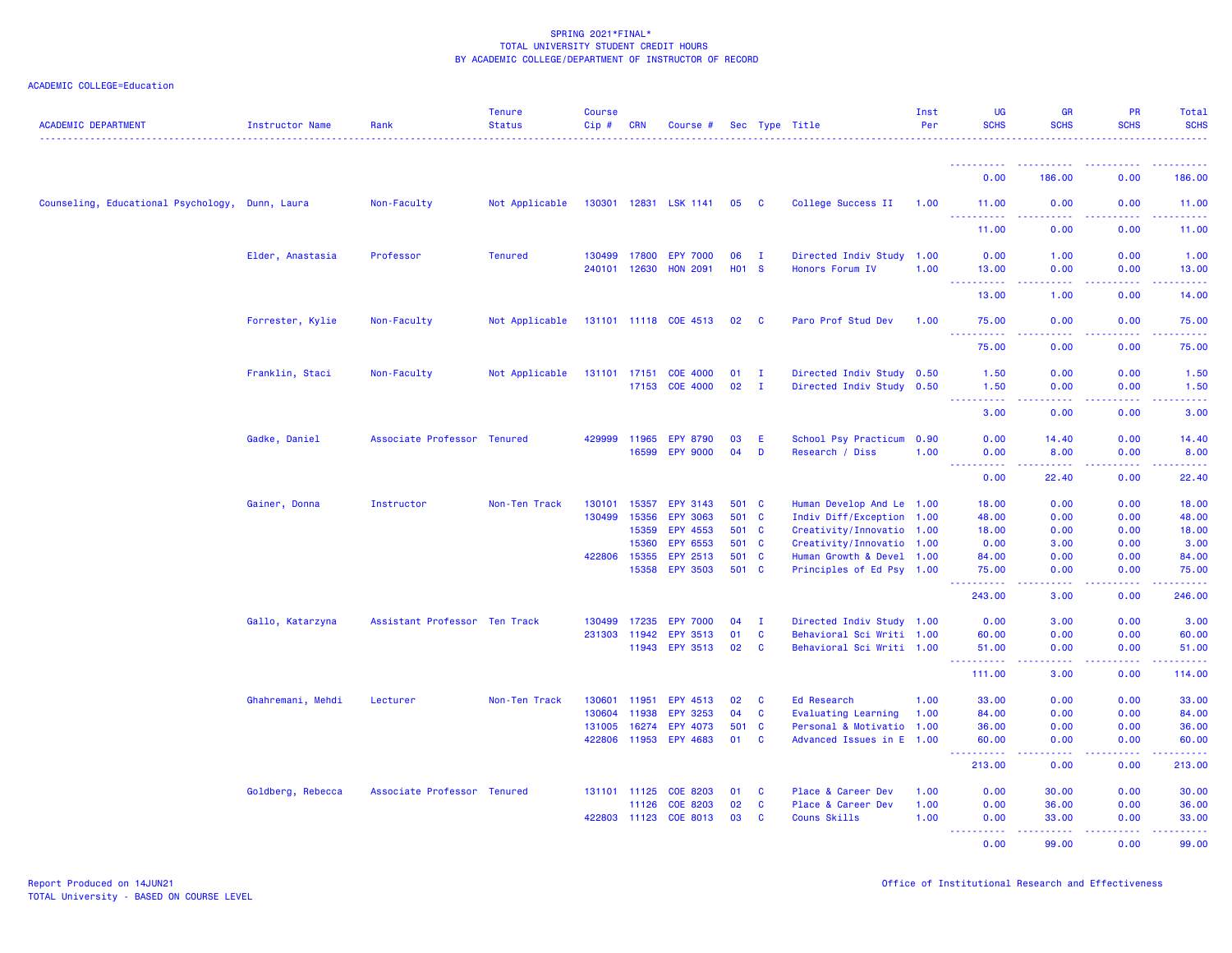SPRING 2021*FINAL*
TOTAL UNIVERSITY STUDENT CREDIT HOURS
BY ACADEMIC COLLEGE/DEPARTMENT OF INSTRUCTOR OF RECORD

ACADEMIC COLLEGE=Education

| ACADEMIC DEPARTMENT | Instructor Name | Rank | Tenure Status | Course Cip # | CRN | Course # | Sec | Type | Title | Inst Per | UG SCHS | GR SCHS | PR SCHS | Total SCHS |
|---|---|---|---|---|---|---|---|---|---|---|---|---|---|---|
| | | | | | | | | | | | 0.00 | 186.00 | 0.00 | 186.00 |
| Counseling, Educational Psychology, | Dunn, Laura | Non-Faculty | Not Applicable | 130301 | 12831 | LSK 1141 | 05 | C | College Success II | 1.00 | 11.00 | 0.00 | 0.00 | 11.00 |
| | | | | | | | | | | | 11.00 | 0.00 | 0.00 | 11.00 |
| | Elder, Anastasia | Professor | Tenured | 130499 | 17800 | EPY 7000 | 06 | I | Directed Indiv Study | 1.00 | 0.00 | 1.00 | 0.00 | 1.00 |
| | | | | 240101 | 12630 | HON 2091 | H01 | S | Honors Forum IV | 1.00 | 13.00 | 0.00 | 0.00 | 13.00 |
| | | | | | | | | | | | 13.00 | 1.00 | 0.00 | 14.00 |
| | Forrester, Kylie | Non-Faculty | Not Applicable | 131101 | 11118 | COE 4513 | 02 | C | Paro Prof Stud Dev | 1.00 | 75.00 | 0.00 | 0.00 | 75.00 |
| | | | | | | | | | | | 75.00 | 0.00 | 0.00 | 75.00 |
| | Franklin, Staci | Non-Faculty | Not Applicable | 131101 | 17151 | COE 4000 | 01 | I | Directed Indiv Study | 0.50 | 1.50 | 0.00 | 0.00 | 1.50 |
| | | | | | 17153 | COE 4000 | 02 | I | Directed Indiv Study | 0.50 | 1.50 | 0.00 | 0.00 | 1.50 |
| | | | | | | | | | | | 3.00 | 0.00 | 0.00 | 3.00 |
| | Gadke, Daniel | Associate Professor | Tenured | 429999 | 11965 | EPY 8790 | 03 | E | School Psy Practicum | 0.90 | 0.00 | 14.40 | 0.00 | 14.40 |
| | | | | | 16599 | EPY 9000 | 04 | D | Research / Diss | 1.00 | 0.00 | 8.00 | 0.00 | 8.00 |
| | | | | | | | | | | | 0.00 | 22.40 | 0.00 | 22.40 |
| | Gainer, Donna | Instructor | Non-Ten Track | 130101 | 15357 | EPY 3143 | 501 | C | Human Develop And Le | 1.00 | 18.00 | 0.00 | 0.00 | 18.00 |
| | | | | 130499 | 15356 | EPY 3063 | 501 | C | Indiv Diff/Exception | 1.00 | 48.00 | 0.00 | 0.00 | 48.00 |
| | | | | | 15359 | EPY 4553 | 501 | C | Creativity/Innovatio | 1.00 | 18.00 | 0.00 | 0.00 | 18.00 |
| | | | | | 15360 | EPY 6553 | 501 | C | Creativity/Innovatio | 1.00 | 0.00 | 3.00 | 0.00 | 3.00 |
| | | | | 422806 | 15355 | EPY 2513 | 501 | C | Human Growth & Devel | 1.00 | 84.00 | 0.00 | 0.00 | 84.00 |
| | | | | | 15358 | EPY 3503 | 501 | C | Principles of Ed Psy | 1.00 | 75.00 | 0.00 | 0.00 | 75.00 |
| | | | | | | | | | | | 243.00 | 3.00 | 0.00 | 246.00 |
| | Gallo, Katarzyna | Assistant Professor | Ten Track | 130499 | 17235 | EPY 7000 | 04 | I | Directed Indiv Study | 1.00 | 0.00 | 3.00 | 0.00 | 3.00 |
| | | | | 231303 | 11942 | EPY 3513 | 01 | C | Behavioral Sci Writi | 1.00 | 60.00 | 0.00 | 0.00 | 60.00 |
| | | | | | 11943 | EPY 3513 | 02 | C | Behavioral Sci Writi | 1.00 | 51.00 | 0.00 | 0.00 | 51.00 |
| | | | | | | | | | | | 111.00 | 3.00 | 0.00 | 114.00 |
| | Ghahremani, Mehdi | Lecturer | Non-Ten Track | 130601 | 11951 | EPY 4513 | 02 | C | Ed Research | 1.00 | 33.00 | 0.00 | 0.00 | 33.00 |
| | | | | 130604 | 11938 | EPY 3253 | 04 | C | Evaluating Learning | 1.00 | 84.00 | 0.00 | 0.00 | 84.00 |
| | | | | 131005 | 16274 | EPY 4073 | 501 | C | Personal & Motivatio | 1.00 | 36.00 | 0.00 | 0.00 | 36.00 |
| | | | | 422806 | 11953 | EPY 4683 | 01 | C | Advanced Issues in E | 1.00 | 60.00 | 0.00 | 0.00 | 60.00 |
| | | | | | | | | | | | 213.00 | 0.00 | 0.00 | 213.00 |
| | Goldberg, Rebecca | Associate Professor | Tenured | 131101 | 11125 | COE 8203 | 01 | C | Place & Career Dev | 1.00 | 0.00 | 30.00 | 0.00 | 30.00 |
| | | | | | 11126 | COE 8203 | 02 | C | Place & Career Dev | 1.00 | 0.00 | 36.00 | 0.00 | 36.00 |
| | | | | 422803 | 11123 | COE 8013 | 03 | C | Couns Skills | 1.00 | 0.00 | 33.00 | 0.00 | 33.00 |
| | | | | | | | | | | | 0.00 | 99.00 | 0.00 | 99.00 |

Report Produced on 14JUN21
TOTAL University - BASED ON COURSE LEVEL
Office of Institutional Research and Effectiveness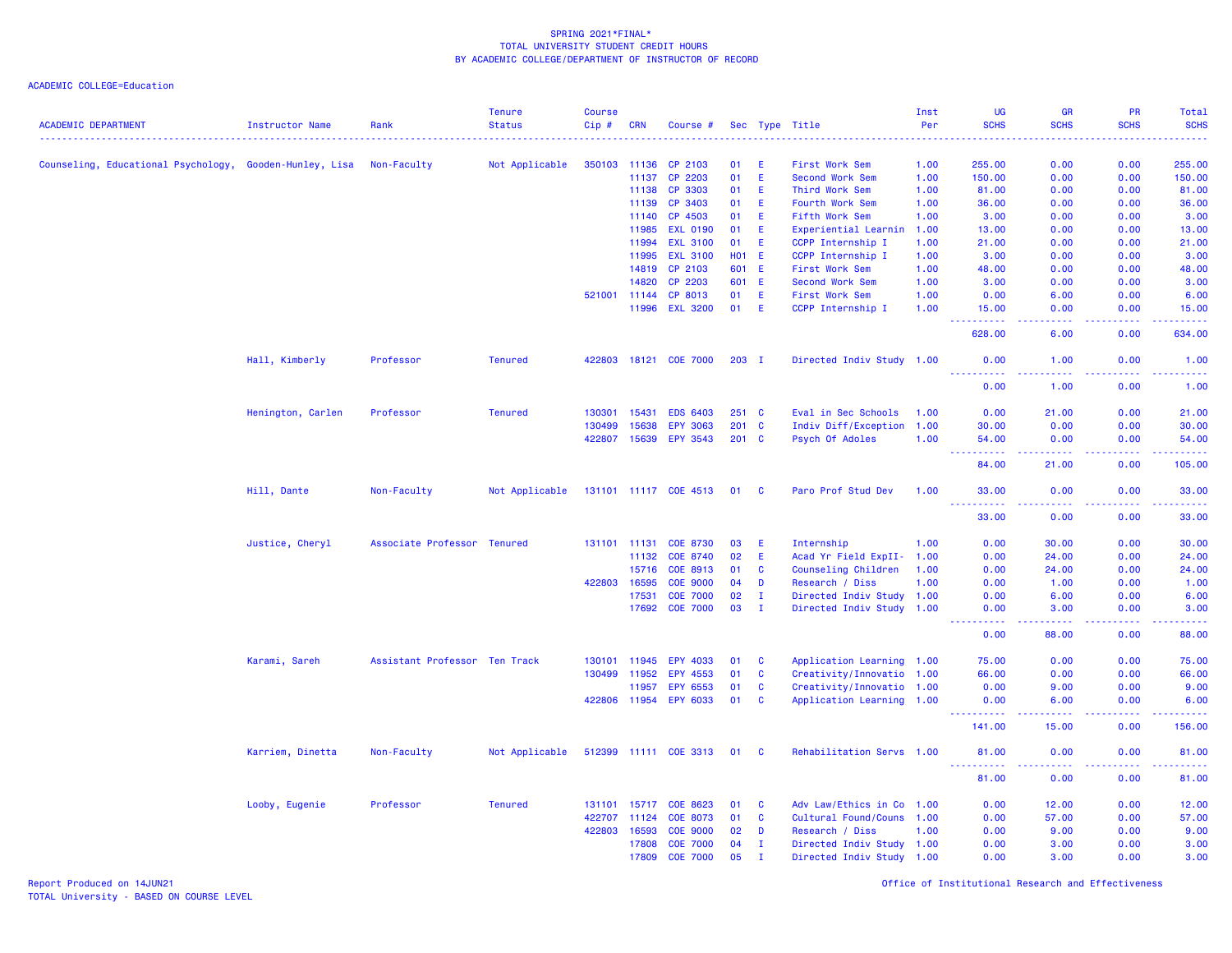SPRING 2021*FINAL*
TOTAL UNIVERSITY STUDENT CREDIT HOURS
BY ACADEMIC COLLEGE/DEPARTMENT OF INSTRUCTOR OF RECORD

ACADEMIC COLLEGE=Education

| ACADEMIC DEPARTMENT | Instructor Name | Rank | Tenure Status | Course Cip # | CRN | Course # | Sec | Type | Title | Inst Per | UG SCHS | GR SCHS | PR SCHS | Total SCHS |
|---|---|---|---|---|---|---|---|---|---|---|---|---|---|---|
| Counseling, Educational Psychology, | Gooden-Hunley, Lisa | Non-Faculty | Not Applicable | 350103 | 11136 | CP 2103 | 01 | E | First Work Sem | 1.00 | 255.00 | 0.00 | 0.00 | 255.00 |
| | | | | | 11137 | CP 2203 | 01 | E | Second Work Sem | 1.00 | 150.00 | 0.00 | 0.00 | 150.00 |
| | | | | | 11138 | CP 3303 | 01 | E | Third Work Sem | 1.00 | 81.00 | 0.00 | 0.00 | 81.00 |
| | | | | | 11139 | CP 3403 | 01 | E | Fourth Work Sem | 1.00 | 36.00 | 0.00 | 0.00 | 36.00 |
| | | | | | 11140 | CP 4503 | 01 | E | Fifth Work Sem | 1.00 | 3.00 | 0.00 | 0.00 | 3.00 |
| | | | | | 11985 | EXL 0190 | 01 | E | Experiential Learnin | 1.00 | 13.00 | 0.00 | 0.00 | 13.00 |
| | | | | | 11994 | EXL 3100 | 01 | E | CCPP Internship I | 1.00 | 21.00 | 0.00 | 0.00 | 21.00 |
| | | | | | 11995 | EXL 3100 | H01 | E | CCPP Internship I | 1.00 | 3.00 | 0.00 | 0.00 | 3.00 |
| | | | | | 14819 | CP 2103 | 601 | E | First Work Sem | 1.00 | 48.00 | 0.00 | 0.00 | 48.00 |
| | | | | | 14820 | CP 2203 | 601 | E | Second Work Sem | 1.00 | 3.00 | 0.00 | 0.00 | 3.00 |
| | | | | 521001 | 11144 | CP 8013 | 01 | E | First Work Sem | 1.00 | 0.00 | 6.00 | 0.00 | 6.00 |
| | | | | | 11996 | EXL 3200 | 01 | E | CCPP Internship I | 1.00 | 15.00 | 0.00 | 0.00 | 15.00 |
| | | | | | | | | | | | 628.00 | 6.00 | 0.00 | 634.00 |
| | Hall, Kimberly | Professor | Tenured | 422803 | 18121 | COE 7000 | 203 | I | Directed Indiv Study | 1.00 | 0.00 | 1.00 | 0.00 | 1.00 |
| | | | | | | | | | | | 0.00 | 1.00 | 0.00 | 1.00 |
| | Henington, Carlen | Professor | Tenured | 130301 | 15431 | EDS 6403 | 251 | C | Eval in Sec Schools | 1.00 | 0.00 | 21.00 | 0.00 | 21.00 |
| | | | | 130499 | 15638 | EPY 3063 | 201 | C | Indiv Diff/Exception | 1.00 | 30.00 | 0.00 | 0.00 | 30.00 |
| | | | | 422807 | 15639 | EPY 3543 | 201 | C | Psych Of Adoles | 1.00 | 54.00 | 0.00 | 0.00 | 54.00 |
| | | | | | | | | | | | 84.00 | 21.00 | 0.00 | 105.00 |
| | Hill, Dante | Non-Faculty | Not Applicable | 131101 | 11117 | COE 4513 | 01 | C | Paro Prof Stud Dev | 1.00 | 33.00 | 0.00 | 0.00 | 33.00 |
| | | | | | | | | | | | 33.00 | 0.00 | 0.00 | 33.00 |
| | Justice, Cheryl | Associate Professor | Tenured | 131101 | 11131 | COE 8730 | 03 | E | Internship | 1.00 | 0.00 | 30.00 | 0.00 | 30.00 |
| | | | | | 11132 | COE 8740 | 02 | E | Acad Yr Field ExpII- | 1.00 | 0.00 | 24.00 | 0.00 | 24.00 |
| | | | | | 15716 | COE 8913 | 01 | C | Counseling Children | 1.00 | 0.00 | 24.00 | 0.00 | 24.00 |
| | | | | 422803 | 16595 | COE 9000 | 04 | D | Research / Diss | 1.00 | 0.00 | 1.00 | 0.00 | 1.00 |
| | | | | | 17531 | COE 7000 | 02 | I | Directed Indiv Study | 1.00 | 0.00 | 6.00 | 0.00 | 6.00 |
| | | | | | 17692 | COE 7000 | 03 | I | Directed Indiv Study | 1.00 | 0.00 | 3.00 | 0.00 | 3.00 |
| | | | | | | | | | | | 0.00 | 88.00 | 0.00 | 88.00 |
| | Karami, Sareh | Assistant Professor | Ten Track | 130101 | 11945 | EPY 4033 | 01 | C | Application Learning | 1.00 | 75.00 | 0.00 | 0.00 | 75.00 |
| | | | | 130499 | 11952 | EPY 4553 | 01 | C | Creativity/Innovatio | 1.00 | 66.00 | 0.00 | 0.00 | 66.00 |
| | | | | | 11957 | EPY 6553 | 01 | C | Creativity/Innovatio | 1.00 | 0.00 | 9.00 | 0.00 | 9.00 |
| | | | | 422806 | 11954 | EPY 6033 | 01 | C | Application Learning | 1.00 | 0.00 | 6.00 | 0.00 | 6.00 |
| | | | | | | | | | | | 141.00 | 15.00 | 0.00 | 156.00 |
| | Karriem, Dinetta | Non-Faculty | Not Applicable | 512399 | 11111 | COE 3313 | 01 | C | Rehabilitation Servs | 1.00 | 81.00 | 0.00 | 0.00 | 81.00 |
| | | | | | | | | | | | 81.00 | 0.00 | 0.00 | 81.00 |
| | Looby, Eugenie | Professor | Tenured | 131101 | 15717 | COE 8623 | 01 | C | Adv Law/Ethics in Co | 1.00 | 0.00 | 12.00 | 0.00 | 12.00 |
| | | | | 422707 | 11124 | COE 8073 | 01 | C | Cultural Found/Couns | 1.00 | 0.00 | 57.00 | 0.00 | 57.00 |
| | | | | 422803 | 16593 | COE 9000 | 02 | D | Research / Diss | 1.00 | 0.00 | 9.00 | 0.00 | 9.00 |
| | | | | | 17808 | COE 7000 | 04 | I | Directed Indiv Study | 1.00 | 0.00 | 3.00 | 0.00 | 3.00 |
| | | | | | 17809 | COE 7000 | 05 | I | Directed Indiv Study | 1.00 | 0.00 | 3.00 | 0.00 | 3.00 |

Report Produced on 14JUN21
TOTAL University - BASED ON COURSE LEVEL

Office of Institutional Research and Effectiveness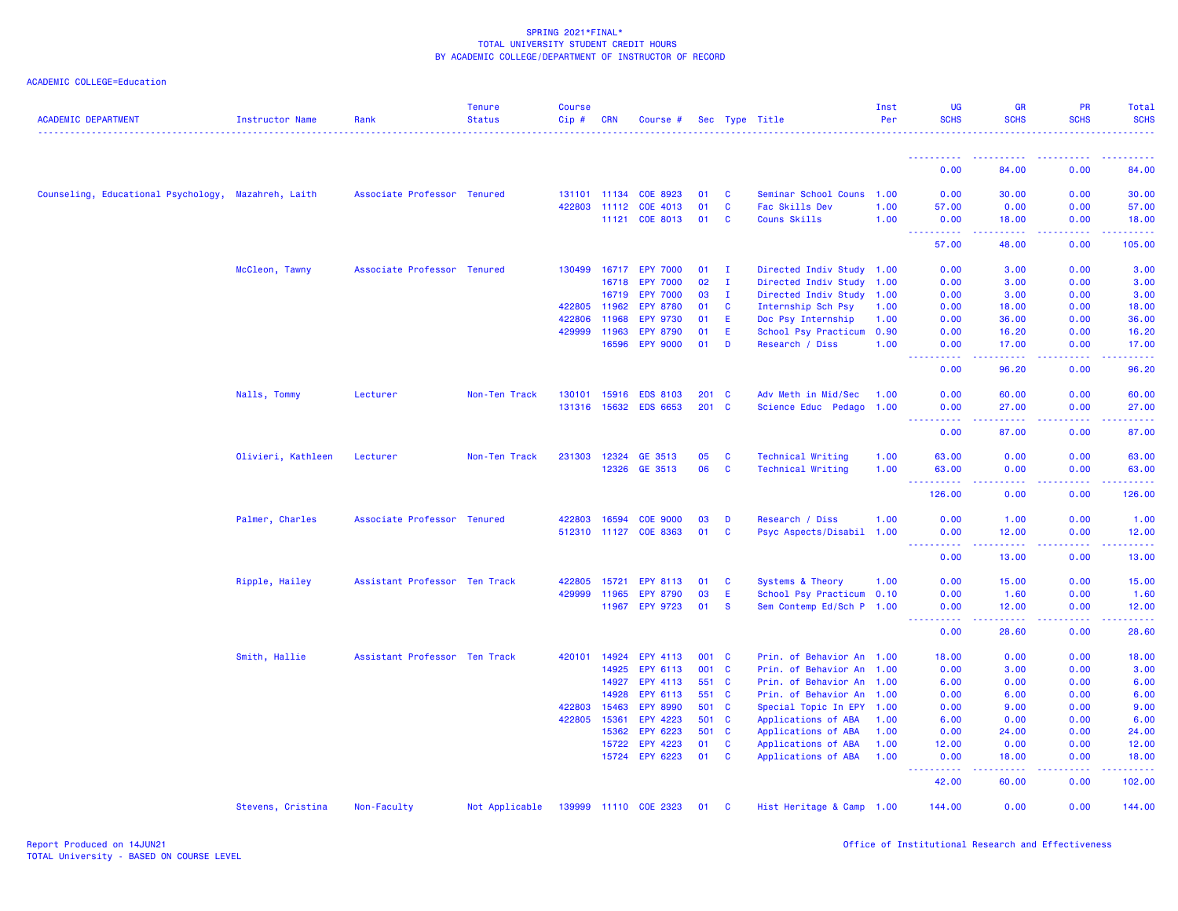SPRING 2021*FINAL*
TOTAL UNIVERSITY STUDENT CREDIT HOURS
BY ACADEMIC COLLEGE/DEPARTMENT OF INSTRUCTOR OF RECORD

ACADEMIC COLLEGE=Education

| ACADEMIC DEPARTMENT | Instructor Name | Rank | Tenure Status | Course Cip # | CRN | Course # | Sec | Type | Title | Inst Per | UG SCHS | GR SCHS | PR SCHS | Total SCHS |
|---|---|---|---|---|---|---|---|---|---|---|---|---|---|---|
| | | | | | | | | | | | 0.00 | 84.00 | 0.00 | 84.00 |
| Counseling, Educational Psychology, | Mazahreh, Laith | Associate Professor | Tenured | 131101 | 11134 | COE 8923 | 01 | C | Seminar School Couns | 1.00 | 0.00 | 30.00 | 0.00 | 30.00 |
| | | | | 422803 | 11112 | COE 4013 | 01 | C | Fac Skills Dev | 1.00 | 57.00 | 0.00 | 0.00 | 57.00 |
| | | | | | 11121 | COE 8013 | 01 | C | Couns Skills | 1.00 | 0.00 | 18.00 | 0.00 | 18.00 |
| | | | | | | | | | | | 57.00 | 48.00 | 0.00 | 105.00 |
| | McCleon, Tawny | Associate Professor | Tenured | 130499 | 16717 | EPY 7000 | 01 | I | Directed Indiv Study | 1.00 | 0.00 | 3.00 | 0.00 | 3.00 |
| | | | | | 16718 | EPY 7000 | 02 | I | Directed Indiv Study | 1.00 | 0.00 | 3.00 | 0.00 | 3.00 |
| | | | | | 16719 | EPY 7000 | 03 | I | Directed Indiv Study | 1.00 | 0.00 | 3.00 | 0.00 | 3.00 |
| | | | | 422805 | 11962 | EPY 8780 | 01 | C | Internship Sch Psy | 1.00 | 0.00 | 18.00 | 0.00 | 18.00 |
| | | | | 422806 | 11968 | EPY 9730 | 01 | E | Doc Psy Internship | 1.00 | 0.00 | 36.00 | 0.00 | 36.00 |
| | | | | 429999 | 11963 | EPY 8790 | 01 | E | School Psy Practicum | 0.90 | 0.00 | 16.20 | 0.00 | 16.20 |
| | | | | | 16596 | EPY 9000 | 01 | D | Research / Diss | 1.00 | 0.00 | 17.00 | 0.00 | 17.00 |
| | | | | | | | | | | | 0.00 | 96.20 | 0.00 | 96.20 |
| | Nalls, Tommy | Lecturer | Non-Ten Track | 130101 | 15916 | EDS 8103 | 201 | C | Adv Meth in Mid/Sec | 1.00 | 0.00 | 60.00 | 0.00 | 60.00 |
| | | | | 131316 | 15632 | EDS 6653 | 201 | C | Science Educ Pedago | 1.00 | 0.00 | 27.00 | 0.00 | 27.00 |
| | | | | | | | | | | | 0.00 | 87.00 | 0.00 | 87.00 |
| | Olivieri, Kathleen | Lecturer | Non-Ten Track | 231303 | 12324 | GE 3513 | 05 | C | Technical Writing | 1.00 | 63.00 | 0.00 | 0.00 | 63.00 |
| | | | | | 12326 | GE 3513 | 06 | C | Technical Writing | 1.00 | 63.00 | 0.00 | 0.00 | 63.00 |
| | | | | | | | | | | | 126.00 | 0.00 | 0.00 | 126.00 |
| | Palmer, Charles | Associate Professor | Tenured | 422803 | 16594 | COE 9000 | 03 | D | Research / Diss | 1.00 | 0.00 | 1.00 | 0.00 | 1.00 |
| | | | | 512310 | 11127 | COE 8363 | 01 | C | Psyc Aspects/Disabil | 1.00 | 0.00 | 12.00 | 0.00 | 12.00 |
| | | | | | | | | | | | 0.00 | 13.00 | 0.00 | 13.00 |
| | Ripple, Hailey | Assistant Professor | Ten Track | 422805 | 15721 | EPY 8113 | 01 | C | Systems & Theory | 1.00 | 0.00 | 15.00 | 0.00 | 15.00 |
| | | | | 429999 | 11965 | EPY 8790 | 03 | E | School Psy Practicum | 0.10 | 0.00 | 1.60 | 0.00 | 1.60 |
| | | | | | 11967 | EPY 9723 | 01 | S | Sem Contemp Ed/Sch P | 1.00 | 0.00 | 12.00 | 0.00 | 12.00 |
| | | | | | | | | | | | 0.00 | 28.60 | 0.00 | 28.60 |
| | Smith, Hallie | Assistant Professor | Ten Track | 420101 | 14924 | EPY 4113 | 001 | C | Prin. of Behavior An | 1.00 | 18.00 | 0.00 | 0.00 | 18.00 |
| | | | | | 14925 | EPY 6113 | 001 | C | Prin. of Behavior An | 1.00 | 0.00 | 3.00 | 0.00 | 3.00 |
| | | | | | 14927 | EPY 4113 | 551 | C | Prin. of Behavior An | 1.00 | 6.00 | 0.00 | 0.00 | 6.00 |
| | | | | | 14928 | EPY 6113 | 551 | C | Prin. of Behavior An | 1.00 | 0.00 | 6.00 | 0.00 | 6.00 |
| | | | | 422803 | 15463 | EPY 8990 | 501 | C | Special Topic In EPY | 1.00 | 0.00 | 9.00 | 0.00 | 9.00 |
| | | | | 422805 | 15361 | EPY 4223 | 501 | C | Applications of ABA | 1.00 | 6.00 | 0.00 | 0.00 | 6.00 |
| | | | | | 15362 | EPY 6223 | 501 | C | Applications of ABA | 1.00 | 0.00 | 24.00 | 0.00 | 24.00 |
| | | | | | 15722 | EPY 4223 | 01 | C | Applications of ABA | 1.00 | 12.00 | 0.00 | 0.00 | 12.00 |
| | | | | | 15724 | EPY 6223 | 01 | C | Applications of ABA | 1.00 | 0.00 | 18.00 | 0.00 | 18.00 |
| | | | | | | | | | | | 42.00 | 60.00 | 0.00 | 102.00 |
| | Stevens, Cristina | Non-Faculty | Not Applicable | 139999 | 11110 | COE 2323 | 01 | C | Hist Heritage & Camp | 1.00 | 144.00 | 0.00 | 0.00 | 144.00 |

Report Produced on 14JUN21
TOTAL University - BASED ON COURSE LEVEL

Office of Institutional Research and Effectiveness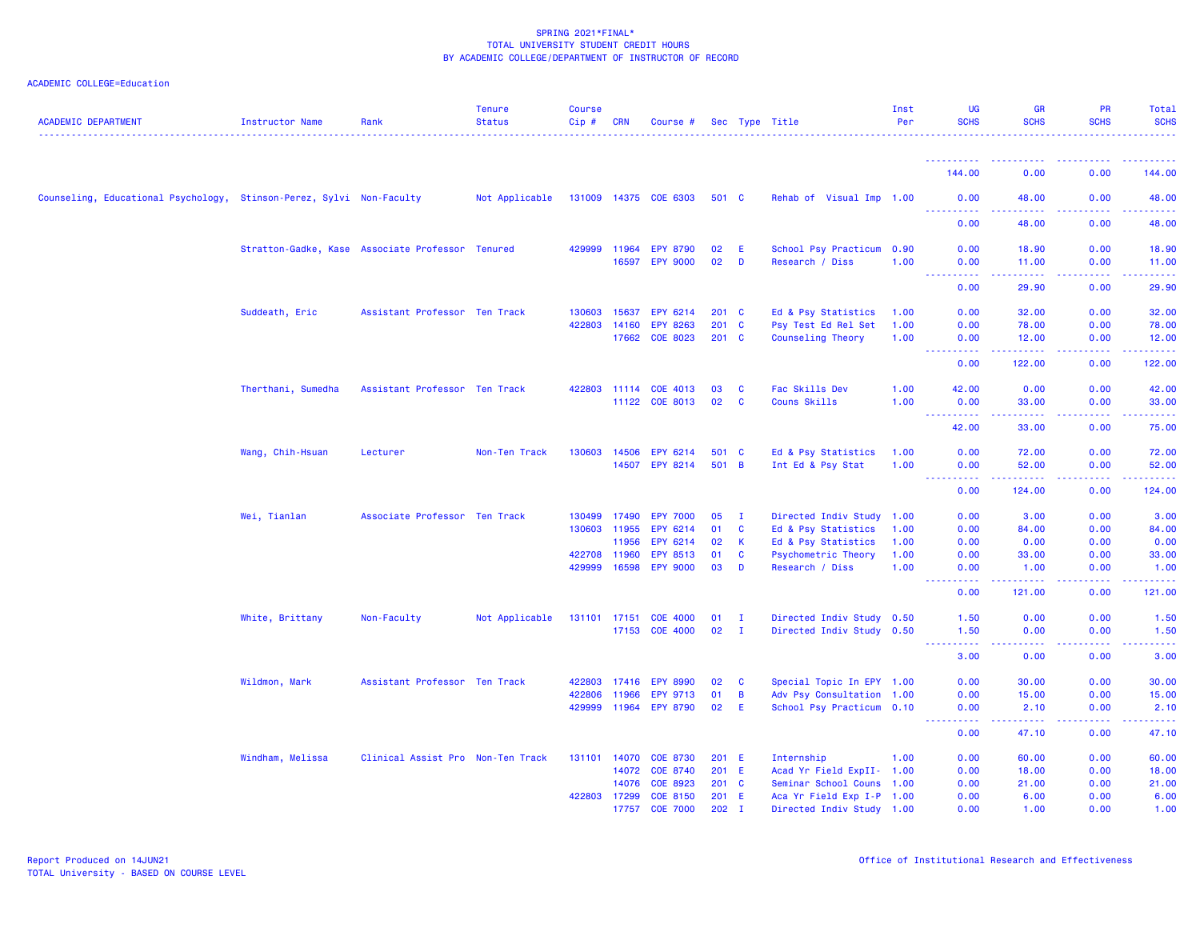SPRING 2021*FINAL*
TOTAL UNIVERSITY STUDENT CREDIT HOURS
BY ACADEMIC COLLEGE/DEPARTMENT OF INSTRUCTOR OF RECORD

ACADEMIC COLLEGE=Education

| ACADEMIC DEPARTMENT | Instructor Name | Rank | Tenure Status | Course Cip # | CRN | Course # | Sec | Type | Title | Inst Per | UG SCHS | GR SCHS | PR SCHS | Total SCHS |
|---|---|---|---|---|---|---|---|---|---|---|---|---|---|---|
| | | | | | | | | | | | 144.00 | 0.00 | 0.00 | 144.00 |
| Counseling, Educational Psychology, | Stinson-Perez, Sylvi | Non-Faculty | Not Applicable | 131009 | 14375 | COE 6303 | 501 | C | Rehab of Visual Imp | 1.00 | 0.00 | 48.00 | 0.00 | 48.00 |
| | | | | | | | | | | | 0.00 | 48.00 | 0.00 | 48.00 |
| | Stratton-Gadke, Kase | Associate Professor | Tenured | 429999 | 11964 | EPY 8790 | 02 | E | School Psy Practicum | 0.90 | 0.00 | 18.90 | 0.00 | 18.90 |
| | | | | | 16597 | EPY 9000 | 02 | D | Research / Diss | 1.00 | 0.00 | 11.00 | 0.00 | 11.00 |
| | | | | | | | | | | | 0.00 | 29.90 | 0.00 | 29.90 |
| | Suddeath, Eric | Assistant Professor | Ten Track | 130603 | 15637 | EPY 6214 | 201 | C | Ed & Psy Statistics | 1.00 | 0.00 | 32.00 | 0.00 | 32.00 |
| | | | | 422803 | 14160 | EPY 8263 | 201 | C | Psy Test Ed Rel Set | 1.00 | 0.00 | 78.00 | 0.00 | 78.00 |
| | | | | | 17662 | COE 8023 | 201 | C | Counseling Theory | 1.00 | 0.00 | 12.00 | 0.00 | 12.00 |
| | | | | | | | | | | | 0.00 | 122.00 | 0.00 | 122.00 |
| | Therthani, Sumedha | Assistant Professor | Ten Track | 422803 | 11114 | COE 4013 | 03 | C | Fac Skills Dev | 1.00 | 42.00 | 0.00 | 0.00 | 42.00 |
| | | | | | 11122 | COE 8013 | 02 | C | Couns Skills | 1.00 | 0.00 | 33.00 | 0.00 | 33.00 |
| | | | | | | | | | | | 42.00 | 33.00 | 0.00 | 75.00 |
| | Wang, Chih-Hsuan | Lecturer | Non-Ten Track | 130603 | 14506 | EPY 6214 | 501 | C | Ed & Psy Statistics | 1.00 | 0.00 | 72.00 | 0.00 | 72.00 |
| | | | | | 14507 | EPY 8214 | 501 | B | Int Ed & Psy Stat | 1.00 | 0.00 | 52.00 | 0.00 | 52.00 |
| | | | | | | | | | | | 0.00 | 124.00 | 0.00 | 124.00 |
| | Wei, Tianlan | Associate Professor | Ten Track | 130499 | 17490 | EPY 7000 | 05 | I | Directed Indiv Study | 1.00 | 0.00 | 3.00 | 0.00 | 3.00 |
| | | | | 130603 | 11955 | EPY 6214 | 01 | C | Ed & Psy Statistics | 1.00 | 0.00 | 84.00 | 0.00 | 84.00 |
| | | | | | 11956 | EPY 6214 | 02 | K | Ed & Psy Statistics | 1.00 | 0.00 | 0.00 | 0.00 | 0.00 |
| | | | | 422708 | 11960 | EPY 8513 | 01 | C | Psychometric Theory | 1.00 | 0.00 | 33.00 | 0.00 | 33.00 |
| | | | | 429999 | 16598 | EPY 9000 | 03 | D | Research / Diss | 1.00 | 0.00 | 1.00 | 0.00 | 1.00 |
| | | | | | | | | | | | 0.00 | 121.00 | 0.00 | 121.00 |
| | White, Brittany | Non-Faculty | Not Applicable | 131101 | 17151 | COE 4000 | 01 | I | Directed Indiv Study | 0.50 | 1.50 | 0.00 | 0.00 | 1.50 |
| | | | | | 17153 | COE 4000 | 02 | I | Directed Indiv Study | 0.50 | 1.50 | 0.00 | 0.00 | 1.50 |
| | | | | | | | | | | | 3.00 | 0.00 | 0.00 | 3.00 |
| | Wildmon, Mark | Assistant Professor | Ten Track | 422803 | 17416 | EPY 8990 | 02 | C | Special Topic In EPY | 1.00 | 0.00 | 30.00 | 0.00 | 30.00 |
| | | | | 422806 | 11966 | EPY 9713 | 01 | B | Adv Psy Consultation | 1.00 | 0.00 | 15.00 | 0.00 | 15.00 |
| | | | | 429999 | 11964 | EPY 8790 | 02 | E | School Psy Practicum | 0.10 | 0.00 | 2.10 | 0.00 | 2.10 |
| | | | | | | | | | | | 0.00 | 47.10 | 0.00 | 47.10 |
| | Windham, Melissa | Clinical Assist Pro | Non-Ten Track | 131101 | 14070 | COE 8730 | 201 | E | Internship | 1.00 | 0.00 | 60.00 | 0.00 | 60.00 |
| | | | | | 14072 | COE 8740 | 201 | E | Acad Yr Field ExpII- | 1.00 | 0.00 | 18.00 | 0.00 | 18.00 |
| | | | | | 14076 | COE 8923 | 201 | C | Seminar School Couns | 1.00 | 0.00 | 21.00 | 0.00 | 21.00 |
| | | | | 422803 | 17299 | COE 8150 | 201 | E | Aca Yr Field Exp I-P | 1.00 | 0.00 | 6.00 | 0.00 | 6.00 |
| | | | | | 17757 | COE 7000 | 202 | I | Directed Indiv Study | 1.00 | 0.00 | 1.00 | 0.00 | 1.00 |

Report Produced on 14JUN21
TOTAL University - BASED ON COURSE LEVEL

Office of Institutional Research and Effectiveness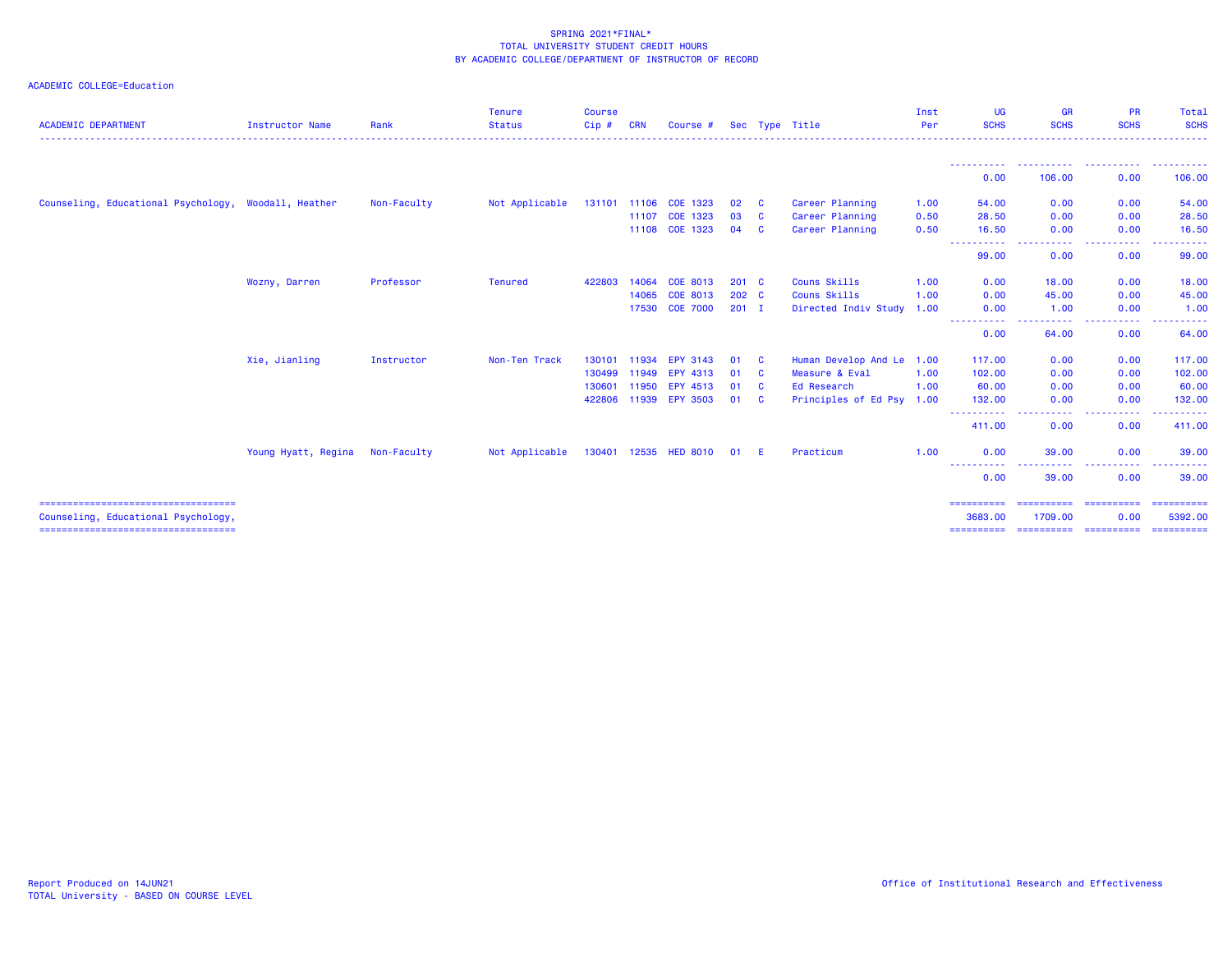SPRING 2021*FINAL*
TOTAL UNIVERSITY STUDENT CREDIT HOURS
BY ACADEMIC COLLEGE/DEPARTMENT OF INSTRUCTOR OF RECORD

ACADEMIC COLLEGE=Education

| ACADEMIC DEPARTMENT | Instructor Name | Rank | Tenure Status | Course Cip # | CRN | Course # | Sec | Type | Title | Inst Per | UG SCHS | GR SCHS | PR SCHS | Total SCHS |
|---|---|---|---|---|---|---|---|---|---|---|---|---|---|---|
| | | | | | | | | | | | 0.00 | 106.00 | 0.00 | 106.00 |
| Counseling, Educational Psychology, | Woodall, Heather | Non-Faculty | Not Applicable | 131101 | 11106 | COE 1323 | 02 | C | Career Planning | 1.00 | 54.00 | 0.00 | 0.00 | 54.00 |
| | | | | | 11107 | COE 1323 | 03 | C | Career Planning | 0.50 | 28.50 | 0.00 | 0.00 | 28.50 |
| | | | | | 11108 | COE 1323 | 04 | C | Career Planning | 0.50 | 16.50 | 0.00 | 0.00 | 16.50 |
| | | | | | | | | | | | 99.00 | 0.00 | 0.00 | 99.00 |
| | Wozny, Darren | Professor | Tenured | 422803 | 14064 | COE 8013 | 201 | C | Couns Skills | 1.00 | 0.00 | 18.00 | 0.00 | 18.00 |
| | | | | | 14065 | COE 8013 | 202 | C | Couns Skills | 1.00 | 0.00 | 45.00 | 0.00 | 45.00 |
| | | | | | 17530 | COE 7000 | 201 | I | Directed Indiv Study | 1.00 | 0.00 | 1.00 | 0.00 | 1.00 |
| | | | | | | | | | | | 0.00 | 64.00 | 0.00 | 64.00 |
| | Xie, Jianling | Instructor | Non-Ten Track | 130101 | 11934 | EPY 3143 | 01 | C | Human Develop And Le | 1.00 | 117.00 | 0.00 | 0.00 | 117.00 |
| | | | | 130499 | 11949 | EPY 4313 | 01 | C | Measure & Eval | 1.00 | 102.00 | 0.00 | 0.00 | 102.00 |
| | | | | 130601 | 11950 | EPY 4513 | 01 | C | Ed Research | 1.00 | 60.00 | 0.00 | 0.00 | 60.00 |
| | | | | 422806 | 11939 | EPY 3503 | 01 | C | Principles of Ed Psy | 1.00 | 132.00 | 0.00 | 0.00 | 132.00 |
| | | | | | | | | | | | 411.00 | 0.00 | 0.00 | 411.00 |
| | Young Hyatt, Regina | Non-Faculty | Not Applicable | 130401 | 12535 | HED 8010 | 01 | E | Practicum | 1.00 | 0.00 | 39.00 | 0.00 | 39.00 |
| | | | | | | | | | | | 0.00 | 39.00 | 0.00 | 39.00 |
| Counseling, Educational Psychology, | | | | | | | | | | | 3683.00 | 1709.00 | 0.00 | 5392.00 |

Report Produced on 14JUN21
TOTAL University - BASED ON COURSE LEVEL

Office of Institutional Research and Effectiveness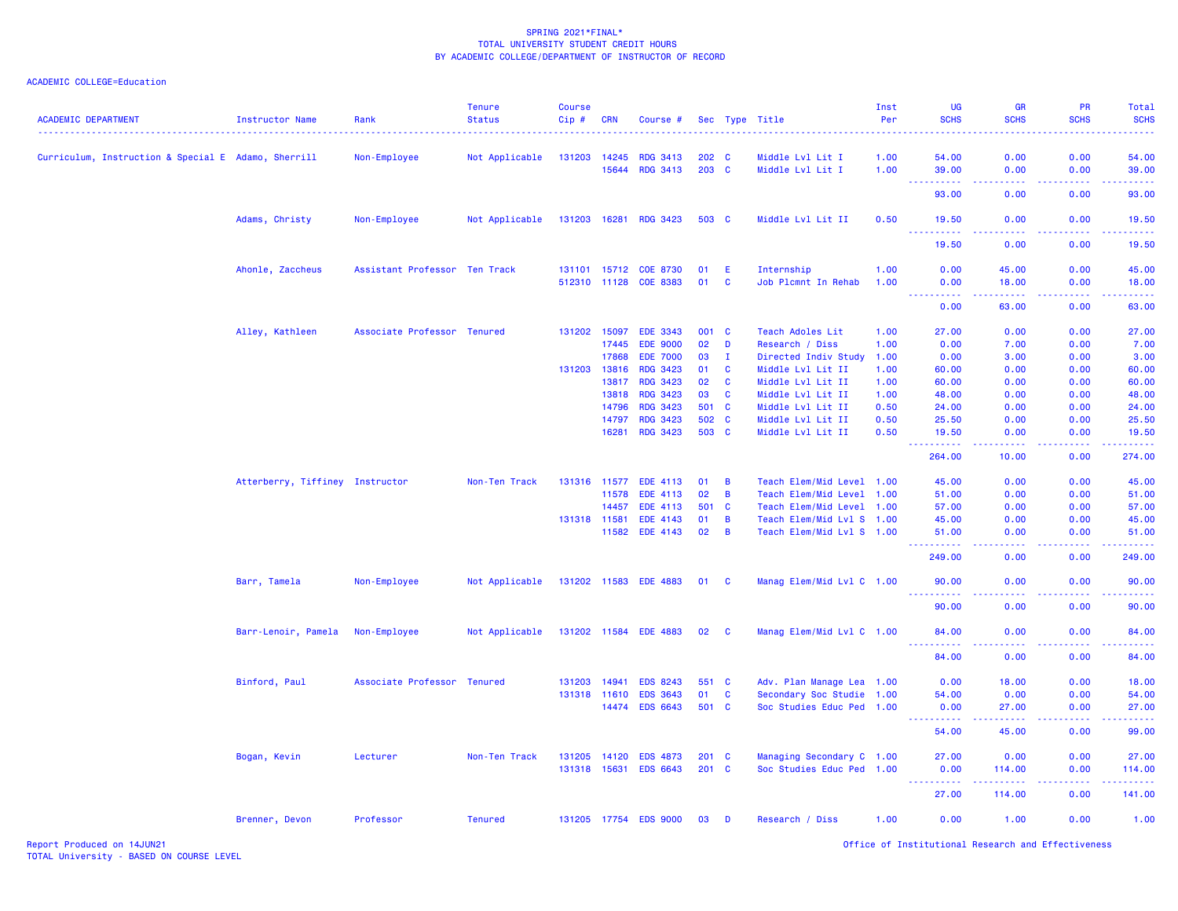SPRING 2021*FINAL*
TOTAL UNIVERSITY STUDENT CREDIT HOURS
BY ACADEMIC COLLEGE/DEPARTMENT OF INSTRUCTOR OF RECORD

ACADEMIC COLLEGE=Education

| ACADEMIC DEPARTMENT | Instructor Name | Rank | Tenure Status | Course Cip # | CRN | Course # | Sec | Type | Title | Inst Per | UG SCHS | GR SCHS | PR SCHS | Total SCHS |
|---|---|---|---|---|---|---|---|---|---|---|---|---|---|---|
| Curriculum, Instruction & Special E | Adamo, Sherrill | Non-Employee | Not Applicable | 131203 | 14245 | RDG 3413 | 202 | C | Middle Lvl Lit I | 1.00 | 54.00 | 0.00 | 0.00 | 54.00 |
| | | | | | 15644 | RDG 3413 | 203 | C | Middle Lvl Lit I | 1.00 | 39.00 | 0.00 | 0.00 | 39.00 |
| | | | | | | | | | | | 93.00 | 0.00 | 0.00 | 93.00 |
| | Adams, Christy | Non-Employee | Not Applicable | 131203 | 16281 | RDG 3423 | 503 | C | Middle Lvl Lit II | 0.50 | 19.50 | 0.00 | 0.00 | 19.50 |
| | | | | | | | | | | | 19.50 | 0.00 | 0.00 | 19.50 |
| | Ahonle, Zaccheus | Assistant Professor | Ten Track | 131101 | 15712 | COE 8730 | 01 | E | Internship | 1.00 | 0.00 | 45.00 | 0.00 | 45.00 |
| | | | | 512310 | 11128 | COE 8383 | 01 | C | Job Plcmnt In Rehab | 1.00 | 0.00 | 18.00 | 0.00 | 18.00 |
| | | | | | | | | | | | 0.00 | 63.00 | 0.00 | 63.00 |
| | Alley, Kathleen | Associate Professor | Tenured | 131202 | 15097 | EDE 3343 | 001 | C | Teach Adoles Lit | 1.00 | 27.00 | 0.00 | 0.00 | 27.00 |
| | | | | | 17445 | EDE 9000 | 02 | D | Research / Diss | 1.00 | 0.00 | 7.00 | 0.00 | 7.00 |
| | | | | | 17868 | EDE 7000 | 03 | I | Directed Indiv Study | 1.00 | 0.00 | 3.00 | 0.00 | 3.00 |
| | | | | 131203 | 13816 | RDG 3423 | 01 | C | Middle Lvl Lit II | 1.00 | 60.00 | 0.00 | 0.00 | 60.00 |
| | | | | | 13817 | RDG 3423 | 02 | C | Middle Lvl Lit II | 1.00 | 60.00 | 0.00 | 0.00 | 60.00 |
| | | | | | 13818 | RDG 3423 | 03 | C | Middle Lvl Lit II | 1.00 | 48.00 | 0.00 | 0.00 | 48.00 |
| | | | | | 14796 | RDG 3423 | 501 | C | Middle Lvl Lit II | 0.50 | 24.00 | 0.00 | 0.00 | 24.00 |
| | | | | | 14797 | RDG 3423 | 502 | C | Middle Lvl Lit II | 0.50 | 25.50 | 0.00 | 0.00 | 25.50 |
| | | | | | 16281 | RDG 3423 | 503 | C | Middle Lvl Lit II | 0.50 | 19.50 | 0.00 | 0.00 | 19.50 |
| | | | | | | | | | | | 264.00 | 10.00 | 0.00 | 274.00 |
| | Atterberry, Tiffiney | Instructor | Non-Ten Track | 131316 | 11577 | EDE 4113 | 01 | B | Teach Elem/Mid Level | 1.00 | 45.00 | 0.00 | 0.00 | 45.00 |
| | | | | | 11578 | EDE 4113 | 02 | B | Teach Elem/Mid Level | 1.00 | 51.00 | 0.00 | 0.00 | 51.00 |
| | | | | | 14457 | EDE 4113 | 501 | C | Teach Elem/Mid Level | 1.00 | 57.00 | 0.00 | 0.00 | 57.00 |
| | | | | 131318 | 11581 | EDE 4143 | 01 | B | Teach Elem/Mid Lvl S | 1.00 | 45.00 | 0.00 | 0.00 | 45.00 |
| | | | | | 11582 | EDE 4143 | 02 | B | Teach Elem/Mid Lvl S | 1.00 | 51.00 | 0.00 | 0.00 | 51.00 |
| | | | | | | | | | | | 249.00 | 0.00 | 0.00 | 249.00 |
| | Barr, Tamela | Non-Employee | Not Applicable | 131202 | 11583 | EDE 4883 | 01 | C | Manag Elem/Mid Lvl C | 1.00 | 90.00 | 0.00 | 0.00 | 90.00 |
| | | | | | | | | | | | 90.00 | 0.00 | 0.00 | 90.00 |
| | Barr-Lenoir, Pamela | Non-Employee | Not Applicable | 131202 | 11584 | EDE 4883 | 02 | C | Manag Elem/Mid Lvl C | 1.00 | 84.00 | 0.00 | 0.00 | 84.00 |
| | | | | | | | | | | | 84.00 | 0.00 | 0.00 | 84.00 |
| | Binford, Paul | Associate Professor | Tenured | 131203 | 14941 | EDS 8243 | 551 | C | Adv. Plan Manage Lea | 1.00 | 0.00 | 18.00 | 0.00 | 18.00 |
| | | | | 131318 | 11610 | EDS 3643 | 01 | C | Secondary Soc Studie | 1.00 | 54.00 | 0.00 | 0.00 | 54.00 |
| | | | | | 14474 | EDS 6643 | 501 | C | Soc Studies Educ Ped | 1.00 | 0.00 | 27.00 | 0.00 | 27.00 |
| | | | | | | | | | | | 54.00 | 45.00 | 0.00 | 99.00 |
| | Bogan, Kevin | Lecturer | Non-Ten Track | 131205 | 14120 | EDS 4873 | 201 | C | Managing Secondary C | 1.00 | 27.00 | 0.00 | 0.00 | 27.00 |
| | | | | 131318 | 15631 | EDS 6643 | 201 | C | Soc Studies Educ Ped | 1.00 | 0.00 | 114.00 | 0.00 | 114.00 |
| | | | | | | | | | | | 27.00 | 114.00 | 0.00 | 141.00 |
| | Brenner, Devon | Professor | Tenured | 131205 | 17754 | EDS 9000 | 03 | D | Research / Diss | 1.00 | 0.00 | 1.00 | 0.00 | 1.00 |

Report Produced on 14JUN21
TOTAL University - BASED ON COURSE LEVEL

Office of Institutional Research and Effectiveness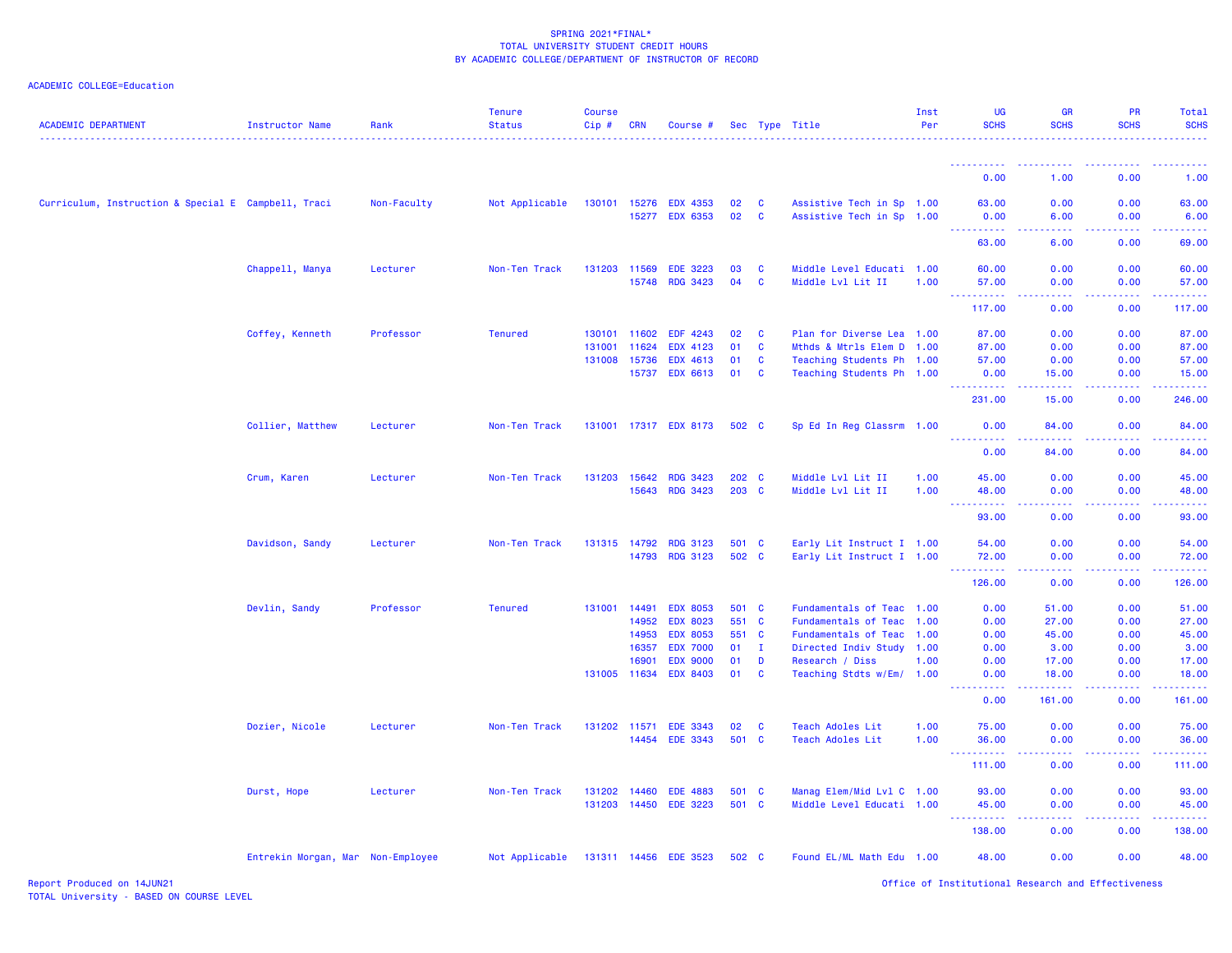SPRING 2021*FINAL*
TOTAL UNIVERSITY STUDENT CREDIT HOURS
BY ACADEMIC COLLEGE/DEPARTMENT OF INSTRUCTOR OF RECORD

ACADEMIC COLLEGE=Education

| ACADEMIC DEPARTMENT | Instructor Name | Rank | Tenure Status | Course Cip # | CRN | Course # | Sec | Type | Title | Inst Per | UG SCHS | GR SCHS | PR SCHS | Total SCHS |
|---|---|---|---|---|---|---|---|---|---|---|---|---|---|---|
| | | | | | | | | | | | 0.00 | 1.00 | 0.00 | 1.00 |
| Curriculum, Instruction & Special E | Campbell, Traci | Non-Faculty | Not Applicable | 130101 | 15276 | EDX 4353 | 02 | C | Assistive Tech in Sp | 1.00 | 63.00 | 0.00 | 0.00 | 63.00 |
| | | | | | 15277 | EDX 6353 | 02 | C | Assistive Tech in Sp | 1.00 | 0.00 | 6.00 | 0.00 | 6.00 |
| | | | | | | | | | | | 63.00 | 6.00 | 0.00 | 69.00 |
| | Chappell, Manya | Lecturer | Non-Ten Track | 131203 | 11569 | EDE 3223 | 03 | C | Middle Level Educati | 1.00 | 60.00 | 0.00 | 0.00 | 60.00 |
| | | | | | 15748 | RDG 3423 | 04 | C | Middle Lvl Lit II | 1.00 | 57.00 | 0.00 | 0.00 | 57.00 |
| | | | | | | | | | | | 117.00 | 0.00 | 0.00 | 117.00 |
| | Coffey, Kenneth | Professor | Tenured | 130101 | 11602 | EDF 4243 | 02 | C | Plan for Diverse Lea | 1.00 | 87.00 | 0.00 | 0.00 | 87.00 |
| | | | | 131001 | 11624 | EDX 4123 | 01 | C | Mthds & Mtrls Elem D | 1.00 | 87.00 | 0.00 | 0.00 | 87.00 |
| | | | | 131008 | 15736 | EDX 4613 | 01 | C | Teaching Students Ph | 1.00 | 57.00 | 0.00 | 0.00 | 57.00 |
| | | | | | 15737 | EDX 6613 | 01 | C | Teaching Students Ph | 1.00 | 0.00 | 15.00 | 0.00 | 15.00 |
| | | | | | | | | | | | 231.00 | 15.00 | 0.00 | 246.00 |
| | Collier, Matthew | Lecturer | Non-Ten Track | 131001 | 17317 | EDX 8173 | 502 | C | Sp Ed In Reg Classrm | 1.00 | 0.00 | 84.00 | 0.00 | 84.00 |
| | | | | | | | | | | | 0.00 | 84.00 | 0.00 | 84.00 |
| | Crum, Karen | Lecturer | Non-Ten Track | 131203 | 15642 | RDG 3423 | 202 | C | Middle Lvl Lit II | 1.00 | 45.00 | 0.00 | 0.00 | 45.00 |
| | | | | | 15643 | RDG 3423 | 203 | C | Middle Lvl Lit II | 1.00 | 48.00 | 0.00 | 0.00 | 48.00 |
| | | | | | | | | | | | 93.00 | 0.00 | 0.00 | 93.00 |
| | Davidson, Sandy | Lecturer | Non-Ten Track | 131315 | 14792 | RDG 3123 | 501 | C | Early Lit Instruct I | 1.00 | 54.00 | 0.00 | 0.00 | 54.00 |
| | | | | | 14793 | RDG 3123 | 502 | C | Early Lit Instruct I | 1.00 | 72.00 | 0.00 | 0.00 | 72.00 |
| | | | | | | | | | | | 126.00 | 0.00 | 0.00 | 126.00 |
| | Devlin, Sandy | Professor | Tenured | 131001 | 14491 | EDX 8053 | 501 | C | Fundamentals of Teac | 1.00 | 0.00 | 51.00 | 0.00 | 51.00 |
| | | | | | 14952 | EDX 8023 | 551 | C | Fundamentals of Teac | 1.00 | 0.00 | 27.00 | 0.00 | 27.00 |
| | | | | | 14953 | EDX 8053 | 551 | C | Fundamentals of Teac | 1.00 | 0.00 | 45.00 | 0.00 | 45.00 |
| | | | | | 16357 | EDX 7000 | 01 | I | Directed Indiv Study | 1.00 | 0.00 | 3.00 | 0.00 | 3.00 |
| | | | | | 16901 | EDX 9000 | 01 | D | Research / Diss | 1.00 | 0.00 | 17.00 | 0.00 | 17.00 |
| | | | | 131005 | 11634 | EDX 8403 | 01 | C | Teaching Stdts w/Em/ | 1.00 | 0.00 | 18.00 | 0.00 | 18.00 |
| | | | | | | | | | | | 0.00 | 161.00 | 0.00 | 161.00 |
| | Dozier, Nicole | Lecturer | Non-Ten Track | 131202 | 11571 | EDE 3343 | 02 | C | Teach Adoles Lit | 1.00 | 75.00 | 0.00 | 0.00 | 75.00 |
| | | | | | 14454 | EDE 3343 | 501 | C | Teach Adoles Lit | 1.00 | 36.00 | 0.00 | 0.00 | 36.00 |
| | | | | | | | | | | | 111.00 | 0.00 | 0.00 | 111.00 |
| | Durst, Hope | Lecturer | Non-Ten Track | 131202 | 14460 | EDE 4883 | 501 | C | Manag Elem/Mid Lvl C | 1.00 | 93.00 | 0.00 | 0.00 | 93.00 |
| | | | | 131203 | 14450 | EDE 3223 | 501 | C | Middle Level Educati | 1.00 | 45.00 | 0.00 | 0.00 | 45.00 |
| | | | | | | | | | | | 138.00 | 0.00 | 0.00 | 138.00 |
| | Entrekin Morgan, Mar | Non-Employee | Not Applicable | 131311 | 14456 | EDE 3523 | 502 | C | Found EL/ML Math Edu | 1.00 | 48.00 | 0.00 | 0.00 | 48.00 |

Report Produced on 14JUN21
TOTAL University - BASED ON COURSE LEVEL

Office of Institutional Research and Effectiveness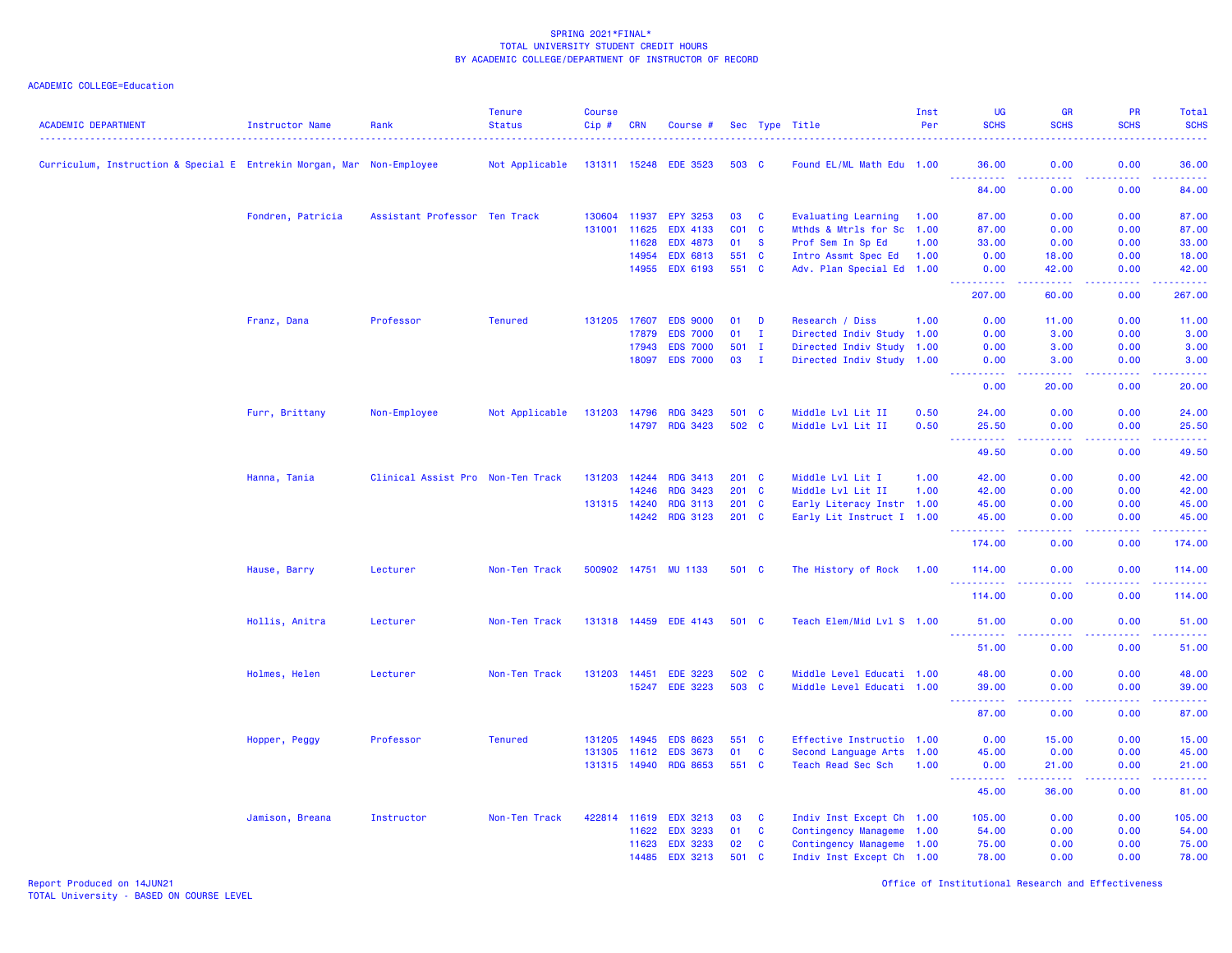SPRING 2021*FINAL*
TOTAL UNIVERSITY STUDENT CREDIT HOURS
BY ACADEMIC COLLEGE/DEPARTMENT OF INSTRUCTOR OF RECORD

ACADEMIC COLLEGE=Education

| ACADEMIC DEPARTMENT | Instructor Name | Rank | Tenure Status | Course Cip # | CRN | Course # | Sec | Type | Title | Inst Per | UG SCHS | GR SCHS | PR SCHS | Total SCHS |
|---|---|---|---|---|---|---|---|---|---|---|---|---|---|---|
| Curriculum, Instruction & Special E | Entrekin Morgan, Mar | Non-Employee | Not Applicable | 131311 | 15248 | EDE 3523 | 503 | C | Found EL/ML Math Edu | 1.00 | 36.00 | 0.00 | 0.00 | 36.00 |
| | | | | | | | | | | | 84.00 | 0.00 | 0.00 | 84.00 |
| | Fondren, Patricia | Assistant Professor | Ten Track | 130604 | 11937 | EPY 3253 | 03 | C | Evaluating Learning | 1.00 | 87.00 | 0.00 | 0.00 | 87.00 |
| | | | | 131001 | 11625 | EDX 4133 | C01 | C | Mthds & Mtrls for Sc | 1.00 | 87.00 | 0.00 | 0.00 | 87.00 |
| | | | | | 11628 | EDX 4873 | 01 | S | Prof Sem In Sp Ed | 1.00 | 33.00 | 0.00 | 0.00 | 33.00 |
| | | | | | 14954 | EDX 6813 | 551 | C | Intro Assmt Spec Ed | 1.00 | 0.00 | 18.00 | 0.00 | 18.00 |
| | | | | | 14955 | EDX 6193 | 551 | C | Adv. Plan Special Ed | 1.00 | 0.00 | 42.00 | 0.00 | 42.00 |
| | | | | | | | | | | | 207.00 | 60.00 | 0.00 | 267.00 |
| | Franz, Dana | Professor | Tenured | 131205 | 17607 | EDS 9000 | 01 | D | Research / Diss | 1.00 | 0.00 | 11.00 | 0.00 | 11.00 |
| | | | | | 17879 | EDS 7000 | 01 | I | Directed Indiv Study | 1.00 | 0.00 | 3.00 | 0.00 | 3.00 |
| | | | | | 17943 | EDS 7000 | 501 | I | Directed Indiv Study | 1.00 | 0.00 | 3.00 | 0.00 | 3.00 |
| | | | | | 18097 | EDS 7000 | 03 | I | Directed Indiv Study | 1.00 | 0.00 | 3.00 | 0.00 | 3.00 |
| | | | | | | | | | | | 0.00 | 20.00 | 0.00 | 20.00 |
| | Furr, Brittany | Non-Employee | Not Applicable | 131203 | 14796 | RDG 3423 | 501 | C | Middle Lvl Lit II | 0.50 | 24.00 | 0.00 | 0.00 | 24.00 |
| | | | | | 14797 | RDG 3423 | 502 | C | Middle Lvl Lit II | 0.50 | 25.50 | 0.00 | 0.00 | 25.50 |
| | | | | | | | | | | | 49.50 | 0.00 | 0.00 | 49.50 |
| | Hanna, Tania | Clinical Assist Pro | Non-Ten Track | 131203 | 14244 | RDG 3413 | 201 | C | Middle Lvl Lit I | 1.00 | 42.00 | 0.00 | 0.00 | 42.00 |
| | | | | | 14246 | RDG 3423 | 201 | C | Middle Lvl Lit II | 1.00 | 42.00 | 0.00 | 0.00 | 42.00 |
| | | | | 131315 | 14240 | RDG 3113 | 201 | C | Early Literacy Instr | 1.00 | 45.00 | 0.00 | 0.00 | 45.00 |
| | | | | | 14242 | RDG 3123 | 201 | C | Early Lit Instruct I | 1.00 | 45.00 | 0.00 | 0.00 | 45.00 |
| | | | | | | | | | | | 174.00 | 0.00 | 0.00 | 174.00 |
| | Hause, Barry | Lecturer | Non-Ten Track | 500902 | 14751 | MU 1133 | 501 | C | The History of Rock | 1.00 | 114.00 | 0.00 | 0.00 | 114.00 |
| | | | | | | | | | | | 114.00 | 0.00 | 0.00 | 114.00 |
| | Hollis, Anitra | Lecturer | Non-Ten Track | 131318 | 14459 | EDE 4143 | 501 | C | Teach Elem/Mid Lvl S | 1.00 | 51.00 | 0.00 | 0.00 | 51.00 |
| | | | | | | | | | | | 51.00 | 0.00 | 0.00 | 51.00 |
| | Holmes, Helen | Lecturer | Non-Ten Track | 131203 | 14451 | EDE 3223 | 502 | C | Middle Level Educati | 1.00 | 48.00 | 0.00 | 0.00 | 48.00 |
| | | | | | 15247 | EDE 3223 | 503 | C | Middle Level Educati | 1.00 | 39.00 | 0.00 | 0.00 | 39.00 |
| | | | | | | | | | | | 87.00 | 0.00 | 0.00 | 87.00 |
| | Hopper, Peggy | Professor | Tenured | 131205 | 14945 | EDS 8623 | 551 | C | Effective Instructio | 1.00 | 0.00 | 15.00 | 0.00 | 15.00 |
| | | | | 131305 | 11612 | EDS 3673 | 01 | C | Second Language Arts | 1.00 | 45.00 | 0.00 | 0.00 | 45.00 |
| | | | | 131315 | 14940 | RDG 8653 | 551 | C | Teach Read Sec Sch | 1.00 | 0.00 | 21.00 | 0.00 | 21.00 |
| | | | | | | | | | | | 45.00 | 36.00 | 0.00 | 81.00 |
| | Jamison, Breana | Instructor | Non-Ten Track | 422814 | 11619 | EDX 3213 | 03 | C | Indiv Inst Except Ch | 1.00 | 105.00 | 0.00 | 0.00 | 105.00 |
| | | | | | 11622 | EDX 3233 | 01 | C | Contingency Manageme | 1.00 | 54.00 | 0.00 | 0.00 | 54.00 |
| | | | | | 11623 | EDX 3233 | 02 | C | Contingency Manageme | 1.00 | 75.00 | 0.00 | 0.00 | 75.00 |
| | | | | | 14485 | EDX 3213 | 501 | C | Indiv Inst Except Ch | 1.00 | 78.00 | 0.00 | 0.00 | 78.00 |

Report Produced on 14JUN21
TOTAL University - BASED ON COURSE LEVEL

Office of Institutional Research and Effectiveness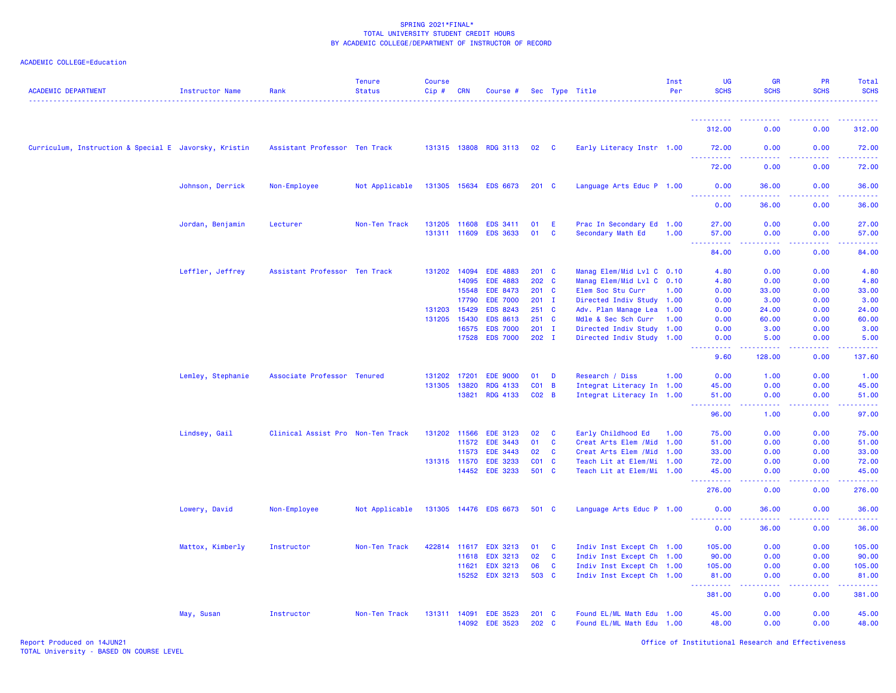SPRING 2021*FINAL*
TOTAL UNIVERSITY STUDENT CREDIT HOURS
BY ACADEMIC COLLEGE/DEPARTMENT OF INSTRUCTOR OF RECORD

ACADEMIC COLLEGE=Education

| ACADEMIC DEPARTMENT | Instructor Name | Rank | Tenure Status | Course Cip # | CRN | Course # | Sec | Type | Title | Inst Per | UG SCHS | GR SCHS | PR SCHS | Total SCHS |
|---|---|---|---|---|---|---|---|---|---|---|---|---|---|---|
| | | | | | | | | | | | 312.00 | 0.00 | 0.00 | 312.00 |
| Curriculum, Instruction & Special E | Javorsky, Kristin | Assistant Professor | Ten Track | 131315 | 13808 | RDG 3113 | 02 | C | Early Literacy Instr | 1.00 | 72.00 | 0.00 | 0.00 | 72.00 |
| | | | | | | | | | | | 72.00 | 0.00 | 0.00 | 72.00 |
| | Johnson, Derrick | Non-Employee | Not Applicable | 131305 | 15634 | EDS 6673 | 201 | C | Language Arts Educ P | 1.00 | 0.00 | 36.00 | 0.00 | 36.00 |
| | | | | | | | | | | | 0.00 | 36.00 | 0.00 | 36.00 |
| | Jordan, Benjamin | Lecturer | Non-Ten Track | 131205 | 11608 | EDS 3411 | 01 | E | Prac In Secondary Ed | 1.00 | 27.00 | 0.00 | 0.00 | 27.00 |
| | | | | 131311 | 11609 | EDS 3633 | 01 | C | Secondary Math Ed | 1.00 | 57.00 | 0.00 | 0.00 | 57.00 |
| | | | | | | | | | | | 84.00 | 0.00 | 0.00 | 84.00 |
| | Leffler, Jeffrey | Assistant Professor | Ten Track | 131202 | 14094 | EDE 4883 | 201 | C | Manag Elem/Mid Lvl C | 0.10 | 4.80 | 0.00 | 0.00 | 4.80 |
| | | | | | 14095 | EDE 4883 | 202 | C | Manag Elem/Mid Lvl C | 0.10 | 4.80 | 0.00 | 0.00 | 4.80 |
| | | | | | 15548 | EDE 8473 | 201 | C | Elem Soc Stu Curr | 1.00 | 0.00 | 33.00 | 0.00 | 33.00 |
| | | | | | 17790 | EDE 7000 | 201 | I | Directed Indiv Study | 1.00 | 0.00 | 3.00 | 0.00 | 3.00 |
| | | | | 131203 | 15429 | EDS 8243 | 251 | C | Adv. Plan Manage Lea | 1.00 | 0.00 | 24.00 | 0.00 | 24.00 |
| | | | | 131205 | 15430 | EDS 8613 | 251 | C | Mdle & Sec Sch Curr | 1.00 | 0.00 | 60.00 | 0.00 | 60.00 |
| | | | | | 16575 | EDS 7000 | 201 | I | Directed Indiv Study | 1.00 | 0.00 | 3.00 | 0.00 | 3.00 |
| | | | | | 17528 | EDS 7000 | 202 | I | Directed Indiv Study | 1.00 | 0.00 | 5.00 | 0.00 | 5.00 |
| | | | | | | | | | | | 9.60 | 128.00 | 0.00 | 137.60 |
| | Lemley, Stephanie | Associate Professor | Tenured | 131202 | 17201 | EDE 9000 | 01 | D | Research / Diss | 1.00 | 0.00 | 1.00 | 0.00 | 1.00 |
| | | | | 131305 | 13820 | RDG 4133 | C01 | B | Integrat Literacy In | 1.00 | 45.00 | 0.00 | 0.00 | 45.00 |
| | | | | | 13821 | RDG 4133 | C02 | B | Integrat Literacy In | 1.00 | 51.00 | 0.00 | 0.00 | 51.00 |
| | | | | | | | | | | | 96.00 | 1.00 | 0.00 | 97.00 |
| | Lindsey, Gail | Clinical Assist Pro | Non-Ten Track | 131202 | 11566 | EDE 3123 | 02 | C | Early Childhood Ed | 1.00 | 75.00 | 0.00 | 0.00 | 75.00 |
| | | | | | 11572 | EDE 3443 | 01 | C | Creat Arts Elem /Mid | 1.00 | 51.00 | 0.00 | 0.00 | 51.00 |
| | | | | | 11573 | EDE 3443 | 02 | C | Creat Arts Elem /Mid | 1.00 | 33.00 | 0.00 | 0.00 | 33.00 |
| | | | | 131315 | 11570 | EDE 3233 | C01 | C | Teach Lit at Elem/Mi | 1.00 | 72.00 | 0.00 | 0.00 | 72.00 |
| | | | | | 14452 | EDE 3233 | 501 | C | Teach Lit at Elem/Mi | 1.00 | 45.00 | 0.00 | 0.00 | 45.00 |
| | | | | | | | | | | | 276.00 | 0.00 | 0.00 | 276.00 |
| | Lowery, David | Non-Employee | Not Applicable | 131305 | 14476 | EDS 6673 | 501 | C | Language Arts Educ P | 1.00 | 0.00 | 36.00 | 0.00 | 36.00 |
| | | | | | | | | | | | 0.00 | 36.00 | 0.00 | 36.00 |
| | Mattox, Kimberly | Instructor | Non-Ten Track | 422814 | 11617 | EDX 3213 | 01 | C | Indiv Inst Except Ch | 1.00 | 105.00 | 0.00 | 0.00 | 105.00 |
| | | | | | 11618 | EDX 3213 | 02 | C | Indiv Inst Except Ch | 1.00 | 90.00 | 0.00 | 0.00 | 90.00 |
| | | | | | 11621 | EDX 3213 | 06 | C | Indiv Inst Except Ch | 1.00 | 105.00 | 0.00 | 0.00 | 105.00 |
| | | | | | 15252 | EDX 3213 | 503 | C | Indiv Inst Except Ch | 1.00 | 81.00 | 0.00 | 0.00 | 81.00 |
| | | | | | | | | | | | 381.00 | 0.00 | 0.00 | 381.00 |
| | May, Susan | Instructor | Non-Ten Track | 131311 | 14091 | EDE 3523 | 201 | C | Found EL/ML Math Edu | 1.00 | 45.00 | 0.00 | 0.00 | 45.00 |
| | | | | | 14092 | EDE 3523 | 202 | C | Found EL/ML Math Edu | 1.00 | 48.00 | 0.00 | 0.00 | 48.00 |

Report Produced on 14JUN21
TOTAL University - BASED ON COURSE LEVEL

Office of Institutional Research and Effectiveness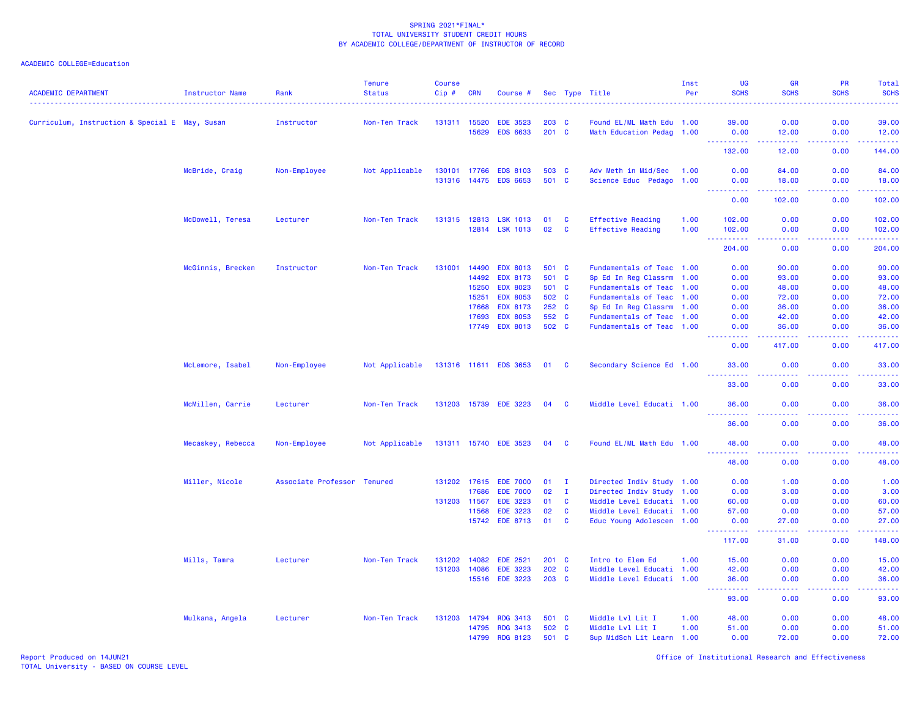SPRING 2021*FINAL*
TOTAL UNIVERSITY STUDENT CREDIT HOURS
BY ACADEMIC COLLEGE/DEPARTMENT OF INSTRUCTOR OF RECORD

ACADEMIC COLLEGE=Education

| ACADEMIC DEPARTMENT | Instructor Name | Rank | Tenure Status | Course Cip # | CRN | Course # | Sec | Type | Title | Inst Per | UG SCHS | GR SCHS | PR SCHS | Total SCHS |
|---|---|---|---|---|---|---|---|---|---|---|---|---|---|---|
| Curriculum, Instruction & Special E | May, Susan | Instructor | Non-Ten Track | 131311 | 15520 | EDE 3523 | 203 | C | Found EL/ML Math Edu | 1.00 | 39.00 | 0.00 | 0.00 | 39.00 |
| | | | | | 15629 | EDS 6633 | 201 | C | Math Education Pedag | 1.00 | 0.00 | 12.00 | 0.00 | 12.00 |
| | | | | | | | | | | | 132.00 | 12.00 | 0.00 | 144.00 |
| | McBride, Craig | Non-Employee | Not Applicable | 130101 | 17766 | EDS 8103 | 503 | C | Adv Meth in Mid/Sec | 1.00 | 0.00 | 84.00 | 0.00 | 84.00 |
| | | | | 131316 | 14475 | EDS 6653 | 501 | C | Science Educ Pedago | 1.00 | 0.00 | 18.00 | 0.00 | 18.00 |
| | | | | | | | | | | | 0.00 | 102.00 | 0.00 | 102.00 |
| | McDowell, Teresa | Lecturer | Non-Ten Track | 131315 | 12813 | LSK 1013 | 01 | C | Effective Reading | 1.00 | 102.00 | 0.00 | 0.00 | 102.00 |
| | | | | | 12814 | LSK 1013 | 02 | C | Effective Reading | 1.00 | 102.00 | 0.00 | 0.00 | 102.00 |
| | | | | | | | | | | | 204.00 | 0.00 | 0.00 | 204.00 |
| | McGinnis, Brecken | Instructor | Non-Ten Track | 131001 | 14490 | EDX 8013 | 501 | C | Fundamentals of Teac | 1.00 | 0.00 | 90.00 | 0.00 | 90.00 |
| | | | | | 14492 | EDX 8173 | 501 | C | Sp Ed In Reg Classrm | 1.00 | 0.00 | 93.00 | 0.00 | 93.00 |
| | | | | | 15250 | EDX 8023 | 501 | C | Fundamentals of Teac | 1.00 | 0.00 | 48.00 | 0.00 | 48.00 |
| | | | | | 15251 | EDX 8053 | 502 | C | Fundamentals of Teac | 1.00 | 0.00 | 72.00 | 0.00 | 72.00 |
| | | | | | 17668 | EDX 8173 | 252 | C | Sp Ed In Reg Classrm | 1.00 | 0.00 | 36.00 | 0.00 | 36.00 |
| | | | | | 17693 | EDX 8053 | 552 | C | Fundamentals of Teac | 1.00 | 0.00 | 42.00 | 0.00 | 42.00 |
| | | | | | 17749 | EDX 8013 | 502 | C | Fundamentals of Teac | 1.00 | 0.00 | 36.00 | 0.00 | 36.00 |
| | | | | | | | | | | | 0.00 | 417.00 | 0.00 | 417.00 |
| | McLemore, Isabel | Non-Employee | Not Applicable | 131316 | 11611 | EDS 3653 | 01 | C | Secondary Science Ed | 1.00 | 33.00 | 0.00 | 0.00 | 33.00 |
| | | | | | | | | | | | 33.00 | 0.00 | 0.00 | 33.00 |
| | McMillen, Carrie | Lecturer | Non-Ten Track | 131203 | 15739 | EDE 3223 | 04 | C | Middle Level Educati | 1.00 | 36.00 | 0.00 | 0.00 | 36.00 |
| | | | | | | | | | | | 36.00 | 0.00 | 0.00 | 36.00 |
| | Mecaskey, Rebecca | Non-Employee | Not Applicable | 131311 | 15740 | EDE 3523 | 04 | C | Found EL/ML Math Edu | 1.00 | 48.00 | 0.00 | 0.00 | 48.00 |
| | | | | | | | | | | | 48.00 | 0.00 | 0.00 | 48.00 |
| | Miller, Nicole | Associate Professor | Tenured | 131202 | 17615 | EDE 7000 | 01 | I | Directed Indiv Study | 1.00 | 0.00 | 1.00 | 0.00 | 1.00 |
| | | | | | 17686 | EDE 7000 | 02 | I | Directed Indiv Study | 1.00 | 0.00 | 3.00 | 0.00 | 3.00 |
| | | | | 131203 | 11567 | EDE 3223 | 01 | C | Middle Level Educati | 1.00 | 60.00 | 0.00 | 0.00 | 60.00 |
| | | | | | 11568 | EDE 3223 | 02 | C | Middle Level Educati | 1.00 | 57.00 | 0.00 | 0.00 | 57.00 |
| | | | | | 15742 | EDE 8713 | 01 | C | Educ Young Adolescen | 1.00 | 0.00 | 27.00 | 0.00 | 27.00 |
| | | | | | | | | | | | 117.00 | 31.00 | 0.00 | 148.00 |
| | Mills, Tamra | Lecturer | Non-Ten Track | 131202 | 14082 | EDE 2521 | 201 | C | Intro to Elem Ed | 1.00 | 15.00 | 0.00 | 0.00 | 15.00 |
| | | | | 131203 | 14086 | EDE 3223 | 202 | C | Middle Level Educati | 1.00 | 42.00 | 0.00 | 0.00 | 42.00 |
| | | | | | 15516 | EDE 3223 | 203 | C | Middle Level Educati | 1.00 | 36.00 | 0.00 | 0.00 | 36.00 |
| | | | | | | | | | | | 93.00 | 0.00 | 0.00 | 93.00 |
| | Mulkana, Angela | Lecturer | Non-Ten Track | 131203 | 14794 | RDG 3413 | 501 | C | Middle Lvl Lit I | 1.00 | 48.00 | 0.00 | 0.00 | 48.00 |
| | | | | | 14795 | RDG 3413 | 502 | C | Middle Lvl Lit I | 1.00 | 51.00 | 0.00 | 0.00 | 51.00 |
| | | | | | 14799 | RDG 8123 | 501 | C | Sup MidSch Lit Learn | 1.00 | 0.00 | 72.00 | 0.00 | 72.00 |

Report Produced on 14JUN21
TOTAL University - BASED ON COURSE LEVEL

Office of Institutional Research and Effectiveness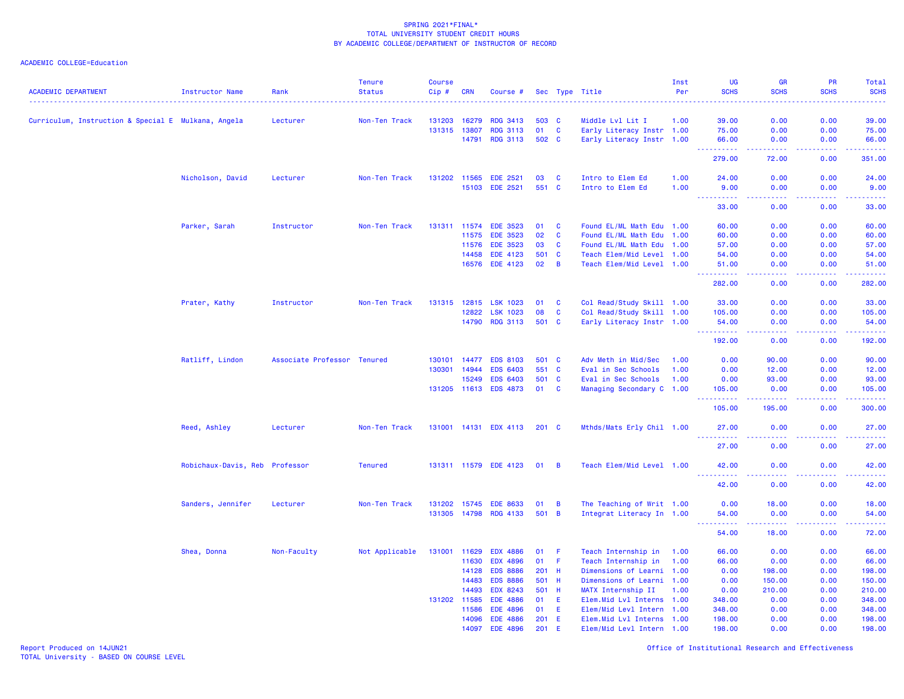SPRING 2021*FINAL*
TOTAL UNIVERSITY STUDENT CREDIT HOURS
BY ACADEMIC COLLEGE/DEPARTMENT OF INSTRUCTOR OF RECORD

ACADEMIC COLLEGE=Education

| ACADEMIC DEPARTMENT | Instructor Name | Rank | Tenure Status | Course Cip # | CRN | Course # | Sec | Type | Title | Inst Per | UG SCHS | GR SCHS | PR SCHS | Total SCHS |
|---|---|---|---|---|---|---|---|---|---|---|---|---|---|---|
| Curriculum, Instruction & Special E | Mulkana, Angela | Lecturer | Non-Ten Track | 131203 | 16279 | RDG 3413 | 503 | C | Middle Lvl Lit I | 1.00 | 39.00 | 0.00 | 0.00 | 39.00 |
| | | | | 131315 | 13807 | RDG 3113 | 01 | C | Early Literacy Instr | 1.00 | 75.00 | 0.00 | 0.00 | 75.00 |
| | | | | | 14791 | RDG 3113 | 502 | C | Early Literacy Instr | 1.00 | 66.00 | 0.00 | 0.00 | 66.00 |
| | | | | | | | | | | | 279.00 | 72.00 | 0.00 | 351.00 |
| | Nicholson, David | Lecturer | Non-Ten Track | 131202 | 11565 | EDE 2521 | 03 | C | Intro to Elem Ed | 1.00 | 24.00 | 0.00 | 0.00 | 24.00 |
| | | | | | 15103 | EDE 2521 | 551 | C | Intro to Elem Ed | 1.00 | 9.00 | 0.00 | 0.00 | 9.00 |
| | | | | | | | | | | | 33.00 | 0.00 | 0.00 | 33.00 |
| | Parker, Sarah | Instructor | Non-Ten Track | 131311 | 11574 | EDE 3523 | 01 | C | Found EL/ML Math Edu | 1.00 | 60.00 | 0.00 | 0.00 | 60.00 |
| | | | | | 11575 | EDE 3523 | 02 | C | Found EL/ML Math Edu | 1.00 | 60.00 | 0.00 | 0.00 | 60.00 |
| | | | | | 11576 | EDE 3523 | 03 | C | Found EL/ML Math Edu | 1.00 | 57.00 | 0.00 | 0.00 | 57.00 |
| | | | | | 14458 | EDE 4123 | 501 | C | Teach Elem/Mid Level | 1.00 | 54.00 | 0.00 | 0.00 | 54.00 |
| | | | | | 16576 | EDE 4123 | 02 | B | Teach Elem/Mid Level | 1.00 | 51.00 | 0.00 | 0.00 | 51.00 |
| | | | | | | | | | | | 282.00 | 0.00 | 0.00 | 282.00 |
| | Prater, Kathy | Instructor | Non-Ten Track | 131315 | 12815 | LSK 1023 | 01 | C | Col Read/Study Skill | 1.00 | 33.00 | 0.00 | 0.00 | 33.00 |
| | | | | | 12822 | LSK 1023 | 08 | C | Col Read/Study Skill | 1.00 | 105.00 | 0.00 | 0.00 | 105.00 |
| | | | | | 14790 | RDG 3113 | 501 | C | Early Literacy Instr | 1.00 | 54.00 | 0.00 | 0.00 | 54.00 |
| | | | | | | | | | | | 192.00 | 0.00 | 0.00 | 192.00 |
| | Ratliff, Lindon | Associate Professor | Tenured | 130101 | 14477 | EDS 8103 | 501 | C | Adv Meth in Mid/Sec | 1.00 | 0.00 | 90.00 | 0.00 | 90.00 |
| | | | | 130301 | 14944 | EDS 6403 | 551 | C | Eval in Sec Schools | 1.00 | 0.00 | 12.00 | 0.00 | 12.00 |
| | | | | | 15249 | EDS 6403 | 501 | C | Eval in Sec Schools | 1.00 | 0.00 | 93.00 | 0.00 | 93.00 |
| | | | | 131205 | 11613 | EDS 4873 | 01 | C | Managing Secondary C | 1.00 | 105.00 | 0.00 | 0.00 | 105.00 |
| | | | | | | | | | | | 105.00 | 195.00 | 0.00 | 300.00 |
| | Reed, Ashley | Lecturer | Non-Ten Track | 131001 | 14131 | EDX 4113 | 201 | C | Mthds/Mats Erly Chil | 1.00 | 27.00 | 0.00 | 0.00 | 27.00 |
| | | | | | | | | | | | 27.00 | 0.00 | 0.00 | 27.00 |
| | Robichaux-Davis, Reb | Professor | Tenured | 131311 | 11579 | EDE 4123 | 01 | B | Teach Elem/Mid Level | 1.00 | 42.00 | 0.00 | 0.00 | 42.00 |
| | | | | | | | | | | | 42.00 | 0.00 | 0.00 | 42.00 |
| | Sanders, Jennifer | Lecturer | Non-Ten Track | 131202 | 15745 | EDE 8633 | 01 | B | The Teaching of Writ | 1.00 | 0.00 | 18.00 | 0.00 | 18.00 |
| | | | | 131305 | 14798 | RDG 4133 | 501 | B | Integrat Literacy In | 1.00 | 54.00 | 0.00 | 0.00 | 54.00 |
| | | | | | | | | | | | 54.00 | 18.00 | 0.00 | 72.00 |
| | Shea, Donna | Non-Faculty | Not Applicable | 131001 | 11629 | EDX 4886 | 01 | F | Teach Internship in | 1.00 | 66.00 | 0.00 | 0.00 | 66.00 |
| | | | | | 11630 | EDX 4896 | 01 | F | Teach Internship in | 1.00 | 66.00 | 0.00 | 0.00 | 66.00 |
| | | | | | 14128 | EDS 8886 | 201 | H | Dimensions of Learni | 1.00 | 0.00 | 198.00 | 0.00 | 198.00 |
| | | | | | 14483 | EDS 8886 | 501 | H | Dimensions of Learni | 1.00 | 0.00 | 150.00 | 0.00 | 150.00 |
| | | | | | 14493 | EDX 8243 | 501 | H | MATX Internship II | 1.00 | 0.00 | 210.00 | 0.00 | 210.00 |
| | | | | 131202 | 11585 | EDE 4886 | 01 | E | Elem.Mid Lvl Interns | 1.00 | 348.00 | 0.00 | 0.00 | 348.00 |
| | | | | | 11586 | EDE 4896 | 01 | E | Elem/Mid Levl Intern | 1.00 | 348.00 | 0.00 | 0.00 | 348.00 |
| | | | | | 14096 | EDE 4886 | 201 | E | Elem.Mid Lvl Interns | 1.00 | 198.00 | 0.00 | 0.00 | 198.00 |
| | | | | | 14097 | EDE 4896 | 201 | E | Elem/Mid Levl Intern | 1.00 | 198.00 | 0.00 | 0.00 | 198.00 |

Report Produced on 14JUN21
TOTAL University - BASED ON COURSE LEVEL

Office of Institutional Research and Effectiveness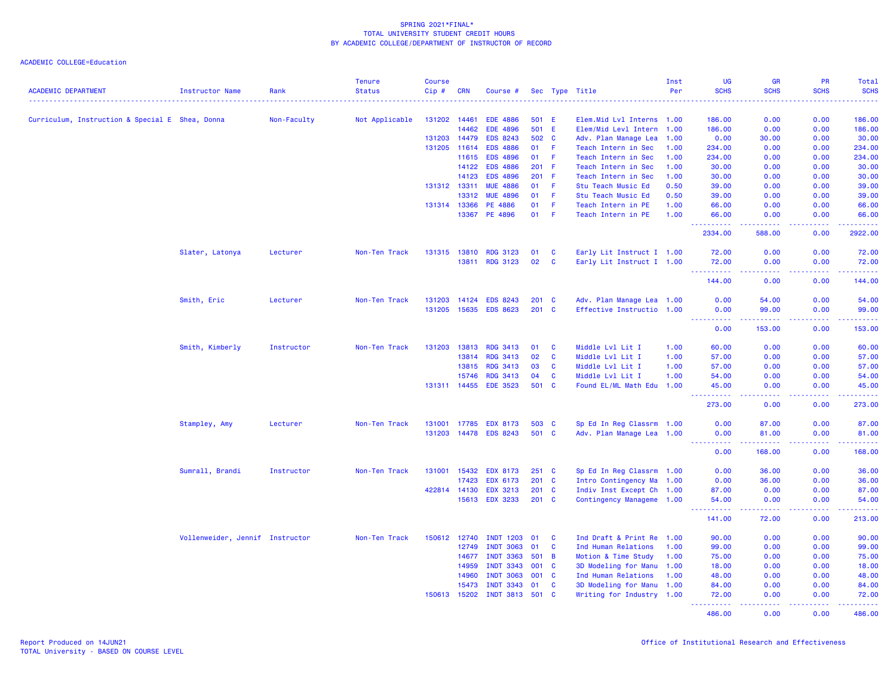SPRING 2021*FINAL*
TOTAL UNIVERSITY STUDENT CREDIT HOURS
BY ACADEMIC COLLEGE/DEPARTMENT OF INSTRUCTOR OF RECORD

ACADEMIC COLLEGE=Education

| ACADEMIC DEPARTMENT | Instructor Name | Rank | Tenure Status | Course Cip # | CRN | Course # | Sec | Type | Title | Inst Per | UG SCHS | GR SCHS | PR SCHS | Total SCHS |
|---|---|---|---|---|---|---|---|---|---|---|---|---|---|---|
| Curriculum, Instruction & Special E | Shea, Donna | Non-Faculty | Not Applicable | 131202 | 14461 | EDE 4886 | 501 | E | Elem.Mid Lvl Interns | 1.00 | 186.00 | 0.00 | 0.00 | 186.00 |
| | | | | | 14462 | EDE 4896 | 501 | E | Elem/Mid Levl Intern | 1.00 | 186.00 | 0.00 | 0.00 | 186.00 |
| | | | | 131203 | 14479 | EDS 8243 | 502 | C | Adv. Plan Manage Lea | 1.00 | 0.00 | 30.00 | 0.00 | 30.00 |
| | | | | 131205 | 11614 | EDS 4886 | 01 | F | Teach Intern in Sec | 1.00 | 234.00 | 0.00 | 0.00 | 234.00 |
| | | | | | 11615 | EDS 4896 | 01 | F | Teach Intern in Sec | 1.00 | 234.00 | 0.00 | 0.00 | 234.00 |
| | | | | | 14122 | EDS 4886 | 201 | F | Teach Intern in Sec | 1.00 | 30.00 | 0.00 | 0.00 | 30.00 |
| | | | | | 14123 | EDS 4896 | 201 | F | Teach Intern in Sec | 1.00 | 30.00 | 0.00 | 0.00 | 30.00 |
| | | | | 131312 | 13311 | MUE 4886 | 01 | F | Stu Teach Music Ed | 0.50 | 39.00 | 0.00 | 0.00 | 39.00 |
| | | | | | 13312 | MUE 4896 | 01 | F | Stu Teach Music Ed | 0.50 | 39.00 | 0.00 | 0.00 | 39.00 |
| | | | | 131314 | 13366 | PE 4886 | 01 | F | Teach Intern in PE | 1.00 | 66.00 | 0.00 | 0.00 | 66.00 |
| | | | | | 13367 | PE 4896 | 01 | F | Teach Intern in PE | 1.00 | 66.00 | 0.00 | 0.00 | 66.00 |
| | | | | | | | | | | | 2334.00 | 588.00 | 0.00 | 2922.00 |
| | Slater, Latonya | Lecturer | Non-Ten Track | 131315 | 13810 | RDG 3123 | 01 | C | Early Lit Instruct I | 1.00 | 72.00 | 0.00 | 0.00 | 72.00 |
| | | | | | 13811 | RDG 3123 | 02 | C | Early Lit Instruct I | 1.00 | 72.00 | 0.00 | 0.00 | 72.00 |
| | | | | | | | | | | | 144.00 | 0.00 | 0.00 | 144.00 |
| | Smith, Eric | Lecturer | Non-Ten Track | 131203 | 14124 | EDS 8243 | 201 | C | Adv. Plan Manage Lea | 1.00 | 0.00 | 54.00 | 0.00 | 54.00 |
| | | | | 131205 | 15635 | EDS 8623 | 201 | C | Effective Instructio | 1.00 | 0.00 | 99.00 | 0.00 | 99.00 |
| | | | | | | | | | | | 0.00 | 153.00 | 0.00 | 153.00 |
| | Smith, Kimberly | Instructor | Non-Ten Track | 131203 | 13813 | RDG 3413 | 01 | C | Middle Lvl Lit I | 1.00 | 60.00 | 0.00 | 0.00 | 60.00 |
| | | | | | 13814 | RDG 3413 | 02 | C | Middle Lvl Lit I | 1.00 | 57.00 | 0.00 | 0.00 | 57.00 |
| | | | | | 13815 | RDG 3413 | 03 | C | Middle Lvl Lit I | 1.00 | 57.00 | 0.00 | 0.00 | 57.00 |
| | | | | | 15746 | RDG 3413 | 04 | C | Middle Lvl Lit I | 1.00 | 54.00 | 0.00 | 0.00 | 54.00 |
| | | | | 131311 | 14455 | EDE 3523 | 501 | C | Found EL/ML Math Edu | 1.00 | 45.00 | 0.00 | 0.00 | 45.00 |
| | | | | | | | | | | | 273.00 | 0.00 | 0.00 | 273.00 |
| | Stampley, Amy | Lecturer | Non-Ten Track | 131001 | 17785 | EDX 8173 | 503 | C | Sp Ed In Reg Classrm | 1.00 | 0.00 | 87.00 | 0.00 | 87.00 |
| | | | | 131203 | 14478 | EDS 8243 | 501 | C | Adv. Plan Manage Lea | 1.00 | 0.00 | 81.00 | 0.00 | 81.00 |
| | | | | | | | | | | | 0.00 | 168.00 | 0.00 | 168.00 |
| | Sumrall, Brandi | Instructor | Non-Ten Track | 131001 | 15432 | EDX 8173 | 251 | C | Sp Ed In Reg Classrm | 1.00 | 0.00 | 36.00 | 0.00 | 36.00 |
| | | | | | 17423 | EDX 6173 | 201 | C | Intro Contingency Ma | 1.00 | 0.00 | 36.00 | 0.00 | 36.00 |
| | | | | 422814 | 14130 | EDX 3213 | 201 | C | Indiv Inst Except Ch | 1.00 | 87.00 | 0.00 | 0.00 | 87.00 |
| | | | | | 15613 | EDX 3233 | 201 | C | Contingency Manageme | 1.00 | 54.00 | 0.00 | 0.00 | 54.00 |
| | | | | | | | | | | | 141.00 | 72.00 | 0.00 | 213.00 |
| | Vollenweider, Jennif | Instructor | Non-Ten Track | 150612 | 12740 | INDT 1203 | 01 | C | Ind Draft & Print Re | 1.00 | 90.00 | 0.00 | 0.00 | 90.00 |
| | | | | | 12749 | INDT 3063 | 01 | C | Ind Human Relations | 1.00 | 99.00 | 0.00 | 0.00 | 99.00 |
| | | | | | 14677 | INDT 3363 | 501 | B | Motion & Time Study | 1.00 | 75.00 | 0.00 | 0.00 | 75.00 |
| | | | | | 14959 | INDT 3343 | 001 | C | 3D Modeling for Manu | 1.00 | 18.00 | 0.00 | 0.00 | 18.00 |
| | | | | | 14960 | INDT 3063 | 001 | C | Ind Human Relations | 1.00 | 48.00 | 0.00 | 0.00 | 48.00 |
| | | | | | 15473 | INDT 3343 | 01 | C | 3D Modeling for Manu | 1.00 | 84.00 | 0.00 | 0.00 | 84.00 |
| | | | | 150613 | 15202 | INDT 3813 | 501 | C | Writing for Industry | 1.00 | 72.00 | 0.00 | 0.00 | 72.00 |
| | | | | | | | | | | | 486.00 | 0.00 | 0.00 | 486.00 |

Report Produced on 14JUN21
TOTAL University - BASED ON COURSE LEVEL

Office of Institutional Research and Effectiveness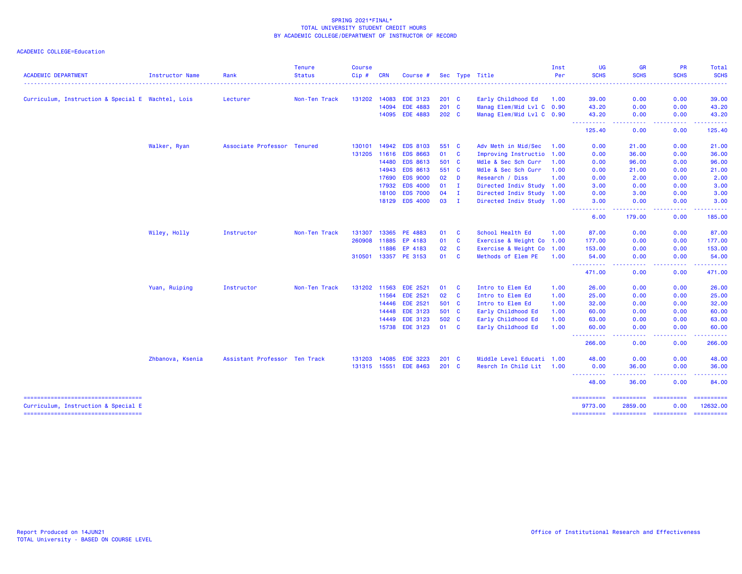SPRING 2021*FINAL*
TOTAL UNIVERSITY STUDENT CREDIT HOURS
BY ACADEMIC COLLEGE/DEPARTMENT OF INSTRUCTOR OF RECORD

ACADEMIC COLLEGE=Education

| ACADEMIC DEPARTMENT | Instructor Name | Rank | Tenure Status | Course Cip # | CRN | Course # | Sec | Type | Title | Inst Per | UG SCHS | GR SCHS | PR SCHS | Total SCHS |
|---|---|---|---|---|---|---|---|---|---|---|---|---|---|---|
| Curriculum, Instruction & Special E | Wachtel, Lois | Lecturer | Non-Ten Track | 131202 | 14083 | EDE 3123 | 201 | C | Early Childhood Ed | 1.00 | 39.00 | 0.00 | 0.00 | 39.00 |
| | | | | | 14094 | EDE 4883 | 201 | C | Manag Elem/Mid Lvl C | 0.90 | 43.20 | 0.00 | 0.00 | 43.20 |
| | | | | | 14095 | EDE 4883 | 202 | C | Manag Elem/Mid Lvl C | 0.90 | 43.20 | 0.00 | 0.00 | 43.20 |
| | | | | | | | | | | | 125.40 | 0.00 | 0.00 | 125.40 |
| | Walker, Ryan | Associate Professor | Tenured | 130101 | 14942 | EDS 8103 | 551 | C | Adv Meth in Mid/Sec | 1.00 | 0.00 | 21.00 | 0.00 | 21.00 |
| | | | | 131205 | 11616 | EDS 8663 | 01 | C | Improving Instructio | 1.00 | 0.00 | 36.00 | 0.00 | 36.00 |
| | | | | | 14480 | EDS 8613 | 501 | C | Mdle & Sec Sch Curr | 1.00 | 0.00 | 96.00 | 0.00 | 96.00 |
| | | | | | 14943 | EDS 8613 | 551 | C | Mdle & Sec Sch Curr | 1.00 | 0.00 | 21.00 | 0.00 | 21.00 |
| | | | | | 17690 | EDS 9000 | 02 | D | Research / Diss | 1.00 | 0.00 | 2.00 | 0.00 | 2.00 |
| | | | | | 17932 | EDS 4000 | 01 | I | Directed Indiv Study | 1.00 | 3.00 | 0.00 | 0.00 | 3.00 |
| | | | | | 18100 | EDS 7000 | 04 | I | Directed Indiv Study | 1.00 | 0.00 | 3.00 | 0.00 | 3.00 |
| | | | | | 18129 | EDS 4000 | 03 | I | Directed Indiv Study | 1.00 | 3.00 | 0.00 | 0.00 | 3.00 |
| | | | | | | | | | | | 6.00 | 179.00 | 0.00 | 185.00 |
| | Wiley, Holly | Instructor | Non-Ten Track | 131307 | 13365 | PE 4883 | 01 | C | School Health Ed | 1.00 | 87.00 | 0.00 | 0.00 | 87.00 |
| | | | | 260908 | 11885 | EP 4183 | 01 | C | Exercise & Weight Co | 1.00 | 177.00 | 0.00 | 0.00 | 177.00 |
| | | | | | 11886 | EP 4183 | 02 | C | Exercise & Weight Co | 1.00 | 153.00 | 0.00 | 0.00 | 153.00 |
| | | | | 310501 | 13357 | PE 3153 | 01 | C | Methods of Elem PE | 1.00 | 54.00 | 0.00 | 0.00 | 54.00 |
| | | | | | | | | | | | 471.00 | 0.00 | 0.00 | 471.00 |
| | Yuan, Ruiping | Instructor | Non-Ten Track | 131202 | 11563 | EDE 2521 | 01 | C | Intro to Elem Ed | 1.00 | 26.00 | 0.00 | 0.00 | 26.00 |
| | | | | | 11564 | EDE 2521 | 02 | C | Intro to Elem Ed | 1.00 | 25.00 | 0.00 | 0.00 | 25.00 |
| | | | | | 14446 | EDE 2521 | 501 | C | Intro to Elem Ed | 1.00 | 32.00 | 0.00 | 0.00 | 32.00 |
| | | | | | 14448 | EDE 3123 | 501 | C | Early Childhood Ed | 1.00 | 60.00 | 0.00 | 0.00 | 60.00 |
| | | | | | 14449 | EDE 3123 | 502 | C | Early Childhood Ed | 1.00 | 63.00 | 0.00 | 0.00 | 63.00 |
| | | | | | 15738 | EDE 3123 | 01 | C | Early Childhood Ed | 1.00 | 60.00 | 0.00 | 0.00 | 60.00 |
| | | | | | | | | | | | 266.00 | 0.00 | 0.00 | 266.00 |
| | Zhbanova, Ksenia | Assistant Professor | Ten Track | 131203 | 14085 | EDE 3223 | 201 | C | Middle Level Educati | 1.00 | 48.00 | 0.00 | 0.00 | 48.00 |
| | | | | 131315 | 15551 | EDE 8463 | 201 | C | Resrch In Child Lit | 1.00 | 0.00 | 36.00 | 0.00 | 36.00 |
| | | | | | | | | | | | 48.00 | 36.00 | 0.00 | 84.00 |
| Curriculum, Instruction & Special E | | | | | | | | | | | 9773.00 | 2859.00 | 0.00 | 12632.00 |

Report Produced on 14JUN21
TOTAL University - BASED ON COURSE LEVEL

Office of Institutional Research and Effectiveness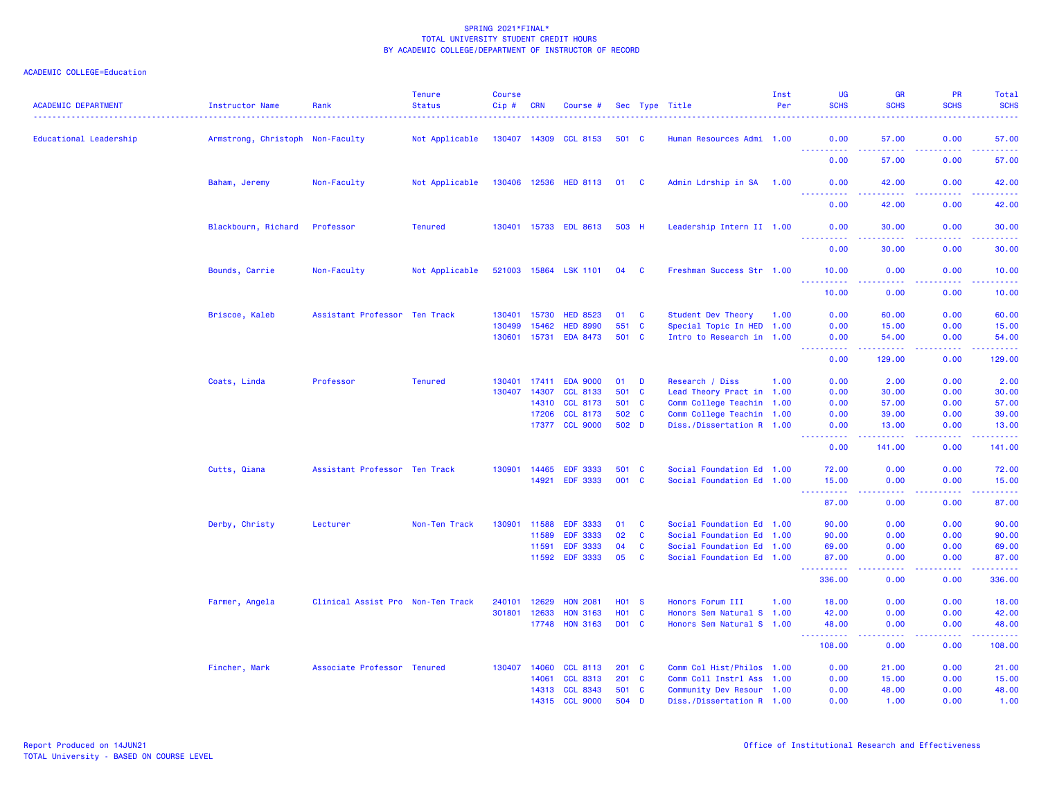SPRING 2021*FINAL*
TOTAL UNIVERSITY STUDENT CREDIT HOURS
BY ACADEMIC COLLEGE/DEPARTMENT OF INSTRUCTOR OF RECORD

ACADEMIC COLLEGE=Education

| ACADEMIC DEPARTMENT | Instructor Name | Rank | Tenure Status | Course Cip # | CRN | Course # | Sec | Type | Title | Inst Per | UG SCHS | GR SCHS | PR SCHS | Total SCHS |
|---|---|---|---|---|---|---|---|---|---|---|---|---|---|---|
| Educational Leadership | Armstrong, Christoph | Non-Faculty | Not Applicable | 130407 | 14309 | CCL 8153 | 501 | C | Human Resources Admi | 1.00 | 0.00 | 57.00 | 0.00 | 57.00 |
| | | | | | | | | | | | 0.00 | 57.00 | 0.00 | 57.00 |
| | Baham, Jeremy | Non-Faculty | Not Applicable | 130406 | 12536 | HED 8113 | 01 | C | Admin Ldrship in SA | 1.00 | 0.00 | 42.00 | 0.00 | 42.00 |
| | | | | | | | | | | | 0.00 | 42.00 | 0.00 | 42.00 |
| | Blackbourn, Richard | Professor | Tenured | 130401 | 15733 | EDL 8613 | 503 | H | Leadership Intern II | 1.00 | 0.00 | 30.00 | 0.00 | 30.00 |
| | | | | | | | | | | | 0.00 | 30.00 | 0.00 | 30.00 |
| | Bounds, Carrie | Non-Faculty | Not Applicable | 521003 | 15864 | LSK 1101 | 04 | C | Freshman Success Str | 1.00 | 10.00 | 0.00 | 0.00 | 10.00 |
| | | | | | | | | | | | 10.00 | 0.00 | 0.00 | 10.00 |
| | Briscoe, Kaleb | Assistant Professor | Ten Track | 130401 | 15730 | HED 8523 | 01 | C | Student Dev Theory | 1.00 | 0.00 | 60.00 | 0.00 | 60.00 |
| | | | | 130499 | 15462 | HED 8990 | 551 | C | Special Topic In HED | 1.00 | 0.00 | 15.00 | 0.00 | 15.00 |
| | | | | 130601 | 15731 | EDA 8473 | 501 | C | Intro to Research in | 1.00 | 0.00 | 54.00 | 0.00 | 54.00 |
| | | | | | | | | | | | 0.00 | 129.00 | 0.00 | 129.00 |
| | Coats, Linda | Professor | Tenured | 130401 | 17411 | EDA 9000 | 01 | D | Research / Diss | 1.00 | 0.00 | 2.00 | 0.00 | 2.00 |
| | | | | 130407 | 14307 | CCL 8133 | 501 | C | Lead Theory Pract in | 1.00 | 0.00 | 30.00 | 0.00 | 30.00 |
| | | | | | 14310 | CCL 8173 | 501 | C | Comm College Teachin | 1.00 | 0.00 | 57.00 | 0.00 | 57.00 |
| | | | | | 17206 | CCL 8173 | 502 | C | Comm College Teachin | 1.00 | 0.00 | 39.00 | 0.00 | 39.00 |
| | | | | | 17377 | CCL 9000 | 502 | D | Diss./Dissertation R | 1.00 | 0.00 | 13.00 | 0.00 | 13.00 |
| | | | | | | | | | | | 0.00 | 141.00 | 0.00 | 141.00 |
| | Cutts, Qiana | Assistant Professor | Ten Track | 130901 | 14465 | EDF 3333 | 501 | C | Social Foundation Ed | 1.00 | 72.00 | 0.00 | 0.00 | 72.00 |
| | | | | | 14921 | EDF 3333 | 001 | C | Social Foundation Ed | 1.00 | 15.00 | 0.00 | 0.00 | 15.00 |
| | | | | | | | | | | | 87.00 | 0.00 | 0.00 | 87.00 |
| | Derby, Christy | Lecturer | Non-Ten Track | 130901 | 11588 | EDF 3333 | 01 | C | Social Foundation Ed | 1.00 | 90.00 | 0.00 | 0.00 | 90.00 |
| | | | | | 11589 | EDF 3333 | 02 | C | Social Foundation Ed | 1.00 | 90.00 | 0.00 | 0.00 | 90.00 |
| | | | | | 11591 | EDF 3333 | 04 | C | Social Foundation Ed | 1.00 | 69.00 | 0.00 | 0.00 | 69.00 |
| | | | | | 11592 | EDF 3333 | 05 | C | Social Foundation Ed | 1.00 | 87.00 | 0.00 | 0.00 | 87.00 |
| | | | | | | | | | | | 336.00 | 0.00 | 0.00 | 336.00 |
| | Farmer, Angela | Clinical Assist Pro | Non-Ten Track | 240101 | 12629 | HON 2081 | H01 | S | Honors Forum III | 1.00 | 18.00 | 0.00 | 0.00 | 18.00 |
| | | | | 301801 | 12633 | HON 3163 | H01 | C | Honors Sem Natural S | 1.00 | 42.00 | 0.00 | 0.00 | 42.00 |
| | | | | | 17748 | HON 3163 | D01 | C | Honors Sem Natural S | 1.00 | 48.00 | 0.00 | 0.00 | 48.00 |
| | | | | | | | | | | | 108.00 | 0.00 | 0.00 | 108.00 |
| | Fincher, Mark | Associate Professor | Tenured | 130407 | 14060 | CCL 8113 | 201 | C | Comm Col Hist/Philos | 1.00 | 0.00 | 21.00 | 0.00 | 21.00 |
| | | | | | 14061 | CCL 8313 | 201 | C | Comm Coll Instrl Ass | 1.00 | 0.00 | 15.00 | 0.00 | 15.00 |
| | | | | | 14313 | CCL 8343 | 501 | C | Community Dev Resour | 1.00 | 0.00 | 48.00 | 0.00 | 48.00 |
| | | | | | 14315 | CCL 9000 | 504 | D | Diss./Dissertation R | 1.00 | 0.00 | 1.00 | 0.00 | 1.00 |

Report Produced on 14JUN21
TOTAL University - BASED ON COURSE LEVEL

Office of Institutional Research and Effectiveness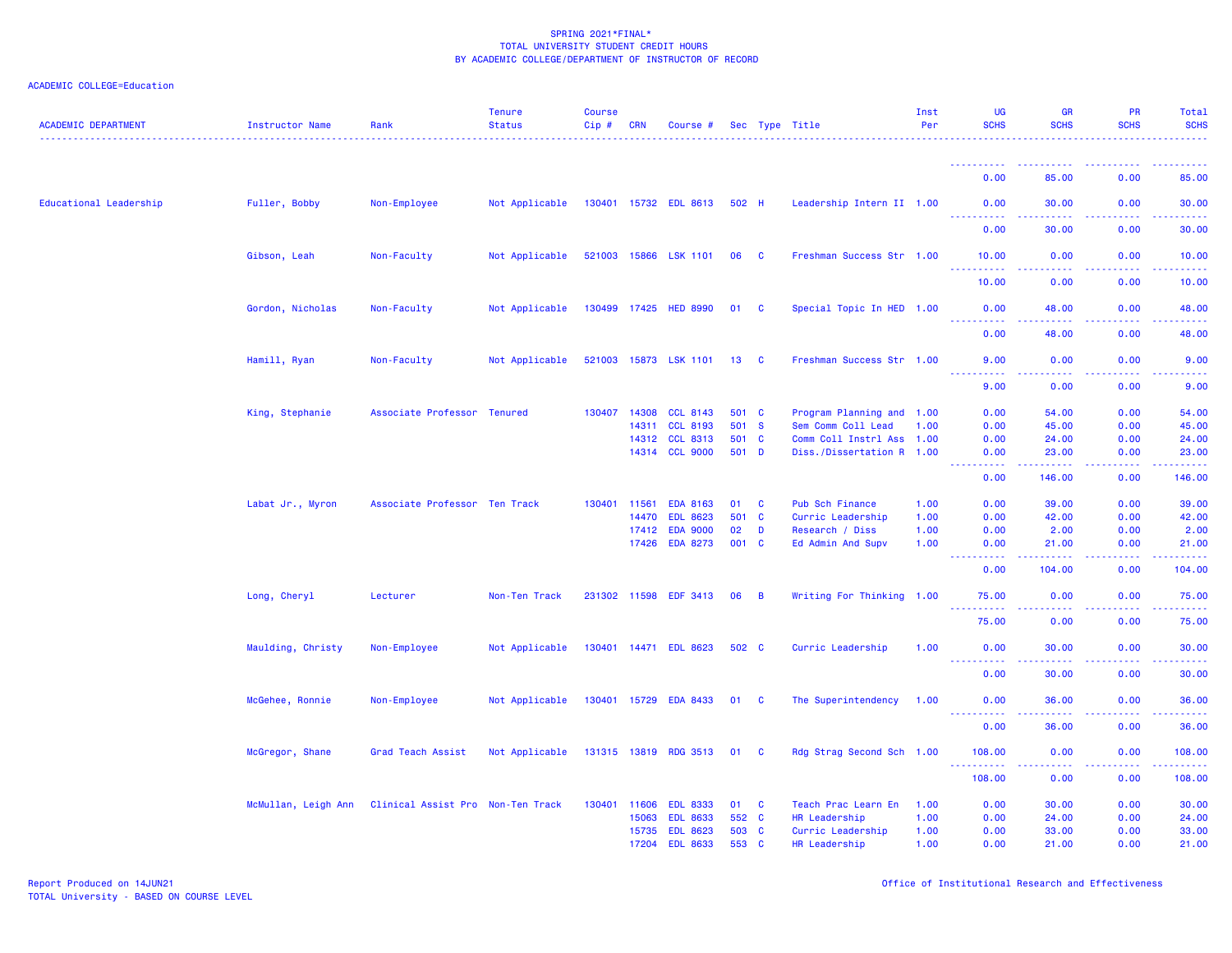SPRING 2021*FINAL*
TOTAL UNIVERSITY STUDENT CREDIT HOURS
BY ACADEMIC COLLEGE/DEPARTMENT OF INSTRUCTOR OF RECORD

ACADEMIC COLLEGE=Education

| ACADEMIC DEPARTMENT | Instructor Name | Rank | Tenure Status | Course Cip # | CRN | Course # | Sec | Type | Title | Inst Per | UG SCHS | GR SCHS | PR SCHS | Total SCHS |
|---|---|---|---|---|---|---|---|---|---|---|---|---|---|---|
| | | | | | | | | | | | 0.00 | 85.00 | 0.00 | 85.00 |
| Educational Leadership | Fuller, Bobby | Non-Employee | Not Applicable | 130401 | 15732 | EDL 8613 | 502 | H | Leadership Intern II | 1.00 | 0.00 | 30.00 | 0.00 | 30.00 |
| | | | | | | | | | | | 0.00 | 30.00 | 0.00 | 30.00 |
| | Gibson, Leah | Non-Faculty | Not Applicable | 521003 | 15866 | LSK 1101 | 06 | C | Freshman Success Str | 1.00 | 10.00 | 0.00 | 0.00 | 10.00 |
| | | | | | | | | | | | 10.00 | 0.00 | 0.00 | 10.00 |
| | Gordon, Nicholas | Non-Faculty | Not Applicable | 130499 | 17425 | HED 8990 | 01 | C | Special Topic In HED | 1.00 | 0.00 | 48.00 | 0.00 | 48.00 |
| | | | | | | | | | | | 0.00 | 48.00 | 0.00 | 48.00 |
| | Hamill, Ryan | Non-Faculty | Not Applicable | 521003 | 15873 | LSK 1101 | 13 | C | Freshman Success Str | 1.00 | 9.00 | 0.00 | 0.00 | 9.00 |
| | | | | | | | | | | | 9.00 | 0.00 | 0.00 | 9.00 |
| | King, Stephanie | Associate Professor | Tenured | 130407 | 14308 | CCL 8143 | 501 | C | Program Planning and | 1.00 | 0.00 | 54.00 | 0.00 | 54.00 |
| | | | | | 14311 | CCL 8193 | 501 | S | Sem Comm Coll Lead | 1.00 | 0.00 | 45.00 | 0.00 | 45.00 |
| | | | | | 14312 | CCL 8313 | 501 | C | Comm Coll Instrl Ass | 1.00 | 0.00 | 24.00 | 0.00 | 24.00 |
| | | | | | 14314 | CCL 9000 | 501 | D | Diss./Dissertation R | 1.00 | 0.00 | 23.00 | 0.00 | 23.00 |
| | | | | | | | | | | | 0.00 | 146.00 | 0.00 | 146.00 |
| | Labat Jr., Myron | Associate Professor | Ten Track | 130401 | 11561 | EDA 8163 | 01 | C | Pub Sch Finance | 1.00 | 0.00 | 39.00 | 0.00 | 39.00 |
| | | | | | 14470 | EDL 8623 | 501 | C | Curric Leadership | 1.00 | 0.00 | 42.00 | 0.00 | 42.00 |
| | | | | | 17412 | EDA 9000 | 02 | D | Research / Diss | 1.00 | 0.00 | 2.00 | 0.00 | 2.00 |
| | | | | | 17426 | EDA 8273 | 001 | C | Ed Admin And Supv | 1.00 | 0.00 | 21.00 | 0.00 | 21.00 |
| | | | | | | | | | | | 0.00 | 104.00 | 0.00 | 104.00 |
| | Long, Cheryl | Lecturer | Non-Ten Track | 231302 | 11598 | EDF 3413 | 06 | B | Writing For Thinking | 1.00 | 75.00 | 0.00 | 0.00 | 75.00 |
| | | | | | | | | | | | 75.00 | 0.00 | 0.00 | 75.00 |
| | Maulding, Christy | Non-Employee | Not Applicable | 130401 | 14471 | EDL 8623 | 502 | C | Curric Leadership | 1.00 | 0.00 | 30.00 | 0.00 | 30.00 |
| | | | | | | | | | | | 0.00 | 30.00 | 0.00 | 30.00 |
| | McGehee, Ronnie | Non-Employee | Not Applicable | 130401 | 15729 | EDA 8433 | 01 | C | The Superintendency | 1.00 | 0.00 | 36.00 | 0.00 | 36.00 |
| | | | | | | | | | | | 0.00 | 36.00 | 0.00 | 36.00 |
| | McGregor, Shane | Grad Teach Assist | Not Applicable | 131315 | 13819 | RDG 3513 | 01 | C | Rdg Strag Second Sch | 1.00 | 108.00 | 0.00 | 0.00 | 108.00 |
| | | | | | | | | | | | 108.00 | 0.00 | 0.00 | 108.00 |
| | McMullan, Leigh Ann | Clinical Assist Pro | Non-Ten Track | 130401 | 11606 | EDL 8333 | 01 | C | Teach Prac Learn En | 1.00 | 0.00 | 30.00 | 0.00 | 30.00 |
| | | | | | 15063 | EDL 8633 | 552 | C | HR Leadership | 1.00 | 0.00 | 24.00 | 0.00 | 24.00 |
| | | | | | 15735 | EDL 8623 | 503 | C | Curric Leadership | 1.00 | 0.00 | 33.00 | 0.00 | 33.00 |
| | | | | | 17204 | EDL 8633 | 553 | C | HR Leadership | 1.00 | 0.00 | 21.00 | 0.00 | 21.00 |

Report Produced on 14JUN21
TOTAL University - BASED ON COURSE LEVEL

Office of Institutional Research and Effectiveness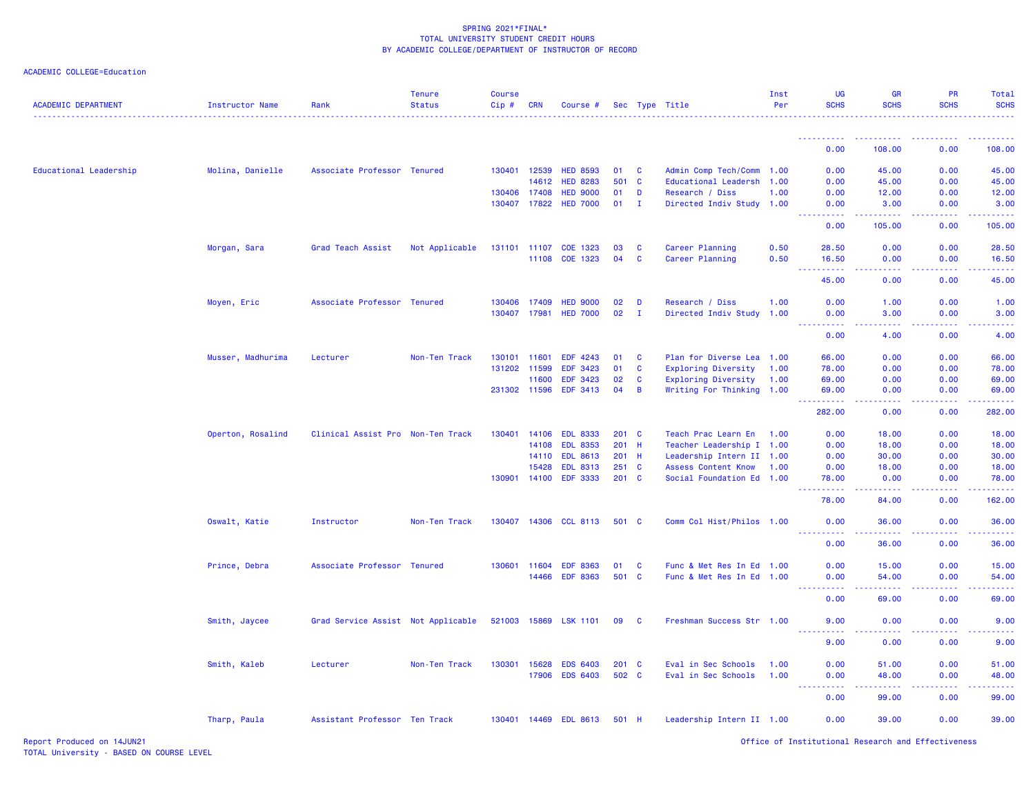SPRING 2021*FINAL*
TOTAL UNIVERSITY STUDENT CREDIT HOURS
BY ACADEMIC COLLEGE/DEPARTMENT OF INSTRUCTOR OF RECORD

ACADEMIC COLLEGE=Education

| ACADEMIC DEPARTMENT | Instructor Name | Rank | Tenure Status | Course Cip # | CRN | Course # | Sec | Type | Title | Inst Per | UG SCHS | GR SCHS | PR SCHS | Total SCHS |
|---|---|---|---|---|---|---|---|---|---|---|---|---|---|---|
| | | | | | | | | | | | 0.00 | 108.00 | 0.00 | 108.00 |
| Educational Leadership | Molina, Danielle | Associate Professor | Tenured | 130401 | 12539 | HED 8593 | 01 | C | Admin Comp Tech/Comm | 1.00 | 0.00 | 45.00 | 0.00 | 45.00 |
| | | | | | 14612 | HED 8283 | 501 | C | Educational Leadersh | 1.00 | 0.00 | 45.00 | 0.00 | 45.00 |
| | | | | 130406 | 17408 | HED 9000 | 01 | D | Research / Diss | 1.00 | 0.00 | 12.00 | 0.00 | 12.00 |
| | | | | 130407 | 17822 | HED 7000 | 01 | I | Directed Indiv Study | 1.00 | 0.00 | 3.00 | 0.00 | 3.00 |
| | | | | | | | | | | | 0.00 | 105.00 | 0.00 | 105.00 |
| | Morgan, Sara | Grad Teach Assist | Not Applicable | 131101 | 11107 | COE 1323 | 03 | C | Career Planning | 0.50 | 28.50 | 0.00 | 0.00 | 28.50 |
| | | | | | 11108 | COE 1323 | 04 | C | Career Planning | 0.50 | 16.50 | 0.00 | 0.00 | 16.50 |
| | | | | | | | | | | | 45.00 | 0.00 | 0.00 | 45.00 |
| | Moyen, Eric | Associate Professor | Tenured | 130406 | 17409 | HED 9000 | 02 | D | Research / Diss | 1.00 | 0.00 | 1.00 | 0.00 | 1.00 |
| | | | | 130407 | 17981 | HED 7000 | 02 | I | Directed Indiv Study | 1.00 | 0.00 | 3.00 | 0.00 | 3.00 |
| | | | | | | | | | | | 0.00 | 4.00 | 0.00 | 4.00 |
| | Musser, Madhurima | Lecturer | Non-Ten Track | 130101 | 11601 | EDF 4243 | 01 | C | Plan for Diverse Lea | 1.00 | 66.00 | 0.00 | 0.00 | 66.00 |
| | | | | 131202 | 11599 | EDF 3423 | 01 | C | Exploring Diversity | 1.00 | 78.00 | 0.00 | 0.00 | 78.00 |
| | | | | | 11600 | EDF 3423 | 02 | C | Exploring Diversity | 1.00 | 69.00 | 0.00 | 0.00 | 69.00 |
| | | | | 231302 | 11596 | EDF 3413 | 04 | B | Writing For Thinking | 1.00 | 69.00 | 0.00 | 0.00 | 69.00 |
| | | | | | | | | | | | 282.00 | 0.00 | 0.00 | 282.00 |
| | Operton, Rosalind | Clinical Assist Pro | Non-Ten Track | 130401 | 14106 | EDL 8333 | 201 | C | Teach Prac Learn En | 1.00 | 0.00 | 18.00 | 0.00 | 18.00 |
| | | | | | 14108 | EDL 8353 | 201 | H | Teacher Leadership I | 1.00 | 0.00 | 18.00 | 0.00 | 18.00 |
| | | | | | 14110 | EDL 8613 | 201 | H | Leadership Intern II | 1.00 | 0.00 | 30.00 | 0.00 | 30.00 |
| | | | | | 15428 | EDL 8313 | 251 | C | Assess Content Know | 1.00 | 0.00 | 18.00 | 0.00 | 18.00 |
| | | | | 130901 | 14100 | EDF 3333 | 201 | C | Social Foundation Ed | 1.00 | 78.00 | 0.00 | 0.00 | 78.00 |
| | | | | | | | | | | | 78.00 | 84.00 | 0.00 | 162.00 |
| | Oswalt, Katie | Instructor | Non-Ten Track | 130407 | 14306 | CCL 8113 | 501 | C | Comm Col Hist/Philos | 1.00 | 0.00 | 36.00 | 0.00 | 36.00 |
| | | | | | | | | | | | 0.00 | 36.00 | 0.00 | 36.00 |
| | Prince, Debra | Associate Professor | Tenured | 130601 | 11604 | EDF 8363 | 01 | C | Func & Met Res In Ed | 1.00 | 0.00 | 15.00 | 0.00 | 15.00 |
| | | | | | 14466 | EDF 8363 | 501 | C | Func & Met Res In Ed | 1.00 | 0.00 | 54.00 | 0.00 | 54.00 |
| | | | | | | | | | | | 0.00 | 69.00 | 0.00 | 69.00 |
| | Smith, Jaycee | Grad Service Assist | Not Applicable | 521003 | 15869 | LSK 1101 | 09 | C | Freshman Success Str | 1.00 | 9.00 | 0.00 | 0.00 | 9.00 |
| | | | | | | | | | | | 9.00 | 0.00 | 0.00 | 9.00 |
| | Smith, Kaleb | Lecturer | Non-Ten Track | 130301 | 15628 | EDS 6403 | 201 | C | Eval in Sec Schools | 1.00 | 0.00 | 51.00 | 0.00 | 51.00 |
| | | | | | 17906 | EDS 6403 | 502 | C | Eval in Sec Schools | 1.00 | 0.00 | 48.00 | 0.00 | 48.00 |
| | | | | | | | | | | | 0.00 | 99.00 | 0.00 | 99.00 |
| | Tharp, Paula | Assistant Professor | Ten Track | 130401 | 14469 | EDL 8613 | 501 | H | Leadership Intern II | 1.00 | 0.00 | 39.00 | 0.00 | 39.00 |

Report Produced on 14JUN21
TOTAL University - BASED ON COURSE LEVEL

Office of Institutional Research and Effectiveness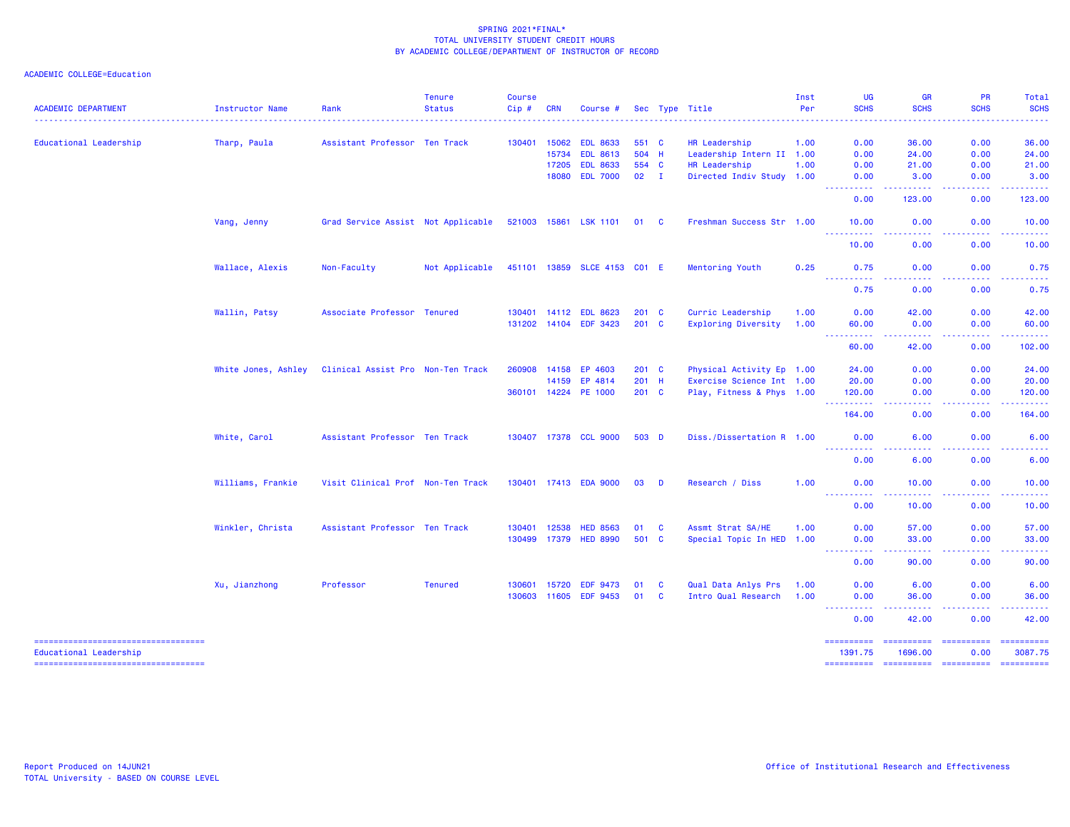SPRING 2021*FINAL*
TOTAL UNIVERSITY STUDENT CREDIT HOURS
BY ACADEMIC COLLEGE/DEPARTMENT OF INSTRUCTOR OF RECORD

ACADEMIC COLLEGE=Education

| ACADEMIC DEPARTMENT | Instructor Name | Rank | Tenure Status | Course Cip # | CRN | Course # | Sec | Type | Title | Inst Per | UG SCHS | GR SCHS | PR SCHS | Total SCHS |
|---|---|---|---|---|---|---|---|---|---|---|---|---|---|---|
| Educational Leadership | Tharp, Paula | Assistant Professor | Ten Track | 130401 | 15062 | EDL 8633 | 551 | C | HR Leadership | 1.00 | 0.00 | 36.00 | 0.00 | 36.00 |
| | | | | | 15734 | EDL 8613 | 504 | H | Leadership Intern II | 1.00 | 0.00 | 24.00 | 0.00 | 24.00 |
| | | | | | 17205 | EDL 8633 | 554 | C | HR Leadership | 1.00 | 0.00 | 21.00 | 0.00 | 21.00 |
| | | | | | 18080 | EDL 7000 | 02 | I | Directed Indiv Study | 1.00 | 0.00 | 3.00 | 0.00 | 3.00 |
| | | | | | | | | | | | 0.00 | 123.00 | 0.00 | 123.00 |
| | Vang, Jenny | Grad Service Assist | Not Applicable | 521003 | 15861 | LSK 1101 | 01 | C | Freshman Success Str | 1.00 | 10.00 | 0.00 | 0.00 | 10.00 |
| | | | | | | | | | | | 10.00 | 0.00 | 0.00 | 10.00 |
| | Wallace, Alexis | Non-Faculty | Not Applicable | 451101 | 13859 | SLCE 4153 | C01 | E | Mentoring Youth | 0.25 | 0.75 | 0.00 | 0.00 | 0.75 |
| | | | | | | | | | | | 0.75 | 0.00 | 0.00 | 0.75 |
| | Wallin, Patsy | Associate Professor | Tenured | 130401 | 14112 | EDL 8623 | 201 | C | Curric Leadership | 1.00 | 0.00 | 42.00 | 0.00 | 42.00 |
| | | | | 131202 | 14104 | EDF 3423 | 201 | C | Exploring Diversity | 1.00 | 60.00 | 0.00 | 0.00 | 60.00 |
| | | | | | | | | | | | 60.00 | 42.00 | 0.00 | 102.00 |
| | White Jones, Ashley | Clinical Assist Pro | Non-Ten Track | 260908 | 14158 | EP 4603 | 201 | C | Physical Activity Ep | 1.00 | 24.00 | 0.00 | 0.00 | 24.00 |
| | | | | | 14159 | EP 4814 | 201 | H | Exercise Science Int | 1.00 | 20.00 | 0.00 | 0.00 | 20.00 |
| | | | | 360101 | 14224 | PE 1000 | 201 | C | Play, Fitness & Phys | 1.00 | 120.00 | 0.00 | 0.00 | 120.00 |
| | | | | | | | | | | | 164.00 | 0.00 | 0.00 | 164.00 |
| | White, Carol | Assistant Professor | Ten Track | 130407 | 17378 | CCL 9000 | 503 | D | Diss./Dissertation R | 1.00 | 0.00 | 6.00 | 0.00 | 6.00 |
| | | | | | | | | | | | 0.00 | 6.00 | 0.00 | 6.00 |
| | Williams, Frankie | Visit Clinical Prof | Non-Ten Track | 130401 | 17413 | EDA 9000 | 03 | D | Research / Diss | 1.00 | 0.00 | 10.00 | 0.00 | 10.00 |
| | | | | | | | | | | | 0.00 | 10.00 | 0.00 | 10.00 |
| | Winkler, Christa | Assistant Professor | Ten Track | 130401 | 12538 | HED 8563 | 01 | C | Assmt Strat SA/HE | 1.00 | 0.00 | 57.00 | 0.00 | 57.00 |
| | | | | 130499 | 17379 | HED 8990 | 501 | C | Special Topic In HED | 1.00 | 0.00 | 33.00 | 0.00 | 33.00 |
| | | | | | | | | | | | 0.00 | 90.00 | 0.00 | 90.00 |
| | Xu, Jianzhong | Professor | Tenured | 130601 | 15720 | EDF 9473 | 01 | C | Qual Data Anlys Prs | 1.00 | 0.00 | 6.00 | 0.00 | 6.00 |
| | | | | 130603 | 11605 | EDF 9453 | 01 | C | Intro Qual Research | 1.00 | 0.00 | 36.00 | 0.00 | 36.00 |
| | | | | | | | | | | | 0.00 | 42.00 | 0.00 | 42.00 |
| Educational Leadership | | | | | | | | | | | 1391.75 | 1696.00 | 0.00 | 3087.75 |

Report Produced on 14JUN21
TOTAL University - BASED ON COURSE LEVEL

Office of Institutional Research and Effectiveness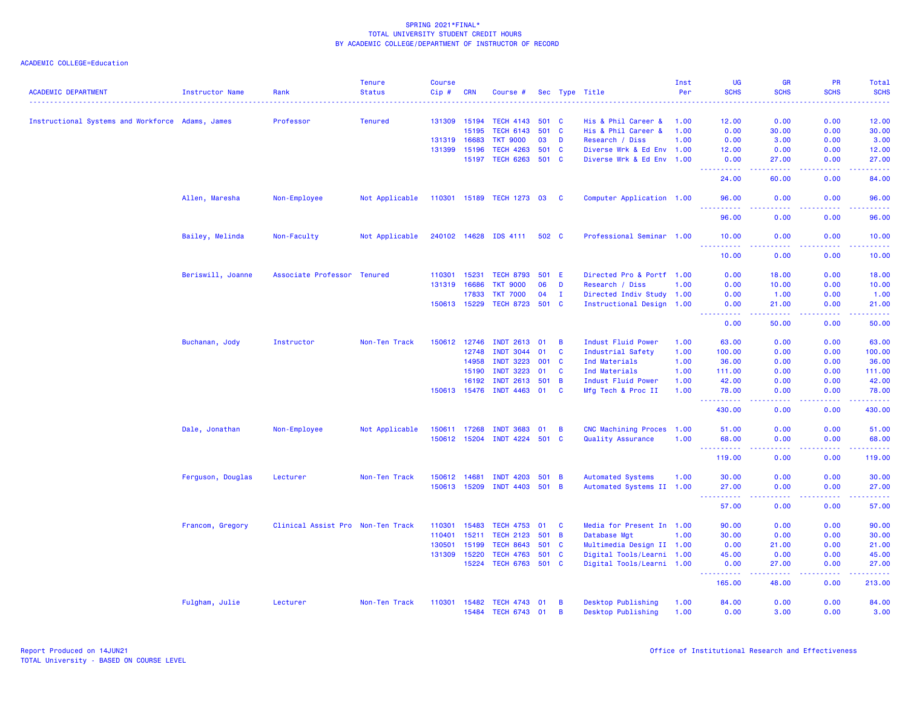SPRING 2021*FINAL*
TOTAL UNIVERSITY STUDENT CREDIT HOURS
BY ACADEMIC COLLEGE/DEPARTMENT OF INSTRUCTOR OF RECORD

ACADEMIC COLLEGE=Education

| ACADEMIC DEPARTMENT | Instructor Name | Rank | Tenure Status | Course Cip # | CRN | Course # | Sec | Type | Title | Inst Per | UG SCHS | GR SCHS | PR SCHS | Total SCHS |
|---|---|---|---|---|---|---|---|---|---|---|---|---|---|---|
| Instructional Systems and Workforce | Adams, James | Professor | Tenured | 131309 | 15194 | TECH 4143 | 501 | C | His & Phil Career & | 1.00 | 12.00 | 0.00 | 0.00 | 12.00 |
| | | | | | 15195 | TECH 6143 | 501 | C | His & Phil Career & | 1.00 | 0.00 | 30.00 | 0.00 | 30.00 |
| | | | | 131319 | 16683 | TKT 9000 | 03 | D | Research / Diss | 1.00 | 0.00 | 3.00 | 0.00 | 3.00 |
| | | | | 131399 | 15196 | TECH 4263 | 501 | C | Diverse Wrk & Ed Env | 1.00 | 12.00 | 0.00 | 0.00 | 12.00 |
| | | | | | 15197 | TECH 6263 | 501 | C | Diverse Wrk & Ed Env | 1.00 | 0.00 | 27.00 | 0.00 | 27.00 |
| | | | | | | | | | | | 24.00 | 60.00 | 0.00 | 84.00 |
| | Allen, Maresha | Non-Employee | Not Applicable | 110301 | 15189 | TECH 1273 | 03 | C | Computer Application | 1.00 | 96.00 | 0.00 | 0.00 | 96.00 |
| | | | | | | | | | | | 96.00 | 0.00 | 0.00 | 96.00 |
| | Bailey, Melinda | Non-Faculty | Not Applicable | 240102 | 14628 | IDS 4111 | 502 | C | Professional Seminar | 1.00 | 10.00 | 0.00 | 0.00 | 10.00 |
| | | | | | | | | | | | 10.00 | 0.00 | 0.00 | 10.00 |
| | Beriswill, Joanne | Associate Professor | Tenured | 110301 | 15231 | TECH 8793 | 501 | E | Directed Pro & Portf | 1.00 | 0.00 | 18.00 | 0.00 | 18.00 |
| | | | | 131319 | 16686 | TKT 9000 | 06 | D | Research / Diss | 1.00 | 0.00 | 10.00 | 0.00 | 10.00 |
| | | | | | 17833 | TKT 7000 | 04 | I | Directed Indiv Study | 1.00 | 0.00 | 1.00 | 0.00 | 1.00 |
| | | | | 150613 | 15229 | TECH 8723 | 501 | C | Instructional Design | 1.00 | 0.00 | 21.00 | 0.00 | 21.00 |
| | | | | | | | | | | | 0.00 | 50.00 | 0.00 | 50.00 |
| | Buchanan, Jody | Instructor | Non-Ten Track | 150612 | 12746 | INDT 2613 | 01 | B | Indust Fluid Power | 1.00 | 63.00 | 0.00 | 0.00 | 63.00 |
| | | | | | 12748 | INDT 3044 | 01 | C | Industrial Safety | 1.00 | 100.00 | 0.00 | 0.00 | 100.00 |
| | | | | | 14958 | INDT 3223 | 001 | C | Ind Materials | 1.00 | 36.00 | 0.00 | 0.00 | 36.00 |
| | | | | | 15190 | INDT 3223 | 01 | C | Ind Materials | 1.00 | 111.00 | 0.00 | 0.00 | 111.00 |
| | | | | | 16192 | INDT 2613 | 501 | B | Indust Fluid Power | 1.00 | 42.00 | 0.00 | 0.00 | 42.00 |
| | | | | 150613 | 15476 | INDT 4463 | 01 | C | Mfg Tech & Proc II | 1.00 | 78.00 | 0.00 | 0.00 | 78.00 |
| | | | | | | | | | | | 430.00 | 0.00 | 0.00 | 430.00 |
| | Dale, Jonathan | Non-Employee | Not Applicable | 150611 | 17268 | INDT 3683 | 01 | B | CNC Machining Proces | 1.00 | 51.00 | 0.00 | 0.00 | 51.00 |
| | | | | 150612 | 15204 | INDT 4224 | 501 | C | Quality Assurance | 1.00 | 68.00 | 0.00 | 0.00 | 68.00 |
| | | | | | | | | | | | 119.00 | 0.00 | 0.00 | 119.00 |
| | Ferguson, Douglas | Lecturer | Non-Ten Track | 150612 | 14681 | INDT 4203 | 501 | B | Automated Systems | 1.00 | 30.00 | 0.00 | 0.00 | 30.00 |
| | | | | 150613 | 15209 | INDT 4403 | 501 | B | Automated Systems II | 1.00 | 27.00 | 0.00 | 0.00 | 27.00 |
| | | | | | | | | | | | 57.00 | 0.00 | 0.00 | 57.00 |
| | Francom, Gregory | Clinical Assist Pro | Non-Ten Track | 110301 | 15483 | TECH 4753 | 01 | C | Media for Present In | 1.00 | 90.00 | 0.00 | 0.00 | 90.00 |
| | | | | 110401 | 15211 | TECH 2123 | 501 | B | Database Mgt | 1.00 | 30.00 | 0.00 | 0.00 | 30.00 |
| | | | | 130501 | 15199 | TECH 8643 | 501 | C | Multimedia Design II | 1.00 | 0.00 | 21.00 | 0.00 | 21.00 |
| | | | | 131309 | 15220 | TECH 4763 | 501 | C | Digital Tools/Learni | 1.00 | 45.00 | 0.00 | 0.00 | 45.00 |
| | | | | | 15224 | TECH 6763 | 501 | C | Digital Tools/Learni | 1.00 | 0.00 | 27.00 | 0.00 | 27.00 |
| | | | | | | | | | | | 165.00 | 48.00 | 0.00 | 213.00 |
| | Fulgham, Julie | Lecturer | Non-Ten Track | 110301 | 15482 | TECH 4743 | 01 | B | Desktop Publishing | 1.00 | 84.00 | 0.00 | 0.00 | 84.00 |
| | | | | | 15484 | TECH 6743 | 01 | B | Desktop Publishing | 1.00 | 0.00 | 3.00 | 0.00 | 3.00 |

Report Produced on 14JUN21
TOTAL University - BASED ON COURSE LEVEL

Office of Institutional Research and Effectiveness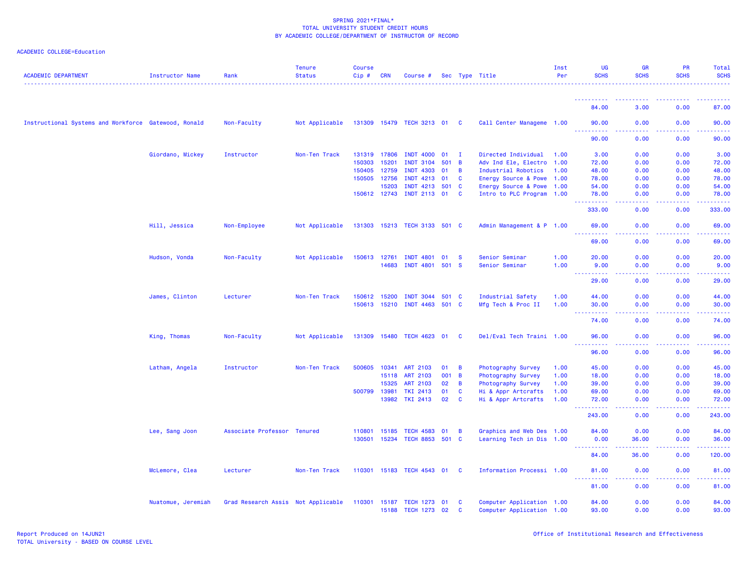SPRING 2021*FINAL*
TOTAL UNIVERSITY STUDENT CREDIT HOURS
BY ACADEMIC COLLEGE/DEPARTMENT OF INSTRUCTOR OF RECORD

ACADEMIC COLLEGE=Education

| ACADEMIC DEPARTMENT | Instructor Name | Rank | Tenure Status | Course Cip # | CRN | Course # | Sec | Type | Title | Inst Per | UG SCHS | GR SCHS | PR SCHS | Total SCHS |
|---|---|---|---|---|---|---|---|---|---|---|---|---|---|---|
| | | | | | | | | | | | 84.00 | 3.00 | 0.00 | 87.00 |
| Instructional Systems and Workforce | Gatewood, Ronald | Non-Faculty | Not Applicable | 131309 | 15479 | TECH 3213 | 01 | C | Call Center Manageme | 1.00 | 90.00 | 0.00 | 0.00 | 90.00 |
| | | | | | | | | | | | 90.00 | 0.00 | 0.00 | 90.00 |
| | Giordano, Mickey | Instructor | Non-Ten Track | 131319 | 17806 | INDT 4000 | 01 | I | Directed Individual | 1.00 | 3.00 | 0.00 | 0.00 | 3.00 |
| | | | | 150303 | 15201 | INDT 3104 | 501 | B | Adv Ind Ele, Electro | 1.00 | 72.00 | 0.00 | 0.00 | 72.00 |
| | | | | 150405 | 12759 | INDT 4303 | 01 | B | Industrial Robotics | 1.00 | 48.00 | 0.00 | 0.00 | 48.00 |
| | | | | 150505 | 12756 | INDT 4213 | 01 | C | Energy Source & Powe | 1.00 | 78.00 | 0.00 | 0.00 | 78.00 |
| | | | | | 15203 | INDT 4213 | 501 | C | Energy Source & Powe | 1.00 | 54.00 | 0.00 | 0.00 | 54.00 |
| | | | | 150612 | 12743 | INDT 2113 | 01 | C | Intro to PLC Program | 1.00 | 78.00 | 0.00 | 0.00 | 78.00 |
| | | | | | | | | | | | 333.00 | 0.00 | 0.00 | 333.00 |
| | Hill, Jessica | Non-Employee | Not Applicable | 131303 | 15213 | TECH 3133 | 501 | C | Admin Management & P | 1.00 | 69.00 | 0.00 | 0.00 | 69.00 |
| | | | | | | | | | | | 69.00 | 0.00 | 0.00 | 69.00 |
| | Hudson, Vonda | Non-Faculty | Not Applicable | 150613 | 12761 | INDT 4801 | 01 | S | Senior Seminar | 1.00 | 20.00 | 0.00 | 0.00 | 20.00 |
| | | | | | 14683 | INDT 4801 | 501 | S | Senior Seminar | 1.00 | 9.00 | 0.00 | 0.00 | 9.00 |
| | | | | | | | | | | | 29.00 | 0.00 | 0.00 | 29.00 |
| | James, Clinton | Lecturer | Non-Ten Track | 150612 | 15200 | INDT 3044 | 501 | C | Industrial Safety | 1.00 | 44.00 | 0.00 | 0.00 | 44.00 |
| | | | | 150613 | 15210 | INDT 4463 | 501 | C | Mfg Tech & Proc II | 1.00 | 30.00 | 0.00 | 0.00 | 30.00 |
| | | | | | | | | | | | 74.00 | 0.00 | 0.00 | 74.00 |
| | King, Thomas | Non-Faculty | Not Applicable | 131309 | 15480 | TECH 4623 | 01 | C | Del/Eval Tech Traini | 1.00 | 96.00 | 0.00 | 0.00 | 96.00 |
| | | | | | | | | | | | 96.00 | 0.00 | 0.00 | 96.00 |
| | Latham, Angela | Instructor | Non-Ten Track | 500605 | 10341 | ART 2103 | 01 | B | Photography Survey | 1.00 | 45.00 | 0.00 | 0.00 | 45.00 |
| | | | | | 15118 | ART 2103 | 001 | B | Photography Survey | 1.00 | 18.00 | 0.00 | 0.00 | 18.00 |
| | | | | | 15325 | ART 2103 | 02 | B | Photography Survey | 1.00 | 39.00 | 0.00 | 0.00 | 39.00 |
| | | | | 500799 | 13981 | TKI 2413 | 01 | C | Hi & Appr Artcrafts | 1.00 | 69.00 | 0.00 | 0.00 | 69.00 |
| | | | | | 13982 | TKI 2413 | 02 | C | Hi & Appr Artcrafts | 1.00 | 72.00 | 0.00 | 0.00 | 72.00 |
| | | | | | | | | | | | 243.00 | 0.00 | 0.00 | 243.00 |
| | Lee, Sang Joon | Associate Professor | Tenured | 110801 | 15185 | TECH 4583 | 01 | B | Graphics and Web Des | 1.00 | 84.00 | 0.00 | 0.00 | 84.00 |
| | | | | 130501 | 15234 | TECH 8853 | 501 | C | Learning Tech in Dis | 1.00 | 0.00 | 36.00 | 0.00 | 36.00 |
| | | | | | | | | | | | 84.00 | 36.00 | 0.00 | 120.00 |
| | McLemore, Clea | Lecturer | Non-Ten Track | 110301 | 15183 | TECH 4543 | 01 | C | Information Processi | 1.00 | 81.00 | 0.00 | 0.00 | 81.00 |
| | | | | | | | | | | | 81.00 | 0.00 | 0.00 | 81.00 |
| | Nuatomue, Jeremiah | Grad Research Assis | Not Applicable | 110301 | 15187 | TECH 1273 | 01 | C | Computer Application | 1.00 | 84.00 | 0.00 | 0.00 | 84.00 |
| | | | | | 15188 | TECH 1273 | 02 | C | Computer Application | 1.00 | 93.00 | 0.00 | 0.00 | 93.00 |

Report Produced on 14JUN21
TOTAL University - BASED ON COURSE LEVEL

Office of Institutional Research and Effectiveness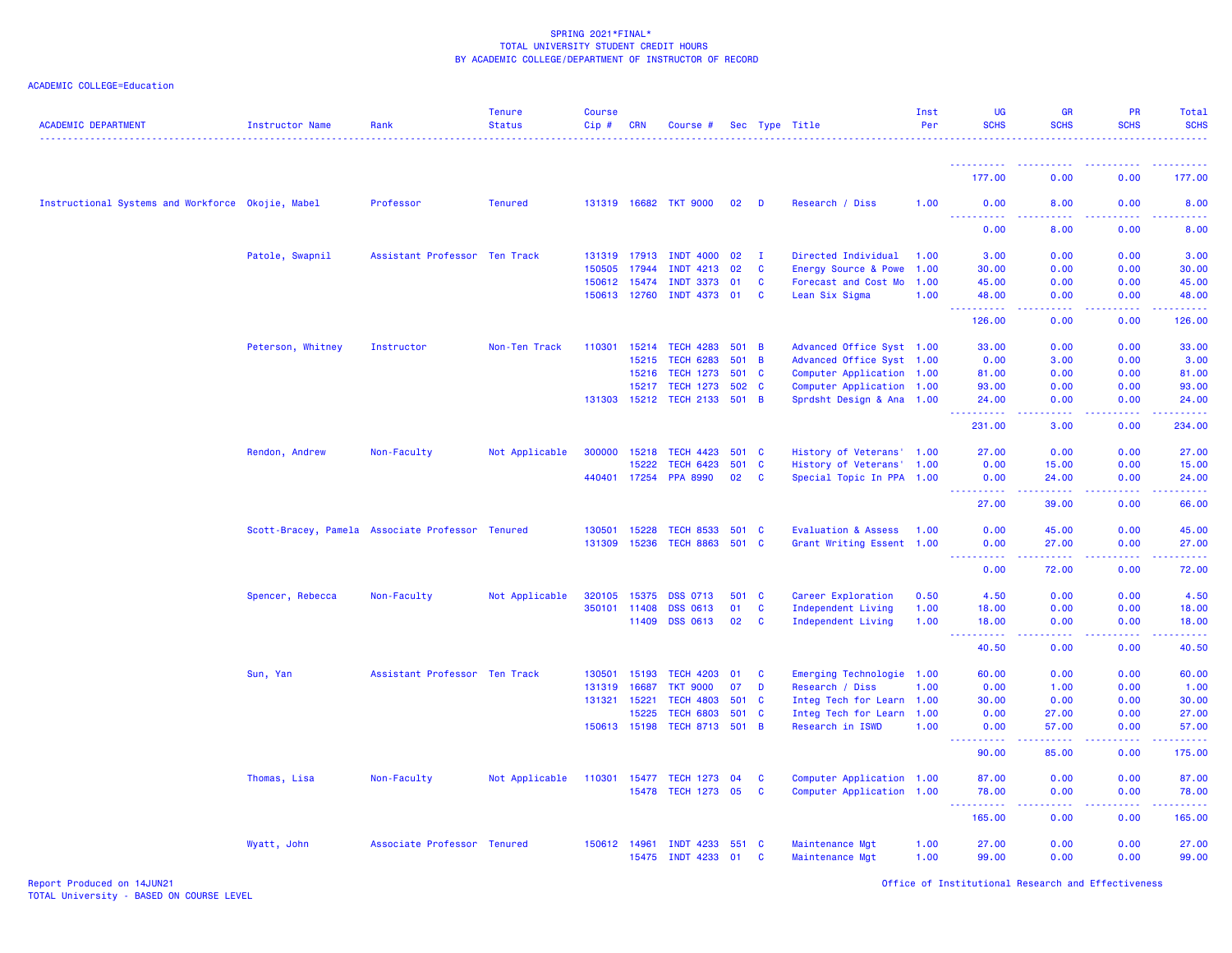SPRING 2021*FINAL*
TOTAL UNIVERSITY STUDENT CREDIT HOURS
BY ACADEMIC COLLEGE/DEPARTMENT OF INSTRUCTOR OF RECORD

ACADEMIC COLLEGE=Education

| ACADEMIC DEPARTMENT | Instructor Name | Rank | Tenure Status | Course Cip # | CRN | Course # | Sec | Type | Title | Inst Per | UG SCHS | GR SCHS | PR SCHS | Total SCHS |
|---|---|---|---|---|---|---|---|---|---|---|---|---|---|---|
| | | | | | | | | | | | 177.00 | 0.00 | 0.00 | 177.00 |
| Instructional Systems and Workforce | Okojie, Mabel | Professor | Tenured | 131319 | 16682 | TKT 9000 | 02 | D | Research / Diss | 1.00 | 0.00 | 8.00 | 0.00 | 8.00 |
| | | | | | | | | | | | 0.00 | 8.00 | 0.00 | 8.00 |
| | Patole, Swapnil | Assistant Professor | Ten Track | 131319 | 17913 | INDT 4000 | 02 | I | Directed Individual | 1.00 | 3.00 | 0.00 | 0.00 | 3.00 |
| | | | | 150505 | 17944 | INDT 4213 | 02 | C | Energy Source & Powe | 1.00 | 30.00 | 0.00 | 0.00 | 30.00 |
| | | | | 150612 | 15474 | INDT 3373 | 01 | C | Forecast and Cost Mo | 1.00 | 45.00 | 0.00 | 0.00 | 45.00 |
| | | | | 150613 | 12760 | INDT 4373 | 01 | C | Lean Six Sigma | 1.00 | 48.00 | 0.00 | 0.00 | 48.00 |
| | | | | | | | | | | | 126.00 | 0.00 | 0.00 | 126.00 |
| | Peterson, Whitney | Instructor | Non-Ten Track | 110301 | 15214 | TECH 4283 | 501 | B | Advanced Office Syst | 1.00 | 33.00 | 0.00 | 0.00 | 33.00 |
| | | | | | 15215 | TECH 6283 | 501 | B | Advanced Office Syst | 1.00 | 0.00 | 3.00 | 0.00 | 3.00 |
| | | | | | 15216 | TECH 1273 | 501 | C | Computer Application | 1.00 | 81.00 | 0.00 | 0.00 | 81.00 |
| | | | | | 15217 | TECH 1273 | 502 | C | Computer Application | 1.00 | 93.00 | 0.00 | 0.00 | 93.00 |
| | | | | 131303 | 15212 | TECH 2133 | 501 | B | Sprdsht Design & Ana | 1.00 | 24.00 | 0.00 | 0.00 | 24.00 |
| | | | | | | | | | | | 231.00 | 3.00 | 0.00 | 234.00 |
| | Rendon, Andrew | Non-Faculty | Not Applicable | 300000 | 15218 | TECH 4423 | 501 | C | History of Veterans' | 1.00 | 27.00 | 0.00 | 0.00 | 27.00 |
| | | | | | 15222 | TECH 6423 | 501 | C | History of Veterans' | 1.00 | 0.00 | 15.00 | 0.00 | 15.00 |
| | | | | 440401 | 17254 | PPA 8990 | 02 | C | Special Topic In PPA | 1.00 | 0.00 | 24.00 | 0.00 | 24.00 |
| | | | | | | | | | | | 27.00 | 39.00 | 0.00 | 66.00 |
| | Scott-Bracey, Pamela | Associate Professor | Tenured | 130501 | 15228 | TECH 8533 | 501 | C | Evaluation & Assess | 1.00 | 0.00 | 45.00 | 0.00 | 45.00 |
| | | | | 131309 | 15236 | TECH 8863 | 501 | C | Grant Writing Essent | 1.00 | 0.00 | 27.00 | 0.00 | 27.00 |
| | | | | | | | | | | | 0.00 | 72.00 | 0.00 | 72.00 |
| | Spencer, Rebecca | Non-Faculty | Not Applicable | 320105 | 15375 | DSS 0713 | 501 | C | Career Exploration | 0.50 | 4.50 | 0.00 | 0.00 | 4.50 |
| | | | | 350101 | 11408 | DSS 0613 | 01 | C | Independent Living | 1.00 | 18.00 | 0.00 | 0.00 | 18.00 |
| | | | | | 11409 | DSS 0613 | 02 | C | Independent Living | 1.00 | 18.00 | 0.00 | 0.00 | 18.00 |
| | | | | | | | | | | | 40.50 | 0.00 | 0.00 | 40.50 |
| | Sun, Yan | Assistant Professor | Ten Track | 130501 | 15193 | TECH 4203 | 01 | C | Emerging Technologie | 1.00 | 60.00 | 0.00 | 0.00 | 60.00 |
| | | | | 131319 | 16687 | TKT 9000 | 07 | D | Research / Diss | 1.00 | 0.00 | 1.00 | 0.00 | 1.00 |
| | | | | 131321 | 15221 | TECH 4803 | 501 | C | Integ Tech for Learn | 1.00 | 30.00 | 0.00 | 0.00 | 30.00 |
| | | | | | 15225 | TECH 6803 | 501 | C | Integ Tech for Learn | 1.00 | 0.00 | 27.00 | 0.00 | 27.00 |
| | | | | 150613 | 15198 | TECH 8713 | 501 | B | Research in ISWD | 1.00 | 0.00 | 57.00 | 0.00 | 57.00 |
| | | | | | | | | | | | 90.00 | 85.00 | 0.00 | 175.00 |
| | Thomas, Lisa | Non-Faculty | Not Applicable | 110301 | 15477 | TECH 1273 | 04 | C | Computer Application | 1.00 | 87.00 | 0.00 | 0.00 | 87.00 |
| | | | | | 15478 | TECH 1273 | 05 | C | Computer Application | 1.00 | 78.00 | 0.00 | 0.00 | 78.00 |
| | | | | | | | | | | | 165.00 | 0.00 | 0.00 | 165.00 |
| | Wyatt, John | Associate Professor | Tenured | 150612 | 14961 | INDT 4233 | 551 | C | Maintenance Mgt | 1.00 | 27.00 | 0.00 | 0.00 | 27.00 |
| | | | | | 15475 | INDT 4233 | 01 | C | Maintenance Mgt | 1.00 | 99.00 | 0.00 | 0.00 | 99.00 |

Report Produced on 14JUN21
TOTAL University - BASED ON COURSE LEVEL

Office of Institutional Research and Effectiveness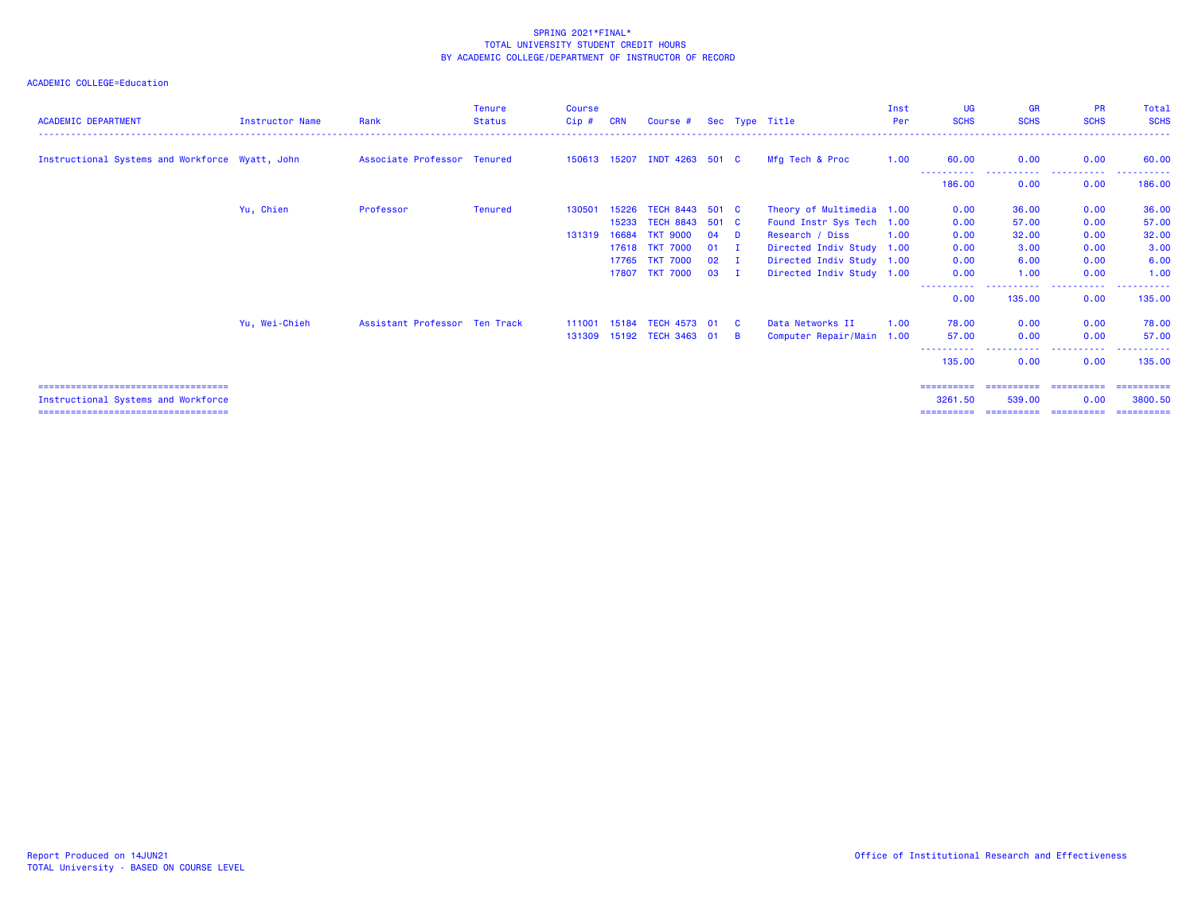SPRING 2021*FINAL*
TOTAL UNIVERSITY STUDENT CREDIT HOURS
BY ACADEMIC COLLEGE/DEPARTMENT OF INSTRUCTOR OF RECORD

ACADEMIC COLLEGE=Education

| ACADEMIC DEPARTMENT | Instructor Name | Rank | Tenure Status | Course Cip # | CRN | Course # | Sec | Type | Title | Inst Per | UG SCHS | GR SCHS | PR SCHS | Total SCHS |
|---|---|---|---|---|---|---|---|---|---|---|---|---|---|---|
| Instructional Systems and Workforce | Wyatt, John | Associate Professor | Tenured | 150613 | 15207 | INDT 4263 | 501 | C | Mfg Tech & Proc | 1.00 | 60.00 | 0.00 | 0.00 | 60.00 |
| | | | | | | | | | | | 186.00 | 0.00 | 0.00 | 186.00 |
| | Yu, Chien | Professor | Tenured | 130501 | 15226 | TECH 8443 | 501 | C | Theory of Multimedia | 1.00 | 0.00 | 36.00 | 0.00 | 36.00 |
| | | | | | 15233 | TECH 8843 | 501 | C | Found Instr Sys Tech | 1.00 | 0.00 | 57.00 | 0.00 | 57.00 |
| | | | | 131319 | 16684 | TKT 9000 | 04 | D | Research / Diss | 1.00 | 0.00 | 32.00 | 0.00 | 32.00 |
| | | | | | 17618 | TKT 7000 | 01 | I | Directed Indiv Study | 1.00 | 0.00 | 3.00 | 0.00 | 3.00 |
| | | | | | 17765 | TKT 7000 | 02 | I | Directed Indiv Study | 1.00 | 0.00 | 6.00 | 0.00 | 6.00 |
| | | | | | 17807 | TKT 7000 | 03 | I | Directed Indiv Study | 1.00 | 0.00 | 1.00 | 0.00 | 1.00 |
| | | | | | | | | | | | 0.00 | 135.00 | 0.00 | 135.00 |
| | Yu, Wei-Chieh | Assistant Professor | Ten Track | 111001 | 15184 | TECH 4573 | 01 | C | Data Networks II | 1.00 | 78.00 | 0.00 | 0.00 | 78.00 |
| | | | | 131309 | 15192 | TECH 3463 | 01 | B | Computer Repair/Main | 1.00 | 57.00 | 0.00 | 0.00 | 57.00 |
| | | | | | | | | | | | 135.00 | 0.00 | 0.00 | 135.00 |
| Instructional Systems and Workforce | | | | | | | | | | | 3261.50 | 539.00 | 0.00 | 3800.50 |

Report Produced on 14JUN21
TOTAL University - BASED ON COURSE LEVEL

Office of Institutional Research and Effectiveness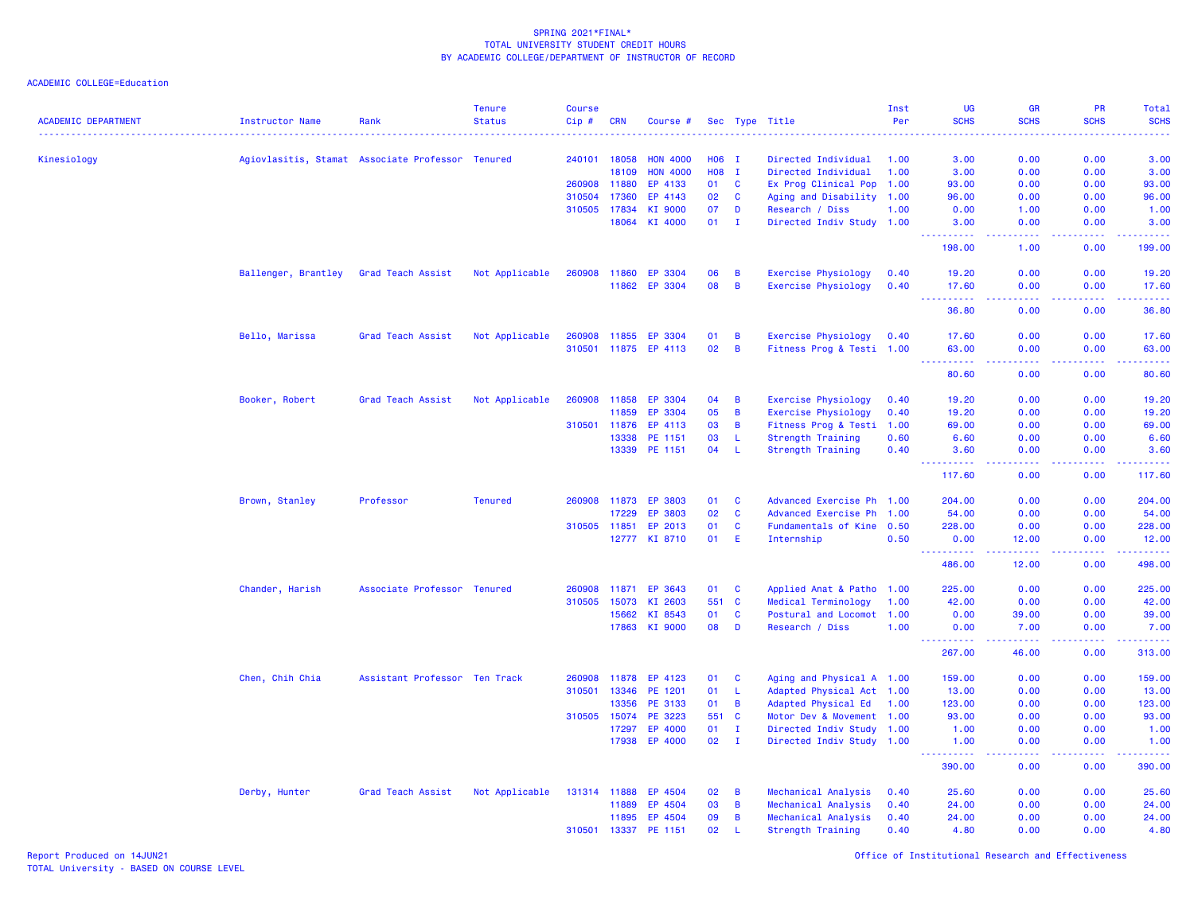SPRING 2021*FINAL*
TOTAL UNIVERSITY STUDENT CREDIT HOURS
BY ACADEMIC COLLEGE/DEPARTMENT OF INSTRUCTOR OF RECORD

ACADEMIC COLLEGE=Education

| ACADEMIC DEPARTMENT | Instructor Name | Rank | Tenure Status | Course Cip # | CRN | Course # | Sec | Type | Title | Inst Per | UG SCHS | GR SCHS | PR SCHS | Total SCHS |
|---|---|---|---|---|---|---|---|---|---|---|---|---|---|---|
| Kinesiology | Agiovlasitis, Stamat | Associate Professor | Tenured | 240101 | 18058 | HON 4000 | H06 | I | Directed Individual | 1.00 | 3.00 | 0.00 | 0.00 | 3.00 |
| | | | | | 18109 | HON 4000 | H08 | I | Directed Individual | 1.00 | 3.00 | 0.00 | 0.00 | 3.00 |
| | | | | 260908 | 11880 | EP 4133 | 01 | C | Ex Prog Clinical Pop | 1.00 | 93.00 | 0.00 | 0.00 | 93.00 |
| | | | | 310504 | 17360 | EP 4143 | 02 | C | Aging and Disability | 1.00 | 96.00 | 0.00 | 0.00 | 96.00 |
| | | | | 310505 | 17834 | KI 9000 | 07 | D | Research / Diss | 1.00 | 0.00 | 1.00 | 0.00 | 1.00 |
| | | | | | 18064 | KI 4000 | 01 | I | Directed Indiv Study | 1.00 | 3.00 | 0.00 | 0.00 | 3.00 |
| | | | | | | | | | | | 198.00 | 1.00 | 0.00 | 199.00 |
| | Ballenger, Brantley | Grad Teach Assist | Not Applicable | 260908 | 11860 | EP 3304 | 06 | B | Exercise Physiology | 0.40 | 19.20 | 0.00 | 0.00 | 19.20 |
| | | | | | 11862 | EP 3304 | 08 | B | Exercise Physiology | 0.40 | 17.60 | 0.00 | 0.00 | 17.60 |
| | | | | | | | | | | | 36.80 | 0.00 | 0.00 | 36.80 |
| | Bello, Marissa | Grad Teach Assist | Not Applicable | 260908 | 11855 | EP 3304 | 01 | B | Exercise Physiology | 0.40 | 17.60 | 0.00 | 0.00 | 17.60 |
| | | | | 310501 | 11875 | EP 4113 | 02 | B | Fitness Prog & Testi | 1.00 | 63.00 | 0.00 | 0.00 | 63.00 |
| | | | | | | | | | | | 80.60 | 0.00 | 0.00 | 80.60 |
| | Booker, Robert | Grad Teach Assist | Not Applicable | 260908 | 11858 | EP 3304 | 04 | B | Exercise Physiology | 0.40 | 19.20 | 0.00 | 0.00 | 19.20 |
| | | | | | 11859 | EP 3304 | 05 | B | Exercise Physiology | 0.40 | 19.20 | 0.00 | 0.00 | 19.20 |
| | | | | 310501 | 11876 | EP 4113 | 03 | B | Fitness Prog & Testi | 1.00 | 69.00 | 0.00 | 0.00 | 69.00 |
| | | | | | 13338 | PE 1151 | 03 | L | Strength Training | 0.60 | 6.60 | 0.00 | 0.00 | 6.60 |
| | | | | | 13339 | PE 1151 | 04 | L | Strength Training | 0.40 | 3.60 | 0.00 | 0.00 | 3.60 |
| | | | | | | | | | | | 117.60 | 0.00 | 0.00 | 117.60 |
| | Brown, Stanley | Professor | Tenured | 260908 | 11873 | EP 3803 | 01 | C | Advanced Exercise Ph | 1.00 | 204.00 | 0.00 | 0.00 | 204.00 |
| | | | | | 17229 | EP 3803 | 02 | C | Advanced Exercise Ph | 1.00 | 54.00 | 0.00 | 0.00 | 54.00 |
| | | | | 310505 | 11851 | EP 2013 | 01 | C | Fundamentals of Kine | 0.50 | 228.00 | 0.00 | 0.00 | 228.00 |
| | | | | | 12777 | KI 8710 | 01 | E | Internship | 0.50 | 0.00 | 12.00 | 0.00 | 12.00 |
| | | | | | | | | | | | 486.00 | 12.00 | 0.00 | 498.00 |
| | Chander, Harish | Associate Professor | Tenured | 260908 | 11871 | EP 3643 | 01 | C | Applied Anat & Patho | 1.00 | 225.00 | 0.00 | 0.00 | 225.00 |
| | | | | 310505 | 15073 | KI 2603 | 551 | C | Medical Terminology | 1.00 | 42.00 | 0.00 | 0.00 | 42.00 |
| | | | | | 15662 | KI 8543 | 01 | C | Postural and Locomot | 1.00 | 0.00 | 39.00 | 0.00 | 39.00 |
| | | | | | 17863 | KI 9000 | 08 | D | Research / Diss | 1.00 | 0.00 | 7.00 | 0.00 | 7.00 |
| | | | | | | | | | | | 267.00 | 46.00 | 0.00 | 313.00 |
| | Chen, Chih Chia | Assistant Professor | Ten Track | 260908 | 11878 | EP 4123 | 01 | C | Aging and Physical A | 1.00 | 159.00 | 0.00 | 0.00 | 159.00 |
| | | | | 310501 | 13346 | PE 1201 | 01 | L | Adapted Physical Act | 1.00 | 13.00 | 0.00 | 0.00 | 13.00 |
| | | | | | 13356 | PE 3133 | 01 | B | Adapted Physical Ed | 1.00 | 123.00 | 0.00 | 0.00 | 123.00 |
| | | | | 310505 | 15074 | PE 3223 | 551 | C | Motor Dev & Movement | 1.00 | 93.00 | 0.00 | 0.00 | 93.00 |
| | | | | | 17297 | EP 4000 | 01 | I | Directed Indiv Study | 1.00 | 1.00 | 0.00 | 0.00 | 1.00 |
| | | | | | 17938 | EP 4000 | 02 | I | Directed Indiv Study | 1.00 | 1.00 | 0.00 | 0.00 | 1.00 |
| | | | | | | | | | | | 390.00 | 0.00 | 0.00 | 390.00 |
| | Derby, Hunter | Grad Teach Assist | Not Applicable | 131314 | 11888 | EP 4504 | 02 | B | Mechanical Analysis | 0.40 | 25.60 | 0.00 | 0.00 | 25.60 |
| | | | | | 11889 | EP 4504 | 03 | B | Mechanical Analysis | 0.40 | 24.00 | 0.00 | 0.00 | 24.00 |
| | | | | | 11895 | EP 4504 | 09 | B | Mechanical Analysis | 0.40 | 24.00 | 0.00 | 0.00 | 24.00 |
| | | | | 310501 | 13337 | PE 1151 | 02 | L | Strength Training | 0.40 | 4.80 | 0.00 | 0.00 | 4.80 |

Report Produced on 14JUN21
TOTAL University - BASED ON COURSE LEVEL

Office of Institutional Research and Effectiveness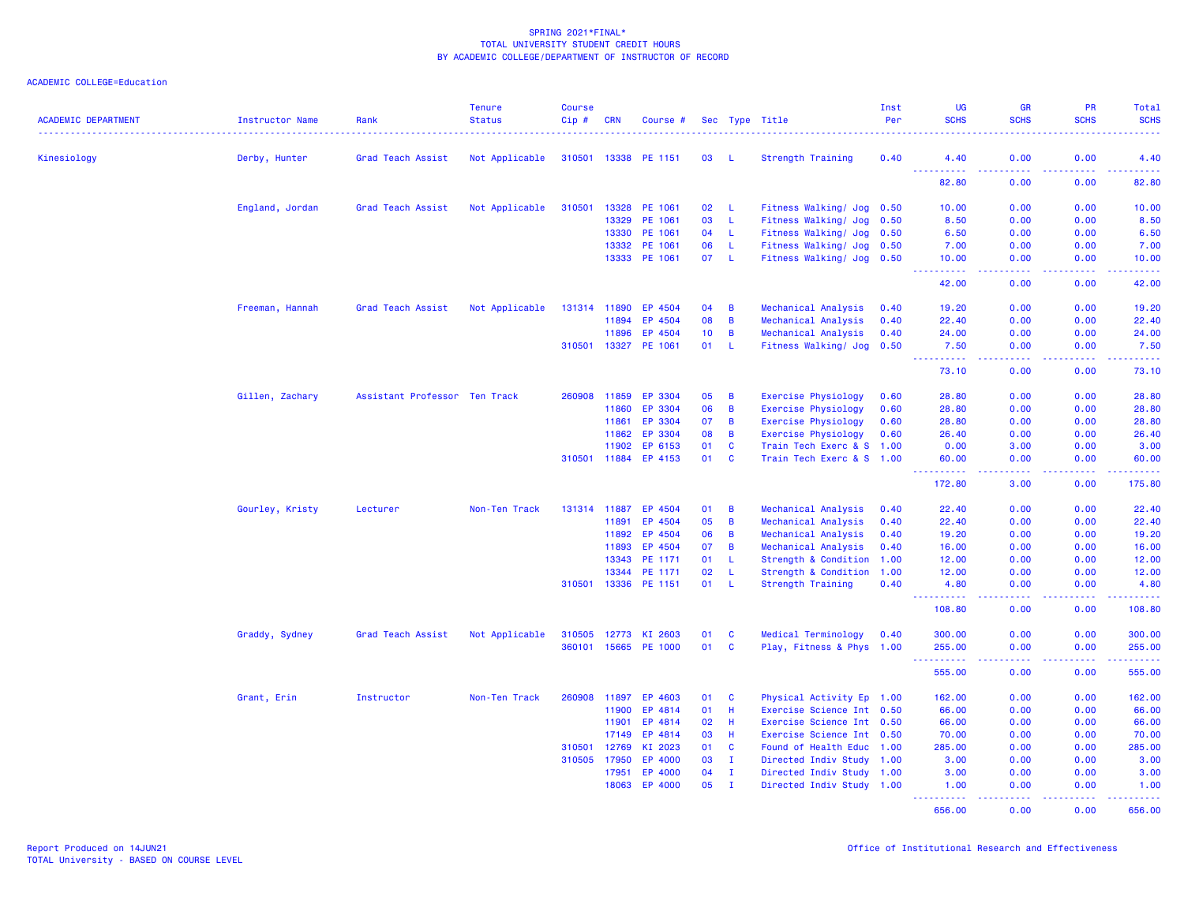SPRING 2021*FINAL*
TOTAL UNIVERSITY STUDENT CREDIT HOURS
BY ACADEMIC COLLEGE/DEPARTMENT OF INSTRUCTOR OF RECORD

ACADEMIC COLLEGE=Education

| ACADEMIC DEPARTMENT | Instructor Name | Rank | Tenure Status | Course Cip # | CRN | Course # | Sec | Type | Title | Inst Per | UG SCHS | GR SCHS | PR SCHS | Total SCHS |
|---|---|---|---|---|---|---|---|---|---|---|---|---|---|---|
| Kinesiology | Derby, Hunter | Grad Teach Assist | Not Applicable | 310501 | 13338 | PE 1151 | 03 | L | Strength Training | 0.40 | 4.40 | 0.00 | 0.00 | 4.40 |
| | | | | | | | | | | | 82.80 | 0.00 | 0.00 | 82.80 |
| | England, Jordan | Grad Teach Assist | Not Applicable | 310501 | 13328 | PE 1061 | 02 | L | Fitness Walking/ Jog | 0.50 | 10.00 | 0.00 | 0.00 | 10.00 |
| | | | | | 13329 | PE 1061 | 03 | L | Fitness Walking/ Jog | 0.50 | 8.50 | 0.00 | 0.00 | 8.50 |
| | | | | | 13330 | PE 1061 | 04 | L | Fitness Walking/ Jog | 0.50 | 6.50 | 0.00 | 0.00 | 6.50 |
| | | | | | 13332 | PE 1061 | 06 | L | Fitness Walking/ Jog | 0.50 | 7.00 | 0.00 | 0.00 | 7.00 |
| | | | | | 13333 | PE 1061 | 07 | L | Fitness Walking/ Jog | 0.50 | 10.00 | 0.00 | 0.00 | 10.00 |
| | | | | | | | | | | | 42.00 | 0.00 | 0.00 | 42.00 |
| | Freeman, Hannah | Grad Teach Assist | Not Applicable | 131314 | 11890 | EP 4504 | 04 | B | Mechanical Analysis | 0.40 | 19.20 | 0.00 | 0.00 | 19.20 |
| | | | | | 11894 | EP 4504 | 08 | B | Mechanical Analysis | 0.40 | 22.40 | 0.00 | 0.00 | 22.40 |
| | | | | | 11896 | EP 4504 | 10 | B | Mechanical Analysis | 0.40 | 24.00 | 0.00 | 0.00 | 24.00 |
| | | | | 310501 | 13327 | PE 1061 | 01 | L | Fitness Walking/ Jog | 0.50 | 7.50 | 0.00 | 0.00 | 7.50 |
| | | | | | | | | | | | 73.10 | 0.00 | 0.00 | 73.10 |
| | Gillen, Zachary | Assistant Professor | Ten Track | 260908 | 11859 | EP 3304 | 05 | B | Exercise Physiology | 0.60 | 28.80 | 0.00 | 0.00 | 28.80 |
| | | | | | 11860 | EP 3304 | 06 | B | Exercise Physiology | 0.60 | 28.80 | 0.00 | 0.00 | 28.80 |
| | | | | | 11861 | EP 3304 | 07 | B | Exercise Physiology | 0.60 | 28.80 | 0.00 | 0.00 | 28.80 |
| | | | | | 11862 | EP 3304 | 08 | B | Exercise Physiology | 0.60 | 26.40 | 0.00 | 0.00 | 26.40 |
| | | | | | 11902 | EP 6153 | 01 | C | Train Tech Exerc & S | 1.00 | 0.00 | 3.00 | 0.00 | 3.00 |
| | | | | 310501 | 11884 | EP 4153 | 01 | C | Train Tech Exerc & S | 1.00 | 60.00 | 0.00 | 0.00 | 60.00 |
| | | | | | | | | | | | 172.80 | 3.00 | 0.00 | 175.80 |
| | Gourley, Kristy | Lecturer | Non-Ten Track | 131314 | 11887 | EP 4504 | 01 | B | Mechanical Analysis | 0.40 | 22.40 | 0.00 | 0.00 | 22.40 |
| | | | | | 11891 | EP 4504 | 05 | B | Mechanical Analysis | 0.40 | 22.40 | 0.00 | 0.00 | 22.40 |
| | | | | | 11892 | EP 4504 | 06 | B | Mechanical Analysis | 0.40 | 19.20 | 0.00 | 0.00 | 19.20 |
| | | | | | 11893 | EP 4504 | 07 | B | Mechanical Analysis | 0.40 | 16.00 | 0.00 | 0.00 | 16.00 |
| | | | | | 13343 | PE 1171 | 01 | L | Strength & Condition | 1.00 | 12.00 | 0.00 | 0.00 | 12.00 |
| | | | | | 13344 | PE 1171 | 02 | L | Strength & Condition | 1.00 | 12.00 | 0.00 | 0.00 | 12.00 |
| | | | | 310501 | 13336 | PE 1151 | 01 | L | Strength Training | 0.40 | 4.80 | 0.00 | 0.00 | 4.80 |
| | | | | | | | | | | | 108.80 | 0.00 | 0.00 | 108.80 |
| | Graddy, Sydney | Grad Teach Assist | Not Applicable | 310505 | 12773 | KI 2603 | 01 | C | Medical Terminology | 0.40 | 300.00 | 0.00 | 0.00 | 300.00 |
| | | | | 360101 | 15665 | PE 1000 | 01 | C | Play, Fitness & Phys | 1.00 | 255.00 | 0.00 | 0.00 | 255.00 |
| | | | | | | | | | | | 555.00 | 0.00 | 0.00 | 555.00 |
| | Grant, Erin | Instructor | Non-Ten Track | 260908 | 11897 | EP 4603 | 01 | C | Physical Activity Ep | 1.00 | 162.00 | 0.00 | 0.00 | 162.00 |
| | | | | | 11900 | EP 4814 | 01 | H | Exercise Science Int | 0.50 | 66.00 | 0.00 | 0.00 | 66.00 |
| | | | | | 11901 | EP 4814 | 02 | H | Exercise Science Int | 0.50 | 66.00 | 0.00 | 0.00 | 66.00 |
| | | | | | 17149 | EP 4814 | 03 | H | Exercise Science Int | 0.50 | 70.00 | 0.00 | 0.00 | 70.00 |
| | | | | 310501 | 12769 | KI 2023 | 01 | C | Found of Health Educ | 1.00 | 285.00 | 0.00 | 0.00 | 285.00 |
| | | | | 310505 | 17950 | EP 4000 | 03 | I | Directed Indiv Study | 1.00 | 3.00 | 0.00 | 0.00 | 3.00 |
| | | | | | 17951 | EP 4000 | 04 | I | Directed Indiv Study | 1.00 | 3.00 | 0.00 | 0.00 | 3.00 |
| | | | | | 18063 | EP 4000 | 05 | I | Directed Indiv Study | 1.00 | 1.00 | 0.00 | 0.00 | 1.00 |
| | | | | | | | | | | | 656.00 | 0.00 | 0.00 | 656.00 |

Report Produced on 14JUN21
TOTAL University - BASED ON COURSE LEVEL

Office of Institutional Research and Effectiveness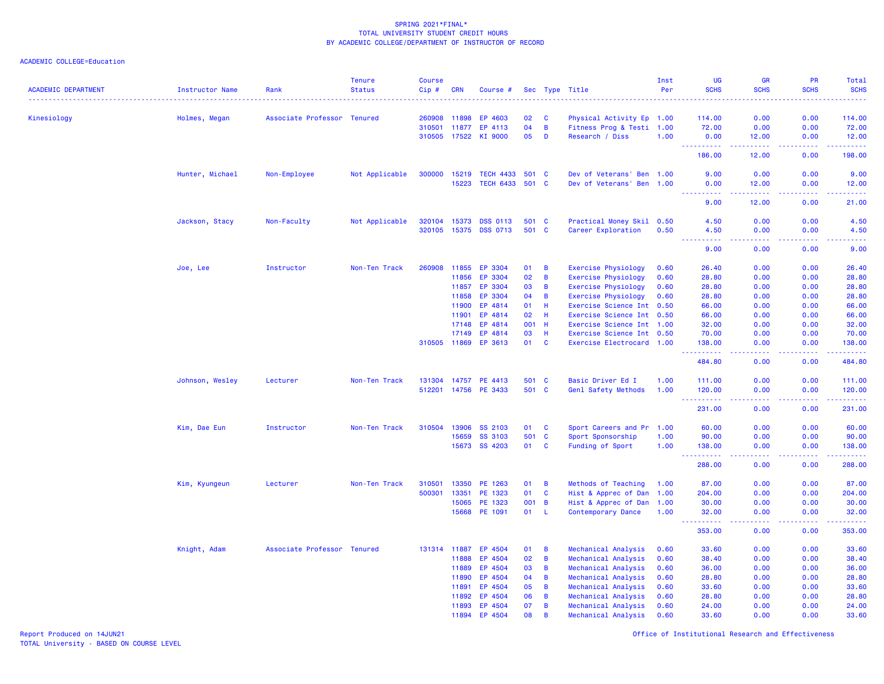SPRING 2021*FINAL*
TOTAL UNIVERSITY STUDENT CREDIT HOURS
BY ACADEMIC COLLEGE/DEPARTMENT OF INSTRUCTOR OF RECORD

ACADEMIC COLLEGE=Education

| ACADEMIC DEPARTMENT | Instructor Name | Rank | Tenure Status | Course Cip # | CRN | Course # | Sec | Type | Title | Inst Per | UG SCHS | GR SCHS | PR SCHS | Total SCHS |
|---|---|---|---|---|---|---|---|---|---|---|---|---|---|---|
| Kinesiology | Holmes, Megan | Associate Professor | Tenured | 260908 | 11898 | EP 4603 | 02 | C | Physical Activity Ep | 1.00 | 114.00 | 0.00 | 0.00 | 114.00 |
| | | | | 310501 | 11877 | EP 4113 | 04 | B | Fitness Prog & Testi | 1.00 | 72.00 | 0.00 | 0.00 | 72.00 |
| | | | | 310505 | 17522 | KI 9000 | 05 | D | Research / Diss | 1.00 | 0.00 | 12.00 | 0.00 | 12.00 |
| | | | | | | | | | | | 186.00 | 12.00 | 0.00 | 198.00 |
| | Hunter, Michael | Non-Employee | Not Applicable | 300000 | 15219 | TECH 4433 | 501 | C | Dev of Veterans' Ben | 1.00 | 9.00 | 0.00 | 0.00 | 9.00 |
| | | | | | 15223 | TECH 6433 | 501 | C | Dev of Veterans' Ben | 1.00 | 0.00 | 12.00 | 0.00 | 12.00 |
| | | | | | | | | | | | 9.00 | 12.00 | 0.00 | 21.00 |
| | Jackson, Stacy | Non-Faculty | Not Applicable | 320104 | 15373 | DSS 0113 | 501 | C | Practical Money Skil | 0.50 | 4.50 | 0.00 | 0.00 | 4.50 |
| | | | | 320105 | 15375 | DSS 0713 | 501 | C | Career Exploration | 0.50 | 4.50 | 0.00 | 0.00 | 4.50 |
| | | | | | | | | | | | 9.00 | 0.00 | 0.00 | 9.00 |
| | Joe, Lee | Instructor | Non-Ten Track | 260908 | 11855 | EP 3304 | 01 | B | Exercise Physiology | 0.60 | 26.40 | 0.00 | 0.00 | 26.40 |
| | | | | | 11856 | EP 3304 | 02 | B | Exercise Physiology | 0.60 | 28.80 | 0.00 | 0.00 | 28.80 |
| | | | | | 11857 | EP 3304 | 03 | B | Exercise Physiology | 0.60 | 28.80 | 0.00 | 0.00 | 28.80 |
| | | | | | 11858 | EP 3304 | 04 | B | Exercise Physiology | 0.60 | 28.80 | 0.00 | 0.00 | 28.80 |
| | | | | | 11900 | EP 4814 | 01 | H | Exercise Science Int | 0.50 | 66.00 | 0.00 | 0.00 | 66.00 |
| | | | | | 11901 | EP 4814 | 02 | H | Exercise Science Int | 0.50 | 66.00 | 0.00 | 0.00 | 66.00 |
| | | | | | 17148 | EP 4814 | 001 | H | Exercise Science Int | 1.00 | 32.00 | 0.00 | 0.00 | 32.00 |
| | | | | | 17149 | EP 4814 | 03 | H | Exercise Science Int | 0.50 | 70.00 | 0.00 | 0.00 | 70.00 |
| | | | | 310505 | 11869 | EP 3613 | 01 | C | Exercise Electrocard | 1.00 | 138.00 | 0.00 | 0.00 | 138.00 |
| | | | | | | | | | | | 484.80 | 0.00 | 0.00 | 484.80 |
| | Johnson, Wesley | Lecturer | Non-Ten Track | 131304 | 14757 | PE 4413 | 501 | C | Basic Driver Ed I | 1.00 | 111.00 | 0.00 | 0.00 | 111.00 |
| | | | | 512201 | 14756 | PE 3433 | 501 | C | Genl Safety Methods | 1.00 | 120.00 | 0.00 | 0.00 | 120.00 |
| | | | | | | | | | | | 231.00 | 0.00 | 0.00 | 231.00 |
| | Kim, Dae Eun | Instructor | Non-Ten Track | 310504 | 13906 | SS 2103 | 01 | C | Sport Careers and Pr | 1.00 | 60.00 | 0.00 | 0.00 | 60.00 |
| | | | | | 15659 | SS 3103 | 501 | C | Sport Sponsorship | 1.00 | 90.00 | 0.00 | 0.00 | 90.00 |
| | | | | | 15673 | SS 4203 | 01 | C | Funding of Sport | 1.00 | 138.00 | 0.00 | 0.00 | 138.00 |
| | | | | | | | | | | | 288.00 | 0.00 | 0.00 | 288.00 |
| | Kim, Kyungeun | Lecturer | Non-Ten Track | 310501 | 13350 | PE 1263 | 01 | B | Methods of Teaching | 1.00 | 87.00 | 0.00 | 0.00 | 87.00 |
| | | | | 500301 | 13351 | PE 1323 | 01 | C | Hist & Apprec of Dan | 1.00 | 204.00 | 0.00 | 0.00 | 204.00 |
| | | | | | 15065 | PE 1323 | 001 | B | Hist & Apprec of Dan | 1.00 | 30.00 | 0.00 | 0.00 | 30.00 |
| | | | | | 15668 | PE 1091 | 01 | L | Contemporary Dance | 1.00 | 32.00 | 0.00 | 0.00 | 32.00 |
| | | | | | | | | | | | 353.00 | 0.00 | 0.00 | 353.00 |
| | Knight, Adam | Associate Professor | Tenured | 131314 | 11887 | EP 4504 | 01 | B | Mechanical Analysis | 0.60 | 33.60 | 0.00 | 0.00 | 33.60 |
| | | | | | 11888 | EP 4504 | 02 | B | Mechanical Analysis | 0.60 | 38.40 | 0.00 | 0.00 | 38.40 |
| | | | | | 11889 | EP 4504 | 03 | B | Mechanical Analysis | 0.60 | 36.00 | 0.00 | 0.00 | 36.00 |
| | | | | | 11890 | EP 4504 | 04 | B | Mechanical Analysis | 0.60 | 28.80 | 0.00 | 0.00 | 28.80 |
| | | | | | 11891 | EP 4504 | 05 | B | Mechanical Analysis | 0.60 | 33.60 | 0.00 | 0.00 | 33.60 |
| | | | | | 11892 | EP 4504 | 06 | B | Mechanical Analysis | 0.60 | 28.80 | 0.00 | 0.00 | 28.80 |
| | | | | | 11893 | EP 4504 | 07 | B | Mechanical Analysis | 0.60 | 24.00 | 0.00 | 0.00 | 24.00 |
| | | | | | 11894 | EP 4504 | 08 | B | Mechanical Analysis | 0.60 | 33.60 | 0.00 | 0.00 | 33.60 |

Report Produced on 14JUN21
TOTAL University - BASED ON COURSE LEVEL

Office of Institutional Research and Effectiveness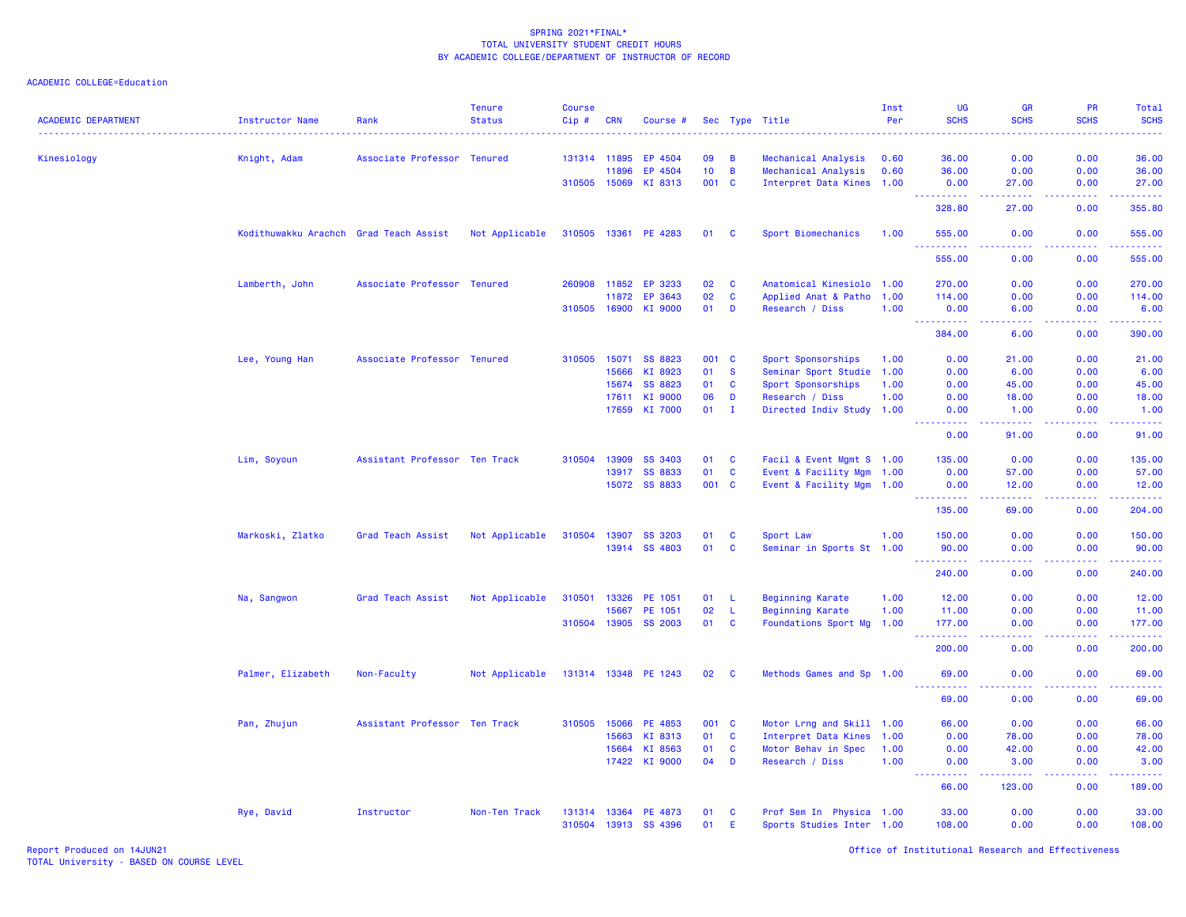SPRING 2021*FINAL*
TOTAL UNIVERSITY STUDENT CREDIT HOURS
BY ACADEMIC COLLEGE/DEPARTMENT OF INSTRUCTOR OF RECORD

ACADEMIC COLLEGE=Education

| ACADEMIC DEPARTMENT | Instructor Name | Rank | Tenure Status | Course Cip # | CRN | Course # | Sec | Type | Title | Inst Per | UG SCHS | GR SCHS | PR SCHS | Total SCHS |
|---|---|---|---|---|---|---|---|---|---|---|---|---|---|---|
| Kinesiology | Knight, Adam | Associate Professor | Tenured | 131314 | 11895 | EP 4504 | 09 | B | Mechanical Analysis | 0.60 | 36.00 | 0.00 | 0.00 | 36.00 |
| | | | | | 11896 | EP 4504 | 10 | B | Mechanical Analysis | 0.60 | 36.00 | 0.00 | 0.00 | 36.00 |
| | | | | 310505 | 15069 | KI 8313 | 001 | C | Interpret Data Kines | 1.00 | 0.00 | 27.00 | 0.00 | 27.00 |
| | | | | | | | | | | | 328.80 | 27.00 | 0.00 | 355.80 |
| | Kodithuwakku Arachch | Grad Teach Assist | Not Applicable | 310505 | 13361 | PE 4283 | 01 | C | Sport Biomechanics | 1.00 | 555.00 | 0.00 | 0.00 | 555.00 |
| | | | | | | | | | | | 555.00 | 0.00 | 0.00 | 555.00 |
| | Lamberth, John | Associate Professor | Tenured | 260908 | 11852 | EP 3233 | 02 | C | Anatomical Kinesiolo | 1.00 | 270.00 | 0.00 | 0.00 | 270.00 |
| | | | | | 11872 | EP 3643 | 02 | C | Applied Anat & Patho | 1.00 | 114.00 | 0.00 | 0.00 | 114.00 |
| | | | | 310505 | 16900 | KI 9000 | 01 | D | Research / Diss | 1.00 | 0.00 | 6.00 | 0.00 | 6.00 |
| | | | | | | | | | | | 384.00 | 6.00 | 0.00 | 390.00 |
| | Lee, Young Han | Associate Professor | Tenured | 310505 | 15071 | SS 8823 | 001 | C | Sport Sponsorships | 1.00 | 0.00 | 21.00 | 0.00 | 21.00 |
| | | | | | 15666 | KI 8923 | 01 | S | Seminar Sport Studie | 1.00 | 0.00 | 6.00 | 0.00 | 6.00 |
| | | | | | 15674 | SS 8823 | 01 | C | Sport Sponsorships | 1.00 | 0.00 | 45.00 | 0.00 | 45.00 |
| | | | | | 17611 | KI 9000 | 06 | D | Research / Diss | 1.00 | 0.00 | 18.00 | 0.00 | 18.00 |
| | | | | | 17659 | KI 7000 | 01 | I | Directed Indiv Study | 1.00 | 0.00 | 1.00 | 0.00 | 1.00 |
| | | | | | | | | | | | 0.00 | 91.00 | 0.00 | 91.00 |
| | Lim, Soyoun | Assistant Professor | Ten Track | 310504 | 13909 | SS 3403 | 01 | C | Facil & Event Mgmt S | 1.00 | 135.00 | 0.00 | 0.00 | 135.00 |
| | | | | | 13917 | SS 8833 | 01 | C | Event & Facility Mgm | 1.00 | 0.00 | 57.00 | 0.00 | 57.00 |
| | | | | | 15072 | SS 8833 | 001 | C | Event & Facility Mgm | 1.00 | 0.00 | 12.00 | 0.00 | 12.00 |
| | | | | | | | | | | | 135.00 | 69.00 | 0.00 | 204.00 |
| | Markoski, Zlatko | Grad Teach Assist | Not Applicable | 310504 | 13907 | SS 3203 | 01 | C | Sport Law | 1.00 | 150.00 | 0.00 | 0.00 | 150.00 |
| | | | | | 13914 | SS 4803 | 01 | C | Seminar in Sports St | 1.00 | 90.00 | 0.00 | 0.00 | 90.00 |
| | | | | | | | | | | | 240.00 | 0.00 | 0.00 | 240.00 |
| | Na, Sangwon | Grad Teach Assist | Not Applicable | 310501 | 13326 | PE 1051 | 01 | L | Beginning Karate | 1.00 | 12.00 | 0.00 | 0.00 | 12.00 |
| | | | | | 15667 | PE 1051 | 02 | L | Beginning Karate | 1.00 | 11.00 | 0.00 | 0.00 | 11.00 |
| | | | | 310504 | 13905 | SS 2003 | 01 | C | Foundations Sport Mg | 1.00 | 177.00 | 0.00 | 0.00 | 177.00 |
| | | | | | | | | | | | 200.00 | 0.00 | 0.00 | 200.00 |
| | Palmer, Elizabeth | Non-Faculty | Not Applicable | 131314 | 13348 | PE 1243 | 02 | C | Methods Games and Sp | 1.00 | 69.00 | 0.00 | 0.00 | 69.00 |
| | | | | | | | | | | | 69.00 | 0.00 | 0.00 | 69.00 |
| | Pan, Zhujun | Assistant Professor | Ten Track | 310505 | 15066 | PE 4853 | 001 | C | Motor Lrng and Skill | 1.00 | 66.00 | 0.00 | 0.00 | 66.00 |
| | | | | | 15663 | KI 8313 | 01 | C | Interpret Data Kines | 1.00 | 0.00 | 78.00 | 0.00 | 78.00 |
| | | | | | 15664 | KI 8563 | 01 | C | Motor Behav in Spec | 1.00 | 0.00 | 42.00 | 0.00 | 42.00 |
| | | | | | 17422 | KI 9000 | 04 | D | Research / Diss | 1.00 | 0.00 | 3.00 | 0.00 | 3.00 |
| | | | | | | | | | | | 66.00 | 123.00 | 0.00 | 189.00 |
| | Rye, David | Instructor | Non-Ten Track | 131314 | 13364 | PE 4873 | 01 | C | Prof Sem In Physica | 1.00 | 33.00 | 0.00 | 0.00 | 33.00 |
| | | | | 310504 | 13913 | SS 4396 | 01 | E | Sports Studies Inter | 1.00 | 108.00 | 0.00 | 0.00 | 108.00 |

Report Produced on 14JUN21
TOTAL University - BASED ON COURSE LEVEL

Office of Institutional Research and Effectiveness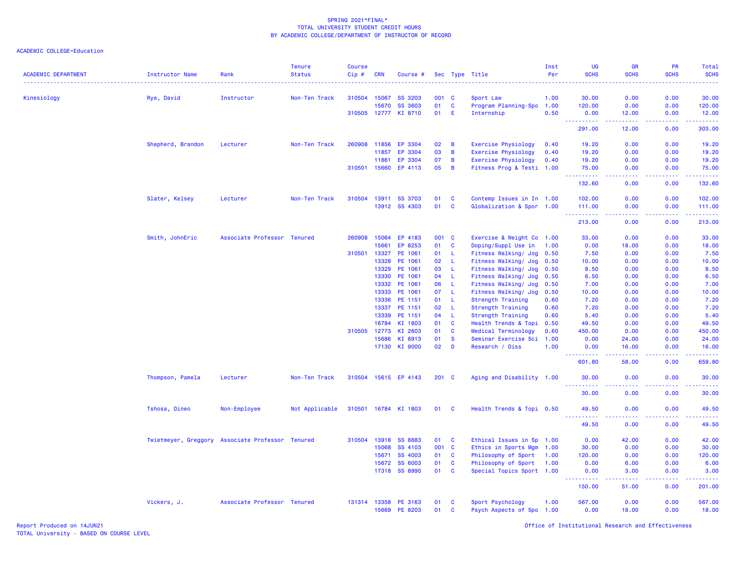SPRING 2021*FINAL*
TOTAL UNIVERSITY STUDENT CREDIT HOURS
BY ACADEMIC COLLEGE/DEPARTMENT OF INSTRUCTOR OF RECORD

ACADEMIC COLLEGE=Education

| ACADEMIC DEPARTMENT | Instructor Name | Rank | Tenure Status | Course Cip # | CRN | Course # | Sec | Type | Title | Inst Per | UG SCHS | GR SCHS | PR SCHS | Total SCHS |
|---|---|---|---|---|---|---|---|---|---|---|---|---|---|---|
| Kinesiology | Rye, David | Instructor | Non-Ten Track | 310504 | 15067 | SS 3203 | 001 | C | Sport Law | 1.00 | 30.00 | 0.00 | 0.00 | 30.00 |
| | | | | | 15670 | SS 3603 | 01 | C | Program Planning-Spo | 1.00 | 120.00 | 0.00 | 0.00 | 120.00 |
| | | | | 310505 | 12777 | KI 8710 | 01 | E | Internship | 0.50 | 0.00 | 12.00 | 0.00 | 12.00 |
| | | | | | | | | | | | 291.00 | 12.00 | 0.00 | 303.00 |
| | Shepherd, Brandon | Lecturer | Non-Ten Track | 260908 | 11856 | EP 3304 | 02 | B | Exercise Physiology | 0.40 | 19.20 | 0.00 | 0.00 | 19.20 |
| | | | | | 11857 | EP 3304 | 03 | B | Exercise Physiology | 0.40 | 19.20 | 0.00 | 0.00 | 19.20 |
| | | | | | 11861 | EP 3304 | 07 | B | Exercise Physiology | 0.40 | 19.20 | 0.00 | 0.00 | 19.20 |
| | | | | 310501 | 15660 | EP 4113 | 05 | B | Fitness Prog & Testi | 1.00 | 75.00 | 0.00 | 0.00 | 75.00 |
| | | | | | | | | | | | 132.60 | 0.00 | 0.00 | 132.60 |
| | Slater, Kelsey | Lecturer | Non-Ten Track | 310504 | 13911 | SS 3703 | 01 | C | Contemp Issues in In | 1.00 | 102.00 | 0.00 | 0.00 | 102.00 |
| | | | | | 13912 | SS 4303 | 01 | C | Globalization & Spor | 1.00 | 111.00 | 0.00 | 0.00 | 111.00 |
| | | | | | | | | | | | 213.00 | 0.00 | 0.00 | 213.00 |
| | Smith, JohnEric | Associate Professor | Tenured | 260908 | 15064 | EP 4183 | 001 | C | Exercise & Weight Co | 1.00 | 33.00 | 0.00 | 0.00 | 33.00 |
| | | | | | 15661 | EP 8253 | 01 | C | Doping/Suppl Use in | 1.00 | 0.00 | 18.00 | 0.00 | 18.00 |
| | | | | 310501 | 13327 | PE 1061 | 01 | L | Fitness Walking/ Jog | 0.50 | 7.50 | 0.00 | 0.00 | 7.50 |
| | | | | | 13328 | PE 1061 | 02 | L | Fitness Walking/ Jog | 0.50 | 10.00 | 0.00 | 0.00 | 10.00 |
| | | | | | 13329 | PE 1061 | 03 | L | Fitness Walking/ Jog | 0.50 | 8.50 | 0.00 | 0.00 | 8.50 |
| | | | | | 13330 | PE 1061 | 04 | L | Fitness Walking/ Jog | 0.50 | 6.50 | 0.00 | 0.00 | 6.50 |
| | | | | | 13332 | PE 1061 | 06 | L | Fitness Walking/ Jog | 0.50 | 7.00 | 0.00 | 0.00 | 7.00 |
| | | | | | 13333 | PE 1061 | 07 | L | Fitness Walking/ Jog | 0.50 | 10.00 | 0.00 | 0.00 | 10.00 |
| | | | | | 13336 | PE 1151 | 01 | L | Strength Training | 0.60 | 7.20 | 0.00 | 0.00 | 7.20 |
| | | | | | 13337 | PE 1151 | 02 | L | Strength Training | 0.60 | 7.20 | 0.00 | 0.00 | 7.20 |
| | | | | | 13339 | PE 1151 | 04 | L | Strength Training | 0.60 | 5.40 | 0.00 | 0.00 | 5.40 |
| | | | | | 16784 | KI 1803 | 01 | C | Health Trends & Topi | 0.50 | 49.50 | 0.00 | 0.00 | 49.50 |
| | | | | 310505 | 12773 | KI 2603 | 01 | C | Medical Terminology | 0.60 | 450.00 | 0.00 | 0.00 | 450.00 |
| | | | | | 15686 | KI 8913 | 01 | S | Seminar Exercise Sci | 1.00 | 0.00 | 24.00 | 0.00 | 24.00 |
| | | | | | 17130 | KI 9000 | 02 | D | Research / Diss | 1.00 | 0.00 | 16.00 | 0.00 | 16.00 |
| | | | | | | | | | | | 601.80 | 58.00 | 0.00 | 659.80 |
| | Thompson, Pamela | Lecturer | Non-Ten Track | 310504 | 15615 | EP 4143 | 201 | C | Aging and Disability | 1.00 | 30.00 | 0.00 | 0.00 | 30.00 |
| | | | | | | | | | | | 30.00 | 0.00 | 0.00 | 30.00 |
| | Tshosa, Dineo | Non-Employee | Not Applicable | 310501 | 16784 | KI 1803 | 01 | C | Health Trends & Topi | 0.50 | 49.50 | 0.00 | 0.00 | 49.50 |
| | | | | | | | | | | | 49.50 | 0.00 | 0.00 | 49.50 |
| | Twietmeyer, Greggory | Associate Professor | Tenured | 310504 | 13918 | SS 8883 | 01 | C | Ethical Issues in Sp | 1.00 | 0.00 | 42.00 | 0.00 | 42.00 |
| | | | | | 15068 | SS 4103 | 001 | C | Ethics in Sports Mgm | 1.00 | 30.00 | 0.00 | 0.00 | 30.00 |
| | | | | | 15671 | SS 4003 | 01 | C | Philosophy of Sport | 1.00 | 120.00 | 0.00 | 0.00 | 120.00 |
| | | | | | 15672 | SS 6003 | 01 | C | Philosophy of Sport | 1.00 | 0.00 | 6.00 | 0.00 | 6.00 |
| | | | | | 17318 | SS 8990 | 01 | C | Special Topics Sport | 1.00 | 0.00 | 3.00 | 0.00 | 3.00 |
| | | | | | | | | | | | 150.00 | 51.00 | 0.00 | 201.00 |
| | Vickers, J. | Associate Professor | Tenured | 131314 | 13358 | PE 3163 | 01 | C | Sport Psychology | 1.00 | 567.00 | 0.00 | 0.00 | 567.00 |
| | | | | | 15669 | PE 8203 | 01 | C | Psych Aspects of Spo | 1.00 | 0.00 | 18.00 | 0.00 | 18.00 |

Report Produced on 14JUN21
TOTAL University - BASED ON COURSE LEVEL

Office of Institutional Research and Effectiveness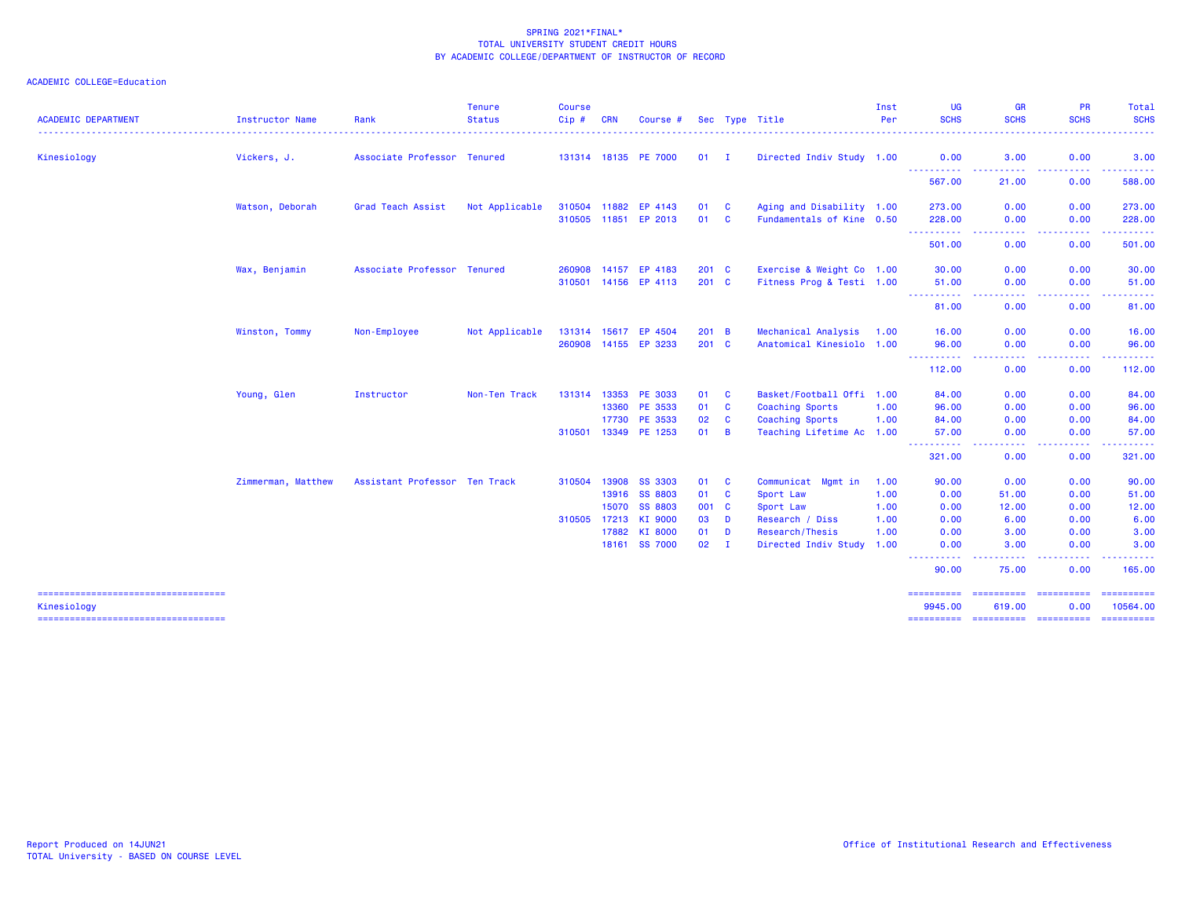SPRING 2021*FINAL*
TOTAL UNIVERSITY STUDENT CREDIT HOURS
BY ACADEMIC COLLEGE/DEPARTMENT OF INSTRUCTOR OF RECORD

ACADEMIC COLLEGE=Education

| ACADEMIC DEPARTMENT | Instructor Name | Rank | Tenure Status | Course Cip # | CRN | Course # | Sec | Type | Title | Inst Per | UG SCHS | GR SCHS | PR SCHS | Total SCHS |
|---|---|---|---|---|---|---|---|---|---|---|---|---|---|---|
| Kinesiology | Vickers, J. | Associate Professor | Tenured | 131314 | 18135 | PE 7000 | 01 | I | Directed Indiv Study | 1.00 | 0.00 | 3.00 | 0.00 | 3.00 |
| | | | | | | | | | | | 567.00 | 21.00 | 0.00 | 588.00 |
| | Watson, Deborah | Grad Teach Assist | Not Applicable | 310504 | 11882 | EP 4143 | 01 | C | Aging and Disability | 1.00 | 273.00 | 0.00 | 0.00 | 273.00 |
| | | | | 310505 | 11851 | EP 2013 | 01 | C | Fundamentals of Kine | 0.50 | 228.00 | 0.00 | 0.00 | 228.00 |
| | | | | | | | | | | | 501.00 | 0.00 | 0.00 | 501.00 |
| | Wax, Benjamin | Associate Professor | Tenured | 260908 | 14157 | EP 4183 | 201 | C | Exercise & Weight Co | 1.00 | 30.00 | 0.00 | 0.00 | 30.00 |
| | | | | 310501 | 14156 | EP 4113 | 201 | C | Fitness Prog & Testi | 1.00 | 51.00 | 0.00 | 0.00 | 51.00 |
| | | | | | | | | | | | 81.00 | 0.00 | 0.00 | 81.00 |
| | Winston, Tommy | Non-Employee | Not Applicable | 131314 | 15617 | EP 4504 | 201 | B | Mechanical Analysis | 1.00 | 16.00 | 0.00 | 0.00 | 16.00 |
| | | | | 260908 | 14155 | EP 3233 | 201 | C | Anatomical Kinesiolo | 1.00 | 96.00 | 0.00 | 0.00 | 96.00 |
| | | | | | | | | | | | 112.00 | 0.00 | 0.00 | 112.00 |
| | Young, Glen | Instructor | Non-Ten Track | 131314 | 13353 | PE 3033 | 01 | C | Basket/Football Offi | 1.00 | 84.00 | 0.00 | 0.00 | 84.00 |
| | | | | | 13360 | PE 3533 | 01 | C | Coaching Sports | 1.00 | 96.00 | 0.00 | 0.00 | 96.00 |
| | | | | | 17730 | PE 3533 | 02 | C | Coaching Sports | 1.00 | 84.00 | 0.00 | 0.00 | 84.00 |
| | | | | 310501 | 13349 | PE 1253 | 01 | B | Teaching Lifetime Ac | 1.00 | 57.00 | 0.00 | 0.00 | 57.00 |
| | | | | | | | | | | | 321.00 | 0.00 | 0.00 | 321.00 |
| | Zimmerman, Matthew | Assistant Professor | Ten Track | 310504 | 13908 | SS 3303 | 01 | C | Communicat Mgmt in | 1.00 | 90.00 | 0.00 | 0.00 | 90.00 |
| | | | | | 13916 | SS 8803 | 01 | C | Sport Law | 1.00 | 0.00 | 51.00 | 0.00 | 51.00 |
| | | | | | 15070 | SS 8803 | 001 | C | Sport Law | 1.00 | 0.00 | 12.00 | 0.00 | 12.00 |
| | | | | 310505 | 17213 | KI 9000 | 03 | D | Research / Diss | 1.00 | 0.00 | 6.00 | 0.00 | 6.00 |
| | | | | | 17882 | KI 8000 | 01 | D | Research/Thesis | 1.00 | 0.00 | 3.00 | 0.00 | 3.00 |
| | | | | | 18161 | SS 7000 | 02 | I | Directed Indiv Study | 1.00 | 0.00 | 3.00 | 0.00 | 3.00 |
| | | | | | | | | | | | 90.00 | 75.00 | 0.00 | 165.00 |
| Kinesiology | | | | | | | | | | | 9945.00 | 619.00 | 0.00 | 10564.00 |

Report Produced on 14JUN21
TOTAL University - BASED ON COURSE LEVEL

Office of Institutional Research and Effectiveness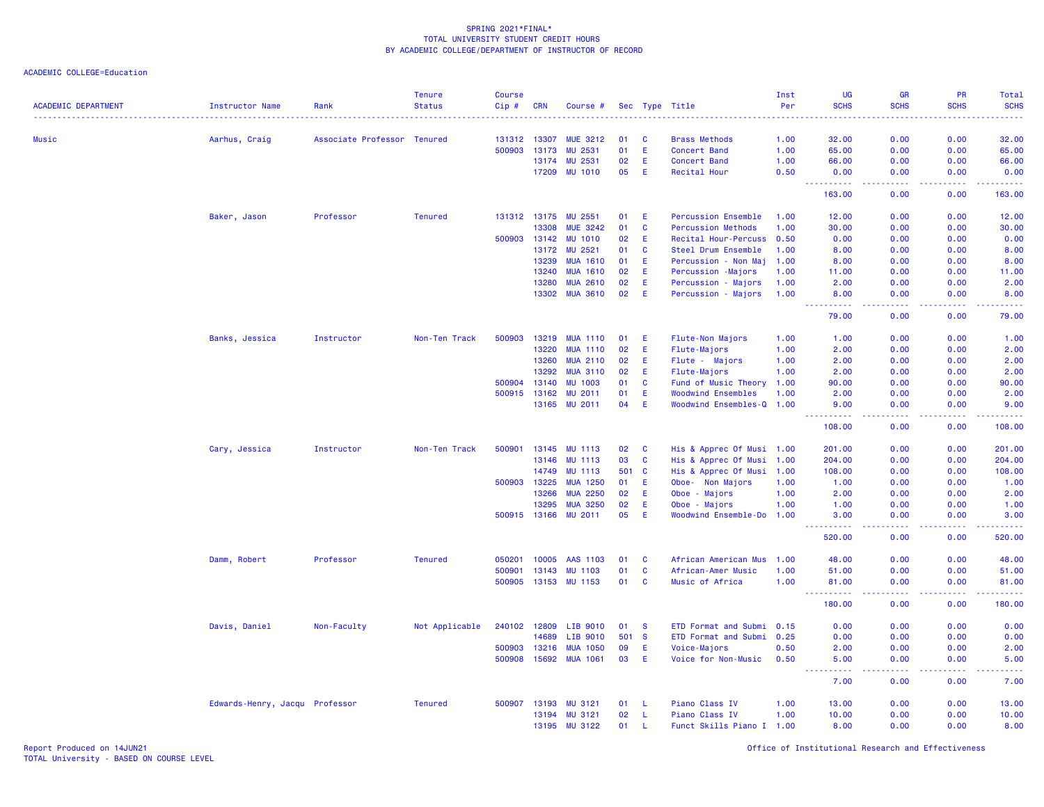SPRING 2021*FINAL*
TOTAL UNIVERSITY STUDENT CREDIT HOURS
BY ACADEMIC COLLEGE/DEPARTMENT OF INSTRUCTOR OF RECORD

ACADEMIC COLLEGE=Education

| ACADEMIC DEPARTMENT | Instructor Name | Rank | Tenure Status | Course Cip # | CRN | Course # | Sec | Type | Title | Inst Per | UG SCHS | GR SCHS | PR SCHS | Total SCHS |
|---|---|---|---|---|---|---|---|---|---|---|---|---|---|---|
| Music | Aarhus, Craig | Associate Professor | Tenured | 131312 | 13307 | MUE 3212 | 01 | C | Brass Methods | 1.00 | 32.00 | 0.00 | 0.00 | 32.00 |
| | | | | 500903 | 13173 | MU 2531 | 01 | E | Concert Band | 1.00 | 65.00 | 0.00 | 0.00 | 65.00 |
| | | | | | 13174 | MU 2531 | 02 | E | Concert Band | 1.00 | 66.00 | 0.00 | 0.00 | 66.00 |
| | | | | | 17209 | MU 1010 | 05 | E | Recital Hour | 0.50 | 0.00 | 0.00 | 0.00 | 0.00 |
| | | | | | | | | | | | 163.00 | 0.00 | 0.00 | 163.00 |
| | Baker, Jason | Professor | Tenured | 131312 | 13175 | MU 2551 | 01 | E | Percussion Ensemble | 1.00 | 12.00 | 0.00 | 0.00 | 12.00 |
| | | | | | 13308 | MUE 3242 | 01 | C | Percussion Methods | 1.00 | 30.00 | 0.00 | 0.00 | 30.00 |
| | | | | 500903 | 13142 | MU 1010 | 02 | E | Recital Hour-Percuss | 0.50 | 0.00 | 0.00 | 0.00 | 0.00 |
| | | | | | 13172 | MU 2521 | 01 | C | Steel Drum Ensemble | 1.00 | 8.00 | 0.00 | 0.00 | 8.00 |
| | | | | | 13239 | MUA 1610 | 01 | E | Percussion - Non Maj | 1.00 | 8.00 | 0.00 | 0.00 | 8.00 |
| | | | | | 13240 | MUA 1610 | 02 | E | Percussion -Majors | 1.00 | 11.00 | 0.00 | 0.00 | 11.00 |
| | | | | | 13280 | MUA 2610 | 02 | E | Percussion - Majors | 1.00 | 2.00 | 0.00 | 0.00 | 2.00 |
| | | | | | 13302 | MUA 3610 | 02 | E | Percussion - Majors | 1.00 | 8.00 | 0.00 | 0.00 | 8.00 |
| | | | | | | | | | | | 79.00 | 0.00 | 0.00 | 79.00 |
| | Banks, Jessica | Instructor | Non-Ten Track | 500903 | 13219 | MUA 1110 | 01 | E | Flute-Non Majors | 1.00 | 1.00 | 0.00 | 0.00 | 1.00 |
| | | | | | 13220 | MUA 1110 | 02 | E | Flute-Majors | 1.00 | 2.00 | 0.00 | 0.00 | 2.00 |
| | | | | | 13260 | MUA 2110 | 02 | E | Flute - Majors | 1.00 | 2.00 | 0.00 | 0.00 | 2.00 |
| | | | | | 13292 | MUA 3110 | 02 | E | Flute-Majors | 1.00 | 2.00 | 0.00 | 0.00 | 2.00 |
| | | | | 500904 | 13140 | MU 1003 | 01 | C | Fund of Music Theory | 1.00 | 90.00 | 0.00 | 0.00 | 90.00 |
| | | | | 500915 | 13162 | MU 2011 | 01 | E | Woodwind Ensembles | 1.00 | 2.00 | 0.00 | 0.00 | 2.00 |
| | | | | | 13165 | MU 2011 | 04 | E | Woodwind Ensembles-Q | 1.00 | 9.00 | 0.00 | 0.00 | 9.00 |
| | | | | | | | | | | | 108.00 | 0.00 | 0.00 | 108.00 |
| | Cary, Jessica | Instructor | Non-Ten Track | 500901 | 13145 | MU 1113 | 02 | C | His & Apprec Of Musi | 1.00 | 201.00 | 0.00 | 0.00 | 201.00 |
| | | | | | 13146 | MU 1113 | 03 | C | His & Apprec Of Musi | 1.00 | 204.00 | 0.00 | 0.00 | 204.00 |
| | | | | | 14749 | MU 1113 | 501 | C | His & Apprec Of Musi | 1.00 | 108.00 | 0.00 | 0.00 | 108.00 |
| | | | | 500903 | 13225 | MUA 1250 | 01 | E | Oboe- Non Majors | 1.00 | 1.00 | 0.00 | 0.00 | 1.00 |
| | | | | | 13266 | MUA 2250 | 02 | E | Oboe - Majors | 1.00 | 2.00 | 0.00 | 0.00 | 2.00 |
| | | | | | 13295 | MUA 3250 | 02 | E | Oboe - Majors | 1.00 | 1.00 | 0.00 | 0.00 | 1.00 |
| | | | | 500915 | 13166 | MU 2011 | 05 | E | Woodwind Ensemble-Do | 1.00 | 3.00 | 0.00 | 0.00 | 3.00 |
| | | | | | | | | | | | 520.00 | 0.00 | 0.00 | 520.00 |
| | Damm, Robert | Professor | Tenured | 050201 | 10005 | AAS 1103 | 01 | C | African American Mus | 1.00 | 48.00 | 0.00 | 0.00 | 48.00 |
| | | | | 500901 | 13143 | MU 1103 | 01 | C | African-Amer Music | 1.00 | 51.00 | 0.00 | 0.00 | 51.00 |
| | | | | 500905 | 13153 | MU 1153 | 01 | C | Music of Africa | 1.00 | 81.00 | 0.00 | 0.00 | 81.00 |
| | | | | | | | | | | | 180.00 | 0.00 | 0.00 | 180.00 |
| | Davis, Daniel | Non-Faculty | Not Applicable | 240102 | 12809 | LIB 9010 | 01 | S | ETD Format and Submi | 0.15 | 0.00 | 0.00 | 0.00 | 0.00 |
| | | | | | 14689 | LIB 9010 | 501 | S | ETD Format and Submi | 0.25 | 0.00 | 0.00 | 0.00 | 0.00 |
| | | | | 500903 | 13216 | MUA 1050 | 09 | E | Voice-Majors | 0.50 | 2.00 | 0.00 | 0.00 | 2.00 |
| | | | | 500908 | 15692 | MUA 1061 | 03 | E | Voice for Non-Music | 0.50 | 5.00 | 0.00 | 0.00 | 5.00 |
| | | | | | | | | | | | 7.00 | 0.00 | 0.00 | 7.00 |
| | Edwards-Henry, Jacqu | Professor | Tenured | 500907 | 13193 | MU 3121 | 01 | L | Piano Class IV | 1.00 | 13.00 | 0.00 | 0.00 | 13.00 |
| | | | | | 13194 | MU 3121 | 02 | L | Piano Class IV | 1.00 | 10.00 | 0.00 | 0.00 | 10.00 |
| | | | | | 13195 | MU 3122 | 01 | L | Funct Skills Piano I | 1.00 | 8.00 | 0.00 | 0.00 | 8.00 |

Report Produced on 14JUN21
TOTAL University - BASED ON COURSE LEVEL

Office of Institutional Research and Effectiveness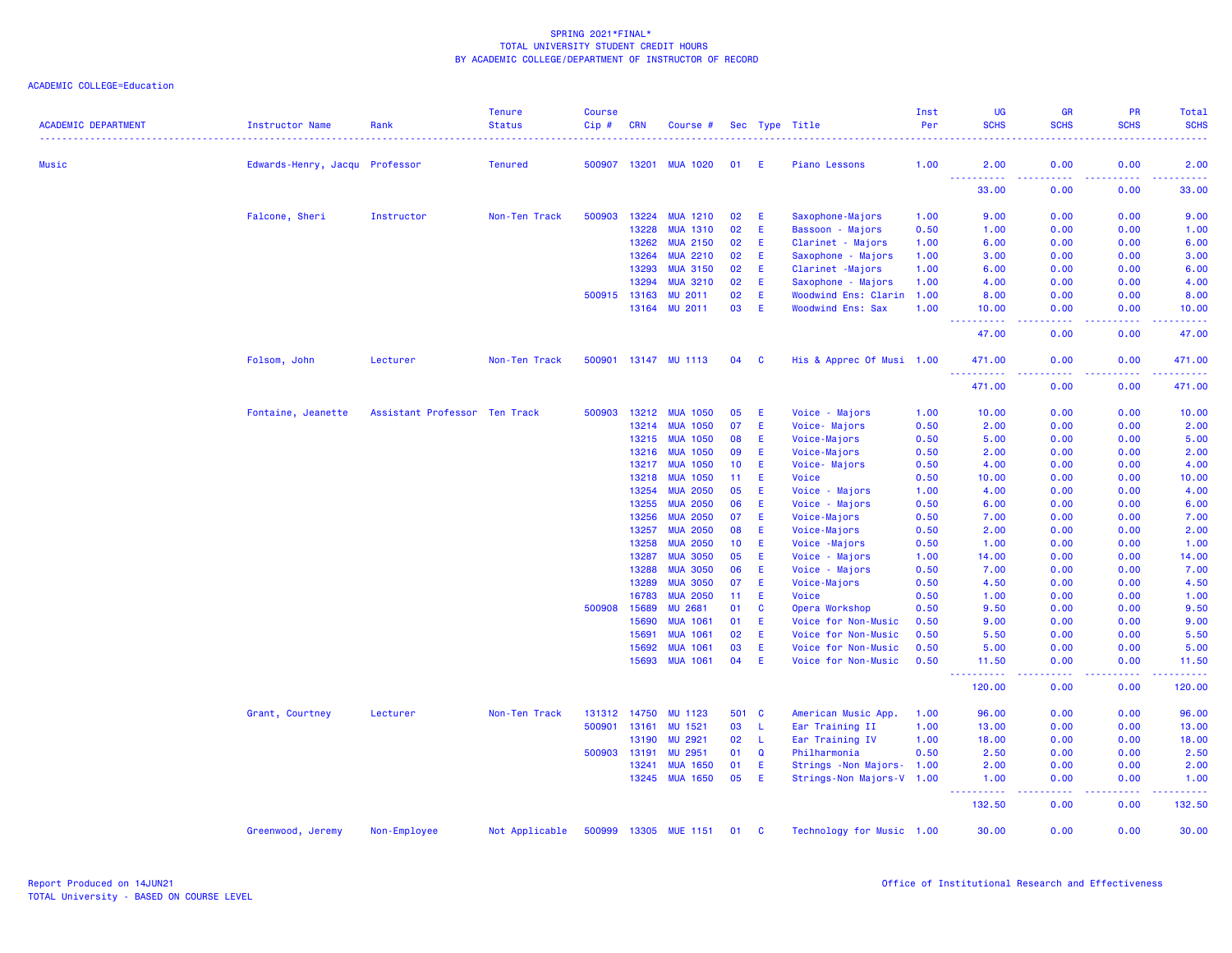SPRING 2021*FINAL*
TOTAL UNIVERSITY STUDENT CREDIT HOURS
BY ACADEMIC COLLEGE/DEPARTMENT OF INSTRUCTOR OF RECORD

ACADEMIC COLLEGE=Education

| ACADEMIC DEPARTMENT | Instructor Name | Rank | Tenure Status | Course Cip # | CRN | Course # | Sec | Type | Title | Inst Per | UG SCHS | GR SCHS | PR SCHS | Total SCHS |
|---|---|---|---|---|---|---|---|---|---|---|---|---|---|---|
| Music | Edwards-Henry, Jacqu | Professor | Tenured | 500907 | 13201 | MUA 1020 | 01 | E | Piano Lessons | 1.00 | 2.00 | 0.00 | 0.00 | 2.00 |
| | | | | | | | | | | | 33.00 | 0.00 | 0.00 | 33.00 |
| | Falcone, Sheri | Instructor | Non-Ten Track | 500903 | 13224 | MUA 1210 | 02 | E | Saxophone-Majors | 1.00 | 9.00 | 0.00 | 0.00 | 9.00 |
| | | | | | 13228 | MUA 1310 | 02 | E | Bassoon - Majors | 0.50 | 1.00 | 0.00 | 0.00 | 1.00 |
| | | | | | 13262 | MUA 2150 | 02 | E | Clarinet - Majors | 1.00 | 6.00 | 0.00 | 0.00 | 6.00 |
| | | | | | 13264 | MUA 2210 | 02 | E | Saxophone - Majors | 1.00 | 3.00 | 0.00 | 0.00 | 3.00 |
| | | | | | 13293 | MUA 3150 | 02 | E | Clarinet -Majors | 1.00 | 6.00 | 0.00 | 0.00 | 6.00 |
| | | | | | 13294 | MUA 3210 | 02 | E | Saxophone - Majors | 1.00 | 4.00 | 0.00 | 0.00 | 4.00 |
| | | | | 500915 | 13163 | MU 2011 | 02 | E | Woodwind Ens: Clarin | 1.00 | 8.00 | 0.00 | 0.00 | 8.00 |
| | | | | | 13164 | MU 2011 | 03 | E | Woodwind Ens: Sax | 1.00 | 10.00 | 0.00 | 0.00 | 10.00 |
| | | | | | | | | | | | 47.00 | 0.00 | 0.00 | 47.00 |
| | Folsom, John | Lecturer | Non-Ten Track | 500901 | 13147 | MU 1113 | 04 | C | His & Apprec Of Musi | 1.00 | 471.00 | 0.00 | 0.00 | 471.00 |
| | | | | | | | | | | | 471.00 | 0.00 | 0.00 | 471.00 |
| | Fontaine, Jeanette | Assistant Professor | Ten Track | 500903 | 13212 | MUA 1050 | 05 | E | Voice - Majors | 1.00 | 10.00 | 0.00 | 0.00 | 10.00 |
| | | | | | 13214 | MUA 1050 | 07 | E | Voice- Majors | 0.50 | 2.00 | 0.00 | 0.00 | 2.00 |
| | | | | | 13215 | MUA 1050 | 08 | E | Voice-Majors | 0.50 | 5.00 | 0.00 | 0.00 | 5.00 |
| | | | | | 13216 | MUA 1050 | 09 | E | Voice-Majors | 0.50 | 2.00 | 0.00 | 0.00 | 2.00 |
| | | | | | 13217 | MUA 1050 | 10 | E | Voice- Majors | 0.50 | 4.00 | 0.00 | 0.00 | 4.00 |
| | | | | | 13218 | MUA 1050 | 11 | E | Voice | 0.50 | 10.00 | 0.00 | 0.00 | 10.00 |
| | | | | | 13254 | MUA 2050 | 05 | E | Voice - Majors | 1.00 | 4.00 | 0.00 | 0.00 | 4.00 |
| | | | | | 13255 | MUA 2050 | 06 | E | Voice - Majors | 0.50 | 6.00 | 0.00 | 0.00 | 6.00 |
| | | | | | 13256 | MUA 2050 | 07 | E | Voice-Majors | 0.50 | 7.00 | 0.00 | 0.00 | 7.00 |
| | | | | | 13257 | MUA 2050 | 08 | E | Voice-Majors | 0.50 | 2.00 | 0.00 | 0.00 | 2.00 |
| | | | | | 13258 | MUA 2050 | 10 | E | Voice -Majors | 0.50 | 1.00 | 0.00 | 0.00 | 1.00 |
| | | | | | 13287 | MUA 3050 | 05 | E | Voice - Majors | 1.00 | 14.00 | 0.00 | 0.00 | 14.00 |
| | | | | | 13288 | MUA 3050 | 06 | E | Voice - Majors | 0.50 | 7.00 | 0.00 | 0.00 | 7.00 |
| | | | | | 13289 | MUA 3050 | 07 | E | Voice-Majors | 0.50 | 4.50 | 0.00 | 0.00 | 4.50 |
| | | | | | 16783 | MUA 2050 | 11 | E | Voice | 0.50 | 1.00 | 0.00 | 0.00 | 1.00 |
| | | | | 500908 | 15689 | MU 2681 | 01 | C | Opera Workshop | 0.50 | 9.50 | 0.00 | 0.00 | 9.50 |
| | | | | | 15690 | MUA 1061 | 01 | E | Voice for Non-Music | 0.50 | 9.00 | 0.00 | 0.00 | 9.00 |
| | | | | | 15691 | MUA 1061 | 02 | E | Voice for Non-Music | 0.50 | 5.50 | 0.00 | 0.00 | 5.50 |
| | | | | | 15692 | MUA 1061 | 03 | E | Voice for Non-Music | 0.50 | 5.00 | 0.00 | 0.00 | 5.00 |
| | | | | | 15693 | MUA 1061 | 04 | E | Voice for Non-Music | 0.50 | 11.50 | 0.00 | 0.00 | 11.50 |
| | | | | | | | | | | | 120.00 | 0.00 | 0.00 | 120.00 |
| | Grant, Courtney | Lecturer | Non-Ten Track | 131312 | 14750 | MU 1123 | 501 | C | American Music App. | 1.00 | 96.00 | 0.00 | 0.00 | 96.00 |
| | | | | 500901 | 13161 | MU 1521 | 03 | L | Ear Training II | 1.00 | 13.00 | 0.00 | 0.00 | 13.00 |
| | | | | | 13190 | MU 2921 | 02 | L | Ear Training IV | 1.00 | 18.00 | 0.00 | 0.00 | 18.00 |
| | | | | 500903 | 13191 | MU 2951 | 01 | Q | Philharmonia | 0.50 | 2.50 | 0.00 | 0.00 | 2.50 |
| | | | | | 13241 | MUA 1650 | 01 | E | Strings -Non Majors- | 1.00 | 2.00 | 0.00 | 0.00 | 2.00 |
| | | | | | 13245 | MUA 1650 | 05 | E | Strings-Non Majors-V | 1.00 | 1.00 | 0.00 | 0.00 | 1.00 |
| | | | | | | | | | | | 132.50 | 0.00 | 0.00 | 132.50 |
| | Greenwood, Jeremy | Non-Employee | Not Applicable | 500999 | 13305 | MUE 1151 | 01 | C | Technology for Music | 1.00 | 30.00 | 0.00 | 0.00 | 30.00 |

Report Produced on 14JUN21
TOTAL University - BASED ON COURSE LEVEL

Office of Institutional Research and Effectiveness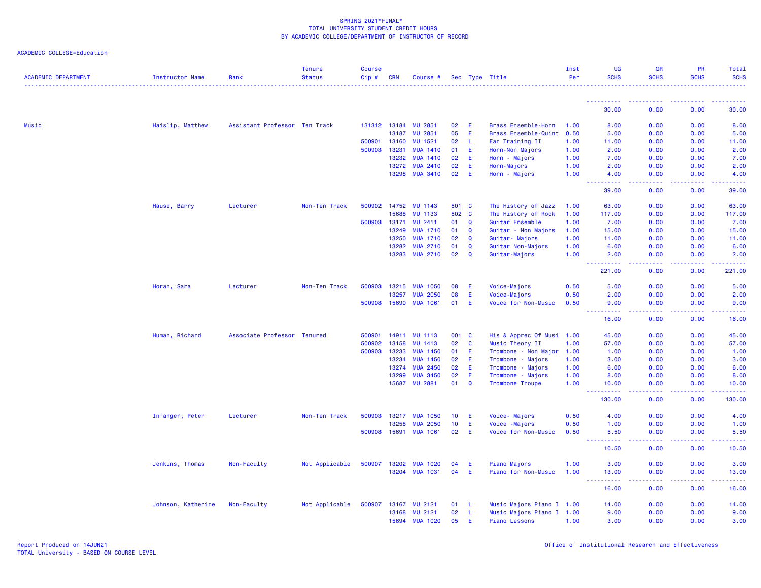SPRING 2021*FINAL*
TOTAL UNIVERSITY STUDENT CREDIT HOURS
BY ACADEMIC COLLEGE/DEPARTMENT OF INSTRUCTOR OF RECORD

ACADEMIC COLLEGE=Education

| ACADEMIC DEPARTMENT | Instructor Name | Rank | Tenure Status | Course Cip # | CRN | Course # | Sec | Type | Title | Inst Per | UG SCHS | GR SCHS | PR SCHS | Total SCHS |
|---|---|---|---|---|---|---|---|---|---|---|---|---|---|---|
| | | | | | | | | | | | 30.00 | 0.00 | 0.00 | 30.00 |
| Music | Haislip, Matthew | Assistant Professor | Ten Track | 131312 | 13184 | MU 2851 | 02 | E | Brass Ensemble-Horn | 1.00 | 8.00 | 0.00 | 0.00 | 8.00 |
| | | | | | 13187 | MU 2851 | 05 | E | Brass Ensemble-Quint | 0.50 | 5.00 | 0.00 | 0.00 | 5.00 |
| | | | | 500901 | 13160 | MU 1521 | 02 | L | Ear Training II | 1.00 | 11.00 | 0.00 | 0.00 | 11.00 |
| | | | | 500903 | 13231 | MUA 1410 | 01 | E | Horn-Non Majors | 1.00 | 2.00 | 0.00 | 0.00 | 2.00 |
| | | | | | 13232 | MUA 1410 | 02 | E | Horn - Majors | 1.00 | 7.00 | 0.00 | 0.00 | 7.00 |
| | | | | | 13272 | MUA 2410 | 02 | E | Horn-Majors | 1.00 | 2.00 | 0.00 | 0.00 | 2.00 |
| | | | | | 13298 | MUA 3410 | 02 | E | Horn - Majors | 1.00 | 4.00 | 0.00 | 0.00 | 4.00 |
| | | | | | | | | | | | 39.00 | 0.00 | 0.00 | 39.00 |
| | Hause, Barry | Lecturer | Non-Ten Track | 500902 | 14752 | MU 1143 | 501 | C | The History of Jazz | 1.00 | 63.00 | 0.00 | 0.00 | 63.00 |
| | | | | | 15688 | MU 1133 | 502 | C | The History of Rock | 1.00 | 117.00 | 0.00 | 0.00 | 117.00 |
| | | | | 500903 | 13171 | MU 2411 | 01 | Q | Guitar Ensemble | 1.00 | 7.00 | 0.00 | 0.00 | 7.00 |
| | | | | | 13249 | MUA 1710 | 01 | Q | Guitar - Non Majors | 1.00 | 15.00 | 0.00 | 0.00 | 15.00 |
| | | | | | 13250 | MUA 1710 | 02 | Q | Guitar- Majors | 1.00 | 11.00 | 0.00 | 0.00 | 11.00 |
| | | | | | 13282 | MUA 2710 | 01 | Q | Guitar Non-Majors | 1.00 | 6.00 | 0.00 | 0.00 | 6.00 |
| | | | | | 13283 | MUA 2710 | 02 | Q | Guitar-Majors | 1.00 | 2.00 | 0.00 | 0.00 | 2.00 |
| | | | | | | | | | | | 221.00 | 0.00 | 0.00 | 221.00 |
| | Horan, Sara | Lecturer | Non-Ten Track | 500903 | 13215 | MUA 1050 | 08 | E | Voice-Majors | 0.50 | 5.00 | 0.00 | 0.00 | 5.00 |
| | | | | | 13257 | MUA 2050 | 08 | E | Voice-Majors | 0.50 | 2.00 | 0.00 | 0.00 | 2.00 |
| | | | | 500908 | 15690 | MUA 1061 | 01 | E | Voice for Non-Music | 0.50 | 9.00 | 0.00 | 0.00 | 9.00 |
| | | | | | | | | | | | 16.00 | 0.00 | 0.00 | 16.00 |
| | Human, Richard | Associate Professor | Tenured | 500901 | 14911 | MU 1113 | 001 | C | His & Apprec Of Musi | 1.00 | 45.00 | 0.00 | 0.00 | 45.00 |
| | | | | 500902 | 13158 | MU 1413 | 02 | C | Music Theory II | 1.00 | 57.00 | 0.00 | 0.00 | 57.00 |
| | | | | 500903 | 13233 | MUA 1450 | 01 | E | Trombone - Non Major | 1.00 | 1.00 | 0.00 | 0.00 | 1.00 |
| | | | | | 13234 | MUA 1450 | 02 | E | Trombone - Majors | 1.00 | 3.00 | 0.00 | 0.00 | 3.00 |
| | | | | | 13274 | MUA 2450 | 02 | E | Trombone - Majors | 1.00 | 6.00 | 0.00 | 0.00 | 6.00 |
| | | | | | 13299 | MUA 3450 | 02 | E | Trombone - Majors | 1.00 | 8.00 | 0.00 | 0.00 | 8.00 |
| | | | | | 15687 | MU 2881 | 01 | Q | Trombone Troupe | 1.00 | 10.00 | 0.00 | 0.00 | 10.00 |
| | | | | | | | | | | | 130.00 | 0.00 | 0.00 | 130.00 |
| | Infanger, Peter | Lecturer | Non-Ten Track | 500903 | 13217 | MUA 1050 | 10 | E | Voice- Majors | 0.50 | 4.00 | 0.00 | 0.00 | 4.00 |
| | | | | | 13258 | MUA 2050 | 10 | E | Voice -Majors | 0.50 | 1.00 | 0.00 | 0.00 | 1.00 |
| | | | | 500908 | 15691 | MUA 1061 | 02 | E | Voice for Non-Music | 0.50 | 5.50 | 0.00 | 0.00 | 5.50 |
| | | | | | | | | | | | 10.50 | 0.00 | 0.00 | 10.50 |
| | Jenkins, Thomas | Non-Faculty | Not Applicable | 500907 | 13202 | MUA 1020 | 04 | E | Piano Majors | 1.00 | 3.00 | 0.00 | 0.00 | 3.00 |
| | | | | | 13204 | MUA 1031 | 04 | E | Piano for Non-Music | 1.00 | 13.00 | 0.00 | 0.00 | 13.00 |
| | | | | | | | | | | | 16.00 | 0.00 | 0.00 | 16.00 |
| | Johnson, Katherine | Non-Faculty | Not Applicable | 500907 | 13167 | MU 2121 | 01 | L | Music Majors Piano I | 1.00 | 14.00 | 0.00 | 0.00 | 14.00 |
| | | | | | 13168 | MU 2121 | 02 | L | Music Majors Piano I | 1.00 | 9.00 | 0.00 | 0.00 | 9.00 |
| | | | | | 15694 | MUA 1020 | 05 | E | Piano Lessons | 1.00 | 3.00 | 0.00 | 0.00 | 3.00 |

Report Produced on 14JUN21
TOTAL University - BASED ON COURSE LEVEL

Office of Institutional Research and Effectiveness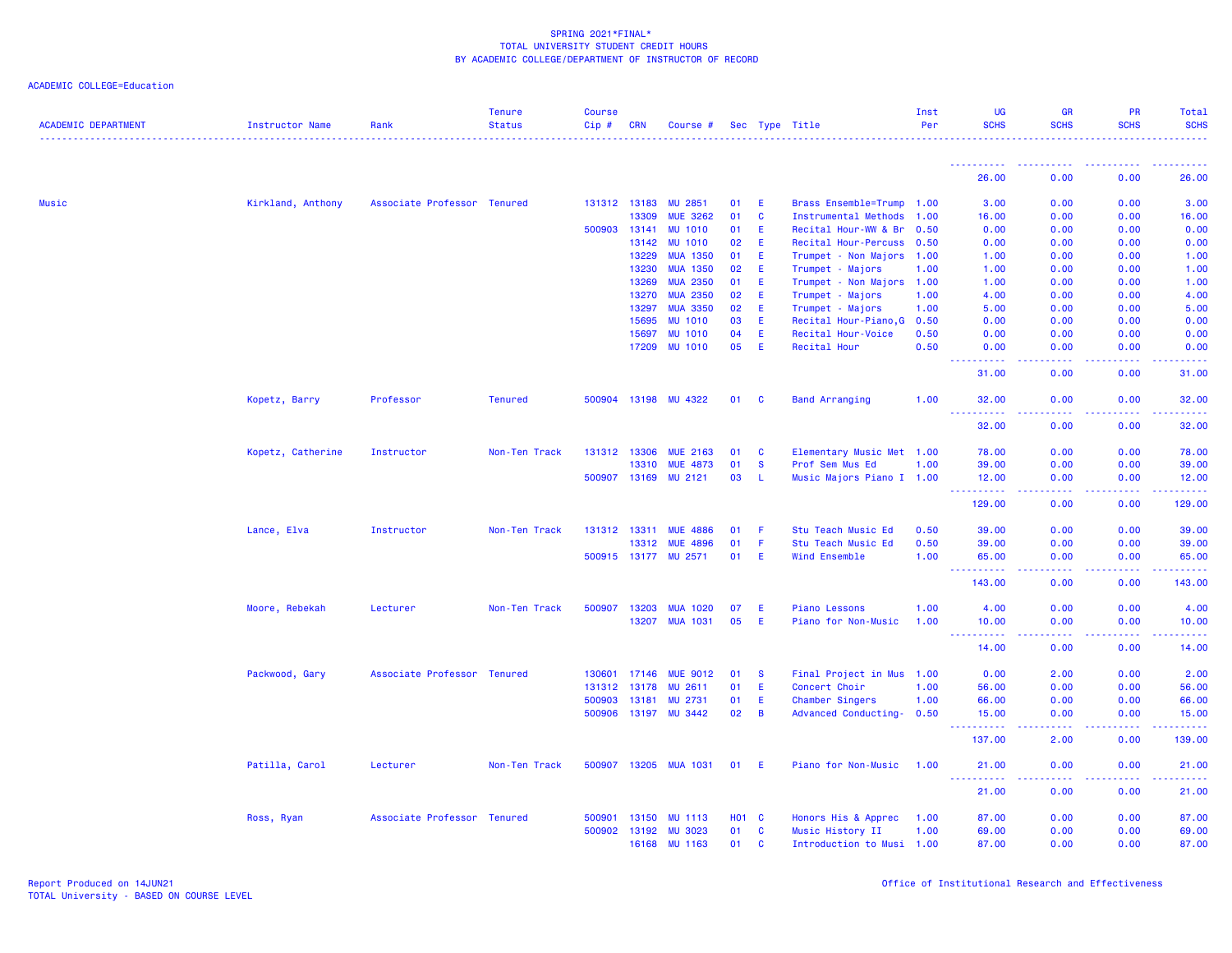SPRING 2021*FINAL*
TOTAL UNIVERSITY STUDENT CREDIT HOURS
BY ACADEMIC COLLEGE/DEPARTMENT OF INSTRUCTOR OF RECORD

ACADEMIC COLLEGE=Education

| ACADEMIC DEPARTMENT | Instructor Name | Rank | Tenure Status | Course Cip # | CRN | Course # | Sec | Type | Title | Inst Per | UG SCHS | GR SCHS | PR SCHS | Total SCHS |
|---|---|---|---|---|---|---|---|---|---|---|---|---|---|---|
| | | | | | | | | | | | 26.00 | 0.00 | 0.00 | 26.00 |
| Music | Kirkland, Anthony | Associate Professor | Tenured | 131312 | 13183 | MU 2851 | 01 | E | Brass Ensemble=Trump | 1.00 | 3.00 | 0.00 | 0.00 | 3.00 |
| | | | | | 13309 | MUE 3262 | 01 | C | Instrumental Methods | 1.00 | 16.00 | 0.00 | 0.00 | 16.00 |
| | | | | 500903 | 13141 | MU 1010 | 01 | E | Recital Hour-WW & Br | 0.50 | 0.00 | 0.00 | 0.00 | 0.00 |
| | | | | | 13142 | MU 1010 | 02 | E | Recital Hour-Percuss | 0.50 | 0.00 | 0.00 | 0.00 | 0.00 |
| | | | | | 13229 | MUA 1350 | 01 | E | Trumpet - Non Majors | 1.00 | 1.00 | 0.00 | 0.00 | 1.00 |
| | | | | | 13230 | MUA 1350 | 02 | E | Trumpet - Majors | 1.00 | 1.00 | 0.00 | 0.00 | 1.00 |
| | | | | | 13269 | MUA 2350 | 01 | E | Trumpet - Non Majors | 1.00 | 1.00 | 0.00 | 0.00 | 1.00 |
| | | | | | 13270 | MUA 2350 | 02 | E | Trumpet - Majors | 1.00 | 4.00 | 0.00 | 0.00 | 4.00 |
| | | | | | 13297 | MUA 3350 | 02 | E | Trumpet - Majors | 1.00 | 5.00 | 0.00 | 0.00 | 5.00 |
| | | | | | 15695 | MU 1010 | 03 | E | Recital Hour-Piano,G | 0.50 | 0.00 | 0.00 | 0.00 | 0.00 |
| | | | | | 15697 | MU 1010 | 04 | E | Recital Hour-Voice | 0.50 | 0.00 | 0.00 | 0.00 | 0.00 |
| | | | | | 17209 | MU 1010 | 05 | E | Recital Hour | 0.50 | 0.00 | 0.00 | 0.00 | 0.00 |
| | | | | | | | | | | | 31.00 | 0.00 | 0.00 | 31.00 |
| | Kopetz, Barry | Professor | Tenured | 500904 | 13198 | MU 4322 | 01 | C | Band Arranging | 1.00 | 32.00 | 0.00 | 0.00 | 32.00 |
| | | | | | | | | | | | 32.00 | 0.00 | 0.00 | 32.00 |
| | Kopetz, Catherine | Instructor | Non-Ten Track | 131312 | 13306 | MUE 2163 | 01 | C | Elementary Music Met | 1.00 | 78.00 | 0.00 | 0.00 | 78.00 |
| | | | | | 13310 | MUE 4873 | 01 | S | Prof Sem Mus Ed | 1.00 | 39.00 | 0.00 | 0.00 | 39.00 |
| | | | | 500907 | 13169 | MU 2121 | 03 | L | Music Majors Piano I | 1.00 | 12.00 | 0.00 | 0.00 | 12.00 |
| | | | | | | | | | | | 129.00 | 0.00 | 0.00 | 129.00 |
| | Lance, Elva | Instructor | Non-Ten Track | 131312 | 13311 | MUE 4886 | 01 | F | Stu Teach Music Ed | 0.50 | 39.00 | 0.00 | 0.00 | 39.00 |
| | | | | | 13312 | MUE 4896 | 01 | F | Stu Teach Music Ed | 0.50 | 39.00 | 0.00 | 0.00 | 39.00 |
| | | | | 500915 | 13177 | MU 2571 | 01 | E | Wind Ensemble | 1.00 | 65.00 | 0.00 | 0.00 | 65.00 |
| | | | | | | | | | | | 143.00 | 0.00 | 0.00 | 143.00 |
| | Moore, Rebekah | Lecturer | Non-Ten Track | 500907 | 13203 | MUA 1020 | 07 | E | Piano Lessons | 1.00 | 4.00 | 0.00 | 0.00 | 4.00 |
| | | | | | 13207 | MUA 1031 | 05 | E | Piano for Non-Music | 1.00 | 10.00 | 0.00 | 0.00 | 10.00 |
| | | | | | | | | | | | 14.00 | 0.00 | 0.00 | 14.00 |
| | Packwood, Gary | Associate Professor | Tenured | 130601 | 17146 | MUE 9012 | 01 | S | Final Project in Mus | 1.00 | 0.00 | 2.00 | 0.00 | 2.00 |
| | | | | 131312 | 13178 | MU 2611 | 01 | E | Concert Choir | 1.00 | 56.00 | 0.00 | 0.00 | 56.00 |
| | | | | 500903 | 13181 | MU 2731 | 01 | E | Chamber Singers | 1.00 | 66.00 | 0.00 | 0.00 | 66.00 |
| | | | | 500906 | 13197 | MU 3442 | 02 | B | Advanced Conducting- | 0.50 | 15.00 | 0.00 | 0.00 | 15.00 |
| | | | | | | | | | | | 137.00 | 2.00 | 0.00 | 139.00 |
| | Patilla, Carol | Lecturer | Non-Ten Track | 500907 | 13205 | MUA 1031 | 01 | E | Piano for Non-Music | 1.00 | 21.00 | 0.00 | 0.00 | 21.00 |
| | | | | | | | | | | | 21.00 | 0.00 | 0.00 | 21.00 |
| | Ross, Ryan | Associate Professor | Tenured | 500901 | 13150 | MU 1113 | H01 | C | Honors His & Apprec | 1.00 | 87.00 | 0.00 | 0.00 | 87.00 |
| | | | | 500902 | 13192 | MU 3023 | 01 | C | Music History II | 1.00 | 69.00 | 0.00 | 0.00 | 69.00 |
| | | | | | 16168 | MU 1163 | 01 | C | Introduction to Musi | 1.00 | 87.00 | 0.00 | 0.00 | 87.00 |

Report Produced on 14JUN21
TOTAL University - BASED ON COURSE LEVEL

Office of Institutional Research and Effectiveness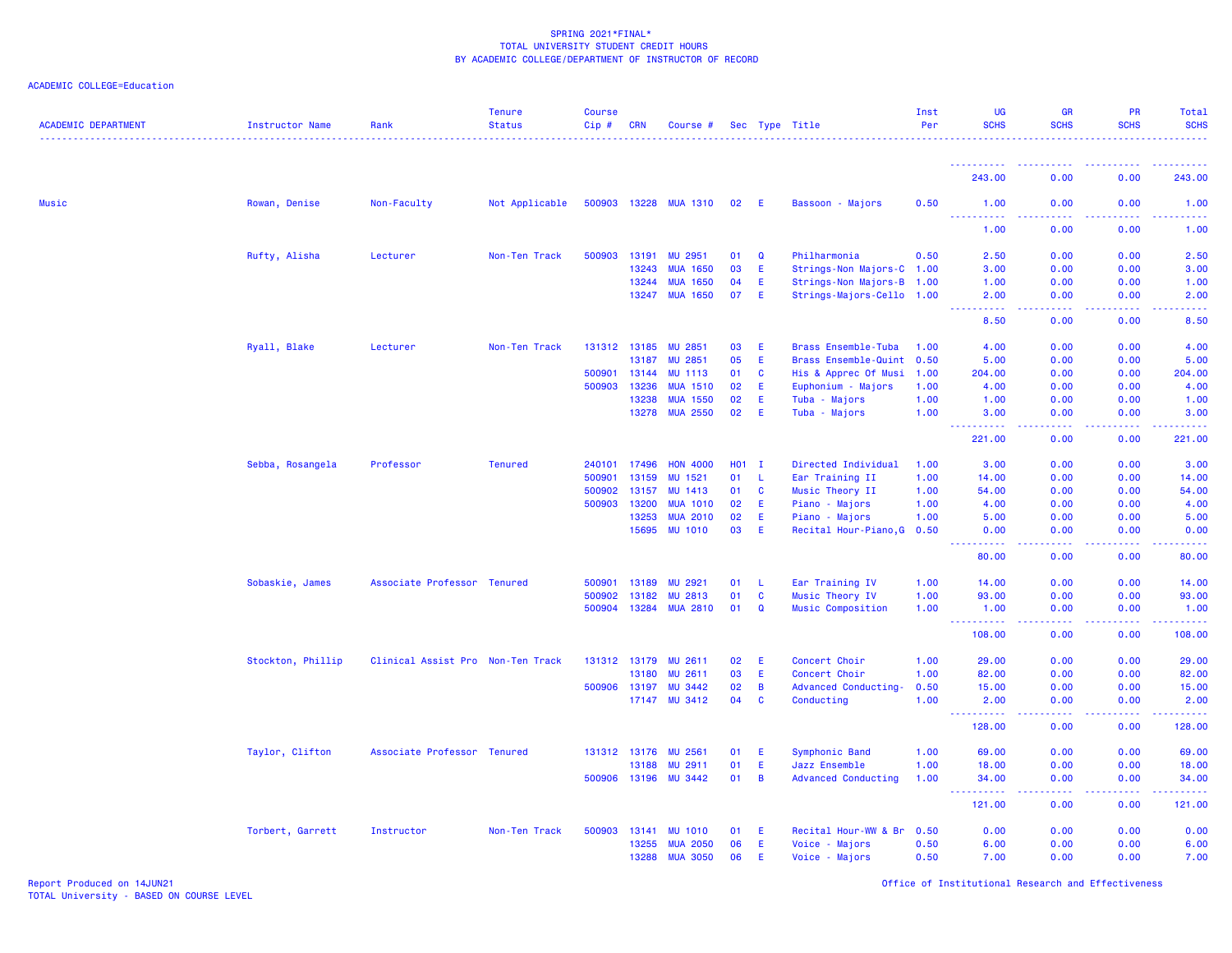SPRING 2021*FINAL*
TOTAL UNIVERSITY STUDENT CREDIT HOURS
BY ACADEMIC COLLEGE/DEPARTMENT OF INSTRUCTOR OF RECORD

ACADEMIC COLLEGE=Education

| ACADEMIC DEPARTMENT | Instructor Name | Rank | Tenure Status | Course Cip # | CRN | Course # | Sec | Type | Title | Inst Per | UG SCHS | GR SCHS | PR SCHS | Total SCHS |
|---|---|---|---|---|---|---|---|---|---|---|---|---|---|---|
| | | | | | | | | | | | 243.00 | 0.00 | 0.00 | 243.00 |
| Music | Rowan, Denise | Non-Faculty | Not Applicable | 500903 | 13228 | MUA 1310 | 02 | E | Bassoon - Majors | 0.50 | 1.00 | 0.00 | 0.00 | 1.00 |
| | | | | | | | | | | | 1.00 | 0.00 | 0.00 | 1.00 |
| | Rufty, Alisha | Lecturer | Non-Ten Track | 500903 | 13191 | MU 2951 | 01 | Q | Philharmonia | 0.50 | 2.50 | 0.00 | 0.00 | 2.50 |
| | | | | | 13243 | MUA 1650 | 03 | E | Strings-Non Majors-C | 1.00 | 3.00 | 0.00 | 0.00 | 3.00 |
| | | | | | 13244 | MUA 1650 | 04 | E | Strings-Non Majors-B | 1.00 | 1.00 | 0.00 | 0.00 | 1.00 |
| | | | | | 13247 | MUA 1650 | 07 | E | Strings-Majors-Cello | 1.00 | 2.00 | 0.00 | 0.00 | 2.00 |
| | | | | | | | | | | | 8.50 | 0.00 | 0.00 | 8.50 |
| | Ryall, Blake | Lecturer | Non-Ten Track | 131312 | 13185 | MU 2851 | 03 | E | Brass Ensemble-Tuba | 1.00 | 4.00 | 0.00 | 0.00 | 4.00 |
| | | | | | 13187 | MU 2851 | 05 | E | Brass Ensemble-Quint | 0.50 | 5.00 | 0.00 | 0.00 | 5.00 |
| | | | | 500901 | 13144 | MU 1113 | 01 | C | His & Apprec Of Musi | 1.00 | 204.00 | 0.00 | 0.00 | 204.00 |
| | | | | 500903 | 13236 | MUA 1510 | 02 | E | Euphonium - Majors | 1.00 | 4.00 | 0.00 | 0.00 | 4.00 |
| | | | | | 13238 | MUA 1550 | 02 | E | Tuba - Majors | 1.00 | 1.00 | 0.00 | 0.00 | 1.00 |
| | | | | | 13278 | MUA 2550 | 02 | E | Tuba - Majors | 1.00 | 3.00 | 0.00 | 0.00 | 3.00 |
| | | | | | | | | | | | 221.00 | 0.00 | 0.00 | 221.00 |
| | Sebba, Rosangela | Professor | Tenured | 240101 | 17496 | HON 4000 | H01 | I | Directed Individual | 1.00 | 3.00 | 0.00 | 0.00 | 3.00 |
| | | | | 500901 | 13159 | MU 1521 | 01 | L | Ear Training II | 1.00 | 14.00 | 0.00 | 0.00 | 14.00 |
| | | | | 500902 | 13157 | MU 1413 | 01 | C | Music Theory II | 1.00 | 54.00 | 0.00 | 0.00 | 54.00 |
| | | | | 500903 | 13200 | MUA 1010 | 02 | E | Piano - Majors | 1.00 | 4.00 | 0.00 | 0.00 | 4.00 |
| | | | | | 13253 | MUA 2010 | 02 | E | Piano - Majors | 1.00 | 5.00 | 0.00 | 0.00 | 5.00 |
| | | | | | 15695 | MU 1010 | 03 | E | Recital Hour-Piano,G | 0.50 | 0.00 | 0.00 | 0.00 | 0.00 |
| | | | | | | | | | | | 80.00 | 0.00 | 0.00 | 80.00 |
| | Sobaskie, James | Associate Professor | Tenured | 500901 | 13189 | MU 2921 | 01 | L | Ear Training IV | 1.00 | 14.00 | 0.00 | 0.00 | 14.00 |
| | | | | 500902 | 13182 | MU 2813 | 01 | C | Music Theory IV | 1.00 | 93.00 | 0.00 | 0.00 | 93.00 |
| | | | | 500904 | 13284 | MUA 2810 | 01 | Q | Music Composition | 1.00 | 1.00 | 0.00 | 0.00 | 1.00 |
| | | | | | | | | | | | 108.00 | 0.00 | 0.00 | 108.00 |
| | Stockton, Phillip | Clinical Assist Pro | Non-Ten Track | 131312 | 13179 | MU 2611 | 02 | E | Concert Choir | 1.00 | 29.00 | 0.00 | 0.00 | 29.00 |
| | | | | | 13180 | MU 2611 | 03 | E | Concert Choir | 1.00 | 82.00 | 0.00 | 0.00 | 82.00 |
| | | | | 500906 | 13197 | MU 3442 | 02 | B | Advanced Conducting- | 0.50 | 15.00 | 0.00 | 0.00 | 15.00 |
| | | | | | 17147 | MU 3412 | 04 | C | Conducting | 1.00 | 2.00 | 0.00 | 0.00 | 2.00 |
| | | | | | | | | | | | 128.00 | 0.00 | 0.00 | 128.00 |
| | Taylor, Clifton | Associate Professor | Tenured | 131312 | 13176 | MU 2561 | 01 | E | Symphonic Band | 1.00 | 69.00 | 0.00 | 0.00 | 69.00 |
| | | | | | 13188 | MU 2911 | 01 | E | Jazz Ensemble | 1.00 | 18.00 | 0.00 | 0.00 | 18.00 |
| | | | | 500906 | 13196 | MU 3442 | 01 | B | Advanced Conducting | 1.00 | 34.00 | 0.00 | 0.00 | 34.00 |
| | | | | | | | | | | | 121.00 | 0.00 | 0.00 | 121.00 |
| | Torbert, Garrett | Instructor | Non-Ten Track | 500903 | 13141 | MU 1010 | 01 | E | Recital Hour-WW & Br | 0.50 | 0.00 | 0.00 | 0.00 | 0.00 |
| | | | | | 13255 | MUA 2050 | 06 | E | Voice - Majors | 0.50 | 6.00 | 0.00 | 0.00 | 6.00 |
| | | | | | 13288 | MUA 3050 | 06 | E | Voice - Majors | 0.50 | 7.00 | 0.00 | 0.00 | 7.00 |

Report Produced on 14JUN21
TOTAL University - BASED ON COURSE LEVEL

Office of Institutional Research and Effectiveness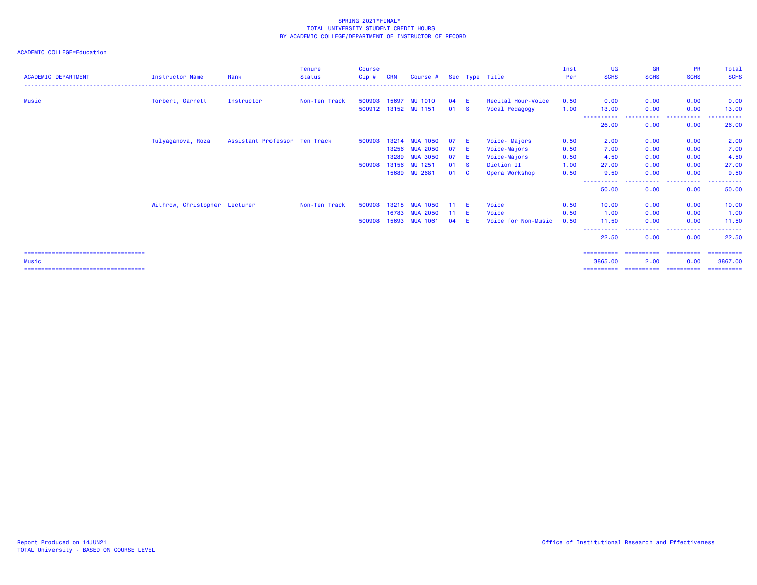SPRING 2021*FINAL*
TOTAL UNIVERSITY STUDENT CREDIT HOURS
BY ACADEMIC COLLEGE/DEPARTMENT OF INSTRUCTOR OF RECORD

ACADEMIC COLLEGE=Education

| ACADEMIC DEPARTMENT | Instructor Name | Rank | Tenure Status | Course Cip # | CRN | Course # | Sec | Type | Title | Inst Per | UG SCHS | GR SCHS | PR SCHS | Total SCHS |
|---|---|---|---|---|---|---|---|---|---|---|---|---|---|---|
| Music | Torbert, Garrett | Instructor | Non-Ten Track | 500903 | 15697 | MU 1010 | 04 | E | Recital Hour-Voice | 0.50 | 0.00 | 0.00 | 0.00 | 0.00 |
| | | | | 500912 | 13152 | MU 1151 | 01 | S | Vocal Pedagogy | 1.00 | 13.00 | 0.00 | 0.00 | 13.00 |
| | | | | | | | | | | | 26.00 | 0.00 | 0.00 | 26.00 |
| | Tulyaganova, Roza | Assistant Professor | Ten Track | 500903 | 13214 | MUA 1050 | 07 | E | Voice- Majors | 0.50 | 2.00 | 0.00 | 0.00 | 2.00 |
| | | | | | 13256 | MUA 2050 | 07 | E | Voice-Majors | 0.50 | 7.00 | 0.00 | 0.00 | 7.00 |
| | | | | | 13289 | MUA 3050 | 07 | E | Voice-Majors | 0.50 | 4.50 | 0.00 | 0.00 | 4.50 |
| | | | | 500908 | 13156 | MU 1251 | 01 | S | Diction II | 1.00 | 27.00 | 0.00 | 0.00 | 27.00 |
| | | | | | 15689 | MU 2681 | 01 | C | Opera Workshop | 0.50 | 9.50 | 0.00 | 0.00 | 9.50 |
| | | | | | | | | | | | 50.00 | 0.00 | 0.00 | 50.00 |
| | Withrow, Christopher | Lecturer | Non-Ten Track | 500903 | 13218 | MUA 1050 | 11 | E | Voice | 0.50 | 10.00 | 0.00 | 0.00 | 10.00 |
| | | | | | 16783 | MUA 2050 | 11 | E | Voice | 0.50 | 1.00 | 0.00 | 0.00 | 1.00 |
| | | | | 500908 | 15693 | MUA 1061 | 04 | E | Voice for Non-Music | 0.50 | 11.50 | 0.00 | 0.00 | 11.50 |
| | | | | | | | | | | | 22.50 | 0.00 | 0.00 | 22.50 |
| Music | | | | | | | | | | | 3865.00 | 2.00 | 0.00 | 3867.00 |

Report Produced on 14JUN21
TOTAL University - BASED ON COURSE LEVEL

Office of Institutional Research and Effectiveness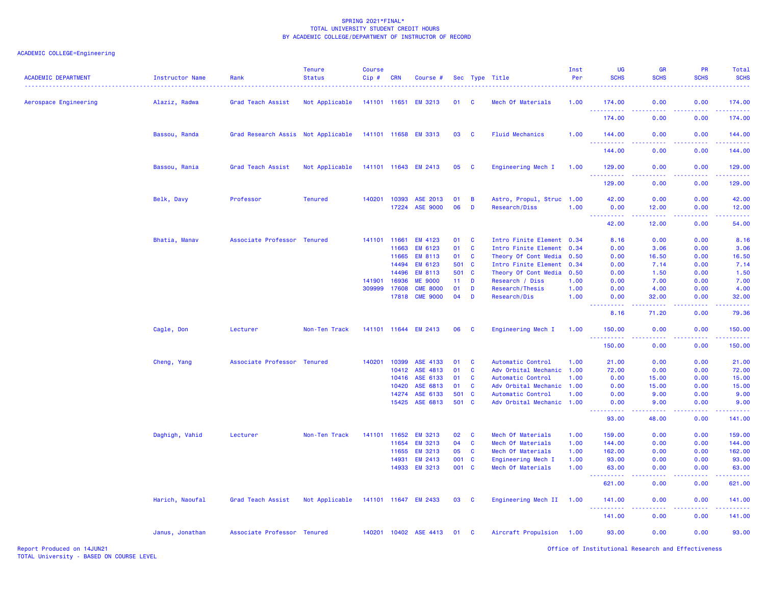SPRING 2021*FINAL*
TOTAL UNIVERSITY STUDENT CREDIT HOURS
BY ACADEMIC COLLEGE/DEPARTMENT OF INSTRUCTOR OF RECORD

ACADEMIC COLLEGE=Engineering

| ACADEMIC DEPARTMENT | Instructor Name | Rank | Tenure Status | Course Cip # | CRN | Course # | Sec | Type | Title | Inst Per | UG SCHS | GR SCHS | PR SCHS | Total SCHS |
|---|---|---|---|---|---|---|---|---|---|---|---|---|---|---|
| Aerospace Engineering | Alaziz, Radwa | Grad Teach Assist | Not Applicable | 141101 | 11651 | EM 3213 | 01 | C | Mech Of Materials | 1.00 | 174.00 | 0.00 | 0.00 | 174.00 |
| | | | | | | | | | | | 174.00 | 0.00 | 0.00 | 174.00 |
| | Bassou, Randa | Grad Research Assis | Not Applicable | 141101 | 11658 | EM 3313 | 03 | C | Fluid Mechanics | 1.00 | 144.00 | 0.00 | 0.00 | 144.00 |
| | | | | | | | | | | | 144.00 | 0.00 | 0.00 | 144.00 |
| | Bassou, Rania | Grad Teach Assist | Not Applicable | 141101 | 11643 | EM 2413 | 05 | C | Engineering Mech I | 1.00 | 129.00 | 0.00 | 0.00 | 129.00 |
| | | | | | | | | | | | 129.00 | 0.00 | 0.00 | 129.00 |
| | Belk, Davy | Professor | Tenured | 140201 | 10393 | ASE 2013 | 01 | B | Astro, Propul, Struc | 1.00 | 42.00 | 0.00 | 0.00 | 42.00 |
| | | | | | 17224 | ASE 9000 | 06 | D | Research/Diss | 1.00 | 0.00 | 12.00 | 0.00 | 12.00 |
| | | | | | | | | | | | 42.00 | 12.00 | 0.00 | 54.00 |
| | Bhatia, Manav | Associate Professor | Tenured | 141101 | 11661 | EM 4123 | 01 | C | Intro Finite Element | 0.34 | 8.16 | 0.00 | 0.00 | 8.16 |
| | | | | | 11663 | EM 6123 | 01 | C | Intro Finite Element | 0.34 | 0.00 | 3.06 | 0.00 | 3.06 |
| | | | | | 11665 | EM 8113 | 01 | C | Theory Of Cont Media | 0.50 | 0.00 | 16.50 | 0.00 | 16.50 |
| | | | | | 14494 | EM 6123 | 501 | C | Intro Finite Element | 0.34 | 0.00 | 7.14 | 0.00 | 7.14 |
| | | | | | 14496 | EM 8113 | 501 | C | Theory Of Cont Media | 0.50 | 0.00 | 1.50 | 0.00 | 1.50 |
| | | | | 141901 | 16936 | ME 9000 | 11 | D | Research / Diss | 1.00 | 0.00 | 7.00 | 0.00 | 7.00 |
| | | | | 309999 | 17608 | CME 8000 | 01 | D | Research/Thesis | 1.00 | 0.00 | 4.00 | 0.00 | 4.00 |
| | | | | | 17818 | CME 9000 | 04 | D | Research/Dis | 1.00 | 0.00 | 32.00 | 0.00 | 32.00 |
| | | | | | | | | | | | 8.16 | 71.20 | 0.00 | 79.36 |
| | Cagle, Don | Lecturer | Non-Ten Track | 141101 | 11644 | EM 2413 | 06 | C | Engineering Mech I | 1.00 | 150.00 | 0.00 | 0.00 | 150.00 |
| | | | | | | | | | | | 150.00 | 0.00 | 0.00 | 150.00 |
| | Cheng, Yang | Associate Professor | Tenured | 140201 | 10399 | ASE 4133 | 01 | C | Automatic Control | 1.00 | 21.00 | 0.00 | 0.00 | 21.00 |
| | | | | | 10412 | ASE 4813 | 01 | C | Adv Orbital Mechanic | 1.00 | 72.00 | 0.00 | 0.00 | 72.00 |
| | | | | | 10416 | ASE 6133 | 01 | C | Automatic Control | 1.00 | 0.00 | 15.00 | 0.00 | 15.00 |
| | | | | | 10420 | ASE 6813 | 01 | C | Adv Orbital Mechanic | 1.00 | 0.00 | 15.00 | 0.00 | 15.00 |
| | | | | | 14274 | ASE 6133 | 501 | C | Automatic Control | 1.00 | 0.00 | 9.00 | 0.00 | 9.00 |
| | | | | | 15425 | ASE 6813 | 501 | C | Adv Orbital Mechanic | 1.00 | 0.00 | 9.00 | 0.00 | 9.00 |
| | | | | | | | | | | | 93.00 | 48.00 | 0.00 | 141.00 |
| | Daghigh, Vahid | Lecturer | Non-Ten Track | 141101 | 11652 | EM 3213 | 02 | C | Mech Of Materials | 1.00 | 159.00 | 0.00 | 0.00 | 159.00 |
| | | | | | 11654 | EM 3213 | 04 | C | Mech Of Materials | 1.00 | 144.00 | 0.00 | 0.00 | 144.00 |
| | | | | | 11655 | EM 3213 | 05 | C | Mech Of Materials | 1.00 | 162.00 | 0.00 | 0.00 | 162.00 |
| | | | | | 14931 | EM 2413 | 001 | C | Engineering Mech I | 1.00 | 93.00 | 0.00 | 0.00 | 93.00 |
| | | | | | 14933 | EM 3213 | 001 | C | Mech Of Materials | 1.00 | 63.00 | 0.00 | 0.00 | 63.00 |
| | | | | | | | | | | | 621.00 | 0.00 | 0.00 | 621.00 |
| | Harich, Naoufal | Grad Teach Assist | Not Applicable | 141101 | 11647 | EM 2433 | 03 | C | Engineering Mech II | 1.00 | 141.00 | 0.00 | 0.00 | 141.00 |
| | | | | | | | | | | | 141.00 | 0.00 | 0.00 | 141.00 |
| | Janus, Jonathan | Associate Professor | Tenured | 140201 | 10402 | ASE 4413 | 01 | C | Aircraft Propulsion | 1.00 | 93.00 | 0.00 | 0.00 | 93.00 |

Report Produced on 14JUN21
TOTAL University - BASED ON COURSE LEVEL

Office of Institutional Research and Effectiveness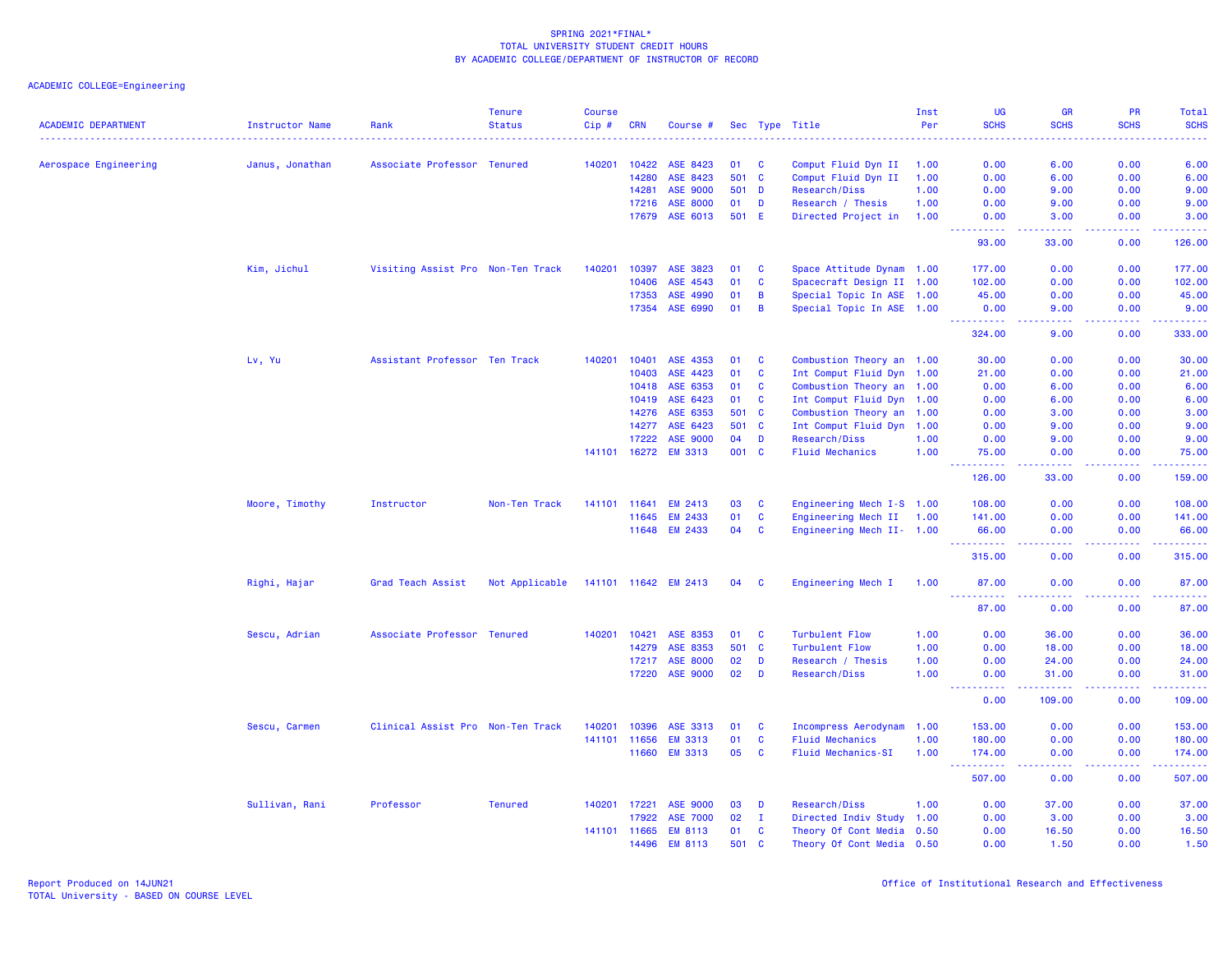SPRING 2021*FINAL*
TOTAL UNIVERSITY STUDENT CREDIT HOURS
BY ACADEMIC COLLEGE/DEPARTMENT OF INSTRUCTOR OF RECORD

ACADEMIC COLLEGE=Engineering

| ACADEMIC DEPARTMENT | Instructor Name | Rank | Tenure Status | Course Cip # | CRN | Course # | Sec | Type | Title | Inst Per | UG SCHS | GR SCHS | PR SCHS | Total SCHS |
|---|---|---|---|---|---|---|---|---|---|---|---|---|---|---|
| Aerospace Engineering | Janus, Jonathan | Associate Professor | Tenured | 140201 | 10422 | ASE 8423 | 01 | C | Comput Fluid Dyn II | 1.00 | 0.00 | 6.00 | 0.00 | 6.00 |
| | | | | | 14280 | ASE 8423 | 501 | C | Comput Fluid Dyn II | 1.00 | 0.00 | 6.00 | 0.00 | 6.00 |
| | | | | | 14281 | ASE 9000 | 501 | D | Research/Diss | 1.00 | 0.00 | 9.00 | 0.00 | 9.00 |
| | | | | | 17216 | ASE 8000 | 01 | D | Research / Thesis | 1.00 | 0.00 | 9.00 | 0.00 | 9.00 |
| | | | | | 17679 | ASE 6013 | 501 | E | Directed Project in | 1.00 | 0.00 | 3.00 | 0.00 | 3.00 |
| | | | | | | | | | | | 93.00 | 33.00 | 0.00 | 126.00 |
| | Kim, Jichul | Visiting Assist Pro | Non-Ten Track | 140201 | 10397 | ASE 3823 | 01 | C | Space Attitude Dynam | 1.00 | 177.00 | 0.00 | 0.00 | 177.00 |
| | | | | | 10406 | ASE 4543 | 01 | C | Spacecraft Design II | 1.00 | 102.00 | 0.00 | 0.00 | 102.00 |
| | | | | | 17353 | ASE 4990 | 01 | B | Special Topic In ASE | 1.00 | 45.00 | 0.00 | 0.00 | 45.00 |
| | | | | | 17354 | ASE 6990 | 01 | B | Special Topic In ASE | 1.00 | 0.00 | 9.00 | 0.00 | 9.00 |
| | | | | | | | | | | | 324.00 | 9.00 | 0.00 | 333.00 |
| | Lv, Yu | Assistant Professor | Ten Track | 140201 | 10401 | ASE 4353 | 01 | C | Combustion Theory an | 1.00 | 30.00 | 0.00 | 0.00 | 30.00 |
| | | | | | 10403 | ASE 4423 | 01 | C | Int Comput Fluid Dyn | 1.00 | 21.00 | 0.00 | 0.00 | 21.00 |
| | | | | | 10418 | ASE 6353 | 01 | C | Combustion Theory an | 1.00 | 0.00 | 6.00 | 0.00 | 6.00 |
| | | | | | 10419 | ASE 6423 | 01 | C | Int Comput Fluid Dyn | 1.00 | 0.00 | 6.00 | 0.00 | 6.00 |
| | | | | | 14276 | ASE 6353 | 501 | C | Combustion Theory an | 1.00 | 0.00 | 3.00 | 0.00 | 3.00 |
| | | | | | 14277 | ASE 6423 | 501 | C | Int Comput Fluid Dyn | 1.00 | 0.00 | 9.00 | 0.00 | 9.00 |
| | | | | | 17222 | ASE 9000 | 04 | D | Research/Diss | 1.00 | 0.00 | 9.00 | 0.00 | 9.00 |
| | | | | 141101 | 16272 | EM 3313 | 001 | C | Fluid Mechanics | 1.00 | 75.00 | 0.00 | 0.00 | 75.00 |
| | | | | | | | | | | | 126.00 | 33.00 | 0.00 | 159.00 |
| | Moore, Timothy | Instructor | Non-Ten Track | 141101 | 11641 | EM 2413 | 03 | C | Engineering Mech I-S | 1.00 | 108.00 | 0.00 | 0.00 | 108.00 |
| | | | | | 11645 | EM 2433 | 01 | C | Engineering Mech II | 1.00 | 141.00 | 0.00 | 0.00 | 141.00 |
| | | | | | 11648 | EM 2433 | 04 | C | Engineering Mech II- | 1.00 | 66.00 | 0.00 | 0.00 | 66.00 |
| | | | | | | | | | | | 315.00 | 0.00 | 0.00 | 315.00 |
| | Righi, Hajar | Grad Teach Assist | Not Applicable | 141101 | 11642 | EM 2413 | 04 | C | Engineering Mech I | 1.00 | 87.00 | 0.00 | 0.00 | 87.00 |
| | | | | | | | | | | | 87.00 | 0.00 | 0.00 | 87.00 |
| | Sescu, Adrian | Associate Professor | Tenured | 140201 | 10421 | ASE 8353 | 01 | C | Turbulent Flow | 1.00 | 0.00 | 36.00 | 0.00 | 36.00 |
| | | | | | 14279 | ASE 8353 | 501 | C | Turbulent Flow | 1.00 | 0.00 | 18.00 | 0.00 | 18.00 |
| | | | | | 17217 | ASE 8000 | 02 | D | Research / Thesis | 1.00 | 0.00 | 24.00 | 0.00 | 24.00 |
| | | | | | 17220 | ASE 9000 | 02 | D | Research/Diss | 1.00 | 0.00 | 31.00 | 0.00 | 31.00 |
| | | | | | | | | | | | 0.00 | 109.00 | 0.00 | 109.00 |
| | Sescu, Carmen | Clinical Assist Pro | Non-Ten Track | 140201 | 10396 | ASE 3313 | 01 | C | Incompress Aerodynam | 1.00 | 153.00 | 0.00 | 0.00 | 153.00 |
| | | | | 141101 | 11656 | EM 3313 | 01 | C | Fluid Mechanics | 1.00 | 180.00 | 0.00 | 0.00 | 180.00 |
| | | | | | 11660 | EM 3313 | 05 | C | Fluid Mechanics-SI | 1.00 | 174.00 | 0.00 | 0.00 | 174.00 |
| | | | | | | | | | | | 507.00 | 0.00 | 0.00 | 507.00 |
| | Sullivan, Rani | Professor | Tenured | 140201 | 17221 | ASE 9000 | 03 | D | Research/Diss | 1.00 | 0.00 | 37.00 | 0.00 | 37.00 |
| | | | | | 17922 | ASE 7000 | 02 | I | Directed Indiv Study | 1.00 | 0.00 | 3.00 | 0.00 | 3.00 |
| | | | | 141101 | 11665 | EM 8113 | 01 | C | Theory Of Cont Media | 0.50 | 0.00 | 16.50 | 0.00 | 16.50 |
| | | | | | 14496 | EM 8113 | 501 | C | Theory Of Cont Media | 0.50 | 0.00 | 1.50 | 0.00 | 1.50 |

Report Produced on 14JUN21
TOTAL University - BASED ON COURSE LEVEL

Office of Institutional Research and Effectiveness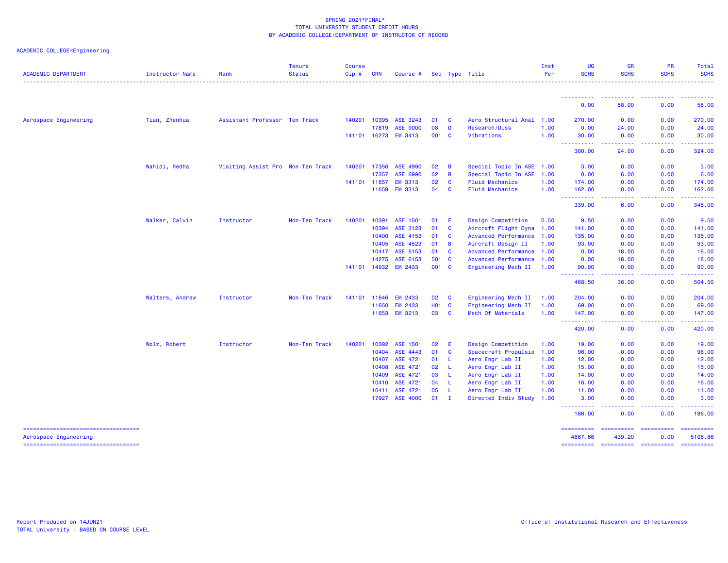SPRING 2021*FINAL*
TOTAL UNIVERSITY STUDENT CREDIT HOURS
BY ACADEMIC COLLEGE/DEPARTMENT OF INSTRUCTOR OF RECORD

ACADEMIC COLLEGE=Engineering

| ACADEMIC DEPARTMENT | Instructor Name | Rank | Tenure Status | Course Cip # | CRN | Course # | Sec | Type | Title | Inst Per | UG SCHS | GR SCHS | PR SCHS | Total SCHS |
|---|---|---|---|---|---|---|---|---|---|---|---|---|---|---|
| | | | | | | | | | | | 0.00 | 58.00 | 0.00 | 58.00 |
| Aerospace Engineering | Tian, Zhenhua | Assistant Professor | Ten Track | 140201 | 10395 | ASE 3243 | 01 | C | Aero Structural Anal | 1.00 | 270.00 | 0.00 | 0.00 | 270.00 |
| | | | | | 17819 | ASE 9000 | 08 | D | Research/Diss | 1.00 | 0.00 | 24.00 | 0.00 | 24.00 |
| | | | | 141101 | 16273 | EM 3413 | 001 | C | Vibrations | 1.00 | 30.00 | 0.00 | 0.00 | 30.00 |
| | | | | | | | | | | | 300.00 | 24.00 | 0.00 | 324.00 |
| | Wahidi, Redha | Visiting Assist Pro | Non-Ten Track | 140201 | 17356 | ASE 4990 | 02 | B | Special Topic In ASE | 1.00 | 3.00 | 0.00 | 0.00 | 3.00 |
| | | | | | 17357 | ASE 6990 | 02 | B | Special Topic In ASE | 1.00 | 0.00 | 6.00 | 0.00 | 6.00 |
| | | | | 141101 | 11657 | EM 3313 | 02 | C | Fluid Mechanics | 1.00 | 174.00 | 0.00 | 0.00 | 174.00 |
| | | | | | 11659 | EM 3313 | 04 | C | Fluid Mechanics | 1.00 | 162.00 | 0.00 | 0.00 | 162.00 |
| | | | | | | | | | | | 339.00 | 6.00 | 0.00 | 345.00 |
| | Walker, Calvin | Instructor | Non-Ten Track | 140201 | 10391 | ASE 1501 | 01 | E | Design Competition | 0.50 | 9.50 | 0.00 | 0.00 | 9.50 |
| | | | | | 10394 | ASE 3123 | 01 | C | Aircraft Flight Dyna | 1.00 | 141.00 | 0.00 | 0.00 | 141.00 |
| | | | | | 10400 | ASE 4153 | 01 | C | Advanced Performance | 1.00 | 135.00 | 0.00 | 0.00 | 135.00 |
| | | | | | 10405 | ASE 4523 | 01 | B | Aircraft Design II | 1.00 | 93.00 | 0.00 | 0.00 | 93.00 |
| | | | | | 10417 | ASE 6153 | 01 | C | Advanced Performance | 1.00 | 0.00 | 18.00 | 0.00 | 18.00 |
| | | | | | 14275 | ASE 6153 | 501 | C | Advanced Performance | 1.00 | 0.00 | 18.00 | 0.00 | 18.00 |
| | | | | 141101 | 14932 | EM 2433 | 001 | C | Engineering Mech II | 1.00 | 90.00 | 0.00 | 0.00 | 90.00 |
| | | | | | | | | | | | 468.50 | 36.00 | 0.00 | 504.50 |
| | Walters, Andrew | Instructor | Non-Ten Track | 141101 | 11646 | EM 2433 | 02 | C | Engineering Mech II | 1.00 | 204.00 | 0.00 | 0.00 | 204.00 |
| | | | | | 11650 | EM 2433 | H01 | C | Engineering Mech II | 1.00 | 69.00 | 0.00 | 0.00 | 69.00 |
| | | | | | 11653 | EM 3213 | 03 | C | Mech Of Materials | 1.00 | 147.00 | 0.00 | 0.00 | 147.00 |
| | | | | | | | | | | | 420.00 | 0.00 | 0.00 | 420.00 |
| | Wolz, Robert | Instructor | Non-Ten Track | 140201 | 10392 | ASE 1501 | 02 | E | Design Competition | 1.00 | 19.00 | 0.00 | 0.00 | 19.00 |
| | | | | | 10404 | ASE 4443 | 01 | C | Spacecraft Propulsio | 1.00 | 96.00 | 0.00 | 0.00 | 96.00 |
| | | | | | 10407 | ASE 4721 | 01 | L | Aero Engr Lab II | 1.00 | 12.00 | 0.00 | 0.00 | 12.00 |
| | | | | | 10408 | ASE 4721 | 02 | L | Aero Engr Lab II | 1.00 | 15.00 | 0.00 | 0.00 | 15.00 |
| | | | | | 10409 | ASE 4721 | 03 | L | Aero Engr Lab II | 1.00 | 14.00 | 0.00 | 0.00 | 14.00 |
| | | | | | 10410 | ASE 4721 | 04 | L | Aero Engr Lab II | 1.00 | 16.00 | 0.00 | 0.00 | 16.00 |
| | | | | | 10411 | ASE 4721 | 05 | L | Aero Engr Lab II | 1.00 | 11.00 | 0.00 | 0.00 | 11.00 |
| | | | | | 17927 | ASE 4000 | 01 | I | Directed Indiv Study | 1.00 | 3.00 | 0.00 | 0.00 | 3.00 |
| | | | | | | | | | | | 186.00 | 0.00 | 0.00 | 186.00 |
| Aerospace Engineering | | | | | | | | | | | 4667.66 | 439.20 | 0.00 | 5106.86 |

Report Produced on 14JUN21
TOTAL University - BASED ON COURSE LEVEL

Office of Institutional Research and Effectiveness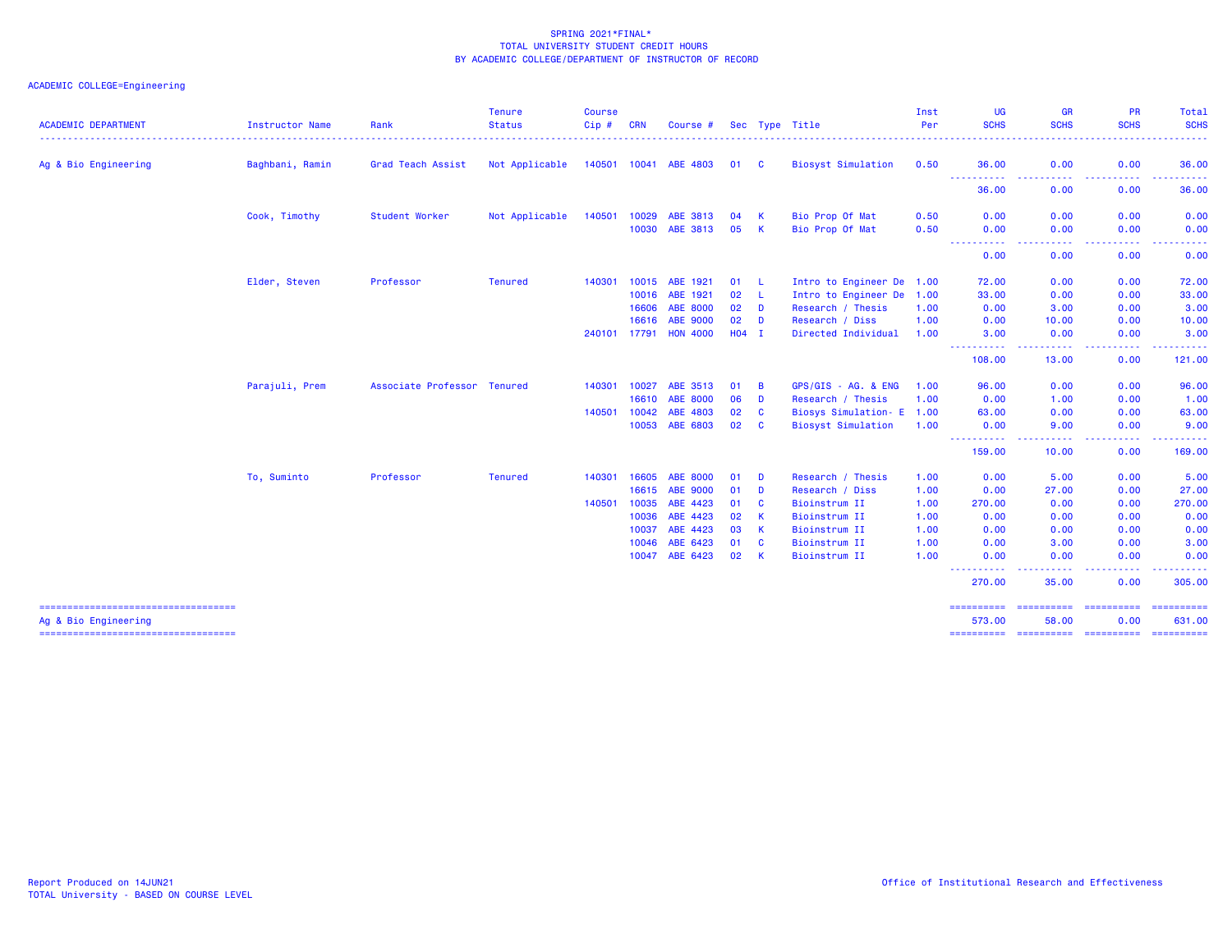SPRING 2021*FINAL*
TOTAL UNIVERSITY STUDENT CREDIT HOURS
BY ACADEMIC COLLEGE/DEPARTMENT OF INSTRUCTOR OF RECORD

ACADEMIC COLLEGE=Engineering

| ACADEMIC DEPARTMENT | Instructor Name | Rank | Tenure Status | Course Cip # | CRN | Course # | Sec | Type | Title | Inst Per | UG SCHS | GR SCHS | PR SCHS | Total SCHS |
|---|---|---|---|---|---|---|---|---|---|---|---|---|---|---|
| Ag & Bio Engineering | Baghbani, Ramin | Grad Teach Assist | Not Applicable | 140501 | 10041 | ABE 4803 | 01 | C | Biosyst Simulation | 0.50 | 36.00 | 0.00 | 0.00 | 36.00 |
| | | | | | | | | | | | 36.00 | 0.00 | 0.00 | 36.00 |
| | Cook, Timothy | Student Worker | Not Applicable | 140501 | 10029 | ABE 3813 | 04 | K | Bio Prop Of Mat | 0.50 | 0.00 | 0.00 | 0.00 | 0.00 |
| | | | | | 10030 | ABE 3813 | 05 | K | Bio Prop Of Mat | 0.50 | 0.00 | 0.00 | 0.00 | 0.00 |
| | | | | | | | | | | | 0.00 | 0.00 | 0.00 | 0.00 |
| | Elder, Steven | Professor | Tenured | 140301 | 10015 | ABE 1921 | 01 | L | Intro to Engineer De | 1.00 | 72.00 | 0.00 | 0.00 | 72.00 |
| | | | | | 10016 | ABE 1921 | 02 | L | Intro to Engineer De | 1.00 | 33.00 | 0.00 | 0.00 | 33.00 |
| | | | | | 16606 | ABE 8000 | 02 | D | Research / Thesis | 1.00 | 0.00 | 3.00 | 0.00 | 3.00 |
| | | | | | 16616 | ABE 9000 | 02 | D | Research / Diss | 1.00 | 0.00 | 10.00 | 0.00 | 10.00 |
| | | | | 240101 | 17791 | HON 4000 | H04 | I | Directed Individual | 1.00 | 3.00 | 0.00 | 0.00 | 3.00 |
| | | | | | | | | | | | 108.00 | 13.00 | 0.00 | 121.00 |
| | Parajuli, Prem | Associate Professor | Tenured | 140301 | 10027 | ABE 3513 | 01 | B | GPS/GIS - AG. & ENG | 1.00 | 96.00 | 0.00 | 0.00 | 96.00 |
| | | | | | 16610 | ABE 8000 | 06 | D | Research / Thesis | 1.00 | 0.00 | 1.00 | 0.00 | 1.00 |
| | | | | 140501 | 10042 | ABE 4803 | 02 | C | Biosys Simulation- E | 1.00 | 63.00 | 0.00 | 0.00 | 63.00 |
| | | | | | 10053 | ABE 6803 | 02 | C | Biosyst Simulation | 1.00 | 0.00 | 9.00 | 0.00 | 9.00 |
| | | | | | | | | | | | 159.00 | 10.00 | 0.00 | 169.00 |
| | To, Suminto | Professor | Tenured | 140301 | 16605 | ABE 8000 | 01 | D | Research / Thesis | 1.00 | 0.00 | 5.00 | 0.00 | 5.00 |
| | | | | | 16615 | ABE 9000 | 01 | D | Research / Diss | 1.00 | 0.00 | 27.00 | 0.00 | 27.00 |
| | | | | 140501 | 10035 | ABE 4423 | 01 | C | Bioinstrum II | 1.00 | 270.00 | 0.00 | 0.00 | 270.00 |
| | | | | | 10036 | ABE 4423 | 02 | K | Bioinstrum II | 1.00 | 0.00 | 0.00 | 0.00 | 0.00 |
| | | | | | 10037 | ABE 4423 | 03 | K | Bioinstrum II | 1.00 | 0.00 | 0.00 | 0.00 | 0.00 |
| | | | | | 10046 | ABE 6423 | 01 | C | Bioinstrum II | 1.00 | 0.00 | 3.00 | 0.00 | 3.00 |
| | | | | | 10047 | ABE 6423 | 02 | K | Bioinstrum II | 1.00 | 0.00 | 0.00 | 0.00 | 0.00 |
| | | | | | | | | | | | 270.00 | 35.00 | 0.00 | 305.00 |
| Ag & Bio Engineering | | | | | | | | | | | 573.00 | 58.00 | 0.00 | 631.00 |

Report Produced on 14JUN21
TOTAL University - BASED ON COURSE LEVEL

Office of Institutional Research and Effectiveness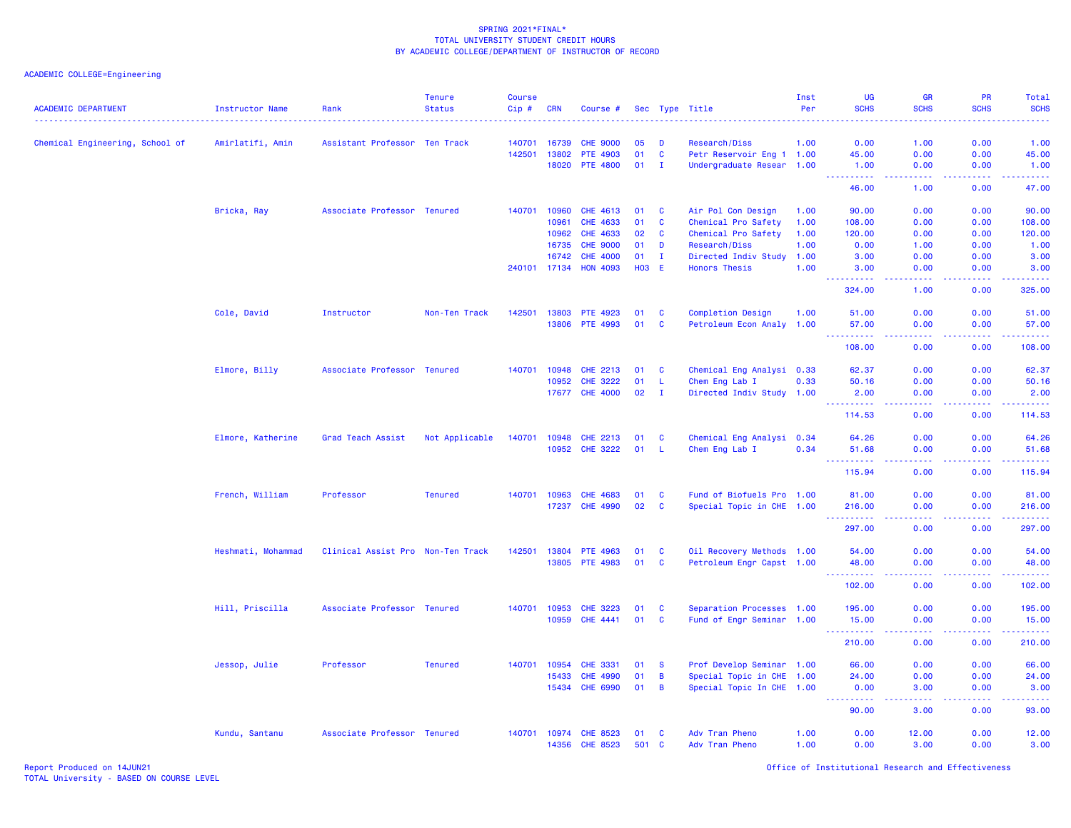SPRING 2021*FINAL*
TOTAL UNIVERSITY STUDENT CREDIT HOURS
BY ACADEMIC COLLEGE/DEPARTMENT OF INSTRUCTOR OF RECORD

ACADEMIC COLLEGE=Engineering

| ACADEMIC DEPARTMENT | Instructor Name | Rank | Tenure Status | Course Cip # | CRN | Course # | Sec | Type | Title | Inst Per | UG SCHS | GR SCHS | PR SCHS | Total SCHS |
|---|---|---|---|---|---|---|---|---|---|---|---|---|---|---|
| Chemical Engineering, School of | Amirlatifi, Amin | Assistant Professor | Ten Track | 140701 | 16739 | CHE 9000 | 05 | D | Research/Diss | 1.00 | 0.00 | 1.00 | 0.00 | 1.00 |
| | | | | 142501 | 13802 | PTE 4903 | 01 | C | Petr Reservoir Eng 1 | 1.00 | 45.00 | 0.00 | 0.00 | 45.00 |
| | | | | | 18020 | PTE 4800 | 01 | I | Undergraduate Resear | 1.00 | 1.00 | 0.00 | 0.00 | 1.00 |
| | | | | | | | | | | | 46.00 | 1.00 | 0.00 | 47.00 |
| | Bricka, Ray | Associate Professor | Tenured | 140701 | 10960 | CHE 4613 | 01 | C | Air Pol Con Design | 1.00 | 90.00 | 0.00 | 0.00 | 90.00 |
| | | | | | 10961 | CHE 4633 | 01 | C | Chemical Pro Safety | 1.00 | 108.00 | 0.00 | 0.00 | 108.00 |
| | | | | | 10962 | CHE 4633 | 02 | C | Chemical Pro Safety | 1.00 | 120.00 | 0.00 | 0.00 | 120.00 |
| | | | | | 16735 | CHE 9000 | 01 | D | Research/Diss | 1.00 | 0.00 | 1.00 | 0.00 | 1.00 |
| | | | | | 16742 | CHE 4000 | 01 | I | Directed Indiv Study | 1.00 | 3.00 | 0.00 | 0.00 | 3.00 |
| | | | | 240101 | 17134 | HON 4093 | H03 | E | Honors Thesis | 1.00 | 3.00 | 0.00 | 0.00 | 3.00 |
| | | | | | | | | | | | 324.00 | 1.00 | 0.00 | 325.00 |
| | Cole, David | Instructor | Non-Ten Track | 142501 | 13803 | PTE 4923 | 01 | C | Completion Design | 1.00 | 51.00 | 0.00 | 0.00 | 51.00 |
| | | | | | 13806 | PTE 4993 | 01 | C | Petroleum Econ Analy | 1.00 | 57.00 | 0.00 | 0.00 | 57.00 |
| | | | | | | | | | | | 108.00 | 0.00 | 0.00 | 108.00 |
| | Elmore, Billy | Associate Professor | Tenured | 140701 | 10948 | CHE 2213 | 01 | C | Chemical Eng Analysi | 0.33 | 62.37 | 0.00 | 0.00 | 62.37 |
| | | | | | 10952 | CHE 3222 | 01 | L | Chem Eng Lab I | 0.33 | 50.16 | 0.00 | 0.00 | 50.16 |
| | | | | | 17677 | CHE 4000 | 02 | I | Directed Indiv Study | 1.00 | 2.00 | 0.00 | 0.00 | 2.00 |
| | | | | | | | | | | | 114.53 | 0.00 | 0.00 | 114.53 |
| | Elmore, Katherine | Grad Teach Assist | Not Applicable | 140701 | 10948 | CHE 2213 | 01 | C | Chemical Eng Analysi | 0.34 | 64.26 | 0.00 | 0.00 | 64.26 |
| | | | | | 10952 | CHE 3222 | 01 | L | Chem Eng Lab I | 0.34 | 51.68 | 0.00 | 0.00 | 51.68 |
| | | | | | | | | | | | 115.94 | 0.00 | 0.00 | 115.94 |
| | French, William | Professor | Tenured | 140701 | 10963 | CHE 4683 | 01 | C | Fund of Biofuels Pro | 1.00 | 81.00 | 0.00 | 0.00 | 81.00 |
| | | | | | 17237 | CHE 4990 | 02 | C | Special Topic in CHE | 1.00 | 216.00 | 0.00 | 0.00 | 216.00 |
| | | | | | | | | | | | 297.00 | 0.00 | 0.00 | 297.00 |
| | Heshmati, Mohammad | Clinical Assist Pro | Non-Ten Track | 142501 | 13804 | PTE 4963 | 01 | C | Oil Recovery Methods | 1.00 | 54.00 | 0.00 | 0.00 | 54.00 |
| | | | | | 13805 | PTE 4983 | 01 | C | Petroleum Engr Capst | 1.00 | 48.00 | 0.00 | 0.00 | 48.00 |
| | | | | | | | | | | | 102.00 | 0.00 | 0.00 | 102.00 |
| | Hill, Priscilla | Associate Professor | Tenured | 140701 | 10953 | CHE 3223 | 01 | C | Separation Processes | 1.00 | 195.00 | 0.00 | 0.00 | 195.00 |
| | | | | | 10959 | CHE 4441 | 01 | C | Fund of Engr Seminar | 1.00 | 15.00 | 0.00 | 0.00 | 15.00 |
| | | | | | | | | | | | 210.00 | 0.00 | 0.00 | 210.00 |
| | Jessop, Julie | Professor | Tenured | 140701 | 10954 | CHE 3331 | 01 | S | Prof Develop Seminar | 1.00 | 66.00 | 0.00 | 0.00 | 66.00 |
| | | | | | 15433 | CHE 4990 | 01 | B | Special Topic in CHE | 1.00 | 24.00 | 0.00 | 0.00 | 24.00 |
| | | | | | 15434 | CHE 6990 | 01 | B | Special Topic In CHE | 1.00 | 0.00 | 3.00 | 0.00 | 3.00 |
| | | | | | | | | | | | 90.00 | 3.00 | 0.00 | 93.00 |
| | Kundu, Santanu | Associate Professor | Tenured | 140701 | 10974 | CHE 8523 | 01 | C | Adv Tran Pheno | 1.00 | 0.00 | 12.00 | 0.00 | 12.00 |
| | | | | | 14356 | CHE 8523 | 501 | C | Adv Tran Pheno | 1.00 | 0.00 | 3.00 | 0.00 | 3.00 |

Report Produced on 14JUN21
TOTAL University - BASED ON COURSE LEVEL

Office of Institutional Research and Effectiveness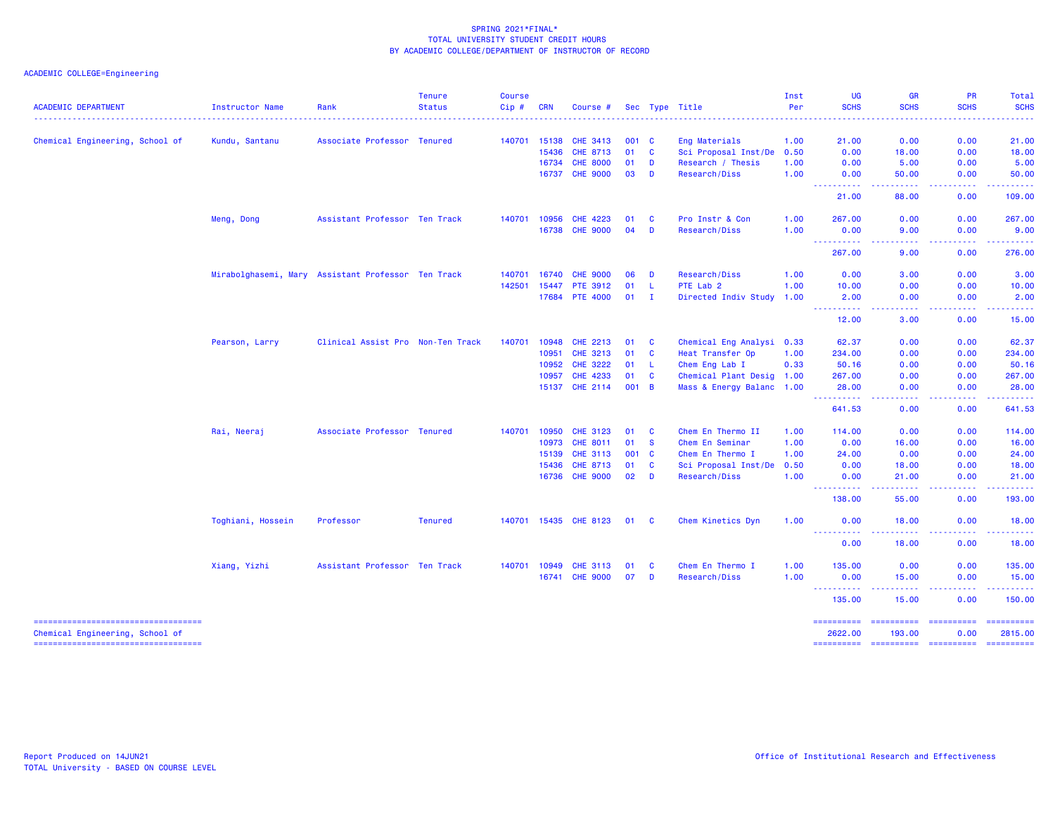SPRING 2021*FINAL*
TOTAL UNIVERSITY STUDENT CREDIT HOURS
BY ACADEMIC COLLEGE/DEPARTMENT OF INSTRUCTOR OF RECORD

ACADEMIC COLLEGE=Engineering

| ACADEMIC DEPARTMENT | Instructor Name | Rank | Tenure Status | Course Cip # | CRN | Course # | Sec | Type | Title | Inst Per | UG SCHS | GR SCHS | PR SCHS | Total SCHS |
|---|---|---|---|---|---|---|---|---|---|---|---|---|---|---|
| Chemical Engineering, School of | Kundu, Santanu | Associate Professor | Tenured | 140701 | 15138 | CHE 3413 | 001 | C | Eng Materials | 1.00 | 21.00 | 0.00 | 0.00 | 21.00 |
| | | | | | 15436 | CHE 8713 | 01 | C | Sci Proposal Inst/De | 0.50 | 0.00 | 18.00 | 0.00 | 18.00 |
| | | | | | 16734 | CHE 8000 | 01 | D | Research / Thesis | 1.00 | 0.00 | 5.00 | 0.00 | 5.00 |
| | | | | | 16737 | CHE 9000 | 03 | D | Research/Diss | 1.00 | 0.00 | 50.00 | 0.00 | 50.00 |
| | | | | | | | | | | | 21.00 | 88.00 | 0.00 | 109.00 |
| | Meng, Dong | Assistant Professor | Ten Track | 140701 | 10956 | CHE 4223 | 01 | C | Pro Instr & Con | 1.00 | 267.00 | 0.00 | 0.00 | 267.00 |
| | | | | | 16738 | CHE 9000 | 04 | D | Research/Diss | 1.00 | 0.00 | 9.00 | 0.00 | 9.00 |
| | | | | | | | | | | | 267.00 | 9.00 | 0.00 | 276.00 |
| | Mirabolghasemi, Mary | Assistant Professor | Ten Track | 140701 | 16740 | CHE 9000 | 06 | D | Research/Diss | 1.00 | 0.00 | 3.00 | 0.00 | 3.00 |
| | | | | 142501 | 15447 | PTE 3912 | 01 | L | PTE Lab 2 | 1.00 | 10.00 | 0.00 | 0.00 | 10.00 |
| | | | | | 17684 | PTE 4000 | 01 | I | Directed Indiv Study | 1.00 | 2.00 | 0.00 | 0.00 | 2.00 |
| | | | | | | | | | | | 12.00 | 3.00 | 0.00 | 15.00 |
| | Pearson, Larry | Clinical Assist Pro | Non-Ten Track | 140701 | 10948 | CHE 2213 | 01 | C | Chemical Eng Analysi | 0.33 | 62.37 | 0.00 | 0.00 | 62.37 |
| | | | | | 10951 | CHE 3213 | 01 | C | Heat Transfer Op | 1.00 | 234.00 | 0.00 | 0.00 | 234.00 |
| | | | | | 10952 | CHE 3222 | 01 | L | Chem Eng Lab I | 0.33 | 50.16 | 0.00 | 0.00 | 50.16 |
| | | | | | 10957 | CHE 4233 | 01 | C | Chemical Plant Desig | 1.00 | 267.00 | 0.00 | 0.00 | 267.00 |
| | | | | | 15137 | CHE 2114 | 001 | B | Mass & Energy Balanc | 1.00 | 28.00 | 0.00 | 0.00 | 28.00 |
| | | | | | | | | | | | 641.53 | 0.00 | 0.00 | 641.53 |
| | Rai, Neeraj | Associate Professor | Tenured | 140701 | 10950 | CHE 3123 | 01 | C | Chem En Thermo II | 1.00 | 114.00 | 0.00 | 0.00 | 114.00 |
| | | | | | 10973 | CHE 8011 | 01 | S | Chem En Seminar | 1.00 | 0.00 | 16.00 | 0.00 | 16.00 |
| | | | | | 15139 | CHE 3113 | 001 | C | Chem En Thermo I | 1.00 | 24.00 | 0.00 | 0.00 | 24.00 |
| | | | | | 15436 | CHE 8713 | 01 | C | Sci Proposal Inst/De | 0.50 | 0.00 | 18.00 | 0.00 | 18.00 |
| | | | | | 16736 | CHE 9000 | 02 | D | Research/Diss | 1.00 | 0.00 | 21.00 | 0.00 | 21.00 |
| | | | | | | | | | | | 138.00 | 55.00 | 0.00 | 193.00 |
| | Toghiani, Hossein | Professor | Tenured | 140701 | 15435 | CHE 8123 | 01 | C | Chem Kinetics Dyn | 1.00 | 0.00 | 18.00 | 0.00 | 18.00 |
| | | | | | | | | | | | 0.00 | 18.00 | 0.00 | 18.00 |
| | Xiang, Yizhi | Assistant Professor | Ten Track | 140701 | 10949 | CHE 3113 | 01 | C | Chem En Thermo I | 1.00 | 135.00 | 0.00 | 0.00 | 135.00 |
| | | | | | 16741 | CHE 9000 | 07 | D | Research/Diss | 1.00 | 0.00 | 15.00 | 0.00 | 15.00 |
| | | | | | | | | | | | 135.00 | 15.00 | 0.00 | 150.00 |
| Chemical Engineering, School of | | | | | | | | | | | 2622.00 | 193.00 | 0.00 | 2815.00 |

Report Produced on 14JUN21
TOTAL University - BASED ON COURSE LEVEL

Office of Institutional Research and Effectiveness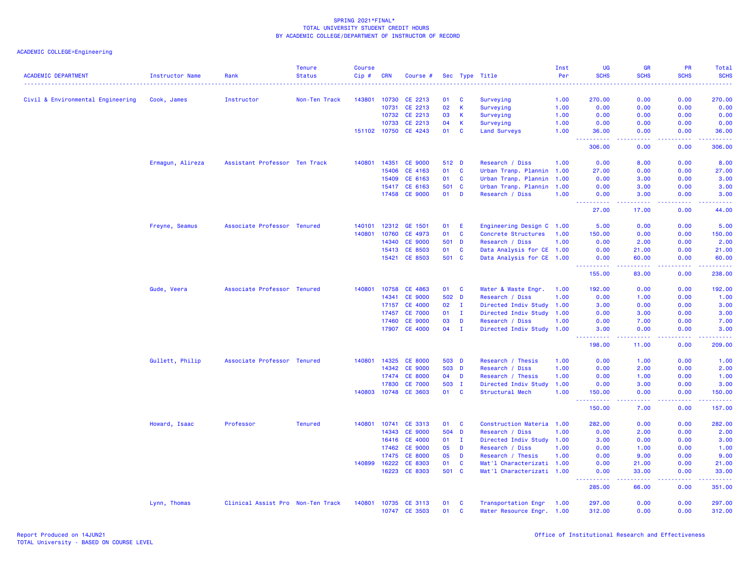SPRING 2021*FINAL*
TOTAL UNIVERSITY STUDENT CREDIT HOURS
BY ACADEMIC COLLEGE/DEPARTMENT OF INSTRUCTOR OF RECORD

ACADEMIC COLLEGE=Engineering

| ACADEMIC DEPARTMENT | Instructor Name | Rank | Tenure Status | Course Cip # | CRN | Course # | Sec | Type | Title | Inst Per | UG SCHS | GR SCHS | PR SCHS | Total SCHS |
|---|---|---|---|---|---|---|---|---|---|---|---|---|---|---|
| Civil & Environmental Engineering | Cook, James | Instructor | Non-Ten Track | 143801 | 10730 | CE 2213 | 01 | C | Surveying | 1.00 | 270.00 | 0.00 | 0.00 | 270.00 |
| | | | | | 10731 | CE 2213 | 02 | K | Surveying | 1.00 | 0.00 | 0.00 | 0.00 | 0.00 |
| | | | | | 10732 | CE 2213 | 03 | K | Surveying | 1.00 | 0.00 | 0.00 | 0.00 | 0.00 |
| | | | | | 10733 | CE 2213 | 04 | K | Surveying | 1.00 | 0.00 | 0.00 | 0.00 | 0.00 |
| | | | | 151102 | 10750 | CE 4243 | 01 | C | Land Surveys | 1.00 | 36.00 | 0.00 | 0.00 | 36.00 |
| | | | | | | | | | | | 306.00 | 0.00 | 0.00 | 306.00 |
| | Ermagun, Alireza | Assistant Professor | Ten Track | 140801 | 14351 | CE 9000 | 512 | D | Research / Diss | 1.00 | 0.00 | 8.00 | 0.00 | 8.00 |
| | | | | | 15406 | CE 4163 | 01 | C | Urban Tranp. Plannin | 1.00 | 27.00 | 0.00 | 0.00 | 27.00 |
| | | | | | 15409 | CE 6163 | 01 | C | Urban Tranp. Plannin | 1.00 | 0.00 | 3.00 | 0.00 | 3.00 |
| | | | | | 15417 | CE 6163 | 501 | C | Urban Tranp. Plannin | 1.00 | 0.00 | 3.00 | 0.00 | 3.00 |
| | | | | | 17458 | CE 9000 | 01 | D | Research / Diss | 1.00 | 0.00 | 3.00 | 0.00 | 3.00 |
| | | | | | | | | | | | 27.00 | 17.00 | 0.00 | 44.00 |
| | Freyne, Seamus | Associate Professor | Tenured | 140101 | 12312 | GE 1501 | 01 | E | Engineering Design C | 1.00 | 5.00 | 0.00 | 0.00 | 5.00 |
| | | | | 140801 | 10760 | CE 4973 | 01 | C | Concrete Structures | 1.00 | 150.00 | 0.00 | 0.00 | 150.00 |
| | | | | | 14340 | CE 9000 | 501 | D | Research / Diss | 1.00 | 0.00 | 2.00 | 0.00 | 2.00 |
| | | | | | 15413 | CE 8503 | 01 | C | Data Analysis for CE | 1.00 | 0.00 | 21.00 | 0.00 | 21.00 |
| | | | | | 15421 | CE 8503 | 501 | C | Data Analysis for CE | 1.00 | 0.00 | 60.00 | 0.00 | 60.00 |
| | | | | | | | | | | | 155.00 | 83.00 | 0.00 | 238.00 |
| | Gude, Veera | Associate Professor | Tenured | 140801 | 10758 | CE 4863 | 01 | C | Water & Waste Engr. | 1.00 | 192.00 | 0.00 | 0.00 | 192.00 |
| | | | | | 14341 | CE 9000 | 502 | D | Research / Diss | 1.00 | 0.00 | 1.00 | 0.00 | 1.00 |
| | | | | | 17157 | CE 4000 | 02 | I | Directed Indiv Study | 1.00 | 3.00 | 0.00 | 0.00 | 3.00 |
| | | | | | 17457 | CE 7000 | 01 | I | Directed Indiv Study | 1.00 | 0.00 | 3.00 | 0.00 | 3.00 |
| | | | | | 17460 | CE 9000 | 03 | D | Research / Diss | 1.00 | 0.00 | 7.00 | 0.00 | 7.00 |
| | | | | | 17907 | CE 4000 | 04 | I | Directed Indiv Study | 1.00 | 3.00 | 0.00 | 0.00 | 3.00 |
| | | | | | | | | | | | 198.00 | 11.00 | 0.00 | 209.00 |
| | Gullett, Philip | Associate Professor | Tenured | 140801 | 14325 | CE 8000 | 503 | D | Research / Thesis | 1.00 | 0.00 | 1.00 | 0.00 | 1.00 |
| | | | | | 14342 | CE 9000 | 503 | D | Research / Diss | 1.00 | 0.00 | 2.00 | 0.00 | 2.00 |
| | | | | | 17474 | CE 8000 | 04 | D | Research / Thesis | 1.00 | 0.00 | 1.00 | 0.00 | 1.00 |
| | | | | | 17830 | CE 7000 | 503 | I | Directed Indiv Study | 1.00 | 0.00 | 3.00 | 0.00 | 3.00 |
| | | | | 140803 | 10748 | CE 3603 | 01 | C | Structural Mech | 1.00 | 150.00 | 0.00 | 0.00 | 150.00 |
| | | | | | | | | | | | 150.00 | 7.00 | 0.00 | 157.00 |
| | Howard, Isaac | Professor | Tenured | 140801 | 10741 | CE 3313 | 01 | C | Construction Materia | 1.00 | 282.00 | 0.00 | 0.00 | 282.00 |
| | | | | | 14343 | CE 9000 | 504 | D | Research / Diss | 1.00 | 0.00 | 2.00 | 0.00 | 2.00 |
| | | | | | 16416 | CE 4000 | 01 | I | Directed Indiv Study | 1.00 | 3.00 | 0.00 | 0.00 | 3.00 |
| | | | | | 17462 | CE 9000 | 05 | D | Research / Diss | 1.00 | 0.00 | 1.00 | 0.00 | 1.00 |
| | | | | | 17475 | CE 8000 | 05 | D | Research / Thesis | 1.00 | 0.00 | 9.00 | 0.00 | 9.00 |
| | | | | 140899 | 16222 | CE 8303 | 01 | C | Mat'l Characterizati | 1.00 | 0.00 | 21.00 | 0.00 | 21.00 |
| | | | | | 16223 | CE 8303 | 501 | C | Mat'l Characterizati | 1.00 | 0.00 | 33.00 | 0.00 | 33.00 |
| | | | | | | | | | | | 285.00 | 66.00 | 0.00 | 351.00 |
| | Lynn, Thomas | Clinical Assist Pro | Non-Ten Track | 140801 | 10735 | CE 3113 | 01 | C | Transportation Engr | 1.00 | 297.00 | 0.00 | 0.00 | 297.00 |
| | | | | | 10747 | CE 3503 | 01 | C | Water Resource Engr. | 1.00 | 312.00 | 0.00 | 0.00 | 312.00 |

Report Produced on 14JUN21
TOTAL University - BASED ON COURSE LEVEL

Office of Institutional Research and Effectiveness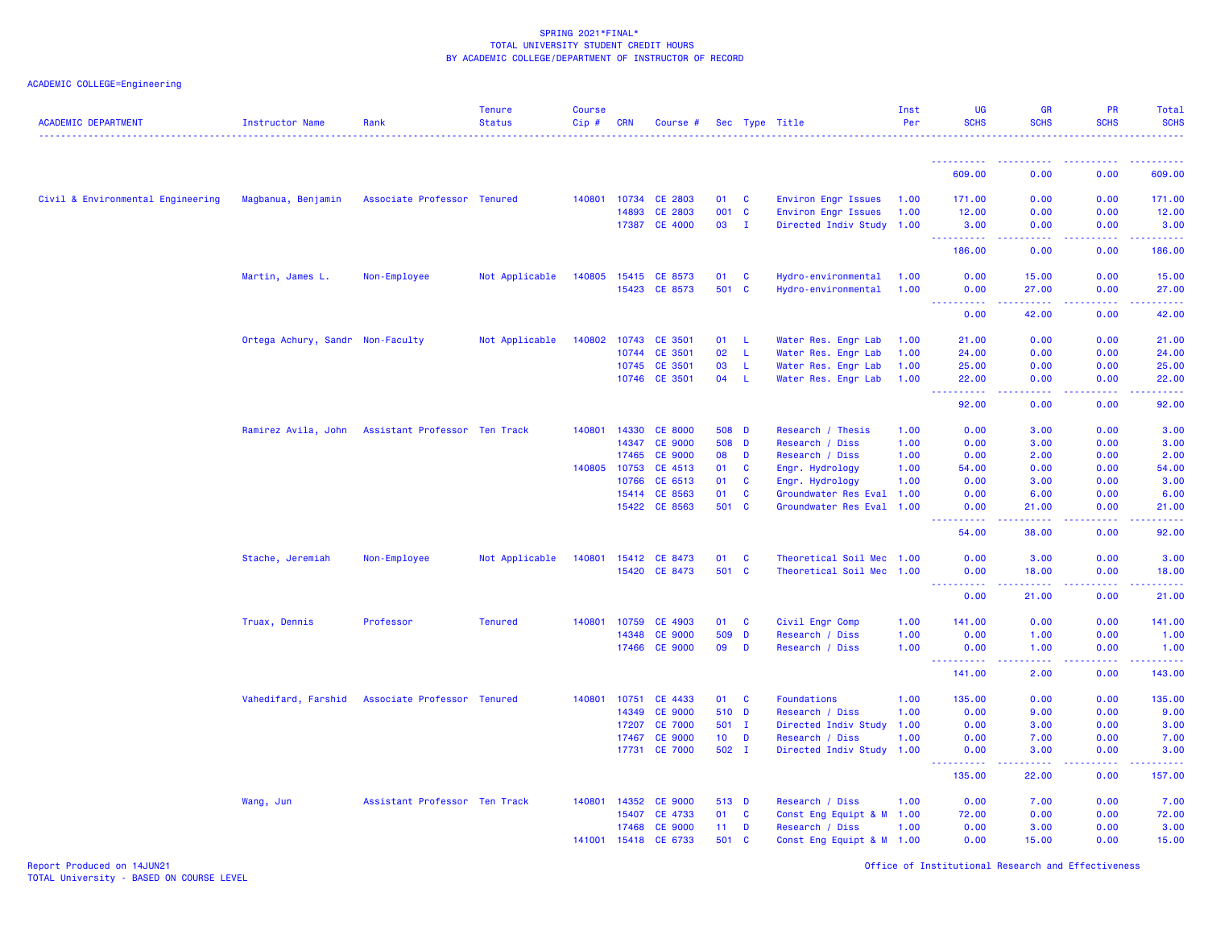SPRING 2021*FINAL*
TOTAL UNIVERSITY STUDENT CREDIT HOURS
BY ACADEMIC COLLEGE/DEPARTMENT OF INSTRUCTOR OF RECORD

ACADEMIC COLLEGE=Engineering

| ACADEMIC DEPARTMENT | Instructor Name | Rank | Tenure Status | Course Cip # | CRN | Course # | Sec | Type | Title | Inst Per | UG SCHS | GR SCHS | PR SCHS | Total SCHS |
|---|---|---|---|---|---|---|---|---|---|---|---|---|---|---|
| | | | | | | | | | | | 609.00 | 0.00 | 0.00 | 609.00 |
| Civil & Environmental Engineering | Magbanua, Benjamin | Associate Professor | Tenured | 140801 | 10734 | CE 2803 | 01 | C | Environ Engr Issues | 1.00 | 171.00 | 0.00 | 0.00 | 171.00 |
| | | | | | 14893 | CE 2803 | 001 | C | Environ Engr Issues | 1.00 | 12.00 | 0.00 | 0.00 | 12.00 |
| | | | | | 17387 | CE 4000 | 03 | I | Directed Indiv Study | 1.00 | 3.00 | 0.00 | 0.00 | 3.00 |
| | | | | | | | | | | | 186.00 | 0.00 | 0.00 | 186.00 |
| | Martin, James L. | Non-Employee | Not Applicable | 140805 | 15415 | CE 8573 | 01 | C | Hydro-environmental | 1.00 | 0.00 | 15.00 | 0.00 | 15.00 |
| | | | | | 15423 | CE 8573 | 501 | C | Hydro-environmental | 1.00 | 0.00 | 27.00 | 0.00 | 27.00 |
| | | | | | | | | | | | 0.00 | 42.00 | 0.00 | 42.00 |
| | Ortega Achury, Sandr | Non-Faculty | Not Applicable | 140802 | 10743 | CE 3501 | 01 | L | Water Res. Engr Lab | 1.00 | 21.00 | 0.00 | 0.00 | 21.00 |
| | | | | | 10744 | CE 3501 | 02 | L | Water Res. Engr Lab | 1.00 | 24.00 | 0.00 | 0.00 | 24.00 |
| | | | | | 10745 | CE 3501 | 03 | L | Water Res. Engr Lab | 1.00 | 25.00 | 0.00 | 0.00 | 25.00 |
| | | | | | 10746 | CE 3501 | 04 | L | Water Res. Engr Lab | 1.00 | 22.00 | 0.00 | 0.00 | 22.00 |
| | | | | | | | | | | | 92.00 | 0.00 | 0.00 | 92.00 |
| | Ramirez Avila, John | Assistant Professor | Ten Track | 140801 | 14330 | CE 8000 | 508 | D | Research / Thesis | 1.00 | 0.00 | 3.00 | 0.00 | 3.00 |
| | | | | | 14347 | CE 9000 | 508 | D | Research / Diss | 1.00 | 0.00 | 3.00 | 0.00 | 3.00 |
| | | | | | 17465 | CE 9000 | 08 | D | Research / Diss | 1.00 | 0.00 | 2.00 | 0.00 | 2.00 |
| | | | | 140805 | 10753 | CE 4513 | 01 | C | Engr. Hydrology | 1.00 | 54.00 | 0.00 | 0.00 | 54.00 |
| | | | | | 10766 | CE 6513 | 01 | C | Engr. Hydrology | 1.00 | 0.00 | 3.00 | 0.00 | 3.00 |
| | | | | | 15414 | CE 8563 | 01 | C | Groundwater Res Eval | 1.00 | 0.00 | 6.00 | 0.00 | 6.00 |
| | | | | | 15422 | CE 8563 | 501 | C | Groundwater Res Eval | 1.00 | 0.00 | 21.00 | 0.00 | 21.00 |
| | | | | | | | | | | | 54.00 | 38.00 | 0.00 | 92.00 |
| | Stache, Jeremiah | Non-Employee | Not Applicable | 140801 | 15412 | CE 8473 | 01 | C | Theoretical Soil Mec | 1.00 | 0.00 | 3.00 | 0.00 | 3.00 |
| | | | | | 15420 | CE 8473 | 501 | C | Theoretical Soil Mec | 1.00 | 0.00 | 18.00 | 0.00 | 18.00 |
| | | | | | | | | | | | 0.00 | 21.00 | 0.00 | 21.00 |
| | Truax, Dennis | Professor | Tenured | 140801 | 10759 | CE 4903 | 01 | C | Civil Engr Comp | 1.00 | 141.00 | 0.00 | 0.00 | 141.00 |
| | | | | | 14348 | CE 9000 | 509 | D | Research / Diss | 1.00 | 0.00 | 1.00 | 0.00 | 1.00 |
| | | | | | 17466 | CE 9000 | 09 | D | Research / Diss | 1.00 | 0.00 | 1.00 | 0.00 | 1.00 |
| | | | | | | | | | | | 141.00 | 2.00 | 0.00 | 143.00 |
| | Vahedifard, Farshid | Associate Professor | Tenured | 140801 | 10751 | CE 4433 | 01 | C | Foundations | 1.00 | 135.00 | 0.00 | 0.00 | 135.00 |
| | | | | | 14349 | CE 9000 | 510 | D | Research / Diss | 1.00 | 0.00 | 9.00 | 0.00 | 9.00 |
| | | | | | 17207 | CE 7000 | 501 | I | Directed Indiv Study | 1.00 | 0.00 | 3.00 | 0.00 | 3.00 |
| | | | | | 17467 | CE 9000 | 10 | D | Research / Diss | 1.00 | 0.00 | 7.00 | 0.00 | 7.00 |
| | | | | | 17731 | CE 7000 | 502 | I | Directed Indiv Study | 1.00 | 0.00 | 3.00 | 0.00 | 3.00 |
| | | | | | | | | | | | 135.00 | 22.00 | 0.00 | 157.00 |
| | Wang, Jun | Assistant Professor | Ten Track | 140801 | 14352 | CE 9000 | 513 | D | Research / Diss | 1.00 | 0.00 | 7.00 | 0.00 | 7.00 |
| | | | | | 15407 | CE 4733 | 01 | C | Const Eng Equipt & M | 1.00 | 72.00 | 0.00 | 0.00 | 72.00 |
| | | | | | 17468 | CE 9000 | 11 | D | Research / Diss | 1.00 | 0.00 | 3.00 | 0.00 | 3.00 |
| | | | | 141001 | 15418 | CE 6733 | 501 | C | Const Eng Equipt & M | 1.00 | 0.00 | 15.00 | 0.00 | 15.00 |

Report Produced on 14JUN21
TOTAL University - BASED ON COURSE LEVEL

Office of Institutional Research and Effectiveness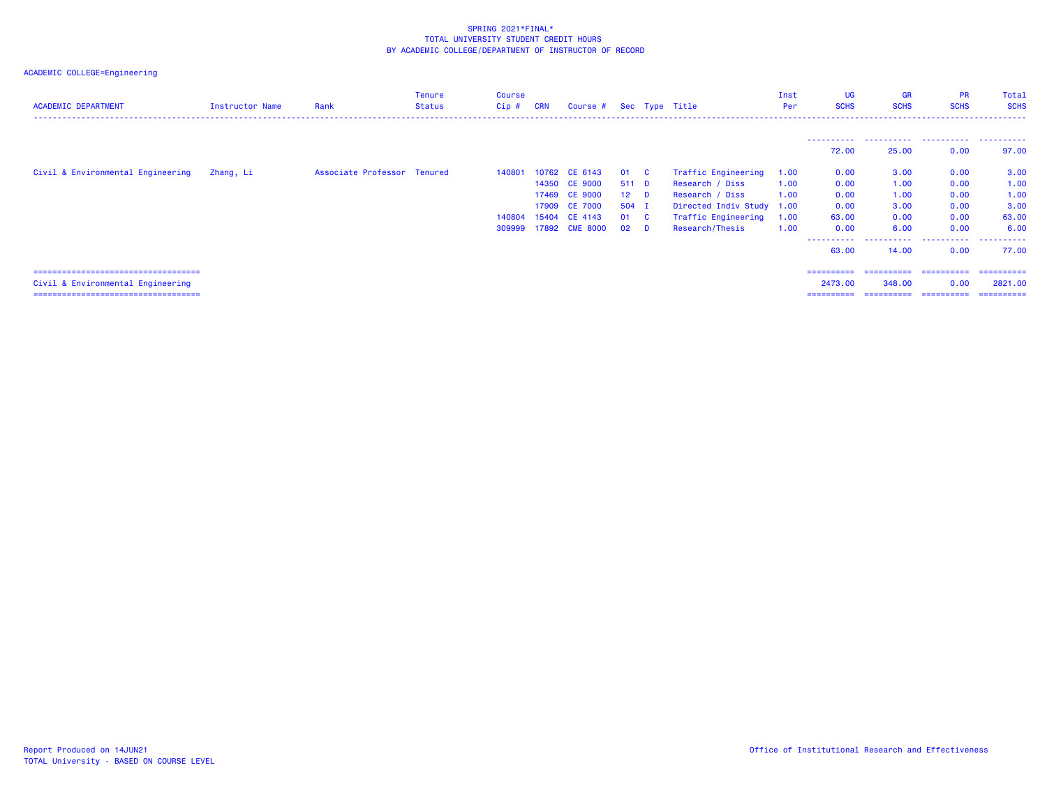SPRING 2021*FINAL*
TOTAL UNIVERSITY STUDENT CREDIT HOURS
BY ACADEMIC COLLEGE/DEPARTMENT OF INSTRUCTOR OF RECORD

ACADEMIC COLLEGE=Engineering

| ACADEMIC DEPARTMENT | Instructor Name | Rank | Tenure Status | Course Cip # | CRN | Course # | Sec | Type | Title | Inst Per | UG SCHS | GR SCHS | PR SCHS | Total SCHS |
|---|---|---|---|---|---|---|---|---|---|---|---|---|---|---|
| | | | | | | | | | | | 72.00 | 25.00 | 0.00 | 97.00 |
| Civil & Environmental Engineering | Zhang, Li | Associate Professor | Tenured | 140801 | 10762 | CE 6143 | 01 | C | Traffic Engineering | 1.00 | 0.00 | 3.00 | 0.00 | 3.00 |
| | | | | | 14350 | CE 9000 | 511 | D | Research / Diss | 1.00 | 0.00 | 1.00 | 0.00 | 1.00 |
| | | | | | 17469 | CE 9000 | 12 | D | Research / Diss | 1.00 | 0.00 | 1.00 | 0.00 | 1.00 |
| | | | | | 17909 | CE 7000 | 504 | I | Directed Indiv Study | 1.00 | 0.00 | 3.00 | 0.00 | 3.00 |
| | | | | 140804 | 15404 | CE 4143 | 01 | C | Traffic Engineering | 1.00 | 63.00 | 0.00 | 0.00 | 63.00 |
| | | | | 309999 | 17892 | CME 8000 | 02 | D | Research/Thesis | 1.00 | 0.00 | 6.00 | 0.00 | 6.00 |
| | | | | | | | | | | | 63.00 | 14.00 | 0.00 | 77.00 |
| Civil & Environmental Engineering | | | | | | | | | | | 2473.00 | 348.00 | 0.00 | 2821.00 |

Report Produced on 14JUN21
TOTAL University - BASED ON COURSE LEVEL

Office of Institutional Research and Effectiveness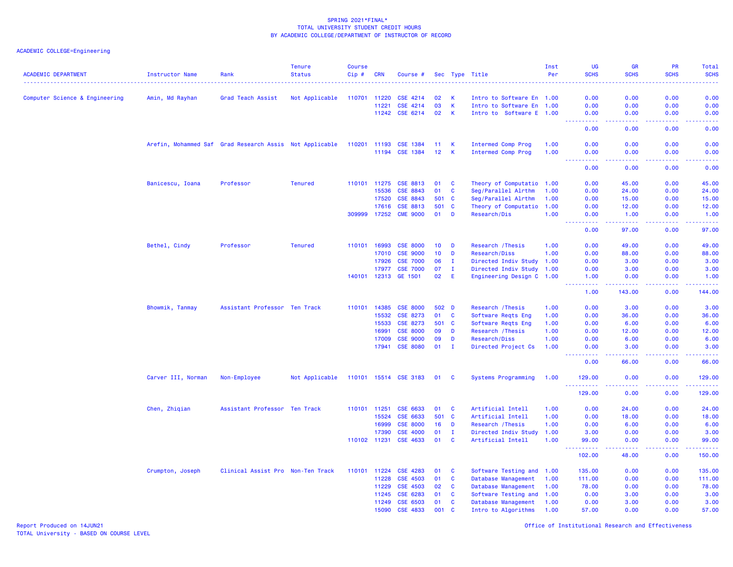SPRING 2021*FINAL*
TOTAL UNIVERSITY STUDENT CREDIT HOURS
BY ACADEMIC COLLEGE/DEPARTMENT OF INSTRUCTOR OF RECORD

ACADEMIC COLLEGE=Engineering

| ACADEMIC DEPARTMENT | Instructor Name | Rank | Tenure Status | Course Cip # | CRN | Course # | Sec | Type | Title | Inst Per | UG SCHS | GR SCHS | PR SCHS | Total SCHS |
|---|---|---|---|---|---|---|---|---|---|---|---|---|---|---|
| Computer Science & Engineering | Amin, Md Rayhan | Grad Teach Assist | Not Applicable | 110701 | 11220 | CSE 4214 | 02 | K | Intro to Software En | 1.00 | 0.00 | 0.00 | 0.00 | 0.00 |
| | | | | | 11221 | CSE 4214 | 03 | K | Intro to Software En | 1.00 | 0.00 | 0.00 | 0.00 | 0.00 |
| | | | | | 11242 | CSE 6214 | 02 | K | Intro to  Software E | 1.00 | 0.00 | 0.00 | 0.00 | 0.00 |
| | | | | | | | | | | | 0.00 | 0.00 | 0.00 | 0.00 |
| | Arefin, Mohammed Saf | Grad Research Assis | Not Applicable | 110201 | 11193 | CSE 1384 | 11 | K | Intermed Comp Prog | 1.00 | 0.00 | 0.00 | 0.00 | 0.00 |
| | | | | | 11194 | CSE 1384 | 12 | K | Intermed Comp Prog | 1.00 | 0.00 | 0.00 | 0.00 | 0.00 |
| | | | | | | | | | | | 0.00 | 0.00 | 0.00 | 0.00 |
| | Banicescu, Ioana | Professor | Tenured | 110101 | 11275 | CSE 8813 | 01 | C | Theory of Computatio | 1.00 | 0.00 | 45.00 | 0.00 | 45.00 |
| | | | | | 15536 | CSE 8843 | 01 | C | Seg/Parallel Alrthm | 1.00 | 0.00 | 24.00 | 0.00 | 24.00 |
| | | | | | 17520 | CSE 8843 | 501 | C | Seg/Parallel Alrthm | 1.00 | 0.00 | 15.00 | 0.00 | 15.00 |
| | | | | | 17616 | CSE 8813 | 501 | C | Theory of Computatio | 1.00 | 0.00 | 12.00 | 0.00 | 12.00 |
| | | | | 309999 | 17252 | CME 9000 | 01 | D | Research/Dis | 1.00 | 0.00 | 1.00 | 0.00 | 1.00 |
| | | | | | | | | | | | 0.00 | 97.00 | 0.00 | 97.00 |
| | Bethel, Cindy | Professor | Tenured | 110101 | 16993 | CSE 8000 | 10 | D | Research /Thesis | 1.00 | 0.00 | 49.00 | 0.00 | 49.00 |
| | | | | | 17010 | CSE 9000 | 10 | D | Research/Diss | 1.00 | 0.00 | 88.00 | 0.00 | 88.00 |
| | | | | | 17926 | CSE 7000 | 06 | I | Directed Indiv Study | 1.00 | 0.00 | 3.00 | 0.00 | 3.00 |
| | | | | | 17977 | CSE 7000 | 07 | I | Directed Indiv Study | 1.00 | 0.00 | 3.00 | 0.00 | 3.00 |
| | | | | 140101 | 12313 | GE 1501 | 02 | E | Engineering Design C | 1.00 | 1.00 | 0.00 | 0.00 | 1.00 |
| | | | | | | | | | | | 1.00 | 143.00 | 0.00 | 144.00 |
| | Bhowmik, Tanmay | Assistant Professor | Ten Track | 110101 | 14385 | CSE 8000 | 502 | D | Research /Thesis | 1.00 | 0.00 | 3.00 | 0.00 | 3.00 |
| | | | | | 15532 | CSE 8273 | 01 | C | Software Reqts Eng | 1.00 | 0.00 | 36.00 | 0.00 | 36.00 |
| | | | | | 15533 | CSE 8273 | 501 | C | Software Reqts Eng | 1.00 | 0.00 | 6.00 | 0.00 | 6.00 |
| | | | | | 16991 | CSE 8000 | 09 | D | Research /Thesis | 1.00 | 0.00 | 12.00 | 0.00 | 12.00 |
| | | | | | 17009 | CSE 9000 | 09 | D | Research/Diss | 1.00 | 0.00 | 6.00 | 0.00 | 6.00 |
| | | | | | 17941 | CSE 8080 | 01 | I | Directed Project Cs | 1.00 | 0.00 | 3.00 | 0.00 | 3.00 |
| | | | | | | | | | | | 0.00 | 66.00 | 0.00 | 66.00 |
| | Carver III, Norman | Non-Employee | Not Applicable | 110101 | 15514 | CSE 3183 | 01 | C | Systems Programming | 1.00 | 129.00 | 0.00 | 0.00 | 129.00 |
| | | | | | | | | | | | 129.00 | 0.00 | 0.00 | 129.00 |
| | Chen, Zhiqian | Assistant Professor | Ten Track | 110101 | 11251 | CSE 6633 | 01 | C | Artificial Intell | 1.00 | 0.00 | 24.00 | 0.00 | 24.00 |
| | | | | | 15524 | CSE 6633 | 501 | C | Artificial Intell | 1.00 | 0.00 | 18.00 | 0.00 | 18.00 |
| | | | | | 16999 | CSE 8000 | 16 | D | Research /Thesis | 1.00 | 0.00 | 6.00 | 0.00 | 6.00 |
| | | | | | 17390 | CSE 4000 | 01 | I | Directed Indiv Study | 1.00 | 3.00 | 0.00 | 0.00 | 3.00 |
| | | | | 110102 | 11231 | CSE 4633 | 01 | C | Artificial Intell | 1.00 | 99.00 | 0.00 | 0.00 | 99.00 |
| | | | | | | | | | | | 102.00 | 48.00 | 0.00 | 150.00 |
| | Crumpton, Joseph | Clinical Assist Pro | Non-Ten Track | 110101 | 11224 | CSE 4283 | 01 | C | Software Testing and | 1.00 | 135.00 | 0.00 | 0.00 | 135.00 |
| | | | | | 11228 | CSE 4503 | 01 | C | Database Management | 1.00 | 111.00 | 0.00 | 0.00 | 111.00 |
| | | | | | 11229 | CSE 4503 | 02 | C | Database Management | 1.00 | 78.00 | 0.00 | 0.00 | 78.00 |
| | | | | | 11245 | CSE 6283 | 01 | C | Software Testing and | 1.00 | 0.00 | 3.00 | 0.00 | 3.00 |
| | | | | | 11249 | CSE 6503 | 01 | C | Database Management | 1.00 | 0.00 | 3.00 | 0.00 | 3.00 |
| | | | | | 15090 | CSE 4833 | 001 | C | Intro to Algorithms | 1.00 | 57.00 | 0.00 | 0.00 | 57.00 |

Report Produced on 14JUN21
TOTAL University - BASED ON COURSE LEVEL

Office of Institutional Research and Effectiveness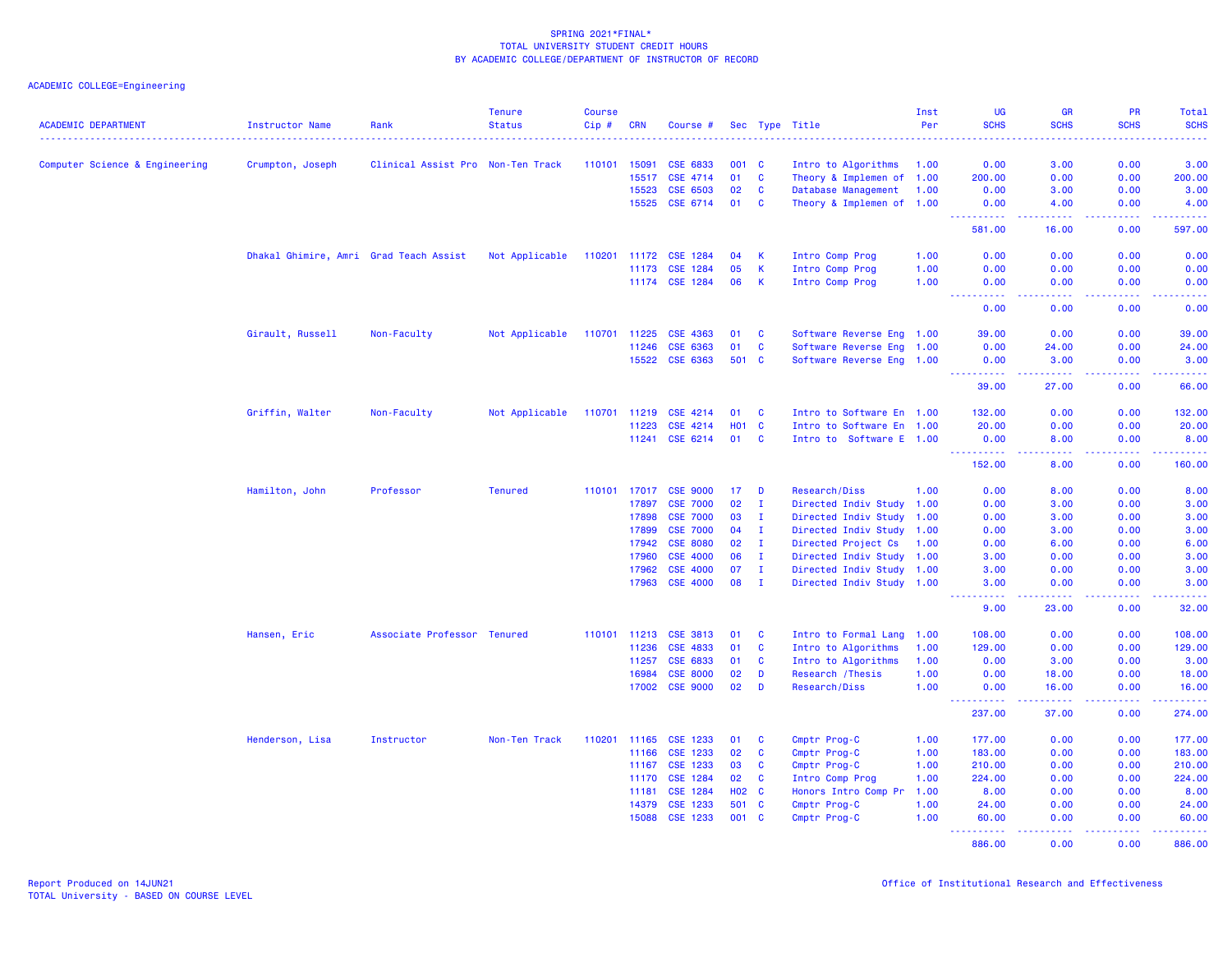SPRING 2021*FINAL*
TOTAL UNIVERSITY STUDENT CREDIT HOURS
BY ACADEMIC COLLEGE/DEPARTMENT OF INSTRUCTOR OF RECORD

ACADEMIC COLLEGE=Engineering

| ACADEMIC DEPARTMENT | Instructor Name | Rank | Tenure Status | Course Cip # | CRN | Course # | Sec | Type | Title | Inst Per | UG SCHS | GR SCHS | PR SCHS | Total SCHS |
|---|---|---|---|---|---|---|---|---|---|---|---|---|---|---|
| Computer Science & Engineering | Crumpton, Joseph | Clinical Assist Pro | Non-Ten Track | 110101 | 15091 | CSE 6833 | 001 | C | Intro to Algorithms | 1.00 | 0.00 | 3.00 | 0.00 | 3.00 |
| | | | | | 15517 | CSE 4714 | 01 | C | Theory & Implemen of | 1.00 | 200.00 | 0.00 | 0.00 | 200.00 |
| | | | | | 15523 | CSE 6503 | 02 | C | Database Management | 1.00 | 0.00 | 3.00 | 0.00 | 3.00 |
| | | | | | 15525 | CSE 6714 | 01 | C | Theory & Implemen of | 1.00 | 0.00 | 4.00 | 0.00 | 4.00 |
| | | | | | | | | | | | 581.00 | 16.00 | 0.00 | 597.00 |
| | Dhakal Ghimire, Amri | Grad Teach Assist | Not Applicable | 110201 | 11172 | CSE 1284 | 04 | K | Intro Comp Prog | 1.00 | 0.00 | 0.00 | 0.00 | 0.00 |
| | | | | | 11173 | CSE 1284 | 05 | K | Intro Comp Prog | 1.00 | 0.00 | 0.00 | 0.00 | 0.00 |
| | | | | | 11174 | CSE 1284 | 06 | K | Intro Comp Prog | 1.00 | 0.00 | 0.00 | 0.00 | 0.00 |
| | | | | | | | | | | | 0.00 | 0.00 | 0.00 | 0.00 |
| | Girault, Russell | Non-Faculty | Not Applicable | 110701 | 11225 | CSE 4363 | 01 | C | Software Reverse Eng | 1.00 | 39.00 | 0.00 | 0.00 | 39.00 |
| | | | | | 11246 | CSE 6363 | 01 | C | Software Reverse Eng | 1.00 | 0.00 | 24.00 | 0.00 | 24.00 |
| | | | | | 15522 | CSE 6363 | 501 | C | Software Reverse Eng | 1.00 | 0.00 | 3.00 | 0.00 | 3.00 |
| | | | | | | | | | | | 39.00 | 27.00 | 0.00 | 66.00 |
| | Griffin, Walter | Non-Faculty | Not Applicable | 110701 | 11219 | CSE 4214 | 01 | C | Intro to Software En | 1.00 | 132.00 | 0.00 | 0.00 | 132.00 |
| | | | | | 11223 | CSE 4214 | H01 | C | Intro to Software En | 1.00 | 20.00 | 0.00 | 0.00 | 20.00 |
| | | | | | 11241 | CSE 6214 | 01 | C | Intro to Software E | 1.00 | 0.00 | 8.00 | 0.00 | 8.00 |
| | | | | | | | | | | | 152.00 | 8.00 | 0.00 | 160.00 |
| | Hamilton, John | Professor | Tenured | 110101 | 17017 | CSE 9000 | 17 | D | Research/Diss | 1.00 | 0.00 | 8.00 | 0.00 | 8.00 |
| | | | | | 17897 | CSE 7000 | 02 | I | Directed Indiv Study | 1.00 | 0.00 | 3.00 | 0.00 | 3.00 |
| | | | | | 17898 | CSE 7000 | 03 | I | Directed Indiv Study | 1.00 | 0.00 | 3.00 | 0.00 | 3.00 |
| | | | | | 17899 | CSE 7000 | 04 | I | Directed Indiv Study | 1.00 | 0.00 | 3.00 | 0.00 | 3.00 |
| | | | | | 17942 | CSE 8080 | 02 | I | Directed Project Cs | 1.00 | 0.00 | 6.00 | 0.00 | 6.00 |
| | | | | | 17960 | CSE 4000 | 06 | I | Directed Indiv Study | 1.00 | 3.00 | 0.00 | 0.00 | 3.00 |
| | | | | | 17962 | CSE 4000 | 07 | I | Directed Indiv Study | 1.00 | 3.00 | 0.00 | 0.00 | 3.00 |
| | | | | | 17963 | CSE 4000 | 08 | I | Directed Indiv Study | 1.00 | 3.00 | 0.00 | 0.00 | 3.00 |
| | | | | | | | | | | | 9.00 | 23.00 | 0.00 | 32.00 |
| | Hansen, Eric | Associate Professor | Tenured | 110101 | 11213 | CSE 3813 | 01 | C | Intro to Formal Lang | 1.00 | 108.00 | 0.00 | 0.00 | 108.00 |
| | | | | | 11236 | CSE 4833 | 01 | C | Intro to Algorithms | 1.00 | 129.00 | 0.00 | 0.00 | 129.00 |
| | | | | | 11257 | CSE 6833 | 01 | C | Intro to Algorithms | 1.00 | 0.00 | 3.00 | 0.00 | 3.00 |
| | | | | | 16984 | CSE 8000 | 02 | D | Research /Thesis | 1.00 | 0.00 | 18.00 | 0.00 | 18.00 |
| | | | | | 17002 | CSE 9000 | 02 | D | Research/Diss | 1.00 | 0.00 | 16.00 | 0.00 | 16.00 |
| | | | | | | | | | | | 237.00 | 37.00 | 0.00 | 274.00 |
| | Henderson, Lisa | Instructor | Non-Ten Track | 110201 | 11165 | CSE 1233 | 01 | C | Cmptr Prog-C | 1.00 | 177.00 | 0.00 | 0.00 | 177.00 |
| | | | | | 11166 | CSE 1233 | 02 | C | Cmptr Prog-C | 1.00 | 183.00 | 0.00 | 0.00 | 183.00 |
| | | | | | 11167 | CSE 1233 | 03 | C | Cmptr Prog-C | 1.00 | 210.00 | 0.00 | 0.00 | 210.00 |
| | | | | | 11170 | CSE 1284 | 02 | C | Intro Comp Prog | 1.00 | 224.00 | 0.00 | 0.00 | 224.00 |
| | | | | | 11181 | CSE 1284 | H02 | C | Honors Intro Comp Pr | 1.00 | 8.00 | 0.00 | 0.00 | 8.00 |
| | | | | | 14379 | CSE 1233 | 501 | C | Cmptr Prog-C | 1.00 | 24.00 | 0.00 | 0.00 | 24.00 |
| | | | | | 15088 | CSE 1233 | 001 | C | Cmptr Prog-C | 1.00 | 60.00 | 0.00 | 0.00 | 60.00 |
| | | | | | | | | | | | 886.00 | 0.00 | 0.00 | 886.00 |

Report Produced on 14JUN21
TOTAL University - BASED ON COURSE LEVEL

Office of Institutional Research and Effectiveness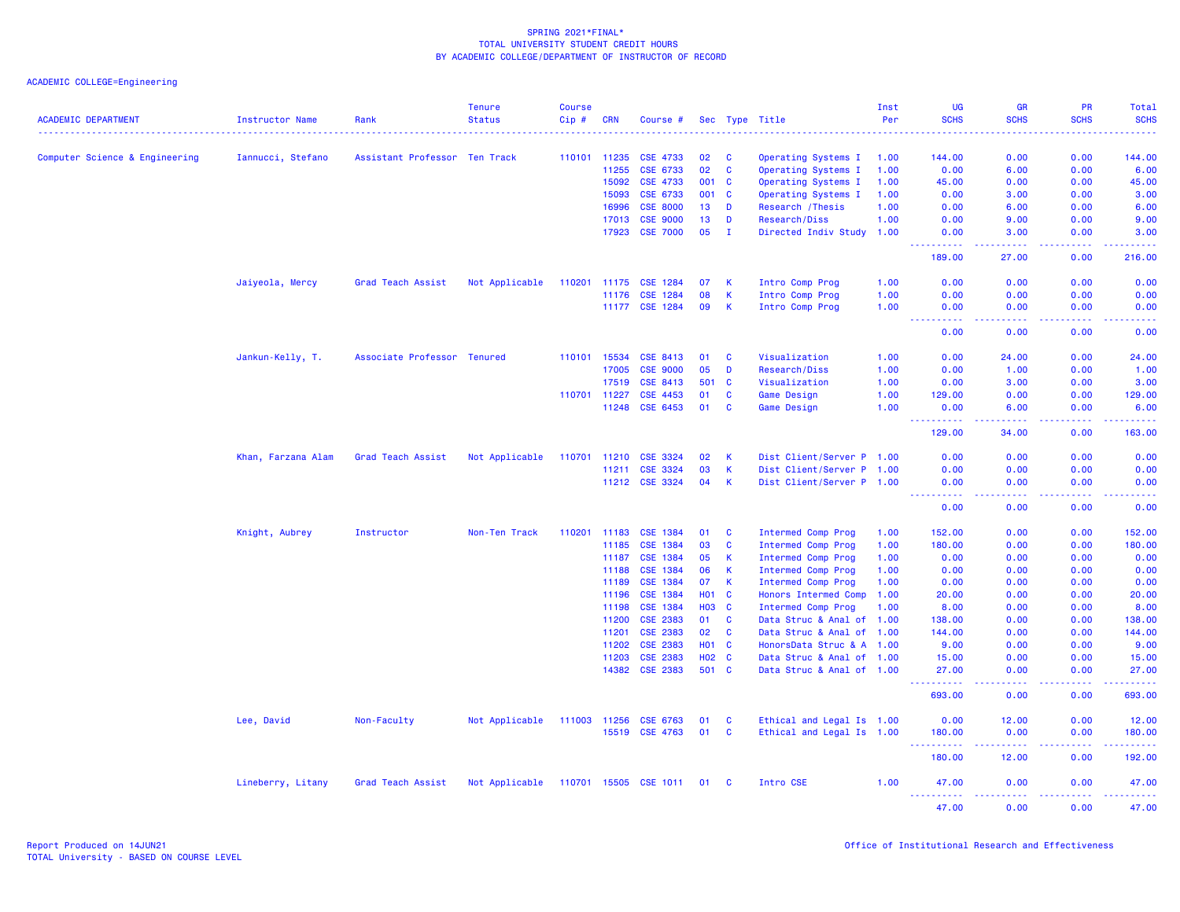SPRING 2021*FINAL*
TOTAL UNIVERSITY STUDENT CREDIT HOURS
BY ACADEMIC COLLEGE/DEPARTMENT OF INSTRUCTOR OF RECORD

ACADEMIC COLLEGE=Engineering

| ACADEMIC DEPARTMENT | Instructor Name | Rank | Tenure Status | Course Cip # | CRN | Course # | Sec | Type | Title | Inst Per | UG SCHS | GR SCHS | PR SCHS | Total SCHS |
|---|---|---|---|---|---|---|---|---|---|---|---|---|---|---|
| Computer Science & Engineering | Iannucci, Stefano | Assistant Professor | Ten Track | 110101 | 11235 | CSE 4733 | 02 | C | Operating Systems I | 1.00 | 144.00 | 0.00 | 0.00 | 144.00 |
| | | | | | 11255 | CSE 6733 | 02 | C | Operating Systems I | 1.00 | 0.00 | 6.00 | 0.00 | 6.00 |
| | | | | | 15092 | CSE 4733 | 001 | C | Operating Systems I | 1.00 | 45.00 | 0.00 | 0.00 | 45.00 |
| | | | | | 15093 | CSE 6733 | 001 | C | Operating Systems I | 1.00 | 0.00 | 3.00 | 0.00 | 3.00 |
| | | | | | 16996 | CSE 8000 | 13 | D | Research /Thesis | 1.00 | 0.00 | 6.00 | 0.00 | 6.00 |
| | | | | | 17013 | CSE 9000 | 13 | D | Research/Diss | 1.00 | 0.00 | 9.00 | 0.00 | 9.00 |
| | | | | | 17923 | CSE 7000 | 05 | I | Directed Indiv Study | 1.00 | 0.00 | 3.00 | 0.00 | 3.00 |
| | | | | | | | | | | | 189.00 | 27.00 | 0.00 | 216.00 |
| | Jaiyeola, Mercy | Grad Teach Assist | Not Applicable | 110201 | 11175 | CSE 1284 | 07 | K | Intro Comp Prog | 1.00 | 0.00 | 0.00 | 0.00 | 0.00 |
| | | | | | 11176 | CSE 1284 | 08 | K | Intro Comp Prog | 1.00 | 0.00 | 0.00 | 0.00 | 0.00 |
| | | | | | 11177 | CSE 1284 | 09 | K | Intro Comp Prog | 1.00 | 0.00 | 0.00 | 0.00 | 0.00 |
| | | | | | | | | | | | 0.00 | 0.00 | 0.00 | 0.00 |
| | Jankun-Kelly, T. | Associate Professor | Tenured | 110101 | 15534 | CSE 8413 | 01 | C | Visualization | 1.00 | 0.00 | 24.00 | 0.00 | 24.00 |
| | | | | | 17005 | CSE 9000 | 05 | D | Research/Diss | 1.00 | 0.00 | 1.00 | 0.00 | 1.00 |
| | | | | | 17519 | CSE 8413 | 501 | C | Visualization | 1.00 | 0.00 | 3.00 | 0.00 | 3.00 |
| | | | | 110701 | 11227 | CSE 4453 | 01 | C | Game Design | 1.00 | 129.00 | 0.00 | 0.00 | 129.00 |
| | | | | | 11248 | CSE 6453 | 01 | C | Game Design | 1.00 | 0.00 | 6.00 | 0.00 | 6.00 |
| | | | | | | | | | | | 129.00 | 34.00 | 0.00 | 163.00 |
| | Khan, Farzana Alam | Grad Teach Assist | Not Applicable | 110701 | 11210 | CSE 3324 | 02 | K | Dist Client/Server P | 1.00 | 0.00 | 0.00 | 0.00 | 0.00 |
| | | | | | 11211 | CSE 3324 | 03 | K | Dist Client/Server P | 1.00 | 0.00 | 0.00 | 0.00 | 0.00 |
| | | | | | 11212 | CSE 3324 | 04 | K | Dist Client/Server P | 1.00 | 0.00 | 0.00 | 0.00 | 0.00 |
| | | | | | | | | | | | 0.00 | 0.00 | 0.00 | 0.00 |
| | Knight, Aubrey | Instructor | Non-Ten Track | 110201 | 11183 | CSE 1384 | 01 | C | Intermed Comp Prog | 1.00 | 152.00 | 0.00 | 0.00 | 152.00 |
| | | | | | 11185 | CSE 1384 | 03 | C | Intermed Comp Prog | 1.00 | 180.00 | 0.00 | 0.00 | 180.00 |
| | | | | | 11187 | CSE 1384 | 05 | K | Intermed Comp Prog | 1.00 | 0.00 | 0.00 | 0.00 | 0.00 |
| | | | | | 11188 | CSE 1384 | 06 | K | Intermed Comp Prog | 1.00 | 0.00 | 0.00 | 0.00 | 0.00 |
| | | | | | 11189 | CSE 1384 | 07 | K | Intermed Comp Prog | 1.00 | 0.00 | 0.00 | 0.00 | 0.00 |
| | | | | | 11196 | CSE 1384 | H01 | C | Honors Intermed Comp | 1.00 | 20.00 | 0.00 | 0.00 | 20.00 |
| | | | | | 11198 | CSE 1384 | H03 | C | Intermed Comp Prog | 1.00 | 8.00 | 0.00 | 0.00 | 8.00 |
| | | | | | 11200 | CSE 2383 | 01 | C | Data Struc & Anal of | 1.00 | 138.00 | 0.00 | 0.00 | 138.00 |
| | | | | | 11201 | CSE 2383 | 02 | C | Data Struc & Anal of | 1.00 | 144.00 | 0.00 | 0.00 | 144.00 |
| | | | | | 11202 | CSE 2383 | H01 | C | HonorsData Struc & A | 1.00 | 9.00 | 0.00 | 0.00 | 9.00 |
| | | | | | 11203 | CSE 2383 | H02 | C | Data Struc & Anal of | 1.00 | 15.00 | 0.00 | 0.00 | 15.00 |
| | | | | | 14382 | CSE 2383 | 501 | C | Data Struc & Anal of | 1.00 | 27.00 | 0.00 | 0.00 | 27.00 |
| | | | | | | | | | | | 693.00 | 0.00 | 0.00 | 693.00 |
| | Lee, David | Non-Faculty | Not Applicable | 111003 | 11256 | CSE 6763 | 01 | C | Ethical and Legal Is | 1.00 | 0.00 | 12.00 | 0.00 | 12.00 |
| | | | | | 15519 | CSE 4763 | 01 | C | Ethical and Legal Is | 1.00 | 180.00 | 0.00 | 0.00 | 180.00 |
| | | | | | | | | | | | 180.00 | 12.00 | 0.00 | 192.00 |
| | Lineberry, Litany | Grad Teach Assist | Not Applicable | 110701 | 15505 | CSE 1011 | 01 | C | Intro CSE | 1.00 | 47.00 | 0.00 | 0.00 | 47.00 |
| | | | | | | | | | | | 47.00 | 0.00 | 0.00 | 47.00 |

Report Produced on 14JUN21
TOTAL University - BASED ON COURSE LEVEL

Office of Institutional Research and Effectiveness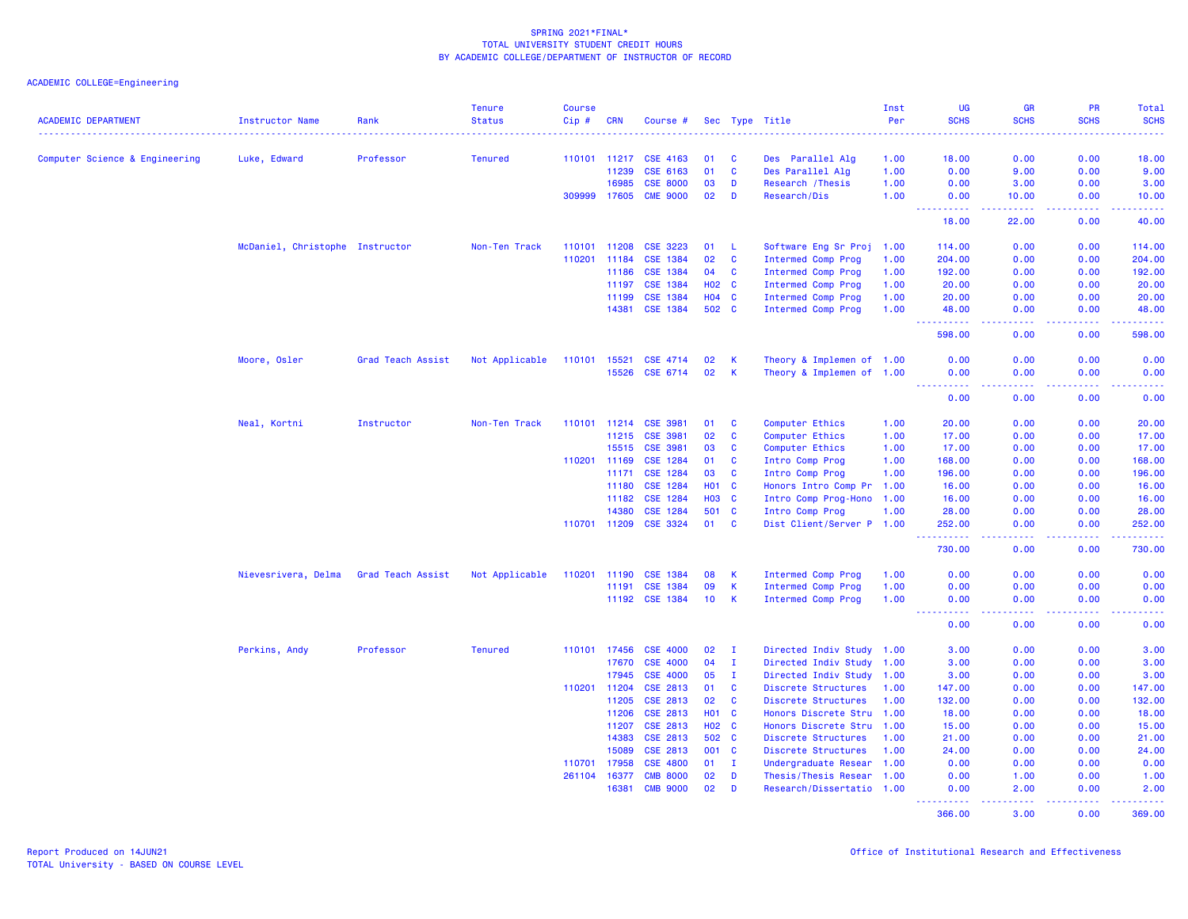SPRING 2021*FINAL*
TOTAL UNIVERSITY STUDENT CREDIT HOURS
BY ACADEMIC COLLEGE/DEPARTMENT OF INSTRUCTOR OF RECORD

ACADEMIC COLLEGE=Engineering

| ACADEMIC DEPARTMENT | Instructor Name | Rank | Tenure Status | Course Cip # | CRN | Course # | Sec | Type | Title | Inst Per | UG SCHS | GR SCHS | PR SCHS | Total SCHS |
|---|---|---|---|---|---|---|---|---|---|---|---|---|---|---|
| Computer Science & Engineering | Luke, Edward | Professor | Tenured | 110101 | 11217 | CSE 4163 | 01 | C | Des Parallel Alg | 1.00 | 18.00 | 0.00 | 0.00 | 18.00 |
| | | | | | 11239 | CSE 6163 | 01 | C | Des Parallel Alg | 1.00 | 0.00 | 9.00 | 0.00 | 9.00 |
| | | | | | 16985 | CSE 8000 | 03 | D | Research /Thesis | 1.00 | 0.00 | 3.00 | 0.00 | 3.00 |
| | | | | 309999 | 17605 | CME 9000 | 02 | D | Research/Dis | 1.00 | 0.00 | 10.00 | 0.00 | 10.00 |
| | | | | | | | | | | | 18.00 | 22.00 | 0.00 | 40.00 |
| | McDaniel, Christophe | Instructor | Non-Ten Track | 110101 | 11208 | CSE 3223 | 01 | L | Software Eng Sr Proj | 1.00 | 114.00 | 0.00 | 0.00 | 114.00 |
| | | | | 110201 | 11184 | CSE 1384 | 02 | C | Intermed Comp Prog | 1.00 | 204.00 | 0.00 | 0.00 | 204.00 |
| | | | | | 11186 | CSE 1384 | 04 | C | Intermed Comp Prog | 1.00 | 192.00 | 0.00 | 0.00 | 192.00 |
| | | | | | 11197 | CSE 1384 | H02 | C | Intermed Comp Prog | 1.00 | 20.00 | 0.00 | 0.00 | 20.00 |
| | | | | | 11199 | CSE 1384 | H04 | C | Intermed Comp Prog | 1.00 | 20.00 | 0.00 | 0.00 | 20.00 |
| | | | | | 14381 | CSE 1384 | 502 | C | Intermed Comp Prog | 1.00 | 48.00 | 0.00 | 0.00 | 48.00 |
| | | | | | | | | | | | 598.00 | 0.00 | 0.00 | 598.00 |
| | Moore, Osler | Grad Teach Assist | Not Applicable | 110101 | 15521 | CSE 4714 | 02 | K | Theory & Implemen of | 1.00 | 0.00 | 0.00 | 0.00 | 0.00 |
| | | | | | 15526 | CSE 6714 | 02 | K | Theory & Implemen of | 1.00 | 0.00 | 0.00 | 0.00 | 0.00 |
| | | | | | | | | | | | 0.00 | 0.00 | 0.00 | 0.00 |
| | Neal, Kortni | Instructor | Non-Ten Track | 110101 | 11214 | CSE 3981 | 01 | C | Computer Ethics | 1.00 | 20.00 | 0.00 | 0.00 | 20.00 |
| | | | | | 11215 | CSE 3981 | 02 | C | Computer Ethics | 1.00 | 17.00 | 0.00 | 0.00 | 17.00 |
| | | | | | 15515 | CSE 3981 | 03 | C | Computer Ethics | 1.00 | 17.00 | 0.00 | 0.00 | 17.00 |
| | | | | 110201 | 11169 | CSE 1284 | 01 | C | Intro Comp Prog | 1.00 | 168.00 | 0.00 | 0.00 | 168.00 |
| | | | | | 11171 | CSE 1284 | 03 | C | Intro Comp Prog | 1.00 | 196.00 | 0.00 | 0.00 | 196.00 |
| | | | | | 11180 | CSE 1284 | H01 | C | Honors Intro Comp Pr | 1.00 | 16.00 | 0.00 | 0.00 | 16.00 |
| | | | | | 11182 | CSE 1284 | H03 | C | Intro Comp Prog-Hono | 1.00 | 16.00 | 0.00 | 0.00 | 16.00 |
| | | | | | 14380 | CSE 1284 | 501 | C | Intro Comp Prog | 1.00 | 28.00 | 0.00 | 0.00 | 28.00 |
| | | | | 110701 | 11209 | CSE 3324 | 01 | C | Dist Client/Server P | 1.00 | 252.00 | 0.00 | 0.00 | 252.00 |
| | | | | | | | | | | | 730.00 | 0.00 | 0.00 | 730.00 |
| | Nievesrivera, Delma | Grad Teach Assist | Not Applicable | 110201 | 11190 | CSE 1384 | 08 | K | Intermed Comp Prog | 1.00 | 0.00 | 0.00 | 0.00 | 0.00 |
| | | | | | 11191 | CSE 1384 | 09 | K | Intermed Comp Prog | 1.00 | 0.00 | 0.00 | 0.00 | 0.00 |
| | | | | | 11192 | CSE 1384 | 10 | K | Intermed Comp Prog | 1.00 | 0.00 | 0.00 | 0.00 | 0.00 |
| | | | | | | | | | | | 0.00 | 0.00 | 0.00 | 0.00 |
| | Perkins, Andy | Professor | Tenured | 110101 | 17456 | CSE 4000 | 02 | I | Directed Indiv Study | 1.00 | 3.00 | 0.00 | 0.00 | 3.00 |
| | | | | | 17670 | CSE 4000 | 04 | I | Directed Indiv Study | 1.00 | 3.00 | 0.00 | 0.00 | 3.00 |
| | | | | | 17945 | CSE 4000 | 05 | I | Directed Indiv Study | 1.00 | 3.00 | 0.00 | 0.00 | 3.00 |
| | | | | 110201 | 11204 | CSE 2813 | 01 | C | Discrete Structures | 1.00 | 147.00 | 0.00 | 0.00 | 147.00 |
| | | | | | 11205 | CSE 2813 | 02 | C | Discrete Structures | 1.00 | 132.00 | 0.00 | 0.00 | 132.00 |
| | | | | | 11206 | CSE 2813 | H01 | C | Honors Discrete Stru | 1.00 | 18.00 | 0.00 | 0.00 | 18.00 |
| | | | | | 11207 | CSE 2813 | H02 | C | Honors Discrete Stru | 1.00 | 15.00 | 0.00 | 0.00 | 15.00 |
| | | | | | 14383 | CSE 2813 | 502 | C | Discrete Structures | 1.00 | 21.00 | 0.00 | 0.00 | 21.00 |
| | | | | | 15089 | CSE 2813 | 001 | C | Discrete Structures | 1.00 | 24.00 | 0.00 | 0.00 | 24.00 |
| | | | | 110701 | 17958 | CSE 4800 | 01 | I | Undergraduate Resear | 1.00 | 0.00 | 0.00 | 0.00 | 0.00 |
| | | | | 261104 | 16377 | CMB 8000 | 02 | D | Thesis/Thesis Resear | 1.00 | 0.00 | 1.00 | 0.00 | 1.00 |
| | | | | | 16381 | CMB 9000 | 02 | D | Research/Dissertatio | 1.00 | 0.00 | 2.00 | 0.00 | 2.00 |
| | | | | | | | | | | | 366.00 | 3.00 | 0.00 | 369.00 |

Report Produced on 14JUN21
TOTAL University - BASED ON COURSE LEVEL

Office of Institutional Research and Effectiveness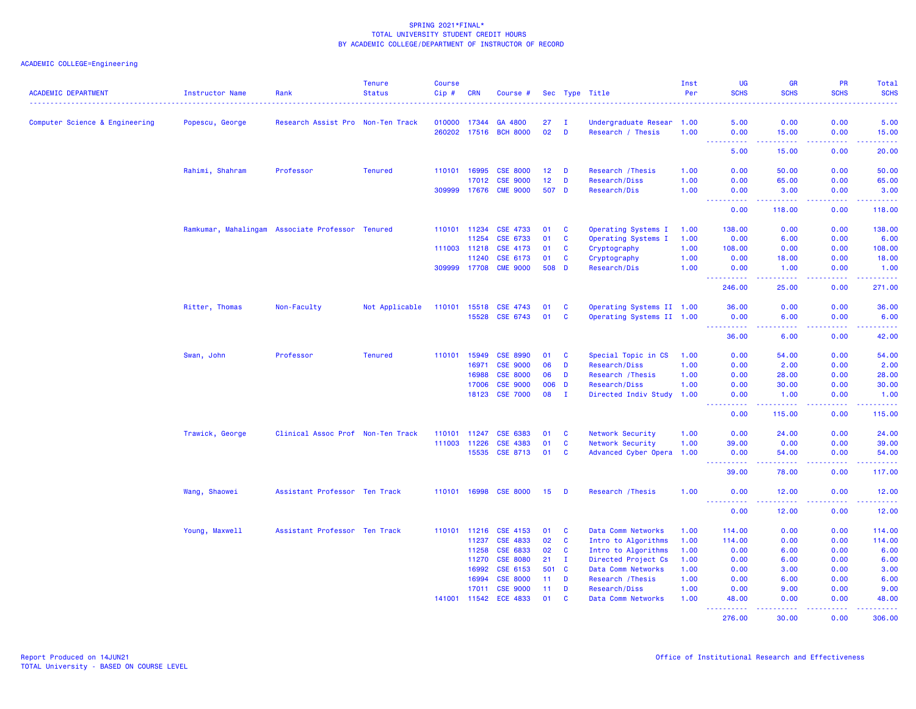SPRING 2021*FINAL*
TOTAL UNIVERSITY STUDENT CREDIT HOURS
BY ACADEMIC COLLEGE/DEPARTMENT OF INSTRUCTOR OF RECORD

ACADEMIC COLLEGE=Engineering

| ACADEMIC DEPARTMENT | Instructor Name | Rank | Tenure Status | Course Cip # | CRN | Course # | Sec | Type | Title | Inst Per | UG SCHS | GR SCHS | PR SCHS | Total SCHS |
|---|---|---|---|---|---|---|---|---|---|---|---|---|---|---|
| Computer Science & Engineering | Popescu, George | Research Assist Pro | Non-Ten Track | 010000 | 17344 | GA 4800 | 27 | I | Undergraduate Resear | 1.00 | 5.00 | 0.00 | 0.00 | 5.00 |
| | | | | 260202 | 17516 | BCH 8000 | 02 | D | Research / Thesis | 1.00 | 0.00 | 15.00 | 0.00 | 15.00 |
| | | | | | | | | | | | 5.00 | 15.00 | 0.00 | 20.00 |
| | Rahimi, Shahram | Professor | Tenured | 110101 | 16995 | CSE 8000 | 12 | D | Research /Thesis | 1.00 | 0.00 | 50.00 | 0.00 | 50.00 |
| | | | | | 17012 | CSE 9000 | 12 | D | Research/Diss | 1.00 | 0.00 | 65.00 | 0.00 | 65.00 |
| | | | | 309999 | 17676 | CME 9000 | 507 | D | Research/Dis | 1.00 | 0.00 | 3.00 | 0.00 | 3.00 |
| | | | | | | | | | | | 0.00 | 118.00 | 0.00 | 118.00 |
| | Ramkumar, Mahalingam | Associate Professor | Tenured | 110101 | 11234 | CSE 4733 | 01 | C | Operating Systems I | 1.00 | 138.00 | 0.00 | 0.00 | 138.00 |
| | | | | | 11254 | CSE 6733 | 01 | C | Operating Systems I | 1.00 | 0.00 | 6.00 | 0.00 | 6.00 |
| | | | | 111003 | 11218 | CSE 4173 | 01 | C | Cryptography | 1.00 | 108.00 | 0.00 | 0.00 | 108.00 |
| | | | | | 11240 | CSE 6173 | 01 | C | Cryptography | 1.00 | 0.00 | 18.00 | 0.00 | 18.00 |
| | | | | 309999 | 17708 | CME 9000 | 508 | D | Research/Dis | 1.00 | 0.00 | 1.00 | 0.00 | 1.00 |
| | | | | | | | | | | | 246.00 | 25.00 | 0.00 | 271.00 |
| | Ritter, Thomas | Non-Faculty | Not Applicable | 110101 | 15518 | CSE 4743 | 01 | C | Operating Systems II | 1.00 | 36.00 | 0.00 | 0.00 | 36.00 |
| | | | | | 15528 | CSE 6743 | 01 | C | Operating Systems II | 1.00 | 0.00 | 6.00 | 0.00 | 6.00 |
| | | | | | | | | | | | 36.00 | 6.00 | 0.00 | 42.00 |
| | Swan, John | Professor | Tenured | 110101 | 15949 | CSE 8990 | 01 | C | Special Topic in CS | 1.00 | 0.00 | 54.00 | 0.00 | 54.00 |
| | | | | | 16971 | CSE 9000 | 06 | D | Research/Diss | 1.00 | 0.00 | 2.00 | 0.00 | 2.00 |
| | | | | | 16988 | CSE 8000 | 06 | D | Research /Thesis | 1.00 | 0.00 | 28.00 | 0.00 | 28.00 |
| | | | | | 17006 | CSE 9000 | 006 | D | Research/Diss | 1.00 | 0.00 | 30.00 | 0.00 | 30.00 |
| | | | | | 18123 | CSE 7000 | 08 | I | Directed Indiv Study | 1.00 | 0.00 | 1.00 | 0.00 | 1.00 |
| | | | | | | | | | | | 0.00 | 115.00 | 0.00 | 115.00 |
| | Trawick, George | Clinical Assoc Prof | Non-Ten Track | 110101 | 11247 | CSE 6383 | 01 | C | Network Security | 1.00 | 0.00 | 24.00 | 0.00 | 24.00 |
| | | | | 111003 | 11226 | CSE 4383 | 01 | C | Network Security | 1.00 | 39.00 | 0.00 | 0.00 | 39.00 |
| | | | | | 15535 | CSE 8713 | 01 | C | Advanced Cyber Opera | 1.00 | 0.00 | 54.00 | 0.00 | 54.00 |
| | | | | | | | | | | | 39.00 | 78.00 | 0.00 | 117.00 |
| | Wang, Shaowei | Assistant Professor | Ten Track | 110101 | 16998 | CSE 8000 | 15 | D | Research /Thesis | 1.00 | 0.00 | 12.00 | 0.00 | 12.00 |
| | | | | | | | | | | | 0.00 | 12.00 | 0.00 | 12.00 |
| | Young, Maxwell | Assistant Professor | Ten Track | 110101 | 11216 | CSE 4153 | 01 | C | Data Comm Networks | 1.00 | 114.00 | 0.00 | 0.00 | 114.00 |
| | | | | | 11237 | CSE 4833 | 02 | C | Intro to Algorithms | 1.00 | 114.00 | 0.00 | 0.00 | 114.00 |
| | | | | | 11258 | CSE 6833 | 02 | C | Intro to Algorithms | 1.00 | 0.00 | 6.00 | 0.00 | 6.00 |
| | | | | | 11270 | CSE 8080 | 21 | I | Directed Project Cs | 1.00 | 0.00 | 6.00 | 0.00 | 6.00 |
| | | | | | 16992 | CSE 6153 | 501 | C | Data Comm Networks | 1.00 | 0.00 | 3.00 | 0.00 | 3.00 |
| | | | | | 16994 | CSE 8000 | 11 | D | Research /Thesis | 1.00 | 0.00 | 6.00 | 0.00 | 6.00 |
| | | | | | 17011 | CSE 9000 | 11 | D | Research/Diss | 1.00 | 0.00 | 9.00 | 0.00 | 9.00 |
| | | | | 141001 | 11542 | ECE 4833 | 01 | C | Data Comm Networks | 1.00 | 48.00 | 0.00 | 0.00 | 48.00 |
| | | | | | | | | | | | 276.00 | 30.00 | 0.00 | 306.00 |

Report Produced on 14JUN21
TOTAL University - BASED ON COURSE LEVEL

Office of Institutional Research and Effectiveness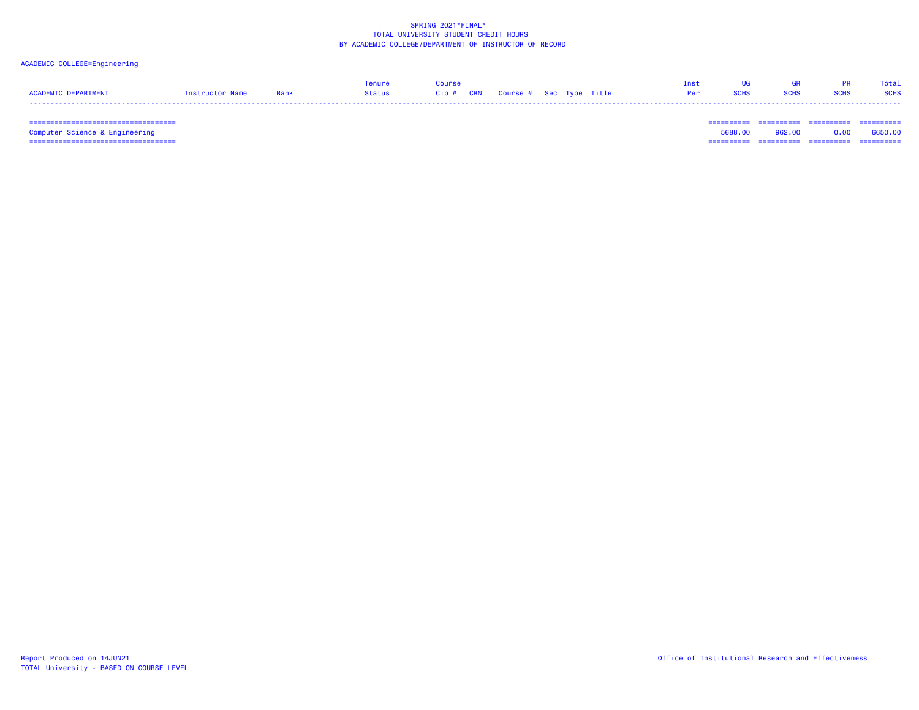SPRING 2021*FINAL*
TOTAL UNIVERSITY STUDENT CREDIT HOURS
BY ACADEMIC COLLEGE/DEPARTMENT OF INSTRUCTOR OF RECORD

ACADEMIC COLLEGE=Engineering

| ACADEMIC DEPARTMENT | Instructor Name | Rank | Tenure Status | Course Cip # | CRN | Course # | Sec | Type | Title | Inst Per | UG SCHS | GR SCHS | PR SCHS | Total SCHS |
|---|---|---|---|---|---|---|---|---|---|---|---|---|---|---|
| Computer Science & Engineering | | | | | | | | | | | 5688.00 | 962.00 | 0.00 | 6650.00 |

Report Produced on 14JUN21
TOTAL University - BASED ON COURSE LEVEL

Office of Institutional Research and Effectiveness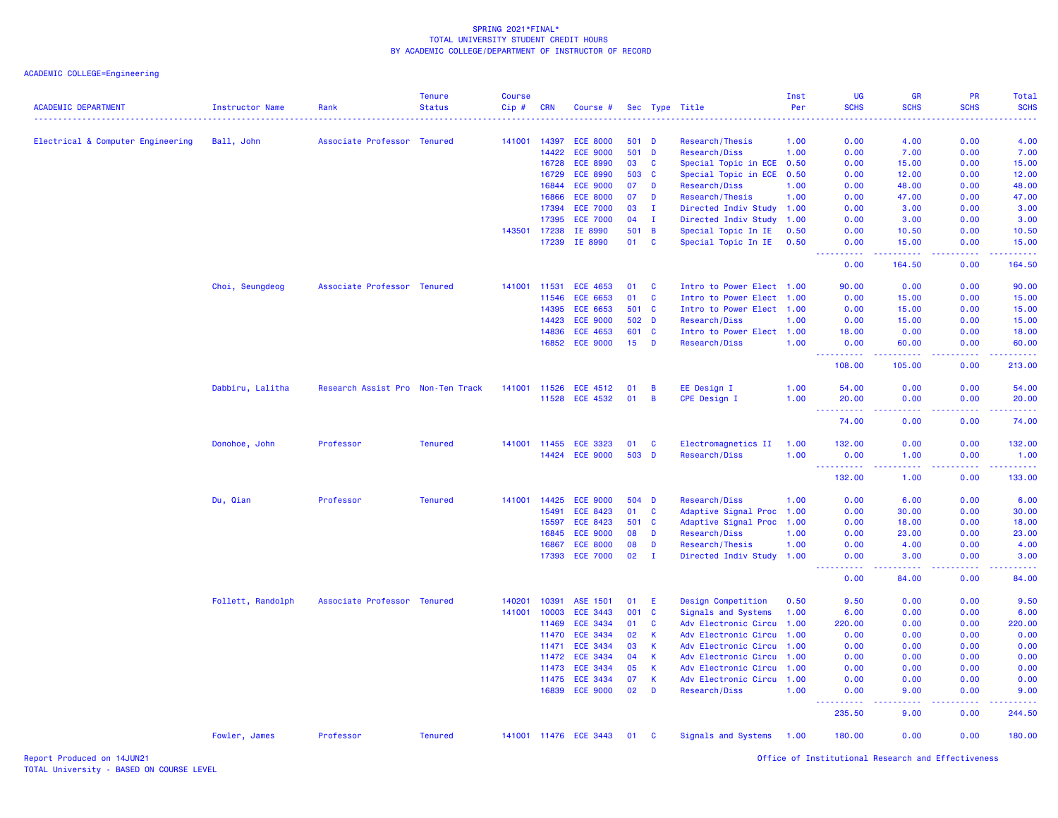SPRING 2021*FINAL*
TOTAL UNIVERSITY STUDENT CREDIT HOURS
BY ACADEMIC COLLEGE/DEPARTMENT OF INSTRUCTOR OF RECORD

ACADEMIC COLLEGE=Engineering

| ACADEMIC DEPARTMENT | Instructor Name | Rank | Tenure Status | Course Cip # | CRN | Course # | Sec | Type | Title | Inst Per | UG SCHS | GR SCHS | PR SCHS | Total SCHS |
|---|---|---|---|---|---|---|---|---|---|---|---|---|---|---|
| Electrical & Computer Engineering | Ball, John | Associate Professor | Tenured | 141001 | 14397 | ECE 8000 | 501 | D | Research/Thesis | 1.00 | 0.00 | 4.00 | 0.00 | 4.00 |
| | | | | | 14422 | ECE 9000 | 501 | D | Research/Diss | 1.00 | 0.00 | 7.00 | 0.00 | 7.00 |
| | | | | | 16728 | ECE 8990 | 03 | C | Special Topic in ECE | 0.50 | 0.00 | 15.00 | 0.00 | 15.00 |
| | | | | | 16729 | ECE 8990 | 503 | C | Special Topic in ECE | 0.50 | 0.00 | 12.00 | 0.00 | 12.00 |
| | | | | | 16844 | ECE 9000 | 07 | D | Research/Diss | 1.00 | 0.00 | 48.00 | 0.00 | 48.00 |
| | | | | | 16866 | ECE 8000 | 07 | D | Research/Thesis | 1.00 | 0.00 | 47.00 | 0.00 | 47.00 |
| | | | | | 17394 | ECE 7000 | 03 | I | Directed Indiv Study | 1.00 | 0.00 | 3.00 | 0.00 | 3.00 |
| | | | | | 17395 | ECE 7000 | 04 | I | Directed Indiv Study | 1.00 | 0.00 | 3.00 | 0.00 | 3.00 |
| | | | | 143501 | 17238 | IE 8990 | 501 | B | Special Topic In IE | 0.50 | 0.00 | 10.50 | 0.00 | 10.50 |
| | | | | | 17239 | IE 8990 | 01 | C | Special Topic In IE | 0.50 | 0.00 | 15.00 | 0.00 | 15.00 |
| | | | | | | | | | | | 0.00 | 164.50 | 0.00 | 164.50 |
| | Choi, Seungdeog | Associate Professor | Tenured | 141001 | 11531 | ECE 4653 | 01 | C | Intro to Power Elect | 1.00 | 90.00 | 0.00 | 0.00 | 90.00 |
| | | | | | 11546 | ECE 6653 | 01 | C | Intro to Power Elect | 1.00 | 0.00 | 15.00 | 0.00 | 15.00 |
| | | | | | 14395 | ECE 6653 | 501 | C | Intro to Power Elect | 1.00 | 0.00 | 15.00 | 0.00 | 15.00 |
| | | | | | 14423 | ECE 9000 | 502 | D | Research/Diss | 1.00 | 0.00 | 15.00 | 0.00 | 15.00 |
| | | | | | 14836 | ECE 4653 | 601 | C | Intro to Power Elect | 1.00 | 18.00 | 0.00 | 0.00 | 18.00 |
| | | | | | 16852 | ECE 9000 | 15 | D | Research/Diss | 1.00 | 0.00 | 60.00 | 0.00 | 60.00 |
| | | | | | | | | | | | 108.00 | 105.00 | 0.00 | 213.00 |
| | Dabbiru, Lalitha | Research Assist Pro | Non-Ten Track | 141001 | 11526 | ECE 4512 | 01 | B | EE Design I | 1.00 | 54.00 | 0.00 | 0.00 | 54.00 |
| | | | | | 11528 | ECE 4532 | 01 | B | CPE Design I | 1.00 | 20.00 | 0.00 | 0.00 | 20.00 |
| | | | | | | | | | | | 74.00 | 0.00 | 0.00 | 74.00 |
| | Donohoe, John | Professor | Tenured | 141001 | 11455 | ECE 3323 | 01 | C | Electromagnetics II | 1.00 | 132.00 | 0.00 | 0.00 | 132.00 |
| | | | | | 14424 | ECE 9000 | 503 | D | Research/Diss | 1.00 | 0.00 | 1.00 | 0.00 | 1.00 |
| | | | | | | | | | | | 132.00 | 1.00 | 0.00 | 133.00 |
| | Du, Qian | Professor | Tenured | 141001 | 14425 | ECE 9000 | 504 | D | Research/Diss | 1.00 | 0.00 | 6.00 | 0.00 | 6.00 |
| | | | | | 15491 | ECE 8423 | 01 | C | Adaptive Signal Proc | 1.00 | 0.00 | 30.00 | 0.00 | 30.00 |
| | | | | | 15597 | ECE 8423 | 501 | C | Adaptive Signal Proc | 1.00 | 0.00 | 18.00 | 0.00 | 18.00 |
| | | | | | 16845 | ECE 9000 | 08 | D | Research/Diss | 1.00 | 0.00 | 23.00 | 0.00 | 23.00 |
| | | | | | 16867 | ECE 8000 | 08 | D | Research/Thesis | 1.00 | 0.00 | 4.00 | 0.00 | 4.00 |
| | | | | | 17393 | ECE 7000 | 02 | I | Directed Indiv Study | 1.00 | 0.00 | 3.00 | 0.00 | 3.00 |
| | | | | | | | | | | | 0.00 | 84.00 | 0.00 | 84.00 |
| | Follett, Randolph | Associate Professor | Tenured | 140201 | 10391 | ASE 1501 | 01 | E | Design Competition | 0.50 | 9.50 | 0.00 | 0.00 | 9.50 |
| | | | | 141001 | 10003 | ECE 3443 | 001 | C | Signals and Systems | 1.00 | 6.00 | 0.00 | 0.00 | 6.00 |
| | | | | | 11469 | ECE 3434 | 01 | C | Adv Electronic Circu | 1.00 | 220.00 | 0.00 | 0.00 | 220.00 |
| | | | | | 11470 | ECE 3434 | 02 | K | Adv Electronic Circu | 1.00 | 0.00 | 0.00 | 0.00 | 0.00 |
| | | | | | 11471 | ECE 3434 | 03 | K | Adv Electronic Circu | 1.00 | 0.00 | 0.00 | 0.00 | 0.00 |
| | | | | | 11472 | ECE 3434 | 04 | K | Adv Electronic Circu | 1.00 | 0.00 | 0.00 | 0.00 | 0.00 |
| | | | | | 11473 | ECE 3434 | 05 | K | Adv Electronic Circu | 1.00 | 0.00 | 0.00 | 0.00 | 0.00 |
| | | | | | 11475 | ECE 3434 | 07 | K | Adv Electronic Circu | 1.00 | 0.00 | 0.00 | 0.00 | 0.00 |
| | | | | | 16839 | ECE 9000 | 02 | D | Research/Diss | 1.00 | 0.00 | 9.00 | 0.00 | 9.00 |
| | | | | | | | | | | | 235.50 | 9.00 | 0.00 | 244.50 |
| | Fowler, James | Professor | Tenured | 141001 | 11476 | ECE 3443 | 01 | C | Signals and Systems | 1.00 | 180.00 | 0.00 | 0.00 | 180.00 |

Report Produced on 14JUN21
TOTAL University - BASED ON COURSE LEVEL
Office of Institutional Research and Effectiveness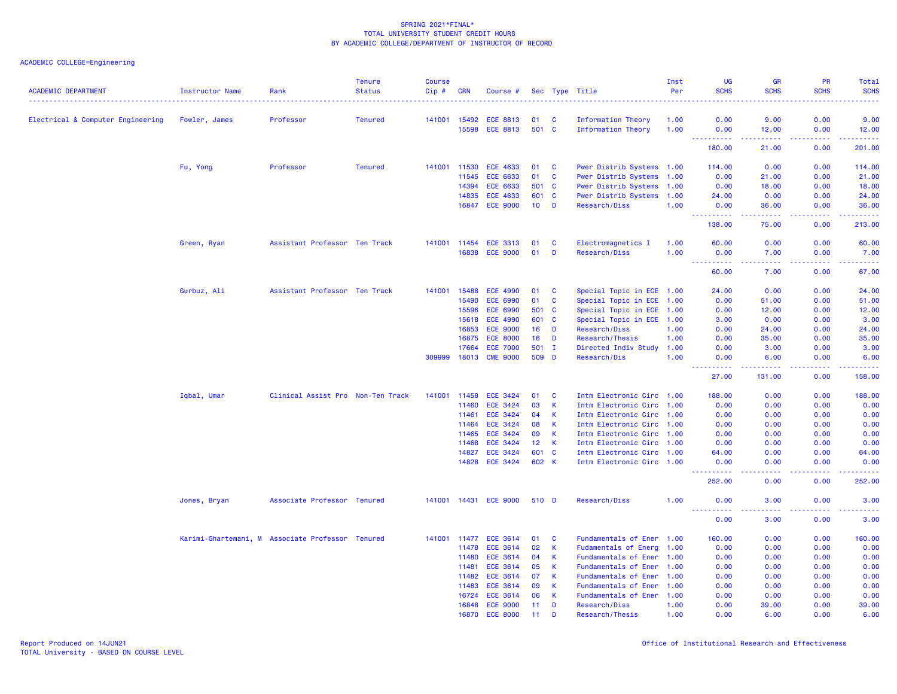SPRING 2021*FINAL*
TOTAL UNIVERSITY STUDENT CREDIT HOURS
BY ACADEMIC COLLEGE/DEPARTMENT OF INSTRUCTOR OF RECORD

ACADEMIC COLLEGE=Engineering

| ACADEMIC DEPARTMENT | Instructor Name | Rank | Tenure Status | Course Cip # | CRN | Course # | Sec | Type | Title | Inst Per | UG SCHS | GR SCHS | PR SCHS | Total SCHS |
|---|---|---|---|---|---|---|---|---|---|---|---|---|---|---|
| Electrical & Computer Engineering | Fowler, James | Professor | Tenured | 141001 | 15492 | ECE 8813 | 01 | C | Information Theory | 1.00 | 0.00 | 9.00 | 0.00 | 9.00 |
| | | | | | 15598 | ECE 8813 | 501 | C | Information Theory | 1.00 | 0.00 | 12.00 | 0.00 | 12.00 |
| | | | | | | | | | | | 180.00 | 21.00 | 0.00 | 201.00 |
| | Fu, Yong | Professor | Tenured | 141001 | 11530 | ECE 4633 | 01 | C | Pwer Distrib Systems | 1.00 | 114.00 | 0.00 | 0.00 | 114.00 |
| | | | | | 11545 | ECE 6633 | 01 | C | Pwer Distrib Systems | 1.00 | 0.00 | 21.00 | 0.00 | 21.00 |
| | | | | | 14394 | ECE 6633 | 501 | C | Pwer Distrib Systems | 1.00 | 0.00 | 18.00 | 0.00 | 18.00 |
| | | | | | 14835 | ECE 4633 | 601 | C | Pwer Distrib Systems | 1.00 | 24.00 | 0.00 | 0.00 | 24.00 |
| | | | | | 16847 | ECE 9000 | 10 | D | Research/Diss | 1.00 | 0.00 | 36.00 | 0.00 | 36.00 |
| | | | | | | | | | | | 138.00 | 75.00 | 0.00 | 213.00 |
| | Green, Ryan | Assistant Professor | Ten Track | 141001 | 11454 | ECE 3313 | 01 | C | Electromagnetics I | 1.00 | 60.00 | 0.00 | 0.00 | 60.00 |
| | | | | | 16838 | ECE 9000 | 01 | D | Research/Diss | 1.00 | 0.00 | 7.00 | 0.00 | 7.00 |
| | | | | | | | | | | | 60.00 | 7.00 | 0.00 | 67.00 |
| | Gurbuz, Ali | Assistant Professor | Ten Track | 141001 | 15488 | ECE 4990 | 01 | C | Special Topic in ECE | 1.00 | 24.00 | 0.00 | 0.00 | 24.00 |
| | | | | | 15490 | ECE 6990 | 01 | C | Special Topic in ECE | 1.00 | 0.00 | 51.00 | 0.00 | 51.00 |
| | | | | | 15596 | ECE 6990 | 501 | C | Special Topic in ECE | 1.00 | 0.00 | 12.00 | 0.00 | 12.00 |
| | | | | | 15618 | ECE 4990 | 601 | C | Special Topic in ECE | 1.00 | 3.00 | 0.00 | 0.00 | 3.00 |
| | | | | | 16853 | ECE 9000 | 16 | D | Research/Diss | 1.00 | 0.00 | 24.00 | 0.00 | 24.00 |
| | | | | | 16875 | ECE 8000 | 16 | D | Research/Thesis | 1.00 | 0.00 | 35.00 | 0.00 | 35.00 |
| | | | | | 17664 | ECE 7000 | 501 | I | Directed Indiv Study | 1.00 | 0.00 | 3.00 | 0.00 | 3.00 |
| | | | | 309999 | 18013 | CME 9000 | 509 | D | Research/Dis | 1.00 | 0.00 | 6.00 | 0.00 | 6.00 |
| | | | | | | | | | | | 27.00 | 131.00 | 0.00 | 158.00 |
| | Iqbal, Umar | Clinical Assist Pro | Non-Ten Track | 141001 | 11458 | ECE 3424 | 01 | C | Intm Electronic Circ | 1.00 | 188.00 | 0.00 | 0.00 | 188.00 |
| | | | | | 11460 | ECE 3424 | 03 | K | Intm Electronic Circ | 1.00 | 0.00 | 0.00 | 0.00 | 0.00 |
| | | | | | 11461 | ECE 3424 | 04 | K | Intm Electronic Circ | 1.00 | 0.00 | 0.00 | 0.00 | 0.00 |
| | | | | | 11464 | ECE 3424 | 08 | K | Intm Electronic Circ | 1.00 | 0.00 | 0.00 | 0.00 | 0.00 |
| | | | | | 11465 | ECE 3424 | 09 | K | Intm Electronic Circ | 1.00 | 0.00 | 0.00 | 0.00 | 0.00 |
| | | | | | 11468 | ECE 3424 | 12 | K | Intm Electronic Circ | 1.00 | 0.00 | 0.00 | 0.00 | 0.00 |
| | | | | | 14827 | ECE 3424 | 601 | C | Intm Electronic Circ | 1.00 | 64.00 | 0.00 | 0.00 | 64.00 |
| | | | | | 14828 | ECE 3424 | 602 | K | Intm Electronic Circ | 1.00 | 0.00 | 0.00 | 0.00 | 0.00 |
| | | | | | | | | | | | 252.00 | 0.00 | 0.00 | 252.00 |
| | Jones, Bryan | Associate Professor | Tenured | 141001 | 14431 | ECE 9000 | 510 | D | Research/Diss | 1.00 | 0.00 | 3.00 | 0.00 | 3.00 |
| | | | | | | | | | | | 0.00 | 3.00 | 0.00 | 3.00 |
| | Karimi-Ghartemani, M | Associate Professor | Tenured | 141001 | 11477 | ECE 3614 | 01 | C | Fundamentals of Ener | 1.00 | 160.00 | 0.00 | 0.00 | 160.00 |
| | | | | | 11478 | ECE 3614 | 02 | K | Fudamentals of Energ | 1.00 | 0.00 | 0.00 | 0.00 | 0.00 |
| | | | | | 11480 | ECE 3614 | 04 | K | Fundamentals of Ener | 1.00 | 0.00 | 0.00 | 0.00 | 0.00 |
| | | | | | 11481 | ECE 3614 | 05 | K | Fundamentals of Ener | 1.00 | 0.00 | 0.00 | 0.00 | 0.00 |
| | | | | | 11482 | ECE 3614 | 07 | K | Fundamentals of Ener | 1.00 | 0.00 | 0.00 | 0.00 | 0.00 |
| | | | | | 11483 | ECE 3614 | 09 | K | Fundamentals of Ener | 1.00 | 0.00 | 0.00 | 0.00 | 0.00 |
| | | | | | 16724 | ECE 3614 | 06 | K | Fundamentals of Ener | 1.00 | 0.00 | 0.00 | 0.00 | 0.00 |
| | | | | | 16848 | ECE 9000 | 11 | D | Research/Diss | 1.00 | 0.00 | 39.00 | 0.00 | 39.00 |
| | | | | | 16870 | ECE 8000 | 11 | D | Research/Thesis | 1.00 | 0.00 | 6.00 | 0.00 | 6.00 |

Report Produced on 14JUN21
TOTAL University - BASED ON COURSE LEVEL

Office of Institutional Research and Effectiveness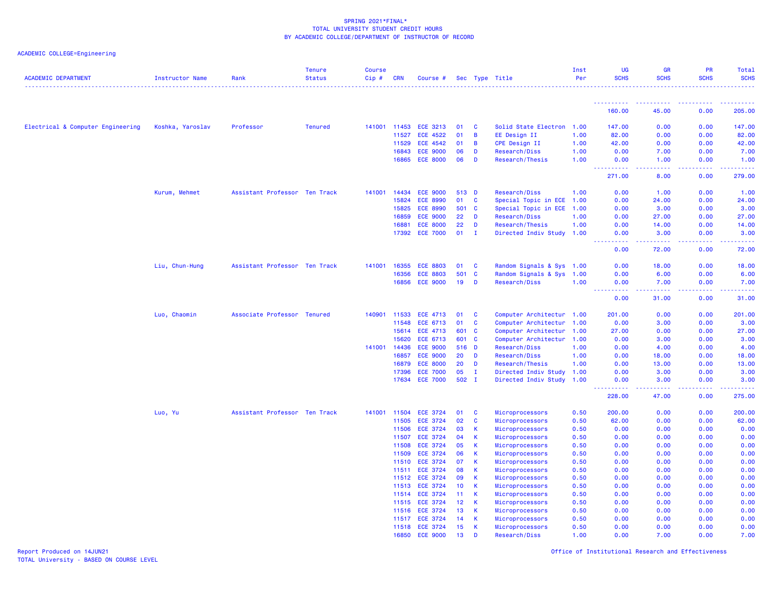SPRING 2021*FINAL*
TOTAL UNIVERSITY STUDENT CREDIT HOURS
BY ACADEMIC COLLEGE/DEPARTMENT OF INSTRUCTOR OF RECORD

ACADEMIC COLLEGE=Engineering

| ACADEMIC DEPARTMENT | Instructor Name | Rank | Tenure Status | Course Cip # | CRN | Course # | Sec | Type | Title | Inst Per | UG SCHS | GR SCHS | PR SCHS | Total SCHS |
|---|---|---|---|---|---|---|---|---|---|---|---|---|---|---|
| | | | | | | | | | | | 160.00 | 45.00 | 0.00 | 205.00 |
| Electrical & Computer Engineering | Koshka, Yaroslav | Professor | Tenured | 141001 | 11453 | ECE 3213 | 01 | C | Solid State Electron | 1.00 | 147.00 | 0.00 | 0.00 | 147.00 |
| | | | | | 11527 | ECE 4522 | 01 | B | EE Design II | 1.00 | 82.00 | 0.00 | 0.00 | 82.00 |
| | | | | | 11529 | ECE 4542 | 01 | B | CPE Design II | 1.00 | 42.00 | 0.00 | 0.00 | 42.00 |
| | | | | | 16843 | ECE 9000 | 06 | D | Research/Diss | 1.00 | 0.00 | 7.00 | 0.00 | 7.00 |
| | | | | | 16865 | ECE 8000 | 06 | D | Research/Thesis | 1.00 | 0.00 | 1.00 | 0.00 | 1.00 |
| | | | | | | | | | | | 271.00 | 8.00 | 0.00 | 279.00 |
| | Kurum, Mehmet | Assistant Professor | Ten Track | 141001 | 14434 | ECE 9000 | 513 | D | Research/Diss | 1.00 | 0.00 | 1.00 | 0.00 | 1.00 |
| | | | | | 15824 | ECE 8990 | 01 | C | Special Topic in ECE | 1.00 | 0.00 | 24.00 | 0.00 | 24.00 |
| | | | | | 15825 | ECE 8990 | 501 | C | Special Topic in ECE | 1.00 | 0.00 | 3.00 | 0.00 | 3.00 |
| | | | | | 16859 | ECE 9000 | 22 | D | Research/Diss | 1.00 | 0.00 | 27.00 | 0.00 | 27.00 |
| | | | | | 16881 | ECE 8000 | 22 | D | Research/Thesis | 1.00 | 0.00 | 14.00 | 0.00 | 14.00 |
| | | | | | 17392 | ECE 7000 | 01 | I | Directed Indiv Study | 1.00 | 0.00 | 3.00 | 0.00 | 3.00 |
| | | | | | | | | | | | 0.00 | 72.00 | 0.00 | 72.00 |
| | Liu, Chun-Hung | Assistant Professor | Ten Track | 141001 | 16355 | ECE 8803 | 01 | C | Random Signals & Sys | 1.00 | 0.00 | 18.00 | 0.00 | 18.00 |
| | | | | | 16356 | ECE 8803 | 501 | C | Random Signals & Sys | 1.00 | 0.00 | 6.00 | 0.00 | 6.00 |
| | | | | | 16856 | ECE 9000 | 19 | D | Research/Diss | 1.00 | 0.00 | 7.00 | 0.00 | 7.00 |
| | | | | | | | | | | | 0.00 | 31.00 | 0.00 | 31.00 |
| | Luo, Chaomin | Associate Professor | Tenured | 140901 | 11533 | ECE 4713 | 01 | C | Computer Architectur | 1.00 | 201.00 | 0.00 | 0.00 | 201.00 |
| | | | | | 11548 | ECE 6713 | 01 | C | Computer Architectur | 1.00 | 0.00 | 3.00 | 0.00 | 3.00 |
| | | | | | 15614 | ECE 4713 | 601 | C | Computer Architectur | 1.00 | 27.00 | 0.00 | 0.00 | 27.00 |
| | | | | | 15620 | ECE 6713 | 601 | C | Computer Architectur | 1.00 | 0.00 | 3.00 | 0.00 | 3.00 |
| | | | | 141001 | 14436 | ECE 9000 | 516 | D | Research/Diss | 1.00 | 0.00 | 4.00 | 0.00 | 4.00 |
| | | | | | 16857 | ECE 9000 | 20 | D | Research/Diss | 1.00 | 0.00 | 18.00 | 0.00 | 18.00 |
| | | | | | 16879 | ECE 8000 | 20 | D | Research/Thesis | 1.00 | 0.00 | 13.00 | 0.00 | 13.00 |
| | | | | | 17396 | ECE 7000 | 05 | I | Directed Indiv Study | 1.00 | 0.00 | 3.00 | 0.00 | 3.00 |
| | | | | | 17634 | ECE 7000 | 502 | I | Directed Indiv Study | 1.00 | 0.00 | 3.00 | 0.00 | 3.00 |
| | | | | | | | | | | | 228.00 | 47.00 | 0.00 | 275.00 |
| | Luo, Yu | Assistant Professor | Ten Track | 141001 | 11504 | ECE 3724 | 01 | C | Microprocessors | 0.50 | 200.00 | 0.00 | 0.00 | 200.00 |
| | | | | | 11505 | ECE 3724 | 02 | C | Microprocessors | 0.50 | 62.00 | 0.00 | 0.00 | 62.00 |
| | | | | | 11506 | ECE 3724 | 03 | K | Microprocessors | 0.50 | 0.00 | 0.00 | 0.00 | 0.00 |
| | | | | | 11507 | ECE 3724 | 04 | K | Microprocessors | 0.50 | 0.00 | 0.00 | 0.00 | 0.00 |
| | | | | | 11508 | ECE 3724 | 05 | K | Microprocessors | 0.50 | 0.00 | 0.00 | 0.00 | 0.00 |
| | | | | | 11509 | ECE 3724 | 06 | K | Microprocessors | 0.50 | 0.00 | 0.00 | 0.00 | 0.00 |
| | | | | | 11510 | ECE 3724 | 07 | K | Microprocessors | 0.50 | 0.00 | 0.00 | 0.00 | 0.00 |
| | | | | | 11511 | ECE 3724 | 08 | K | Microprocessors | 0.50 | 0.00 | 0.00 | 0.00 | 0.00 |
| | | | | | 11512 | ECE 3724 | 09 | K | Microprocessors | 0.50 | 0.00 | 0.00 | 0.00 | 0.00 |
| | | | | | 11513 | ECE 3724 | 10 | K | Microprocessors | 0.50 | 0.00 | 0.00 | 0.00 | 0.00 |
| | | | | | 11514 | ECE 3724 | 11 | K | Microprocessors | 0.50 | 0.00 | 0.00 | 0.00 | 0.00 |
| | | | | | 11515 | ECE 3724 | 12 | K | Microprocessors | 0.50 | 0.00 | 0.00 | 0.00 | 0.00 |
| | | | | | 11516 | ECE 3724 | 13 | K | Microprocessors | 0.50 | 0.00 | 0.00 | 0.00 | 0.00 |
| | | | | | 11517 | ECE 3724 | 14 | K | Microprocessors | 0.50 | 0.00 | 0.00 | 0.00 | 0.00 |
| | | | | | 11518 | ECE 3724 | 15 | K | Microprocessors | 0.50 | 0.00 | 0.00 | 0.00 | 0.00 |
| | | | | | 16850 | ECE 9000 | 13 | D | Research/Diss | 1.00 | 0.00 | 7.00 | 0.00 | 7.00 |

Report Produced on 14JUN21
TOTAL University - BASED ON COURSE LEVEL

Office of Institutional Research and Effectiveness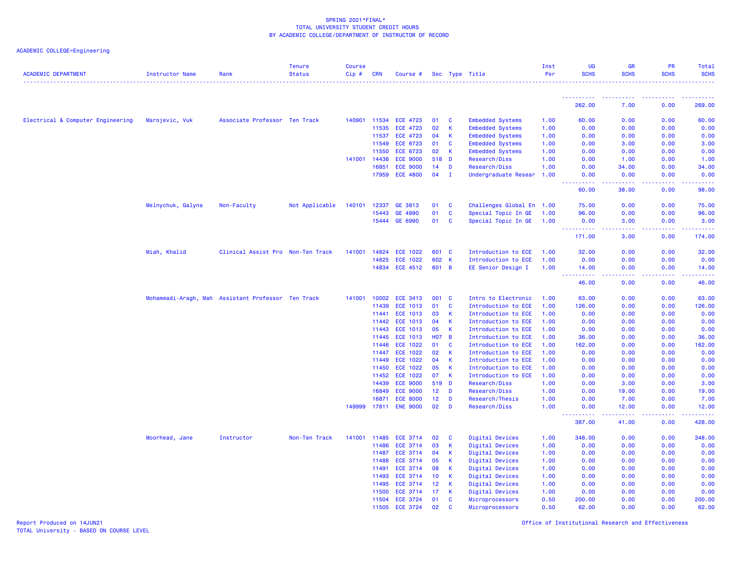SPRING 2021*FINAL*
TOTAL UNIVERSITY STUDENT CREDIT HOURS
BY ACADEMIC COLLEGE/DEPARTMENT OF INSTRUCTOR OF RECORD

ACADEMIC COLLEGE=Engineering

| ACADEMIC DEPARTMENT | Instructor Name | Rank | Tenure Status | Course Cip # | CRN | Course # | Sec | Type | Title | Inst Per | UG SCHS | GR SCHS | PR SCHS | Total SCHS |
|---|---|---|---|---|---|---|---|---|---|---|---|---|---|---|
| | | | | | | | | | | | 262.00 | 7.00 | 0.00 | 269.00 |
| Electrical & Computer Engineering | Marojevic, Vuk | Associate Professor | Ten Track | 140901 | 11534 | ECE 4723 | 01 | C | Embedded Systems | 1.00 | 60.00 | 0.00 | 0.00 | 60.00 |
| | | | | | 11535 | ECE 4723 | 02 | K | Embedded Systems | 1.00 | 0.00 | 0.00 | 0.00 | 0.00 |
| | | | | | 11537 | ECE 4723 | 04 | K | Embedded Systems | 1.00 | 0.00 | 0.00 | 0.00 | 0.00 |
| | | | | | 11549 | ECE 6723 | 01 | C | Embedded Systems | 1.00 | 0.00 | 3.00 | 0.00 | 3.00 |
| | | | | | 11550 | ECE 6723 | 02 | K | Embedded Systems | 1.00 | 0.00 | 0.00 | 0.00 | 0.00 |
| | | | | 141001 | 14438 | ECE 9000 | 518 | D | Research/Diss | 1.00 | 0.00 | 1.00 | 0.00 | 1.00 |
| | | | | | 16851 | ECE 9000 | 14 | D | Research/Diss | 1.00 | 0.00 | 34.00 | 0.00 | 34.00 |
| | | | | | 17959 | ECE 4800 | 04 | I | Undergraduate Resear | 1.00 | 0.00 | 0.00 | 0.00 | 0.00 |
| | | | | | | | | | | | 60.00 | 38.00 | 0.00 | 98.00 |
| | Melnychuk, Galyna | Non-Faculty | Not Applicable | 140101 | 12337 | GE 3813 | 01 | C | Challenges Global En | 1.00 | 75.00 | 0.00 | 0.00 | 75.00 |
| | | | | | 15443 | GE 4990 | 01 | C | Special Topic In GE | 1.00 | 96.00 | 0.00 | 0.00 | 96.00 |
| | | | | | 15444 | GE 6990 | 01 | C | Special Topic In GE | 1.00 | 0.00 | 3.00 | 0.00 | 3.00 |
| | | | | | | | | | | | 171.00 | 3.00 | 0.00 | 174.00 |
| | Miah, Khalid | Clinical Assist Pro | Non-Ten Track | 141001 | 14824 | ECE 1022 | 601 | C | Introduction to ECE | 1.00 | 32.00 | 0.00 | 0.00 | 32.00 |
| | | | | | 14825 | ECE 1022 | 602 | K | Introduction to ECE | 1.00 | 0.00 | 0.00 | 0.00 | 0.00 |
| | | | | | 14834 | ECE 4512 | 601 | B | EE Senior Design I | 1.00 | 14.00 | 0.00 | 0.00 | 14.00 |
| | | | | | | | | | | | 46.00 | 0.00 | 0.00 | 46.00 |
| | Mohammadi-Aragh, Mah | Assistant Professor | Ten Track | 141001 | 10002 | ECE 3413 | 001 | C | Intro to Electronic | 1.00 | 63.00 | 0.00 | 0.00 | 63.00 |
| | | | | | 11439 | ECE 1013 | 01 | C | Introduction to ECE | 1.00 | 126.00 | 0.00 | 0.00 | 126.00 |
| | | | | | 11441 | ECE 1013 | 03 | K | Introduction to ECE | 1.00 | 0.00 | 0.00 | 0.00 | 0.00 |
| | | | | | 11442 | ECE 1013 | 04 | K | Introduction to ECE | 1.00 | 0.00 | 0.00 | 0.00 | 0.00 |
| | | | | | 11443 | ECE 1013 | 05 | K | Introduction to ECE | 1.00 | 0.00 | 0.00 | 0.00 | 0.00 |
| | | | | | 11445 | ECE 1013 | H07 | B | Introduction to ECE | 1.00 | 36.00 | 0.00 | 0.00 | 36.00 |
| | | | | | 11446 | ECE 1022 | 01 | C | Introduction to ECE | 1.00 | 162.00 | 0.00 | 0.00 | 162.00 |
| | | | | | 11447 | ECE 1022 | 02 | K | Introduction to ECE | 1.00 | 0.00 | 0.00 | 0.00 | 0.00 |
| | | | | | 11449 | ECE 1022 | 04 | K | Introduction to ECE | 1.00 | 0.00 | 0.00 | 0.00 | 0.00 |
| | | | | | 11450 | ECE 1022 | 05 | K | Introduction to ECE | 1.00 | 0.00 | 0.00 | 0.00 | 0.00 |
| | | | | | 11452 | ECE 1022 | 07 | K | Introduction to ECE | 1.00 | 0.00 | 0.00 | 0.00 | 0.00 |
| | | | | | 14439 | ECE 9000 | 519 | D | Research/Diss | 1.00 | 0.00 | 3.00 | 0.00 | 3.00 |
| | | | | | 16849 | ECE 9000 | 12 | D | Research/Diss | 1.00 | 0.00 | 19.00 | 0.00 | 19.00 |
| | | | | | 16871 | ECE 8000 | 12 | D | Research/Thesis | 1.00 | 0.00 | 7.00 | 0.00 | 7.00 |
| | | | | 149999 | 17811 | ENE 9000 | 02 | D | Research/Diss | 1.00 | 0.00 | 12.00 | 0.00 | 12.00 |
| | | | | | | | | | | | 387.00 | 41.00 | 0.00 | 428.00 |
| | Moorhead, Jane | Instructor | Non-Ten Track | 141001 | 11485 | ECE 3714 | 02 | C | Digital Devices | 1.00 | 348.00 | 0.00 | 0.00 | 348.00 |
| | | | | | 11486 | ECE 3714 | 03 | K | Digital Devices | 1.00 | 0.00 | 0.00 | 0.00 | 0.00 |
| | | | | | 11487 | ECE 3714 | 04 | K | Digital Devices | 1.00 | 0.00 | 0.00 | 0.00 | 0.00 |
| | | | | | 11488 | ECE 3714 | 05 | K | Digital Devices | 1.00 | 0.00 | 0.00 | 0.00 | 0.00 |
| | | | | | 11491 | ECE 3714 | 08 | K | Digital Devices | 1.00 | 0.00 | 0.00 | 0.00 | 0.00 |
| | | | | | 11493 | ECE 3714 | 10 | K | Digital Devices | 1.00 | 0.00 | 0.00 | 0.00 | 0.00 |
| | | | | | 11495 | ECE 3714 | 12 | K | Digital Devices | 1.00 | 0.00 | 0.00 | 0.00 | 0.00 |
| | | | | | 11500 | ECE 3714 | 17 | K | Digital Devices | 1.00 | 0.00 | 0.00 | 0.00 | 0.00 |
| | | | | | 11504 | ECE 3724 | 01 | C | Microprocessors | 0.50 | 200.00 | 0.00 | 0.00 | 200.00 |
| | | | | | 11505 | ECE 3724 | 02 | C | Microprocessors | 0.50 | 62.00 | 0.00 | 0.00 | 62.00 |

Report Produced on 14JUN21
TOTAL University - BASED ON COURSE LEVEL
Office of Institutional Research and Effectiveness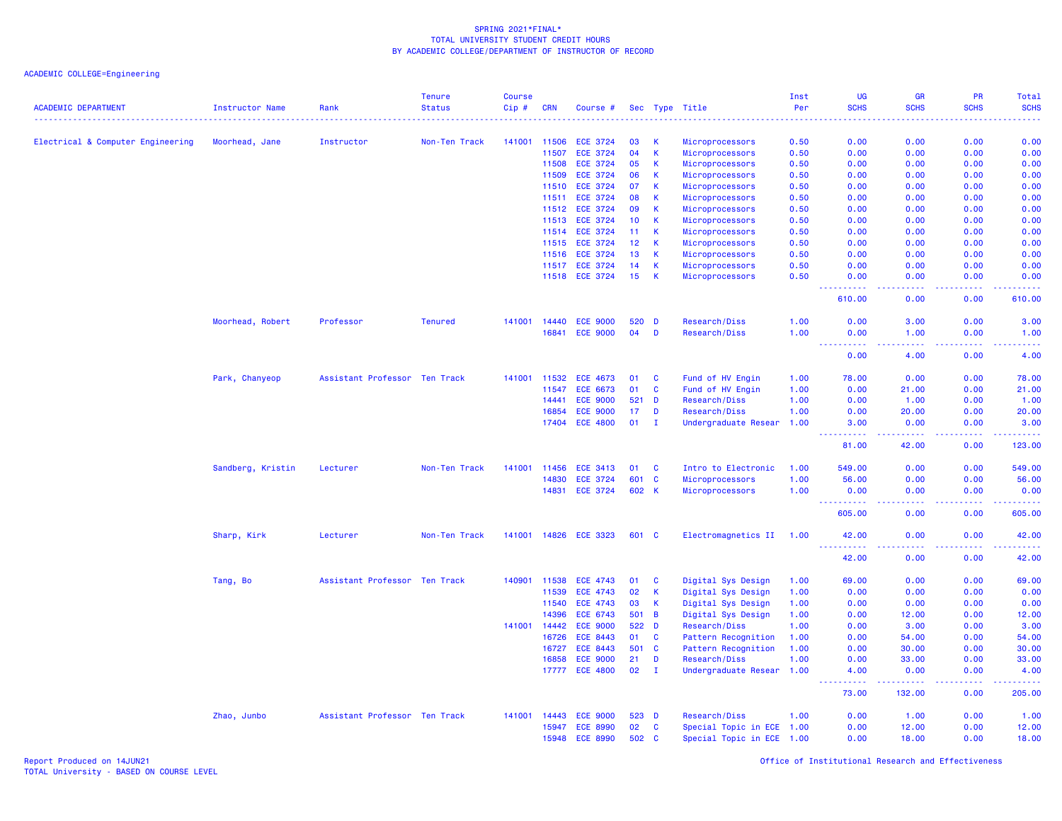SPRING 2021*FINAL*
TOTAL UNIVERSITY STUDENT CREDIT HOURS
BY ACADEMIC COLLEGE/DEPARTMENT OF INSTRUCTOR OF RECORD

ACADEMIC COLLEGE=Engineering

| ACADEMIC DEPARTMENT | Instructor Name | Rank | Tenure Status | Course Cip # | CRN | Course # | Sec | Type | Title | Inst Per | UG SCHS | GR SCHS | PR SCHS | Total SCHS |
|---|---|---|---|---|---|---|---|---|---|---|---|---|---|---|
| Electrical & Computer Engineering | Moorhead, Jane | Instructor | Non-Ten Track | 141001 | 11506 | ECE 3724 | 03 | K | Microprocessors | 0.50 | 0.00 | 0.00 | 0.00 | 0.00 |
| | | | | | 11507 | ECE 3724 | 04 | K | Microprocessors | 0.50 | 0.00 | 0.00 | 0.00 | 0.00 |
| | | | | | 11508 | ECE 3724 | 05 | K | Microprocessors | 0.50 | 0.00 | 0.00 | 0.00 | 0.00 |
| | | | | | 11509 | ECE 3724 | 06 | K | Microprocessors | 0.50 | 0.00 | 0.00 | 0.00 | 0.00 |
| | | | | | 11510 | ECE 3724 | 07 | K | Microprocessors | 0.50 | 0.00 | 0.00 | 0.00 | 0.00 |
| | | | | | 11511 | ECE 3724 | 08 | K | Microprocessors | 0.50 | 0.00 | 0.00 | 0.00 | 0.00 |
| | | | | | 11512 | ECE 3724 | 09 | K | Microprocessors | 0.50 | 0.00 | 0.00 | 0.00 | 0.00 |
| | | | | | 11513 | ECE 3724 | 10 | K | Microprocessors | 0.50 | 0.00 | 0.00 | 0.00 | 0.00 |
| | | | | | 11514 | ECE 3724 | 11 | K | Microprocessors | 0.50 | 0.00 | 0.00 | 0.00 | 0.00 |
| | | | | | 11515 | ECE 3724 | 12 | K | Microprocessors | 0.50 | 0.00 | 0.00 | 0.00 | 0.00 |
| | | | | | 11516 | ECE 3724 | 13 | K | Microprocessors | 0.50 | 0.00 | 0.00 | 0.00 | 0.00 |
| | | | | | 11517 | ECE 3724 | 14 | K | Microprocessors | 0.50 | 0.00 | 0.00 | 0.00 | 0.00 |
| | | | | | 11518 | ECE 3724 | 15 | K | Microprocessors | 0.50 | 0.00 | 0.00 | 0.00 | 0.00 |
| | | | | | | | | | | | 610.00 | 0.00 | 0.00 | 610.00 |
| | Moorhead, Robert | Professor | Tenured | 141001 | 14440 | ECE 9000 | 520 | D | Research/Diss | 1.00 | 0.00 | 3.00 | 0.00 | 3.00 |
| | | | | | 16841 | ECE 9000 | 04 | D | Research/Diss | 1.00 | 0.00 | 1.00 | 0.00 | 1.00 |
| | | | | | | | | | | | 0.00 | 4.00 | 0.00 | 4.00 |
| | Park, Chanyeop | Assistant Professor | Ten Track | 141001 | 11532 | ECE 4673 | 01 | C | Fund of HV Engin | 1.00 | 78.00 | 0.00 | 0.00 | 78.00 |
| | | | | | 11547 | ECE 6673 | 01 | C | Fund of HV Engin | 1.00 | 0.00 | 21.00 | 0.00 | 21.00 |
| | | | | | 14441 | ECE 9000 | 521 | D | Research/Diss | 1.00 | 0.00 | 1.00 | 0.00 | 1.00 |
| | | | | | 16854 | ECE 9000 | 17 | D | Research/Diss | 1.00 | 0.00 | 20.00 | 0.00 | 20.00 |
| | | | | | 17404 | ECE 4800 | 01 | I | Undergraduate Resear | 1.00 | 3.00 | 0.00 | 0.00 | 3.00 |
| | | | | | | | | | | | 81.00 | 42.00 | 0.00 | 123.00 |
| | Sandberg, Kristin | Lecturer | Non-Ten Track | 141001 | 11456 | ECE 3413 | 01 | C | Intro to Electronic | 1.00 | 549.00 | 0.00 | 0.00 | 549.00 |
| | | | | | 14830 | ECE 3724 | 601 | C | Microprocessors | 1.00 | 56.00 | 0.00 | 0.00 | 56.00 |
| | | | | | 14831 | ECE 3724 | 602 | K | Microprocessors | 1.00 | 0.00 | 0.00 | 0.00 | 0.00 |
| | | | | | | | | | | | 605.00 | 0.00 | 0.00 | 605.00 |
| | Sharp, Kirk | Lecturer | Non-Ten Track | 141001 | 14826 | ECE 3323 | 601 | C | Electromagnetics II | 1.00 | 42.00 | 0.00 | 0.00 | 42.00 |
| | | | | | | | | | | | 42.00 | 0.00 | 0.00 | 42.00 |
| | Tang, Bo | Assistant Professor | Ten Track | 140901 | 11538 | ECE 4743 | 01 | C | Digital Sys Design | 1.00 | 69.00 | 0.00 | 0.00 | 69.00 |
| | | | | | 11539 | ECE 4743 | 02 | K | Digital Sys Design | 1.00 | 0.00 | 0.00 | 0.00 | 0.00 |
| | | | | | 11540 | ECE 4743 | 03 | K | Digital Sys Design | 1.00 | 0.00 | 0.00 | 0.00 | 0.00 |
| | | | | | 14396 | ECE 6743 | 501 | B | Digital Sys Design | 1.00 | 0.00 | 12.00 | 0.00 | 12.00 |
| | | | | 141001 | 14442 | ECE 9000 | 522 | D | Research/Diss | 1.00 | 0.00 | 3.00 | 0.00 | 3.00 |
| | | | | | 16726 | ECE 8443 | 01 | C | Pattern Recognition | 1.00 | 0.00 | 54.00 | 0.00 | 54.00 |
| | | | | | 16727 | ECE 8443 | 501 | C | Pattern Recognition | 1.00 | 0.00 | 30.00 | 0.00 | 30.00 |
| | | | | | 16858 | ECE 9000 | 21 | D | Research/Diss | 1.00 | 0.00 | 33.00 | 0.00 | 33.00 |
| | | | | | 17777 | ECE 4800 | 02 | I | Undergraduate Resear | 1.00 | 4.00 | 0.00 | 0.00 | 4.00 |
| | | | | | | | | | | | 73.00 | 132.00 | 0.00 | 205.00 |
| | Zhao, Junbo | Assistant Professor | Ten Track | 141001 | 14443 | ECE 9000 | 523 | D | Research/Diss | 1.00 | 0.00 | 1.00 | 0.00 | 1.00 |
| | | | | | 15947 | ECE 8990 | 02 | C | Special Topic in ECE | 1.00 | 0.00 | 12.00 | 0.00 | 12.00 |
| | | | | | 15948 | ECE 8990 | 502 | C | Special Topic in ECE | 1.00 | 0.00 | 18.00 | 0.00 | 18.00 |

Report Produced on 14JUN21
TOTAL University - BASED ON COURSE LEVEL

Office of Institutional Research and Effectiveness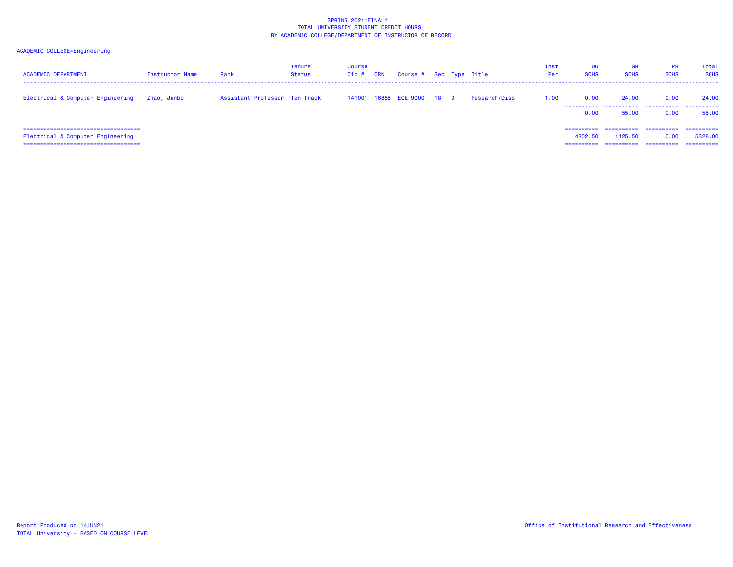SPRING 2021*FINAL*
TOTAL UNIVERSITY STUDENT CREDIT HOURS
BY ACADEMIC COLLEGE/DEPARTMENT OF INSTRUCTOR OF RECORD

ACADEMIC COLLEGE=Engineering

| ACADEMIC DEPARTMENT | Instructor Name | Rank | Tenure Status | Course Cip # | CRN | Course # | Sec | Type | Title | Inst Per | UG SCHS | GR SCHS | PR SCHS | Total SCHS |
|---|---|---|---|---|---|---|---|---|---|---|---|---|---|---|
| Electrical & Computer Engineering | Zhao, Junbo | Assistant Professor | Ten Track | 141001 | 16855 | ECE 9000 | 18 | D | Research/Diss | 1.00 | 0.00 | 24.00 | 0.00 | 24.00 |
| | | | | | | | | | | | 0.00 | 55.00 | 0.00 | 55.00 |
| Electrical & Computer Engineering | | | | | | | | | | | 4202.50 | 1125.50 | 0.00 | 5328.00 |

Report Produced on 14JUN21
TOTAL University - BASED ON COURSE LEVEL

Office of Institutional Research and Effectiveness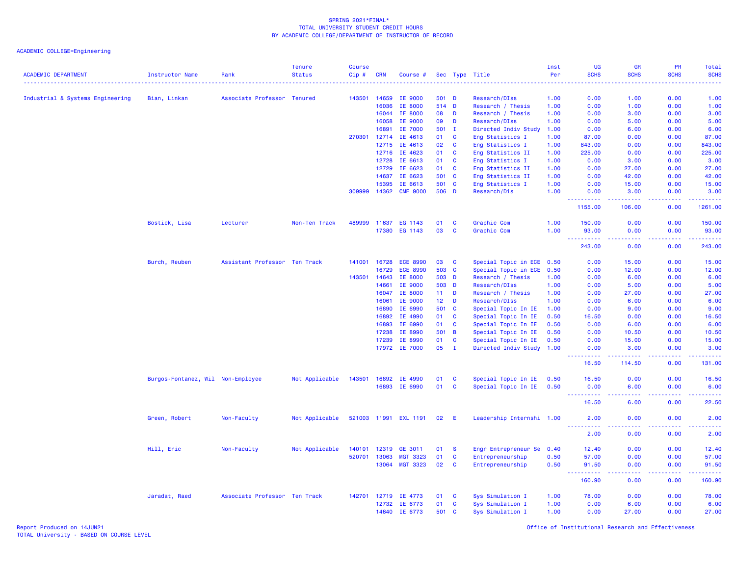SPRING 2021*FINAL*
TOTAL UNIVERSITY STUDENT CREDIT HOURS
BY ACADEMIC COLLEGE/DEPARTMENT OF INSTRUCTOR OF RECORD

ACADEMIC COLLEGE=Engineering

| ACADEMIC DEPARTMENT | Instructor Name | Rank | Tenure Status | Course Cip # | CRN | Course # | Sec | Type | Title | Inst Per | UG SCHS | GR SCHS | PR SCHS | Total SCHS |
|---|---|---|---|---|---|---|---|---|---|---|---|---|---|---|
| Industrial & Systems Engineering | Bian, Linkan | Associate Professor | Tenured | 143501 | 14659 | IE 9000 | 501 | D | Research/DIss | 1.00 | 0.00 | 1.00 | 0.00 | 1.00 |
| | | | | | 16036 | IE 8000 | 514 | D | Research / Thesis | 1.00 | 0.00 | 1.00 | 0.00 | 1.00 |
| | | | | | 16044 | IE 8000 | 08 | D | Research / Thesis | 1.00 | 0.00 | 3.00 | 0.00 | 3.00 |
| | | | | | 16058 | IE 9000 | 09 | D | Research/DIss | 1.00 | 0.00 | 5.00 | 0.00 | 5.00 |
| | | | | | 16891 | IE 7000 | 501 | I | Directed Indiv Study | 1.00 | 0.00 | 6.00 | 0.00 | 6.00 |
| | | | | 270301 | 12714 | IE 4613 | 01 | C | Eng Statistics I | 1.00 | 87.00 | 0.00 | 0.00 | 87.00 |
| | | | | | 12715 | IE 4613 | 02 | C | Eng Statistics I | 1.00 | 843.00 | 0.00 | 0.00 | 843.00 |
| | | | | | 12716 | IE 4623 | 01 | C | Eng Statistics II | 1.00 | 225.00 | 0.00 | 0.00 | 225.00 |
| | | | | | 12728 | IE 6613 | 01 | C | Eng Statistics I | 1.00 | 0.00 | 3.00 | 0.00 | 3.00 |
| | | | | | 12729 | IE 6623 | 01 | C | Eng Statistics II | 1.00 | 0.00 | 27.00 | 0.00 | 27.00 |
| | | | | | 14637 | IE 6623 | 501 | C | Eng Statistics II | 1.00 | 0.00 | 42.00 | 0.00 | 42.00 |
| | | | | | 15395 | IE 6613 | 501 | C | Eng Statistics I | 1.00 | 0.00 | 15.00 | 0.00 | 15.00 |
| | | | | 309999 | 14362 | CME 9000 | 506 | D | Research/Dis | 1.00 | 0.00 | 3.00 | 0.00 | 3.00 |
| | | | | | | | | | | | 1155.00 | 106.00 | 0.00 | 1261.00 |
| | Bostick, Lisa | Lecturer | Non-Ten Track | 489999 | 11637 | EG 1143 | 01 | C | Graphic Com | 1.00 | 150.00 | 0.00 | 0.00 | 150.00 |
| | | | | | 17380 | EG 1143 | 03 | C | Graphic Com | 1.00 | 93.00 | 0.00 | 0.00 | 93.00 |
| | | | | | | | | | | | 243.00 | 0.00 | 0.00 | 243.00 |
| | Burch, Reuben | Assistant Professor | Ten Track | 141001 | 16728 | ECE 8990 | 03 | C | Special Topic in ECE | 0.50 | 0.00 | 15.00 | 0.00 | 15.00 |
| | | | | | 16729 | ECE 8990 | 503 | C | Special Topic in ECE | 0.50 | 0.00 | 12.00 | 0.00 | 12.00 |
| | | | | 143501 | 14643 | IE 8000 | 503 | D | Research / Thesis | 1.00 | 0.00 | 6.00 | 0.00 | 6.00 |
| | | | | | 14661 | IE 9000 | 503 | D | Research/DIss | 1.00 | 0.00 | 5.00 | 0.00 | 5.00 |
| | | | | | 16047 | IE 8000 | 11 | D | Research / Thesis | 1.00 | 0.00 | 27.00 | 0.00 | 27.00 |
| | | | | | 16061 | IE 9000 | 12 | D | Research/DIss | 1.00 | 0.00 | 6.00 | 0.00 | 6.00 |
| | | | | | 16890 | IE 6990 | 501 | C | Special Topic In IE | 1.00 | 0.00 | 9.00 | 0.00 | 9.00 |
| | | | | | 16892 | IE 4990 | 01 | C | Special Topic In IE | 0.50 | 16.50 | 0.00 | 0.00 | 16.50 |
| | | | | | 16893 | IE 6990 | 01 | C | Special Topic In IE | 0.50 | 0.00 | 6.00 | 0.00 | 6.00 |
| | | | | | 17238 | IE 8990 | 501 | B | Special Topic In IE | 0.50 | 0.00 | 10.50 | 0.00 | 10.50 |
| | | | | | 17239 | IE 8990 | 01 | C | Special Topic In IE | 0.50 | 0.00 | 15.00 | 0.00 | 15.00 |
| | | | | | 17972 | IE 7000 | 05 | I | Directed Indiv Study | 1.00 | 0.00 | 3.00 | 0.00 | 3.00 |
| | | | | | | | | | | | 16.50 | 114.50 | 0.00 | 131.00 |
| | Burgos-Fontanez, Wil | Non-Employee | Not Applicable | 143501 | 16892 | IE 4990 | 01 | C | Special Topic In IE | 0.50 | 16.50 | 0.00 | 0.00 | 16.50 |
| | | | | | 16893 | IE 6990 | 01 | C | Special Topic In IE | 0.50 | 0.00 | 6.00 | 0.00 | 6.00 |
| | | | | | | | | | | | 16.50 | 6.00 | 0.00 | 22.50 |
| | Green, Robert | Non-Faculty | Not Applicable | 521003 | 11991 | EXL 1191 | 02 | E | Leadership Internshi | 1.00 | 2.00 | 0.00 | 0.00 | 2.00 |
| | | | | | | | | | | | 2.00 | 0.00 | 0.00 | 2.00 |
| | Hill, Eric | Non-Faculty | Not Applicable | 140101 | 12319 | GE 3011 | 01 | S | Engr Entrepreneur Se | 0.40 | 12.40 | 0.00 | 0.00 | 12.40 |
| | | | | 520701 | 13063 | MGT 3323 | 01 | C | Entrepreneurship | 0.50 | 57.00 | 0.00 | 0.00 | 57.00 |
| | | | | | 13064 | MGT 3323 | 02 | C | Entrepreneurship | 0.50 | 91.50 | 0.00 | 0.00 | 91.50 |
| | | | | | | | | | | | 160.90 | 0.00 | 0.00 | 160.90 |
| | Jaradat, Raed | Associate Professor | Ten Track | 142701 | 12719 | IE 4773 | 01 | C | Sys Simulation I | 1.00 | 78.00 | 0.00 | 0.00 | 78.00 |
| | | | | | 12732 | IE 6773 | 01 | C | Sys Simulation I | 1.00 | 0.00 | 6.00 | 0.00 | 6.00 |
| | | | | | 14640 | IE 6773 | 501 | C | Sys Simulation I | 1.00 | 0.00 | 27.00 | 0.00 | 27.00 |

Report Produced on 14JUN21
TOTAL University - BASED ON COURSE LEVEL

Office of Institutional Research and Effectiveness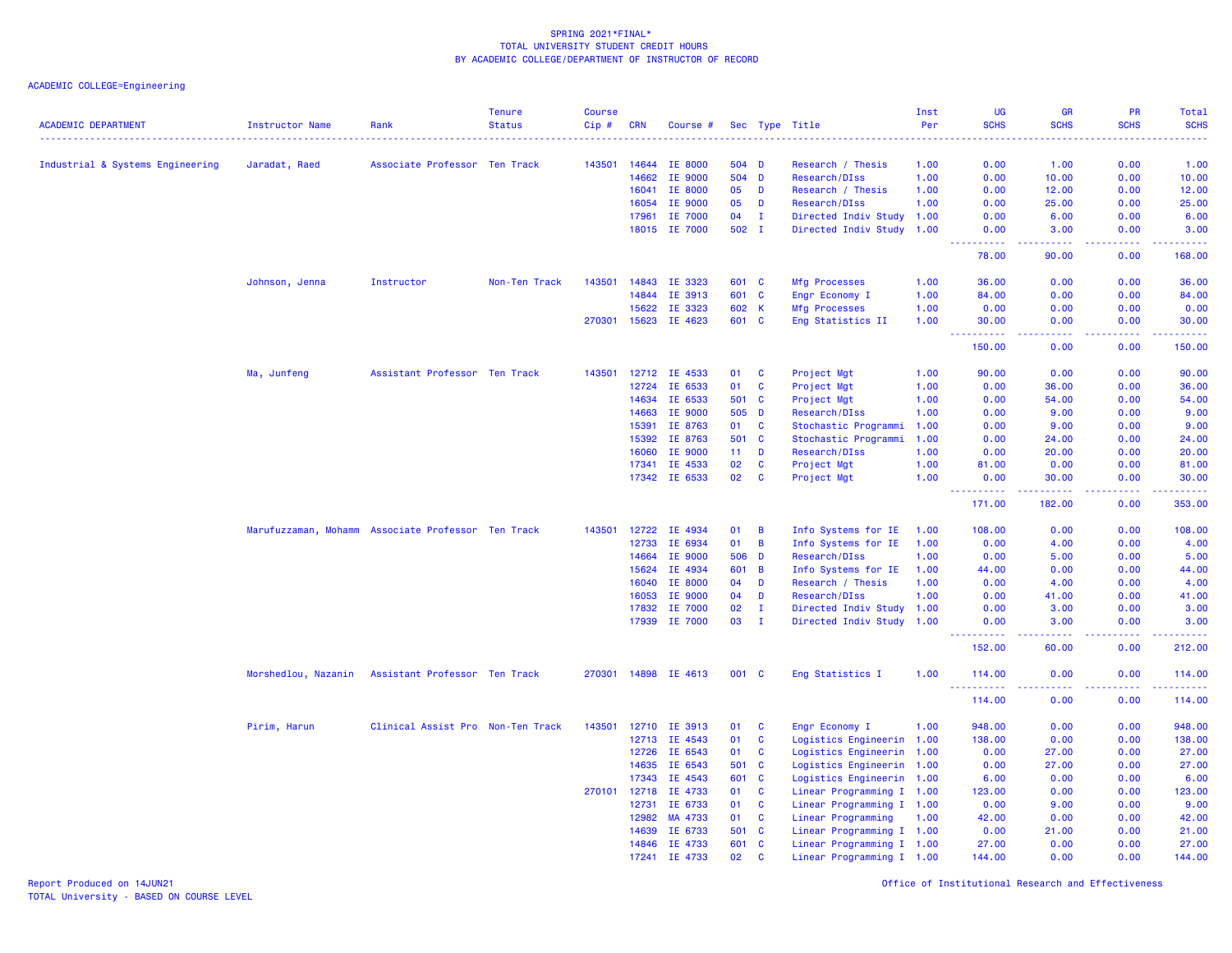SPRING 2021*FINAL*
TOTAL UNIVERSITY STUDENT CREDIT HOURS
BY ACADEMIC COLLEGE/DEPARTMENT OF INSTRUCTOR OF RECORD

ACADEMIC COLLEGE=Engineering

| ACADEMIC DEPARTMENT | Instructor Name | Rank | Tenure Status | Course Cip # | CRN | Course # | Sec | Type | Title | Inst Per | UG SCHS | GR SCHS | PR SCHS | Total SCHS |
|---|---|---|---|---|---|---|---|---|---|---|---|---|---|---|
| Industrial & Systems Engineering | Jaradat, Raed | Associate Professor | Ten Track | 143501 | 14644 | IE 8000 | 504 | D | Research / Thesis | 1.00 | 0.00 | 1.00 | 0.00 | 1.00 |
| | | | | | 14662 | IE 9000 | 504 | D | Research/DIss | 1.00 | 0.00 | 10.00 | 0.00 | 10.00 |
| | | | | | 16041 | IE 8000 | 05 | D | Research / Thesis | 1.00 | 0.00 | 12.00 | 0.00 | 12.00 |
| | | | | | 16054 | IE 9000 | 05 | D | Research/DIss | 1.00 | 0.00 | 25.00 | 0.00 | 25.00 |
| | | | | | 17961 | IE 7000 | 04 | I | Directed Indiv Study | 1.00 | 0.00 | 6.00 | 0.00 | 6.00 |
| | | | | | 18015 | IE 7000 | 502 | I | Directed Indiv Study | 1.00 | 0.00 | 3.00 | 0.00 | 3.00 |
| | | | | | | | | | | | 78.00 | 90.00 | 0.00 | 168.00 |
| | Johnson, Jenna | Instructor | Non-Ten Track | 143501 | 14843 | IE 3323 | 601 | C | Mfg Processes | 1.00 | 36.00 | 0.00 | 0.00 | 36.00 |
| | | | | | 14844 | IE 3913 | 601 | C | Engr Economy I | 1.00 | 84.00 | 0.00 | 0.00 | 84.00 |
| | | | | | 15622 | IE 3323 | 602 | K | Mfg Processes | 1.00 | 0.00 | 0.00 | 0.00 | 0.00 |
| | | | | 270301 | 15623 | IE 4623 | 601 | C | Eng Statistics II | 1.00 | 30.00 | 0.00 | 0.00 | 30.00 |
| | | | | | | | | | | | 150.00 | 0.00 | 0.00 | 150.00 |
| | Ma, Junfeng | Assistant Professor | Ten Track | 143501 | 12712 | IE 4533 | 01 | C | Project Mgt | 1.00 | 90.00 | 0.00 | 0.00 | 90.00 |
| | | | | | 12724 | IE 6533 | 01 | C | Project Mgt | 1.00 | 0.00 | 36.00 | 0.00 | 36.00 |
| | | | | | 14634 | IE 6533 | 501 | C | Project Mgt | 1.00 | 0.00 | 54.00 | 0.00 | 54.00 |
| | | | | | 14663 | IE 9000 | 505 | D | Research/DIss | 1.00 | 0.00 | 9.00 | 0.00 | 9.00 |
| | | | | | 15391 | IE 8763 | 01 | C | Stochastic Programmi | 1.00 | 0.00 | 9.00 | 0.00 | 9.00 |
| | | | | | 15392 | IE 8763 | 501 | C | Stochastic Programmi | 1.00 | 0.00 | 24.00 | 0.00 | 24.00 |
| | | | | | 16060 | IE 9000 | 11 | D | Research/DIss | 1.00 | 0.00 | 20.00 | 0.00 | 20.00 |
| | | | | | 17341 | IE 4533 | 02 | C | Project Mgt | 1.00 | 81.00 | 0.00 | 0.00 | 81.00 |
| | | | | | 17342 | IE 6533 | 02 | C | Project Mgt | 1.00 | 0.00 | 30.00 | 0.00 | 30.00 |
| | | | | | | | | | | | 171.00 | 182.00 | 0.00 | 353.00 |
| | Marufuzzaman, Mohamm | Associate Professor | Ten Track | 143501 | 12722 | IE 4934 | 01 | B | Info Systems for IE | 1.00 | 108.00 | 0.00 | 0.00 | 108.00 |
| | | | | | 12733 | IE 6934 | 01 | B | Info Systems for IE | 1.00 | 0.00 | 4.00 | 0.00 | 4.00 |
| | | | | | 14664 | IE 9000 | 506 | D | Research/DIss | 1.00 | 0.00 | 5.00 | 0.00 | 5.00 |
| | | | | | 15624 | IE 4934 | 601 | B | Info Systems for IE | 1.00 | 44.00 | 0.00 | 0.00 | 44.00 |
| | | | | | 16040 | IE 8000 | 04 | D | Research / Thesis | 1.00 | 0.00 | 4.00 | 0.00 | 4.00 |
| | | | | | 16053 | IE 9000 | 04 | D | Research/DIss | 1.00 | 0.00 | 41.00 | 0.00 | 41.00 |
| | | | | | 17832 | IE 7000 | 02 | I | Directed Indiv Study | 1.00 | 0.00 | 3.00 | 0.00 | 3.00 |
| | | | | | 17939 | IE 7000 | 03 | I | Directed Indiv Study | 1.00 | 0.00 | 3.00 | 0.00 | 3.00 |
| | | | | | | | | | | | 152.00 | 60.00 | 0.00 | 212.00 |
| | Morshedlou, Nazanin | Assistant Professor | Ten Track | 270301 | 14898 | IE 4613 | 001 | C | Eng Statistics I | 1.00 | 114.00 | 0.00 | 0.00 | 114.00 |
| | | | | | | | | | | | 114.00 | 0.00 | 0.00 | 114.00 |
| | Pirim, Harun | Clinical Assist Pro | Non-Ten Track | 143501 | 12710 | IE 3913 | 01 | C | Engr Economy I | 1.00 | 948.00 | 0.00 | 0.00 | 948.00 |
| | | | | | 12713 | IE 4543 | 01 | C | Logistics Engineerin | 1.00 | 138.00 | 0.00 | 0.00 | 138.00 |
| | | | | | 12726 | IE 6543 | 01 | C | Logistics Engineerin | 1.00 | 0.00 | 27.00 | 0.00 | 27.00 |
| | | | | | 14635 | IE 6543 | 501 | C | Logistics Engineerin | 1.00 | 0.00 | 27.00 | 0.00 | 27.00 |
| | | | | | 17343 | IE 4543 | 601 | C | Logistics Engineerin | 1.00 | 6.00 | 0.00 | 0.00 | 6.00 |
| | | | | 270101 | 12718 | IE 4733 | 01 | C | Linear Programming I | 1.00 | 123.00 | 0.00 | 0.00 | 123.00 |
| | | | | | 12731 | IE 6733 | 01 | C | Linear Programming I | 1.00 | 0.00 | 9.00 | 0.00 | 9.00 |
| | | | | | 12982 | MA 4733 | 01 | C | Linear Programming | 1.00 | 42.00 | 0.00 | 0.00 | 42.00 |
| | | | | | 14639 | IE 6733 | 501 | C | Linear Programming I | 1.00 | 0.00 | 21.00 | 0.00 | 21.00 |
| | | | | | 14846 | IE 4733 | 601 | C | Linear Programming I | 1.00 | 27.00 | 0.00 | 0.00 | 27.00 |
| | | | | | 17241 | IE 4733 | 02 | C | Linear Programming I | 1.00 | 144.00 | 0.00 | 0.00 | 144.00 |

Report Produced on 14JUN21
TOTAL University - BASED ON COURSE LEVEL

Office of Institutional Research and Effectiveness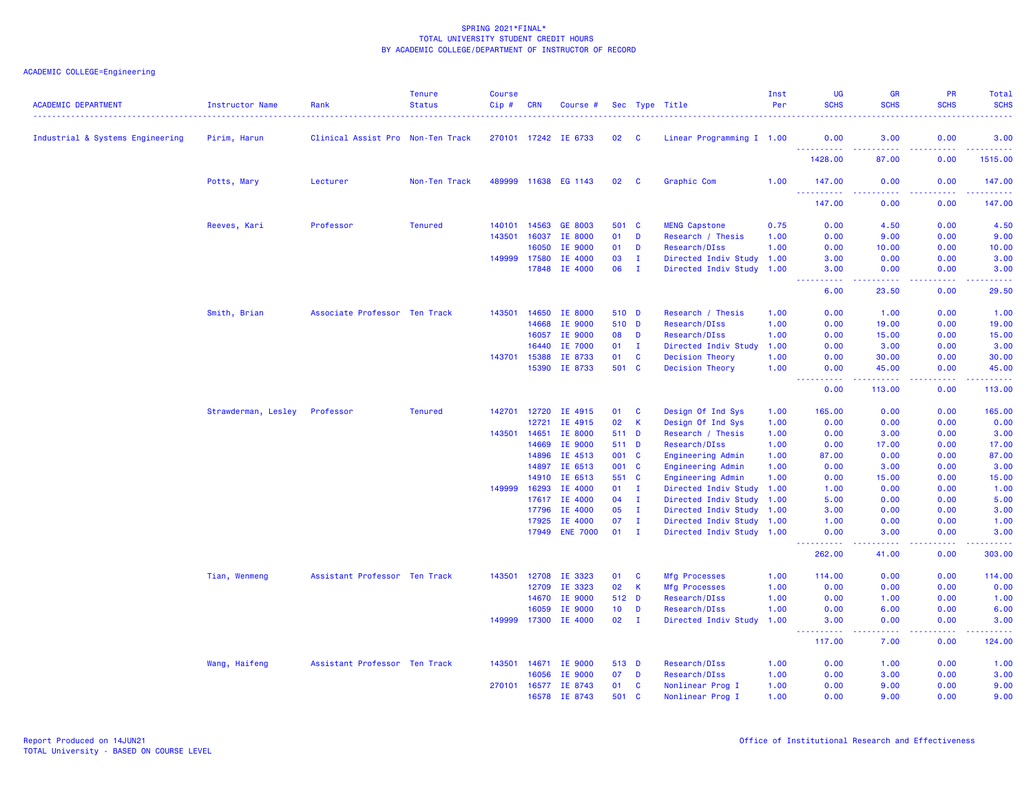SPRING 2021*FINAL*
TOTAL UNIVERSITY STUDENT CREDIT HOURS
BY ACADEMIC COLLEGE/DEPARTMENT OF INSTRUCTOR OF RECORD

ACADEMIC COLLEGE=Engineering

| ACADEMIC DEPARTMENT | Instructor Name | Rank | Tenure Status | Course Cip # | CRN | Course # | Sec | Type | Title | Inst Per | UG SCHS | GR SCHS | PR SCHS | Total SCHS |
|---|---|---|---|---|---|---|---|---|---|---|---|---|---|---|
| Industrial & Systems Engineering | Pirim, Harun | Clinical Assist Pro | Non-Ten Track | 270101 | 17242 | IE 6733 | 02 | C | Linear Programming I | 1.00 | 0.00 | 3.00 | 0.00 | 3.00 |
| | | | | | | | | | | | 1428.00 | 87.00 | 0.00 | 1515.00 |
| | Potts, Mary | Lecturer | Non-Ten Track | 489999 | 11638 | EG 1143 | 02 | C | Graphic Com | 1.00 | 147.00 | 0.00 | 0.00 | 147.00 |
| | | | | | | | | | | | 147.00 | 0.00 | 0.00 | 147.00 |
| | Reeves, Kari | Professor | Tenured | 140101 | 14563 | GE 8003 | 501 | C | MENG Capstone | 0.75 | 0.00 | 4.50 | 0.00 | 4.50 |
| | | | | 143501 | 16037 | IE 8000 | 01 | D | Research / Thesis | 1.00 | 0.00 | 9.00 | 0.00 | 9.00 |
| | | | | | 16050 | IE 9000 | 01 | D | Research/DIss | 1.00 | 0.00 | 10.00 | 0.00 | 10.00 |
| | | | | 149999 | 17580 | IE 4000 | 03 | I | Directed Indiv Study | 1.00 | 3.00 | 0.00 | 0.00 | 3.00 |
| | | | | | 17848 | IE 4000 | 06 | I | Directed Indiv Study | 1.00 | 3.00 | 0.00 | 0.00 | 3.00 |
| | | | | | | | | | | | 6.00 | 23.50 | 0.00 | 29.50 |
| | Smith, Brian | Associate Professor | Ten Track | 143501 | 14650 | IE 8000 | 510 | D | Research / Thesis | 1.00 | 0.00 | 1.00 | 0.00 | 1.00 |
| | | | | | 14668 | IE 9000 | 510 | D | Research/DIss | 1.00 | 0.00 | 19.00 | 0.00 | 19.00 |
| | | | | | 16057 | IE 9000 | 08 | D | Research/DIss | 1.00 | 0.00 | 15.00 | 0.00 | 15.00 |
| | | | | | 16440 | IE 7000 | 01 | I | Directed Indiv Study | 1.00 | 0.00 | 3.00 | 0.00 | 3.00 |
| | | | | 143701 | 15388 | IE 8733 | 01 | C | Decision Theory | 1.00 | 0.00 | 30.00 | 0.00 | 30.00 |
| | | | | | 15390 | IE 8733 | 501 | C | Decision Theory | 1.00 | 0.00 | 45.00 | 0.00 | 45.00 |
| | | | | | | | | | | | 0.00 | 113.00 | 0.00 | 113.00 |
| | Strawderman, Lesley | Professor | Tenured | 142701 | 12720 | IE 4915 | 01 | C | Design Of Ind Sys | 1.00 | 165.00 | 0.00 | 0.00 | 165.00 |
| | | | | | 12721 | IE 4915 | 02 | K | Design Of Ind Sys | 1.00 | 0.00 | 0.00 | 0.00 | 0.00 |
| | | | | 143501 | 14651 | IE 8000 | 511 | D | Research / Thesis | 1.00 | 0.00 | 3.00 | 0.00 | 3.00 |
| | | | | | 14669 | IE 9000 | 511 | D | Research/DIss | 1.00 | 0.00 | 17.00 | 0.00 | 17.00 |
| | | | | | 14896 | IE 4513 | 001 | C | Engineering Admin | 1.00 | 87.00 | 0.00 | 0.00 | 87.00 |
| | | | | | 14897 | IE 6513 | 001 | C | Engineering Admin | 1.00 | 0.00 | 3.00 | 0.00 | 3.00 |
| | | | | | 14910 | IE 6513 | 551 | C | Engineering Admin | 1.00 | 0.00 | 15.00 | 0.00 | 15.00 |
| | | | | 149999 | 16293 | IE 4000 | 01 | I | Directed Indiv Study | 1.00 | 1.00 | 0.00 | 0.00 | 1.00 |
| | | | | | 17617 | IE 4000 | 04 | I | Directed Indiv Study | 1.00 | 5.00 | 0.00 | 0.00 | 5.00 |
| | | | | | 17796 | IE 4000 | 05 | I | Directed Indiv Study | 1.00 | 3.00 | 0.00 | 0.00 | 3.00 |
| | | | | | 17925 | IE 4000 | 07 | I | Directed Indiv Study | 1.00 | 1.00 | 0.00 | 0.00 | 1.00 |
| | | | | | 17949 | ENE 7000 | 01 | I | Directed Indiv Study | 1.00 | 0.00 | 3.00 | 0.00 | 3.00 |
| | | | | | | | | | | | 262.00 | 41.00 | 0.00 | 303.00 |
| | Tian, Wenmeng | Assistant Professor | Ten Track | 143501 | 12708 | IE 3323 | 01 | C | Mfg Processes | 1.00 | 114.00 | 0.00 | 0.00 | 114.00 |
| | | | | | 12709 | IE 3323 | 02 | K | Mfg Processes | 1.00 | 0.00 | 0.00 | 0.00 | 0.00 |
| | | | | | 14670 | IE 9000 | 512 | D | Research/DIss | 1.00 | 0.00 | 1.00 | 0.00 | 1.00 |
| | | | | | 16059 | IE 9000 | 10 | D | Research/DIss | 1.00 | 0.00 | 6.00 | 0.00 | 6.00 |
| | | | | 149999 | 17300 | IE 4000 | 02 | I | Directed Indiv Study | 1.00 | 3.00 | 0.00 | 0.00 | 3.00 |
| | | | | | | | | | | | 117.00 | 7.00 | 0.00 | 124.00 |
| | Wang, Haifeng | Assistant Professor | Ten Track | 143501 | 14671 | IE 9000 | 513 | D | Research/DIss | 1.00 | 0.00 | 1.00 | 0.00 | 1.00 |
| | | | | | 16056 | IE 9000 | 07 | D | Research/DIss | 1.00 | 0.00 | 3.00 | 0.00 | 3.00 |
| | | | | 270101 | 16577 | IE 8743 | 01 | C | Nonlinear Prog I | 1.00 | 0.00 | 9.00 | 0.00 | 9.00 |
| | | | | | 16578 | IE 8743 | 501 | C | Nonlinear Prog I | 1.00 | 0.00 | 9.00 | 0.00 | 9.00 |

Report Produced on 14JUN21
TOTAL University - BASED ON COURSE LEVEL

Office of Institutional Research and Effectiveness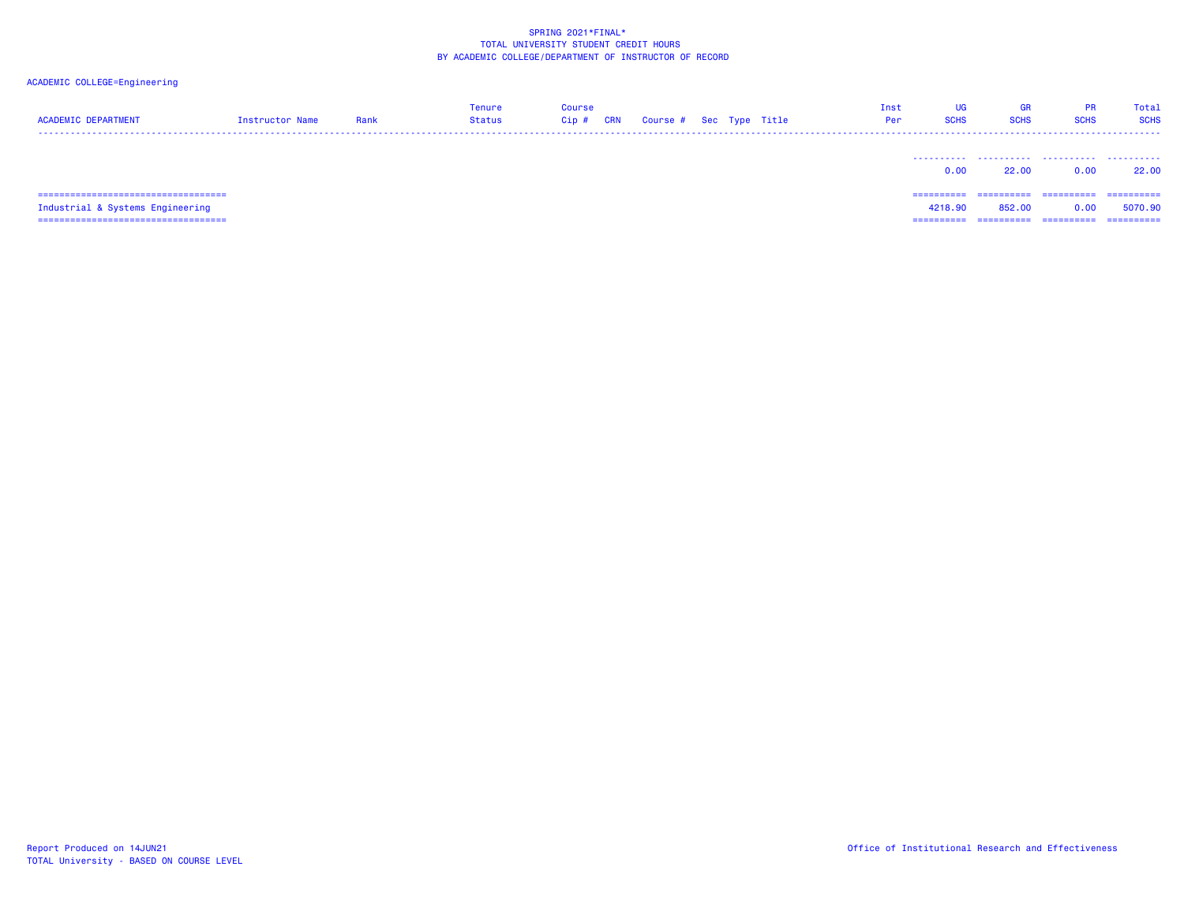SPRING 2021*FINAL*
TOTAL UNIVERSITY STUDENT CREDIT HOURS
BY ACADEMIC COLLEGE/DEPARTMENT OF INSTRUCTOR OF RECORD

ACADEMIC COLLEGE=Engineering

| ACADEMIC DEPARTMENT | Instructor Name | Rank | Tenure Status | Course Cip # | CRN | Course # | Sec | Type | Title | Inst Per | UG SCHS | GR SCHS | PR SCHS | Total SCHS |
|---|---|---|---|---|---|---|---|---|---|---|---|---|---|---|
| | | | | | | | | | | | 0.00 | 22.00 | 0.00 | 22.00 |
| Industrial & Systems Engineering | | | | | | | | | | | 4218.90 | 852.00 | 0.00 | 5070.90 |

Report Produced on 14JUN21
TOTAL University - BASED ON COURSE LEVEL

Office of Institutional Research and Effectiveness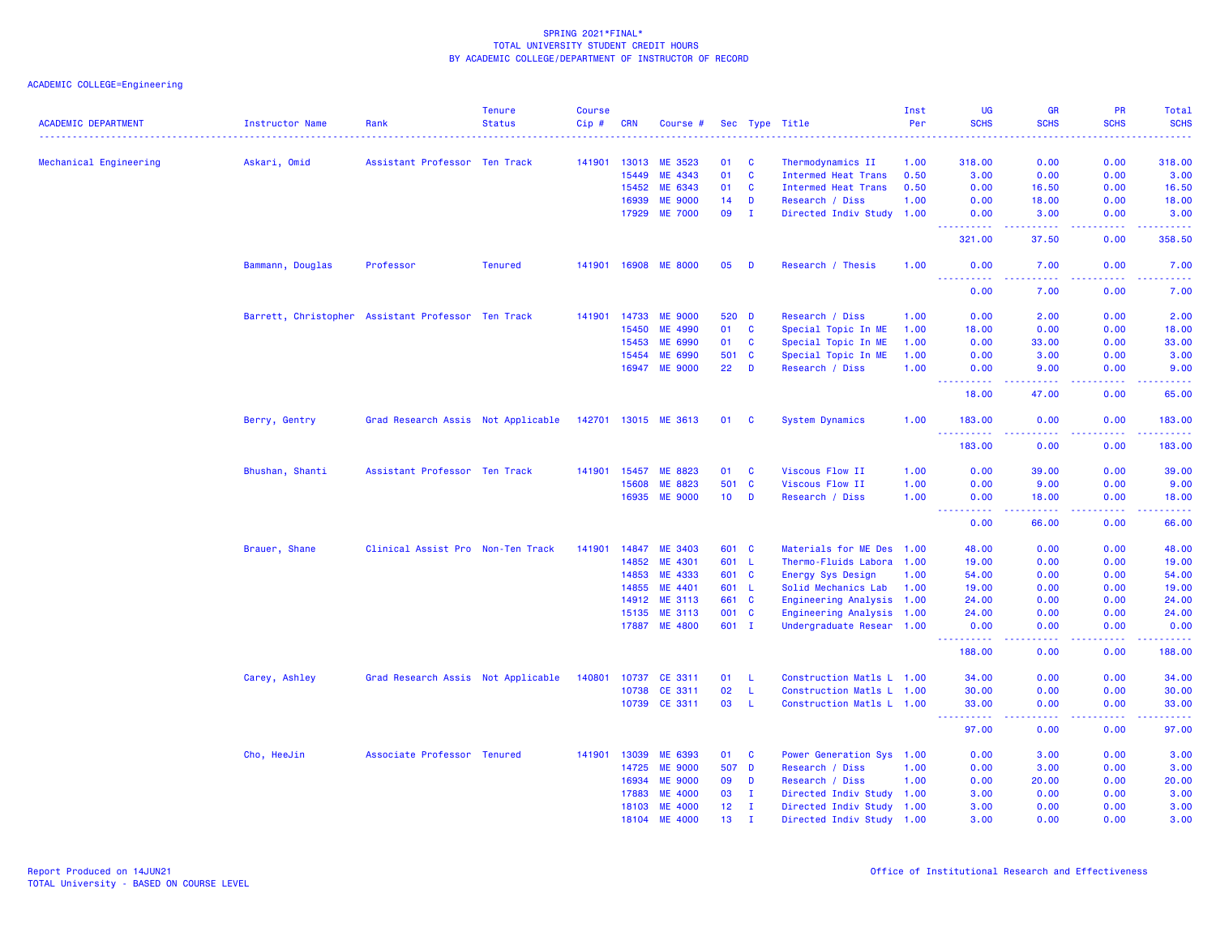SPRING 2021*FINAL*
TOTAL UNIVERSITY STUDENT CREDIT HOURS
BY ACADEMIC COLLEGE/DEPARTMENT OF INSTRUCTOR OF RECORD

ACADEMIC COLLEGE=Engineering

| ACADEMIC DEPARTMENT | Instructor Name | Rank | Tenure Status | Course Cip # | CRN | Course # | Sec | Type | Title | Inst Per | UG SCHS | GR SCHS | PR SCHS | Total SCHS |
|---|---|---|---|---|---|---|---|---|---|---|---|---|---|---|
| Mechanical Engineering | Askari, Omid | Assistant Professor | Ten Track | 141901 | 13013 | ME 3523 | 01 | C | Thermodynamics II | 1.00 | 318.00 | 0.00 | 0.00 | 318.00 |
| | | | | | 15449 | ME 4343 | 01 | C | Intermed Heat Trans | 0.50 | 3.00 | 0.00 | 0.00 | 3.00 |
| | | | | | 15452 | ME 6343 | 01 | C | Intermed Heat Trans | 0.50 | 0.00 | 16.50 | 0.00 | 16.50 |
| | | | | | 16939 | ME 9000 | 14 | D | Research / Diss | 1.00 | 0.00 | 18.00 | 0.00 | 18.00 |
| | | | | | 17929 | ME 7000 | 09 | I | Directed Indiv Study | 1.00 | 0.00 | 3.00 | 0.00 | 3.00 |
| | | | | | | | | | | | 321.00 | 37.50 | 0.00 | 358.50 |
| | Bammann, Douglas | Professor | Tenured | 141901 | 16908 | ME 8000 | 05 | D | Research / Thesis | 1.00 | 0.00 | 7.00 | 0.00 | 7.00 |
| | | | | | | | | | | | 0.00 | 7.00 | 0.00 | 7.00 |
| | Barrett, Christopher | Assistant Professor | Ten Track | 141901 | 14733 | ME 9000 | 520 | D | Research / Diss | 1.00 | 0.00 | 2.00 | 0.00 | 2.00 |
| | | | | | 15450 | ME 4990 | 01 | C | Special Topic In ME | 1.00 | 18.00 | 0.00 | 0.00 | 18.00 |
| | | | | | 15453 | ME 6990 | 01 | C | Special Topic In ME | 1.00 | 0.00 | 33.00 | 0.00 | 33.00 |
| | | | | | 15454 | ME 6990 | 501 | C | Special Topic In ME | 1.00 | 0.00 | 3.00 | 0.00 | 3.00 |
| | | | | | 16947 | ME 9000 | 22 | D | Research / Diss | 1.00 | 0.00 | 9.00 | 0.00 | 9.00 |
| | | | | | | | | | | | 18.00 | 47.00 | 0.00 | 65.00 |
| | Berry, Gentry | Grad Research Assis | Not Applicable | 142701 | 13015 | ME 3613 | 01 | C | System Dynamics | 1.00 | 183.00 | 0.00 | 0.00 | 183.00 |
| | | | | | | | | | | | 183.00 | 0.00 | 0.00 | 183.00 |
| | Bhushan, Shanti | Assistant Professor | Ten Track | 141901 | 15457 | ME 8823 | 01 | C | Viscous Flow II | 1.00 | 0.00 | 39.00 | 0.00 | 39.00 |
| | | | | | 15608 | ME 8823 | 501 | C | Viscous Flow II | 1.00 | 0.00 | 9.00 | 0.00 | 9.00 |
| | | | | | 16935 | ME 9000 | 10 | D | Research / Diss | 1.00 | 0.00 | 18.00 | 0.00 | 18.00 |
| | | | | | | | | | | | 0.00 | 66.00 | 0.00 | 66.00 |
| | Brauer, Shane | Clinical Assist Pro | Non-Ten Track | 141901 | 14847 | ME 3403 | 601 | C | Materials for ME Des | 1.00 | 48.00 | 0.00 | 0.00 | 48.00 |
| | | | | | 14852 | ME 4301 | 601 | L | Thermo-Fluids Labora | 1.00 | 19.00 | 0.00 | 0.00 | 19.00 |
| | | | | | 14853 | ME 4333 | 601 | C | Energy Sys Design | 1.00 | 54.00 | 0.00 | 0.00 | 54.00 |
| | | | | | 14855 | ME 4401 | 601 | L | Solid Mechanics Lab | 1.00 | 19.00 | 0.00 | 0.00 | 19.00 |
| | | | | | 14912 | ME 3113 | 661 | C | Engineering Analysis | 1.00 | 24.00 | 0.00 | 0.00 | 24.00 |
| | | | | | 15135 | ME 3113 | 001 | C | Engineering Analysis | 1.00 | 24.00 | 0.00 | 0.00 | 24.00 |
| | | | | | 17887 | ME 4800 | 601 | I | Undergraduate Resear | 1.00 | 0.00 | 0.00 | 0.00 | 0.00 |
| | | | | | | | | | | | 188.00 | 0.00 | 0.00 | 188.00 |
| | Carey, Ashley | Grad Research Assis | Not Applicable | 140801 | 10737 | CE 3311 | 01 | L | Construction Matls L | 1.00 | 34.00 | 0.00 | 0.00 | 34.00 |
| | | | | | 10738 | CE 3311 | 02 | L | Construction Matls L | 1.00 | 30.00 | 0.00 | 0.00 | 30.00 |
| | | | | | 10739 | CE 3311 | 03 | L | Construction Matls L | 1.00 | 33.00 | 0.00 | 0.00 | 33.00 |
| | | | | | | | | | | | 97.00 | 0.00 | 0.00 | 97.00 |
| | Cho, HeeJin | Associate Professor | Tenured | 141901 | 13039 | ME 6393 | 01 | C | Power Generation Sys | 1.00 | 0.00 | 3.00 | 0.00 | 3.00 |
| | | | | | 14725 | ME 9000 | 507 | D | Research / Diss | 1.00 | 0.00 | 3.00 | 0.00 | 3.00 |
| | | | | | 16934 | ME 9000 | 09 | D | Research / Diss | 1.00 | 0.00 | 20.00 | 0.00 | 20.00 |
| | | | | | 17883 | ME 4000 | 03 | I | Directed Indiv Study | 1.00 | 3.00 | 0.00 | 0.00 | 3.00 |
| | | | | | 18103 | ME 4000 | 12 | I | Directed Indiv Study | 1.00 | 3.00 | 0.00 | 0.00 | 3.00 |
| | | | | | 18104 | ME 4000 | 13 | I | Directed Indiv Study | 1.00 | 3.00 | 0.00 | 0.00 | 3.00 |

Report Produced on 14JUN21
TOTAL University - BASED ON COURSE LEVEL

Office of Institutional Research and Effectiveness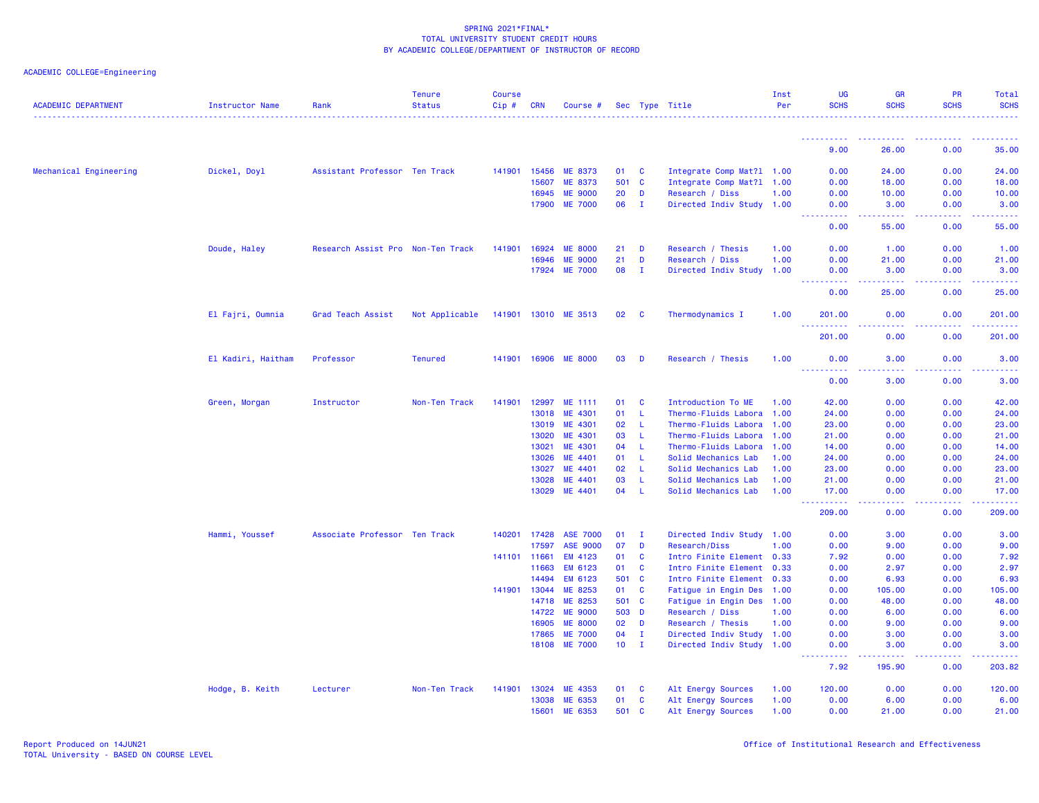SPRING 2021*FINAL*
TOTAL UNIVERSITY STUDENT CREDIT HOURS
BY ACADEMIC COLLEGE/DEPARTMENT OF INSTRUCTOR OF RECORD

ACADEMIC COLLEGE=Engineering

| ACADEMIC DEPARTMENT | Instructor Name | Rank | Tenure Status | Course Cip # | CRN | Course # | Sec | Type | Title | Inst Per | UG SCHS | GR SCHS | PR SCHS | Total SCHS |
|---|---|---|---|---|---|---|---|---|---|---|---|---|---|---|
| | | | | | | | | | | | 9.00 | 26.00 | 0.00 | 35.00 |
| Mechanical Engineering | Dickel, Doyl | Assistant Professor | Ten Track | 141901 | 15456 | ME 8373 | 01 | C | Integrate Comp Mat?l | 1.00 | 0.00 | 24.00 | 0.00 | 24.00 |
| | | | | | 15607 | ME 8373 | 501 | C | Integrate Comp Mat?l | 1.00 | 0.00 | 18.00 | 0.00 | 18.00 |
| | | | | | 16945 | ME 9000 | 20 | D | Research / Diss | 1.00 | 0.00 | 10.00 | 0.00 | 10.00 |
| | | | | | 17900 | ME 7000 | 06 | I | Directed Indiv Study | 1.00 | 0.00 | 3.00 | 0.00 | 3.00 |
| | | | | | | | | | | | 0.00 | 55.00 | 0.00 | 55.00 |
| | Doude, Haley | Research Assist Pro | Non-Ten Track | 141901 | 16924 | ME 8000 | 21 | D | Research / Thesis | 1.00 | 0.00 | 1.00 | 0.00 | 1.00 |
| | | | | | 16946 | ME 9000 | 21 | D | Research / Diss | 1.00 | 0.00 | 21.00 | 0.00 | 21.00 |
| | | | | | 17924 | ME 7000 | 08 | I | Directed Indiv Study | 1.00 | 0.00 | 3.00 | 0.00 | 3.00 |
| | | | | | | | | | | | 0.00 | 25.00 | 0.00 | 25.00 |
| | El Fajri, Oumnia | Grad Teach Assist | Not Applicable | 141901 | 13010 | ME 3513 | 02 | C | Thermodynamics I | 1.00 | 201.00 | 0.00 | 0.00 | 201.00 |
| | | | | | | | | | | | 201.00 | 0.00 | 0.00 | 201.00 |
| | El Kadiri, Haitham | Professor | Tenured | 141901 | 16906 | ME 8000 | 03 | D | Research / Thesis | 1.00 | 0.00 | 3.00 | 0.00 | 3.00 |
| | | | | | | | | | | | 0.00 | 3.00 | 0.00 | 3.00 |
| | Green, Morgan | Instructor | Non-Ten Track | 141901 | 12997 | ME 1111 | 01 | C | Introduction To ME | 1.00 | 42.00 | 0.00 | 0.00 | 42.00 |
| | | | | | 13018 | ME 4301 | 01 | L | Thermo-Fluids Labora | 1.00 | 24.00 | 0.00 | 0.00 | 24.00 |
| | | | | | 13019 | ME 4301 | 02 | L | Thermo-Fluids Labora | 1.00 | 23.00 | 0.00 | 0.00 | 23.00 |
| | | | | | 13020 | ME 4301 | 03 | L | Thermo-Fluids Labora | 1.00 | 21.00 | 0.00 | 0.00 | 21.00 |
| | | | | | 13021 | ME 4301 | 04 | L | Thermo-Fluids Labora | 1.00 | 14.00 | 0.00 | 0.00 | 14.00 |
| | | | | | 13026 | ME 4401 | 01 | L | Solid Mechanics Lab | 1.00 | 24.00 | 0.00 | 0.00 | 24.00 |
| | | | | | 13027 | ME 4401 | 02 | L | Solid Mechanics Lab | 1.00 | 23.00 | 0.00 | 0.00 | 23.00 |
| | | | | | 13028 | ME 4401 | 03 | L | Solid Mechanics Lab | 1.00 | 21.00 | 0.00 | 0.00 | 21.00 |
| | | | | | 13029 | ME 4401 | 04 | L | Solid Mechanics Lab | 1.00 | 17.00 | 0.00 | 0.00 | 17.00 |
| | | | | | | | | | | | 209.00 | 0.00 | 0.00 | 209.00 |
| | Hammi, Youssef | Associate Professor | Ten Track | 140201 | 17428 | ASE 7000 | 01 | I | Directed Indiv Study | 1.00 | 0.00 | 3.00 | 0.00 | 3.00 |
| | | | | | 17597 | ASE 9000 | 07 | D | Research/Diss | 1.00 | 0.00 | 9.00 | 0.00 | 9.00 |
| | | | | 141101 | 11661 | EM 4123 | 01 | C | Intro Finite Element | 0.33 | 7.92 | 0.00 | 0.00 | 7.92 |
| | | | | | 11663 | EM 6123 | 01 | C | Intro Finite Element | 0.33 | 0.00 | 2.97 | 0.00 | 2.97 |
| | | | | | 14494 | EM 6123 | 501 | C | Intro Finite Element | 0.33 | 0.00 | 6.93 | 0.00 | 6.93 |
| | | | | 141901 | 13044 | ME 8253 | 01 | C | Fatigue in Engin Des | 1.00 | 0.00 | 105.00 | 0.00 | 105.00 |
| | | | | | 14718 | ME 8253 | 501 | C | Fatigue in Engin Des | 1.00 | 0.00 | 48.00 | 0.00 | 48.00 |
| | | | | | 14722 | ME 9000 | 503 | D | Research / Diss | 1.00 | 0.00 | 6.00 | 0.00 | 6.00 |
| | | | | | 16905 | ME 8000 | 02 | D | Research / Thesis | 1.00 | 0.00 | 9.00 | 0.00 | 9.00 |
| | | | | | 17865 | ME 7000 | 04 | I | Directed Indiv Study | 1.00 | 0.00 | 3.00 | 0.00 | 3.00 |
| | | | | | 18108 | ME 7000 | 10 | I | Directed Indiv Study | 1.00 | 0.00 | 3.00 | 0.00 | 3.00 |
| | | | | | | | | | | | 7.92 | 195.90 | 0.00 | 203.82 |
| | Hodge, B. Keith | Lecturer | Non-Ten Track | 141901 | 13024 | ME 4353 | 01 | C | Alt Energy Sources | 1.00 | 120.00 | 0.00 | 0.00 | 120.00 |
| | | | | | 13038 | ME 6353 | 01 | C | Alt Energy Sources | 1.00 | 0.00 | 6.00 | 0.00 | 6.00 |
| | | | | | 15601 | ME 6353 | 501 | C | Alt Energy Sources | 1.00 | 0.00 | 21.00 | 0.00 | 21.00 |

Report Produced on 14JUN21
TOTAL University - BASED ON COURSE LEVEL

Office of Institutional Research and Effectiveness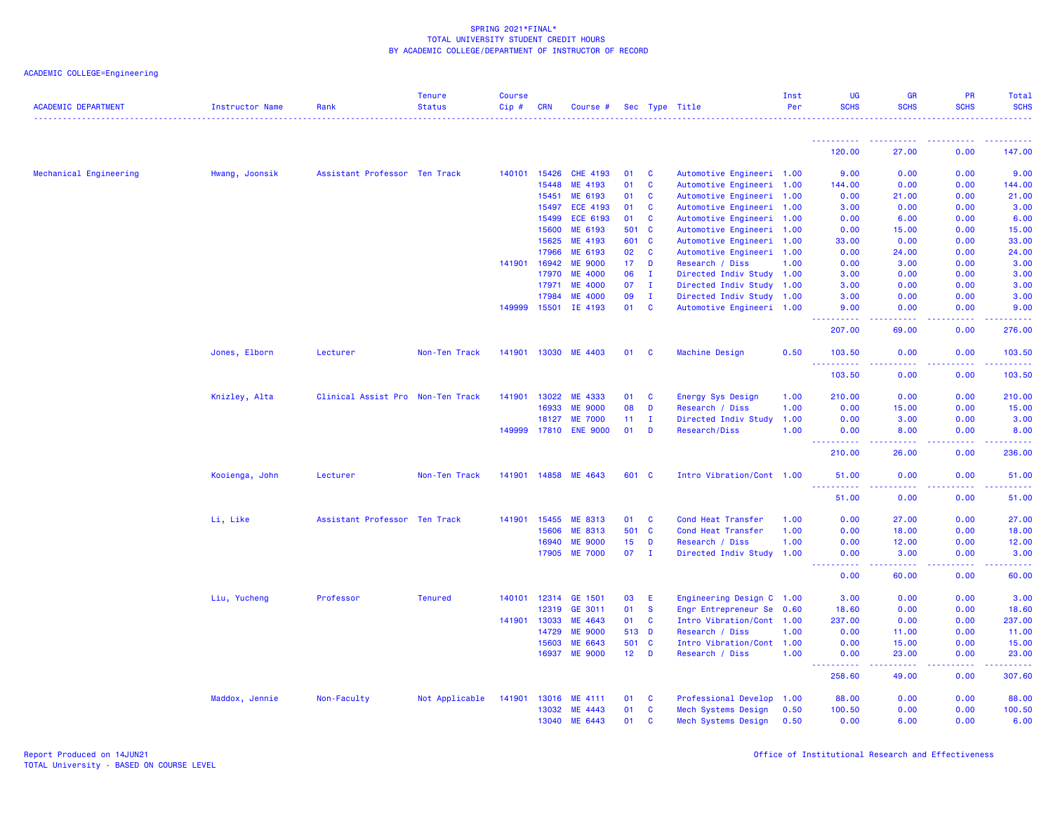SPRING 2021*FINAL*
TOTAL UNIVERSITY STUDENT CREDIT HOURS
BY ACADEMIC COLLEGE/DEPARTMENT OF INSTRUCTOR OF RECORD

ACADEMIC COLLEGE=Engineering

| ACADEMIC DEPARTMENT | Instructor Name | Rank | Tenure Status | Course Cip # | CRN | Course # | Sec | Type | Title | Inst Per | UG SCHS | GR SCHS | PR SCHS | Total SCHS |
|---|---|---|---|---|---|---|---|---|---|---|---|---|---|---|
| | | | | | | | | | | | 120.00 | 27.00 | 0.00 | 147.00 |
| Mechanical Engineering | Hwang, Joonsik | Assistant Professor | Ten Track | 140101 | 15426 | CHE 4193 | 01 | C | Automotive Engineeri | 1.00 | 9.00 | 0.00 | 0.00 | 9.00 |
| | | | | | 15448 | ME 4193 | 01 | C | Automotive Engineeri | 1.00 | 144.00 | 0.00 | 0.00 | 144.00 |
| | | | | | 15451 | ME 6193 | 01 | C | Automotive Engineeri | 1.00 | 0.00 | 21.00 | 0.00 | 21.00 |
| | | | | | 15497 | ECE 4193 | 01 | C | Automotive Engineeri | 1.00 | 3.00 | 0.00 | 0.00 | 3.00 |
| | | | | | 15499 | ECE 6193 | 01 | C | Automotive Engineeri | 1.00 | 0.00 | 6.00 | 0.00 | 6.00 |
| | | | | | 15600 | ME 6193 | 501 | C | Automotive Engineeri | 1.00 | 0.00 | 15.00 | 0.00 | 15.00 |
| | | | | | 15625 | ME 4193 | 601 | C | Automotive Engineeri | 1.00 | 33.00 | 0.00 | 0.00 | 33.00 |
| | | | | | 17966 | ME 6193 | 02 | C | Automotive Engineeri | 1.00 | 0.00 | 24.00 | 0.00 | 24.00 |
| | | | | 141901 | 16942 | ME 9000 | 17 | D | Research / Diss | 1.00 | 0.00 | 3.00 | 0.00 | 3.00 |
| | | | | | 17970 | ME 4000 | 06 | I | Directed Indiv Study | 1.00 | 3.00 | 0.00 | 0.00 | 3.00 |
| | | | | | 17971 | ME 4000 | 07 | I | Directed Indiv Study | 1.00 | 3.00 | 0.00 | 0.00 | 3.00 |
| | | | | | 17984 | ME 4000 | 09 | I | Directed Indiv Study | 1.00 | 3.00 | 0.00 | 0.00 | 3.00 |
| | | | | 149999 | 15501 | IE 4193 | 01 | C | Automotive Engineeri | 1.00 | 9.00 | 0.00 | 0.00 | 9.00 |
| | | | | | | | | | | | 207.00 | 69.00 | 0.00 | 276.00 |
| | Jones, Elborn | Lecturer | Non-Ten Track | 141901 | 13030 | ME 4403 | 01 | C | Machine Design | 0.50 | 103.50 | 0.00 | 0.00 | 103.50 |
| | | | | | | | | | | | 103.50 | 0.00 | 0.00 | 103.50 |
| | Knizley, Alta | Clinical Assist Pro | Non-Ten Track | 141901 | 13022 | ME 4333 | 01 | C | Energy Sys Design | 1.00 | 210.00 | 0.00 | 0.00 | 210.00 |
| | | | | | 16933 | ME 9000 | 08 | D | Research / Diss | 1.00 | 0.00 | 15.00 | 0.00 | 15.00 |
| | | | | | 18127 | ME 7000 | 11 | I | Directed Indiv Study | 1.00 | 0.00 | 3.00 | 0.00 | 3.00 |
| | | | | 149999 | 17810 | ENE 9000 | 01 | D | Research/Diss | 1.00 | 0.00 | 8.00 | 0.00 | 8.00 |
| | | | | | | | | | | | 210.00 | 26.00 | 0.00 | 236.00 |
| | Kooienga, John | Lecturer | Non-Ten Track | 141901 | 14858 | ME 4643 | 601 | C | Intro Vibration/Cont | 1.00 | 51.00 | 0.00 | 0.00 | 51.00 |
| | | | | | | | | | | | 51.00 | 0.00 | 0.00 | 51.00 |
| | Li, Like | Assistant Professor | Ten Track | 141901 | 15455 | ME 8313 | 01 | C | Cond Heat Transfer | 1.00 | 0.00 | 27.00 | 0.00 | 27.00 |
| | | | | | 15606 | ME 8313 | 501 | C | Cond Heat Transfer | 1.00 | 0.00 | 18.00 | 0.00 | 18.00 |
| | | | | | 16940 | ME 9000 | 15 | D | Research / Diss | 1.00 | 0.00 | 12.00 | 0.00 | 12.00 |
| | | | | | 17905 | ME 7000 | 07 | I | Directed Indiv Study | 1.00 | 0.00 | 3.00 | 0.00 | 3.00 |
| | | | | | | | | | | | 0.00 | 60.00 | 0.00 | 60.00 |
| | Liu, Yucheng | Professor | Tenured | 140101 | 12314 | GE 1501 | 03 | E | Engineering Design C | 1.00 | 3.00 | 0.00 | 0.00 | 3.00 |
| | | | | | 12319 | GE 3011 | 01 | S | Engr Entrepreneur Se | 0.60 | 18.60 | 0.00 | 0.00 | 18.60 |
| | | | | 141901 | 13033 | ME 4643 | 01 | C | Intro Vibration/Cont | 1.00 | 237.00 | 0.00 | 0.00 | 237.00 |
| | | | | | 14729 | ME 9000 | 513 | D | Research / Diss | 1.00 | 0.00 | 11.00 | 0.00 | 11.00 |
| | | | | | 15603 | ME 6643 | 501 | C | Intro Vibration/Cont | 1.00 | 0.00 | 15.00 | 0.00 | 15.00 |
| | | | | | 16937 | ME 9000 | 12 | D | Research / Diss | 1.00 | 0.00 | 23.00 | 0.00 | 23.00 |
| | | | | | | | | | | | 258.60 | 49.00 | 0.00 | 307.60 |
| | Maddox, Jennie | Non-Faculty | Not Applicable | 141901 | 13016 | ME 4111 | 01 | C | Professional Develop | 1.00 | 88.00 | 0.00 | 0.00 | 88.00 |
| | | | | | 13032 | ME 4443 | 01 | C | Mech Systems Design | 0.50 | 100.50 | 0.00 | 0.00 | 100.50 |
| | | | | | 13040 | ME 6443 | 01 | C | Mech Systems Design | 0.50 | 0.00 | 6.00 | 0.00 | 6.00 |

Report Produced on 14JUN21
TOTAL University - BASED ON COURSE LEVEL

Office of Institutional Research and Effectiveness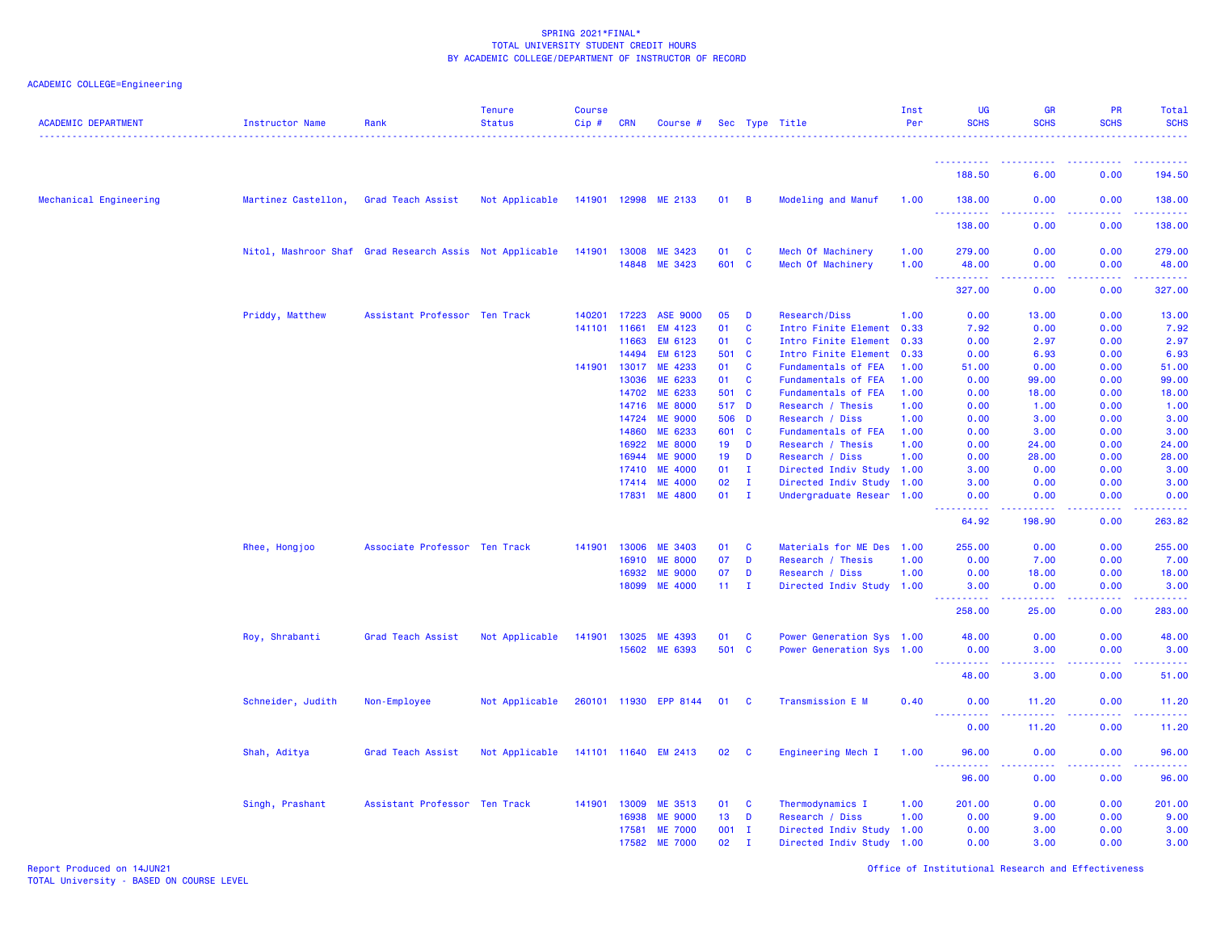SPRING 2021*FINAL*
TOTAL UNIVERSITY STUDENT CREDIT HOURS
BY ACADEMIC COLLEGE/DEPARTMENT OF INSTRUCTOR OF RECORD

ACADEMIC COLLEGE=Engineering

| ACADEMIC DEPARTMENT | Instructor Name | Rank | Tenure Status | Course Cip # | CRN | Course # | Sec | Type | Title | Inst Per | UG SCHS | GR SCHS | PR SCHS | Total SCHS |
|---|---|---|---|---|---|---|---|---|---|---|---|---|---|---|
| | | | | | | | | | | | 188.50 | 6.00 | 0.00 | 194.50 |
| Mechanical Engineering | Martinez Castellon, | Grad Teach Assist | Not Applicable | 141901 | 12998 | ME 2133 | 01 | B | Modeling and Manuf | 1.00 | 138.00 | 0.00 | 0.00 | 138.00 |
| | | | | | | | | | | | 138.00 | 0.00 | 0.00 | 138.00 |
| | Nitol, Mashroor Shaf | Grad Research Assis | Not Applicable | 141901 | 13008 | ME 3423 | 01 | C | Mech Of Machinery | 1.00 | 279.00 | 0.00 | 0.00 | 279.00 |
| | | | | | 14848 | ME 3423 | 601 | C | Mech Of Machinery | 1.00 | 48.00 | 0.00 | 0.00 | 48.00 |
| | | | | | | | | | | | 327.00 | 0.00 | 0.00 | 327.00 |
| | Priddy, Matthew | Assistant Professor | Ten Track | 140201 | 17223 | ASE 9000 | 05 | D | Research/Diss | 1.00 | 0.00 | 13.00 | 0.00 | 13.00 |
| | | | | 141101 | 11661 | EM 4123 | 01 | C | Intro Finite Element | 0.33 | 7.92 | 0.00 | 0.00 | 7.92 |
| | | | | | 11663 | EM 6123 | 01 | C | Intro Finite Element | 0.33 | 0.00 | 2.97 | 0.00 | 2.97 |
| | | | | | 14494 | EM 6123 | 501 | C | Intro Finite Element | 0.33 | 0.00 | 6.93 | 0.00 | 6.93 |
| | | | | 141901 | 13017 | ME 4233 | 01 | C | Fundamentals of FEA | 1.00 | 51.00 | 0.00 | 0.00 | 51.00 |
| | | | | | 13036 | ME 6233 | 01 | C | Fundamentals of FEA | 1.00 | 0.00 | 99.00 | 0.00 | 99.00 |
| | | | | | 14702 | ME 6233 | 501 | C | Fundamentals of FEA | 1.00 | 0.00 | 18.00 | 0.00 | 18.00 |
| | | | | | 14716 | ME 8000 | 517 | D | Research / Thesis | 1.00 | 0.00 | 1.00 | 0.00 | 1.00 |
| | | | | | 14724 | ME 9000 | 506 | D | Research / Diss | 1.00 | 0.00 | 3.00 | 0.00 | 3.00 |
| | | | | | 14860 | ME 6233 | 601 | C | Fundamentals of FEA | 1.00 | 0.00 | 3.00 | 0.00 | 3.00 |
| | | | | | 16922 | ME 8000 | 19 | D | Research / Thesis | 1.00 | 0.00 | 24.00 | 0.00 | 24.00 |
| | | | | | 16944 | ME 9000 | 19 | D | Research / Diss | 1.00 | 0.00 | 28.00 | 0.00 | 28.00 |
| | | | | | 17410 | ME 4000 | 01 | I | Directed Indiv Study | 1.00 | 3.00 | 0.00 | 0.00 | 3.00 |
| | | | | | 17414 | ME 4000 | 02 | I | Directed Indiv Study | 1.00 | 3.00 | 0.00 | 0.00 | 3.00 |
| | | | | | 17831 | ME 4800 | 01 | I | Undergraduate Resear | 1.00 | 0.00 | 0.00 | 0.00 | 0.00 |
| | | | | | | | | | | | 64.92 | 198.90 | 0.00 | 263.82 |
| | Rhee, Hongjoo | Associate Professor | Ten Track | 141901 | 13006 | ME 3403 | 01 | C | Materials for ME Des | 1.00 | 255.00 | 0.00 | 0.00 | 255.00 |
| | | | | | 16910 | ME 8000 | 07 | D | Research / Thesis | 1.00 | 0.00 | 7.00 | 0.00 | 7.00 |
| | | | | | 16932 | ME 9000 | 07 | D | Research / Diss | 1.00 | 0.00 | 18.00 | 0.00 | 18.00 |
| | | | | | 18099 | ME 4000 | 11 | I | Directed Indiv Study | 1.00 | 3.00 | 0.00 | 0.00 | 3.00 |
| | | | | | | | | | | | 258.00 | 25.00 | 0.00 | 283.00 |
| | Roy, Shrabanti | Grad Teach Assist | Not Applicable | 141901 | 13025 | ME 4393 | 01 | C | Power Generation Sys | 1.00 | 48.00 | 0.00 | 0.00 | 48.00 |
| | | | | | 15602 | ME 6393 | 501 | C | Power Generation Sys | 1.00 | 0.00 | 3.00 | 0.00 | 3.00 |
| | | | | | | | | | | | 48.00 | 3.00 | 0.00 | 51.00 |
| | Schneider, Judith | Non-Employee | Not Applicable | 260101 | 11930 | EPP 8144 | 01 | C | Transmission E M | 0.40 | 0.00 | 11.20 | 0.00 | 11.20 |
| | | | | | | | | | | | 0.00 | 11.20 | 0.00 | 11.20 |
| | Shah, Aditya | Grad Teach Assist | Not Applicable | 141101 | 11640 | EM 2413 | 02 | C | Engineering Mech I | 1.00 | 96.00 | 0.00 | 0.00 | 96.00 |
| | | | | | | | | | | | 96.00 | 0.00 | 0.00 | 96.00 |
| | Singh, Prashant | Assistant Professor | Ten Track | 141901 | 13009 | ME 3513 | 01 | C | Thermodynamics I | 1.00 | 201.00 | 0.00 | 0.00 | 201.00 |
| | | | | | 16938 | ME 9000 | 13 | D | Research / Diss | 1.00 | 0.00 | 9.00 | 0.00 | 9.00 |
| | | | | | 17581 | ME 7000 | 001 | I | Directed Indiv Study | 1.00 | 0.00 | 3.00 | 0.00 | 3.00 |
| | | | | | 17582 | ME 7000 | 02 | I | Directed Indiv Study | 1.00 | 0.00 | 3.00 | 0.00 | 3.00 |

Report Produced on 14JUN21
TOTAL University - BASED ON COURSE LEVEL

Office of Institutional Research and Effectiveness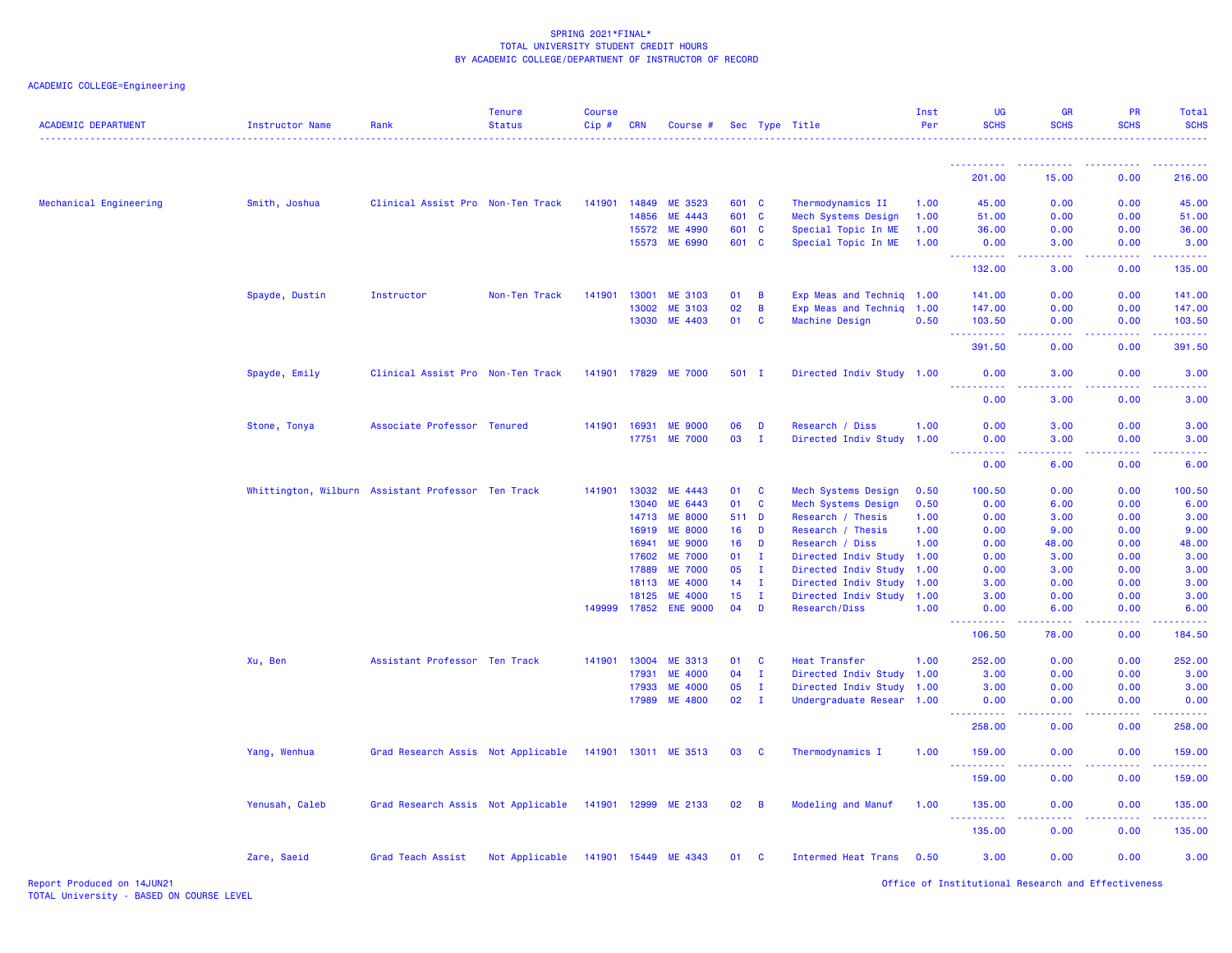SPRING 2021*FINAL*
TOTAL UNIVERSITY STUDENT CREDIT HOURS
BY ACADEMIC COLLEGE/DEPARTMENT OF INSTRUCTOR OF RECORD

ACADEMIC COLLEGE=Engineering

| ACADEMIC DEPARTMENT | Instructor Name | Rank | Tenure Status | Course Cip # | CRN | Course # | Sec | Type | Title | Inst Per | UG SCHS | GR SCHS | PR SCHS | Total SCHS |
|---|---|---|---|---|---|---|---|---|---|---|---|---|---|---|
| | | | | | | | | | | | 201.00 | 15.00 | 0.00 | 216.00 |
| Mechanical Engineering | Smith, Joshua | Clinical Assist Pro | Non-Ten Track | 141901 | 14849 | ME 3523 | 601 | C | Thermodynamics II | 1.00 | 45.00 | 0.00 | 0.00 | 45.00 |
| | | | | | 14856 | ME 4443 | 601 | C | Mech Systems Design | 1.00 | 51.00 | 0.00 | 0.00 | 51.00 |
| | | | | | 15572 | ME 4990 | 601 | C | Special Topic In ME | 1.00 | 36.00 | 0.00 | 0.00 | 36.00 |
| | | | | | 15573 | ME 6990 | 601 | C | Special Topic In ME | 1.00 | 0.00 | 3.00 | 0.00 | 3.00 |
| | | | | | | | | | | | 132.00 | 3.00 | 0.00 | 135.00 |
| | Spayde, Dustin | Instructor | Non-Ten Track | 141901 | 13001 | ME 3103 | 01 | B | Exp Meas and Techniq | 1.00 | 141.00 | 0.00 | 0.00 | 141.00 |
| | | | | | 13002 | ME 3103 | 02 | B | Exp Meas and Techniq | 1.00 | 147.00 | 0.00 | 0.00 | 147.00 |
| | | | | | 13030 | ME 4403 | 01 | C | Machine Design | 0.50 | 103.50 | 0.00 | 0.00 | 103.50 |
| | | | | | | | | | | | 391.50 | 0.00 | 0.00 | 391.50 |
| | Spayde, Emily | Clinical Assist Pro | Non-Ten Track | 141901 | 17829 | ME 7000 | 501 | I | Directed Indiv Study | 1.00 | 0.00 | 3.00 | 0.00 | 3.00 |
| | | | | | | | | | | | 0.00 | 3.00 | 0.00 | 3.00 |
| | Stone, Tonya | Associate Professor | Tenured | 141901 | 16931 | ME 9000 | 06 | D | Research / Diss | 1.00 | 0.00 | 3.00 | 0.00 | 3.00 |
| | | | | | 17751 | ME 7000 | 03 | I | Directed Indiv Study | 1.00 | 0.00 | 3.00 | 0.00 | 3.00 |
| | | | | | | | | | | | 0.00 | 6.00 | 0.00 | 6.00 |
| | Whittington, Wilburn | Assistant Professor | Ten Track | 141901 | 13032 | ME 4443 | 01 | C | Mech Systems Design | 0.50 | 100.50 | 0.00 | 0.00 | 100.50 |
| | | | | | 13040 | ME 6443 | 01 | C | Mech Systems Design | 0.50 | 0.00 | 6.00 | 0.00 | 6.00 |
| | | | | | 14713 | ME 8000 | 511 | D | Research / Thesis | 1.00 | 0.00 | 3.00 | 0.00 | 3.00 |
| | | | | | 16919 | ME 8000 | 16 | D | Research / Thesis | 1.00 | 0.00 | 9.00 | 0.00 | 9.00 |
| | | | | | 16941 | ME 9000 | 16 | D | Research / Diss | 1.00 | 0.00 | 48.00 | 0.00 | 48.00 |
| | | | | | 17602 | ME 7000 | 01 | I | Directed Indiv Study | 1.00 | 0.00 | 3.00 | 0.00 | 3.00 |
| | | | | | 17889 | ME 7000 | 05 | I | Directed Indiv Study | 1.00 | 0.00 | 3.00 | 0.00 | 3.00 |
| | | | | | 18113 | ME 4000 | 14 | I | Directed Indiv Study | 1.00 | 3.00 | 0.00 | 0.00 | 3.00 |
| | | | | | 18125 | ME 4000 | 15 | I | Directed Indiv Study | 1.00 | 3.00 | 0.00 | 0.00 | 3.00 |
| | | | | 149999 | 17852 | ENE 9000 | 04 | D | Research/Diss | 1.00 | 0.00 | 6.00 | 0.00 | 6.00 |
| | | | | | | | | | | | 106.50 | 78.00 | 0.00 | 184.50 |
| | Xu, Ben | Assistant Professor | Ten Track | 141901 | 13004 | ME 3313 | 01 | C | Heat Transfer | 1.00 | 252.00 | 0.00 | 0.00 | 252.00 |
| | | | | | 17931 | ME 4000 | 04 | I | Directed Indiv Study | 1.00 | 3.00 | 0.00 | 0.00 | 3.00 |
| | | | | | 17933 | ME 4000 | 05 | I | Directed Indiv Study | 1.00 | 3.00 | 0.00 | 0.00 | 3.00 |
| | | | | | 17989 | ME 4800 | 02 | I | Undergraduate Resear | 1.00 | 0.00 | 0.00 | 0.00 | 0.00 |
| | | | | | | | | | | | 258.00 | 0.00 | 0.00 | 258.00 |
| | Yang, Wenhua | Grad Research Assis | Not Applicable | 141901 | 13011 | ME 3513 | 03 | C | Thermodynamics I | 1.00 | 159.00 | 0.00 | 0.00 | 159.00 |
| | | | | | | | | | | | 159.00 | 0.00 | 0.00 | 159.00 |
| | Yenusah, Caleb | Grad Research Assis | Not Applicable | 141901 | 12999 | ME 2133 | 02 | B | Modeling and Manuf | 1.00 | 135.00 | 0.00 | 0.00 | 135.00 |
| | | | | | | | | | | | 135.00 | 0.00 | 0.00 | 135.00 |
| | Zare, Saeid | Grad Teach Assist | Not Applicable | 141901 | 15449 | ME 4343 | 01 | C | Intermed Heat Trans | 0.50 | 3.00 | 0.00 | 0.00 | 3.00 |

Report Produced on 14JUN21
TOTAL University - BASED ON COURSE LEVEL

Office of Institutional Research and Effectiveness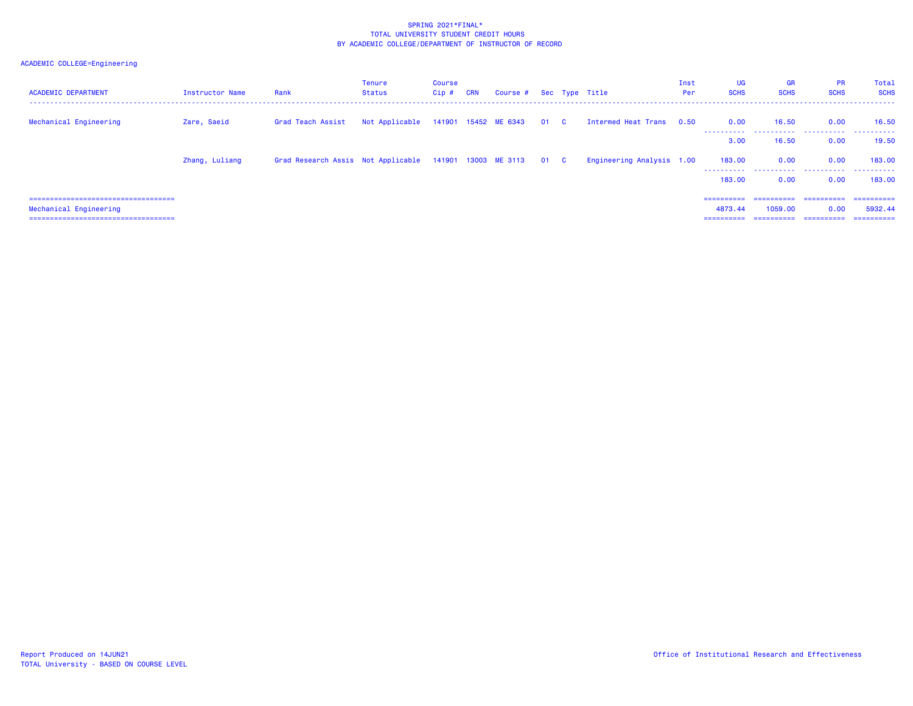SPRING 2021*FINAL*
TOTAL UNIVERSITY STUDENT CREDIT HOURS
BY ACADEMIC COLLEGE/DEPARTMENT OF INSTRUCTOR OF RECORD

ACADEMIC COLLEGE=Engineering

| ACADEMIC DEPARTMENT | Instructor Name | Rank | Tenure Status | Course Cip # | CRN | Course # | Sec | Type | Title | Inst Per | UG SCHS | GR SCHS | PR SCHS | Total SCHS |
|---|---|---|---|---|---|---|---|---|---|---|---|---|---|---|
| Mechanical Engineering | Zare, Saeid | Grad Teach Assist | Not Applicable | 141901 | 15452 | ME 6343 | 01 | C | Intermed Heat Trans | 0.50 | 0.00 | 16.50 | 0.00 | 16.50 |
| | | | | | | | | | | | 3.00 | 16.50 | 0.00 | 19.50 |
| | Zhang, Luliang | Grad Research Assis | Not Applicable | 141901 | 13003 | ME 3113 | 01 | C | Engineering Analysis | 1.00 | 183.00 | 0.00 | 0.00 | 183.00 |
| | | | | | | | | | | | 183.00 | 0.00 | 0.00 | 183.00 |
| Mechanical Engineering | | | | | | | | | | | 4873.44 | 1059.00 | 0.00 | 5932.44 |

Report Produced on 14JUN21
TOTAL University - BASED ON COURSE LEVEL

Office of Institutional Research and Effectiveness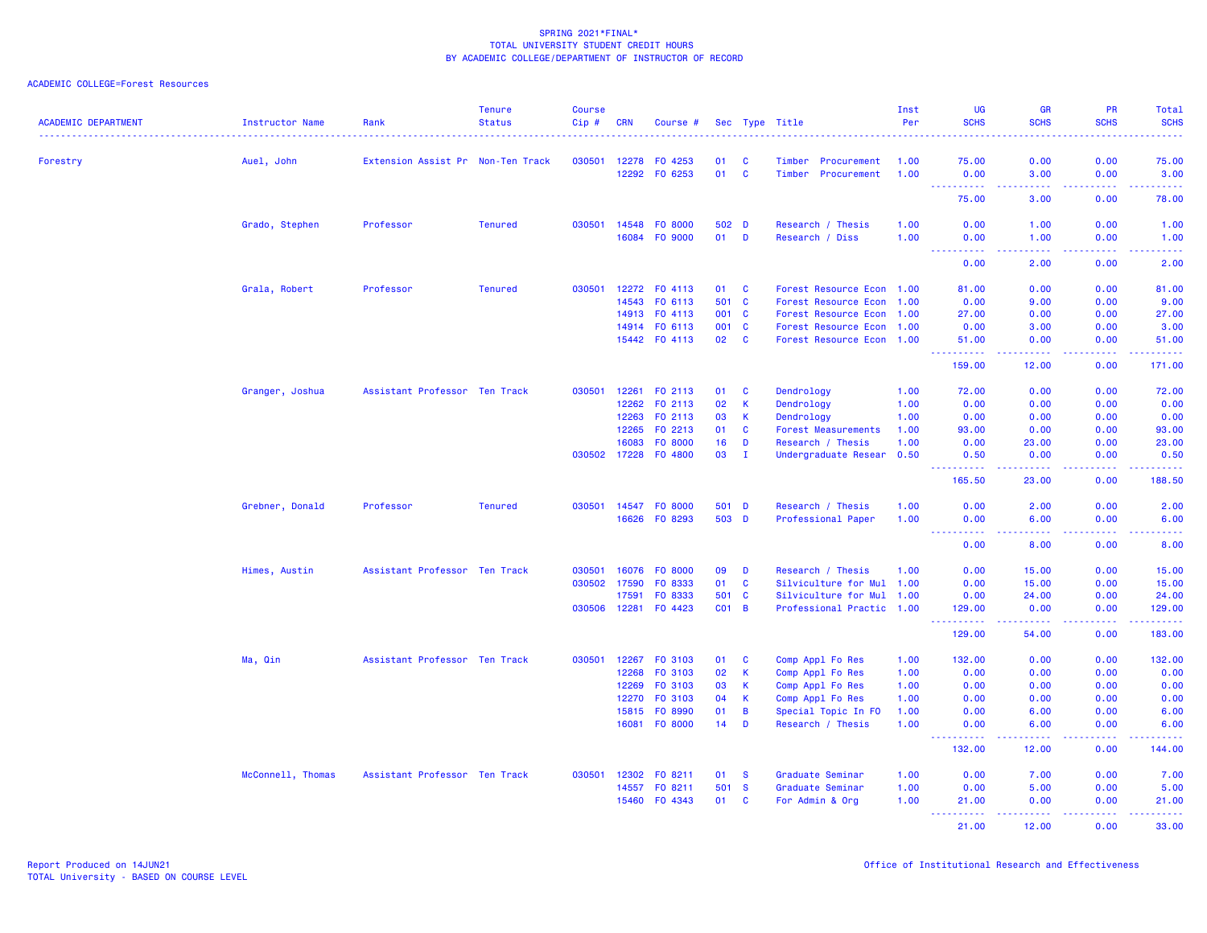# SPRING 2021*FINAL*
# TOTAL UNIVERSITY STUDENT CREDIT HOURS
# BY ACADEMIC COLLEGE/DEPARTMENT OF INSTRUCTOR OF RECORD

ACADEMIC COLLEGE=Forest Resources

| ACADEMIC DEPARTMENT | Instructor Name | Rank | Tenure Status | Course Cip # | CRN | Course # | Sec | Type | Title | Inst Per | UG SCHS | GR SCHS | PR SCHS | Total SCHS |
|---|---|---|---|---|---|---|---|---|---|---|---|---|---|---|
| Forestry | Auel, John | Extension Assist Pr | Non-Ten Track | 030501 | 12278 | FO 4253 | 01 | C | Timber Procurement | 1.00 | 75.00 | 0.00 | 0.00 | 75.00 |
| | | | | | 12292 | FO 6253 | 01 | C | Timber Procurement | 1.00 | 0.00 | 3.00 | 0.00 | 3.00 |
| | | | | | | | | | | | 75.00 | 3.00 | 0.00 | 78.00 |
| | Grado, Stephen | Professor | Tenured | 030501 | 14548 | FO 8000 | 502 | D | Research / Thesis | 1.00 | 0.00 | 1.00 | 0.00 | 1.00 |
| | | | | | 16084 | FO 9000 | 01 | D | Research / Diss | 1.00 | 0.00 | 1.00 | 0.00 | 1.00 |
| | | | | | | | | | | | 0.00 | 2.00 | 0.00 | 2.00 |
| | Grala, Robert | Professor | Tenured | 030501 | 12272 | FO 4113 | 01 | C | Forest Resource Econ | 1.00 | 81.00 | 0.00 | 0.00 | 81.00 |
| | | | | | 14543 | FO 6113 | 501 | C | Forest Resource Econ | 1.00 | 0.00 | 9.00 | 0.00 | 9.00 |
| | | | | | 14913 | FO 4113 | 001 | C | Forest Resource Econ | 1.00 | 27.00 | 0.00 | 0.00 | 27.00 |
| | | | | | 14914 | FO 6113 | 001 | C | Forest Resource Econ | 1.00 | 0.00 | 3.00 | 0.00 | 3.00 |
| | | | | | 15442 | FO 4113 | 02 | C | Forest Resource Econ | 1.00 | 51.00 | 0.00 | 0.00 | 51.00 |
| | | | | | | | | | | | 159.00 | 12.00 | 0.00 | 171.00 |
| | Granger, Joshua | Assistant Professor | Ten Track | 030501 | 12261 | FO 2113 | 01 | C | Dendrology | 1.00 | 72.00 | 0.00 | 0.00 | 72.00 |
| | | | | | 12262 | FO 2113 | 02 | K | Dendrology | 1.00 | 0.00 | 0.00 | 0.00 | 0.00 |
| | | | | | 12263 | FO 2113 | 03 | K | Dendrology | 1.00 | 0.00 | 0.00 | 0.00 | 0.00 |
| | | | | | 12265 | FO 2213 | 01 | C | Forest Measurements | 1.00 | 93.00 | 0.00 | 0.00 | 93.00 |
| | | | | | 16083 | FO 8000 | 16 | D | Research / Thesis | 1.00 | 0.00 | 23.00 | 0.00 | 23.00 |
| | | | | 030502 | 17228 | FO 4800 | 03 | I | Undergraduate Resear | 0.50 | 0.50 | 0.00 | 0.00 | 0.50 |
| | | | | | | | | | | | 165.50 | 23.00 | 0.00 | 188.50 |
| | Grebner, Donald | Professor | Tenured | 030501 | 14547 | FO 8000 | 501 | D | Research / Thesis | 1.00 | 0.00 | 2.00 | 0.00 | 2.00 |
| | | | | | 16626 | FO 8293 | 503 | D | Professional Paper | 1.00 | 0.00 | 6.00 | 0.00 | 6.00 |
| | | | | | | | | | | | 0.00 | 8.00 | 0.00 | 8.00 |
| | Himes, Austin | Assistant Professor | Ten Track | 030501 | 16076 | FO 8000 | 09 | D | Research / Thesis | 1.00 | 0.00 | 15.00 | 0.00 | 15.00 |
| | | | | 030502 | 17590 | FO 8333 | 01 | C | Silviculture for Mul | 1.00 | 0.00 | 15.00 | 0.00 | 15.00 |
| | | | | | 17591 | FO 8333 | 501 | C | Silviculture for Mul | 1.00 | 0.00 | 24.00 | 0.00 | 24.00 |
| | | | | 030506 | 12281 | FO 4423 | C01 | B | Professional Practic | 1.00 | 129.00 | 0.00 | 0.00 | 129.00 |
| | | | | | | | | | | | 129.00 | 54.00 | 0.00 | 183.00 |
| | Ma, Qin | Assistant Professor | Ten Track | 030501 | 12267 | FO 3103 | 01 | C | Comp Appl Fo Res | 1.00 | 132.00 | 0.00 | 0.00 | 132.00 |
| | | | | | 12268 | FO 3103 | 02 | K | Comp Appl Fo Res | 1.00 | 0.00 | 0.00 | 0.00 | 0.00 |
| | | | | | 12269 | FO 3103 | 03 | K | Comp Appl Fo Res | 1.00 | 0.00 | 0.00 | 0.00 | 0.00 |
| | | | | | 12270 | FO 3103 | 04 | K | Comp Appl Fo Res | 1.00 | 0.00 | 0.00 | 0.00 | 0.00 |
| | | | | | 15815 | FO 8990 | 01 | B | Special Topic In FO | 1.00 | 0.00 | 6.00 | 0.00 | 6.00 |
| | | | | | 16081 | FO 8000 | 14 | D | Research / Thesis | 1.00 | 0.00 | 6.00 | 0.00 | 6.00 |
| | | | | | | | | | | | 132.00 | 12.00 | 0.00 | 144.00 |
| | McConnell, Thomas | Assistant Professor | Ten Track | 030501 | 12302 | FO 8211 | 01 | S | Graduate Seminar | 1.00 | 0.00 | 7.00 | 0.00 | 7.00 |
| | | | | | 14557 | FO 8211 | 501 | S | Graduate Seminar | 1.00 | 0.00 | 5.00 | 0.00 | 5.00 |
| | | | | | 15460 | FO 4343 | 01 | C | For Admin & Org | 1.00 | 21.00 | 0.00 | 0.00 | 21.00 |
| | | | | | | | | | | | 21.00 | 12.00 | 0.00 | 33.00 |

Report Produced on 14JUN21
TOTAL University - BASED ON COURSE LEVEL

Office of Institutional Research and Effectiveness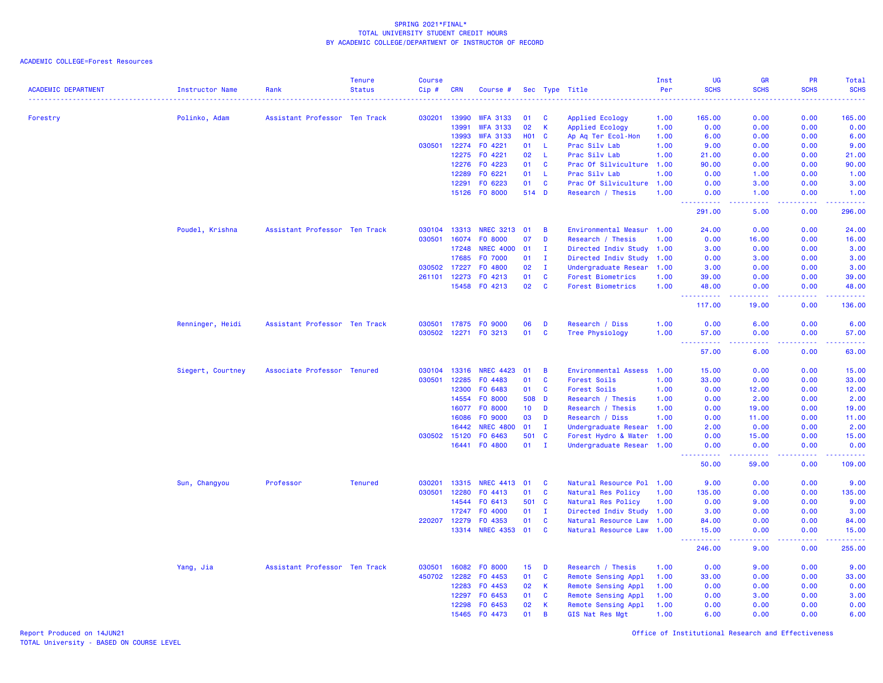SPRING 2021*FINAL*
TOTAL UNIVERSITY STUDENT CREDIT HOURS
BY ACADEMIC COLLEGE/DEPARTMENT OF INSTRUCTOR OF RECORD

ACADEMIC COLLEGE=Forest Resources

| ACADEMIC DEPARTMENT | Instructor Name | Rank | Tenure Status | Course Cip # | CRN | Course # | Sec | Type | Title | Inst Per | UG SCHS | GR SCHS | PR SCHS | Total SCHS |
|---|---|---|---|---|---|---|---|---|---|---|---|---|---|---|
| Forestry | Polinko, Adam | Assistant Professor | Ten Track | 030201 | 13990 | WFA 3133 | 01 | C | Applied Ecology | 1.00 | 165.00 | 0.00 | 0.00 | 165.00 |
| | | | | | 13991 | WFA 3133 | 02 | K | Applied Ecology | 1.00 | 0.00 | 0.00 | 0.00 | 0.00 |
| | | | | | 13993 | WFA 3133 | H01 | C | Ap Aq Ter Ecol-Hon | 1.00 | 6.00 | 0.00 | 0.00 | 6.00 |
| | | | | 030501 | 12274 | FO 4221 | 01 | L | Prac Silv Lab | 1.00 | 9.00 | 0.00 | 0.00 | 9.00 |
| | | | | | 12275 | FO 4221 | 02 | L | Prac Silv Lab | 1.00 | 21.00 | 0.00 | 0.00 | 21.00 |
| | | | | | 12276 | FO 4223 | 01 | C | Prac Of Silviculture | 1.00 | 90.00 | 0.00 | 0.00 | 90.00 |
| | | | | | 12289 | FO 6221 | 01 | L | Prac Silv Lab | 1.00 | 0.00 | 1.00 | 0.00 | 1.00 |
| | | | | | 12291 | FO 6223 | 01 | C | Prac Of Silviculture | 1.00 | 0.00 | 3.00 | 0.00 | 3.00 |
| | | | | | 15126 | FO 8000 | 514 | D | Research / Thesis | 1.00 | 0.00 | 1.00 | 0.00 | 1.00 |
| | | | | | | | | | | | 291.00 | 5.00 | 0.00 | 296.00 |
| | Poudel, Krishna | Assistant Professor | Ten Track | 030104 | 13313 | NREC 3213 | 01 | B | Environmental Measur | 1.00 | 24.00 | 0.00 | 0.00 | 24.00 |
| | | | | 030501 | 16074 | FO 8000 | 07 | D | Research / Thesis | 1.00 | 0.00 | 16.00 | 0.00 | 16.00 |
| | | | | | 17248 | NREC 4000 | 01 | I | Directed Indiv Study | 1.00 | 3.00 | 0.00 | 0.00 | 3.00 |
| | | | | | 17685 | FO 7000 | 01 | I | Directed Indiv Study | 1.00 | 0.00 | 3.00 | 0.00 | 3.00 |
| | | | | 030502 | 17227 | FO 4800 | 02 | I | Undergraduate Resear | 1.00 | 3.00 | 0.00 | 0.00 | 3.00 |
| | | | | 261101 | 12273 | FO 4213 | 01 | C | Forest Biometrics | 1.00 | 39.00 | 0.00 | 0.00 | 39.00 |
| | | | | | 15458 | FO 4213 | 02 | C | Forest Biometrics | 1.00 | 48.00 | 0.00 | 0.00 | 48.00 |
| | | | | | | | | | | | 117.00 | 19.00 | 0.00 | 136.00 |
| | Renninger, Heidi | Assistant Professor | Ten Track | 030501 | 17875 | FO 9000 | 06 | D | Research / Diss | 1.00 | 0.00 | 6.00 | 0.00 | 6.00 |
| | | | | 030502 | 12271 | FO 3213 | 01 | C | Tree Physiology | 1.00 | 57.00 | 0.00 | 0.00 | 57.00 |
| | | | | | | | | | | | 57.00 | 6.00 | 0.00 | 63.00 |
| | Siegert, Courtney | Associate Professor | Tenured | 030104 | 13316 | NREC 4423 | 01 | B | Environmental Assess | 1.00 | 15.00 | 0.00 | 0.00 | 15.00 |
| | | | | 030501 | 12285 | FO 4483 | 01 | C | Forest Soils | 1.00 | 33.00 | 0.00 | 0.00 | 33.00 |
| | | | | | 12300 | FO 6483 | 01 | C | Forest Soils | 1.00 | 0.00 | 12.00 | 0.00 | 12.00 |
| | | | | | 14554 | FO 8000 | 508 | D | Research / Thesis | 1.00 | 0.00 | 2.00 | 0.00 | 2.00 |
| | | | | | 16077 | FO 8000 | 10 | D | Research / Thesis | 1.00 | 0.00 | 19.00 | 0.00 | 19.00 |
| | | | | | 16086 | FO 9000 | 03 | D | Research / Diss | 1.00 | 0.00 | 11.00 | 0.00 | 11.00 |
| | | | | | 16442 | NREC 4800 | 01 | I | Undergraduate Resear | 1.00 | 2.00 | 0.00 | 0.00 | 2.00 |
| | | | | 030502 | 15120 | FO 6463 | 501 | C | Forest Hydro & Water | 1.00 | 0.00 | 15.00 | 0.00 | 15.00 |
| | | | | | 16441 | FO 4800 | 01 | I | Undergraduate Resear | 1.00 | 0.00 | 0.00 | 0.00 | 0.00 |
| | | | | | | | | | | | 50.00 | 59.00 | 0.00 | 109.00 |
| | Sun, Changyou | Professor | Tenured | 030201 | 13315 | NREC 4413 | 01 | C | Natural Resource Pol | 1.00 | 9.00 | 0.00 | 0.00 | 9.00 |
| | | | | 030501 | 12280 | FO 4413 | 01 | C | Natural Res Policy | 1.00 | 135.00 | 0.00 | 0.00 | 135.00 |
| | | | | | 14544 | FO 6413 | 501 | C | Natural Res Policy | 1.00 | 0.00 | 9.00 | 0.00 | 9.00 |
| | | | | | 17247 | FO 4000 | 01 | I | Directed Indiv Study | 1.00 | 3.00 | 0.00 | 0.00 | 3.00 |
| | | | | 220207 | 12279 | FO 4353 | 01 | C | Natural Resource Law | 1.00 | 84.00 | 0.00 | 0.00 | 84.00 |
| | | | | | 13314 | NREC 4353 | 01 | C | Natural Resource Law | 1.00 | 15.00 | 0.00 | 0.00 | 15.00 |
| | | | | | | | | | | | 246.00 | 9.00 | 0.00 | 255.00 |
| | Yang, Jia | Assistant Professor | Ten Track | 030501 | 16082 | FO 8000 | 15 | D | Research / Thesis | 1.00 | 0.00 | 9.00 | 0.00 | 9.00 |
| | | | | 450702 | 12282 | FO 4453 | 01 | C | Remote Sensing Appl | 1.00 | 33.00 | 0.00 | 0.00 | 33.00 |
| | | | | | 12283 | FO 4453 | 02 | K | Remote Sensing Appl | 1.00 | 0.00 | 0.00 | 0.00 | 0.00 |
| | | | | | 12297 | FO 6453 | 01 | C | Remote Sensing Appl | 1.00 | 0.00 | 3.00 | 0.00 | 3.00 |
| | | | | | 12298 | FO 6453 | 02 | K | Remote Sensing Appl | 1.00 | 0.00 | 0.00 | 0.00 | 0.00 |
| | | | | | 15465 | FO 4473 | 01 | B | GIS Nat Res Mgt | 1.00 | 6.00 | 0.00 | 0.00 | 6.00 |

Report Produced on 14JUN21
TOTAL University - BASED ON COURSE LEVEL

Office of Institutional Research and Effectiveness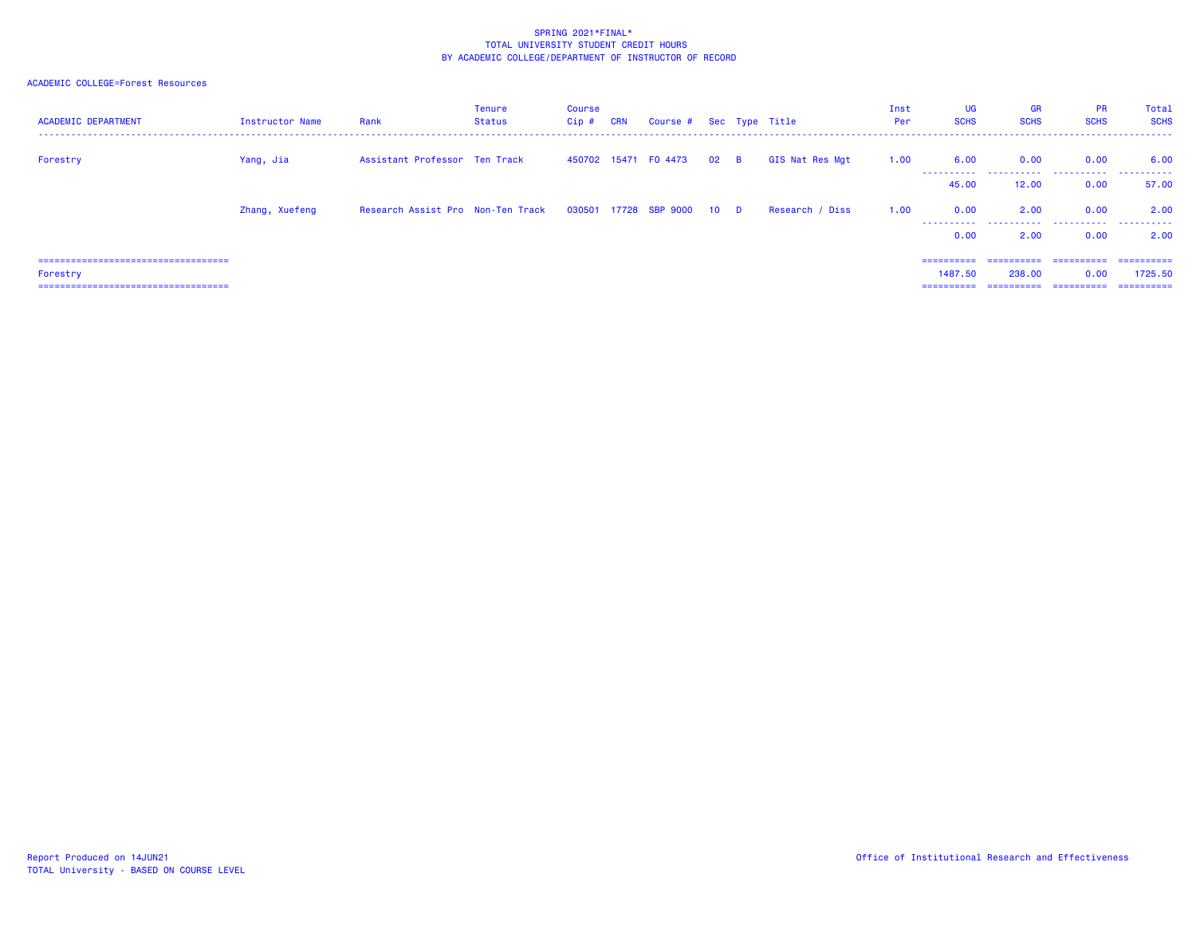SPRING 2021*FINAL*
TOTAL UNIVERSITY STUDENT CREDIT HOURS
BY ACADEMIC COLLEGE/DEPARTMENT OF INSTRUCTOR OF RECORD

ACADEMIC COLLEGE=Forest Resources

| ACADEMIC DEPARTMENT | Instructor Name | Rank | Tenure Status | Course Cip # | CRN | Course # | Sec | Type | Title | Inst Per | UG SCHS | GR SCHS | PR SCHS | Total SCHS |
|---|---|---|---|---|---|---|---|---|---|---|---|---|---|---|
| Forestry | Yang, Jia | Assistant Professor | Ten Track | 450702 | 15471 | FO 4473 | 02 | B | GIS Nat Res Mgt | 1.00 | 6.00 | 0.00 | 0.00 | 6.00 |
| | | | | | | | | | | | 45.00 | 12.00 | 0.00 | 57.00 |
| | Zhang, Xuefeng | Research Assist Pro | Non-Ten Track | 030501 | 17728 | SBP 9000 | 10 | D | Research / Diss | 1.00 | 0.00 | 2.00 | 0.00 | 2.00 |
| | | | | | | | | | | | 0.00 | 2.00 | 0.00 | 2.00 |
| Forestry | | | | | | | | | | | 1487.50 | 238.00 | 0.00 | 1725.50 |

Report Produced on 14JUN21
TOTAL University - BASED ON COURSE LEVEL

Office of Institutional Research and Effectiveness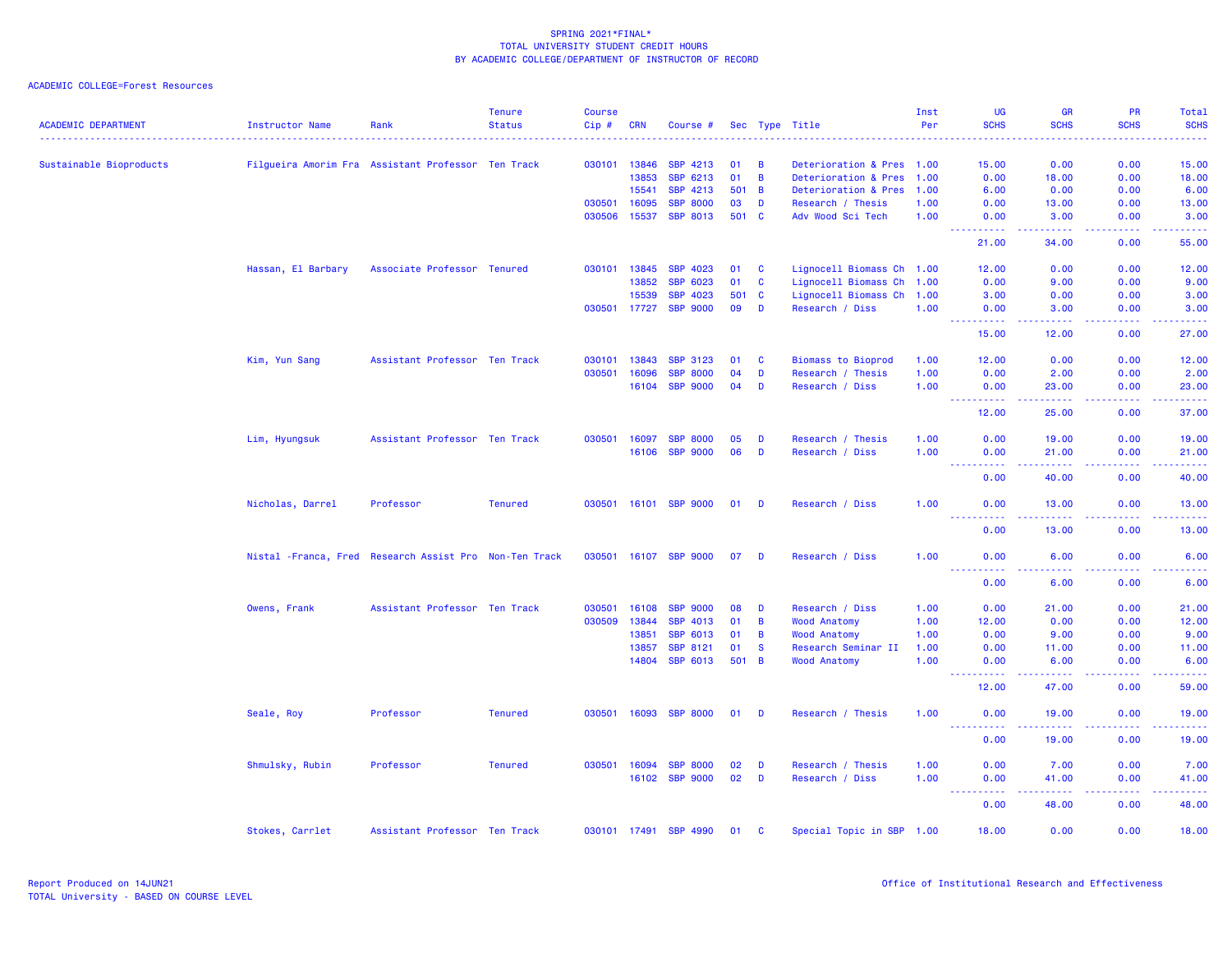SPRING 2021*FINAL*
TOTAL UNIVERSITY STUDENT CREDIT HOURS
BY ACADEMIC COLLEGE/DEPARTMENT OF INSTRUCTOR OF RECORD

ACADEMIC COLLEGE=Forest Resources

| ACADEMIC DEPARTMENT | Instructor Name | Rank | Tenure Status | Course Cip # | CRN | Course # | Sec | Type | Title | Inst Per | UG SCHS | GR SCHS | PR SCHS | Total SCHS |
|---|---|---|---|---|---|---|---|---|---|---|---|---|---|---|
| Sustainable Bioproducts | Filgueira Amorim Fra | Assistant Professor | Ten Track | 030101 | 13846 | SBP 4213 | 01 | B | Deterioration & Pres | 1.00 | 15.00 | 0.00 | 0.00 | 15.00 |
| | | | | | 13853 | SBP 6213 | 01 | B | Deterioration & Pres | 1.00 | 0.00 | 18.00 | 0.00 | 18.00 |
| | | | | | 15541 | SBP 4213 | 501 | B | Deterioration & Pres | 1.00 | 6.00 | 0.00 | 0.00 | 6.00 |
| | | | | 030501 | 16095 | SBP 8000 | 03 | D | Research / Thesis | 1.00 | 0.00 | 13.00 | 0.00 | 13.00 |
| | | | | 030506 | 15537 | SBP 8013 | 501 | C | Adv Wood Sci Tech | 1.00 | 0.00 | 3.00 | 0.00 | 3.00 |
| | | | | | | | | | | | 21.00 | 34.00 | 0.00 | 55.00 |
| | Hassan, El Barbary | Associate Professor | Tenured | 030101 | 13845 | SBP 4023 | 01 | C | Lignocell Biomass Ch | 1.00 | 12.00 | 0.00 | 0.00 | 12.00 |
| | | | | | 13852 | SBP 6023 | 01 | C | Lignocell Biomass Ch | 1.00 | 0.00 | 9.00 | 0.00 | 9.00 |
| | | | | | 15539 | SBP 4023 | 501 | C | Lignocell Biomass Ch | 1.00 | 3.00 | 0.00 | 0.00 | 3.00 |
| | | | | 030501 | 17727 | SBP 9000 | 09 | D | Research / Diss | 1.00 | 0.00 | 3.00 | 0.00 | 3.00 |
| | | | | | | | | | | | 15.00 | 12.00 | 0.00 | 27.00 |
| | Kim, Yun Sang | Assistant Professor | Ten Track | 030101 | 13843 | SBP 3123 | 01 | C | Biomass to Bioprod | 1.00 | 12.00 | 0.00 | 0.00 | 12.00 |
| | | | | 030501 | 16096 | SBP 8000 | 04 | D | Research / Thesis | 1.00 | 0.00 | 2.00 | 0.00 | 2.00 |
| | | | | | 16104 | SBP 9000 | 04 | D | Research / Diss | 1.00 | 0.00 | 23.00 | 0.00 | 23.00 |
| | | | | | | | | | | | 12.00 | 25.00 | 0.00 | 37.00 |
| | Lim, Hyungsuk | Assistant Professor | Ten Track | 030501 | 16097 | SBP 8000 | 05 | D | Research / Thesis | 1.00 | 0.00 | 19.00 | 0.00 | 19.00 |
| | | | | | 16106 | SBP 9000 | 06 | D | Research / Diss | 1.00 | 0.00 | 21.00 | 0.00 | 21.00 |
| | | | | | | | | | | | 0.00 | 40.00 | 0.00 | 40.00 |
| | Nicholas, Darrel | Professor | Tenured | 030501 | 16101 | SBP 9000 | 01 | D | Research / Diss | 1.00 | 0.00 | 13.00 | 0.00 | 13.00 |
| | | | | | | | | | | | 0.00 | 13.00 | 0.00 | 13.00 |
| | Nistal -Franca, Fred | Research Assist Pro | Non-Ten Track | 030501 | 16107 | SBP 9000 | 07 | D | Research / Diss | 1.00 | 0.00 | 6.00 | 0.00 | 6.00 |
| | | | | | | | | | | | 0.00 | 6.00 | 0.00 | 6.00 |
| | Owens, Frank | Assistant Professor | Ten Track | 030501 | 16108 | SBP 9000 | 08 | D | Research / Diss | 1.00 | 0.00 | 21.00 | 0.00 | 21.00 |
| | | | | 030509 | 13844 | SBP 4013 | 01 | B | Wood Anatomy | 1.00 | 12.00 | 0.00 | 0.00 | 12.00 |
| | | | | | 13851 | SBP 6013 | 01 | B | Wood Anatomy | 1.00 | 0.00 | 9.00 | 0.00 | 9.00 |
| | | | | | 13857 | SBP 8121 | 01 | S | Research Seminar II | 1.00 | 0.00 | 11.00 | 0.00 | 11.00 |
| | | | | | 14804 | SBP 6013 | 501 | B | Wood Anatomy | 1.00 | 0.00 | 6.00 | 0.00 | 6.00 |
| | | | | | | | | | | | 12.00 | 47.00 | 0.00 | 59.00 |
| | Seale, Roy | Professor | Tenured | 030501 | 16093 | SBP 8000 | 01 | D | Research / Thesis | 1.00 | 0.00 | 19.00 | 0.00 | 19.00 |
| | | | | | | | | | | | 0.00 | 19.00 | 0.00 | 19.00 |
| | Shmulsky, Rubin | Professor | Tenured | 030501 | 16094 | SBP 8000 | 02 | D | Research / Thesis | 1.00 | 0.00 | 7.00 | 0.00 | 7.00 |
| | | | | | 16102 | SBP 9000 | 02 | D | Research / Diss | 1.00 | 0.00 | 41.00 | 0.00 | 41.00 |
| | | | | | | | | | | | 0.00 | 48.00 | 0.00 | 48.00 |
| | Stokes, Carrlet | Assistant Professor | Ten Track | 030101 | 17491 | SBP 4990 | 01 | C | Special Topic in SBP | 1.00 | 18.00 | 0.00 | 0.00 | 18.00 |

Report Produced on 14JUN21
TOTAL University - BASED ON COURSE LEVEL

Office of Institutional Research and Effectiveness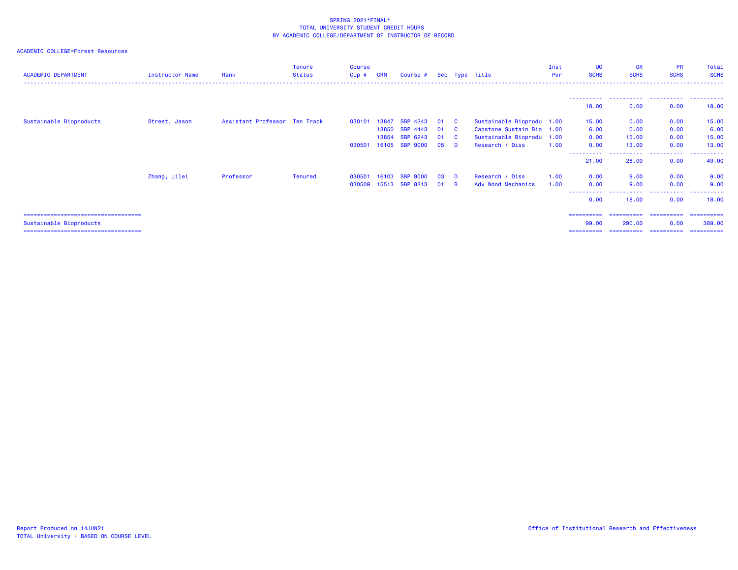SPRING 2021*FINAL*
TOTAL UNIVERSITY STUDENT CREDIT HOURS
BY ACADEMIC COLLEGE/DEPARTMENT OF INSTRUCTOR OF RECORD

ACADEMIC COLLEGE=Forest Resources

| ACADEMIC DEPARTMENT | Instructor Name | Rank | Tenure Status | Course Cip # | CRN | Course # | Sec | Type | Title | Inst Per | UG SCHS | GR SCHS | PR SCHS | Total SCHS |
|---|---|---|---|---|---|---|---|---|---|---|---|---|---|---|
| | | | | | | | | | | | 18.00 | 0.00 | 0.00 | 18.00 |
| Sustainable Bioproducts | Street, Jason | Assistant Professor | Ten Track | 030101 | 13847 | SBP 4243 | 01 | C | Sustainable Bioprodu | 1.00 | 15.00 | 0.00 | 0.00 | 15.00 |
| | | | | | 13850 | SBP 4443 | 01 | C | Capstone Sustain Bio | 1.00 | 6.00 | 0.00 | 0.00 | 6.00 |
| | | | | | 13854 | SBP 6243 | 01 | C | Sustainable Bioprodu | 1.00 | 0.00 | 15.00 | 0.00 | 15.00 |
| | | | | 030501 | 16105 | SBP 9000 | 05 | D | Research / Diss | 1.00 | 0.00 | 13.00 | 0.00 | 13.00 |
| | | | | | | | | | | | 21.00 | 28.00 | 0.00 | 49.00 |
| | Zhang, Jilei | Professor | Tenured | 030501 | 16103 | SBP 9000 | 03 | D | Research / Diss | 1.00 | 0.00 | 9.00 | 0.00 | 9.00 |
| | | | | 030509 | 15513 | SBP 8213 | 01 | B | Adv Wood Mechanics | 1.00 | 0.00 | 9.00 | 0.00 | 9.00 |
| | | | | | | | | | | | 0.00 | 18.00 | 0.00 | 18.00 |
| Sustainable Bioproducts | | | | | | | | | | | 99.00 | 290.00 | 0.00 | 389.00 |

Report Produced on 14JUN21
TOTAL University - BASED ON COURSE LEVEL

Office of Institutional Research and Effectiveness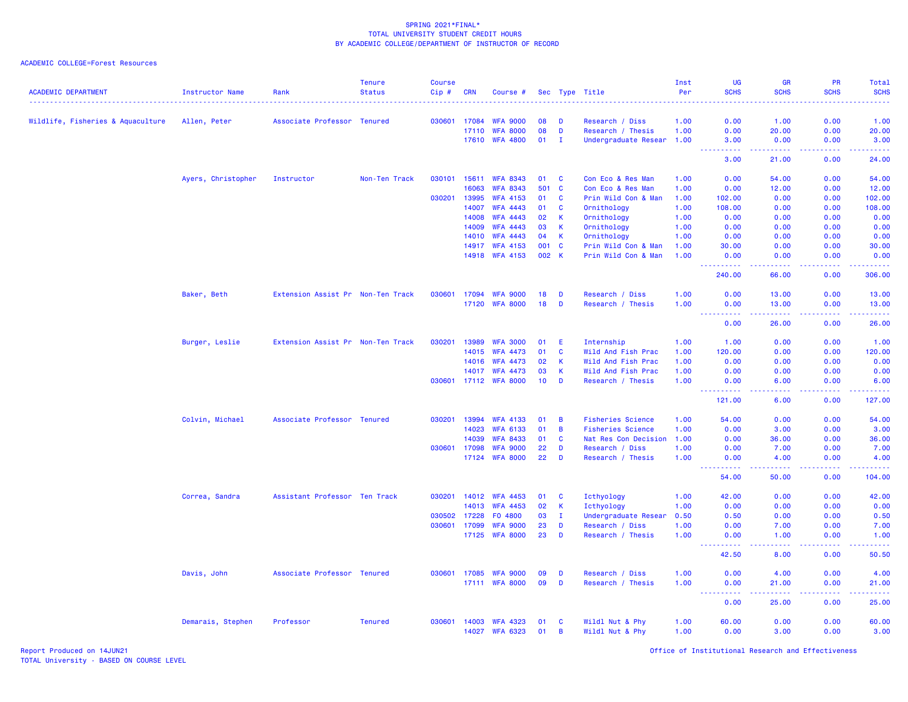SPRING 2021*FINAL*
TOTAL UNIVERSITY STUDENT CREDIT HOURS
BY ACADEMIC COLLEGE/DEPARTMENT OF INSTRUCTOR OF RECORD

ACADEMIC COLLEGE=Forest Resources

| ACADEMIC DEPARTMENT | Instructor Name | Rank | Tenure Status | Course Cip # | CRN | Course # | Sec | Type | Title | Inst Per | UG SCHS | GR SCHS | PR SCHS | Total SCHS |
|---|---|---|---|---|---|---|---|---|---|---|---|---|---|---|
| Wildlife, Fisheries & Aquaculture | Allen, Peter | Associate Professor | Tenured | 030601 | 17084 | WFA 9000 | 08 | D | Research / Diss | 1.00 | 0.00 | 1.00 | 0.00 | 1.00 |
| | | | | | 17110 | WFA 8000 | 08 | D | Research / Thesis | 1.00 | 0.00 | 20.00 | 0.00 | 20.00 |
| | | | | | 17610 | WFA 4800 | 01 | I | Undergraduate Resear | 1.00 | 3.00 | 0.00 | 0.00 | 3.00 |
| | | | | | | | | | | | 3.00 | 21.00 | 0.00 | 24.00 |
| | Ayers, Christopher | Instructor | Non-Ten Track | 030101 | 15611 | WFA 8343 | 01 | C | Con Eco & Res Man | 1.00 | 0.00 | 54.00 | 0.00 | 54.00 |
| | | | | | 16063 | WFA 8343 | 501 | C | Con Eco & Res Man | 1.00 | 0.00 | 12.00 | 0.00 | 12.00 |
| | | | | 030201 | 13995 | WFA 4153 | 01 | C | Prin Wild Con & Man | 1.00 | 102.00 | 0.00 | 0.00 | 102.00 |
| | | | | | 14007 | WFA 4443 | 01 | C | Ornithology | 1.00 | 108.00 | 0.00 | 0.00 | 108.00 |
| | | | | | 14008 | WFA 4443 | 02 | K | Ornithology | 1.00 | 0.00 | 0.00 | 0.00 | 0.00 |
| | | | | | 14009 | WFA 4443 | 03 | K | Ornithology | 1.00 | 0.00 | 0.00 | 0.00 | 0.00 |
| | | | | | 14010 | WFA 4443 | 04 | K | Ornithology | 1.00 | 0.00 | 0.00 | 0.00 | 0.00 |
| | | | | | 14917 | WFA 4153 | 001 | C | Prin Wild Con & Man | 1.00 | 30.00 | 0.00 | 0.00 | 30.00 |
| | | | | | 14918 | WFA 4153 | 002 | K | Prin Wild Con & Man | 1.00 | 0.00 | 0.00 | 0.00 | 0.00 |
| | | | | | | | | | | | 240.00 | 66.00 | 0.00 | 306.00 |
| | Baker, Beth | Extension Assist Pr | Non-Ten Track | 030601 | 17094 | WFA 9000 | 18 | D | Research / Diss | 1.00 | 0.00 | 13.00 | 0.00 | 13.00 |
| | | | | | 17120 | WFA 8000 | 18 | D | Research / Thesis | 1.00 | 0.00 | 13.00 | 0.00 | 13.00 |
| | | | | | | | | | | | 0.00 | 26.00 | 0.00 | 26.00 |
| | Burger, Leslie | Extension Assist Pr | Non-Ten Track | 030201 | 13989 | WFA 3000 | 01 | E | Internship | 1.00 | 1.00 | 0.00 | 0.00 | 1.00 |
| | | | | | 14015 | WFA 4473 | 01 | C | Wild And Fish Prac | 1.00 | 120.00 | 0.00 | 0.00 | 120.00 |
| | | | | | 14016 | WFA 4473 | 02 | K | Wild And Fish Prac | 1.00 | 0.00 | 0.00 | 0.00 | 0.00 |
| | | | | | 14017 | WFA 4473 | 03 | K | Wild And Fish Prac | 1.00 | 0.00 | 0.00 | 0.00 | 0.00 |
| | | | | 030601 | 17112 | WFA 8000 | 10 | D | Research / Thesis | 1.00 | 0.00 | 6.00 | 0.00 | 6.00 |
| | | | | | | | | | | | 121.00 | 6.00 | 0.00 | 127.00 |
| | Colvin, Michael | Associate Professor | Tenured | 030201 | 13994 | WFA 4133 | 01 | B | Fisheries Science | 1.00 | 54.00 | 0.00 | 0.00 | 54.00 |
| | | | | | 14023 | WFA 6133 | 01 | B | Fisheries Science | 1.00 | 0.00 | 3.00 | 0.00 | 3.00 |
| | | | | | 14039 | WFA 8433 | 01 | C | Nat Res Con Decision | 1.00 | 0.00 | 36.00 | 0.00 | 36.00 |
| | | | | 030601 | 17098 | WFA 9000 | 22 | D | Research / Diss | 1.00 | 0.00 | 7.00 | 0.00 | 7.00 |
| | | | | | 17124 | WFA 8000 | 22 | D | Research / Thesis | 1.00 | 0.00 | 4.00 | 0.00 | 4.00 |
| | | | | | | | | | | | 54.00 | 50.00 | 0.00 | 104.00 |
| | Correa, Sandra | Assistant Professor | Ten Track | 030201 | 14012 | WFA 4453 | 01 | C | Icthyology | 1.00 | 42.00 | 0.00 | 0.00 | 42.00 |
| | | | | | 14013 | WFA 4453 | 02 | K | Icthyology | 1.00 | 0.00 | 0.00 | 0.00 | 0.00 |
| | | | | 030502 | 17228 | FO 4800 | 03 | I | Undergraduate Resear | 0.50 | 0.50 | 0.00 | 0.00 | 0.50 |
| | | | | 030601 | 17099 | WFA 9000 | 23 | D | Research / Diss | 1.00 | 0.00 | 7.00 | 0.00 | 7.00 |
| | | | | | 17125 | WFA 8000 | 23 | D | Research / Thesis | 1.00 | 0.00 | 1.00 | 0.00 | 1.00 |
| | | | | | | | | | | | 42.50 | 8.00 | 0.00 | 50.50 |
| | Davis, John | Associate Professor | Tenured | 030601 | 17085 | WFA 9000 | 09 | D | Research / Diss | 1.00 | 0.00 | 4.00 | 0.00 | 4.00 |
| | | | | | 17111 | WFA 8000 | 09 | D | Research / Thesis | 1.00 | 0.00 | 21.00 | 0.00 | 21.00 |
| | | | | | | | | | | | 0.00 | 25.00 | 0.00 | 25.00 |
| | Demarais, Stephen | Professor | Tenured | 030601 | 14003 | WFA 4323 | 01 | C | Wildl Nut & Phy | 1.00 | 60.00 | 0.00 | 0.00 | 60.00 |
| | | | | | 14027 | WFA 6323 | 01 | B | Wildl Nut & Phy | 1.00 | 0.00 | 3.00 | 0.00 | 3.00 |

Report Produced on 14JUN21
TOTAL University - BASED ON COURSE LEVEL

Office of Institutional Research and Effectiveness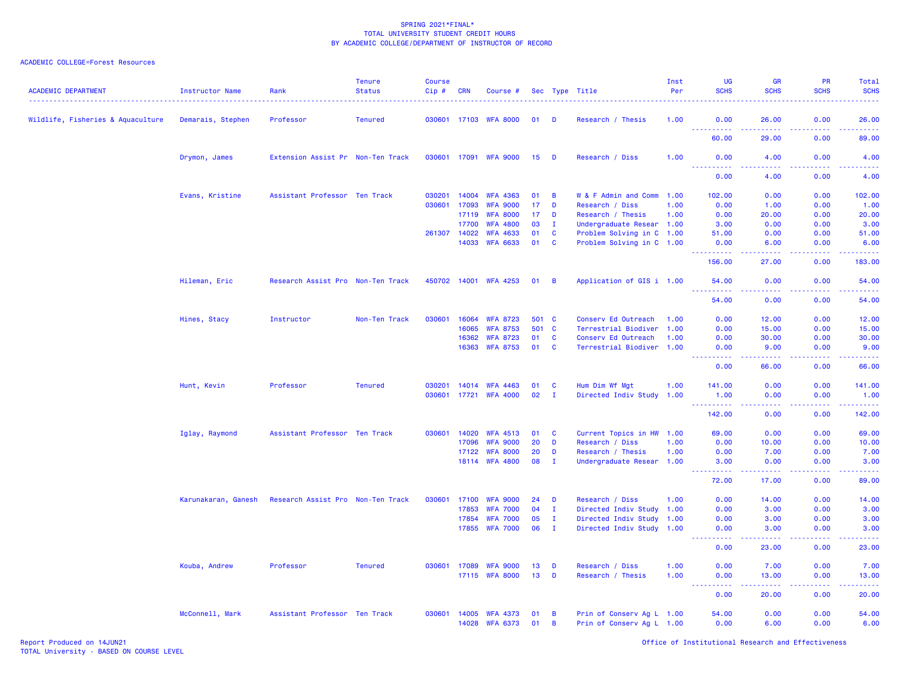SPRING 2021*FINAL*
TOTAL UNIVERSITY STUDENT CREDIT HOURS
BY ACADEMIC COLLEGE/DEPARTMENT OF INSTRUCTOR OF RECORD

ACADEMIC COLLEGE=Forest Resources

| ACADEMIC DEPARTMENT | Instructor Name | Rank | Tenure Status | Course Cip # | CRN | Course # | Sec | Type | Title | Inst Per | UG SCHS | GR SCHS | PR SCHS | Total SCHS |
|---|---|---|---|---|---|---|---|---|---|---|---|---|---|---|
| Wildlife, Fisheries & Aquaculture | Demarais, Stephen | Professor | Tenured | 030601 | 17103 | WFA 8000 | 01 | D | Research / Thesis | 1.00 | 0.00 | 26.00 | 0.00 | 26.00 |
| | | | | | | | | | | | 60.00 | 29.00 | 0.00 | 89.00 |
| | Drymon, James | Extension Assist Pr | Non-Ten Track | 030601 | 17091 | WFA 9000 | 15 | D | Research / Diss | 1.00 | 0.00 | 4.00 | 0.00 | 4.00 |
| | | | | | | | | | | | 0.00 | 4.00 | 0.00 | 4.00 |
| | Evans, Kristine | Assistant Professor | Ten Track | 030201 | 14004 | WFA 4363 | 01 | B | W & F Admin and Comm | 1.00 | 102.00 | 0.00 | 0.00 | 102.00 |
| | | | | 030601 | 17093 | WFA 9000 | 17 | D | Research / Diss | 1.00 | 0.00 | 1.00 | 0.00 | 1.00 |
| | | | | | 17119 | WFA 8000 | 17 | D | Research / Thesis | 1.00 | 0.00 | 20.00 | 0.00 | 20.00 |
| | | | | | 17700 | WFA 4800 | 03 | I | Undergraduate Resear | 1.00 | 3.00 | 0.00 | 0.00 | 3.00 |
| | | | | 261307 | 14022 | WFA 4633 | 01 | C | Problem Solving in C | 1.00 | 51.00 | 0.00 | 0.00 | 51.00 |
| | | | | | 14033 | WFA 6633 | 01 | C | Problem Solving in C | 1.00 | 0.00 | 6.00 | 0.00 | 6.00 |
| | | | | | | | | | | | 156.00 | 27.00 | 0.00 | 183.00 |
| | Hileman, Eric | Research Assist Pro | Non-Ten Track | 450702 | 14001 | WFA 4253 | 01 | B | Application of GIS i | 1.00 | 54.00 | 0.00 | 0.00 | 54.00 |
| | | | | | | | | | | | 54.00 | 0.00 | 0.00 | 54.00 |
| | Hines, Stacy | Instructor | Non-Ten Track | 030601 | 16064 | WFA 8723 | 501 | C | Conserv Ed Outreach | 1.00 | 0.00 | 12.00 | 0.00 | 12.00 |
| | | | | | 16065 | WFA 8753 | 501 | C | Terrestrial Biodiver | 1.00 | 0.00 | 15.00 | 0.00 | 15.00 |
| | | | | | 16362 | WFA 8723 | 01 | C | Conserv Ed Outreach | 1.00 | 0.00 | 30.00 | 0.00 | 30.00 |
| | | | | | 16363 | WFA 8753 | 01 | C | Terrestrial Biodiver | 1.00 | 0.00 | 9.00 | 0.00 | 9.00 |
| | | | | | | | | | | | 0.00 | 66.00 | 0.00 | 66.00 |
| | Hunt, Kevin | Professor | Tenured | 030201 | 14014 | WFA 4463 | 01 | C | Hum Dim Wf Mgt | 1.00 | 141.00 | 0.00 | 0.00 | 141.00 |
| | | | | 030601 | 17721 | WFA 4000 | 02 | I | Directed Indiv Study | 1.00 | 1.00 | 0.00 | 0.00 | 1.00 |
| | | | | | | | | | | | 142.00 | 0.00 | 0.00 | 142.00 |
| | Iglay, Raymond | Assistant Professor | Ten Track | 030601 | 14020 | WFA 4513 | 01 | C | Current Topics in HW | 1.00 | 69.00 | 0.00 | 0.00 | 69.00 |
| | | | | | 17096 | WFA 9000 | 20 | D | Research / Diss | 1.00 | 0.00 | 10.00 | 0.00 | 10.00 |
| | | | | | 17122 | WFA 8000 | 20 | D | Research / Thesis | 1.00 | 0.00 | 7.00 | 0.00 | 7.00 |
| | | | | | 18114 | WFA 4800 | 08 | I | Undergraduate Resear | 1.00 | 3.00 | 0.00 | 0.00 | 3.00 |
| | | | | | | | | | | | 72.00 | 17.00 | 0.00 | 89.00 |
| | Karunakaran, Ganesh | Research Assist Pro | Non-Ten Track | 030601 | 17100 | WFA 9000 | 24 | D | Research / Diss | 1.00 | 0.00 | 14.00 | 0.00 | 14.00 |
| | | | | | 17853 | WFA 7000 | 04 | I | Directed Indiv Study | 1.00 | 0.00 | 3.00 | 0.00 | 3.00 |
| | | | | | 17854 | WFA 7000 | 05 | I | Directed Indiv Study | 1.00 | 0.00 | 3.00 | 0.00 | 3.00 |
| | | | | | 17855 | WFA 7000 | 06 | I | Directed Indiv Study | 1.00 | 0.00 | 3.00 | 0.00 | 3.00 |
| | | | | | | | | | | | 0.00 | 23.00 | 0.00 | 23.00 |
| | Kouba, Andrew | Professor | Tenured | 030601 | 17089 | WFA 9000 | 13 | D | Research / Diss | 1.00 | 0.00 | 7.00 | 0.00 | 7.00 |
| | | | | | 17115 | WFA 8000 | 13 | D | Research / Thesis | 1.00 | 0.00 | 13.00 | 0.00 | 13.00 |
| | | | | | | | | | | | 0.00 | 20.00 | 0.00 | 20.00 |
| | McConnell, Mark | Assistant Professor | Ten Track | 030601 | 14005 | WFA 4373 | 01 | B | Prin of Conserv Ag L | 1.00 | 54.00 | 0.00 | 0.00 | 54.00 |
| | | | | | 14028 | WFA 6373 | 01 | B | Prin of Conserv Ag L | 1.00 | 0.00 | 6.00 | 0.00 | 6.00 |

Report Produced on 14JUN21
TOTAL University - BASED ON COURSE LEVEL

Office of Institutional Research and Effectiveness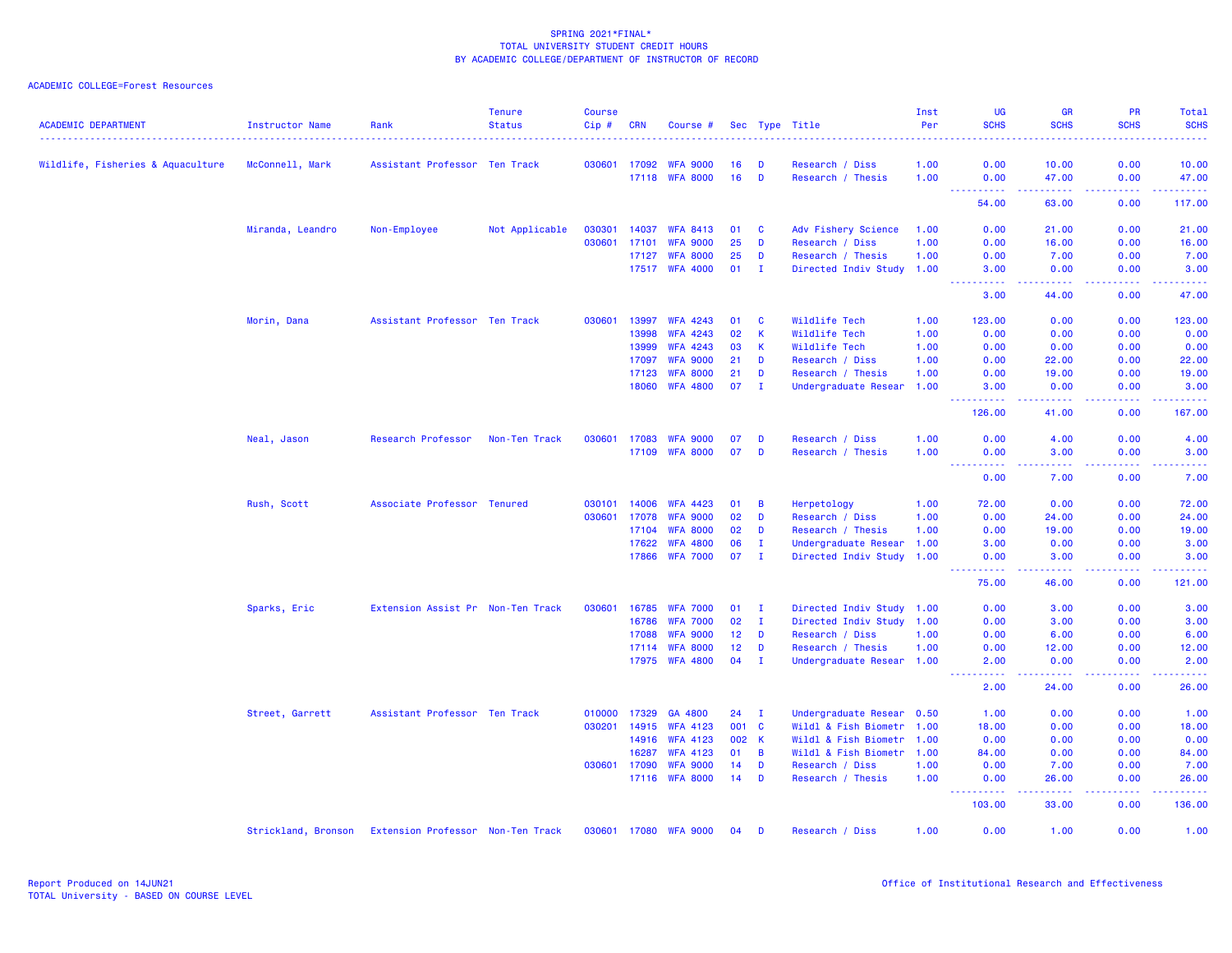SPRING 2021*FINAL*
TOTAL UNIVERSITY STUDENT CREDIT HOURS
BY ACADEMIC COLLEGE/DEPARTMENT OF INSTRUCTOR OF RECORD

ACADEMIC COLLEGE=Forest Resources

| ACADEMIC DEPARTMENT | Instructor Name | Rank | Tenure Status | Course Cip # | CRN | Course # | Sec | Type | Title | Inst Per | UG SCHS | GR SCHS | PR SCHS | Total SCHS |
|---|---|---|---|---|---|---|---|---|---|---|---|---|---|---|
| Wildlife, Fisheries & Aquaculture | McConnell, Mark | Assistant Professor | Ten Track | 030601 | 17092 | WFA 9000 | 16 | D | Research / Diss | 1.00 | 0.00 | 10.00 | 0.00 | 10.00 |
| | | | | | 17118 | WFA 8000 | 16 | D | Research / Thesis | 1.00 | 0.00 | 47.00 | 0.00 | 47.00 |
| | | | | | | | | | | | 54.00 | 63.00 | 0.00 | 117.00 |
| | Miranda, Leandro | Non-Employee | Not Applicable | 030301 | 14037 | WFA 8413 | 01 | C | Adv Fishery Science | 1.00 | 0.00 | 21.00 | 0.00 | 21.00 |
| | | | | 030601 | 17101 | WFA 9000 | 25 | D | Research / Diss | 1.00 | 0.00 | 16.00 | 0.00 | 16.00 |
| | | | | | 17127 | WFA 8000 | 25 | D | Research / Thesis | 1.00 | 0.00 | 7.00 | 0.00 | 7.00 |
| | | | | | 17517 | WFA 4000 | 01 | I | Directed Indiv Study | 1.00 | 3.00 | 0.00 | 0.00 | 3.00 |
| | | | | | | | | | | | 3.00 | 44.00 | 0.00 | 47.00 |
| | Morin, Dana | Assistant Professor | Ten Track | 030601 | 13997 | WFA 4243 | 01 | C | Wildlife Tech | 1.00 | 123.00 | 0.00 | 0.00 | 123.00 |
| | | | | | 13998 | WFA 4243 | 02 | K | Wildlife Tech | 1.00 | 0.00 | 0.00 | 0.00 | 0.00 |
| | | | | | 13999 | WFA 4243 | 03 | K | Wildlife Tech | 1.00 | 0.00 | 0.00 | 0.00 | 0.00 |
| | | | | | 17097 | WFA 9000 | 21 | D | Research / Diss | 1.00 | 0.00 | 22.00 | 0.00 | 22.00 |
| | | | | | 17123 | WFA 8000 | 21 | D | Research / Thesis | 1.00 | 0.00 | 19.00 | 0.00 | 19.00 |
| | | | | | 18060 | WFA 4800 | 07 | I | Undergraduate Resear | 1.00 | 3.00 | 0.00 | 0.00 | 3.00 |
| | | | | | | | | | | | 126.00 | 41.00 | 0.00 | 167.00 |
| | Neal, Jason | Research Professor | Non-Ten Track | 030601 | 17083 | WFA 9000 | 07 | D | Research / Diss | 1.00 | 0.00 | 4.00 | 0.00 | 4.00 |
| | | | | | 17109 | WFA 8000 | 07 | D | Research / Thesis | 1.00 | 0.00 | 3.00 | 0.00 | 3.00 |
| | | | | | | | | | | | 0.00 | 7.00 | 0.00 | 7.00 |
| | Rush, Scott | Associate Professor | Tenured | 030101 | 14006 | WFA 4423 | 01 | B | Herpetology | 1.00 | 72.00 | 0.00 | 0.00 | 72.00 |
| | | | | 030601 | 17078 | WFA 9000 | 02 | D | Research / Diss | 1.00 | 0.00 | 24.00 | 0.00 | 24.00 |
| | | | | | 17104 | WFA 8000 | 02 | D | Research / Thesis | 1.00 | 0.00 | 19.00 | 0.00 | 19.00 |
| | | | | | 17622 | WFA 4800 | 06 | I | Undergraduate Resear | 1.00 | 3.00 | 0.00 | 0.00 | 3.00 |
| | | | | | 17866 | WFA 7000 | 07 | I | Directed Indiv Study | 1.00 | 0.00 | 3.00 | 0.00 | 3.00 |
| | | | | | | | | | | | 75.00 | 46.00 | 0.00 | 121.00 |
| | Sparks, Eric | Extension Assist Pr | Non-Ten Track | 030601 | 16785 | WFA 7000 | 01 | I | Directed Indiv Study | 1.00 | 0.00 | 3.00 | 0.00 | 3.00 |
| | | | | | 16786 | WFA 7000 | 02 | I | Directed Indiv Study | 1.00 | 0.00 | 3.00 | 0.00 | 3.00 |
| | | | | | 17088 | WFA 9000 | 12 | D | Research / Diss | 1.00 | 0.00 | 6.00 | 0.00 | 6.00 |
| | | | | | 17114 | WFA 8000 | 12 | D | Research / Thesis | 1.00 | 0.00 | 12.00 | 0.00 | 12.00 |
| | | | | | 17975 | WFA 4800 | 04 | I | Undergraduate Resear | 1.00 | 2.00 | 0.00 | 0.00 | 2.00 |
| | | | | | | | | | | | 2.00 | 24.00 | 0.00 | 26.00 |
| | Street, Garrett | Assistant Professor | Ten Track | 010000 | 17329 | GA 4800 | 24 | I | Undergraduate Resear | 0.50 | 1.00 | 0.00 | 0.00 | 1.00 |
| | | | | 030201 | 14915 | WFA 4123 | 001 | C | Wildl & Fish Biometr | 1.00 | 18.00 | 0.00 | 0.00 | 18.00 |
| | | | | | 14916 | WFA 4123 | 002 | K | Wildl & Fish Biometr | 1.00 | 0.00 | 0.00 | 0.00 | 0.00 |
| | | | | | 16287 | WFA 4123 | 01 | B | Wildl & Fish Biometr | 1.00 | 84.00 | 0.00 | 0.00 | 84.00 |
| | | | | 030601 | 17090 | WFA 9000 | 14 | D | Research / Diss | 1.00 | 0.00 | 7.00 | 0.00 | 7.00 |
| | | | | | 17116 | WFA 8000 | 14 | D | Research / Thesis | 1.00 | 0.00 | 26.00 | 0.00 | 26.00 |
| | | | | | | | | | | | 103.00 | 33.00 | 0.00 | 136.00 |
| | Strickland, Bronson | Extension Professor | Non-Ten Track | 030601 | 17080 | WFA 9000 | 04 | D | Research / Diss | 1.00 | 0.00 | 1.00 | 0.00 | 1.00 |

Report Produced on 14JUN21
TOTAL University - BASED ON COURSE LEVEL

Office of Institutional Research and Effectiveness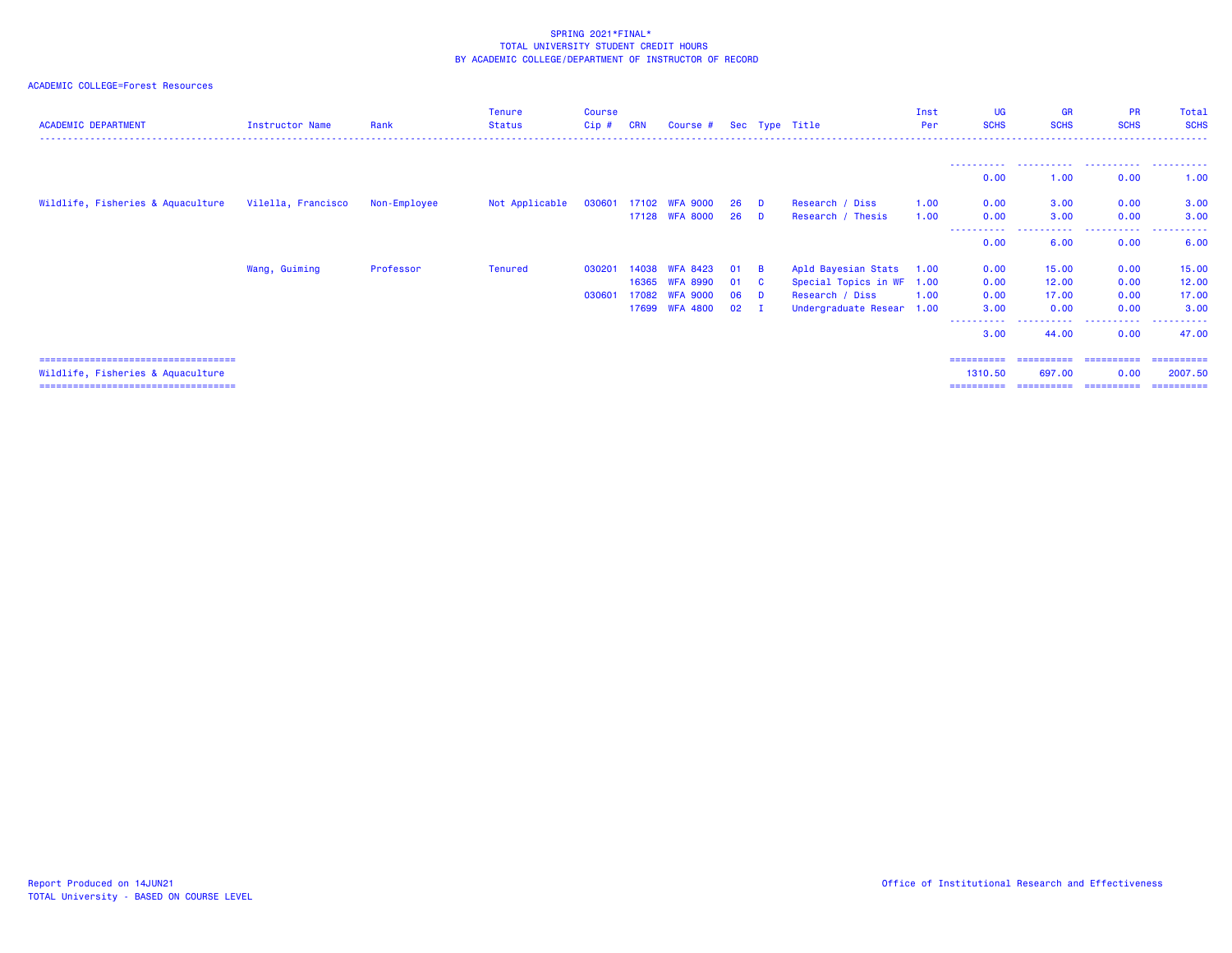SPRING 2021*FINAL*
TOTAL UNIVERSITY STUDENT CREDIT HOURS
BY ACADEMIC COLLEGE/DEPARTMENT OF INSTRUCTOR OF RECORD

ACADEMIC COLLEGE=Forest Resources

| ACADEMIC DEPARTMENT | Instructor Name | Rank | Tenure Status | Course Cip # | CRN | Course # | Sec | Type | Title | Inst Per | UG SCHS | GR SCHS | PR SCHS | Total SCHS |
|---|---|---|---|---|---|---|---|---|---|---|---|---|---|---|
| | | | | | | | | | | | 0.00 | 1.00 | 0.00 | 1.00 |
| Wildlife, Fisheries & Aquaculture | Vilella, Francisco | Non-Employee | Not Applicable | 030601 | 17102 | WFA 9000 | 26 | D | Research / Diss | 1.00 | 0.00 | 3.00 | 0.00 | 3.00 |
| | | | | | 17128 | WFA 8000 | 26 | D | Research / Thesis | 1.00 | 0.00 | 3.00 | 0.00 | 3.00 |
| | | | | | | | | | | | 0.00 | 6.00 | 0.00 | 6.00 |
| | Wang, Guiming | Professor | Tenured | 030201 | 14038 | WFA 8423 | 01 | B | Apld Bayesian Stats | 1.00 | 0.00 | 15.00 | 0.00 | 15.00 |
| | | | | | 16365 | WFA 8990 | 01 | C | Special Topics in WF | 1.00 | 0.00 | 12.00 | 0.00 | 12.00 |
| | | | | 030601 | 17082 | WFA 9000 | 06 | D | Research / Diss | 1.00 | 0.00 | 17.00 | 0.00 | 17.00 |
| | | | | | 17699 | WFA 4800 | 02 | I | Undergraduate Resear | 1.00 | 3.00 | 0.00 | 0.00 | 3.00 |
| | | | | | | | | | | | 3.00 | 44.00 | 0.00 | 47.00 |
| Wildlife, Fisheries & Aquaculture | | | | | | | | | | | 1310.50 | 697.00 | 0.00 | 2007.50 |

Report Produced on 14JUN21
TOTAL University - BASED ON COURSE LEVEL

Office of Institutional Research and Effectiveness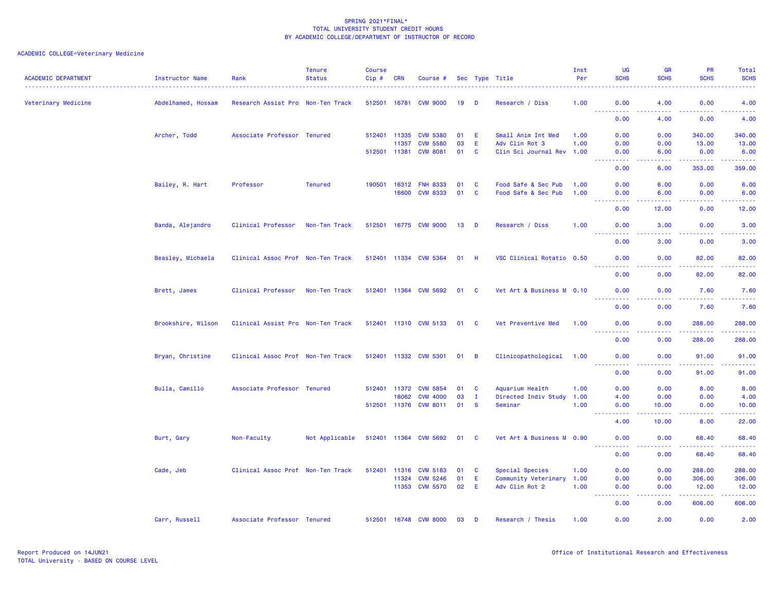SPRING 2021*FINAL*
TOTAL UNIVERSITY STUDENT CREDIT HOURS
BY ACADEMIC COLLEGE/DEPARTMENT OF INSTRUCTOR OF RECORD

ACADEMIC COLLEGE=Veterinary Medicine

| ACADEMIC DEPARTMENT | Instructor Name | Rank | Tenure Status | Course Cip # | CRN | Course # | Sec | Type | Title | Inst Per | UG SCHS | GR SCHS | PR SCHS | Total SCHS |
|---|---|---|---|---|---|---|---|---|---|---|---|---|---|---|
| Veterinary Medicine | Abdelhamed, Hossam | Research Assist Pro | Non-Ten Track | 512501 | 16781 | CVM 9000 | 19 | D | Research / Diss | 1.00 | 0.00 | 4.00 | 0.00 | 4.00 |
| | | | | | | | | | | | 0.00 | 4.00 | 0.00 | 4.00 |
| | Archer, Todd | Associate Professor | Tenured | 512401 | 11335 | CVM 5380 | 01 | E | Small Anim Int Med | 1.00 | 0.00 | 0.00 | 340.00 | 340.00 |
| | | | | | 11357 | CVM 5580 | 03 | E | Adv Clin Rot 3 | 1.00 | 0.00 | 0.00 | 13.00 | 13.00 |
| | | | | 512501 | 11381 | CVM 8081 | 01 | C | Clin Sci Journal Rev | 1.00 | 0.00 | 6.00 | 0.00 | 6.00 |
| | | | | | | | | | | | 0.00 | 6.00 | 353.00 | 359.00 |
| | Bailey, R. Hart | Professor | Tenured | 190501 | 16312 | FNH 8333 | 01 | C | Food Safe & Sec Pub | 1.00 | 0.00 | 6.00 | 0.00 | 6.00 |
| | | | | | 16600 | CVM 8333 | 01 | C | Food Safe & Sec Pub | 1.00 | 0.00 | 6.00 | 0.00 | 6.00 |
| | | | | | | | | | | | 0.00 | 12.00 | 0.00 | 12.00 |
| | Banda, Alejandro | Clinical Professor | Non-Ten Track | 512501 | 16775 | CVM 9000 | 13 | D | Research / Diss | 1.00 | 0.00 | 3.00 | 0.00 | 3.00 |
| | | | | | | | | | | | 0.00 | 3.00 | 0.00 | 3.00 |
| | Beasley, Michaela | Clinical Assoc Prof | Non-Ten Track | 512401 | 11334 | CVM 5364 | 01 | H | VSC Clinical Rotatio | 0.50 | 0.00 | 0.00 | 82.00 | 82.00 |
| | | | | | | | | | | | 0.00 | 0.00 | 82.00 | 82.00 |
| | Brett, James | Clinical Professor | Non-Ten Track | 512401 | 11364 | CVM 5692 | 01 | C | Vet Art & Business M | 0.10 | 0.00 | 0.00 | 7.60 | 7.60 |
| | | | | | | | | | | | 0.00 | 0.00 | 7.60 | 7.60 |
| | Brookshire, Wilson | Clinical Assist Pro | Non-Ten Track | 512401 | 11310 | CVM 5133 | 01 | C | Vet Preventive Med | 1.00 | 0.00 | 0.00 | 288.00 | 288.00 |
| | | | | | | | | | | | 0.00 | 0.00 | 288.00 | 288.00 |
| | Bryan, Christine | Clinical Assoc Prof | Non-Ten Track | 512401 | 11332 | CVM 5301 | 01 | B | Clinicopathological | 1.00 | 0.00 | 0.00 | 91.00 | 91.00 |
| | | | | | | | | | | | 0.00 | 0.00 | 91.00 | 91.00 |
| | Bulla, Camillo | Associate Professor | Tenured | 512401 | 11372 | CVM 5854 | 01 | C | Aquarium Health | 1.00 | 0.00 | 0.00 | 8.00 | 8.00 |
| | | | | | 18062 | CVM 4000 | 03 | I | Directed Indiv Study | 1.00 | 4.00 | 0.00 | 0.00 | 4.00 |
| | | | | 512501 | 11376 | CVM 8011 | 01 | S | Seminar | 1.00 | 0.00 | 10.00 | 0.00 | 10.00 |
| | | | | | | | | | | | 4.00 | 10.00 | 8.00 | 22.00 |
| | Burt, Gary | Non-Faculty | Not Applicable | 512401 | 11364 | CVM 5692 | 01 | C | Vet Art & Business M | 0.90 | 0.00 | 0.00 | 68.40 | 68.40 |
| | | | | | | | | | | | 0.00 | 0.00 | 68.40 | 68.40 |
| | Cade, Jeb | Clinical Assoc Prof | Non-Ten Track | 512401 | 11316 | CVM 5183 | 01 | C | Special Species | 1.00 | 0.00 | 0.00 | 288.00 | 288.00 |
| | | | | | 11324 | CVM 5246 | 01 | E | Community Veterinary | 1.00 | 0.00 | 0.00 | 306.00 | 306.00 |
| | | | | | 11353 | CVM 5570 | 02 | E | Adv Clin Rot 2 | 1.00 | 0.00 | 0.00 | 12.00 | 12.00 |
| | | | | | | | | | | | 0.00 | 0.00 | 606.00 | 606.00 |
| | Carr, Russell | Associate Professor | Tenured | 512501 | 16748 | CVM 8000 | 03 | D | Research / Thesis | 1.00 | 0.00 | 2.00 | 0.00 | 2.00 |

Report Produced on 14JUN21
TOTAL University - BASED ON COURSE LEVEL

Office of Institutional Research and Effectiveness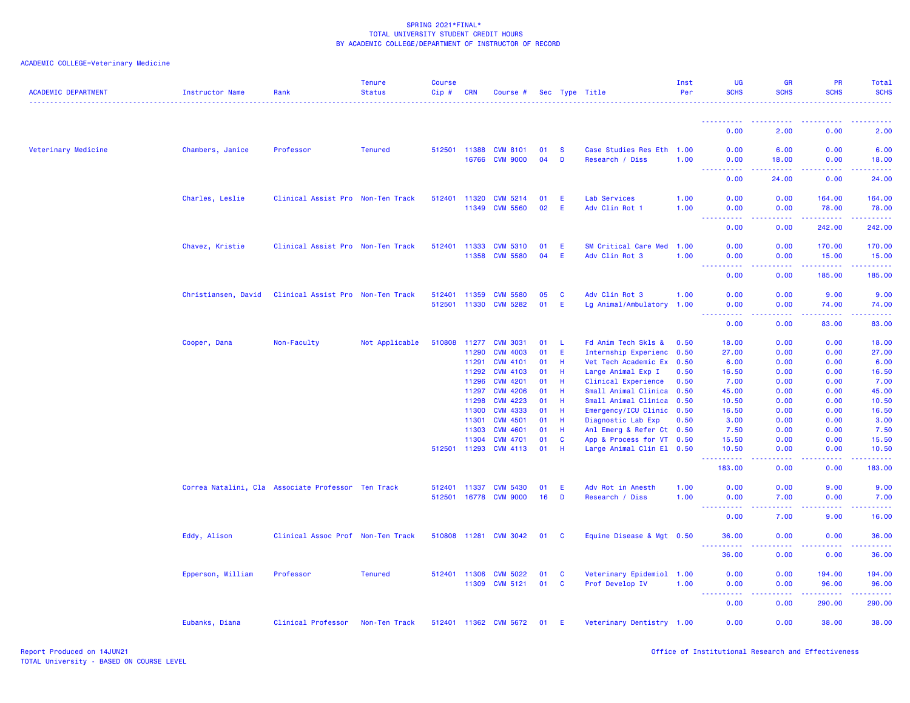SPRING 2021*FINAL*
TOTAL UNIVERSITY STUDENT CREDIT HOURS
BY ACADEMIC COLLEGE/DEPARTMENT OF INSTRUCTOR OF RECORD

ACADEMIC COLLEGE=Veterinary Medicine

| ACADEMIC DEPARTMENT | Instructor Name | Rank | Tenure Status | Course Cip # | CRN | Course # | Sec | Type | Title | Inst Per | UG SCHS | GR SCHS | PR SCHS | Total SCHS |
|---|---|---|---|---|---|---|---|---|---|---|---|---|---|---|
| | | | | | | | | | | | 0.00 | 2.00 | 0.00 | 2.00 |
| Veterinary Medicine | Chambers, Janice | Professor | Tenured | 512501 | 11388 | CVM 8101 | 01 | S | Case Studies Res Eth | 1.00 | 0.00 | 6.00 | 0.00 | 6.00 |
| | | | | | 16766 | CVM 9000 | 04 | D | Research / Diss | 1.00 | 0.00 | 18.00 | 0.00 | 18.00 |
| | | | | | | | | | | | 0.00 | 24.00 | 0.00 | 24.00 |
| | Charles, Leslie | Clinical Assist Pro | Non-Ten Track | 512401 | 11320 | CVM 5214 | 01 | E | Lab Services | 1.00 | 0.00 | 0.00 | 164.00 | 164.00 |
| | | | | | 11349 | CVM 5560 | 02 | E | Adv Clin Rot 1 | 1.00 | 0.00 | 0.00 | 78.00 | 78.00 |
| | | | | | | | | | | | 0.00 | 0.00 | 242.00 | 242.00 |
| | Chavez, Kristie | Clinical Assist Pro | Non-Ten Track | 512401 | 11333 | CVM 5310 | 01 | E | SM Critical Care Med | 1.00 | 0.00 | 0.00 | 170.00 | 170.00 |
| | | | | | 11358 | CVM 5580 | 04 | E | Adv Clin Rot 3 | 1.00 | 0.00 | 0.00 | 15.00 | 15.00 |
| | | | | | | | | | | | 0.00 | 0.00 | 185.00 | 185.00 |
| | Christiansen, David | Clinical Assist Pro | Non-Ten Track | 512401 | 11359 | CVM 5580 | 05 | C | Adv Clin Rot 3 | 1.00 | 0.00 | 0.00 | 9.00 | 9.00 |
| | | | | 512501 | 11330 | CVM 5282 | 01 | E | Lg Animal/Ambulatory | 1.00 | 0.00 | 0.00 | 74.00 | 74.00 |
| | | | | | | | | | | | 0.00 | 0.00 | 83.00 | 83.00 |
| | Cooper, Dana | Non-Faculty | Not Applicable | 510808 | 11277 | CVM 3031 | 01 | L | Fd Anim Tech Skls & | 0.50 | 18.00 | 0.00 | 0.00 | 18.00 |
| | | | | | 11290 | CVM 4003 | 01 | E | Internship Experienc | 0.50 | 27.00 | 0.00 | 0.00 | 27.00 |
| | | | | | 11291 | CVM 4101 | 01 | H | Vet Tech Academic Ex | 0.50 | 6.00 | 0.00 | 0.00 | 6.00 |
| | | | | | 11292 | CVM 4103 | 01 | H | Large Animal Exp I | 0.50 | 16.50 | 0.00 | 0.00 | 16.50 |
| | | | | | 11296 | CVM 4201 | 01 | H | Clinical Experience | 0.50 | 7.00 | 0.00 | 0.00 | 7.00 |
| | | | | | 11297 | CVM 4206 | 01 | H | Small Animal Clinica | 0.50 | 45.00 | 0.00 | 0.00 | 45.00 |
| | | | | | 11298 | CVM 4223 | 01 | H | Small Animal Clinica | 0.50 | 10.50 | 0.00 | 0.00 | 10.50 |
| | | | | | 11300 | CVM 4333 | 01 | H | Emergency/ICU Clinic | 0.50 | 16.50 | 0.00 | 0.00 | 16.50 |
| | | | | | 11301 | CVM 4501 | 01 | H | Diagnostic Lab Exp | 0.50 | 3.00 | 0.00 | 0.00 | 3.00 |
| | | | | | 11303 | CVM 4601 | 01 | H | Anl Emerg & Refer Ct | 0.50 | 7.50 | 0.00 | 0.00 | 7.50 |
| | | | | | 11304 | CVM 4701 | 01 | C | App & Process for VT | 0.50 | 15.50 | 0.00 | 0.00 | 15.50 |
| | | | | 512501 | 11293 | CVM 4113 | 01 | H | Large Animal Clin El | 0.50 | 10.50 | 0.00 | 0.00 | 10.50 |
| | | | | | | | | | | | 183.00 | 0.00 | 0.00 | 183.00 |
| | Correa Natalini, Cla | Associate Professor | Ten Track | 512401 | 11337 | CVM 5430 | 01 | E | Adv Rot in Anesth | 1.00 | 0.00 | 0.00 | 9.00 | 9.00 |
| | | | | 512501 | 16778 | CVM 9000 | 16 | D | Research / Diss | 1.00 | 0.00 | 7.00 | 0.00 | 7.00 |
| | | | | | | | | | | | 0.00 | 7.00 | 9.00 | 16.00 |
| | Eddy, Alison | Clinical Assoc Prof | Non-Ten Track | 510808 | 11281 | CVM 3042 | 01 | C | Equine Disease & Mgt | 0.50 | 36.00 | 0.00 | 0.00 | 36.00 |
| | | | | | | | | | | | 36.00 | 0.00 | 0.00 | 36.00 |
| | Epperson, William | Professor | Tenured | 512401 | 11306 | CVM 5022 | 01 | C | Veterinary Epidemiol | 1.00 | 0.00 | 0.00 | 194.00 | 194.00 |
| | | | | | 11309 | CVM 5121 | 01 | C | Prof Develop IV | 1.00 | 0.00 | 0.00 | 96.00 | 96.00 |
| | | | | | | | | | | | 0.00 | 0.00 | 290.00 | 290.00 |
| | Eubanks, Diana | Clinical Professor | Non-Ten Track | 512401 | 11362 | CVM 5672 | 01 | E | Veterinary Dentistry | 1.00 | 0.00 | 0.00 | 38.00 | 38.00 |

Report Produced on 14JUN21
TOTAL University - BASED ON COURSE LEVEL

Office of Institutional Research and Effectiveness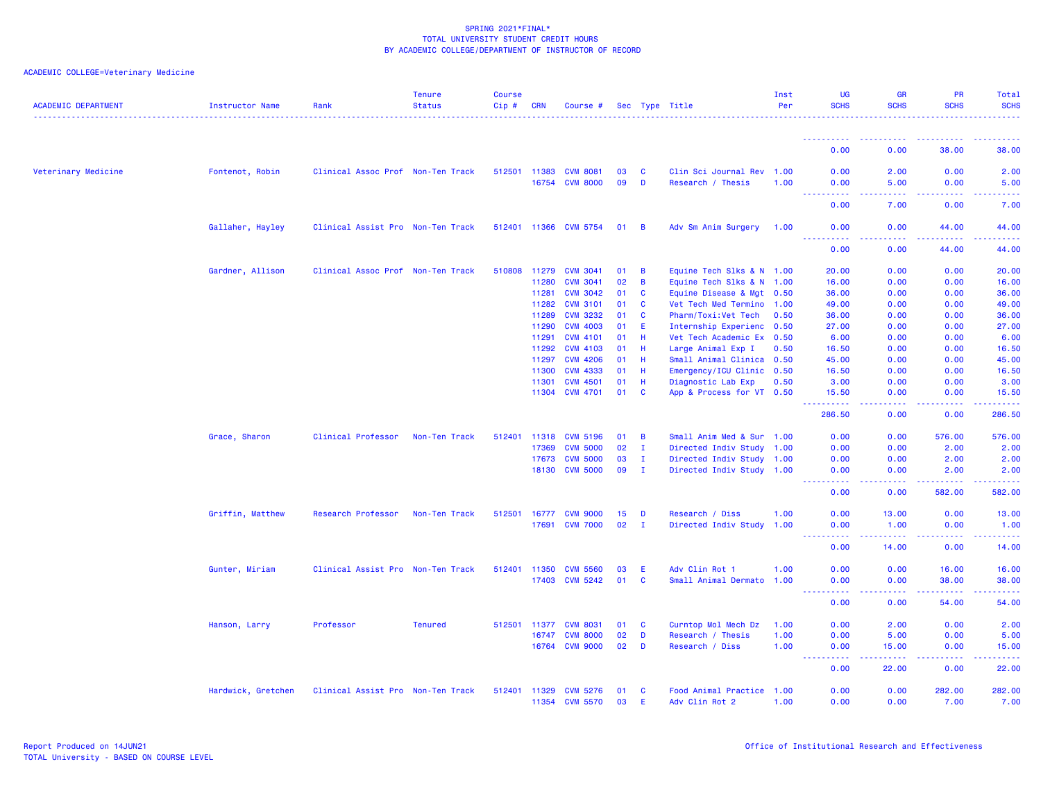SPRING 2021*FINAL*
TOTAL UNIVERSITY STUDENT CREDIT HOURS
BY ACADEMIC COLLEGE/DEPARTMENT OF INSTRUCTOR OF RECORD

ACADEMIC COLLEGE=Veterinary Medicine

| ACADEMIC DEPARTMENT | Instructor Name | Rank | Tenure Status | Course Cip # | CRN | Course # | Sec | Type | Title | Inst Per | UG SCHS | GR SCHS | PR SCHS | Total SCHS |
|---|---|---|---|---|---|---|---|---|---|---|---|---|---|---|
| | | | | | | | | | | | 0.00 | 0.00 | 38.00 | 38.00 |
| Veterinary Medicine | Fontenot, Robin | Clinical Assoc Prof | Non-Ten Track | 512501 | 11383 | CVM 8081 | 03 | C | Clin Sci Journal Rev | 1.00 | 0.00 | 2.00 | 0.00 | 2.00 |
| | | | | | 16754 | CVM 8000 | 09 | D | Research / Thesis | 1.00 | 0.00 | 5.00 | 0.00 | 5.00 |
| | | | | | | | | | | | 0.00 | 7.00 | 0.00 | 7.00 |
| | Gallaher, Hayley | Clinical Assist Pro | Non-Ten Track | 512401 | 11366 | CVM 5754 | 01 | B | Adv Sm Anim Surgery | 1.00 | 0.00 | 0.00 | 44.00 | 44.00 |
| | | | | | | | | | | | 0.00 | 0.00 | 44.00 | 44.00 |
| | Gardner, Allison | Clinical Assoc Prof | Non-Ten Track | 510808 | 11279 | CVM 3041 | 01 | B | Equine Tech Slks & N | 1.00 | 20.00 | 0.00 | 0.00 | 20.00 |
| | | | | | 11280 | CVM 3041 | 02 | B | Equine Tech Slks & N | 1.00 | 16.00 | 0.00 | 0.00 | 16.00 |
| | | | | | 11281 | CVM 3042 | 01 | C | Equine Disease & Mgt | 0.50 | 36.00 | 0.00 | 0.00 | 36.00 |
| | | | | | 11282 | CVM 3101 | 01 | C | Vet Tech Med Termino | 1.00 | 49.00 | 0.00 | 0.00 | 49.00 |
| | | | | | 11289 | CVM 3232 | 01 | C | Pharm/Toxi:Vet Tech | 0.50 | 36.00 | 0.00 | 0.00 | 36.00 |
| | | | | | 11290 | CVM 4003 | 01 | E | Internship Experienc | 0.50 | 27.00 | 0.00 | 0.00 | 27.00 |
| | | | | | 11291 | CVM 4101 | 01 | H | Vet Tech Academic Ex | 0.50 | 6.00 | 0.00 | 0.00 | 6.00 |
| | | | | | 11292 | CVM 4103 | 01 | H | Large Animal Exp I | 0.50 | 16.50 | 0.00 | 0.00 | 16.50 |
| | | | | | 11297 | CVM 4206 | 01 | H | Small Animal Clinica | 0.50 | 45.00 | 0.00 | 0.00 | 45.00 |
| | | | | | 11300 | CVM 4333 | 01 | H | Emergency/ICU Clinic | 0.50 | 16.50 | 0.00 | 0.00 | 16.50 |
| | | | | | 11301 | CVM 4501 | 01 | H | Diagnostic Lab Exp | 0.50 | 3.00 | 0.00 | 0.00 | 3.00 |
| | | | | | 11304 | CVM 4701 | 01 | C | App & Process for VT | 0.50 | 15.50 | 0.00 | 0.00 | 15.50 |
| | | | | | | | | | | | 286.50 | 0.00 | 0.00 | 286.50 |
| | Grace, Sharon | Clinical Professor | Non-Ten Track | 512401 | 11318 | CVM 5196 | 01 | B | Small Anim Med & Sur | 1.00 | 0.00 | 0.00 | 576.00 | 576.00 |
| | | | | | 17369 | CVM 5000 | 02 | I | Directed Indiv Study | 1.00 | 0.00 | 0.00 | 2.00 | 2.00 |
| | | | | | 17673 | CVM 5000 | 03 | I | Directed Indiv Study | 1.00 | 0.00 | 0.00 | 2.00 | 2.00 |
| | | | | | 18130 | CVM 5000 | 09 | I | Directed Indiv Study | 1.00 | 0.00 | 0.00 | 2.00 | 2.00 |
| | | | | | | | | | | | 0.00 | 0.00 | 582.00 | 582.00 |
| | Griffin, Matthew | Research Professor | Non-Ten Track | 512501 | 16777 | CVM 9000 | 15 | D | Research / Diss | 1.00 | 0.00 | 13.00 | 0.00 | 13.00 |
| | | | | | 17691 | CVM 7000 | 02 | I | Directed Indiv Study | 1.00 | 0.00 | 1.00 | 0.00 | 1.00 |
| | | | | | | | | | | | 0.00 | 14.00 | 0.00 | 14.00 |
| | Gunter, Miriam | Clinical Assist Pro | Non-Ten Track | 512401 | 11350 | CVM 5560 | 03 | E | Adv Clin Rot 1 | 1.00 | 0.00 | 0.00 | 16.00 | 16.00 |
| | | | | | 17403 | CVM 5242 | 01 | C | Small Animal Dermato | 1.00 | 0.00 | 0.00 | 38.00 | 38.00 |
| | | | | | | | | | | | 0.00 | 0.00 | 54.00 | 54.00 |
| | Hanson, Larry | Professor | Tenured | 512501 | 11377 | CVM 8031 | 01 | C | Curntop Mol Mech Dz | 1.00 | 0.00 | 2.00 | 0.00 | 2.00 |
| | | | | | 16747 | CVM 8000 | 02 | D | Research / Thesis | 1.00 | 0.00 | 5.00 | 0.00 | 5.00 |
| | | | | | 16764 | CVM 9000 | 02 | D | Research / Diss | 1.00 | 0.00 | 15.00 | 0.00 | 15.00 |
| | | | | | | | | | | | 0.00 | 22.00 | 0.00 | 22.00 |
| | Hardwick, Gretchen | Clinical Assist Pro | Non-Ten Track | 512401 | 11329 | CVM 5276 | 01 | C | Food Animal Practice | 1.00 | 0.00 | 0.00 | 282.00 | 282.00 |
| | | | | | 11354 | CVM 5570 | 03 | E | Adv Clin Rot 2 | 1.00 | 0.00 | 0.00 | 7.00 | 7.00 |

Report Produced on 14JUN21
TOTAL University - BASED ON COURSE LEVEL

Office of Institutional Research and Effectiveness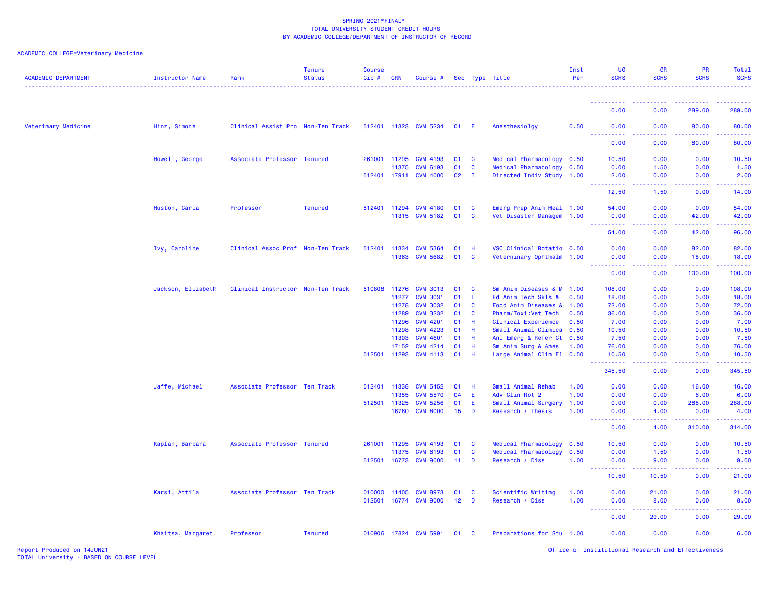SPRING 2021*FINAL*
TOTAL UNIVERSITY STUDENT CREDIT HOURS
BY ACADEMIC COLLEGE/DEPARTMENT OF INSTRUCTOR OF RECORD

ACADEMIC COLLEGE=Veterinary Medicine

| ACADEMIC DEPARTMENT | Instructor Name | Rank | Tenure Status | Course Cip # | CRN | Course # | Sec | Type | Title | Inst Per | UG SCHS | GR SCHS | PR SCHS | Total SCHS |
|---|---|---|---|---|---|---|---|---|---|---|---|---|---|---|
| | | | | | | | | | | | 0.00 | 0.00 | 289.00 | 289.00 |
| Veterinary Medicine | Hinz, Simone | Clinical Assist Pro | Non-Ten Track | 512401 | 11323 | CVM 5234 | 01 | E | Anesthesiolgy | 0.50 | 0.00 | 0.00 | 80.00 | 80.00 |
| | | | | | | | | | | | 0.00 | 0.00 | 80.00 | 80.00 |
| | Howell, George | Associate Professor | Tenured | 261001 | 11295 | CVM 4193 | 01 | C | Medical Pharmacology | 0.50 | 10.50 | 0.00 | 0.00 | 10.50 |
| | | | | | 11375 | CVM 6193 | 01 | C | Medical Pharmacology | 0.50 | 0.00 | 1.50 | 0.00 | 1.50 |
| | | | | 512401 | 17911 | CVM 4000 | 02 | I | Directed Indiv Study | 1.00 | 2.00 | 0.00 | 0.00 | 2.00 |
| | | | | | | | | | | | 12.50 | 1.50 | 0.00 | 14.00 |
| | Huston, Carla | Professor | Tenured | 512401 | 11294 | CVM 4180 | 01 | C | Emerg Prep Anim Heal | 1.00 | 54.00 | 0.00 | 0.00 | 54.00 |
| | | | | | 11315 | CVM 5182 | 01 | C | Vet Disaster Managem | 1.00 | 0.00 | 0.00 | 42.00 | 42.00 |
| | | | | | | | | | | | 54.00 | 0.00 | 42.00 | 96.00 |
| | Ivy, Caroline | Clinical Assoc Prof | Non-Ten Track | 512401 | 11334 | CVM 5364 | 01 | H | VSC Clinical Rotatio | 0.50 | 0.00 | 0.00 | 82.00 | 82.00 |
| | | | | | 11363 | CVM 5682 | 01 | C | Veterninary Ophthalm | 1.00 | 0.00 | 0.00 | 18.00 | 18.00 |
| | | | | | | | | | | | 0.00 | 0.00 | 100.00 | 100.00 |
| | Jackson, Elizabeth | Clinical Instructor | Non-Ten Track | 510808 | 11276 | CVM 3013 | 01 | C | Sm Anim Diseases & M | 1.00 | 108.00 | 0.00 | 0.00 | 108.00 |
| | | | | | 11277 | CVM 3031 | 01 | L | Fd Anim Tech Skls & | 0.50 | 18.00 | 0.00 | 0.00 | 18.00 |
| | | | | | 11278 | CVM 3032 | 01 | C | Food Anim Diseases & | 1.00 | 72.00 | 0.00 | 0.00 | 72.00 |
| | | | | | 11289 | CVM 3232 | 01 | C | Pharm/Toxi:Vet Tech | 0.50 | 36.00 | 0.00 | 0.00 | 36.00 |
| | | | | | 11296 | CVM 4201 | 01 | H | Clinical Experience | 0.50 | 7.00 | 0.00 | 0.00 | 7.00 |
| | | | | | 11298 | CVM 4223 | 01 | H | Small Animal Clinica | 0.50 | 10.50 | 0.00 | 0.00 | 10.50 |
| | | | | | 11303 | CVM 4601 | 01 | H | Anl Emerg & Refer Ct | 0.50 | 7.50 | 0.00 | 0.00 | 7.50 |
| | | | | | 17152 | CVM 4214 | 01 | H | Sm Anim Surg & Anes | 1.00 | 76.00 | 0.00 | 0.00 | 76.00 |
| | | | | 512501 | 11293 | CVM 4113 | 01 | H | Large Animal Clin El | 0.50 | 10.50 | 0.00 | 0.00 | 10.50 |
| | | | | | | | | | | | 345.50 | 0.00 | 0.00 | 345.50 |
| | Jaffe, Michael | Associate Professor | Ten Track | 512401 | 11338 | CVM 5452 | 01 | H | Small Animal Rehab | 1.00 | 0.00 | 0.00 | 16.00 | 16.00 |
| | | | | | 11355 | CVM 5570 | 04 | E | Adv Clin Rot 2 | 1.00 | 0.00 | 0.00 | 6.00 | 6.00 |
| | | | | 512501 | 11325 | CVM 5256 | 01 | E | Small Animal Surgery | 1.00 | 0.00 | 0.00 | 288.00 | 288.00 |
| | | | | | 16760 | CVM 8000 | 15 | D | Research / Thesis | 1.00 | 0.00 | 4.00 | 0.00 | 4.00 |
| | | | | | | | | | | | 0.00 | 4.00 | 310.00 | 314.00 |
| | Kaplan, Barbara | Associate Professor | Tenured | 261001 | 11295 | CVM 4193 | 01 | C | Medical Pharmacology | 0.50 | 10.50 | 0.00 | 0.00 | 10.50 |
| | | | | | 11375 | CVM 6193 | 01 | C | Medical Pharmacology | 0.50 | 0.00 | 1.50 | 0.00 | 1.50 |
| | | | | 512501 | 16773 | CVM 9000 | 11 | D | Research / Diss | 1.00 | 0.00 | 9.00 | 0.00 | 9.00 |
| | | | | | | | | | | | 10.50 | 10.50 | 0.00 | 21.00 |
| | Karsi, Attila | Associate Professor | Ten Track | 010000 | 11405 | CVM 8973 | 01 | C | Scientific Writing | 1.00 | 0.00 | 21.00 | 0.00 | 21.00 |
| | | | | 512501 | 16774 | CVM 9000 | 12 | D | Research / Diss | 1.00 | 0.00 | 8.00 | 0.00 | 8.00 |
| | | | | | | | | | | | 0.00 | 29.00 | 0.00 | 29.00 |
| | Khaitsa, Margaret | Professor | Tenured | 010906 | 17824 | CVM 5991 | 01 | C | Preparations for Stu | 1.00 | 0.00 | 0.00 | 6.00 | 6.00 |

Report Produced on 14JUN21
TOTAL University - BASED ON COURSE LEVEL

Office of Institutional Research and Effectiveness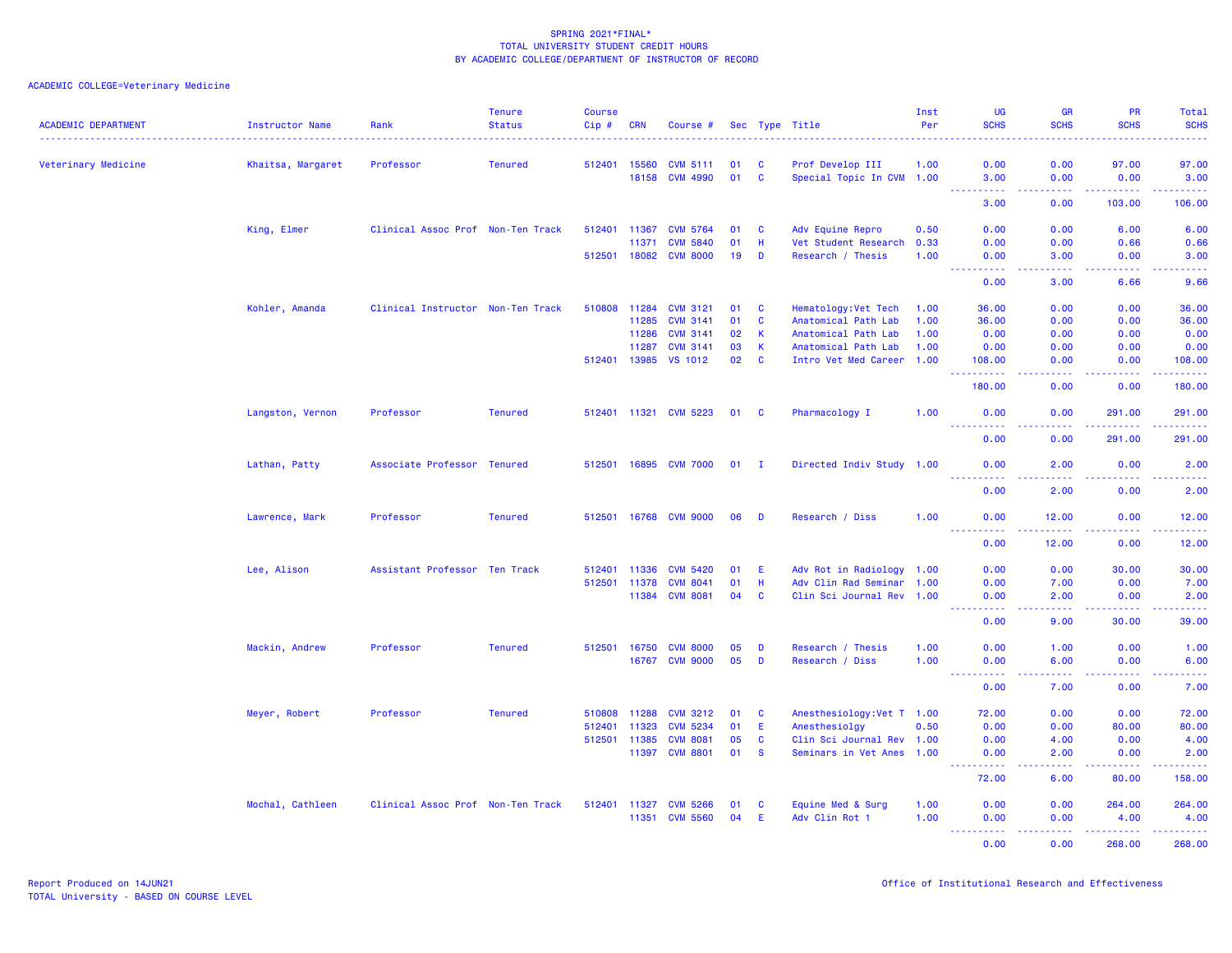SPRING 2021*FINAL*
TOTAL UNIVERSITY STUDENT CREDIT HOURS
BY ACADEMIC COLLEGE/DEPARTMENT OF INSTRUCTOR OF RECORD

ACADEMIC COLLEGE=Veterinary Medicine

| ACADEMIC DEPARTMENT | Instructor Name | Rank | Tenure Status | Course Cip # | CRN | Course # | Sec | Type | Title | Inst Per | UG SCHS | GR SCHS | PR SCHS | Total SCHS |
|---|---|---|---|---|---|---|---|---|---|---|---|---|---|---|
| Veterinary Medicine | Khaitsa, Margaret | Professor | Tenured | 512401 | 15560 | CVM 5111 | 01 | C | Prof Develop III | 1.00 | 0.00 | 0.00 | 97.00 | 97.00 |
| | | | | | 18158 | CVM 4990 | 01 | C | Special Topic In CVM | 1.00 | 3.00 | 0.00 | 0.00 | 3.00 |
| | | | | | | | | | | | 3.00 | 0.00 | 103.00 | 106.00 |
| | King, Elmer | Clinical Assoc Prof | Non-Ten Track | 512401 | 11367 | CVM 5764 | 01 | C | Adv Equine Repro | 0.50 | 0.00 | 0.00 | 6.00 | 6.00 |
| | | | | | 11371 | CVM 5840 | 01 | H | Vet Student Research | 0.33 | 0.00 | 0.00 | 0.66 | 0.66 |
| | | | | 512501 | 18082 | CVM 8000 | 19 | D | Research / Thesis | 1.00 | 0.00 | 3.00 | 0.00 | 3.00 |
| | | | | | | | | | | | 0.00 | 3.00 | 6.66 | 9.66 |
| | Kohler, Amanda | Clinical Instructor | Non-Ten Track | 510808 | 11284 | CVM 3121 | 01 | C | Hematology:Vet Tech | 1.00 | 36.00 | 0.00 | 0.00 | 36.00 |
| | | | | | 11285 | CVM 3141 | 01 | C | Anatomical Path Lab | 1.00 | 36.00 | 0.00 | 0.00 | 36.00 |
| | | | | | 11286 | CVM 3141 | 02 | K | Anatomical Path Lab | 1.00 | 0.00 | 0.00 | 0.00 | 0.00 |
| | | | | | 11287 | CVM 3141 | 03 | K | Anatomical Path Lab | 1.00 | 0.00 | 0.00 | 0.00 | 0.00 |
| | | | | 512401 | 13985 | VS 1012 | 02 | C | Intro Vet Med Career | 1.00 | 108.00 | 0.00 | 0.00 | 108.00 |
| | | | | | | | | | | | 180.00 | 0.00 | 0.00 | 180.00 |
| | Langston, Vernon | Professor | Tenured | 512401 | 11321 | CVM 5223 | 01 | C | Pharmacology I | 1.00 | 0.00 | 0.00 | 291.00 | 291.00 |
| | | | | | | | | | | | 0.00 | 0.00 | 291.00 | 291.00 |
| | Lathan, Patty | Associate Professor | Tenured | 512501 | 16895 | CVM 7000 | 01 | I | Directed Indiv Study | 1.00 | 0.00 | 2.00 | 0.00 | 2.00 |
| | | | | | | | | | | | 0.00 | 2.00 | 0.00 | 2.00 |
| | Lawrence, Mark | Professor | Tenured | 512501 | 16768 | CVM 9000 | 06 | D | Research / Diss | 1.00 | 0.00 | 12.00 | 0.00 | 12.00 |
| | | | | | | | | | | | 0.00 | 12.00 | 0.00 | 12.00 |
| | Lee, Alison | Assistant Professor | Ten Track | 512401 | 11336 | CVM 5420 | 01 | E | Adv Rot in Radiology | 1.00 | 0.00 | 0.00 | 30.00 | 30.00 |
| | | | | 512501 | 11378 | CVM 8041 | 01 | H | Adv Clin Rad Seminar | 1.00 | 0.00 | 7.00 | 0.00 | 7.00 |
| | | | | | 11384 | CVM 8081 | 04 | C | Clin Sci Journal Rev | 1.00 | 0.00 | 2.00 | 0.00 | 2.00 |
| | | | | | | | | | | | 0.00 | 9.00 | 30.00 | 39.00 |
| | Mackin, Andrew | Professor | Tenured | 512501 | 16750 | CVM 8000 | 05 | D | Research / Thesis | 1.00 | 0.00 | 1.00 | 0.00 | 1.00 |
| | | | | | 16767 | CVM 9000 | 05 | D | Research / Diss | 1.00 | 0.00 | 6.00 | 0.00 | 6.00 |
| | | | | | | | | | | | 0.00 | 7.00 | 0.00 | 7.00 |
| | Meyer, Robert | Professor | Tenured | 510808 | 11288 | CVM 3212 | 01 | C | Anesthesiology:Vet T | 1.00 | 72.00 | 0.00 | 0.00 | 72.00 |
| | | | | 512401 | 11323 | CVM 5234 | 01 | E | Anesthesiolgy | 0.50 | 0.00 | 0.00 | 80.00 | 80.00 |
| | | | | 512501 | 11385 | CVM 8081 | 05 | C | Clin Sci Journal Rev | 1.00 | 0.00 | 4.00 | 0.00 | 4.00 |
| | | | | | 11397 | CVM 8801 | 01 | S | Seminars in Vet Anes | 1.00 | 0.00 | 2.00 | 0.00 | 2.00 |
| | | | | | | | | | | | 72.00 | 6.00 | 80.00 | 158.00 |
| | Mochal, Cathleen | Clinical Assoc Prof | Non-Ten Track | 512401 | 11327 | CVM 5266 | 01 | C | Equine Med & Surg | 1.00 | 0.00 | 0.00 | 264.00 | 264.00 |
| | | | | | 11351 | CVM 5560 | 04 | E | Adv Clin Rot 1 | 1.00 | 0.00 | 0.00 | 4.00 | 4.00 |
| | | | | | | | | | | | 0.00 | 0.00 | 268.00 | 268.00 |

Report Produced on 14JUN21
TOTAL University - BASED ON COURSE LEVEL

Office of Institutional Research and Effectiveness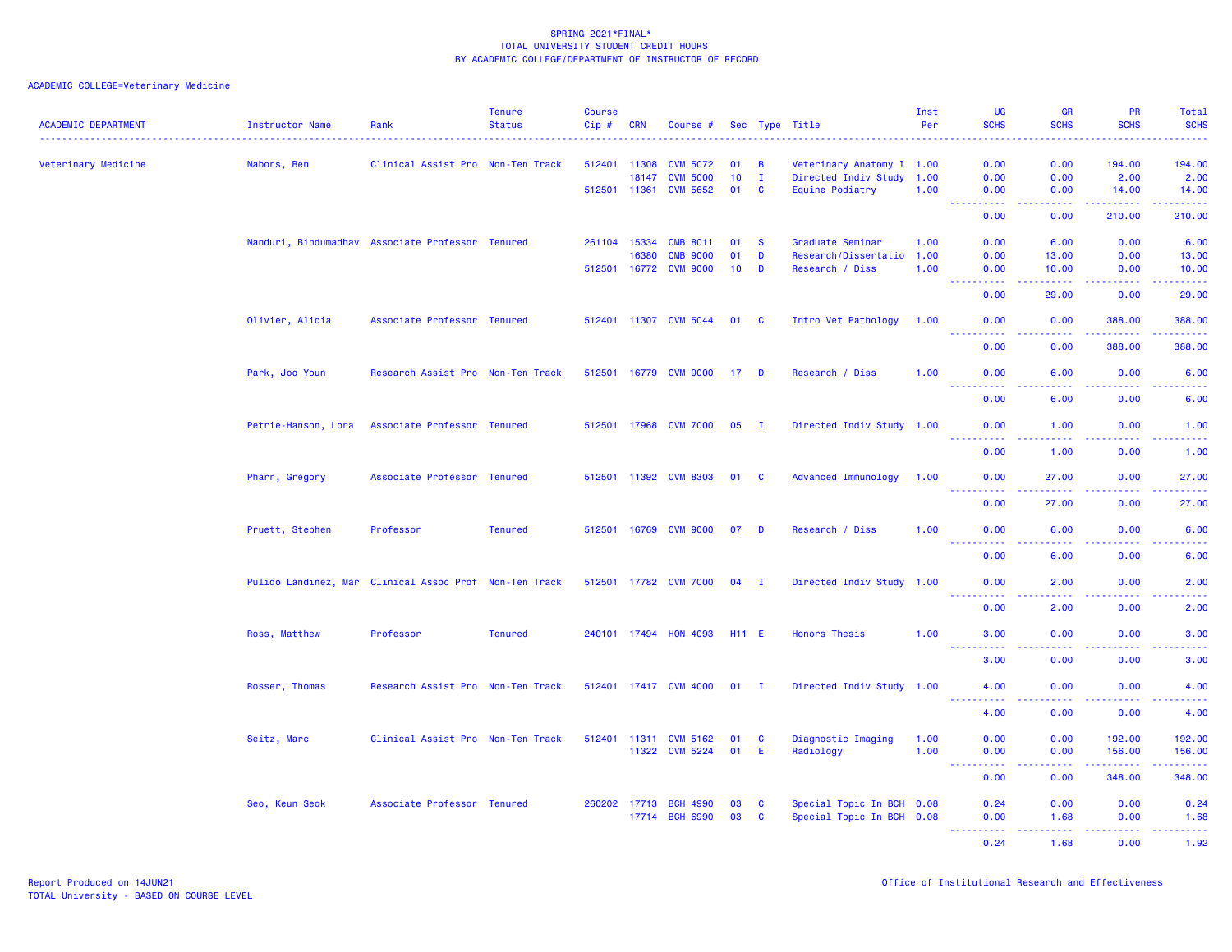SPRING 2021*FINAL*
TOTAL UNIVERSITY STUDENT CREDIT HOURS
BY ACADEMIC COLLEGE/DEPARTMENT OF INSTRUCTOR OF RECORD

ACADEMIC COLLEGE=Veterinary Medicine

| ACADEMIC DEPARTMENT | Instructor Name | Rank | Tenure Status | Course Cip # | CRN | Course # | Sec | Type | Title | Inst Per | UG SCHS | GR SCHS | PR SCHS | Total SCHS |
|---|---|---|---|---|---|---|---|---|---|---|---|---|---|---|
| Veterinary Medicine | Nabors, Ben | Clinical Assist Pro | Non-Ten Track | 512401 | 11308 | CVM 5072 | 01 | B | Veterinary Anatomy I | 1.00 | 0.00 | 0.00 | 194.00 | 194.00 |
| | | | | | 18147 | CVM 5000 | 10 | I | Directed Indiv Study | 1.00 | 0.00 | 0.00 | 2.00 | 2.00 |
| | | | | 512501 | 11361 | CVM 5652 | 01 | C | Equine Podiatry | 1.00 | 0.00 | 0.00 | 14.00 | 14.00 |
| | | | | | | | | | | | 0.00 | 0.00 | 210.00 | 210.00 |
| | Nanduri, Bindumadhav | Associate Professor | Tenured | 261104 | 15334 | CMB 8011 | 01 | S | Graduate Seminar | 1.00 | 0.00 | 6.00 | 0.00 | 6.00 |
| | | | | | 16380 | CMB 9000 | 01 | D | Research/Dissertatio | 1.00 | 0.00 | 13.00 | 0.00 | 13.00 |
| | | | | 512501 | 16772 | CVM 9000 | 10 | D | Research / Diss | 1.00 | 0.00 | 10.00 | 0.00 | 10.00 |
| | | | | | | | | | | | 0.00 | 29.00 | 0.00 | 29.00 |
| | Olivier, Alicia | Associate Professor | Tenured | 512401 | 11307 | CVM 5044 | 01 | C | Intro Vet Pathology | 1.00 | 0.00 | 0.00 | 388.00 | 388.00 |
| | | | | | | | | | | | 0.00 | 0.00 | 388.00 | 388.00 |
| | Park, Joo Youn | Research Assist Pro | Non-Ten Track | 512501 | 16779 | CVM 9000 | 17 | D | Research / Diss | 1.00 | 0.00 | 6.00 | 0.00 | 6.00 |
| | | | | | | | | | | | 0.00 | 6.00 | 0.00 | 6.00 |
| | Petrie-Hanson, Lora | Associate Professor | Tenured | 512501 | 17968 | CVM 7000 | 05 | I | Directed Indiv Study | 1.00 | 0.00 | 1.00 | 0.00 | 1.00 |
| | | | | | | | | | | | 0.00 | 1.00 | 0.00 | 1.00 |
| | Pharr, Gregory | Associate Professor | Tenured | 512501 | 11392 | CVM 8303 | 01 | C | Advanced Immunology | 1.00 | 0.00 | 27.00 | 0.00 | 27.00 |
| | | | | | | | | | | | 0.00 | 27.00 | 0.00 | 27.00 |
| | Pruett, Stephen | Professor | Tenured | 512501 | 16769 | CVM 9000 | 07 | D | Research / Diss | 1.00 | 0.00 | 6.00 | 0.00 | 6.00 |
| | | | | | | | | | | | 0.00 | 6.00 | 0.00 | 6.00 |
| | Pulido Landinez, Mar | Clinical Assoc Prof | Non-Ten Track | 512501 | 17782 | CVM 7000 | 04 | I | Directed Indiv Study | 1.00 | 0.00 | 2.00 | 0.00 | 2.00 |
| | | | | | | | | | | | 0.00 | 2.00 | 0.00 | 2.00 |
| | Ross, Matthew | Professor | Tenured | 240101 | 17494 | HON 4093 | H11 | E | Honors Thesis | 1.00 | 3.00 | 0.00 | 0.00 | 3.00 |
| | | | | | | | | | | | 3.00 | 0.00 | 0.00 | 3.00 |
| | Rosser, Thomas | Research Assist Pro | Non-Ten Track | 512401 | 17417 | CVM 4000 | 01 | I | Directed Indiv Study | 1.00 | 4.00 | 0.00 | 0.00 | 4.00 |
| | | | | | | | | | | | 4.00 | 0.00 | 0.00 | 4.00 |
| | Seitz, Marc | Clinical Assist Pro | Non-Ten Track | 512401 | 11311 | CVM 5162 | 01 | C | Diagnostic Imaging | 1.00 | 0.00 | 0.00 | 192.00 | 192.00 |
| | | | | | 11322 | CVM 5224 | 01 | E | Radiology | 1.00 | 0.00 | 0.00 | 156.00 | 156.00 |
| | | | | | | | | | | | 0.00 | 0.00 | 348.00 | 348.00 |
| | Seo, Keun Seok | Associate Professor | Tenured | 260202 | 17713 | BCH 4990 | 03 | C | Special Topic In BCH | 0.08 | 0.24 | 0.00 | 0.00 | 0.24 |
| | | | | | 17714 | BCH 6990 | 03 | C | Special Topic In BCH | 0.08 | 0.00 | 1.68 | 0.00 | 1.68 |
| | | | | | | | | | | | 0.24 | 1.68 | 0.00 | 1.92 |

Report Produced on 14JUN21
TOTAL University - BASED ON COURSE LEVEL

Office of Institutional Research and Effectiveness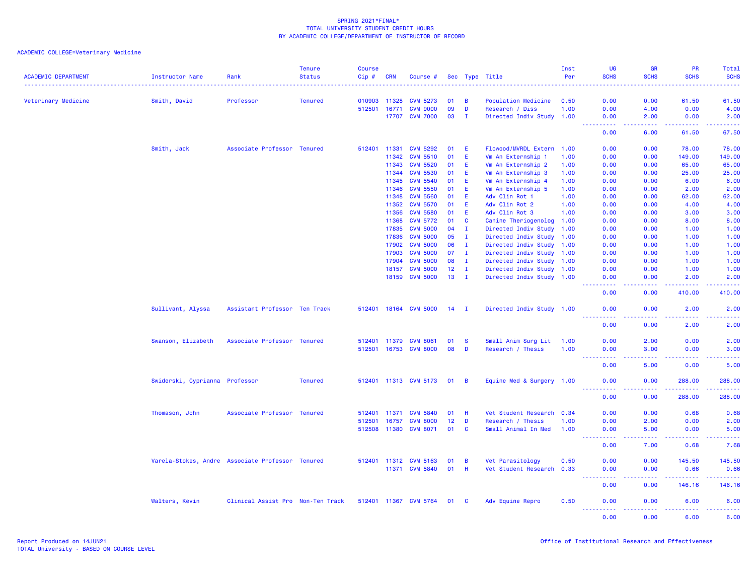SPRING 2021*FINAL*
TOTAL UNIVERSITY STUDENT CREDIT HOURS
BY ACADEMIC COLLEGE/DEPARTMENT OF INSTRUCTOR OF RECORD

ACADEMIC COLLEGE=Veterinary Medicine

| ACADEMIC DEPARTMENT | Instructor Name | Rank | Tenure Status | Course Cip # | CRN | Course # | Sec | Type | Title | Inst Per | UG SCHS | GR SCHS | PR SCHS | Total SCHS |
|---|---|---|---|---|---|---|---|---|---|---|---|---|---|---|
| Veterinary Medicine | Smith, David | Professor | Tenured | 010903 | 11328 | CVM 5273 | 01 | B | Population Medicine | 0.50 | 0.00 | 0.00 | 61.50 | 61.50 |
| | | | | 512501 | 16771 | CVM 9000 | 09 | D | Research / Diss | 1.00 | 0.00 | 4.00 | 0.00 | 4.00 |
| | | | | | 17707 | CVM 7000 | 03 | I | Directed Indiv Study | 1.00 | 0.00 | 2.00 | 0.00 | 2.00 |
| | | | | | | | | | | | 0.00 | 6.00 | 61.50 | 67.50 |
| | Smith, Jack | Associate Professor | Tenured | 512401 | 11331 | CVM 5292 | 01 | E | Flowood/MVRDL Extern | 1.00 | 0.00 | 0.00 | 78.00 | 78.00 |
| | | | | | 11342 | CVM 5510 | 01 | E | Vm An Externship 1 | 1.00 | 0.00 | 0.00 | 149.00 | 149.00 |
| | | | | | 11343 | CVM 5520 | 01 | E | Vm An Externship 2 | 1.00 | 0.00 | 0.00 | 65.00 | 65.00 |
| | | | | | 11344 | CVM 5530 | 01 | E | Vm An Externship 3 | 1.00 | 0.00 | 0.00 | 25.00 | 25.00 |
| | | | | | 11345 | CVM 5540 | 01 | E | Vm An Externship 4 | 1.00 | 0.00 | 0.00 | 6.00 | 6.00 |
| | | | | | 11346 | CVM 5550 | 01 | E | Vm An Externship 5 | 1.00 | 0.00 | 0.00 | 2.00 | 2.00 |
| | | | | | 11348 | CVM 5560 | 01 | E | Adv Clin Rot 1 | 1.00 | 0.00 | 0.00 | 62.00 | 62.00 |
| | | | | | 11352 | CVM 5570 | 01 | E | Adv Clin Rot 2 | 1.00 | 0.00 | 0.00 | 4.00 | 4.00 |
| | | | | | 11356 | CVM 5580 | 01 | E | Adv Clin Rot 3 | 1.00 | 0.00 | 0.00 | 3.00 | 3.00 |
| | | | | | 11368 | CVM 5772 | 01 | C | Canine Theriogenolog | 1.00 | 0.00 | 0.00 | 8.00 | 8.00 |
| | | | | | 17835 | CVM 5000 | 04 | I | Directed Indiv Study | 1.00 | 0.00 | 0.00 | 1.00 | 1.00 |
| | | | | | 17836 | CVM 5000 | 05 | I | Directed Indiv Study | 1.00 | 0.00 | 0.00 | 1.00 | 1.00 |
| | | | | | 17902 | CVM 5000 | 06 | I | Directed Indiv Study | 1.00 | 0.00 | 0.00 | 1.00 | 1.00 |
| | | | | | 17903 | CVM 5000 | 07 | I | Directed Indiv Study | 1.00 | 0.00 | 0.00 | 1.00 | 1.00 |
| | | | | | 17904 | CVM 5000 | 08 | I | Directed Indiv Study | 1.00 | 0.00 | 0.00 | 1.00 | 1.00 |
| | | | | | 18157 | CVM 5000 | 12 | I | Directed Indiv Study | 1.00 | 0.00 | 0.00 | 1.00 | 1.00 |
| | | | | | 18159 | CVM 5000 | 13 | I | Directed Indiv Study | 1.00 | 0.00 | 0.00 | 2.00 | 2.00 |
| | | | | | | | | | | | 0.00 | 0.00 | 410.00 | 410.00 |
| | Sullivant, Alyssa | Assistant Professor | Ten Track | 512401 | 18164 | CVM 5000 | 14 | I | Directed Indiv Study | 1.00 | 0.00 | 0.00 | 2.00 | 2.00 |
| | | | | | | | | | | | 0.00 | 0.00 | 2.00 | 2.00 |
| | Swanson, Elizabeth | Associate Professor | Tenured | 512401 | 11379 | CVM 8061 | 01 | S | Small Anim Surg Lit | 1.00 | 0.00 | 2.00 | 0.00 | 2.00 |
| | | | | 512501 | 16753 | CVM 8000 | 08 | D | Research / Thesis | 1.00 | 0.00 | 3.00 | 0.00 | 3.00 |
| | | | | | | | | | | | 0.00 | 5.00 | 0.00 | 5.00 |
| | Swiderski, Cyprianna | Professor | Tenured | 512401 | 11313 | CVM 5173 | 01 | B | Equine Med & Surgery | 1.00 | 0.00 | 0.00 | 288.00 | 288.00 |
| | | | | | | | | | | | 0.00 | 0.00 | 288.00 | 288.00 |
| | Thomason, John | Associate Professor | Tenured | 512401 | 11371 | CVM 5840 | 01 | H | Vet Student Research | 0.34 | 0.00 | 0.00 | 0.68 | 0.68 |
| | | | | 512501 | 16757 | CVM 8000 | 12 | D | Research / Thesis | 1.00 | 0.00 | 2.00 | 0.00 | 2.00 |
| | | | | 512508 | 11380 | CVM 8071 | 01 | C | Small Animal In Med | 1.00 | 0.00 | 5.00 | 0.00 | 5.00 |
| | | | | | | | | | | | 0.00 | 7.00 | 0.68 | 7.68 |
| | Varela-Stokes, Andre | Associate Professor | Tenured | 512401 | 11312 | CVM 5163 | 01 | B | Vet Parasitology | 0.50 | 0.00 | 0.00 | 145.50 | 145.50 |
| | | | | | 11371 | CVM 5840 | 01 | H | Vet Student Research | 0.33 | 0.00 | 0.00 | 0.66 | 0.66 |
| | | | | | | | | | | | 0.00 | 0.00 | 146.16 | 146.16 |
| | Walters, Kevin | Clinical Assist Pro | Non-Ten Track | 512401 | 11367 | CVM 5764 | 01 | C | Adv Equine Repro | 0.50 | 0.00 | 0.00 | 6.00 | 6.00 |
| | | | | | | | | | | | 0.00 | 0.00 | 6.00 | 6.00 |

Report Produced on 14JUN21
TOTAL University - BASED ON COURSE LEVEL

Office of Institutional Research and Effectiveness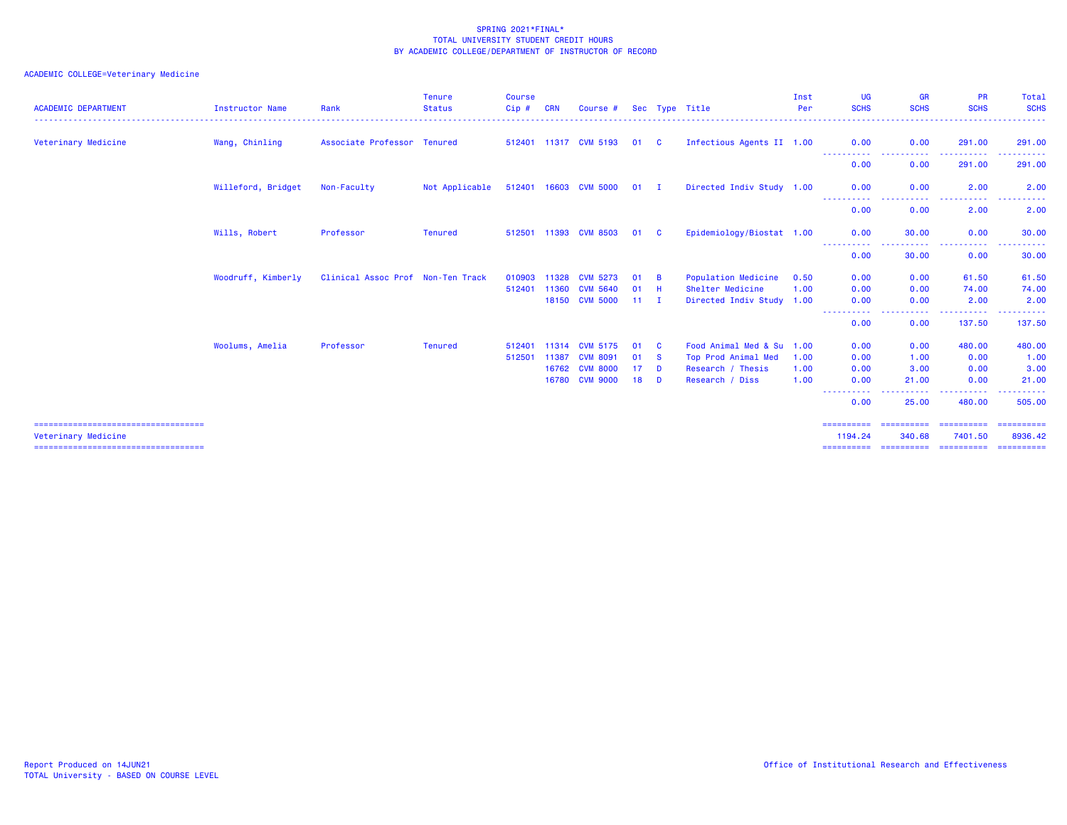SPRING 2021*FINAL*
TOTAL UNIVERSITY STUDENT CREDIT HOURS
BY ACADEMIC COLLEGE/DEPARTMENT OF INSTRUCTOR OF RECORD

ACADEMIC COLLEGE=Veterinary Medicine

| ACADEMIC DEPARTMENT | Instructor Name | Rank | Tenure Status | Course Cip # | CRN | Course # | Sec | Type | Title | Inst Per | UG SCHS | GR SCHS | PR SCHS | Total SCHS |
|---|---|---|---|---|---|---|---|---|---|---|---|---|---|---|
| Veterinary Medicine | Wang, Chinling | Associate Professor | Tenured | 512401 | 11317 | CVM 5193 | 01 | C | Infectious Agents II | 1.00 | 0.00 | 0.00 | 291.00 | 291.00 |
| | | | | | | | | | | | 0.00 | 0.00 | 291.00 | 291.00 |
| | Willeford, Bridget | Non-Faculty | Not Applicable | 512401 | 16603 | CVM 5000 | 01 | I | Directed Indiv Study | 1.00 | 0.00 | 0.00 | 2.00 | 2.00 |
| | | | | | | | | | | | 0.00 | 0.00 | 2.00 | 2.00 |
| | Wills, Robert | Professor | Tenured | 512501 | 11393 | CVM 8503 | 01 | C | Epidemiology/Biostat | 1.00 | 0.00 | 30.00 | 0.00 | 30.00 |
| | | | | | | | | | | | 0.00 | 30.00 | 0.00 | 30.00 |
| | Woodruff, Kimberly | Clinical Assoc Prof | Non-Ten Track | 010903 | 11328 | CVM 5273 | 01 | B | Population Medicine | 0.50 | 0.00 | 0.00 | 61.50 | 61.50 |
| | | | | 512401 | 11360 | CVM 5640 | 01 | H | Shelter Medicine | 1.00 | 0.00 | 0.00 | 74.00 | 74.00 |
| | | | | | 18150 | CVM 5000 | 11 | I | Directed Indiv Study | 1.00 | 0.00 | 0.00 | 2.00 | 2.00 |
| | | | | | | | | | | | 0.00 | 0.00 | 137.50 | 137.50 |
| | Woolums, Amelia | Professor | Tenured | 512401 | 11314 | CVM 5175 | 01 | C | Food Animal Med & Su | 1.00 | 0.00 | 0.00 | 480.00 | 480.00 |
| | | | | 512501 | 11387 | CVM 8091 | 01 | S | Top Prod Animal Med | 1.00 | 0.00 | 1.00 | 0.00 | 1.00 |
| | | | | | 16762 | CVM 8000 | 17 | D | Research / Thesis | 1.00 | 0.00 | 3.00 | 0.00 | 3.00 |
| | | | | | 16780 | CVM 9000 | 18 | D | Research / Diss | 1.00 | 0.00 | 21.00 | 0.00 | 21.00 |
| | | | | | | | | | | | 0.00 | 25.00 | 480.00 | 505.00 |
| Veterinary Medicine | | | | | | | | | | | 1194.24 | 340.68 | 7401.50 | 8936.42 |

Report Produced on 14JUN21
TOTAL University - BASED ON COURSE LEVEL

Office of Institutional Research and Effectiveness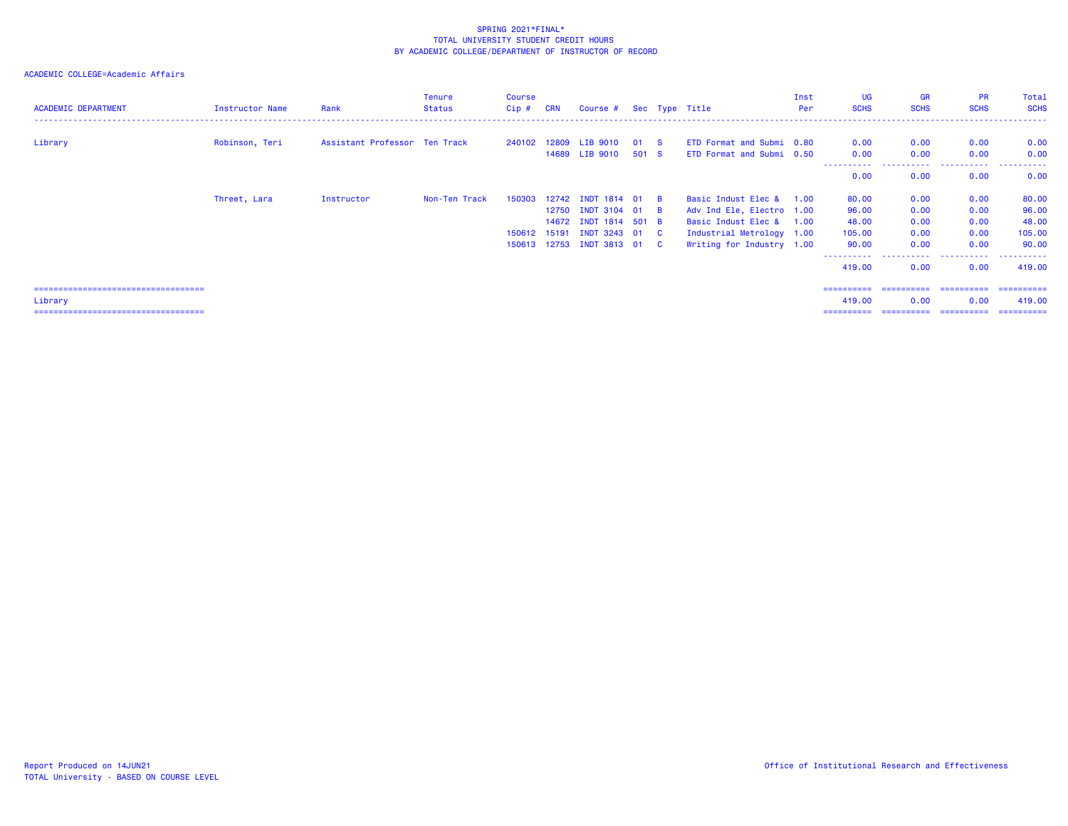SPRING 2021*FINAL*
TOTAL UNIVERSITY STUDENT CREDIT HOURS
BY ACADEMIC COLLEGE/DEPARTMENT OF INSTRUCTOR OF RECORD

ACADEMIC COLLEGE=Academic Affairs

| ACADEMIC DEPARTMENT | Instructor Name | Rank | Tenure Status | Course Cip # | CRN | Course # | Sec | Type | Title | Inst Per | UG SCHS | GR SCHS | PR SCHS | Total SCHS |
|---|---|---|---|---|---|---|---|---|---|---|---|---|---|---|
| Library | Robinson, Teri | Assistant Professor | Ten Track | 240102 | 12809 | LIB 9010 | 01 | S | ETD Format and Submi | 0.80 | 0.00 | 0.00 | 0.00 | 0.00 |
| | | | | | 14689 | LIB 9010 | 501 | S | ETD Format and Submi | 0.50 | 0.00 | 0.00 | 0.00 | 0.00 |
| | | | | | | | | | | | 0.00 | 0.00 | 0.00 | 0.00 |
| | Threet, Lara | Instructor | Non-Ten Track | 150303 | 12742 | INDT 1814 | 01 | B | Basic Indust Elec & | 1.00 | 80.00 | 0.00 | 0.00 | 80.00 |
| | | | | | 12750 | INDT 3104 | 01 | B | Adv Ind Ele, Electro | 1.00 | 96.00 | 0.00 | 0.00 | 96.00 |
| | | | | | 14672 | INDT 1814 | 501 | B | Basic Indust Elec & | 1.00 | 48.00 | 0.00 | 0.00 | 48.00 |
| | | | | 150612 | 15191 | INDT 3243 | 01 | C | Industrial Metrology | 1.00 | 105.00 | 0.00 | 0.00 | 105.00 |
| | | | | 150613 | 12753 | INDT 3813 | 01 | C | Writing for Industry | 1.00 | 90.00 | 0.00 | 0.00 | 90.00 |
| | | | | | | | | | | | 419.00 | 0.00 | 0.00 | 419.00 |
| Library | | | | | | | | | | | 419.00 | 0.00 | 0.00 | 419.00 |

Report Produced on 14JUN21
TOTAL University - BASED ON COURSE LEVEL

Office of Institutional Research and Effectiveness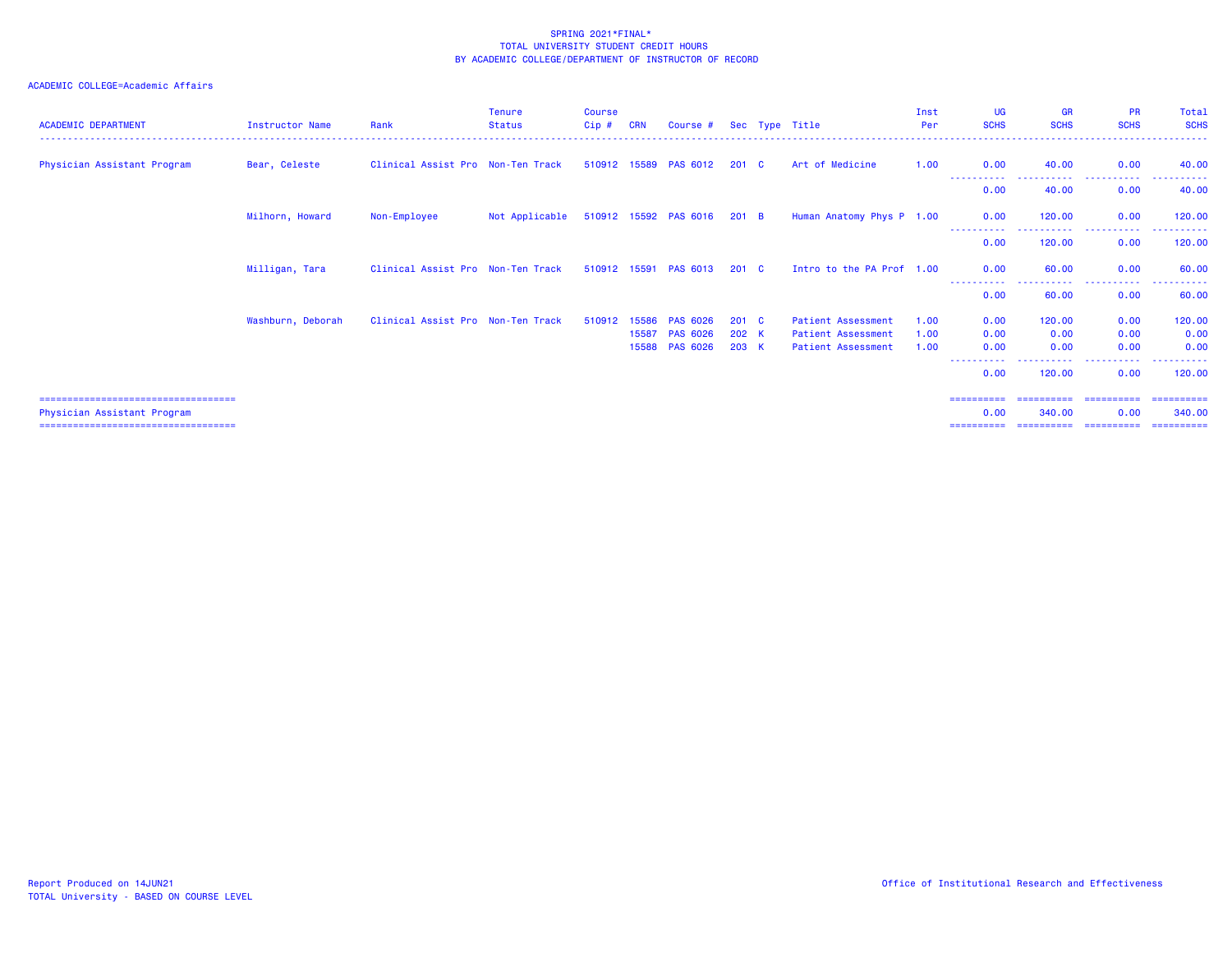SPRING 2021*FINAL*
TOTAL UNIVERSITY STUDENT CREDIT HOURS
BY ACADEMIC COLLEGE/DEPARTMENT OF INSTRUCTOR OF RECORD

ACADEMIC COLLEGE=Academic Affairs

| ACADEMIC DEPARTMENT | Instructor Name | Rank | Tenure Status | Course Cip # | CRN | Course # | Sec | Type | Title | Inst Per | UG SCHS | GR SCHS | PR SCHS | Total SCHS |
|---|---|---|---|---|---|---|---|---|---|---|---|---|---|---|
| Physician Assistant Program | Bear, Celeste | Clinical Assist Pro | Non-Ten Track | 510912 | 15589 | PAS 6012 | 201 | C | Art of Medicine | 1.00 | 0.00 | 40.00 | 0.00 | 40.00 |
| | | | | | | | | | | | 0.00 | 40.00 | 0.00 | 40.00 |
| | Milhorn, Howard | Non-Employee | Not Applicable | 510912 | 15592 | PAS 6016 | 201 | B | Human Anatomy Phys P | 1.00 | 0.00 | 120.00 | 0.00 | 120.00 |
| | | | | | | | | | | | 0.00 | 120.00 | 0.00 | 120.00 |
| | Milligan, Tara | Clinical Assist Pro | Non-Ten Track | 510912 | 15591 | PAS 6013 | 201 | C | Intro to the PA Prof | 1.00 | 0.00 | 60.00 | 0.00 | 60.00 |
| | | | | | | | | | | | 0.00 | 60.00 | 0.00 | 60.00 |
| | Washburn, Deborah | Clinical Assist Pro | Non-Ten Track | 510912 | 15586 | PAS 6026 | 201 | C | Patient Assessment | 1.00 | 0.00 | 120.00 | 0.00 | 120.00 |
| | | | | | 15587 | PAS 6026 | 202 | K | Patient Assessment | 1.00 | 0.00 | 0.00 | 0.00 | 0.00 |
| | | | | | 15588 | PAS 6026 | 203 | K | Patient Assessment | 1.00 | 0.00 | 0.00 | 0.00 | 0.00 |
| | | | | | | | | | | | 0.00 | 120.00 | 0.00 | 120.00 |
| Physician Assistant Program | | | | | | | | | | | 0.00 | 340.00 | 0.00 | 340.00 |

Report Produced on 14JUN21
TOTAL University - BASED ON COURSE LEVEL

Office of Institutional Research and Effectiveness